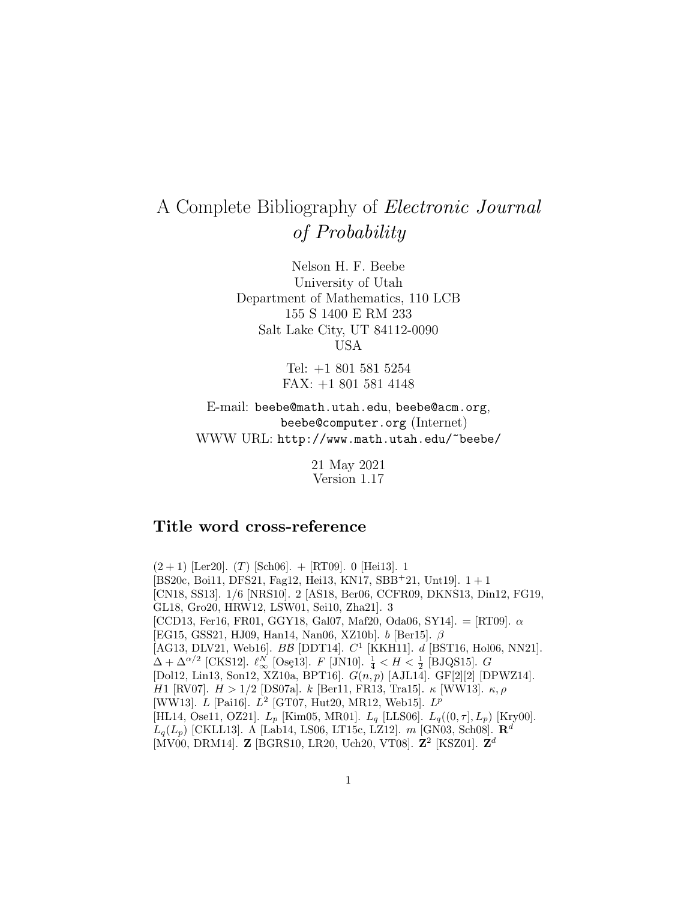# A Complete Bibliography of *Electronic Journal of Probability*

Nelson H. F. Beebe
University of Utah
Department of Mathematics, 110 LCB
155 S 1400 E RM 233
Salt Lake City, UT 84112-0090
USA

Tel: +1 801 581 5254
FAX: +1 801 581 4148

E-mail: `beebe@math.utah.edu`, `beebe@acm.org`, `beebe@computer.org` (Internet)
WWW URL: `http://www.math.utah.edu/~beebe/`

21 May 2021
Version 1.17

## Title word cross-reference

$(2+1)$ [Ler20]. $(T)$ [Sch06]. $+$ [RT09]. 0 [Hei13]. 1 [BS20c, Boi11, DFS21, Fag12, Hei13, KN17, SBB+21, Unt19]. $1+1$ [CN18, SS13]. 1/6 [NRS10]. 2 [AS18, Ber06, CCFR09, DKNS13, Din12, FG19, GL18, Gro20, HRW12, LSW01, Sei10, Zha21]. 3 [CCD13, Fer16, FR01, GGY18, Gal07, Maf20, Oda06, SY14]. $=$ [RT09]. $\alpha$ [EG15, GSS21, HJ09, Han14, Nan06, XZ10b]. $b$ [Ber15]. $\beta$ [AG13, DLV21, Web16]. $B\mathcal{B}$ [DDT14]. $C^1$ [KKH11]. $d$ [BST16, Hol06, NN21]. $\Delta + \Delta^{\alpha/2}$ [CKS12]. $\ell_\infty^N$ [Osę13]. $F$ [JN10]. $\frac{1}{4} < H < \frac{1}{2}$ [BJQS15]. $G$ [Dol12, Lin13, Son12, XZ10a, BPT16]. $G(n,p)$ [AJL14]. GF[2][2] [DPWZ14]. $H1$ [RV07]. $H > 1/2$ [DS07a]. $k$ [Ber11, FR13, Tra15]. $\kappa$ [WW13]. $\kappa, \rho$ [WW13]. $L$ [Pai16]. $L^2$ [GT07, Hut20, MR12, Web15]. $L^p$ [HL14, Ose11, OZ21]. $L_p$ [Kim05, MR01]. $L_q$ [LLS06]. $L_q((0,\tau], L_p)$ [Kry00]. $L_q(L_p)$ [CKLL13]. $\Lambda$ [Lab14, LS06, LT15c, LZ12]. $m$ [GN03, Sch08]. $\mathbf{R}^d$ [MV00, DRM14]. $\mathbf{Z}$ [BGRS10, LR20, Uch20, VT08]. $\mathbf{Z}^2$ [KSZ01]. $\mathbf{Z}^d$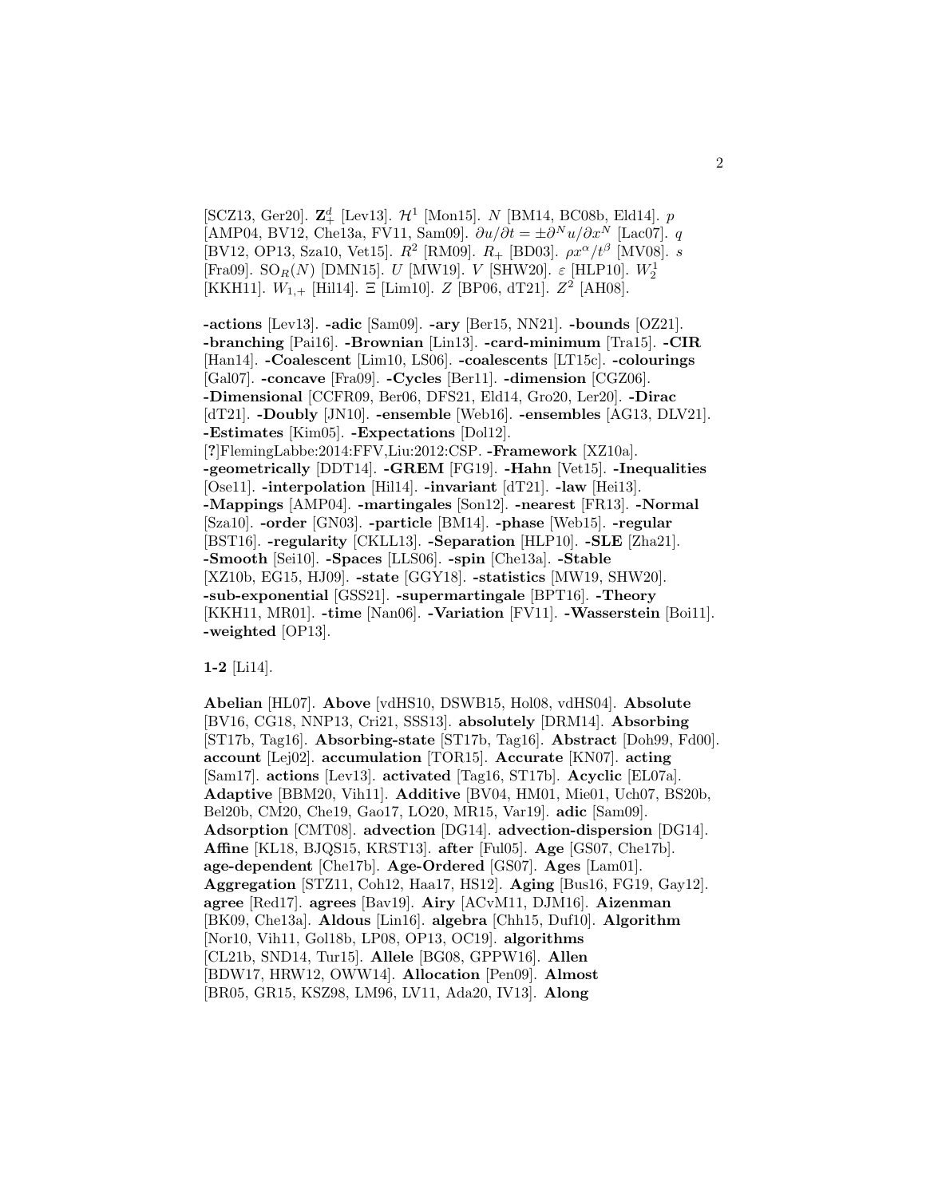[SCZ13, Ger20]. $\mathbf{Z}_+^d$ [Lev13]. $\mathcal{H}^1$ [Mon15]. $N$ [BM14, BC08b, Eld14]. $p$ [AMP04, BV12, Che13a, FV11, Sam09]. $\partial u/\partial t = \pm\partial^N u/\partial x^N$ [Lac07]. $q$ [BV12, OP13, Sza10, Vet15]. $R^2$ [RM09]. $R_+$ [BD03]. $\rho x^\alpha/t^\beta$ [MV08]. $s$ [Fra09]. $\mathrm{SO}_R(N)$ [DMN15]. $U$ [MW19]. $V$ [SHW20]. $\varepsilon$ [HLP10]. $W_2^1$ [KKH11]. $W_{1,+}$ [Hil14]. $\Xi$ [Lim10]. $Z$ [BP06, dT21]. $Z^2$ [AH08].

**-actions** [Lev13]. **-adic** [Sam09]. **-ary** [Ber15, NN21]. **-bounds** [OZ21]. **-branching** [Pai16]. **-Brownian** [Lin13]. **-card-minimum** [Tra15]. **-CIR** [Han14]. **-Coalescent** [Lim10, LS06]. **-coalescents** [LT15c]. **-colourings** [Gal07]. **-concave** [Fra09]. **-Cycles** [Ber11]. **-dimension** [CGZ06]. **-Dimensional** [CCFR09, Ber06, DFS21, Eld14, Gro20, Ler20]. **-Dirac** [dT21]. **-Doubly** [JN10]. **-ensemble** [Web16]. **-ensembles** [AG13, DLV21]. **-Estimates** [Kim05]. **-Expectations** [Dol12]. [**?**]FlemingLabbe:2014:FFV,Liu:2012:CSP. **-Framework** [XZ10a]. **-geometrically** [DDT14]. **-GREM** [FG19]. **-Hahn** [Vet15]. **-Inequalities** [Ose11]. **-interpolation** [Hil14]. **-invariant** [dT21]. **-law** [Hei13]. **-Mappings** [AMP04]. **-martingales** [Son12]. **-nearest** [FR13]. **-Normal** [Sza10]. **-order** [GN03]. **-particle** [BM14]. **-phase** [Web15]. **-regular** [BST16]. **-regularity** [CKLL13]. **-Separation** [HLP10]. **-SLE** [Zha21]. **-Smooth** [Sei10]. **-Spaces** [LLS06]. **-spin** [Che13a]. **-Stable** [XZ10b, EG15, HJ09]. **-state** [GGY18]. **-statistics** [MW19, SHW20]. **-sub-exponential** [GSS21]. **-supermartingale** [BPT16]. **-Theory** [KKH11, MR01]. **-time** [Nan06]. **-Variation** [FV11]. **-Wasserstein** [Boi11]. **-weighted** [OP13].

**1-2** [Li14].

**Abelian** [HL07]. **Above** [vdHS10, DSWB15, Hol08, vdHS04]. **Absolute** [BV16, CG18, NNP13, Cri21, SSS13]. **absolutely** [DRM14]. **Absorbing** [ST17b, Tag16]. **Absorbing-state** [ST17b, Tag16]. **Abstract** [Doh99, Fd00]. **account** [Lej02]. **accumulation** [TOR15]. **Accurate** [KN07]. **acting** [Sam17]. **actions** [Lev13]. **activated** [Tag16, ST17b]. **Acyclic** [EL07a]. **Adaptive** [BBM20, Vih11]. **Additive** [BV04, HM01, Mie01, Uch07, BS20b, Bel20b, CM20, Che19, Gao17, LO20, MR15, Var19]. **adic** [Sam09]. **Adsorption** [CMT08]. **advection** [DG14]. **advection-dispersion** [DG14]. **Affine** [KL18, BJQS15, KRST13]. **after** [Ful05]. **Age** [GS07, Che17b]. **age-dependent** [Che17b]. **Age-Ordered** [GS07]. **Ages** [Lam01]. **Aggregation** [STZ11, Coh12, Haa17, HS12]. **Aging** [Bus16, FG19, Gay12]. **agree** [Red17]. **agrees** [Bav19]. **Airy** [ACvM11, DJM16]. **Aizenman** [BK09, Che13a]. **Aldous** [Lin16]. **algebra** [Chh15, Duf10]. **Algorithm** [Nor10, Vih11, Gol18b, LP08, OP13, OC19]. **algorithms** [CL21b, SND14, Tur15]. **Allele** [BG08, GPPW16]. **Allen** [BDW17, HRW12, OWW14]. **Allocation** [Pen09]. **Almost** [BR05, GR15, KSZ98, LM96, LV11, Ada20, IV13]. **Along**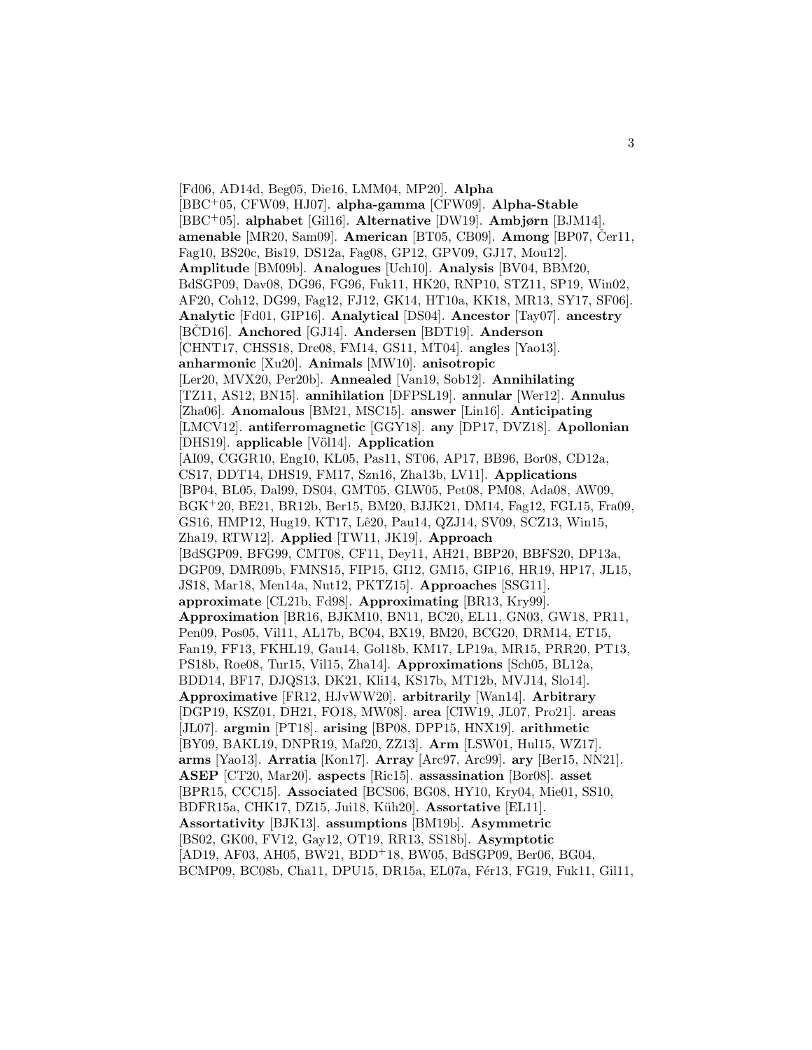[Fd06, AD14d, Beg05, Die16, LMM04, MP20]. **Alpha** [BBC+05, CFW09, HJ07]. **alpha-gamma** [CFW09]. **Alpha-Stable** [BBC+05]. **alphabet** [Gil16]. **Alternative** [DW19]. **Ambjørn** [BJM14]. **amenable** [MR20, Sam09]. **American** [BT05, CB09]. **Among** [BP07, Čer11, Fag10, BS20c, Bis19, DS12a, Fag08, GP12, GPV09, GJ17, Mou12]. **Amplitude** [BM09b]. **Analogues** [Uch10]. **Analysis** [BV04, BBM20, BdSGP09, Dav08, DG96, FG96, Fuk11, HK20, RNP10, STZ11, SP19, Win02, AF20, Coh12, DG99, Fag12, FJ12, GK14, HT10a, KK18, MR13, SY17, SF06]. **Analytic** [Fd01, GIP16]. **Analytical** [DS04]. **Ancestor** [Tay07]. **ancestry** [BČD16]. **Anchored** [GJ14]. **Andersen** [BDT19]. **Anderson** [CHNT17, CHSS18, Dre08, FM14, GS11, MT04]. **angles** [Yao13]. **anharmonic** [Xu20]. **Animals** [MW10]. **anisotropic** [Ler20, MVX20, Per20b]. **Annealed** [Van19, Sob12]. **Annihilating** [TZ11, AS12, BN15]. **annihilation** [DFPSL19]. **annular** [Wer12]. **Annulus** [Zha06]. **Anomalous** [BM21, MSC15]. **answer** [Lin16]. **Anticipating** [LMCV12]. **antiferromagnetic** [GGY18]. **any** [DP17, DVZ18]. **Apollonian** [DHS19]. **applicable** [Völ14]. **Application** [AI09, CGGR10, Eng10, KL05, Pas11, ST06, AP17, BB96, Bor08, CD12a, CS17, DDT14, DHS19, FM17, Szn16, Zha13b, LV11]. **Applications** [BP04, BL05, Dal99, DS04, GMT05, GLW05, Pet08, PM08, Ada08, AW09, BGK+20, BE21, BR12b, Ber15, BM20, BJJK21, DM14, Fag12, FGL15, Fra09, GS16, HMP12, Hug19, KT17, Lê20, Pau14, QZJ14, SV09, SCZ13, Win15, Zha19, RTW12]. **Applied** [TW11, JK19]. **Approach** [BdSGP09, BFG99, CMT08, CF11, Dey11, AH21, BBP20, BBFS20, DP13a, DGP09, DMR09b, FMNS15, FIP15, GI12, GM15, GIP16, HR19, HP17, JL15, JS18, Mar18, Men14a, Nut12, PKTZ15]. **Approaches** [SSG11]. **approximate** [CL21b, Fd98]. **Approximating** [BR13, Kry99]. **Approximation** [BR16, BJKM10, BN11, BC20, EL11, GN03, GW18, PR11, Pen09, Pos05, Vil11, AL17b, BC04, BX19, BM20, BCG20, DRM14, ET15, Fan19, FF13, FKHL19, Gau14, Gol18b, KM17, LP19a, MR15, PRR20, PT13, PS18b, Roe08, Tur15, Vil15, Zha14]. **Approximations** [Sch05, BL12a, BDD14, BF17, DJQS13, DK21, Kli14, KS17b, MT12b, MVJ14, Slo14]. **Approximative** [FR12, HJvWW20]. **arbitrarily** [Wan14]. **Arbitrary** [DGP19, KSZ01, DH21, FO18, MW08]. **area** [CIW19, JL07, Pro21]. **areas** [JL07]. **argmin** [PT18]. **arising** [BP08, DPP15, HNX19]. **arithmetic** [BY09, BAKL19, DNPR19, Maf20, ZZ13]. **Arm** [LSW01, Hul15, WZ17]. **arms** [Yao13]. **Arratia** [Kon17]. **Array** [Arc97, Arc99]. **ary** [Ber15, NN21]. **ASEP** [CT20, Mar20]. **aspects** [Ric15]. **assassination** [Bor08]. **asset** [BPR15, CCC15]. **Associated** [BCS06, BG08, HY10, Kry04, Mie01, SS10, BDFR15a, CHK17, DZ15, Jui18, Küh20]. **Assortative** [EL11]. **Assortativity** [BJK13]. **assumptions** [BM19b]. **Asymmetric** [BS02, GK00, FV12, Gay12, OT19, RR13, SS18b]. **Asymptotic** [AD19, AF03, AH05, BW21, BDD+18, BW05, BdSGP09, Ber06, BG04, BCMP09, BC08b, Cha11, DPU15, DR15a, EL07a, Fér13, FG19, Fuk11, Gil11,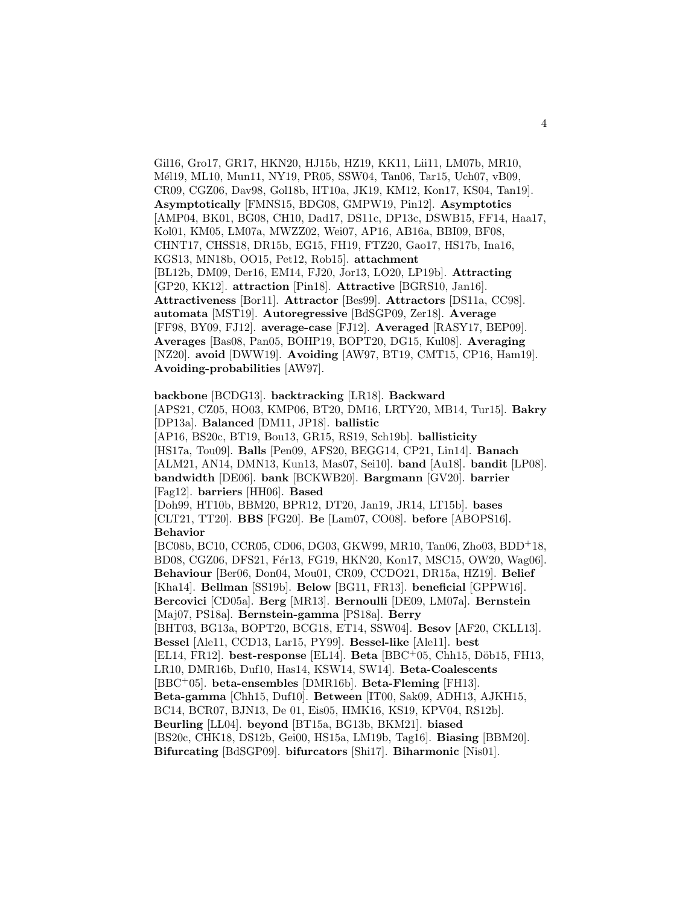Gil16, Gro17, GR17, HKN20, HJ15b, HZ19, KK11, Lii11, LM07b, MR10, Mél19, ML10, Mun11, NY19, PR05, SSW04, Tan06, Tar15, Uch07, vB09, CR09, CGZ06, Dav98, Gol18b, HT10a, JK19, KM12, Kon17, KS04, Tan19]. **Asymptotically** [FMNS15, BDG08, GMPW19, Pin12]. **Asymptotics** [AMP04, BK01, BG08, CH10, Dad17, DS11c, DP13c, DSWB15, FF14, Haa17, Kol01, KM05, LM07a, MWZZ02, Wei07, AP16, AB16a, BBI09, BF08, CHNT17, CHSS18, DR15b, EG15, FH19, FTZ20, Gao17, HS17b, Ina16, KGS13, MN18b, OO15, Pet12, Rob15]. **attachment** [BL12b, DM09, Der16, EM14, FJ20, Jor13, LO20, LP19b]. **Attracting** [GP20, KK12]. **attraction** [Pin18]. **Attractive** [BGRS10, Jan16]. **Attractiveness** [Bor11]. **Attractor** [Bes99]. **Attractors** [DS11a, CC98]. **automata** [MST19]. **Autoregressive** [BdSGP09, Zer18]. **Average** [FF98, BY09, FJ12]. **average-case** [FJ12]. **Averaged** [RASY17, BEP09]. **Averages** [Bas08, Pan05, BOHP19, BOPT20, DG15, Kul08]. **Averaging** [NZ20]. **avoid** [DWW19]. **Avoiding** [AW97, BT19, CMT15, CP16, Ham19]. **Avoiding-probabilities** [AW97].

**backbone** [BCDG13]. **backtracking** [LR18]. **Backward** [APS21, CZ05, HO03, KMP06, BT20, DM16, LRTY20, MB14, Tur15]. **Bakry** [DP13a]. **Balanced** [DM11, JP18]. **ballistic** [AP16, BS20c, BT19, Bou13, GR15, RS19, Sch19b]. **ballisticity** [HS17a, Tou09]. **Balls** [Pen09, AFS20, BEGG14, CP21, Lin14]. **Banach** [ALM21, AN14, DMN13, Kun13, Mas07, Sei10]. **band** [Au18]. **bandit** [LP08]. **bandwidth** [DE06]. **bank** [BCKWB20]. **Bargmann** [GV20]. **barrier** [Fag12]. **barriers** [HH06]. **Based** [Doh99, HT10b, BBM20, BPR12, DT20, Jan19, JR14, LT15b]. **bases** [CLT21, TT20]. **BBS** [FG20]. **Be** [Lam07, CO08]. **before** [ABOPS16]. **Behavior** [BC08b, BC10, CCR05, CD06, DG03, GKW99, MR10, Tan06, Zho03, BDD+18, BD08, CGZ06, DFS21, Fér13, FG19, HKN20, Kon17, MSC15, OW20, Wag06]. **Behaviour** [Ber06, Don04, Mou01, CR09, CCDO21, DR15a, HZ19]. **Belief** [Kha14]. **Bellman** [SS19b]. **Below** [BG11, FR13]. **beneficial** [GPPW16]. **Bercovici** [CD05a]. **Berg** [MR13]. **Bernoulli** [DE09, LM07a]. **Bernstein** [Maj07, PS18a]. **Bernstein-gamma** [PS18a]. **Berry** [BHT03, BG13a, BOPT20, BCG18, ET14, SSW04]. **Besov** [AF20, CKLL13]. **Bessel** [Ale11, CCD13, Lar15, PY99]. **Bessel-like** [Ale11]. **best** [EL14, FR12]. **best-response** [EL14]. **Beta** [BBC+05, Chh15, Döb15, FH13, LR10, DMR16b, Duf10, Has14, KSW14, SW14]. **Beta-Coalescents** [BBC+05]. **beta-ensembles** [DMR16b]. **Beta-Fleming** [FH13]. **Beta-gamma** [Chh15, Duf10]. **Between** [IT00, Sak09, ADH13, AJKH15, BC14, BCR07, BJN13, De 01, Eis05, HMK16, KS19, KPV04, RS12b]. **Beurling** [LL04]. **beyond** [BT15a, BG13b, BKM21]. **biased** [BS20c, CHK18, DS12b, Gei00, HS15a, LM19b, Tag16]. **Biasing** [BBM20]. **Bifurcating** [BdSGP09]. **bifurcators** [Shi17]. **Biharmonic** [Nis01].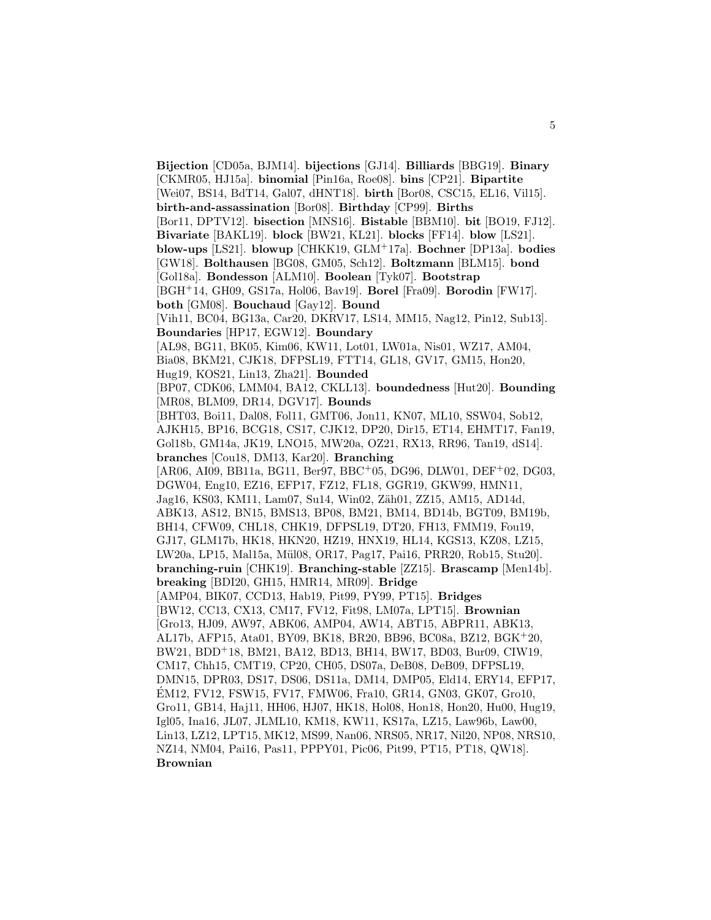**Bijection** [CD05a, BJM14]. **bijections** [GJ14]. **Billiards** [BBG19]. **Binary** [CKMR05, HJ15a]. **binomial** [Pin16a, Roe08]. **bins** [CP21]. **Bipartite** [Wei07, BS14, BdT14, Gal07, dHNT18]. **birth** [Bor08, CSC15, EL16, Vil15]. **birth-and-assassination** [Bor08]. **Birthday** [CP99]. **Births** [Bor11, DPTV12]. **bisection** [MNS16]. **Bistable** [BBM10]. **bit** [BO19, FJ12]. **Bivariate** [BAKL19]. **block** [BW21, KL21]. **blocks** [FF14]. **blow** [LS21]. **blow-ups** [LS21]. **blowup** [CHKK19, GLM+17a]. **Bochner** [DP13a]. **bodies** [GW18]. **Bolthausen** [BG08, GM05, Sch12]. **Boltzmann** [BLM15]. **bond** [Gol18a]. **Bondesson** [ALM10]. **Boolean** [Tyk07]. **Bootstrap** [BGH+14, GH09, GS17a, Hol06, Bav19]. **Borel** [Fra09]. **Borodin** [FW17]. **both** [GM08]. **Bouchaud** [Gay12]. **Bound** [Vih11, BC04, BG13a, Car20, DKRV17, LS14, MM15, Nag12, Pin12, Sub13]. **Boundaries** [HP17, EGW12]. **Boundary** [AL98, BG11, BK05, Kim06, KW11, Lot01, LW01a, Nis01, WZ17, AM04, Bia08, BKM21, CJK18, DFPSL19, FTT14, GL18, GV17, GM15, Hon20, Hug19, KOS21, Lin13, Zha21]. **Bounded** [BP07, CDK06, LMM04, BA12, CKLL13]. **boundedness** [Hut20]. **Bounding** [MR08, BLM09, DR14, DGV17]. **Bounds** [BHT03, Boi11, Dal08, Fol11, GMT06, Jon11, KN07, ML10, SSW04, Sob12, AJKH15, BP16, BCG18, CS17, CJK12, DP20, Dir15, ET14, EHMT17, Fan19, Gol18b, GM14a, JK19, LNO15, MW20a, OZ21, RX13, RR96, Tan19, dS14]. **branches** [Cou18, DM13, Kar20]. **Branching** [AR06, AI09, BB11a, BG11, Ber97, BBC+05, DG96, DLW01, DEF+02, DG03, DGW04, Eng10, EZ16, EFP17, FZ12, FL18, GGR19, GKW99, HMN11, Jag16, KS03, KM11, Lam07, Su14, Win02, Zäh01, ZZ15, AM15, AD14d, ABK13, AS12, BN15, BMS13, BP08, BM21, BM14, BD14b, BGT09, BM19b, BH14, CFW09, CHL18, CHK19, DFPSL19, DT20, FH13, FMM19, Fou19, GJ17, GLM17b, HK18, HKN20, HZ19, HNX19, HL14, KGS13, KZ08, LZ15, LW20a, LP15, Mal15a, Mül08, OR17, Pag17, Pai16, PRR20, Rob15, Stu20]. **branching-ruin** [CHK19]. **Branching-stable** [ZZ15]. **Brascamp** [Men14b]. **breaking** [BDI20, GH15, HMR14, MR09]. **Bridge** [AMP04, BIK07, CCD13, Hab19, Pit99, PY99, PT15]. **Bridges** [BW12, CC13, CX13, CM17, FV12, Fit98, LM07a, LPT15]. **Brownian** [Gro13, HJ09, AW97, ABK06, AMP04, AW14, ABT15, ABPR11, ABK13, AL17b, AFP15, Ata01, BY09, BK18, BR20, BB96, BC08a, BZ12, BGK+20, BW21, BDD+18, BM21, BA12, BD13, BH14, BW17, BD03, Bur09, CIW19, CM17, Chh15, CMT19, CP20, CH05, DS07a, DeB08, DeB09, DFPSL19, DMN15, DPR03, DS17, DS06, DS11a, DM14, DMP05, Eld14, ERY14, EFP17, ÉM12, FV12, FSW15, FV17, FMW06, Fra10, GR14, GN03, GK07, Gro10, Gro11, GB14, Haj11, HH06, HJ07, HK18, Hol08, Hon18, Hon20, Hu00, Hug19, Igl05, Ina16, JL07, JLML10, KM18, KW11, KS17a, LZ15, Law96b, Law00, Lin13, LZ12, LPT15, MK12, MS99, Nan06, NRS05, NR17, Nil20, NP08, NRS10, NZ14, NM04, Pai16, Pas11, PPPY01, Pic06, Pit99, PT15, PT18, QW18]. **Brownian**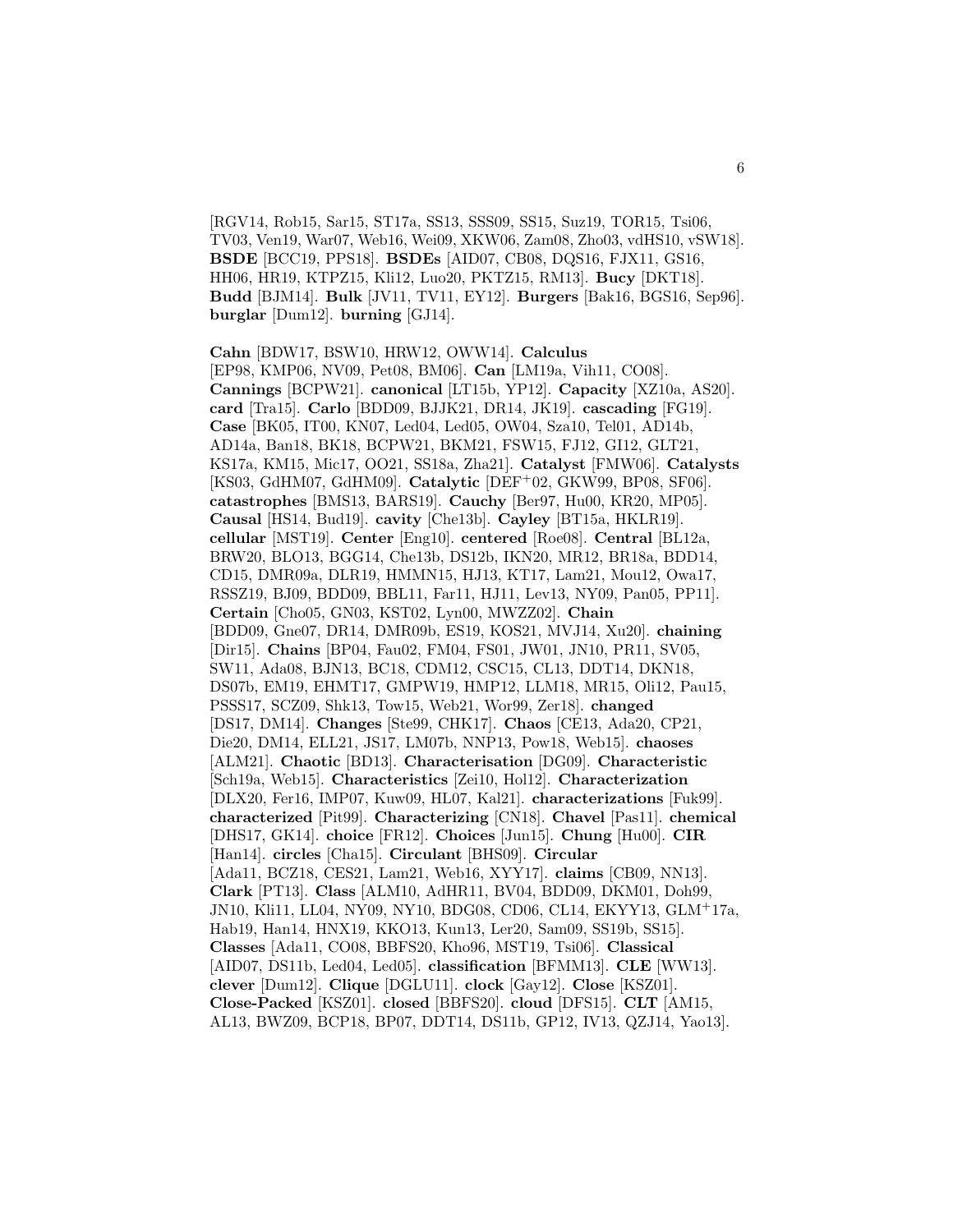[RGV14, Rob15, Sar15, ST17a, SS13, SSS09, SS15, Suz19, TOR15, Tsi06, TV03, Ven19, War07, Web16, Wei09, XKW06, Zam08, Zho03, vdHS10, vSW18]. **BSDE** [BCC19, PPS18]. **BSDEs** [AID07, CB08, DQS16, FJX11, GS16, HH06, HR19, KTPZ15, Kli12, Luo20, PKTZ15, RM13]. **Bucy** [DKT18]. **Budd** [BJM14]. **Bulk** [JV11, TV11, EY12]. **Burgers** [Bak16, BGS16, Sep96]. **burglar** [Dum12]. **burning** [GJ14].

**Cahn** [BDW17, BSW10, HRW12, OWW14]. **Calculus** [EP98, KMP06, NV09, Pet08, BM06]. **Can** [LM19a, Vih11, CO08]. **Cannings** [BCPW21]. **canonical** [LT15b, YP12]. **Capacity** [XZ10a, AS20]. **card** [Tra15]. **Carlo** [BDD09, BJJK21, DR14, JK19]. **cascading** [FG19]. **Case** [BK05, IT00, KN07, Led04, Led05, OW04, Sza10, Tel01, AD14b, AD14a, Ban18, BK18, BCPW21, BKM21, FSW15, FJ12, GI12, GLT21, KS17a, KM15, Mic17, OO21, SS18a, Zha21]. **Catalyst** [FMW06]. **Catalysts** [KS03, GdHM07, GdHM09]. **Catalytic** [DEF+02, GKW99, BP08, SF06]. **catastrophes** [BMS13, BARS19]. **Cauchy** [Ber97, Hu00, KR20, MP05]. **Causal** [HS14, Bud19]. **cavity** [Che13b]. **Cayley** [BT15a, HKLR19]. **cellular** [MST19]. **Center** [Eng10]. **centered** [Roe08]. **Central** [BL12a, BRW20, BLO13, BGG14, Che13b, DS12b, IKN20, MR12, BR18a, BDD14, CD15, DMR09a, DLR19, HMMN15, HJ13, KT17, Lam21, Mou12, Owa17, RSSZ19, BJ09, BDD09, BBL11, Far11, HJ11, Lev13, NY09, Pan05, PP11]. **Certain** [Cho05, GN03, KST02, Lyn00, MWZZ02]. **Chain** [BDD09, Gne07, DR14, DMR09b, ES19, KOS21, MVJ14, Xu20]. **chaining** [Dir15]. **Chains** [BP04, Fau02, FM04, FS01, JW01, JN10, PR11, SV05, SW11, Ada08, BJN13, BC18, CDM12, CSC15, CL13, DDT14, DKN18, DS07b, EM19, EHMT17, GMPW19, HMP12, LLM18, MR15, Oli12, Pau15, PSSS17, SCZ09, Shk13, Tow15, Web21, Wor99, Zer18]. **changed** [DS17, DM14]. **Changes** [Ste99, CHK17]. **Chaos** [CE13, Ada20, CP21, Die20, DM14, ELL21, JS17, LM07b, NNP13, Pow18, Web15]. **chaoses** [ALM21]. **Chaotic** [BD13]. **Characterisation** [DG09]. **Characteristic** [Sch19a, Web15]. **Characteristics** [Zei10, Hol12]. **Characterization** [DLX20, Fer16, IMP07, Kuw09, HL07, Kal21]. **characterizations** [Fuk99]. **characterized** [Pit99]. **Characterizing** [CN18]. **Chavel** [Pas11]. **chemical** [DHS17, GK14]. **choice** [FR12]. **Choices** [Jun15]. **Chung** [Hu00]. **CIR** [Han14]. **circles** [Cha15]. **Circulant** [BHS09]. **Circular** [Ada11, BCZ18, CES21, Lam21, Web16, XYY17]. **claims** [CB09, NN13]. **Clark** [PT13]. **Class** [ALM10, AdHR11, BV04, BDD09, DKM01, Doh99, JN10, Kli11, LL04, NY09, NY10, BDG08, CD06, CL14, EKYY13, GLM+17a, Hab19, Han14, HNX19, KKO13, Kun13, Ler20, Sam09, SS19b, SS15]. **Classes** [Ada11, CO08, BBFS20, Kho96, MST19, Tsi06]. **Classical** [AID07, DS11b, Led04, Led05]. **classification** [BFMM13]. **CLE** [WW13]. **clever** [Dum12]. **Clique** [DGLU11]. **clock** [Gay12]. **Close** [KSZ01]. **Close-Packed** [KSZ01]. **closed** [BBFS20]. **cloud** [DFS15]. **CLT** [AM15, AL13, BWZ09, BCP18, BP07, DDT14, DS11b, GP12, IV13, QZJ14, Yao13].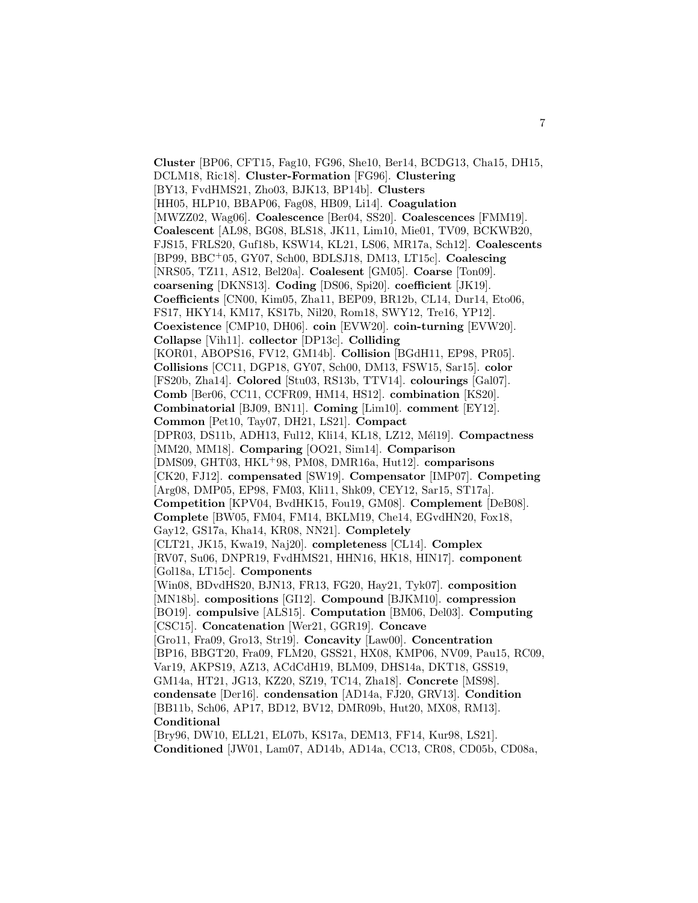**Cluster** [BP06, CFT15, Fag10, FG96, She10, Ber14, BCDG13, Cha15, DH15, DCLM18, Ric18]. **Cluster-Formation** [FG96]. **Clustering** [BY13, FvdHMS21, Zho03, BJK13, BP14b]. **Clusters** [HH05, HLP10, BBAP06, Fag08, HB09, Li14]. **Coagulation** [MWZZ02, Wag06]. **Coalescence** [Ber04, SS20]. **Coalescences** [FMM19]. **Coalescent** [AL98, BG08, BLS18, JK11, Lim10, Mie01, TV09, BCKWB20, FJS15, FRLS20, Guf18b, KSW14, KL21, LS06, MR17a, Sch12]. **Coalescents** [BP99, BBC+05, GY07, Sch00, BDLSJ18, DM13, LT15c]. **Coalescing** [NRS05, TZ11, AS12, Bel20a]. **Coalesent** [GM05]. **Coarse** [Ton09]. **coarsening** [DKNS13]. **Coding** [DS06, Spi20]. **coefficient** [JK19]. **Coefficients** [CN00, Kim05, Zha11, BEP09, BR12b, CL14, Dur14, Eto06, FS17, HKY14, KM17, KS17b, Nil20, Rom18, SWY12, Tre16, YP12]. **Coexistence** [CMP10, DH06]. **coin** [EVW20]. **coin-turning** [EVW20]. **Collapse** [Vih11]. **collector** [DP13c]. **Colliding** [KOR01, ABOPS16, FV12, GM14b]. **Collision** [BGdH11, EP98, PR05]. **Collisions** [CC11, DGP18, GY07, Sch00, DM13, FSW15, Sar15]. **color** [FS20b, Zha14]. **Colored** [Stu03, RS13b, TTV14]. **colourings** [Gal07]. **Comb** [Ber06, CC11, CCFR09, HM14, HS12]. **combination** [KS20]. **Combinatorial** [BJ09, BN11]. **Coming** [Lim10]. **comment** [EY12]. **Common** [Pet10, Tay07, DH21, LS21]. **Compact** [DPR03, DS11b, ADH13, Ful12, Kli14, KL18, LZ12, Mél19]. **Compactness** [MM20, MM18]. **Comparing** [OO21, Sim14]. **Comparison** [DMS09, GHT03, HKL+98, PM08, DMR16a, Hut12]. **comparisons** [CK20, FJ12]. **compensated** [SW19]. **Compensator** [IMP07]. **Competing** [Arg08, DMP05, EP98, FM03, Kli11, Shk09, CEY12, Sar15, ST17a]. **Competition** [KPV04, BvdHK15, Fou19, GM08]. **Complement** [DeB08]. **Complete** [BW05, FM04, FM14, BKLM19, Che14, EGvdHN20, Fox18, Gay12, GS17a, Kha14, KR08, NN21]. **Completely** [CLT21, JK15, Kwa19, Naj20]. **completeness** [CL14]. **Complex** [RV07, Su06, DNPR19, FvdHMS21, HHN16, HK18, HIN17]. **component** [Gol18a, LT15c]. **Components** [Win08, BDvdHS20, BJN13, FR13, FG20, Hay21, Tyk07]. **composition** [MN18b]. **compositions** [GI12]. **Compound** [BJKM10]. **compression** [BO19]. **compulsive** [ALS15]. **Computation** [BM06, Del03]. **Computing** [CSC15]. **Concatenation** [Wer21, GGR19]. **Concave** [Gro11, Fra09, Gro13, Str19]. **Concavity** [Law00]. **Concentration** [BP16, BBGT20, Fra09, FLM20, GSS21, HX08, KMP06, NV09, Pau15, RC09, Var19, AKPS19, AZ13, ACdCdH19, BLM09, DHS14a, DKT18, GSS19, GM14a, HT21, JG13, KZ20, SZ19, TC14, Zha18]. **Concrete** [MS98]. **condensate** [Der16]. **condensation** [AD14a, FJ20, GRV13]. **Condition** [BB11b, Sch06, AP17, BD12, BV12, DMR09b, Hut20, MX08, RM13]. **Conditional** [Bry96, DW10, ELL21, EL07b, KS17a, DEM13, FF14, Kur98, LS21]. **Conditioned** [JW01, Lam07, AD14b, AD14a, CC13, CR08, CD05b, CD08a,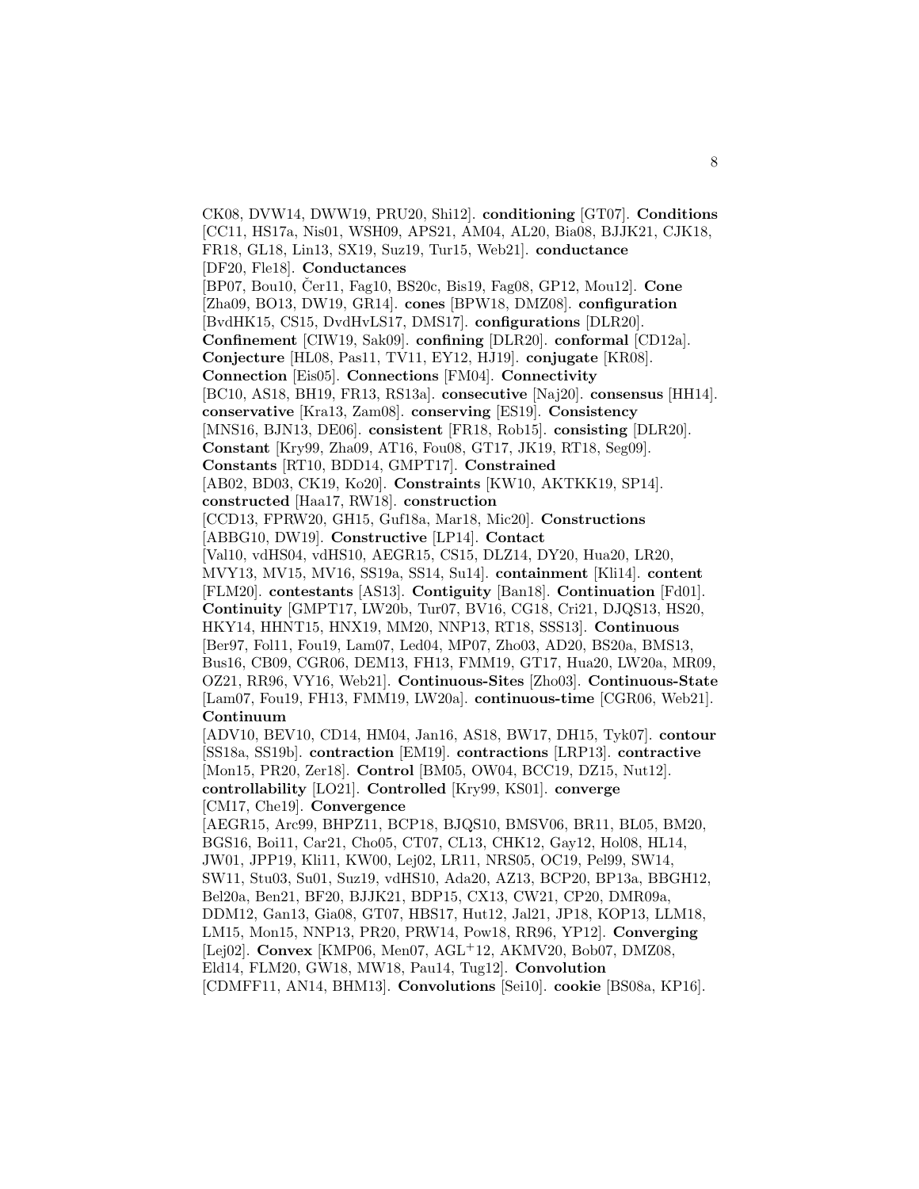CK08, DVW14, DWW19, PRU20, Shi12]. **conditioning** [GT07]. **Conditions** [CC11, HS17a, Nis01, WSH09, APS21, AM04, AL20, Bia08, BJJK21, CJK18, FR18, GL18, Lin13, SX19, Suz19, Tur15, Web21]. **conductance** [DF20, Fle18]. **Conductances** [BP07, Bou10, Čer11, Fag10, BS20c, Bis19, Fag08, GP12, Mou12]. **Cone** [Zha09, BO13, DW19, GR14]. **cones** [BPW18, DMZ08]. **configuration** [BvdHK15, CS15, DvdHvLS17, DMS17]. **configurations** [DLR20]. **Confinement** [CIW19, Sak09]. **confining** [DLR20]. **conformal** [CD12a]. **Conjecture** [HL08, Pas11, TV11, EY12, HJ19]. **conjugate** [KR08]. **Connection** [Eis05]. **Connections** [FM04]. **Connectivity** [BC10, AS18, BH19, FR13, RS13a]. **consecutive** [Naj20]. **consensus** [HH14]. **conservative** [Kra13, Zam08]. **conserving** [ES19]. **Consistency** [MNS16, BJN13, DE06]. **consistent** [FR18, Rob15]. **consisting** [DLR20]. **Constant** [Kry99, Zha09, AT16, Fou08, GT17, JK19, RT18, Seg09]. **Constants** [RT10, BDD14, GMPT17]. **Constrained** [AB02, BD03, CK19, Ko20]. **Constraints** [KW10, AKTKK19, SP14]. **constructed** [Haa17, RW18]. **construction** [CCD13, FPRW20, GH15, Guf18a, Mar18, Mic20]. **Constructions** [ABBG10, DW19]. **Constructive** [LP14]. **Contact** [Val10, vdHS04, vdHS10, AEGR15, CS15, DLZ14, DY20, Hua20, LR20, MVY13, MV15, MV16, SS19a, SS14, Su14]. **containment** [Kli14]. **content** [FLM20]. **contestants** [AS13]. **Contiguity** [Ban18]. **Continuation** [Fd01]. **Continuity** [GMPT17, LW20b, Tur07, BV16, CG18, Cri21, DJQS13, HS20, HKY14, HHNT15, HNX19, MM20, NNP13, RT18, SSS13]. **Continuous** [Ber97, Fol11, Fou19, Lam07, Led04, MP07, Zho03, AD20, BS20a, BMS13, Bus16, CB09, CGR06, DEM13, FH13, FMM19, GT17, Hua20, LW20a, MR09, OZ21, RR96, VY16, Web21]. **Continuous-Sites** [Zho03]. **Continuous-State** [Lam07, Fou19, FH13, FMM19, LW20a]. **continuous-time** [CGR06, Web21]. **Continuum** [ADV10, BEV10, CD14, HM04, Jan16, AS18, BW17, DH15, Tyk07]. **contour** [SS18a, SS19b]. **contraction** [EM19]. **contractions** [LRP13]. **contractive** [Mon15, PR20, Zer18]. **Control** [BM05, OW04, BCC19, DZ15, Nut12]. **controllability** [LO21]. **Controlled** [Kry99, KS01]. **converge** [CM17, Che19]. **Convergence** [AEGR15, Arc99, BHPZ11, BCP18, BJQS10, BMSV06, BR11, BL05, BM20, BGS16, Boi11, Car21, Cho05, CT07, CL13, CHK12, Gay12, Hol08, HL14, JW01, JPP19, Kli11, KW00, Lej02, LR11, NRS05, OC19, Pel99, SW14, SW11, Stu03, Su01, Suz19, vdHS10, Ada20, AZ13, BCP20, BP13a, BBGH12, Bel20a, Ben21, BF20, BJJK21, BDP15, CX13, CW21, CP20, DMR09a, DDM12, Gan13, Gia08, GT07, HBS17, Hut12, Jal21, JP18, KOP13, LLM18, LM15, Mon15, NNP13, PR20, PRW14, Pow18, RR96, YP12]. **Converging** [Lej02]. **Convex** [KMP06, Men07, AGL$^+$12, AKMV20, Bob07, DMZ08, Eld14, FLM20, GW18, MW18, Pau14, Tug12]. **Convolution** [CDMFF11, AN14, BHM13]. **Convolutions** [Sei10]. **cookie** [BS08a, KP16].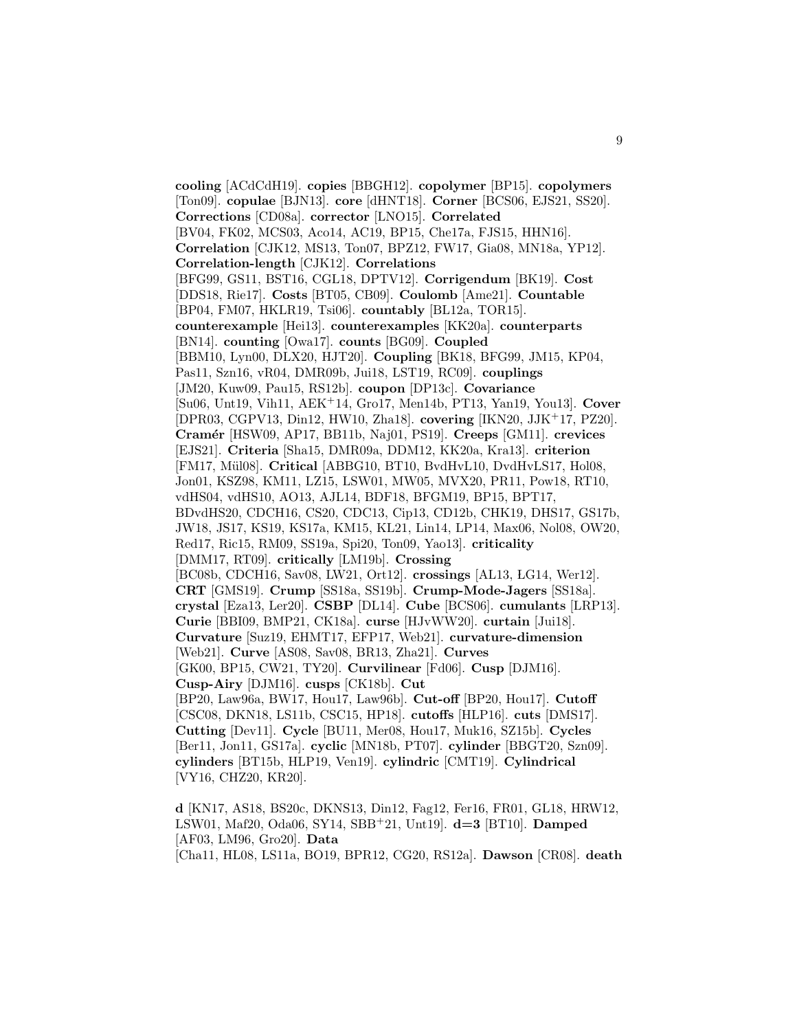**cooling** [ACdCdH19]. **copies** [BBGH12]. **copolymer** [BP15]. **copolymers** [Ton09]. **copulae** [BJN13]. **core** [dHNT18]. **Corner** [BCS06, EJS21, SS20]. **Corrections** [CD08a]. **corrector** [LNO15]. **Correlated** [BV04, FK02, MCS03, Aco14, AC19, BP15, Che17a, FJS15, HHN16]. **Correlation** [CJK12, MS13, Ton07, BPZ12, FW17, Gia08, MN18a, YP12]. **Correlation-length** [CJK12]. **Correlations** [BFG99, GS11, BST16, CGL18, DPTV12]. **Corrigendum** [BK19]. **Cost** [DDS18, Rie17]. **Costs** [BT05, CB09]. **Coulomb** [Ame21]. **Countable** [BP04, FM07, HKLR19, Tsi06]. **countably** [BL12a, TOR15]. **counterexample** [Hei13]. **counterexamples** [KK20a]. **counterparts** [BN14]. **counting** [Owa17]. **counts** [BG09]. **Coupled** [BBM10, Lyn00, DLX20, HJT20]. **Coupling** [BK18, BFG99, JM15, KP04, Pas11, Szn16, vR04, DMR09b, Jui18, LST19, RC09]. **couplings** [JM20, Kuw09, Pau15, RS12b]. **coupon** [DP13c]. **Covariance** [Su06, Unt19, Vih11, AEK[+]14, Gro17, Men14b, PT13, Yan19, You13]. **Cover** [DPR03, CGPV13, Din12, HW10, Zha18]. **covering** [IKN20, JJK[+]17, PZ20]. **Cramér** [HSW09, AP17, BB11b, Naj01, PS19]. **Creeps** [GM11]. **crevices** [EJS21]. **Criteria** [Sha15, DMR09a, DDM12, KK20a, Kra13]. **criterion** [FM17, Mül08]. **Critical** [ABBG10, BT10, BvdHvL10, DvdHvLS17, Hol08, Jon01, KSZ98, KM11, LZ15, LSW01, MW05, MVX20, PR11, Pow18, RT10, vdHS04, vdHS10, AO13, AJL14, BDF18, BFGM19, BP15, BPT17, BDvdHS20, CDCH16, CS20, CDC13, Cip13, CD12b, CHK19, DHS17, GS17b, JW18, JS17, KS19, KS17a, KM15, KL21, Lin14, LP14, Max06, Nol08, OW20, Red17, Ric15, RM09, SS19a, Spi20, Ton09, Yao13]. **criticality** [DMM17, RT09]. **critically** [LM19b]. **Crossing** [BC08b, CDCH16, Sav08, LW21, Ort12]. **crossings** [AL13, LG14, Wer12]. **CRT** [GMS19]. **Crump** [SS18a, SS19b]. **Crump-Mode-Jagers** [SS18a]. **crystal** [Eza13, Ler20]. **CSBP** [DL14]. **Cube** [BCS06]. **cumulants** [LRP13]. **Curie** [BBI09, BMP21, CK18a]. **curse** [HJvWW20]. **curtain** [Jui18]. **Curvature** [Suz19, EHMT17, EFP17, Web21]. **curvature-dimension** [Web21]. **Curve** [AS08, Sav08, BR13, Zha21]. **Curves** [GK00, BP15, CW21, TY20]. **Curvilinear** [Fd06]. **Cusp** [DJM16]. **Cusp-Airy** [DJM16]. **cusps** [CK18b]. **Cut** [BP20, Law96a, BW17, Hou17, Law96b]. **Cut-off** [BP20, Hou17]. **Cutoff** [CSC08, DKN18, LS11b, CSC15, HP18]. **cutoffs** [HLP16]. **cuts** [DMS17]. **Cutting** [Dev11]. **Cycle** [BU11, Mer08, Hou17, Muk16, SZ15b]. **Cycles** [Ber11, Jon11, GS17a]. **cyclic** [MN18b, PT07]. **cylinder** [BBGT20, Szn09]. **cylinders** [BT15b, HLP19, Ven19]. **cylindric** [CMT19]. **Cylindrical** [VY16, CHZ20, KR20].

**d** [KN17, AS18, BS20c, DKNS13, Din12, Fag12, Fer16, FR01, GL18, HRW12, LSW01, Maf20, Oda06, SY14, SBB[+]21, Unt19]. **d=3** [BT10]. **Damped** [AF03, LM96, Gro20]. **Data** [Cha11, HL08, LS11a, BO19, BPR12, CG20, RS12a]. **Dawson** [CR08]. **death**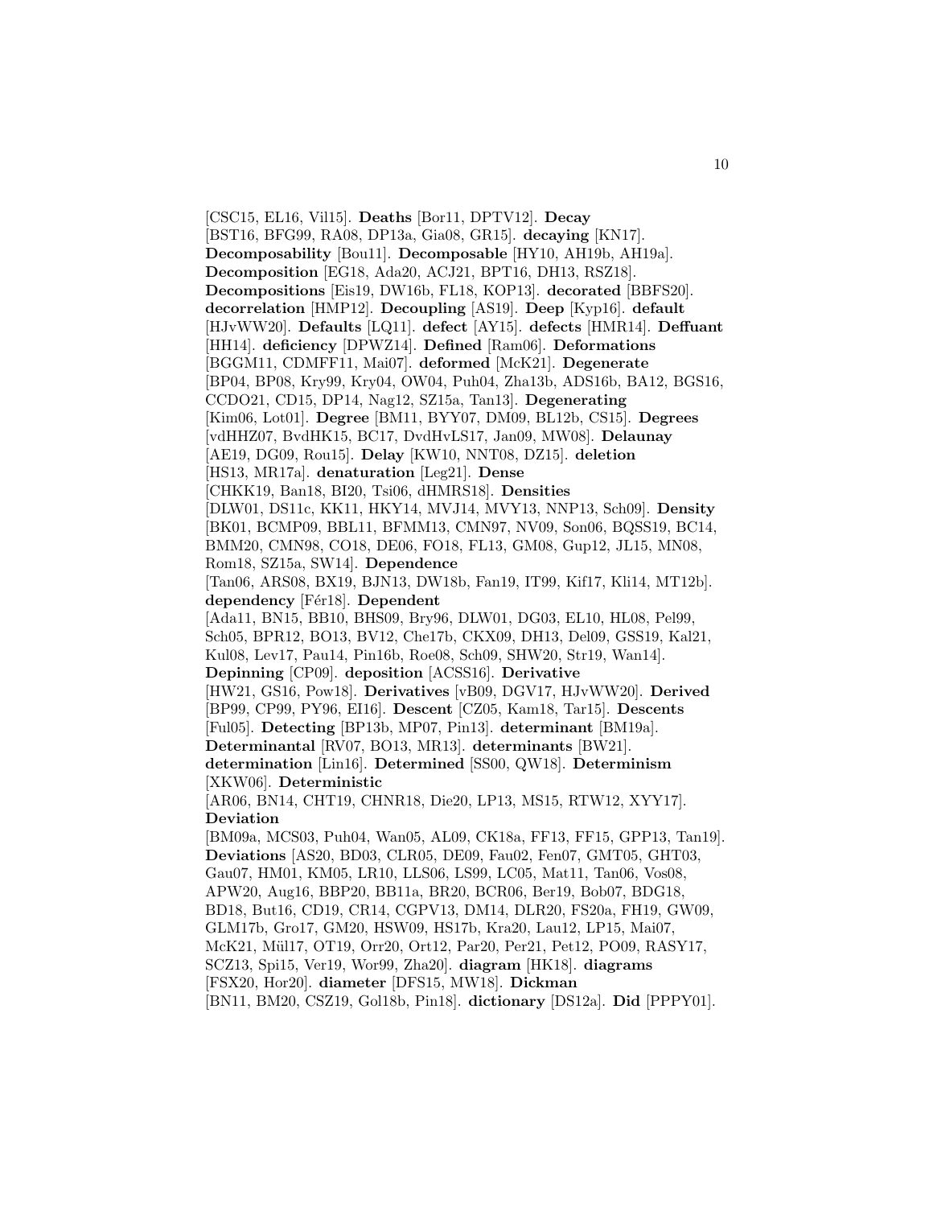[CSC15, EL16, Vil15]. **Deaths** [Bor11, DPTV12]. **Decay** [BST16, BFG99, RA08, DP13a, Gia08, GR15]. **decaying** [KN17]. **Decomposability** [Bou11]. **Decomposable** [HY10, AH19b, AH19a]. **Decomposition** [EG18, Ada20, ACJ21, BPT16, DH13, RSZ18]. **Decompositions** [Eis19, DW16b, FL18, KOP13]. **decorated** [BBFS20]. **decorrelation** [HMP12]. **Decoupling** [AS19]. **Deep** [Kyp16]. **default** [HJvWW20]. **Defaults** [LQ11]. **defect** [AY15]. **defects** [HMR14]. **Deffuant** [HH14]. **deficiency** [DPWZ14]. **Defined** [Ram06]. **Deformations** [BGGM11, CDMFF11, Mai07]. **deformed** [McK21]. **Degenerate** [BP04, BP08, Kry99, Kry04, OW04, Puh04, Zha13b, ADS16b, BA12, BGS16, CCDO21, CD15, DP14, Nag12, SZ15a, Tan13]. **Degenerating** [Kim06, Lot01]. **Degree** [BM11, BYY07, DM09, BL12b, CS15]. **Degrees** [vdHHZ07, BvdHK15, BC17, DvdHvLS17, Jan09, MW08]. **Delaunay** [AE19, DG09, Rou15]. **Delay** [KW10, NNT08, DZ15]. **deletion** [HS13, MR17a]. **denaturation** [Leg21]. **Dense** [CHKK19, Ban18, BI20, Tsi06, dHMRS18]. **Densities** [DLW01, DS11c, KK11, HKY14, MVJ14, MVY13, NNP13, Sch09]. **Density** [BK01, BCMP09, BBL11, BFMM13, CMN97, NV09, Son06, BQSS19, BC14, BMM20, CMN98, CO18, DE06, FO18, FL13, GM08, Gup12, JL15, MN08, Rom18, SZ15a, SW14]. **Dependence** [Tan06, ARS08, BX19, BJN13, DW18b, Fan19, IT99, Kif17, Kli14, MT12b]. **dependency** [Fér18]. **Dependent** [Ada11, BN15, BB10, BHS09, Bry96, DLW01, DG03, EL10, HL08, Pel99, Sch05, BPR12, BO13, BV12, Che17b, CKX09, DH13, Del09, GSS19, Kal21, Kul08, Lev17, Pau14, Pin16b, Roe08, Sch09, SHW20, Str19, Wan14]. **Depinning** [CP09]. **deposition** [ACSS16]. **Derivative** [HW21, GS16, Pow18]. **Derivatives** [vB09, DGV17, HJvWW20]. **Derived** [BP99, CP99, PY96, EI16]. **Descent** [CZ05, Kam18, Tar15]. **Descents** [Ful05]. **Detecting** [BP13b, MP07, Pin13]. **determinant** [BM19a]. **Determinantal** [RV07, BO13, MR13]. **determinants** [BW21]. **determination** [Lin16]. **Determined** [SS00, QW18]. **Determinism** [XKW06]. **Deterministic** [AR06, BN14, CHT19, CHNR18, Die20, LP13, MS15, RTW12, XYY17]. **Deviation** [BM09a, MCS03, Puh04, Wan05, AL09, CK18a, FF13, FF15, GPP13, Tan19]. **Deviations** [AS20, BD03, CLR05, DE09, Fau02, Fen07, GMT05, GHT03, Gau07, HM01, KM05, LR10, LLS06, LS99, LC05, Mat11, Tan06, Vos08, APW20, Aug16, BBP20, BB11a, BR20, BCR06, Ber19, Bob07, BDG18, BD18, But16, CD19, CR14, CGPV13, DM14, DLR20, FS20a, FH19, GW09, GLM17b, Gro17, GM20, HSW09, HS17b, Kra20, Lau12, LP15, Mai07, McK21, Mül17, OT19, Orr20, Ort12, Par20, Per21, Pet12, PO09, RASY17, SCZ13, Spi15, Ver19, Wor99, Zha20]. **diagram** [HK18]. **diagrams** [FSX20, Hor20]. **diameter** [DFS15, MW18]. **Dickman** [BN11, BM20, CSZ19, Gol18b, Pin18]. **dictionary** [DS12a]. **Did** [PPPY01].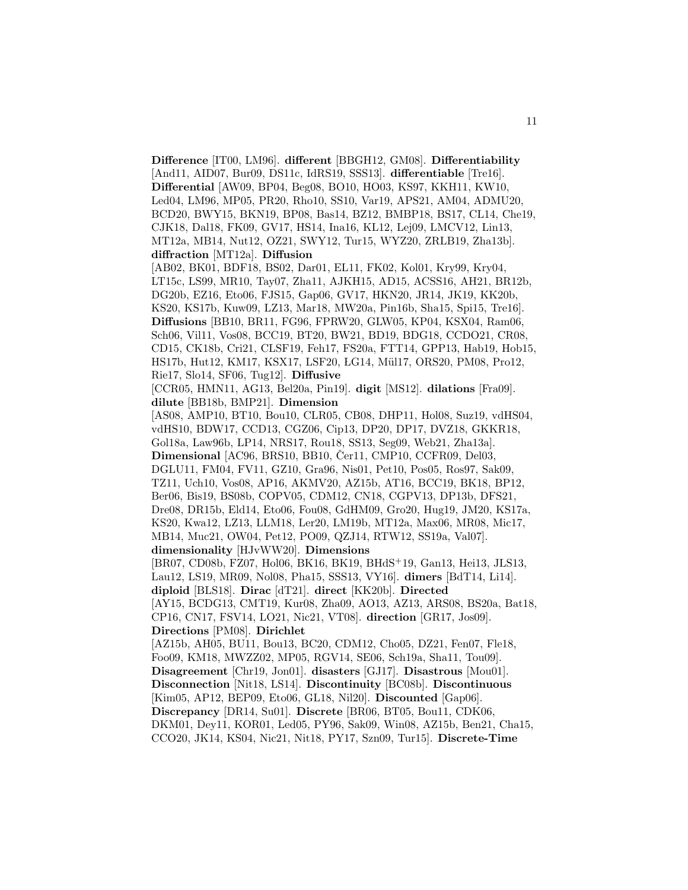**Difference** [IT00, LM96]. **different** [BBGH12, GM08]. **Differentiability** [And11, AID07, Bur09, DS11c, IdRS19, SSS13]. **differentiable** [Tre16]. **Differential** [AW09, BP04, Beg08, BO10, HO03, KS97, KKH11, KW10, Led04, LM96, MP05, PR20, Rho10, SS10, Var19, APS21, AM04, ADMU20, BCD20, BWY15, BKN19, BP08, Bas14, BZ12, BMBP18, BS17, CL14, Che19, CJK18, Dal18, FK09, GV17, HS14, Ina16, KL12, Lej09, LMCV12, Lin13, MT12a, MB14, Nut12, OZ21, SWY12, Tur15, WYZ20, ZRLB19, Zha13b]. **diffraction** [MT12a]. **Diffusion** [AB02, BK01, BDF18, BS02, Dar01, EL11, FK02, Kol01, Kry99, Kry04, LT15c, LS99, MR10, Tay07, Zha11, AJKH15, AD15, ACSS16, AH21, BR12b, DG20b, EZ16, Eto06, FJS15, Gap06, GV17, HKN20, JR14, JK19, KK20b, KS20, KS17b, Kuw09, LZ13, Mar18, MW20a, Pin16b, Sha15, Spi15, Tre16]. **Diffusions** [BB10, BR11, FG96, FPRW20, GLW05, KP04, KSX04, Ram06, Sch06, Vil11, Vos08, BCC19, BT20, BW21, BD19, BDG18, CCDO21, CR08, CD15, CK18b, Cri21, CLSF19, Feh17, FS20a, FTT14, GPP13, Hab19, Hob15, HS17b, Hut12, KM17, KSX17, LSF20, ŁG14, Mül17, ORS20, PM08, Pro12, Rie17, Slo14, SF06, Tug12]. **Diffusive** [CCR05, HMN11, AG13, Bel20a, Pin19]. **digit** [MS12]. **dilations** [Fra09]. **dilute** [BB18b, BMP21]. **Dimension** [AS08, AMP10, BT10, Bou10, CLR05, CB08, DHP11, Hol08, Suz19, vdHS04, vdHS10, BDW17, CCD13, CGZ06, Cip13, DP20, DP17, DVZ18, GKKR18, Gol18a, Law96b, LP14, NRS17, Rou18, SS13, Seg09, Web21, Zha13a]. **Dimensional** [AC96, BRS10, BB10, Čer11, CMP10, CCFR09, Del03, DGLU11, FM04, FV11, GZ10, Gra96, Nis01, Pet10, Pos05, Ros97, Sak09, TZ11, Uch10, Vos08, AP16, AKMV20, AZ15b, AT16, BCC19, BK18, BP12, Ber06, Bis19, BS08b, COPV05, CDM12, CN18, CGPV13, DP13b, DFS21, Dre08, DR15b, Eld14, Eto06, Fou08, GdHM09, Gro20, Hug19, JM20, KS17a, KS20, Kwa12, LZ13, LLM18, Ler20, LM19b, MT12a, Max06, MR08, Mic17, MB14, Muc21, OW04, Pet12, PO09, QZJ14, RTW12, SS19a, Val07]. **dimensionality** [HJvWW20]. **Dimensions** [BR07, CD08b, FZ07, Hol06, BK16, BK19, BHdS+19, Gan13, Hei13, JLS13, Lau12, LS19, MR09, Nol08, Pha15, SSS13, VY16]. **dimers** [BdT14, Li14]. **diploid** [BLS18]. **Dirac** [dT21]. **direct** [KK20b]. **Directed** [AY15, BCDG13, CMT19, Kur08, Zha09, AO13, AZ13, ARS08, BS20a, Bat18, CP16, CN17, FSV14, LO21, Nic21, VT08]. **direction** [GR17, Jos09]. **Directions** [PM08]. **Dirichlet** [AZ15b, AH05, BU11, Bou13, BC20, CDM12, Cho05, DZ21, Fen07, Fle18, Foo09, KM18, MWZZ02, MP05, RGV14, SE06, Sch19a, Sha11, Tou09]. **Disagreement** [Chr19, Jon01]. **disasters** [GJ17]. **Disastrous** [Mou01]. **Disconnection** [Nit18, LS14]. **Discontinuity** [BC08b]. **Discontinuous** [Kim05, AP12, BEP09, Eto06, GL18, Nil20]. **Discounted** [Gap06]. **Discrepancy** [DR14, Su01]. **Discrete** [BR06, BT05, Bou11, CDK06, DKM01, Dey11, KOR01, Led05, PY96, Sak09, Win08, AZ15b, Ben21, Cha15, CCO20, JK14, KS04, Nic21, Nit18, PY17, Szn09, Tur15]. **Discrete-Time**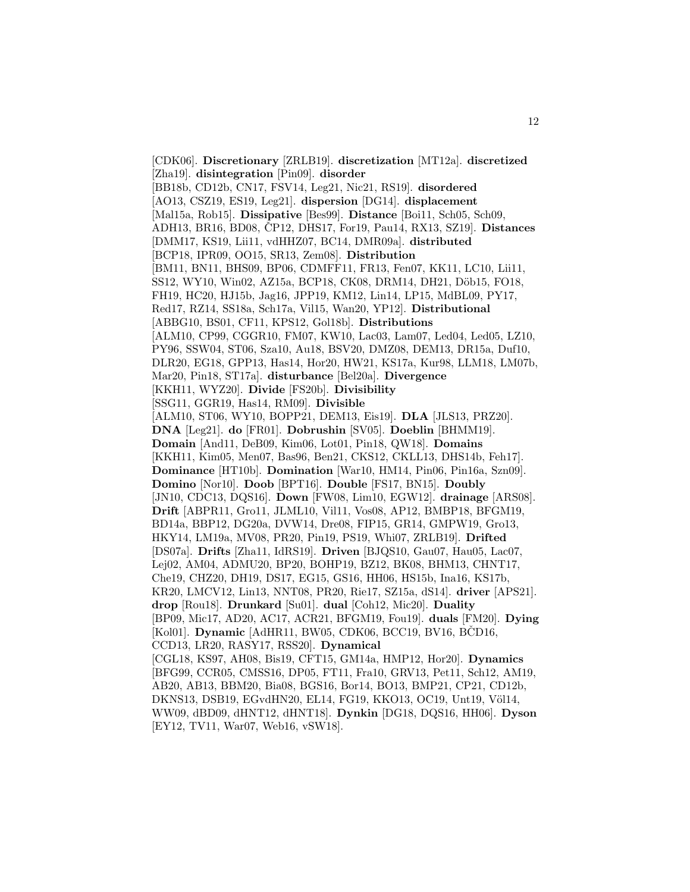[CDK06]. **Discretionary** [ZRLB19]. **discretization** [MT12a]. **discretized** [Zha19]. **disintegration** [Pin09]. **disorder** [BB18b, CD12b, CN17, FSV14, Leg21, Nic21, RS19]. **disordered** [AO13, CSZ19, ES19, Leg21]. **dispersion** [DG14]. **displacement** [Mal15a, Rob15]. **Dissipative** [Bes99]. **Distance** [Boi11, Sch05, Sch09, ADH13, BR16, BD08, ČP12, DHS17, For19, Pau14, RX13, SZ19]. **Distances** [DMM17, KS19, Lii11, vdHHZ07, BC14, DMR09a]. **distributed** [BCP18, IPR09, OO15, SR13, Zem08]. **Distribution** [BM11, BN11, BHS09, BP06, CDMFF11, FR13, Fen07, KK11, LC10, Lii11, SS12, WY10, Win02, AZ15a, BCP18, CK08, DRM14, DH21, Döb15, FO18, FH19, HC20, HJ15b, Jag16, JPP19, KM12, Lin14, LP15, MdBL09, PY17, Red17, RZ14, SS18a, Sch17a, Vil15, Wan20, YP12]. **Distributional** [ABBG10, BS01, CF11, KPS12, Gol18b]. **Distributions** [ALM10, CP99, CGGR10, FM07, KW10, Lac03, Lam07, Led04, Led05, LZ10, PY96, SSW04, ST06, Sza10, Au18, BSV20, DMZ08, DEM13, DR15a, Duf10, DLR20, EG18, GPP13, Has14, Hor20, HW21, KS17a, Kur98, LLM18, LM07b, Mar20, Pin18, ST17a]. **disturbance** [Bel20a]. **Divergence** [KKH11, WYZ20]. **Divide** [FS20b]. **Divisibility** [SSG11, GGR19, Has14, RM09]. **Divisible** [ALM10, ST06, WY10, BOPP21, DEM13, Eis19]. **DLA** [JLS13, PRZ20]. **DNA** [Leg21]. **do** [FR01]. **Dobrushin** [SV05]. **Doeblin** [BHMM19]. **Domain** [And11, DeB09, Kim06, Lot01, Pin18, QW18]. **Domains** [KKH11, Kim05, Men07, Bas96, Ben21, CKS12, CKLL13, DHS14b, Feh17]. **Dominance** [HT10b]. **Domination** [War10, HM14, Pin06, Pin16a, Szn09]. **Domino** [Nor10]. **Doob** [BPT16]. **Double** [FS17, BN15]. **Doubly** [JN10, CDC13, DQS16]. **Down** [FW08, Lim10, EGW12]. **drainage** [ARS08]. **Drift** [ABPR11, Gro11, JLML10, Vil11, Vos08, AP12, BMBP18, BFGM19, BD14a, BBP12, DG20a, DVW14, Dre08, FIP15, GR14, GMPW19, Gro13, HKY14, LM19a, MV08, PR20, Pin19, PS19, Whi07, ZRLB19]. **Drifted** [DS07a]. **Drifts** [Zha11, IdRS19]. **Driven** [BJQS10, Gau07, Hau05, Lac07, Lej02, AM04, ADMU20, BP20, BOHP19, BZ12, BK08, BHM13, CHNT17, Che19, CHZ20, DH19, DS17, EG15, GS16, HH06, HS15b, Ina16, KS17b, KR20, LMCV12, Lin13, NNT08, PR20, Rie17, SZ15a, dS14]. **driver** [APS21]. **drop** [Rou18]. **Drunkard** [Su01]. **dual** [Coh12, Mic20]. **Duality** [BP09, Mic17, AD20, AC17, ACR21, BFGM19, Fou19]. **duals** [FM20]. **Dying** [Kol01]. **Dynamic** [AdHR11, BW05, CDK06, BCC19, BV16, BČD16, CCD13, LR20, RASY17, RSS20]. **Dynamical** [CGL18, KS97, AH08, Bis19, CFT15, GM14a, HMP12, Hor20]. **Dynamics** [BFG99, CCR05, CMSS16, DP05, FT11, Fra10, GRV13, Pet11, Sch12, AM19, AB20, AB13, BBM20, Bia08, BGS16, Bor14, BO13, BMP21, CP21, CD12b, DKNS13, DSB19, EGvdHN20, EL14, FG19, KKO13, OC19, Unt19, Völ14, WW09, dBD09, dHNT12, dHNT18]. **Dynkin** [DG18, DQS16, HH06]. **Dyson** [EY12, TV11, War07, Web16, vSW18].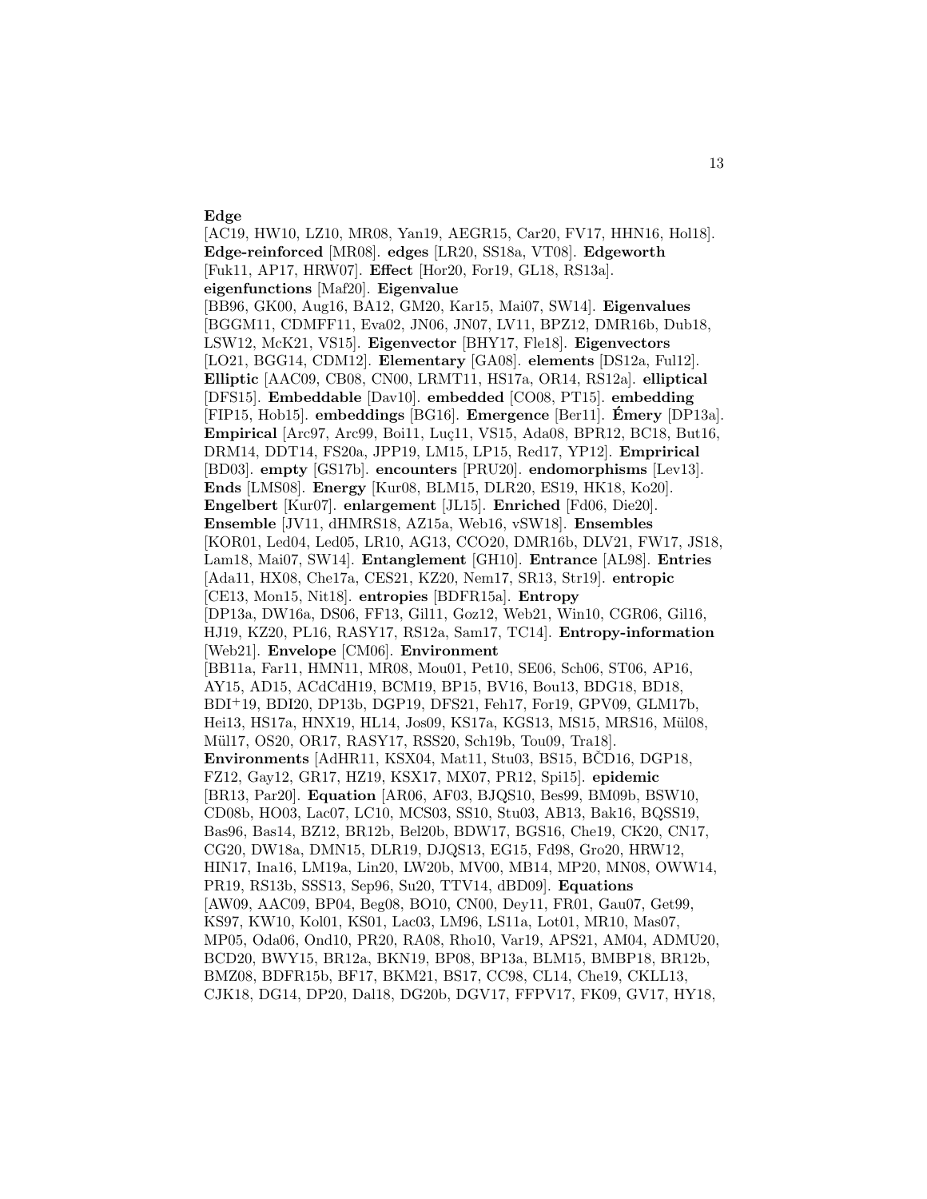**Edge** [AC19, HW10, LZ10, MR08, Yan19, AEGR15, Car20, FV17, HHN16, Hol18]. **Edge-reinforced** [MR08]. **edges** [LR20, SS18a, VT08]. **Edgeworth** [Fuk11, AP17, HRW07]. **Effect** [Hor20, For19, GL18, RS13a]. **eigenfunctions** [Maf20]. **Eigenvalue** [BB96, GK00, Aug16, BA12, GM20, Kar15, Mai07, SW14]. **Eigenvalues** [BGGM11, CDMFF11, Eva02, JN06, JN07, LV11, BPZ12, DMR16b, Dub18, LSW12, McK21, VS15]. **Eigenvector** [BHY17, Fle18]. **Eigenvectors** [LO21, BGG14, CDM12]. **Elementary** [GA08]. **elements** [DS12a, Ful12]. **Elliptic** [AAC09, CB08, CN00, LRMT11, HS17a, OR14, RS12a]. **elliptical** [DFS15]. **Embeddable** [Dav10]. **embedded** [CO08, PT15]. **embedding** [FIP15, Hob15]. **embeddings** [BG16]. **Emergence** [Ber11]. **Émery** [DP13a]. **Empirical** [Arc97, Arc99, Boi11, Luç11, VS15, Ada08, BPR12, BC18, But16, DRM14, DDT14, FS20a, JPP19, LM15, LP15, Red17, YP12]. **Emprirical** [BD03]. **empty** [GS17b]. **encounters** [PRU20]. **endomorphisms** [Lev13]. **Ends** [LMS08]. **Energy** [Kur08, BLM15, DLR20, ES19, HK18, Ko20]. **Engelbert** [Kur07]. **enlargement** [JL15]. **Enriched** [Fd06, Die20]. **Ensemble** [JV11, dHMRS18, AZ15a, Web16, vSW18]. **Ensembles** [KOR01, Led04, Led05, LR10, AG13, CCO20, DMR16b, DLV21, FW17, JS18, Lam18, Mai07, SW14]. **Entanglement** [GH10]. **Entrance** [AL98]. **Entries** [Ada11, HX08, Che17a, CES21, KZ20, Nem17, SR13, Str19]. **entropic** [CE13, Mon15, Nit18]. **entropies** [BDFR15a]. **Entropy** [DP13a, DW16a, DS06, FF13, Gil11, Goz12, Web21, Win10, CGR06, Gil16, HJ19, KZ20, PL16, RASY17, RS12a, Sam17, TC14]. **Entropy-information** [Web21]. **Envelope** [CM06]. **Environment** [BB11a, Far11, HMN11, MR08, Mou01, Pet10, SE06, Sch06, ST06, AP16, AY15, AD15, ACdCdH19, BCM19, BP15, BV16, Bou13, BDG18, BD18, BDI+19, BDI20, DP13b, DGP19, DFS21, Feh17, For19, GPV09, GLM17b, Hei13, HS17a, HNX19, HL14, Jos09, KS17a, KGS13, MS15, MRS16, Mül08, Mül17, OS20, OR17, RASY17, RSS20, Sch19b, Tou09, Tra18]. **Environments** [AdHR11, KSX04, Mat11, Stu03, BS15, BČD16, DGP18, FZ12, Gay12, GR17, HZ19, KSX17, MX07, PR12, Spi15]. **epidemic** [BR13, Par20]. **Equation** [AR06, AF03, BJQS10, Bes99, BM09b, BSW10, CD08b, HO03, Lac07, LC10, MCS03, SS10, Stu03, AB13, Bak16, BQSS19, Bas96, Bas14, BZ12, BR12b, Bel20b, BDW17, BGS16, Che19, CK20, CN17, CG20, DW18a, DMN15, DLR19, DJQS13, EG15, Fd98, Gro20, HRW12, HIN17, Ina16, LM19a, Lin20, LW20b, MV00, MB14, MP20, MN08, OWW14, PR19, RS13b, SSS13, Sep96, Su20, TTV14, dBD09]. **Equations** [AW09, AAC09, BP04, Beg08, BO10, CN00, Dey11, FR01, Gau07, Get99, KS97, KW10, Kol01, KS01, Lac03, LM96, LS11a, Lot01, MR10, Mas07, MP05, Oda06, Ond10, PR20, RA08, Rho10, Var19, APS21, AM04, ADMU20, BCD20, BWY15, BR12a, BKN19, BP08, BP13a, BLM15, BMBP18, BR12b, BMZ08, BDFR15b, BF17, BKM21, BS17, CC98, CL14, Che19, CKLL13, CJK18, DG14, DP20, Dal18, DG20b, DGV17, FFPV17, FK09, GV17, HY18,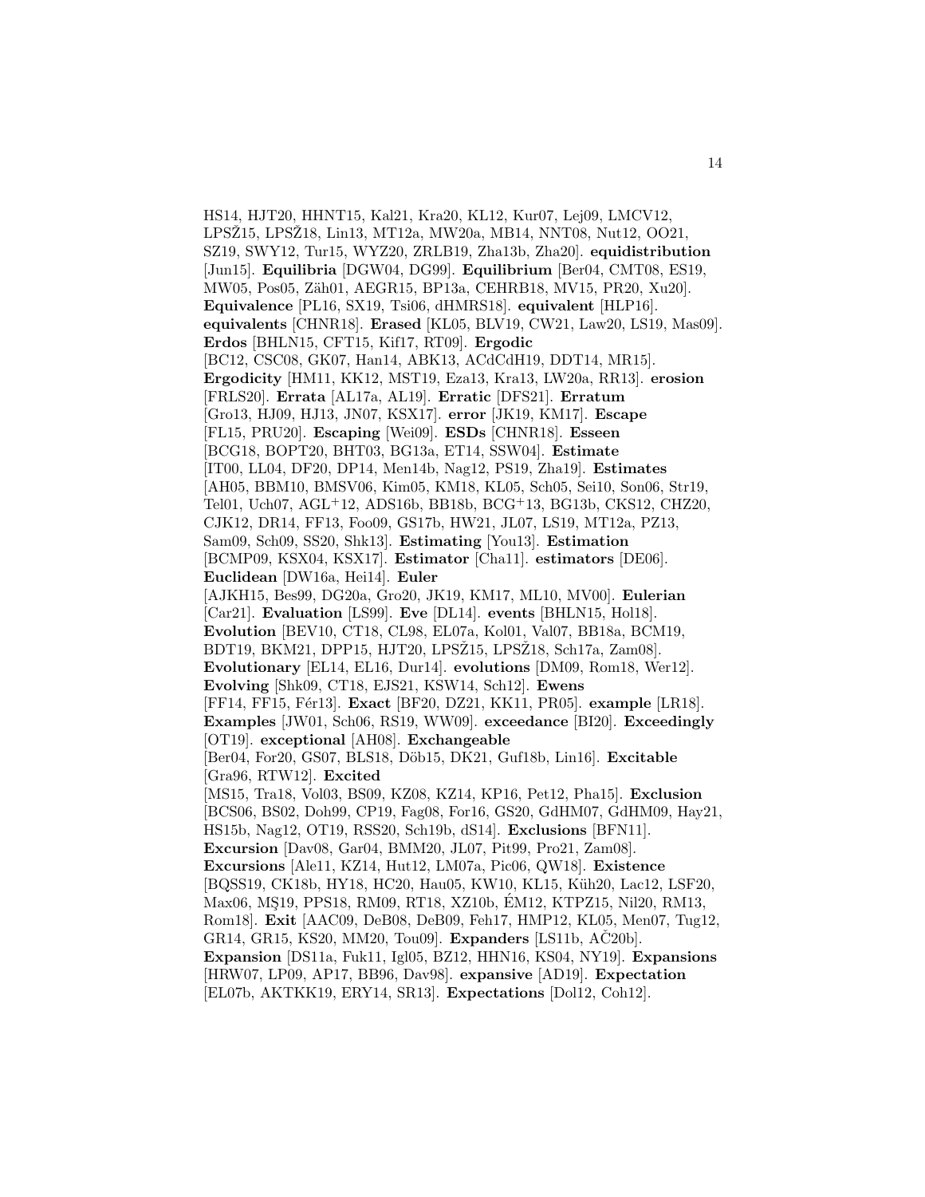HS14, HJT20, HHNT15, Kal21, Kra20, KL12, Kur07, Lej09, LMCV12, LPSŽ15, LPSŽ18, Lin13, MT12a, MW20a, MB14, NNT08, Nut12, OO21, SZ19, SWY12, Tur15, WYZ20, ZRLB19, Zha13b, Zha20]. **equidistribution** [Jun15]. **Equilibria** [DGW04, DG99]. **Equilibrium** [Ber04, CMT08, ES19, MW05, Pos05, Zäh01, AEGR15, BP13a, CEHRB18, MV15, PR20, Xu20]. **Equivalence** [PL16, SX19, Tsi06, dHMRS18]. **equivalent** [HLP16]. **equivalents** [CHNR18]. **Erased** [KL05, BLV19, CW21, Law20, LS19, Mas09]. **Erdos** [BHLN15, CFT15, Kif17, RT09]. **Ergodic** [BC12, CSC08, GK07, Han14, ABK13, ACdCdH19, DDT14, MR15]. **Ergodicity** [HM11, KK12, MST19, Eza13, Kra13, LW20a, RR13]. **erosion** [FRLS20]. **Errata** [AL17a, AL19]. **Erratic** [DFS21]. **Erratum** [Gro13, HJ09, HJ13, JN07, KSX17]. **error** [JK19, KM17]. **Escape** [FL15, PRU20]. **Escaping** [Wei09]. **ESDs** [CHNR18]. **Esseen** [BCG18, BOPT20, BHT03, BG13a, ET14, SSW04]. **Estimate** [IT00, LL04, DF20, DP14, Men14b, Nag12, PS19, Zha19]. **Estimates** [AH05, BBM10, BMSV06, Kim05, KM18, KL05, Sch05, Sei10, Son06, Str19, Tel01, Uch07, AGL+12, ADS16b, BB18b, BCG+13, BG13b, CKS12, CHZ20, CJK12, DR14, FF13, Foo09, GS17b, HW21, JL07, LS19, MT12a, PZ13, Sam09, Sch09, SS20, Shk13]. **Estimating** [You13]. **Estimation** [BCMP09, KSX04, KSX17]. **Estimator** [Cha11]. **estimators** [DE06]. **Euclidean** [DW16a, Hei14]. **Euler** [AJKH15, Bes99, DG20a, Gro20, JK19, KM17, ML10, MV00]. **Eulerian** [Car21]. **Evaluation** [LS99]. **Eve** [DL14]. **events** [BHLN15, Hol18]. **Evolution** [BEV10, CT18, CL98, EL07a, Kol01, Val07, BB18a, BCM19, BDT19, BKM21, DPP15, HJT20, LPSŽ15, LPSŽ18, Sch17a, Zam08]. **Evolutionary** [EL14, EL16, Dur14]. **evolutions** [DM09, Rom18, Wer12]. **Evolving** [Shk09, CT18, EJS21, KSW14, Sch12]. **Ewens** [FF14, FF15, Fér13]. **Exact** [BF20, DZ21, KK11, PR05]. **example** [LR18]. **Examples** [JW01, Sch06, RS19, WW09]. **exceedance** [BI20]. **Exceedingly** [OT19]. **exceptional** [AH08]. **Exchangeable** [Ber04, For20, GS07, BLS18, Döb15, DK21, Guf18b, Lin16]. **Excitable** [Gra96, RTW12]. **Excited** [MS15, Tra18, Vol03, BS09, KZ08, KZ14, KP16, Pet12, Pha15]. **Exclusion** [BCS06, BS02, Doh99, CP19, Fag08, For16, GS20, GdHM07, GdHM09, Hay21, HS15b, Nag12, OT19, RSS20, Sch19b, dS14]. **Exclusions** [BFN11]. **Excursion** [Dav08, Gar04, BMM20, JL07, Pit99, Pro21, Zam08]. **Excursions** [Ale11, KZ14, Hut12, LM07a, Pic06, QW18]. **Existence** [BQSS19, CK18b, HY18, HC20, Hau05, KW10, KL15, Küh20, Lac12, LSF20, Max06, MŞ19, PPS18, RM09, RT18, XZ10b, ÉM12, KTPZ15, Nil20, RM13, Rom18]. **Exit** [AAC09, DeB08, DeB09, Feh17, HMP12, KL05, Men07, Tug12, GR14, GR15, KS20, MM20, Tou09]. **Expanders** [LS11b, AČ20b]. **Expansion** [DS11a, Fuk11, Igl05, BZ12, HHN16, KS04, NY19]. **Expansions** [HRW07, LP09, AP17, BB96, Dav98]. **expansive** [AD19]. **Expectation** [EL07b, AKTKK19, ERY14, SR13]. **Expectations** [Dol12, Coh12].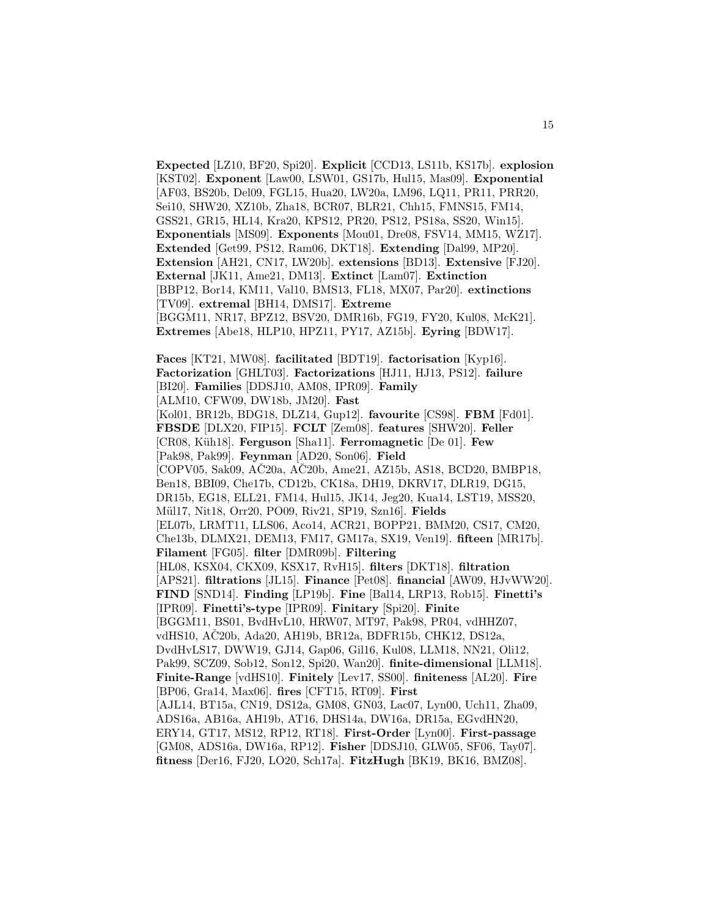**Expected** [LZ10, BF20, Spi20]. **Explicit** [CCD13, LS11b, KS17b]. **explosion** [KST02]. **Exponent** [Law00, LSW01, GS17b, Hul15, Mas09]. **Exponential** [AF03, BS20b, Del09, FGL15, Hua20, LW20a, LM96, LQ11, PR11, PRR20, Sei10, SHW20, XZ10b, Zha18, BCR07, BLR21, Chh15, FMNS15, FM14, GSS21, GR15, HL14, Kra20, KPS12, PR20, PS12, PS18a, SS20, Win15]. **Exponentials** [MS09]. **Exponents** [Mou01, Dre08, FSV14, MM15, WZ17]. **Extended** [Get99, PS12, Ram06, DKT18]. **Extending** [Dal99, MP20]. **Extension** [AH21, CN17, LW20b]. **extensions** [BD13]. **Extensive** [FJ20]. **External** [JK11, Ame21, DM13]. **Extinct** [Lam07]. **Extinction** [BBP12, Bor14, KM11, Val10, BMS13, FL18, MX07, Par20]. **extinctions** [TV09]. **extremal** [BH14, DMS17]. **Extreme** [BGGM11, NR17, BPZ12, BSV20, DMR16b, FG19, FY20, Kul08, McK21]. **Extremes** [Abe18, HLP10, HPZ11, PY17, AZ15b]. **Eyring** [BDW17].

**Faces** [KT21, MW08]. **facilitated** [BDT19]. **factorisation** [Kyp16]. **Factorization** [GHLT03]. **Factorizations** [HJ11, HJ13, PS12]. **failure** [BI20]. **Families** [DDSJ10, AM08, IPR09]. **Family** [ALM10, CFW09, DW18b, JM20]. **Fast** [Kol01, BR12b, BDG18, DLZ14, Gup12]. **favourite** [CS98]. **FBM** [Fd01]. **FBSDE** [DLX20, FIP15]. **FCLT** [Zem08]. **features** [SHW20]. **Feller** [CR08, Küh18]. **Ferguson** [Sha11]. **Ferromagnetic** [De 01]. **Few** [Pak98, Pak99]. **Feynman** [AD20, Son06]. **Field** [COPV05, Sak09, AČ20a, AČ20b, Ame21, AZ15b, AS18, BCD20, BMBP18, Ben18, BBI09, Che17b, CD12b, CK18a, DH19, DKRV17, DLR19, DG15, DR15b, EG18, ELL21, FM14, Hul15, JK14, Jeg20, Kua14, LST19, MSS20, Mül17, Nit18, Orr20, PO09, Riv21, SP19, Szn16]. **Fields** [EL07b, LRMT11, LLS06, Aco14, ACR21, BOPP21, BMM20, CS17, CM20, Che13b, DLMX21, DEM13, FM17, GM17a, SX19, Ven19]. **fifteen** [MR17b]. **Filament** [FG05]. **filter** [DMR09b]. **Filtering** [HL08, KSX04, CKX09, KSX17, RvH15]. **filters** [DKT18]. **filtration** [APS21]. **filtrations** [JL15]. **Finance** [Pet08]. **financial** [AW09, HJvWW20]. **FIND** [SND14]. **Finding** [LP19b]. **Fine** [Bal14, LRP13, Rob15]. **Finetti's** [IPR09]. **Finetti's-type** [IPR09]. **Finitary** [Spi20]. **Finite** [BGGM11, BS01, BvdHvL10, HRW07, MT97, Pak98, PR04, vdHHZ07, vdHS10, AČ20b, Ada20, AH19b, BR12a, BDFR15b, CHK12, DS12a, DvdHvLS17, DWW19, GJ14, Gap06, Gil16, Kul08, LLM18, NN21, Oli12, Pak99, SCZ09, Sob12, Son12, Spi20, Wan20]. **finite-dimensional** [LLM18]. **Finite-Range** [vdHS10]. **Finitely** [Lev17, SS00]. **finiteness** [AL20]. **Fire** [BP06, Gra14, Max06]. **fires** [CFT15, RT09]. **First** [AJL14, BT15a, CN19, DS12a, GM08, GN03, Lac07, Lyn00, Uch11, Zha09, ADS16a, AB16a, AH19b, AT16, DHS14a, DW16a, DR15a, EGvdHN20, ERY14, GT17, MS12, RP12, RT18]. **First-Order** [Lyn00]. **First-passage** [GM08, ADS16a, DW16a, RP12]. **Fisher** [DDSJ10, GLW05, SF06, Tay07]. **fitness** [Der16, FJ20, LO20, Sch17a]. **FitzHugh** [BK19, BK16, BMZ08].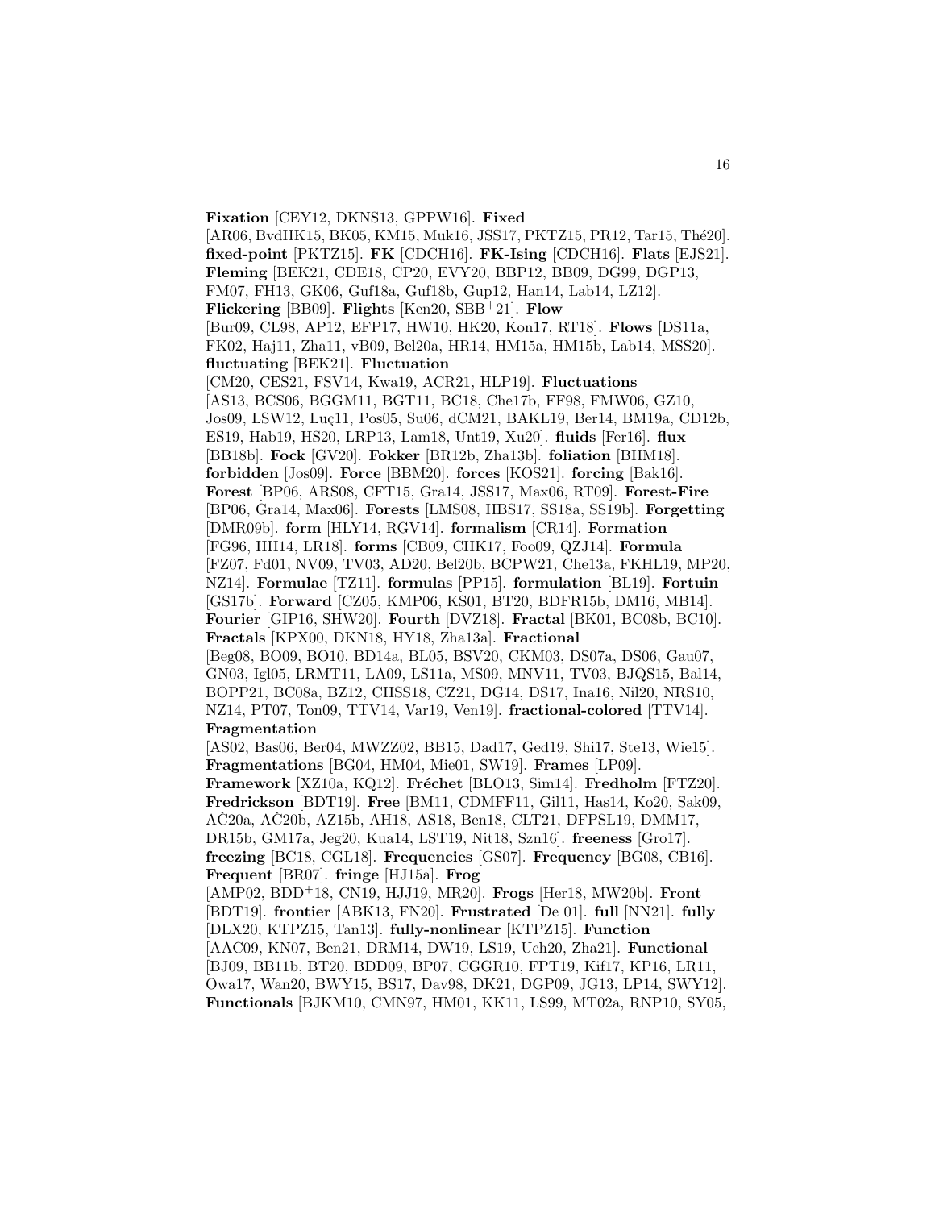**Fixation** [CEY12, DKNS13, GPPW16]. **Fixed** [AR06, BvdHK15, BK05, KM15, Muk16, JSS17, PKTZ15, PR12, Tar15, Thé20]. **fixed-point** [PKTZ15]. **FK** [CDCH16]. **FK-Ising** [CDCH16]. **Flats** [EJS21]. **Fleming** [BEK21, CDE18, CP20, EVY20, BBP12, BB09, DG99, DGP13, FM07, FH13, GK06, Guf18a, Guf18b, Gup12, Han14, Lab14, LZ12]. **Flickering** [BB09]. **Flights** [Ken20, SBB+21]. **Flow** [Bur09, CL98, AP12, EFP17, HW10, HK20, Kon17, RT18]. **Flows** [DS11a, FK02, Haj11, Zha11, vB09, Bel20a, HR14, HM15a, HM15b, Lab14, MSS20]. **fluctuating** [BEK21]. **Fluctuation** [CM20, CES21, FSV14, Kwa19, ACR21, HLP19]. **Fluctuations** [AS13, BCS06, BGGM11, BGT11, BC18, Che17b, FF98, FMW06, GZ10, Jos09, LSW12, Luç11, Pos05, Su06, dCM21, BAKL19, Ber14, BM19a, CD12b, ES19, Hab19, HS20, LRP13, Lam18, Unt19, Xu20]. **fluids** [Fer16]. **flux** [BB18b]. **Fock** [GV20]. **Fokker** [BR12b, Zha13b]. **foliation** [BHM18]. **forbidden** [Jos09]. **Force** [BBM20]. **forces** [KOS21]. **forcing** [Bak16]. **Forest** [BP06, ARS08, CFT15, Gra14, JSS17, Max06, RT09]. **Forest-Fire** [BP06, Gra14, Max06]. **Forests** [LMS08, HBS17, SS18a, SS19b]. **Forgetting** [DMR09b]. **form** [HLY14, RGV14]. **formalism** [CR14]. **Formation** [FG96, HH14, LR18]. **forms** [CB09, CHK17, Foo09, QZJ14]. **Formula** [FZ07, Fd01, NV09, TV03, AD20, Bel20b, BCPW21, Che13a, FKHL19, MP20, NZ14]. **Formulae** [TZ11]. **formulas** [PP15]. **formulation** [BL19]. **Fortuin** [GS17b]. **Forward** [CZ05, KMP06, KS01, BT20, BDFR15b, DM16, MB14]. **Fourier** [GIP16, SHW20]. **Fourth** [DVZ18]. **Fractal** [BK01, BC08b, BC10]. **Fractals** [KPX00, DKN18, HY18, Zha13a]. **Fractional** [Beg08, BO09, BO10, BD14a, BL05, BSV20, CKM03, DS07a, DS06, Gau07, GN03, Igl05, LRMT11, LA09, LS11a, MS09, MNV11, TV03, BJQS15, Bal14, BOPP21, BC08a, BZ12, CHSS18, CZ21, DG14, DS17, Ina16, Nil20, NRS10, NZ14, PT07, Ton09, TTV14, Var19, Ven19]. **fractional-colored** [TTV14]. **Fragmentation** [AS02, Bas06, Ber04, MWZZ02, BB15, Dad17, Ged19, Shi17, Ste13, Wie15]. **Fragmentations** [BG04, HM04, Mie01, SW19]. **Frames** [LP09]. **Framework** [XZ10a, KQ12]. **Fréchet** [BLO13, Sim14]. **Fredholm** [FTZ20]. **Fredrickson** [BDT19]. **Free** [BM11, CDMFF11, Gil11, Has14, Ko20, Sak09, AČ20a, AČ20b, AZ15b, AH18, AS18, Ben18, CLT21, DFPSL19, DMM17, DR15b, GM17a, Jeg20, Kua14, LST19, Nit18, Szn16]. **freeness** [Gro17]. **freezing** [BC18, CGL18]. **Frequencies** [GS07]. **Frequency** [BG08, CB16]. **Frequent** [BR07]. **fringe** [HJ15a]. **Frog** [AMP02, BDD+18, CN19, HJJ19, MR20]. **Frogs** [Her18, MW20b]. **Front** [BDT19]. **frontier** [ABK13, FN20]. **Frustrated** [De 01]. **full** [NN21]. **fully** [DLX20, KTPZ15, Tan13]. **fully-nonlinear** [KTPZ15]. **Function** [AAC09, KN07, Ben21, DRM14, DW19, LS19, Uch20, Zha21]. **Functional** [BJ09, BB11b, BT20, BDD09, BP07, CGGR10, FPT19, Kif17, KP16, LR11, Owa17, Wan20, BWY15, BS17, Dav98, DK21, DGP09, JG13, LP14, SWY12]. **Functionals** [BJKM10, CMN97, HM01, KK11, LS99, MT02a, RNP10, SY05,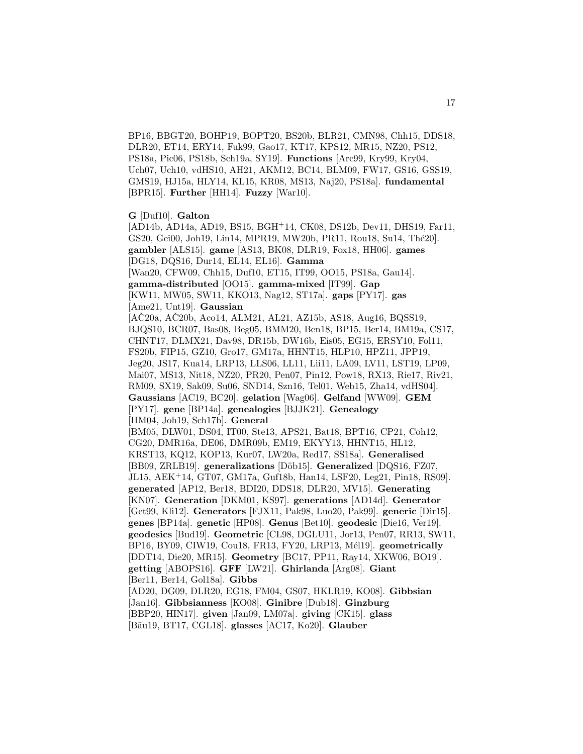BP16, BBGT20, BOHP19, BOPT20, BS20b, BLR21, CMN98, Chh15, DDS18, DLR20, ET14, ERY14, Fuk99, Gao17, KT17, KPS12, MR15, NZ20, PS12, PS18a, Pic06, PS18b, Sch19a, SY19]. **Functions** [Arc99, Kry99, Kry04, Uch07, Uch10, vdHS10, AH21, AKM12, BC14, BLM09, FW17, GS16, GSS19, GMS19, HJ15a, HLY14, KL15, KR08, MS13, Naj20, PS18a]. **fundamental** [BPR15]. **Further** [HH14]. **Fuzzy** [War10].

**G** [Duf10]. **Galton** [AD14b, AD14a, AD19, BS15, BGH+14, CK08, DS12b, Dev11, DHS19, Far11, GS20, Gei00, Joh19, Lin14, MPR19, MW20b, PR11, Rou18, Su14, Thé20]. **gambler** [ALS15]. **game** [AS13, BK08, DLR19, Fox18, HH06]. **games** [DG18, DQS16, Dur14, EL14, EL16]. **Gamma** [Wan20, CFW09, Chh15, Duf10, ET15, IT99, OO15, PS18a, Gau14]. **gamma-distributed** [OO15]. **gamma-mixed** [IT99]. **Gap** [KW11, MW05, SW11, KKO13, Nag12, ST17a]. **gaps** [PY17]. **gas** [Ame21, Unt19]. **Gaussian** [AČ20a, AČ20b, Aco14, ALM21, AL21, AZ15b, AS18, Aug16, BQSS19, BJQS10, BCR07, Bas08, Beg05, BMM20, Ben18, BP15, Ber14, BM19a, CS17, CHNT17, DLMX21, Dav98, DR15b, DW16b, Eis05, EG15, ERSY10, Fol11, FS20b, FIP15, GZ10, Gro17, GM17a, HHNT15, HLP10, HPZ11, JPP19, Jeg20, JS17, Kua14, LRP13, LLS06, LL11, Lii11, LA09, LV11, LST19, LP09, Mai07, MS13, Nit18, NZ20, PR20, Pen07, Pin12, Pow18, RX13, Rie17, Riv21, RM09, SX19, Sak09, Su06, SND14, Szn16, Tel01, Web15, Zha14, vdHS04]. **Gaussians** [AC19, BC20]. **gelation** [Wag06]. **Gelfand** [WW09]. **GEM** [PY17]. **gene** [BP14a]. **genealogies** [BJJK21]. **Genealogy** [HM04, Joh19, Sch17b]. **General** [BM05, DLW01, DS04, IT00, Ste13, APS21, Bat18, BPT16, CP21, Coh12, CG20, DMR16a, DE06, DMR09b, EM19, EKYY13, HHNT15, HL12, KRST13, KQ12, KOP13, Kur07, LW20a, Red17, SS18a]. **Generalised** [BB09, ZRLB19]. **generalizations** [Döb15]. **Generalized** [DQS16, FZ07, JL15, AEK+14, GT07, GM17a, Guf18b, Han14, LSF20, Leg21, Pin18, RS09]. **generated** [AP12, Ber18, BDI20, DDS18, DLR20, MV15]. **Generating** [KN07]. **Generation** [DKM01, KS97]. **generations** [AD14d]. **Generator** [Get99, Kli12]. **Generators** [FJX11, Pak98, Luo20, Pak99]. **generic** [Dir15]. **genes** [BP14a]. **genetic** [HP08]. **Genus** [Bet10]. **geodesic** [Die16, Ver19]. **geodesics** [Bud19]. **Geometric** [CL98, DGLU11, Jor13, Pen07, RR13, SW11, BP16, BY09, CIW19, Cou18, FR13, FY20, LRP13, Mél19]. **geometrically** [DDT14, Die20, MR15]. **Geometry** [BC17, PP11, Ray14, XKW06, BO19]. **getting** [ABOPS16]. **GFF** [LW21]. **Ghirlanda** [Arg08]. **Giant** [Ber11, Ber14, Gol18a]. **Gibbs** [AD20, DG09, DLR20, EG18, FM04, GS07, HKLR19, KO08]. **Gibbsian** [Jan16]. **Gibbsianness** [KO08]. **Ginibre** [Dub18]. **Ginzburg** [BBP20, HIN17]. **given** [Jan09, LM07a]. **giving** [CK15]. **glass** [Bäu19, BT17, CGL18]. **glasses** [AC17, Ko20]. **Glauber**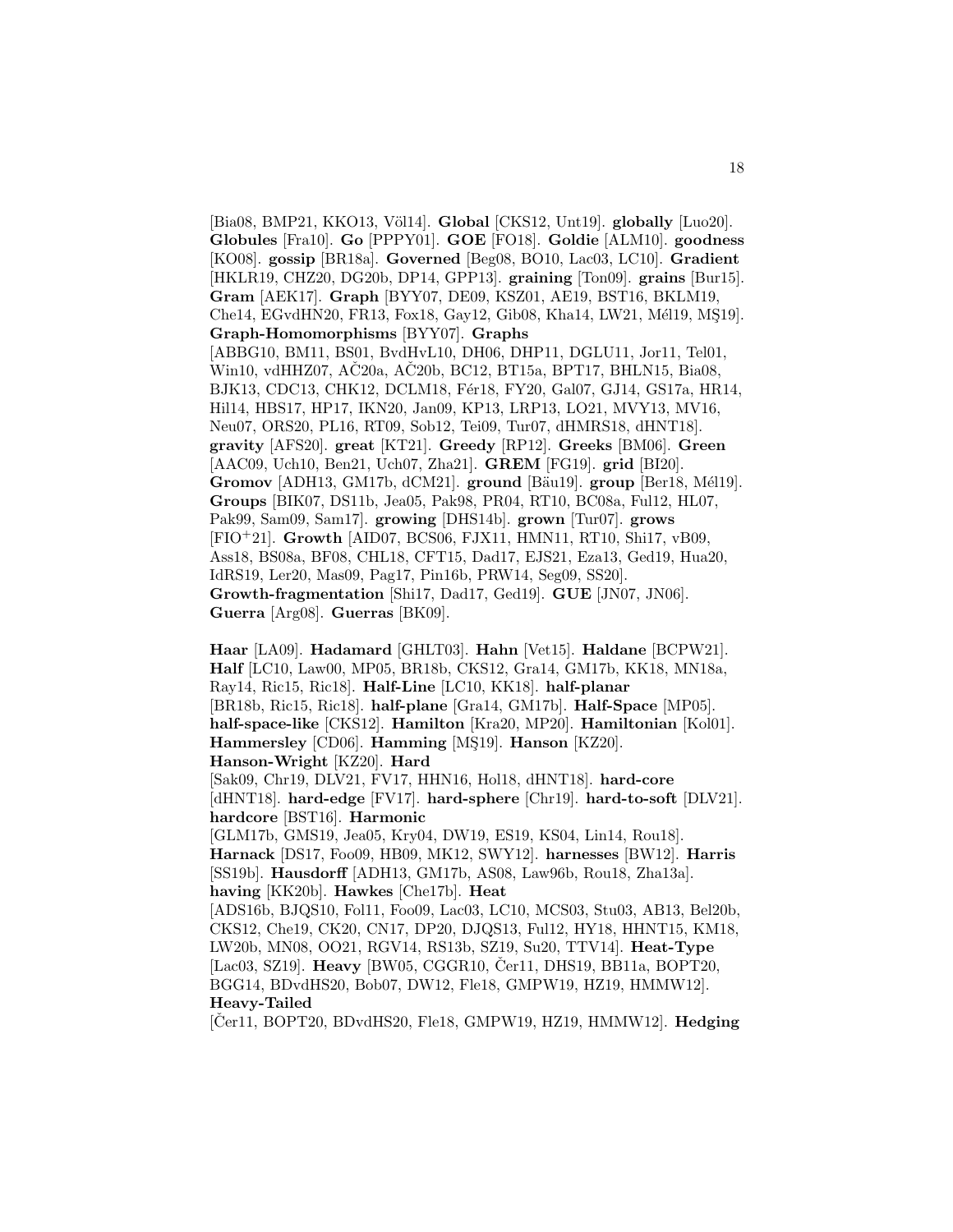[Bia08, BMP21, KKO13, Völ14]. **Global** [CKS12, Unt19]. **globally** [Luo20]. **Globules** [Fra10]. **Go** [PPPY01]. **GOE** [FO18]. **Goldie** [ALM10]. **goodness** [KO08]. **gossip** [BR18a]. **Governed** [Beg08, BO10, Lac03, LC10]. **Gradient** [HKLR19, CHZ20, DG20b, DP14, GPP13]. **graining** [Ton09]. **grains** [Bur15]. **Gram** [AEK17]. **Graph** [BYY07, DE09, KSZ01, AE19, BST16, BKLM19, Che14, EGvdHN20, FR13, Fox18, Gay12, Gib08, Kha14, LW21, Mél19, MŞ19]. **Graph-Homomorphisms** [BYY07]. **Graphs** [ABBG10, BM11, BS01, BvdHvL10, DH06, DHP11, DGLU11, Jor11, Tel01, Win10, vdHHZ07, AČ20a, AČ20b, BC12, BT15a, BPT17, BHLN15, Bia08, BJK13, CDC13, CHK12, DCLM18, Fér18, FY20, Gal07, GJ14, GS17a, HR14, Hil14, HBS17, HP17, IKN20, Jan09, KP13, LRP13, LO21, MVY13, MV16, Neu07, ORS20, PL16, RT09, Sob12, Tei09, Tur07, dHMRS18, dHNT18]. **gravity** [AFS20]. **great** [KT21]. **Greedy** [RP12]. **Greeks** [BM06]. **Green** [AAC09, Uch10, Ben21, Uch07, Zha21]. **GREM** [FG19]. **grid** [BI20]. **Gromov** [ADH13, GM17b, dCM21]. **ground** [Bäu19]. **group** [Ber18, Mél19]. **Groups** [BIK07, DS11b, Jea05, Pak98, PR04, RT10, BC08a, Ful12, HL07, Pak99, Sam09, Sam17]. **growing** [DHS14b]. **grown** [Tur07]. **grows** [FIO[+]21]. **Growth** [AID07, BCS06, FJX11, HMN11, RT10, Shi17, vB09, Ass18, BS08a, BF08, CHL18, CFT15, Dad17, EJS21, Eza13, Ged19, Hua20, IdRS19, Ler20, Mas09, Pag17, Pin16b, PRW14, Seg09, SS20]. **Growth-fragmentation** [Shi17, Dad17, Ged19]. **GUE** [JN07, JN06]. **Guerra** [Arg08]. **Guerras** [BK09].

**Haar** [LA09]. **Hadamard** [GHLT03]. **Hahn** [Vet15]. **Haldane** [BCPW21]. **Half** [LC10, Law00, MP05, BR18b, CKS12, Gra14, GM17b, KK18, MN18a, Ray14, Ric15, Ric18]. **Half-Line** [LC10, KK18]. **half-planar** [BR18b, Ric15, Ric18]. **half-plane** [Gra14, GM17b]. **Half-Space** [MP05]. **half-space-like** [CKS12]. **Hamilton** [Kra20, MP20]. **Hamiltonian** [Kol01]. **Hammersley** [CD06]. **Hamming** [MŞ19]. **Hanson** [KZ20]. **Hanson-Wright** [KZ20]. **Hard** [Sak09, Chr19, DLV21, FV17, HHN16, Hol18, dHNT18]. **hard-core** [dHNT18]. **hard-edge** [FV17]. **hard-sphere** [Chr19]. **hard-to-soft** [DLV21]. **hardcore** [BST16]. **Harmonic** [GLM17b, GMS19, Jea05, Kry04, DW19, ES19, KS04, Lin14, Rou18]. **Harnack** [DS17, Foo09, HB09, MK12, SWY12]. **harnesses** [BW12]. **Harris** [SS19b]. **Hausdorff** [ADH13, GM17b, AS08, Law96b, Rou18, Zha13a]. **having** [KK20b]. **Hawkes** [Che17b]. **Heat** [ADS16b, BJQS10, Fol11, Foo09, Lac03, LC10, MCS03, Stu03, AB13, Bel20b, CKS12, Che19, CK20, CN17, DP20, DJQS13, Ful12, HY18, HHNT15, KM18, LW20b, MN08, OO21, RGV14, RS13b, SZ19, Su20, TTV14]. **Heat-Type** [Lac03, SZ19]. **Heavy** [BW05, CGGR10, Čer11, DHS19, BB11a, BOPT20, BGG14, BDvdHS20, Bob07, DW12, Fle18, GMPW19, HZ19, HMMW12]. **Heavy-Tailed** [Čer11, BOPT20, BDvdHS20, Fle18, GMPW19, HZ19, HMMW12]. **Hedging**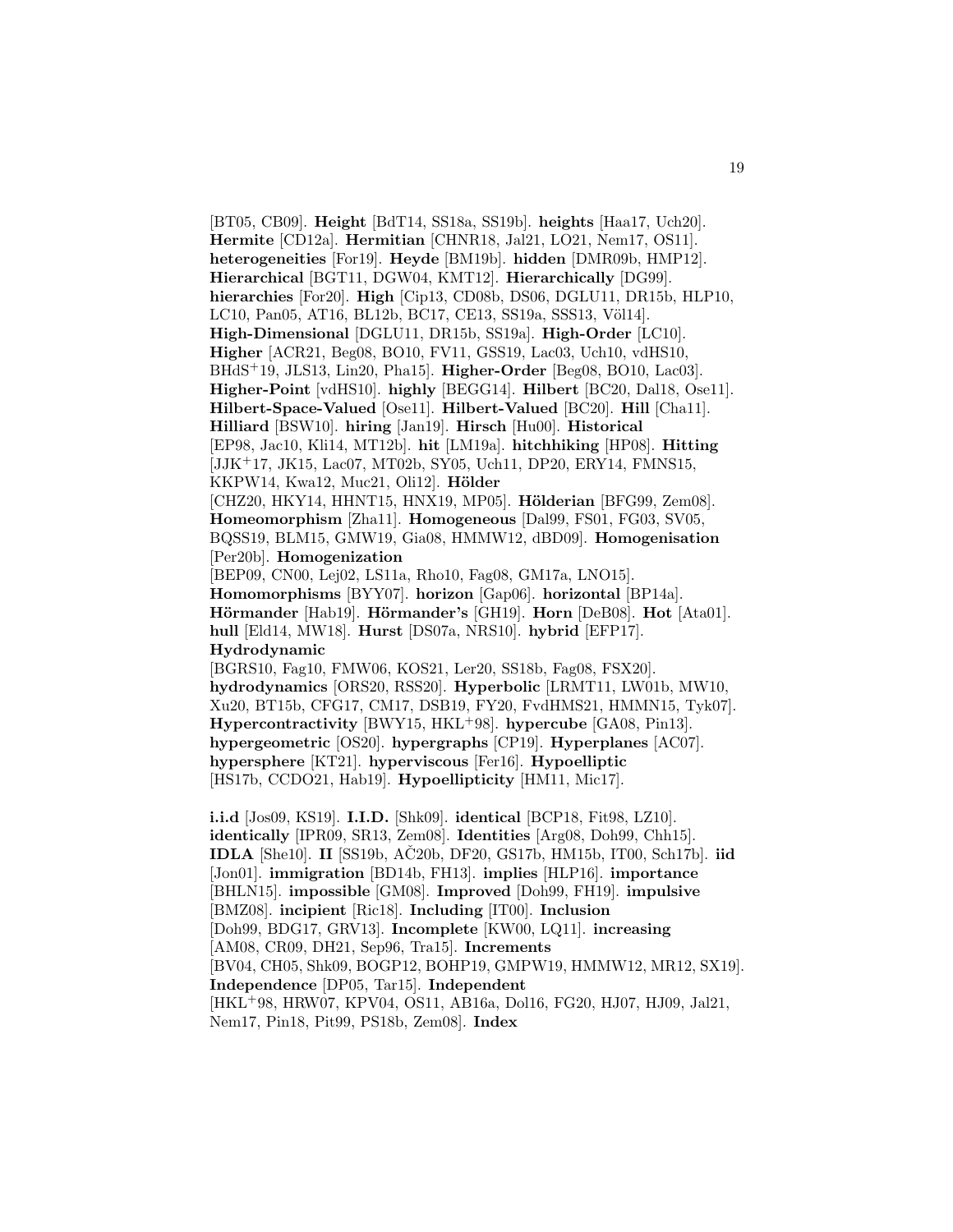[BT05, CB09]. **Height** [BdT14, SS18a, SS19b]. **heights** [Haa17, Uch20]. **Hermite** [CD12a]. **Hermitian** [CHNR18, Jal21, LO21, Nem17, OS11]. **heterogeneities** [For19]. **Heyde** [BM19b]. **hidden** [DMR09b, HMP12]. **Hierarchical** [BGT11, DGW04, KMT12]. **Hierarchically** [DG99]. **hierarchies** [For20]. **High** [Cip13, CD08b, DS06, DGLU11, DR15b, HLP10, LC10, Pan05, AT16, BL12b, BC17, CE13, SS19a, SSS13, Völ14]. **High-Dimensional** [DGLU11, DR15b, SS19a]. **High-Order** [LC10]. **Higher** [ACR21, Beg08, BO10, FV11, GSS19, Lac03, Uch10, vdHS10, BHdS+19, JLS13, Lin20, Pha15]. **Higher-Order** [Beg08, BO10, Lac03]. **Higher-Point** [vdHS10]. **highly** [BEGG14]. **Hilbert** [BC20, Dal18, Ose11]. **Hilbert-Space-Valued** [Ose11]. **Hilbert-Valued** [BC20]. **Hill** [Cha11]. **Hilliard** [BSW10]. **hiring** [Jan19]. **Hirsch** [Hu00]. **Historical** [EP98, Jac10, Kli14, MT12b]. **hit** [LM19a]. **hitchhiking** [HP08]. **Hitting** [JJK+17, JK15, Lac07, MT02b, SY05, Uch11, DP20, ERY14, FMNS15, KKPW14, Kwa12, Muc21, Oli12]. **Hölder** [CHZ20, HKY14, HHNT15, HNX19, MP05]. **Hölderian** [BFG99, Zem08]. **Homeomorphism** [Zha11]. **Homogeneous** [Dal99, FS01, FG03, SV05, BQSS19, BLM15, GMW19, Gia08, HMMW12, dBD09]. **Homogenisation** [Per20b]. **Homogenization** [BEP09, CN00, Lej02, LS11a, Rho10, Fag08, GM17a, LNO15]. **Homomorphisms** [BYY07]. **horizon** [Gap06]. **horizontal** [BP14a]. **Hörmander** [Hab19]. **Hörmander's** [GH19]. **Horn** [DeB08]. **Hot** [Ata01]. **hull** [Eld14, MW18]. **Hurst** [DS07a, NRS10]. **hybrid** [EFP17]. **Hydrodynamic** [BGRS10, Fag10, FMW06, KOS21, Ler20, SS18b, Fag08, FSX20]. **hydrodynamics** [ORS20, RSS20]. **Hyperbolic** [LRMT11, LW01b, MW10, Xu20, BT15b, CFG17, CM17, DSB19, FY20, FvdHMS21, HMMN15, Tyk07]. **Hypercontractivity** [BWY15, HKL+98]. **hypercube** [GA08, Pin13]. **hypergeometric** [OS20]. **hypergraphs** [CP19]. **Hyperplanes** [AC07]. **hypersphere** [KT21]. **hyperviscous** [Fer16]. **Hypoelliptic** [HS17b, CCDO21, Hab19]. **Hypoellipticity** [HM11, Mic17].

**i.i.d** [Jos09, KS19]. **I.I.D.** [Shk09]. **identical** [BCP18, Fit98, LZ10]. **identically** [IPR09, SR13, Zem08]. **Identities** [Arg08, Doh99, Chh15]. **IDLA** [She10]. **II** [SS19b, AČ20b, DF20, GS17b, HM15b, IT00, Sch17b]. **iid** [Jon01]. **immigration** [BD14b, FH13]. **implies** [HLP16]. **importance** [BHLN15]. **impossible** [GM08]. **Improved** [Doh99, FH19]. **impulsive** [BMZ08]. **incipient** [Ric18]. **Including** [IT00]. **Inclusion** [Doh99, BDG17, GRV13]. **Incomplete** [KW00, LQ11]. **increasing** [AM08, CR09, DH21, Sep96, Tra15]. **Increments** [BV04, CH05, Shk09, BOGP12, BOHP19, GMPW19, HMMW12, MR12, SX19]. **Independence** [DP05, Tar15]. **Independent** [HKL+98, HRW07, KPV04, OS11, AB16a, Dol16, FG20, HJ07, HJ09, Jal21, Nem17, Pin18, Pit99, PS18b, Zem08]. **Index**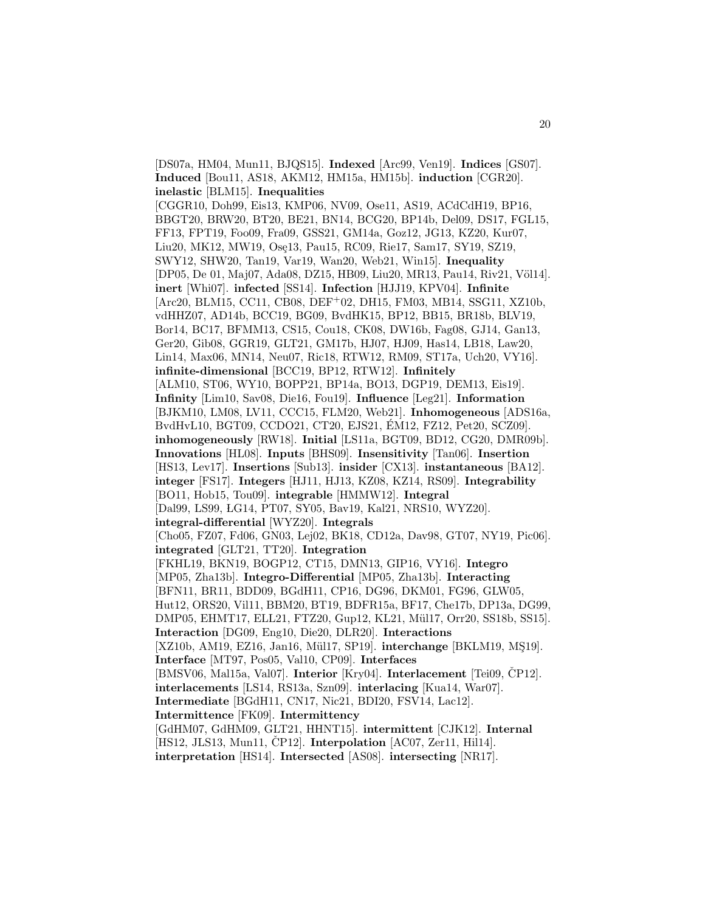[DS07a, HM04, Mun11, BJQS15]. **Indexed** [Arc99, Ven19]. **Indices** [GS07]. **Induced** [Bou11, AS18, AKM12, HM15a, HM15b]. **induction** [CGR20]. **inelastic** [BLM15]. **Inequalities** [CGGR10, Doh99, Eis13, KMP06, NV09, Ose11, AS19, ACdCdH19, BP16, BBGT20, BRW20, BT20, BE21, BN14, BCG20, BP14b, Del09, DS17, FGL15, FF13, FPT19, Foo09, Fra09, GSS21, GM14a, Goz12, JG13, KZ20, Kur07, Liu20, MK12, MW19, Osę13, Pau15, RC09, Rie17, Sam17, SY19, SZ19, SWY12, SHW20, Tan19, Var19, Wan20, Web21, Win15]. **Inequality** [DP05, De 01, Maj07, Ada08, DZ15, HB09, Liu20, MR13, Pau14, Riv21, Völ14]. **inert** [Whi07]. **infected** [SS14]. **Infection** [HJJ19, KPV04]. **Infinite** [Arc20, BLM15, CC11, CB08, DEF$^+$02, DH15, FM03, MB14, SSG11, XZ10b, vdHHZ07, AD14b, BCC19, BG09, BvdHK15, BP12, BB15, BR18b, BLV19, Bor14, BC17, BFMM13, CS15, Cou18, CK08, DW16b, Fag08, GJ14, Gan13, Ger20, Gib08, GGR19, GLT21, GM17b, HJ07, HJ09, Has14, LB18, Law20, Lin14, Max06, MN14, Neu07, Ric18, RTW12, RM09, ST17a, Uch20, VY16]. **infinite-dimensional** [BCC19, BP12, RTW12]. **Infinitely** [ALM10, ST06, WY10, BOPP21, BP14a, BO13, DGP19, DEM13, Eis19]. **Infinity** [Lim10, Sav08, Die16, Fou19]. **Influence** [Leg21]. **Information** [BJKM10, LM08, LV11, CCC15, FLM20, Web21]. **Inhomogeneous** [ADS16a, BvdHvL10, BGT09, CCDO21, CT20, EJS21, ÉM12, FZ12, Pet20, SCZ09]. **inhomogeneously** [RW18]. **Initial** [LS11a, BGT09, BD12, CG20, DMR09b]. **Innovations** [HL08]. **Inputs** [BHS09]. **Insensitivity** [Tan06]. **Insertion** [HS13, Lev17]. **Insertions** [Sub13]. **insider** [CX13]. **instantaneous** [BA12]. **integer** [FS17]. **Integers** [HJ11, HJ13, KZ08, KZ14, RS09]. **Integrability** [BO11, Hob15, Tou09]. **integrable** [HMMW12]. **Integral** [Dal99, LS99, LG14, PT07, SY05, Bav19, Kal21, NRS10, WYZ20]. **integral-differential** [WYZ20]. **Integrals** [Cho05, FZ07, Fd06, GN03, Lej02, BK18, CD12a, Dav98, GT07, NY19, Pic06]. **integrated** [GLT21, TT20]. **Integration** [FKHL19, BKN19, BOGP12, CT15, DMN13, GIP16, VY16]. **Integro** [MP05, Zha13b]. **Integro-Differential** [MP05, Zha13b]. **Interacting** [BFN11, BR11, BDD09, BGdH11, CP16, DG96, DKM01, FG96, GLW05, Hut12, ORS20, Vil11, BBM20, BT19, BDFR15a, BF17, Che17b, DP13a, DG99, DMP05, EHMT17, ELL21, FTZ20, Gup12, KL21, Mül17, Orr20, SS18b, SS15]. **Interaction** [DG09, Eng10, Die20, DLR20]. **Interactions** [XZ10b, AM19, EZ16, Jan16, Mül17, SP19]. **interchange** [BKLM19, MŞ19]. **Interface** [MT97, Pos05, Val10, CP09]. **Interfaces** [BMSV06, Mal15a, Val07]. **Interior** [Kry04]. **Interlacement** [Tei09, ČP12]. **interlacements** [LS14, RS13a, Szn09]. **interlacing** [Kua14, War07]. **Intermediate** [BGdH11, CN17, Nic21, BDI20, FSV14, Lac12]. **Intermittence** [FK09]. **Intermittency** [GdHM07, GdHM09, GLT21, HHNT15]. **intermittent** [CJK12]. **Internal** [HS12, JLS13, Mun11, ČP12]. **Interpolation** [AC07, Zer11, Hil14]. **interpretation** [HS14]. **Intersected** [AS08]. **intersecting** [NR17].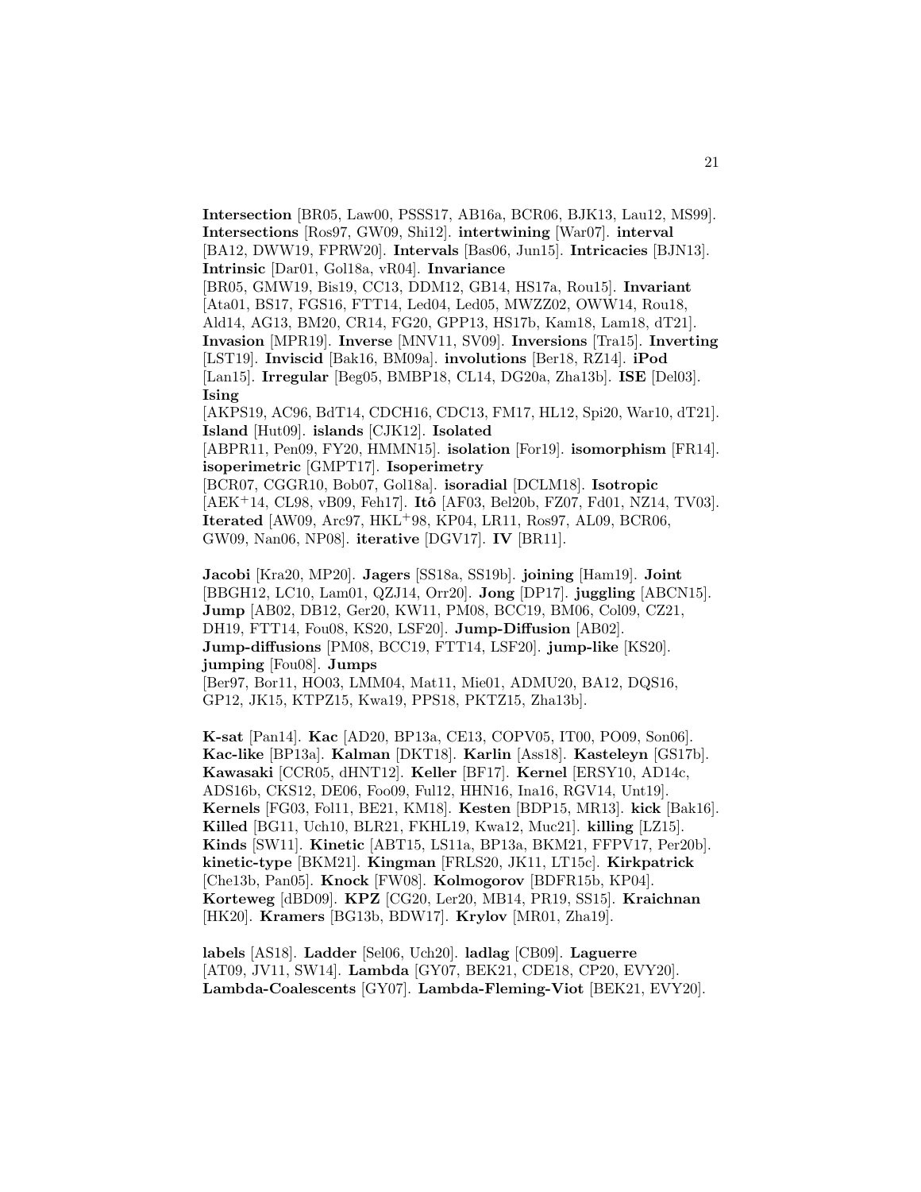**Intersection** [BR05, Law00, PSSS17, AB16a, BCR06, BJK13, Lau12, MS99]. **Intersections** [Ros97, GW09, Shi12]. **intertwining** [War07]. **interval** [BA12, DWW19, FPRW20]. **Intervals** [Bas06, Jun15]. **Intricacies** [BJN13]. **Intrinsic** [Dar01, Gol18a, vR04]. **Invariance** [BR05, GMW19, Bis19, CC13, DDM12, GB14, HS17a, Rou15]. **Invariant** [Ata01, BS17, FGS16, FTT14, Led04, Led05, MWZZ02, OWW14, Rou18, Ald14, AG13, BM20, CR14, FG20, GPP13, HS17b, Kam18, Lam18, dT21]. **Invasion** [MPR19]. **Inverse** [MNV11, SV09]. **Inversions** [Tra15]. **Inverting** [LST19]. **Inviscid** [Bak16, BM09a]. **involutions** [Ber18, RZ14]. **iPod** [Lan15]. **Irregular** [Beg05, BMBP18, CL14, DG20a, Zha13b]. **ISE** [Del03]. **Ising** [AKPS19, AC96, BdT14, CDCH16, CDC13, FM17, HL12, Spi20, War10, dT21]. **Island** [Hut09]. **islands** [CJK12]. **Isolated** [ABPR11, Pen09, FY20, HMMN15]. **isolation** [For19]. **isomorphism** [FR14]. **isoperimetric** [GMPT17]. **Isoperimetry** [BCR07, CGGR10, Bob07, Gol18a]. **isoradial** [DCLM18]. **Isotropic** [AEK+14, CL98, vB09, Feh17]. **Itô** [AF03, Bel20b, FZ07, Fd01, NZ14, TV03]. **Iterated** [AW09, Arc97, HKL+98, KP04, LR11, Ros97, AL09, BCR06, GW09, Nan06, NP08]. **iterative** [DGV17]. **IV** [BR11].

**Jacobi** [Kra20, MP20]. **Jagers** [SS18a, SS19b]. **joining** [Ham19]. **Joint** [BBGH12, LC10, Lam01, QZJ14, Orr20]. **Jong** [DP17]. **juggling** [ABCN15]. **Jump** [AB02, DB12, Ger20, KW11, PM08, BCC19, BM06, Col09, CZ21, DH19, FTT14, Fou08, KS20, LSF20]. **Jump-Diffusion** [AB02]. **Jump-diffusions** [PM08, BCC19, FTT14, LSF20]. **jump-like** [KS20]. **jumping** [Fou08]. **Jumps** [Ber97, Bor11, HO03, LMM04, Mat11, Mie01, ADMU20, BA12, DQS16, GP12, JK15, KTPZ15, Kwa19, PPS18, PKTZ15, Zha13b].

**K-sat** [Pan14]. **Kac** [AD20, BP13a, CE13, COPV05, IT00, PO09, Son06]. **Kac-like** [BP13a]. **Kalman** [DKT18]. **Karlin** [Ass18]. **Kasteleyn** [GS17b]. **Kawasaki** [CCR05, dHNT12]. **Keller** [BF17]. **Kernel** [ERSY10, AD14c, ADS16b, CKS12, DE06, Foo09, Ful12, HHN16, Ina16, RGV14, Unt19]. **Kernels** [FG03, Fol11, BE21, KM18]. **Kesten** [BDP15, MR13]. **kick** [Bak16]. **Killed** [BG11, Uch10, BLR21, FKHL19, Kwa12, Muc21]. **killing** [LZ15]. **Kinds** [SW11]. **Kinetic** [ABT15, LS11a, BP13a, BKM21, FFPV17, Per20b]. **kinetic-type** [BKM21]. **Kingman** [FRLS20, JK11, LT15c]. **Kirkpatrick** [Che13b, Pan05]. **Knock** [FW08]. **Kolmogorov** [BDFR15b, KP04]. **Korteweg** [dBD09]. **KPZ** [CG20, Ler20, MB14, PR19, SS15]. **Kraichnan** [HK20]. **Kramers** [BG13b, BDW17]. **Krylov** [MR01, Zha19].

**labels** [AS18]. **Ladder** [Sel06, Uch20]. **ladlag** [CB09]. **Laguerre** [AT09, JV11, SW14]. **Lambda** [GY07, BEK21, CDE18, CP20, EVY20]. **Lambda-Coalescents** [GY07]. **Lambda-Fleming-Viot** [BEK21, EVY20].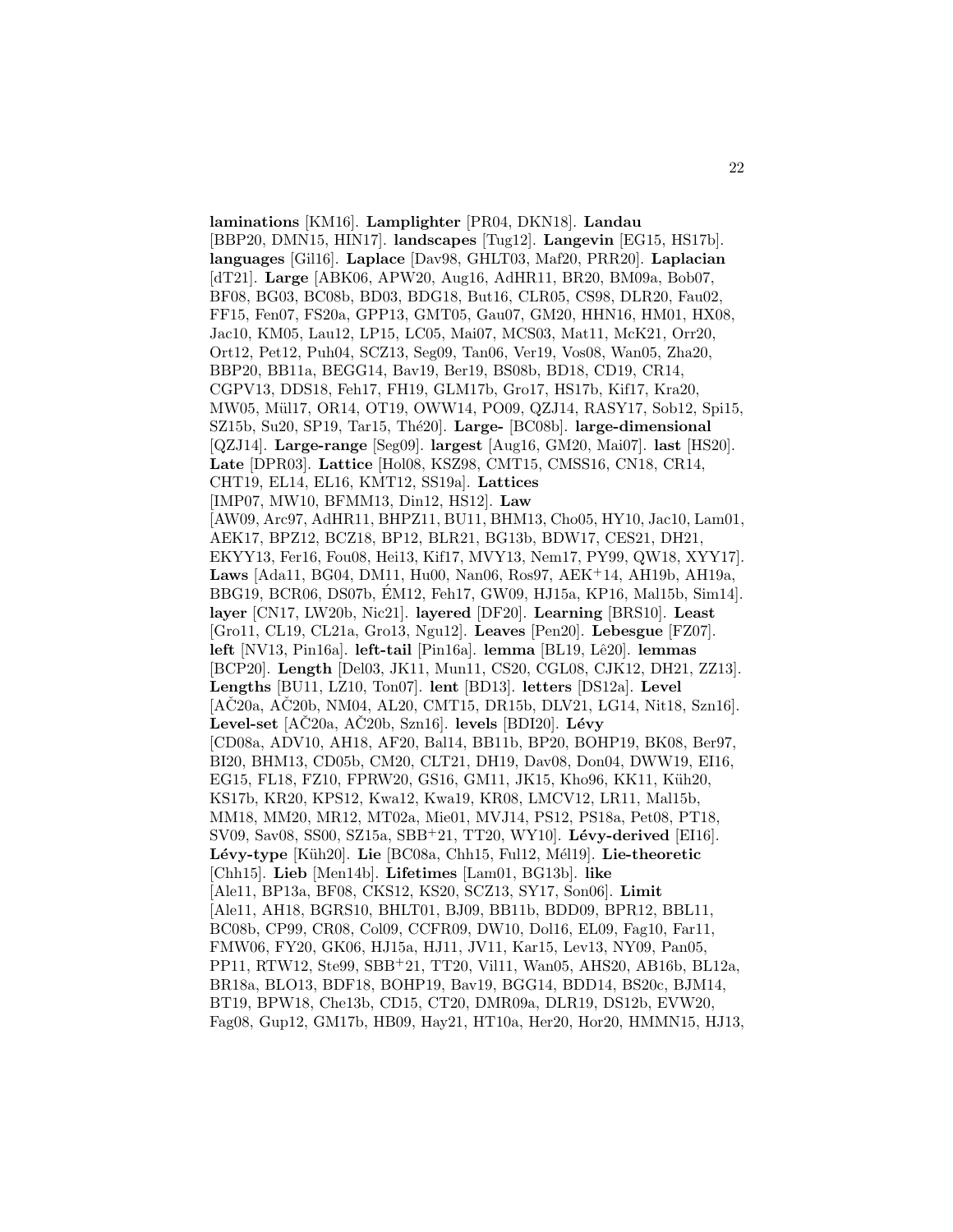**laminations** [KM16]. **Lamplighter** [PR04, DKN18]. **Landau** [BBP20, DMN15, HIN17]. **landscapes** [Tug12]. **Langevin** [EG15, HS17b]. **languages** [Gil16]. **Laplace** [Dav98, GHLT03, Maf20, PRR20]. **Laplacian** [dT21]. **Large** [ABK06, APW20, Aug16, AdHR11, BR20, BM09a, Bob07, BF08, BG03, BC08b, BD03, BDG18, But16, CLR05, CS98, DLR20, Fau02, FF15, Fen07, FS20a, GPP13, GMT05, Gau07, GM20, HHN16, HM01, HX08, Jac10, KM05, Lau12, LP15, LC05, Mai07, MCS03, Mat11, McK21, Orr20, Ort12, Pet12, Puh04, SCZ13, Seg09, Tan06, Ver19, Vos08, Wan05, Zha20, BBP20, BB11a, BEGG14, Bav19, Ber19, BS08b, BD18, CD19, CR14, CGPV13, DDS18, Feh17, FH19, GLM17b, Gro17, HS17b, Kif17, Kra20, MW05, Mül17, OR14, OT19, OWW14, PO09, QZJ14, RASY17, Sob12, Spi15, SZ15b, Su20, SP19, Tar15, Thé20]. **Large-** [BC08b]. **large-dimensional** [QZJ14]. **Large-range** [Seg09]. **largest** [Aug16, GM20, Mai07]. **last** [HS20]. **Late** [DPR03]. **Lattice** [Hol08, KSZ98, CMT15, CMSS16, CN18, CR14, CHT19, EL14, EL16, KMT12, SS19a]. **Lattices** [IMP07, MW10, BFMM13, Din12, HS12]. **Law** [AW09, Arc97, AdHR11, BHPZ11, BU11, BHM13, Cho05, HY10, Jac10, Lam01, AEK17, BPZ12, BCZ18, BP12, BLR21, BG13b, BDW17, CES21, DH21, EKYY13, Fer16, Fou08, Hei13, Kif17, MVY13, Nem17, PY99, QW18, XYY17]. **Laws** [Ada11, BG04, DM11, Hu00, Nan06, Ros97, AEK$^{+}$14, AH19b, AH19a, BBG19, BCR06, DS07b, ÉM12, Feh17, GW09, HJ15a, KP16, Mal15b, Sim14]. **layer** [CN17, LW20b, Nic21]. **layered** [DF20]. **Learning** [BRS10]. **Least** [Gro11, CL19, CL21a, Gro13, Ngu12]. **Leaves** [Pen20]. **Lebesgue** [FZ07]. **left** [NV13, Pin16a]. **left-tail** [Pin16a]. **lemma** [BL19, Lê20]. **lemmas** [BCP20]. **Length** [Del03, JK11, Mun11, CS20, CGL08, CJK12, DH21, ZZ13]. **Lengths** [BU11, LZ10, Ton07]. **lent** [BD13]. **letters** [DS12a]. **Level** [AČ20a, AČ20b, NM04, AL20, CMT15, DR15b, DLV21, LG14, Nit18, Szn16]. **Level-set** [AČ20a, AČ20b, Szn16]. **levels** [BDI20]. **Lévy** [CD08a, ADV10, AH18, AF20, Bal14, BB11b, BP20, BOHP19, BK08, Ber97, BI20, BHM13, CD05b, CM20, CLT21, DH19, Dav08, Don04, DWW19, EI16, EG15, FL18, FZ10, FPRW20, GS16, GM11, JK15, Kho96, KK11, Küh20, KS17b, KR20, KPS12, Kwa12, Kwa19, KR08, LMCV12, LR11, Mal15b, MM18, MM20, MR12, MT02a, Mie01, MVJ14, PS12, PS18a, Pet08, PT18, SV09, Sav08, SS00, SZ15a, SBB$^{+}$21, TT20, WY10]. **Lévy-derived** [EI16]. **Lévy-type** [Küh20]. **Lie** [BC08a, Chh15, Ful12, Mél19]. **Lie-theoretic** [Chh15]. **Lieb** [Men14b]. **Lifetimes** [Lam01, BG13b]. **like** [Ale11, BP13a, BF08, CKS12, KS20, SCZ13, SY17, Son06]. **Limit** [Ale11, AH18, BGRS10, BHLT01, BJ09, BB11b, BDD09, BPR12, BBL11, BC08b, CP99, CR08, Col09, CCFR09, DW10, Dol16, EL09, Fag10, Far11, FMW06, FY20, GK06, HJ15a, HJ11, JV11, Kar15, Lev13, NY09, Pan05, PP11, RTW12, Ste99, SBB$^{+}$21, TT20, Vil11, Wan05, AHS20, AB16b, BL12a, BR18a, BLO13, BDF18, BOHP19, Bav19, BGG14, BDD14, BS20c, BJM14, BT19, BPW18, Che13b, CD15, CT20, DMR09a, DLR19, DS12b, EVW20, Fag08, Gup12, GM17b, HB09, Hay21, HT10a, Her20, Hor20, HMMN15, HJ13,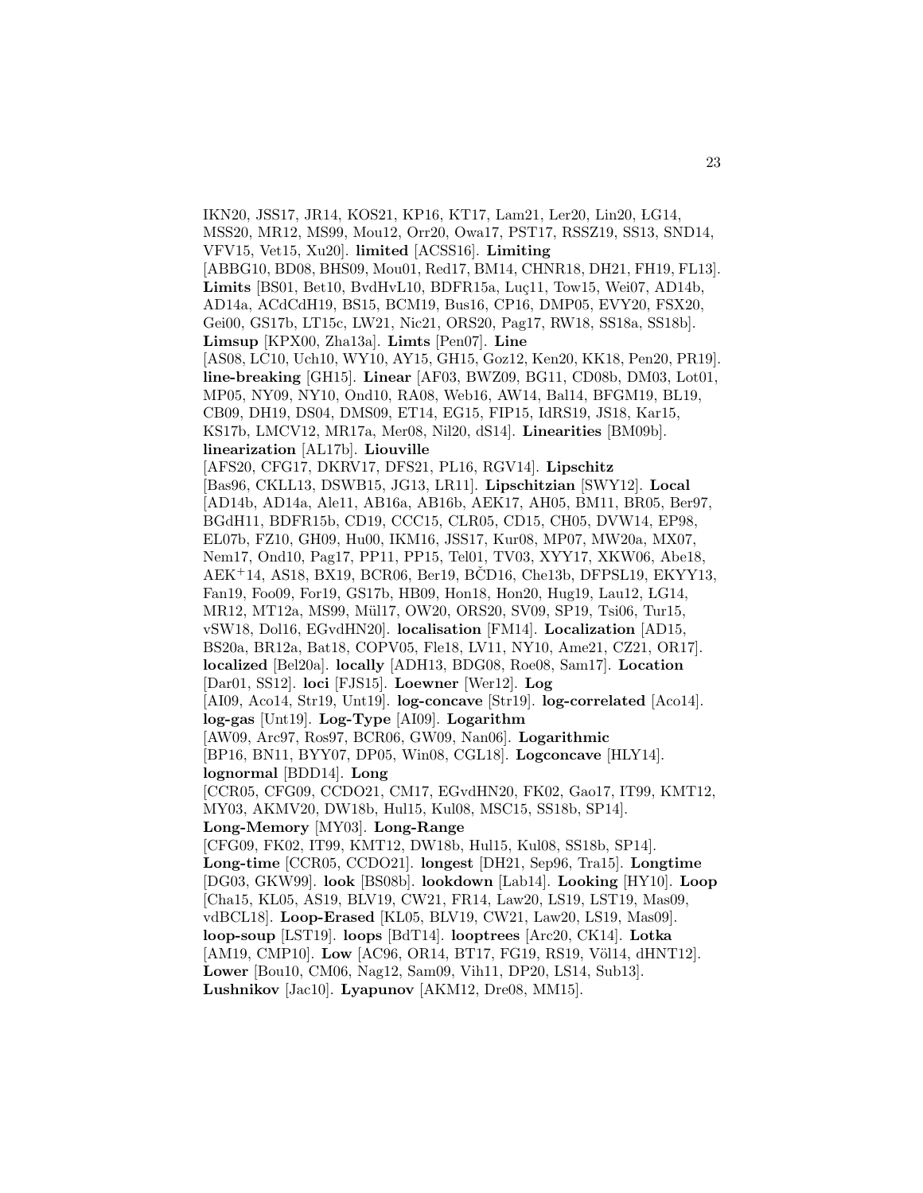IKN20, JSS17, JR14, KOS21, KP16, KT17, Lam21, Ler20, Lin20, ŁG14, MSS20, MR12, MS99, Mou12, Orr20, Owa17, PST17, RSSZ19, SS13, SND14, VFV15, Vet15, Xu20]. **limited** [ACSS16]. **Limiting** [ABBG10, BD08, BHS09, Mou01, Red17, BM14, CHNR18, DH21, FH19, FL13]. **Limits** [BS01, Bet10, BvdHvL10, BDFR15a, Luç11, Tow15, Wei07, AD14b, AD14a, ACdCdH19, BS15, BCM19, Bus16, CP16, DMP05, EVY20, FSX20, Gei00, GS17b, LT15c, LW21, Nic21, ORS20, Pag17, RW18, SS18a, SS18b]. **Limsup** [KPX00, Zha13a]. **Limts** [Pen07]. **Line** [AS08, LC10, Uch10, WY10, AY15, GH15, Goz12, Ken20, KK18, Pen20, PR19]. **line-breaking** [GH15]. **Linear** [AF03, BWZ09, BG11, CD08b, DM03, Lot01, MP05, NY09, NY10, Ond10, RA08, Web16, AW14, Bal14, BFGM19, BL19, CB09, DH19, DS04, DMS09, ET14, EG15, FIP15, IdRS19, JS18, Kar15, KS17b, LMCV12, MR17a, Mer08, Nil20, dS14]. **Linearities** [BM09b]. **linearization** [AL17b]. **Liouville** [AFS20, CFG17, DKRV17, DFS21, PL16, RGV14]. **Lipschitz** [Bas96, CKLL13, DSWB15, JG13, LR11]. **Lipschitzian** [SWY12]. **Local** [AD14b, AD14a, Ale11, AB16a, AB16b, AEK17, AH05, BM11, BR05, Ber97, BGdH11, BDFR15b, CD19, CCC15, CLR05, CD15, CH05, DVW14, EP98, EL07b, FZ10, GH09, Hu00, IKM16, JSS17, Kur08, MP07, MW20a, MX07, Nem17, Ond10, Pag17, PP11, PP15, Tel01, TV03, XYY17, XKW06, Abe18, AEK+14, AS18, BX19, BCR06, Ber19, BČD16, Che13b, DFPSL19, EKYY13, Fan19, Foo09, For19, GS17b, HB09, Hon18, Hon20, Hug19, Lau12, ŁG14, MR12, MT12a, MS99, Mül17, OW20, ORS20, SV09, SP19, Tsi06, Tur15, vSW18, Dol16, EGvdHN20]. **localisation** [FM14]. **Localization** [AD15, BS20a, BR12a, Bat18, COPV05, Fle18, LV11, NY10, Ame21, CZ21, OR17]. **localized** [Bel20a]. **locally** [ADH13, BDG08, Roe08, Sam17]. **Location** [Dar01, SS12]. **loci** [FJS15]. **Loewner** [Wer12]. **Log** [AI09, Aco14, Str19, Unt19]. **log-concave** [Str19]. **log-correlated** [Aco14]. **log-gas** [Unt19]. **Log-Type** [AI09]. **Logarithm** [AW09, Arc97, Ros97, BCR06, GW09, Nan06]. **Logarithmic** [BP16, BN11, BYY07, DP05, Win08, CGL18]. **Logconcave** [HLY14]. **lognormal** [BDD14]. **Long** [CCR05, CFG09, CCDO21, CM17, EGvdHN20, FK02, Gao17, IT99, KMT12, MY03, AKMV20, DW18b, Hul15, Kul08, MSC15, SS18b, SP14]. **Long-Memory** [MY03]. **Long-Range** [CFG09, FK02, IT99, KMT12, DW18b, Hul15, Kul08, SS18b, SP14]. **Long-time** [CCR05, CCDO21]. **longest** [DH21, Sep96, Tra15]. **Longtime** [DG03, GKW99]. **look** [BS08b]. **lookdown** [Lab14]. **Looking** [HY10]. **Loop** [Cha15, KL05, AS19, BLV19, CW21, FR14, Law20, LS19, LST19, Mas09, vdBCL18]. **Loop-Erased** [KL05, BLV19, CW21, Law20, LS19, Mas09]. **loop-soup** [LST19]. **loops** [BdT14]. **looptrees** [Arc20, CK14]. **Lotka** [AM19, CMP10]. **Low** [AC96, OR14, BT17, FG19, RS19, Völ14, dHNT12]. **Lower** [Bou10, CM06, Nag12, Sam09, Vih11, DP20, LS14, Sub13]. **Lushnikov** [Jac10]. **Lyapunov** [AKM12, Dre08, MM15].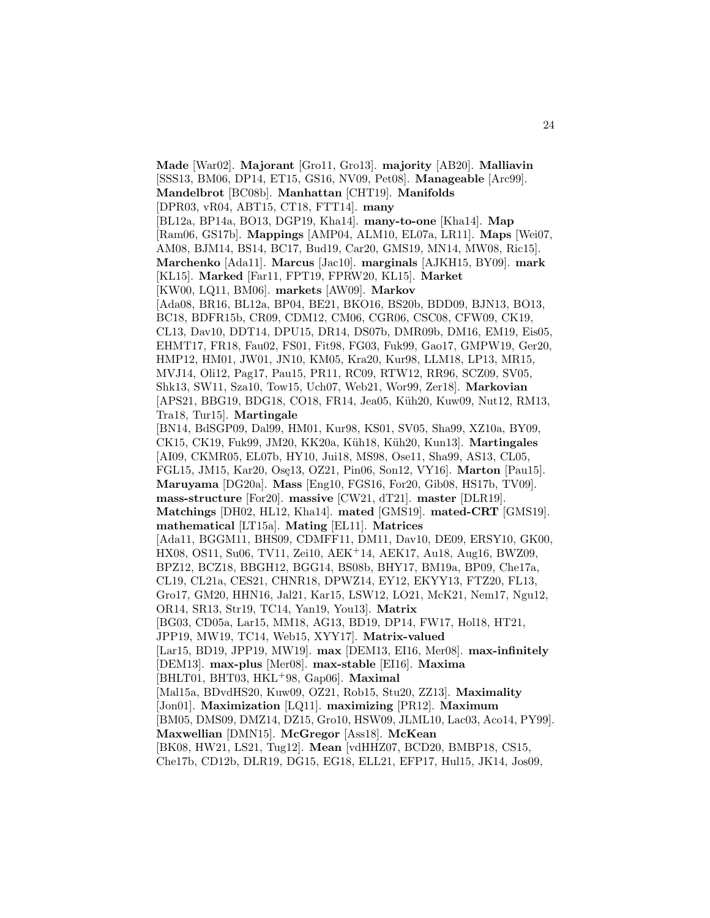**Made** [War02]. **Majorant** [Gro11, Gro13]. **majority** [AB20]. **Malliavin** [SSS13, BM06, DP14, ET15, GS16, NV09, Pet08]. **Manageable** [Arc99]. **Mandelbrot** [BC08b]. **Manhattan** [CHT19]. **Manifolds** [DPR03, vR04, ABT15, CT18, FTT14]. **many** [BL12a, BP14a, BO13, DGP19, Kha14]. **many-to-one** [Kha14]. **Map** [Ram06, GS17b]. **Mappings** [AMP04, ALM10, EL07a, LR11]. **Maps** [Wei07, AM08, BJM14, BS14, BC17, Bud19, Car20, GMS19, MN14, MW08, Ric15]. **Marchenko** [Ada11]. **Marcus** [Jac10]. **marginals** [AJKH15, BY09]. **mark** [KL15]. **Marked** [Far11, FPT19, FPRW20, KL15]. **Market** [KW00, LQ11, BM06]. **markets** [AW09]. **Markov** [Ada08, BR16, BL12a, BP04, BE21, BKO16, BS20b, BDD09, BJN13, BO13, BC18, BDFR15b, CR09, CDM12, CM06, CGR06, CSC08, CFW09, CK19, CL13, Dav10, DDT14, DPU15, DR14, DS07b, DMR09b, DM16, EM19, Eis05, EHMT17, FR18, Fau02, FS01, Fit98, FG03, Fuk99, Gao17, GMPW19, Ger20, HMP12, HM01, JW01, JN10, KM05, Kra20, Kur98, LLM18, LP13, MR15, MVJ14, Oli12, Pag17, Pau15, PR11, RC09, RTW12, RR96, SCZ09, SV05, Shk13, SW11, Sza10, Tow15, Uch07, Web21, Wor99, Zer18]. **Markovian** [APS21, BBG19, BDG18, CO18, FR14, Jea05, Küh20, Kuw09, Nut12, RM13, Tra18, Tur15]. **Martingale** [BN14, BdSGP09, Dal99, HM01, Kur98, KS01, SV05, Sha99, XZ10a, BY09, CK15, CK19, Fuk99, JM20, KK20a, Küh18, Küh20, Kun13]. **Martingales** [AI09, CKMR05, EL07b, HY10, Jui18, MS98, Ose11, Sha99, AS13, CL05, FGL15, JM15, Kar20, Osę13, OZ21, Pin06, Son12, VY16]. **Marton** [Pau15]. **Maruyama** [DG20a]. **Mass** [Eng10, FGS16, For20, Gib08, HS17b, TV09]. **mass-structure** [For20]. **massive** [CW21, dT21]. **master** [DLR19]. **Matchings** [DH02, HL12, Kha14]. **mated** [GMS19]. **mated-CRT** [GMS19]. **mathematical** [LT15a]. **Mating** [EL11]. **Matrices** [Ada11, BGGM11, BHS09, CDMFF11, DM11, Dav10, DE09, ERSY10, GK00, HX08, OS11, Su06, TV11, Zei10, AEK$^+$14, AEK17, Au18, Aug16, BWZ09, BPZ12, BCZ18, BBGH12, BGG14, BS08b, BHY17, BM19a, BP09, Che17a, CL19, CL21a, CES21, CHNR18, DPWZ14, EY12, EKYY13, FTZ20, FL13, Gro17, GM20, HHN16, Jal21, Kar15, LSW12, LO21, McK21, Nem17, Ngu12, OR14, SR13, Str19, TC14, Yan19, You13]. **Matrix** [BG03, CD05a, Lar15, MM18, AG13, BD19, DP14, FW17, Hol18, HT21, JPP19, MW19, TC14, Web15, XYY17]. **Matrix-valued** [Lar15, BD19, JPP19, MW19]. **max** [DEM13, EI16, Mer08]. **max-infinitely** [DEM13]. **max-plus** [Mer08]. **max-stable** [EI16]. **Maxima** [BHLT01, BHT03, HKL$^+$98, Gap06]. **Maximal** [Mal15a, BDvdHS20, Kuw09, OZ21, Rob15, Stu20, ZZ13]. **Maximality** [Jon01]. **Maximization** [LQ11]. **maximizing** [PR12]. **Maximum** [BM05, DMS09, DMZ14, DZ15, Gro10, HSW09, JLML10, Lac03, Aco14, PY99]. **Maxwellian** [DMN15]. **McGregor** [Ass18]. **McKean** [BK08, HW21, LS21, Tug12]. **Mean** [vdHHZ07, BCD20, BMBP18, CS15, Che17b, CD12b, DLR19, DG15, EG18, ELL21, EFP17, Hul15, JK14, Jos09,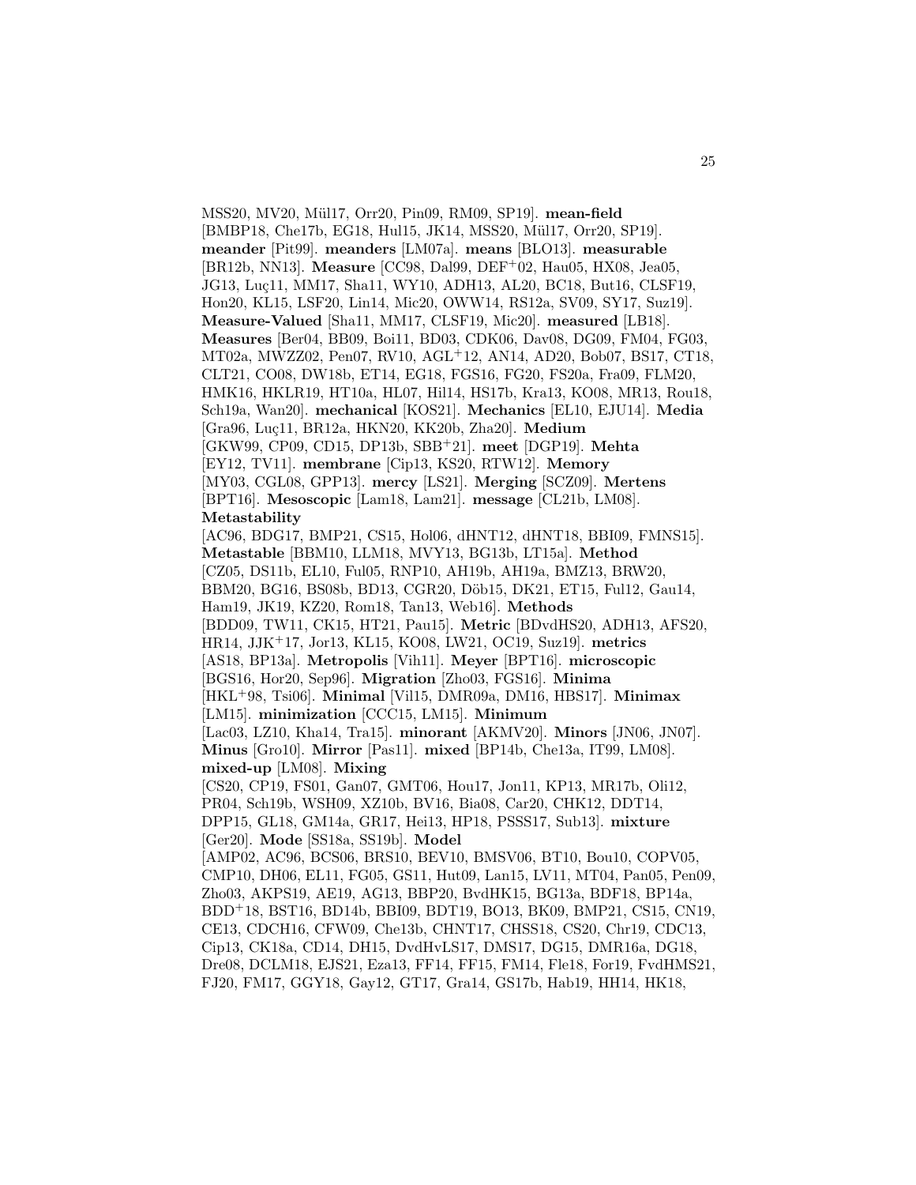MSS20, MV20, Mül17, Orr20, Pin09, RM09, SP19]. **mean-field** [BMBP18, Che17b, EG18, Hul15, JK14, MSS20, Mül17, Orr20, SP19]. **meander** [Pit99]. **meanders** [LM07a]. **means** [BLO13]. **measurable** [BR12b, NN13]. **Measure** [CC98, Dal99, DEF+02, Hau05, HX08, Jea05, JG13, Luç11, MM17, Sha11, WY10, ADH13, AL20, BC18, But16, CLSF19, Hon20, KL15, LSF20, Lin14, Mic20, OWW14, RS12a, SV09, SY17, Suz19]. **Measure-Valued** [Sha11, MM17, CLSF19, Mic20]. **measured** [LB18]. **Measures** [Ber04, BB09, Boi11, BD03, CDK06, Dav08, DG09, FM04, FG03, MT02a, MWZZ02, Pen07, RV10, AGL+12, AN14, AD20, Bob07, BS17, CT18, CLT21, CO08, DW18b, ET14, EG18, FGS16, FG20, FS20a, Fra09, FLM20, HMK16, HKLR19, HT10a, HL07, Hil14, HS17b, Kra13, KO08, MR13, Rou18, Sch19a, Wan20]. **mechanical** [KOS21]. **Mechanics** [EL10, EJU14]. **Media** [Gra96, Luç11, BR12a, HKN20, KK20b, Zha20]. **Medium** [GKW99, CP09, CD15, DP13b, SBB+21]. **meet** [DGP19]. **Mehta** [EY12, TV11]. **membrane** [Cip13, KS20, RTW12]. **Memory** [MY03, CGL08, GPP13]. **mercy** [LS21]. **Merging** [SCZ09]. **Mertens** [BPT16]. **Mesoscopic** [Lam18, Lam21]. **message** [CL21b, LM08]. **Metastability** [AC96, BDG17, BMP21, CS15, Hol06, dHNT12, dHNT18, BBI09, FMNS15]. **Metastable** [BBM10, LLM18, MVY13, BG13b, LT15a]. **Method** [CZ05, DS11b, EL10, Ful05, RNP10, AH19b, AH19a, BMZ13, BRW20, BBM20, BG16, BS08b, BD13, CGR20, Döb15, DK21, ET15, Ful12, Gau14, Ham19, JK19, KZ20, Rom18, Tan13, Web16]. **Methods** [BDD09, TW11, CK15, HT21, Pau15]. **Metric** [BDvdHS20, ADH13, AFS20, HR14, JJK+17, Jor13, KL15, KO08, LW21, OC19, Suz19]. **metrics** [AS18, BP13a]. **Metropolis** [Vih11]. **Meyer** [BPT16]. **microscopic** [BGS16, Hor20, Sep96]. **Migration** [Zho03, FGS16]. **Minima** [HKL+98, Tsi06]. **Minimal** [Vil15, DMR09a, DM16, HBS17]. **Minimax** [LM15]. **minimization** [CCC15, LM15]. **Minimum** [Lac03, LZ10, Kha14, Tra15]. **minorant** [AKMV20]. **Minors** [JN06, JN07]. **Minus** [Gro10]. **Mirror** [Pas11]. **mixed** [BP14b, Che13a, IT99, LM08]. **mixed-up** [LM08]. **Mixing** [CS20, CP19, FS01, Gan07, GMT06, Hou17, Jon11, KP13, MR17b, Oli12, PR04, Sch19b, WSH09, XZ10b, BV16, Bia08, Car20, CHK12, DDT14, DPP15, GL18, GM14a, GR17, Hei13, HP18, PSSS17, Sub13]. **mixture** [Ger20]. **Mode** [SS18a, SS19b]. **Model** [AMP02, AC96, BCS06, BRS10, BEV10, BMSV06, BT10, Bou10, COPV05, CMP10, DH06, EL11, FG05, GS11, Hut09, Lan15, LV11, MT04, Pan05, Pen09, Zho03, AKPS19, AE19, AG13, BBP20, BvdHK15, BG13a, BDF18, BP14a, BDD+18, BST16, BD14b, BBI09, BDT19, BO13, BK09, BMP21, CS15, CN19, CE13, CDCH16, CFW09, Che13b, CHNT17, CHSS18, CS20, Chr19, CDC13, Cip13, CK18a, CD14, DH15, DvdHvLS17, DMS17, DG15, DMR16a, DG18, Dre08, DCLM18, EJS21, Eza13, FF14, FF15, FM14, Fle18, For19, FvdHMS21, FJ20, FM17, GGY18, Gay12, GT17, Gra14, GS17b, Hab19, HH14, HK18,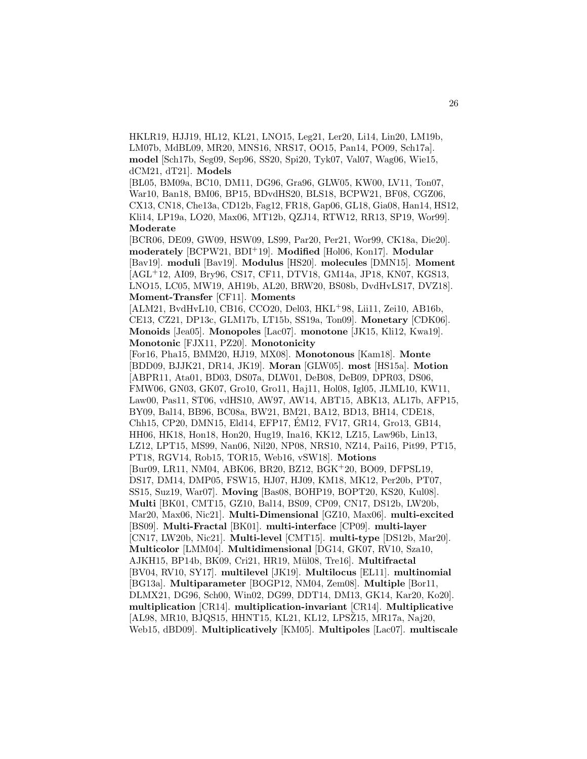HKLR19, HJJ19, HL12, KL21, LNO15, Leg21, Ler20, Li14, Lin20, LM19b, LM07b, MdBL09, MR20, MNS16, NRS17, OO15, Pan14, PO09, Sch17a]. **model** [Sch17b, Seg09, Sep96, SS20, Spi20, Tyk07, Val07, Wag06, Wie15, dCM21, dT21]. **Models** [BL05, BM09a, BC10, DM11, DG96, Gra96, GLW05, KW00, LV11, Ton07, War10, Ban18, BM06, BP15, BDvdHS20, BLS18, BCPW21, BF08, CGZ06, CX13, CN18, Che13a, CD12b, Fag12, FR18, Gap06, GL18, Gia08, Han14, HS12, Kli14, LP19a, LO20, Max06, MT12b, QZJ14, RTW12, RR13, SP19, Wor99]. **Moderate** [BCR06, DE09, GW09, HSW09, LS99, Par20, Per21, Wor99, CK18a, Die20]. **moderately** [BCPW21, BDI+19]. **Modified** [Hol06, Kon17]. **Modular** [Bav19]. **moduli** [Bav19]. **Modulus** [HS20]. **molecules** [DMN15]. **Moment** [AGL+12, AI09, Bry96, CS17, CF11, DTV18, GM14a, JP18, KN07, KGS13, LNO15, LC05, MW19, AH19b, AL20, BRW20, BS08b, DvdHvLS17, DVZ18]. **Moment-Transfer** [CF11]. **Moments** [ALM21, BvdHvL10, CB16, CCO20, Del03, HKL+98, Lii11, Zei10, AB16b, CE13, CZ21, DP13c, GLM17b, LT15b, SS19a, Ton09]. **Monetary** [CDK06]. **Monoids** [Jea05]. **Monopoles** [Lac07]. **monotone** [JK15, Kli12, Kwa19]. **Monotonic** [FJX11, PZ20]. **Monotonicity** [For16, Pha15, BMM20, HJ19, MX08]. **Monotonous** [Kam18]. **Monte** [BDD09, BJJK21, DR14, JK19]. **Moran** [GLW05]. **most** [HS15a]. **Motion** [ABPR11, Ata01, BD03, DS07a, DLW01, DeB08, DeB09, DPR03, DS06, FMW06, GN03, GK07, Gro10, Gro11, Haj11, Hol08, Igl05, JLML10, KW11, Law00, Pas11, ST06, vdHS10, AW97, AW14, ABT15, ABK13, AL17b, AFP15, BY09, Bal14, BB96, BC08a, BW21, BM21, BA12, BD13, BH14, CDE18, Chh15, CP20, DMN15, Eld14, EFP17, ÉM12, FV17, GR14, Gro13, GB14, HH06, HK18, Hon18, Hon20, Hug19, Ina16, KK12, LZ15, Law96b, Lin13, LZ12, LPT15, MS99, Nan06, Nil20, NP08, NRS10, NZ14, Pai16, Pit99, PT15, PT18, RGV14, Rob15, TOR15, Web16, vSW18]. **Motions** [Bur09, LR11, NM04, ABK06, BR20, BZ12, BGK+20, BO09, DFPSL19, DS17, DM14, DMP05, FSW15, HJ07, HJ09, KM18, MK12, Per20b, PT07, SS15, Suz19, War07]. **Moving** [Bas08, BOHP19, BOPT20, KS20, Kul08]. **Multi** [BK01, CMT15, GZ10, Bal14, BS09, CP09, CN17, DS12b, LW20b, Mar20, Max06, Nic21]. **Multi-Dimensional** [GZ10, Max06]. **multi-excited** [BS09]. **Multi-Fractal** [BK01]. **multi-interface** [CP09]. **multi-layer** [CN17, LW20b, Nic21]. **Multi-level** [CMT15]. **multi-type** [DS12b, Mar20]. **Multicolor** [LMM04]. **Multidimensional** [DG14, GK07, RV10, Sza10, AJKH15, BP14b, BK09, Cri21, HR19, Mül08, Tre16]. **Multifractal** [BV04, RV10, SY17]. **multilevel** [JK19]. **Multilocus** [EL11]. **multinomial** [BG13a]. **Multiparameter** [BOGP12, NM04, Zem08]. **Multiple** [Bor11, DLMX21, DG96, Sch00, Win02, DG99, DDT14, DM13, GK14, Kar20, Ko20]. **multiplication** [CR14]. **multiplication-invariant** [CR14]. **Multiplicative** [AL98, MR10, BJQS15, HHNT15, KL21, KL12, LPSŽ15, MR17a, Naj20, Web15, dBD09]. **Multiplicatively** [KM05]. **Multipoles** [Lac07]. **multiscale**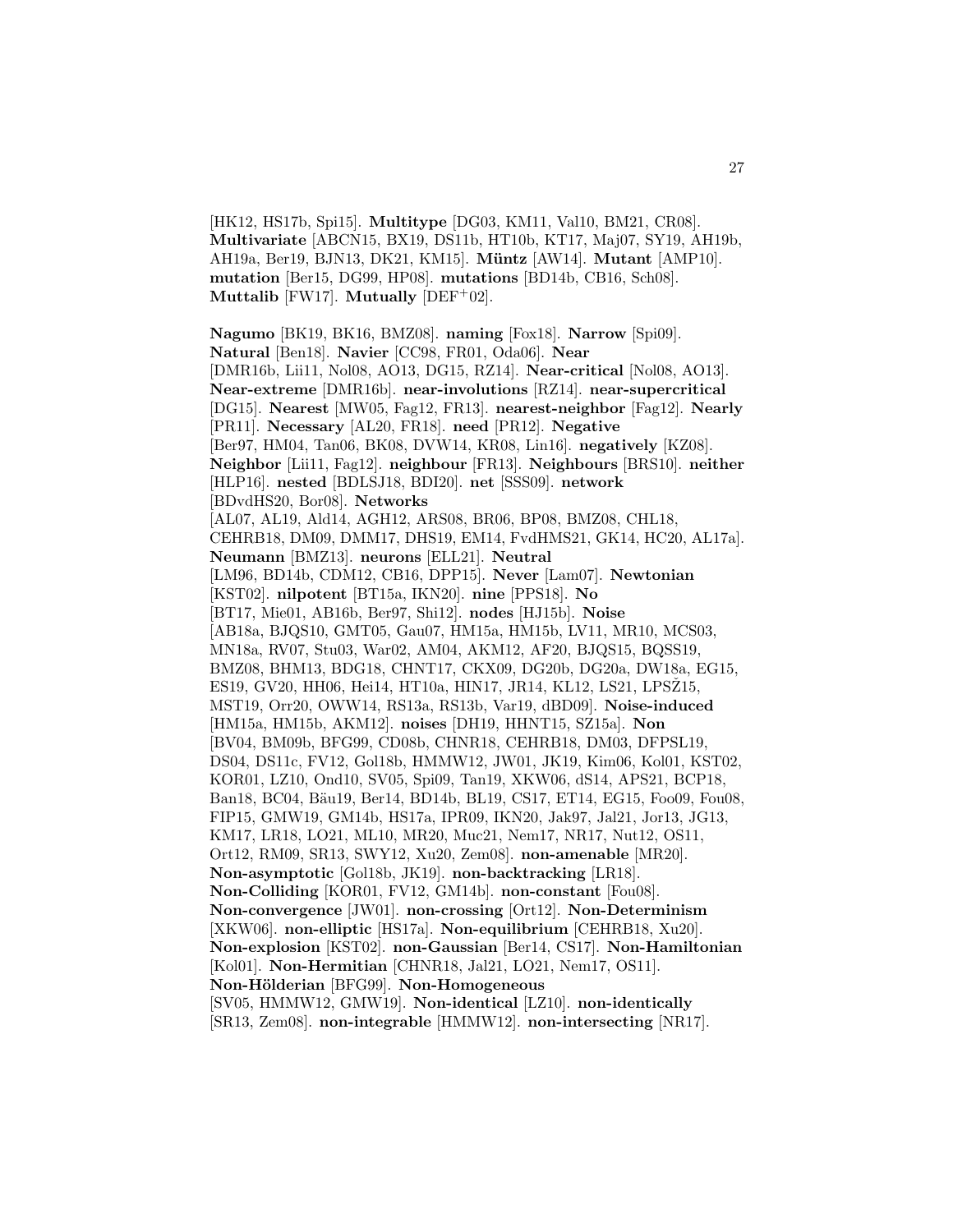[HK12, HS17b, Spi15]. **Multitype** [DG03, KM11, Val10, BM21, CR08]. **Multivariate** [ABCN15, BX19, DS11b, HT10b, KT17, Maj07, SY19, AH19b, AH19a, Ber19, BJN13, DK21, KM15]. **Müntz** [AW14]. **Mutant** [AMP10]. **mutation** [Ber15, DG99, HP08]. **mutations** [BD14b, CB16, Sch08]. **Muttalib** [FW17]. **Mutually** [DEF+02].

**Nagumo** [BK19, BK16, BMZ08]. **naming** [Fox18]. **Narrow** [Spi09]. **Natural** [Ben18]. **Navier** [CC98, FR01, Oda06]. **Near** [DMR16b, Lii11, Nol08, AO13, DG15, RZ14]. **Near-critical** [Nol08, AO13]. **Near-extreme** [DMR16b]. **near-involutions** [RZ14]. **near-supercritical** [DG15]. **Nearest** [MW05, Fag12, FR13]. **nearest-neighbor** [Fag12]. **Nearly** [PR11]. **Necessary** [AL20, FR18]. **need** [PR12]. **Negative** [Ber97, HM04, Tan06, BK08, DVW14, KR08, Lin16]. **negatively** [KZ08]. **Neighbor** [Lii11, Fag12]. **neighbour** [FR13]. **Neighbours** [BRS10]. **neither** [HLP16]. **nested** [BDLSJ18, BDI20]. **net** [SSS09]. **network** [BDvdHS20, Bor08]. **Networks** [AL07, AL19, Ald14, AGH12, ARS08, BR06, BP08, BMZ08, CHL18, CEHRB18, DM09, DMM17, DHS19, EM14, FvdHMS21, GK14, HC20, AL17a]. **Neumann** [BMZ13]. **neurons** [ELL21]. **Neutral** [LM96, BD14b, CDM12, CB16, DPP15]. **Never** [Lam07]. **Newtonian** [KST02]. **nilpotent** [BT15a, IKN20]. **nine** [PPS18]. **No** [BT17, Mie01, AB16b, Ber97, Shi12]. **nodes** [HJ15b]. **Noise** [AB18a, BJQS10, GMT05, Gau07, HM15a, HM15b, LV11, MR10, MCS03, MN18a, RV07, Stu03, War02, AM04, AKM12, AF20, BJQS15, BQSS19, BMZ08, BHM13, BDG18, CHNT17, CKX09, DG20b, DG20a, DW18a, EG15, ES19, GV20, HH06, Hei14, HT10a, HIN17, JR14, KL12, LS21, LPSŽ15, MST19, Orr20, OWW14, RS13a, RS13b, Var19, dBD09]. **Noise-induced** [HM15a, HM15b, AKM12]. **noises** [DH19, HHNT15, SZ15a]. **Non** [BV04, BM09b, BFG99, CD08b, CHNR18, CEHRB18, DM03, DFPSL19, DS04, DS11c, FV12, Gol18b, HMMW12, JW01, JK19, Kim06, Kol01, KST02, KOR01, LZ10, Ond10, SV05, Spi09, Tan19, XKW06, dS14, APS21, BCP18, Ban18, BC04, Bäu19, Ber14, BD14b, BL19, CS17, ET14, EG15, Foo09, Fou08, FIP15, GMW19, GM14b, HS17a, IPR09, IKN20, Jak97, Jal21, Jor13, JG13, KM17, LR18, LO21, ML10, MR20, Muc21, Nem17, NR17, Nut12, OS11, Ort12, RM09, SR13, SWY12, Xu20, Zem08]. **non-amenable** [MR20]. **Non-asymptotic** [Gol18b, JK19]. **non-backtracking** [LR18]. **Non-Colliding** [KOR01, FV12, GM14b]. **non-constant** [Fou08]. **Non-convergence** [JW01]. **non-crossing** [Ort12]. **Non-Determinism** [XKW06]. **non-elliptic** [HS17a]. **Non-equilibrium** [CEHRB18, Xu20]. **Non-explosion** [KST02]. **non-Gaussian** [Ber14, CS17]. **Non-Hamiltonian** [Kol01]. **Non-Hermitian** [CHNR18, Jal21, LO21, Nem17, OS11]. **Non-Hölderian** [BFG99]. **Non-Homogeneous** [SV05, HMMW12, GMW19]. **Non-identical** [LZ10]. **non-identically** [SR13, Zem08]. **non-integrable** [HMMW12]. **non-intersecting** [NR17].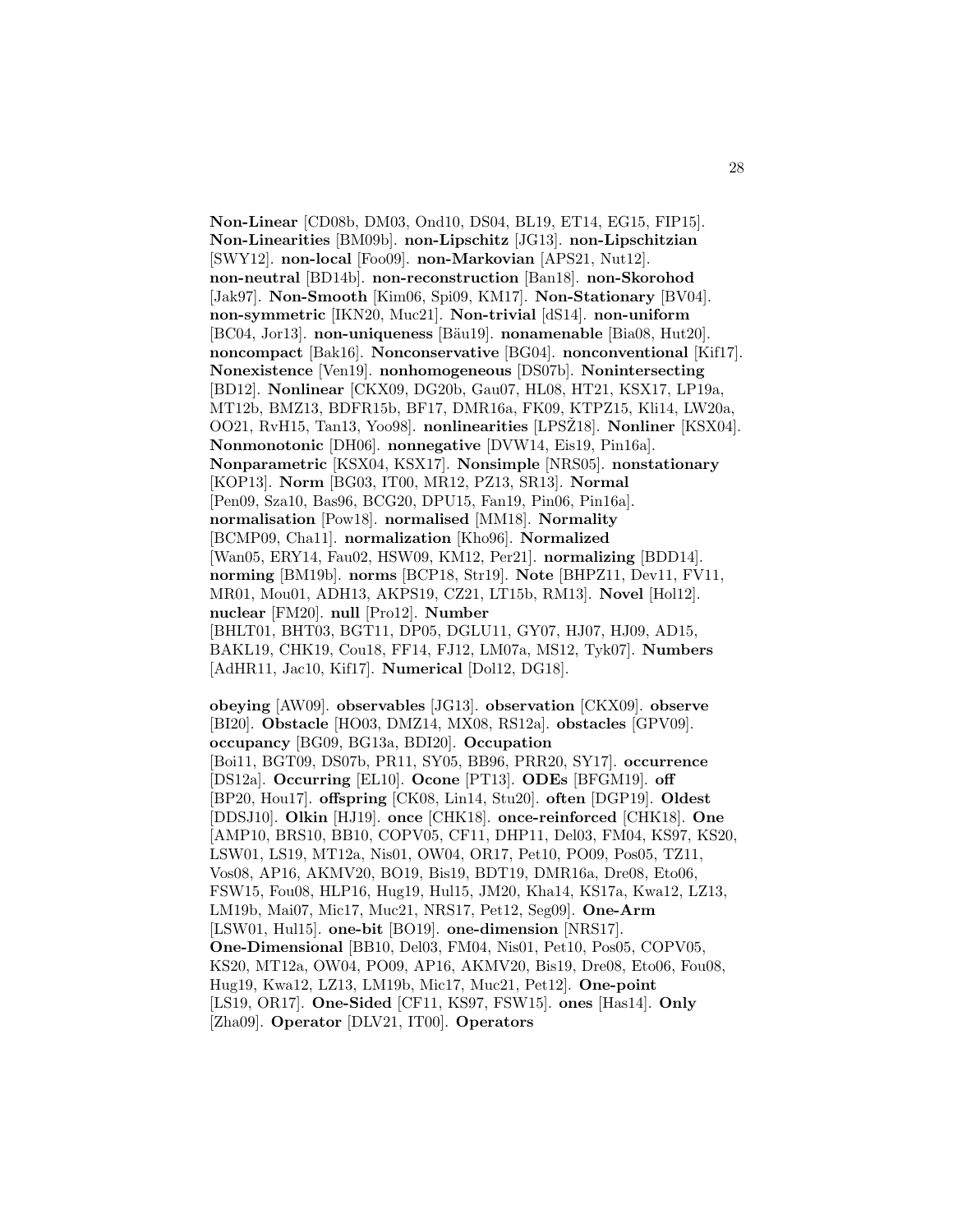**Non-Linear** [CD08b, DM03, Ond10, DS04, BL19, ET14, EG15, FIP15]. **Non-Linearities** [BM09b]. **non-Lipschitz** [JG13]. **non-Lipschitzian** [SWY12]. **non-local** [Foo09]. **non-Markovian** [APS21, Nut12]. **non-neutral** [BD14b]. **non-reconstruction** [Ban18]. **non-Skorohod** [Jak97]. **Non-Smooth** [Kim06, Spi09, KM17]. **Non-Stationary** [BV04]. **non-symmetric** [IKN20, Muc21]. **Non-trivial** [dS14]. **non-uniform** [BC04, Jor13]. **non-uniqueness** [Bäu19]. **nonamenable** [Bia08, Hut20]. **noncompact** [Bak16]. **Nonconservative** [BG04]. **nonconventional** [Kif17]. **Nonexistence** [Ven19]. **nonhomogeneous** [DS07b]. **Nonintersecting** [BD12]. **Nonlinear** [CKX09, DG20b, Gau07, HL08, HT21, KSX17, LP19a, MT12b, BMZ13, BDFR15b, BF17, DMR16a, FK09, KTPZ15, Kli14, LW20a, OO21, RvH15, Tan13, Yoo98]. **nonlinearities** [LPSŽ18]. **Nonliner** [KSX04]. **Nonmonotonic** [DH06]. **nonnegative** [DVW14, Eis19, Pin16a]. **Nonparametric** [KSX04, KSX17]. **Nonsimple** [NRS05]. **nonstationary** [KOP13]. **Norm** [BG03, IT00, MR12, PZ13, SR13]. **Normal** [Pen09, Sza10, Bas96, BCG20, DPU15, Fan19, Pin06, Pin16a]. **normalisation** [Pow18]. **normalised** [MM18]. **Normality** [BCMP09, Cha11]. **normalization** [Kho96]. **Normalized** [Wan05, ERY14, Fau02, HSW09, KM12, Per21]. **normalizing** [BDD14]. **norming** [BM19b]. **norms** [BCP18, Str19]. **Note** [BHPZ11, Dev11, FV11, MR01, Mou01, ADH13, AKPS19, CZ21, LT15b, RM13]. **Novel** [Hol12]. **nuclear** [FM20]. **null** [Pro12]. **Number** [BHLT01, BHT03, BGT11, DP05, DGLU11, GY07, HJ07, HJ09, AD15, BAKL19, CHK19, Cou18, FF14, FJ12, LM07a, MS12, Tyk07]. **Numbers** [AdHR11, Jac10, Kif17]. **Numerical** [Dol12, DG18].

**obeying** [AW09]. **observables** [JG13]. **observation** [CKX09]. **observe** [BI20]. **Obstacle** [HO03, DMZ14, MX08, RS12a]. **obstacles** [GPV09]. **occupancy** [BG09, BG13a, BDI20]. **Occupation** [Boi11, BGT09, DS07b, PR11, SY05, BB96, PRR20, SY17]. **occurrence** [DS12a]. **Occurring** [EL10]. **Ocone** [PT13]. **ODEs** [BFGM19]. **off** [BP20, Hou17]. **offspring** [CK08, Lin14, Stu20]. **often** [DGP19]. **Oldest** [DDSJ10]. **Olkin** [HJ19]. **once** [CHK18]. **once-reinforced** [CHK18]. **One** [AMP10, BRS10, BB10, COPV05, CF11, DHP11, Del03, FM04, KS97, KS20, LSW01, LS19, MT12a, Nis01, OW04, OR17, Pet10, PO09, Pos05, TZ11, Vos08, AP16, AKMV20, BO19, Bis19, BDT19, DMR16a, Dre08, Eto06, FSW15, Fou08, HLP16, Hug19, Hul15, JM20, Kha14, KS17a, Kwa12, LZ13, LM19b, Mai07, Mic17, Muc21, NRS17, Pet12, Seg09]. **One-Arm** [LSW01, Hul15]. **one-bit** [BO19]. **one-dimension** [NRS17]. **One-Dimensional** [BB10, Del03, FM04, Nis01, Pet10, Pos05, COPV05, KS20, MT12a, OW04, PO09, AP16, AKMV20, Bis19, Dre08, Eto06, Fou08, Hug19, Kwa12, LZ13, LM19b, Mic17, Muc21, Pet12]. **One-point** [LS19, OR17]. **One-Sided** [CF11, KS97, FSW15]. **ones** [Has14]. **Only** [Zha09]. **Operator** [DLV21, IT00]. **Operators**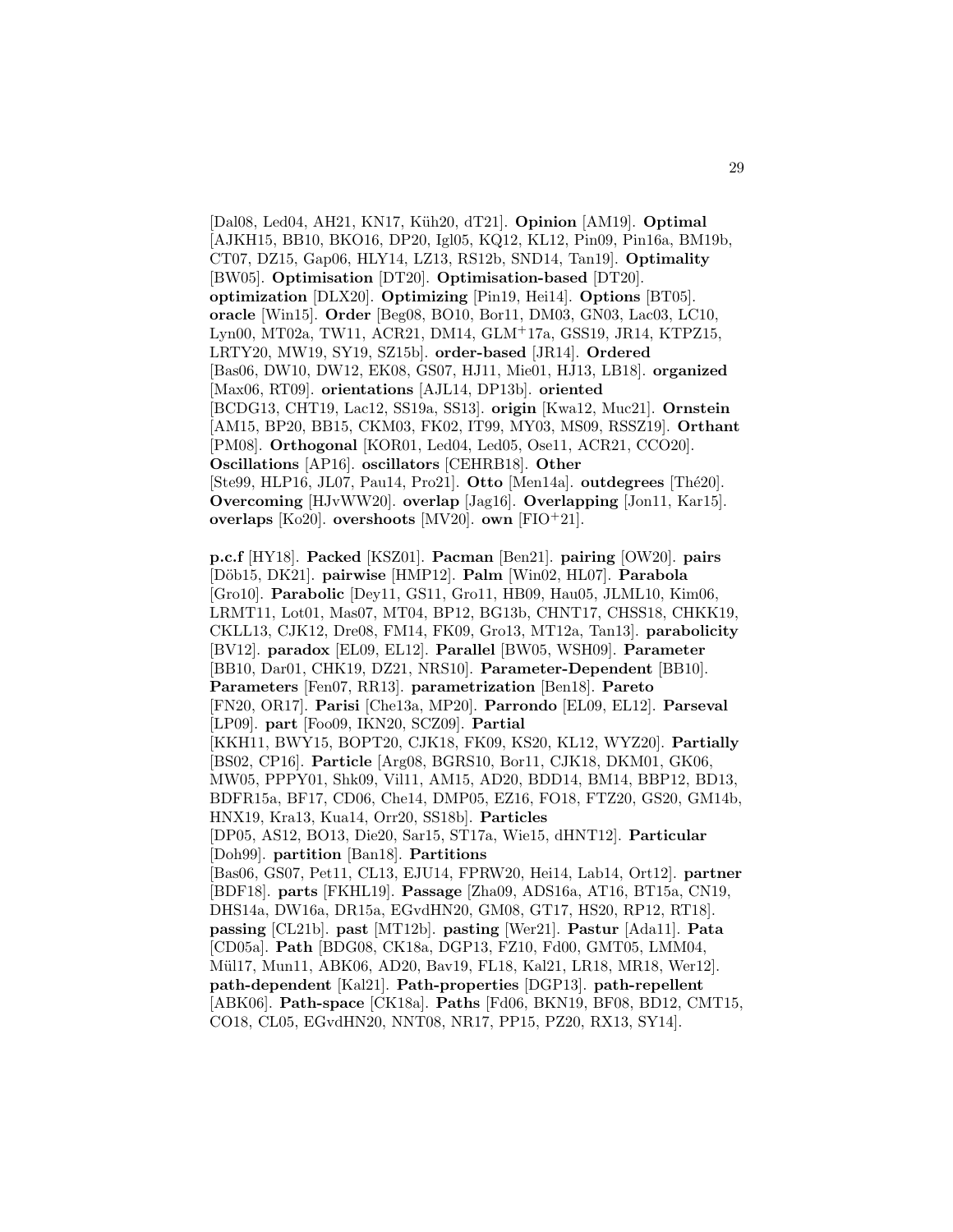[Dal08, Led04, AH21, KN17, Küh20, dT21]. **Opinion** [AM19]. **Optimal** [AJKH15, BB10, BKO16, DP20, Igl05, KQ12, KL12, Pin09, Pin16a, BM19b, CT07, DZ15, Gap06, HLY14, LZ13, RS12b, SND14, Tan19]. **Optimality** [BW05]. **Optimisation** [DT20]. **Optimisation-based** [DT20]. **optimization** [DLX20]. **Optimizing** [Pin19, Hei14]. **Options** [BT05]. **oracle** [Win15]. **Order** [Beg08, BO10, Bor11, DM03, GN03, Lac03, LC10, Lyn00, MT02a, TW11, ACR21, DM14, GLM$^+$17a, GSS19, JR14, KTPZ15, LRTY20, MW19, SY19, SZ15b]. **order-based** [JR14]. **Ordered** [Bas06, DW10, DW12, EK08, GS07, HJ11, Mie01, HJ13, LB18]. **organized** [Max06, RT09]. **orientations** [AJL14, DP13b]. **oriented** [BCDG13, CHT19, Lac12, SS19a, SS13]. **origin** [Kwa12, Muc21]. **Ornstein** [AM15, BP20, BB15, CKM03, FK02, IT99, MY03, MS09, RSSZ19]. **Orthant** [PM08]. **Orthogonal** [KOR01, Led04, Led05, Ose11, ACR21, CCO20]. **Oscillations** [AP16]. **oscillators** [CEHRB18]. **Other** [Ste99, HLP16, JL07, Pau14, Pro21]. **Otto** [Men14a]. **outdegrees** [Thé20]. **Overcoming** [HJvWW20]. **overlap** [Jag16]. **Overlapping** [Jon11, Kar15]. **overlaps** [Ko20]. **overshoots** [MV20]. **own** [FIO$^+$21].

**p.c.f** [HY18]. **Packed** [KSZ01]. **Pacman** [Ben21]. **pairing** [OW20]. **pairs** [Döb15, DK21]. **pairwise** [HMP12]. **Palm** [Win02, HL07]. **Parabola** [Gro10]. **Parabolic** [Dey11, GS11, Gro11, HB09, Hau05, JLML10, Kim06, LRMT11, Lot01, Mas07, MT04, BP12, BG13b, CHNT17, CHSS18, CHKK19, CKLL13, CJK12, Dre08, FM14, FK09, Gro13, MT12a, Tan13]. **parabolicity** [BV12]. **paradox** [EL09, EL12]. **Parallel** [BW05, WSH09]. **Parameter** [BB10, Dar01, CHK19, DZ21, NRS10]. **Parameter-Dependent** [BB10]. **Parameters** [Fen07, RR13]. **parametrization** [Ben18]. **Pareto** [FN20, OR17]. **Parisi** [Che13a, MP20]. **Parrondo** [EL09, EL12]. **Parseval** [LP09]. **part** [Foo09, IKN20, SCZ09]. **Partial** [KKH11, BWY15, BOPT20, CJK18, FK09, KS20, KL12, WYZ20]. **Partially** [BS02, CP16]. **Particle** [Arg08, BGRS10, Bor11, CJK18, DKM01, GK06, MW05, PPPY01, Shk09, Vil11, AM15, AD20, BDD14, BM14, BBP12, BD13, BDFR15a, BF17, CD06, Che14, DMP05, EZ16, FO18, FTZ20, GS20, GM14b, HNX19, Kra13, Kua14, Orr20, SS18b]. **Particles** [DP05, AS12, BO13, Die20, Sar15, ST17a, Wie15, dHNT12]. **Particular** [Doh99]. **partition** [Ban18]. **Partitions** [Bas06, GS07, Pet11, CL13, EJU14, FPRW20, Hei14, Lab14, Ort12]. **partner** [BDF18]. **parts** [FKHL19]. **Passage** [Zha09, ADS16a, AT16, BT15a, CN19, DHS14a, DW16a, DR15a, EGvdHN20, GM08, GT17, HS20, RP12, RT18]. **passing** [CL21b]. **past** [MT12b]. **pasting** [Wer21]. **Pastur** [Ada11]. **Pata** [CD05a]. **Path** [BDG08, CK18a, DGP13, FZ10, Fd00, GMT05, LMM04, Mül17, Mun11, ABK06, AD20, Bav19, FL18, Kal21, LR18, MR18, Wer12]. **path-dependent** [Kal21]. **Path-properties** [DGP13]. **path-repellent** [ABK06]. **Path-space** [CK18a]. **Paths** [Fd06, BKN19, BF08, BD12, CMT15, CO18, CL05, EGvdHN20, NNT08, NR17, PP15, PZ20, RX13, SY14].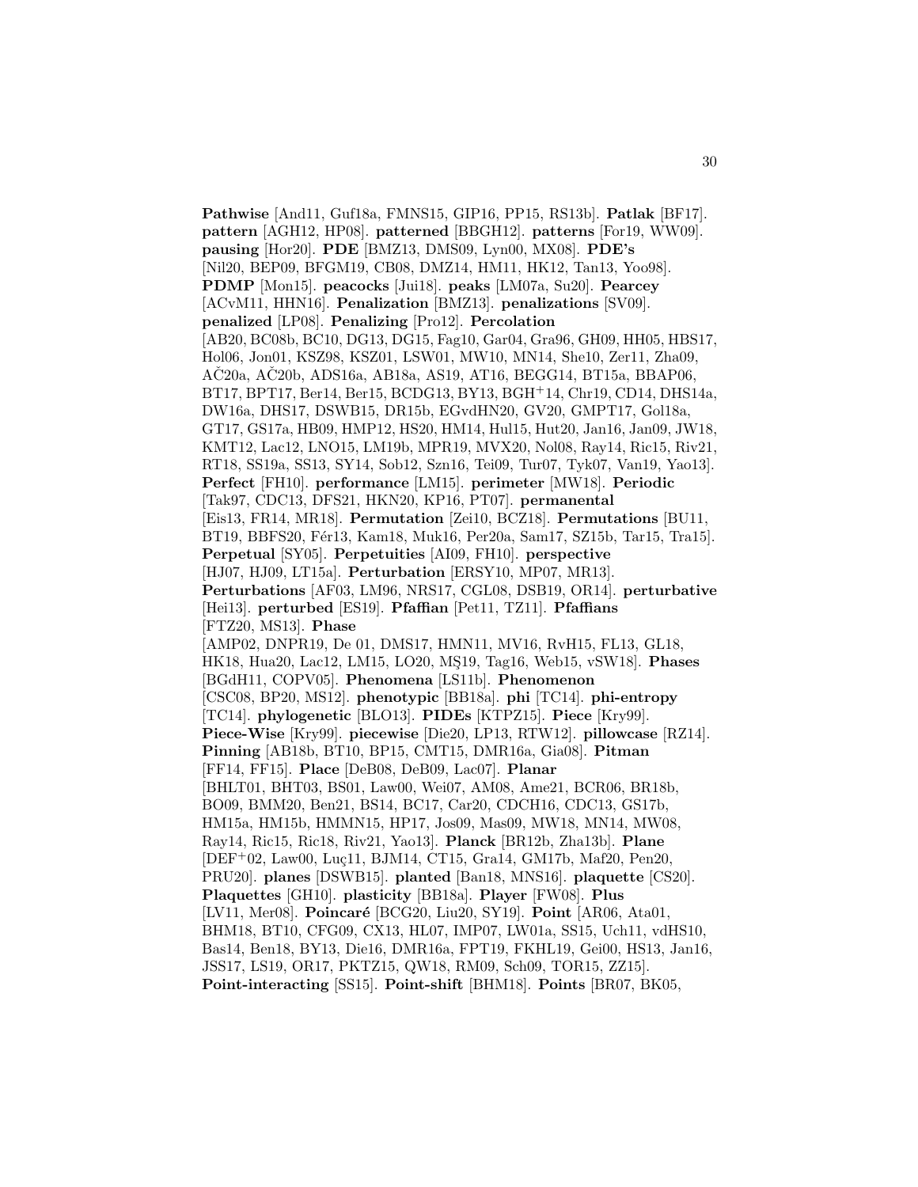**Pathwise** [And11, Guf18a, FMNS15, GIP16, PP15, RS13b]. **Patlak** [BF17]. **pattern** [AGH12, HP08]. **patterned** [BBGH12]. **patterns** [For19, WW09]. **pausing** [Hor20]. **PDE** [BMZ13, DMS09, Lyn00, MX08]. **PDE's** [Nil20, BEP09, BFGM19, CB08, DMZ14, HM11, HK12, Tan13, Yoo98]. **PDMP** [Mon15]. **peacocks** [Jui18]. **peaks** [LM07a, Su20]. **Pearcey** [ACvM11, HHN16]. **Penalization** [BMZ13]. **penalizations** [SV09]. **penalized** [LP08]. **Penalizing** [Pro12]. **Percolation** [AB20, BC08b, BC10, DG13, DG15, Fag10, Gar04, Gra96, GH09, HH05, HBS17, Hol06, Jon01, KSZ98, KSZ01, LSW01, MW10, MN14, She10, Zer11, Zha09, AČ20a, AČ20b, ADS16a, AB18a, AS19, AT16, BEGG14, BT15a, BBAP06, BT17, BPT17, Ber14, Ber15, BCDG13, BY13, BGH[+]14, Chr19, CD14, DHS14a, DW16a, DHS17, DSWB15, DR15b, EGvdHN20, GV20, GMPT17, Gol18a, GT17, GS17a, HB09, HMP12, HS20, HM14, Hul15, Hut20, Jan16, Jan09, JW18, KMT12, Lac12, LNO15, LM19b, MPR19, MVX20, Nol08, Ray14, Ric15, Riv21, RT18, SS19a, SS13, SY14, Sob12, Szn16, Tei09, Tur07, Tyk07, Van19, Yao13]. **Perfect** [FH10]. **performance** [LM15]. **perimeter** [MW18]. **Periodic** [Tak97, CDC13, DFS21, HKN20, KP16, PT07]. **permanental** [Eis13, FR14, MR18]. **Permutation** [Zei10, BCZ18]. **Permutations** [BU11, BT19, BBFS20, Fér13, Kam18, Muk16, Per20a, Sam17, SZ15b, Tar15, Tra15]. **Perpetual** [SY05]. **Perpetuities** [AI09, FH10]. **perspective** [HJ07, HJ09, LT15a]. **Perturbation** [ERSY10, MP07, MR13]. **Perturbations** [AF03, LM96, NRS17, CGL08, DSB19, OR14]. **perturbative** [Hei13]. **perturbed** [ES19]. **Pfaffian** [Pet11, TZ11]. **Pfaffians** [FTZ20, MS13]. **Phase** [AMP02, DNPR19, De 01, DMS17, HMN11, MV16, RvH15, FL13, GL18, HK18, Hua20, Lac12, LM15, LO20, MŞ19, Tag16, Web15, vSW18]. **Phases** [BGdH11, COPV05]. **Phenomena** [LS11b]. **Phenomenon** [CSC08, BP20, MS12]. **phenotypic** [BB18a]. **phi** [TC14]. **phi-entropy** [TC14]. **phylogenetic** [BLO13]. **PIDEs** [KTPZ15]. **Piece** [Kry99]. **Piece-Wise** [Kry99]. **piecewise** [Die20, LP13, RTW12]. **pillowcase** [RZ14]. **Pinning** [AB18b, BT10, BP15, CMT15, DMR16a, Gia08]. **Pitman** [FF14, FF15]. **Place** [DeB08, DeB09, Lac07]. **Planar** [BHLT01, BHT03, BS01, Law00, Wei07, AM08, Ame21, BCR06, BR18b, BO09, BMM20, Ben21, BS14, BC17, Car20, CDCH16, CDC13, GS17b, HM15a, HM15b, HMMN15, HP17, Jos09, Mas09, MW18, MN14, MW08, Ray14, Ric15, Ric18, Riv21, Yao13]. **Planck** [BR12b, Zha13b]. **Plane** [DEF[+]02, Law00, Luç11, BJM14, CT15, Gra14, GM17b, Maf20, Pen20, PRU20]. **planes** [DSWB15]. **planted** [Ban18, MNS16]. **plaquette** [CS20]. **Plaquettes** [GH10]. **plasticity** [BB18a]. **Player** [FW08]. **Plus** [LV11, Mer08]. **Poincaré** [BCG20, Liu20, SY19]. **Point** [AR06, Ata01, BHM18, BT10, CFG09, CX13, HL07, IMP07, LW01a, SS15, Uch11, vdHS10, Bas14, Ben18, BY13, Die16, DMR16a, FPT19, FKHL19, Gei00, HS13, Jan16, JSS17, LS19, OR17, PKTZ15, QW18, RM09, Sch09, TOR15, ZZ15]. **Point-interacting** [SS15]. **Point-shift** [BHM18]. **Points** [BR07, BK05,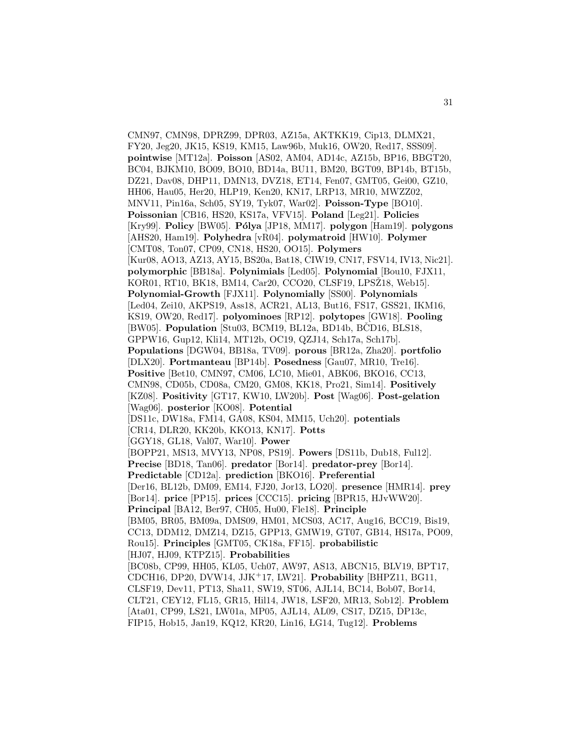CMN97, CMN98, DPRZ99, DPR03, AZ15a, AKTKK19, Cip13, DLMX21, FY20, Jeg20, JK15, KS19, KM15, Law96b, Muk16, OW20, Red17, SSS09]. **pointwise** [MT12a]. **Poisson** [AS02, AM04, AD14c, AZ15b, BP16, BBGT20, BC04, BJKM10, BO09, BO10, BD14a, BU11, BM20, BGT09, BP14b, BT15b, DZ21, Dav08, DHP11, DMN13, DVZ18, ET14, Fen07, GMT05, Gei00, GZ10, HH06, Hau05, Her20, HLP19, Ken20, KN17, LRP13, MR10, MWZZ02, MNV11, Pin16a, Sch05, SY19, Tyk07, War02]. **Poisson-Type** [BO10]. **Poissonian** [CB16, HS20, KS17a, VFV15]. **Poland** [Leg21]. **Policies** [Kry99]. **Policy** [BW05]. **Pólya** [JP18, MM17]. **polygon** [Ham19]. **polygons** [AHS20, Ham19]. **Polyhedra** [vR04]. **polymatroid** [HW10]. **Polymer** [CMT08, Ton07, CP09, CN18, HS20, OO15]. **Polymers** [Kur08, AO13, AZ13, AY15, BS20a, Bat18, CIW19, CN17, FSV14, IV13, Nic21]. **polymorphic** [BB18a]. **Polynimials** [Led05]. **Polynomial** [Bou10, FJX11, KOR01, RT10, BK18, BM14, Car20, CCO20, CLSF19, LPSŽ18, Web15]. **Polynomial-Growth** [FJX11]. **Polynomially** [SS00]. **Polynomials** [Led04, Zei10, AKPS19, Ass18, ACR21, AL13, But16, FS17, GSS21, IKM16, KS19, OW20, Red17]. **polyominoes** [RP12]. **polytopes** [GW18]. **Pooling** [BW05]. **Population** [Stu03, BCM19, BL12a, BD14b, BČD16, BLS18, GPPW16, Gup12, Kli14, MT12b, OC19, QZJ14, Sch17a, Sch17b]. **Populations** [DGW04, BB18a, TV09]. **porous** [BR12a, Zha20]. **portfolio** [DLX20]. **Portmanteau** [BP14b]. **Posedness** [Gau07, MR10, Tre16]. **Positive** [Bet10, CMN97, CM06, LC10, Mie01, ABK06, BKO16, CC13, CMN98, CD05b, CD08a, CM20, GM08, KK18, Pro21, Sim14]. **Positively** [KZ08]. **Positivity** [GT17, KW10, LW20b]. **Post** [Wag06]. **Post-gelation** [Wag06]. **posterior** [KO08]. **Potential** [DS11c, DW18a, FM14, GA08, KS04, MM15, Uch20]. **potentials** [CR14, DLR20, KK20b, KKO13, KN17]. **Potts** [GGY18, GL18, Val07, War10]. **Power** [BOPP21, MS13, MVY13, NP08, PS19]. **Powers** [DS11b, Dub18, Ful12]. **Precise** [BD18, Tan06]. **predator** [Bor14]. **predator-prey** [Bor14]. **Predictable** [CD12a]. **prediction** [BKO16]. **Preferential** [Der16, BL12b, DM09, EM14, FJ20, Jor13, LO20]. **presence** [HMR14]. **prey** [Bor14]. **price** [PP15]. **prices** [CCC15]. **pricing** [BPR15, HJvWW20]. **Principal** [BA12, Ber97, CH05, Hu00, Fle18]. **Principle** [BM05, BR05, BM09a, DMS09, HM01, MCS03, AC17, Aug16, BCC19, Bis19, CC13, DDM12, DMZ14, DZ15, GPP13, GMW19, GT07, GB14, HS17a, PO09, Rou15]. **Principles** [GMT05, CK18a, FF15]. **probabilistic** [HJ07, HJ09, KTPZ15]. **Probabilities** [BC08b, CP99, HH05, KL05, Uch07, AW97, AS13, ABCN15, BLV19, BPT17, CDCH16, DP20, DVW14, JJK[+]17, LW21]. **Probability** [BHPZ11, BG11, CLSF19, Dev11, PT13, Sha11, SW19, ST06, AJL14, BC14, Bob07, Bor14, CLT21, CEY12, FL15, GR15, Hil14, JW18, LSF20, MR13, Sob12]. **Problem** [Ata01, CP99, LS21, LW01a, MP05, AJL14, AL09, CS17, DZ15, DP13c, FIP15, Hob15, Jan19, KQ12, KR20, Lin16, ŁG14, Tug12]. **Problems**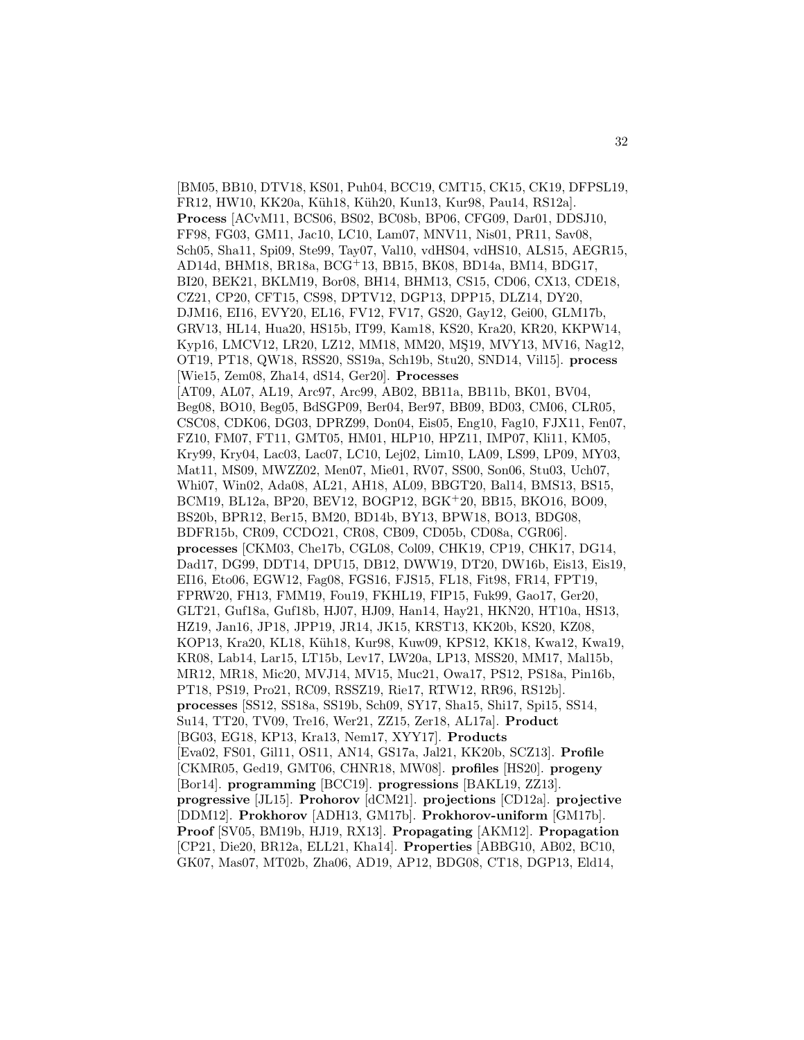[BM05, BB10, DTV18, KS01, Puh04, BCC19, CMT15, CK15, CK19, DFPSL19, FR12, HW10, KK20a, Küh18, Küh20, Kun13, Kur98, Pau14, RS12a]. **Process** [ACvM11, BCS06, BS02, BC08b, BP06, CFG09, Dar01, DDSJ10, FF98, FG03, GM11, Jac10, LC10, Lam07, MNV11, Nis01, PR11, Sav08, Sch05, Sha11, Spi09, Ste99, Tay07, Val10, vdHS04, vdHS10, ALS15, AEGR15, AD14d, BHM18, BR18a, BCG<sup>+</sup>13, BB15, BK08, BD14a, BM14, BDG17, BI20, BEK21, BKLM19, Bor08, BH14, BHM13, CS15, CD06, CX13, CDE18, CZ21, CP20, CFT15, CS98, DPTV12, DGP13, DPP15, DLZ14, DY20, DJM16, EI16, EVY20, EL16, FV12, FV17, GS20, Gay12, Gei00, GLM17b, GRV13, HL14, Hua20, HS15b, IT99, Kam18, KS20, Kra20, KR20, KKPW14, Kyp16, LMCV12, LR20, LZ12, MM18, MM20, MŞ19, MVY13, MV16, Nag12, OT19, PT18, QW18, RSS20, SS19a, Sch19b, Stu20, SND14, Vil15]. **process** [Wie15, Zem08, Zha14, dS14, Ger20]. **Processes** [AT09, AL07, AL19, Arc97, Arc99, AB02, BB11a, BB11b, BK01, BV04, Beg08, BO10, Beg05, BdSGP09, Ber04, Ber97, BB09, BD03, CM06, CLR05, CSC08, CDK06, DG03, DPRZ99, Don04, Eis05, Eng10, Fag10, FJX11, Fen07, FZ10, FM07, FT11, GMT05, HM01, HLP10, HPZ11, IMP07, Kli11, KM05, Kry99, Kry04, Lac03, Lac07, LC10, Lej02, Lim10, LA09, LS99, LP09, MY03, Mat11, MS09, MWZZ02, Men07, Mie01, RV07, SS00, Son06, Stu03, Uch07, Whi07, Win02, Ada08, AL21, AH18, AL09, BBGT20, Bal14, BMS13, BS15, BCM19, BL12a, BP20, BEV12, BOGP12, BGK<sup>+</sup>20, BB15, BKO16, BO09, BS20b, BPR12, Ber15, BM20, BD14b, BY13, BPW18, BO13, BDG08, BDFR15b, CR09, CCDO21, CR08, CB09, CD05b, CD08a, CGR06]. **processes** [CKM03, Che17b, CGL08, Col09, CHK19, CP19, CHK17, DG14, Dad17, DG99, DDT14, DPU15, DB12, DWW19, DT20, DW16b, Eis13, Eis19, EI16, Eto06, EGW12, Fag08, FGS16, FJS15, FL18, Fit98, FR14, FPT19, FPRW20, FH13, FMM19, Fou19, FKHL19, FIP15, Fuk99, Gao17, Ger20, GLT21, Guf18a, Guf18b, HJ07, HJ09, Han14, Hay21, HKN20, HT10a, HS13, HZ19, Jan16, JP18, JPP19, JR14, JK15, KRST13, KK20b, KS20, KZ08, KOP13, Kra20, KL18, Küh18, Kur98, Kuw09, KPS12, KK18, Kwa12, Kwa19, KR08, Lab14, Lar15, LT15b, Lev17, LW20a, LP13, MSS20, MM17, Mal15b, MR12, MR18, Mic20, MVJ14, MV15, Muc21, Owa17, PS12, PS18a, Pin16b, PT18, PS19, Pro21, RC09, RSSZ19, Rie17, RTW12, RR96, RS12b]. **processes** [SS12, SS18a, SS19b, Sch09, SY17, Sha15, Shi17, Spi15, SS14, Su14, TT20, TV09, Tre16, Wer21, ZZ15, Zer18, AL17a]. **Product** [BG03, EG18, KP13, Kra13, Nem17, XYY17]. **Products** [Eva02, FS01, Gil11, OS11, AN14, GS17a, Jal21, KK20b, SCZ13]. **Profile** [CKMR05, Ged19, GMT06, CHNR18, MW08]. **profiles** [HS20]. **progeny** [Bor14]. **programming** [BCC19]. **progressions** [BAKL19, ZZ13]. **progressive** [JL15]. **Prohorov** [dCM21]. **projections** [CD12a]. **projective** [DDM12]. **Prokhorov** [ADH13, GM17b]. **Prokhorov-uniform** [GM17b]. **Proof** [SV05, BM19b, HJ19, RX13]. **Propagating** [AKM12]. **Propagation** [CP21, Die20, BR12a, ELL21, Kha14]. **Properties** [ABBG10, AB02, BC10, GK07, Mas07, MT02b, Zha06, AD19, AP12, BDG08, CT18, DGP13, Eld14,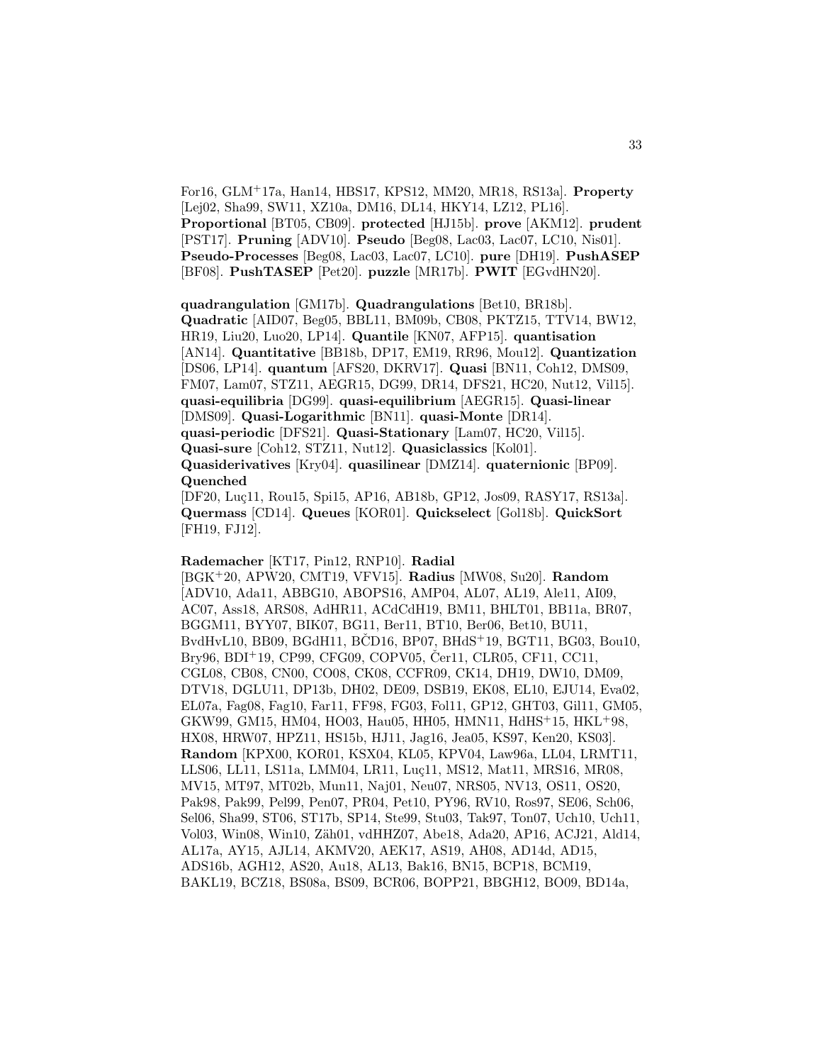For16, GLM+17a, Han14, HBS17, KPS12, MM20, MR18, RS13a]. **Property** [Lej02, Sha99, SW11, XZ10a, DM16, DL14, HKY14, LZ12, PL16]. **Proportional** [BT05, CB09]. **protected** [HJ15b]. **prove** [AKM12]. **prudent** [PST17]. **Pruning** [ADV10]. **Pseudo** [Beg08, Lac03, Lac07, LC10, Nis01]. **Pseudo-Processes** [Beg08, Lac03, Lac07, LC10]. **pure** [DH19]. **PushASEP** [BF08]. **PushTASEP** [Pet20]. **puzzle** [MR17b]. **PWIT** [EGvdHN20].

**quadrangulation** [GM17b]. **Quadrangulations** [Bet10, BR18b]. **Quadratic** [AID07, Beg05, BBL11, BM09b, CB08, PKTZ15, TTV14, BW12, HR19, Liu20, Luo20, LP14]. **Quantile** [KN07, AFP15]. **quantisation** [AN14]. **Quantitative** [BB18b, DP17, EM19, RR96, Mou12]. **Quantization** [DS06, LP14]. **quantum** [AFS20, DKRV17]. **Quasi** [BN11, Coh12, DMS09, FM07, Lam07, STZ11, AEGR15, DG99, DR14, DFS21, HC20, Nut12, Vil15]. **quasi-equilibria** [DG99]. **quasi-equilibrium** [AEGR15]. **Quasi-linear** [DMS09]. **Quasi-Logarithmic** [BN11]. **quasi-Monte** [DR14]. **quasi-periodic** [DFS21]. **Quasi-Stationary** [Lam07, HC20, Vil15]. **Quasi-sure** [Coh12, STZ11, Nut12]. **Quasiclassics** [Kol01]. **Quasiderivatives** [Kry04]. **quasilinear** [DMZ14]. **quaternionic** [BP09]. **Quenched** [DF20, Luç11, Rou15, Spi15, AP16, AB18b, GP12, Jos09, RASY17, RS13a]. **Quermass** [CD14]. **Queues** [KOR01]. **Quickselect** [Gol18b]. **QuickSort** [FH19, FJ12].

**Rademacher** [KT17, Pin12, RNP10]. **Radial** [BGK+20, APW20, CMT19, VFV15]. **Radius** [MW08, Su20]. **Random** [ADV10, Ada11, ABBG10, ABOPS16, AMP04, AL07, AL19, Ale11, AI09, AC07, Ass18, ARS08, AdHR11, ACdCdH19, BM11, BHLT01, BB11a, BR07, BGGM11, BYY07, BIK07, BG11, Ber11, BT10, Ber06, Bet10, BU11, BvdHvL10, BB09, BGdH11, BČD16, BP07, BHdS+19, BGT11, BG03, Bou10, Bry96, BDI+19, CP99, CFG09, COPV05, Čer11, CLR05, CF11, CC11, CGL08, CB08, CN00, CO08, CK08, CCFR09, CK14, DH19, DW10, DM09, DTV18, DGLU11, DP13b, DH02, DE09, DSB19, EK08, EL10, EJU14, Eva02, EL07a, Fag08, Fag10, Far11, FF98, FG03, Fol11, GP12, GHT03, Gil11, GM05, GKW99, GM15, HM04, HO03, Hau05, HH05, HMN11, HdHS+15, HKL+98, HX08, HRW07, HPZ11, HS15b, HJ11, Jag16, Jea05, KS97, Ken20, KS03]. **Random** [KPX00, KOR01, KSX04, KL05, KPV04, Law96a, LL04, LRMT11, LLS06, LL11, LS11a, LMM04, LR11, Luç11, MS12, Mat11, MRS16, MR08, MV15, MT97, MT02b, Mun11, Naj01, Neu07, NRS05, NV13, OS11, OS20, Pak98, Pak99, Pel99, Pen07, PR04, Pet10, PY96, RV10, Ros97, SE06, Sch06, Sel06, Sha99, ST06, ST17b, SP14, Ste99, Stu03, Tak97, Ton07, Uch10, Uch11, Vol03, Win08, Win10, Zäh01, vdHHZ07, Abe18, Ada20, AP16, ACJ21, Ald14, AL17a, AY15, AJL14, AKMV20, AEK17, AS19, AH08, AD14d, AD15, ADS16b, AGH12, AS20, Au18, AL13, Bak16, BN15, BCP18, BCM19, BAKL19, BCZ18, BS08a, BS09, BCR06, BOPP21, BBGH12, BO09, BD14a,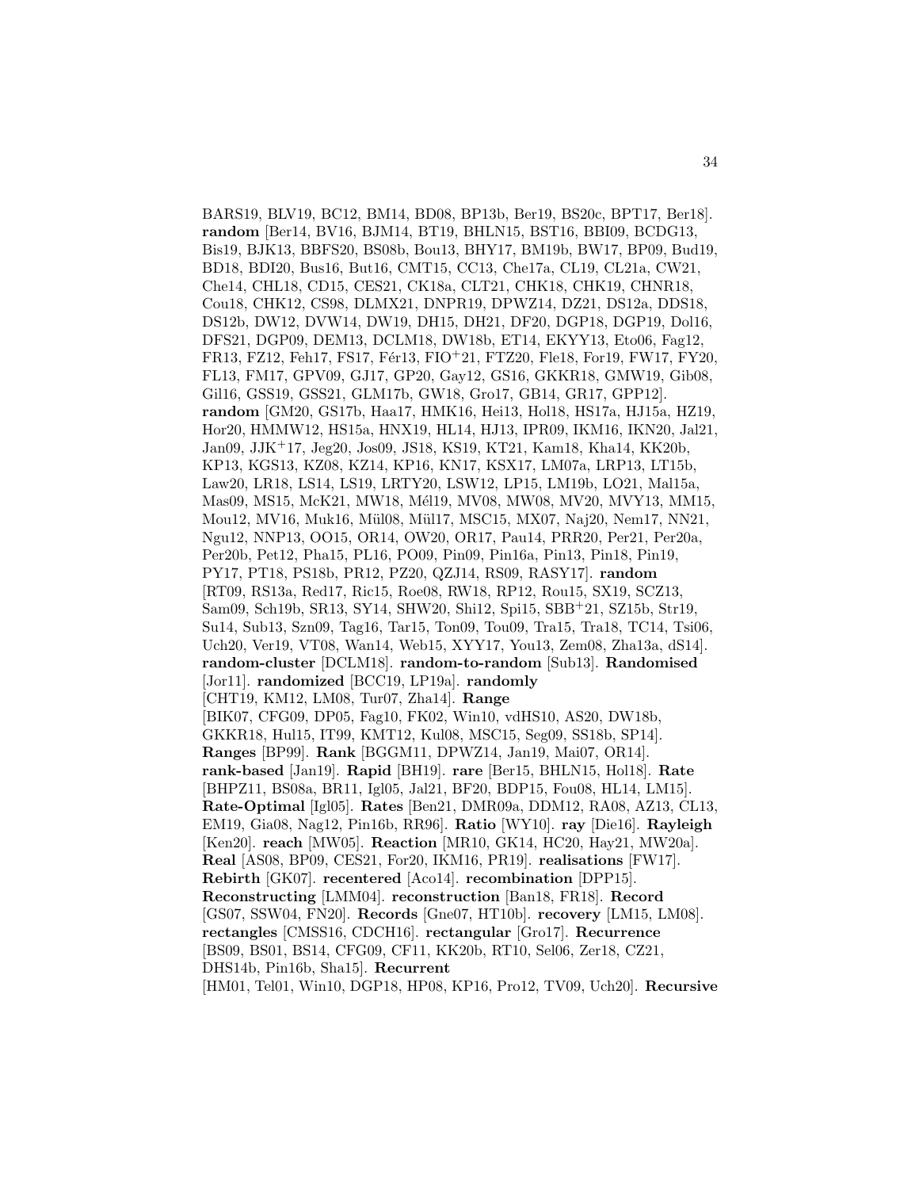BARS19, BLV19, BC12, BM14, BD08, BP13b, Ber19, BS20c, BPT17, Ber18]. **random** [Ber14, BV16, BJM14, BT19, BHLN15, BST16, BBI09, BCDG13, Bis19, BJK13, BBFS20, BS08b, Bou13, BHY17, BM19b, BW17, BP09, Bud19, BD18, BDI20, Bus16, But16, CMT15, CC13, Che17a, CL19, CL21a, CW21, Che14, CHL18, CD15, CES21, CK18a, CLT21, CHK18, CHK19, CHNR18, Cou18, CHK12, CS98, DLMX21, DNPR19, DPWZ14, DZ21, DS12a, DDS18, DS12b, DW12, DVW14, DW19, DH15, DH21, DF20, DGP18, DGP19, Dol16, DFS21, DGP09, DEM13, DCLM18, DW18b, ET14, EKYY13, Eto06, Fag12, FR13, FZ12, Feh17, FS17, Fér13, FIO+21, FTZ20, Fle18, For19, FW17, FY20, FL13, FM17, GPV09, GJ17, GP20, Gay12, GS16, GKKR18, GMW19, Gib08, Gil16, GSS19, GSS21, GLM17b, GW18, Gro17, GB14, GR17, GPP12]. **random** [GM20, GS17b, Haa17, HMK16, Hei13, Hol18, HS17a, HJ15a, HZ19, Hor20, HMMW12, HS15a, HNX19, HL14, HJ13, IPR09, IKM16, IKN20, Jal21, Jan09, JJK+17, Jeg20, Jos09, JS18, KS19, KT21, Kam18, Kha14, KK20b, KP13, KGS13, KZ08, KZ14, KP16, KN17, KSX17, LM07a, LRP13, LT15b, Law20, LR18, LS14, LS19, LRTY20, LSW12, LP15, LM19b, LO21, Mal15a, Mas09, MS15, McK21, MW18, Mél19, MV08, MW08, MV20, MVY13, MM15, Mou12, MV16, Muk16, Mül08, Mül17, MSC15, MX07, Naj20, Nem17, NN21, Ngu12, NNP13, OO15, OR14, OW20, OR17, Pau14, PRR20, Per21, Per20a, Per20b, Pet12, Pha15, PL16, PO09, Pin09, Pin16a, Pin13, Pin18, Pin19, PY17, PT18, PS18b, PR12, PZ20, QZJ14, RS09, RASY17]. **random** [RT09, RS13a, Red17, Ric15, Roe08, RW18, RP12, Rou15, SX19, SCZ13, Sam09, Sch19b, SR13, SY14, SHW20, Shi12, Spi15, SBB+21, SZ15b, Str19, Su14, Sub13, Szn09, Tag16, Tar15, Ton09, Tou09, Tra15, Tra18, TC14, Tsi06, Uch20, Ver19, VT08, Wan14, Web15, XYY17, You13, Zem08, Zha13a, dS14]. **random-cluster** [DCLM18]. **random-to-random** [Sub13]. **Randomised** [Jor11]. **randomized** [BCC19, LP19a]. **randomly** [CHT19, KM12, LM08, Tur07, Zha14]. **Range** [BIK07, CFG09, DP05, Fag10, FK02, Win10, vdHS10, AS20, DW18b, GKKR18, Hul15, IT99, KMT12, Kul08, MSC15, Seg09, SS18b, SP14]. **Ranges** [BP99]. **Rank** [BGGM11, DPWZ14, Jan19, Mai07, OR14]. **rank-based** [Jan19]. **Rapid** [BH19]. **rare** [Ber15, BHLN15, Hol18]. **Rate** [BHPZ11, BS08a, BR11, Igl05, Jal21, BF20, BDP15, Fou08, HL14, LM15]. **Rate-Optimal** [Igl05]. **Rates** [Ben21, DMR09a, DDM12, RA08, AZ13, CL13, EM19, Gia08, Nag12, Pin16b, RR96]. **Ratio** [WY10]. **ray** [Die16]. **Rayleigh** [Ken20]. **reach** [MW05]. **Reaction** [MR10, GK14, HC20, Hay21, MW20a]. **Real** [AS08, BP09, CES21, For20, IKM16, PR19]. **realisations** [FW17]. **Rebirth** [GK07]. **recentered** [Aco14]. **recombination** [DPP15]. **Reconstructing** [LMM04]. **reconstruction** [Ban18, FR18]. **Record** [GS07, SSW04, FN20]. **Records** [Gne07, HT10b]. **recovery** [LM15, LM08]. **rectangles** [CMSS16, CDCH16]. **rectangular** [Gro17]. **Recurrence** [BS09, BS01, BS14, CFG09, CF11, KK20b, RT10, Sel06, Zer18, CZ21, DHS14b, Pin16b, Sha15]. **Recurrent** [HM01, Tel01, Win10, DGP18, HP08, KP16, Pro12, TV09, Uch20]. **Recursive**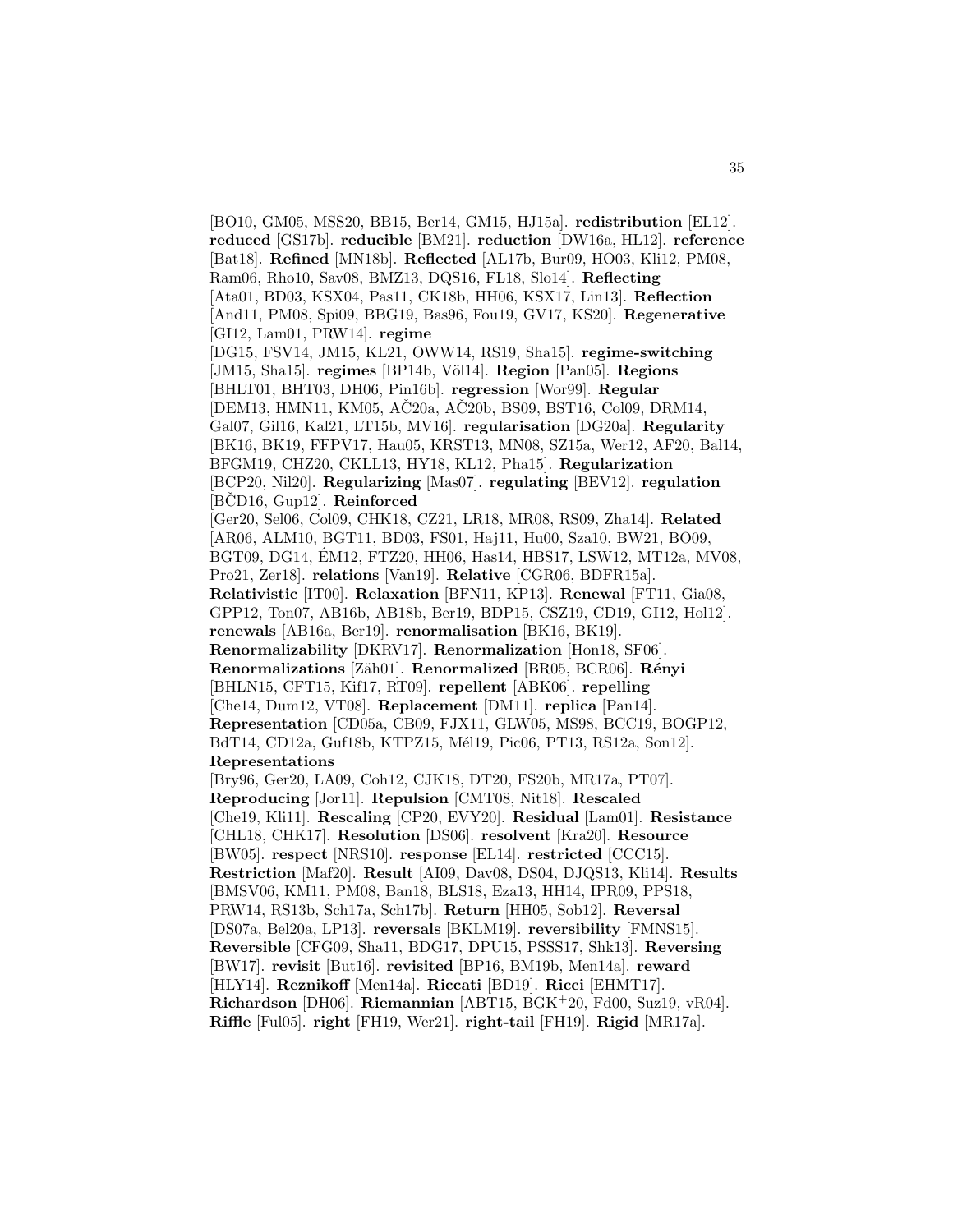[BO10, GM05, MSS20, BB15, Ber14, GM15, HJ15a]. **redistribution** [EL12]. **reduced** [GS17b]. **reducible** [BM21]. **reduction** [DW16a, HL12]. **reference** [Bat18]. **Refined** [MN18b]. **Reflected** [AL17b, Bur09, HO03, Kli12, PM08, Ram06, Rho10, Sav08, BMZ13, DQS16, FL18, Slo14]. **Reflecting** [Ata01, BD03, KSX04, Pas11, CK18b, HH06, KSX17, Lin13]. **Reflection** [And11, PM08, Spi09, BBG19, Bas96, Fou19, GV17, KS20]. **Regenerative** [GI12, Lam01, PRW14]. **regime** [DG15, FSV14, JM15, KL21, OWW14, RS19, Sha15]. **regime-switching** [JM15, Sha15]. **regimes** [BP14b, Völ14]. **Region** [Pan05]. **Regions** [BHLT01, BHT03, DH06, Pin16b]. **regression** [Wor99]. **Regular** [DEM13, HMN11, KM05, AČ20a, AČ20b, BS09, BST16, Col09, DRM14, Gal07, Gil16, Kal21, LT15b, MV16]. **regularisation** [DG20a]. **Regularity** [BK16, BK19, FFPV17, Hau05, KRST13, MN08, SZ15a, Wer12, AF20, Bal14, BFGM19, CHZ20, CKLL13, HY18, KL12, Pha15]. **Regularization** [BCP20, Nil20]. **Regularizing** [Mas07]. **regulating** [BEV12]. **regulation** [BČD16, Gup12]. **Reinforced** [Ger20, Sel06, Col09, CHK18, CZ21, LR18, MR08, RS09, Zha14]. **Related** [AR06, ALM10, BGT11, BD03, FS01, Haj11, Hu00, Sza10, BW21, BO09, BGT09, DG14, ÉM12, FTZ20, HH06, Has14, HBS17, LSW12, MT12a, MV08, Pro21, Zer18]. **relations** [Van19]. **Relative** [CGR06, BDFR15a]. **Relativistic** [IT00]. **Relaxation** [BFN11, KP13]. **Renewal** [FT11, Gia08, GPP12, Ton07, AB16b, AB18b, Ber19, BDP15, CSZ19, CD19, GI12, Hol12]. **renewals** [AB16a, Ber19]. **renormalisation** [BK16, BK19]. **Renormalizability** [DKRV17]. **Renormalization** [Hon18, SF06]. **Renormalizations** [Zäh01]. **Renormalized** [BR05, BCR06]. **Rényi** [BHLN15, CFT15, Kif17, RT09]. **repellent** [ABK06]. **repelling** [Che14, Dum12, VT08]. **Replacement** [DM11]. **replica** [Pan14]. **Representation** [CD05a, CB09, FJX11, GLW05, MS98, BCC19, BOGP12, BdT14, CD12a, Guf18b, KTPZ15, Mél19, Pic06, PT13, RS12a, Son12]. **Representations** [Bry96, Ger20, LA09, Coh12, CJK18, DT20, FS20b, MR17a, PT07]. **Reproducing** [Jor11]. **Repulsion** [CMT08, Nit18]. **Rescaled** [Che19, Kli11]. **Rescaling** [CP20, EVY20]. **Residual** [Lam01]. **Resistance** [CHL18, CHK17]. **Resolution** [DS06]. **resolvent** [Kra20]. **Resource** [BW05]. **respect** [NRS10]. **response** [EL14]. **restricted** [CCC15]. **Restriction** [Maf20]. **Result** [AI09, Dav08, DS04, DJQS13, Kli14]. **Results** [BMSV06, KM11, PM08, Ban18, BLS18, Eza13, HH14, IPR09, PPS18, PRW14, RS13b, Sch17a, Sch17b]. **Return** [HH05, Sob12]. **Reversal** [DS07a, Bel20a, LP13]. **reversals** [BKLM19]. **reversibility** [FMNS15]. **Reversible** [CFG09, Sha11, BDG17, DPU15, PSSS17, Shk13]. **Reversing** [BW17]. **revisit** [But16]. **revisited** [BP16, BM19b, Men14a]. **reward** [HLY14]. **Reznikoff** [Men14a]. **Riccati** [BD19]. **Ricci** [EHMT17]. **Richardson** [DH06]. **Riemannian** [ABT15, BGK+20, Fd00, Suz19, vR04]. **Riffle** [Ful05]. **right** [FH19, Wer21]. **right-tail** [FH19]. **Rigid** [MR17a].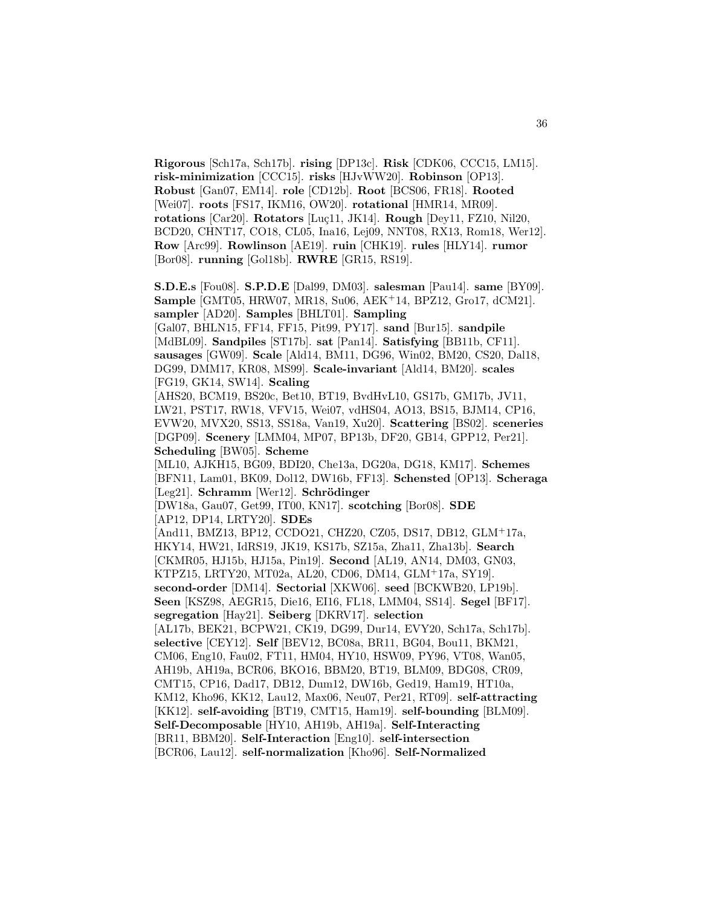**Rigorous** [Sch17a, Sch17b]. **rising** [DP13c]. **Risk** [CDK06, CCC15, LM15]. **risk-minimization** [CCC15]. **risks** [HJvWW20]. **Robinson** [OP13]. **Robust** [Gan07, EM14]. **role** [CD12b]. **Root** [BCS06, FR18]. **Rooted** [Wei07]. **roots** [FS17, IKM16, OW20]. **rotational** [HMR14, MR09]. **rotations** [Car20]. **Rotators** [Luç11, JK14]. **Rough** [Dey11, FZ10, Nil20, BCD20, CHNT17, CO18, CL05, Ina16, Lej09, NNT08, RX13, Rom18, Wer12]. **Row** [Arc99]. **Rowlinson** [AE19]. **ruin** [CHK19]. **rules** [HLY14]. **rumor** [Bor08]. **running** [Gol18b]. **RWRE** [GR15, RS19].

**S.D.E.s** [Fou08]. **S.P.D.E** [Dal99, DM03]. **salesman** [Pau14]. **same** [BY09]. **Sample** [GMT05, HRW07, MR18, Su06, AEK$^+$14, BPZ12, Gro17, dCM21]. **sampler** [AD20]. **Samples** [BHLT01]. **Sampling** [Gal07, BHLN15, FF14, FF15, Pit99, PY17]. **sand** [Bur15]. **sandpile** [MdBL09]. **Sandpiles** [ST17b]. **sat** [Pan14]. **Satisfying** [BB11b, CF11]. **sausages** [GW09]. **Scale** [Ald14, BM11, DG96, Win02, BM20, CS20, Dal18, DG99, DMM17, KR08, MS99]. **Scale-invariant** [Ald14, BM20]. **scales** [FG19, GK14, SW14]. **Scaling** [AHS20, BCM19, BS20c, Bet10, BT19, BvdHvL10, GS17b, GM17b, JV11, LW21, PST17, RW18, VFV15, Wei07, vdHS04, AO13, BS15, BJM14, CP16, EVW20, MVX20, SS13, SS18a, Van19, Xu20]. **Scattering** [BS02]. **sceneries** [DGP09]. **Scenery** [LMM04, MP07, BP13b, DF20, GB14, GPP12, Per21]. **Scheduling** [BW05]. **Scheme** [ML10, AJKH15, BG09, BDI20, Che13a, DG20a, DG18, KM17]. **Schemes** [BFN11, Lam01, BK09, Dol12, DW16b, FF13]. **Schensted** [OP13]. **Scheraga** [Leg21]. **Schramm** [Wer12]. **Schrödinger** [DW18a, Gau07, Get99, IT00, KN17]. **scotching** [Bor08]. **SDE** [AP12, DP14, LRTY20]. **SDEs** [And11, BMZ13, BP12, CCDO21, CHZ20, CZ05, DS17, DB12, GLM$^+$17a, HKY14, HW21, IdRS19, JK19, KS17b, SZ15a, Zha11, Zha13b]. **Search** [CKMR05, HJ15b, HJ15a, Pin19]. **Second** [AL19, AN14, DM03, GN03, KTPZ15, LRTY20, MT02a, AL20, CD06, DM14, GLM$^+$17a, SY19]. **second-order** [DM14]. **Sectorial** [XKW06]. **seed** [BCKWB20, LP19b]. **Seen** [KSZ98, AEGR15, Die16, EI16, FL18, LMM04, SS14]. **Segel** [BF17]. **segregation** [Hay21]. **Seiberg** [DKRV17]. **selection** [AL17b, BEK21, BCPW21, CK19, DG99, Dur14, EVY20, Sch17a, Sch17b]. **selective** [CEY12]. **Self** [BEV12, BC08a, BR11, BG04, Bou11, BKM21, CM06, Eng10, Fau02, FT11, HM04, HY10, HSW09, PY96, VT08, Wan05, AH19b, AH19a, BCR06, BKO16, BBM20, BT19, BLM09, BDG08, CR09, CMT15, CP16, Dad17, DB12, Dum12, DW16b, Ged19, Ham19, HT10a, KM12, Kho96, KK12, Lau12, Max06, Neu07, Per21, RT09]. **self-attracting** [KK12]. **self-avoiding** [BT19, CMT15, Ham19]. **self-bounding** [BLM09]. **Self-Decomposable** [HY10, AH19b, AH19a]. **Self-Interacting** [BR11, BBM20]. **Self-Interaction** [Eng10]. **self-intersection** [BCR06, Lau12]. **self-normalization** [Kho96]. **Self-Normalized**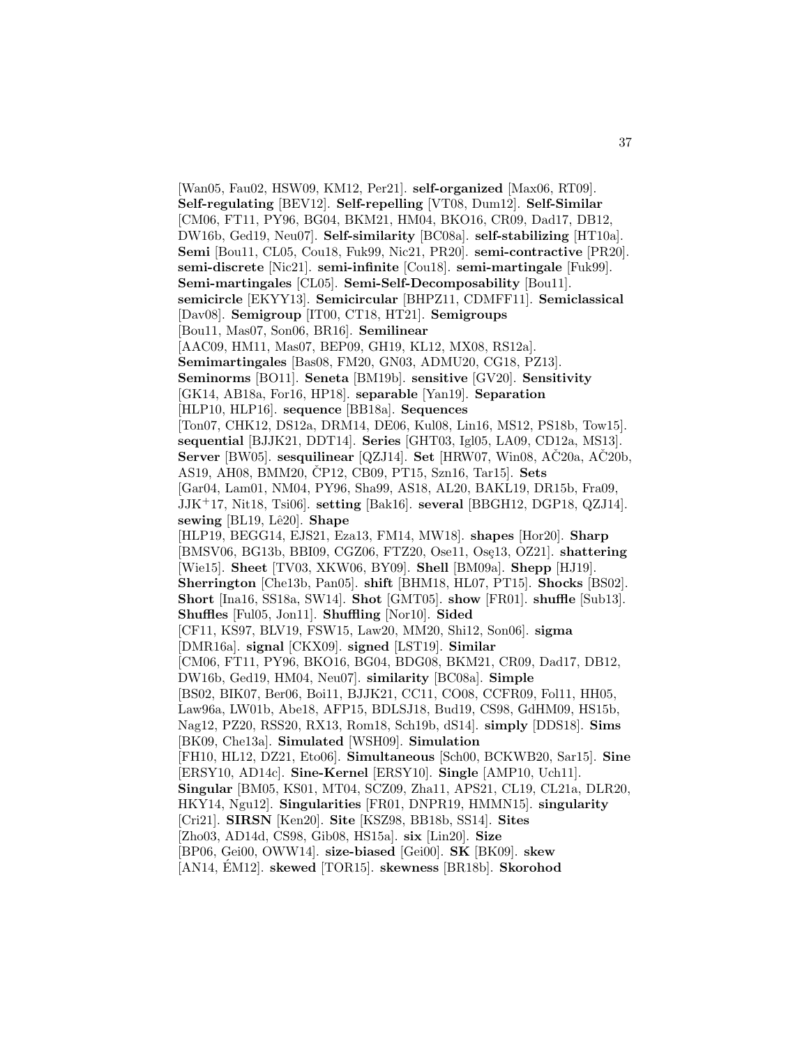[Wan05, Fau02, HSW09, KM12, Per21]. **self-organized** [Max06, RT09]. **Self-regulating** [BEV12]. **Self-repelling** [VT08, Dum12]. **Self-Similar** [CM06, FT11, PY96, BG04, BKM21, HM04, BKO16, CR09, Dad17, DB12, DW16b, Ged19, Neu07]. **Self-similarity** [BC08a]. **self-stabilizing** [HT10a]. **Semi** [Bou11, CL05, Cou18, Fuk99, Nic21, PR20]. **semi-contractive** [PR20]. **semi-discrete** [Nic21]. **semi-infinite** [Cou18]. **semi-martingale** [Fuk99]. **Semi-martingales** [CL05]. **Semi-Self-Decomposability** [Bou11]. **semicircle** [EKYY13]. **Semicircular** [BHPZ11, CDMFF11]. **Semiclassical** [Dav08]. **Semigroup** [IT00, CT18, HT21]. **Semigroups** [Bou11, Mas07, Son06, BR16]. **Semilinear** [AAC09, HM11, Mas07, BEP09, GH19, KL12, MX08, RS12a]. **Semimartingales** [Bas08, FM20, GN03, ADMU20, CG18, PZ13]. **Seminorms** [BO11]. **Seneta** [BM19b]. **sensitive** [GV20]. **Sensitivity** [GK14, AB18a, For16, HP18]. **separable** [Yan19]. **Separation** [HLP10, HLP16]. **sequence** [BB18a]. **Sequences** [Ton07, CHK12, DS12a, DRM14, DE06, Kul08, Lin16, MS12, PS18b, Tow15]. **sequential** [BJJK21, DDT14]. **Series** [GHT03, Igl05, LA09, CD12a, MS13]. **Server** [BW05]. **sesquilinear** [QZJ14]. **Set** [HRW07, Win08, AČ20a, AČ20b, AS19, AH08, BMM20, ČP12, CB09, PT15, Szn16, Tar15]. **Sets** [Gar04, Lam01, NM04, PY96, Sha99, AS18, AL20, BAKL19, DR15b, Fra09, JJK+17, Nit18, Tsi06]. **setting** [Bak16]. **several** [BBGH12, DGP18, QZJ14]. **sewing** [BL19, Lê20]. **Shape** [HLP19, BEGG14, EJS21, Eza13, FM14, MW18]. **shapes** [Hor20]. **Sharp** [BMSV06, BG13b, BBI09, CGZ06, FTZ20, Ose11, Osę13, OZ21]. **shattering** [Wie15]. **Sheet** [TV03, XKW06, BY09]. **Shell** [BM09a]. **Shepp** [HJ19]. **Sherrington** [Che13b, Pan05]. **shift** [BHM18, HL07, PT15]. **Shocks** [BS02]. **Short** [Ina16, SS18a, SW14]. **Shot** [GMT05]. **show** [FR01]. **shuffle** [Sub13]. **Shuffles** [Ful05, Jon11]. **Shuffling** [Nor10]. **Sided** [CF11, KS97, BLV19, FSW15, Law20, MM20, Shi12, Son06]. **sigma** [DMR16a]. **signal** [CKX09]. **signed** [LST19]. **Similar** [CM06, FT11, PY96, BKO16, BG04, BDG08, BKM21, CR09, Dad17, DB12, DW16b, Ged19, HM04, Neu07]. **similarity** [BC08a]. **Simple** [BS02, BIK07, Ber06, Boi11, BJJK21, CC11, CO08, CCFR09, Fol11, HH05, Law96a, LW01b, Abe18, AFP15, BDLSJ18, Bud19, CS98, GdHM09, HS15b, Nag12, PZ20, RSS20, RX13, Rom18, Sch19b, dS14]. **simply** [DDS18]. **Sims** [BK09, Che13a]. **Simulated** [WSH09]. **Simulation** [FH10, HL12, DZ21, Eto06]. **Simultaneous** [Sch00, BCKWB20, Sar15]. **Sine** [ERSY10, AD14c]. **Sine-Kernel** [ERSY10]. **Single** [AMP10, Uch11]. **Singular** [BM05, KS01, MT04, SCZ09, Zha11, APS21, CL19, CL21a, DLR20, HKY14, Ngu12]. **Singularities** [FR01, DNPR19, HMMN15]. **singularity** [Cri21]. **SIRSN** [Ken20]. **Site** [KSZ98, BB18b, SS14]. **Sites** [Zho03, AD14d, CS98, Gib08, HS15a]. **six** [Lin20]. **Size** [BP06, Gei00, OWW14]. **size-biased** [Gei00]. **SK** [BK09]. **skew** [AN14, ÉM12]. **skewed** [TOR15]. **skewness** [BR18b]. **Skorohod**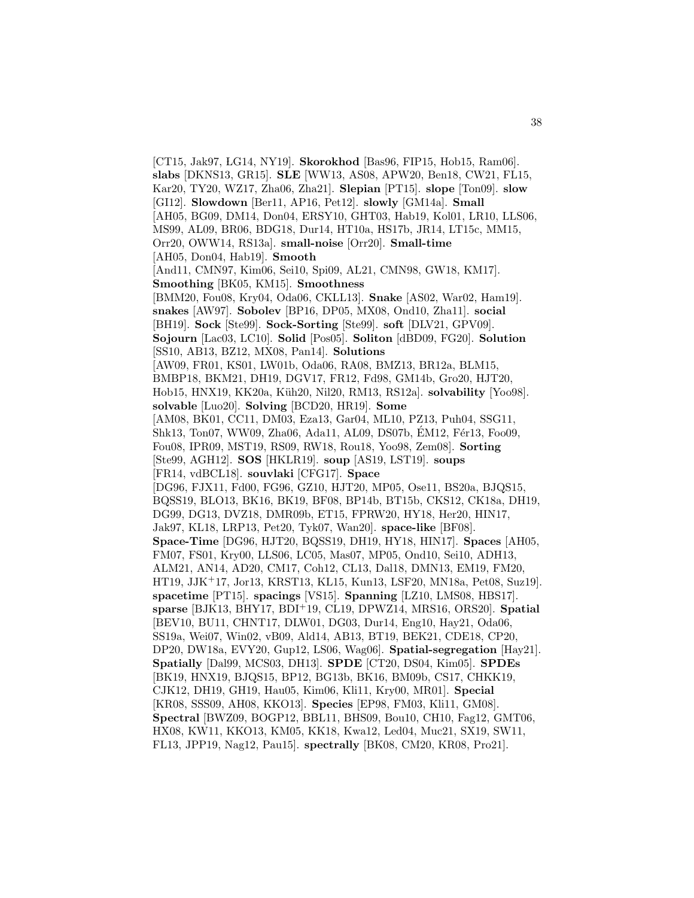[CT15, Jak97, LG14, NY19]. **Skorokhod** [Bas96, FIP15, Hob15, Ram06]. **slabs** [DKNS13, GR15]. **SLE** [WW13, AS08, APW20, Ben18, CW21, FL15, Kar20, TY20, WZ17, Zha06, Zha21]. **Slepian** [PT15]. **slope** [Ton09]. **slow** [GI12]. **Slowdown** [Ber11, AP16, Pet12]. **slowly** [GM14a]. **Small** [AH05, BG09, DM14, Don04, ERSY10, GHT03, Hab19, Kol01, LR10, LLS06, MS99, AL09, BR06, BDG18, Dur14, HT10a, HS17b, JR14, LT15c, MM15, Orr20, OWW14, RS13a]. **small-noise** [Orr20]. **Small-time** [AH05, Don04, Hab19]. **Smooth** [And11, CMN97, Kim06, Sei10, Spi09, AL21, CMN98, GW18, KM17]. **Smoothing** [BK05, KM15]. **Smoothness** [BMM20, Fou08, Kry04, Oda06, CKLL13]. **Snake** [AS02, War02, Ham19]. **snakes** [AW97]. **Sobolev** [BP16, DP05, MX08, Ond10, Zha11]. **social** [BH19]. **Sock** [Ste99]. **Sock-Sorting** [Ste99]. **soft** [DLV21, GPV09]. **Sojourn** [Lac03, LC10]. **Solid** [Pos05]. **Soliton** [dBD09, FG20]. **Solution** [SS10, AB13, BZ12, MX08, Pan14]. **Solutions** [AW09, FR01, KS01, LW01b, Oda06, RA08, BMZ13, BR12a, BLM15, BMBP18, BKM21, DH19, DGV17, FR12, Fd98, GM14b, Gro20, HJT20, Hob15, HNX19, KK20a, Küh20, Nil20, RM13, RS12a]. **solvability** [Yoo98]. **solvable** [Luo20]. **Solving** [BCD20, HR19]. **Some** [AM08, BK01, CC11, DM03, Eza13, Gar04, ML10, PZ13, Puh04, SSG11, Shk13, Ton07, WW09, Zha06, Ada11, AL09, DS07b, ÉM12, Fér13, Foo09, Fou08, IPR09, MST19, RS09, RW18, Rou18, Yoo98, Zem08]. **Sorting** [Ste99, AGH12]. **SOS** [HKLR19]. **soup** [AS19, LST19]. **soups** [FR14, vdBCL18]. **souvlaki** [CFG17]. **Space** [DG96, FJX11, Fd00, FG96, GZ10, HJT20, MP05, Ose11, BS20a, BJQS15, BQSS19, BLO13, BK16, BK19, BF08, BP14b, BT15b, CKS12, CK18a, DH19, DG99, DG13, DVZ18, DMR09b, ET15, FPRW20, HY18, Her20, HIN17, Jak97, KL18, LRP13, Pet20, Tyk07, Wan20]. **space-like** [BF08]. **Space-Time** [DG96, HJT20, BQSS19, DH19, HY18, HIN17]. **Spaces** [AH05, FM07, FS01, Kry00, LLS06, LC05, Mas07, MP05, Ond10, Sei10, ADH13, ALM21, AN14, AD20, CM17, Coh12, CL13, Dal18, DMN13, EM19, FM20, HT19, JJK+17, Jor13, KRST13, KL15, Kun13, LSF20, MN18a, Pet08, Suz19]. **spacetime** [PT15]. **spacings** [VS15]. **Spanning** [LZ10, LMS08, HBS17]. **sparse** [BJK13, BHY17, BDI+19, CL19, DPWZ14, MRS16, ORS20]. **Spatial** [BEV10, BU11, CHNT17, DLW01, DG03, Dur14, Eng10, Hay21, Oda06, SS19a, Wei07, Win02, vB09, Ald14, AB13, BT19, BEK21, CDE18, CP20, DP20, DW18a, EVY20, Gup12, LS06, Wag06]. **Spatial-segregation** [Hay21]. **Spatially** [Dal99, MCS03, DH13]. **SPDE** [CT20, DS04, Kim05]. **SPDEs** [BK19, HNX19, BJQS15, BP12, BG13b, BK16, BM09b, CS17, CHKK19, CJK12, DH19, GH19, Hau05, Kim06, Kli11, Kry00, MR01]. **Special** [KR08, SSS09, AH08, KKO13]. **Species** [EP98, FM03, Kli11, GM08]. **Spectral** [BWZ09, BOGP12, BBL11, BHS09, Bou10, CH10, Fag12, GMT06, HX08, KW11, KKO13, KM05, KK18, Kwa12, Led04, Muc21, SX19, SW11, FL13, JPP19, Nag12, Pau15]. **spectrally** [BK08, CM20, KR08, Pro21].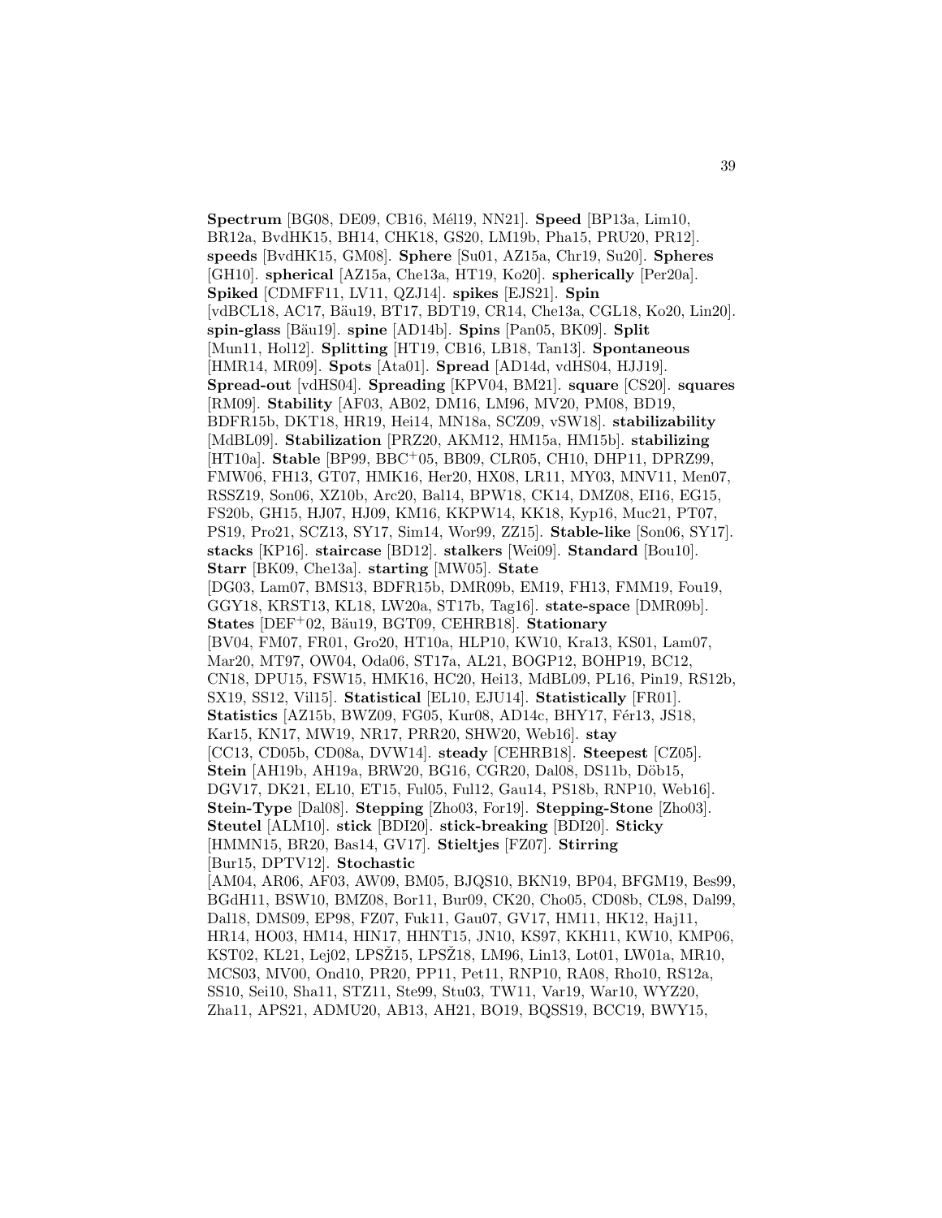**Spectrum** [BG08, DE09, CB16, Mél19, NN21]. **Speed** [BP13a, Lim10, BR12a, BvdHK15, BH14, CHK18, GS20, LM19b, Pha15, PRU20, PR12]. **speeds** [BvdHK15, GM08]. **Sphere** [Su01, AZ15a, Chr19, Su20]. **Spheres** [GH10]. **spherical** [AZ15a, Che13a, HT19, Ko20]. **spherically** [Per20a]. **Spiked** [CDMFF11, LV11, QZJ14]. **spikes** [EJS21]. **Spin** [vdBCL18, AC17, Bäu19, BT17, BDT19, CR14, Che13a, CGL18, Ko20, Lin20]. **spin-glass** [Bäu19]. **spine** [AD14b]. **Spins** [Pan05, BK09]. **Split** [Mun11, Hol12]. **Splitting** [HT19, CB16, LB18, Tan13]. **Spontaneous** [HMR14, MR09]. **Spots** [Ata01]. **Spread** [AD14d, vdHS04, HJJ19]. **Spread-out** [vdHS04]. **Spreading** [KPV04, BM21]. **square** [CS20]. **squares** [RM09]. **Stability** [AF03, AB02, DM16, LM96, MV20, PM08, BD19, BDFR15b, DKT18, HR19, Hei14, MN18a, SCZ09, vSW18]. **stabilizability** [MdBL09]. **Stabilization** [PRZ20, AKM12, HM15a, HM15b]. **stabilizing** [HT10a]. **Stable** [BP99, BBC+05, BB09, CLR05, CH10, DHP11, DPRZ99, FMW06, FH13, GT07, HMK16, Her20, HX08, LR11, MY03, MNV11, Men07, RSSZ19, Son06, XZ10b, Arc20, Bal14, BPW18, CK14, DMZ08, EI16, EG15, FS20b, GH15, HJ07, HJ09, KM16, KKPW14, KK18, Kyp16, Muc21, PT07, PS19, Pro21, SCZ13, SY17, Sim14, Wor99, ZZ15]. **Stable-like** [Son06, SY17]. **stacks** [KP16]. **staircase** [BD12]. **stalkers** [Wei09]. **Standard** [Bou10]. **Starr** [BK09, Che13a]. **starting** [MW05]. **State** [DG03, Lam07, BMS13, BDFR15b, DMR09b, EM19, FH13, FMM19, Fou19, GGY18, KRST13, KL18, LW20a, ST17b, Tag16]. **state-space** [DMR09b]. **States** [DEF+02, Bäu19, BGT09, CEHRB18]. **Stationary** [BV04, FM07, FR01, Gro20, HT10a, HLP10, KW10, Kra13, KS01, Lam07, Mar20, MT97, OW04, Oda06, ST17a, AL21, BOGP12, BOHP19, BC12, CN18, DPU15, FSW15, HMK16, HC20, Hei13, MdBL09, PL16, Pin19, RS12b, SX19, SS12, Vil15]. **Statistical** [EL10, EJU14]. **Statistically** [FR01]. **Statistics** [AZ15b, BWZ09, FG05, Kur08, AD14c, BHY17, Fér13, JS18, Kar15, KN17, MW19, NR17, PRR20, SHW20, Web16]. **stay** [CC13, CD05b, CD08a, DVW14]. **steady** [CEHRB18]. **Steepest** [CZ05]. **Stein** [AH19b, AH19a, BRW20, BG16, CGR20, Dal08, DS11b, Döb15, DGV17, DK21, EL10, ET15, Ful05, Ful12, Gau14, PS18b, RNP10, Web16]. **Stein-Type** [Dal08]. **Stepping** [Zho03, For19]. **Stepping-Stone** [Zho03]. **Steutel** [ALM10]. **stick** [BDI20]. **stick-breaking** [BDI20]. **Sticky** [HMMN15, BR20, Bas14, GV17]. **Stieltjes** [FZ07]. **Stirring** [Bur15, DPTV12]. **Stochastic** [AM04, AR06, AF03, AW09, BM05, BJQS10, BKN19, BP04, BFGM19, Bes99, BGdH11, BSW10, BMZ08, Bor11, Bur09, CK20, Cho05, CD08b, CL98, Dal99, Dal18, DMS09, EP98, FZ07, Fuk11, Gau07, GV17, HM11, HK12, Haj11, HR14, HO03, HM14, HIN17, HHNT15, JN10, KS97, KKH11, KW10, KMP06, KST02, KL21, Lej02, LPSŽ15, LPSŽ18, LM96, Lin13, Lot01, LW01a, MR10, MCS03, MV00, Ond10, PR20, PP11, Pet11, RNP10, RA08, Rho10, RS12a, SS10, Sei10, Sha11, STZ11, Ste99, Stu03, TW11, Var19, War10, WYZ20, Zha11, APS21, ADMU20, AB13, AH21, BO19, BQSS19, BCC19, BWY15,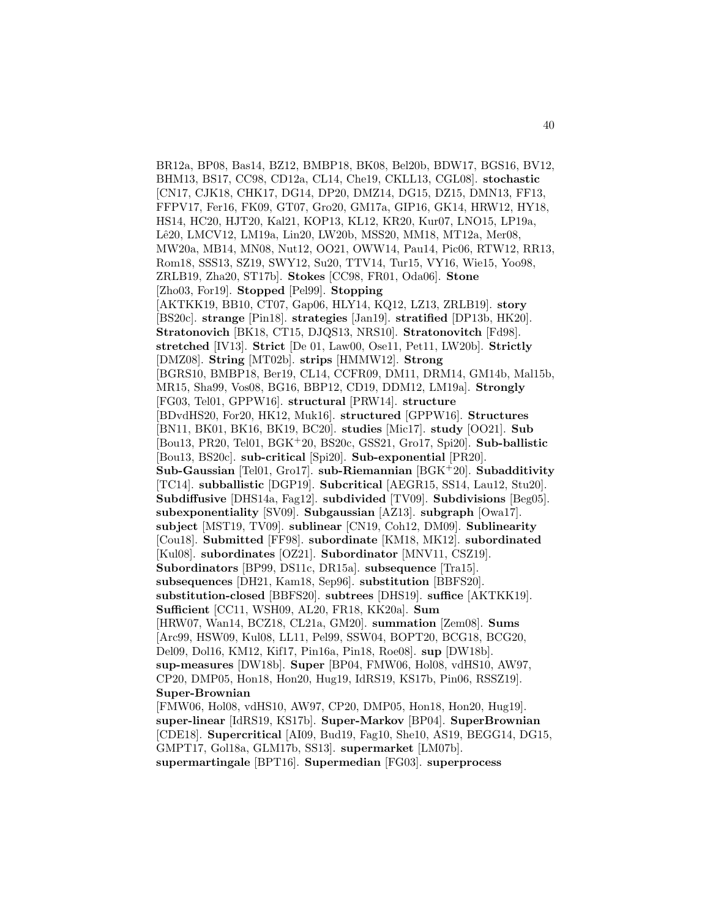BR12a, BP08, Bas14, BZ12, BMBP18, BK08, Bel20b, BDW17, BGS16, BV12, BHM13, BS17, CC98, CD12a, CL14, Che19, CKLL13, CGL08]. **stochastic** [CN17, CJK18, CHK17, DG14, DP20, DMZ14, DG15, DZ15, DMN13, FF13, FFPV17, Fer16, FK09, GT07, Gro20, GM17a, GIP16, GK14, HRW12, HY18, HS14, HC20, HJT20, Kal21, KOP13, KL12, KR20, Kur07, LNO15, LP19a, Lê20, LMCV12, LM19a, Lin20, LW20b, MSS20, MM18, MT12a, Mer08, MW20a, MB14, MN08, Nut12, OO21, OWW14, Pau14, Pic06, RTW12, RR13, Rom18, SSS13, SZ19, SWY12, Su20, TTV14, Tur15, VY16, Wie15, Yoo98, ZRLB19, Zha20, ST17b]. **Stokes** [CC98, FR01, Oda06]. **Stone** [Zho03, For19]. **Stopped** [Pel99]. **Stopping** [AKTKK19, BB10, CT07, Gap06, HLY14, KQ12, LZ13, ZRLB19]. **story** [BS20c]. **strange** [Pin18]. **strategies** [Jan19]. **stratified** [DP13b, HK20]. **Stratonovich** [BK18, CT15, DJQS13, NRS10]. **Stratonovitch** [Fd98]. **stretched** [IV13]. **Strict** [De 01, Law00, Ose11, Pet11, LW20b]. **Strictly** [DMZ08]. **String** [MT02b]. **strips** [HMMW12]. **Strong** [BGRS10, BMBP18, Ber19, CL14, CCFR09, DM11, DRM14, GM14b, Mal15b, MR15, Sha99, Vos08, BG16, BBP12, CD19, DDM12, LM19a]. **Strongly** [FG03, Tel01, GPPW16]. **structural** [PRW14]. **structure** [BDvdHS20, For20, HK12, Muk16]. **structured** [GPPW16]. **Structures** [BN11, BK01, BK16, BK19, BC20]. **studies** [Mic17]. **study** [OO21]. **Sub** [Bou13, PR20, Tel01, BGK+20, BS20c, GSS21, Gro17, Spi20]. **Sub-ballistic** [Bou13, BS20c]. **sub-critical** [Spi20]. **Sub-exponential** [PR20]. **Sub-Gaussian** [Tel01, Gro17]. **sub-Riemannian** [BGK+20]. **Subadditivity** [TC14]. **subballistic** [DGP19]. **Subcritical** [AEGR15, SS14, Lau12, Stu20]. **Subdiffusive** [DHS14a, Fag12]. **subdivided** [TV09]. **Subdivisions** [Beg05]. **subexponentiality** [SV09]. **Subgaussian** [AZ13]. **subgraph** [Owa17]. **subject** [MST19, TV09]. **sublinear** [CN19, Coh12, DM09]. **Sublinearity** [Cou18]. **Submitted** [FF98]. **subordinate** [KM18, MK12]. **subordinated** [Kul08]. **subordinates** [OZ21]. **Subordinator** [MNV11, CSZ19]. **Subordinators** [BP99, DS11c, DR15a]. **subsequence** [Tra15]. **subsequences** [DH21, Kam18, Sep96]. **substitution** [BBFS20]. **substitution-closed** [BBFS20]. **subtrees** [DHS19]. **suffice** [AKTKK19]. **Sufficient** [CC11, WSH09, AL20, FR18, KK20a]. **Sum** [HRW07, Wan14, BCZ18, CL21a, GM20]. **summation** [Zem08]. **Sums** [Arc99, HSW09, Kul08, LL11, Pel99, SSW04, BOPT20, BCG18, BCG20, Del09, Dol16, KM12, Kif17, Pin16a, Pin18, Roe08]. **sup** [DW18b]. **sup-measures** [DW18b]. **Super** [BP04, FMW06, Hol08, vdHS10, AW97, CP20, DMP05, Hon18, Hon20, Hug19, IdRS19, KS17b, Pin06, RSSZ19]. **Super-Brownian** [FMW06, Hol08, vdHS10, AW97, CP20, DMP05, Hon18, Hon20, Hug19]. **super-linear** [IdRS19, KS17b]. **Super-Markov** [BP04]. **SuperBrownian** [CDE18]. **Supercritical** [AI09, Bud19, Fag10, She10, AS19, BEGG14, DG15, GMPT17, Gol18a, GLM17b, SS13]. **supermarket** [LM07b]. **supermartingale** [BPT16]. **Supermedian** [FG03]. **superprocess**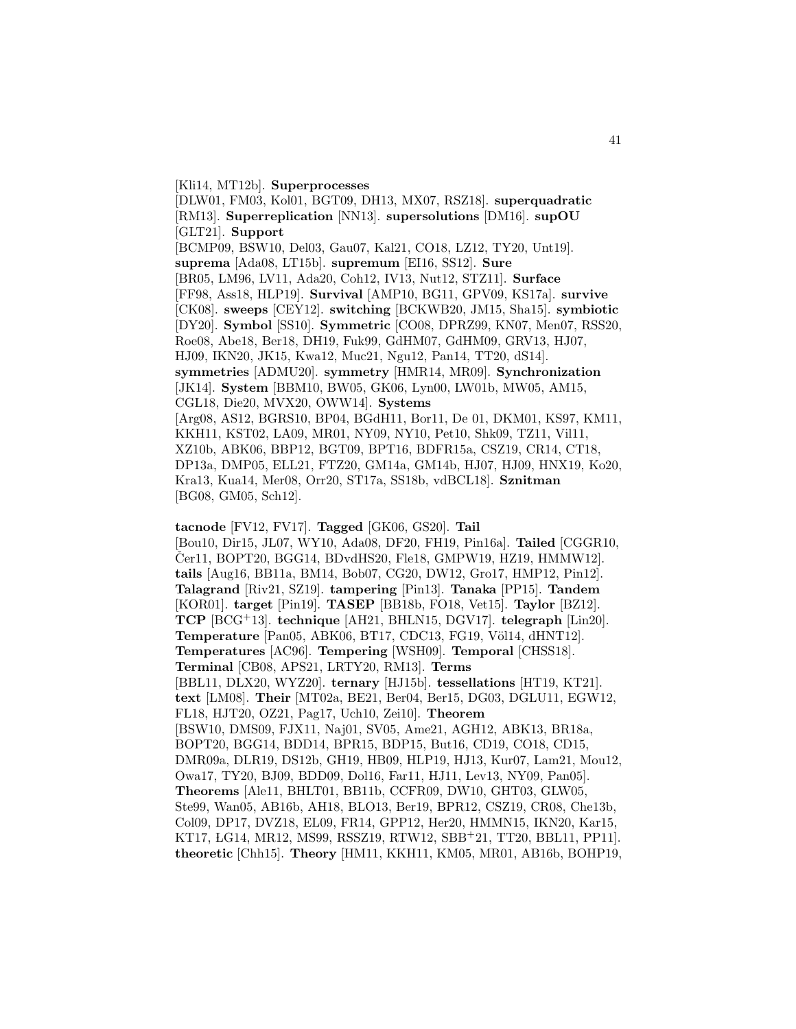[Kli14, MT12b]. **Superprocesses** [DLW01, FM03, Kol01, BGT09, DH13, MX07, RSZ18]. **superquadratic** [RM13]. **Superreplication** [NN13]. **supersolutions** [DM16]. **supOU** [GLT21]. **Support** [BCMP09, BSW10, Del03, Gau07, Kal21, CO18, LZ12, TY20, Unt19]. **suprema** [Ada08, LT15b]. **supremum** [EI16, SS12]. **Sure** [BR05, LM96, LV11, Ada20, Coh12, IV13, Nut12, STZ11]. **Surface** [FF98, Ass18, HLP19]. **Survival** [AMP10, BG11, GPV09, KS17a]. **survive** [CK08]. **sweeps** [CEY12]. **switching** [BCKWB20, JM15, Sha15]. **symbiotic** [DY20]. **Symbol** [SS10]. **Symmetric** [CO08, DPRZ99, KN07, Men07, RSS20, Roe08, Abe18, Ber18, DH19, Fuk99, GdHM07, GdHM09, GRV13, HJ07, HJ09, IKN20, JK15, Kwa12, Muc21, Ngu12, Pan14, TT20, dS14]. **symmetries** [ADMU20]. **symmetry** [HMR14, MR09]. **Synchronization** [JK14]. **System** [BBM10, BW05, GK06, Lyn00, LW01b, MW05, AM15, CGL18, Die20, MVX20, OWW14]. **Systems** [Arg08, AS12, BGRS10, BP04, BGdH11, Bor11, De 01, DKM01, KS97, KM11, KKH11, KST02, LA09, MR01, NY09, NY10, Pet10, Shk09, TZ11, Vil11, XZ10b, ABK06, BBP12, BGT09, BPT16, BDFR15a, CSZ19, CR14, CT18, DP13a, DMP05, ELL21, FTZ20, GM14a, GM14b, HJ07, HJ09, HNX19, Ko20, Kra13, Kua14, Mer08, Orr20, ST17a, SS18b, vdBCL18]. **Sznitman** [BG08, GM05, Sch12].

**tacnode** [FV12, FV17]. **Tagged** [GK06, GS20]. **Tail** [Bou10, Dir15, JL07, WY10, Ada08, DF20, FH19, Pin16a]. **Tailed** [CGGR10, Čer11, BOPT20, BGG14, BDvdHS20, Fle18, GMPW19, HZ19, HMMW12]. **tails** [Aug16, BB11a, BM14, Bob07, CG20, DW12, Gro17, HMP12, Pin12]. **Talagrand** [Riv21, SZ19]. **tampering** [Pin13]. **Tanaka** [PP15]. **Tandem** [KOR01]. **target** [Pin19]. **TASEP** [BB18b, FO18, Vet15]. **Taylor** [BZ12]. **TCP** [BCG+13]. **technique** [AH21, BHLN15, DGV17]. **telegraph** [Lin20]. **Temperature** [Pan05, ABK06, BT17, CDC13, FG19, Völ14, dHNT12]. **Temperatures** [AC96]. **Tempering** [WSH09]. **Temporal** [CHSS18]. **Terminal** [CB08, APS21, LRTY20, RM13]. **Terms** [BBL11, DLX20, WYZ20]. **ternary** [HJ15b]. **tessellations** [HT19, KT21]. **text** [LM08]. **Their** [MT02a, BE21, Ber04, Ber15, DG03, DGLU11, EGW12, FL18, HJT20, OZ21, Pag17, Uch10, Zei10]. **Theorem** [BSW10, DMS09, FJX11, Naj01, SV05, Ame21, AGH12, ABK13, BR18a, BOPT20, BGG14, BDD14, BPR15, BDP15, But16, CD19, CO18, CD15, DMR09a, DLR19, DS12b, GH19, HB09, HLP19, HJ13, Kur07, Lam21, Mou12, Owa17, TY20, BJ09, BDD09, Dol16, Far11, HJ11, Lev13, NY09, Pan05]. **Theorems** [Ale11, BHLT01, BB11b, CCFR09, DW10, GHT03, GLW05, Ste99, Wan05, AB16b, AH18, BLO13, Ber19, BPR12, CSZ19, CR08, Che13b, Col09, DP17, DVZ18, EL09, FR14, GPP12, Her20, HMMN15, IKN20, Kar15, KT17, ŁG14, MR12, MS99, RSSZ19, RTW12, SBB+21, TT20, BBL11, PP11]. **theoretic** [Chh15]. **Theory** [HM11, KKH11, KM05, MR01, AB16b, BOHP19,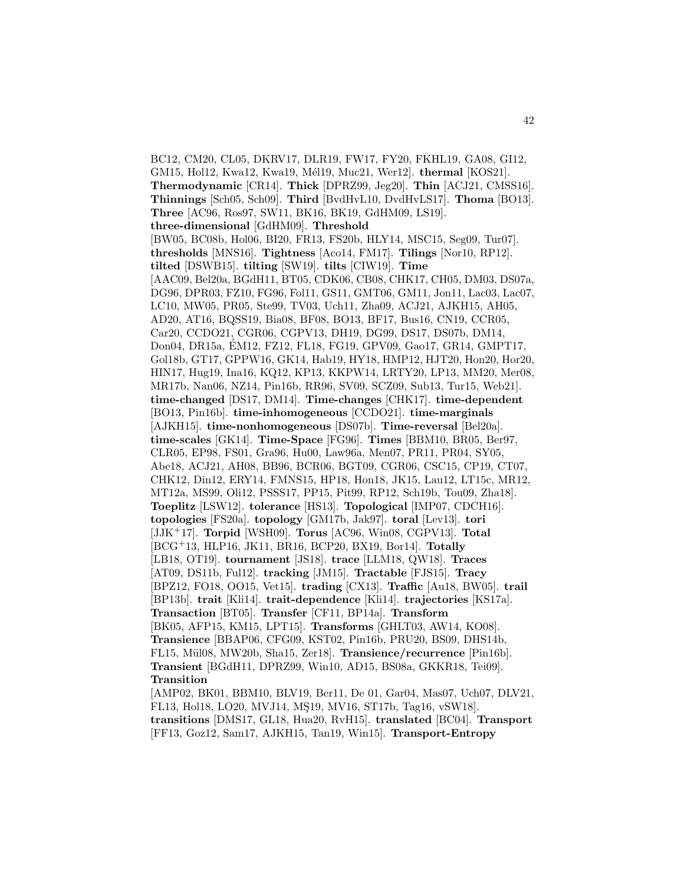BC12, CM20, CL05, DKRV17, DLR19, FW17, FY20, FKHL19, GA08, GI12, GM15, Hol12, Kwa12, Kwa19, Mél19, Muc21, Wer12]. **thermal** [KOS21]. **Thermodynamic** [CR14]. **Thick** [DPRZ99, Jeg20]. **Thin** [ACJ21, CMSS16]. **Thinnings** [Sch05, Sch09]. **Third** [BvdHvL10, DvdHvLS17]. **Thoma** [BO13]. **Three** [AC96, Ros97, SW11, BK16, BK19, GdHM09, LS19]. **three-dimensional** [GdHM09]. **Threshold** [BW05, BC08b, Hol06, BI20, FR13, FS20b, HLY14, MSC15, Seg09, Tur07]. **thresholds** [MNS16]. **Tightness** [Aco14, FM17]. **Tilings** [Nor10, RP12]. **tilted** [DSWB15]. **tilting** [SW19]. **tilts** [CIW19]. **Time** [AAC09, Bel20a, BGdH11, BT05, CDK06, CB08, CHK17, CH05, DM03, DS07a, DG96, DPR03, FZ10, FG96, Fol11, GS11, GMT06, GM11, Jon11, Lac03, Lac07, LC10, MW05, PR05, Ste99, TV03, Uch11, Zha09, ACJ21, AJKH15, AH05, AD20, AT16, BQSS19, Bia08, BF08, BO13, BF17, Bus16, CN19, CCR05, Car20, CCDO21, CGR06, CGPV13, DH19, DG99, DS17, DS07b, DM14, Don04, DR15a, ÉM12, FZ12, FL18, FG19, GPV09, Gao17, GR14, GMPT17, Gol18b, GT17, GPPW16, GK14, Hab19, HY18, HMP12, HJT20, Hon20, Hor20, HIN17, Hug19, Ina16, KQ12, KP13, KKPW14, LRTY20, LP13, MM20, Mer08, MR17b, Nan06, NZ14, Pin16b, RR96, SV09, SCZ09, Sub13, Tur15, Web21]. **time-changed** [DS17, DM14]. **Time-changes** [CHK17]. **time-dependent** [BO13, Pin16b]. **time-inhomogeneous** [CCDO21]. **time-marginals** [AJKH15]. **time-nonhomogeneous** [DS07b]. **Time-reversal** [Bel20a]. **time-scales** [GK14]. **Time-Space** [FG96]. **Times** [BBM10, BR05, Ber97, CLR05, EP98, FS01, Gra96, Hu00, Law96a, Men07, PR11, PR04, SY05, Abe18, ACJ21, AH08, BB96, BCR06, BGT09, CGR06, CSC15, CP19, CT07, CHK12, Din12, ERY14, FMNS15, HP18, Hon18, JK15, Lau12, LT15c, MR12, MT12a, MS99, Oli12, PSSS17, PP15, Pit99, RP12, Sch19b, Tou09, Zha18]. **Toeplitz** [LSW12]. **tolerance** [HS13]. **Topological** [IMP07, CDCH16]. **topologies** [FS20a]. **topology** [GM17b, Jak97]. **toral** [Lev13]. **tori** [JJK+17]. **Torpid** [WSH09]. **Torus** [AC96, Win08, CGPV13]. **Total** [BCG+13, HLP16, JK11, BR16, BCP20, BX19, Bor14]. **Totally** [LB18, OT19]. **tournament** [JS18]. **trace** [LLM18, QW18]. **Traces** [AT09, DS11b, Ful12]. **tracking** [JM15]. **Tractable** [FJS15]. **Tracy** [BPZ12, FO18, OO15, Vet15]. **trading** [CX13]. **Traffic** [Au18, BW05]. **trail** [BP13b]. **trait** [Kli14]. **trait-dependence** [Kli14]. **trajectories** [KS17a]. **Transaction** [BT05]. **Transfer** [CF11, BP14a]. **Transform** [BK05, AFP15, KM15, LPT15]. **Transforms** [GHLT03, AW14, KO08]. **Transience** [BBAP06, CFG09, KST02, Pin16b, PRU20, BS09, DHS14b, FL15, Mül08, MW20b, Sha15, Zer18]. **Transience/recurrence** [Pin16b]. **Transient** [BGdH11, DPRZ99, Win10, AD15, BS08a, GKKR18, Tei09]. **Transition** [AMP02, BK01, BBM10, BLV19, Ber11, De 01, Gar04, Mas07, Uch07, DLV21, FL13, Hol18, LO20, MVJ14, MŞ19, MV16, ST17b, Tag16, vSW18]. **transitions** [DMS17, GL18, Hua20, RvH15]. **translated** [BC04]. **Transport** [FF13, Goz12, Sam17, AJKH15, Tan19, Win15]. **Transport-Entropy**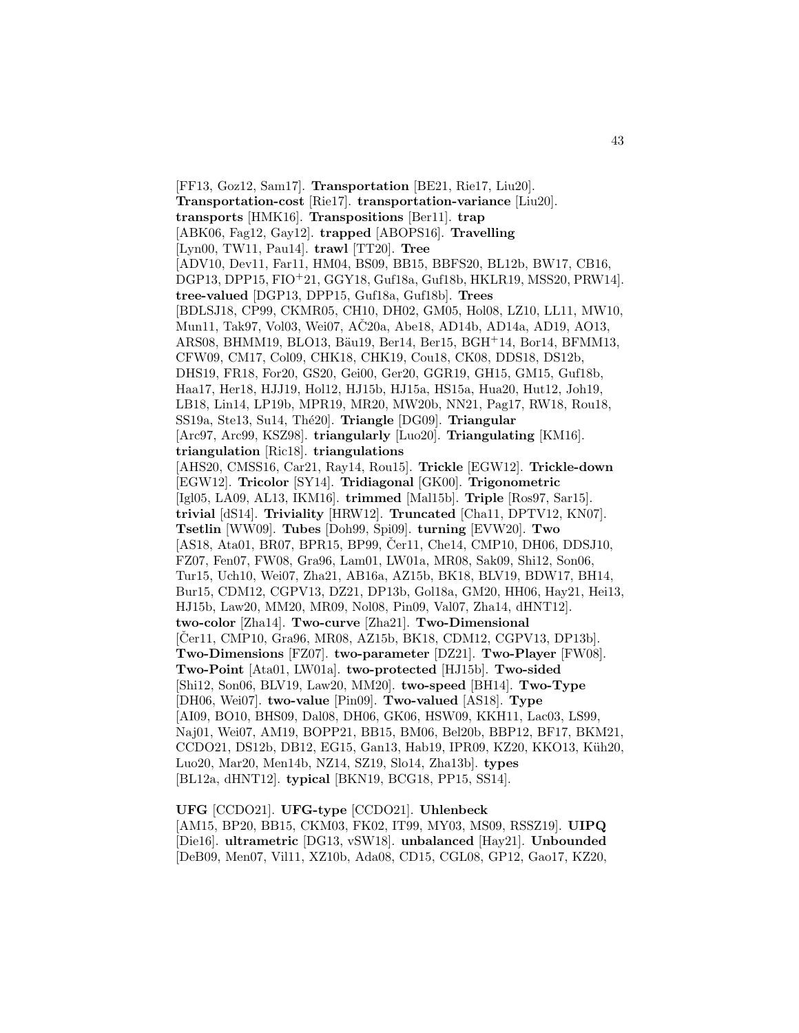[FF13, Goz12, Sam17]. **Transportation** [BE21, Rie17, Liu20]. **Transportation-cost** [Rie17]. **transportation-variance** [Liu20]. **transports** [HMK16]. **Transpositions** [Ber11]. **trap** [ABK06, Fag12, Gay12]. **trapped** [ABOPS16]. **Travelling** [Lyn00, TW11, Pau14]. **trawl** [TT20]. **Tree** [ADV10, Dev11, Far11, HM04, BS09, BB15, BBFS20, BL12b, BW17, CB16, DGP13, DPP15, FIO+21, GGY18, Guf18a, Guf18b, HKLR19, MSS20, PRW14]. **tree-valued** [DGP13, DPP15, Guf18a, Guf18b]. **Trees** [BDLSJ18, CP99, CKMR05, CH10, DH02, GM05, Hol08, LZ10, LL11, MW10, Mun11, Tak97, Vol03, Wei07, AČ20a, Abe18, AD14b, AD14a, AD19, AO13, ARS08, BHMM19, BLO13, Bäu19, Ber14, Ber15, BGH+14, Bor14, BFMM13, CFW09, CM17, Col09, CHK18, CHK19, Cou18, CK08, DDS18, DS12b, DHS19, FR18, For20, GS20, Gei00, Ger20, GGR19, GH15, GM15, Guf18b, Haa17, Her18, HJJ19, Hol12, HJ15b, HJ15a, HS15a, Hua20, Hut12, Joh19, LB18, Lin14, LP19b, MPR19, MR20, MW20b, NN21, Pag17, RW18, Rou18, SS19a, Ste13, Su14, Thé20]. **Triangle** [DG09]. **Triangular** [Arc97, Arc99, KSZ98]. **triangularly** [Luo20]. **Triangulating** [KM16]. **triangulation** [Ric18]. **triangulations** [AHS20, CMSS16, Car21, Ray14, Rou15]. **Trickle** [EGW12]. **Trickle-down** [EGW12]. **Tricolor** [SY14]. **Tridiagonal** [GK00]. **Trigonometric** [Igl05, LA09, AL13, IKM16]. **trimmed** [Mal15b]. **Triple** [Ros97, Sar15]. **trivial** [dS14]. **Triviality** [HRW12]. **Truncated** [Cha11, DPTV12, KN07]. **Tsetlin** [WW09]. **Tubes** [Doh99, Spi09]. **turning** [EVW20]. **Two** [AS18, Ata01, BR07, BPR15, BP99, Čer11, Che14, CMP10, DH06, DDSJ10, FZ07, Fen07, FW08, Gra96, Lam01, LW01a, MR08, Sak09, Shi12, Son06, Tur15, Uch10, Wei07, Zha21, AB16a, AZ15b, BK18, BLV19, BDW17, BH14, Bur15, CDM12, CGPV13, DZ21, DP13b, Gol18a, GM20, HH06, Hay21, Hei13, HJ15b, Law20, MM20, MR09, Nol08, Pin09, Val07, Zha14, dHNT12]. **two-color** [Zha14]. **Two-curve** [Zha21]. **Two-Dimensional** [Čer11, CMP10, Gra96, MR08, AZ15b, BK18, CDM12, CGPV13, DP13b]. **Two-Dimensions** [FZ07]. **two-parameter** [DZ21]. **Two-Player** [FW08]. **Two-Point** [Ata01, LW01a]. **two-protected** [HJ15b]. **Two-sided** [Shi12, Son06, BLV19, Law20, MM20]. **two-speed** [BH14]. **Two-Type** [DH06, Wei07]. **two-value** [Pin09]. **Two-valued** [AS18]. **Type** [AI09, BO10, BHS09, Dal08, DH06, GK06, HSW09, KKH11, Lac03, LS99, Naj01, Wei07, AM19, BOPP21, BB15, BM06, Bel20b, BBP12, BF17, BKM21, CCDO21, DS12b, DB12, EG15, Gan13, Hab19, IPR09, KZ20, KKO13, Küh20, Luo20, Mar20, Men14b, NZ14, SZ19, Slo14, Zha13b]. **types** [BL12a, dHNT12]. **typical** [BKN19, BCG18, PP15, SS14].

**UFG** [CCDO21]. **UFG-type** [CCDO21]. **Uhlenbeck** [AM15, BP20, BB15, CKM03, FK02, IT99, MY03, MS09, RSSZ19]. **UIPQ** [Die16]. **ultrametric** [DG13, vSW18]. **unbalanced** [Hay21]. **Unbounded** [DeB09, Men07, Vil11, XZ10b, Ada08, CD15, CGL08, GP12, Gao17, KZ20,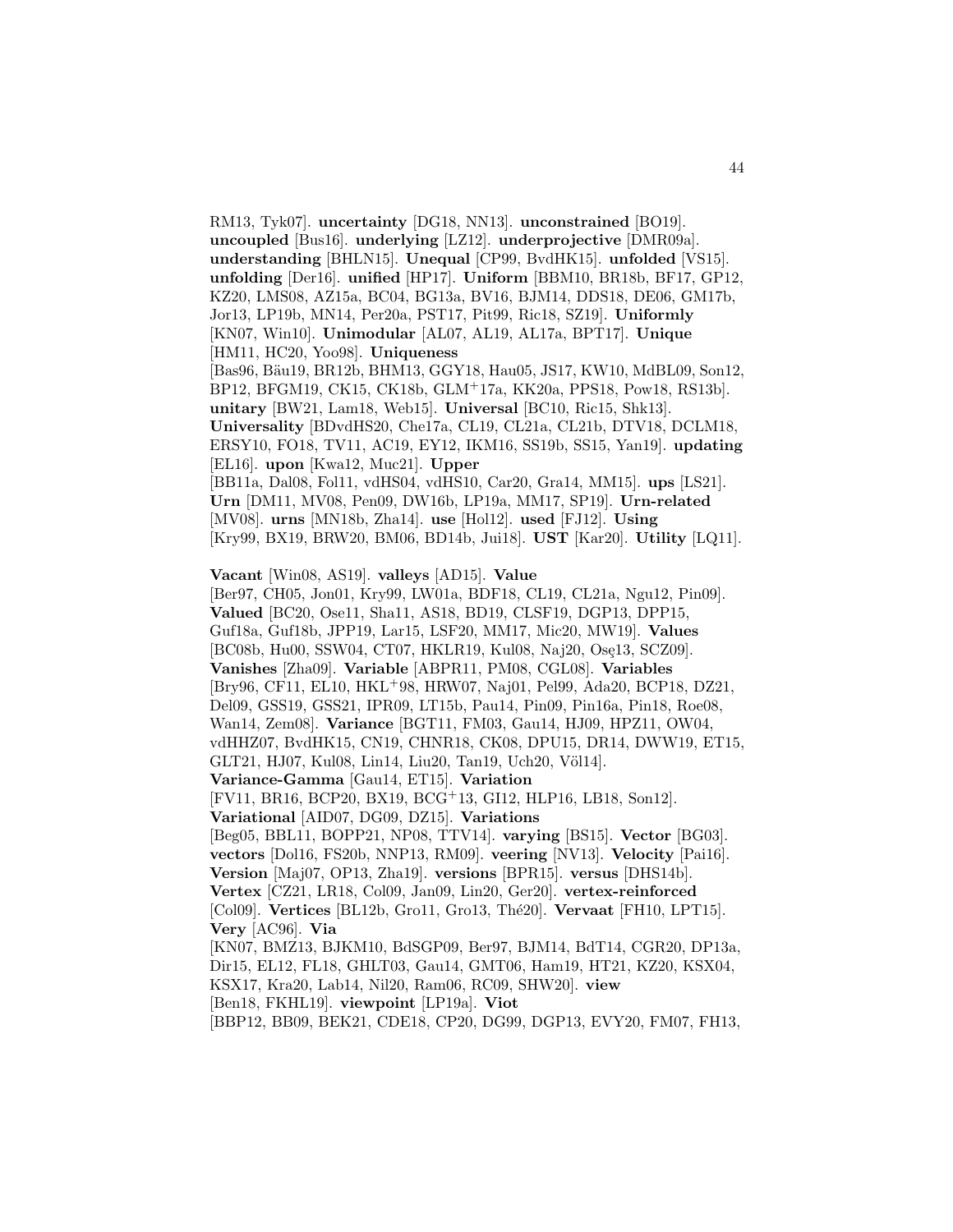RM13, Tyk07]. **uncertainty** [DG18, NN13]. **unconstrained** [BO19]. **uncoupled** [Bus16]. **underlying** [LZ12]. **underprojective** [DMR09a]. **understanding** [BHLN15]. **Unequal** [CP99, BvdHK15]. **unfolded** [VS15]. **unfolding** [Der16]. **unified** [HP17]. **Uniform** [BBM10, BR18b, BF17, GP12, KZ20, LMS08, AZ15a, BC04, BG13a, BV16, BJM14, DDS18, DE06, GM17b, Jor13, LP19b, MN14, Per20a, PST17, Pit99, Ric18, SZ19]. **Uniformly** [KN07, Win10]. **Unimodular** [AL07, AL19, AL17a, BPT17]. **Unique** [HM11, HC20, Yoo98]. **Uniqueness** [Bas96, Bäu19, BR12b, BHM13, GGY18, Hau05, JS17, KW10, MdBL09, Son12, BP12, BFGM19, CK15, CK18b, GLM+17a, KK20a, PPS18, Pow18, RS13b]. **unitary** [BW21, Lam18, Web15]. **Universal** [BC10, Ric15, Shk13]. **Universality** [BDvdHS20, Che17a, CL19, CL21a, CL21b, DTV18, DCLM18, ERSY10, FO18, TV11, AC19, EY12, IKM16, SS19b, SS15, Yan19]. **updating** [EL16]. **upon** [Kwa12, Muc21]. **Upper** [BB11a, Dal08, Fol11, vdHS04, vdHS10, Car20, Gra14, MM15]. **ups** [LS21]. **Urn** [DM11, MV08, Pen09, DW16b, LP19a, MM17, SP19]. **Urn-related** [MV08]. **urns** [MN18b, Zha14]. **use** [Hol12]. **used** [FJ12]. **Using** [Kry99, BX19, BRW20, BM06, BD14b, Jui18]. **UST** [Kar20]. **Utility** [LQ11].

**Vacant** [Win08, AS19]. **valleys** [AD15]. **Value** [Ber97, CH05, Jon01, Kry99, LW01a, BDF18, CL19, CL21a, Ngu12, Pin09]. **Valued** [BC20, Ose11, Sha11, AS18, BD19, CLSF19, DGP13, DPP15, Guf18a, Guf18b, JPP19, Lar15, LSF20, MM17, Mic20, MW19]. **Values** [BC08b, Hu00, SSW04, CT07, HKLR19, Kul08, Naj20, Osę13, SCZ09]. **Vanishes** [Zha09]. **Variable** [ABPR11, PM08, CGL08]. **Variables** [Bry96, CF11, EL10, HKL+98, HRW07, Naj01, Pel99, Ada20, BCP18, DZ21, Del09, GSS19, GSS21, IPR09, LT15b, Pau14, Pin09, Pin16a, Pin18, Roe08, Wan14, Zem08]. **Variance** [BGT11, FM03, Gau14, HJ09, HPZ11, OW04, vdHHZ07, BvdHK15, CN19, CHNR18, CK08, DPU15, DR14, DWW19, ET15, GLT21, HJ07, Kul08, Lin14, Liu20, Tan19, Uch20, Völ14]. **Variance-Gamma** [Gau14, ET15]. **Variation** [FV11, BR16, BCP20, BX19, BCG+13, GI12, HLP16, LB18, Son12]. **Variational** [AID07, DG09, DZ15]. **Variations** [Beg05, BBL11, BOPP21, NP08, TTV14]. **varying** [BS15]. **Vector** [BG03]. **vectors** [Dol16, FS20b, NNP13, RM09]. **veering** [NV13]. **Velocity** [Pai16]. **Version** [Maj07, OP13, Zha19]. **versions** [BPR15]. **versus** [DHS14b]. **Vertex** [CZ21, LR18, Col09, Jan09, Lin20, Ger20]. **vertex-reinforced** [Col09]. **Vertices** [BL12b, Gro11, Gro13, Thé20]. **Vervaat** [FH10, LPT15]. **Very** [AC96]. **Via** [KN07, BMZ13, BJKM10, BdSGP09, Ber97, BJM14, BdT14, CGR20, DP13a, Dir15, EL12, FL18, GHLT03, Gau14, GMT06, Ham19, HT21, KZ20, KSX04, KSX17, Kra20, Lab14, Nil20, Ram06, RC09, SHW20]. **view** [Ben18, FKHL19]. **viewpoint** [LP19a]. **Viot** [BBP12, BB09, BEK21, CDE18, CP20, DG99, DGP13, EVY20, FM07, FH13,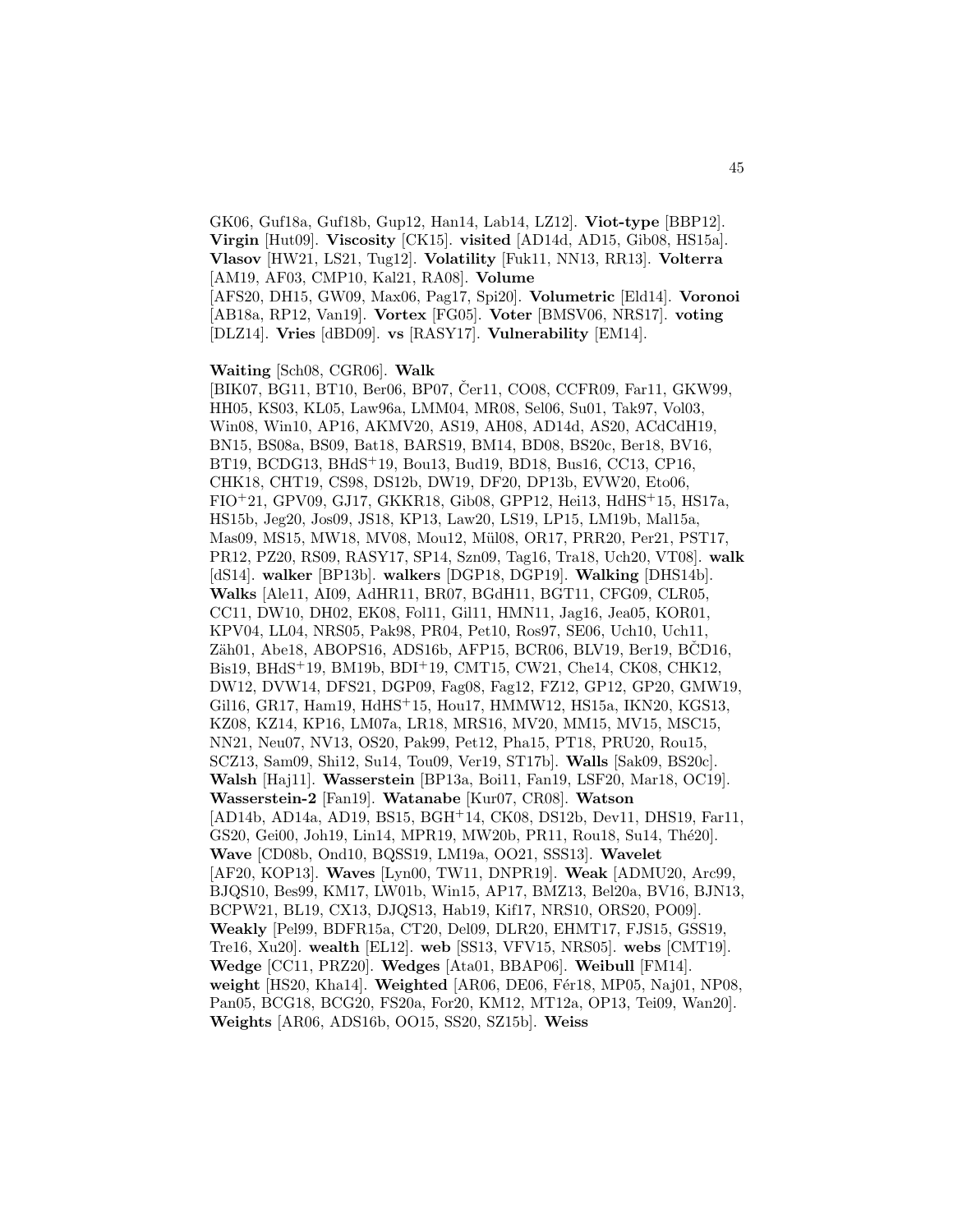GK06, Guf18a, Guf18b, Gup12, Han14, Lab14, LZ12]. **Viot-type** [BBP12]. **Virgin** [Hut09]. **Viscosity** [CK15]. **visited** [AD14d, AD15, Gib08, HS15a]. **Vlasov** [HW21, LS21, Tug12]. **Volatility** [Fuk11, NN13, RR13]. **Volterra** [AM19, AF03, CMP10, Kal21, RA08]. **Volume** [AFS20, DH15, GW09, Max06, Pag17, Spi20]. **Volumetric** [Eld14]. **Voronoi** [AB18a, RP12, Van19]. **Vortex** [FG05]. **Voter** [BMSV06, NRS17]. **voting** [DLZ14]. **Vries** [dBD09]. **vs** [RASY17]. **Vulnerability** [EM14].

**Waiting** [Sch08, CGR06]. **Walk** [BIK07, BG11, BT10, Ber06, BP07, Čer11, CO08, CCFR09, Far11, GKW99, HH05, KS03, KL05, Law96a, LMM04, MR08, Sel06, Su01, Tak97, Vol03, Win08, Win10, AP16, AKMV20, AS19, AH08, AD14d, AS20, ACdCdH19, BN15, BS08a, BS09, Bat18, BARS19, BM14, BD08, BS20c, Ber18, BV16, BT19, BCDG13, BHdS+19, Bou13, Bud19, BD18, Bus16, CC13, CP16, CHK18, CHT19, CS98, DS12b, DW19, DF20, DP13b, EVW20, Eto06, FIO+21, GPV09, GJ17, GKKR18, Gib08, GPP12, Hei13, HdHS+15, HS17a, HS15b, Jeg20, Jos09, JS18, KP13, Law20, LS19, LP15, LM19b, Mal15a, Mas09, MS15, MW18, MV08, Mou12, Mül08, OR17, PRR20, Per21, PST17, PR12, PZ20, RS09, RASY17, SP14, Szn09, Tag16, Tra18, Uch20, VT08]. **walk** [dS14]. **walker** [BP13b]. **walkers** [DGP18, DGP19]. **Walking** [DHS14b]. **Walks** [Ale11, AI09, AdHR11, BR07, BGdH11, BGT11, CFG09, CLR05, CC11, DW10, DH02, EK08, Fol11, Gil11, HMN11, Jag16, Jea05, KOR01, KPV04, LL04, NRS05, Pak98, PR04, Pet10, Ros97, SE06, Uch10, Uch11, Zäh01, Abe18, ABOPS16, ADS16b, AFP15, BCR06, BLV19, Ber19, BČD16, Bis19, BHdS+19, BM19b, BDI+19, CMT15, CW21, Che14, CK08, CHK12, DW12, DVW14, DFS21, DGP09, Fag08, Fag12, FZ12, GP12, GP20, GMW19, Gil16, GR17, Ham19, HdHS+15, Hou17, HMMW12, HS15a, IKN20, KGS13, KZ08, KZ14, KP16, LM07a, LR18, MRS16, MV20, MM15, MV15, MSC15, NN21, Neu07, NV13, OS20, Pak99, Pet12, Pha15, PT18, PRU20, Rou15, SCZ13, Sam09, Shi12, Su14, Tou09, Ver19, ST17b]. **Walls** [Sak09, BS20c]. **Walsh** [Haj11]. **Wasserstein** [BP13a, Boi11, Fan19, LSF20, Mar18, OC19]. **Wasserstein-2** [Fan19]. **Watanabe** [Kur07, CR08]. **Watson** [AD14b, AD14a, AD19, BS15, BGH+14, CK08, DS12b, Dev11, DHS19, Far11, GS20, Gei00, Joh19, Lin14, MPR19, MW20b, PR11, Rou18, Su14, Thé20]. **Wave** [CD08b, Ond10, BQSS19, LM19a, OO21, SSS13]. **Wavelet** [AF20, KOP13]. **Waves** [Lyn00, TW11, DNPR19]. **Weak** [ADMU20, Arc99, BJQS10, Bes99, KM17, LW01b, Win15, AP17, BMZ13, Bel20a, BV16, BJN13, BCPW21, BL19, CX13, DJQS13, Hab19, Kif17, NRS10, ORS20, PO09]. **Weakly** [Pel99, BDFR15a, CT20, Del09, DLR20, EHMT17, FJS15, GSS19, Tre16, Xu20]. **wealth** [EL12]. **web** [SS13, VFV15, NRS05]. **webs** [CMT19]. **Wedge** [CC11, PRZ20]. **Wedges** [Ata01, BBAP06]. **Weibull** [FM14]. **weight** [HS20, Kha14]. **Weighted** [AR06, DE06, Fér18, MP05, Naj01, NP08, Pan05, BCG18, BCG20, FS20a, For20, KM12, MT12a, OP13, Tei09, Wan20]. **Weights** [AR06, ADS16b, OO15, SS20, SZ15b]. **Weiss**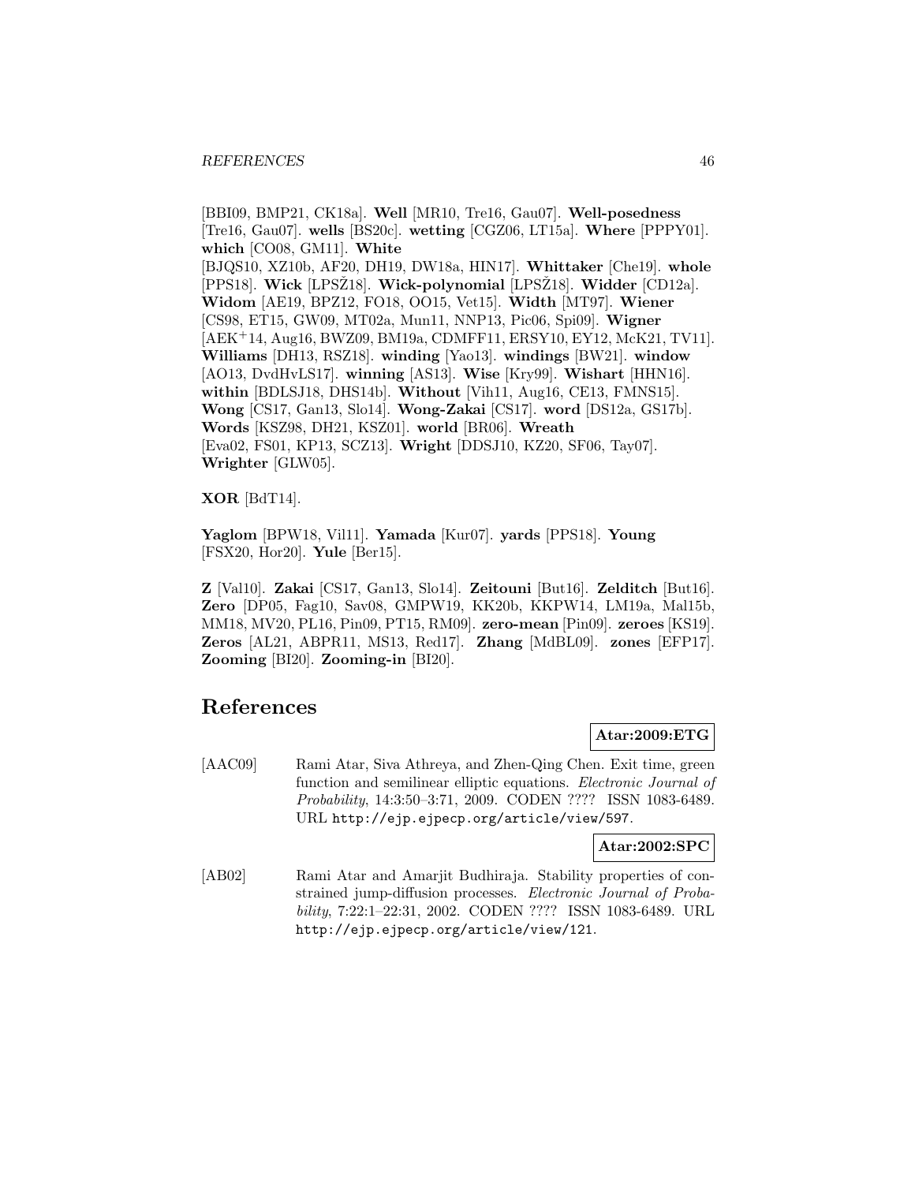[BBI09, BMP21, CK18a]. **Well** [MR10, Tre16, Gau07]. **Well-posedness** [Tre16, Gau07]. **wells** [BS20c]. **wetting** [CGZ06, LT15a]. **Where** [PPPY01]. **which** [CO08, GM11]. **White** [BJQS10, XZ10b, AF20, DH19, DW18a, HIN17]. **Whittaker** [Che19]. **whole** [PPS18]. **Wick** [LPSŽ18]. **Wick-polynomial** [LPSŽ18]. **Widder** [CD12a]. **Widom** [AE19, BPZ12, FO18, OO15, Vet15]. **Width** [MT97]. **Wiener** [CS98, ET15, GW09, MT02a, Mun11, NNP13, Pic06, Spi09]. **Wigner** [AEK+14, Aug16, BWZ09, BM19a, CDMFF11, ERSY10, EY12, McK21, TV11]. **Williams** [DH13, RSZ18]. **winding** [Yao13]. **windings** [BW21]. **window** [AO13, DvdHvLS17]. **winning** [AS13]. **Wise** [Kry99]. **Wishart** [HHN16]. **within** [BDLSJ18, DHS14b]. **Without** [Vih11, Aug16, CE13, FMNS15]. **Wong** [CS17, Gan13, Slo14]. **Wong-Zakai** [CS17]. **word** [DS12a, GS17b]. **Words** [KSZ98, DH21, KSZ01]. **world** [BR06]. **Wreath** [Eva02, FS01, KP13, SCZ13]. **Wright** [DDSJ10, KZ20, SF06, Tay07]. **Wrighter** [GLW05].

**XOR** [BdT14].

**Yaglom** [BPW18, Vil11]. **Yamada** [Kur07]. **yards** [PPS18]. **Young** [FSX20, Hor20]. **Yule** [Ber15].

**Z** [Val10]. **Zakai** [CS17, Gan13, Slo14]. **Zeitouni** [But16]. **Zelditch** [But16]. **Zero** [DP05, Fag10, Sav08, GMPW19, KK20b, KKPW14, LM19a, Mal15b, MM18, MV20, PL16, Pin09, PT15, RM09]. **zero-mean** [Pin09]. **zeroes** [KS19]. **Zeros** [AL21, ABPR11, MS13, Red17]. **Zhang** [MdBL09]. **zones** [EFP17]. **Zooming** [BI20]. **Zooming-in** [BI20].

# References

**Atar:2009:ETG**

[AAC09] Rami Atar, Siva Athreya, and Zhen-Qing Chen. Exit time, green function and semilinear elliptic equations. *Electronic Journal of Probability*, 14:3:50–3:71, 2009. CODEN ???? ISSN 1083-6489. URL http://ejp.ejpecp.org/article/view/597.

**Atar:2002:SPC**

[AB02] Rami Atar and Amarjit Budhiraja. Stability properties of constrained jump-diffusion processes. *Electronic Journal of Probability*, 7:22:1–22:31, 2002. CODEN ???? ISSN 1083-6489. URL http://ejp.ejpecp.org/article/view/121.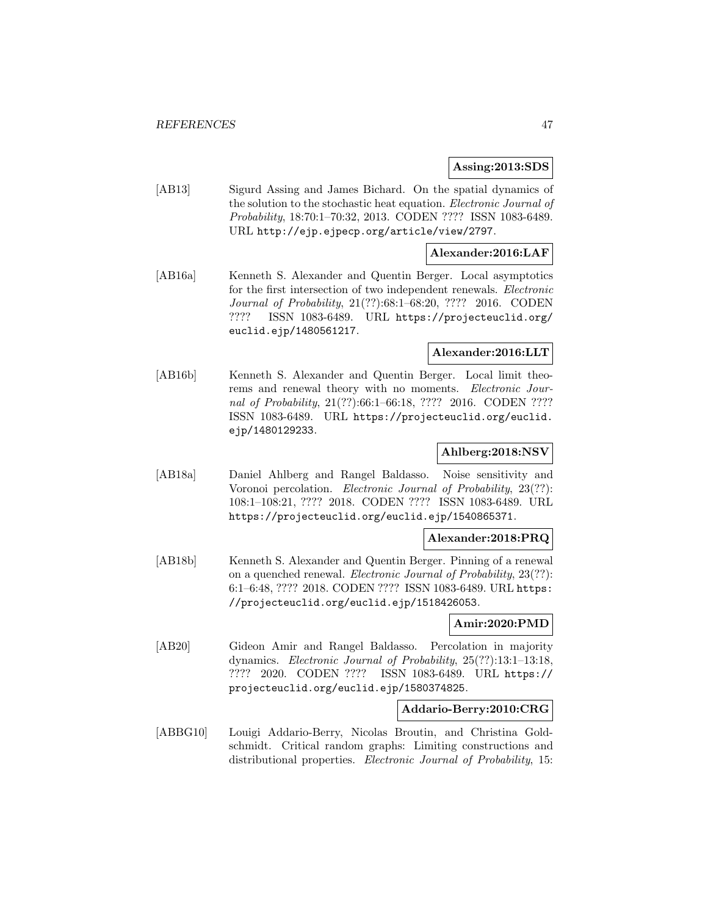**Assing:2013:SDS**

[AB13] Sigurd Assing and James Bichard. On the spatial dynamics of the solution to the stochastic heat equation. *Electronic Journal of Probability*, 18:70:1–70:32, 2013. CODEN ???? ISSN 1083-6489. URL http://ejp.ejpecp.org/article/view/2797.

**Alexander:2016:LAF**

[AB16a] Kenneth S. Alexander and Quentin Berger. Local asymptotics for the first intersection of two independent renewals. *Electronic Journal of Probability*, 21(??):68:1–68:20, ???? 2016. CODEN ???? ISSN 1083-6489. URL https://projecteuclid.org/euclid.ejp/1480561217.

**Alexander:2016:LLT**

[AB16b] Kenneth S. Alexander and Quentin Berger. Local limit theorems and renewal theory with no moments. *Electronic Journal of Probability*, 21(??):66:1–66:18, ???? 2016. CODEN ???? ISSN 1083-6489. URL https://projecteuclid.org/euclid.ejp/1480129233.

**Ahlberg:2018:NSV**

[AB18a] Daniel Ahlberg and Rangel Baldasso. Noise sensitivity and Voronoi percolation. *Electronic Journal of Probability*, 23(??):108:1–108:21, ???? 2018. CODEN ???? ISSN 1083-6489. URL https://projecteuclid.org/euclid.ejp/1540865371.

**Alexander:2018:PRQ**

[AB18b] Kenneth S. Alexander and Quentin Berger. Pinning of a renewal on a quenched renewal. *Electronic Journal of Probability*, 23(??):6:1–6:48, ???? 2018. CODEN ???? ISSN 1083-6489. URL https://projecteuclid.org/euclid.ejp/1518426053.

**Amir:2020:PMD**

[AB20] Gideon Amir and Rangel Baldasso. Percolation in majority dynamics. *Electronic Journal of Probability*, 25(??):13:1–13:18, ???? 2020. CODEN ???? ISSN 1083-6489. URL https://projecteuclid.org/euclid.ejp/1580374825.

**Addario-Berry:2010:CRG**

[ABBG10] Louigi Addario-Berry, Nicolas Broutin, and Christina Goldschmidt. Critical random graphs: Limiting constructions and distributional properties. *Electronic Journal of Probability*, 15: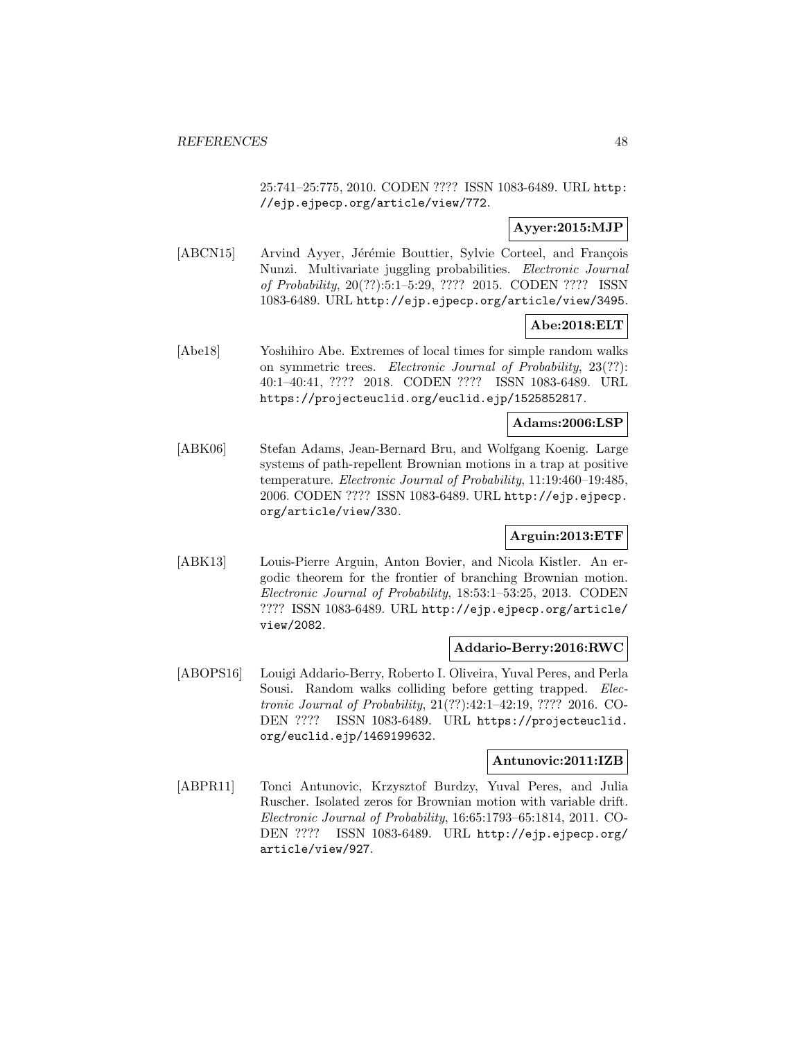25:741–25:775, 2010. CODEN ???? ISSN 1083-6489. URL http://ejp.ejpecp.org/article/view/772.

**Ayyer:2015:MJP**

[ABCN15] Arvind Ayyer, Jérémie Bouttier, Sylvie Corteel, and François Nunzi. Multivariate juggling probabilities. *Electronic Journal of Probability*, 20(??):5:1–5:29, ???? 2015. CODEN ???? ISSN 1083-6489. URL http://ejp.ejpecp.org/article/view/3495.

**Abe:2018:ELT**

[Abe18] Yoshihiro Abe. Extremes of local times for simple random walks on symmetric trees. *Electronic Journal of Probability*, 23(??): 40:1–40:41, ???? 2018. CODEN ???? ISSN 1083-6489. URL https://projecteuclid.org/euclid.ejp/1525852817.

**Adams:2006:LSP**

[ABK06] Stefan Adams, Jean-Bernard Bru, and Wolfgang Koenig. Large systems of path-repellent Brownian motions in a trap at positive temperature. *Electronic Journal of Probability*, 11:19:460–19:485, 2006. CODEN ???? ISSN 1083-6489. URL http://ejp.ejpecp.org/article/view/330.

**Arguin:2013:ETF**

[ABK13] Louis-Pierre Arguin, Anton Bovier, and Nicola Kistler. An ergodic theorem for the frontier of branching Brownian motion. *Electronic Journal of Probability*, 18:53:1–53:25, 2013. CODEN ???? ISSN 1083-6489. URL http://ejp.ejpecp.org/article/view/2082.

**Addario-Berry:2016:RWC**

[ABOPS16] Louigi Addario-Berry, Roberto I. Oliveira, Yuval Peres, and Perla Sousi. Random walks colliding before getting trapped. *Electronic Journal of Probability*, 21(??):42:1–42:19, ???? 2016. CODEN ???? ISSN 1083-6489. URL https://projecteuclid.org/euclid.ejp/1469199632.

**Antunovic:2011:IZB**

[ABPR11] Tonci Antunovic, Krzysztof Burdzy, Yuval Peres, and Julia Ruscher. Isolated zeros for Brownian motion with variable drift. *Electronic Journal of Probability*, 16:65:1793–65:1814, 2011. CODEN ???? ISSN 1083-6489. URL http://ejp.ejpecp.org/article/view/927.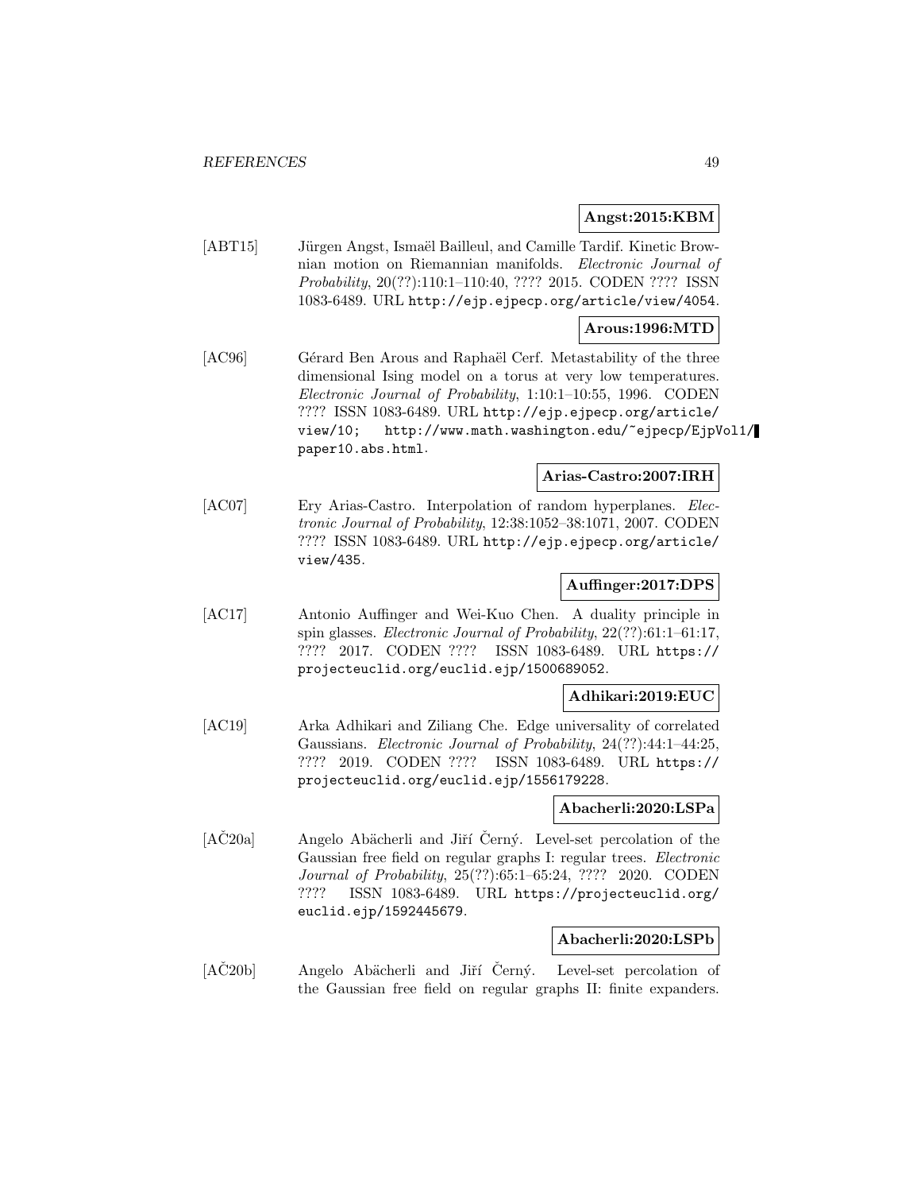**Angst:2015:KBM**

[ABT15] Jürgen Angst, Ismaël Bailleul, and Camille Tardif. Kinetic Brownian motion on Riemannian manifolds. *Electronic Journal of Probability*, 20(??):110:1–110:40, ???? 2015. CODEN ???? ISSN 1083-6489. URL `http://ejp.ejpecp.org/article/view/4054`.

**Arous:1996:MTD**

[AC96] Gérard Ben Arous and Raphaël Cerf. Metastability of the three dimensional Ising model on a torus at very low temperatures. *Electronic Journal of Probability*, 1:10:1–10:55, 1996. CODEN ???? ISSN 1083-6489. URL `http://ejp.ejpecp.org/article/view/10`; `http://www.math.washington.edu/~ejpecp/EjpVol1/paper10.abs.html`.

**Arias-Castro:2007:IRH**

[AC07] Ery Arias-Castro. Interpolation of random hyperplanes. *Electronic Journal of Probability*, 12:38:1052–38:1071, 2007. CODEN ???? ISSN 1083-6489. URL `http://ejp.ejpecp.org/article/view/435`.

**Auffinger:2017:DPS**

[AC17] Antonio Auffinger and Wei-Kuo Chen. A duality principle in spin glasses. *Electronic Journal of Probability*, 22(??):61:1–61:17, ???? 2017. CODEN ???? ISSN 1083-6489. URL `https://projecteuclid.org/euclid.ejp/1500689052`.

**Adhikari:2019:EUC**

[AC19] Arka Adhikari and Ziliang Che. Edge universality of correlated Gaussians. *Electronic Journal of Probability*, 24(??):44:1–44:25, ???? 2019. CODEN ???? ISSN 1083-6489. URL `https://projecteuclid.org/euclid.ejp/1556179228`.

**Abacherli:2020:LSPa**

[AČ20a] Angelo Abächerli and Jiří Černý. Level-set percolation of the Gaussian free field on regular graphs I: regular trees. *Electronic Journal of Probability*, 25(??):65:1–65:24, ???? 2020. CODEN ???? ISSN 1083-6489. URL `https://projecteuclid.org/euclid.ejp/1592445679`.

**Abacherli:2020:LSPb**

[AČ20b] Angelo Abächerli and Jiří Černý. Level-set percolation of the Gaussian free field on regular graphs II: finite expanders.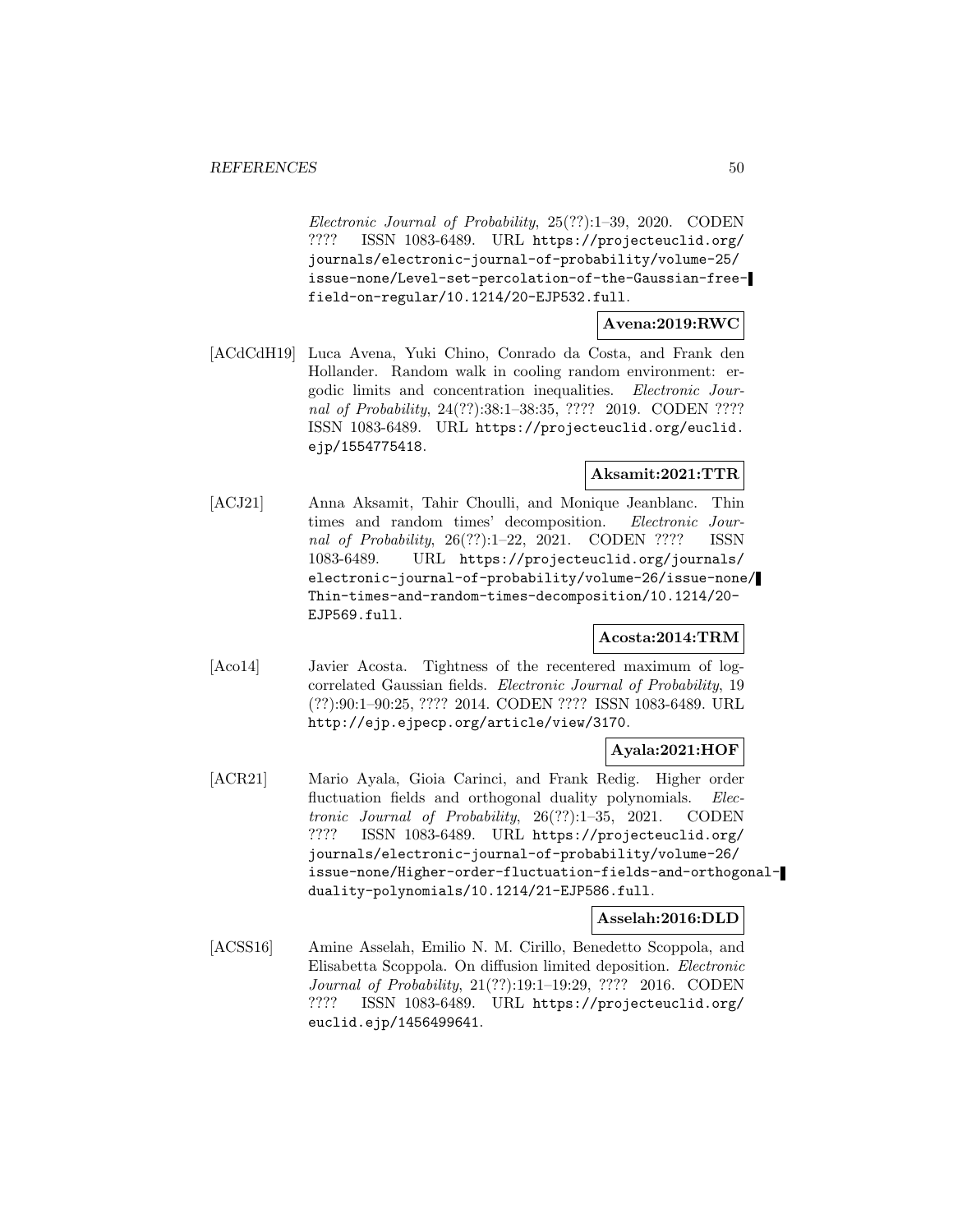*Electronic Journal of Probability*, 25(??):1–39, 2020. CODEN ???? ISSN 1083-6489. URL https://projecteuclid.org/journals/electronic-journal-of-probability/volume-25/issue-none/Level-set-percolation-of-the-Gaussian-free-field-on-regular/10.1214/20-EJP532.full.

**Avena:2019:RWC**

[ACdCdH19] Luca Avena, Yuki Chino, Conrado da Costa, and Frank den Hollander. Random walk in cooling random environment: ergodic limits and concentration inequalities. *Electronic Journal of Probability*, 24(??):38:1–38:35, ???? 2019. CODEN ???? ISSN 1083-6489. URL https://projecteuclid.org/euclid.ejp/1554775418.

**Aksamit:2021:TTR**

[ACJ21] Anna Aksamit, Tahir Choulli, and Monique Jeanblanc. Thin times and random times' decomposition. *Electronic Journal of Probability*, 26(??):1–22, 2021. CODEN ???? ISSN 1083-6489. URL https://projecteuclid.org/journals/electronic-journal-of-probability/volume-26/issue-none/Thin-times-and-random-times-decomposition/10.1214/20-EJP569.full.

**Acosta:2014:TRM**

[Aco14] Javier Acosta. Tightness of the recentered maximum of log-correlated Gaussian fields. *Electronic Journal of Probability*, 19 (??):90:1–90:25, ???? 2014. CODEN ???? ISSN 1083-6489. URL http://ejp.ejpecp.org/article/view/3170.

**Ayala:2021:HOF**

[ACR21] Mario Ayala, Gioia Carinci, and Frank Redig. Higher order fluctuation fields and orthogonal duality polynomials. *Electronic Journal of Probability*, 26(??):1–35, 2021. CODEN ???? ISSN 1083-6489. URL https://projecteuclid.org/journals/electronic-journal-of-probability/volume-26/issue-none/Higher-order-fluctuation-fields-and-orthogonal-duality-polynomials/10.1214/21-EJP586.full.

**Asselah:2016:DLD**

[ACSS16] Amine Asselah, Emilio N. M. Cirillo, Benedetto Scoppola, and Elisabetta Scoppola. On diffusion limited deposition. *Electronic Journal of Probability*, 21(??):19:1–19:29, ???? 2016. CODEN ???? ISSN 1083-6489. URL https://projecteuclid.org/euclid.ejp/1456499641.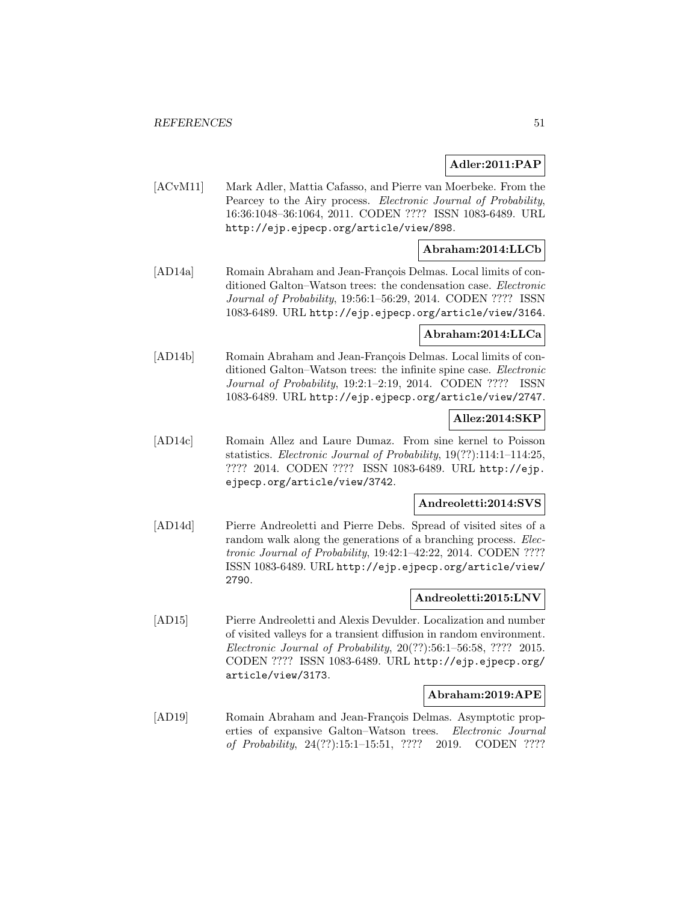**Adler:2011:PAP**

[ACvM11] Mark Adler, Mattia Cafasso, and Pierre van Moerbeke. From the Pearcey to the Airy process. *Electronic Journal of Probability*, 16:36:1048–36:1064, 2011. CODEN ???? ISSN 1083-6489. URL http://ejp.ejpecp.org/article/view/898.

**Abraham:2014:LLCb**

[AD14a] Romain Abraham and Jean-François Delmas. Local limits of conditioned Galton–Watson trees: the condensation case. *Electronic Journal of Probability*, 19:56:1–56:29, 2014. CODEN ???? ISSN 1083-6489. URL http://ejp.ejpecp.org/article/view/3164.

**Abraham:2014:LLCa**

[AD14b] Romain Abraham and Jean-François Delmas. Local limits of conditioned Galton–Watson trees: the infinite spine case. *Electronic Journal of Probability*, 19:2:1–2:19, 2014. CODEN ???? ISSN 1083-6489. URL http://ejp.ejpecp.org/article/view/2747.

**Allez:2014:SKP**

[AD14c] Romain Allez and Laure Dumaz. From sine kernel to Poisson statistics. *Electronic Journal of Probability*, 19(??):114:1–114:25, ???? 2014. CODEN ???? ISSN 1083-6489. URL http://ejp.ejpecp.org/article/view/3742.

**Andreoletti:2014:SVS**

[AD14d] Pierre Andreoletti and Pierre Debs. Spread of visited sites of a random walk along the generations of a branching process. *Electronic Journal of Probability*, 19:42:1–42:22, 2014. CODEN ???? ISSN 1083-6489. URL http://ejp.ejpecp.org/article/view/2790.

**Andreoletti:2015:LNV**

[AD15] Pierre Andreoletti and Alexis Devulder. Localization and number of visited valleys for a transient diffusion in random environment. *Electronic Journal of Probability*, 20(??):56:1–56:58, ???? 2015. CODEN ???? ISSN 1083-6489. URL http://ejp.ejpecp.org/article/view/3173.

**Abraham:2019:APE**

[AD19] Romain Abraham and Jean-François Delmas. Asymptotic properties of expansive Galton–Watson trees. *Electronic Journal of Probability*, 24(??):15:1–15:51, ???? 2019. CODEN ????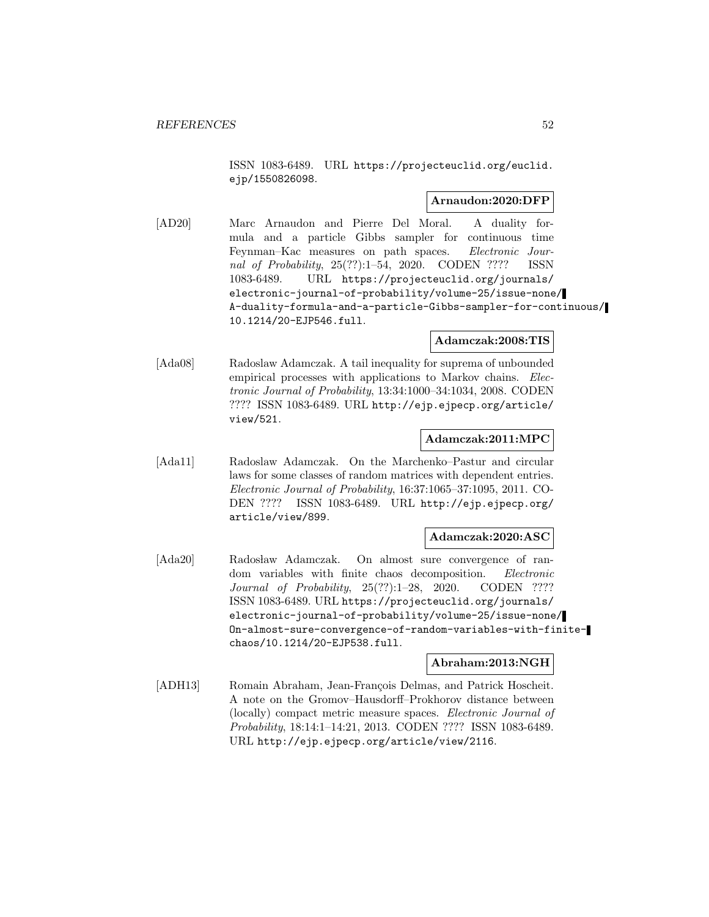ISSN 1083-6489. URL https://projecteuclid.org/euclid.ejp/1550826098.

**Arnaudon:2020:DFP**

[AD20] Marc Arnaudon and Pierre Del Moral. A duality formula and a particle Gibbs sampler for continuous time Feynman–Kac measures on path spaces. *Electronic Journal of Probability*, 25(??):1–54, 2020. CODEN ???? ISSN 1083-6489. URL https://projecteuclid.org/journals/electronic-journal-of-probability/volume-25/issue-none/A-duality-formula-and-a-particle-Gibbs-sampler-for-continuous/10.1214/20-EJP546.full.

**Adamczak:2008:TIS**

[Ada08] Radoslaw Adamczak. A tail inequality for suprema of unbounded empirical processes with applications to Markov chains. *Electronic Journal of Probability*, 13:34:1000–34:1034, 2008. CODEN ???? ISSN 1083-6489. URL http://ejp.ejpecp.org/article/view/521.

**Adamczak:2011:MPC**

[Ada11] Radoslaw Adamczak. On the Marchenko–Pastur and circular laws for some classes of random matrices with dependent entries. *Electronic Journal of Probability*, 16:37:1065–37:1095, 2011. CODEN ???? ISSN 1083-6489. URL http://ejp.ejpecp.org/article/view/899.

**Adamczak:2020:ASC**

[Ada20] Radosław Adamczak. On almost sure convergence of random variables with finite chaos decomposition. *Electronic Journal of Probability*, 25(??):1–28, 2020. CODEN ???? ISSN 1083-6489. URL https://projecteuclid.org/journals/electronic-journal-of-probability/volume-25/issue-none/On-almost-sure-convergence-of-random-variables-with-finite-chaos/10.1214/20-EJP538.full.

**Abraham:2013:NGH**

[ADH13] Romain Abraham, Jean-François Delmas, and Patrick Hoscheit. A note on the Gromov–Hausdorff–Prokhorov distance between (locally) compact metric measure spaces. *Electronic Journal of Probability*, 18:14:1–14:21, 2013. CODEN ???? ISSN 1083-6489. URL http://ejp.ejpecp.org/article/view/2116.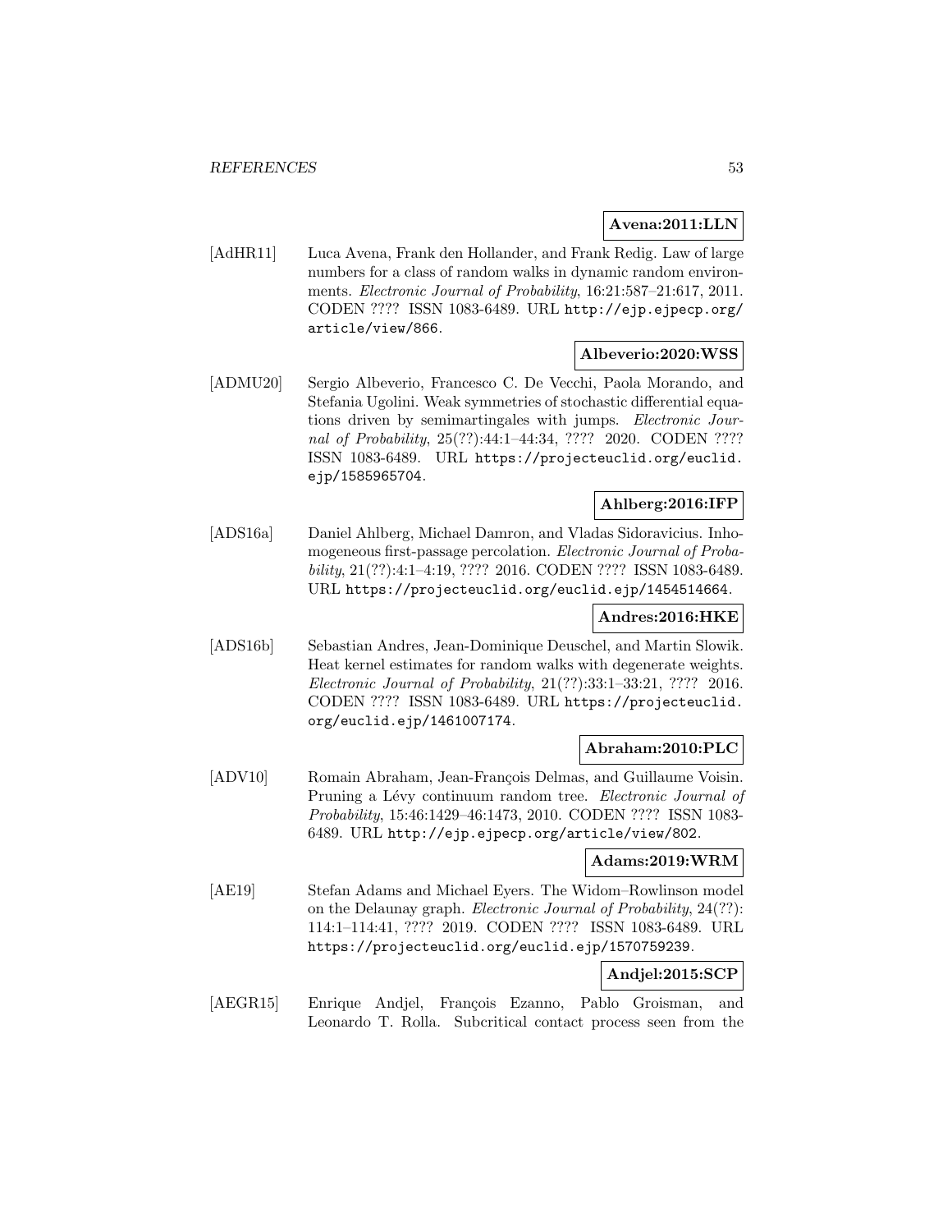**Avena:2011:LLN**

[AdHR11] Luca Avena, Frank den Hollander, and Frank Redig. Law of large numbers for a class of random walks in dynamic random environments. *Electronic Journal of Probability*, 16:21:587–21:617, 2011. CODEN ???? ISSN 1083-6489. URL `http://ejp.ejpecp.org/article/view/866`.

**Albeverio:2020:WSS**

[ADMU20] Sergio Albeverio, Francesco C. De Vecchi, Paola Morando, and Stefania Ugolini. Weak symmetries of stochastic differential equations driven by semimartingales with jumps. *Electronic Journal of Probability*, 25(??):44:1–44:34, ???? 2020. CODEN ???? ISSN 1083-6489. URL `https://projecteuclid.org/euclid.ejp/1585965704`.

**Ahlberg:2016:IFP**

[ADS16a] Daniel Ahlberg, Michael Damron, and Vladas Sidoravicius. Inhomogeneous first-passage percolation. *Electronic Journal of Probability*, 21(??):4:1–4:19, ???? 2016. CODEN ???? ISSN 1083-6489. URL `https://projecteuclid.org/euclid.ejp/1454514664`.

**Andres:2016:HKE**

[ADS16b] Sebastian Andres, Jean-Dominique Deuschel, and Martin Slowik. Heat kernel estimates for random walks with degenerate weights. *Electronic Journal of Probability*, 21(??):33:1–33:21, ???? 2016. CODEN ???? ISSN 1083-6489. URL `https://projecteuclid.org/euclid.ejp/1461007174`.

**Abraham:2010:PLC**

[ADV10] Romain Abraham, Jean-François Delmas, and Guillaume Voisin. Pruning a Lévy continuum random tree. *Electronic Journal of Probability*, 15:46:1429–46:1473, 2010. CODEN ???? ISSN 1083-6489. URL `http://ejp.ejpecp.org/article/view/802`.

**Adams:2019:WRM**

[AE19] Stefan Adams and Michael Eyers. The Widom–Rowlinson model on the Delaunay graph. *Electronic Journal of Probability*, 24(??):114:1–114:41, ???? 2019. CODEN ???? ISSN 1083-6489. URL `https://projecteuclid.org/euclid.ejp/1570759239`.

**Andjel:2015:SCP**

[AEGR15] Enrique Andjel, François Ezanno, Pablo Groisman, and Leonardo T. Rolla. Subcritical contact process seen from the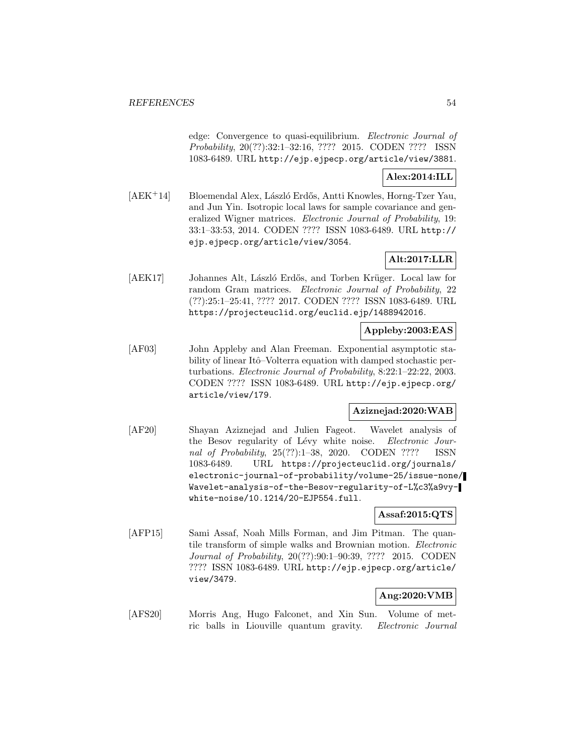edge: Convergence to quasi-equilibrium. *Electronic Journal of Probability*, 20(??):32:1–32:16, ???? 2015. CODEN ???? ISSN 1083-6489. URL http://ejp.ejpecp.org/article/view/3881.

**Alex:2014:ILL**

[AEK+14] Bloemendal Alex, László Erdős, Antti Knowles, Horng-Tzer Yau, and Jun Yin. Isotropic local laws for sample covariance and generalized Wigner matrices. *Electronic Journal of Probability*, 19: 33:1–33:53, 2014. CODEN ???? ISSN 1083-6489. URL http://ejp.ejpecp.org/article/view/3054.

**Alt:2017:LLR**

[AEK17] Johannes Alt, László Erdős, and Torben Krüger. Local law for random Gram matrices. *Electronic Journal of Probability*, 22 (??):25:1–25:41, ???? 2017. CODEN ???? ISSN 1083-6489. URL https://projecteuclid.org/euclid.ejp/1488942016.

**Appleby:2003:EAS**

[AF03] John Appleby and Alan Freeman. Exponential asymptotic stability of linear Itô–Volterra equation with damped stochastic perturbations. *Electronic Journal of Probability*, 8:22:1–22:22, 2003. CODEN ???? ISSN 1083-6489. URL http://ejp.ejpecp.org/article/view/179.

**Aziznejad:2020:WAB**

[AF20] Shayan Aziznejad and Julien Fageot. Wavelet analysis of the Besov regularity of Lévy white noise. *Electronic Journal of Probability*, 25(??):1–38, 2020. CODEN ???? ISSN 1083-6489. URL https://projecteuclid.org/journals/electronic-journal-of-probability/volume-25/issue-none/Wavelet-analysis-of-the-Besov-regularity-of-L%c3%a9vy-white-noise/10.1214/20-EJP554.full.

**Assaf:2015:QTS**

[AFP15] Sami Assaf, Noah Mills Forman, and Jim Pitman. The quantile transform of simple walks and Brownian motion. *Electronic Journal of Probability*, 20(??):90:1–90:39, ???? 2015. CODEN ???? ISSN 1083-6489. URL http://ejp.ejpecp.org/article/view/3479.

**Ang:2020:VMB**

[AFS20] Morris Ang, Hugo Falconet, and Xin Sun. Volume of metric balls in Liouville quantum gravity. *Electronic Journal*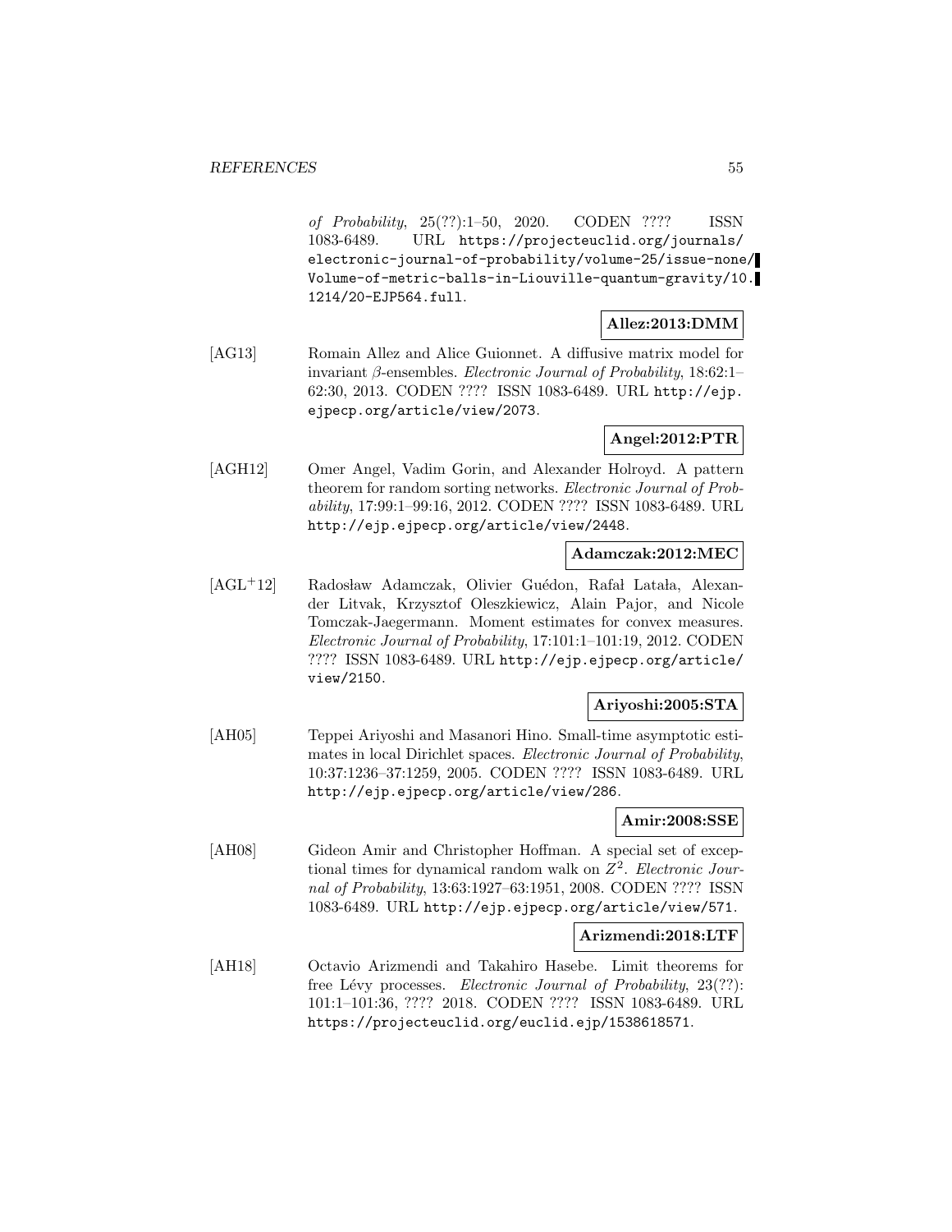*of Probability*, 25(??):1–50, 2020. CODEN ???? ISSN 1083-6489. URL https://projecteuclid.org/journals/electronic-journal-of-probability/volume-25/issue-none/Volume-of-metric-balls-in-Liouville-quantum-gravity/10.1214/20-EJP564.full.

**Allez:2013:DMM**

[AG13] Romain Allez and Alice Guionnet. A diffusive matrix model for invariant $\beta$-ensembles. *Electronic Journal of Probability*, 18:62:1–62:30, 2013. CODEN ???? ISSN 1083-6489. URL http://ejp.ejpecp.org/article/view/2073.

**Angel:2012:PTR**

[AGH12] Omer Angel, Vadim Gorin, and Alexander Holroyd. A pattern theorem for random sorting networks. *Electronic Journal of Probability*, 17:99:1–99:16, 2012. CODEN ???? ISSN 1083-6489. URL http://ejp.ejpecp.org/article/view/2448.

**Adamczak:2012:MEC**

[AGL+12] Radosław Adamczak, Olivier Guédon, Rafał Latała, Alexander Litvak, Krzysztof Oleszkiewicz, Alain Pajor, and Nicole Tomczak-Jaegermann. Moment estimates for convex measures. *Electronic Journal of Probability*, 17:101:1–101:19, 2012. CODEN ???? ISSN 1083-6489. URL http://ejp.ejpecp.org/article/view/2150.

**Ariyoshi:2005:STA**

[AH05] Teppei Ariyoshi and Masanori Hino. Small-time asymptotic estimates in local Dirichlet spaces. *Electronic Journal of Probability*, 10:37:1236–37:1259, 2005. CODEN ???? ISSN 1083-6489. URL http://ejp.ejpecp.org/article/view/286.

**Amir:2008:SSE**

[AH08] Gideon Amir and Christopher Hoffman. A special set of exceptional times for dynamical random walk on $Z^2$. *Electronic Journal of Probability*, 13:63:1927–63:1951, 2008. CODEN ???? ISSN 1083-6489. URL http://ejp.ejpecp.org/article/view/571.

**Arizmendi:2018:LTF**

[AH18] Octavio Arizmendi and Takahiro Hasebe. Limit theorems for free Lévy processes. *Electronic Journal of Probability*, 23(??):101:1–101:36, ???? 2018. CODEN ???? ISSN 1083-6489. URL https://projecteuclid.org/euclid.ejp/1538618571.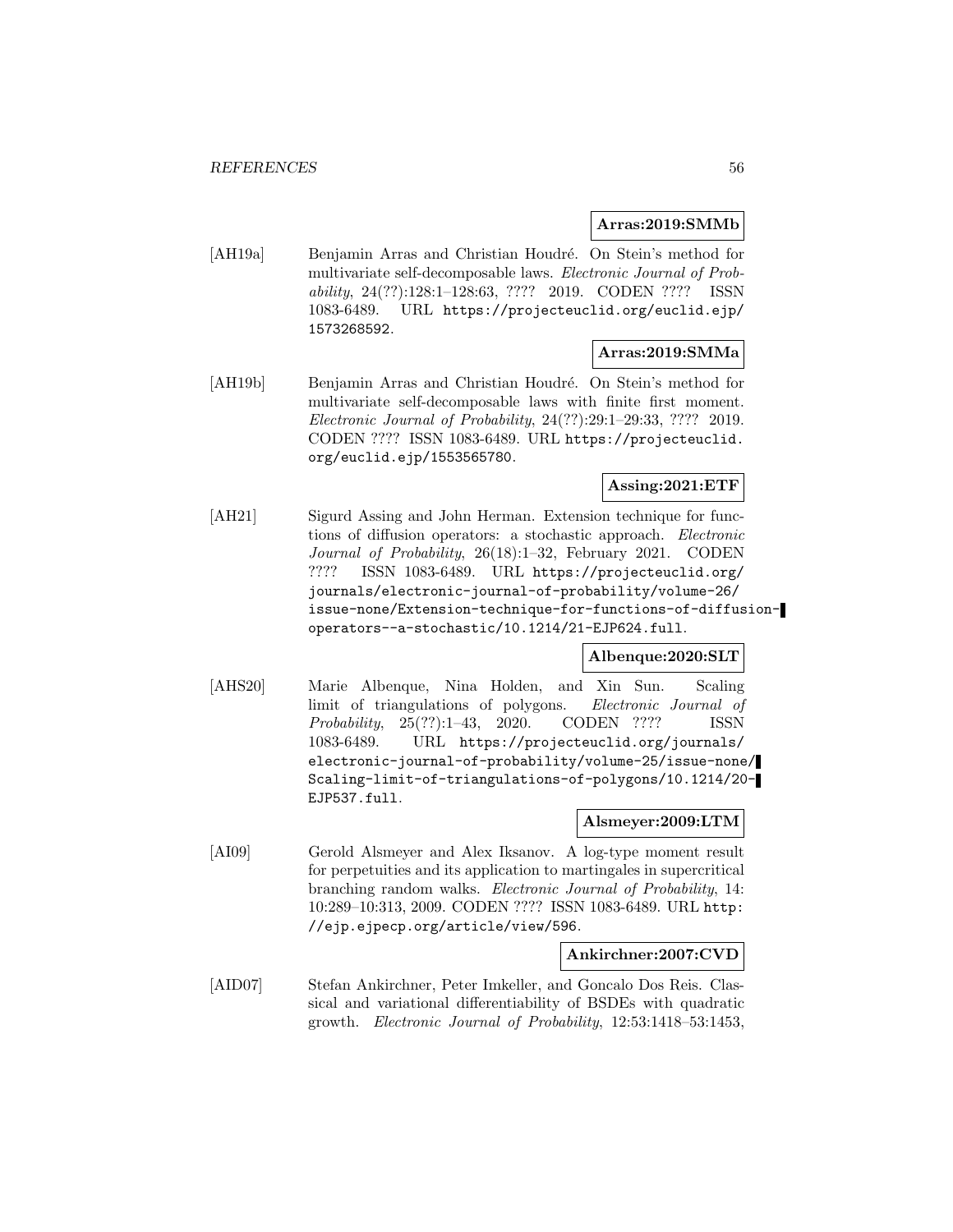**Arras:2019:SMMb**

[AH19a] Benjamin Arras and Christian Houdré. On Stein's method for multivariate self-decomposable laws. *Electronic Journal of Probability*, 24(??):128:1–128:63, ???? 2019. CODEN ???? ISSN 1083-6489. URL https://projecteuclid.org/euclid.ejp/1573268592.

**Arras:2019:SMMa**

[AH19b] Benjamin Arras and Christian Houdré. On Stein's method for multivariate self-decomposable laws with finite first moment. *Electronic Journal of Probability*, 24(??):29:1–29:33, ???? 2019. CODEN ???? ISSN 1083-6489. URL https://projecteuclid.org/euclid.ejp/1553565780.

**Assing:2021:ETF**

[AH21] Sigurd Assing and John Herman. Extension technique for functions of diffusion operators: a stochastic approach. *Electronic Journal of Probability*, 26(18):1–32, February 2021. CODEN ???? ISSN 1083-6489. URL https://projecteuclid.org/journals/electronic-journal-of-probability/volume-26/issue-none/Extension-technique-for-functions-of-diffusion-operators--a-stochastic/10.1214/21-EJP624.full.

**Albenque:2020:SLT**

[AHS20] Marie Albenque, Nina Holden, and Xin Sun. Scaling limit of triangulations of polygons. *Electronic Journal of Probability*, 25(??):1–43, 2020. CODEN ???? ISSN 1083-6489. URL https://projecteuclid.org/journals/electronic-journal-of-probability/volume-25/issue-none/Scaling-limit-of-triangulations-of-polygons/10.1214/20-EJP537.full.

**Alsmeyer:2009:LTM**

[AI09] Gerold Alsmeyer and Alex Iksanov. A log-type moment result for perpetuities and its application to martingales in supercritical branching random walks. *Electronic Journal of Probability*, 14: 10:289–10:313, 2009. CODEN ???? ISSN 1083-6489. URL http://ejp.ejpecp.org/article/view/596.

**Ankirchner:2007:CVD**

[AID07] Stefan Ankirchner, Peter Imkeller, and Goncalo Dos Reis. Classical and variational differentiability of BSDEs with quadratic growth. *Electronic Journal of Probability*, 12:53:1418–53:1453,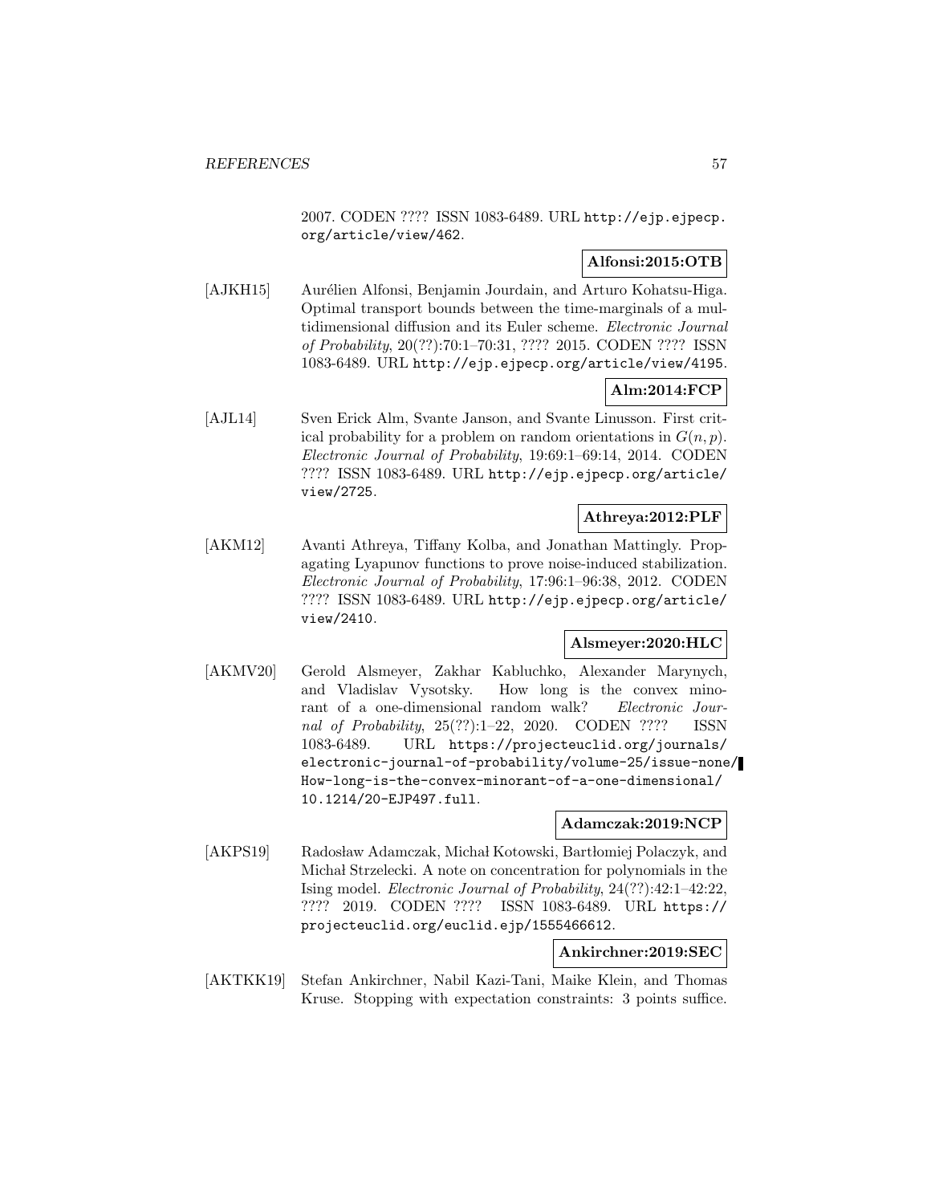2007. CODEN ???? ISSN 1083-6489. URL http://ejp.ejpecp.org/article/view/462.

**Alfonsi:2015:OTB**

[AJKH15] Aurélien Alfonsi, Benjamin Jourdain, and Arturo Kohatsu-Higa. Optimal transport bounds between the time-marginals of a multidimensional diffusion and its Euler scheme. *Electronic Journal of Probability*, 20(??):70:1–70:31, ???? 2015. CODEN ???? ISSN 1083-6489. URL http://ejp.ejpecp.org/article/view/4195.

**Alm:2014:FCP**

[AJL14] Sven Erick Alm, Svante Janson, and Svante Linusson. First critical probability for a problem on random orientations in $G(n, p)$. *Electronic Journal of Probability*, 19:69:1–69:14, 2014. CODEN ???? ISSN 1083-6489. URL http://ejp.ejpecp.org/article/view/2725.

**Athreya:2012:PLF**

[AKM12] Avanti Athreya, Tiffany Kolba, and Jonathan Mattingly. Propagating Lyapunov functions to prove noise-induced stabilization. *Electronic Journal of Probability*, 17:96:1–96:38, 2012. CODEN ???? ISSN 1083-6489. URL http://ejp.ejpecp.org/article/view/2410.

**Alsmeyer:2020:HLC**

[AKMV20] Gerold Alsmeyer, Zakhar Kabluchko, Alexander Marynych, and Vladislav Vysotsky. How long is the convex minorant of a one-dimensional random walk? *Electronic Journal of Probability*, 25(??):1–22, 2020. CODEN ???? ISSN 1083-6489. URL https://projecteuclid.org/journals/electronic-journal-of-probability/volume-25/issue-none/How-long-is-the-convex-minorant-of-a-one-dimensional/10.1214/20-EJP497.full.

**Adamczak:2019:NCP**

[AKPS19] Radosław Adamczak, Michał Kotowski, Bartłomiej Polaczyk, and Michał Strzelecki. A note on concentration for polynomials in the Ising model. *Electronic Journal of Probability*, 24(??):42:1–42:22, ???? 2019. CODEN ???? ISSN 1083-6489. URL https://projecteuclid.org/euclid.ejp/1555466612.

**Ankirchner:2019:SEC**

[AKTKK19] Stefan Ankirchner, Nabil Kazi-Tani, Maike Klein, and Thomas Kruse. Stopping with expectation constraints: 3 points suffice.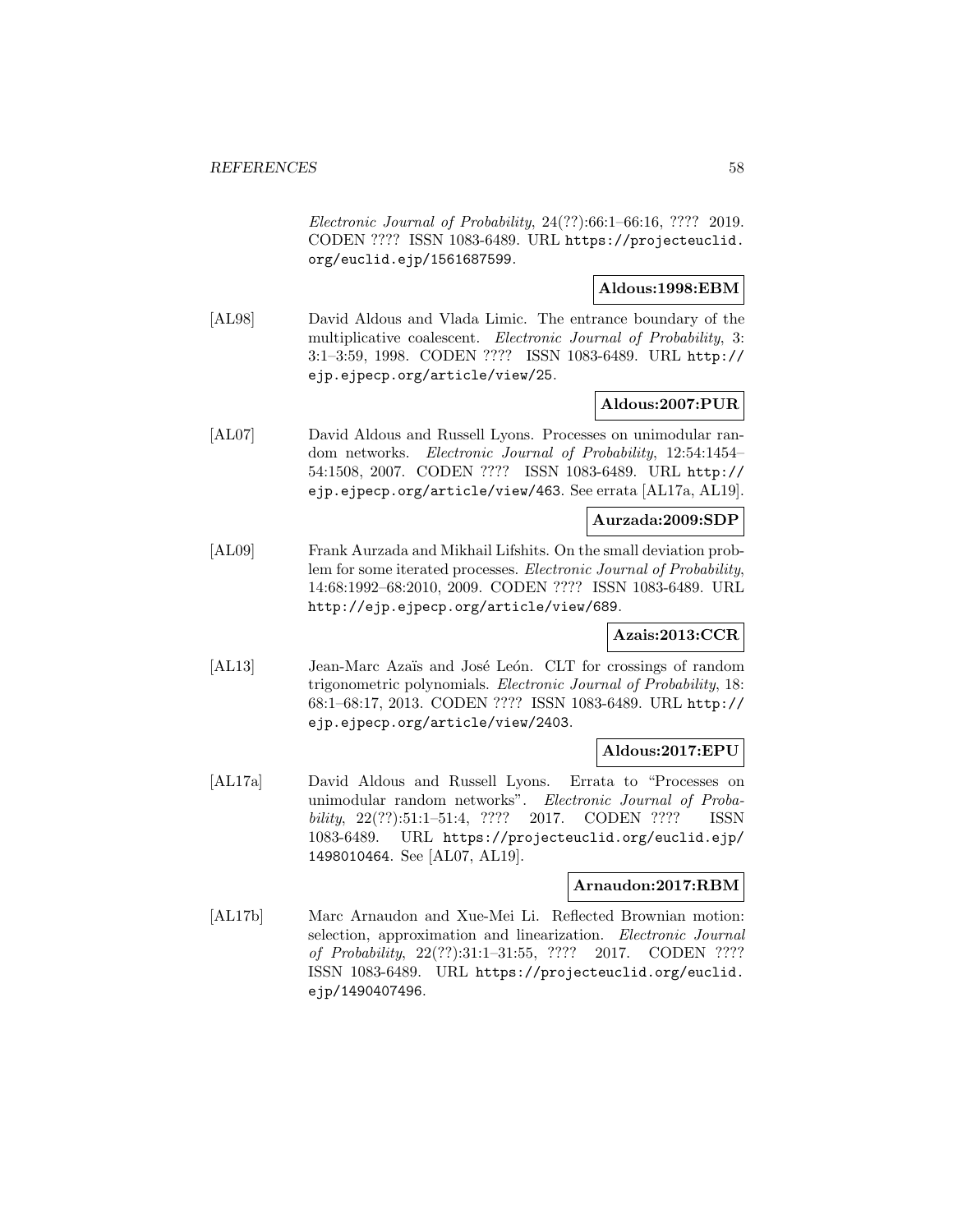*Electronic Journal of Probability*, 24(??):66:1–66:16, ???? 2019. CODEN ???? ISSN 1083-6489. URL https://projecteuclid.org/euclid.ejp/1561687599.

**Aldous:1998:EBM**

[AL98] David Aldous and Vlada Limic. The entrance boundary of the multiplicative coalescent. *Electronic Journal of Probability*, 3: 3:1–3:59, 1998. CODEN ???? ISSN 1083-6489. URL http://ejp.ejpecp.org/article/view/25.

**Aldous:2007:PUR**

[AL07] David Aldous and Russell Lyons. Processes on unimodular random networks. *Electronic Journal of Probability*, 12:54:1454–54:1508, 2007. CODEN ???? ISSN 1083-6489. URL http://ejp.ejpecp.org/article/view/463. See errata [AL17a, AL19].

**Aurzada:2009:SDP**

[AL09] Frank Aurzada and Mikhail Lifshits. On the small deviation problem for some iterated processes. *Electronic Journal of Probability*, 14:68:1992–68:2010, 2009. CODEN ???? ISSN 1083-6489. URL http://ejp.ejpecp.org/article/view/689.

**Azais:2013:CCR**

[AL13] Jean-Marc Azaïs and José León. CLT for crossings of random trigonometric polynomials. *Electronic Journal of Probability*, 18: 68:1–68:17, 2013. CODEN ???? ISSN 1083-6489. URL http://ejp.ejpecp.org/article/view/2403.

**Aldous:2017:EPU**

[AL17a] David Aldous and Russell Lyons. Errata to "Processes on unimodular random networks". *Electronic Journal of Probability*, 22(??):51:1–51:4, ???? 2017. CODEN ???? ISSN 1083-6489. URL https://projecteuclid.org/euclid.ejp/1498010464. See [AL07, AL19].

**Arnaudon:2017:RBM**

[AL17b] Marc Arnaudon and Xue-Mei Li. Reflected Brownian motion: selection, approximation and linearization. *Electronic Journal of Probability*, 22(??):31:1–31:55, ???? 2017. CODEN ???? ISSN 1083-6489. URL https://projecteuclid.org/euclid.ejp/1490407496.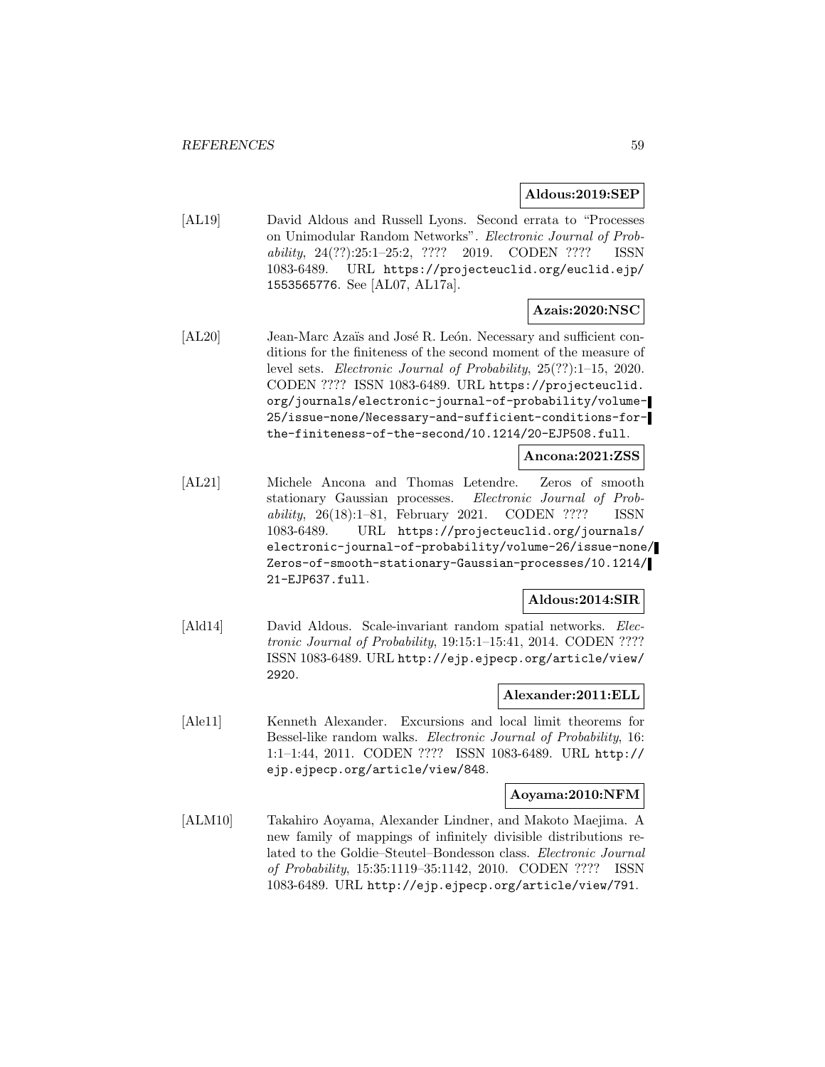**Aldous:2019:SEP**

[AL19] David Aldous and Russell Lyons. Second errata to "Processes on Unimodular Random Networks". *Electronic Journal of Probability*, 24(??):25:1–25:2, ???? 2019. CODEN ???? ISSN 1083-6489. URL https://projecteuclid.org/euclid.ejp/1553565776. See [AL07, AL17a].

**Azais:2020:NSC**

[AL20] Jean-Marc Azaïs and José R. León. Necessary and sufficient conditions for the finiteness of the second moment of the measure of level sets. *Electronic Journal of Probability*, 25(??):1–15, 2020. CODEN ???? ISSN 1083-6489. URL https://projecteuclid.org/journals/electronic-journal-of-probability/volume-25/issue-none/Necessary-and-sufficient-conditions-for-the-finiteness-of-the-second/10.1214/20-EJP508.full.

**Ancona:2021:ZSS**

[AL21] Michele Ancona and Thomas Letendre. Zeros of smooth stationary Gaussian processes. *Electronic Journal of Probability*, 26(18):1–81, February 2021. CODEN ???? ISSN 1083-6489. URL https://projecteuclid.org/journals/electronic-journal-of-probability/volume-26/issue-none/Zeros-of-smooth-stationary-Gaussian-processes/10.1214/21-EJP637.full.

**Aldous:2014:SIR**

[Ald14] David Aldous. Scale-invariant random spatial networks. *Electronic Journal of Probability*, 19:15:1–15:41, 2014. CODEN ???? ISSN 1083-6489. URL http://ejp.ejpecp.org/article/view/2920.

**Alexander:2011:ELL**

[Ale11] Kenneth Alexander. Excursions and local limit theorems for Bessel-like random walks. *Electronic Journal of Probability*, 16: 1:1–1:44, 2011. CODEN ???? ISSN 1083-6489. URL http://ejp.ejpecp.org/article/view/848.

**Aoyama:2010:NFM**

[ALM10] Takahiro Aoyama, Alexander Lindner, and Makoto Maejima. A new family of mappings of infinitely divisible distributions related to the Goldie–Steutel–Bondesson class. *Electronic Journal of Probability*, 15:35:1119–35:1142, 2010. CODEN ???? ISSN 1083-6489. URL http://ejp.ejpecp.org/article/view/791.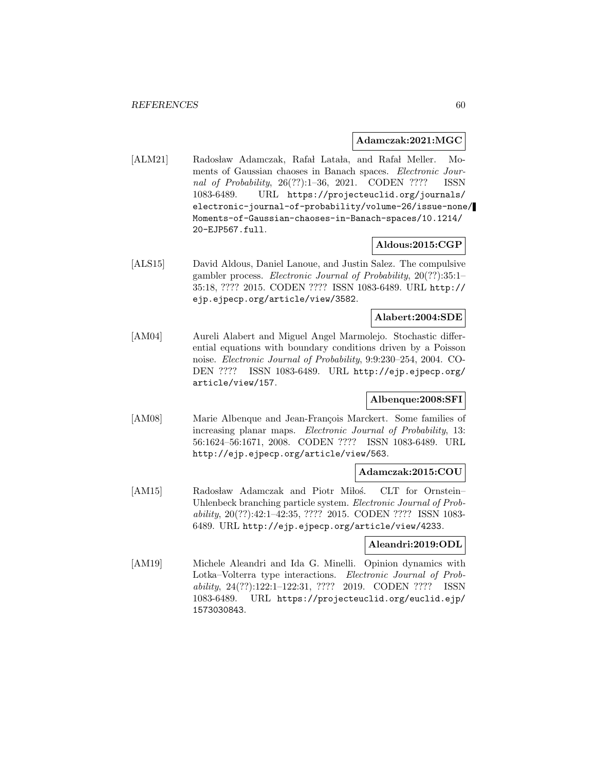**Adamczak:2021:MGC**

[ALM21] Radosław Adamczak, Rafał Latała, and Rafał Meller. Moments of Gaussian chaoses in Banach spaces. *Electronic Journal of Probability*, 26(??):1–36, 2021. CODEN ???? ISSN 1083-6489. URL https://projecteuclid.org/journals/electronic-journal-of-probability/volume-26/issue-none/Moments-of-Gaussian-chaoses-in-Banach-spaces/10.1214/20-EJP567.full.

**Aldous:2015:CGP**

[ALS15] David Aldous, Daniel Lanoue, and Justin Salez. The compulsive gambler process. *Electronic Journal of Probability*, 20(??):35:1–35:18, ???? 2015. CODEN ???? ISSN 1083-6489. URL http://ejp.ejpecp.org/article/view/3582.

**Alabert:2004:SDE**

[AM04] Aureli Alabert and Miguel Angel Marmolejo. Stochastic differential equations with boundary conditions driven by a Poisson noise. *Electronic Journal of Probability*, 9:9:230–254, 2004. CODEN ???? ISSN 1083-6489. URL http://ejp.ejpecp.org/article/view/157.

**Albenque:2008:SFI**

[AM08] Marie Albenque and Jean-François Marckert. Some families of increasing planar maps. *Electronic Journal of Probability*, 13: 56:1624–56:1671, 2008. CODEN ???? ISSN 1083-6489. URL http://ejp.ejpecp.org/article/view/563.

**Adamczak:2015:COU**

[AM15] Radosław Adamczak and Piotr Miłoś. CLT for Ornstein–Uhlenbeck branching particle system. *Electronic Journal of Probability*, 20(??):42:1–42:35, ???? 2015. CODEN ???? ISSN 1083-6489. URL http://ejp.ejpecp.org/article/view/4233.

**Aleandri:2019:ODL**

[AM19] Michele Aleandri and Ida G. Minelli. Opinion dynamics with Lotka–Volterra type interactions. *Electronic Journal of Probability*, 24(??):122:1–122:31, ???? 2019. CODEN ???? ISSN 1083-6489. URL https://projecteuclid.org/euclid.ejp/1573030843.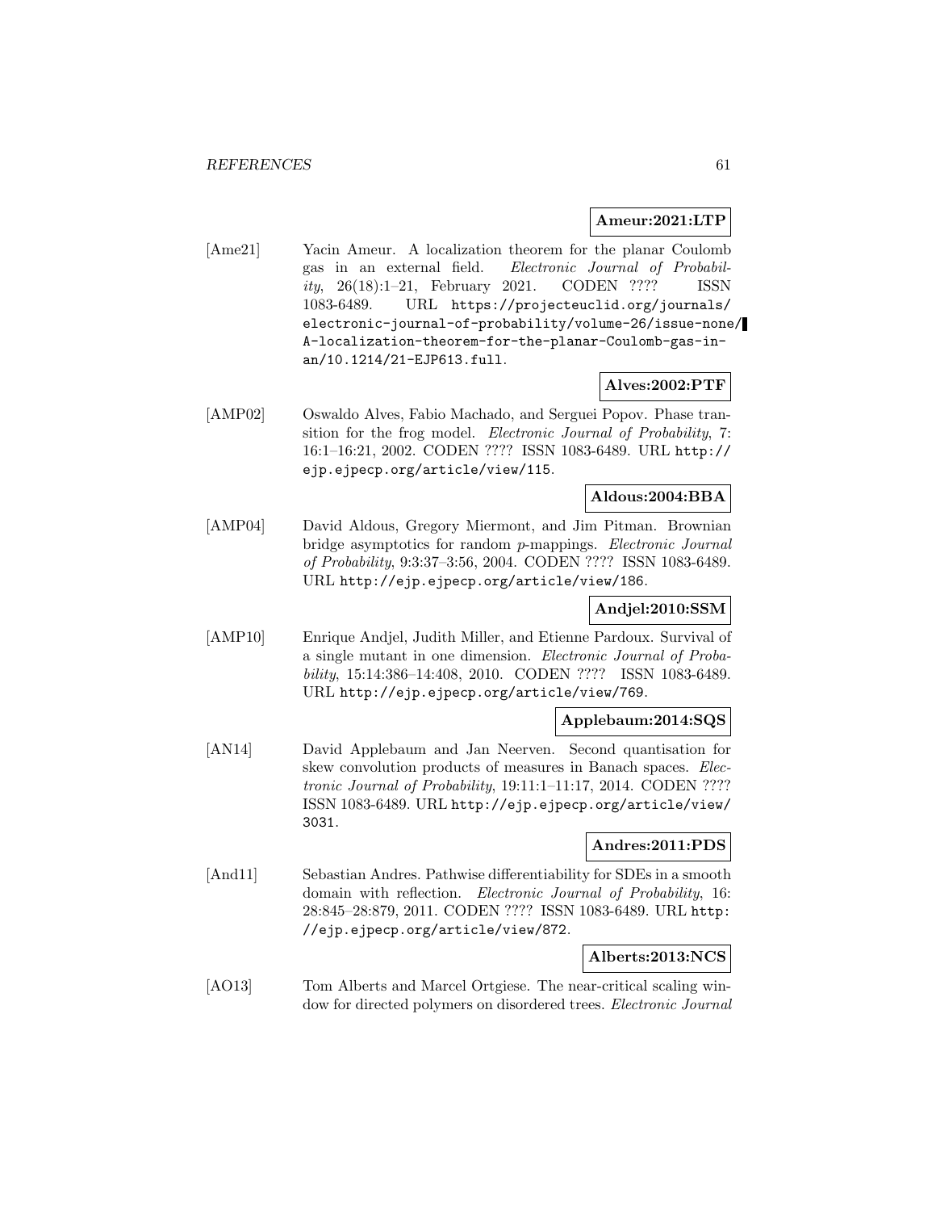**Ameur:2021:LTP**

[Ame21] Yacin Ameur. A localization theorem for the planar Coulomb gas in an external field. *Electronic Journal of Probability*, 26(18):1–21, February 2021. CODEN ???? ISSN 1083-6489. URL https://projecteuclid.org/journals/electronic-journal-of-probability/volume-26/issue-none/A-localization-theorem-for-the-planar-Coulomb-gas-in-an/10.1214/21-EJP613.full.

**Alves:2002:PTF**

[AMP02] Oswaldo Alves, Fabio Machado, and Serguei Popov. Phase transition for the frog model. *Electronic Journal of Probability*, 7: 16:1–16:21, 2002. CODEN ???? ISSN 1083-6489. URL http://ejp.ejpecp.org/article/view/115.

**Aldous:2004:BBA**

[AMP04] David Aldous, Gregory Miermont, and Jim Pitman. Brownian bridge asymptotics for random $p$-mappings. *Electronic Journal of Probability*, 9:3:37–3:56, 2004. CODEN ???? ISSN 1083-6489. URL http://ejp.ejpecp.org/article/view/186.

**Andjel:2010:SSM**

[AMP10] Enrique Andjel, Judith Miller, and Etienne Pardoux. Survival of a single mutant in one dimension. *Electronic Journal of Probability*, 15:14:386–14:408, 2010. CODEN ???? ISSN 1083-6489. URL http://ejp.ejpecp.org/article/view/769.

**Applebaum:2014:SQS**

[AN14] David Applebaum and Jan Neerven. Second quantisation for skew convolution products of measures in Banach spaces. *Electronic Journal of Probability*, 19:11:1–11:17, 2014. CODEN ???? ISSN 1083-6489. URL http://ejp.ejpecp.org/article/view/3031.

**Andres:2011:PDS**

[And11] Sebastian Andres. Pathwise differentiability for SDEs in a smooth domain with reflection. *Electronic Journal of Probability*, 16: 28:845–28:879, 2011. CODEN ???? ISSN 1083-6489. URL http://ejp.ejpecp.org/article/view/872.

**Alberts:2013:NCS**

[AO13] Tom Alberts and Marcel Ortgiese. The near-critical scaling window for directed polymers on disordered trees. *Electronic Journal*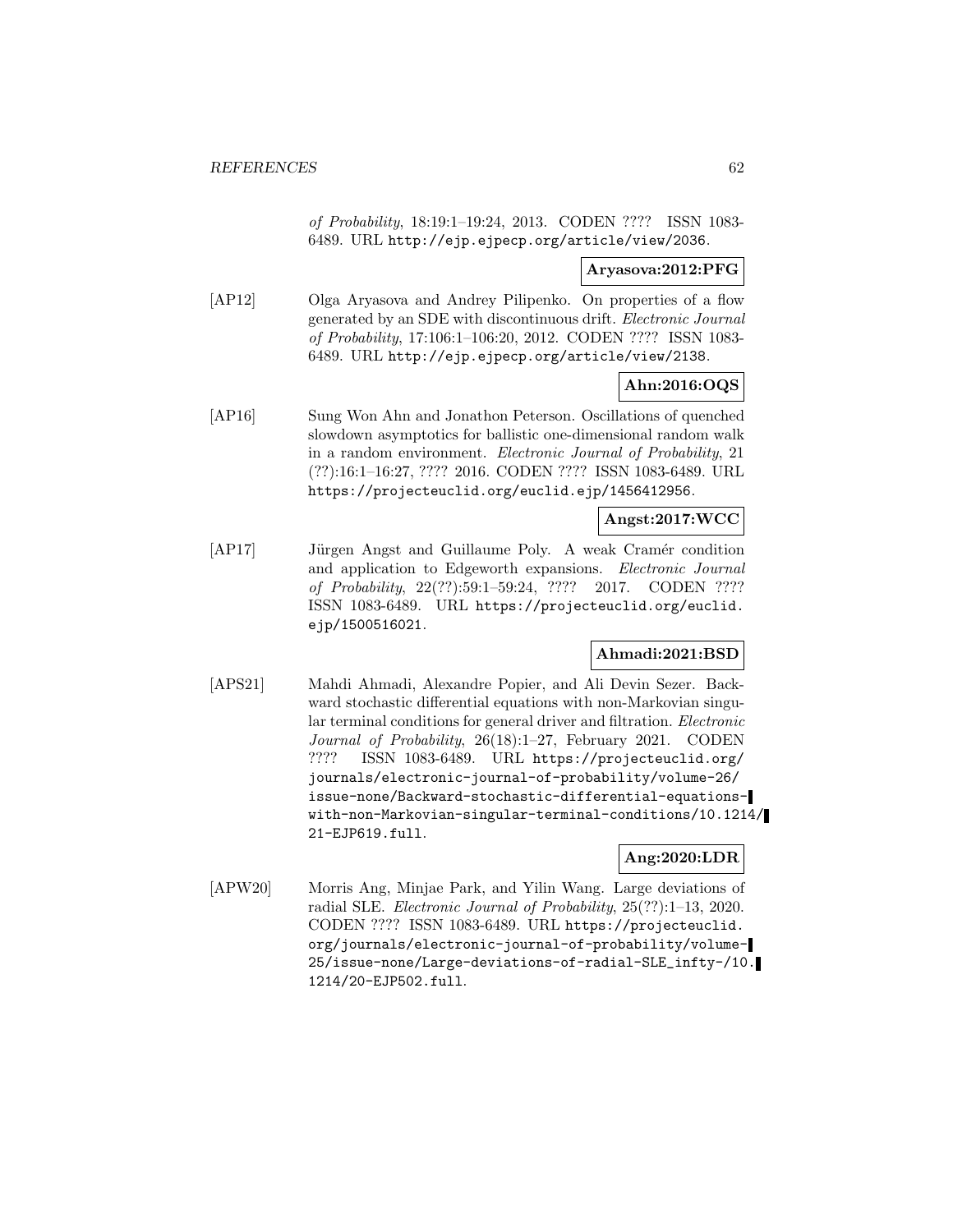*of Probability*, 18:19:1–19:24, 2013. CODEN ???? ISSN 1083-6489. URL http://ejp.ejpecp.org/article/view/2036.

**Aryasova:2012:PFG**

[AP12] Olga Aryasova and Andrey Pilipenko. On properties of a flow generated by an SDE with discontinuous drift. *Electronic Journal of Probability*, 17:106:1–106:20, 2012. CODEN ???? ISSN 1083-6489. URL http://ejp.ejpecp.org/article/view/2138.

**Ahn:2016:OQS**

[AP16] Sung Won Ahn and Jonathon Peterson. Oscillations of quenched slowdown asymptotics for ballistic one-dimensional random walk in a random environment. *Electronic Journal of Probability*, 21 (??):16:1–16:27, ???? 2016. CODEN ???? ISSN 1083-6489. URL https://projecteuclid.org/euclid.ejp/1456412956.

**Angst:2017:WCC**

[AP17] Jürgen Angst and Guillaume Poly. A weak Cramér condition and application to Edgeworth expansions. *Electronic Journal of Probability*, 22(??):59:1–59:24, ???? 2017. CODEN ???? ISSN 1083-6489. URL https://projecteuclid.org/euclid.ejp/1500516021.

**Ahmadi:2021:BSD**

[APS21] Mahdi Ahmadi, Alexandre Popier, and Ali Devin Sezer. Backward stochastic differential equations with non-Markovian singular terminal conditions for general driver and filtration. *Electronic Journal of Probability*, 26(18):1–27, February 2021. CODEN ???? ISSN 1083-6489. URL https://projecteuclid.org/journals/electronic-journal-of-probability/volume-26/issue-none/Backward-stochastic-differential-equations-with-non-Markovian-singular-terminal-conditions/10.1214/21-EJP619.full.

**Ang:2020:LDR**

[APW20] Morris Ang, Minjae Park, and Yilin Wang. Large deviations of radial SLE. *Electronic Journal of Probability*, 25(??):1–13, 2020. CODEN ???? ISSN 1083-6489. URL https://projecteuclid.org/journals/electronic-journal-of-probability/volume-25/issue-none/Large-deviations-of-radial-SLE_infty-/10.1214/20-EJP502.full.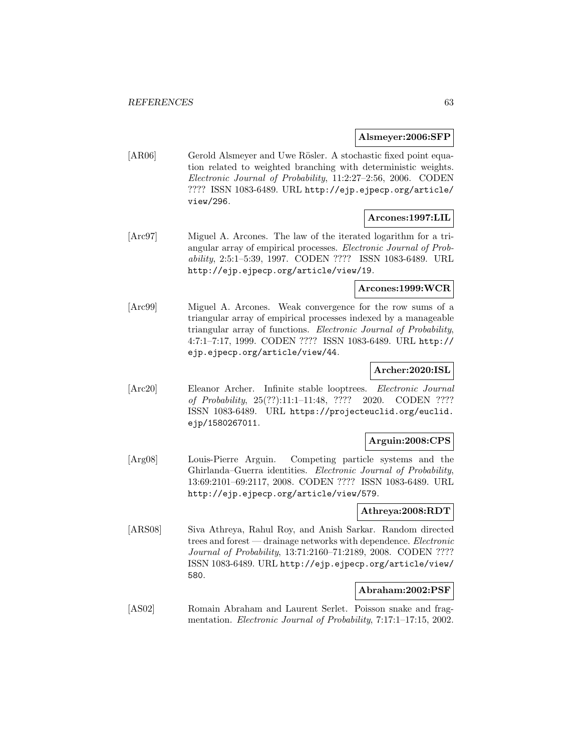**Alsmeyer:2006:SFP**

[AR06] Gerold Alsmeyer and Uwe Rösler. A stochastic fixed point equation related to weighted branching with deterministic weights. *Electronic Journal of Probability*, 11:2:27–2:56, 2006. CODEN ???? ISSN 1083-6489. URL http://ejp.ejpecp.org/article/view/296.

**Arcones:1997:LIL**

[Arc97] Miguel A. Arcones. The law of the iterated logarithm for a triangular array of empirical processes. *Electronic Journal of Probability*, 2:5:1–5:39, 1997. CODEN ???? ISSN 1083-6489. URL http://ejp.ejpecp.org/article/view/19.

**Arcones:1999:WCR**

[Arc99] Miguel A. Arcones. Weak convergence for the row sums of a triangular array of empirical processes indexed by a manageable triangular array of functions. *Electronic Journal of Probability*, 4:7:1–7:17, 1999. CODEN ???? ISSN 1083-6489. URL http://ejp.ejpecp.org/article/view/44.

**Archer:2020:ISL**

[Arc20] Eleanor Archer. Infinite stable looptrees. *Electronic Journal of Probability*, 25(??):11:1–11:48, ???? 2020. CODEN ???? ISSN 1083-6489. URL https://projecteuclid.org/euclid.ejp/1580267011.

**Arguin:2008:CPS**

[Arg08] Louis-Pierre Arguin. Competing particle systems and the Ghirlanda–Guerra identities. *Electronic Journal of Probability*, 13:69:2101–69:2117, 2008. CODEN ???? ISSN 1083-6489. URL http://ejp.ejpecp.org/article/view/579.

**Athreya:2008:RDT**

[ARS08] Siva Athreya, Rahul Roy, and Anish Sarkar. Random directed trees and forest — drainage networks with dependence. *Electronic Journal of Probability*, 13:71:2160–71:2189, 2008. CODEN ???? ISSN 1083-6489. URL http://ejp.ejpecp.org/article/view/580.

**Abraham:2002:PSF**

[AS02] Romain Abraham and Laurent Serlet. Poisson snake and fragmentation. *Electronic Journal of Probability*, 7:17:1–17:15, 2002.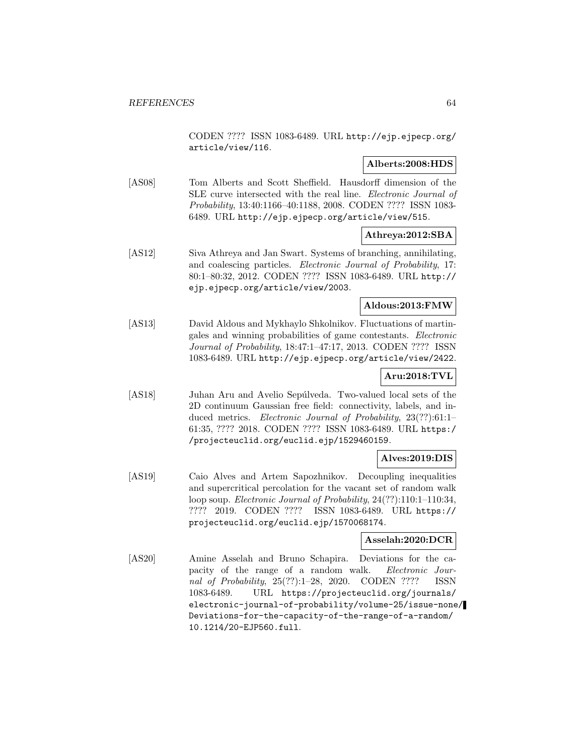CODEN ???? ISSN 1083-6489. URL http://ejp.ejpecp.org/article/view/116.

**Alberts:2008:HDS**

[AS08] Tom Alberts and Scott Sheffield. Hausdorff dimension of the SLE curve intersected with the real line. *Electronic Journal of Probability*, 13:40:1166–40:1188, 2008. CODEN ???? ISSN 1083-6489. URL http://ejp.ejpecp.org/article/view/515.

**Athreya:2012:SBA**

[AS12] Siva Athreya and Jan Swart. Systems of branching, annihilating, and coalescing particles. *Electronic Journal of Probability*, 17: 80:1–80:32, 2012. CODEN ???? ISSN 1083-6489. URL http://ejp.ejpecp.org/article/view/2003.

**Aldous:2013:FMW**

[AS13] David Aldous and Mykhaylo Shkolnikov. Fluctuations of martingales and winning probabilities of game contestants. *Electronic Journal of Probability*, 18:47:1–47:17, 2013. CODEN ???? ISSN 1083-6489. URL http://ejp.ejpecp.org/article/view/2422.

**Aru:2018:TVL**

[AS18] Juhan Aru and Avelio Sepúlveda. Two-valued local sets of the 2D continuum Gaussian free field: connectivity, labels, and induced metrics. *Electronic Journal of Probability*, 23(??):61:1–61:35, ???? 2018. CODEN ???? ISSN 1083-6489. URL https://projecteuclid.org/euclid.ejp/1529460159.

**Alves:2019:DIS**

[AS19] Caio Alves and Artem Sapozhnikov. Decoupling inequalities and supercritical percolation for the vacant set of random walk loop soup. *Electronic Journal of Probability*, 24(??):110:1–110:34, ???? 2019. CODEN ???? ISSN 1083-6489. URL https://projecteuclid.org/euclid.ejp/1570068174.

**Asselah:2020:DCR**

[AS20] Amine Asselah and Bruno Schapira. Deviations for the capacity of the range of a random walk. *Electronic Journal of Probability*, 25(??):1–28, 2020. CODEN ???? ISSN 1083-6489. URL https://projecteuclid.org/journals/electronic-journal-of-probability/volume-25/issue-none/Deviations-for-the-capacity-of-the-range-of-a-random/10.1214/20-EJP560.full.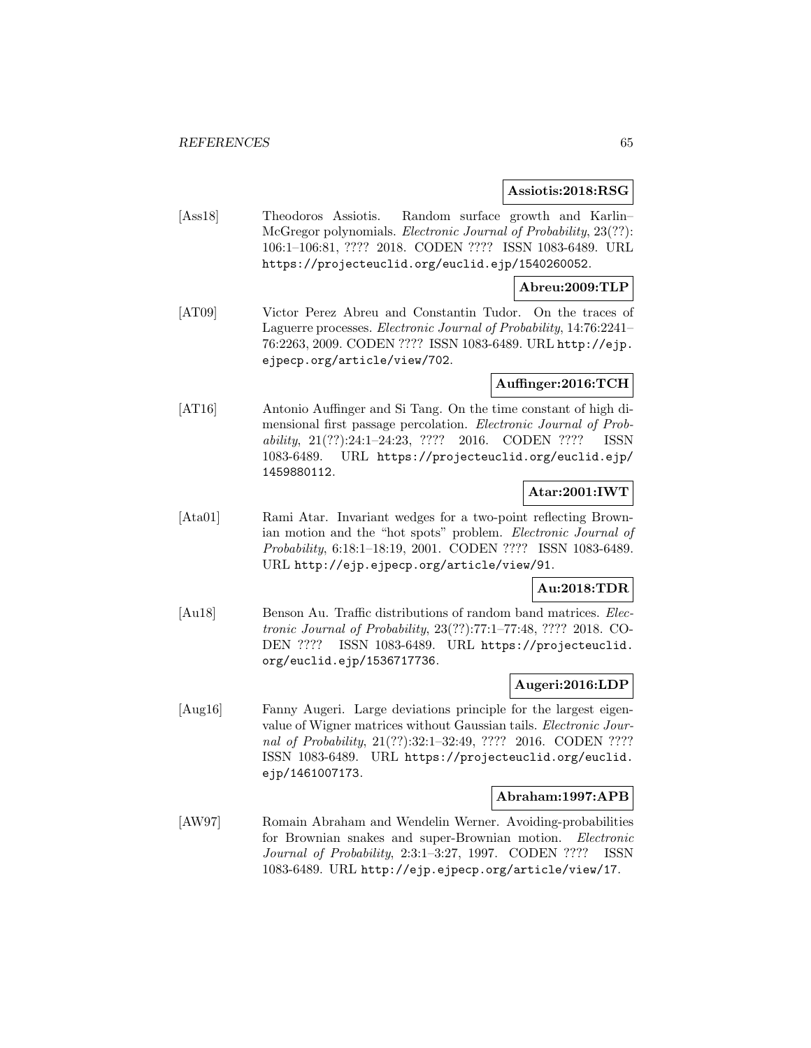**Assiotis:2018:RSG**

[Ass18] Theodoros Assiotis. Random surface growth and Karlin–McGregor polynomials. *Electronic Journal of Probability*, 23(??): 106:1–106:81, ???? 2018. CODEN ???? ISSN 1083-6489. URL https://projecteuclid.org/euclid.ejp/1540260052.

**Abreu:2009:TLP**

[AT09] Victor Perez Abreu and Constantin Tudor. On the traces of Laguerre processes. *Electronic Journal of Probability*, 14:76:2241–76:2263, 2009. CODEN ???? ISSN 1083-6489. URL http://ejp.ejpecp.org/article/view/702.

**Auffinger:2016:TCH**

[AT16] Antonio Auffinger and Si Tang. On the time constant of high dimensional first passage percolation. *Electronic Journal of Probability*, 21(??):24:1–24:23, ???? 2016. CODEN ???? ISSN 1083-6489. URL https://projecteuclid.org/euclid.ejp/1459880112.

**Atar:2001:IWT**

[Ata01] Rami Atar. Invariant wedges for a two-point reflecting Brownian motion and the "hot spots" problem. *Electronic Journal of Probability*, 6:18:1–18:19, 2001. CODEN ???? ISSN 1083-6489. URL http://ejp.ejpecp.org/article/view/91.

**Au:2018:TDR**

[Au18] Benson Au. Traffic distributions of random band matrices. *Electronic Journal of Probability*, 23(??):77:1–77:48, ???? 2018. CODEN ???? ISSN 1083-6489. URL https://projecteuclid.org/euclid.ejp/1536717736.

**Augeri:2016:LDP**

[Aug16] Fanny Augeri. Large deviations principle for the largest eigenvalue of Wigner matrices without Gaussian tails. *Electronic Journal of Probability*, 21(??):32:1–32:49, ???? 2016. CODEN ???? ISSN 1083-6489. URL https://projecteuclid.org/euclid.ejp/1461007173.

**Abraham:1997:APB**

[AW97] Romain Abraham and Wendelin Werner. Avoiding-probabilities for Brownian snakes and super-Brownian motion. *Electronic Journal of Probability*, 2:3:1–3:27, 1997. CODEN ???? ISSN 1083-6489. URL http://ejp.ejpecp.org/article/view/17.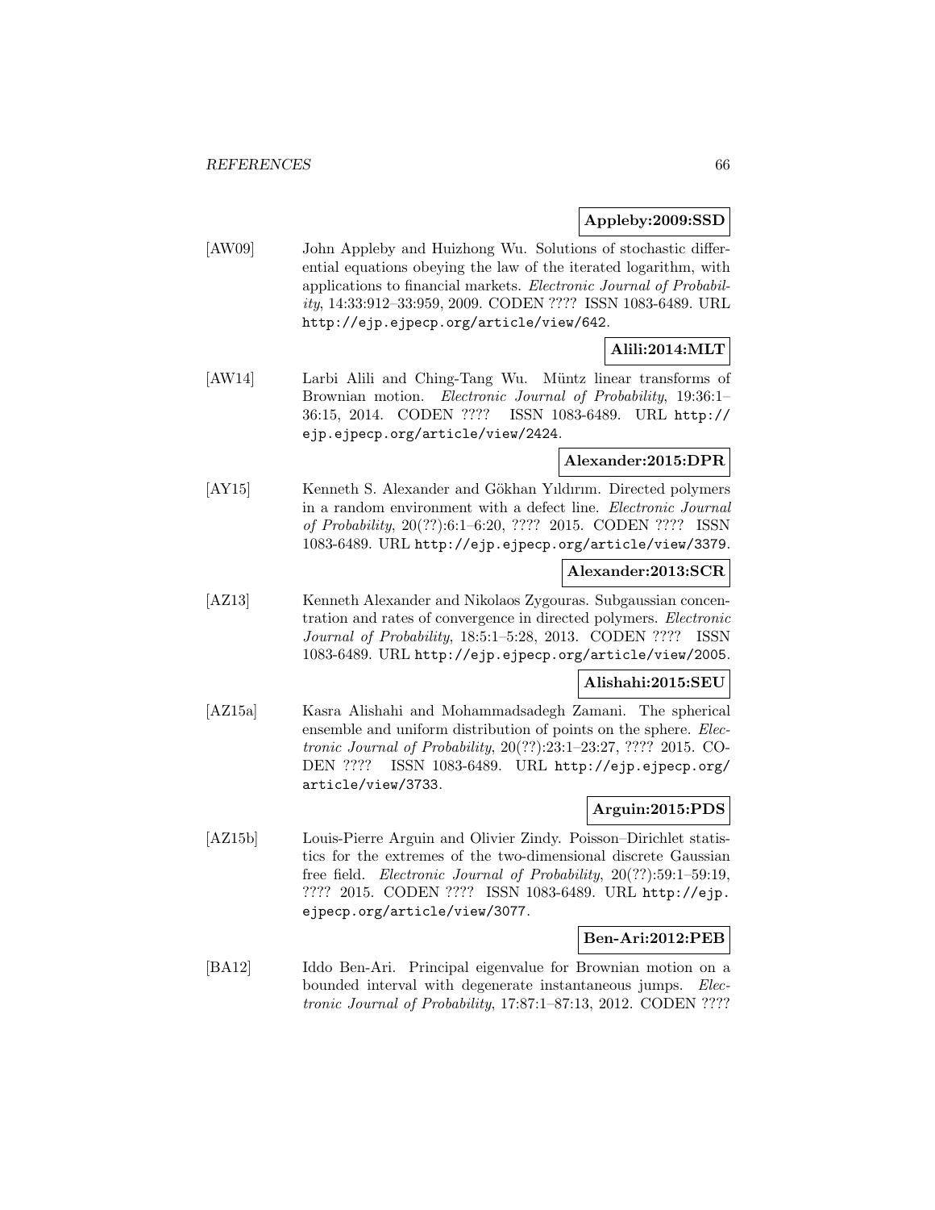**Appleby:2009:SSD**

[AW09] John Appleby and Huizhong Wu. Solutions of stochastic differential equations obeying the law of the iterated logarithm, with applications to financial markets. *Electronic Journal of Probability*, 14:33:912–33:959, 2009. CODEN ???? ISSN 1083-6489. URL http://ejp.ejpecp.org/article/view/642.

**Alili:2014:MLT**

[AW14] Larbi Alili and Ching-Tang Wu. Müntz linear transforms of Brownian motion. *Electronic Journal of Probability*, 19:36:1–36:15, 2014. CODEN ???? ISSN 1083-6489. URL http://ejp.ejpecp.org/article/view/2424.

**Alexander:2015:DPR**

[AY15] Kenneth S. Alexander and Gökhan Yıldırım. Directed polymers in a random environment with a defect line. *Electronic Journal of Probability*, 20(??):6:1–6:20, ???? 2015. CODEN ???? ISSN 1083-6489. URL http://ejp.ejpecp.org/article/view/3379.

**Alexander:2013:SCR**

[AZ13] Kenneth Alexander and Nikolaos Zygouras. Subgaussian concentration and rates of convergence in directed polymers. *Electronic Journal of Probability*, 18:5:1–5:28, 2013. CODEN ???? ISSN 1083-6489. URL http://ejp.ejpecp.org/article/view/2005.

**Alishahi:2015:SEU**

[AZ15a] Kasra Alishahi and Mohammadsadegh Zamani. The spherical ensemble and uniform distribution of points on the sphere. *Electronic Journal of Probability*, 20(??):23:1–23:27, ???? 2015. CODEN ???? ISSN 1083-6489. URL http://ejp.ejpecp.org/article/view/3733.

**Arguin:2015:PDS**

[AZ15b] Louis-Pierre Arguin and Olivier Zindy. Poisson–Dirichlet statistics for the extremes of the two-dimensional discrete Gaussian free field. *Electronic Journal of Probability*, 20(??):59:1–59:19, ???? 2015. CODEN ???? ISSN 1083-6489. URL http://ejp.ejpecp.org/article/view/3077.

**Ben-Ari:2012:PEB**

[BA12] Iddo Ben-Ari. Principal eigenvalue for Brownian motion on a bounded interval with degenerate instantaneous jumps. *Electronic Journal of Probability*, 17:87:1–87:13, 2012. CODEN ????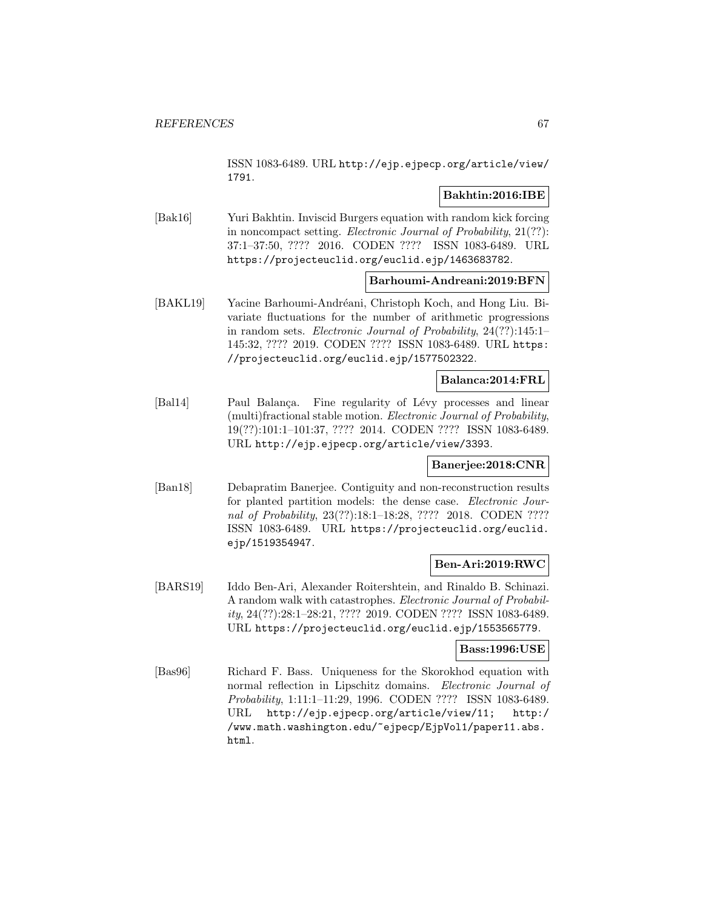ISSN 1083-6489. URL http://ejp.ejpecp.org/article/view/1791.

**Bakhtin:2016:IBE**

[Bak16] Yuri Bakhtin. Inviscid Burgers equation with random kick forcing in noncompact setting. *Electronic Journal of Probability*, 21(??): 37:1–37:50, ???? 2016. CODEN ???? ISSN 1083-6489. URL https://projecteuclid.org/euclid.ejp/1463683782.

**Barhoumi-Andreani:2019:BFN**

[BAKL19] Yacine Barhoumi-Andréani, Christoph Koch, and Hong Liu. Bivariate fluctuations for the number of arithmetic progressions in random sets. *Electronic Journal of Probability*, 24(??):145:1–145:32, ???? 2019. CODEN ???? ISSN 1083-6489. URL https://projecteuclid.org/euclid.ejp/1577502322.

**Balanca:2014:FRL**

[Bal14] Paul Balança. Fine regularity of Lévy processes and linear (multi)fractional stable motion. *Electronic Journal of Probability*, 19(??):101:1–101:37, ???? 2014. CODEN ???? ISSN 1083-6489. URL http://ejp.ejpecp.org/article/view/3393.

**Banerjee:2018:CNR**

[Ban18] Debapratim Banerjee. Contiguity and non-reconstruction results for planted partition models: the dense case. *Electronic Journal of Probability*, 23(??):18:1–18:28, ???? 2018. CODEN ???? ISSN 1083-6489. URL https://projecteuclid.org/euclid.ejp/1519354947.

**Ben-Ari:2019:RWC**

[BARS19] Iddo Ben-Ari, Alexander Roitershtein, and Rinaldo B. Schinazi. A random walk with catastrophes. *Electronic Journal of Probability*, 24(??):28:1–28:21, ???? 2019. CODEN ???? ISSN 1083-6489. URL https://projecteuclid.org/euclid.ejp/1553565779.

**Bass:1996:USE**

[Bas96] Richard F. Bass. Uniqueness for the Skorokhod equation with normal reflection in Lipschitz domains. *Electronic Journal of Probability*, 1:11:1–11:29, 1996. CODEN ???? ISSN 1083-6489. URL http://ejp.ejpecp.org/article/view/11; http://www.math.washington.edu/~ejpecp/EjpVol1/paper11.abs.html.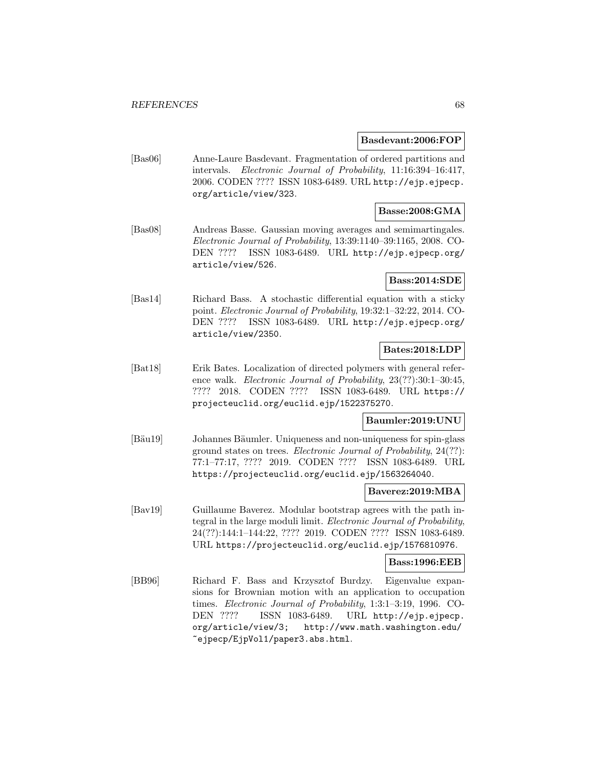**Basdevant:2006:FOP**

[Bas06] Anne-Laure Basdevant. Fragmentation of ordered partitions and intervals. *Electronic Journal of Probability*, 11:16:394–16:417, 2006. CODEN ???? ISSN 1083-6489. URL http://ejp.ejpecp.org/article/view/323.

**Basse:2008:GMA**

[Bas08] Andreas Basse. Gaussian moving averages and semimartingales. *Electronic Journal of Probability*, 13:39:1140–39:1165, 2008. CODEN ???? ISSN 1083-6489. URL http://ejp.ejpecp.org/article/view/526.

**Bass:2014:SDE**

[Bas14] Richard Bass. A stochastic differential equation with a sticky point. *Electronic Journal of Probability*, 19:32:1–32:22, 2014. CODEN ???? ISSN 1083-6489. URL http://ejp.ejpecp.org/article/view/2350.

**Bates:2018:LDP**

[Bat18] Erik Bates. Localization of directed polymers with general reference walk. *Electronic Journal of Probability*, 23(??):30:1–30:45, ???? 2018. CODEN ???? ISSN 1083-6489. URL https://projecteuclid.org/euclid.ejp/1522375270.

**Baumler:2019:UNU**

[Bäu19] Johannes Bäumler. Uniqueness and non-uniqueness for spin-glass ground states on trees. *Electronic Journal of Probability*, 24(??):77:1–77:17, ???? 2019. CODEN ???? ISSN 1083-6489. URL https://projecteuclid.org/euclid.ejp/1563264040.

**Baverez:2019:MBA**

[Bav19] Guillaume Baverez. Modular bootstrap agrees with the path integral in the large moduli limit. *Electronic Journal of Probability*, 24(??):144:1–144:22, ???? 2019. CODEN ???? ISSN 1083-6489. URL https://projecteuclid.org/euclid.ejp/1576810976.

**Bass:1996:EEB**

[BB96] Richard F. Bass and Krzysztof Burdzy. Eigenvalue expansions for Brownian motion with an application to occupation times. *Electronic Journal of Probability*, 1:3:1–3:19, 1996. CODEN ???? ISSN 1083-6489. URL http://ejp.ejpecp.org/article/view/3; http://www.math.washington.edu/~ejpecp/EjpVol1/paper3.abs.html.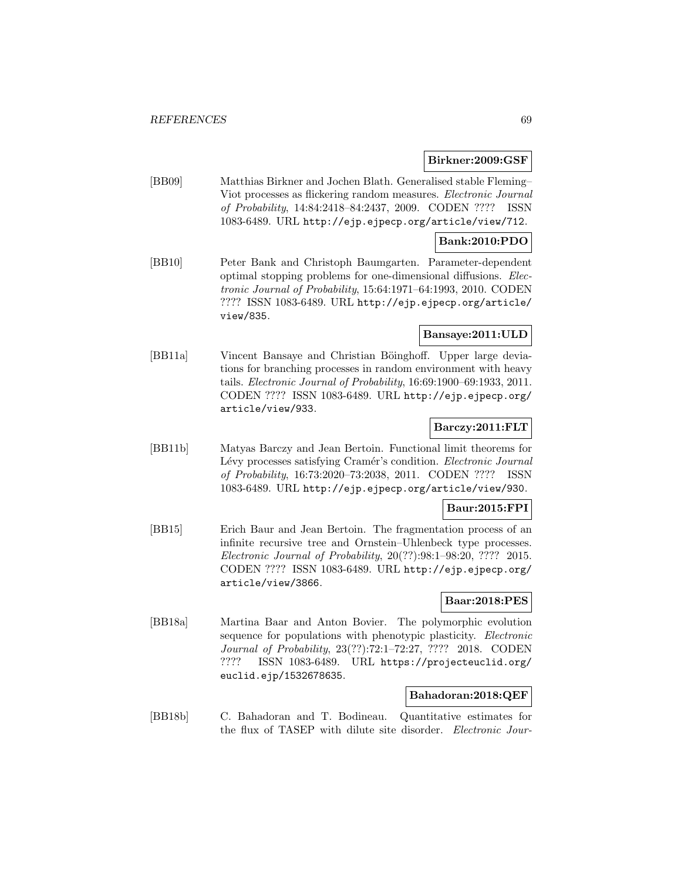**Birkner:2009:GSF**

[BB09] Matthias Birkner and Jochen Blath. Generalised stable Fleming–Viot processes as flickering random measures. *Electronic Journal of Probability*, 14:84:2418–84:2437, 2009. CODEN ???? ISSN 1083-6489. URL http://ejp.ejpecp.org/article/view/712.

**Bank:2010:PDO**

[BB10] Peter Bank and Christoph Baumgarten. Parameter-dependent optimal stopping problems for one-dimensional diffusions. *Electronic Journal of Probability*, 15:64:1971–64:1993, 2010. CODEN ???? ISSN 1083-6489. URL http://ejp.ejpecp.org/article/view/835.

**Bansaye:2011:ULD**

[BB11a] Vincent Bansaye and Christian Böinghoff. Upper large deviations for branching processes in random environment with heavy tails. *Electronic Journal of Probability*, 16:69:1900–69:1933, 2011. CODEN ???? ISSN 1083-6489. URL http://ejp.ejpecp.org/article/view/933.

**Barczy:2011:FLT**

[BB11b] Matyas Barczy and Jean Bertoin. Functional limit theorems for Lévy processes satisfying Cramér's condition. *Electronic Journal of Probability*, 16:73:2020–73:2038, 2011. CODEN ???? ISSN 1083-6489. URL http://ejp.ejpecp.org/article/view/930.

**Baur:2015:FPI**

[BB15] Erich Baur and Jean Bertoin. The fragmentation process of an infinite recursive tree and Ornstein–Uhlenbeck type processes. *Electronic Journal of Probability*, 20(??):98:1–98:20, ???? 2015. CODEN ???? ISSN 1083-6489. URL http://ejp.ejpecp.org/article/view/3866.

**Baar:2018:PES**

[BB18a] Martina Baar and Anton Bovier. The polymorphic evolution sequence for populations with phenotypic plasticity. *Electronic Journal of Probability*, 23(??):72:1–72:27, ???? 2018. CODEN ???? ISSN 1083-6489. URL https://projecteuclid.org/euclid.ejp/1532678635.

**Bahadoran:2018:QEF**

[BB18b] C. Bahadoran and T. Bodineau. Quantitative estimates for the flux of TASEP with dilute site disorder. *Electronic Jour-*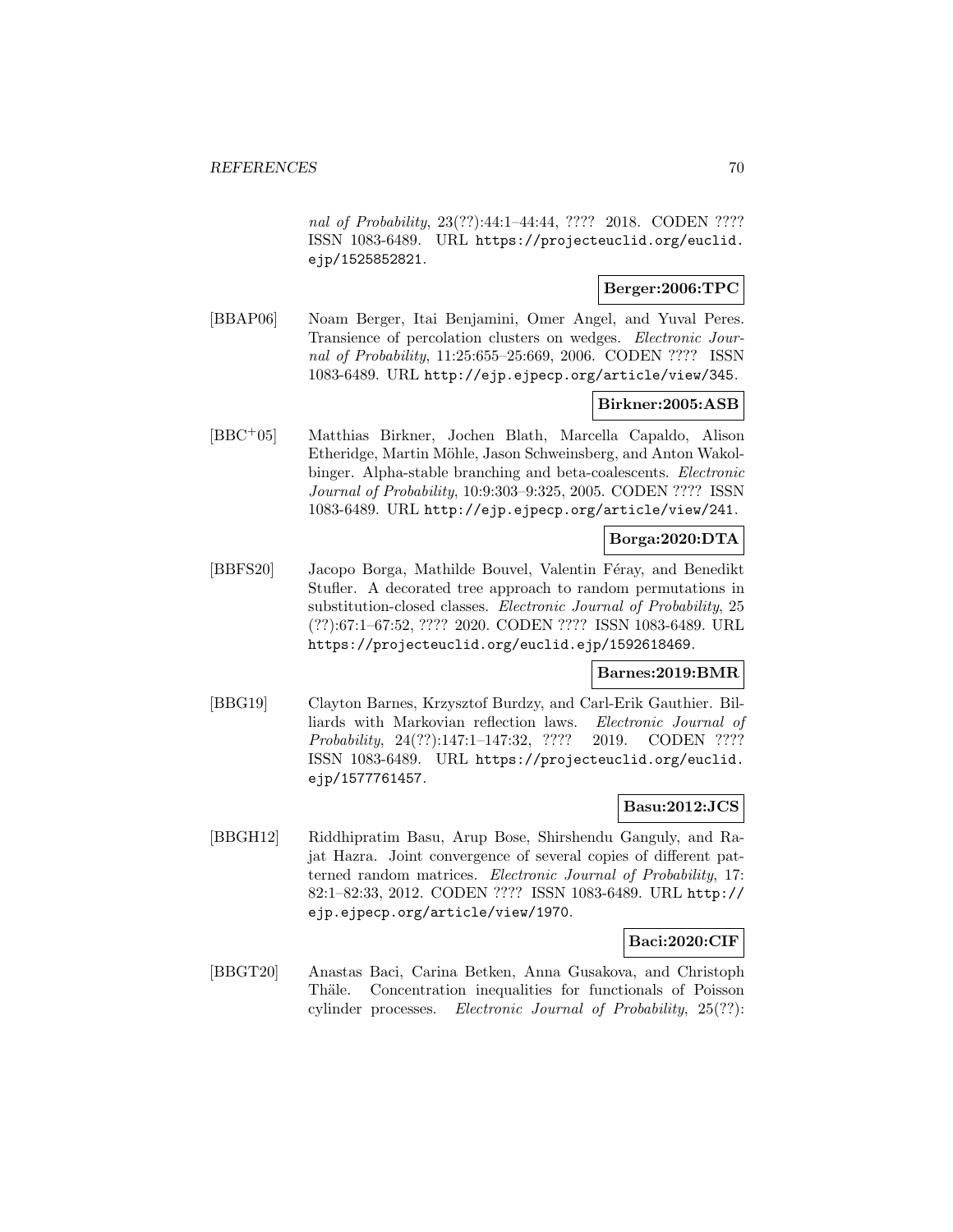*nal of Probability*, 23(??):44:1–44:44, ???? 2018. CODEN ???? ISSN 1083-6489. URL https://projecteuclid.org/euclid.ejp/1525852821.

**Berger:2006:TPC**

[BBAP06] Noam Berger, Itai Benjamini, Omer Angel, and Yuval Peres. Transience of percolation clusters on wedges. *Electronic Journal of Probability*, 11:25:655–25:669, 2006. CODEN ???? ISSN 1083-6489. URL http://ejp.ejpecp.org/article/view/345.

**Birkner:2005:ASB**

[BBC+05] Matthias Birkner, Jochen Blath, Marcella Capaldo, Alison Etheridge, Martin Möhle, Jason Schweinsberg, and Anton Wakolbinger. Alpha-stable branching and beta-coalescents. *Electronic Journal of Probability*, 10:9:303–9:325, 2005. CODEN ???? ISSN 1083-6489. URL http://ejp.ejpecp.org/article/view/241.

**Borga:2020:DTA**

[BBFS20] Jacopo Borga, Mathilde Bouvel, Valentin Féray, and Benedikt Stufler. A decorated tree approach to random permutations in substitution-closed classes. *Electronic Journal of Probability*, 25 (??):67:1–67:52, ???? 2020. CODEN ???? ISSN 1083-6489. URL https://projecteuclid.org/euclid.ejp/1592618469.

**Barnes:2019:BMR**

[BBG19] Clayton Barnes, Krzysztof Burdzy, and Carl-Erik Gauthier. Billiards with Markovian reflection laws. *Electronic Journal of Probability*, 24(??):147:1–147:32, ???? 2019. CODEN ???? ISSN 1083-6489. URL https://projecteuclid.org/euclid.ejp/1577761457.

**Basu:2012:JCS**

[BBGH12] Riddhipratim Basu, Arup Bose, Shirshendu Ganguly, and Rajat Hazra. Joint convergence of several copies of different patterned random matrices. *Electronic Journal of Probability*, 17: 82:1–82:33, 2012. CODEN ???? ISSN 1083-6489. URL http://ejp.ejpecp.org/article/view/1970.

**Baci:2020:CIF**

[BBGT20] Anastas Baci, Carina Betken, Anna Gusakova, and Christoph Thäle. Concentration inequalities for functionals of Poisson cylinder processes. *Electronic Journal of Probability*, 25(??):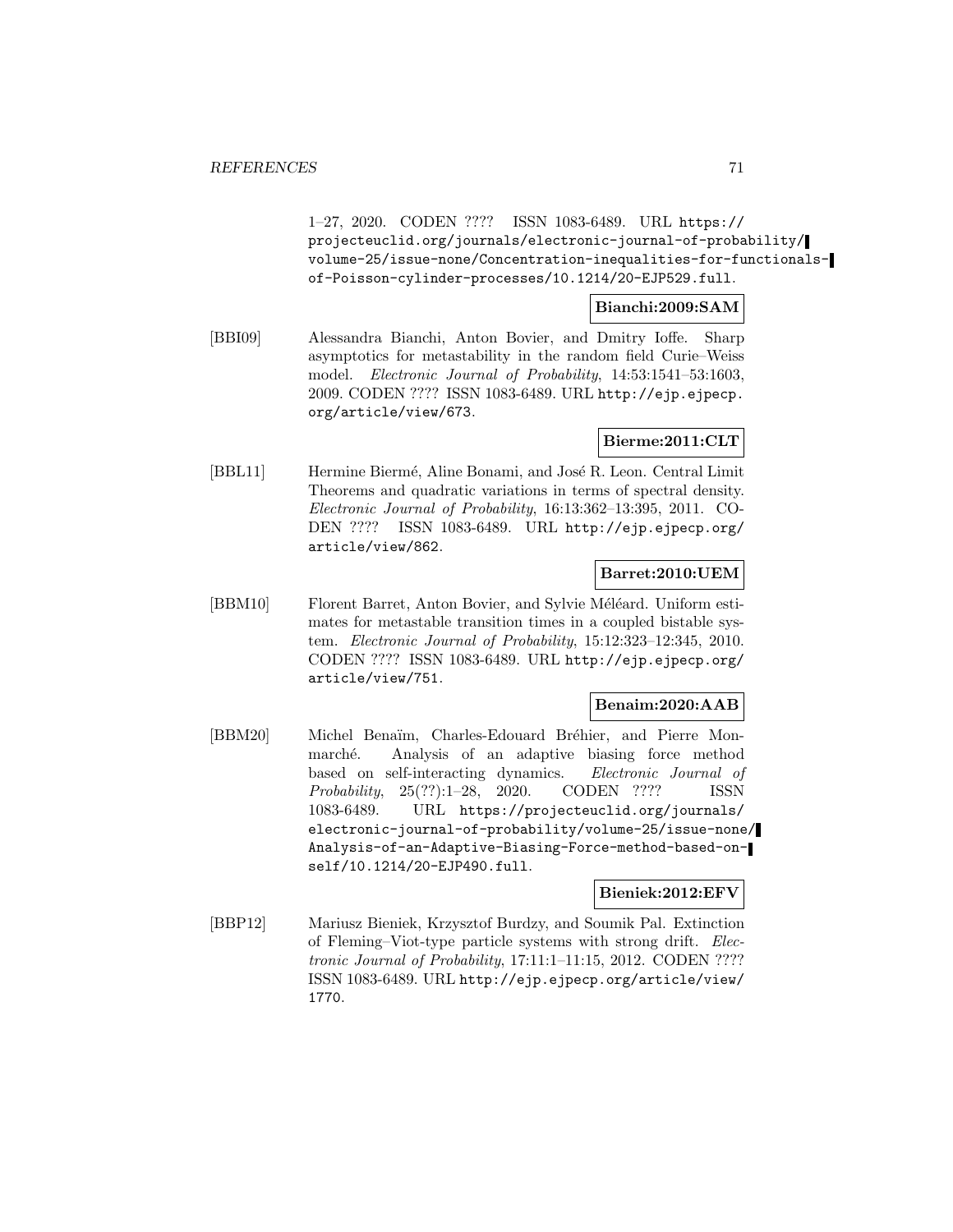1–27, 2020. CODEN ???? ISSN 1083-6489. URL https://projecteuclid.org/journals/electronic-journal-of-probability/volume-25/issue-none/Concentration-inequalities-for-functionals-of-Poisson-cylinder-processes/10.1214/20-EJP529.full.

**Bianchi:2009:SAM**

[BBI09] Alessandra Bianchi, Anton Bovier, and Dmitry Ioffe. Sharp asymptotics for metastability in the random field Curie–Weiss model. *Electronic Journal of Probability*, 14:53:1541–53:1603, 2009. CODEN ???? ISSN 1083-6489. URL http://ejp.ejpecp.org/article/view/673.

**Bierme:2011:CLT**

[BBL11] Hermine Biermé, Aline Bonami, and José R. Leon. Central Limit Theorems and quadratic variations in terms of spectral density. *Electronic Journal of Probability*, 16:13:362–13:395, 2011. CODEN ???? ISSN 1083-6489. URL http://ejp.ejpecp.org/article/view/862.

**Barret:2010:UEM**

[BBM10] Florent Barret, Anton Bovier, and Sylvie Méléard. Uniform estimates for metastable transition times in a coupled bistable system. *Electronic Journal of Probability*, 15:12:323–12:345, 2010. CODEN ???? ISSN 1083-6489. URL http://ejp.ejpecp.org/article/view/751.

**Benaim:2020:AAB**

[BBM20] Michel Benaïm, Charles-Edouard Bréhier, and Pierre Monmarché. Analysis of an adaptive biasing force method based on self-interacting dynamics. *Electronic Journal of Probability*, 25(??):1–28, 2020. CODEN ???? ISSN 1083-6489. URL https://projecteuclid.org/journals/electronic-journal-of-probability/volume-25/issue-none/Analysis-of-an-Adaptive-Biasing-Force-method-based-on-self/10.1214/20-EJP490.full.

**Bieniek:2012:EFV**

[BBP12] Mariusz Bieniek, Krzysztof Burdzy, and Soumik Pal. Extinction of Fleming–Viot-type particle systems with strong drift. *Electronic Journal of Probability*, 17:11:1–11:15, 2012. CODEN ???? ISSN 1083-6489. URL http://ejp.ejpecp.org/article/view/1770.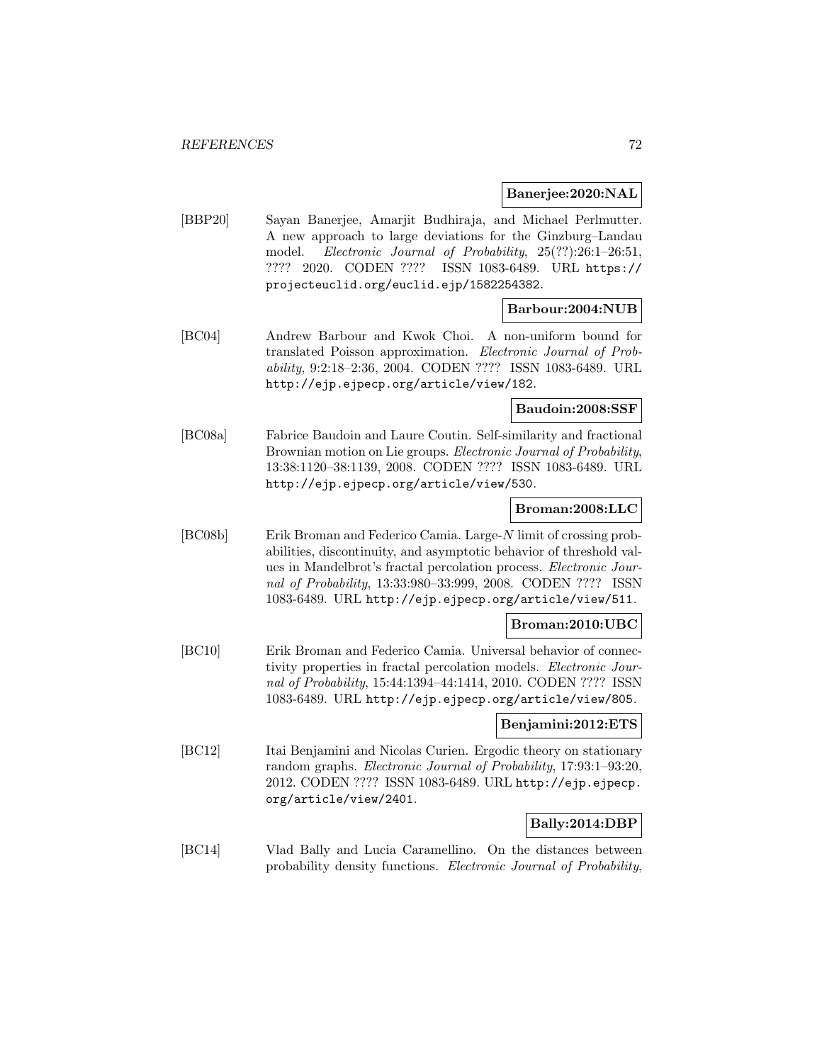**Banerjee:2020:NAL**

[BBP20] Sayan Banerjee, Amarjit Budhiraja, and Michael Perlmutter. A new approach to large deviations for the Ginzburg–Landau model. *Electronic Journal of Probability*, 25(??):26:1–26:51, ???? 2020. CODEN ???? ISSN 1083-6489. URL https://projecteuclid.org/euclid.ejp/1582254382.

**Barbour:2004:NUB**

[BC04] Andrew Barbour and Kwok Choi. A non-uniform bound for translated Poisson approximation. *Electronic Journal of Probability*, 9:2:18–2:36, 2004. CODEN ???? ISSN 1083-6489. URL http://ejp.ejpecp.org/article/view/182.

**Baudoin:2008:SSF**

[BC08a] Fabrice Baudoin and Laure Coutin. Self-similarity and fractional Brownian motion on Lie groups. *Electronic Journal of Probability*, 13:38:1120–38:1139, 2008. CODEN ???? ISSN 1083-6489. URL http://ejp.ejpecp.org/article/view/530.

**Broman:2008:LLC**

[BC08b] Erik Broman and Federico Camia. Large-$N$ limit of crossing probabilities, discontinuity, and asymptotic behavior of threshold values in Mandelbrot's fractal percolation process. *Electronic Journal of Probability*, 13:33:980–33:999, 2008. CODEN ???? ISSN 1083-6489. URL http://ejp.ejpecp.org/article/view/511.

**Broman:2010:UBC**

[BC10] Erik Broman and Federico Camia. Universal behavior of connectivity properties in fractal percolation models. *Electronic Journal of Probability*, 15:44:1394–44:1414, 2010. CODEN ???? ISSN 1083-6489. URL http://ejp.ejpecp.org/article/view/805.

**Benjamini:2012:ETS**

[BC12] Itai Benjamini and Nicolas Curien. Ergodic theory on stationary random graphs. *Electronic Journal of Probability*, 17:93:1–93:20, 2012. CODEN ???? ISSN 1083-6489. URL http://ejp.ejpecp.org/article/view/2401.

**Bally:2014:DBP**

[BC14] Vlad Bally and Lucia Caramellino. On the distances between probability density functions. *Electronic Journal of Probability*,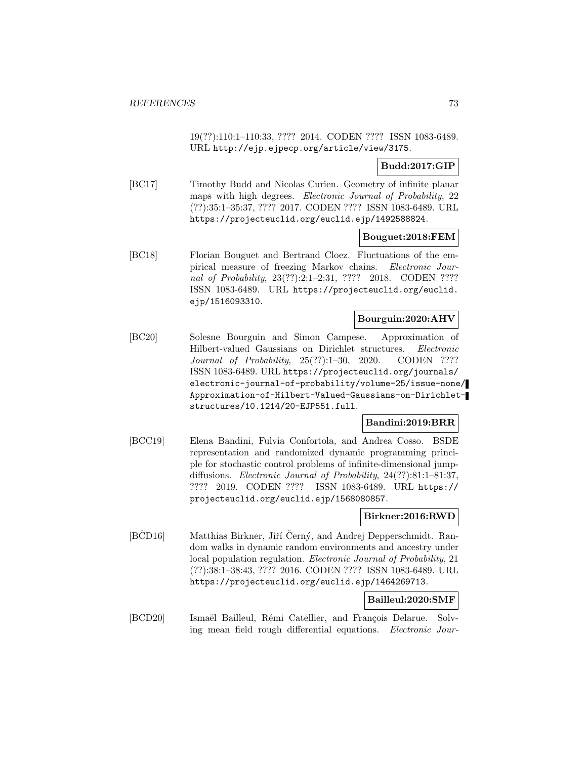19(??):110:1–110:33, ???? 2014. CODEN ???? ISSN 1083-6489. URL http://ejp.ejpecp.org/article/view/3175.

**Budd:2017:GIP**

[BC17] Timothy Budd and Nicolas Curien. Geometry of infinite planar maps with high degrees. *Electronic Journal of Probability*, 22 (??):35:1–35:37, ???? 2017. CODEN ???? ISSN 1083-6489. URL https://projecteuclid.org/euclid.ejp/1492588824.

**Bouguet:2018:FEM**

[BC18] Florian Bouguet and Bertrand Cloez. Fluctuations of the empirical measure of freezing Markov chains. *Electronic Journal of Probability*, 23(??):2:1–2:31, ???? 2018. CODEN ???? ISSN 1083-6489. URL https://projecteuclid.org/euclid.ejp/1516093310.

**Bourguin:2020:AHV**

[BC20] Solesne Bourguin and Simon Campese. Approximation of Hilbert-valued Gaussians on Dirichlet structures. *Electronic Journal of Probability*, 25(??):1–30, 2020. CODEN ???? ISSN 1083-6489. URL https://projecteuclid.org/journals/electronic-journal-of-probability/volume-25/issue-none/Approximation-of-Hilbert-Valued-Gaussians-on-Dirichlet-structures/10.1214/20-EJP551.full.

**Bandini:2019:BRR**

[BCC19] Elena Bandini, Fulvia Confortola, and Andrea Cosso. BSDE representation and randomized dynamic programming principle for stochastic control problems of infinite-dimensional jump-diffusions. *Electronic Journal of Probability*, 24(??):81:1–81:37, ???? 2019. CODEN ???? ISSN 1083-6489. URL https://projecteuclid.org/euclid.ejp/1568080857.

**Birkner:2016:RWD**

[BČD16] Matthias Birkner, Jiří Černý, and Andrej Depperschmidt. Random walks in dynamic random environments and ancestry under local population regulation. *Electronic Journal of Probability*, 21 (??):38:1–38:43, ???? 2016. CODEN ???? ISSN 1083-6489. URL https://projecteuclid.org/euclid.ejp/1464269713.

**Bailleul:2020:SMF**

[BCD20] Ismaël Bailleul, Rémi Catellier, and François Delarue. Solving mean field rough differential equations. *Electronic Jour-*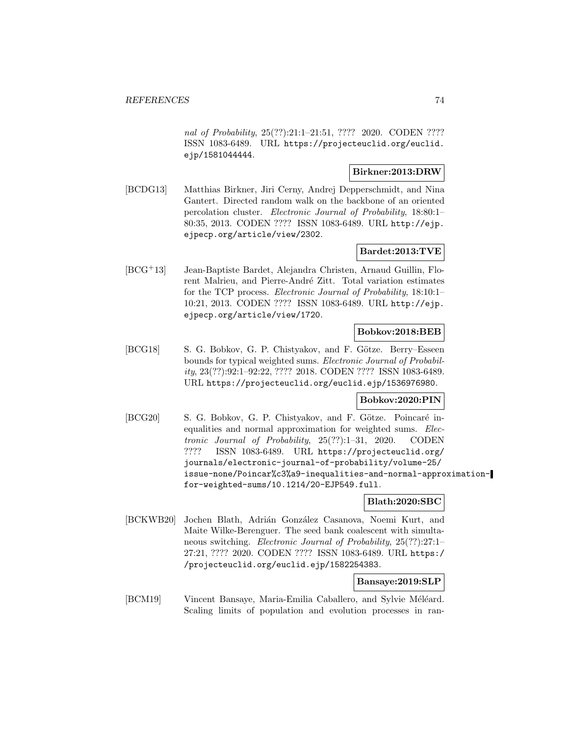*nal of Probability*, 25(??):21:1–21:51, ???? 2020. CODEN ???? ISSN 1083-6489. URL https://projecteuclid.org/euclid.ejp/1581044444.

**Birkner:2013:DRW**

[BCDG13] Matthias Birkner, Jiri Cerny, Andrej Depperschmidt, and Nina Gantert. Directed random walk on the backbone of an oriented percolation cluster. *Electronic Journal of Probability*, 18:80:1–80:35, 2013. CODEN ???? ISSN 1083-6489. URL http://ejp.ejpecp.org/article/view/2302.

**Bardet:2013:TVE**

[BCG+13] Jean-Baptiste Bardet, Alejandra Christen, Arnaud Guillin, Florent Malrieu, and Pierre-André Zitt. Total variation estimates for the TCP process. *Electronic Journal of Probability*, 18:10:1–10:21, 2013. CODEN ???? ISSN 1083-6489. URL http://ejp.ejpecp.org/article/view/1720.

**Bobkov:2018:BEB**

[BCG18] S. G. Bobkov, G. P. Chistyakov, and F. Götze. Berry–Esseen bounds for typical weighted sums. *Electronic Journal of Probability*, 23(??):92:1–92:22, ???? 2018. CODEN ???? ISSN 1083-6489. URL https://projecteuclid.org/euclid.ejp/1536976980.

**Bobkov:2020:PIN**

[BCG20] S. G. Bobkov, G. P. Chistyakov, and F. Götze. Poincaré inequalities and normal approximation for weighted sums. *Electronic Journal of Probability*, 25(??):1–31, 2020. CODEN ???? ISSN 1083-6489. URL https://projecteuclid.org/journals/electronic-journal-of-probability/volume-25/issue-none/Poincar%c3%a9-inequalities-and-normal-approximation-for-weighted-sums/10.1214/20-EJP549.full.

**Blath:2020:SBC**

[BCKWB20] Jochen Blath, Adrián González Casanova, Noemi Kurt, and Maite Wilke-Berenguer. The seed bank coalescent with simultaneous switching. *Electronic Journal of Probability*, 25(??):27:1–27:21, ???? 2020. CODEN ???? ISSN 1083-6489. URL https://projecteuclid.org/euclid.ejp/1582254383.

**Bansaye:2019:SLP**

[BCM19] Vincent Bansaye, Maria-Emilia Caballero, and Sylvie Méléard. Scaling limits of population and evolution processes in ran-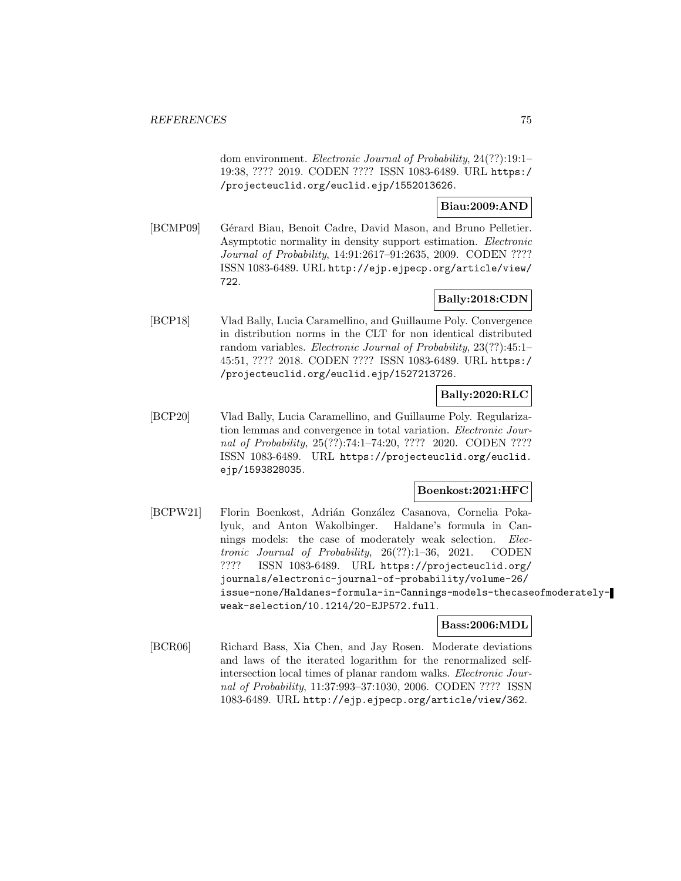dom environment. *Electronic Journal of Probability*, 24(??):19:1–19:38, ???? 2019. CODEN ???? ISSN 1083-6489. URL https://projecteuclid.org/euclid.ejp/1552013626.

**Biau:2009:AND**

[BCMP09] Gérard Biau, Benoit Cadre, David Mason, and Bruno Pelletier. Asymptotic normality in density support estimation. *Electronic Journal of Probability*, 14:91:2617–91:2635, 2009. CODEN ???? ISSN 1083-6489. URL http://ejp.ejpecp.org/article/view/722.

**Bally:2018:CDN**

[BCP18] Vlad Bally, Lucia Caramellino, and Guillaume Poly. Convergence in distribution norms in the CLT for non identical distributed random variables. *Electronic Journal of Probability*, 23(??):45:1–45:51, ???? 2018. CODEN ???? ISSN 1083-6489. URL https://projecteuclid.org/euclid.ejp/1527213726.

**Bally:2020:RLC**

[BCP20] Vlad Bally, Lucia Caramellino, and Guillaume Poly. Regularization lemmas and convergence in total variation. *Electronic Journal of Probability*, 25(??):74:1–74:20, ???? 2020. CODEN ???? ISSN 1083-6489. URL https://projecteuclid.org/euclid.ejp/1593828035.

**Boenkost:2021:HFC**

[BCPW21] Florin Boenkost, Adrián González Casanova, Cornelia Pokalyuk, and Anton Wakolbinger. Haldane's formula in Cannings models: the case of moderately weak selection. *Electronic Journal of Probability*, 26(??):1–36, 2021. CODEN ???? ISSN 1083-6489. URL https://projecteuclid.org/journals/electronic-journal-of-probability/volume-26/issue-none/Haldanes-formula-in-Cannings-models-thecaseofmoderately-weak-selection/10.1214/20-EJP572.full.

**Bass:2006:MDL**

[BCR06] Richard Bass, Xia Chen, and Jay Rosen. Moderate deviations and laws of the iterated logarithm for the renormalized self-intersection local times of planar random walks. *Electronic Journal of Probability*, 11:37:993–37:1030, 2006. CODEN ???? ISSN 1083-6489. URL http://ejp.ejpecp.org/article/view/362.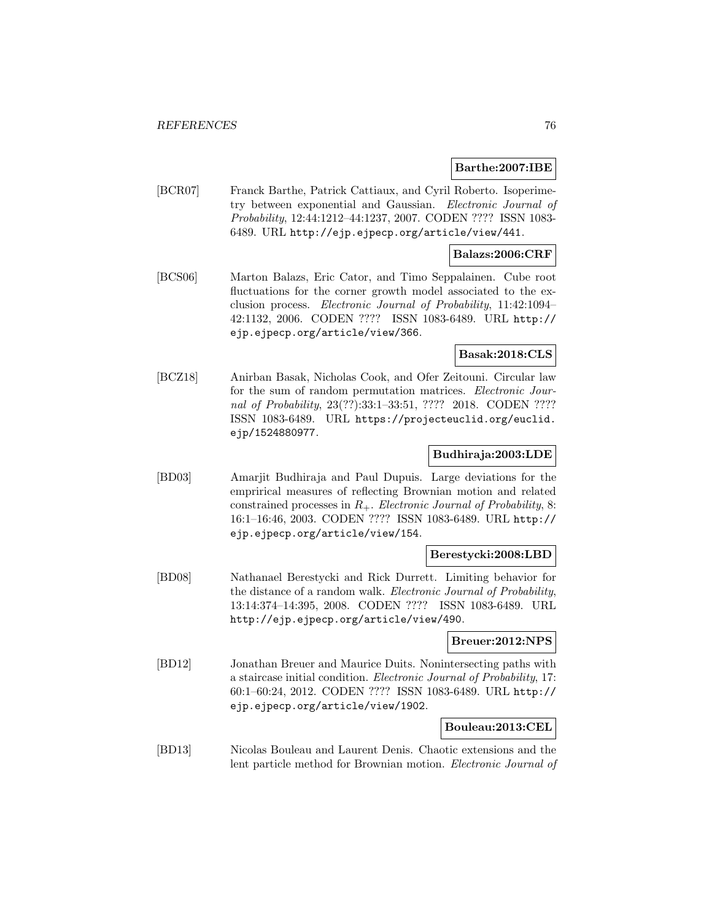**Barthe:2007:IBE**

[BCR07] Franck Barthe, Patrick Cattiaux, and Cyril Roberto. Isoperimetry between exponential and Gaussian. *Electronic Journal of Probability*, 12:44:1212–44:1237, 2007. CODEN ???? ISSN 1083-6489. URL http://ejp.ejpecp.org/article/view/441.

**Balazs:2006:CRF**

[BCS06] Marton Balazs, Eric Cator, and Timo Seppalainen. Cube root fluctuations for the corner growth model associated to the exclusion process. *Electronic Journal of Probability*, 11:42:1094–42:1132, 2006. CODEN ???? ISSN 1083-6489. URL http://ejp.ejpecp.org/article/view/366.

**Basak:2018:CLS**

[BCZ18] Anirban Basak, Nicholas Cook, and Ofer Zeitouni. Circular law for the sum of random permutation matrices. *Electronic Journal of Probability*, 23(??):33:1–33:51, ???? 2018. CODEN ???? ISSN 1083-6489. URL https://projecteuclid.org/euclid.ejp/1524880977.

**Budhiraja:2003:LDE**

[BD03] Amarjit Budhiraja and Paul Dupuis. Large deviations for the emprirical measures of reflecting Brownian motion and related constrained processes in $R_+$. *Electronic Journal of Probability*, 8:16:1–16:46, 2003. CODEN ???? ISSN 1083-6489. URL http://ejp.ejpecp.org/article/view/154.

**Berestycki:2008:LBD**

[BD08] Nathanael Berestycki and Rick Durrett. Limiting behavior for the distance of a random walk. *Electronic Journal of Probability*, 13:14:374–14:395, 2008. CODEN ???? ISSN 1083-6489. URL http://ejp.ejpecp.org/article/view/490.

**Breuer:2012:NPS**

[BD12] Jonathan Breuer and Maurice Duits. Nonintersecting paths with a staircase initial condition. *Electronic Journal of Probability*, 17:60:1–60:24, 2012. CODEN ???? ISSN 1083-6489. URL http://ejp.ejpecp.org/article/view/1902.

**Bouleau:2013:CEL**

[BD13] Nicolas Bouleau and Laurent Denis. Chaotic extensions and the lent particle method for Brownian motion. *Electronic Journal of*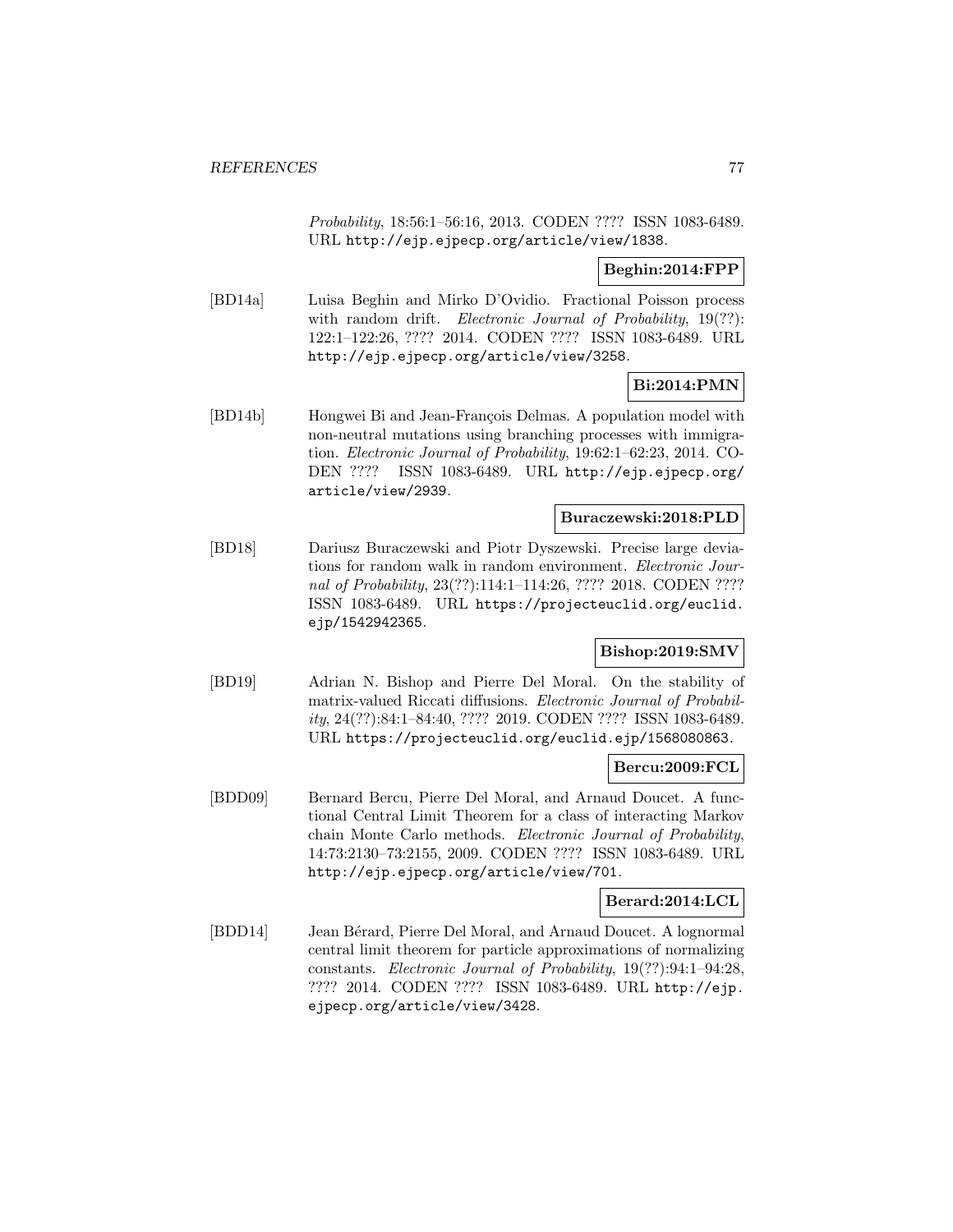*Probability*, 18:56:1–56:16, 2013. CODEN ???? ISSN 1083-6489. URL http://ejp.ejpecp.org/article/view/1838.

**Beghin:2014:FPP**

[BD14a] Luisa Beghin and Mirko D'Ovidio. Fractional Poisson process with random drift. *Electronic Journal of Probability*, 19(??): 122:1–122:26, ???? 2014. CODEN ???? ISSN 1083-6489. URL http://ejp.ejpecp.org/article/view/3258.

**Bi:2014:PMN**

[BD14b] Hongwei Bi and Jean-François Delmas. A population model with non-neutral mutations using branching processes with immigration. *Electronic Journal of Probability*, 19:62:1–62:23, 2014. CODEN ???? ISSN 1083-6489. URL http://ejp.ejpecp.org/article/view/2939.

**Buraczewski:2018:PLD**

[BD18] Dariusz Buraczewski and Piotr Dyszewski. Precise large deviations for random walk in random environment. *Electronic Journal of Probability*, 23(??):114:1–114:26, ???? 2018. CODEN ???? ISSN 1083-6489. URL https://projecteuclid.org/euclid.ejp/1542942365.

**Bishop:2019:SMV**

[BD19] Adrian N. Bishop and Pierre Del Moral. On the stability of matrix-valued Riccati diffusions. *Electronic Journal of Probability*, 24(??):84:1–84:40, ???? 2019. CODEN ???? ISSN 1083-6489. URL https://projecteuclid.org/euclid.ejp/1568080863.

**Bercu:2009:FCL**

[BDD09] Bernard Bercu, Pierre Del Moral, and Arnaud Doucet. A functional Central Limit Theorem for a class of interacting Markov chain Monte Carlo methods. *Electronic Journal of Probability*, 14:73:2130–73:2155, 2009. CODEN ???? ISSN 1083-6489. URL http://ejp.ejpecp.org/article/view/701.

**Berard:2014:LCL**

[BDD14] Jean Bérard, Pierre Del Moral, and Arnaud Doucet. A lognormal central limit theorem for particle approximations of normalizing constants. *Electronic Journal of Probability*, 19(??):94:1–94:28, ???? 2014. CODEN ???? ISSN 1083-6489. URL http://ejp.ejpecp.org/article/view/3428.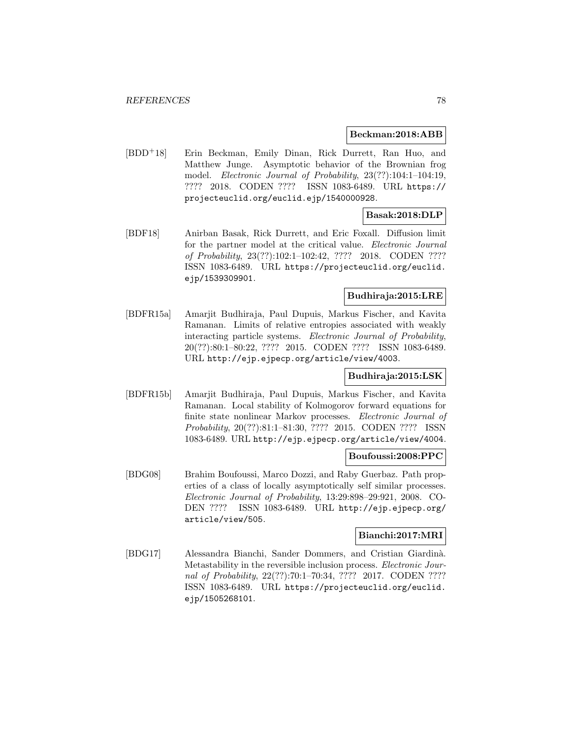**Beckman:2018:ABB**

[BDD+18] Erin Beckman, Emily Dinan, Rick Durrett, Ran Huo, and Matthew Junge. Asymptotic behavior of the Brownian frog model. *Electronic Journal of Probability*, 23(??):104:1–104:19, ???? 2018. CODEN ???? ISSN 1083-6489. URL https://projecteuclid.org/euclid.ejp/1540000928.

**Basak:2018:DLP**

[BDF18] Anirban Basak, Rick Durrett, and Eric Foxall. Diffusion limit for the partner model at the critical value. *Electronic Journal of Probability*, 23(??):102:1–102:42, ???? 2018. CODEN ???? ISSN 1083-6489. URL https://projecteuclid.org/euclid.ejp/1539309901.

**Budhiraja:2015:LRE**

[BDFR15a] Amarjit Budhiraja, Paul Dupuis, Markus Fischer, and Kavita Ramanan. Limits of relative entropies associated with weakly interacting particle systems. *Electronic Journal of Probability*, 20(??):80:1–80:22, ???? 2015. CODEN ???? ISSN 1083-6489. URL http://ejp.ejpecp.org/article/view/4003.

**Budhiraja:2015:LSK**

[BDFR15b] Amarjit Budhiraja, Paul Dupuis, Markus Fischer, and Kavita Ramanan. Local stability of Kolmogorov forward equations for finite state nonlinear Markov processes. *Electronic Journal of Probability*, 20(??):81:1–81:30, ???? 2015. CODEN ???? ISSN 1083-6489. URL http://ejp.ejpecp.org/article/view/4004.

**Boufoussi:2008:PPC**

[BDG08] Brahim Boufoussi, Marco Dozzi, and Raby Guerbaz. Path properties of a class of locally asymptotically self similar processes. *Electronic Journal of Probability*, 13:29:898–29:921, 2008. CODEN ???? ISSN 1083-6489. URL http://ejp.ejpecp.org/article/view/505.

**Bianchi:2017:MRI**

[BDG17] Alessandra Bianchi, Sander Dommers, and Cristian Giardinà. Metastability in the reversible inclusion process. *Electronic Journal of Probability*, 22(??):70:1–70:34, ???? 2017. CODEN ???? ISSN 1083-6489. URL https://projecteuclid.org/euclid.ejp/1505268101.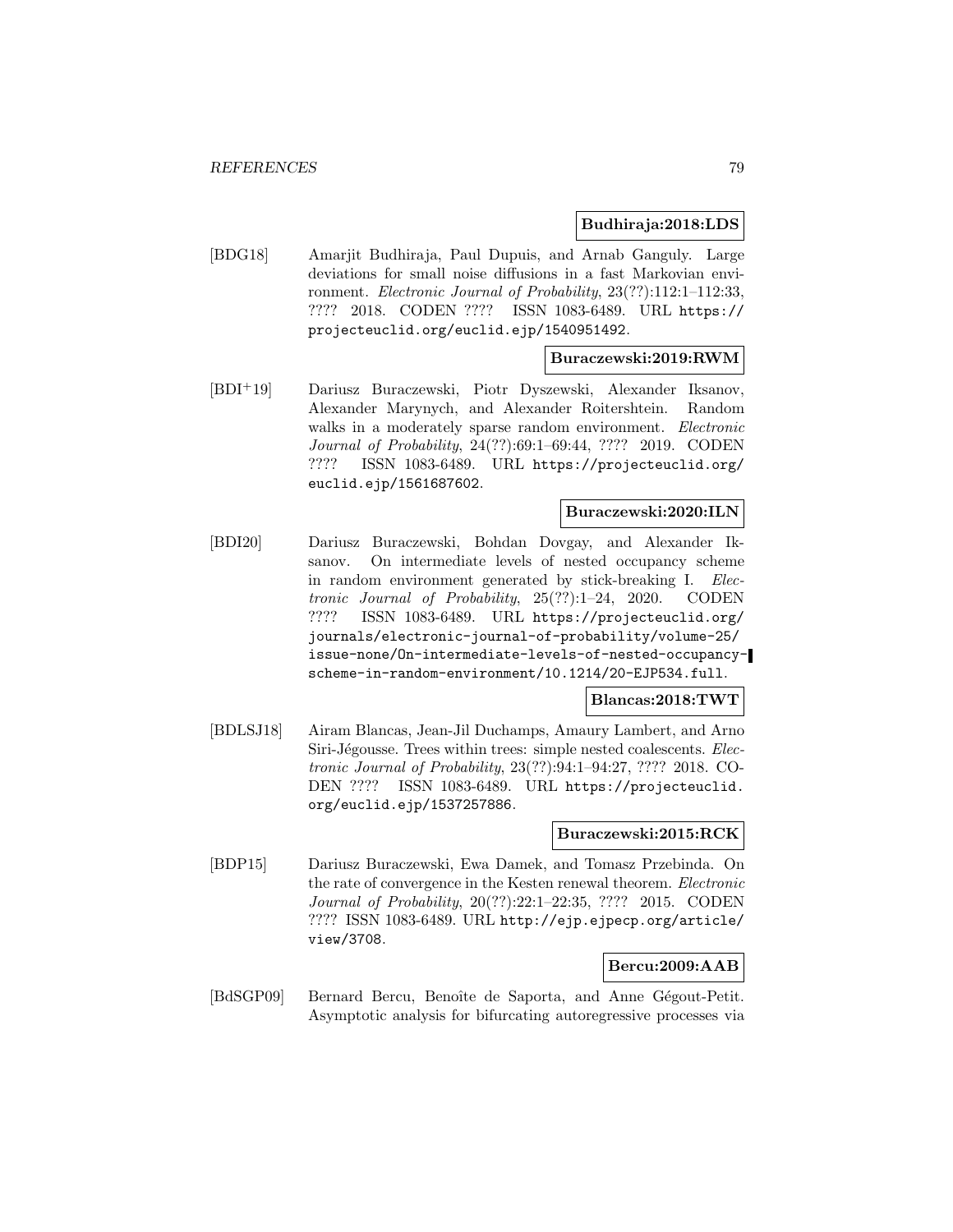**Budhiraja:2018:LDS**

[BDG18] Amarjit Budhiraja, Paul Dupuis, and Arnab Ganguly. Large deviations for small noise diffusions in a fast Markovian environment. *Electronic Journal of Probability*, 23(??):112:1–112:33, ???? 2018. CODEN ???? ISSN 1083-6489. URL https://projecteuclid.org/euclid.ejp/1540951492.

**Buraczewski:2019:RWM**

[BDI+19] Dariusz Buraczewski, Piotr Dyszewski, Alexander Iksanov, Alexander Marynych, and Alexander Roitershtein. Random walks in a moderately sparse random environment. *Electronic Journal of Probability*, 24(??):69:1–69:44, ???? 2019. CODEN ???? ISSN 1083-6489. URL https://projecteuclid.org/euclid.ejp/1561687602.

**Buraczewski:2020:ILN**

[BDI20] Dariusz Buraczewski, Bohdan Dovgay, and Alexander Iksanov. On intermediate levels of nested occupancy scheme in random environment generated by stick-breaking I. *Electronic Journal of Probability*, 25(??):1–24, 2020. CODEN ???? ISSN 1083-6489. URL https://projecteuclid.org/journals/electronic-journal-of-probability/volume-25/issue-none/On-intermediate-levels-of-nested-occupancy-scheme-in-random-environment/10.1214/20-EJP534.full.

**Blancas:2018:TWT**

[BDLSJ18] Airam Blancas, Jean-Jil Duchamps, Amaury Lambert, and Arno Siri-Jégousse. Trees within trees: simple nested coalescents. *Electronic Journal of Probability*, 23(??):94:1–94:27, ???? 2018. CODEN ???? ISSN 1083-6489. URL https://projecteuclid.org/euclid.ejp/1537257886.

**Buraczewski:2015:RCK**

[BDP15] Dariusz Buraczewski, Ewa Damek, and Tomasz Przebinda. On the rate of convergence in the Kesten renewal theorem. *Electronic Journal of Probability*, 20(??):22:1–22:35, ???? 2015. CODEN ???? ISSN 1083-6489. URL http://ejp.ejpecp.org/article/view/3708.

**Bercu:2009:AAB**

[BdSGP09] Bernard Bercu, Benoîte de Saporta, and Anne Gégout-Petit. Asymptotic analysis for bifurcating autoregressive processes via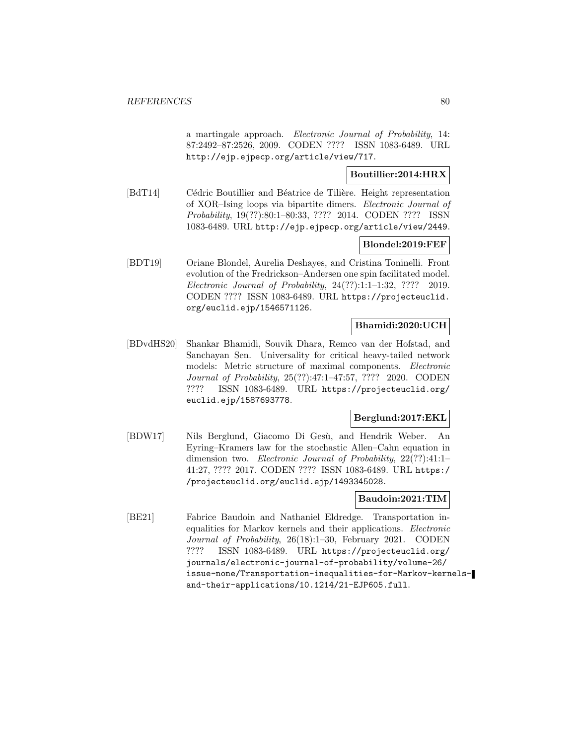a martingale approach. *Electronic Journal of Probability*, 14: 87:2492–87:2526, 2009. CODEN ???? ISSN 1083-6489. URL http://ejp.ejpecp.org/article/view/717.

**Boutillier:2014:HRX**

[BdT14] Cédric Boutillier and Béatrice de Tilière. Height representation of XOR–Ising loops via bipartite dimers. *Electronic Journal of Probability*, 19(??):80:1–80:33, ???? 2014. CODEN ???? ISSN 1083-6489. URL http://ejp.ejpecp.org/article/view/2449.

**Blondel:2019:FEF**

[BDT19] Oriane Blondel, Aurelia Deshayes, and Cristina Toninelli. Front evolution of the Fredrickson–Andersen one spin facilitated model. *Electronic Journal of Probability*, 24(??):1:1–1:32, ???? 2019. CODEN ???? ISSN 1083-6489. URL https://projecteuclid.org/euclid.ejp/1546571126.

**Bhamidi:2020:UCH**

[BDvdHS20] Shankar Bhamidi, Souvik Dhara, Remco van der Hofstad, and Sanchayan Sen. Universality for critical heavy-tailed network models: Metric structure of maximal components. *Electronic Journal of Probability*, 25(??):47:1–47:57, ???? 2020. CODEN ???? ISSN 1083-6489. URL https://projecteuclid.org/euclid.ejp/1587693778.

**Berglund:2017:EKL**

[BDW17] Nils Berglund, Giacomo Di Gesù, and Hendrik Weber. An Eyring–Kramers law for the stochastic Allen–Cahn equation in dimension two. *Electronic Journal of Probability*, 22(??):41:1–41:27, ???? 2017. CODEN ???? ISSN 1083-6489. URL https://projecteuclid.org/euclid.ejp/1493345028.

**Baudoin:2021:TIM**

[BE21] Fabrice Baudoin and Nathaniel Eldredge. Transportation inequalities for Markov kernels and their applications. *Electronic Journal of Probability*, 26(18):1–30, February 2021. CODEN ???? ISSN 1083-6489. URL https://projecteuclid.org/journals/electronic-journal-of-probability/volume-26/issue-none/Transportation-inequalities-for-Markov-kernels-and-their-applications/10.1214/21-EJP605.full.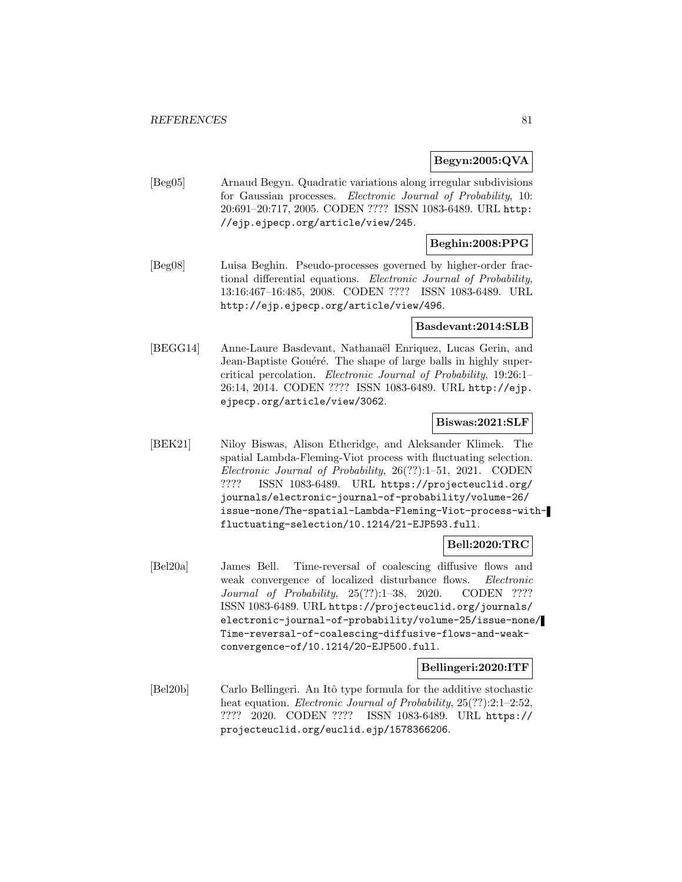**Begyn:2005:QVA**

[Beg05] Arnaud Begyn. Quadratic variations along irregular subdivisions for Gaussian processes. *Electronic Journal of Probability*, 10: 20:691–20:717, 2005. CODEN ???? ISSN 1083-6489. URL http://ejp.ejpecp.org/article/view/245.

**Beghin:2008:PPG**

[Beg08] Luisa Beghin. Pseudo-processes governed by higher-order fractional differential equations. *Electronic Journal of Probability*, 13:16:467–16:485, 2008. CODEN ???? ISSN 1083-6489. URL http://ejp.ejpecp.org/article/view/496.

**Basdevant:2014:SLB**

[BEGG14] Anne-Laure Basdevant, Nathanaël Enriquez, Lucas Gerin, and Jean-Baptiste Gouéré. The shape of large balls in highly supercritical percolation. *Electronic Journal of Probability*, 19:26:1–26:14, 2014. CODEN ???? ISSN 1083-6489. URL http://ejp.ejpecp.org/article/view/3062.

**Biswas:2021:SLF**

[BEK21] Niloy Biswas, Alison Etheridge, and Aleksander Klimek. The spatial Lambda-Fleming-Viot process with fluctuating selection. *Electronic Journal of Probability*, 26(??):1–51, 2021. CODEN ???? ISSN 1083-6489. URL https://projecteuclid.org/journals/electronic-journal-of-probability/volume-26/issue-none/The-spatial-Lambda-Fleming-Viot-process-with-fluctuating-selection/10.1214/21-EJP593.full.

**Bell:2020:TRC**

[Bel20a] James Bell. Time-reversal of coalescing diffusive flows and weak convergence of localized disturbance flows. *Electronic Journal of Probability*, 25(??):1–38, 2020. CODEN ???? ISSN 1083-6489. URL https://projecteuclid.org/journals/electronic-journal-of-probability/volume-25/issue-none/Time-reversal-of-coalescing-diffusive-flows-and-weak-convergence-of/10.1214/20-EJP500.full.

**Bellingeri:2020:ITF**

[Bel20b] Carlo Bellingeri. An Itô type formula for the additive stochastic heat equation. *Electronic Journal of Probability*, 25(??):2:1–2:52, ???? 2020. CODEN ???? ISSN 1083-6489. URL https://projecteuclid.org/euclid.ejp/1578366206.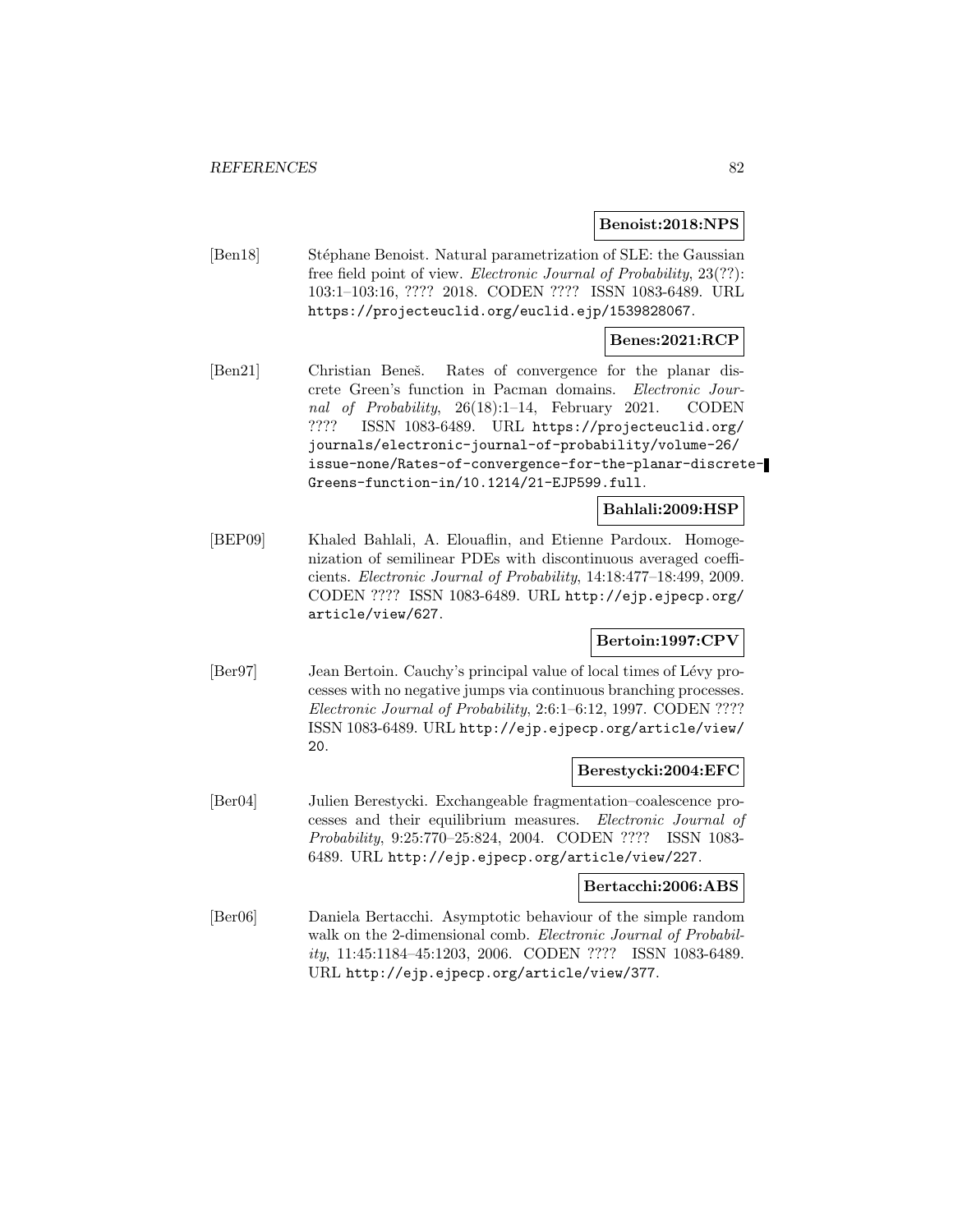**Benoist:2018:NPS**

[Ben18] Stéphane Benoist. Natural parametrization of SLE: the Gaussian free field point of view. *Electronic Journal of Probability*, 23(??): 103:1–103:16, ???? 2018. CODEN ???? ISSN 1083-6489. URL https://projecteuclid.org/euclid.ejp/1539828067.

**Benes:2021:RCP**

[Ben21] Christian Beneš. Rates of convergence for the planar discrete Green's function in Pacman domains. *Electronic Journal of Probability*, 26(18):1–14, February 2021. CODEN ???? ISSN 1083-6489. URL https://projecteuclid.org/journals/electronic-journal-of-probability/volume-26/issue-none/Rates-of-convergence-for-the-planar-discrete-Greens-function-in/10.1214/21-EJP599.full.

**Bahlali:2009:HSP**

[BEP09] Khaled Bahlali, A. Elouaflin, and Etienne Pardoux. Homogenization of semilinear PDEs with discontinuous averaged coefficients. *Electronic Journal of Probability*, 14:18:477–18:499, 2009. CODEN ???? ISSN 1083-6489. URL http://ejp.ejpecp.org/article/view/627.

**Bertoin:1997:CPV**

[Ber97] Jean Bertoin. Cauchy's principal value of local times of Lévy processes with no negative jumps via continuous branching processes. *Electronic Journal of Probability*, 2:6:1–6:12, 1997. CODEN ???? ISSN 1083-6489. URL http://ejp.ejpecp.org/article/view/20.

**Berestycki:2004:EFC**

[Ber04] Julien Berestycki. Exchangeable fragmentation–coalescence processes and their equilibrium measures. *Electronic Journal of Probability*, 9:25:770–25:824, 2004. CODEN ???? ISSN 1083-6489. URL http://ejp.ejpecp.org/article/view/227.

**Bertacchi:2006:ABS**

[Ber06] Daniela Bertacchi. Asymptotic behaviour of the simple random walk on the 2-dimensional comb. *Electronic Journal of Probability*, 11:45:1184–45:1203, 2006. CODEN ???? ISSN 1083-6489. URL http://ejp.ejpecp.org/article/view/377.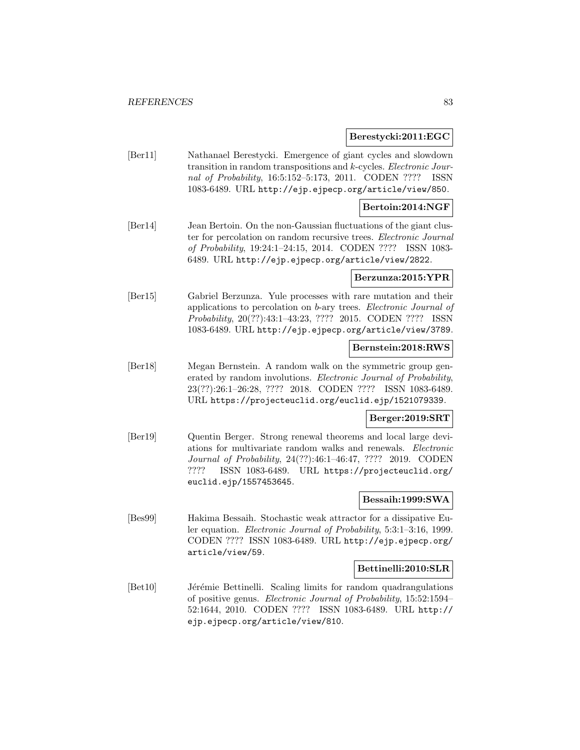**Berestycki:2011:EGC**

[Ber11] Nathanael Berestycki. Emergence of giant cycles and slowdown transition in random transpositions and $k$-cycles. *Electronic Journal of Probability*, 16:5:152–5:173, 2011. CODEN ???? ISSN 1083-6489. URL http://ejp.ejpecp.org/article/view/850.

**Bertoin:2014:NGF**

[Ber14] Jean Bertoin. On the non-Gaussian fluctuations of the giant cluster for percolation on random recursive trees. *Electronic Journal of Probability*, 19:24:1–24:15, 2014. CODEN ???? ISSN 1083-6489. URL http://ejp.ejpecp.org/article/view/2822.

**Berzunza:2015:YPR**

[Ber15] Gabriel Berzunza. Yule processes with rare mutation and their applications to percolation on $b$-ary trees. *Electronic Journal of Probability*, 20(??):43:1–43:23, ???? 2015. CODEN ???? ISSN 1083-6489. URL http://ejp.ejpecp.org/article/view/3789.

**Bernstein:2018:RWS**

[Ber18] Megan Bernstein. A random walk on the symmetric group generated by random involutions. *Electronic Journal of Probability*, 23(??):26:1–26:28, ???? 2018. CODEN ???? ISSN 1083-6489. URL https://projecteuclid.org/euclid.ejp/1521079339.

**Berger:2019:SRT**

[Ber19] Quentin Berger. Strong renewal theorems and local large deviations for multivariate random walks and renewals. *Electronic Journal of Probability*, 24(??):46:1–46:47, ???? 2019. CODEN ???? ISSN 1083-6489. URL https://projecteuclid.org/euclid.ejp/1557453645.

**Bessaih:1999:SWA**

[Bes99] Hakima Bessaih. Stochastic weak attractor for a dissipative Euler equation. *Electronic Journal of Probability*, 5:3:1–3:16, 1999. CODEN ???? ISSN 1083-6489. URL http://ejp.ejpecp.org/article/view/59.

**Bettinelli:2010:SLR**

[Bet10] Jérémie Bettinelli. Scaling limits for random quadrangulations of positive genus. *Electronic Journal of Probability*, 15:52:1594–52:1644, 2010. CODEN ???? ISSN 1083-6489. URL http://ejp.ejpecp.org/article/view/810.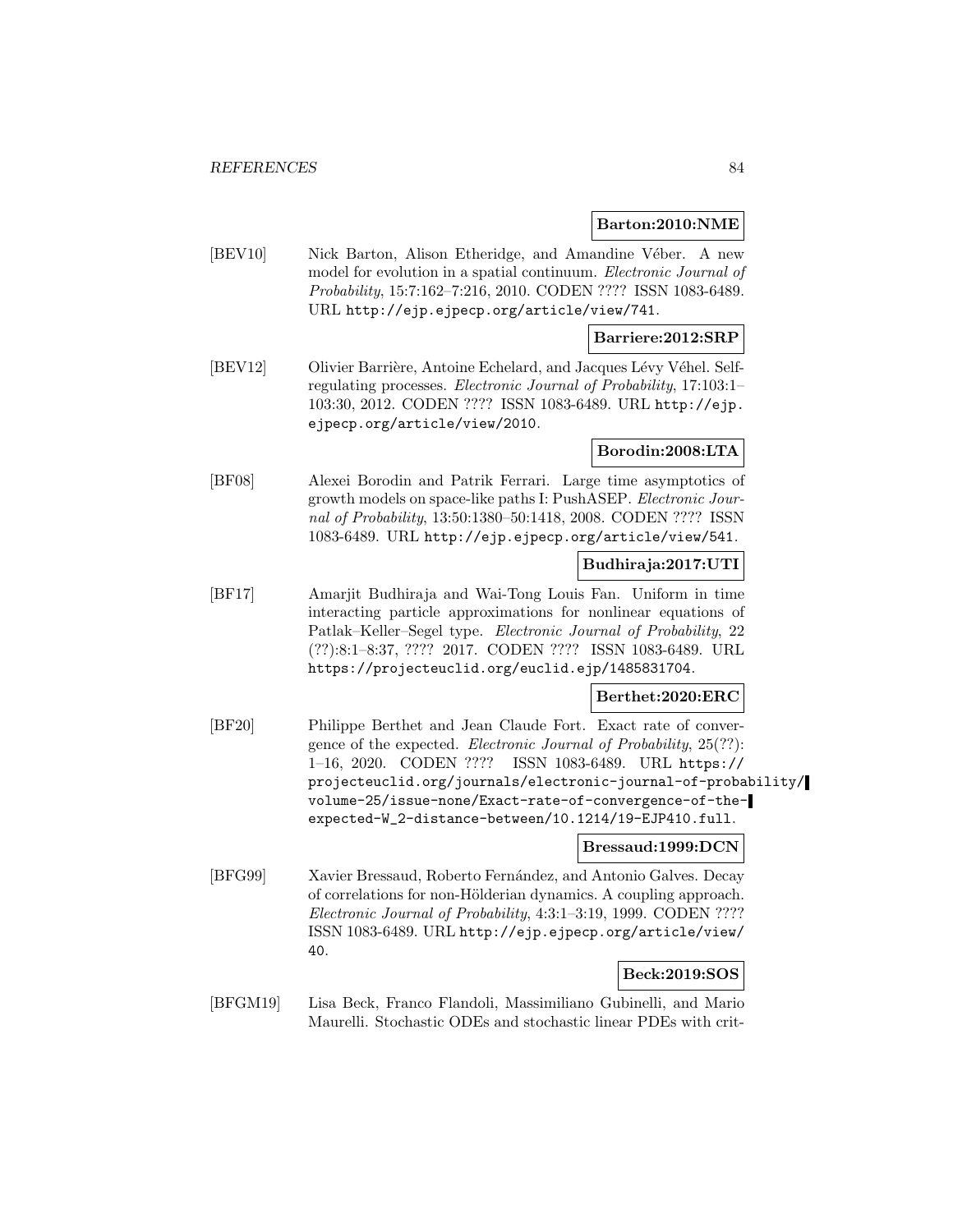**Barton:2010:NME**

[BEV10] Nick Barton, Alison Etheridge, and Amandine Véber. A new model for evolution in a spatial continuum. *Electronic Journal of Probability*, 15:7:162–7:216, 2010. CODEN ???? ISSN 1083-6489. URL http://ejp.ejpecp.org/article/view/741.

**Barriere:2012:SRP**

[BEV12] Olivier Barrière, Antoine Echelard, and Jacques Lévy Véhel. Self-regulating processes. *Electronic Journal of Probability*, 17:103:1–103:30, 2012. CODEN ???? ISSN 1083-6489. URL http://ejp.ejpecp.org/article/view/2010.

**Borodin:2008:LTA**

[BF08] Alexei Borodin and Patrik Ferrari. Large time asymptotics of growth models on space-like paths I: PushASEP. *Electronic Journal of Probability*, 13:50:1380–50:1418, 2008. CODEN ???? ISSN 1083-6489. URL http://ejp.ejpecp.org/article/view/541.

**Budhiraja:2017:UTI**

[BF17] Amarjit Budhiraja and Wai-Tong Louis Fan. Uniform in time interacting particle approximations for nonlinear equations of Patlak–Keller–Segel type. *Electronic Journal of Probability*, 22 (??):8:1–8:37, ???? 2017. CODEN ???? ISSN 1083-6489. URL https://projecteuclid.org/euclid.ejp/1485831704.

**Berthet:2020:ERC**

[BF20] Philippe Berthet and Jean Claude Fort. Exact rate of convergence of the expected. *Electronic Journal of Probability*, 25(??): 1–16, 2020. CODEN ???? ISSN 1083-6489. URL https://projecteuclid.org/journals/electronic-journal-of-probability/volume-25/issue-none/Exact-rate-of-convergence-of-the-expected-W_2-distance-between/10.1214/19-EJP410.full.

**Bressaud:1999:DCN**

[BFG99] Xavier Bressaud, Roberto Fernández, and Antonio Galves. Decay of correlations for non-Hölderian dynamics. A coupling approach. *Electronic Journal of Probability*, 4:3:1–3:19, 1999. CODEN ???? ISSN 1083-6489. URL http://ejp.ejpecp.org/article/view/40.

**Beck:2019:SOS**

[BFGM19] Lisa Beck, Franco Flandoli, Massimiliano Gubinelli, and Mario Maurelli. Stochastic ODEs and stochastic linear PDEs with crit-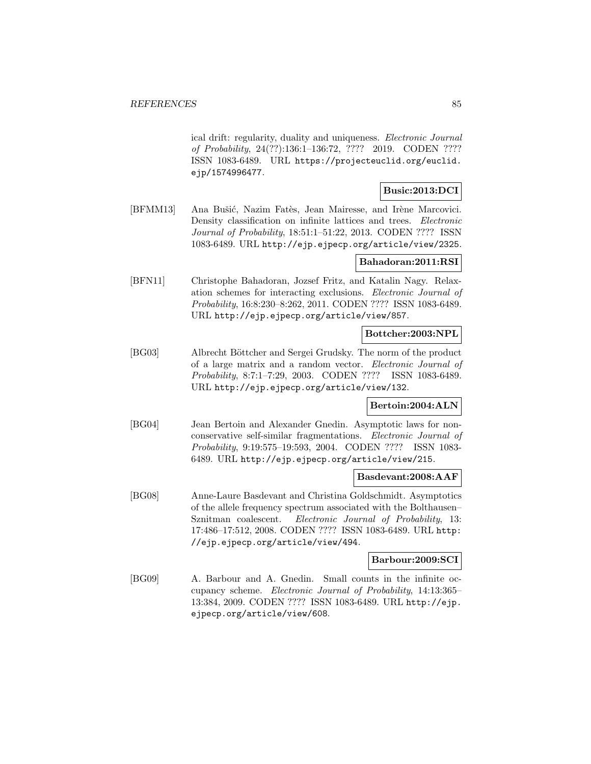ical drift: regularity, duality and uniqueness. *Electronic Journal of Probability*, 24(??):136:1–136:72, ???? 2019. CODEN ???? ISSN 1083-6489. URL https://projecteuclid.org/euclid.ejp/1574996477.

**Busic:2013:DCI**

[BFMM13] Ana Bušić, Nazim Fatès, Jean Mairesse, and Irène Marcovici. Density classification on infinite lattices and trees. *Electronic Journal of Probability*, 18:51:1–51:22, 2013. CODEN ???? ISSN 1083-6489. URL http://ejp.ejpecp.org/article/view/2325.

**Bahadoran:2011:RSI**

[BFN11] Christophe Bahadoran, Jozsef Fritz, and Katalin Nagy. Relaxation schemes for interacting exclusions. *Electronic Journal of Probability*, 16:8:230–8:262, 2011. CODEN ???? ISSN 1083-6489. URL http://ejp.ejpecp.org/article/view/857.

**Bottcher:2003:NPL**

[BG03] Albrecht Böttcher and Sergei Grudsky. The norm of the product of a large matrix and a random vector. *Electronic Journal of Probability*, 8:7:1–7:29, 2003. CODEN ???? ISSN 1083-6489. URL http://ejp.ejpecp.org/article/view/132.

**Bertoin:2004:ALN**

[BG04] Jean Bertoin and Alexander Gnedin. Asymptotic laws for nonconservative self-similar fragmentations. *Electronic Journal of Probability*, 9:19:575–19:593, 2004. CODEN ???? ISSN 1083-6489. URL http://ejp.ejpecp.org/article/view/215.

**Basdevant:2008:AAF**

[BG08] Anne-Laure Basdevant and Christina Goldschmidt. Asymptotics of the allele frequency spectrum associated with the Bolthausen–Sznitman coalescent. *Electronic Journal of Probability*, 13:17:486–17:512, 2008. CODEN ???? ISSN 1083-6489. URL http://ejp.ejpecp.org/article/view/494.

**Barbour:2009:SCI**

[BG09] A. Barbour and A. Gnedin. Small counts in the infinite occupancy scheme. *Electronic Journal of Probability*, 14:13:365–13:384, 2009. CODEN ???? ISSN 1083-6489. URL http://ejp.ejpecp.org/article/view/608.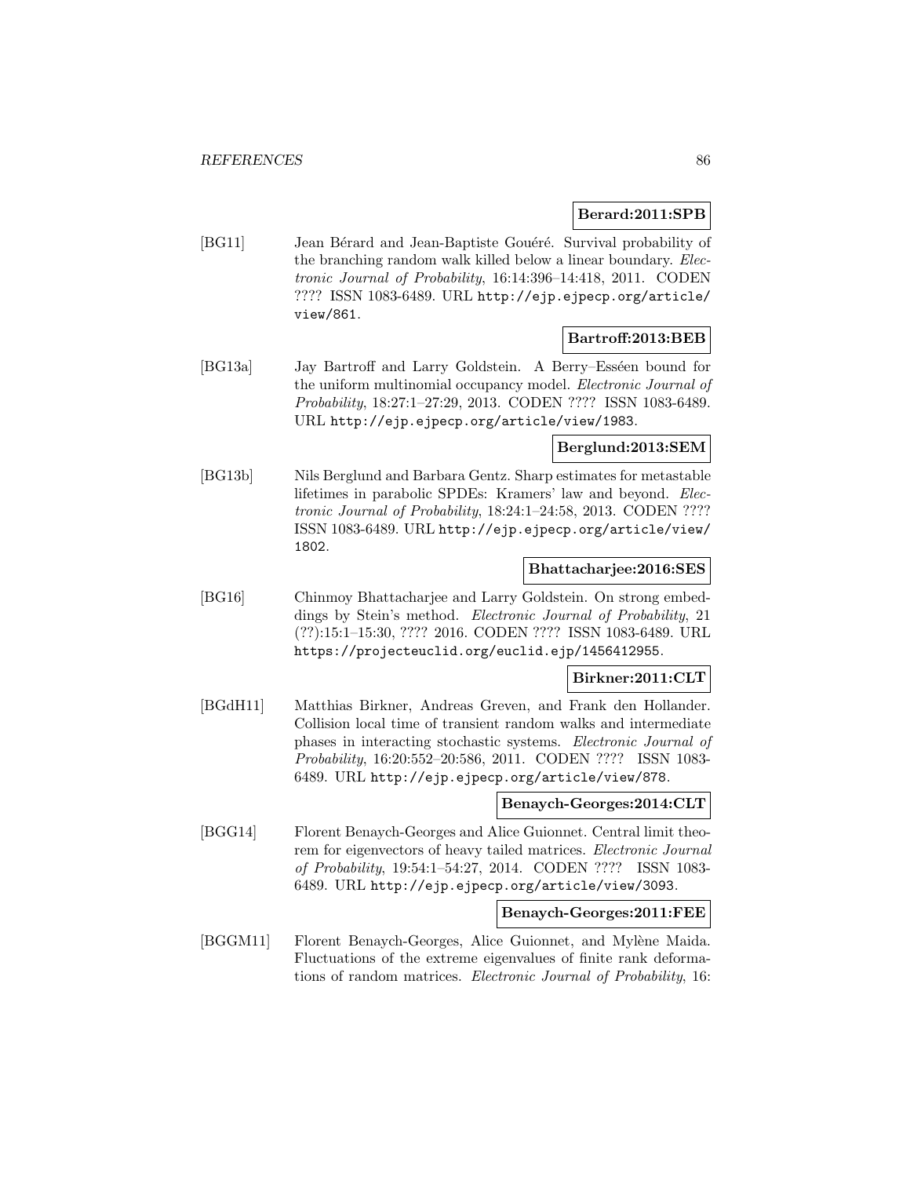**Berard:2011:SPB**

[BG11] Jean Bérard and Jean-Baptiste Gouéré. Survival probability of the branching random walk killed below a linear boundary. *Electronic Journal of Probability*, 16:14:396–14:418, 2011. CODEN ???? ISSN 1083-6489. URL http://ejp.ejpecp.org/article/view/861.

**Bartroff:2013:BEB**

[BG13a] Jay Bartroff and Larry Goldstein. A Berry–Esséen bound for the uniform multinomial occupancy model. *Electronic Journal of Probability*, 18:27:1–27:29, 2013. CODEN ???? ISSN 1083-6489. URL http://ejp.ejpecp.org/article/view/1983.

**Berglund:2013:SEM**

[BG13b] Nils Berglund and Barbara Gentz. Sharp estimates for metastable lifetimes in parabolic SPDEs: Kramers' law and beyond. *Electronic Journal of Probability*, 18:24:1–24:58, 2013. CODEN ???? ISSN 1083-6489. URL http://ejp.ejpecp.org/article/view/1802.

**Bhattacharjee:2016:SES**

[BG16] Chinmoy Bhattacharjee and Larry Goldstein. On strong embeddings by Stein's method. *Electronic Journal of Probability*, 21 (??):15:1–15:30, ???? 2016. CODEN ???? ISSN 1083-6489. URL https://projecteuclid.org/euclid.ejp/1456412955.

**Birkner:2011:CLT**

[BGdH11] Matthias Birkner, Andreas Greven, and Frank den Hollander. Collision local time of transient random walks and intermediate phases in interacting stochastic systems. *Electronic Journal of Probability*, 16:20:552–20:586, 2011. CODEN ???? ISSN 1083-6489. URL http://ejp.ejpecp.org/article/view/878.

**Benaych-Georges:2014:CLT**

[BGG14] Florent Benaych-Georges and Alice Guionnet. Central limit theorem for eigenvectors of heavy tailed matrices. *Electronic Journal of Probability*, 19:54:1–54:27, 2014. CODEN ???? ISSN 1083-6489. URL http://ejp.ejpecp.org/article/view/3093.

**Benaych-Georges:2011:FEE**

[BGGM11] Florent Benaych-Georges, Alice Guionnet, and Mylène Maida. Fluctuations of the extreme eigenvalues of finite rank deformations of random matrices. *Electronic Journal of Probability*, 16: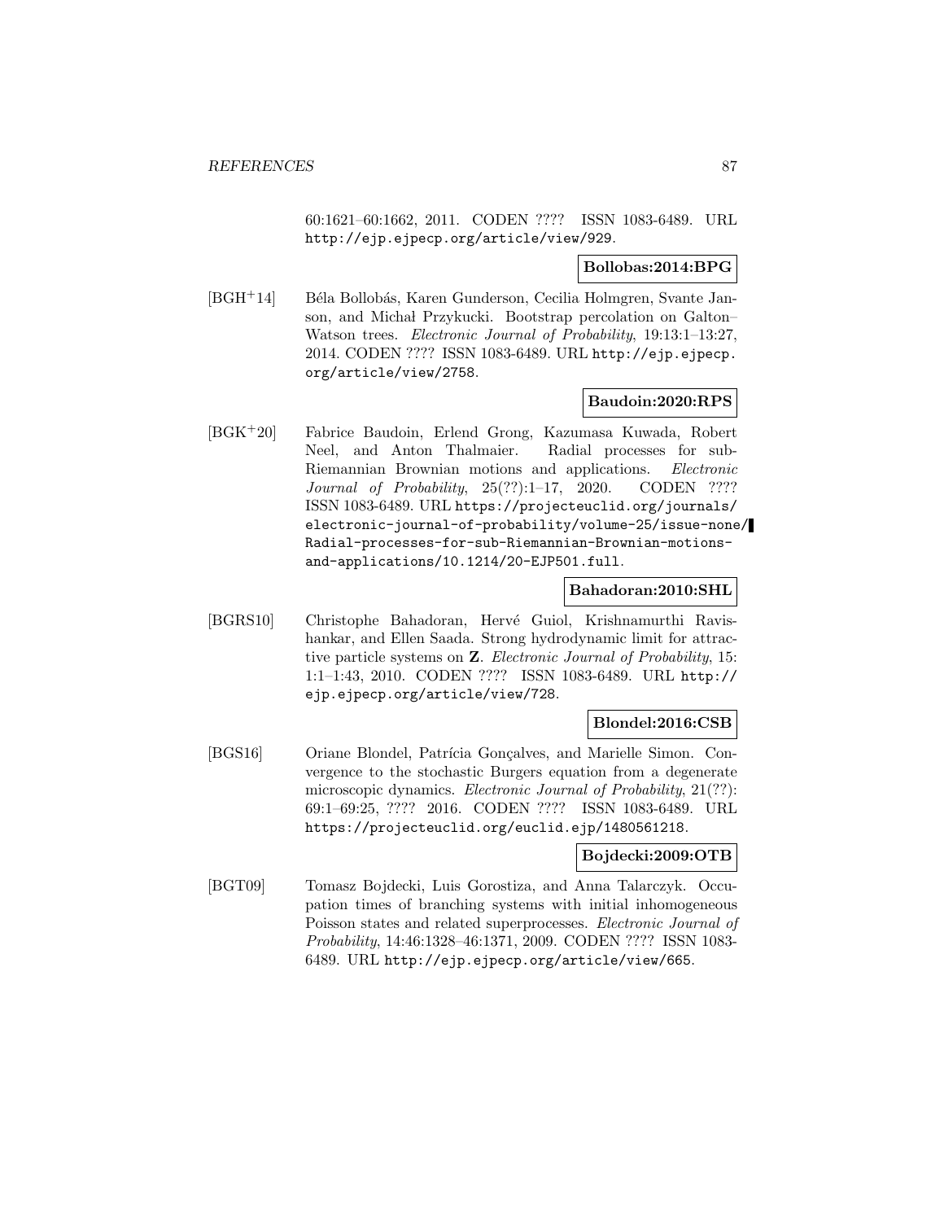60:1621–60:1662, 2011. CODEN ???? ISSN 1083-6489. URL http://ejp.ejpecp.org/article/view/929.

**Bollobas:2014:BPG**

[BGH+14] Béla Bollobás, Karen Gunderson, Cecilia Holmgren, Svante Janson, and Michał Przykucki. Bootstrap percolation on Galton–Watson trees. *Electronic Journal of Probability*, 19:13:1–13:27, 2014. CODEN ???? ISSN 1083-6489. URL http://ejp.ejpecp.org/article/view/2758.

**Baudoin:2020:RPS**

[BGK+20] Fabrice Baudoin, Erlend Grong, Kazumasa Kuwada, Robert Neel, and Anton Thalmaier. Radial processes for sub-Riemannian Brownian motions and applications. *Electronic Journal of Probability*, 25(??):1–17, 2020. CODEN ???? ISSN 1083-6489. URL https://projecteuclid.org/journals/electronic-journal-of-probability/volume-25/issue-none/Radial-processes-for-sub-Riemannian-Brownian-motions-and-applications/10.1214/20-EJP501.full.

**Bahadoran:2010:SHL**

[BGRS10] Christophe Bahadoran, Hervé Guiol, Krishnamurthi Ravishankar, and Ellen Saada. Strong hydrodynamic limit for attractive particle systems on **Z**. *Electronic Journal of Probability*, 15: 1:1–1:43, 2010. CODEN ???? ISSN 1083-6489. URL http://ejp.ejpecp.org/article/view/728.

**Blondel:2016:CSB**

[BGS16] Oriane Blondel, Patrícia Gonçalves, and Marielle Simon. Convergence to the stochastic Burgers equation from a degenerate microscopic dynamics. *Electronic Journal of Probability*, 21(??): 69:1–69:25, ???? 2016. CODEN ???? ISSN 1083-6489. URL https://projecteuclid.org/euclid.ejp/1480561218.

**Bojdecki:2009:OTB**

[BGT09] Tomasz Bojdecki, Luis Gorostiza, and Anna Talarczyk. Occupation times of branching systems with initial inhomogeneous Poisson states and related superprocesses. *Electronic Journal of Probability*, 14:46:1328–46:1371, 2009. CODEN ???? ISSN 1083-6489. URL http://ejp.ejpecp.org/article/view/665.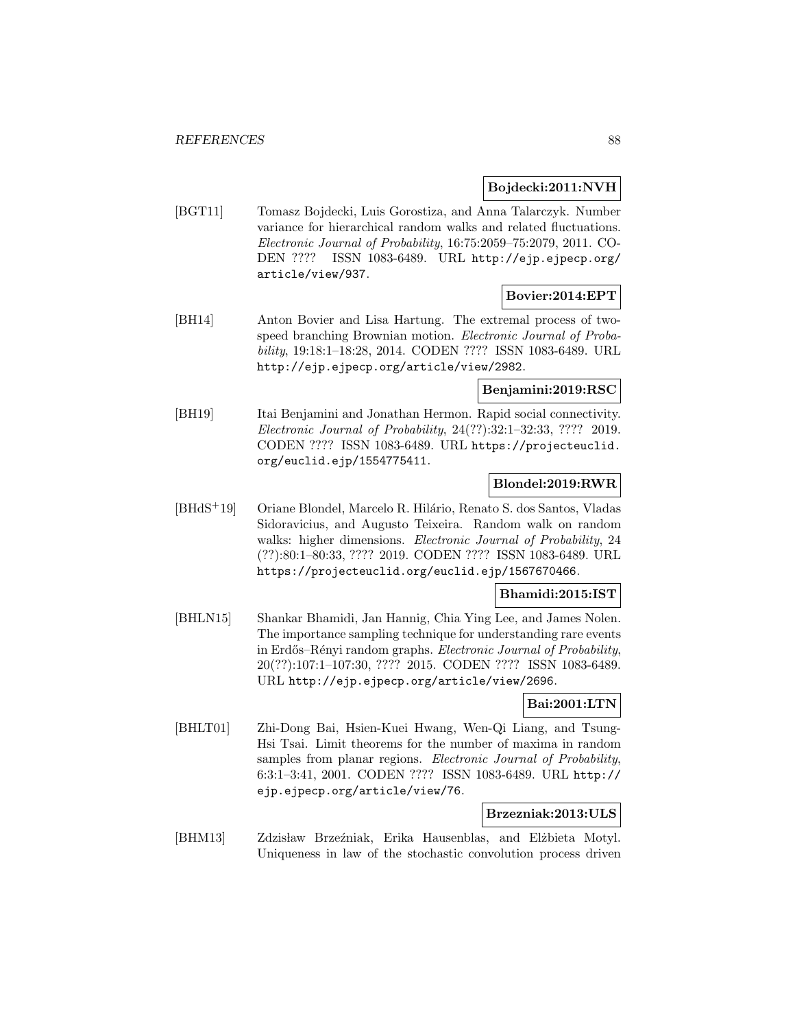**Bojdecki:2011:NVH**

[BGT11] Tomasz Bojdecki, Luis Gorostiza, and Anna Talarczyk. Number variance for hierarchical random walks and related fluctuations. *Electronic Journal of Probability*, 16:75:2059–75:2079, 2011. CODEN ???? ISSN 1083-6489. URL http://ejp.ejpecp.org/article/view/937.

**Bovier:2014:EPT**

[BH14] Anton Bovier and Lisa Hartung. The extremal process of two-speed branching Brownian motion. *Electronic Journal of Probability*, 19:18:1–18:28, 2014. CODEN ???? ISSN 1083-6489. URL http://ejp.ejpecp.org/article/view/2982.

**Benjamini:2019:RSC**

[BH19] Itai Benjamini and Jonathan Hermon. Rapid social connectivity. *Electronic Journal of Probability*, 24(??):32:1–32:33, ???? 2019. CODEN ???? ISSN 1083-6489. URL https://projecteuclid.org/euclid.ejp/1554775411.

**Blondel:2019:RWR**

[BHdS+19] Oriane Blondel, Marcelo R. Hilário, Renato S. dos Santos, Vladas Sidoravicius, and Augusto Teixeira. Random walk on random walks: higher dimensions. *Electronic Journal of Probability*, 24 (??):80:1–80:33, ???? 2019. CODEN ???? ISSN 1083-6489. URL https://projecteuclid.org/euclid.ejp/1567670466.

**Bhamidi:2015:IST**

[BHLN15] Shankar Bhamidi, Jan Hannig, Chia Ying Lee, and James Nolen. The importance sampling technique for understanding rare events in Erdős–Rényi random graphs. *Electronic Journal of Probability*, 20(??):107:1–107:30, ???? 2015. CODEN ???? ISSN 1083-6489. URL http://ejp.ejpecp.org/article/view/2696.

**Bai:2001:LTN**

[BHLT01] Zhi-Dong Bai, Hsien-Kuei Hwang, Wen-Qi Liang, and Tsung-Hsi Tsai. Limit theorems for the number of maxima in random samples from planar regions. *Electronic Journal of Probability*, 6:3:1–3:41, 2001. CODEN ???? ISSN 1083-6489. URL http://ejp.ejpecp.org/article/view/76.

**Brzezniak:2013:ULS**

[BHM13] Zdzisław Brzeźniak, Erika Hausenblas, and Elżbieta Motyl. Uniqueness in law of the stochastic convolution process driven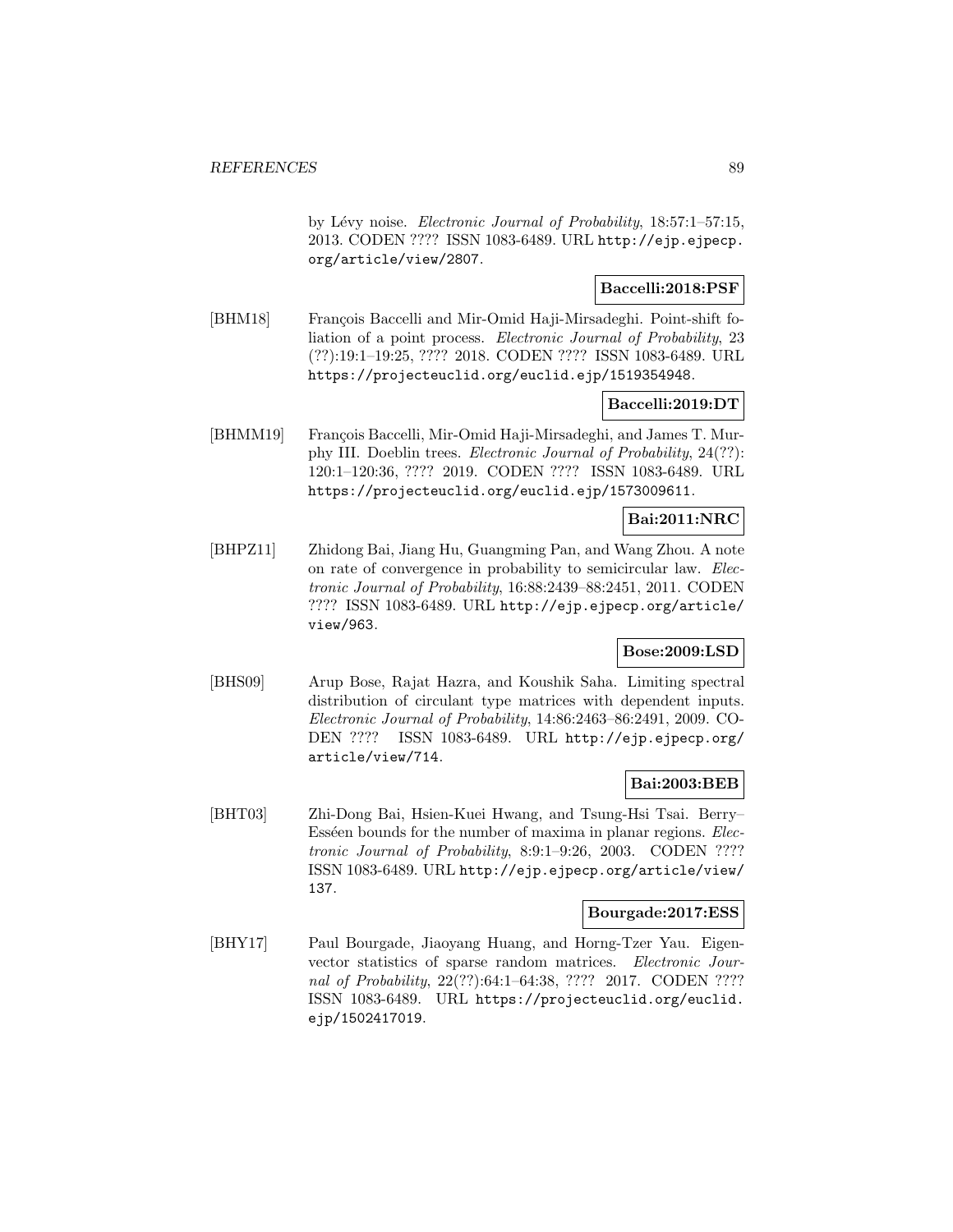by Lévy noise. *Electronic Journal of Probability*, 18:57:1–57:15, 2013. CODEN ???? ISSN 1083-6489. URL http://ejp.ejpecp.org/article/view/2807.

**Baccelli:2018:PSF**

[BHM18] François Baccelli and Mir-Omid Haji-Mirsadeghi. Point-shift foliation of a point process. *Electronic Journal of Probability*, 23 (??):19:1–19:25, ???? 2018. CODEN ???? ISSN 1083-6489. URL https://projecteuclid.org/euclid.ejp/1519354948.

**Baccelli:2019:DT**

[BHMM19] François Baccelli, Mir-Omid Haji-Mirsadeghi, and James T. Murphy III. Doeblin trees. *Electronic Journal of Probability*, 24(??): 120:1–120:36, ???? 2019. CODEN ???? ISSN 1083-6489. URL https://projecteuclid.org/euclid.ejp/1573009611.

**Bai:2011:NRC**

[BHPZ11] Zhidong Bai, Jiang Hu, Guangming Pan, and Wang Zhou. A note on rate of convergence in probability to semicircular law. *Electronic Journal of Probability*, 16:88:2439–88:2451, 2011. CODEN ???? ISSN 1083-6489. URL http://ejp.ejpecp.org/article/view/963.

**Bose:2009:LSD**

[BHS09] Arup Bose, Rajat Hazra, and Koushik Saha. Limiting spectral distribution of circulant type matrices with dependent inputs. *Electronic Journal of Probability*, 14:86:2463–86:2491, 2009. CODEN ???? ISSN 1083-6489. URL http://ejp.ejpecp.org/article/view/714.

**Bai:2003:BEB**

[BHT03] Zhi-Dong Bai, Hsien-Kuei Hwang, and Tsung-Hsi Tsai. Berry–Esséen bounds for the number of maxima in planar regions. *Electronic Journal of Probability*, 8:9:1–9:26, 2003. CODEN ???? ISSN 1083-6489. URL http://ejp.ejpecp.org/article/view/137.

**Bourgade:2017:ESS**

[BHY17] Paul Bourgade, Jiaoyang Huang, and Horng-Tzer Yau. Eigenvector statistics of sparse random matrices. *Electronic Journal of Probability*, 22(??):64:1–64:38, ???? 2017. CODEN ???? ISSN 1083-6489. URL https://projecteuclid.org/euclid.ejp/1502417019.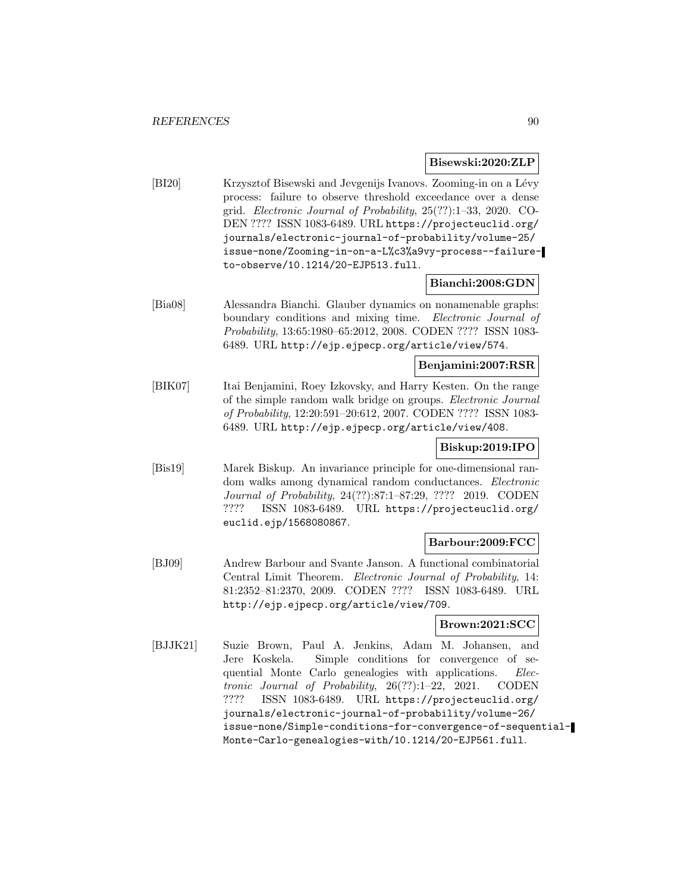**Bisewski:2020:ZLP**

[BI20] Krzysztof Bisewski and Jevgenijs Ivanovs. Zooming-in on a Lévy process: failure to observe threshold exceedance over a dense grid. *Electronic Journal of Probability*, 25(??):1–33, 2020. CODEN ???? ISSN 1083-6489. URL https://projecteuclid.org/journals/electronic-journal-of-probability/volume-25/issue-none/Zooming-in-on-a-L%c3%a9vy-process--failure-to-observe/10.1214/20-EJP513.full.

**Bianchi:2008:GDN**

[Bia08] Alessandra Bianchi. Glauber dynamics on nonamenable graphs: boundary conditions and mixing time. *Electronic Journal of Probability*, 13:65:1980–65:2012, 2008. CODEN ???? ISSN 1083-6489. URL http://ejp.ejpecp.org/article/view/574.

**Benjamini:2007:RSR**

[BIK07] Itai Benjamini, Roey Izkovsky, and Harry Kesten. On the range of the simple random walk bridge on groups. *Electronic Journal of Probability*, 12:20:591–20:612, 2007. CODEN ???? ISSN 1083-6489. URL http://ejp.ejpecp.org/article/view/408.

**Biskup:2019:IPO**

[Bis19] Marek Biskup. An invariance principle for one-dimensional random walks among dynamical random conductances. *Electronic Journal of Probability*, 24(??):87:1–87:29, ???? 2019. CODEN ???? ISSN 1083-6489. URL https://projecteuclid.org/euclid.ejp/1568080867.

**Barbour:2009:FCC**

[BJ09] Andrew Barbour and Svante Janson. A functional combinatorial Central Limit Theorem. *Electronic Journal of Probability*, 14:81:2352–81:2370, 2009. CODEN ???? ISSN 1083-6489. URL http://ejp.ejpecp.org/article/view/709.

**Brown:2021:SCC**

[BJJK21] Suzie Brown, Paul A. Jenkins, Adam M. Johansen, and Jere Koskela. Simple conditions for convergence of sequential Monte Carlo genealogies with applications. *Electronic Journal of Probability*, 26(??):1–22, 2021. CODEN ???? ISSN 1083-6489. URL https://projecteuclid.org/journals/electronic-journal-of-probability/volume-26/issue-none/Simple-conditions-for-convergence-of-sequential-Monte-Carlo-genealogies-with/10.1214/20-EJP561.full.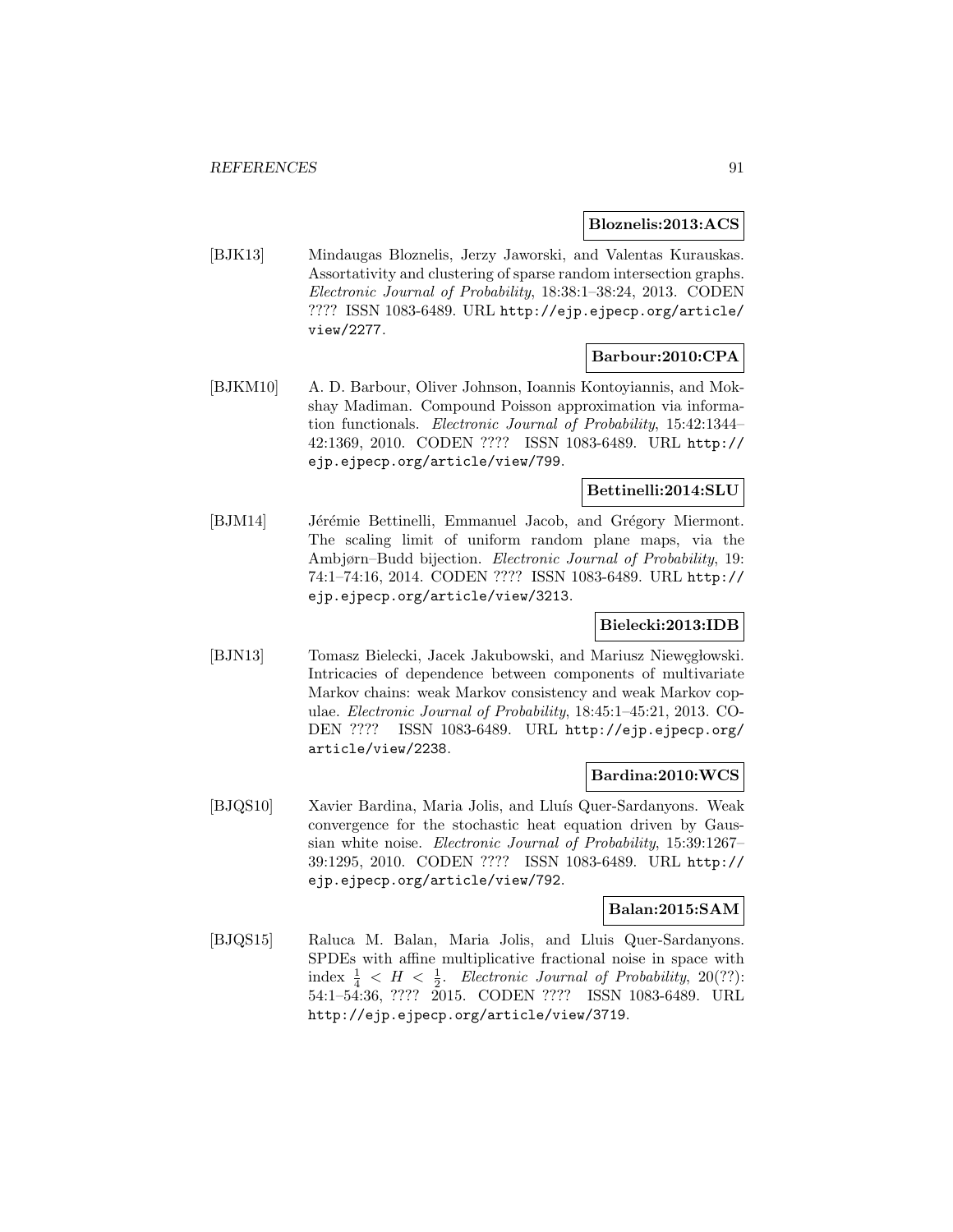**Bloznelis:2013:ACS**

[BJK13] Mindaugas Bloznelis, Jerzy Jaworski, and Valentas Kurauskas. Assortativity and clustering of sparse random intersection graphs. *Electronic Journal of Probability*, 18:38:1–38:24, 2013. CODEN ???? ISSN 1083-6489. URL http://ejp.ejpecp.org/article/view/2277.

**Barbour:2010:CPA**

[BJKM10] A. D. Barbour, Oliver Johnson, Ioannis Kontoyiannis, and Mokshay Madiman. Compound Poisson approximation via information functionals. *Electronic Journal of Probability*, 15:42:1344–42:1369, 2010. CODEN ???? ISSN 1083-6489. URL http://ejp.ejpecp.org/article/view/799.

**Bettinelli:2014:SLU**

[BJM14] Jérémie Bettinelli, Emmanuel Jacob, and Grégory Miermont. The scaling limit of uniform random plane maps, via the Ambjørn–Budd bijection. *Electronic Journal of Probability*, 19: 74:1–74:16, 2014. CODEN ???? ISSN 1083-6489. URL http://ejp.ejpecp.org/article/view/3213.

**Bielecki:2013:IDB**

[BJN13] Tomasz Bielecki, Jacek Jakubowski, and Mariusz Niewęgłowski. Intricacies of dependence between components of multivariate Markov chains: weak Markov consistency and weak Markov copulae. *Electronic Journal of Probability*, 18:45:1–45:21, 2013. CODEN ???? ISSN 1083-6489. URL http://ejp.ejpecp.org/article/view/2238.

**Bardina:2010:WCS**

[BJQS10] Xavier Bardina, Maria Jolis, and Lluís Quer-Sardanyons. Weak convergence for the stochastic heat equation driven by Gaussian white noise. *Electronic Journal of Probability*, 15:39:1267–39:1295, 2010. CODEN ???? ISSN 1083-6489. URL http://ejp.ejpecp.org/article/view/792.

**Balan:2015:SAM**

[BJQS15] Raluca M. Balan, Maria Jolis, and Lluis Quer-Sardanyons. SPDEs with affine multiplicative fractional noise in space with index $\frac{1}{4} < H < \frac{1}{2}$. *Electronic Journal of Probability*, 20(??): 54:1–54:36, ???? 2015. CODEN ???? ISSN 1083-6489. URL http://ejp.ejpecp.org/article/view/3719.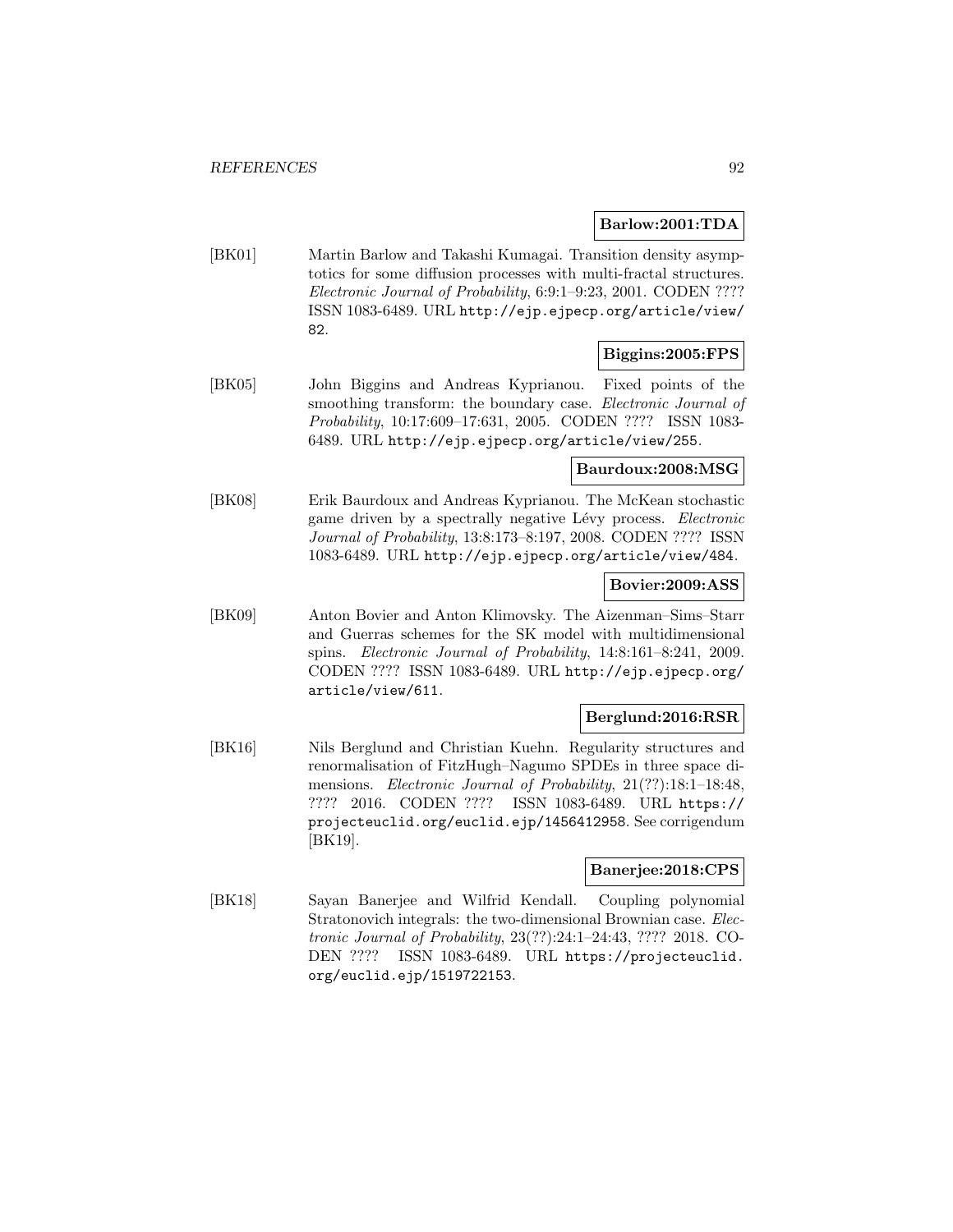**Barlow:2001:TDA**

[BK01] Martin Barlow and Takashi Kumagai. Transition density asymptotics for some diffusion processes with multi-fractal structures. *Electronic Journal of Probability*, 6:9:1–9:23, 2001. CODEN ???? ISSN 1083-6489. URL http://ejp.ejpecp.org/article/view/82.

**Biggins:2005:FPS**

[BK05] John Biggins and Andreas Kyprianou. Fixed points of the smoothing transform: the boundary case. *Electronic Journal of Probability*, 10:17:609–17:631, 2005. CODEN ???? ISSN 1083-6489. URL http://ejp.ejpecp.org/article/view/255.

**Baurdoux:2008:MSG**

[BK08] Erik Baurdoux and Andreas Kyprianou. The McKean stochastic game driven by a spectrally negative Lévy process. *Electronic Journal of Probability*, 13:8:173–8:197, 2008. CODEN ???? ISSN 1083-6489. URL http://ejp.ejpecp.org/article/view/484.

**Bovier:2009:ASS**

[BK09] Anton Bovier and Anton Klimovsky. The Aizenman–Sims–Starr and Guerras schemes for the SK model with multidimensional spins. *Electronic Journal of Probability*, 14:8:161–8:241, 2009. CODEN ???? ISSN 1083-6489. URL http://ejp.ejpecp.org/article/view/611.

**Berglund:2016:RSR**

[BK16] Nils Berglund and Christian Kuehn. Regularity structures and renormalisation of FitzHugh–Nagumo SPDEs in three space dimensions. *Electronic Journal of Probability*, 21(??):18:1–18:48, ???? 2016. CODEN ???? ISSN 1083-6489. URL https://projecteuclid.org/euclid.ejp/1456412958. See corrigendum [BK19].

**Banerjee:2018:CPS**

[BK18] Sayan Banerjee and Wilfrid Kendall. Coupling polynomial Stratonovich integrals: the two-dimensional Brownian case. *Electronic Journal of Probability*, 23(??):24:1–24:43, ???? 2018. CODEN ???? ISSN 1083-6489. URL https://projecteuclid.org/euclid.ejp/1519722153.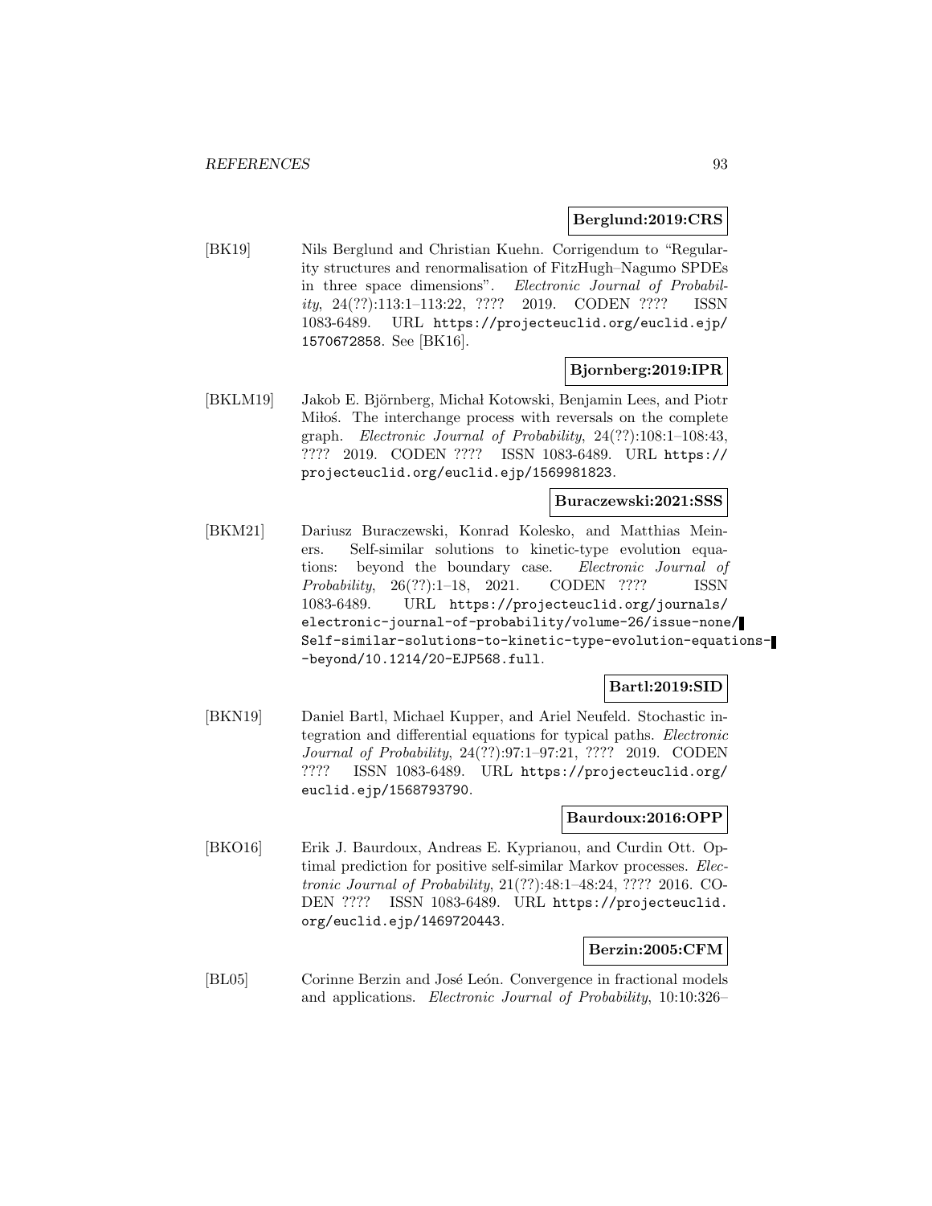**Berglund:2019:CRS**

[BK19] Nils Berglund and Christian Kuehn. Corrigendum to "Regularity structures and renormalisation of FitzHugh–Nagumo SPDEs in three space dimensions". *Electronic Journal of Probability*, 24(??):113:1–113:22, ???? 2019. CODEN ???? ISSN 1083-6489. URL https://projecteuclid.org/euclid.ejp/1570672858. See [BK16].

**Bjornberg:2019:IPR**

[BKLM19] Jakob E. Björnberg, Michał Kotowski, Benjamin Lees, and Piotr Miłoś. The interchange process with reversals on the complete graph. *Electronic Journal of Probability*, 24(??):108:1–108:43, ???? 2019. CODEN ???? ISSN 1083-6489. URL https://projecteuclid.org/euclid.ejp/1569981823.

**Buraczewski:2021:SSS**

[BKM21] Dariusz Buraczewski, Konrad Kolesko, and Matthias Meiners. Self-similar solutions to kinetic-type evolution equations: beyond the boundary case. *Electronic Journal of Probability*, 26(??):1–18, 2021. CODEN ???? ISSN 1083-6489. URL https://projecteuclid.org/journals/electronic-journal-of-probability/volume-26/issue-none/Self-similar-solutions-to-kinetic-type-evolution-equations--beyond/10.1214/20-EJP568.full.

**Bartl:2019:SID**

[BKN19] Daniel Bartl, Michael Kupper, and Ariel Neufeld. Stochastic integration and differential equations for typical paths. *Electronic Journal of Probability*, 24(??):97:1–97:21, ???? 2019. CODEN ???? ISSN 1083-6489. URL https://projecteuclid.org/euclid.ejp/1568793790.

**Baurdoux:2016:OPP**

[BKO16] Erik J. Baurdoux, Andreas E. Kyprianou, and Curdin Ott. Optimal prediction for positive self-similar Markov processes. *Electronic Journal of Probability*, 21(??):48:1–48:24, ???? 2016. CODEN ???? ISSN 1083-6489. URL https://projecteuclid.org/euclid.ejp/1469720443.

**Berzin:2005:CFM**

[BL05] Corinne Berzin and José León. Convergence in fractional models and applications. *Electronic Journal of Probability*, 10:10:326–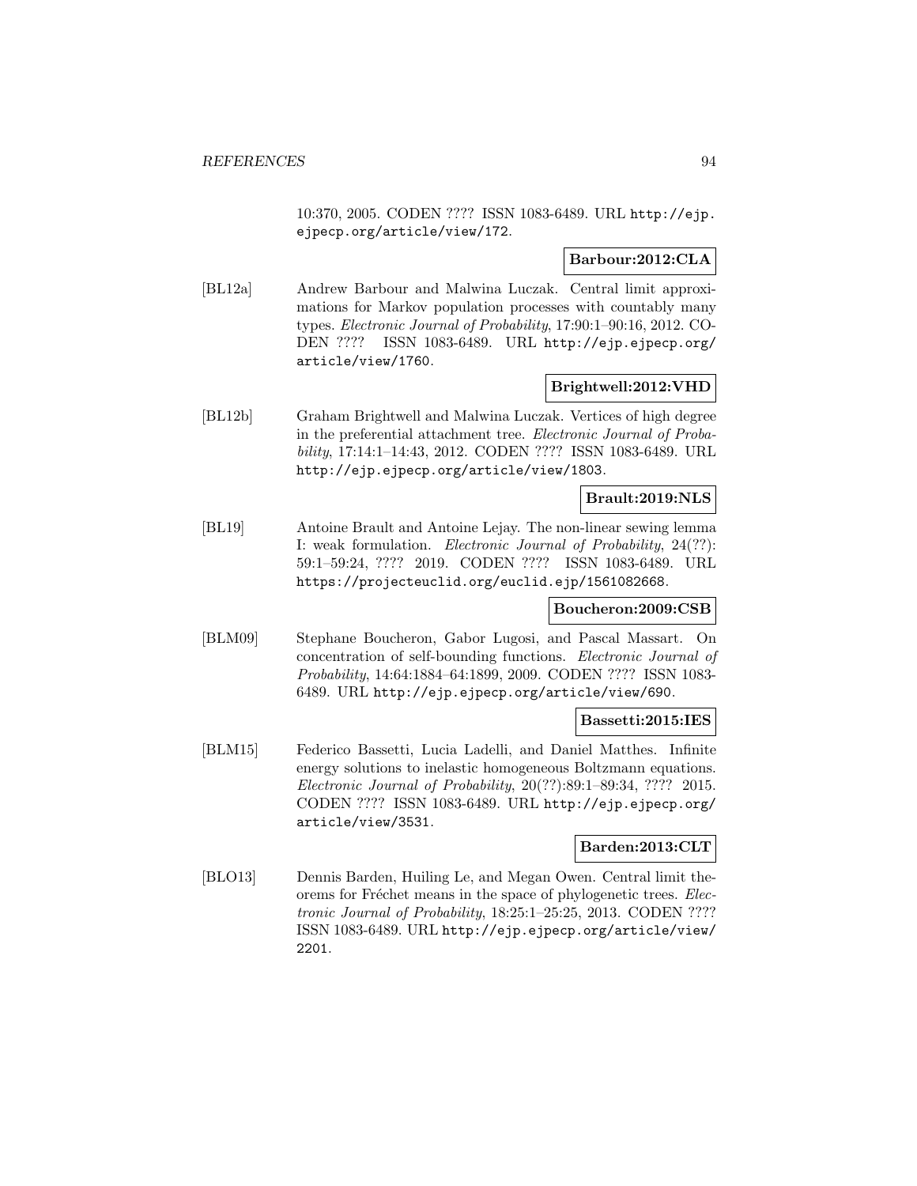10:370, 2005. CODEN ???? ISSN 1083-6489. URL http://ejp.ejpecp.org/article/view/172.

**Barbour:2012:CLA**

[BL12a] Andrew Barbour and Malwina Luczak. Central limit approximations for Markov population processes with countably many types. *Electronic Journal of Probability*, 17:90:1–90:16, 2012. CODEN ???? ISSN 1083-6489. URL http://ejp.ejpecp.org/article/view/1760.

**Brightwell:2012:VHD**

[BL12b] Graham Brightwell and Malwina Luczak. Vertices of high degree in the preferential attachment tree. *Electronic Journal of Probability*, 17:14:1–14:43, 2012. CODEN ???? ISSN 1083-6489. URL http://ejp.ejpecp.org/article/view/1803.

**Brault:2019:NLS**

[BL19] Antoine Brault and Antoine Lejay. The non-linear sewing lemma I: weak formulation. *Electronic Journal of Probability*, 24(??): 59:1–59:24, ???? 2019. CODEN ???? ISSN 1083-6489. URL https://projecteuclid.org/euclid.ejp/1561082668.

**Boucheron:2009:CSB**

[BLM09] Stephane Boucheron, Gabor Lugosi, and Pascal Massart. On concentration of self-bounding functions. *Electronic Journal of Probability*, 14:64:1884–64:1899, 2009. CODEN ???? ISSN 1083-6489. URL http://ejp.ejpecp.org/article/view/690.

**Bassetti:2015:IES**

[BLM15] Federico Bassetti, Lucia Ladelli, and Daniel Matthes. Infinite energy solutions to inelastic homogeneous Boltzmann equations. *Electronic Journal of Probability*, 20(??):89:1–89:34, ???? 2015. CODEN ???? ISSN 1083-6489. URL http://ejp.ejpecp.org/article/view/3531.

**Barden:2013:CLT**

[BLO13] Dennis Barden, Huiling Le, and Megan Owen. Central limit theorems for Fréchet means in the space of phylogenetic trees. *Electronic Journal of Probability*, 18:25:1–25:25, 2013. CODEN ???? ISSN 1083-6489. URL http://ejp.ejpecp.org/article/view/2201.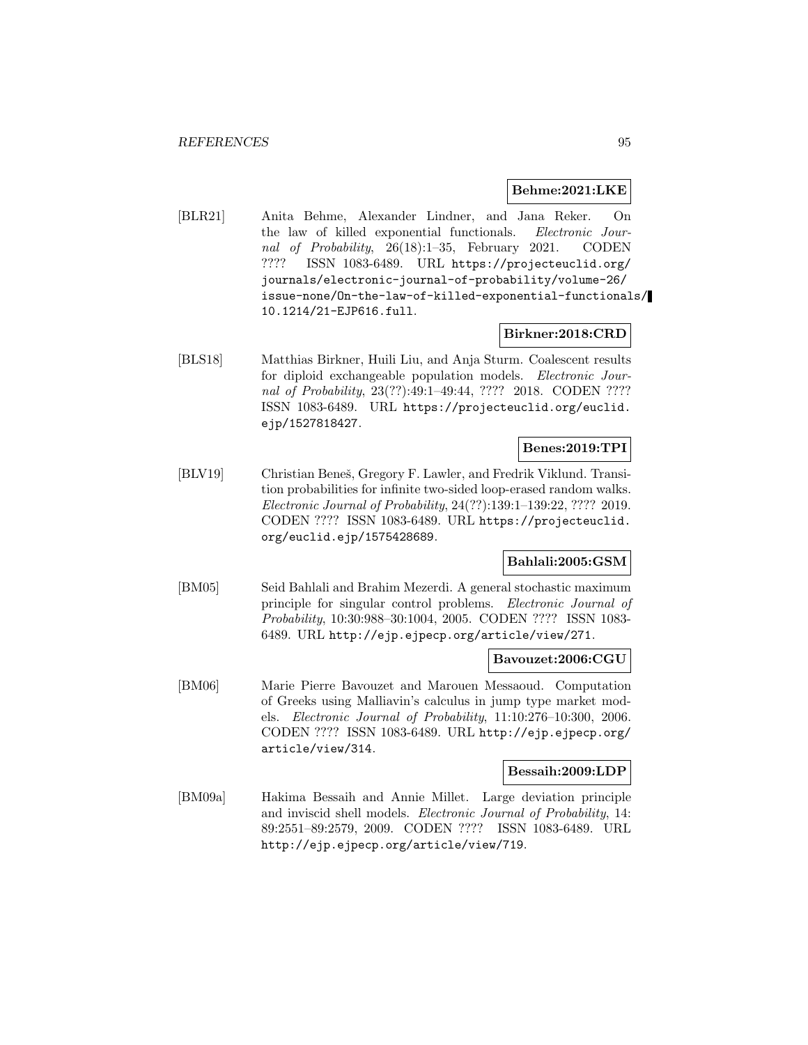**Behme:2021:LKE**

[BLR21] Anita Behme, Alexander Lindner, and Jana Reker. On the law of killed exponential functionals. *Electronic Journal of Probability*, 26(18):1–35, February 2021. CODEN ???? ISSN 1083-6489. URL https://projecteuclid.org/journals/electronic-journal-of-probability/volume-26/issue-none/On-the-law-of-killed-exponential-functionals/10.1214/21-EJP616.full.

**Birkner:2018:CRD**

[BLS18] Matthias Birkner, Huili Liu, and Anja Sturm. Coalescent results for diploid exchangeable population models. *Electronic Journal of Probability*, 23(??):49:1–49:44, ???? 2018. CODEN ???? ISSN 1083-6489. URL https://projecteuclid.org/euclid.ejp/1527818427.

**Benes:2019:TPI**

[BLV19] Christian Beneš, Gregory F. Lawler, and Fredrik Viklund. Transition probabilities for infinite two-sided loop-erased random walks. *Electronic Journal of Probability*, 24(??):139:1–139:22, ???? 2019. CODEN ???? ISSN 1083-6489. URL https://projecteuclid.org/euclid.ejp/1575428689.

**Bahlali:2005:GSM**

[BM05] Seid Bahlali and Brahim Mezerdi. A general stochastic maximum principle for singular control problems. *Electronic Journal of Probability*, 10:30:988–30:1004, 2005. CODEN ???? ISSN 1083-6489. URL http://ejp.ejpecp.org/article/view/271.

**Bavouzet:2006:CGU**

[BM06] Marie Pierre Bavouzet and Marouen Messaoud. Computation of Greeks using Malliavin's calculus in jump type market models. *Electronic Journal of Probability*, 11:10:276–10:300, 2006. CODEN ???? ISSN 1083-6489. URL http://ejp.ejpecp.org/article/view/314.

**Bessaih:2009:LDP**

[BM09a] Hakima Bessaih and Annie Millet. Large deviation principle and inviscid shell models. *Electronic Journal of Probability*, 14:89:2551–89:2579, 2009. CODEN ???? ISSN 1083-6489. URL http://ejp.ejpecp.org/article/view/719.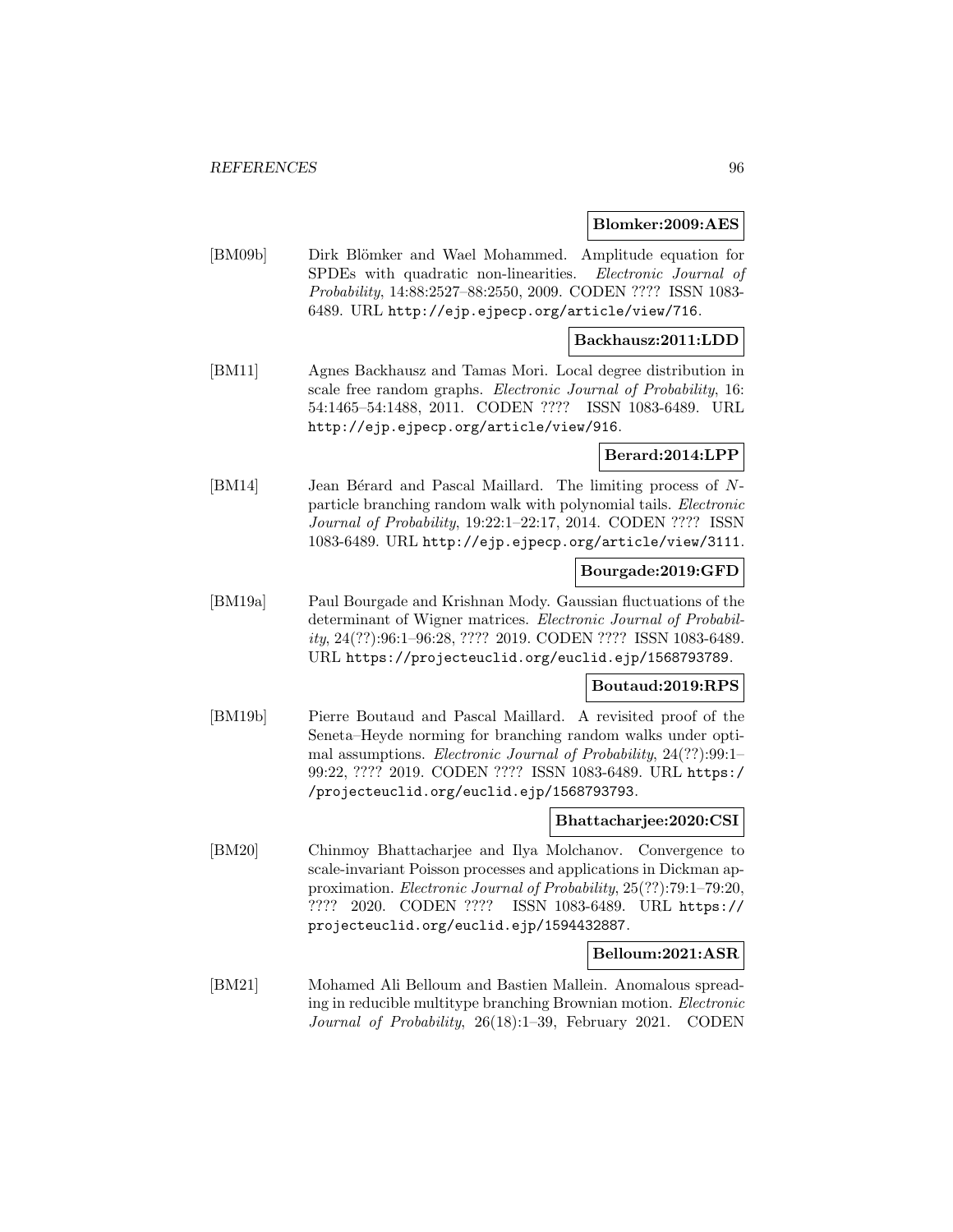**Blomker:2009:AES**

[BM09b] Dirk Blömker and Wael Mohammed. Amplitude equation for SPDEs with quadratic non-linearities. *Electronic Journal of Probability*, 14:88:2527–88:2550, 2009. CODEN ???? ISSN 1083-6489. URL http://ejp.ejpecp.org/article/view/716.

**Backhausz:2011:LDD**

[BM11] Agnes Backhausz and Tamas Mori. Local degree distribution in scale free random graphs. *Electronic Journal of Probability*, 16: 54:1465–54:1488, 2011. CODEN ???? ISSN 1083-6489. URL http://ejp.ejpecp.org/article/view/916.

**Berard:2014:LPP**

[BM14] Jean Bérard and Pascal Maillard. The limiting process of $N$-particle branching random walk with polynomial tails. *Electronic Journal of Probability*, 19:22:1–22:17, 2014. CODEN ???? ISSN 1083-6489. URL http://ejp.ejpecp.org/article/view/3111.

**Bourgade:2019:GFD**

[BM19a] Paul Bourgade and Krishnan Mody. Gaussian fluctuations of the determinant of Wigner matrices. *Electronic Journal of Probability*, 24(??):96:1–96:28, ???? 2019. CODEN ???? ISSN 1083-6489. URL https://projecteuclid.org/euclid.ejp/1568793789.

**Boutaud:2019:RPS**

[BM19b] Pierre Boutaud and Pascal Maillard. A revisited proof of the Seneta–Heyde norming for branching random walks under optimal assumptions. *Electronic Journal of Probability*, 24(??):99:1–99:22, ???? 2019. CODEN ???? ISSN 1083-6489. URL https://projecteuclid.org/euclid.ejp/1568793793.

**Bhattacharjee:2020:CSI**

[BM20] Chinmoy Bhattacharjee and Ilya Molchanov. Convergence to scale-invariant Poisson processes and applications in Dickman approximation. *Electronic Journal of Probability*, 25(??):79:1–79:20, ???? 2020. CODEN ???? ISSN 1083-6489. URL https://projecteuclid.org/euclid.ejp/1594432887.

**Belloum:2021:ASR**

[BM21] Mohamed Ali Belloum and Bastien Mallein. Anomalous spreading in reducible multitype branching Brownian motion. *Electronic Journal of Probability*, 26(18):1–39, February 2021. CODEN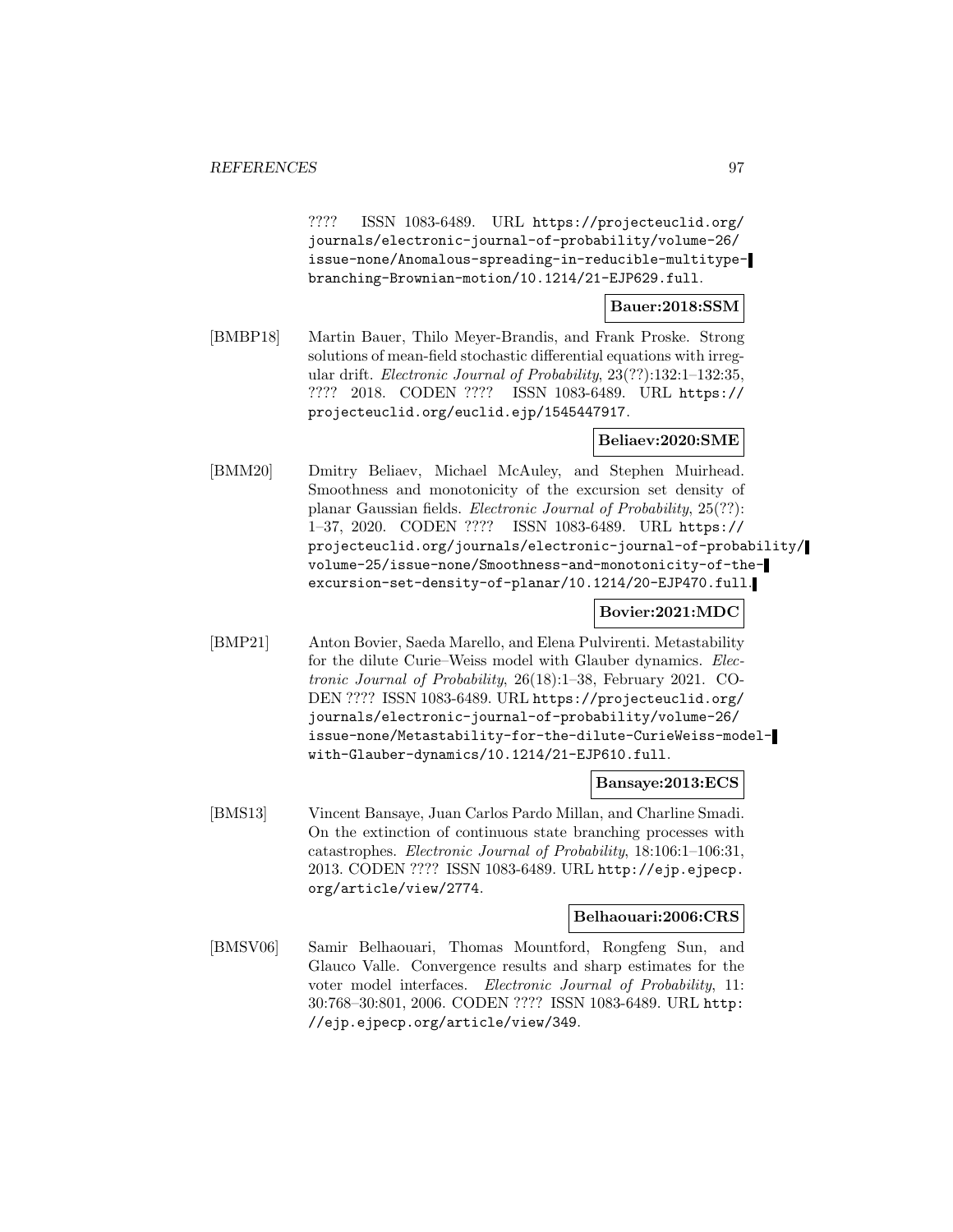???? ISSN 1083-6489. URL https://projecteuclid.org/journals/electronic-journal-of-probability/volume-26/issue-none/Anomalous-spreading-in-reducible-multitype-branching-Brownian-motion/10.1214/21-EJP629.full.

**Bauer:2018:SSM**

[BMBP18] Martin Bauer, Thilo Meyer-Brandis, and Frank Proske. Strong solutions of mean-field stochastic differential equations with irregular drift. *Electronic Journal of Probability*, 23(??):132:1–132:35, ???? 2018. CODEN ???? ISSN 1083-6489. URL https://projecteuclid.org/euclid.ejp/1545447917.

**Beliaev:2020:SME**

[BMM20] Dmitry Beliaev, Michael McAuley, and Stephen Muirhead. Smoothness and monotonicity of the excursion set density of planar Gaussian fields. *Electronic Journal of Probability*, 25(??): 1–37, 2020. CODEN ???? ISSN 1083-6489. URL https://projecteuclid.org/journals/electronic-journal-of-probability/volume-25/issue-none/Smoothness-and-monotonicity-of-the-excursion-set-density-of-planar/10.1214/20-EJP470.full.

**Bovier:2021:MDC**

[BMP21] Anton Bovier, Saeda Marello, and Elena Pulvirenti. Metastability for the dilute Curie–Weiss model with Glauber dynamics. *Electronic Journal of Probability*, 26(18):1–38, February 2021. CODEN ???? ISSN 1083-6489. URL https://projecteuclid.org/journals/electronic-journal-of-probability/volume-26/issue-none/Metastability-for-the-dilute-CurieWeiss-model-with-Glauber-dynamics/10.1214/21-EJP610.full.

**Bansaye:2013:ECS**

[BMS13] Vincent Bansaye, Juan Carlos Pardo Millan, and Charline Smadi. On the extinction of continuous state branching processes with catastrophes. *Electronic Journal of Probability*, 18:106:1–106:31, 2013. CODEN ???? ISSN 1083-6489. URL http://ejp.ejpecp.org/article/view/2774.

**Belhaouari:2006:CRS**

[BMSV06] Samir Belhaouari, Thomas Mountford, Rongfeng Sun, and Glauco Valle. Convergence results and sharp estimates for the voter model interfaces. *Electronic Journal of Probability*, 11: 30:768–30:801, 2006. CODEN ???? ISSN 1083-6489. URL http://ejp.ejpecp.org/article/view/349.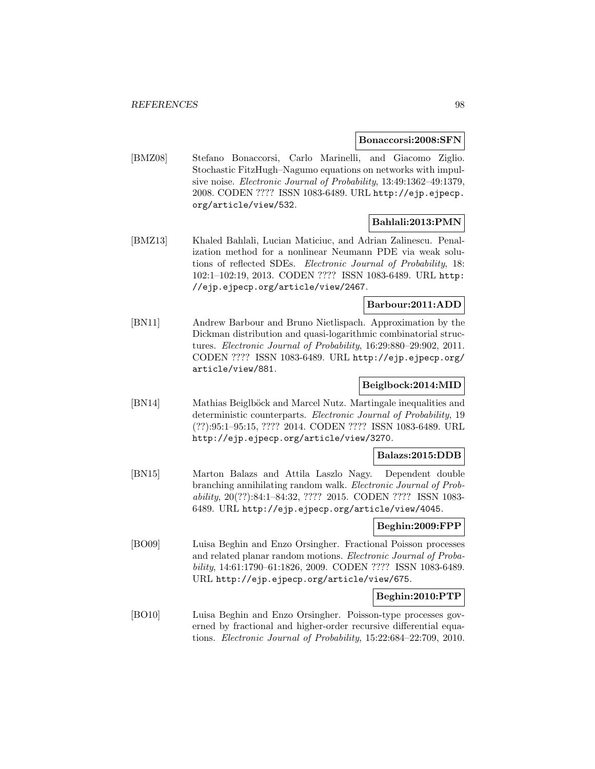**Bonaccorsi:2008:SFN**

[BMZ08] Stefano Bonaccorsi, Carlo Marinelli, and Giacomo Ziglio. Stochastic FitzHugh–Nagumo equations on networks with impulsive noise. *Electronic Journal of Probability*, 13:49:1362–49:1379, 2008. CODEN ???? ISSN 1083-6489. URL http://ejp.ejpecp.org/article/view/532.

**Bahlali:2013:PMN**

[BMZ13] Khaled Bahlali, Lucian Maticiuc, and Adrian Zalinescu. Penalization method for a nonlinear Neumann PDE via weak solutions of reflected SDEs. *Electronic Journal of Probability*, 18: 102:1–102:19, 2013. CODEN ???? ISSN 1083-6489. URL http://ejp.ejpecp.org/article/view/2467.

**Barbour:2011:ADD**

[BN11] Andrew Barbour and Bruno Nietlispach. Approximation by the Dickman distribution and quasi-logarithmic combinatorial structures. *Electronic Journal of Probability*, 16:29:880–29:902, 2011. CODEN ???? ISSN 1083-6489. URL http://ejp.ejpecp.org/article/view/881.

**Beiglbock:2014:MID**

[BN14] Mathias Beiglböck and Marcel Nutz. Martingale inequalities and deterministic counterparts. *Electronic Journal of Probability*, 19 (??):95:1–95:15, ???? 2014. CODEN ???? ISSN 1083-6489. URL http://ejp.ejpecp.org/article/view/3270.

**Balazs:2015:DDB**

[BN15] Marton Balazs and Attila Laszlo Nagy. Dependent double branching annihilating random walk. *Electronic Journal of Probability*, 20(??):84:1–84:32, ???? 2015. CODEN ???? ISSN 1083-6489. URL http://ejp.ejpecp.org/article/view/4045.

**Beghin:2009:FPP**

[BO09] Luisa Beghin and Enzo Orsingher. Fractional Poisson processes and related planar random motions. *Electronic Journal of Probability*, 14:61:1790–61:1826, 2009. CODEN ???? ISSN 1083-6489. URL http://ejp.ejpecp.org/article/view/675.

**Beghin:2010:PTP**

[BO10] Luisa Beghin and Enzo Orsingher. Poisson-type processes governed by fractional and higher-order recursive differential equations. *Electronic Journal of Probability*, 15:22:684–22:709, 2010.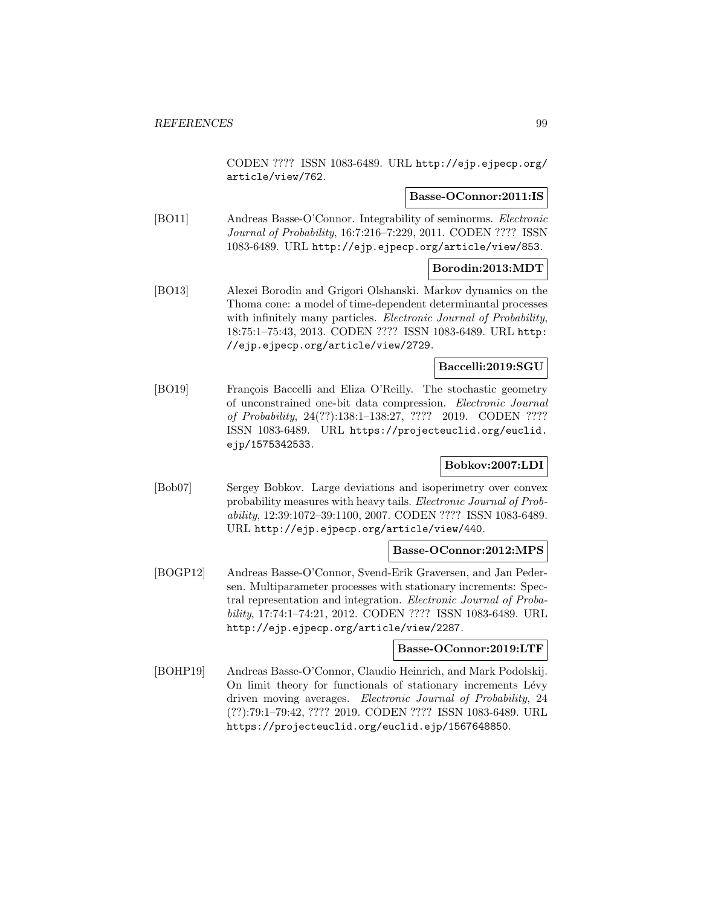CODEN ???? ISSN 1083-6489. URL http://ejp.ejpecp.org/article/view/762.

**Basse-OConnor:2011:IS**

[BO11] Andreas Basse-O'Connor. Integrability of seminorms. *Electronic Journal of Probability*, 16:7:216–7:229, 2011. CODEN ???? ISSN 1083-6489. URL http://ejp.ejpecp.org/article/view/853.

**Borodin:2013:MDT**

[BO13] Alexei Borodin and Grigori Olshanski. Markov dynamics on the Thoma cone: a model of time-dependent determinantal processes with infinitely many particles. *Electronic Journal of Probability*, 18:75:1–75:43, 2013. CODEN ???? ISSN 1083-6489. URL http://ejp.ejpecp.org/article/view/2729.

**Baccelli:2019:SGU**

[BO19] François Baccelli and Eliza O'Reilly. The stochastic geometry of unconstrained one-bit data compression. *Electronic Journal of Probability*, 24(??):138:1–138:27, ???? 2019. CODEN ???? ISSN 1083-6489. URL https://projecteuclid.org/euclid.ejp/1575342533.

**Bobkov:2007:LDI**

[Bob07] Sergey Bobkov. Large deviations and isoperimetry over convex probability measures with heavy tails. *Electronic Journal of Probability*, 12:39:1072–39:1100, 2007. CODEN ???? ISSN 1083-6489. URL http://ejp.ejpecp.org/article/view/440.

**Basse-OConnor:2012:MPS**

[BOGP12] Andreas Basse-O'Connor, Svend-Erik Graversen, and Jan Pedersen. Multiparameter processes with stationary increments: Spectral representation and integration. *Electronic Journal of Probability*, 17:74:1–74:21, 2012. CODEN ???? ISSN 1083-6489. URL http://ejp.ejpecp.org/article/view/2287.

**Basse-OConnor:2019:LTF**

[BOHP19] Andreas Basse-O'Connor, Claudio Heinrich, and Mark Podolskij. On limit theory for functionals of stationary increments Lévy driven moving averages. *Electronic Journal of Probability*, 24 (??):79:1–79:42, ???? 2019. CODEN ???? ISSN 1083-6489. URL https://projecteuclid.org/euclid.ejp/1567648850.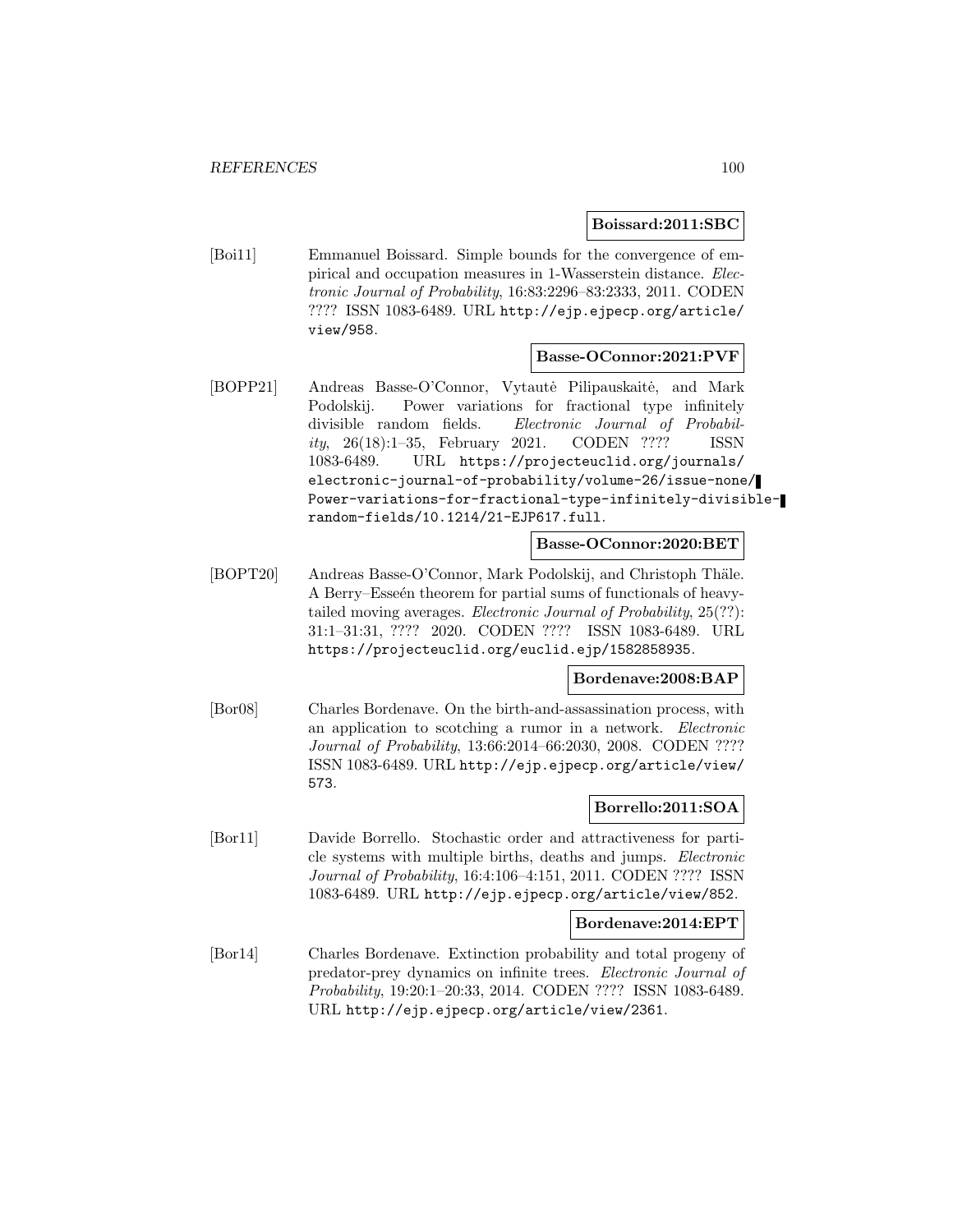**Boissard:2011:SBC**

[Boi11] Emmanuel Boissard. Simple bounds for the convergence of empirical and occupation measures in 1-Wasserstein distance. *Electronic Journal of Probability*, 16:83:2296–83:2333, 2011. CODEN ???? ISSN 1083-6489. URL http://ejp.ejpecp.org/article/view/958.

**Basse-OConnor:2021:PVF**

[BOPP21] Andreas Basse-O'Connor, Vytautė Pilipauskaitė, and Mark Podolskij. Power variations for fractional type infinitely divisible random fields. *Electronic Journal of Probability*, 26(18):1–35, February 2021. CODEN ???? ISSN 1083-6489. URL https://projecteuclid.org/journals/electronic-journal-of-probability/volume-26/issue-none/Power-variations-for-fractional-type-infinitely-divisible-random-fields/10.1214/21-EJP617.full.

**Basse-OConnor:2020:BET**

[BOPT20] Andreas Basse-O'Connor, Mark Podolskij, and Christoph Thäle. A Berry–Esseén theorem for partial sums of functionals of heavy-tailed moving averages. *Electronic Journal of Probability*, 25(??): 31:1–31:31, ???? 2020. CODEN ???? ISSN 1083-6489. URL https://projecteuclid.org/euclid.ejp/1582858935.

**Bordenave:2008:BAP**

[Bor08] Charles Bordenave. On the birth-and-assassination process, with an application to scotching a rumor in a network. *Electronic Journal of Probability*, 13:66:2014–66:2030, 2008. CODEN ???? ISSN 1083-6489. URL http://ejp.ejpecp.org/article/view/573.

**Borrello:2011:SOA**

[Bor11] Davide Borrello. Stochastic order and attractiveness for particle systems with multiple births, deaths and jumps. *Electronic Journal of Probability*, 16:4:106–4:151, 2011. CODEN ???? ISSN 1083-6489. URL http://ejp.ejpecp.org/article/view/852.

**Bordenave:2014:EPT**

[Bor14] Charles Bordenave. Extinction probability and total progeny of predator-prey dynamics on infinite trees. *Electronic Journal of Probability*, 19:20:1–20:33, 2014. CODEN ???? ISSN 1083-6489. URL http://ejp.ejpecp.org/article/view/2361.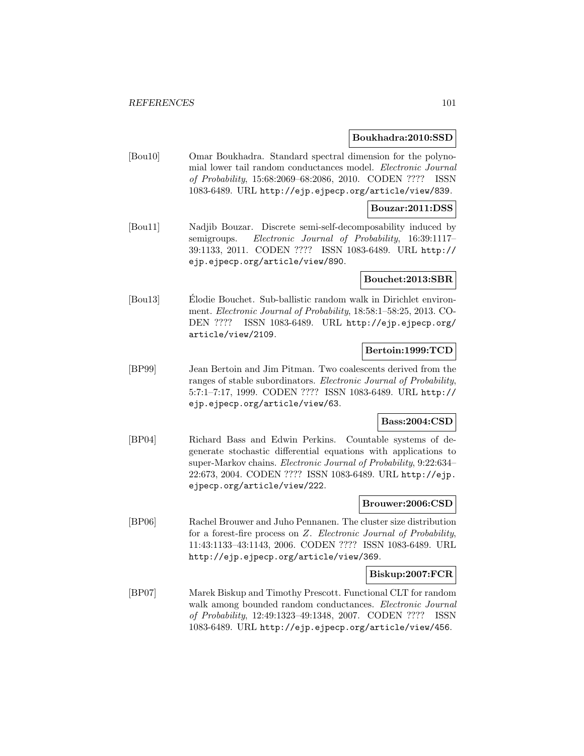**Boukhadra:2010:SSD**

[Bou10] Omar Boukhadra. Standard spectral dimension for the polynomial lower tail random conductances model. *Electronic Journal of Probability*, 15:68:2069–68:2086, 2010. CODEN ???? ISSN 1083-6489. URL http://ejp.ejpecp.org/article/view/839.

**Bouzar:2011:DSS**

[Bou11] Nadjib Bouzar. Discrete semi-self-decomposability induced by semigroups. *Electronic Journal of Probability*, 16:39:1117–39:1133, 2011. CODEN ???? ISSN 1083-6489. URL http://ejp.ejpecp.org/article/view/890.

**Bouchet:2013:SBR**

[Bou13] Élodie Bouchet. Sub-ballistic random walk in Dirichlet environment. *Electronic Journal of Probability*, 18:58:1–58:25, 2013. CODEN ???? ISSN 1083-6489. URL http://ejp.ejpecp.org/article/view/2109.

**Bertoin:1999:TCD**

[BP99] Jean Bertoin and Jim Pitman. Two coalescents derived from the ranges of stable subordinators. *Electronic Journal of Probability*, 5:7:1–7:17, 1999. CODEN ???? ISSN 1083-6489. URL http://ejp.ejpecp.org/article/view/63.

**Bass:2004:CSD**

[BP04] Richard Bass and Edwin Perkins. Countable systems of degenerate stochastic differential equations with applications to super-Markov chains. *Electronic Journal of Probability*, 9:22:634–22:673, 2004. CODEN ???? ISSN 1083-6489. URL http://ejp.ejpecp.org/article/view/222.

**Brouwer:2006:CSD**

[BP06] Rachel Brouwer and Juho Pennanen. The cluster size distribution for a forest-fire process on $Z$. *Electronic Journal of Probability*, 11:43:1133–43:1143, 2006. CODEN ???? ISSN 1083-6489. URL http://ejp.ejpecp.org/article/view/369.

**Biskup:2007:FCR**

[BP07] Marek Biskup and Timothy Prescott. Functional CLT for random walk among bounded random conductances. *Electronic Journal of Probability*, 12:49:1323–49:1348, 2007. CODEN ???? ISSN 1083-6489. URL http://ejp.ejpecp.org/article/view/456.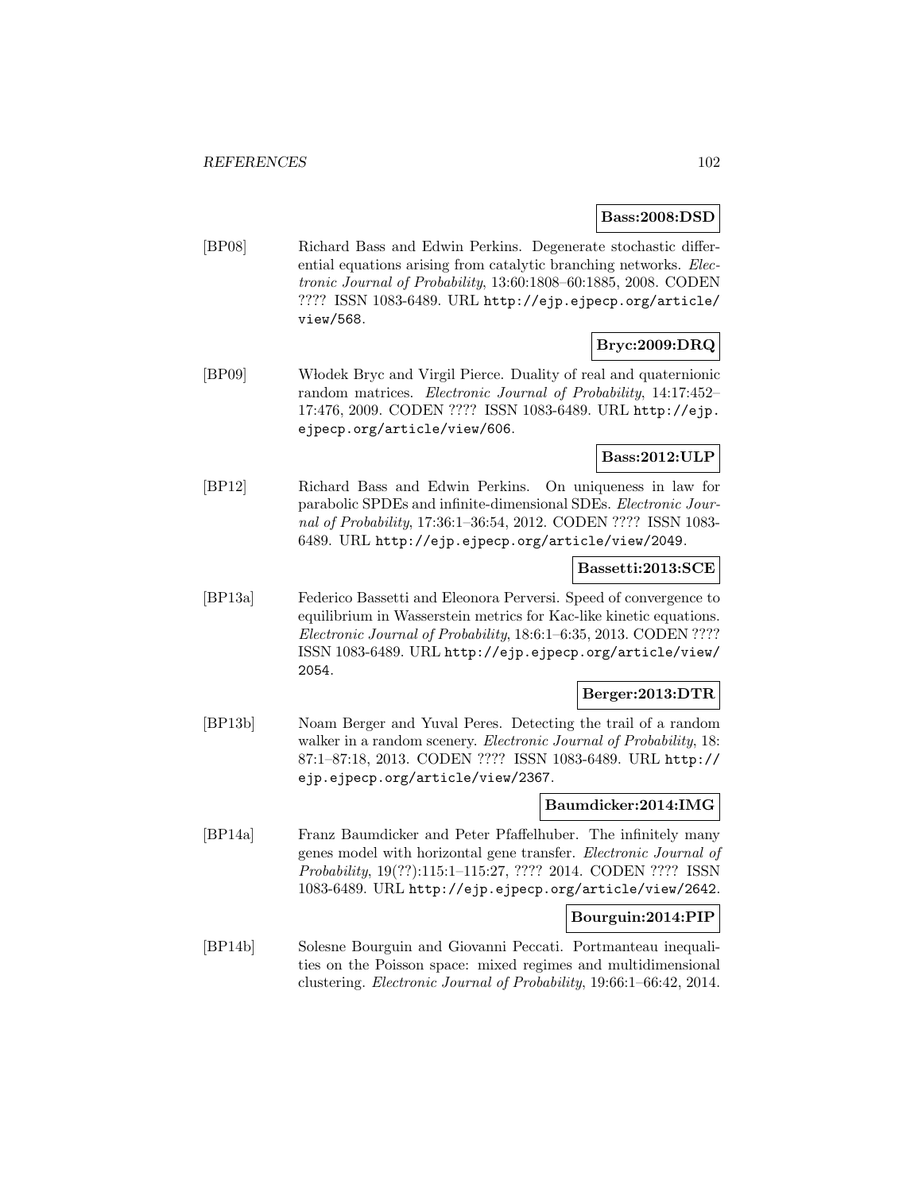**Bass:2008:DSD**

[BP08] Richard Bass and Edwin Perkins. Degenerate stochastic differential equations arising from catalytic branching networks. *Electronic Journal of Probability*, 13:60:1808–60:1885, 2008. CODEN ???? ISSN 1083-6489. URL http://ejp.ejpecp.org/article/view/568.

**Bryc:2009:DRQ**

[BP09] Włodek Bryc and Virgil Pierce. Duality of real and quaternionic random matrices. *Electronic Journal of Probability*, 14:17:452–17:476, 2009. CODEN ???? ISSN 1083-6489. URL http://ejp.ejpecp.org/article/view/606.

**Bass:2012:ULP**

[BP12] Richard Bass and Edwin Perkins. On uniqueness in law for parabolic SPDEs and infinite-dimensional SDEs. *Electronic Journal of Probability*, 17:36:1–36:54, 2012. CODEN ???? ISSN 1083-6489. URL http://ejp.ejpecp.org/article/view/2049.

**Bassetti:2013:SCE**

[BP13a] Federico Bassetti and Eleonora Perversi. Speed of convergence to equilibrium in Wasserstein metrics for Kac-like kinetic equations. *Electronic Journal of Probability*, 18:6:1–6:35, 2013. CODEN ???? ISSN 1083-6489. URL http://ejp.ejpecp.org/article/view/2054.

**Berger:2013:DTR**

[BP13b] Noam Berger and Yuval Peres. Detecting the trail of a random walker in a random scenery. *Electronic Journal of Probability*, 18:87:1–87:18, 2013. CODEN ???? ISSN 1083-6489. URL http://ejp.ejpecp.org/article/view/2367.

**Baumdicker:2014:IMG**

[BP14a] Franz Baumdicker and Peter Pfaffelhuber. The infinitely many genes model with horizontal gene transfer. *Electronic Journal of Probability*, 19(??):115:1–115:27, ???? 2014. CODEN ???? ISSN 1083-6489. URL http://ejp.ejpecp.org/article/view/2642.

**Bourguin:2014:PIP**

[BP14b] Solesne Bourguin and Giovanni Peccati. Portmanteau inequalities on the Poisson space: mixed regimes and multidimensional clustering. *Electronic Journal of Probability*, 19:66:1–66:42, 2014.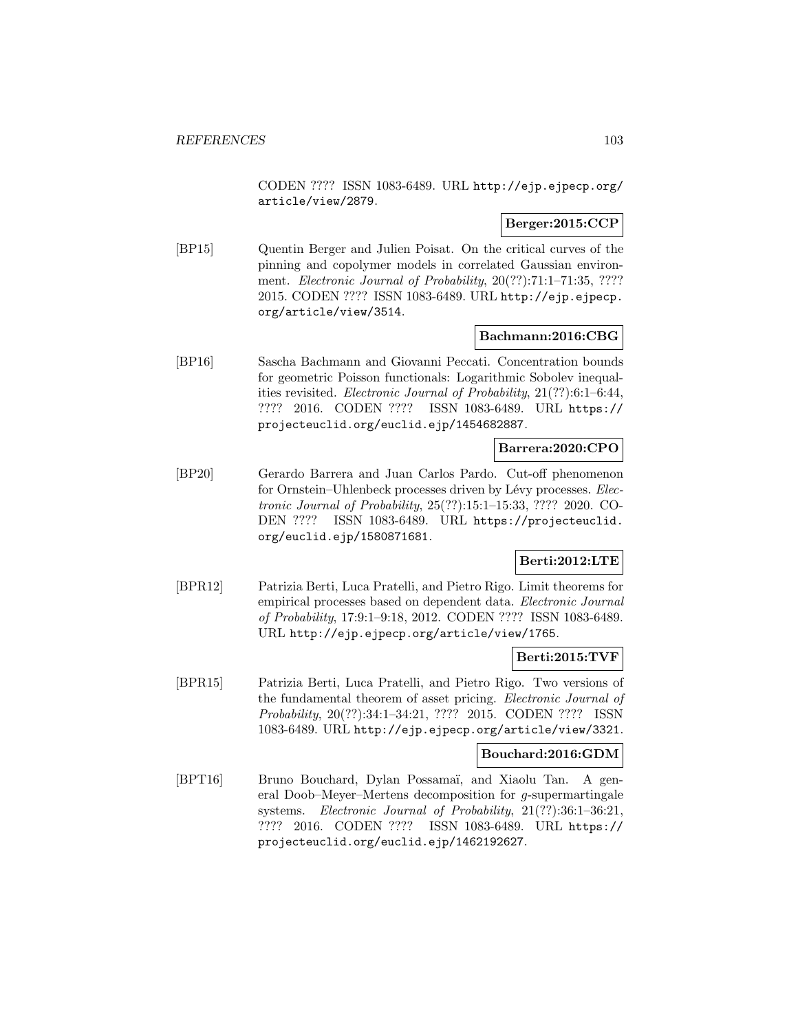CODEN ???? ISSN 1083-6489. URL http://ejp.ejpecp.org/article/view/2879.

**Berger:2015:CCP**

[BP15] Quentin Berger and Julien Poisat. On the critical curves of the pinning and copolymer models in correlated Gaussian environment. *Electronic Journal of Probability*, 20(??):71:1–71:35, ???? 2015. CODEN ???? ISSN 1083-6489. URL http://ejp.ejpecp.org/article/view/3514.

**Bachmann:2016:CBG**

[BP16] Sascha Bachmann and Giovanni Peccati. Concentration bounds for geometric Poisson functionals: Logarithmic Sobolev inequalities revisited. *Electronic Journal of Probability*, 21(??):6:1–6:44, ???? 2016. CODEN ???? ISSN 1083-6489. URL https://projecteuclid.org/euclid.ejp/1454682887.

**Barrera:2020:CPO**

[BP20] Gerardo Barrera and Juan Carlos Pardo. Cut-off phenomenon for Ornstein–Uhlenbeck processes driven by Lévy processes. *Electronic Journal of Probability*, 25(??):15:1–15:33, ???? 2020. CODEN ???? ISSN 1083-6489. URL https://projecteuclid.org/euclid.ejp/1580871681.

**Berti:2012:LTE**

[BPR12] Patrizia Berti, Luca Pratelli, and Pietro Rigo. Limit theorems for empirical processes based on dependent data. *Electronic Journal of Probability*, 17:9:1–9:18, 2012. CODEN ???? ISSN 1083-6489. URL http://ejp.ejpecp.org/article/view/1765.

**Berti:2015:TVF**

[BPR15] Patrizia Berti, Luca Pratelli, and Pietro Rigo. Two versions of the fundamental theorem of asset pricing. *Electronic Journal of Probability*, 20(??):34:1–34:21, ???? 2015. CODEN ???? ISSN 1083-6489. URL http://ejp.ejpecp.org/article/view/3321.

**Bouchard:2016:GDM**

[BPT16] Bruno Bouchard, Dylan Possamaï, and Xiaolu Tan. A general Doob–Meyer–Mertens decomposition for $g$-supermartingale systems. *Electronic Journal of Probability*, 21(??):36:1–36:21, ???? 2016. CODEN ???? ISSN 1083-6489. URL https://projecteuclid.org/euclid.ejp/1462192627.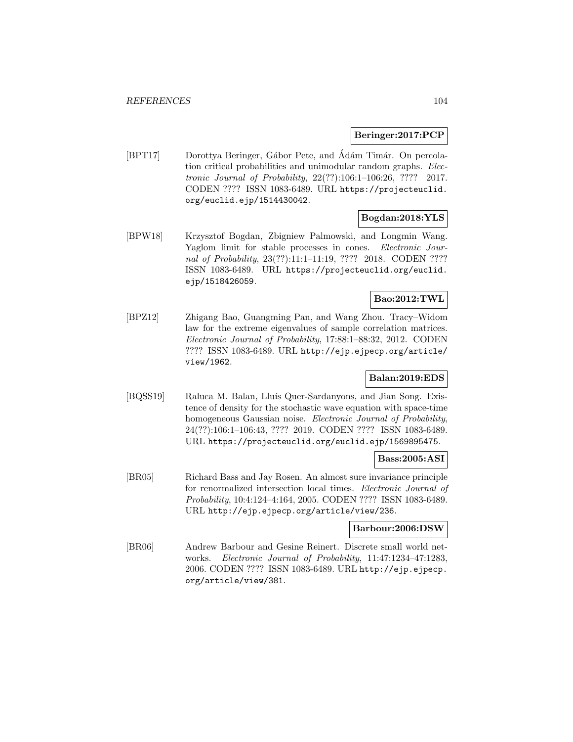**Beringer:2017:PCP**

[BPT17] Dorottya Beringer, Gábor Pete, and Ádám Timár. On percolation critical probabilities and unimodular random graphs. *Electronic Journal of Probability*, 22(??):106:1–106:26, ???? 2017. CODEN ???? ISSN 1083-6489. URL https://projecteuclid.org/euclid.ejp/1514430042.

**Bogdan:2018:YLS**

[BPW18] Krzysztof Bogdan, Zbigniew Palmowski, and Longmin Wang. Yaglom limit for stable processes in cones. *Electronic Journal of Probability*, 23(??):11:1–11:19, ???? 2018. CODEN ???? ISSN 1083-6489. URL https://projecteuclid.org/euclid.ejp/1518426059.

**Bao:2012:TWL**

[BPZ12] Zhigang Bao, Guangming Pan, and Wang Zhou. Tracy–Widom law for the extreme eigenvalues of sample correlation matrices. *Electronic Journal of Probability*, 17:88:1–88:32, 2012. CODEN ???? ISSN 1083-6489. URL http://ejp.ejpecp.org/article/view/1962.

**Balan:2019:EDS**

[BQSS19] Raluca M. Balan, Lluís Quer-Sardanyons, and Jian Song. Existence of density for the stochastic wave equation with space-time homogeneous Gaussian noise. *Electronic Journal of Probability*, 24(??):106:1–106:43, ???? 2019. CODEN ???? ISSN 1083-6489. URL https://projecteuclid.org/euclid.ejp/1569895475.

**Bass:2005:ASI**

[BR05] Richard Bass and Jay Rosen. An almost sure invariance principle for renormalized intersection local times. *Electronic Journal of Probability*, 10:4:124–4:164, 2005. CODEN ???? ISSN 1083-6489. URL http://ejp.ejpecp.org/article/view/236.

**Barbour:2006:DSW**

[BR06] Andrew Barbour and Gesine Reinert. Discrete small world networks. *Electronic Journal of Probability*, 11:47:1234–47:1283, 2006. CODEN ???? ISSN 1083-6489. URL http://ejp.ejpecp.org/article/view/381.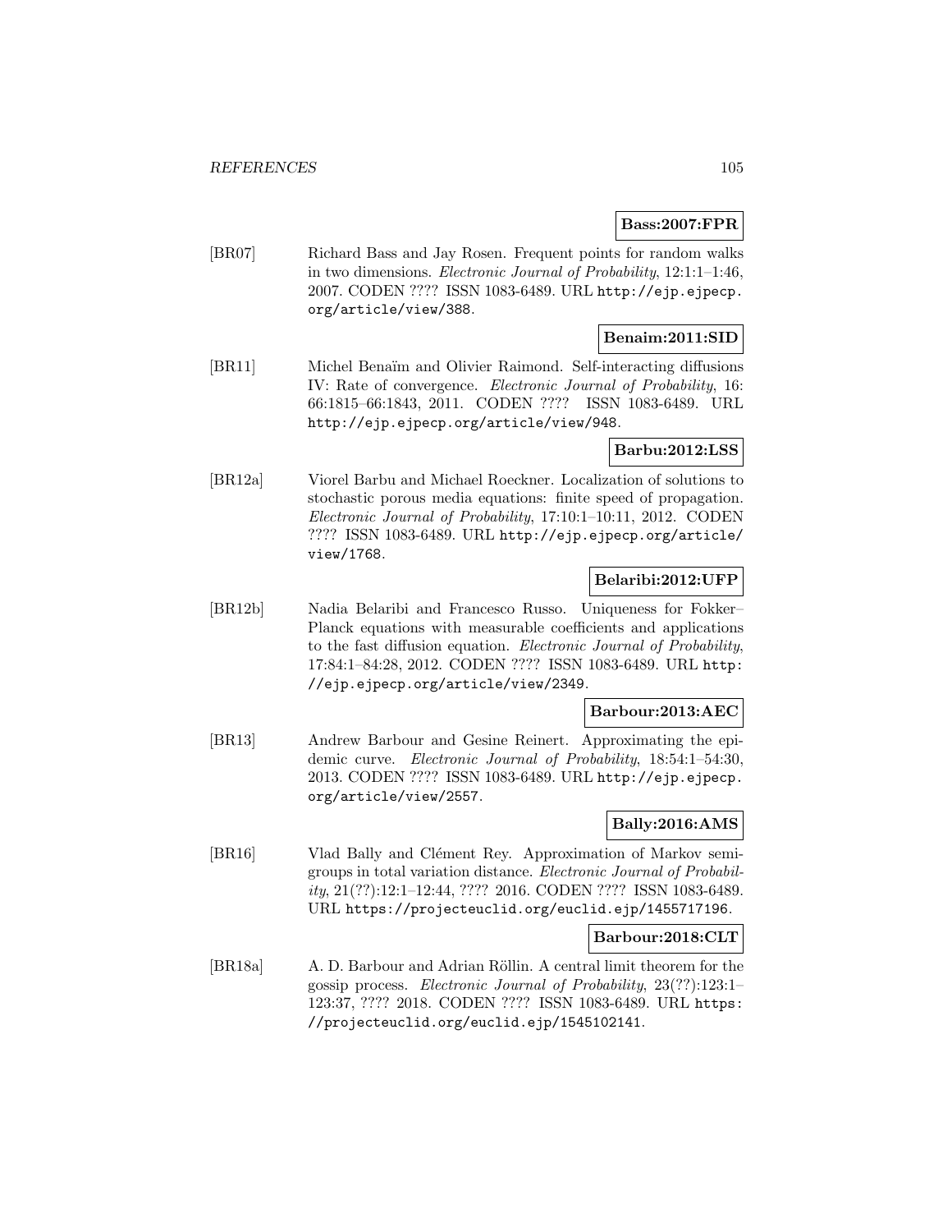**Bass:2007:FPR**

[BR07] Richard Bass and Jay Rosen. Frequent points for random walks in two dimensions. *Electronic Journal of Probability*, 12:1:1–1:46, 2007. CODEN ???? ISSN 1083-6489. URL http://ejp.ejpecp.org/article/view/388.

**Benaim:2011:SID**

[BR11] Michel Benaïm and Olivier Raimond. Self-interacting diffusions IV: Rate of convergence. *Electronic Journal of Probability*, 16: 66:1815–66:1843, 2011. CODEN ???? ISSN 1083-6489. URL http://ejp.ejpecp.org/article/view/948.

**Barbu:2012:LSS**

[BR12a] Viorel Barbu and Michael Roeckner. Localization of solutions to stochastic porous media equations: finite speed of propagation. *Electronic Journal of Probability*, 17:10:1–10:11, 2012. CODEN ???? ISSN 1083-6489. URL http://ejp.ejpecp.org/article/view/1768.

**Belaribi:2012:UFP**

[BR12b] Nadia Belaribi and Francesco Russo. Uniqueness for Fokker–Planck equations with measurable coefficients and applications to the fast diffusion equation. *Electronic Journal of Probability*, 17:84:1–84:28, 2012. CODEN ???? ISSN 1083-6489. URL http://ejp.ejpecp.org/article/view/2349.

**Barbour:2013:AEC**

[BR13] Andrew Barbour and Gesine Reinert. Approximating the epidemic curve. *Electronic Journal of Probability*, 18:54:1–54:30, 2013. CODEN ???? ISSN 1083-6489. URL http://ejp.ejpecp.org/article/view/2557.

**Bally:2016:AMS**

[BR16] Vlad Bally and Clément Rey. Approximation of Markov semigroups in total variation distance. *Electronic Journal of Probability*, 21(??):12:1–12:44, ???? 2016. CODEN ???? ISSN 1083-6489. URL https://projecteuclid.org/euclid.ejp/1455717196.

**Barbour:2018:CLT**

[BR18a] A. D. Barbour and Adrian Röllin. A central limit theorem for the gossip process. *Electronic Journal of Probability*, 23(??):123:1–123:37, ???? 2018. CODEN ???? ISSN 1083-6489. URL https://projecteuclid.org/euclid.ejp/1545102141.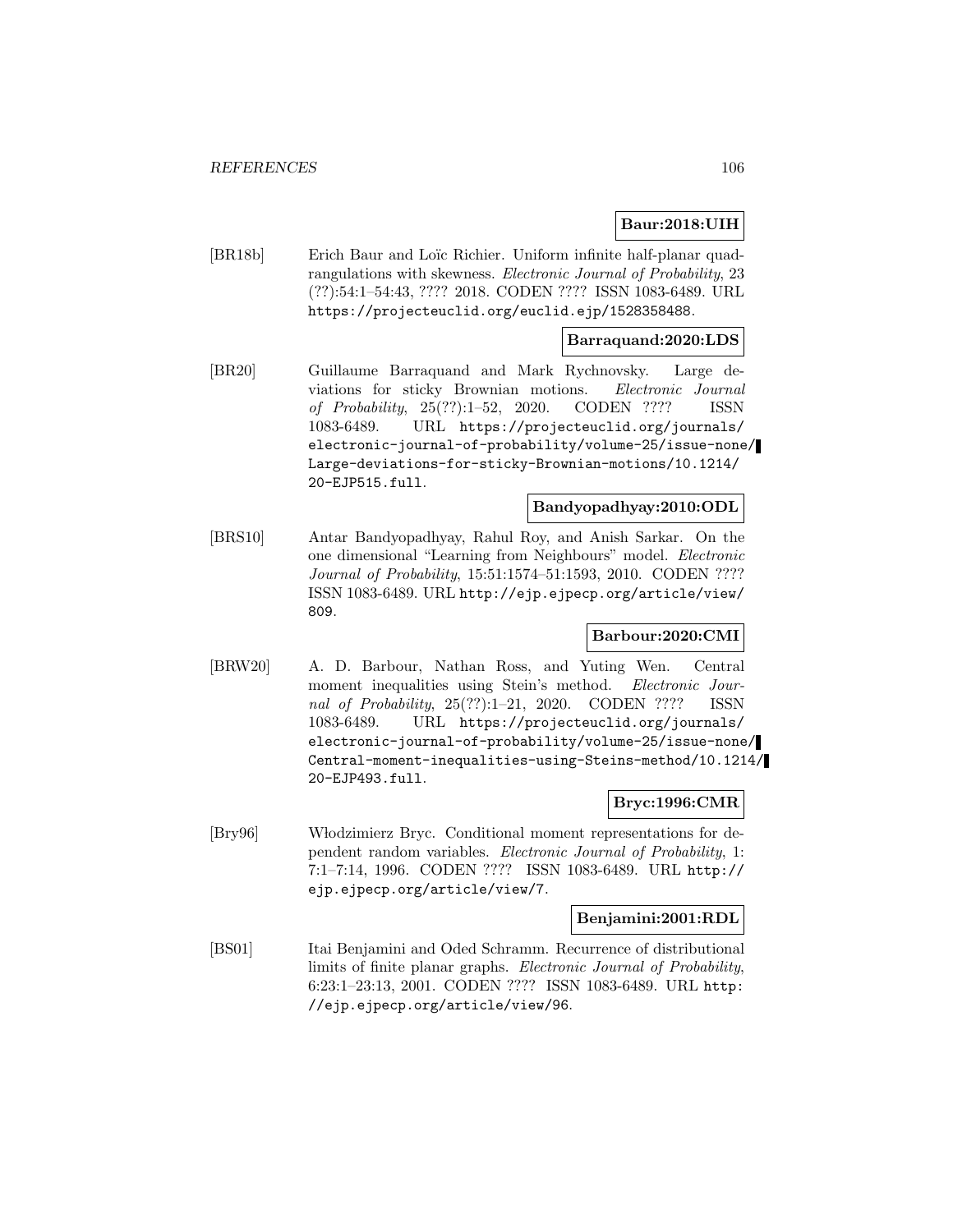**Baur:2018:UIH**

[BR18b] Erich Baur and Loïc Richier. Uniform infinite half-planar quadrangulations with skewness. *Electronic Journal of Probability*, 23 (??):54:1–54:43, ???? 2018. CODEN ???? ISSN 1083-6489. URL https://projecteuclid.org/euclid.ejp/1528358488.

**Barraquand:2020:LDS**

[BR20] Guillaume Barraquand and Mark Rychnovsky. Large deviations for sticky Brownian motions. *Electronic Journal of Probability*, 25(??):1–52, 2020. CODEN ???? ISSN 1083-6489. URL https://projecteuclid.org/journals/electronic-journal-of-probability/volume-25/issue-none/Large-deviations-for-sticky-Brownian-motions/10.1214/20-EJP515.full.

**Bandyopadhyay:2010:ODL**

[BRS10] Antar Bandyopadhyay, Rahul Roy, and Anish Sarkar. On the one dimensional "Learning from Neighbours" model. *Electronic Journal of Probability*, 15:51:1574–51:1593, 2010. CODEN ???? ISSN 1083-6489. URL http://ejp.ejpecp.org/article/view/809.

**Barbour:2020:CMI**

[BRW20] A. D. Barbour, Nathan Ross, and Yuting Wen. Central moment inequalities using Stein's method. *Electronic Journal of Probability*, 25(??):1–21, 2020. CODEN ???? ISSN 1083-6489. URL https://projecteuclid.org/journals/electronic-journal-of-probability/volume-25/issue-none/Central-moment-inequalities-using-Steins-method/10.1214/20-EJP493.full.

**Bryc:1996:CMR**

[Bry96] Włodzimierz Bryc. Conditional moment representations for dependent random variables. *Electronic Journal of Probability*, 1: 7:1–7:14, 1996. CODEN ???? ISSN 1083-6489. URL http://ejp.ejpecp.org/article/view/7.

**Benjamini:2001:RDL**

[BS01] Itai Benjamini and Oded Schramm. Recurrence of distributional limits of finite planar graphs. *Electronic Journal of Probability*, 6:23:1–23:13, 2001. CODEN ???? ISSN 1083-6489. URL http://ejp.ejpecp.org/article/view/96.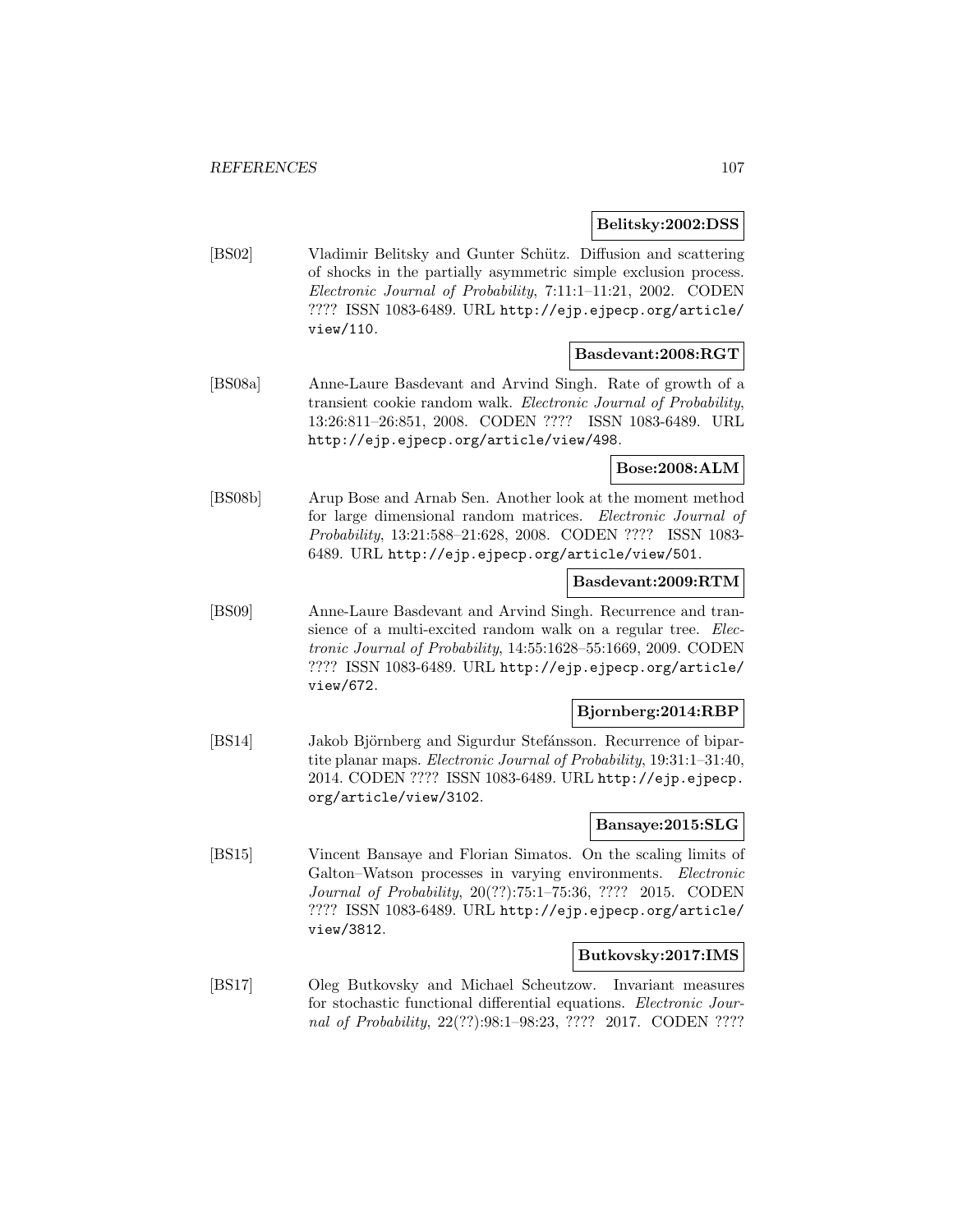**Belitsky:2002:DSS**

[BS02] Vladimir Belitsky and Gunter Schütz. Diffusion and scattering of shocks in the partially asymmetric simple exclusion process. *Electronic Journal of Probability*, 7:11:1–11:21, 2002. CODEN ???? ISSN 1083-6489. URL http://ejp.ejpecp.org/article/view/110.

**Basdevant:2008:RGT**

[BS08a] Anne-Laure Basdevant and Arvind Singh. Rate of growth of a transient cookie random walk. *Electronic Journal of Probability*, 13:26:811–26:851, 2008. CODEN ???? ISSN 1083-6489. URL http://ejp.ejpecp.org/article/view/498.

**Bose:2008:ALM**

[BS08b] Arup Bose and Arnab Sen. Another look at the moment method for large dimensional random matrices. *Electronic Journal of Probability*, 13:21:588–21:628, 2008. CODEN ???? ISSN 1083-6489. URL http://ejp.ejpecp.org/article/view/501.

**Basdevant:2009:RTM**

[BS09] Anne-Laure Basdevant and Arvind Singh. Recurrence and transience of a multi-excited random walk on a regular tree. *Electronic Journal of Probability*, 14:55:1628–55:1669, 2009. CODEN ???? ISSN 1083-6489. URL http://ejp.ejpecp.org/article/view/672.

**Bjornberg:2014:RBP**

[BS14] Jakob Björnberg and Sigurdur Stefánsson. Recurrence of bipartite planar maps. *Electronic Journal of Probability*, 19:31:1–31:40, 2014. CODEN ???? ISSN 1083-6489. URL http://ejp.ejpecp.org/article/view/3102.

**Bansaye:2015:SLG**

[BS15] Vincent Bansaye and Florian Simatos. On the scaling limits of Galton–Watson processes in varying environments. *Electronic Journal of Probability*, 20(??):75:1–75:36, ???? 2015. CODEN ???? ISSN 1083-6489. URL http://ejp.ejpecp.org/article/view/3812.

**Butkovsky:2017:IMS**

[BS17] Oleg Butkovsky and Michael Scheutzow. Invariant measures for stochastic functional differential equations. *Electronic Journal of Probability*, 22(??):98:1–98:23, ???? 2017. CODEN ????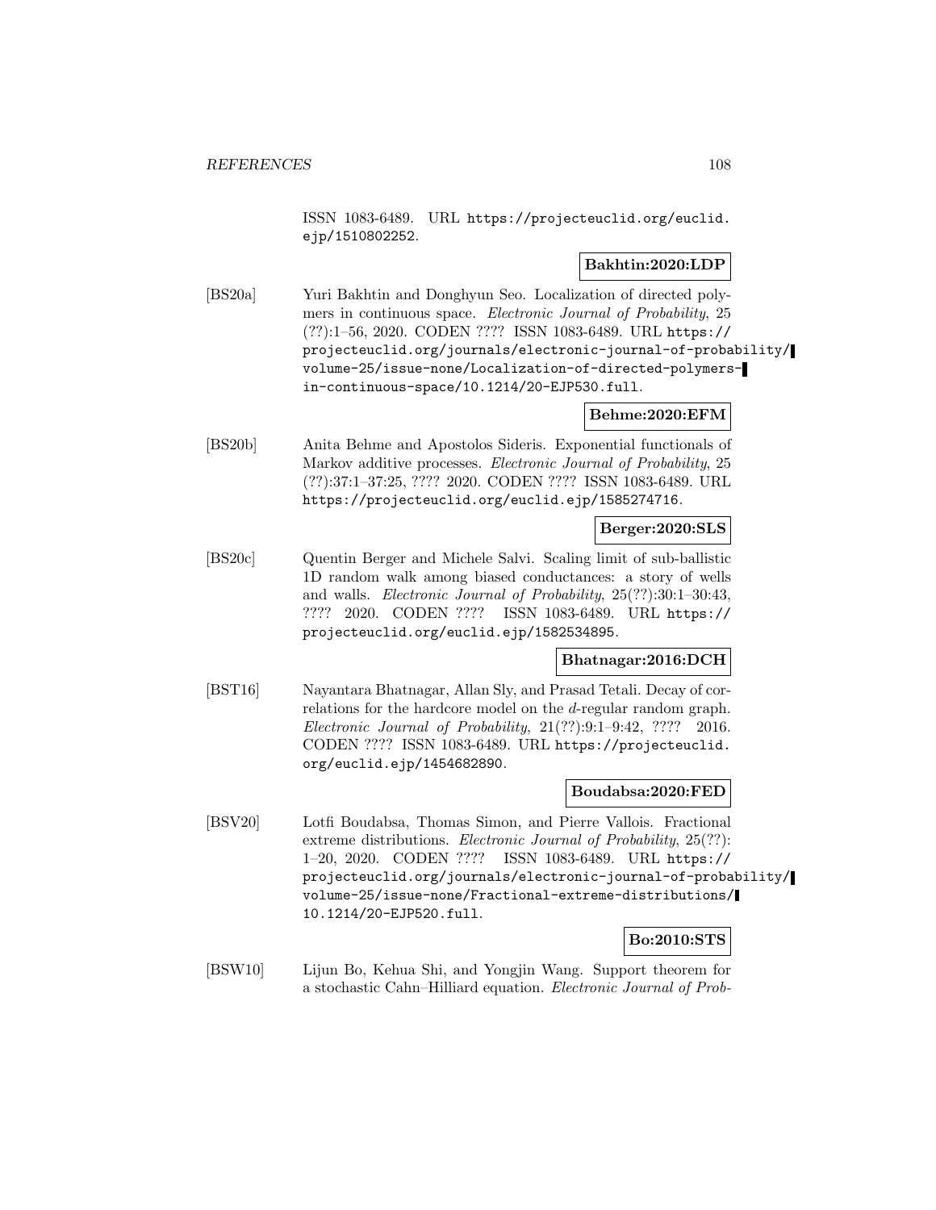ISSN 1083-6489. URL https://projecteuclid.org/euclid.ejp/1510802252.

**Bakhtin:2020:LDP**

[BS20a] Yuri Bakhtin and Donghyun Seo. Localization of directed polymers in continuous space. *Electronic Journal of Probability*, 25 (??):1–56, 2020. CODEN ???? ISSN 1083-6489. URL https://projecteuclid.org/journals/electronic-journal-of-probability/volume-25/issue-none/Localization-of-directed-polymers-in-continuous-space/10.1214/20-EJP530.full.

**Behme:2020:EFM**

[BS20b] Anita Behme and Apostolos Sideris. Exponential functionals of Markov additive processes. *Electronic Journal of Probability*, 25 (??):37:1–37:25, ???? 2020. CODEN ???? ISSN 1083-6489. URL https://projecteuclid.org/euclid.ejp/1585274716.

**Berger:2020:SLS**

[BS20c] Quentin Berger and Michele Salvi. Scaling limit of sub-ballistic 1D random walk among biased conductances: a story of wells and walls. *Electronic Journal of Probability*, 25(??):30:1–30:43, ???? 2020. CODEN ???? ISSN 1083-6489. URL https://projecteuclid.org/euclid.ejp/1582534895.

**Bhatnagar:2016:DCH**

[BST16] Nayantara Bhatnagar, Allan Sly, and Prasad Tetali. Decay of correlations for the hardcore model on the $d$-regular random graph. *Electronic Journal of Probability*, 21(??):9:1–9:42, ???? 2016. CODEN ???? ISSN 1083-6489. URL https://projecteuclid.org/euclid.ejp/1454682890.

**Boudabsa:2020:FED**

[BSV20] Lotfi Boudabsa, Thomas Simon, and Pierre Vallois. Fractional extreme distributions. *Electronic Journal of Probability*, 25(??):1–20, 2020. CODEN ???? ISSN 1083-6489. URL https://projecteuclid.org/journals/electronic-journal-of-probability/volume-25/issue-none/Fractional-extreme-distributions/10.1214/20-EJP520.full.

**Bo:2010:STS**

[BSW10] Lijun Bo, Kehua Shi, and Yongjin Wang. Support theorem for a stochastic Cahn–Hilliard equation. *Electronic Journal of Prob-*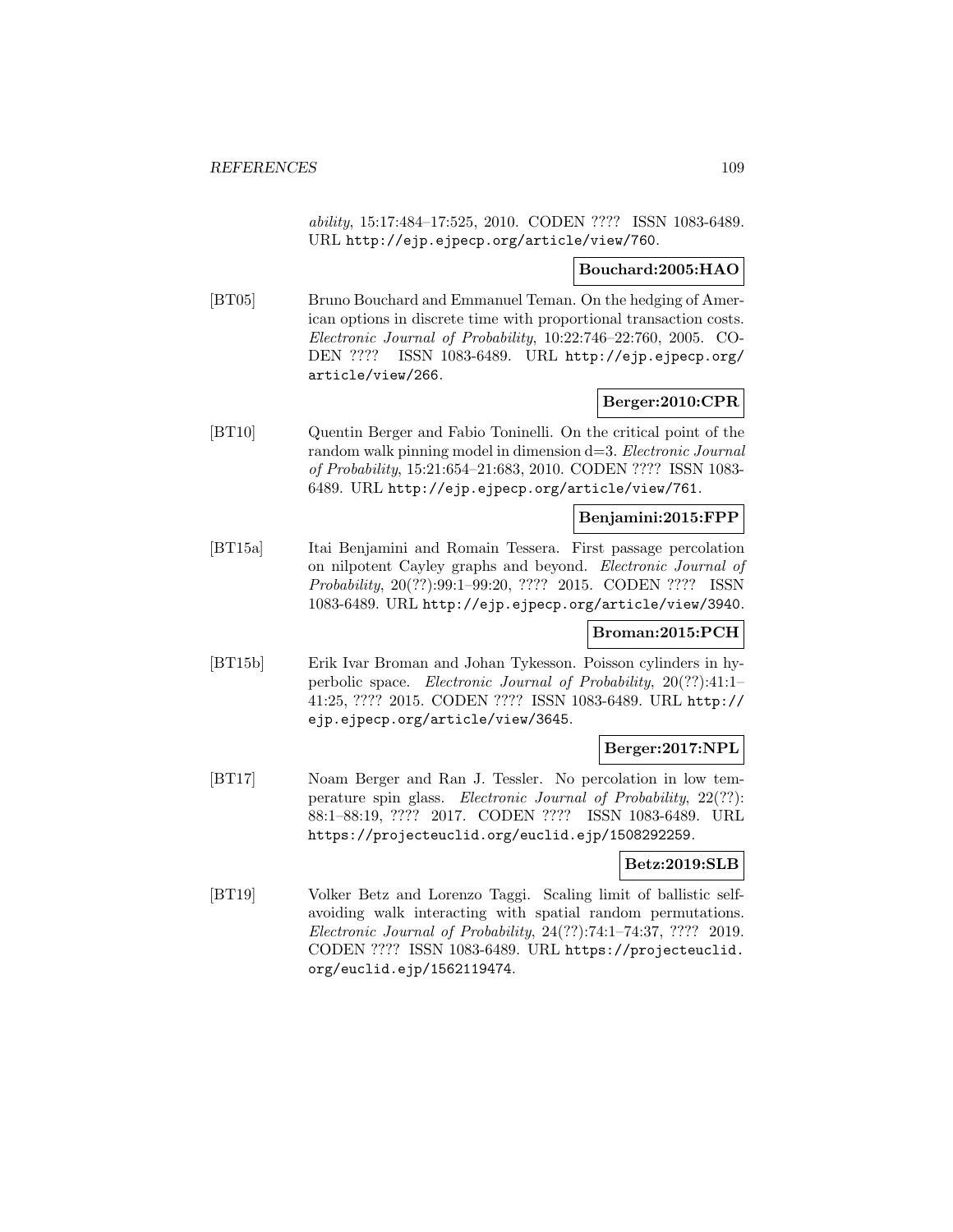*ability*, 15:17:484–17:525, 2010. CODEN ???? ISSN 1083-6489. URL http://ejp.ejpecp.org/article/view/760.

**Bouchard:2005:HAO**

[BT05] Bruno Bouchard and Emmanuel Teman. On the hedging of American options in discrete time with proportional transaction costs. *Electronic Journal of Probability*, 10:22:746–22:760, 2005. CODEN ???? ISSN 1083-6489. URL http://ejp.ejpecp.org/article/view/266.

**Berger:2010:CPR**

[BT10] Quentin Berger and Fabio Toninelli. On the critical point of the random walk pinning model in dimension d=3. *Electronic Journal of Probability*, 15:21:654–21:683, 2010. CODEN ???? ISSN 1083-6489. URL http://ejp.ejpecp.org/article/view/761.

**Benjamini:2015:FPP**

[BT15a] Itai Benjamini and Romain Tessera. First passage percolation on nilpotent Cayley graphs and beyond. *Electronic Journal of Probability*, 20(??):99:1–99:20, ???? 2015. CODEN ???? ISSN 1083-6489. URL http://ejp.ejpecp.org/article/view/3940.

**Broman:2015:PCH**

[BT15b] Erik Ivar Broman and Johan Tykesson. Poisson cylinders in hyperbolic space. *Electronic Journal of Probability*, 20(??):41:1–41:25, ???? 2015. CODEN ???? ISSN 1083-6489. URL http://ejp.ejpecp.org/article/view/3645.

**Berger:2017:NPL**

[BT17] Noam Berger and Ran J. Tessler. No percolation in low temperature spin glass. *Electronic Journal of Probability*, 22(??):88:1–88:19, ???? 2017. CODEN ???? ISSN 1083-6489. URL https://projecteuclid.org/euclid.ejp/1508292259.

**Betz:2019:SLB**

[BT19] Volker Betz and Lorenzo Taggi. Scaling limit of ballistic self-avoiding walk interacting with spatial random permutations. *Electronic Journal of Probability*, 24(??):74:1–74:37, ???? 2019. CODEN ???? ISSN 1083-6489. URL https://projecteuclid.org/euclid.ejp/1562119474.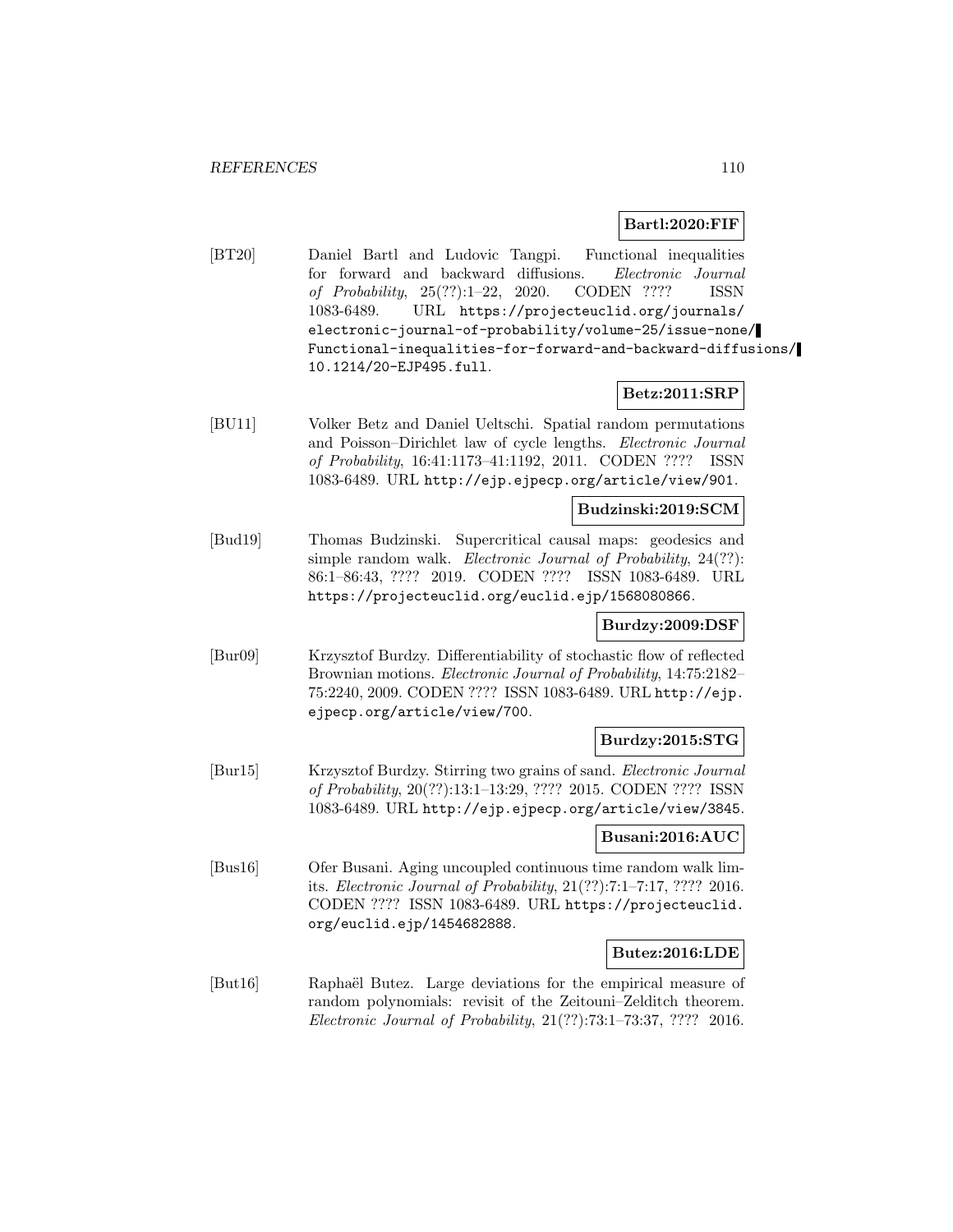**Bartl:2020:FIF**

[BT20] Daniel Bartl and Ludovic Tangpi. Functional inequalities for forward and backward diffusions. *Electronic Journal of Probability*, 25(??):1–22, 2020. CODEN ???? ISSN 1083-6489. URL https://projecteuclid.org/journals/electronic-journal-of-probability/volume-25/issue-none/Functional-inequalities-for-forward-and-backward-diffusions/10.1214/20-EJP495.full.

**Betz:2011:SRP**

[BU11] Volker Betz and Daniel Ueltschi. Spatial random permutations and Poisson–Dirichlet law of cycle lengths. *Electronic Journal of Probability*, 16:41:1173–41:1192, 2011. CODEN ???? ISSN 1083-6489. URL http://ejp.ejpecp.org/article/view/901.

**Budzinski:2019:SCM**

[Bud19] Thomas Budzinski. Supercritical causal maps: geodesics and simple random walk. *Electronic Journal of Probability*, 24(??): 86:1–86:43, ???? 2019. CODEN ???? ISSN 1083-6489. URL https://projecteuclid.org/euclid.ejp/1568080866.

**Burdzy:2009:DSF**

[Bur09] Krzysztof Burdzy. Differentiability of stochastic flow of reflected Brownian motions. *Electronic Journal of Probability*, 14:75:2182–75:2240, 2009. CODEN ???? ISSN 1083-6489. URL http://ejp.ejpecp.org/article/view/700.

**Burdzy:2015:STG**

[Bur15] Krzysztof Burdzy. Stirring two grains of sand. *Electronic Journal of Probability*, 20(??):13:1–13:29, ???? 2015. CODEN ???? ISSN 1083-6489. URL http://ejp.ejpecp.org/article/view/3845.

**Busani:2016:AUC**

[Bus16] Ofer Busani. Aging uncoupled continuous time random walk limits. *Electronic Journal of Probability*, 21(??):7:1–7:17, ???? 2016. CODEN ???? ISSN 1083-6489. URL https://projecteuclid.org/euclid.ejp/1454682888.

**Butez:2016:LDE**

[But16] Raphaël Butez. Large deviations for the empirical measure of random polynomials: revisit of the Zeitouni–Zelditch theorem. *Electronic Journal of Probability*, 21(??):73:1–73:37, ???? 2016.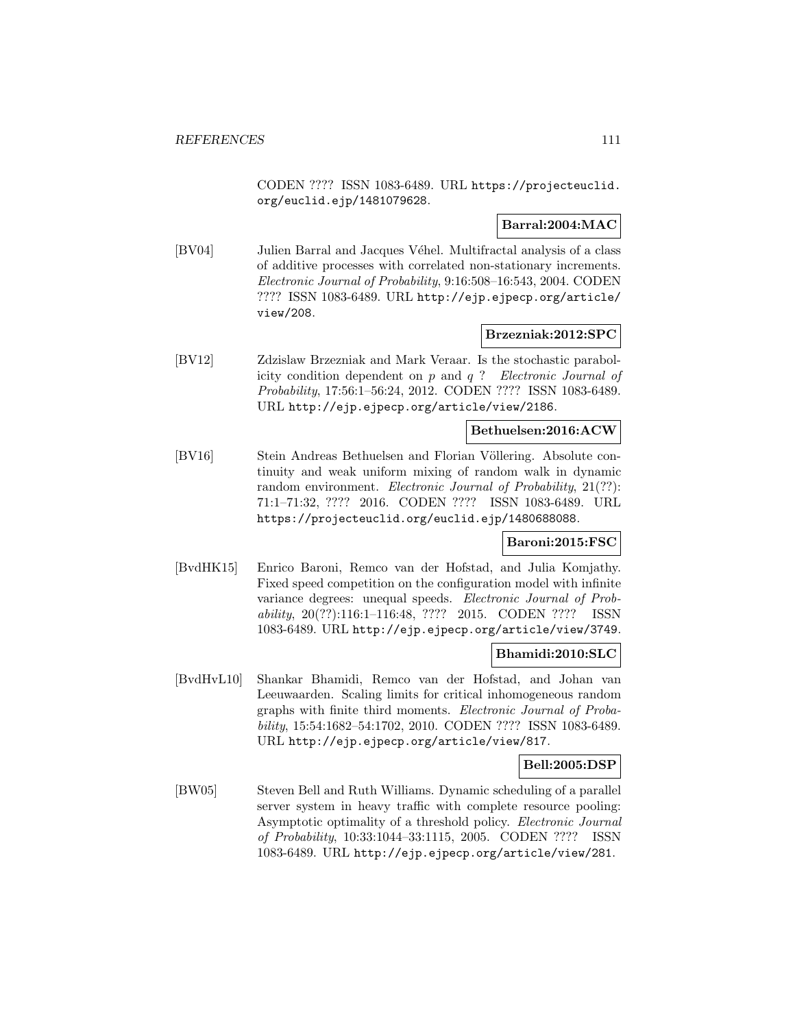CODEN ???? ISSN 1083-6489. URL https://projecteuclid.org/euclid.ejp/1481079628.

**Barral:2004:MAC**

[BV04] Julien Barral and Jacques Véhel. Multifractal analysis of a class of additive processes with correlated non-stationary increments. *Electronic Journal of Probability*, 9:16:508–16:543, 2004. CODEN ???? ISSN 1083-6489. URL http://ejp.ejpecp.org/article/view/208.

**Brzezniak:2012:SPC**

[BV12] Zdzislaw Brzezniak and Mark Veraar. Is the stochastic parabolicity condition dependent on $p$ and $q$ ? *Electronic Journal of Probability*, 17:56:1–56:24, 2012. CODEN ???? ISSN 1083-6489. URL http://ejp.ejpecp.org/article/view/2186.

**Bethuelsen:2016:ACW**

[BV16] Stein Andreas Bethuelsen and Florian Völlering. Absolute continuity and weak uniform mixing of random walk in dynamic random environment. *Electronic Journal of Probability*, 21(??): 71:1–71:32, ???? 2016. CODEN ???? ISSN 1083-6489. URL https://projecteuclid.org/euclid.ejp/1480688088.

**Baroni:2015:FSC**

[BvdHK15] Enrico Baroni, Remco van der Hofstad, and Julia Komjathy. Fixed speed competition on the configuration model with infinite variance degrees: unequal speeds. *Electronic Journal of Probability*, 20(??):116:1–116:48, ???? 2015. CODEN ???? ISSN 1083-6489. URL http://ejp.ejpecp.org/article/view/3749.

**Bhamidi:2010:SLC**

[BvdHvL10] Shankar Bhamidi, Remco van der Hofstad, and Johan van Leeuwaarden. Scaling limits for critical inhomogeneous random graphs with finite third moments. *Electronic Journal of Probability*, 15:54:1682–54:1702, 2010. CODEN ???? ISSN 1083-6489. URL http://ejp.ejpecp.org/article/view/817.

**Bell:2005:DSP**

[BW05] Steven Bell and Ruth Williams. Dynamic scheduling of a parallel server system in heavy traffic with complete resource pooling: Asymptotic optimality of a threshold policy. *Electronic Journal of Probability*, 10:33:1044–33:1115, 2005. CODEN ???? ISSN 1083-6489. URL http://ejp.ejpecp.org/article/view/281.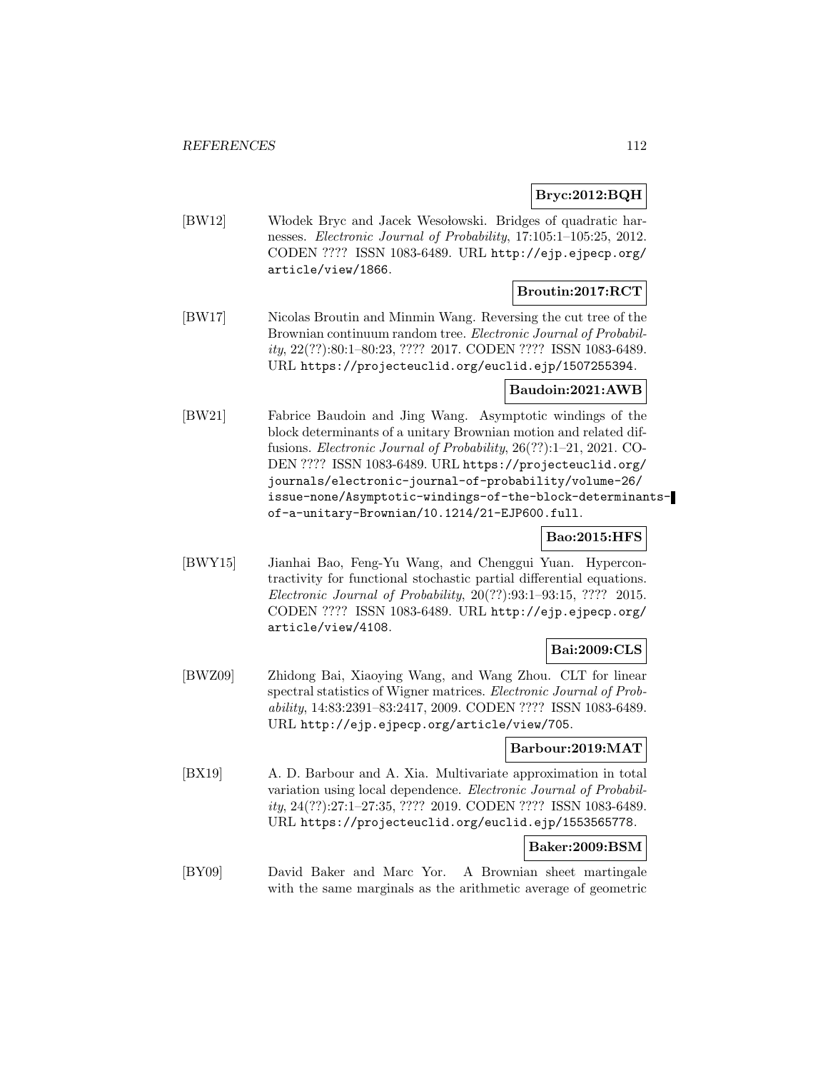**Bryc:2012:BQH**

[BW12] Włodek Bryc and Jacek Wesołowski. Bridges of quadratic harnesses. *Electronic Journal of Probability*, 17:105:1–105:25, 2012. CODEN ???? ISSN 1083-6489. URL http://ejp.ejpecp.org/article/view/1866.

**Broutin:2017:RCT**

[BW17] Nicolas Broutin and Minmin Wang. Reversing the cut tree of the Brownian continuum random tree. *Electronic Journal of Probability*, 22(??):80:1–80:23, ???? 2017. CODEN ???? ISSN 1083-6489. URL https://projecteuclid.org/euclid.ejp/1507255394.

**Baudoin:2021:AWB**

[BW21] Fabrice Baudoin and Jing Wang. Asymptotic windings of the block determinants of a unitary Brownian motion and related diffusions. *Electronic Journal of Probability*, 26(??):1–21, 2021. CODEN ???? ISSN 1083-6489. URL https://projecteuclid.org/journals/electronic-journal-of-probability/volume-26/issue-none/Asymptotic-windings-of-the-block-determinants-of-a-unitary-Brownian/10.1214/21-EJP600.full.

**Bao:2015:HFS**

[BWY15] Jianhai Bao, Feng-Yu Wang, and Chenggui Yuan. Hypercontractivity for functional stochastic partial differential equations. *Electronic Journal of Probability*, 20(??):93:1–93:15, ???? 2015. CODEN ???? ISSN 1083-6489. URL http://ejp.ejpecp.org/article/view/4108.

**Bai:2009:CLS**

[BWZ09] Zhidong Bai, Xiaoying Wang, and Wang Zhou. CLT for linear spectral statistics of Wigner matrices. *Electronic Journal of Probability*, 14:83:2391–83:2417, 2009. CODEN ???? ISSN 1083-6489. URL http://ejp.ejpecp.org/article/view/705.

**Barbour:2019:MAT**

[BX19] A. D. Barbour and A. Xia. Multivariate approximation in total variation using local dependence. *Electronic Journal of Probability*, 24(??):27:1–27:35, ???? 2019. CODEN ???? ISSN 1083-6489. URL https://projecteuclid.org/euclid.ejp/1553565778.

**Baker:2009:BSM**

[BY09] David Baker and Marc Yor. A Brownian sheet martingale with the same marginals as the arithmetic average of geometric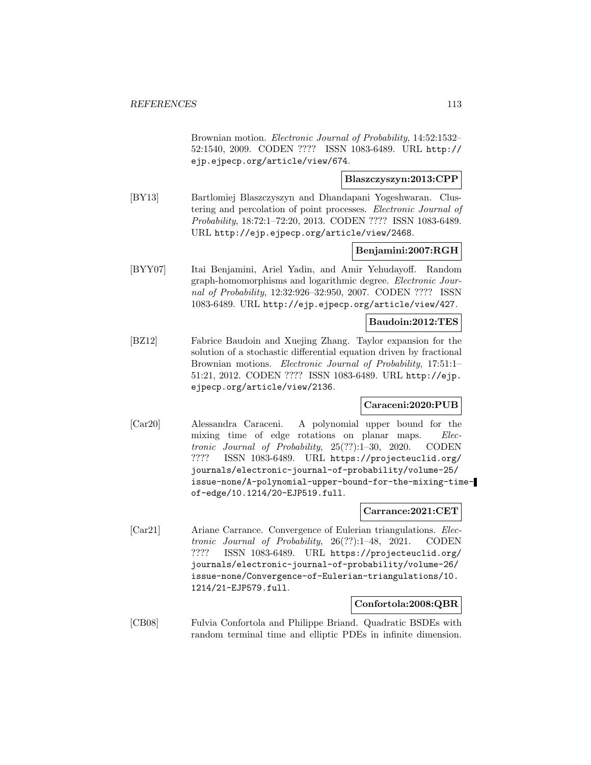Brownian motion. *Electronic Journal of Probability*, 14:52:1532–52:1540, 2009. CODEN ???? ISSN 1083-6489. URL http://ejp.ejpecp.org/article/view/674.

**Blaszczyszyn:2013:CPP**

[BY13] Bartlomiej Blaszczyszyn and Dhandapani Yogeshwaran. Clustering and percolation of point processes. *Electronic Journal of Probability*, 18:72:1–72:20, 2013. CODEN ???? ISSN 1083-6489. URL http://ejp.ejpecp.org/article/view/2468.

**Benjamini:2007:RGH**

[BYY07] Itai Benjamini, Ariel Yadin, and Amir Yehudayoff. Random graph-homomorphisms and logarithmic degree. *Electronic Journal of Probability*, 12:32:926–32:950, 2007. CODEN ???? ISSN 1083-6489. URL http://ejp.ejpecp.org/article/view/427.

**Baudoin:2012:TES**

[BZ12] Fabrice Baudoin and Xuejing Zhang. Taylor expansion for the solution of a stochastic differential equation driven by fractional Brownian motions. *Electronic Journal of Probability*, 17:51:1–51:21, 2012. CODEN ???? ISSN 1083-6489. URL http://ejp.ejpecp.org/article/view/2136.

**Caraceni:2020:PUB**

[Car20] Alessandra Caraceni. A polynomial upper bound for the mixing time of edge rotations on planar maps. *Electronic Journal of Probability*, 25(??):1–30, 2020. CODEN ???? ISSN 1083-6489. URL https://projecteuclid.org/journals/electronic-journal-of-probability/volume-25/issue-none/A-polynomial-upper-bound-for-the-mixing-time-of-edge/10.1214/20-EJP519.full.

**Carrance:2021:CET**

[Car21] Ariane Carrance. Convergence of Eulerian triangulations. *Electronic Journal of Probability*, 26(??):1–48, 2021. CODEN ???? ISSN 1083-6489. URL https://projecteuclid.org/journals/electronic-journal-of-probability/volume-26/issue-none/Convergence-of-Eulerian-triangulations/10.1214/21-EJP579.full.

**Confortola:2008:QBR**

[CB08] Fulvia Confortola and Philippe Briand. Quadratic BSDEs with random terminal time and elliptic PDEs in infinite dimension.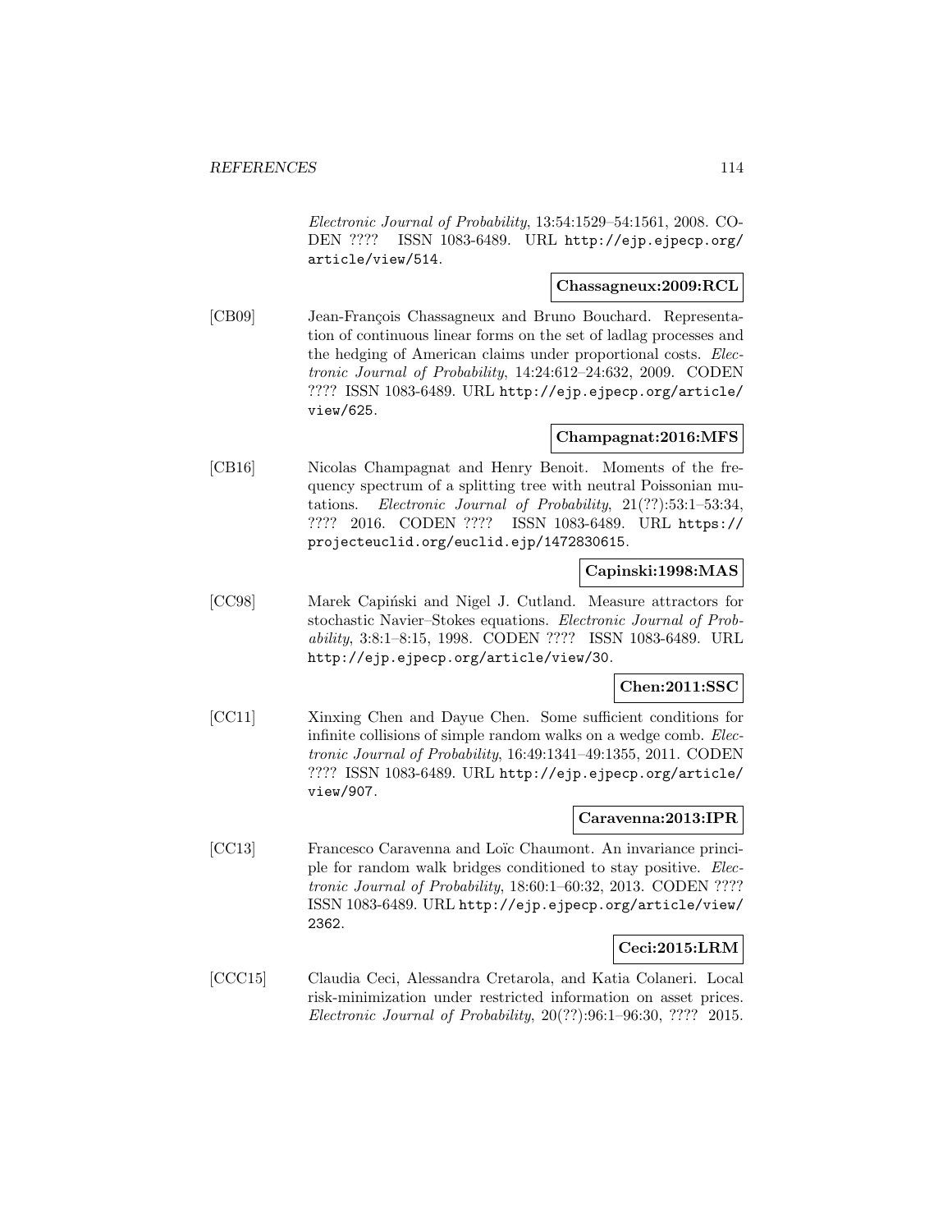*Electronic Journal of Probability*, 13:54:1529–54:1561, 2008. CODEN ???? ISSN 1083-6489. URL http://ejp.ejpecp.org/article/view/514.

**Chassagneux:2009:RCL**

[CB09] Jean-François Chassagneux and Bruno Bouchard. Representation of continuous linear forms on the set of ladlag processes and the hedging of American claims under proportional costs. *Electronic Journal of Probability*, 14:24:612–24:632, 2009. CODEN ???? ISSN 1083-6489. URL http://ejp.ejpecp.org/article/view/625.

**Champagnat:2016:MFS**

[CB16] Nicolas Champagnat and Henry Benoit. Moments of the frequency spectrum of a splitting tree with neutral Poissonian mutations. *Electronic Journal of Probability*, 21(??):53:1–53:34, ???? 2016. CODEN ???? ISSN 1083-6489. URL https://projecteuclid.org/euclid.ejp/1472830615.

**Capinski:1998:MAS**

[CC98] Marek Capiński and Nigel J. Cutland. Measure attractors for stochastic Navier–Stokes equations. *Electronic Journal of Probability*, 3:8:1–8:15, 1998. CODEN ???? ISSN 1083-6489. URL http://ejp.ejpecp.org/article/view/30.

**Chen:2011:SSC**

[CC11] Xinxing Chen and Dayue Chen. Some sufficient conditions for infinite collisions of simple random walks on a wedge comb. *Electronic Journal of Probability*, 16:49:1341–49:1355, 2011. CODEN ???? ISSN 1083-6489. URL http://ejp.ejpecp.org/article/view/907.

**Caravenna:2013:IPR**

[CC13] Francesco Caravenna and Loïc Chaumont. An invariance principle for random walk bridges conditioned to stay positive. *Electronic Journal of Probability*, 18:60:1–60:32, 2013. CODEN ???? ISSN 1083-6489. URL http://ejp.ejpecp.org/article/view/2362.

**Ceci:2015:LRM**

[CCC15] Claudia Ceci, Alessandra Cretarola, and Katia Colaneri. Local risk-minimization under restricted information on asset prices. *Electronic Journal of Probability*, 20(??):96:1–96:30, ???? 2015.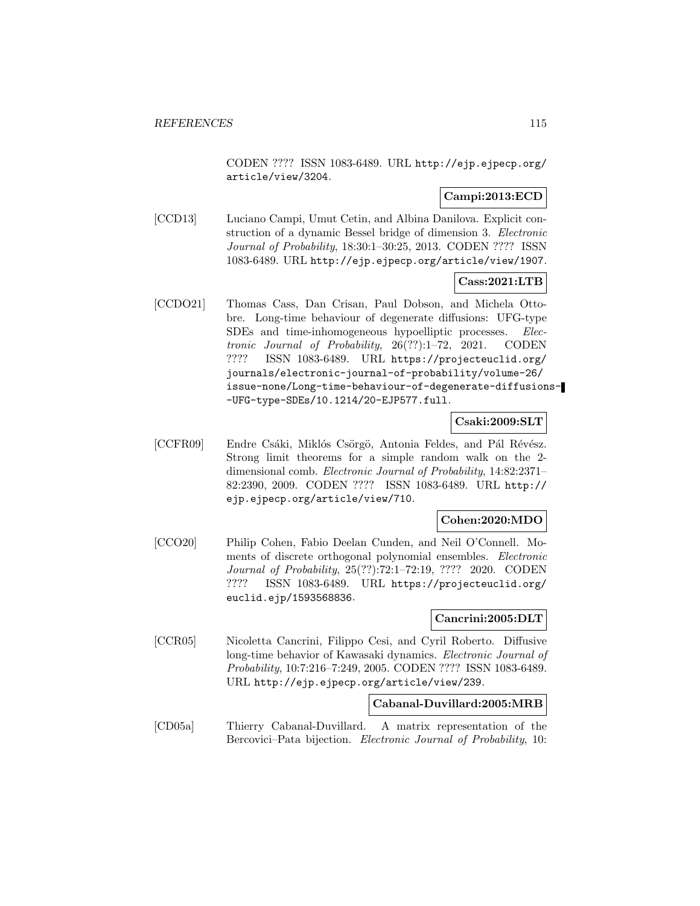CODEN ???? ISSN 1083-6489. URL http://ejp.ejpecp.org/article/view/3204.

**Campi:2013:ECD**

[CCD13] Luciano Campi, Umut Cetin, and Albina Danilova. Explicit construction of a dynamic Bessel bridge of dimension 3. *Electronic Journal of Probability*, 18:30:1–30:25, 2013. CODEN ???? ISSN 1083-6489. URL http://ejp.ejpecp.org/article/view/1907.

**Cass:2021:LTB**

[CCDO21] Thomas Cass, Dan Crisan, Paul Dobson, and Michela Ottobre. Long-time behaviour of degenerate diffusions: UFG-type SDEs and time-inhomogeneous hypoelliptic processes. *Electronic Journal of Probability*, 26(??):1–72, 2021. CODEN ???? ISSN 1083-6489. URL https://projecteuclid.org/journals/electronic-journal-of-probability/volume-26/issue-none/Long-time-behaviour-of-degenerate-diffusions--UFG-type-SDEs/10.1214/20-EJP577.full.

**Csaki:2009:SLT**

[CCFR09] Endre Csáki, Miklós Csörgö, Antonia Feldes, and Pál Révész. Strong limit theorems for a simple random walk on the 2-dimensional comb. *Electronic Journal of Probability*, 14:82:2371–82:2390, 2009. CODEN ???? ISSN 1083-6489. URL http://ejp.ejpecp.org/article/view/710.

**Cohen:2020:MDO**

[CCO20] Philip Cohen, Fabio Deelan Cunden, and Neil O'Connell. Moments of discrete orthogonal polynomial ensembles. *Electronic Journal of Probability*, 25(??):72:1–72:19, ???? 2020. CODEN ???? ISSN 1083-6489. URL https://projecteuclid.org/euclid.ejp/1593568836.

**Cancrini:2005:DLT**

[CCR05] Nicoletta Cancrini, Filippo Cesi, and Cyril Roberto. Diffusive long-time behavior of Kawasaki dynamics. *Electronic Journal of Probability*, 10:7:216–7:249, 2005. CODEN ???? ISSN 1083-6489. URL http://ejp.ejpecp.org/article/view/239.

**Cabanal-Duvillard:2005:MRB**

[CD05a] Thierry Cabanal-Duvillard. A matrix representation of the Bercovici–Pata bijection. *Electronic Journal of Probability*, 10: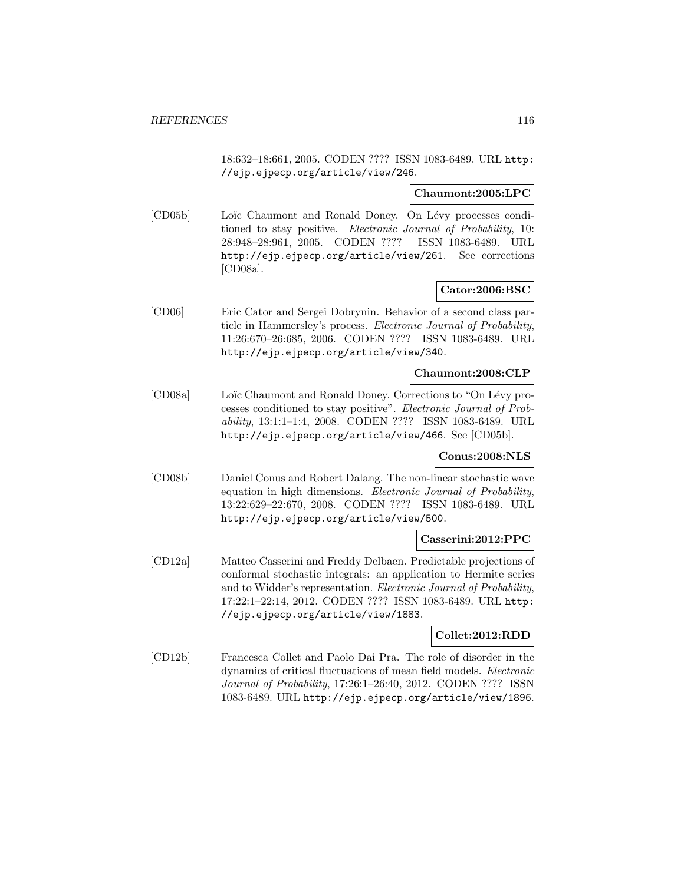18:632–18:661, 2005. CODEN ???? ISSN 1083-6489. URL http://ejp.ejpecp.org/article/view/246.

**Chaumont:2005:LPC**

[CD05b] Loïc Chaumont and Ronald Doney. On Lévy processes conditioned to stay positive. *Electronic Journal of Probability*, 10: 28:948–28:961, 2005. CODEN ???? ISSN 1083-6489. URL http://ejp.ejpecp.org/article/view/261. See corrections [CD08a].

**Cator:2006:BSC**

[CD06] Eric Cator and Sergei Dobrynin. Behavior of a second class particle in Hammersley's process. *Electronic Journal of Probability*, 11:26:670–26:685, 2006. CODEN ???? ISSN 1083-6489. URL http://ejp.ejpecp.org/article/view/340.

**Chaumont:2008:CLP**

[CD08a] Loïc Chaumont and Ronald Doney. Corrections to "On Lévy processes conditioned to stay positive". *Electronic Journal of Probability*, 13:1:1–1:4, 2008. CODEN ???? ISSN 1083-6489. URL http://ejp.ejpecp.org/article/view/466. See [CD05b].

**Conus:2008:NLS**

[CD08b] Daniel Conus and Robert Dalang. The non-linear stochastic wave equation in high dimensions. *Electronic Journal of Probability*, 13:22:629–22:670, 2008. CODEN ???? ISSN 1083-6489. URL http://ejp.ejpecp.org/article/view/500.

**Casserini:2012:PPC**

[CD12a] Matteo Casserini and Freddy Delbaen. Predictable projections of conformal stochastic integrals: an application to Hermite series and to Widder's representation. *Electronic Journal of Probability*, 17:22:1–22:14, 2012. CODEN ???? ISSN 1083-6489. URL http://ejp.ejpecp.org/article/view/1883.

**Collet:2012:RDD**

[CD12b] Francesca Collet and Paolo Dai Pra. The role of disorder in the dynamics of critical fluctuations of mean field models. *Electronic Journal of Probability*, 17:26:1–26:40, 2012. CODEN ???? ISSN 1083-6489. URL http://ejp.ejpecp.org/article/view/1896.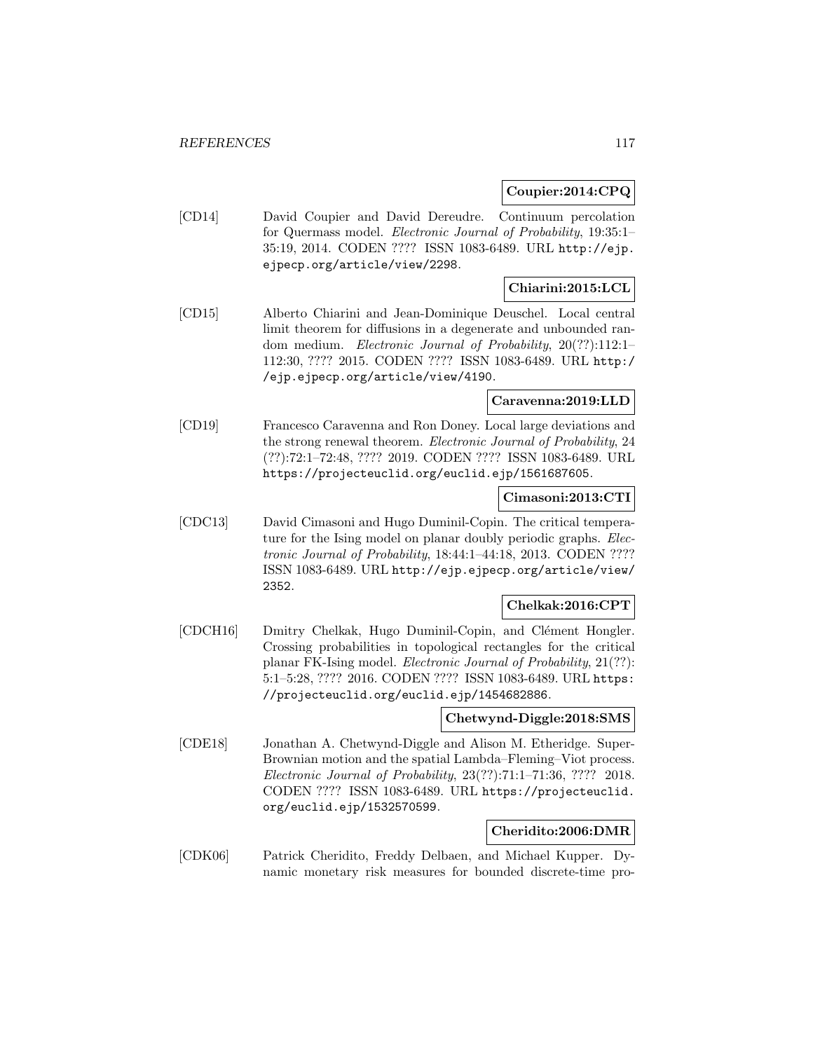**Coupier:2014:CPQ**

[CD14] David Coupier and David Dereudre. Continuum percolation for Quermass model. *Electronic Journal of Probability*, 19:35:1–35:19, 2014. CODEN ???? ISSN 1083-6489. URL http://ejp.ejpecp.org/article/view/2298.

**Chiarini:2015:LCL**

[CD15] Alberto Chiarini and Jean-Dominique Deuschel. Local central limit theorem for diffusions in a degenerate and unbounded random medium. *Electronic Journal of Probability*, 20(??):112:1–112:30, ???? 2015. CODEN ???? ISSN 1083-6489. URL http://ejp.ejpecp.org/article/view/4190.

**Caravenna:2019:LLD**

[CD19] Francesco Caravenna and Ron Doney. Local large deviations and the strong renewal theorem. *Electronic Journal of Probability*, 24(??):72:1–72:48, ???? 2019. CODEN ???? ISSN 1083-6489. URL https://projecteuclid.org/euclid.ejp/1561687605.

**Cimasoni:2013:CTI**

[CDC13] David Cimasoni and Hugo Duminil-Copin. The critical temperature for the Ising model on planar doubly periodic graphs. *Electronic Journal of Probability*, 18:44:1–44:18, 2013. CODEN ???? ISSN 1083-6489. URL http://ejp.ejpecp.org/article/view/2352.

**Chelkak:2016:CPT**

[CDCH16] Dmitry Chelkak, Hugo Duminil-Copin, and Clément Hongler. Crossing probabilities in topological rectangles for the critical planar FK-Ising model. *Electronic Journal of Probability*, 21(??):5:1–5:28, ???? 2016. CODEN ???? ISSN 1083-6489. URL https://projecteuclid.org/euclid.ejp/1454682886.

**Chetwynd-Diggle:2018:SMS**

[CDE18] Jonathan A. Chetwynd-Diggle and Alison M. Etheridge. Super-Brownian motion and the spatial Lambda–Fleming–Viot process. *Electronic Journal of Probability*, 23(??):71:1–71:36, ???? 2018. CODEN ???? ISSN 1083-6489. URL https://projecteuclid.org/euclid.ejp/1532570599.

**Cheridito:2006:DMR**

[CDK06] Patrick Cheridito, Freddy Delbaen, and Michael Kupper. Dynamic monetary risk measures for bounded discrete-time pro-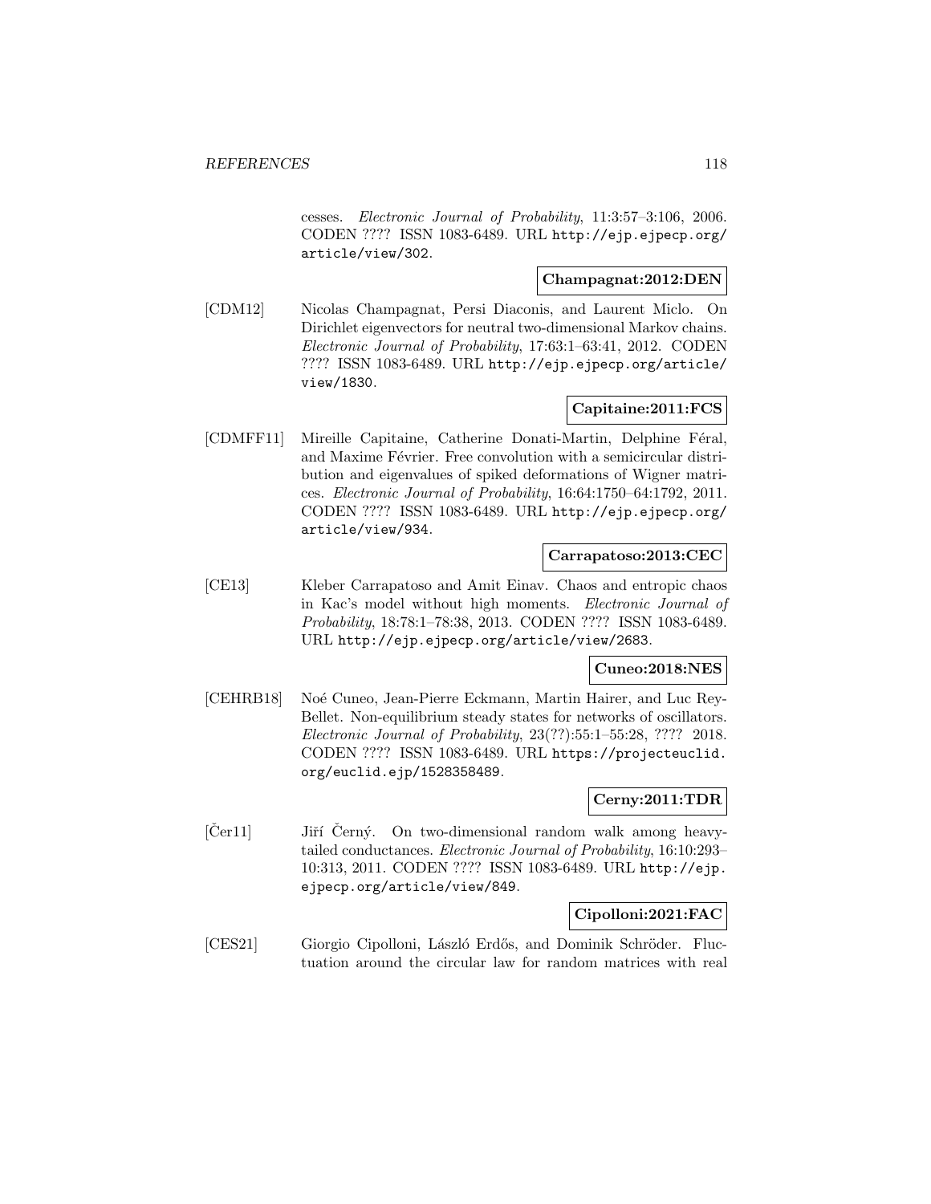cesses. *Electronic Journal of Probability*, 11:3:57–3:106, 2006. CODEN ???? ISSN 1083-6489. URL http://ejp.ejpecp.org/article/view/302.

**Champagnat:2012:DEN**

[CDM12] Nicolas Champagnat, Persi Diaconis, and Laurent Miclo. On Dirichlet eigenvectors for neutral two-dimensional Markov chains. *Electronic Journal of Probability*, 17:63:1–63:41, 2012. CODEN ???? ISSN 1083-6489. URL http://ejp.ejpecp.org/article/view/1830.

**Capitaine:2011:FCS**

[CDMFF11] Mireille Capitaine, Catherine Donati-Martin, Delphine Féral, and Maxime Février. Free convolution with a semicircular distribution and eigenvalues of spiked deformations of Wigner matrices. *Electronic Journal of Probability*, 16:64:1750–64:1792, 2011. CODEN ???? ISSN 1083-6489. URL http://ejp.ejpecp.org/article/view/934.

**Carrapatoso:2013:CEC**

[CE13] Kleber Carrapatoso and Amit Einav. Chaos and entropic chaos in Kac's model without high moments. *Electronic Journal of Probability*, 18:78:1–78:38, 2013. CODEN ???? ISSN 1083-6489. URL http://ejp.ejpecp.org/article/view/2683.

**Cuneo:2018:NES**

[CEHRB18] Noé Cuneo, Jean-Pierre Eckmann, Martin Hairer, and Luc Rey-Bellet. Non-equilibrium steady states for networks of oscillators. *Electronic Journal of Probability*, 23(??):55:1–55:28, ???? 2018. CODEN ???? ISSN 1083-6489. URL https://projecteuclid.org/euclid.ejp/1528358489.

**Cerny:2011:TDR**

[Čer11] Jiří Černý. On two-dimensional random walk among heavy-tailed conductances. *Electronic Journal of Probability*, 16:10:293–10:313, 2011. CODEN ???? ISSN 1083-6489. URL http://ejp.ejpecp.org/article/view/849.

**Cipolloni:2021:FAC**

[CES21] Giorgio Cipolloni, László Erdős, and Dominik Schröder. Fluctuation around the circular law for random matrices with real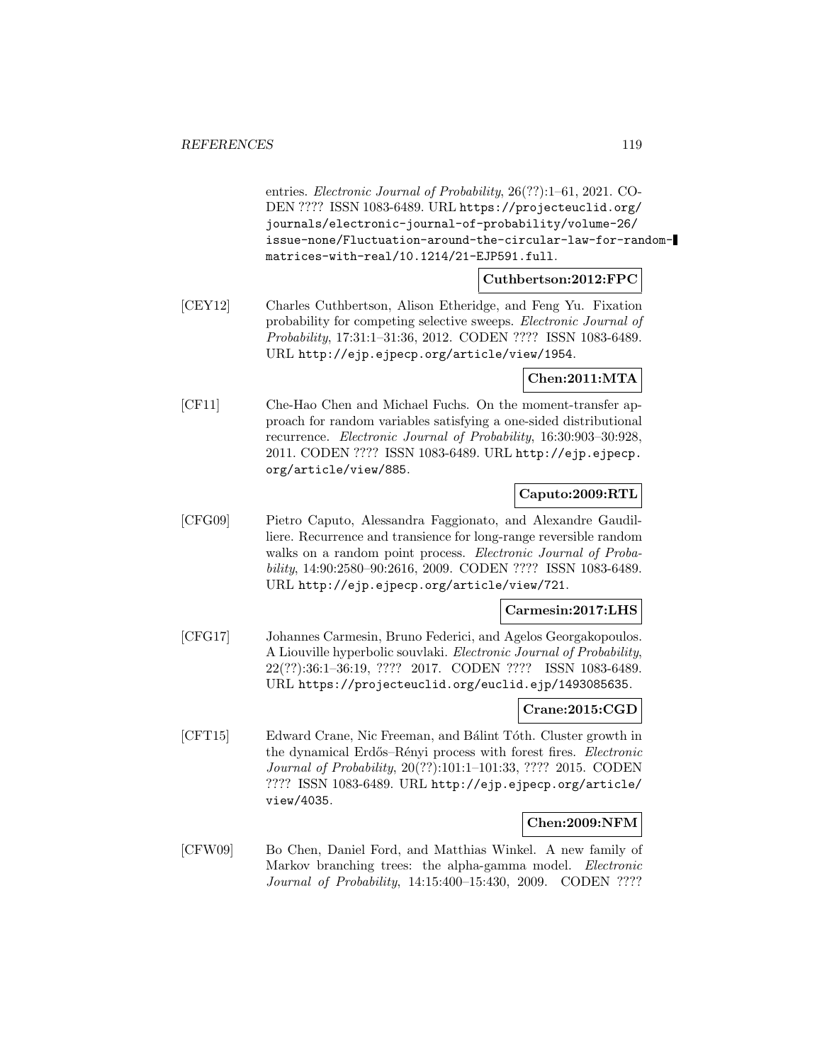entries. *Electronic Journal of Probability*, 26(??):1–61, 2021. CODEN ???? ISSN 1083-6489. URL https://projecteuclid.org/journals/electronic-journal-of-probability/volume-26/issue-none/Fluctuation-around-the-circular-law-for-random-matrices-with-real/10.1214/21-EJP591.full.

**Cuthbertson:2012:FPC**

[CEY12] Charles Cuthbertson, Alison Etheridge, and Feng Yu. Fixation probability for competing selective sweeps. *Electronic Journal of Probability*, 17:31:1–31:36, 2012. CODEN ???? ISSN 1083-6489. URL http://ejp.ejpecp.org/article/view/1954.

**Chen:2011:MTA**

[CF11] Che-Hao Chen and Michael Fuchs. On the moment-transfer approach for random variables satisfying a one-sided distributional recurrence. *Electronic Journal of Probability*, 16:30:903–30:928, 2011. CODEN ???? ISSN 1083-6489. URL http://ejp.ejpecp.org/article/view/885.

**Caputo:2009:RTL**

[CFG09] Pietro Caputo, Alessandra Faggionato, and Alexandre Gaudilliere. Recurrence and transience for long-range reversible random walks on a random point process. *Electronic Journal of Probability*, 14:90:2580–90:2616, 2009. CODEN ???? ISSN 1083-6489. URL http://ejp.ejpecp.org/article/view/721.

**Carmesin:2017:LHS**

[CFG17] Johannes Carmesin, Bruno Federici, and Agelos Georgakopoulos. A Liouville hyperbolic souvlaki. *Electronic Journal of Probability*, 22(??):36:1–36:19, ???? 2017. CODEN ???? ISSN 1083-6489. URL https://projecteuclid.org/euclid.ejp/1493085635.

**Crane:2015:CGD**

[CFT15] Edward Crane, Nic Freeman, and Bálint Tóth. Cluster growth in the dynamical Erdős–Rényi process with forest fires. *Electronic Journal of Probability*, 20(??):101:1–101:33, ???? 2015. CODEN ???? ISSN 1083-6489. URL http://ejp.ejpecp.org/article/view/4035.

**Chen:2009:NFM**

[CFW09] Bo Chen, Daniel Ford, and Matthias Winkel. A new family of Markov branching trees: the alpha-gamma model. *Electronic Journal of Probability*, 14:15:400–15:430, 2009. CODEN ????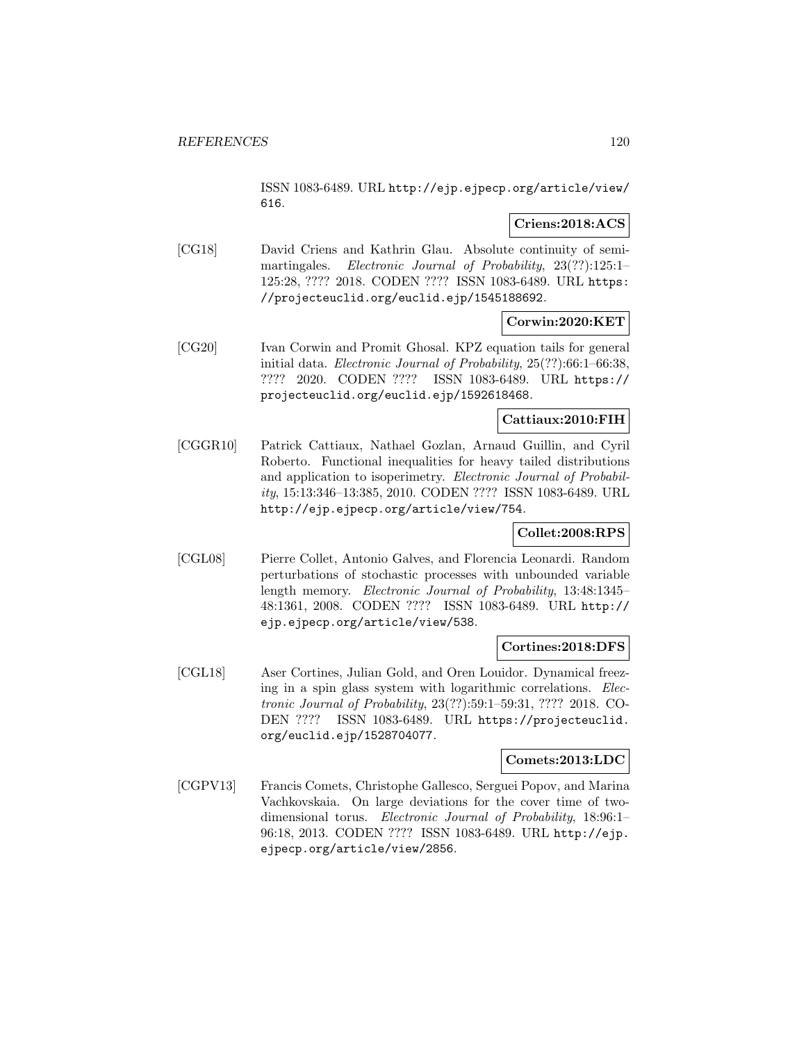ISSN 1083-6489. URL http://ejp.ejpecp.org/article/view/616.

**Criens:2018:ACS**

[CG18] David Criens and Kathrin Glau. Absolute continuity of semimartingales. *Electronic Journal of Probability*, 23(??):125:1–125:28, ???? 2018. CODEN ???? ISSN 1083-6489. URL https://projecteuclid.org/euclid.ejp/1545188692.

**Corwin:2020:KET**

[CG20] Ivan Corwin and Promit Ghosal. KPZ equation tails for general initial data. *Electronic Journal of Probability*, 25(??):66:1–66:38, ???? 2020. CODEN ???? ISSN 1083-6489. URL https://projecteuclid.org/euclid.ejp/1592618468.

**Cattiaux:2010:FIH**

[CGGR10] Patrick Cattiaux, Nathael Gozlan, Arnaud Guillin, and Cyril Roberto. Functional inequalities for heavy tailed distributions and application to isoperimetry. *Electronic Journal of Probability*, 15:13:346–13:385, 2010. CODEN ???? ISSN 1083-6489. URL http://ejp.ejpecp.org/article/view/754.

**Collet:2008:RPS**

[CGL08] Pierre Collet, Antonio Galves, and Florencia Leonardi. Random perturbations of stochastic processes with unbounded variable length memory. *Electronic Journal of Probability*, 13:48:1345–48:1361, 2008. CODEN ???? ISSN 1083-6489. URL http://ejp.ejpecp.org/article/view/538.

**Cortines:2018:DFS**

[CGL18] Aser Cortines, Julian Gold, and Oren Louidor. Dynamical freezing in a spin glass system with logarithmic correlations. *Electronic Journal of Probability*, 23(??):59:1–59:31, ???? 2018. CODEN ???? ISSN 1083-6489. URL https://projecteuclid.org/euclid.ejp/1528704077.

**Comets:2013:LDC**

[CGPV13] Francis Comets, Christophe Gallesco, Serguei Popov, and Marina Vachkovskaia. On large deviations for the cover time of two-dimensional torus. *Electronic Journal of Probability*, 18:96:1–96:18, 2013. CODEN ???? ISSN 1083-6489. URL http://ejp.ejpecp.org/article/view/2856.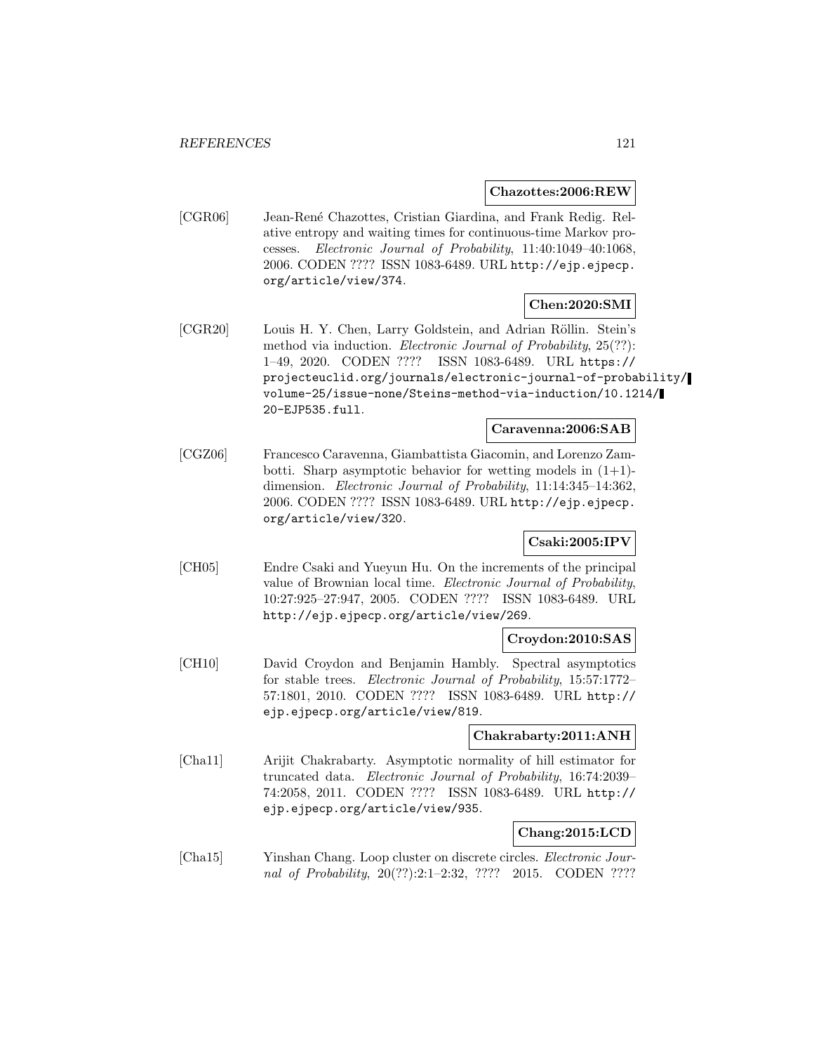**Chazottes:2006:REW**

[CGR06] Jean-René Chazottes, Cristian Giardina, and Frank Redig. Relative entropy and waiting times for continuous-time Markov processes. *Electronic Journal of Probability*, 11:40:1049–40:1068, 2006. CODEN ???? ISSN 1083-6489. URL http://ejp.ejpecp.org/article/view/374.

**Chen:2020:SMI**

[CGR20] Louis H. Y. Chen, Larry Goldstein, and Adrian Röllin. Stein's method via induction. *Electronic Journal of Probability*, 25(??): 1–49, 2020. CODEN ???? ISSN 1083-6489. URL https://projecteuclid.org/journals/electronic-journal-of-probability/volume-25/issue-none/Steins-method-via-induction/10.1214/20-EJP535.full.

**Caravenna:2006:SAB**

[CGZ06] Francesco Caravenna, Giambattista Giacomin, and Lorenzo Zambotti. Sharp asymptotic behavior for wetting models in (1+1)-dimension. *Electronic Journal of Probability*, 11:14:345–14:362, 2006. CODEN ???? ISSN 1083-6489. URL http://ejp.ejpecp.org/article/view/320.

**Csaki:2005:IPV**

[CH05] Endre Csaki and Yueyun Hu. On the increments of the principal value of Brownian local time. *Electronic Journal of Probability*, 10:27:925–27:947, 2005. CODEN ???? ISSN 1083-6489. URL http://ejp.ejpecp.org/article/view/269.

**Croydon:2010:SAS**

[CH10] David Croydon and Benjamin Hambly. Spectral asymptotics for stable trees. *Electronic Journal of Probability*, 15:57:1772–57:1801, 2010. CODEN ???? ISSN 1083-6489. URL http://ejp.ejpecp.org/article/view/819.

**Chakrabarty:2011:ANH**

[Cha11] Arijit Chakrabarty. Asymptotic normality of hill estimator for truncated data. *Electronic Journal of Probability*, 16:74:2039–74:2058, 2011. CODEN ???? ISSN 1083-6489. URL http://ejp.ejpecp.org/article/view/935.

**Chang:2015:LCD**

[Cha15] Yinshan Chang. Loop cluster on discrete circles. *Electronic Journal of Probability*, 20(??):2:1–2:32, ???? 2015. CODEN ????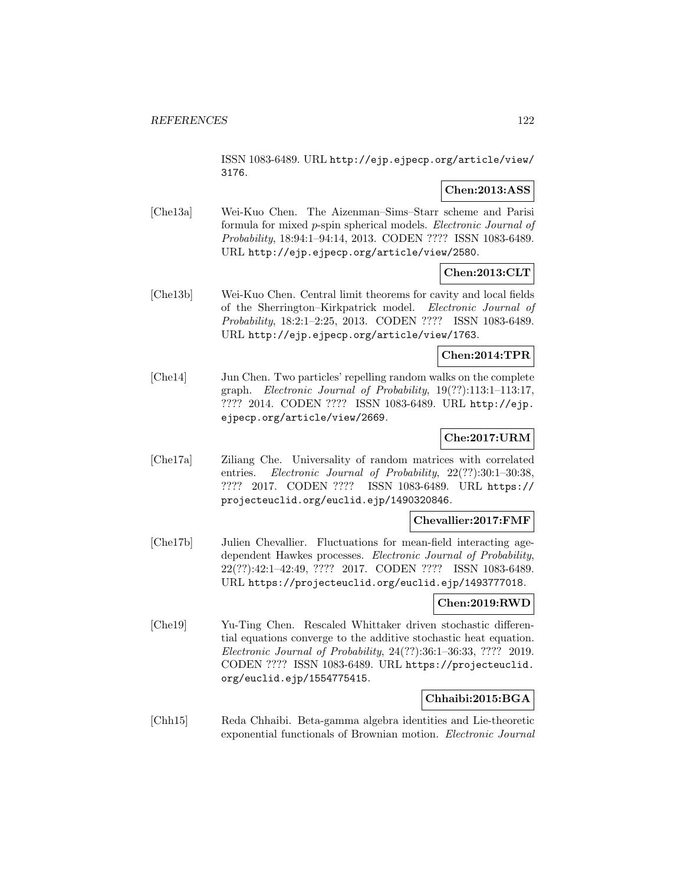ISSN 1083-6489. URL http://ejp.ejpecp.org/article/view/3176.

**Chen:2013:ASS**

[Che13a] Wei-Kuo Chen. The Aizenman–Sims–Starr scheme and Parisi formula for mixed $p$-spin spherical models. *Electronic Journal of Probability*, 18:94:1–94:14, 2013. CODEN ???? ISSN 1083-6489. URL http://ejp.ejpecp.org/article/view/2580.

**Chen:2013:CLT**

[Che13b] Wei-Kuo Chen. Central limit theorems for cavity and local fields of the Sherrington–Kirkpatrick model. *Electronic Journal of Probability*, 18:2:1–2:25, 2013. CODEN ???? ISSN 1083-6489. URL http://ejp.ejpecp.org/article/view/1763.

**Chen:2014:TPR**

[Che14] Jun Chen. Two particles' repelling random walks on the complete graph. *Electronic Journal of Probability*, 19(??):113:1–113:17, ???? 2014. CODEN ???? ISSN 1083-6489. URL http://ejp.ejpecp.org/article/view/2669.

**Che:2017:URM**

[Che17a] Ziliang Che. Universality of random matrices with correlated entries. *Electronic Journal of Probability*, 22(??):30:1–30:38, ???? 2017. CODEN ???? ISSN 1083-6489. URL https://projecteuclid.org/euclid.ejp/1490320846.

**Chevallier:2017:FMF**

[Che17b] Julien Chevallier. Fluctuations for mean-field interacting age-dependent Hawkes processes. *Electronic Journal of Probability*, 22(??):42:1–42:49, ???? 2017. CODEN ???? ISSN 1083-6489. URL https://projecteuclid.org/euclid.ejp/1493777018.

**Chen:2019:RWD**

[Che19] Yu-Ting Chen. Rescaled Whittaker driven stochastic differential equations converge to the additive stochastic heat equation. *Electronic Journal of Probability*, 24(??):36:1–36:33, ???? 2019. CODEN ???? ISSN 1083-6489. URL https://projecteuclid.org/euclid.ejp/1554775415.

**Chhaibi:2015:BGA**

[Chh15] Reda Chhaibi. Beta-gamma algebra identities and Lie-theoretic exponential functionals of Brownian motion. *Electronic Journal*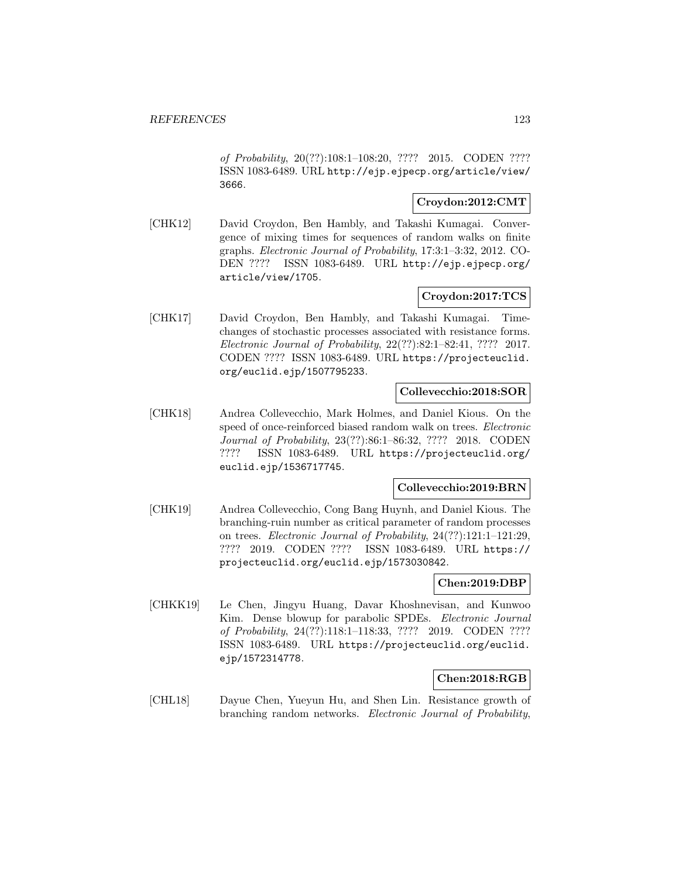*of Probability*, 20(??):108:1–108:20, ???? 2015. CODEN ???? ISSN 1083-6489. URL http://ejp.ejpecp.org/article/view/3666.

**Croydon:2012:CMT**

[CHK12] David Croydon, Ben Hambly, and Takashi Kumagai. Convergence of mixing times for sequences of random walks on finite graphs. *Electronic Journal of Probability*, 17:3:1–3:32, 2012. CODEN ???? ISSN 1083-6489. URL http://ejp.ejpecp.org/article/view/1705.

**Croydon:2017:TCS**

[CHK17] David Croydon, Ben Hambly, and Takashi Kumagai. Time-changes of stochastic processes associated with resistance forms. *Electronic Journal of Probability*, 22(??):82:1–82:41, ???? 2017. CODEN ???? ISSN 1083-6489. URL https://projecteuclid.org/euclid.ejp/1507795233.

**Collevecchio:2018:SOR**

[CHK18] Andrea Collevecchio, Mark Holmes, and Daniel Kious. On the speed of once-reinforced biased random walk on trees. *Electronic Journal of Probability*, 23(??):86:1–86:32, ???? 2018. CODEN ???? ISSN 1083-6489. URL https://projecteuclid.org/euclid.ejp/1536717745.

**Collevecchio:2019:BRN**

[CHK19] Andrea Collevecchio, Cong Bang Huynh, and Daniel Kious. The branching-ruin number as critical parameter of random processes on trees. *Electronic Journal of Probability*, 24(??):121:1–121:29, ???? 2019. CODEN ???? ISSN 1083-6489. URL https://projecteuclid.org/euclid.ejp/1573030842.

**Chen:2019:DBP**

[CHKK19] Le Chen, Jingyu Huang, Davar Khoshnevisan, and Kunwoo Kim. Dense blowup for parabolic SPDEs. *Electronic Journal of Probability*, 24(??):118:1–118:33, ???? 2019. CODEN ???? ISSN 1083-6489. URL https://projecteuclid.org/euclid.ejp/1572314778.

**Chen:2018:RGB**

[CHL18] Dayue Chen, Yueyun Hu, and Shen Lin. Resistance growth of branching random networks. *Electronic Journal of Probability*,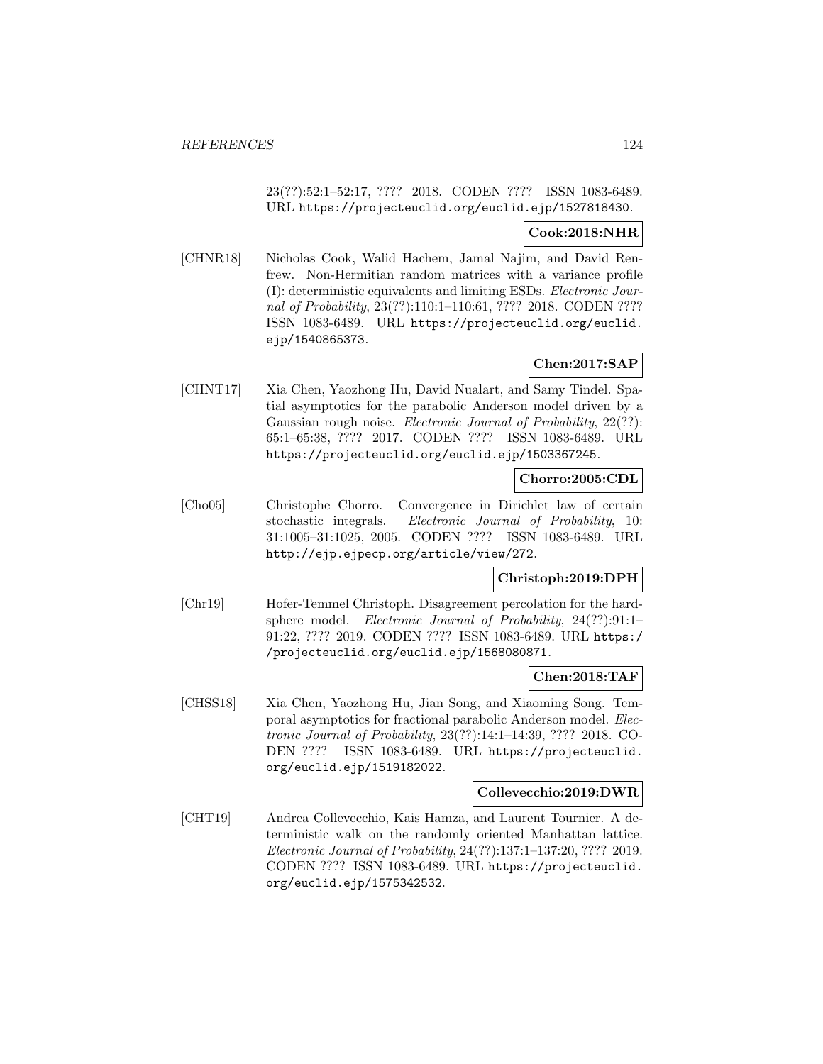23(??):52:1–52:17, ???? 2018. CODEN ???? ISSN 1083-6489. URL https://projecteuclid.org/euclid.ejp/1527818430.

**Cook:2018:NHR**

[CHNR18] Nicholas Cook, Walid Hachem, Jamal Najim, and David Renfrew. Non-Hermitian random matrices with a variance profile (I): deterministic equivalents and limiting ESDs. *Electronic Journal of Probability*, 23(??):110:1–110:61, ???? 2018. CODEN ???? ISSN 1083-6489. URL https://projecteuclid.org/euclid.ejp/1540865373.

**Chen:2017:SAP**

[CHNT17] Xia Chen, Yaozhong Hu, David Nualart, and Samy Tindel. Spatial asymptotics for the parabolic Anderson model driven by a Gaussian rough noise. *Electronic Journal of Probability*, 22(??): 65:1–65:38, ???? 2017. CODEN ???? ISSN 1083-6489. URL https://projecteuclid.org/euclid.ejp/1503367245.

**Chorro:2005:CDL**

[Cho05] Christophe Chorro. Convergence in Dirichlet law of certain stochastic integrals. *Electronic Journal of Probability*, 10: 31:1005–31:1025, 2005. CODEN ???? ISSN 1083-6489. URL http://ejp.ejpecp.org/article/view/272.

**Christoph:2019:DPH**

[Chr19] Hofer-Temmel Christoph. Disagreement percolation for the hard-sphere model. *Electronic Journal of Probability*, 24(??):91:1–91:22, ???? 2019. CODEN ???? ISSN 1083-6489. URL https://projecteuclid.org/euclid.ejp/1568080871.

**Chen:2018:TAF**

[CHSS18] Xia Chen, Yaozhong Hu, Jian Song, and Xiaoming Song. Temporal asymptotics for fractional parabolic Anderson model. *Electronic Journal of Probability*, 23(??):14:1–14:39, ???? 2018. CODEN ???? ISSN 1083-6489. URL https://projecteuclid.org/euclid.ejp/1519182022.

**Collevecchio:2019:DWR**

[CHT19] Andrea Collevecchio, Kais Hamza, and Laurent Tournier. A deterministic walk on the randomly oriented Manhattan lattice. *Electronic Journal of Probability*, 24(??):137:1–137:20, ???? 2019. CODEN ???? ISSN 1083-6489. URL https://projecteuclid.org/euclid.ejp/1575342532.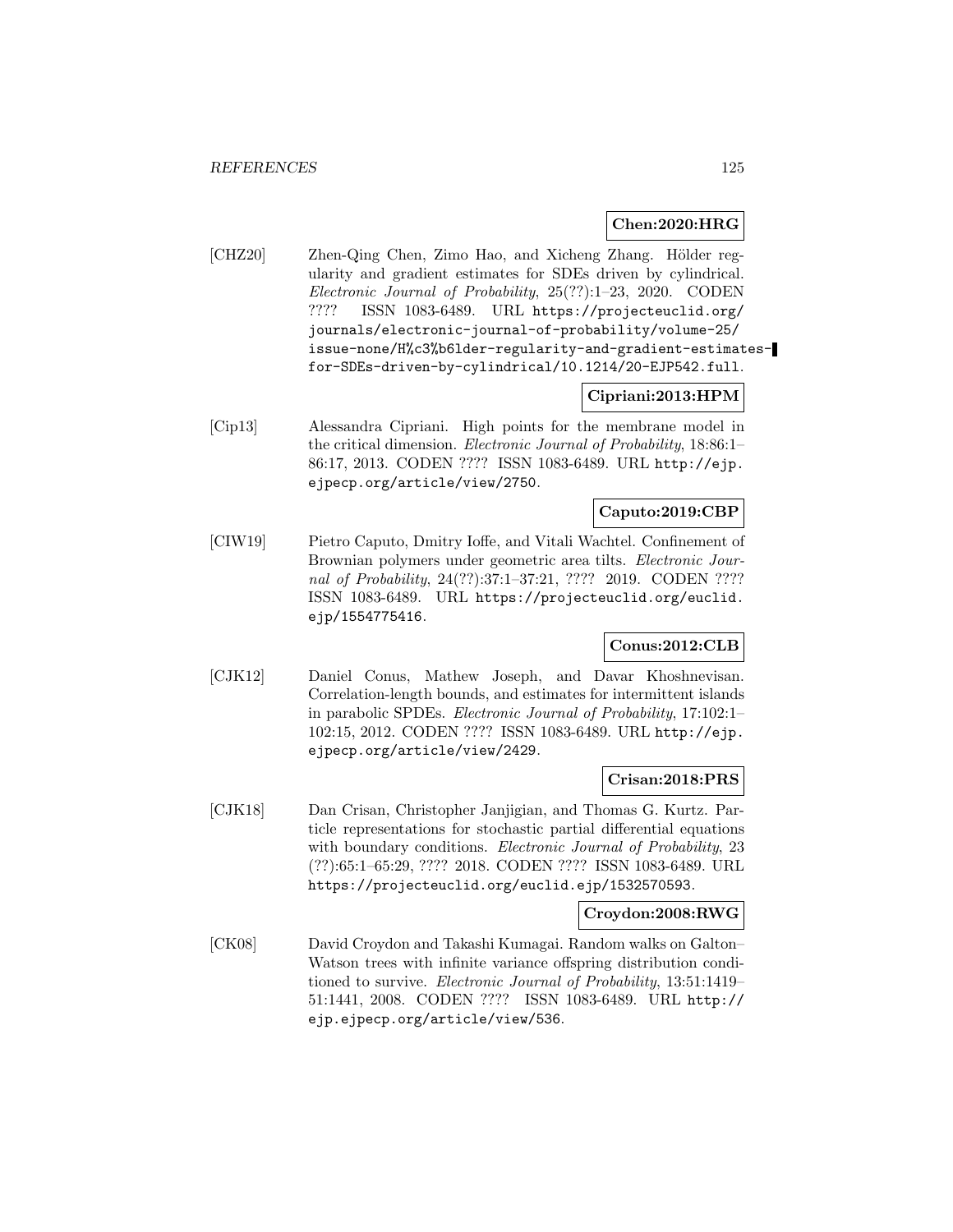**Chen:2020:HRG**

[CHZ20] Zhen-Qing Chen, Zimo Hao, and Xicheng Zhang. Hölder regularity and gradient estimates for SDEs driven by cylindrical. *Electronic Journal of Probability*, 25(??):1–23, 2020. CODEN ???? ISSN 1083-6489. URL https://projecteuclid.org/journals/electronic-journal-of-probability/volume-25/issue-none/H%c3%b6lder-regularity-and-gradient-estimates-for-SDEs-driven-by-cylindrical/10.1214/20-EJP542.full.

**Cipriani:2013:HPM**

[Cip13] Alessandra Cipriani. High points for the membrane model in the critical dimension. *Electronic Journal of Probability*, 18:86:1–86:17, 2013. CODEN ???? ISSN 1083-6489. URL http://ejp.ejpecp.org/article/view/2750.

**Caputo:2019:CBP**

[CIW19] Pietro Caputo, Dmitry Ioffe, and Vitali Wachtel. Confinement of Brownian polymers under geometric area tilts. *Electronic Journal of Probability*, 24(??):37:1–37:21, ???? 2019. CODEN ???? ISSN 1083-6489. URL https://projecteuclid.org/euclid.ejp/1554775416.

**Conus:2012:CLB**

[CJK12] Daniel Conus, Mathew Joseph, and Davar Khoshnevisan. Correlation-length bounds, and estimates for intermittent islands in parabolic SPDEs. *Electronic Journal of Probability*, 17:102:1–102:15, 2012. CODEN ???? ISSN 1083-6489. URL http://ejp.ejpecp.org/article/view/2429.

**Crisan:2018:PRS**

[CJK18] Dan Crisan, Christopher Janjigian, and Thomas G. Kurtz. Particle representations for stochastic partial differential equations with boundary conditions. *Electronic Journal of Probability*, 23 (??):65:1–65:29, ???? 2018. CODEN ???? ISSN 1083-6489. URL https://projecteuclid.org/euclid.ejp/1532570593.

**Croydon:2008:RWG**

[CK08] David Croydon and Takashi Kumagai. Random walks on Galton–Watson trees with infinite variance offspring distribution conditioned to survive. *Electronic Journal of Probability*, 13:51:1419–51:1441, 2008. CODEN ???? ISSN 1083-6489. URL http://ejp.ejpecp.org/article/view/536.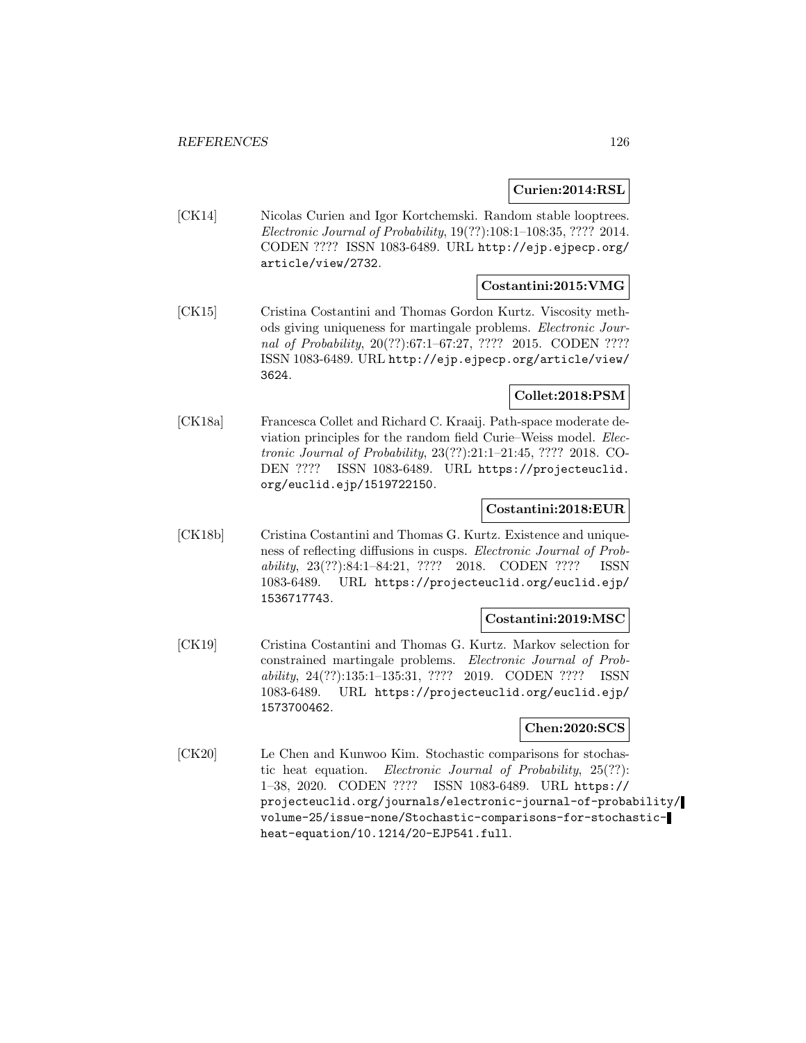**Curien:2014:RSL**

[CK14] Nicolas Curien and Igor Kortchemski. Random stable looptrees. *Electronic Journal of Probability*, 19(??):108:1–108:35, ???? 2014. CODEN ???? ISSN 1083-6489. URL http://ejp.ejpecp.org/article/view/2732.

**Costantini:2015:VMG**

[CK15] Cristina Costantini and Thomas Gordon Kurtz. Viscosity methods giving uniqueness for martingale problems. *Electronic Journal of Probability*, 20(??):67:1–67:27, ???? 2015. CODEN ???? ISSN 1083-6489. URL http://ejp.ejpecp.org/article/view/3624.

**Collet:2018:PSM**

[CK18a] Francesca Collet and Richard C. Kraaij. Path-space moderate deviation principles for the random field Curie–Weiss model. *Electronic Journal of Probability*, 23(??):21:1–21:45, ???? 2018. CODEN ???? ISSN 1083-6489. URL https://projecteuclid.org/euclid.ejp/1519722150.

**Costantini:2018:EUR**

[CK18b] Cristina Costantini and Thomas G. Kurtz. Existence and uniqueness of reflecting diffusions in cusps. *Electronic Journal of Probability*, 23(??):84:1–84:21, ???? 2018. CODEN ???? ISSN 1083-6489. URL https://projecteuclid.org/euclid.ejp/1536717743.

**Costantini:2019:MSC**

[CK19] Cristina Costantini and Thomas G. Kurtz. Markov selection for constrained martingale problems. *Electronic Journal of Probability*, 24(??):135:1–135:31, ???? 2019. CODEN ???? ISSN 1083-6489. URL https://projecteuclid.org/euclid.ejp/1573700462.

**Chen:2020:SCS**

[CK20] Le Chen and Kunwoo Kim. Stochastic comparisons for stochastic heat equation. *Electronic Journal of Probability*, 25(??): 1–38, 2020. CODEN ???? ISSN 1083-6489. URL https://projecteuclid.org/journals/electronic-journal-of-probability/volume-25/issue-none/Stochastic-comparisons-for-stochastic-heat-equation/10.1214/20-EJP541.full.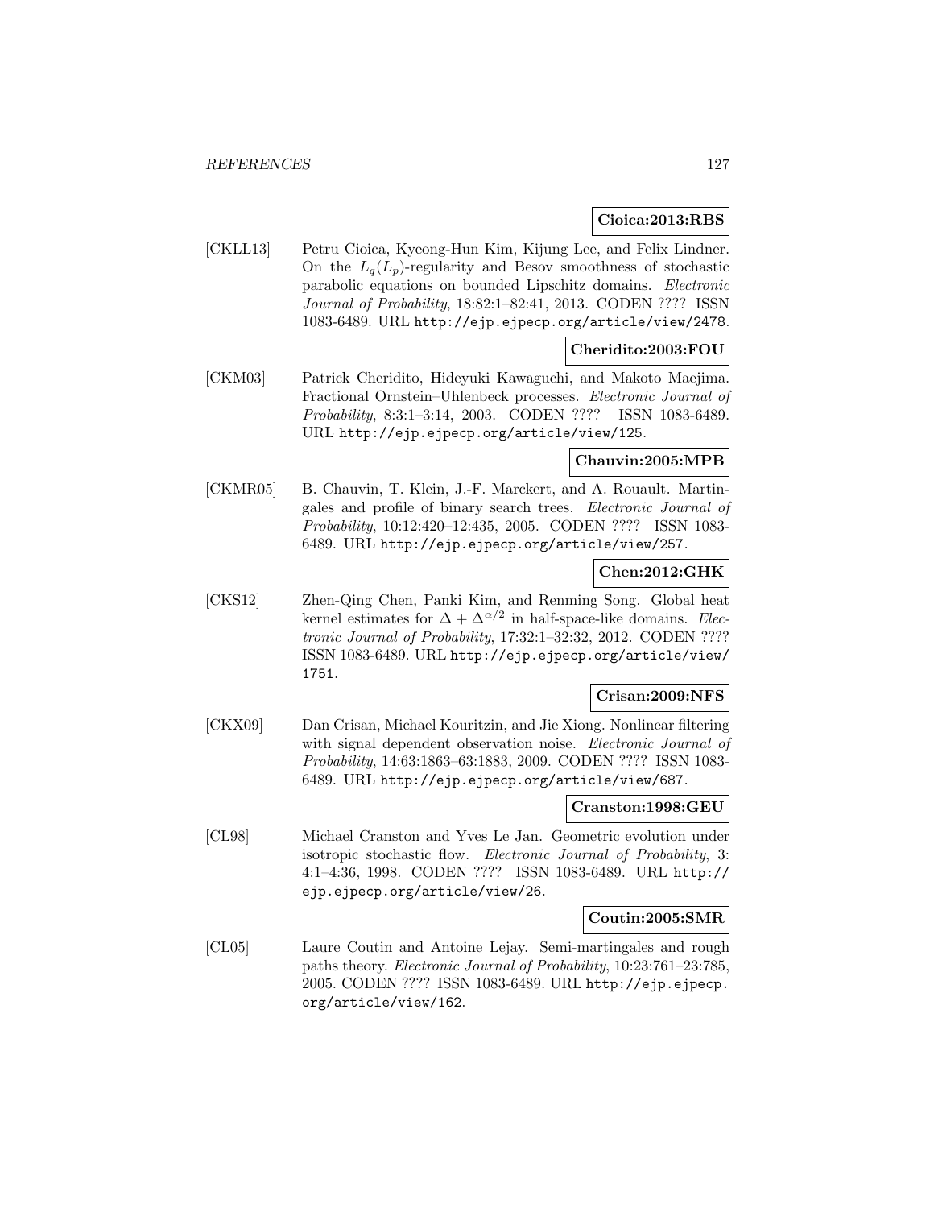**Cioica:2013:RBS**

[CKLL13] Petru Cioica, Kyeong-Hun Kim, Kijung Lee, and Felix Lindner. On the $L_q(L_p)$-regularity and Besov smoothness of stochastic parabolic equations on bounded Lipschitz domains. *Electronic Journal of Probability*, 18:82:1–82:41, 2013. CODEN ???? ISSN 1083-6489. URL http://ejp.ejpecp.org/article/view/2478.

**Cheridito:2003:FOU**

[CKM03] Patrick Cheridito, Hideyuki Kawaguchi, and Makoto Maejima. Fractional Ornstein–Uhlenbeck processes. *Electronic Journal of Probability*, 8:3:1–3:14, 2003. CODEN ???? ISSN 1083-6489. URL http://ejp.ejpecp.org/article/view/125.

**Chauvin:2005:MPB**

[CKMR05] B. Chauvin, T. Klein, J.-F. Marckert, and A. Rouault. Martingales and profile of binary search trees. *Electronic Journal of Probability*, 10:12:420–12:435, 2005. CODEN ???? ISSN 1083-6489. URL http://ejp.ejpecp.org/article/view/257.

**Chen:2012:GHK**

[CKS12] Zhen-Qing Chen, Panki Kim, and Renming Song. Global heat kernel estimates for $\Delta + \Delta^{\alpha/2}$ in half-space-like domains. *Electronic Journal of Probability*, 17:32:1–32:32, 2012. CODEN ???? ISSN 1083-6489. URL http://ejp.ejpecp.org/article/view/1751.

**Crisan:2009:NFS**

[CKX09] Dan Crisan, Michael Kouritzin, and Jie Xiong. Nonlinear filtering with signal dependent observation noise. *Electronic Journal of Probability*, 14:63:1863–63:1883, 2009. CODEN ???? ISSN 1083-6489. URL http://ejp.ejpecp.org/article/view/687.

**Cranston:1998:GEU**

[CL98] Michael Cranston and Yves Le Jan. Geometric evolution under isotropic stochastic flow. *Electronic Journal of Probability*, 3: 4:1–4:36, 1998. CODEN ???? ISSN 1083-6489. URL http://ejp.ejpecp.org/article/view/26.

**Coutin:2005:SMR**

[CL05] Laure Coutin and Antoine Lejay. Semi-martingales and rough paths theory. *Electronic Journal of Probability*, 10:23:761–23:785, 2005. CODEN ???? ISSN 1083-6489. URL http://ejp.ejpecp.org/article/view/162.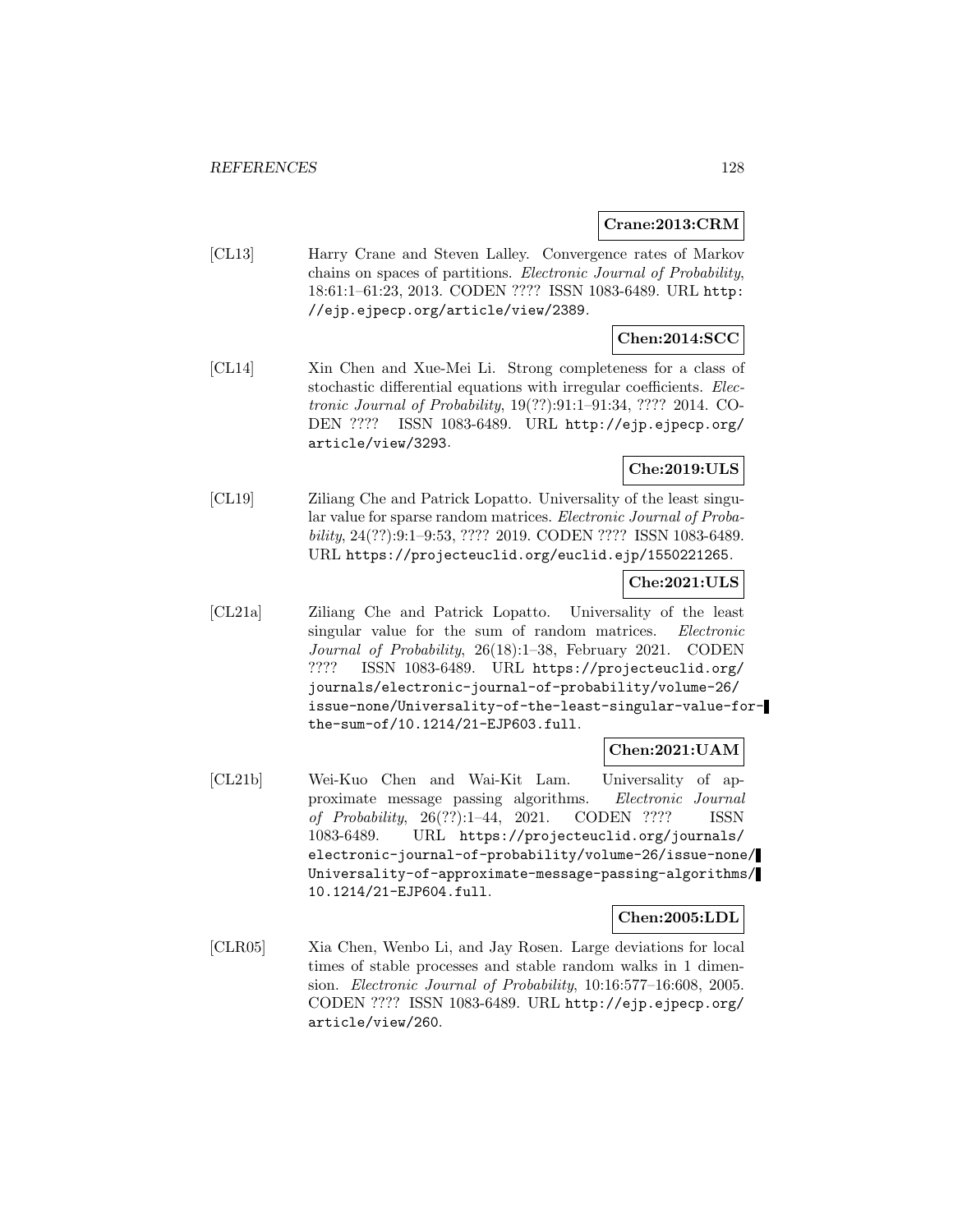**Crane:2013:CRM**

[CL13] Harry Crane and Steven Lalley. Convergence rates of Markov chains on spaces of partitions. *Electronic Journal of Probability*, 18:61:1–61:23, 2013. CODEN ???? ISSN 1083-6489. URL http://ejp.ejpecp.org/article/view/2389.

**Chen:2014:SCC**

[CL14] Xin Chen and Xue-Mei Li. Strong completeness for a class of stochastic differential equations with irregular coefficients. *Electronic Journal of Probability*, 19(??):91:1–91:34, ???? 2014. CODEN ???? ISSN 1083-6489. URL http://ejp.ejpecp.org/article/view/3293.

**Che:2019:ULS**

[CL19] Ziliang Che and Patrick Lopatto. Universality of the least singular value for sparse random matrices. *Electronic Journal of Probability*, 24(??):9:1–9:53, ???? 2019. CODEN ???? ISSN 1083-6489. URL https://projecteuclid.org/euclid.ejp/1550221265.

**Che:2021:ULS**

[CL21a] Ziliang Che and Patrick Lopatto. Universality of the least singular value for the sum of random matrices. *Electronic Journal of Probability*, 26(18):1–38, February 2021. CODEN ???? ISSN 1083-6489. URL https://projecteuclid.org/journals/electronic-journal-of-probability/volume-26/issue-none/Universality-of-the-least-singular-value-for-the-sum-of/10.1214/21-EJP603.full.

**Chen:2021:UAM**

[CL21b] Wei-Kuo Chen and Wai-Kit Lam. Universality of approximate message passing algorithms. *Electronic Journal of Probability*, 26(??):1–44, 2021. CODEN ???? ISSN 1083-6489. URL https://projecteuclid.org/journals/electronic-journal-of-probability/volume-26/issue-none/Universality-of-approximate-message-passing-algorithms/10.1214/21-EJP604.full.

**Chen:2005:LDL**

[CLR05] Xia Chen, Wenbo Li, and Jay Rosen. Large deviations for local times of stable processes and stable random walks in 1 dimension. *Electronic Journal of Probability*, 10:16:577–16:608, 2005. CODEN ???? ISSN 1083-6489. URL http://ejp.ejpecp.org/article/view/260.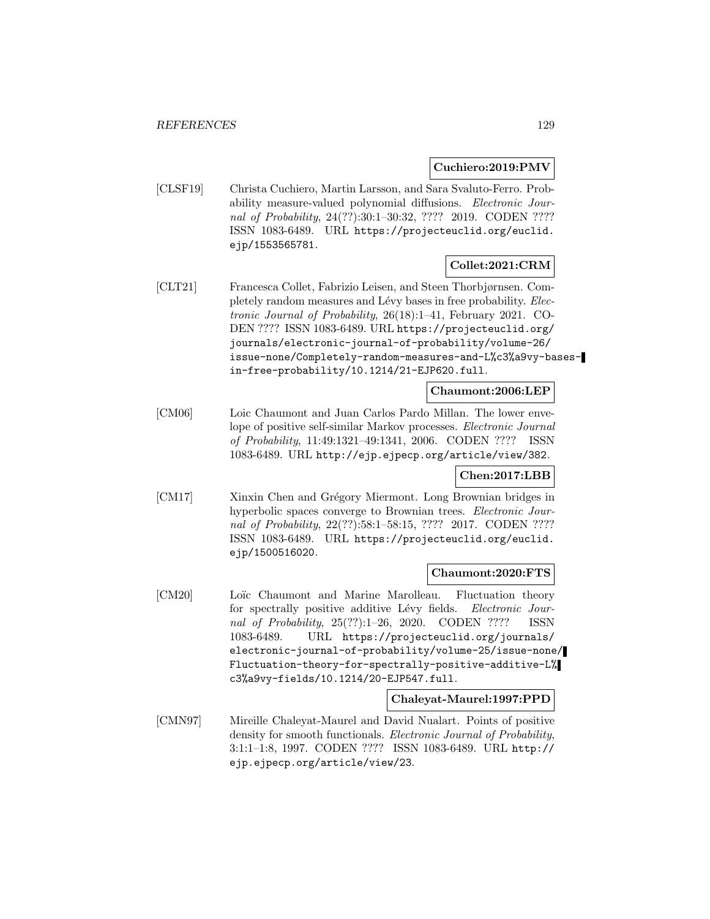**Cuchiero:2019:PMV**

[CLSF19] Christa Cuchiero, Martin Larsson, and Sara Svaluto-Ferro. Probability measure-valued polynomial diffusions. *Electronic Journal of Probability*, 24(??):30:1–30:32, ???? 2019. CODEN ???? ISSN 1083-6489. URL https://projecteuclid.org/euclid.ejp/1553565781.

**Collet:2021:CRM**

[CLT21] Francesca Collet, Fabrizio Leisen, and Steen Thorbjørnsen. Completely random measures and Lévy bases in free probability. *Electronic Journal of Probability*, 26(18):1–41, February 2021. CODEN ???? ISSN 1083-6489. URL https://projecteuclid.org/journals/electronic-journal-of-probability/volume-26/issue-none/Completely-random-measures-and-L%c3%a9vy-bases-in-free-probability/10.1214/21-EJP620.full.

**Chaumont:2006:LEP**

[CM06] Loic Chaumont and Juan Carlos Pardo Millan. The lower envelope of positive self-similar Markov processes. *Electronic Journal of Probability*, 11:49:1321–49:1341, 2006. CODEN ???? ISSN 1083-6489. URL http://ejp.ejpecp.org/article/view/382.

**Chen:2017:LBB**

[CM17] Xinxin Chen and Grégory Miermont. Long Brownian bridges in hyperbolic spaces converge to Brownian trees. *Electronic Journal of Probability*, 22(??):58:1–58:15, ???? 2017. CODEN ???? ISSN 1083-6489. URL https://projecteuclid.org/euclid.ejp/1500516020.

**Chaumont:2020:FTS**

[CM20] Loïc Chaumont and Marine Marolleau. Fluctuation theory for spectrally positive additive Lévy fields. *Electronic Journal of Probability*, 25(??):1–26, 2020. CODEN ???? ISSN 1083-6489. URL https://projecteuclid.org/journals/electronic-journal-of-probability/volume-25/issue-none/Fluctuation-theory-for-spectrally-positive-additive-L%c3%a9vy-fields/10.1214/20-EJP547.full.

**Chaleyat-Maurel:1997:PPD**

[CMN97] Mireille Chaleyat-Maurel and David Nualart. Points of positive density for smooth functionals. *Electronic Journal of Probability*, 3:1:1–1:8, 1997. CODEN ???? ISSN 1083-6489. URL http://ejp.ejpecp.org/article/view/23.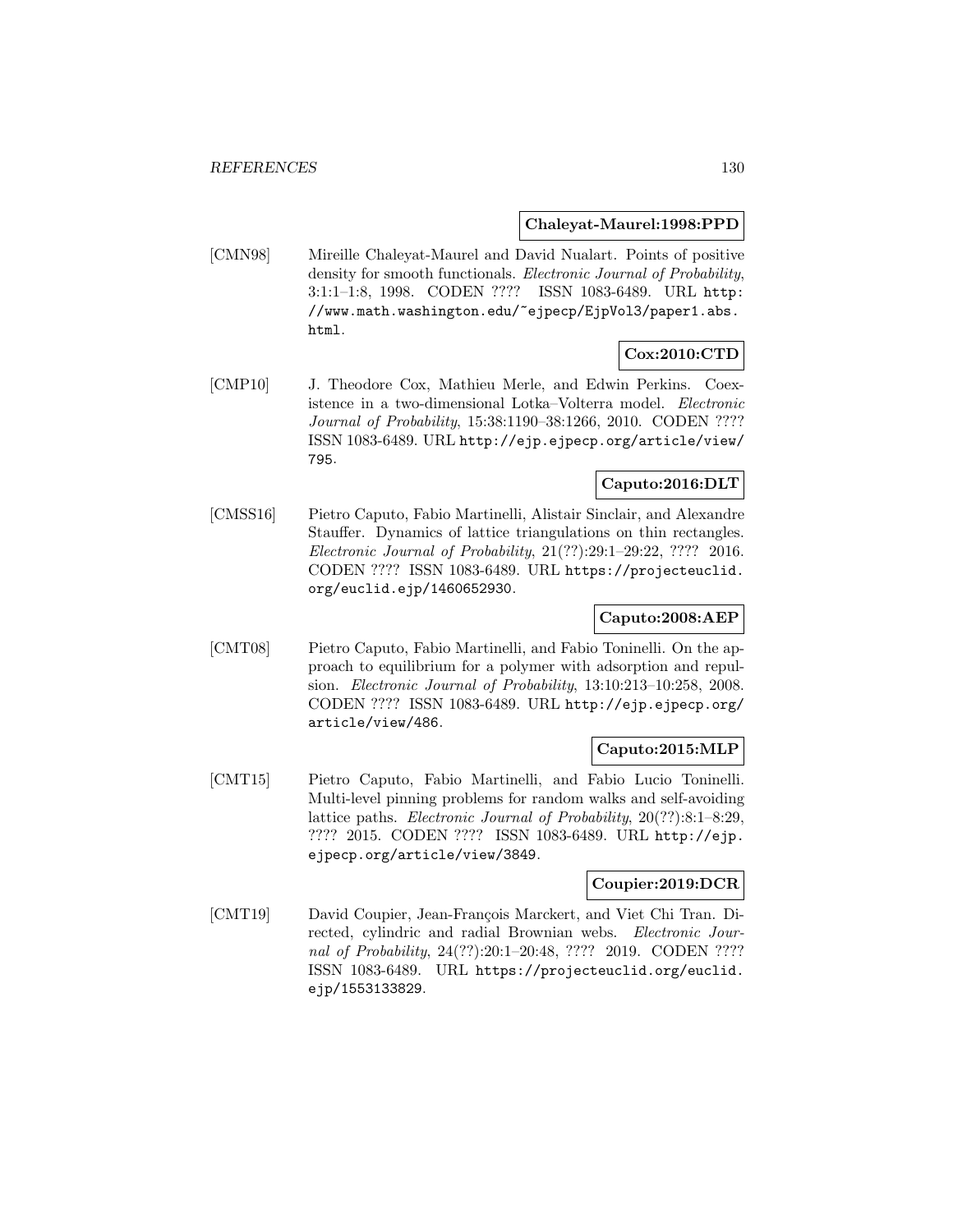**Chaleyat-Maurel:1998:PPD**

[CMN98] Mireille Chaleyat-Maurel and David Nualart. Points of positive density for smooth functionals. *Electronic Journal of Probability*, 3:1:1–1:8, 1998. CODEN ???? ISSN 1083-6489. URL http://www.math.washington.edu/~ejpecp/EjpVol3/paper1.abs.html.

**Cox:2010:CTD**

[CMP10] J. Theodore Cox, Mathieu Merle, and Edwin Perkins. Coexistence in a two-dimensional Lotka–Volterra model. *Electronic Journal of Probability*, 15:38:1190–38:1266, 2010. CODEN ???? ISSN 1083-6489. URL http://ejp.ejpecp.org/article/view/795.

**Caputo:2016:DLT**

[CMSS16] Pietro Caputo, Fabio Martinelli, Alistair Sinclair, and Alexandre Stauffer. Dynamics of lattice triangulations on thin rectangles. *Electronic Journal of Probability*, 21(??):29:1–29:22, ???? 2016. CODEN ???? ISSN 1083-6489. URL https://projecteuclid.org/euclid.ejp/1460652930.

**Caputo:2008:AEP**

[CMT08] Pietro Caputo, Fabio Martinelli, and Fabio Toninelli. On the approach to equilibrium for a polymer with adsorption and repulsion. *Electronic Journal of Probability*, 13:10:213–10:258, 2008. CODEN ???? ISSN 1083-6489. URL http://ejp.ejpecp.org/article/view/486.

**Caputo:2015:MLP**

[CMT15] Pietro Caputo, Fabio Martinelli, and Fabio Lucio Toninelli. Multi-level pinning problems for random walks and self-avoiding lattice paths. *Electronic Journal of Probability*, 20(??):8:1–8:29, ???? 2015. CODEN ???? ISSN 1083-6489. URL http://ejp.ejpecp.org/article/view/3849.

**Coupier:2019:DCR**

[CMT19] David Coupier, Jean-François Marckert, and Viet Chi Tran. Directed, cylindric and radial Brownian webs. *Electronic Journal of Probability*, 24(??):20:1–20:48, ???? 2019. CODEN ???? ISSN 1083-6489. URL https://projecteuclid.org/euclid.ejp/1553133829.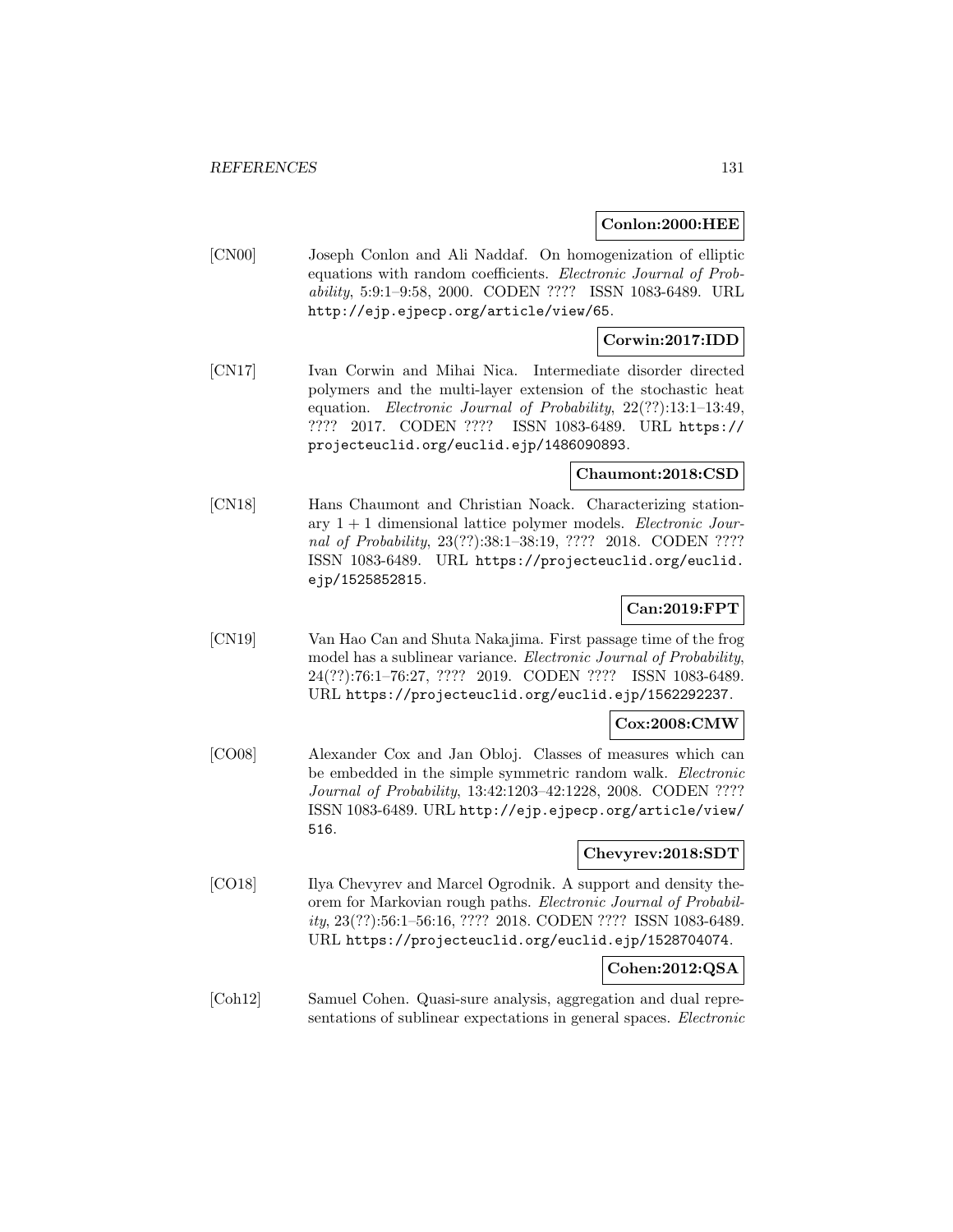**Conlon:2000:HEE**

[CN00] Joseph Conlon and Ali Naddaf. On homogenization of elliptic equations with random coefficients. *Electronic Journal of Probability*, 5:9:1–9:58, 2000. CODEN ???? ISSN 1083-6489. URL http://ejp.ejpecp.org/article/view/65.

**Corwin:2017:IDD**

[CN17] Ivan Corwin and Mihai Nica. Intermediate disorder directed polymers and the multi-layer extension of the stochastic heat equation. *Electronic Journal of Probability*, 22(??):13:1–13:49, ???? 2017. CODEN ???? ISSN 1083-6489. URL https://projecteuclid.org/euclid.ejp/1486090893.

**Chaumont:2018:CSD**

[CN18] Hans Chaumont and Christian Noack. Characterizing stationary $1+1$ dimensional lattice polymer models. *Electronic Journal of Probability*, 23(??):38:1–38:19, ???? 2018. CODEN ???? ISSN 1083-6489. URL https://projecteuclid.org/euclid.ejp/1525852815.

**Can:2019:FPT**

[CN19] Van Hao Can and Shuta Nakajima. First passage time of the frog model has a sublinear variance. *Electronic Journal of Probability*, 24(??):76:1–76:27, ???? 2019. CODEN ???? ISSN 1083-6489. URL https://projecteuclid.org/euclid.ejp/1562292237.

**Cox:2008:CMW**

[CO08] Alexander Cox and Jan Obloj. Classes of measures which can be embedded in the simple symmetric random walk. *Electronic Journal of Probability*, 13:42:1203–42:1228, 2008. CODEN ???? ISSN 1083-6489. URL http://ejp.ejpecp.org/article/view/516.

**Chevyrev:2018:SDT**

[CO18] Ilya Chevyrev and Marcel Ogrodnik. A support and density theorem for Markovian rough paths. *Electronic Journal of Probability*, 23(??):56:1–56:16, ???? 2018. CODEN ???? ISSN 1083-6489. URL https://projecteuclid.org/euclid.ejp/1528704074.

**Cohen:2012:QSA**

[Coh12] Samuel Cohen. Quasi-sure analysis, aggregation and dual representations of sublinear expectations in general spaces. *Electronic*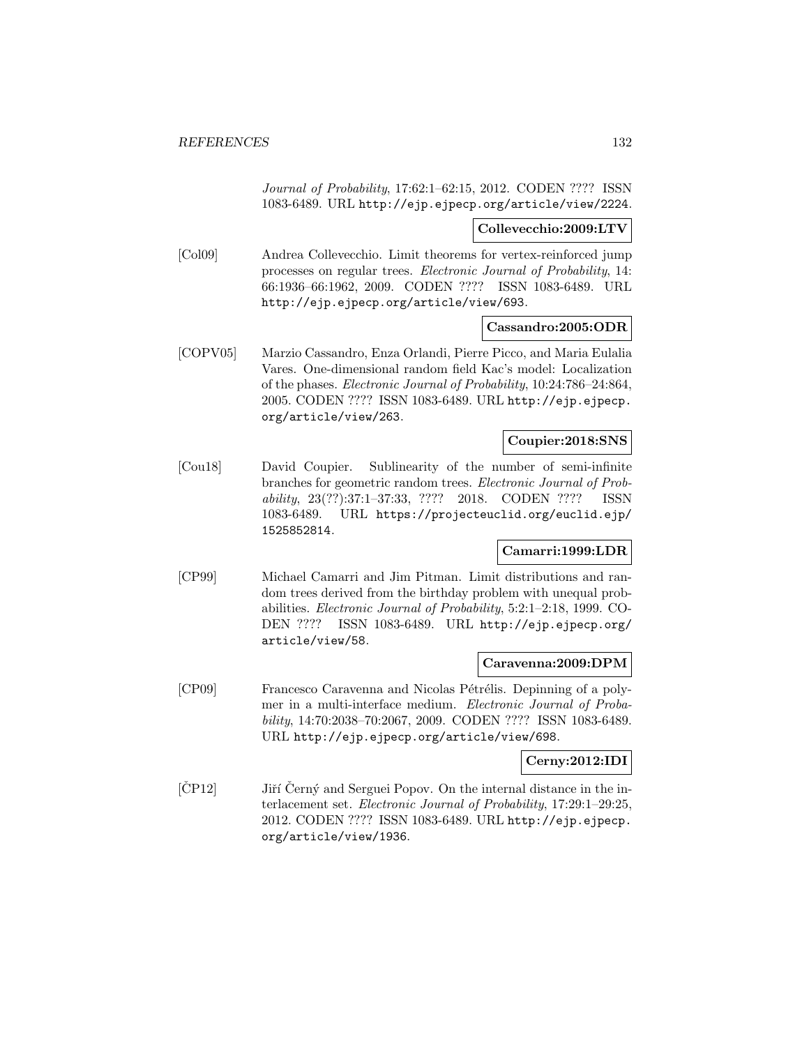*Journal of Probability*, 17:62:1–62:15, 2012. CODEN ???? ISSN 1083-6489. URL http://ejp.ejpecp.org/article/view/2224.

**Collevecchio:2009:LTV**

[Col09] Andrea Collevecchio. Limit theorems for vertex-reinforced jump processes on regular trees. *Electronic Journal of Probability*, 14: 66:1936–66:1962, 2009. CODEN ???? ISSN 1083-6489. URL http://ejp.ejpecp.org/article/view/693.

**Cassandro:2005:ODR**

[COPV05] Marzio Cassandro, Enza Orlandi, Pierre Picco, and Maria Eulalia Vares. One-dimensional random field Kac's model: Localization of the phases. *Electronic Journal of Probability*, 10:24:786–24:864, 2005. CODEN ???? ISSN 1083-6489. URL http://ejp.ejpecp.org/article/view/263.

**Coupier:2018:SNS**

[Cou18] David Coupier. Sublinearity of the number of semi-infinite branches for geometric random trees. *Electronic Journal of Probability*, 23(??):37:1–37:33, ???? 2018. CODEN ???? ISSN 1083-6489. URL https://projecteuclid.org/euclid.ejp/1525852814.

**Camarri:1999:LDR**

[CP99] Michael Camarri and Jim Pitman. Limit distributions and random trees derived from the birthday problem with unequal probabilities. *Electronic Journal of Probability*, 5:2:1–2:18, 1999. CODEN ???? ISSN 1083-6489. URL http://ejp.ejpecp.org/article/view/58.

**Caravenna:2009:DPM**

[CP09] Francesco Caravenna and Nicolas Pétrélis. Depinning of a polymer in a multi-interface medium. *Electronic Journal of Probability*, 14:70:2038–70:2067, 2009. CODEN ???? ISSN 1083-6489. URL http://ejp.ejpecp.org/article/view/698.

**Cerny:2012:IDI**

[ČP12] Jiří Černý and Serguei Popov. On the internal distance in the interlacement set. *Electronic Journal of Probability*, 17:29:1–29:25, 2012. CODEN ???? ISSN 1083-6489. URL http://ejp.ejpecp.org/article/view/1936.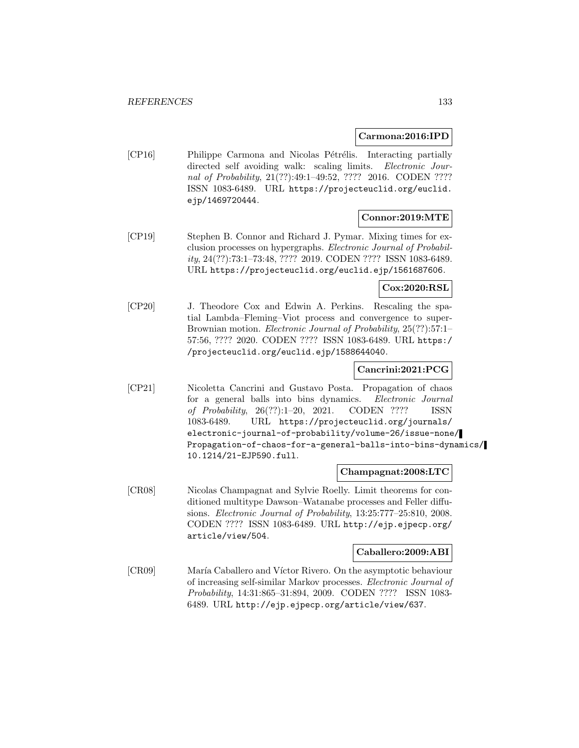**Carmona:2016:IPD**

[CP16] Philippe Carmona and Nicolas Pétrélis. Interacting partially directed self avoiding walk: scaling limits. *Electronic Journal of Probability*, 21(??):49:1–49:52, ???? 2016. CODEN ???? ISSN 1083-6489. URL https://projecteuclid.org/euclid.ejp/1469720444.

**Connor:2019:MTE**

[CP19] Stephen B. Connor and Richard J. Pymar. Mixing times for exclusion processes on hypergraphs. *Electronic Journal of Probability*, 24(??):73:1–73:48, ???? 2019. CODEN ???? ISSN 1083-6489. URL https://projecteuclid.org/euclid.ejp/1561687606.

**Cox:2020:RSL**

[CP20] J. Theodore Cox and Edwin A. Perkins. Rescaling the spatial Lambda–Fleming–Viot process and convergence to super-Brownian motion. *Electronic Journal of Probability*, 25(??):57:1–57:56, ???? 2020. CODEN ???? ISSN 1083-6489. URL https://projecteuclid.org/euclid.ejp/1588644040.

**Cancrini:2021:PCG**

[CP21] Nicoletta Cancrini and Gustavo Posta. Propagation of chaos for a general balls into bins dynamics. *Electronic Journal of Probability*, 26(??):1–20, 2021. CODEN ???? ISSN 1083-6489. URL https://projecteuclid.org/journals/electronic-journal-of-probability/volume-26/issue-none/Propagation-of-chaos-for-a-general-balls-into-bins-dynamics/10.1214/21-EJP590.full.

**Champagnat:2008:LTC**

[CR08] Nicolas Champagnat and Sylvie Roelly. Limit theorems for conditioned multitype Dawson–Watanabe processes and Feller diffusions. *Electronic Journal of Probability*, 13:25:777–25:810, 2008. CODEN ???? ISSN 1083-6489. URL http://ejp.ejpecp.org/article/view/504.

**Caballero:2009:ABI**

[CR09] María Caballero and Víctor Rivero. On the asymptotic behaviour of increasing self-similar Markov processes. *Electronic Journal of Probability*, 14:31:865–31:894, 2009. CODEN ???? ISSN 1083-6489. URL http://ejp.ejpecp.org/article/view/637.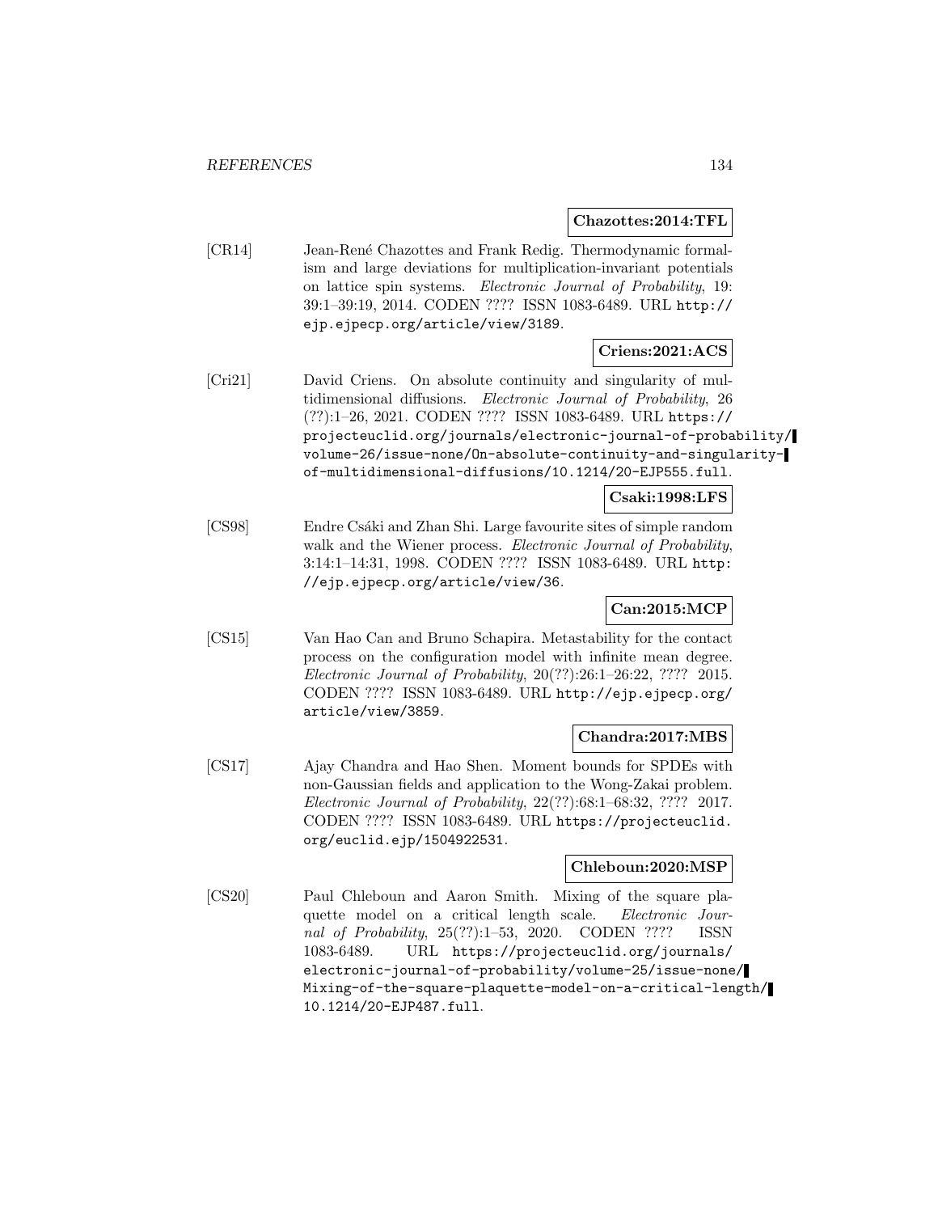**Chazottes:2014:TFL**

[CR14] Jean-René Chazottes and Frank Redig. Thermodynamic formalism and large deviations for multiplication-invariant potentials on lattice spin systems. *Electronic Journal of Probability*, 19: 39:1–39:19, 2014. CODEN ???? ISSN 1083-6489. URL http://ejp.ejpecp.org/article/view/3189.

**Criens:2021:ACS**

[Cri21] David Criens. On absolute continuity and singularity of multidimensional diffusions. *Electronic Journal of Probability*, 26 (??):1–26, 2021. CODEN ???? ISSN 1083-6489. URL https://projecteuclid.org/journals/electronic-journal-of-probability/volume-26/issue-none/On-absolute-continuity-and-singularity-of-multidimensional-diffusions/10.1214/20-EJP555.full.

**Csaki:1998:LFS**

[CS98] Endre Csáki and Zhan Shi. Large favourite sites of simple random walk and the Wiener process. *Electronic Journal of Probability*, 3:14:1–14:31, 1998. CODEN ???? ISSN 1083-6489. URL http://ejp.ejpecp.org/article/view/36.

**Can:2015:MCP**

[CS15] Van Hao Can and Bruno Schapira. Metastability for the contact process on the configuration model with infinite mean degree. *Electronic Journal of Probability*, 20(??):26:1–26:22, ???? 2015. CODEN ???? ISSN 1083-6489. URL http://ejp.ejpecp.org/article/view/3859.

**Chandra:2017:MBS**

[CS17] Ajay Chandra and Hao Shen. Moment bounds for SPDEs with non-Gaussian fields and application to the Wong-Zakai problem. *Electronic Journal of Probability*, 22(??):68:1–68:32, ???? 2017. CODEN ???? ISSN 1083-6489. URL https://projecteuclid.org/euclid.ejp/1504922531.

**Chleboun:2020:MSP**

[CS20] Paul Chleboun and Aaron Smith. Mixing of the square plaquette model on a critical length scale. *Electronic Journal of Probability*, 25(??):1–53, 2020. CODEN ???? ISSN 1083-6489. URL https://projecteuclid.org/journals/electronic-journal-of-probability/volume-25/issue-none/Mixing-of-the-square-plaquette-model-on-a-critical-length/10.1214/20-EJP487.full.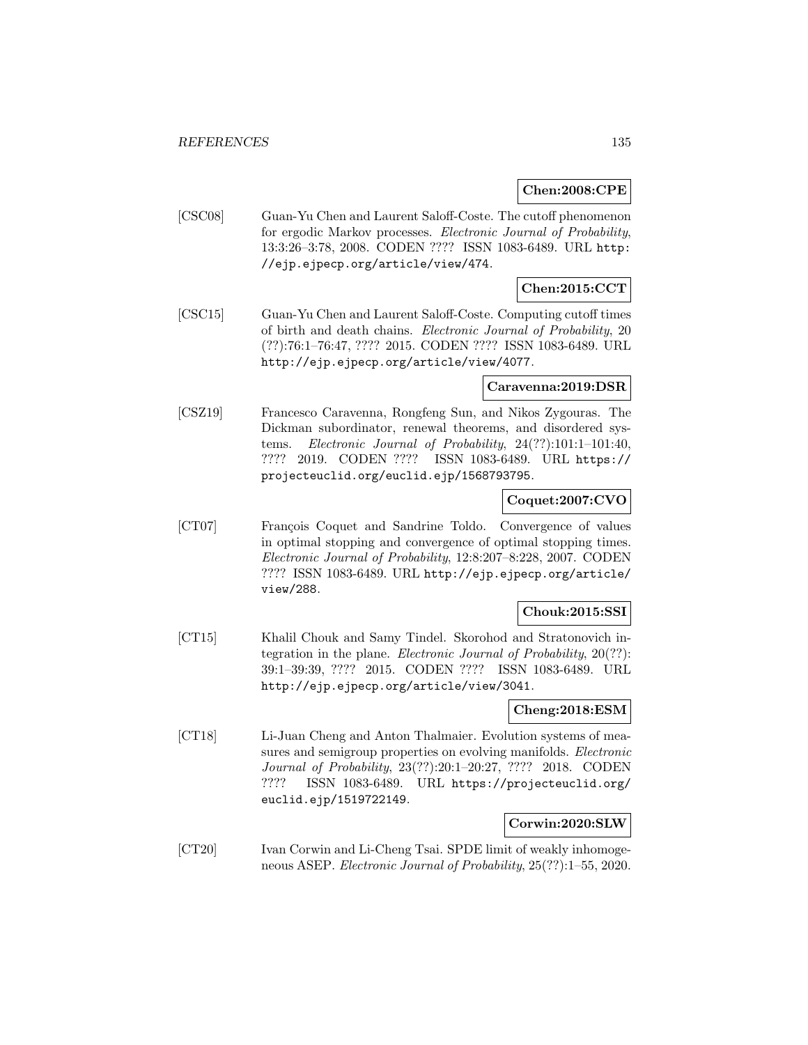**Chen:2008:CPE**

[CSC08] Guan-Yu Chen and Laurent Saloff-Coste. The cutoff phenomenon for ergodic Markov processes. *Electronic Journal of Probability*, 13:3:26–3:78, 2008. CODEN ???? ISSN 1083-6489. URL http://ejp.ejpecp.org/article/view/474.

**Chen:2015:CCT**

[CSC15] Guan-Yu Chen and Laurent Saloff-Coste. Computing cutoff times of birth and death chains. *Electronic Journal of Probability*, 20 (??):76:1–76:47, ???? 2015. CODEN ???? ISSN 1083-6489. URL http://ejp.ejpecp.org/article/view/4077.

**Caravenna:2019:DSR**

[CSZ19] Francesco Caravenna, Rongfeng Sun, and Nikos Zygouras. The Dickman subordinator, renewal theorems, and disordered systems. *Electronic Journal of Probability*, 24(??):101:1–101:40, ???? 2019. CODEN ???? ISSN 1083-6489. URL https://projecteuclid.org/euclid.ejp/1568793795.

**Coquet:2007:CVO**

[CT07] François Coquet and Sandrine Toldo. Convergence of values in optimal stopping and convergence of optimal stopping times. *Electronic Journal of Probability*, 12:8:207–8:228, 2007. CODEN ???? ISSN 1083-6489. URL http://ejp.ejpecp.org/article/view/288.

**Chouk:2015:SSI**

[CT15] Khalil Chouk and Samy Tindel. Skorohod and Stratonovich integration in the plane. *Electronic Journal of Probability*, 20(??): 39:1–39:39, ???? 2015. CODEN ???? ISSN 1083-6489. URL http://ejp.ejpecp.org/article/view/3041.

**Cheng:2018:ESM**

[CT18] Li-Juan Cheng and Anton Thalmaier. Evolution systems of measures and semigroup properties on evolving manifolds. *Electronic Journal of Probability*, 23(??):20:1–20:27, ???? 2018. CODEN ???? ISSN 1083-6489. URL https://projecteuclid.org/euclid.ejp/1519722149.

**Corwin:2020:SLW**

[CT20] Ivan Corwin and Li-Cheng Tsai. SPDE limit of weakly inhomogeneous ASEP. *Electronic Journal of Probability*, 25(??):1–55, 2020.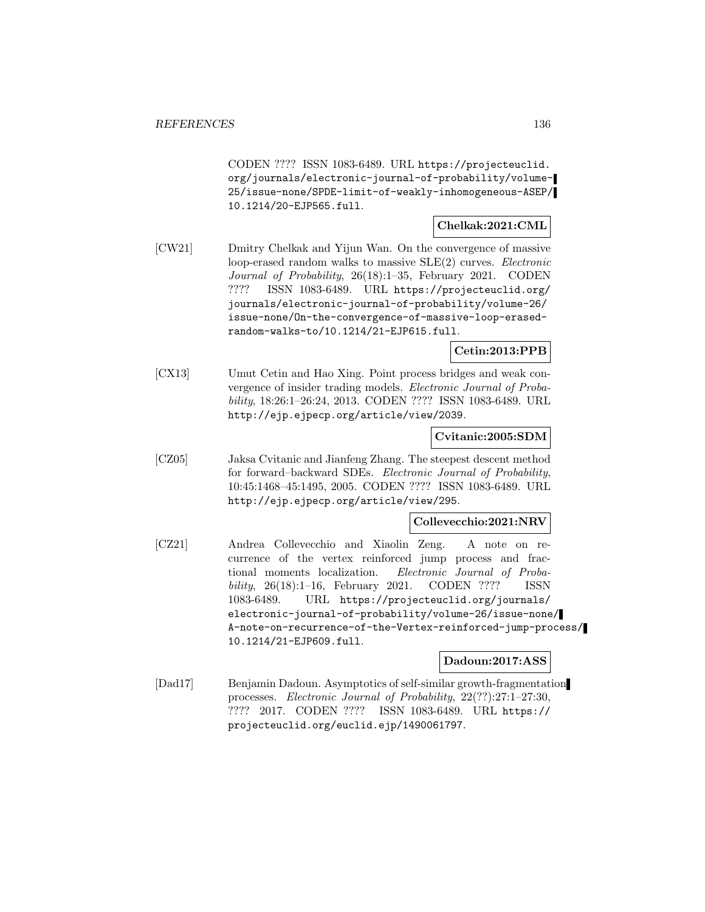CODEN ???? ISSN 1083-6489. URL https://projecteuclid.org/journals/electronic-journal-of-probability/volume-25/issue-none/SPDE-limit-of-weakly-inhomogeneous-ASEP/10.1214/20-EJP565.full.

**Chelkak:2021:CML**

[CW21] Dmitry Chelkak and Yijun Wan. On the convergence of massive loop-erased random walks to massive SLE(2) curves. *Electronic Journal of Probability*, 26(18):1–35, February 2021. CODEN ???? ISSN 1083-6489. URL https://projecteuclid.org/journals/electronic-journal-of-probability/volume-26/issue-none/On-the-convergence-of-massive-loop-erased-random-walks-to/10.1214/21-EJP615.full.

**Cetin:2013:PPB**

[CX13] Umut Cetin and Hao Xing. Point process bridges and weak convergence of insider trading models. *Electronic Journal of Probability*, 18:26:1–26:24, 2013. CODEN ???? ISSN 1083-6489. URL http://ejp.ejpecp.org/article/view/2039.

**Cvitanic:2005:SDM**

[CZ05] Jaksa Cvitanic and Jianfeng Zhang. The steepest descent method for forward–backward SDEs. *Electronic Journal of Probability*, 10:45:1468–45:1495, 2005. CODEN ???? ISSN 1083-6489. URL http://ejp.ejpecp.org/article/view/295.

**Collevecchio:2021:NRV**

[CZ21] Andrea Collevecchio and Xiaolin Zeng. A note on recurrence of the vertex reinforced jump process and fractional moments localization. *Electronic Journal of Probability*, 26(18):1–16, February 2021. CODEN ???? ISSN 1083-6489. URL https://projecteuclid.org/journals/electronic-journal-of-probability/volume-26/issue-none/A-note-on-recurrence-of-the-Vertex-reinforced-jump-process/10.1214/21-EJP609.full.

**Dadoun:2017:ASS**

[Dad17] Benjamin Dadoun. Asymptotics of self-similar growth-fragmentation processes. *Electronic Journal of Probability*, 22(??):27:1–27:30, ???? 2017. CODEN ???? ISSN 1083-6489. URL https://projecteuclid.org/euclid.ejp/1490061797.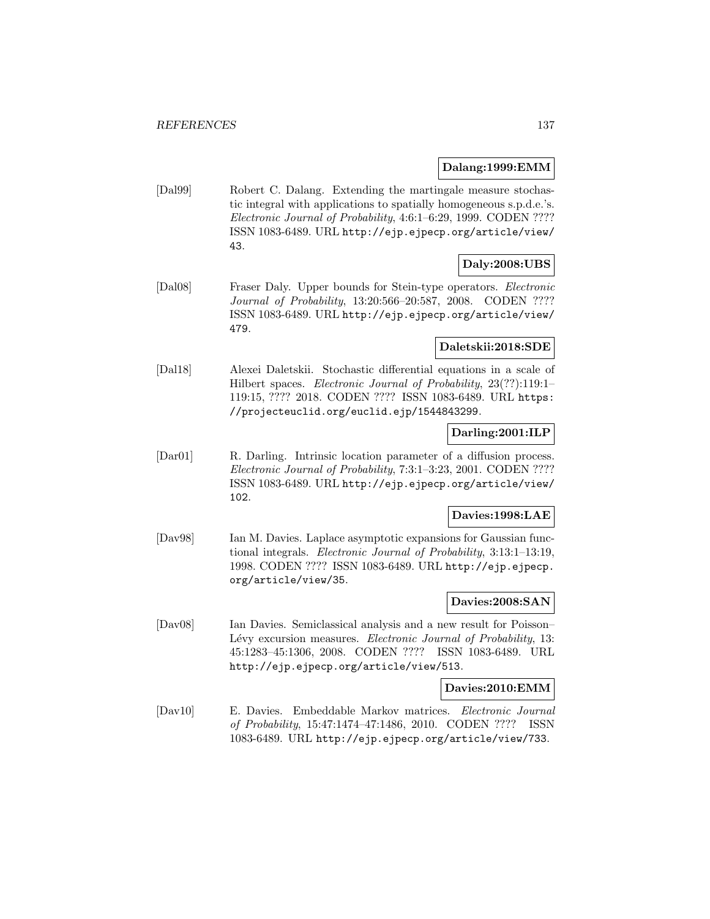**Dalang:1999:EMM**

[Dal99] Robert C. Dalang. Extending the martingale measure stochastic integral with applications to spatially homogeneous s.p.d.e.'s. *Electronic Journal of Probability*, 4:6:1–6:29, 1999. CODEN ???? ISSN 1083-6489. URL http://ejp.ejpecp.org/article/view/43.

**Daly:2008:UBS**

[Dal08] Fraser Daly. Upper bounds for Stein-type operators. *Electronic Journal of Probability*, 13:20:566–20:587, 2008. CODEN ???? ISSN 1083-6489. URL http://ejp.ejpecp.org/article/view/479.

**Daletskii:2018:SDE**

[Dal18] Alexei Daletskii. Stochastic differential equations in a scale of Hilbert spaces. *Electronic Journal of Probability*, 23(??):119:1–119:15, ???? 2018. CODEN ???? ISSN 1083-6489. URL https://projecteuclid.org/euclid.ejp/1544843299.

**Darling:2001:ILP**

[Dar01] R. Darling. Intrinsic location parameter of a diffusion process. *Electronic Journal of Probability*, 7:3:1–3:23, 2001. CODEN ???? ISSN 1083-6489. URL http://ejp.ejpecp.org/article/view/102.

**Davies:1998:LAE**

[Dav98] Ian M. Davies. Laplace asymptotic expansions for Gaussian functional integrals. *Electronic Journal of Probability*, 3:13:1–13:19, 1998. CODEN ???? ISSN 1083-6489. URL http://ejp.ejpecp.org/article/view/35.

**Davies:2008:SAN**

[Dav08] Ian Davies. Semiclassical analysis and a new result for Poisson–Lévy excursion measures. *Electronic Journal of Probability*, 13:45:1283–45:1306, 2008. CODEN ???? ISSN 1083-6489. URL http://ejp.ejpecp.org/article/view/513.

**Davies:2010:EMM**

[Dav10] E. Davies. Embeddable Markov matrices. *Electronic Journal of Probability*, 15:47:1474–47:1486, 2010. CODEN ???? ISSN 1083-6489. URL http://ejp.ejpecp.org/article/view/733.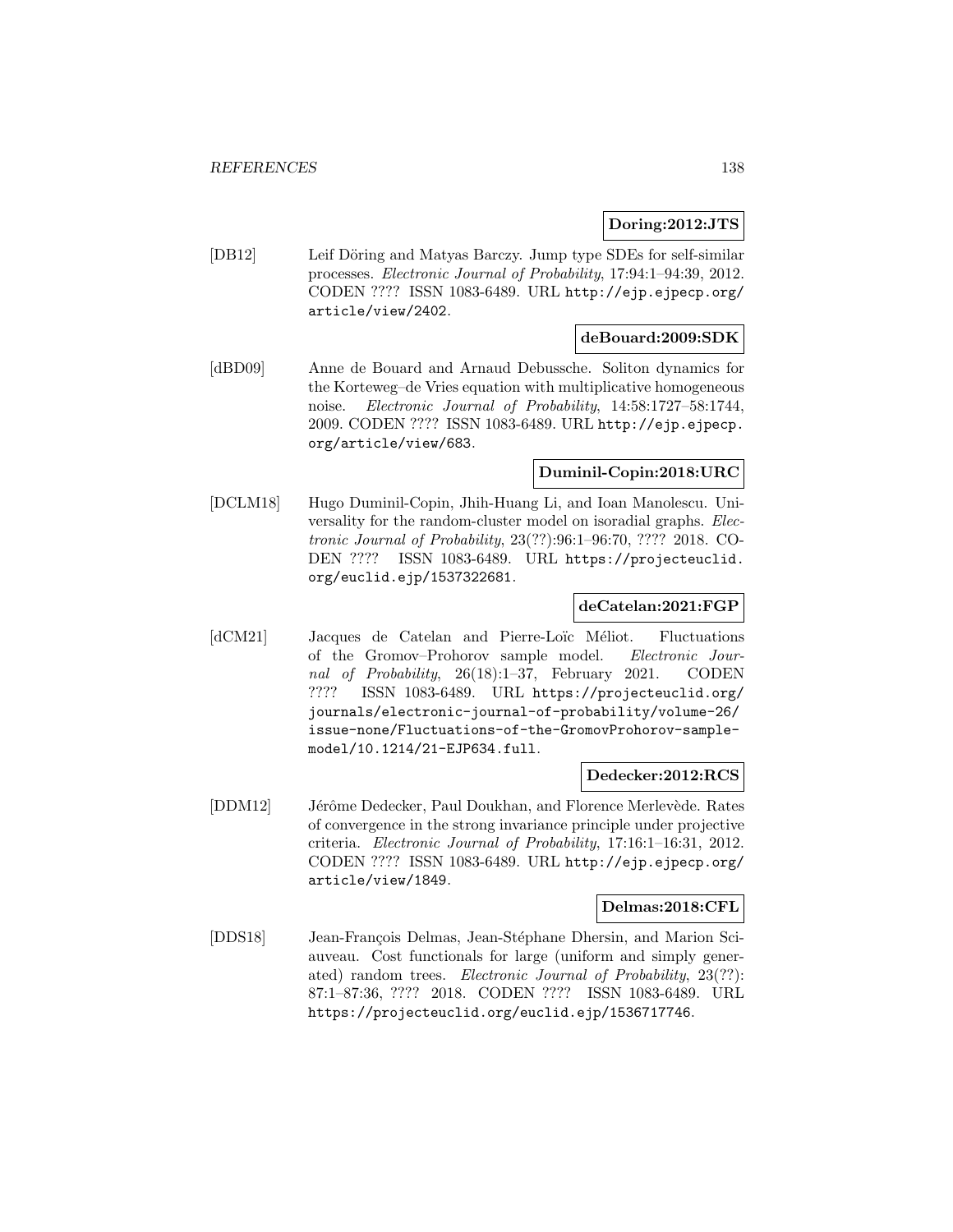**Doring:2012:JTS**

[DB12] Leif Döring and Matyas Barczy. Jump type SDEs for self-similar processes. *Electronic Journal of Probability*, 17:94:1–94:39, 2012. CODEN ???? ISSN 1083-6489. URL http://ejp.ejpecp.org/article/view/2402.

**deBouard:2009:SDK**

[dBD09] Anne de Bouard and Arnaud Debussche. Soliton dynamics for the Korteweg–de Vries equation with multiplicative homogeneous noise. *Electronic Journal of Probability*, 14:58:1727–58:1744, 2009. CODEN ???? ISSN 1083-6489. URL http://ejp.ejpecp.org/article/view/683.

**Duminil-Copin:2018:URC**

[DCLM18] Hugo Duminil-Copin, Jhih-Huang Li, and Ioan Manolescu. Universality for the random-cluster model on isoradial graphs. *Electronic Journal of Probability*, 23(??):96:1–96:70, ???? 2018. CODEN ???? ISSN 1083-6489. URL https://projecteuclid.org/euclid.ejp/1537322681.

**deCatelan:2021:FGP**

[dCM21] Jacques de Catelan and Pierre-Loïc Méliot. Fluctuations of the Gromov–Prohorov sample model. *Electronic Journal of Probability*, 26(18):1–37, February 2021. CODEN ???? ISSN 1083-6489. URL https://projecteuclid.org/journals/electronic-journal-of-probability/volume-26/issue-none/Fluctuations-of-the-GromovProhorov-sample-model/10.1214/21-EJP634.full.

**Dedecker:2012:RCS**

[DDM12] Jérôme Dedecker, Paul Doukhan, and Florence Merlevède. Rates of convergence in the strong invariance principle under projective criteria. *Electronic Journal of Probability*, 17:16:1–16:31, 2012. CODEN ???? ISSN 1083-6489. URL http://ejp.ejpecp.org/article/view/1849.

**Delmas:2018:CFL**

[DDS18] Jean-François Delmas, Jean-Stéphane Dhersin, and Marion Sciauveau. Cost functionals for large (uniform and simply generated) random trees. *Electronic Journal of Probability*, 23(??):87:1–87:36, ???? 2018. CODEN ???? ISSN 1083-6489. URL https://projecteuclid.org/euclid.ejp/1536717746.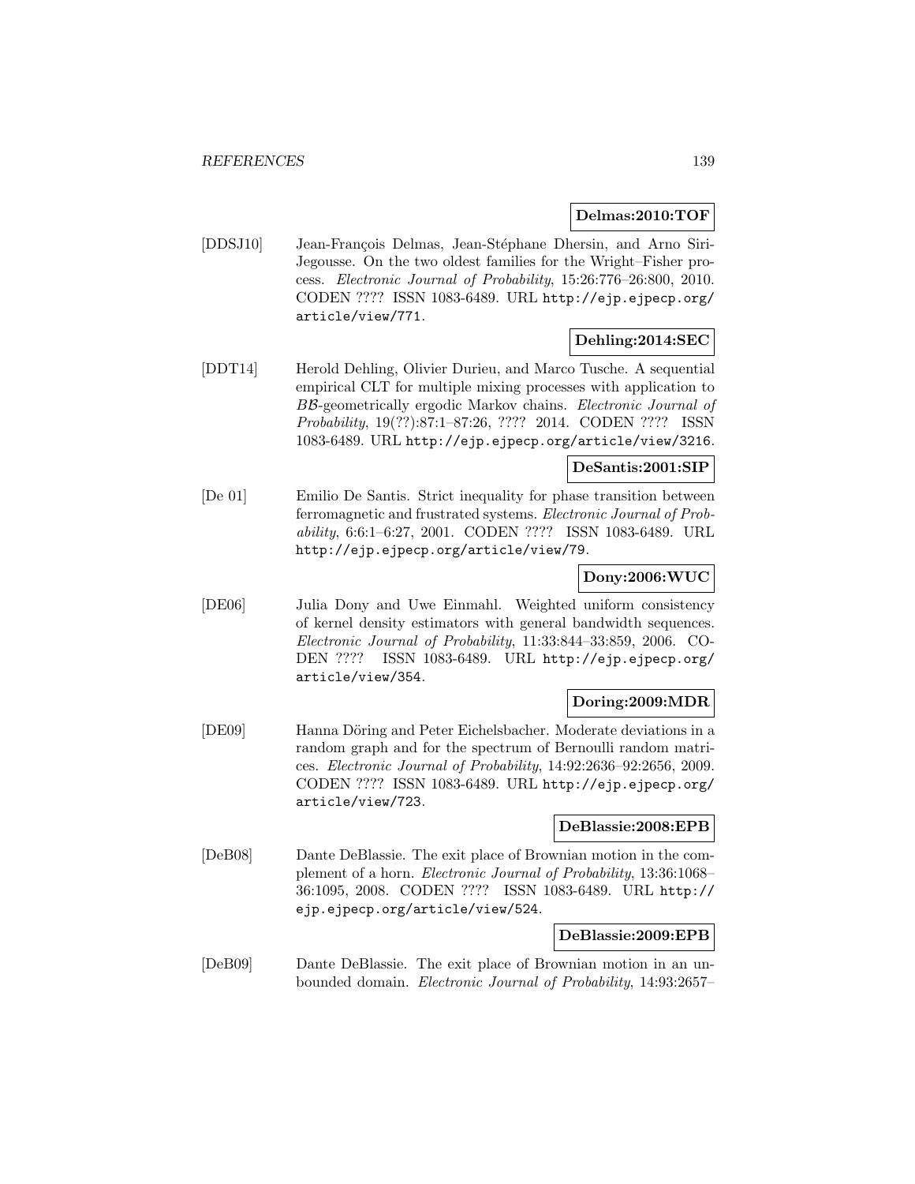**Delmas:2010:TOF**

[DDSJ10] Jean-François Delmas, Jean-Stéphane Dhersin, and Arno Siri-Jegousse. On the two oldest families for the Wright–Fisher process. *Electronic Journal of Probability*, 15:26:776–26:800, 2010. CODEN ???? ISSN 1083-6489. URL http://ejp.ejpecp.org/article/view/771.

**Dehling:2014:SEC**

[DDT14] Herold Dehling, Olivier Durieu, and Marco Tusche. A sequential empirical CLT for multiple mixing processes with application to $\mathcal{BB}$-geometrically ergodic Markov chains. *Electronic Journal of Probability*, 19(??):87:1–87:26, ???? 2014. CODEN ???? ISSN 1083-6489. URL http://ejp.ejpecp.org/article/view/3216.

**DeSantis:2001:SIP**

[De 01] Emilio De Santis. Strict inequality for phase transition between ferromagnetic and frustrated systems. *Electronic Journal of Probability*, 6:6:1–6:27, 2001. CODEN ???? ISSN 1083-6489. URL http://ejp.ejpecp.org/article/view/79.

**Dony:2006:WUC**

[DE06] Julia Dony and Uwe Einmahl. Weighted uniform consistency of kernel density estimators with general bandwidth sequences. *Electronic Journal of Probability*, 11:33:844–33:859, 2006. CODEN ???? ISSN 1083-6489. URL http://ejp.ejpecp.org/article/view/354.

**Doring:2009:MDR**

[DE09] Hanna Döring and Peter Eichelsbacher. Moderate deviations in a random graph and for the spectrum of Bernoulli random matrices. *Electronic Journal of Probability*, 14:92:2636–92:2656, 2009. CODEN ???? ISSN 1083-6489. URL http://ejp.ejpecp.org/article/view/723.

**DeBlassie:2008:EPB**

[DeB08] Dante DeBlassie. The exit place of Brownian motion in the complement of a horn. *Electronic Journal of Probability*, 13:36:1068–36:1095, 2008. CODEN ???? ISSN 1083-6489. URL http://ejp.ejpecp.org/article/view/524.

**DeBlassie:2009:EPB**

[DeB09] Dante DeBlassie. The exit place of Brownian motion in an unbounded domain. *Electronic Journal of Probability*, 14:93:2657–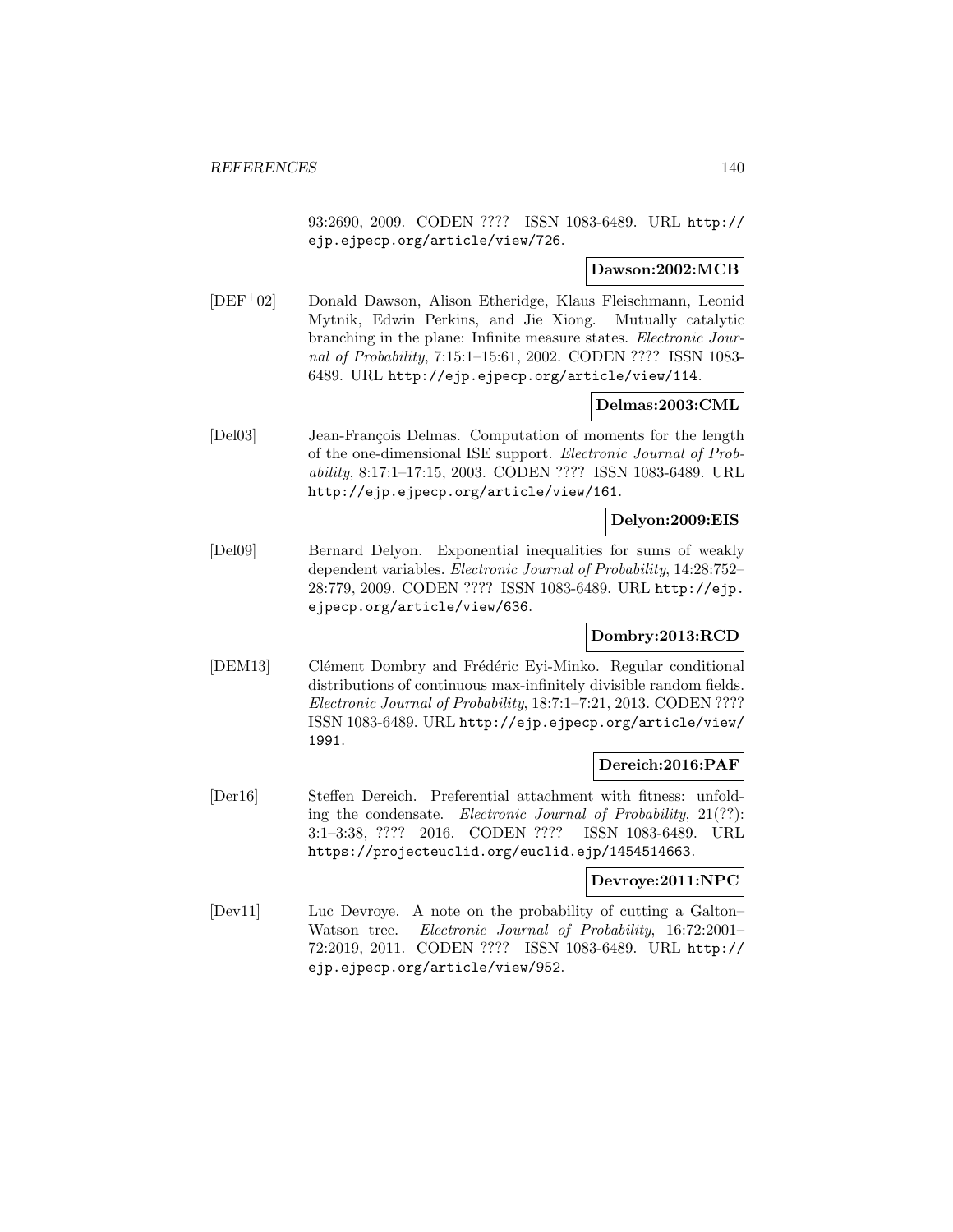93:2690, 2009. CODEN ???? ISSN 1083-6489. URL http://ejp.ejpecp.org/article/view/726.

**Dawson:2002:MCB**

[DEF+02] Donald Dawson, Alison Etheridge, Klaus Fleischmann, Leonid Mytnik, Edwin Perkins, and Jie Xiong. Mutually catalytic branching in the plane: Infinite measure states. *Electronic Journal of Probability*, 7:15:1–15:61, 2002. CODEN ???? ISSN 1083-6489. URL http://ejp.ejpecp.org/article/view/114.

**Delmas:2003:CML**

[Del03] Jean-François Delmas. Computation of moments for the length of the one-dimensional ISE support. *Electronic Journal of Probability*, 8:17:1–17:15, 2003. CODEN ???? ISSN 1083-6489. URL http://ejp.ejpecp.org/article/view/161.

**Delyon:2009:EIS**

[Del09] Bernard Delyon. Exponential inequalities for sums of weakly dependent variables. *Electronic Journal of Probability*, 14:28:752–28:779, 2009. CODEN ???? ISSN 1083-6489. URL http://ejp.ejpecp.org/article/view/636.

**Dombry:2013:RCD**

[DEM13] Clément Dombry and Frédéric Eyi-Minko. Regular conditional distributions of continuous max-infinitely divisible random fields. *Electronic Journal of Probability*, 18:7:1–7:21, 2013. CODEN ???? ISSN 1083-6489. URL http://ejp.ejpecp.org/article/view/1991.

**Dereich:2016:PAF**

[Der16] Steffen Dereich. Preferential attachment with fitness: unfolding the condensate. *Electronic Journal of Probability*, 21(??): 3:1–3:38, ???? 2016. CODEN ???? ISSN 1083-6489. URL https://projecteuclid.org/euclid.ejp/1454514663.

**Devroye:2011:NPC**

[Dev11] Luc Devroye. A note on the probability of cutting a Galton–Watson tree. *Electronic Journal of Probability*, 16:72:2001–72:2019, 2011. CODEN ???? ISSN 1083-6489. URL http://ejp.ejpecp.org/article/view/952.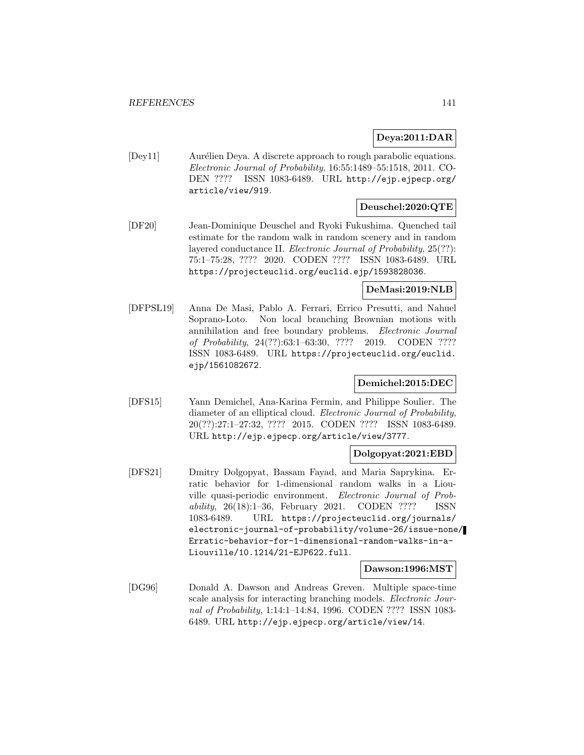**Deya:2011:DAR**

[Dey11] Aurélien Deya. A discrete approach to rough parabolic equations. *Electronic Journal of Probability*, 16:55:1489–55:1518, 2011. CODEN ???? ISSN 1083-6489. URL http://ejp.ejpecp.org/article/view/919.

**Deuschel:2020:QTE**

[DF20] Jean-Dominique Deuschel and Ryoki Fukushima. Quenched tail estimate for the random walk in random scenery and in random layered conductance II. *Electronic Journal of Probability*, 25(??):75:1–75:28, ???? 2020. CODEN ???? ISSN 1083-6489. URL https://projecteuclid.org/euclid.ejp/1593828036.

**DeMasi:2019:NLB**

[DFPSL19] Anna De Masi, Pablo A. Ferrari, Errico Presutti, and Nahuel Soprano-Loto. Non local branching Brownian motions with annihilation and free boundary problems. *Electronic Journal of Probability*, 24(??):63:1–63:30, ???? 2019. CODEN ???? ISSN 1083-6489. URL https://projecteuclid.org/euclid.ejp/1561082672.

**Demichel:2015:DEC**

[DFS15] Yann Demichel, Ana-Karina Fermin, and Philippe Soulier. The diameter of an elliptical cloud. *Electronic Journal of Probability*, 20(??):27:1–27:32, ???? 2015. CODEN ???? ISSN 1083-6489. URL http://ejp.ejpecp.org/article/view/3777.

**Dolgopyat:2021:EBD**

[DFS21] Dmitry Dolgopyat, Bassam Fayad, and Maria Saprykina. Erratic behavior for 1-dimensional random walks in a Liouville quasi-periodic environment. *Electronic Journal of Probability*, 26(18):1–36, February 2021. CODEN ???? ISSN 1083-6489. URL https://projecteuclid.org/journals/electronic-journal-of-probability/volume-26/issue-none/Erratic-behavior-for-1-dimensional-random-walks-in-a-Liouville/10.1214/21-EJP622.full.

**Dawson:1996:MST**

[DG96] Donald A. Dawson and Andreas Greven. Multiple space-time scale analysis for interacting branching models. *Electronic Journal of Probability*, 1:14:1–14:84, 1996. CODEN ???? ISSN 1083-6489. URL http://ejp.ejpecp.org/article/view/14.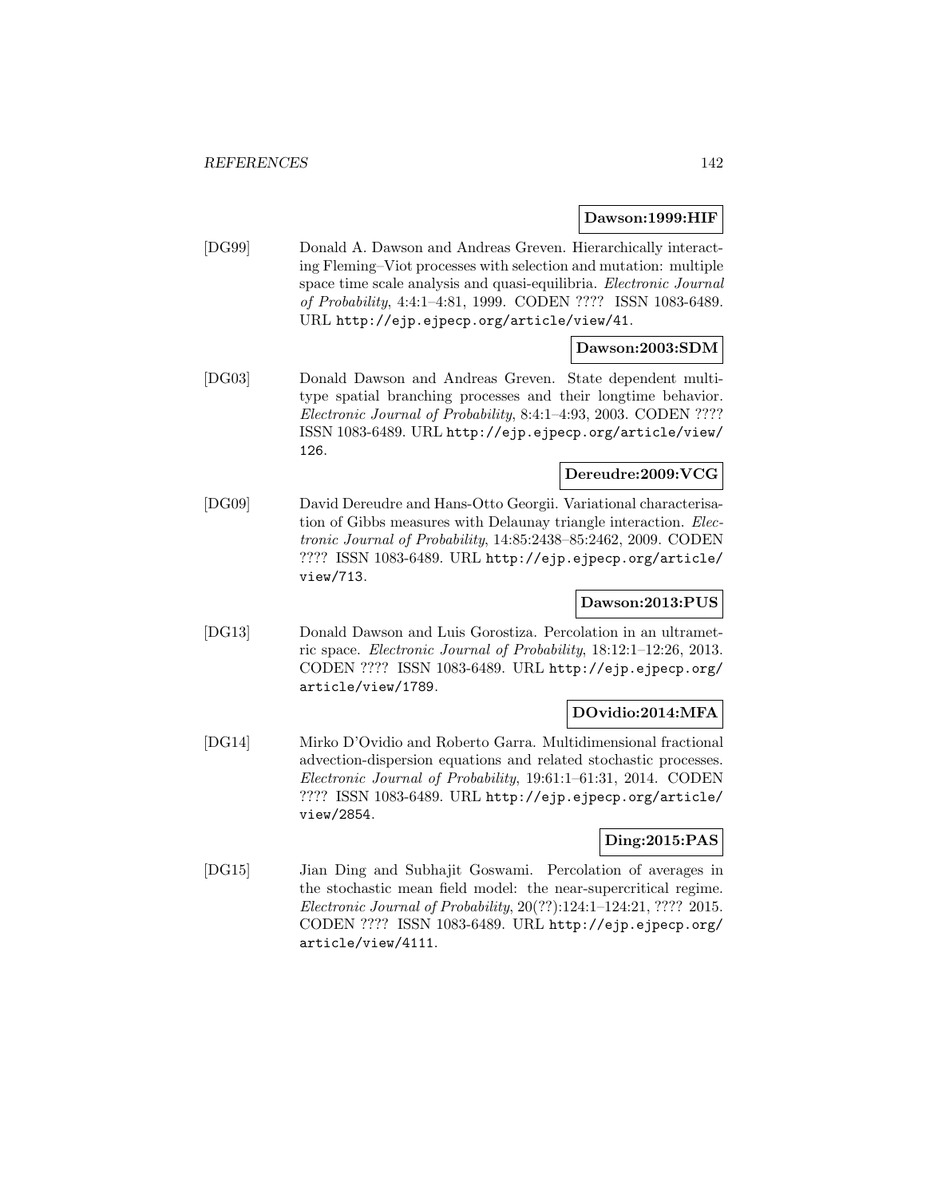**Dawson:1999:HIF**

[DG99] Donald A. Dawson and Andreas Greven. Hierarchically interacting Fleming–Viot processes with selection and mutation: multiple space time scale analysis and quasi-equilibria. *Electronic Journal of Probability*, 4:4:1–4:81, 1999. CODEN ???? ISSN 1083-6489. URL http://ejp.ejpecp.org/article/view/41.

**Dawson:2003:SDM**

[DG03] Donald Dawson and Andreas Greven. State dependent multitype spatial branching processes and their longtime behavior. *Electronic Journal of Probability*, 8:4:1–4:93, 2003. CODEN ???? ISSN 1083-6489. URL http://ejp.ejpecp.org/article/view/126.

**Dereudre:2009:VCG**

[DG09] David Dereudre and Hans-Otto Georgii. Variational characterisation of Gibbs measures with Delaunay triangle interaction. *Electronic Journal of Probability*, 14:85:2438–85:2462, 2009. CODEN ???? ISSN 1083-6489. URL http://ejp.ejpecp.org/article/view/713.

**Dawson:2013:PUS**

[DG13] Donald Dawson and Luis Gorostiza. Percolation in an ultrametric space. *Electronic Journal of Probability*, 18:12:1–12:26, 2013. CODEN ???? ISSN 1083-6489. URL http://ejp.ejpecp.org/article/view/1789.

**DOvidio:2014:MFA**

[DG14] Mirko D'Ovidio and Roberto Garra. Multidimensional fractional advection-dispersion equations and related stochastic processes. *Electronic Journal of Probability*, 19:61:1–61:31, 2014. CODEN ???? ISSN 1083-6489. URL http://ejp.ejpecp.org/article/view/2854.

**Ding:2015:PAS**

[DG15] Jian Ding and Subhajit Goswami. Percolation of averages in the stochastic mean field model: the near-supercritical regime. *Electronic Journal of Probability*, 20(??):124:1–124:21, ???? 2015. CODEN ???? ISSN 1083-6489. URL http://ejp.ejpecp.org/article/view/4111.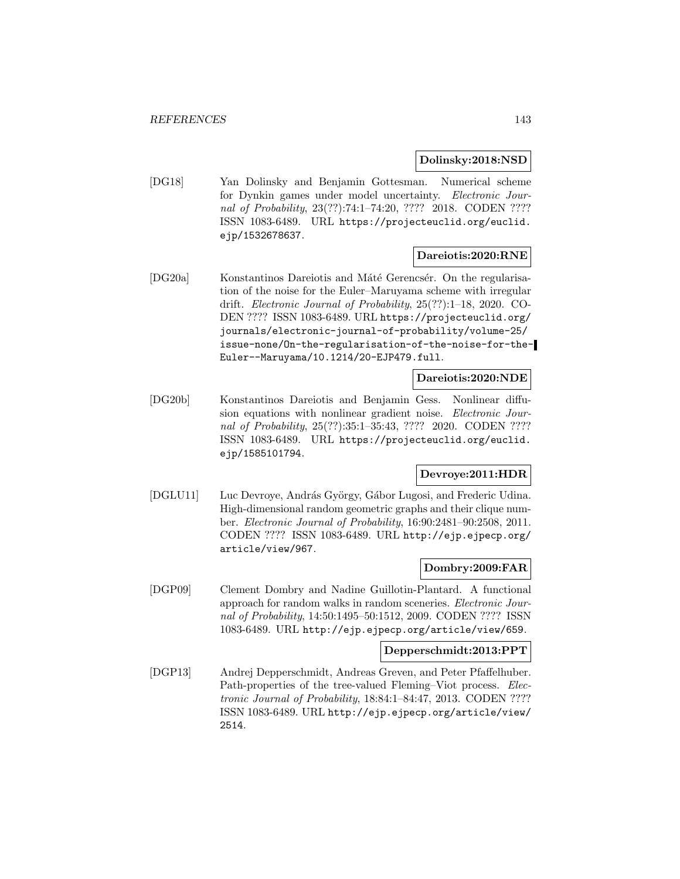**Dolinsky:2018:NSD**

[DG18] Yan Dolinsky and Benjamin Gottesman. Numerical scheme for Dynkin games under model uncertainty. *Electronic Journal of Probability*, 23(??):74:1–74:20, ???? 2018. CODEN ???? ISSN 1083-6489. URL https://projecteuclid.org/euclid.ejp/1532678637.

**Dareiotis:2020:RNE**

[DG20a] Konstantinos Dareiotis and Máté Gerencsér. On the regularisation of the noise for the Euler–Maruyama scheme with irregular drift. *Electronic Journal of Probability*, 25(??):1–18, 2020. CODEN ???? ISSN 1083-6489. URL https://projecteuclid.org/journals/electronic-journal-of-probability/volume-25/issue-none/On-the-regularisation-of-the-noise-for-the-Euler--Maruyama/10.1214/20-EJP479.full.

**Dareiotis:2020:NDE**

[DG20b] Konstantinos Dareiotis and Benjamin Gess. Nonlinear diffusion equations with nonlinear gradient noise. *Electronic Journal of Probability*, 25(??):35:1–35:43, ???? 2020. CODEN ???? ISSN 1083-6489. URL https://projecteuclid.org/euclid.ejp/1585101794.

**Devroye:2011:HDR**

[DGLU11] Luc Devroye, András György, Gábor Lugosi, and Frederic Udina. High-dimensional random geometric graphs and their clique number. *Electronic Journal of Probability*, 16:90:2481–90:2508, 2011. CODEN ???? ISSN 1083-6489. URL http://ejp.ejpecp.org/article/view/967.

**Dombry:2009:FAR**

[DGP09] Clement Dombry and Nadine Guillotin-Plantard. A functional approach for random walks in random sceneries. *Electronic Journal of Probability*, 14:50:1495–50:1512, 2009. CODEN ???? ISSN 1083-6489. URL http://ejp.ejpecp.org/article/view/659.

**Depperschmidt:2013:PPT**

[DGP13] Andrej Depperschmidt, Andreas Greven, and Peter Pfaffelhuber. Path-properties of the tree-valued Fleming–Viot process. *Electronic Journal of Probability*, 18:84:1–84:47, 2013. CODEN ???? ISSN 1083-6489. URL http://ejp.ejpecp.org/article/view/2514.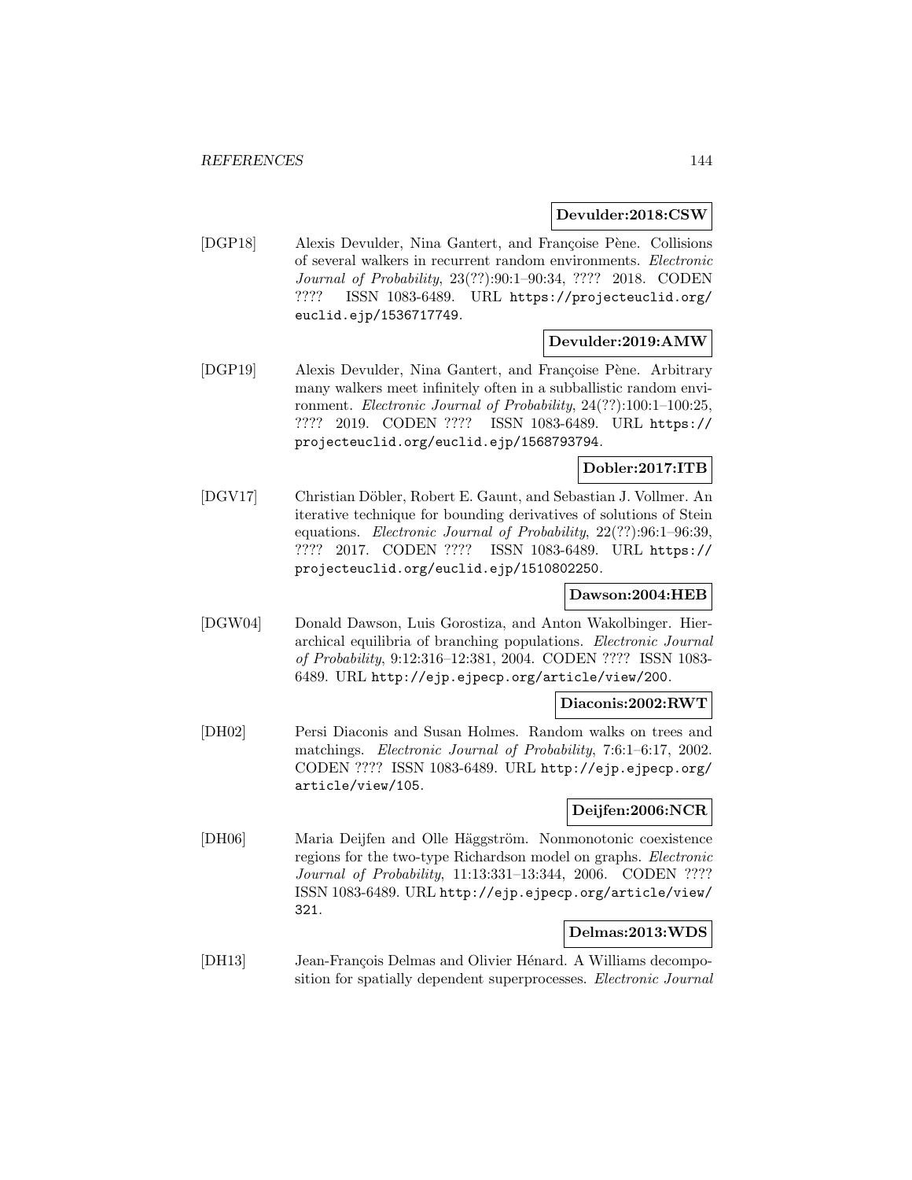**Devulder:2018:CSW**

[DGP18] Alexis Devulder, Nina Gantert, and Françoise Pène. Collisions of several walkers in recurrent random environments. *Electronic Journal of Probability*, 23(??):90:1–90:34, ???? 2018. CODEN ???? ISSN 1083-6489. URL https://projecteuclid.org/euclid.ejp/1536717749.

**Devulder:2019:AMW**

[DGP19] Alexis Devulder, Nina Gantert, and Françoise Pène. Arbitrary many walkers meet infinitely often in a subballistic random environment. *Electronic Journal of Probability*, 24(??):100:1–100:25, ???? 2019. CODEN ???? ISSN 1083-6489. URL https://projecteuclid.org/euclid.ejp/1568793794.

**Dobler:2017:ITB**

[DGV17] Christian Döbler, Robert E. Gaunt, and Sebastian J. Vollmer. An iterative technique for bounding derivatives of solutions of Stein equations. *Electronic Journal of Probability*, 22(??):96:1–96:39, ???? 2017. CODEN ???? ISSN 1083-6489. URL https://projecteuclid.org/euclid.ejp/1510802250.

**Dawson:2004:HEB**

[DGW04] Donald Dawson, Luis Gorostiza, and Anton Wakolbinger. Hierarchical equilibria of branching populations. *Electronic Journal of Probability*, 9:12:316–12:381, 2004. CODEN ???? ISSN 1083-6489. URL http://ejp.ejpecp.org/article/view/200.

**Diaconis:2002:RWT**

[DH02] Persi Diaconis and Susan Holmes. Random walks on trees and matchings. *Electronic Journal of Probability*, 7:6:1–6:17, 2002. CODEN ???? ISSN 1083-6489. URL http://ejp.ejpecp.org/article/view/105.

**Deijfen:2006:NCR**

[DH06] Maria Deijfen and Olle Häggström. Nonmonotonic coexistence regions for the two-type Richardson model on graphs. *Electronic Journal of Probability*, 11:13:331–13:344, 2006. CODEN ???? ISSN 1083-6489. URL http://ejp.ejpecp.org/article/view/321.

**Delmas:2013:WDS**

[DH13] Jean-François Delmas and Olivier Hénard. A Williams decomposition for spatially dependent superprocesses. *Electronic Journal*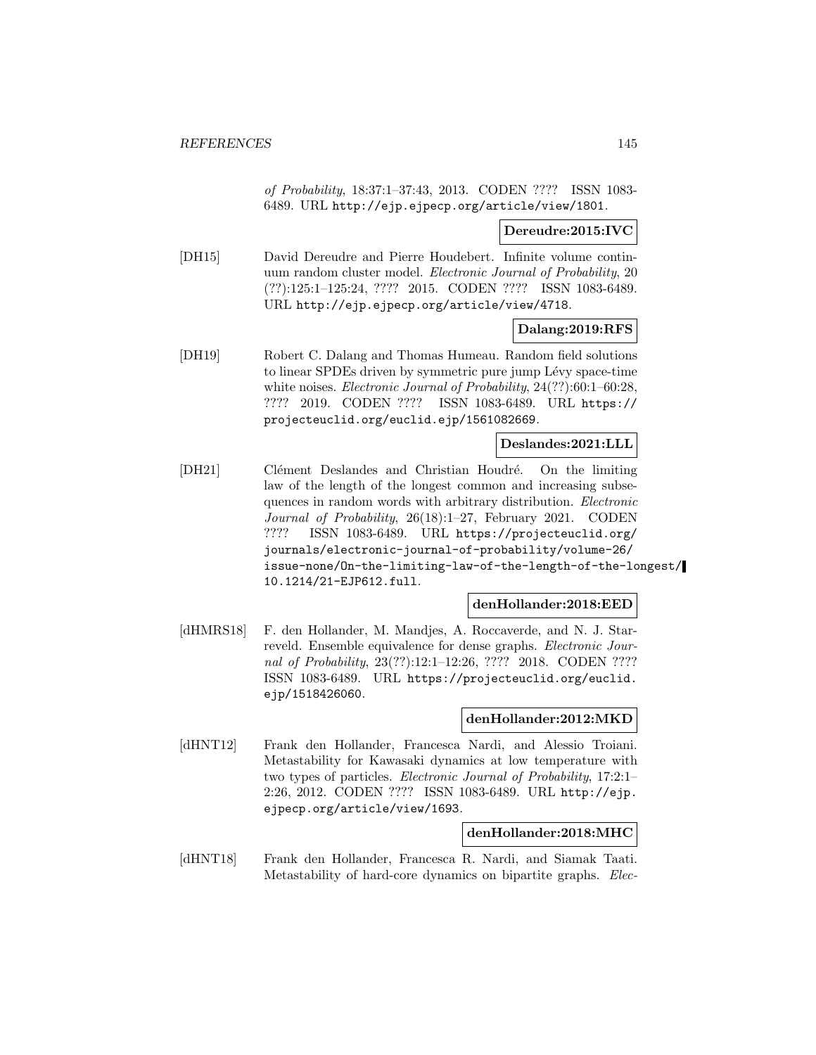*of Probability*, 18:37:1–37:43, 2013. CODEN ???? ISSN 1083-6489. URL http://ejp.ejpecp.org/article/view/1801.

**Dereudre:2015:IVC**

[DH15] David Dereudre and Pierre Houdebert. Infinite volume continuum random cluster model. *Electronic Journal of Probability*, 20 (??):125:1–125:24, ???? 2015. CODEN ???? ISSN 1083-6489. URL http://ejp.ejpecp.org/article/view/4718.

**Dalang:2019:RFS**

[DH19] Robert C. Dalang and Thomas Humeau. Random field solutions to linear SPDEs driven by symmetric pure jump Lévy space-time white noises. *Electronic Journal of Probability*, 24(??):60:1–60:28, ???? 2019. CODEN ???? ISSN 1083-6489. URL https://projecteuclid.org/euclid.ejp/1561082669.

**Deslandes:2021:LLL**

[DH21] Clément Deslandes and Christian Houdré. On the limiting law of the length of the longest common and increasing subsequences in random words with arbitrary distribution. *Electronic Journal of Probability*, 26(18):1–27, February 2021. CODEN ???? ISSN 1083-6489. URL https://projecteuclid.org/journals/electronic-journal-of-probability/volume-26/issue-none/On-the-limiting-law-of-the-length-of-the-longest/10.1214/21-EJP612.full.

**denHollander:2018:EED**

[dHMRS18] F. den Hollander, M. Mandjes, A. Roccaverde, and N. J. Starreveld. Ensemble equivalence for dense graphs. *Electronic Journal of Probability*, 23(??):12:1–12:26, ???? 2018. CODEN ???? ISSN 1083-6489. URL https://projecteuclid.org/euclid.ejp/1518426060.

**denHollander:2012:MKD**

[dHNT12] Frank den Hollander, Francesca Nardi, and Alessio Troiani. Metastability for Kawasaki dynamics at low temperature with two types of particles. *Electronic Journal of Probability*, 17:2:1–2:26, 2012. CODEN ???? ISSN 1083-6489. URL http://ejp.ejpecp.org/article/view/1693.

**denHollander:2018:MHC**

[dHNT18] Frank den Hollander, Francesca R. Nardi, and Siamak Taati. Metastability of hard-core dynamics on bipartite graphs. *Elec-*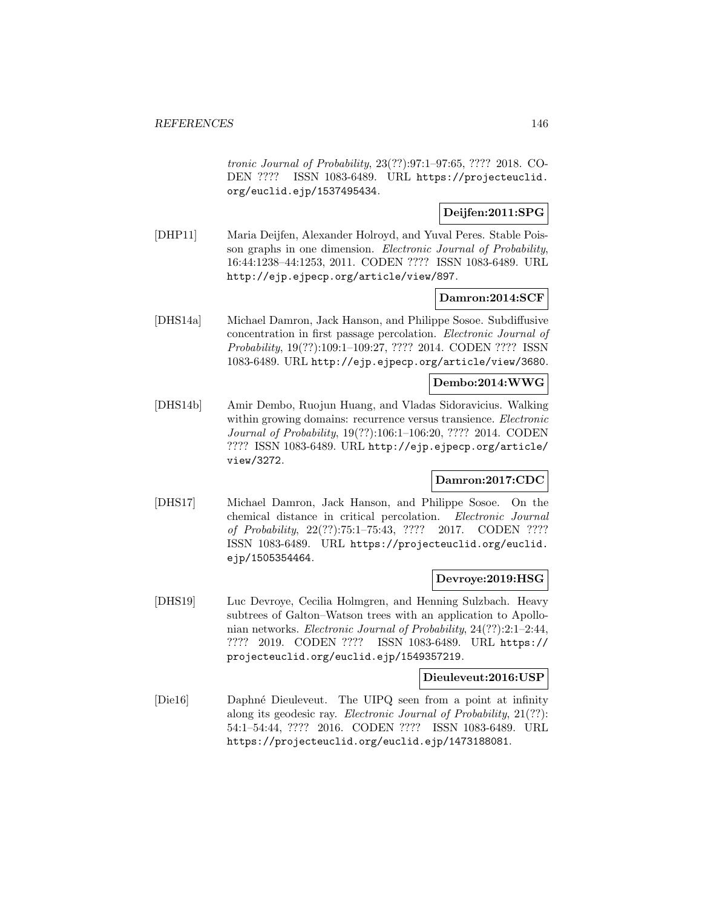*tronic Journal of Probability*, 23(??):97:1–97:65, ???? 2018. CODEN ???? ISSN 1083-6489. URL https://projecteuclid.org/euclid.ejp/1537495434.

**Deijfen:2011:SPG**

[DHP11] Maria Deijfen, Alexander Holroyd, and Yuval Peres. Stable Poisson graphs in one dimension. *Electronic Journal of Probability*, 16:44:1238–44:1253, 2011. CODEN ???? ISSN 1083-6489. URL http://ejp.ejpecp.org/article/view/897.

**Damron:2014:SCF**

[DHS14a] Michael Damron, Jack Hanson, and Philippe Sosoe. Subdiffusive concentration in first passage percolation. *Electronic Journal of Probability*, 19(??):109:1–109:27, ???? 2014. CODEN ???? ISSN 1083-6489. URL http://ejp.ejpecp.org/article/view/3680.

**Dembo:2014:WWG**

[DHS14b] Amir Dembo, Ruojun Huang, and Vladas Sidoravicius. Walking within growing domains: recurrence versus transience. *Electronic Journal of Probability*, 19(??):106:1–106:20, ???? 2014. CODEN ???? ISSN 1083-6489. URL http://ejp.ejpecp.org/article/view/3272.

**Damron:2017:CDC**

[DHS17] Michael Damron, Jack Hanson, and Philippe Sosoe. On the chemical distance in critical percolation. *Electronic Journal of Probability*, 22(??):75:1–75:43, ???? 2017. CODEN ???? ISSN 1083-6489. URL https://projecteuclid.org/euclid.ejp/1505354464.

**Devroye:2019:HSG**

[DHS19] Luc Devroye, Cecilia Holmgren, and Henning Sulzbach. Heavy subtrees of Galton–Watson trees with an application to Apollonian networks. *Electronic Journal of Probability*, 24(??):2:1–2:44, ???? 2019. CODEN ???? ISSN 1083-6489. URL https://projecteuclid.org/euclid.ejp/1549357219.

**Dieuleveut:2016:USP**

[Die16] Daphné Dieuleveut. The UIPQ seen from a point at infinity along its geodesic ray. *Electronic Journal of Probability*, 21(??):54:1–54:44, ???? 2016. CODEN ???? ISSN 1083-6489. URL https://projecteuclid.org/euclid.ejp/1473188081.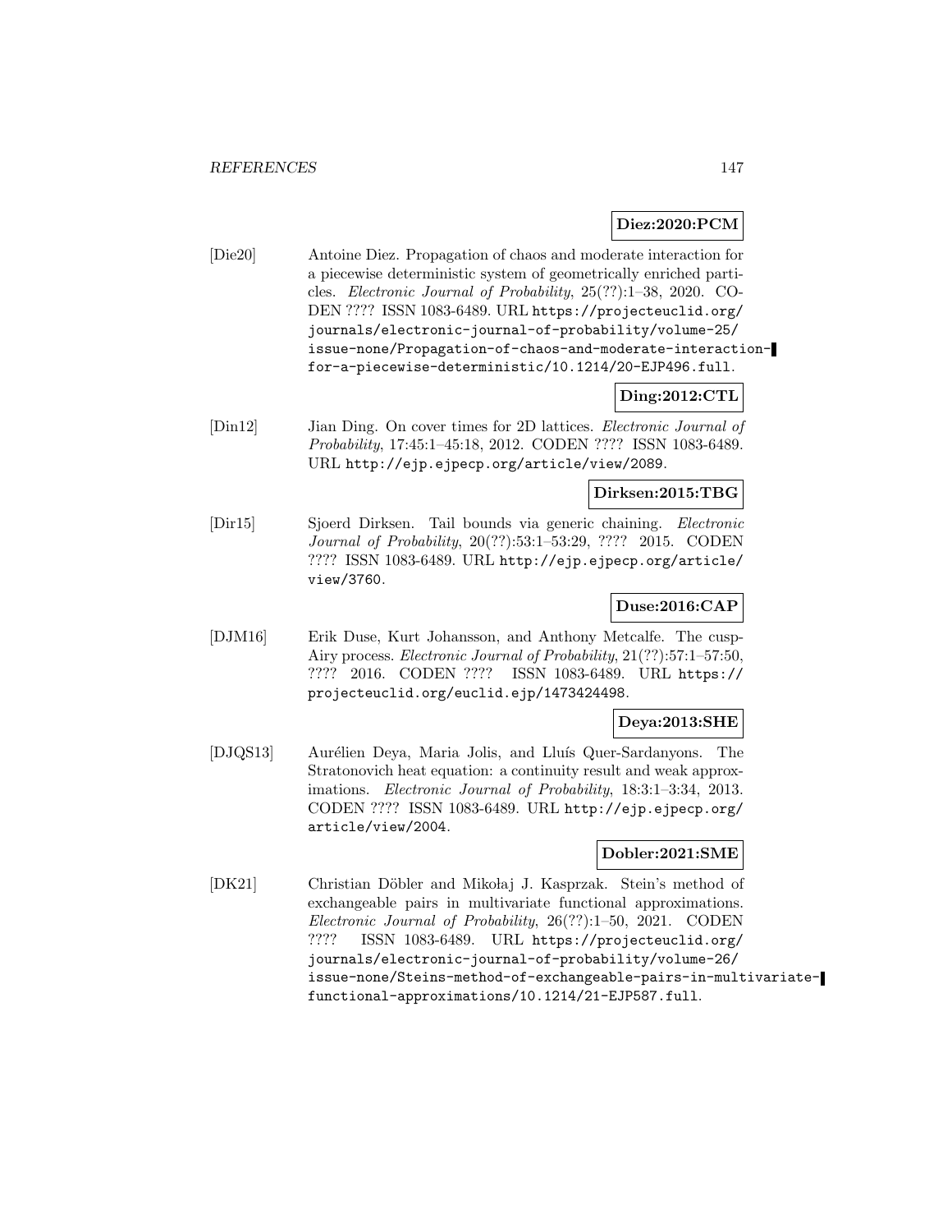**Diez:2020:PCM**

[Die20] Antoine Diez. Propagation of chaos and moderate interaction for a piecewise deterministic system of geometrically enriched particles. *Electronic Journal of Probability*, 25(??):1–38, 2020. CODEN ???? ISSN 1083-6489. URL https://projecteuclid.org/journals/electronic-journal-of-probability/volume-25/issue-none/Propagation-of-chaos-and-moderate-interaction-for-a-piecewise-deterministic/10.1214/20-EJP496.full.

**Ding:2012:CTL**

[Din12] Jian Ding. On cover times for 2D lattices. *Electronic Journal of Probability*, 17:45:1–45:18, 2012. CODEN ???? ISSN 1083-6489. URL http://ejp.ejpecp.org/article/view/2089.

**Dirksen:2015:TBG**

[Dir15] Sjoerd Dirksen. Tail bounds via generic chaining. *Electronic Journal of Probability*, 20(??):53:1–53:29, ???? 2015. CODEN ???? ISSN 1083-6489. URL http://ejp.ejpecp.org/article/view/3760.

**Duse:2016:CAP**

[DJM16] Erik Duse, Kurt Johansson, and Anthony Metcalfe. The cusp-Airy process. *Electronic Journal of Probability*, 21(??):57:1–57:50, ???? 2016. CODEN ???? ISSN 1083-6489. URL https://projecteuclid.org/euclid.ejp/1473424498.

**Deya:2013:SHE**

[DJQS13] Aurélien Deya, Maria Jolis, and Lluís Quer-Sardanyons. The Stratonovich heat equation: a continuity result and weak approximations. *Electronic Journal of Probability*, 18:3:1–3:34, 2013. CODEN ???? ISSN 1083-6489. URL http://ejp.ejpecp.org/article/view/2004.

**Dobler:2021:SME**

[DK21] Christian Döbler and Mikołaj J. Kasprzak. Stein's method of exchangeable pairs in multivariate functional approximations. *Electronic Journal of Probability*, 26(??):1–50, 2021. CODEN ???? ISSN 1083-6489. URL https://projecteuclid.org/journals/electronic-journal-of-probability/volume-26/issue-none/Steins-method-of-exchangeable-pairs-in-multivariate-functional-approximations/10.1214/21-EJP587.full.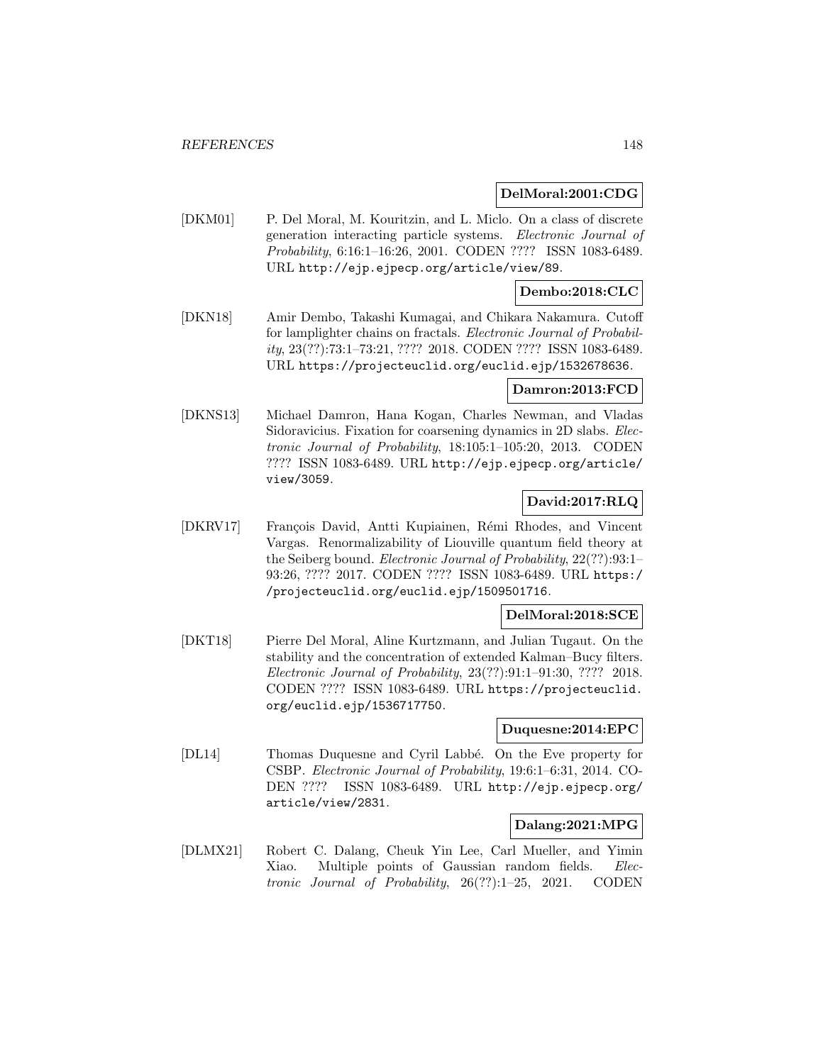**DelMoral:2001:CDG**

[DKM01] P. Del Moral, M. Kouritzin, and L. Miclo. On a class of discrete generation interacting particle systems. *Electronic Journal of Probability*, 6:16:1–16:26, 2001. CODEN ???? ISSN 1083-6489. URL http://ejp.ejpecp.org/article/view/89.

**Dembo:2018:CLC**

[DKN18] Amir Dembo, Takashi Kumagai, and Chikara Nakamura. Cutoff for lamplighter chains on fractals. *Electronic Journal of Probability*, 23(??):73:1–73:21, ???? 2018. CODEN ???? ISSN 1083-6489. URL https://projecteuclid.org/euclid.ejp/1532678636.

**Damron:2013:FCD**

[DKNS13] Michael Damron, Hana Kogan, Charles Newman, and Vladas Sidoravicius. Fixation for coarsening dynamics in 2D slabs. *Electronic Journal of Probability*, 18:105:1–105:20, 2013. CODEN ???? ISSN 1083-6489. URL http://ejp.ejpecp.org/article/view/3059.

**David:2017:RLQ**

[DKRV17] François David, Antti Kupiainen, Rémi Rhodes, and Vincent Vargas. Renormalizability of Liouville quantum field theory at the Seiberg bound. *Electronic Journal of Probability*, 22(??):93:1–93:26, ???? 2017. CODEN ???? ISSN 1083-6489. URL https://projecteuclid.org/euclid.ejp/1509501716.

**DelMoral:2018:SCE**

[DKT18] Pierre Del Moral, Aline Kurtzmann, and Julian Tugaut. On the stability and the concentration of extended Kalman–Bucy filters. *Electronic Journal of Probability*, 23(??):91:1–91:30, ???? 2018. CODEN ???? ISSN 1083-6489. URL https://projecteuclid.org/euclid.ejp/1536717750.

**Duquesne:2014:EPC**

[DL14] Thomas Duquesne and Cyril Labbé. On the Eve property for CSBP. *Electronic Journal of Probability*, 19:6:1–6:31, 2014. CODEN ???? ISSN 1083-6489. URL http://ejp.ejpecp.org/article/view/2831.

**Dalang:2021:MPG**

[DLMX21] Robert C. Dalang, Cheuk Yin Lee, Carl Mueller, and Yimin Xiao. Multiple points of Gaussian random fields. *Electronic Journal of Probability*, 26(??):1–25, 2021. CODEN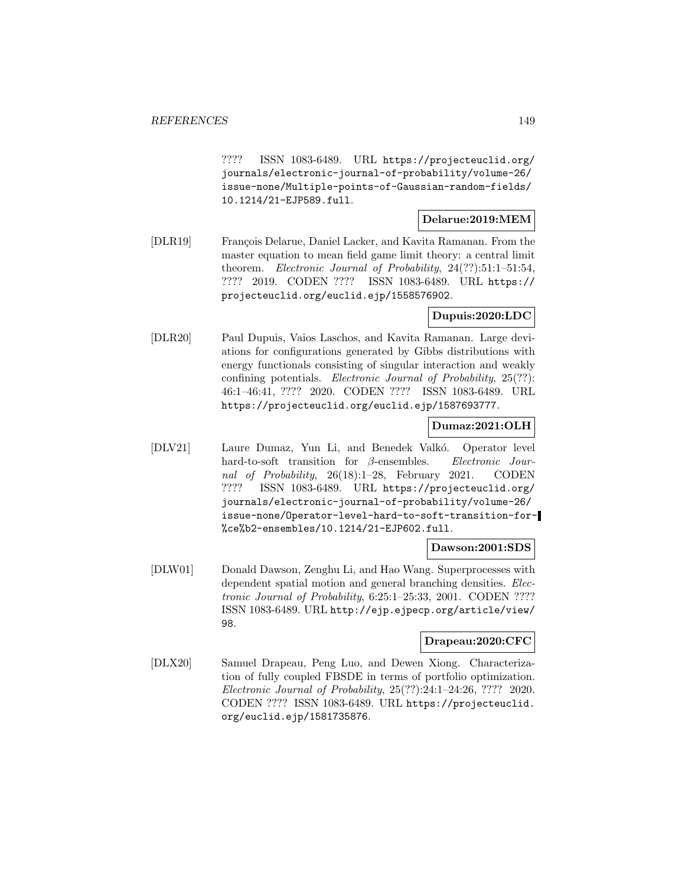???? ISSN 1083-6489. URL https://projecteuclid.org/journals/electronic-journal-of-probability/volume-26/issue-none/Multiple-points-of-Gaussian-random-fields/10.1214/21-EJP589.full.

**Delarue:2019:MEM**

[DLR19] François Delarue, Daniel Lacker, and Kavita Ramanan. From the master equation to mean field game limit theory: a central limit theorem. *Electronic Journal of Probability*, 24(??):51:1–51:54, ???? 2019. CODEN ???? ISSN 1083-6489. URL https://projecteuclid.org/euclid.ejp/1558576902.

**Dupuis:2020:LDC**

[DLR20] Paul Dupuis, Vaios Laschos, and Kavita Ramanan. Large deviations for configurations generated by Gibbs distributions with energy functionals consisting of singular interaction and weakly confining potentials. *Electronic Journal of Probability*, 25(??):46:1–46:41, ???? 2020. CODEN ???? ISSN 1083-6489. URL https://projecteuclid.org/euclid.ejp/1587693777.

**Dumaz:2021:OLH**

[DLV21] Laure Dumaz, Yun Li, and Benedek Valkó. Operator level hard-to-soft transition for $\beta$-ensembles. *Electronic Journal of Probability*, 26(18):1–28, February 2021. CODEN ???? ISSN 1083-6489. URL https://projecteuclid.org/journals/electronic-journal-of-probability/volume-26/issue-none/Operator-level-hard-to-soft-transition-for-%ce%b2-ensembles/10.1214/21-EJP602.full.

**Dawson:2001:SDS**

[DLW01] Donald Dawson, Zenghu Li, and Hao Wang. Superprocesses with dependent spatial motion and general branching densities. *Electronic Journal of Probability*, 6:25:1–25:33, 2001. CODEN ???? ISSN 1083-6489. URL http://ejp.ejpecp.org/article/view/98.

**Drapeau:2020:CFC**

[DLX20] Samuel Drapeau, Peng Luo, and Dewen Xiong. Characterization of fully coupled FBSDE in terms of portfolio optimization. *Electronic Journal of Probability*, 25(??):24:1–24:26, ???? 2020. CODEN ???? ISSN 1083-6489. URL https://projecteuclid.org/euclid.ejp/1581735876.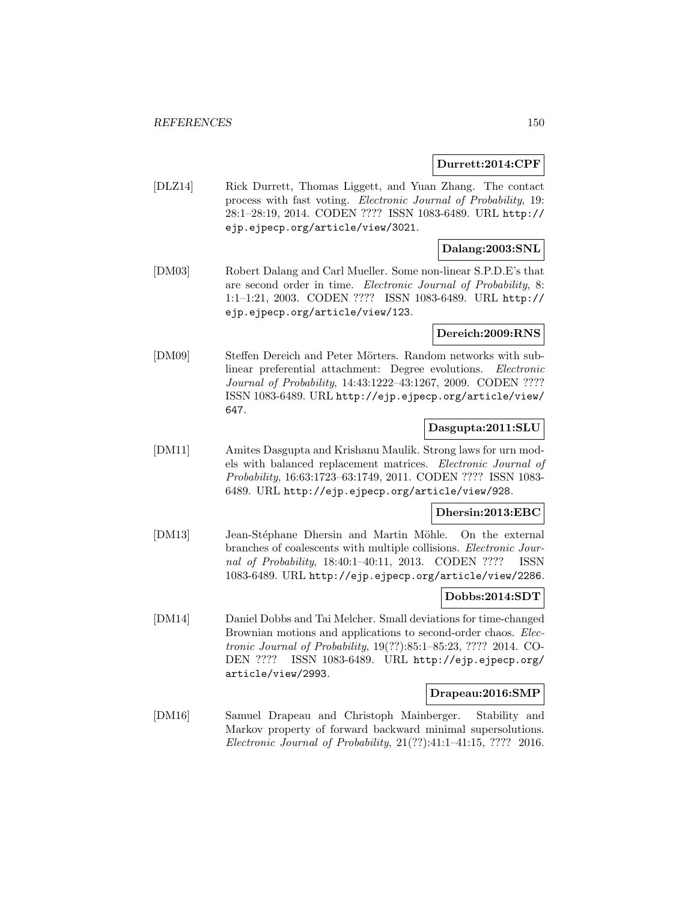**Durrett:2014:CPF**

[DLZ14] Rick Durrett, Thomas Liggett, and Yuan Zhang. The contact process with fast voting. *Electronic Journal of Probability*, 19: 28:1–28:19, 2014. CODEN ???? ISSN 1083-6489. URL http://ejp.ejpecp.org/article/view/3021.

**Dalang:2003:SNL**

[DM03] Robert Dalang and Carl Mueller. Some non-linear S.P.D.E's that are second order in time. *Electronic Journal of Probability*, 8: 1:1–1:21, 2003. CODEN ???? ISSN 1083-6489. URL http://ejp.ejpecp.org/article/view/123.

**Dereich:2009:RNS**

[DM09] Steffen Dereich and Peter Mörters. Random networks with sublinear preferential attachment: Degree evolutions. *Electronic Journal of Probability*, 14:43:1222–43:1267, 2009. CODEN ???? ISSN 1083-6489. URL http://ejp.ejpecp.org/article/view/647.

**Dasgupta:2011:SLU**

[DM11] Amites Dasgupta and Krishanu Maulik. Strong laws for urn models with balanced replacement matrices. *Electronic Journal of Probability*, 16:63:1723–63:1749, 2011. CODEN ???? ISSN 1083-6489. URL http://ejp.ejpecp.org/article/view/928.

**Dhersin:2013:EBC**

[DM13] Jean-Stéphane Dhersin and Martin Möhle. On the external branches of coalescents with multiple collisions. *Electronic Journal of Probability*, 18:40:1–40:11, 2013. CODEN ???? ISSN 1083-6489. URL http://ejp.ejpecp.org/article/view/2286.

**Dobbs:2014:SDT**

[DM14] Daniel Dobbs and Tai Melcher. Small deviations for time-changed Brownian motions and applications to second-order chaos. *Electronic Journal of Probability*, 19(??):85:1–85:23, ???? 2014. CODEN ???? ISSN 1083-6489. URL http://ejp.ejpecp.org/article/view/2993.

**Drapeau:2016:SMP**

[DM16] Samuel Drapeau and Christoph Mainberger. Stability and Markov property of forward backward minimal supersolutions. *Electronic Journal of Probability*, 21(??):41:1–41:15, ???? 2016.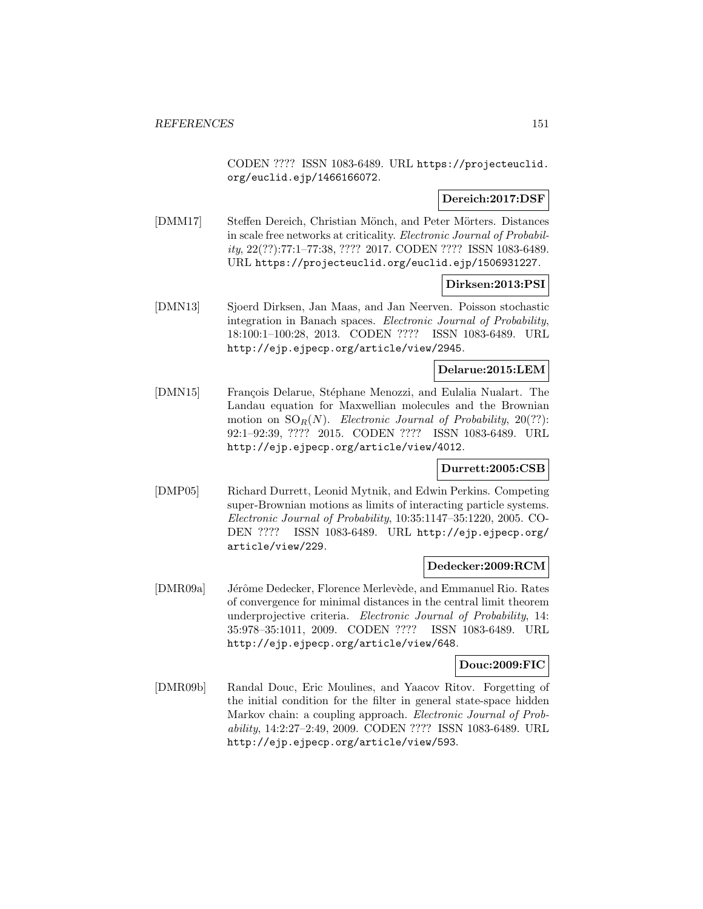CODEN ???? ISSN 1083-6489. URL https://projecteuclid.org/euclid.ejp/1466166072.

**Dereich:2017:DSF**

[DMM17] Steffen Dereich, Christian Mönch, and Peter Mörters. Distances in scale free networks at criticality. *Electronic Journal of Probability*, 22(??):77:1–77:38, ???? 2017. CODEN ???? ISSN 1083-6489. URL https://projecteuclid.org/euclid.ejp/1506931227.

**Dirksen:2013:PSI**

[DMN13] Sjoerd Dirksen, Jan Maas, and Jan Neerven. Poisson stochastic integration in Banach spaces. *Electronic Journal of Probability*, 18:100:1–100:28, 2013. CODEN ???? ISSN 1083-6489. URL http://ejp.ejpecp.org/article/view/2945.

**Delarue:2015:LEM**

[DMN15] François Delarue, Stéphane Menozzi, and Eulalia Nualart. The Landau equation for Maxwellian molecules and the Brownian motion on $\mathrm{SO}_R(N)$. *Electronic Journal of Probability*, 20(??):92:1–92:39, ???? 2015. CODEN ???? ISSN 1083-6489. URL http://ejp.ejpecp.org/article/view/4012.

**Durrett:2005:CSB**

[DMP05] Richard Durrett, Leonid Mytnik, and Edwin Perkins. Competing super-Brownian motions as limits of interacting particle systems. *Electronic Journal of Probability*, 10:35:1147–35:1220, 2005. CODEN ???? ISSN 1083-6489. URL http://ejp.ejpecp.org/article/view/229.

**Dedecker:2009:RCM**

[DMR09a] Jérôme Dedecker, Florence Merlevède, and Emmanuel Rio. Rates of convergence for minimal distances in the central limit theorem underprojective criteria. *Electronic Journal of Probability*, 14:35:978–35:1011, 2009. CODEN ???? ISSN 1083-6489. URL http://ejp.ejpecp.org/article/view/648.

**Douc:2009:FIC**

[DMR09b] Randal Douc, Eric Moulines, and Yaacov Ritov. Forgetting of the initial condition for the filter in general state-space hidden Markov chain: a coupling approach. *Electronic Journal of Probability*, 14:2:27–2:49, 2009. CODEN ???? ISSN 1083-6489. URL http://ejp.ejpecp.org/article/view/593.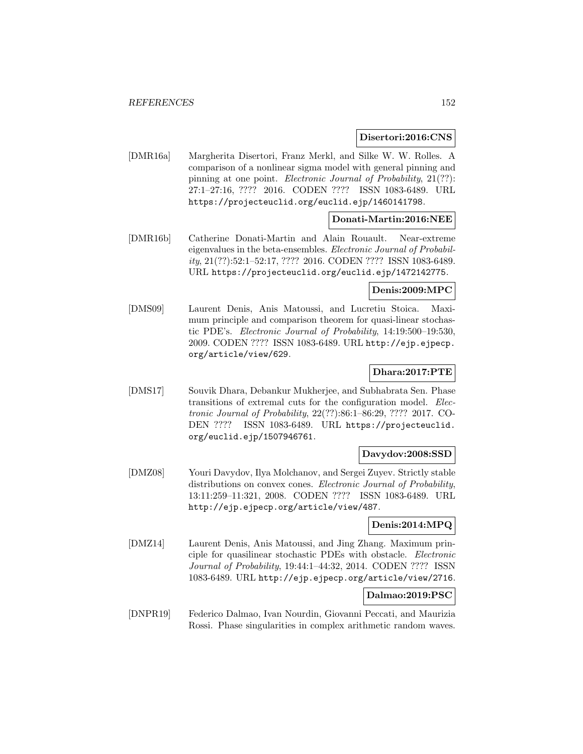**Disertori:2016:CNS**

[DMR16a] Margherita Disertori, Franz Merkl, and Silke W. W. Rolles. A comparison of a nonlinear sigma model with general pinning and pinning at one point. *Electronic Journal of Probability*, 21(??): 27:1–27:16, ???? 2016. CODEN ???? ISSN 1083-6489. URL https://projecteuclid.org/euclid.ejp/1460141798.

**Donati-Martin:2016:NEE**

[DMR16b] Catherine Donati-Martin and Alain Rouault. Near-extreme eigenvalues in the beta-ensembles. *Electronic Journal of Probability*, 21(??):52:1–52:17, ???? 2016. CODEN ???? ISSN 1083-6489. URL https://projecteuclid.org/euclid.ejp/1472142775.

**Denis:2009:MPC**

[DMS09] Laurent Denis, Anis Matoussi, and Lucretiu Stoica. Maximum principle and comparison theorem for quasi-linear stochastic PDE's. *Electronic Journal of Probability*, 14:19:500–19:530, 2009. CODEN ???? ISSN 1083-6489. URL http://ejp.ejpecp.org/article/view/629.

**Dhara:2017:PTE**

[DMS17] Souvik Dhara, Debankur Mukherjee, and Subhabrata Sen. Phase transitions of extremal cuts for the configuration model. *Electronic Journal of Probability*, 22(??):86:1–86:29, ???? 2017. CODEN ???? ISSN 1083-6489. URL https://projecteuclid.org/euclid.ejp/1507946761.

**Davydov:2008:SSD**

[DMZ08] Youri Davydov, Ilya Molchanov, and Sergei Zuyev. Strictly stable distributions on convex cones. *Electronic Journal of Probability*, 13:11:259–11:321, 2008. CODEN ???? ISSN 1083-6489. URL http://ejp.ejpecp.org/article/view/487.

**Denis:2014:MPQ**

[DMZ14] Laurent Denis, Anis Matoussi, and Jing Zhang. Maximum principle for quasilinear stochastic PDEs with obstacle. *Electronic Journal of Probability*, 19:44:1–44:32, 2014. CODEN ???? ISSN 1083-6489. URL http://ejp.ejpecp.org/article/view/2716.

**Dalmao:2019:PSC**

[DNPR19] Federico Dalmao, Ivan Nourdin, Giovanni Peccati, and Maurizia Rossi. Phase singularities in complex arithmetic random waves.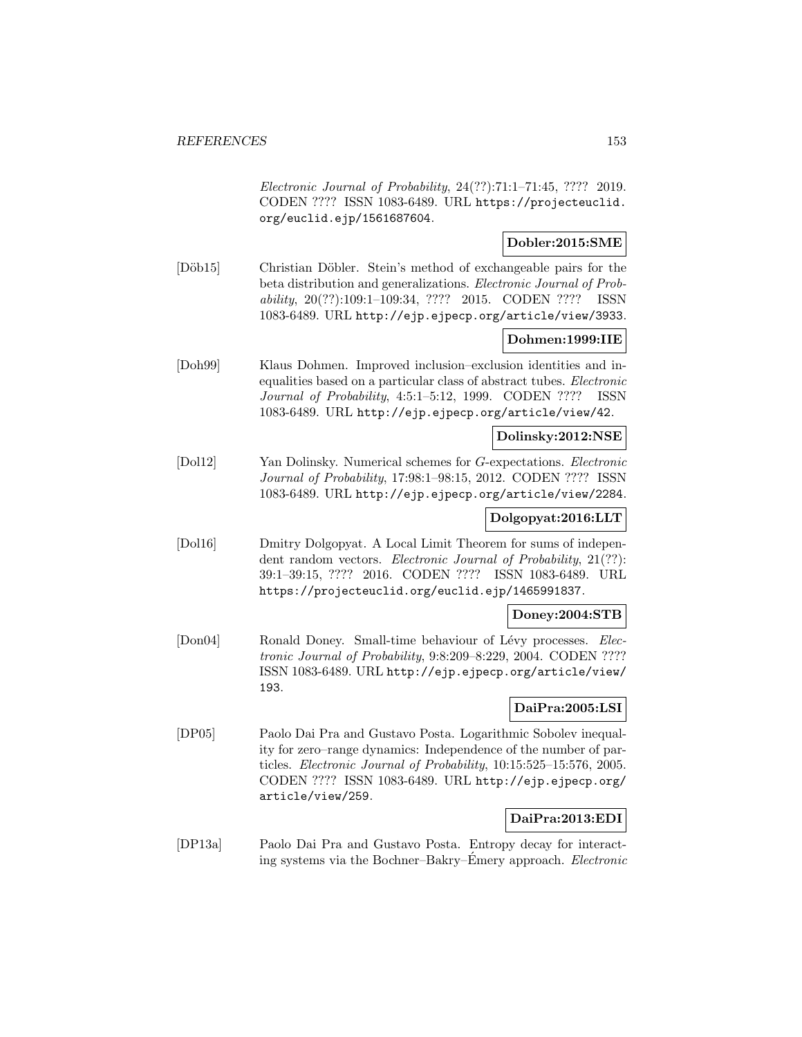*Electronic Journal of Probability*, 24(??):71:1–71:45, ???? 2019. CODEN ???? ISSN 1083-6489. URL https://projecteuclid.org/euclid.ejp/1561687604.

**Dobler:2015:SME**

[Döb15] Christian Döbler. Stein's method of exchangeable pairs for the beta distribution and generalizations. *Electronic Journal of Probability*, 20(??):109:1–109:34, ???? 2015. CODEN ???? ISSN 1083-6489. URL http://ejp.ejpecp.org/article/view/3933.

**Dohmen:1999:IIE**

[Doh99] Klaus Dohmen. Improved inclusion–exclusion identities and inequalities based on a particular class of abstract tubes. *Electronic Journal of Probability*, 4:5:1–5:12, 1999. CODEN ???? ISSN 1083-6489. URL http://ejp.ejpecp.org/article/view/42.

**Dolinsky:2012:NSE**

[Dol12] Yan Dolinsky. Numerical schemes for *G*-expectations. *Electronic Journal of Probability*, 17:98:1–98:15, 2012. CODEN ???? ISSN 1083-6489. URL http://ejp.ejpecp.org/article/view/2284.

**Dolgopyat:2016:LLT**

[Dol16] Dmitry Dolgopyat. A Local Limit Theorem for sums of independent random vectors. *Electronic Journal of Probability*, 21(??):39:1–39:15, ???? 2016. CODEN ???? ISSN 1083-6489. URL https://projecteuclid.org/euclid.ejp/1465991837.

**Doney:2004:STB**

[Don04] Ronald Doney. Small-time behaviour of Lévy processes. *Electronic Journal of Probability*, 9:8:209–8:229, 2004. CODEN ???? ISSN 1083-6489. URL http://ejp.ejpecp.org/article/view/193.

**DaiPra:2005:LSI**

[DP05] Paolo Dai Pra and Gustavo Posta. Logarithmic Sobolev inequality for zero–range dynamics: Independence of the number of particles. *Electronic Journal of Probability*, 10:15:525–15:576, 2005. CODEN ???? ISSN 1083-6489. URL http://ejp.ejpecp.org/article/view/259.

**DaiPra:2013:EDI**

[DP13a] Paolo Dai Pra and Gustavo Posta. Entropy decay for interacting systems via the Bochner–Bakry–Émery approach. *Electronic*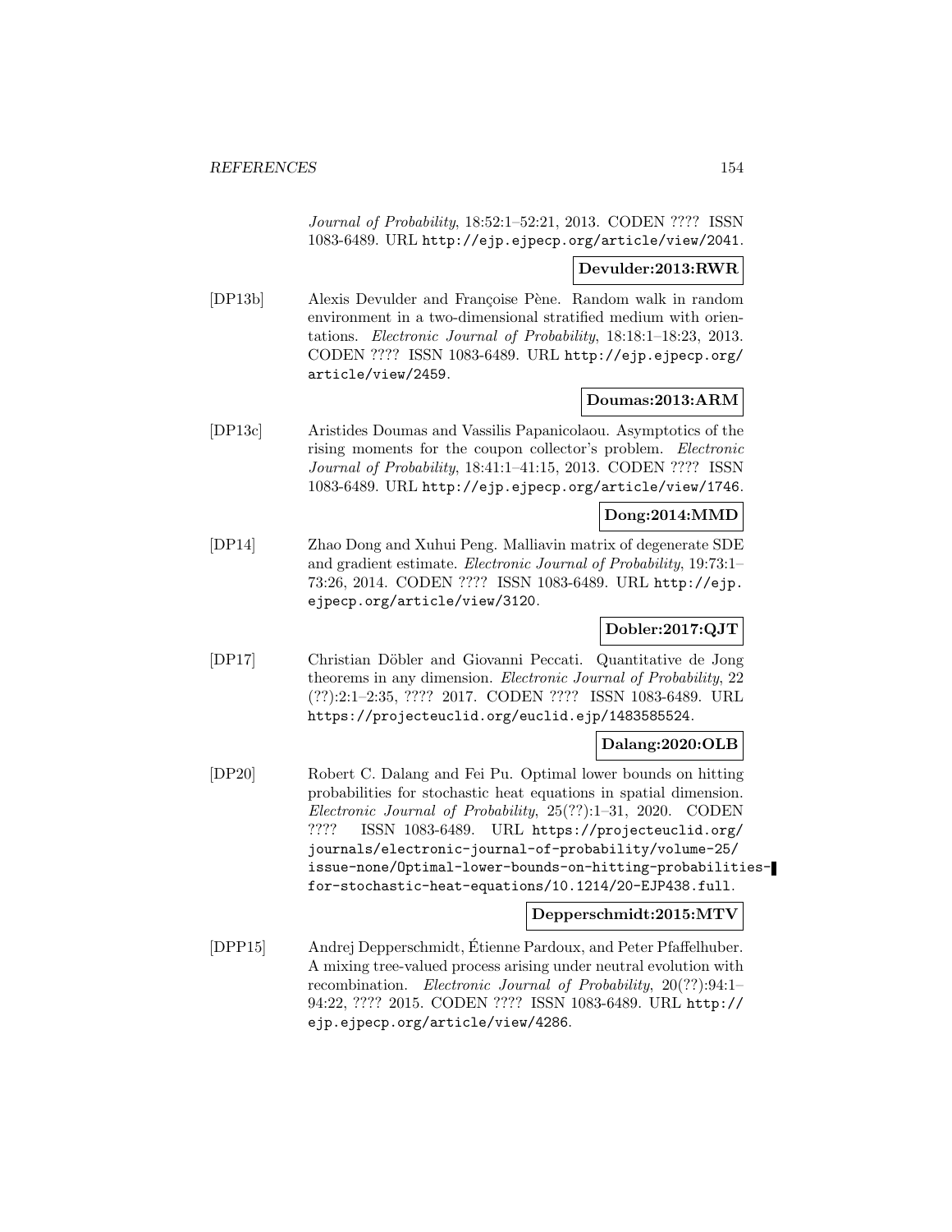*Journal of Probability*, 18:52:1–52:21, 2013. CODEN ???? ISSN 1083-6489. URL http://ejp.ejpecp.org/article/view/2041.

**Devulder:2013:RWR**

[DP13b] Alexis Devulder and Françoise Pène. Random walk in random environment in a two-dimensional stratified medium with orientations. *Electronic Journal of Probability*, 18:18:1–18:23, 2013. CODEN ???? ISSN 1083-6489. URL http://ejp.ejpecp.org/article/view/2459.

**Doumas:2013:ARM**

[DP13c] Aristides Doumas and Vassilis Papanicolaou. Asymptotics of the rising moments for the coupon collector's problem. *Electronic Journal of Probability*, 18:41:1–41:15, 2013. CODEN ???? ISSN 1083-6489. URL http://ejp.ejpecp.org/article/view/1746.

**Dong:2014:MMD**

[DP14] Zhao Dong and Xuhui Peng. Malliavin matrix of degenerate SDE and gradient estimate. *Electronic Journal of Probability*, 19:73:1–73:26, 2014. CODEN ???? ISSN 1083-6489. URL http://ejp.ejpecp.org/article/view/3120.

**Dobler:2017:QJT**

[DP17] Christian Döbler and Giovanni Peccati. Quantitative de Jong theorems in any dimension. *Electronic Journal of Probability*, 22 (??):2:1–2:35, ???? 2017. CODEN ???? ISSN 1083-6489. URL https://projecteuclid.org/euclid.ejp/1483585524.

**Dalang:2020:OLB**

[DP20] Robert C. Dalang and Fei Pu. Optimal lower bounds on hitting probabilities for stochastic heat equations in spatial dimension. *Electronic Journal of Probability*, 25(??):1–31, 2020. CODEN ???? ISSN 1083-6489. URL https://projecteuclid.org/journals/electronic-journal-of-probability/volume-25/issue-none/Optimal-lower-bounds-on-hitting-probabilities-for-stochastic-heat-equations/10.1214/20-EJP438.full.

**Depperschmidt:2015:MTV**

[DPP15] Andrej Depperschmidt, Étienne Pardoux, and Peter Pfaffelhuber. A mixing tree-valued process arising under neutral evolution with recombination. *Electronic Journal of Probability*, 20(??):94:1–94:22, ???? 2015. CODEN ???? ISSN 1083-6489. URL http://ejp.ejpecp.org/article/view/4286.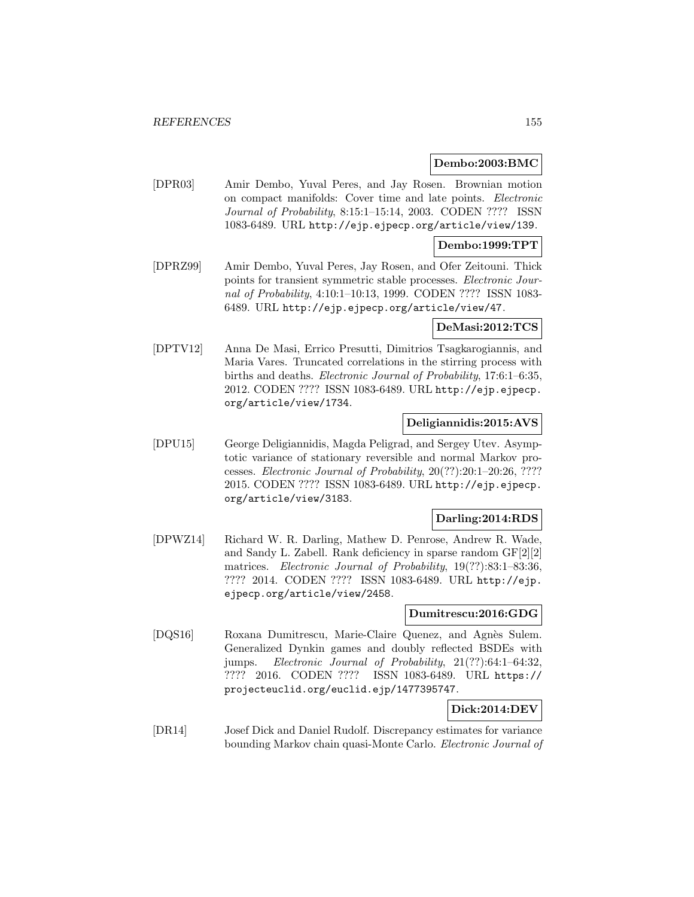**Dembo:2003:BMC**

[DPR03] Amir Dembo, Yuval Peres, and Jay Rosen. Brownian motion on compact manifolds: Cover time and late points. *Electronic Journal of Probability*, 8:15:1–15:14, 2003. CODEN ???? ISSN 1083-6489. URL http://ejp.ejpecp.org/article/view/139.

**Dembo:1999:TPT**

[DPRZ99] Amir Dembo, Yuval Peres, Jay Rosen, and Ofer Zeitouni. Thick points for transient symmetric stable processes. *Electronic Journal of Probability*, 4:10:1–10:13, 1999. CODEN ???? ISSN 1083-6489. URL http://ejp.ejpecp.org/article/view/47.

**DeMasi:2012:TCS**

[DPTV12] Anna De Masi, Errico Presutti, Dimitrios Tsagkarogiannis, and Maria Vares. Truncated correlations in the stirring process with births and deaths. *Electronic Journal of Probability*, 17:6:1–6:35, 2012. CODEN ???? ISSN 1083-6489. URL http://ejp.ejpecp.org/article/view/1734.

**Deligiannidis:2015:AVS**

[DPU15] George Deligiannidis, Magda Peligrad, and Sergey Utev. Asymptotic variance of stationary reversible and normal Markov processes. *Electronic Journal of Probability*, 20(??):20:1–20:26, ???? 2015. CODEN ???? ISSN 1083-6489. URL http://ejp.ejpecp.org/article/view/3183.

**Darling:2014:RDS**

[DPWZ14] Richard W. R. Darling, Mathew D. Penrose, Andrew R. Wade, and Sandy L. Zabell. Rank deficiency in sparse random GF[2][2] matrices. *Electronic Journal of Probability*, 19(??):83:1–83:36, ???? 2014. CODEN ???? ISSN 1083-6489. URL http://ejp.ejpecp.org/article/view/2458.

**Dumitrescu:2016:GDG**

[DQS16] Roxana Dumitrescu, Marie-Claire Quenez, and Agnès Sulem. Generalized Dynkin games and doubly reflected BSDEs with jumps. *Electronic Journal of Probability*, 21(??):64:1–64:32, ???? 2016. CODEN ???? ISSN 1083-6489. URL https://projecteuclid.org/euclid.ejp/1477395747.

**Dick:2014:DEV**

[DR14] Josef Dick and Daniel Rudolf. Discrepancy estimates for variance bounding Markov chain quasi-Monte Carlo. *Electronic Journal of*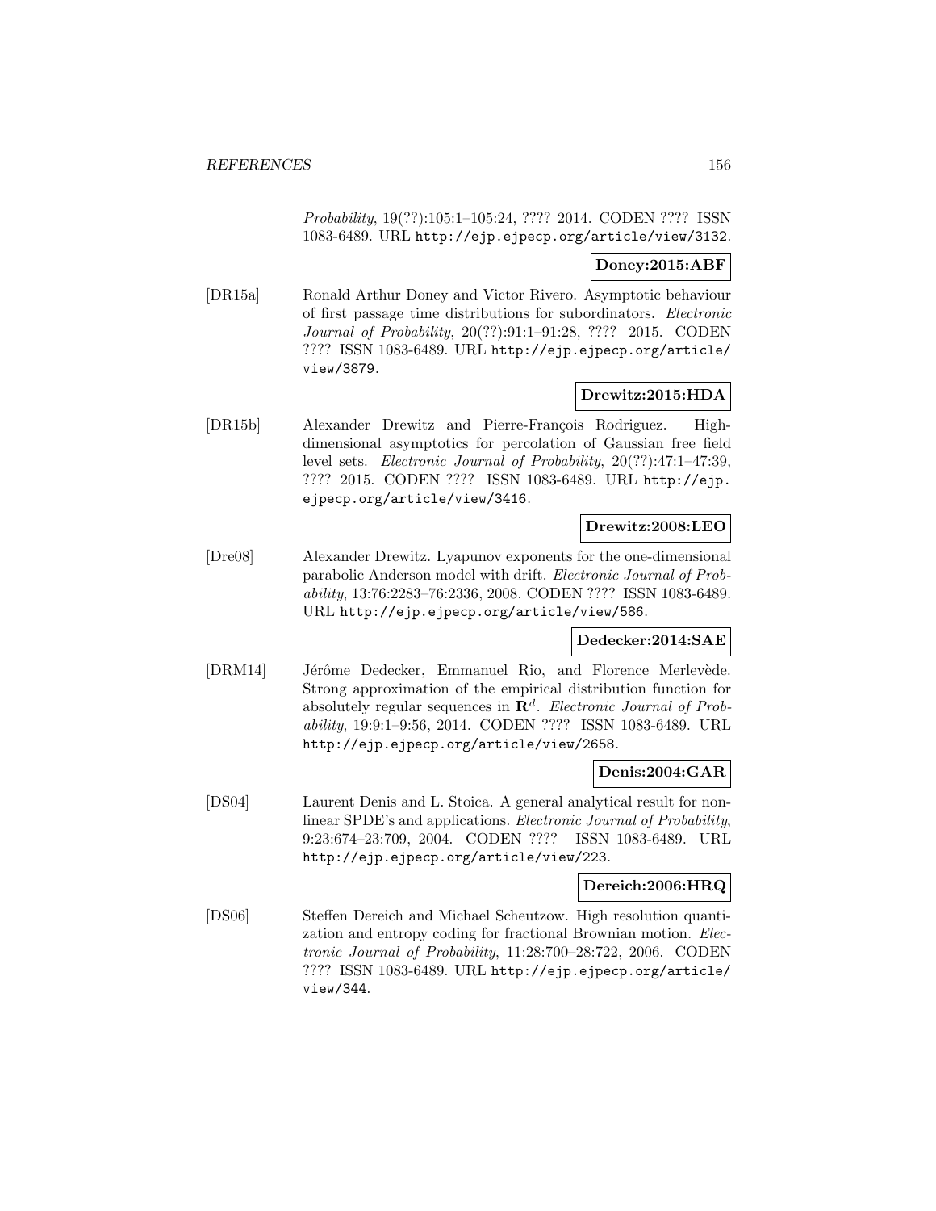*Probability*, 19(??):105:1–105:24, ???? 2014. CODEN ???? ISSN 1083-6489. URL http://ejp.ejpecp.org/article/view/3132.

**Doney:2015:ABF**

[DR15a] Ronald Arthur Doney and Victor Rivero. Asymptotic behaviour of first passage time distributions for subordinators. *Electronic Journal of Probability*, 20(??):91:1–91:28, ???? 2015. CODEN ???? ISSN 1083-6489. URL http://ejp.ejpecp.org/article/view/3879.

**Drewitz:2015:HDA**

[DR15b] Alexander Drewitz and Pierre-François Rodriguez. High-dimensional asymptotics for percolation of Gaussian free field level sets. *Electronic Journal of Probability*, 20(??):47:1–47:39, ???? 2015. CODEN ???? ISSN 1083-6489. URL http://ejp.ejpecp.org/article/view/3416.

**Drewitz:2008:LEO**

[Dre08] Alexander Drewitz. Lyapunov exponents for the one-dimensional parabolic Anderson model with drift. *Electronic Journal of Probability*, 13:76:2283–76:2336, 2008. CODEN ???? ISSN 1083-6489. URL http://ejp.ejpecp.org/article/view/586.

**Dedecker:2014:SAE**

[DRM14] Jérôme Dedecker, Emmanuel Rio, and Florence Merlevède. Strong approximation of the empirical distribution function for absolutely regular sequences in $\mathbf{R}^d$. *Electronic Journal of Probability*, 19:9:1–9:56, 2014. CODEN ???? ISSN 1083-6489. URL http://ejp.ejpecp.org/article/view/2658.

**Denis:2004:GAR**

[DS04] Laurent Denis and L. Stoica. A general analytical result for non-linear SPDE's and applications. *Electronic Journal of Probability*, 9:23:674–23:709, 2004. CODEN ???? ISSN 1083-6489. URL http://ejp.ejpecp.org/article/view/223.

**Dereich:2006:HRQ**

[DS06] Steffen Dereich and Michael Scheutzow. High resolution quantization and entropy coding for fractional Brownian motion. *Electronic Journal of Probability*, 11:28:700–28:722, 2006. CODEN ???? ISSN 1083-6489. URL http://ejp.ejpecp.org/article/view/344.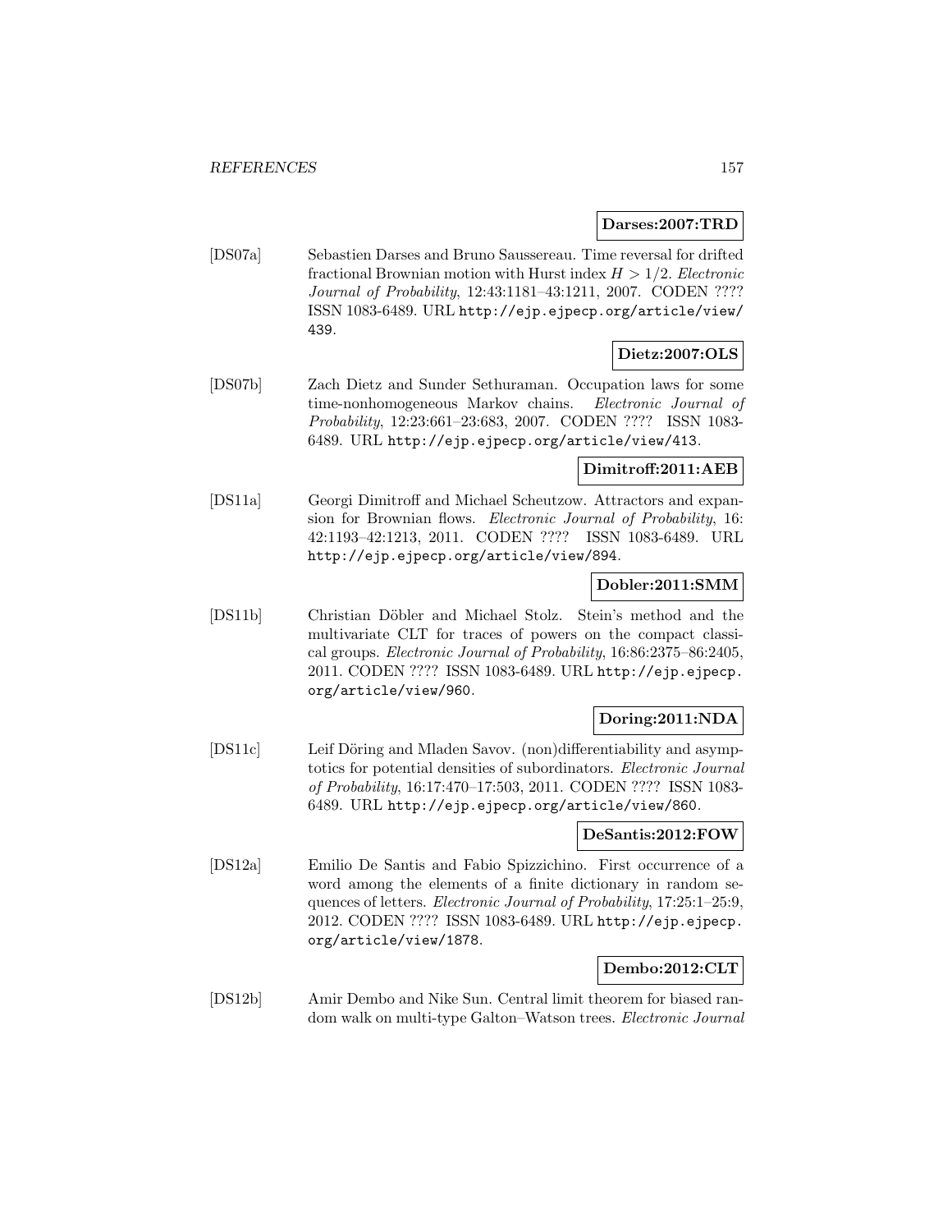**Darses:2007:TRD**

[DS07a] Sebastien Darses and Bruno Saussereau. Time reversal for drifted fractional Brownian motion with Hurst index $H > 1/2$. *Electronic Journal of Probability*, 12:43:1181–43:1211, 2007. CODEN ???? ISSN 1083-6489. URL http://ejp.ejpecp.org/article/view/439.

**Dietz:2007:OLS**

[DS07b] Zach Dietz and Sunder Sethuraman. Occupation laws for some time-nonhomogeneous Markov chains. *Electronic Journal of Probability*, 12:23:661–23:683, 2007. CODEN ???? ISSN 1083-6489. URL http://ejp.ejpecp.org/article/view/413.

**Dimitroff:2011:AEB**

[DS11a] Georgi Dimitroff and Michael Scheutzow. Attractors and expansion for Brownian flows. *Electronic Journal of Probability*, 16:42:1193–42:1213, 2011. CODEN ???? ISSN 1083-6489. URL http://ejp.ejpecp.org/article/view/894.

**Dobler:2011:SMM**

[DS11b] Christian Döbler and Michael Stolz. Stein's method and the multivariate CLT for traces of powers on the compact classical groups. *Electronic Journal of Probability*, 16:86:2375–86:2405, 2011. CODEN ???? ISSN 1083-6489. URL http://ejp.ejpecp.org/article/view/960.

**Doring:2011:NDA**

[DS11c] Leif Döring and Mladen Savov. (non)differentiability and asymptotics for potential densities of subordinators. *Electronic Journal of Probability*, 16:17:470–17:503, 2011. CODEN ???? ISSN 1083-6489. URL http://ejp.ejpecp.org/article/view/860.

**DeSantis:2012:FOW**

[DS12a] Emilio De Santis and Fabio Spizzichino. First occurrence of a word among the elements of a finite dictionary in random sequences of letters. *Electronic Journal of Probability*, 17:25:1–25:9, 2012. CODEN ???? ISSN 1083-6489. URL http://ejp.ejpecp.org/article/view/1878.

**Dembo:2012:CLT**

[DS12b] Amir Dembo and Nike Sun. Central limit theorem for biased random walk on multi-type Galton–Watson trees. *Electronic Journal*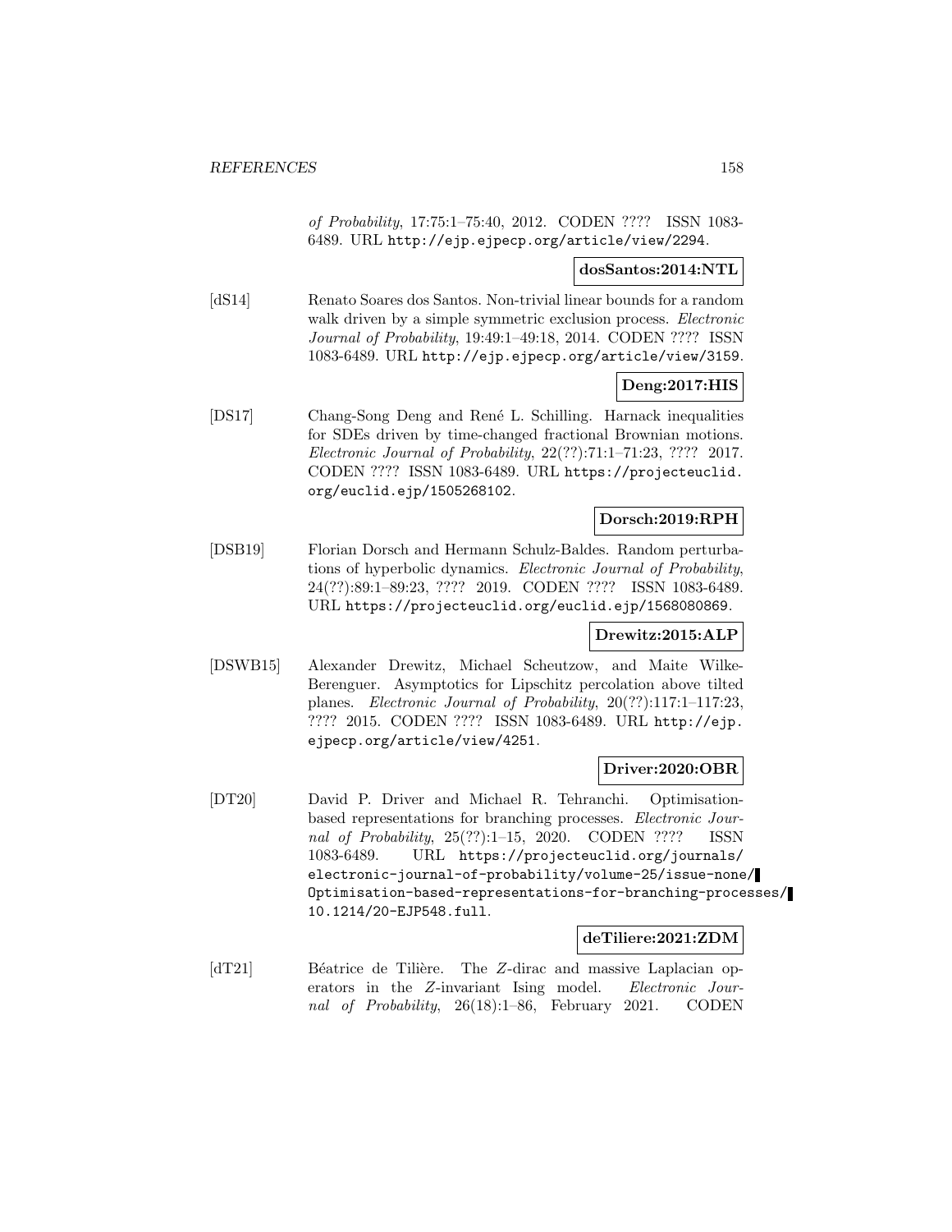*of Probability*, 17:75:1–75:40, 2012. CODEN ???? ISSN 1083-6489. URL http://ejp.ejpecp.org/article/view/2294.

**dosSantos:2014:NTL**

[dS14] Renato Soares dos Santos. Non-trivial linear bounds for a random walk driven by a simple symmetric exclusion process. *Electronic Journal of Probability*, 19:49:1–49:18, 2014. CODEN ???? ISSN 1083-6489. URL http://ejp.ejpecp.org/article/view/3159.

**Deng:2017:HIS**

[DS17] Chang-Song Deng and René L. Schilling. Harnack inequalities for SDEs driven by time-changed fractional Brownian motions. *Electronic Journal of Probability*, 22(??):71:1–71:23, ???? 2017. CODEN ???? ISSN 1083-6489. URL https://projecteuclid.org/euclid.ejp/1505268102.

**Dorsch:2019:RPH**

[DSB19] Florian Dorsch and Hermann Schulz-Baldes. Random perturbations of hyperbolic dynamics. *Electronic Journal of Probability*, 24(??):89:1–89:23, ???? 2019. CODEN ???? ISSN 1083-6489. URL https://projecteuclid.org/euclid.ejp/1568080869.

**Drewitz:2015:ALP**

[DSWB15] Alexander Drewitz, Michael Scheutzow, and Maite Wilke-Berenguer. Asymptotics for Lipschitz percolation above tilted planes. *Electronic Journal of Probability*, 20(??):117:1–117:23, ???? 2015. CODEN ???? ISSN 1083-6489. URL http://ejp.ejpecp.org/article/view/4251.

**Driver:2020:OBR**

[DT20] David P. Driver and Michael R. Tehranchi. Optimisation-based representations for branching processes. *Electronic Journal of Probability*, 25(??):1–15, 2020. CODEN ???? ISSN 1083-6489. URL https://projecteuclid.org/journals/electronic-journal-of-probability/volume-25/issue-none/Optimisation-based-representations-for-branching-processes/10.1214/20-EJP548.full.

**deTiliere:2021:ZDM**

[dT21] Béatrice de Tilière. The $Z$-dirac and massive Laplacian operators in the $Z$-invariant Ising model. *Electronic Journal of Probability*, 26(18):1–86, February 2021. CODEN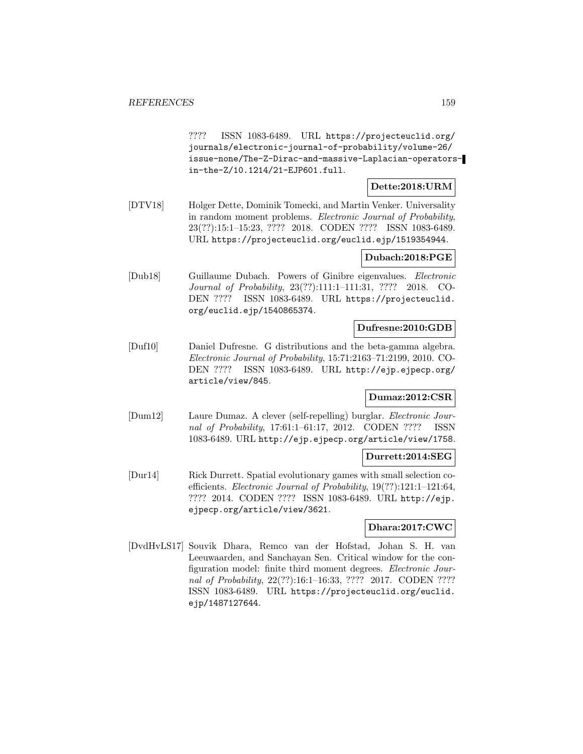???? ISSN 1083-6489. URL https://projecteuclid.org/journals/electronic-journal-of-probability/volume-26/issue-none/The-Z-Dirac-and-massive-Laplacian-operators-in-the-Z/10.1214/21-EJP601.full.

**Dette:2018:URM**

[DTV18] Holger Dette, Dominik Tomecki, and Martin Venker. Universality in random moment problems. *Electronic Journal of Probability*, 23(??):15:1–15:23, ???? 2018. CODEN ???? ISSN 1083-6489. URL https://projecteuclid.org/euclid.ejp/1519354944.

**Dubach:2018:PGE**

[Dub18] Guillaume Dubach. Powers of Ginibre eigenvalues. *Electronic Journal of Probability*, 23(??):111:1–111:31, ???? 2018. CODEN ???? ISSN 1083-6489. URL https://projecteuclid.org/euclid.ejp/1540865374.

**Dufresne:2010:GDB**

[Duf10] Daniel Dufresne. G distributions and the beta-gamma algebra. *Electronic Journal of Probability*, 15:71:2163–71:2199, 2010. CODEN ???? ISSN 1083-6489. URL http://ejp.ejpecp.org/article/view/845.

**Dumaz:2012:CSR**

[Dum12] Laure Dumaz. A clever (self-repelling) burglar. *Electronic Journal of Probability*, 17:61:1–61:17, 2012. CODEN ???? ISSN 1083-6489. URL http://ejp.ejpecp.org/article/view/1758.

**Durrett:2014:SEG**

[Dur14] Rick Durrett. Spatial evolutionary games with small selection coefficients. *Electronic Journal of Probability*, 19(??):121:1–121:64, ???? 2014. CODEN ???? ISSN 1083-6489. URL http://ejp.ejpecp.org/article/view/3621.

**Dhara:2017:CWC**

[DvdHvLS17] Souvik Dhara, Remco van der Hofstad, Johan S. H. van Leeuwaarden, and Sanchayan Sen. Critical window for the configuration model: finite third moment degrees. *Electronic Journal of Probability*, 22(??):16:1–16:33, ???? 2017. CODEN ???? ISSN 1083-6489. URL https://projecteuclid.org/euclid.ejp/1487127644.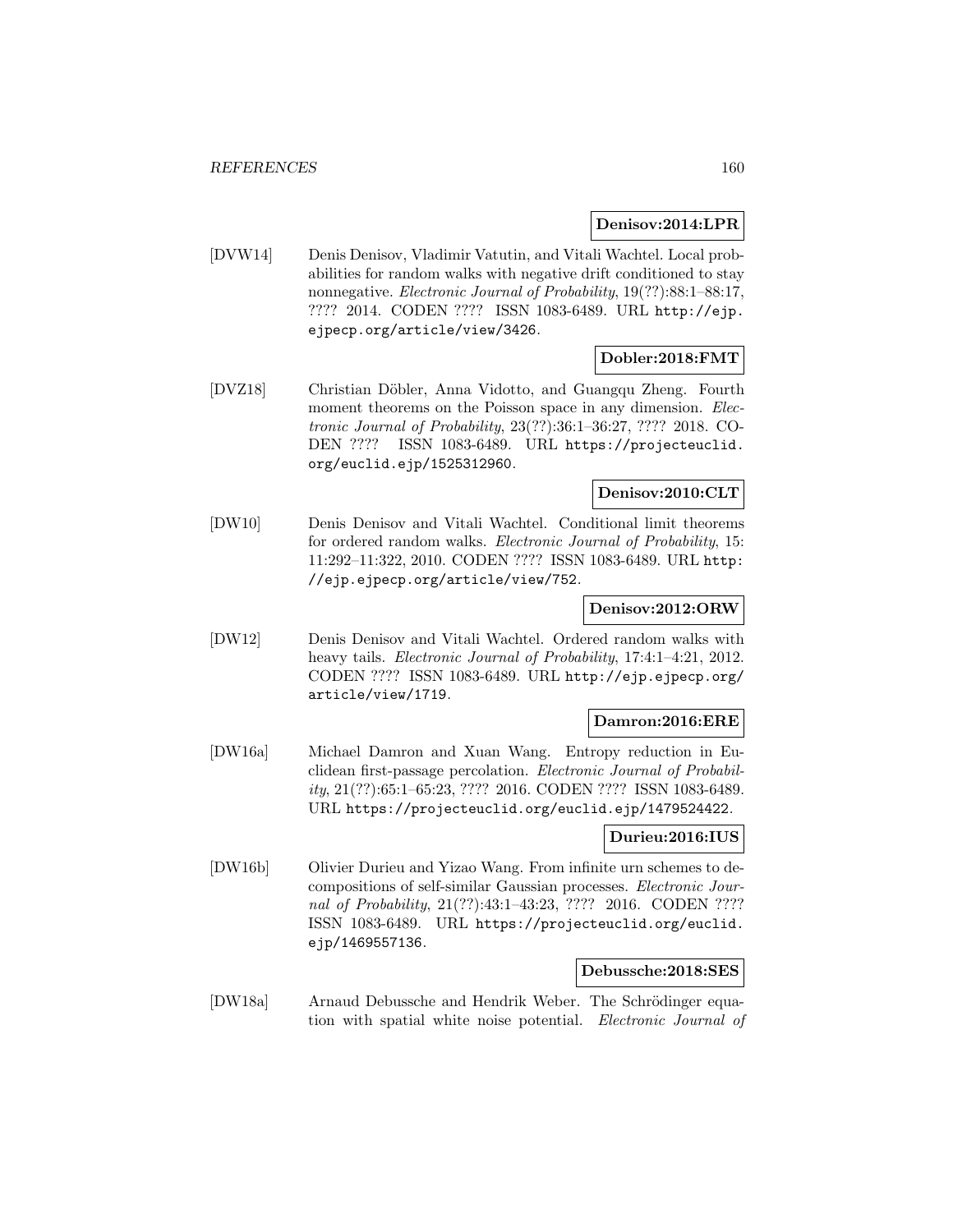**Denisov:2014:LPR**

[DVW14] Denis Denisov, Vladimir Vatutin, and Vitali Wachtel. Local probabilities for random walks with negative drift conditioned to stay nonnegative. *Electronic Journal of Probability*, 19(??):88:1–88:17, ???? 2014. CODEN ???? ISSN 1083-6489. URL http://ejp.ejpecp.org/article/view/3426.

**Dobler:2018:FMT**

[DVZ18] Christian Döbler, Anna Vidotto, and Guangqu Zheng. Fourth moment theorems on the Poisson space in any dimension. *Electronic Journal of Probability*, 23(??):36:1–36:27, ???? 2018. CODEN ???? ISSN 1083-6489. URL https://projecteuclid.org/euclid.ejp/1525312960.

**Denisov:2010:CLT**

[DW10] Denis Denisov and Vitali Wachtel. Conditional limit theorems for ordered random walks. *Electronic Journal of Probability*, 15: 11:292–11:322, 2010. CODEN ???? ISSN 1083-6489. URL http://ejp.ejpecp.org/article/view/752.

**Denisov:2012:ORW**

[DW12] Denis Denisov and Vitali Wachtel. Ordered random walks with heavy tails. *Electronic Journal of Probability*, 17:4:1–4:21, 2012. CODEN ???? ISSN 1083-6489. URL http://ejp.ejpecp.org/article/view/1719.

**Damron:2016:ERE**

[DW16a] Michael Damron and Xuan Wang. Entropy reduction in Euclidean first-passage percolation. *Electronic Journal of Probability*, 21(??):65:1–65:23, ???? 2016. CODEN ???? ISSN 1083-6489. URL https://projecteuclid.org/euclid.ejp/1479524422.

**Durieu:2016:IUS**

[DW16b] Olivier Durieu and Yizao Wang. From infinite urn schemes to decompositions of self-similar Gaussian processes. *Electronic Journal of Probability*, 21(??):43:1–43:23, ???? 2016. CODEN ???? ISSN 1083-6489. URL https://projecteuclid.org/euclid.ejp/1469557136.

**Debussche:2018:SES**

[DW18a] Arnaud Debussche and Hendrik Weber. The Schrödinger equation with spatial white noise potential. *Electronic Journal of*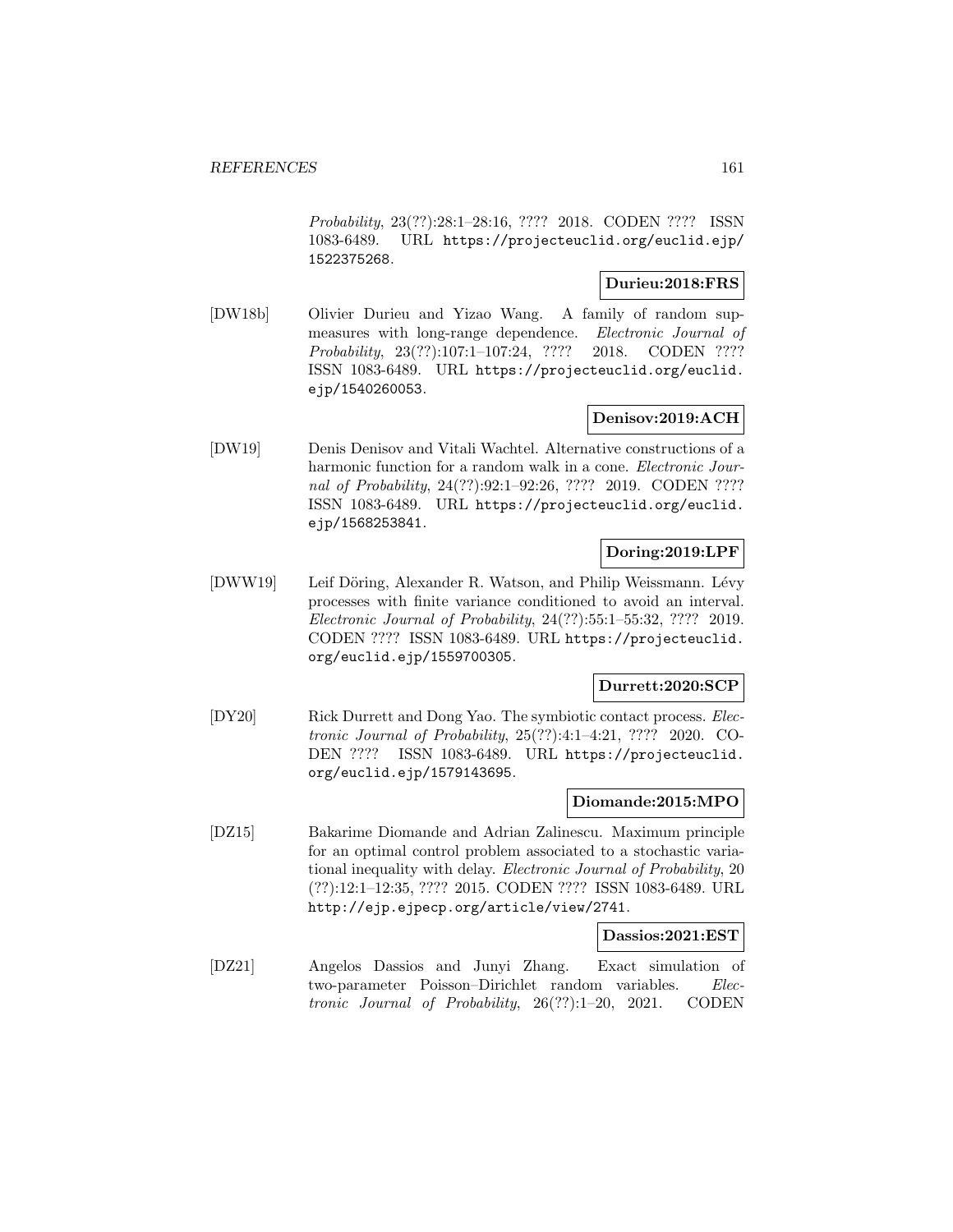*Probability*, 23(??):28:1–28:16, ???? 2018. CODEN ???? ISSN 1083-6489. URL https://projecteuclid.org/euclid.ejp/1522375268.

**Durieu:2018:FRS**

[DW18b] Olivier Durieu and Yizao Wang. A family of random sup-measures with long-range dependence. *Electronic Journal of Probability*, 23(??):107:1–107:24, ???? 2018. CODEN ???? ISSN 1083-6489. URL https://projecteuclid.org/euclid.ejp/1540260053.

**Denisov:2019:ACH**

[DW19] Denis Denisov and Vitali Wachtel. Alternative constructions of a harmonic function for a random walk in a cone. *Electronic Journal of Probability*, 24(??):92:1–92:26, ???? 2019. CODEN ???? ISSN 1083-6489. URL https://projecteuclid.org/euclid.ejp/1568253841.

**Doring:2019:LPF**

[DWW19] Leif Döring, Alexander R. Watson, and Philip Weissmann. Lévy processes with finite variance conditioned to avoid an interval. *Electronic Journal of Probability*, 24(??):55:1–55:32, ???? 2019. CODEN ???? ISSN 1083-6489. URL https://projecteuclid.org/euclid.ejp/1559700305.

**Durrett:2020:SCP**

[DY20] Rick Durrett and Dong Yao. The symbiotic contact process. *Electronic Journal of Probability*, 25(??):4:1–4:21, ???? 2020. CODEN ???? ISSN 1083-6489. URL https://projecteuclid.org/euclid.ejp/1579143695.

**Diomande:2015:MPO**

[DZ15] Bakarime Diomande and Adrian Zalinescu. Maximum principle for an optimal control problem associated to a stochastic variational inequality with delay. *Electronic Journal of Probability*, 20 (??):12:1–12:35, ???? 2015. CODEN ???? ISSN 1083-6489. URL http://ejp.ejpecp.org/article/view/2741.

**Dassios:2021:EST**

[DZ21] Angelos Dassios and Junyi Zhang. Exact simulation of two-parameter Poisson–Dirichlet random variables. *Electronic Journal of Probability*, 26(??):1–20, 2021. CODEN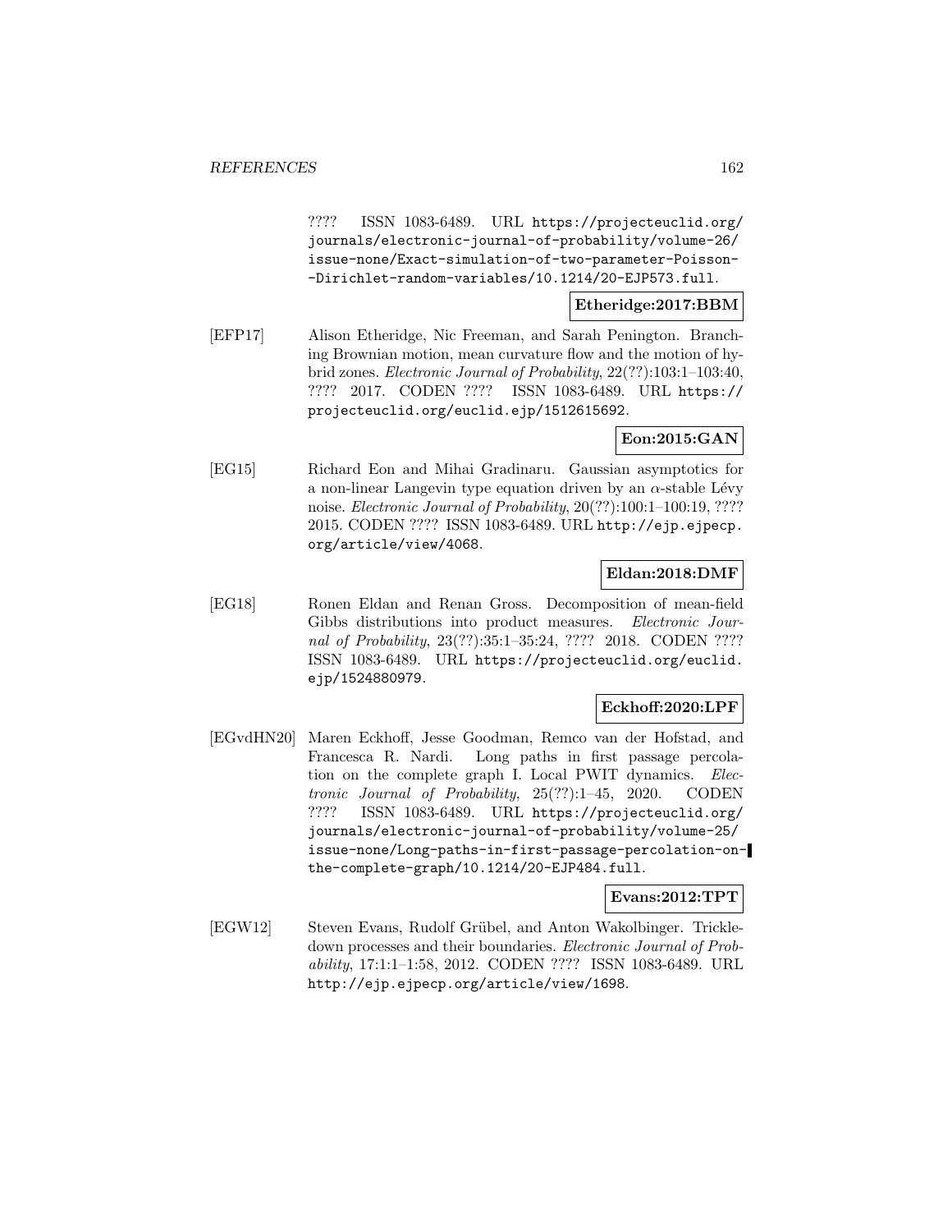???? ISSN 1083-6489. URL https://projecteuclid.org/journals/electronic-journal-of-probability/volume-26/issue-none/Exact-simulation-of-two-parameter-Poisson--Dirichlet-random-variables/10.1214/20-EJP573.full.

**Etheridge:2017:BBM**

[EFP17] Alison Etheridge, Nic Freeman, and Sarah Penington. Branching Brownian motion, mean curvature flow and the motion of hybrid zones. *Electronic Journal of Probability*, 22(??):103:1–103:40, ???? 2017. CODEN ???? ISSN 1083-6489. URL https://projecteuclid.org/euclid.ejp/1512615692.

**Eon:2015:GAN**

[EG15] Richard Eon and Mihai Gradinaru. Gaussian asymptotics for a non-linear Langevin type equation driven by an $\alpha$-stable Lévy noise. *Electronic Journal of Probability*, 20(??):100:1–100:19, ???? 2015. CODEN ???? ISSN 1083-6489. URL http://ejp.ejpecp.org/article/view/4068.

**Eldan:2018:DMF**

[EG18] Ronen Eldan and Renan Gross. Decomposition of mean-field Gibbs distributions into product measures. *Electronic Journal of Probability*, 23(??):35:1–35:24, ???? 2018. CODEN ???? ISSN 1083-6489. URL https://projecteuclid.org/euclid.ejp/1524880979.

**Eckhoff:2020:LPF**

[EGvdHN20] Maren Eckhoff, Jesse Goodman, Remco van der Hofstad, and Francesca R. Nardi. Long paths in first passage percolation on the complete graph I. Local PWIT dynamics. *Electronic Journal of Probability*, 25(??):1–45, 2020. CODEN ???? ISSN 1083-6489. URL https://projecteuclid.org/journals/electronic-journal-of-probability/volume-25/issue-none/Long-paths-in-first-passage-percolation-on-the-complete-graph/10.1214/20-EJP484.full.

**Evans:2012:TPT**

[EGW12] Steven Evans, Rudolf Grübel, and Anton Wakolbinger. Trickle-down processes and their boundaries. *Electronic Journal of Probability*, 17:1:1–1:58, 2012. CODEN ???? ISSN 1083-6489. URL http://ejp.ejpecp.org/article/view/1698.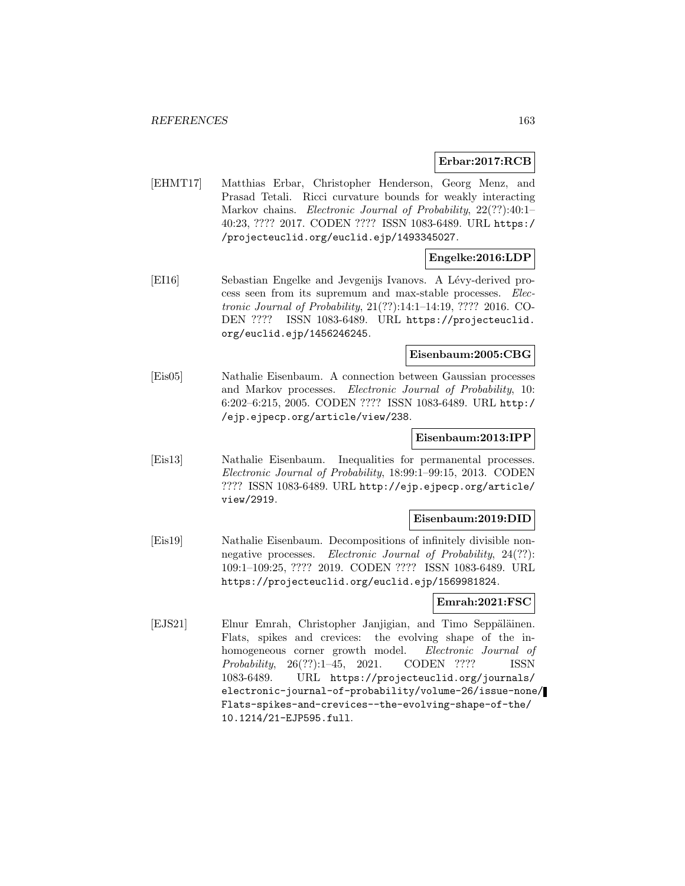**Erbar:2017:RCB**

[EHMT17] Matthias Erbar, Christopher Henderson, Georg Menz, and Prasad Tetali. Ricci curvature bounds for weakly interacting Markov chains. *Electronic Journal of Probability*, 22(??):40:1–40:23, ???? 2017. CODEN ???? ISSN 1083-6489. URL https://projecteuclid.org/euclid.ejp/1493345027.

**Engelke:2016:LDP**

[EI16] Sebastian Engelke and Jevgenijs Ivanovs. A Lévy-derived process seen from its supremum and max-stable processes. *Electronic Journal of Probability*, 21(??):14:1–14:19, ???? 2016. CODEN ???? ISSN 1083-6489. URL https://projecteuclid.org/euclid.ejp/1456246245.

**Eisenbaum:2005:CBG**

[Eis05] Nathalie Eisenbaum. A connection between Gaussian processes and Markov processes. *Electronic Journal of Probability*, 10: 6:202–6:215, 2005. CODEN ???? ISSN 1083-6489. URL http://ejp.ejpecp.org/article/view/238.

**Eisenbaum:2013:IPP**

[Eis13] Nathalie Eisenbaum. Inequalities for permanental processes. *Electronic Journal of Probability*, 18:99:1–99:15, 2013. CODEN ???? ISSN 1083-6489. URL http://ejp.ejpecp.org/article/view/2919.

**Eisenbaum:2019:DID**

[Eis19] Nathalie Eisenbaum. Decompositions of infinitely divisible nonnegative processes. *Electronic Journal of Probability*, 24(??): 109:1–109:25, ???? 2019. CODEN ???? ISSN 1083-6489. URL https://projecteuclid.org/euclid.ejp/1569981824.

**Emrah:2021:FSC**

[EJS21] Elnur Emrah, Christopher Janjigian, and Timo Seppäläinen. Flats, spikes and crevices: the evolving shape of the inhomogeneous corner growth model. *Electronic Journal of Probability*, 26(??):1–45, 2021. CODEN ???? ISSN 1083-6489. URL https://projecteuclid.org/journals/electronic-journal-of-probability/volume-26/issue-none/Flats-spikes-and-crevices--the-evolving-shape-of-the/10.1214/21-EJP595.full.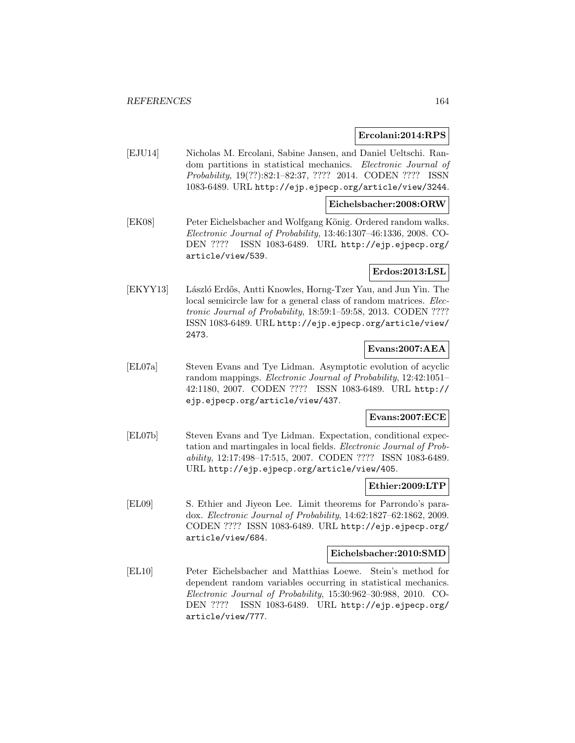**Ercolani:2014:RPS**

[EJU14] Nicholas M. Ercolani, Sabine Jansen, and Daniel Ueltschi. Random partitions in statistical mechanics. *Electronic Journal of Probability*, 19(??):82:1–82:37, ???? 2014. CODEN ???? ISSN 1083-6489. URL http://ejp.ejpecp.org/article/view/3244.

**Eichelsbacher:2008:ORW**

[EK08] Peter Eichelsbacher and Wolfgang König. Ordered random walks. *Electronic Journal of Probability*, 13:46:1307–46:1336, 2008. CODEN ???? ISSN 1083-6489. URL http://ejp.ejpecp.org/article/view/539.

**Erdos:2013:LSL**

[EKYY13] László Erdős, Antti Knowles, Horng-Tzer Yau, and Jun Yin. The local semicircle law for a general class of random matrices. *Electronic Journal of Probability*, 18:59:1–59:58, 2013. CODEN ???? ISSN 1083-6489. URL http://ejp.ejpecp.org/article/view/2473.

**Evans:2007:AEA**

[EL07a] Steven Evans and Tye Lidman. Asymptotic evolution of acyclic random mappings. *Electronic Journal of Probability*, 12:42:1051–42:1180, 2007. CODEN ???? ISSN 1083-6489. URL http://ejp.ejpecp.org/article/view/437.

**Evans:2007:ECE**

[EL07b] Steven Evans and Tye Lidman. Expectation, conditional expectation and martingales in local fields. *Electronic Journal of Probability*, 12:17:498–17:515, 2007. CODEN ???? ISSN 1083-6489. URL http://ejp.ejpecp.org/article/view/405.

**Ethier:2009:LTP**

[EL09] S. Ethier and Jiyeon Lee. Limit theorems for Parrondo's paradox. *Electronic Journal of Probability*, 14:62:1827–62:1862, 2009. CODEN ???? ISSN 1083-6489. URL http://ejp.ejpecp.org/article/view/684.

**Eichelsbacher:2010:SMD**

[EL10] Peter Eichelsbacher and Matthias Loewe. Stein's method for dependent random variables occurring in statistical mechanics. *Electronic Journal of Probability*, 15:30:962–30:988, 2010. CODEN ???? ISSN 1083-6489. URL http://ejp.ejpecp.org/article/view/777.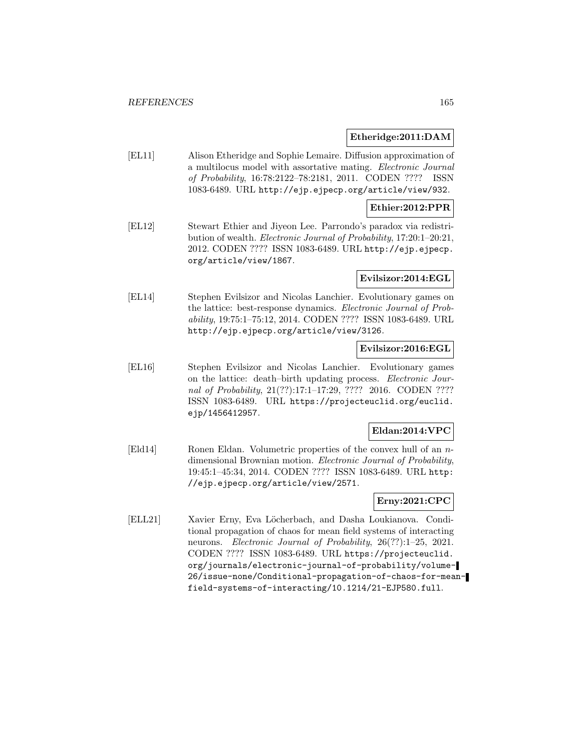**Etheridge:2011:DAM**

[EL11] Alison Etheridge and Sophie Lemaire. Diffusion approximation of a multilocus model with assortative mating. *Electronic Journal of Probability*, 16:78:2122–78:2181, 2011. CODEN ???? ISSN 1083-6489. URL http://ejp.ejpecp.org/article/view/932.

**Ethier:2012:PPR**

[EL12] Stewart Ethier and Jiyeon Lee. Parrondo's paradox via redistribution of wealth. *Electronic Journal of Probability*, 17:20:1–20:21, 2012. CODEN ???? ISSN 1083-6489. URL http://ejp.ejpecp.org/article/view/1867.

**Evilsizor:2014:EGL**

[EL14] Stephen Evilsizor and Nicolas Lanchier. Evolutionary games on the lattice: best-response dynamics. *Electronic Journal of Probability*, 19:75:1–75:12, 2014. CODEN ???? ISSN 1083-6489. URL http://ejp.ejpecp.org/article/view/3126.

**Evilsizor:2016:EGL**

[EL16] Stephen Evilsizor and Nicolas Lanchier. Evolutionary games on the lattice: death–birth updating process. *Electronic Journal of Probability*, 21(??):17:1–17:29, ???? 2016. CODEN ???? ISSN 1083-6489. URL https://projecteuclid.org/euclid.ejp/1456412957.

**Eldan:2014:VPC**

[Eld14] Ronen Eldan. Volumetric properties of the convex hull of an $n$-dimensional Brownian motion. *Electronic Journal of Probability*, 19:45:1–45:34, 2014. CODEN ???? ISSN 1083-6489. URL http://ejp.ejpecp.org/article/view/2571.

**Erny:2021:CPC**

[ELL21] Xavier Erny, Eva Löcherbach, and Dasha Loukianova. Conditional propagation of chaos for mean field systems of interacting neurons. *Electronic Journal of Probability*, 26(??):1–25, 2021. CODEN ???? ISSN 1083-6489. URL https://projecteuclid.org/journals/electronic-journal-of-probability/volume-26/issue-none/Conditional-propagation-of-chaos-for-mean-field-systems-of-interacting/10.1214/21-EJP580.full.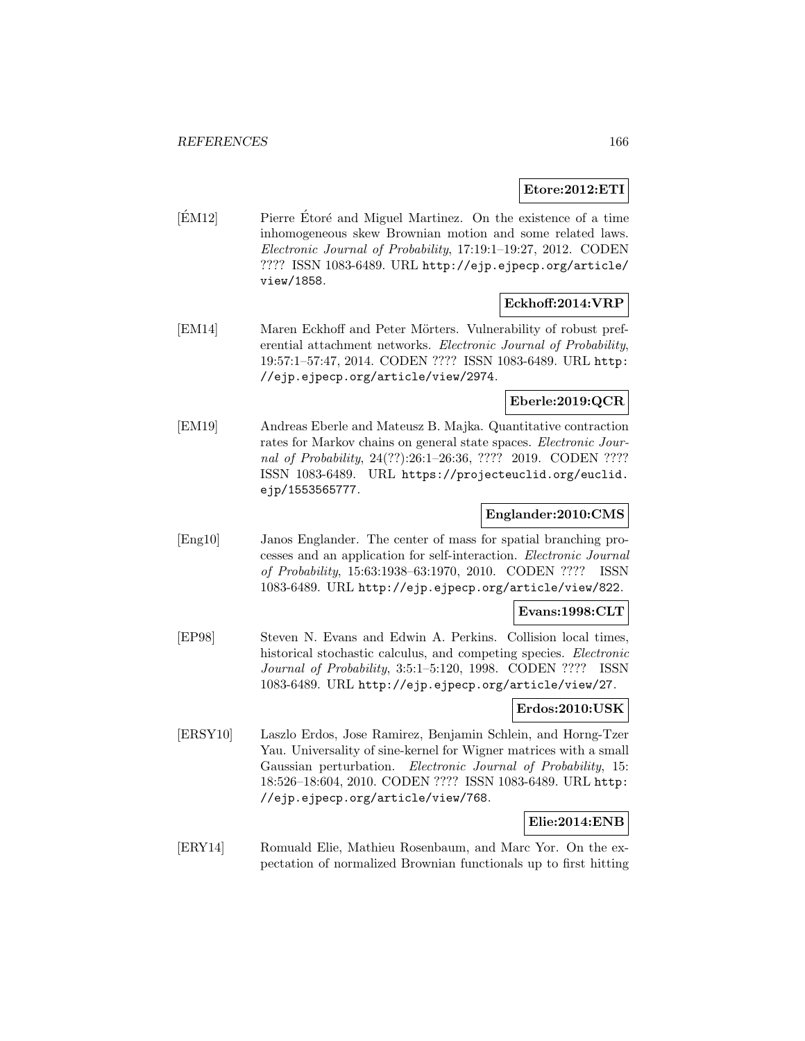**Etore:2012:ETI**

[ÉM12] Pierre Étoré and Miguel Martinez. On the existence of a time inhomogeneous skew Brownian motion and some related laws. *Electronic Journal of Probability*, 17:19:1–19:27, 2012. CODEN ???? ISSN 1083-6489. URL http://ejp.ejpecp.org/article/view/1858.

**Eckhoff:2014:VRP**

[EM14] Maren Eckhoff and Peter Mörters. Vulnerability of robust preferential attachment networks. *Electronic Journal of Probability*, 19:57:1–57:47, 2014. CODEN ???? ISSN 1083-6489. URL http://ejp.ejpecp.org/article/view/2974.

**Eberle:2019:QCR**

[EM19] Andreas Eberle and Mateusz B. Majka. Quantitative contraction rates for Markov chains on general state spaces. *Electronic Journal of Probability*, 24(??):26:1–26:36, ???? 2019. CODEN ???? ISSN 1083-6489. URL https://projecteuclid.org/euclid.ejp/1553565777.

**Englander:2010:CMS**

[Eng10] Janos Englander. The center of mass for spatial branching processes and an application for self-interaction. *Electronic Journal of Probability*, 15:63:1938–63:1970, 2010. CODEN ???? ISSN 1083-6489. URL http://ejp.ejpecp.org/article/view/822.

**Evans:1998:CLT**

[EP98] Steven N. Evans and Edwin A. Perkins. Collision local times, historical stochastic calculus, and competing species. *Electronic Journal of Probability*, 3:5:1–5:120, 1998. CODEN ???? ISSN 1083-6489. URL http://ejp.ejpecp.org/article/view/27.

**Erdos:2010:USK**

[ERSY10] Laszlo Erdos, Jose Ramirez, Benjamin Schlein, and Horng-Tzer Yau. Universality of sine-kernel for Wigner matrices with a small Gaussian perturbation. *Electronic Journal of Probability*, 15: 18:526–18:604, 2010. CODEN ???? ISSN 1083-6489. URL http://ejp.ejpecp.org/article/view/768.

**Elie:2014:ENB**

[ERY14] Romuald Elie, Mathieu Rosenbaum, and Marc Yor. On the expectation of normalized Brownian functionals up to first hitting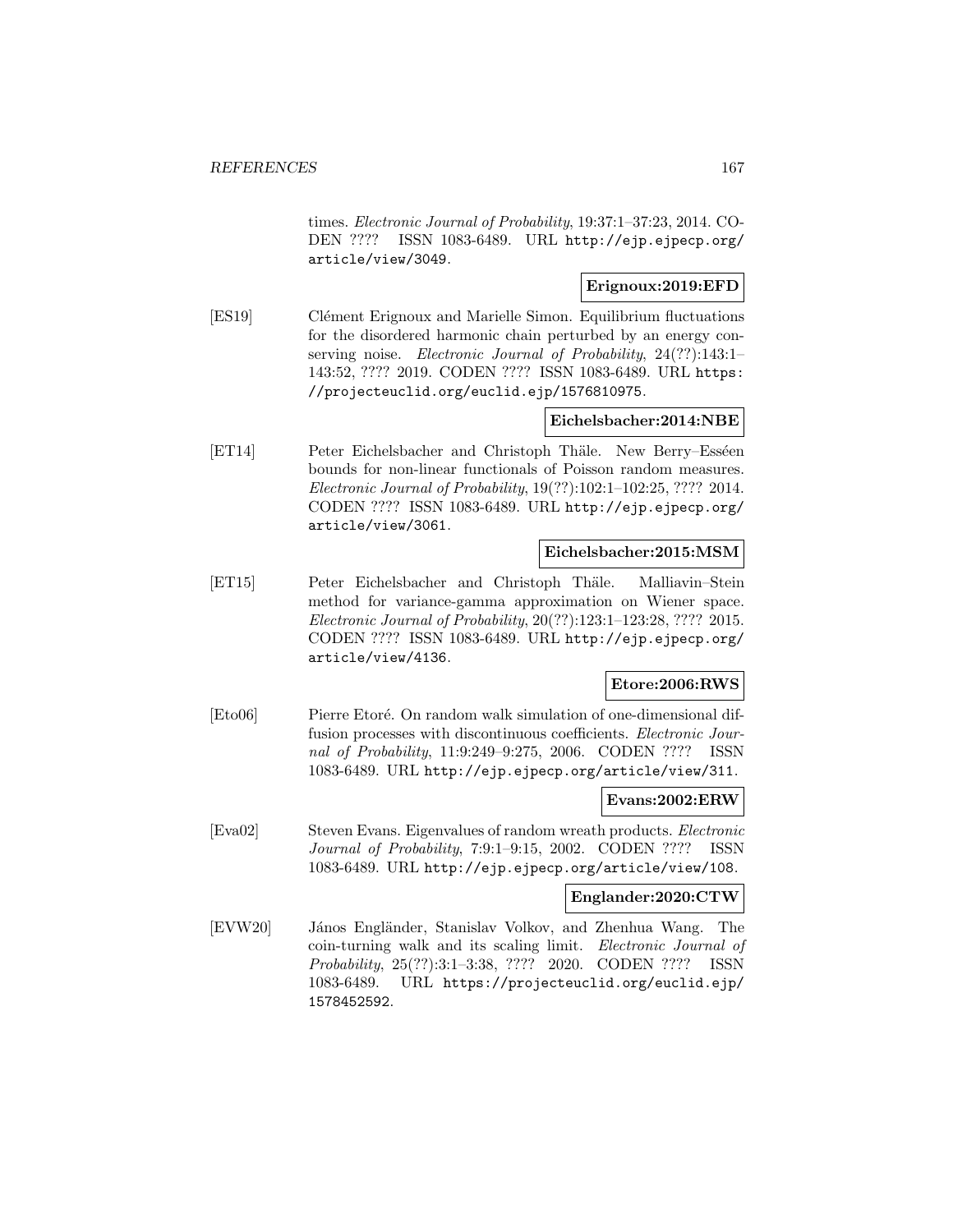times. *Electronic Journal of Probability*, 19:37:1–37:23, 2014. CODEN ???? ISSN 1083-6489. URL http://ejp.ejpecp.org/article/view/3049.

**Erignoux:2019:EFD**

[ES19] Clément Erignoux and Marielle Simon. Equilibrium fluctuations for the disordered harmonic chain perturbed by an energy conserving noise. *Electronic Journal of Probability*, 24(??):143:1–143:52, ???? 2019. CODEN ???? ISSN 1083-6489. URL https://projecteuclid.org/euclid.ejp/1576810975.

**Eichelsbacher:2014:NBE**

[ET14] Peter Eichelsbacher and Christoph Thäle. New Berry–Esséen bounds for non-linear functionals of Poisson random measures. *Electronic Journal of Probability*, 19(??):102:1–102:25, ???? 2014. CODEN ???? ISSN 1083-6489. URL http://ejp.ejpecp.org/article/view/3061.

**Eichelsbacher:2015:MSM**

[ET15] Peter Eichelsbacher and Christoph Thäle. Malliavin–Stein method for variance-gamma approximation on Wiener space. *Electronic Journal of Probability*, 20(??):123:1–123:28, ???? 2015. CODEN ???? ISSN 1083-6489. URL http://ejp.ejpecp.org/article/view/4136.

**Etore:2006:RWS**

[Eto06] Pierre Etoré. On random walk simulation of one-dimensional diffusion processes with discontinuous coefficients. *Electronic Journal of Probability*, 11:9:249–9:275, 2006. CODEN ???? ISSN 1083-6489. URL http://ejp.ejpecp.org/article/view/311.

**Evans:2002:ERW**

[Eva02] Steven Evans. Eigenvalues of random wreath products. *Electronic Journal of Probability*, 7:9:1–9:15, 2002. CODEN ???? ISSN 1083-6489. URL http://ejp.ejpecp.org/article/view/108.

**Englander:2020:CTW**

[EVW20] János Engländer, Stanislav Volkov, and Zhenhua Wang. The coin-turning walk and its scaling limit. *Electronic Journal of Probability*, 25(??):3:1–3:38, ???? 2020. CODEN ???? ISSN 1083-6489. URL https://projecteuclid.org/euclid.ejp/1578452592.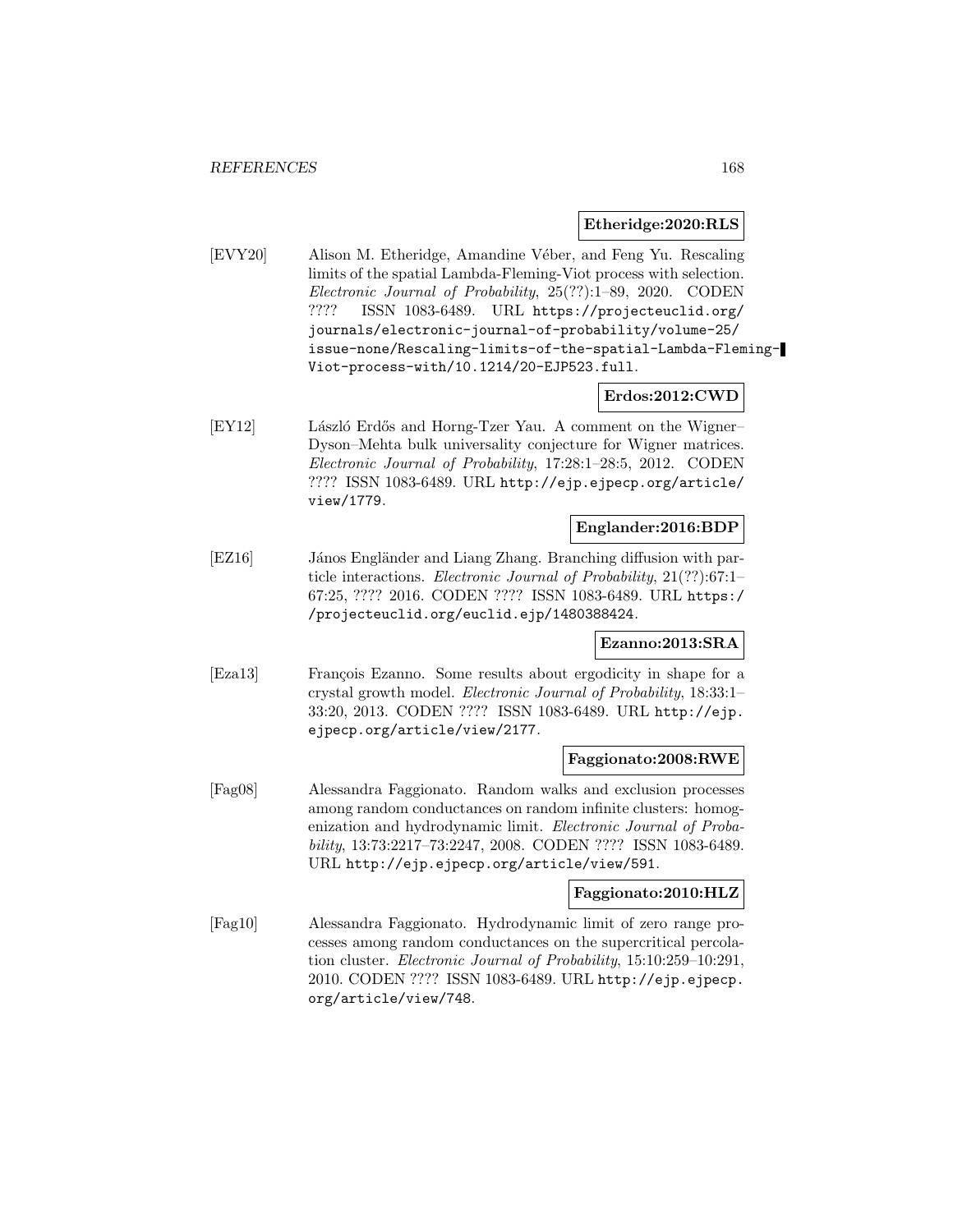**Etheridge:2020:RLS**

[EVY20] Alison M. Etheridge, Amandine Véber, and Feng Yu. Rescaling limits of the spatial Lambda-Fleming-Viot process with selection. *Electronic Journal of Probability*, 25(??):1–89, 2020. CODEN ???? ISSN 1083-6489. URL https://projecteuclid.org/journals/electronic-journal-of-probability/volume-25/issue-none/Rescaling-limits-of-the-spatial-Lambda-Fleming-Viot-process-with/10.1214/20-EJP523.full.

**Erdos:2012:CWD**

[EY12] László Erdős and Horng-Tzer Yau. A comment on the Wigner–Dyson–Mehta bulk universality conjecture for Wigner matrices. *Electronic Journal of Probability*, 17:28:1–28:5, 2012. CODEN ???? ISSN 1083-6489. URL http://ejp.ejpecp.org/article/view/1779.

**Englander:2016:BDP**

[EZ16] János Engländer and Liang Zhang. Branching diffusion with particle interactions. *Electronic Journal of Probability*, 21(??):67:1–67:25, ???? 2016. CODEN ???? ISSN 1083-6489. URL https://projecteuclid.org/euclid.ejp/1480388424.

**Ezanno:2013:SRA**

[Eza13] François Ezanno. Some results about ergodicity in shape for a crystal growth model. *Electronic Journal of Probability*, 18:33:1–33:20, 2013. CODEN ???? ISSN 1083-6489. URL http://ejp.ejpecp.org/article/view/2177.

**Faggionato:2008:RWE**

[Fag08] Alessandra Faggionato. Random walks and exclusion processes among random conductances on random infinite clusters: homogenization and hydrodynamic limit. *Electronic Journal of Probability*, 13:73:2217–73:2247, 2008. CODEN ???? ISSN 1083-6489. URL http://ejp.ejpecp.org/article/view/591.

**Faggionato:2010:HLZ**

[Fag10] Alessandra Faggionato. Hydrodynamic limit of zero range processes among random conductances on the supercritical percolation cluster. *Electronic Journal of Probability*, 15:10:259–10:291, 2010. CODEN ???? ISSN 1083-6489. URL http://ejp.ejpecp.org/article/view/748.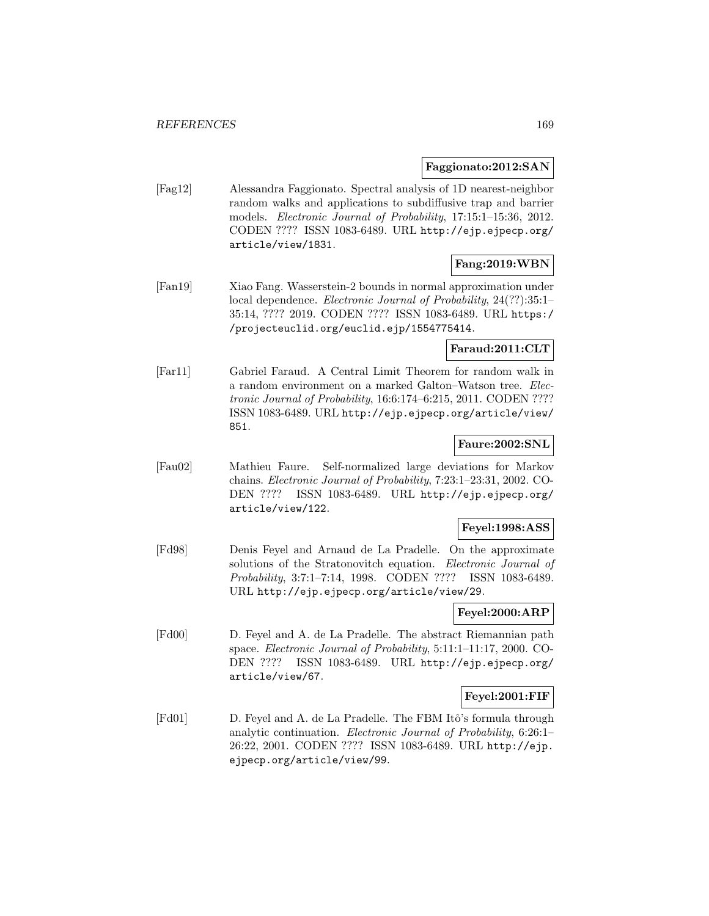**Faggionato:2012:SAN**

[Fag12] Alessandra Faggionato. Spectral analysis of 1D nearest-neighbor random walks and applications to subdiffusive trap and barrier models. *Electronic Journal of Probability*, 17:15:1–15:36, 2012. CODEN ???? ISSN 1083-6489. URL http://ejp.ejpecp.org/article/view/1831.

**Fang:2019:WBN**

[Fan19] Xiao Fang. Wasserstein-2 bounds in normal approximation under local dependence. *Electronic Journal of Probability*, 24(??):35:1–35:14, ???? 2019. CODEN ???? ISSN 1083-6489. URL https://projecteuclid.org/euclid.ejp/1554775414.

**Faraud:2011:CLT**

[Far11] Gabriel Faraud. A Central Limit Theorem for random walk in a random environment on a marked Galton–Watson tree. *Electronic Journal of Probability*, 16:6:174–6:215, 2011. CODEN ???? ISSN 1083-6489. URL http://ejp.ejpecp.org/article/view/851.

**Faure:2002:SNL**

[Fau02] Mathieu Faure. Self-normalized large deviations for Markov chains. *Electronic Journal of Probability*, 7:23:1–23:31, 2002. CODEN ???? ISSN 1083-6489. URL http://ejp.ejpecp.org/article/view/122.

**Feyel:1998:ASS**

[Fd98] Denis Feyel and Arnaud de La Pradelle. On the approximate solutions of the Stratonovitch equation. *Electronic Journal of Probability*, 3:7:1–7:14, 1998. CODEN ???? ISSN 1083-6489. URL http://ejp.ejpecp.org/article/view/29.

**Feyel:2000:ARP**

[Fd00] D. Feyel and A. de La Pradelle. The abstract Riemannian path space. *Electronic Journal of Probability*, 5:11:1–11:17, 2000. CODEN ???? ISSN 1083-6489. URL http://ejp.ejpecp.org/article/view/67.

**Feyel:2001:FIF**

[Fd01] D. Feyel and A. de La Pradelle. The FBM Itô's formula through analytic continuation. *Electronic Journal of Probability*, 6:26:1–26:22, 2001. CODEN ???? ISSN 1083-6489. URL http://ejp.ejpecp.org/article/view/99.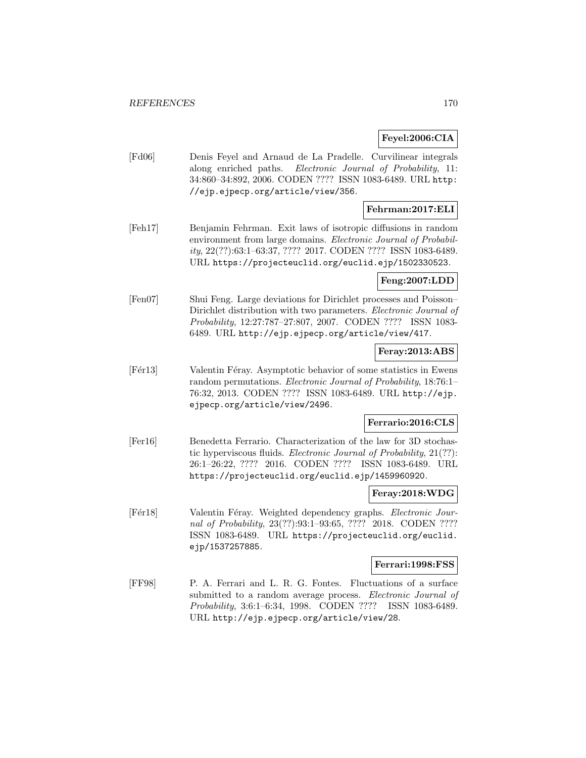**Feyel:2006:CIA**

[Fd06] Denis Feyel and Arnaud de La Pradelle. Curvilinear integrals along enriched paths. *Electronic Journal of Probability*, 11: 34:860–34:892, 2006. CODEN ???? ISSN 1083-6489. URL http://ejp.ejpecp.org/article/view/356.

**Fehrman:2017:ELI**

[Feh17] Benjamin Fehrman. Exit laws of isotropic diffusions in random environment from large domains. *Electronic Journal of Probability*, 22(??):63:1–63:37, ???? 2017. CODEN ???? ISSN 1083-6489. URL https://projecteuclid.org/euclid.ejp/1502330523.

**Feng:2007:LDD**

[Fen07] Shui Feng. Large deviations for Dirichlet processes and Poisson–Dirichlet distribution with two parameters. *Electronic Journal of Probability*, 12:27:787–27:807, 2007. CODEN ???? ISSN 1083-6489. URL http://ejp.ejpecp.org/article/view/417.

**Feray:2013:ABS**

[Fér13] Valentin Féray. Asymptotic behavior of some statistics in Ewens random permutations. *Electronic Journal of Probability*, 18:76:1–76:32, 2013. CODEN ???? ISSN 1083-6489. URL http://ejp.ejpecp.org/article/view/2496.

**Ferrario:2016:CLS**

[Fer16] Benedetta Ferrario. Characterization of the law for 3D stochastic hyperviscous fluids. *Electronic Journal of Probability*, 21(??): 26:1–26:22, ???? 2016. CODEN ???? ISSN 1083-6489. URL https://projecteuclid.org/euclid.ejp/1459960920.

**Feray:2018:WDG**

[Fér18] Valentin Féray. Weighted dependency graphs. *Electronic Journal of Probability*, 23(??):93:1–93:65, ???? 2018. CODEN ???? ISSN 1083-6489. URL https://projecteuclid.org/euclid.ejp/1537257885.

**Ferrari:1998:FSS**

[FF98] P. A. Ferrari and L. R. G. Fontes. Fluctuations of a surface submitted to a random average process. *Electronic Journal of Probability*, 3:6:1–6:34, 1998. CODEN ???? ISSN 1083-6489. URL http://ejp.ejpecp.org/article/view/28.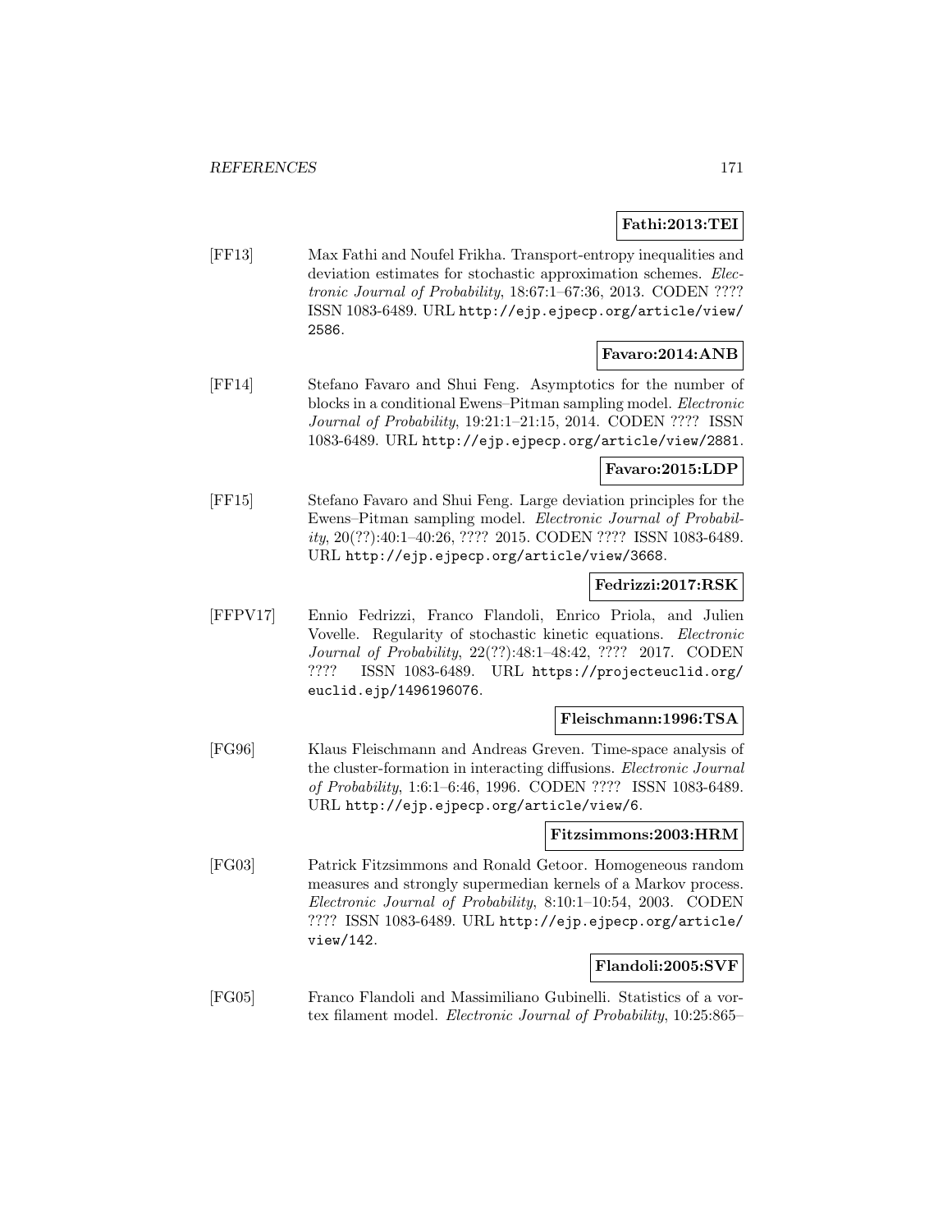**Fathi:2013:TEI**

[FF13] Max Fathi and Noufel Frikha. Transport-entropy inequalities and deviation estimates for stochastic approximation schemes. *Electronic Journal of Probability*, 18:67:1–67:36, 2013. CODEN ???? ISSN 1083-6489. URL http://ejp.ejpecp.org/article/view/2586.

**Favaro:2014:ANB**

[FF14] Stefano Favaro and Shui Feng. Asymptotics for the number of blocks in a conditional Ewens–Pitman sampling model. *Electronic Journal of Probability*, 19:21:1–21:15, 2014. CODEN ???? ISSN 1083-6489. URL http://ejp.ejpecp.org/article/view/2881.

**Favaro:2015:LDP**

[FF15] Stefano Favaro and Shui Feng. Large deviation principles for the Ewens–Pitman sampling model. *Electronic Journal of Probability*, 20(??):40:1–40:26, ???? 2015. CODEN ???? ISSN 1083-6489. URL http://ejp.ejpecp.org/article/view/3668.

**Fedrizzi:2017:RSK**

[FFPV17] Ennio Fedrizzi, Franco Flandoli, Enrico Priola, and Julien Vovelle. Regularity of stochastic kinetic equations. *Electronic Journal of Probability*, 22(??):48:1–48:42, ???? 2017. CODEN ???? ISSN 1083-6489. URL https://projecteuclid.org/euclid.ejp/1496196076.

**Fleischmann:1996:TSA**

[FG96] Klaus Fleischmann and Andreas Greven. Time-space analysis of the cluster-formation in interacting diffusions. *Electronic Journal of Probability*, 1:6:1–6:46, 1996. CODEN ???? ISSN 1083-6489. URL http://ejp.ejpecp.org/article/view/6.

**Fitzsimmons:2003:HRM**

[FG03] Patrick Fitzsimmons and Ronald Getoor. Homogeneous random measures and strongly supermedian kernels of a Markov process. *Electronic Journal of Probability*, 8:10:1–10:54, 2003. CODEN ???? ISSN 1083-6489. URL http://ejp.ejpecp.org/article/view/142.

**Flandoli:2005:SVF**

[FG05] Franco Flandoli and Massimiliano Gubinelli. Statistics of a vortex filament model. *Electronic Journal of Probability*, 10:25:865–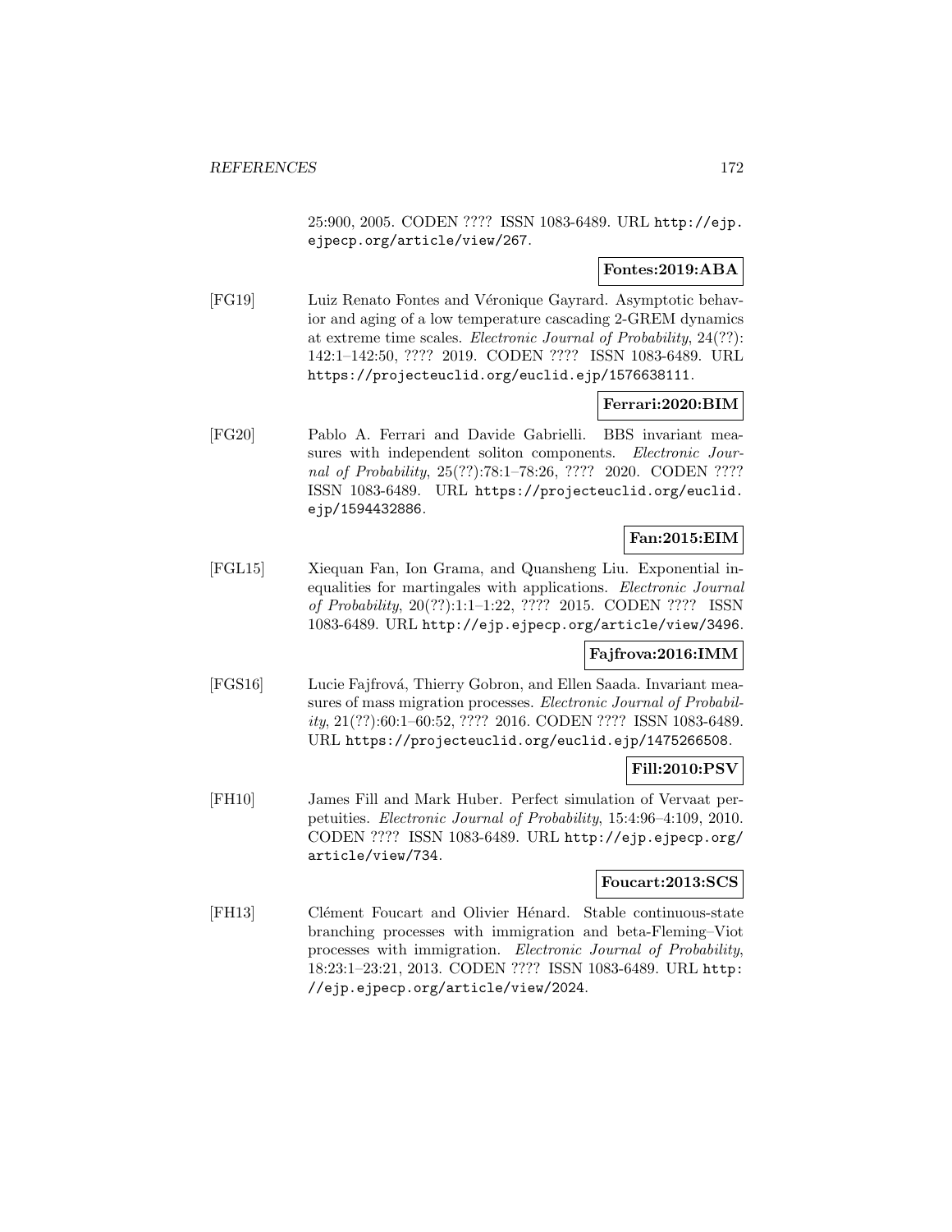25:900, 2005. CODEN ???? ISSN 1083-6489. URL http://ejp.ejpecp.org/article/view/267.

**Fontes:2019:ABA**

[FG19] Luiz Renato Fontes and Véronique Gayrard. Asymptotic behavior and aging of a low temperature cascading 2-GREM dynamics at extreme time scales. *Electronic Journal of Probability*, 24(??): 142:1–142:50, ???? 2019. CODEN ???? ISSN 1083-6489. URL https://projecteuclid.org/euclid.ejp/1576638111.

**Ferrari:2020:BIM**

[FG20] Pablo A. Ferrari and Davide Gabrielli. BBS invariant measures with independent soliton components. *Electronic Journal of Probability*, 25(??):78:1–78:26, ???? 2020. CODEN ???? ISSN 1083-6489. URL https://projecteuclid.org/euclid.ejp/1594432886.

**Fan:2015:EIM**

[FGL15] Xiequan Fan, Ion Grama, and Quansheng Liu. Exponential inequalities for martingales with applications. *Electronic Journal of Probability*, 20(??):1:1–1:22, ???? 2015. CODEN ???? ISSN 1083-6489. URL http://ejp.ejpecp.org/article/view/3496.

**Fajfrova:2016:IMM**

[FGS16] Lucie Fajfrová, Thierry Gobron, and Ellen Saada. Invariant measures of mass migration processes. *Electronic Journal of Probability*, 21(??):60:1–60:52, ???? 2016. CODEN ???? ISSN 1083-6489. URL https://projecteuclid.org/euclid.ejp/1475266508.

**Fill:2010:PSV**

[FH10] James Fill and Mark Huber. Perfect simulation of Vervaat perpetuities. *Electronic Journal of Probability*, 15:4:96–4:109, 2010. CODEN ???? ISSN 1083-6489. URL http://ejp.ejpecp.org/article/view/734.

**Foucart:2013:SCS**

[FH13] Clément Foucart and Olivier Hénard. Stable continuous-state branching processes with immigration and beta-Fleming–Viot processes with immigration. *Electronic Journal of Probability*, 18:23:1–23:21, 2013. CODEN ???? ISSN 1083-6489. URL http://ejp.ejpecp.org/article/view/2024.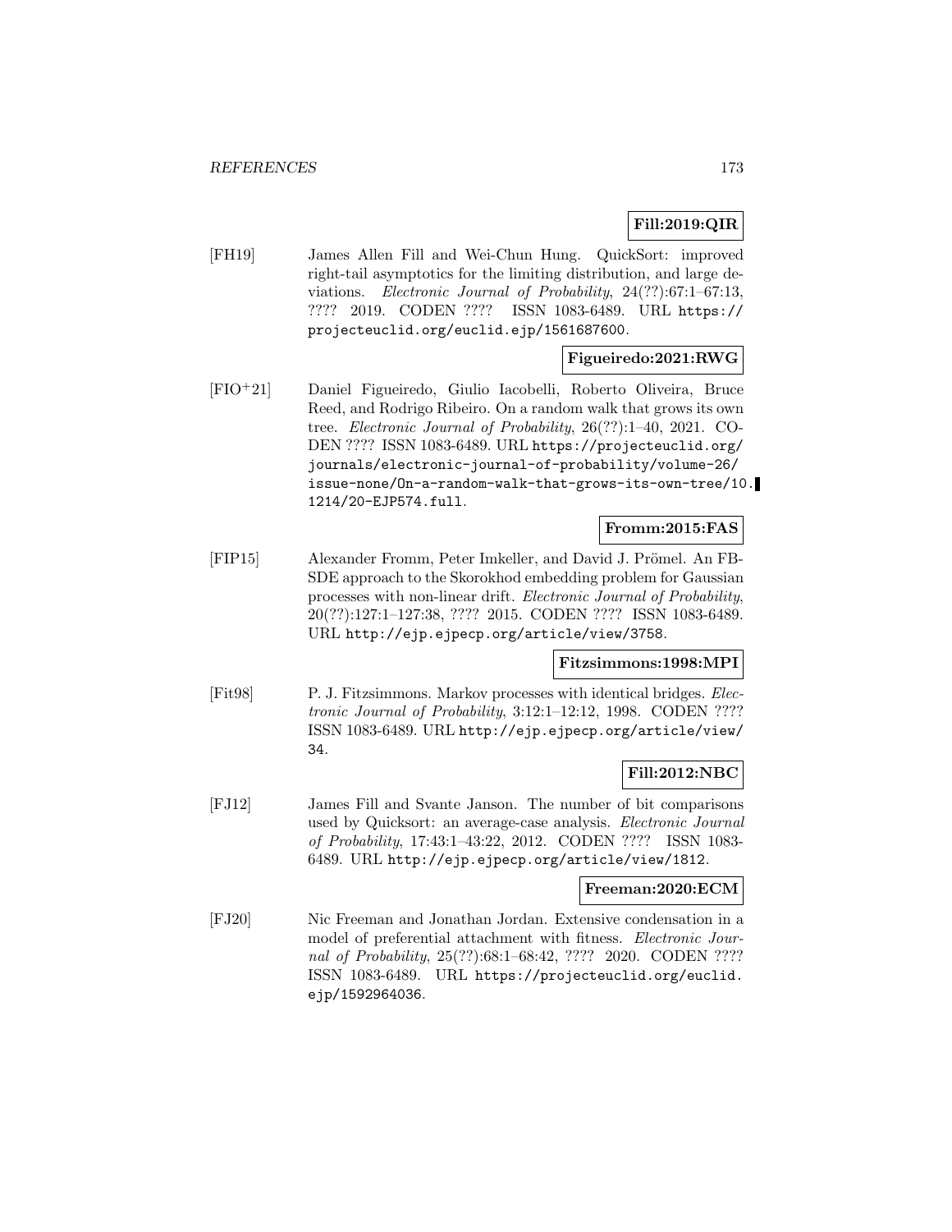**Fill:2019:QIR**

[FH19] James Allen Fill and Wei-Chun Hung. QuickSort: improved right-tail asymptotics for the limiting distribution, and large deviations. *Electronic Journal of Probability*, 24(??):67:1–67:13, ???? 2019. CODEN ???? ISSN 1083-6489. URL https://projecteuclid.org/euclid.ejp/1561687600.

**Figueiredo:2021:RWG**

[FIO+21] Daniel Figueiredo, Giulio Iacobelli, Roberto Oliveira, Bruce Reed, and Rodrigo Ribeiro. On a random walk that grows its own tree. *Electronic Journal of Probability*, 26(??):1–40, 2021. CODEN ???? ISSN 1083-6489. URL https://projecteuclid.org/journals/electronic-journal-of-probability/volume-26/issue-none/On-a-random-walk-that-grows-its-own-tree/10.1214/20-EJP574.full.

**Fromm:2015:FAS**

[FIP15] Alexander Fromm, Peter Imkeller, and David J. Prömel. An FBSDE approach to the Skorokhod embedding problem for Gaussian processes with non-linear drift. *Electronic Journal of Probability*, 20(??):127:1–127:38, ???? 2015. CODEN ???? ISSN 1083-6489. URL http://ejp.ejpecp.org/article/view/3758.

**Fitzsimmons:1998:MPI**

[Fit98] P. J. Fitzsimmons. Markov processes with identical bridges. *Electronic Journal of Probability*, 3:12:1–12:12, 1998. CODEN ???? ISSN 1083-6489. URL http://ejp.ejpecp.org/article/view/34.

**Fill:2012:NBC**

[FJ12] James Fill and Svante Janson. The number of bit comparisons used by Quicksort: an average-case analysis. *Electronic Journal of Probability*, 17:43:1–43:22, 2012. CODEN ???? ISSN 1083-6489. URL http://ejp.ejpecp.org/article/view/1812.

**Freeman:2020:ECM**

[FJ20] Nic Freeman and Jonathan Jordan. Extensive condensation in a model of preferential attachment with fitness. *Electronic Journal of Probability*, 25(??):68:1–68:42, ???? 2020. CODEN ???? ISSN 1083-6489. URL https://projecteuclid.org/euclid.ejp/1592964036.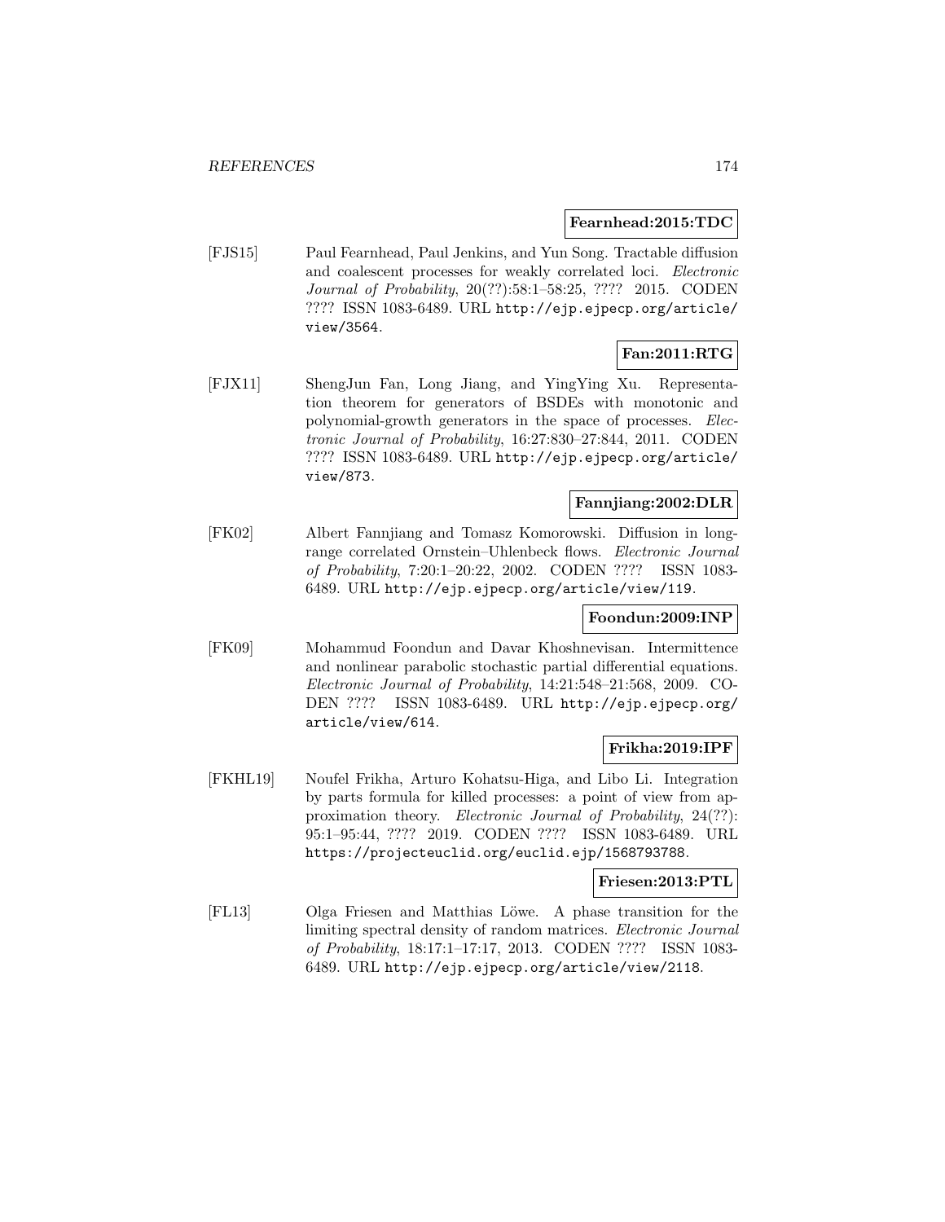**Fearnhead:2015:TDC**

[FJS15] Paul Fearnhead, Paul Jenkins, and Yun Song. Tractable diffusion and coalescent processes for weakly correlated loci. *Electronic Journal of Probability*, 20(??):58:1–58:25, ???? 2015. CODEN ???? ISSN 1083-6489. URL http://ejp.ejpecp.org/article/view/3564.

**Fan:2011:RTG**

[FJX11] ShengJun Fan, Long Jiang, and YingYing Xu. Representation theorem for generators of BSDEs with monotonic and polynomial-growth generators in the space of processes. *Electronic Journal of Probability*, 16:27:830–27:844, 2011. CODEN ???? ISSN 1083-6489. URL http://ejp.ejpecp.org/article/view/873.

**Fannjiang:2002:DLR**

[FK02] Albert Fannjiang and Tomasz Komorowski. Diffusion in long-range correlated Ornstein–Uhlenbeck flows. *Electronic Journal of Probability*, 7:20:1–20:22, 2002. CODEN ???? ISSN 1083-6489. URL http://ejp.ejpecp.org/article/view/119.

**Foondun:2009:INP**

[FK09] Mohammud Foondun and Davar Khoshnevisan. Intermittence and nonlinear parabolic stochastic partial differential equations. *Electronic Journal of Probability*, 14:21:548–21:568, 2009. CODEN ???? ISSN 1083-6489. URL http://ejp.ejpecp.org/article/view/614.

**Frikha:2019:IPF**

[FKHL19] Noufel Frikha, Arturo Kohatsu-Higa, and Libo Li. Integration by parts formula for killed processes: a point of view from approximation theory. *Electronic Journal of Probability*, 24(??):95:1–95:44, ???? 2019. CODEN ???? ISSN 1083-6489. URL https://projecteuclid.org/euclid.ejp/1568793788.

**Friesen:2013:PTL**

[FL13] Olga Friesen and Matthias Löwe. A phase transition for the limiting spectral density of random matrices. *Electronic Journal of Probability*, 18:17:1–17:17, 2013. CODEN ???? ISSN 1083-6489. URL http://ejp.ejpecp.org/article/view/2118.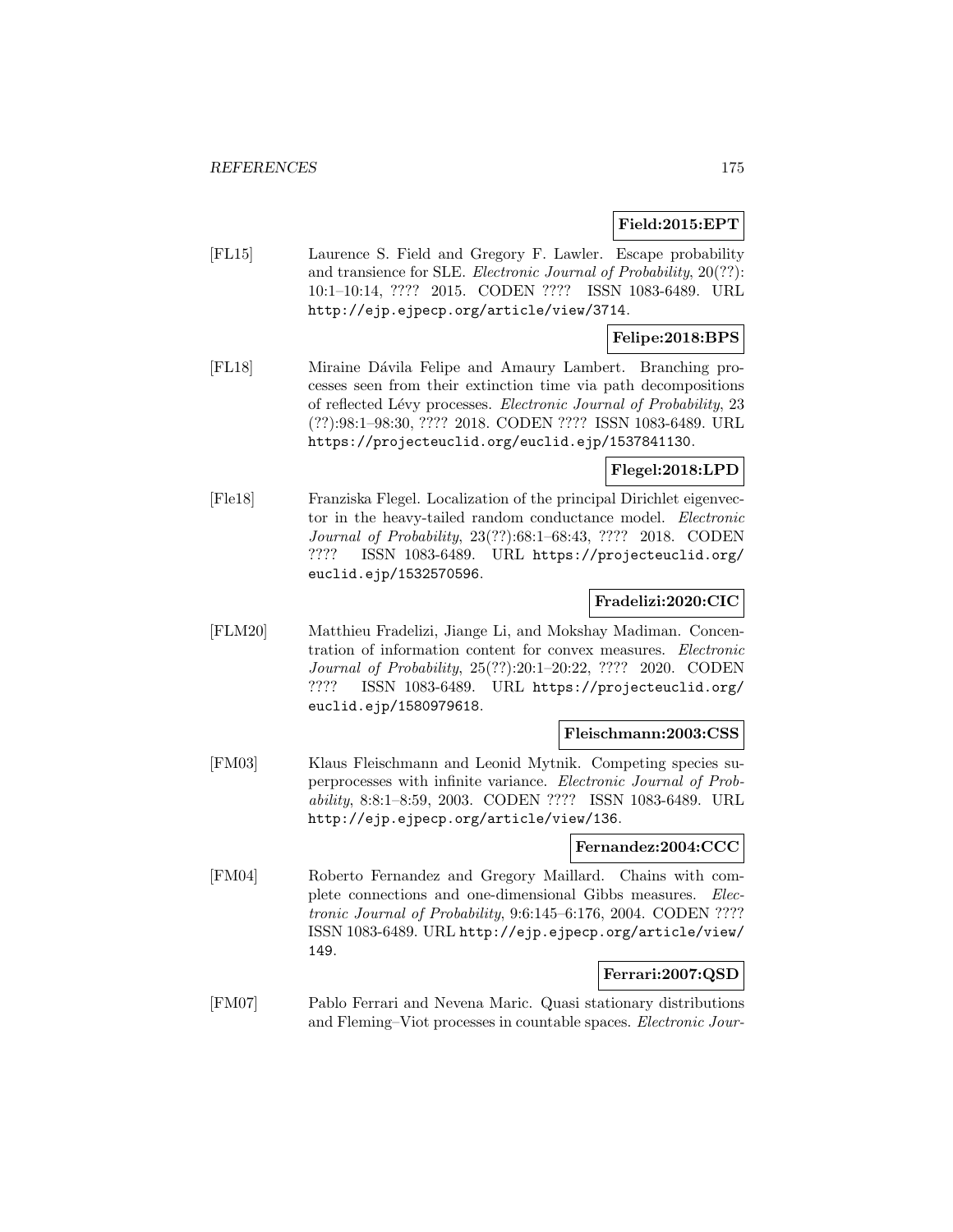**Field:2015:EPT**

[FL15] Laurence S. Field and Gregory F. Lawler. Escape probability and transience for SLE. *Electronic Journal of Probability*, 20(??): 10:1–10:14, ???? 2015. CODEN ???? ISSN 1083-6489. URL http://ejp.ejpecp.org/article/view/3714.

**Felipe:2018:BPS**

[FL18] Miraine Dávila Felipe and Amaury Lambert. Branching processes seen from their extinction time via path decompositions of reflected Lévy processes. *Electronic Journal of Probability*, 23 (??):98:1–98:30, ???? 2018. CODEN ???? ISSN 1083-6489. URL https://projecteuclid.org/euclid.ejp/1537841130.

**Flegel:2018:LPD**

[Fle18] Franziska Flegel. Localization of the principal Dirichlet eigenvector in the heavy-tailed random conductance model. *Electronic Journal of Probability*, 23(??):68:1–68:43, ???? 2018. CODEN ???? ISSN 1083-6489. URL https://projecteuclid.org/euclid.ejp/1532570596.

**Fradelizi:2020:CIC**

[FLM20] Matthieu Fradelizi, Jiange Li, and Mokshay Madiman. Concentration of information content for convex measures. *Electronic Journal of Probability*, 25(??):20:1–20:22, ???? 2020. CODEN ???? ISSN 1083-6489. URL https://projecteuclid.org/euclid.ejp/1580979618.

**Fleischmann:2003:CSS**

[FM03] Klaus Fleischmann and Leonid Mytnik. Competing species superprocesses with infinite variance. *Electronic Journal of Probability*, 8:8:1–8:59, 2003. CODEN ???? ISSN 1083-6489. URL http://ejp.ejpecp.org/article/view/136.

**Fernandez:2004:CCC**

[FM04] Roberto Fernandez and Gregory Maillard. Chains with complete connections and one-dimensional Gibbs measures. *Electronic Journal of Probability*, 9:6:145–6:176, 2004. CODEN ???? ISSN 1083-6489. URL http://ejp.ejpecp.org/article/view/149.

**Ferrari:2007:QSD**

[FM07] Pablo Ferrari and Nevena Maric. Quasi stationary distributions and Fleming–Viot processes in countable spaces. *Electronic Jour-*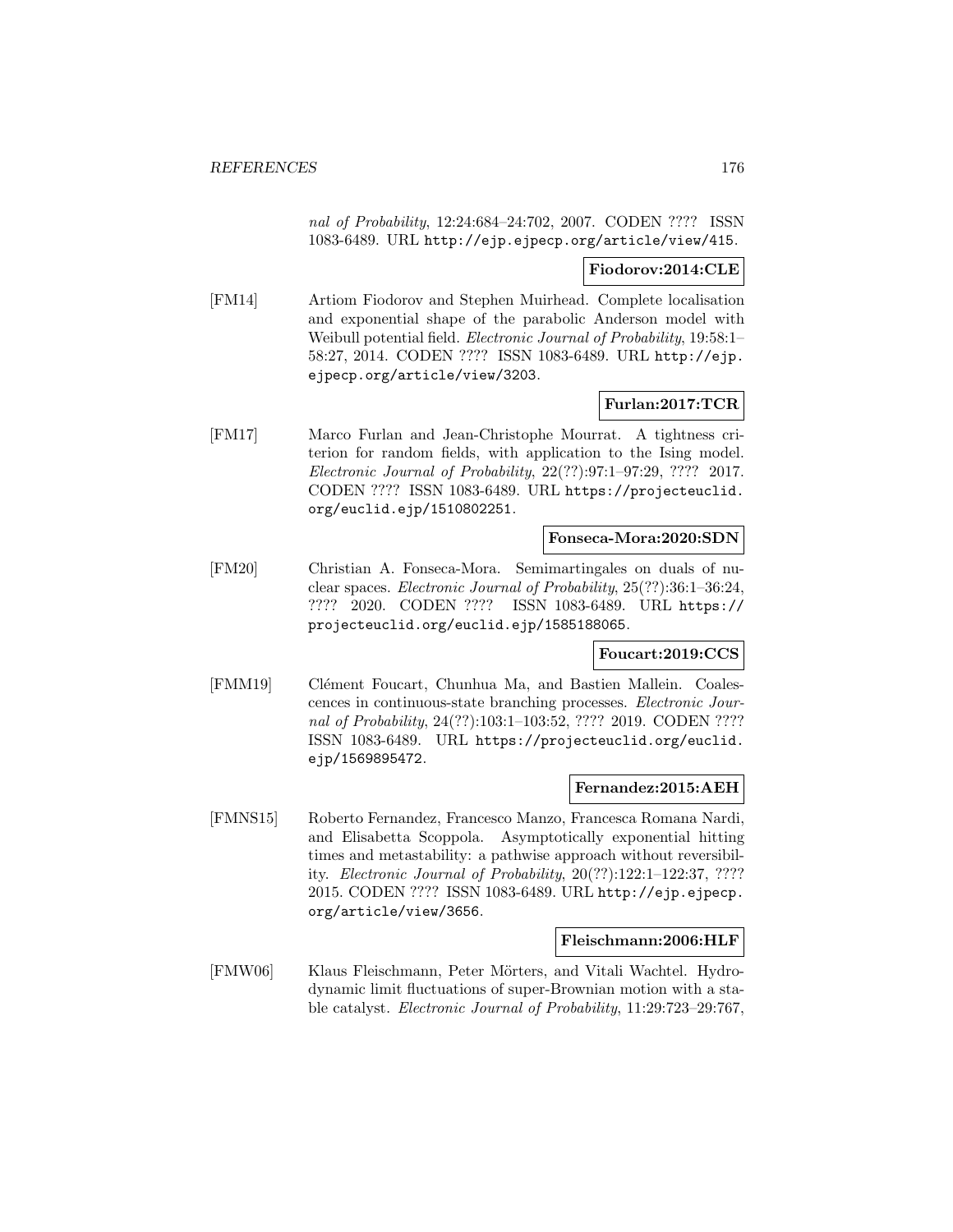*nal of Probability*, 12:24:684–24:702, 2007. CODEN ???? ISSN 1083-6489. URL http://ejp.ejpecp.org/article/view/415.

**Fiodorov:2014:CLE**

[FM14] Artiom Fiodorov and Stephen Muirhead. Complete localisation and exponential shape of the parabolic Anderson model with Weibull potential field. *Electronic Journal of Probability*, 19:58:1–58:27, 2014. CODEN ???? ISSN 1083-6489. URL http://ejp.ejpecp.org/article/view/3203.

**Furlan:2017:TCR**

[FM17] Marco Furlan and Jean-Christophe Mourrat. A tightness criterion for random fields, with application to the Ising model. *Electronic Journal of Probability*, 22(??):97:1–97:29, ???? 2017. CODEN ???? ISSN 1083-6489. URL https://projecteuclid.org/euclid.ejp/1510802251.

**Fonseca-Mora:2020:SDN**

[FM20] Christian A. Fonseca-Mora. Semimartingales on duals of nuclear spaces. *Electronic Journal of Probability*, 25(??):36:1–36:24, ???? 2020. CODEN ???? ISSN 1083-6489. URL https://projecteuclid.org/euclid.ejp/1585188065.

**Foucart:2019:CCS**

[FMM19] Clément Foucart, Chunhua Ma, and Bastien Mallein. Coalescences in continuous-state branching processes. *Electronic Journal of Probability*, 24(??):103:1–103:52, ???? 2019. CODEN ???? ISSN 1083-6489. URL https://projecteuclid.org/euclid.ejp/1569895472.

**Fernandez:2015:AEH**

[FMNS15] Roberto Fernandez, Francesco Manzo, Francesca Romana Nardi, and Elisabetta Scoppola. Asymptotically exponential hitting times and metastability: a pathwise approach without reversibility. *Electronic Journal of Probability*, 20(??):122:1–122:37, ???? 2015. CODEN ???? ISSN 1083-6489. URL http://ejp.ejpecp.org/article/view/3656.

**Fleischmann:2006:HLF**

[FMW06] Klaus Fleischmann, Peter Mörters, and Vitali Wachtel. Hydrodynamic limit fluctuations of super-Brownian motion with a stable catalyst. *Electronic Journal of Probability*, 11:29:723–29:767,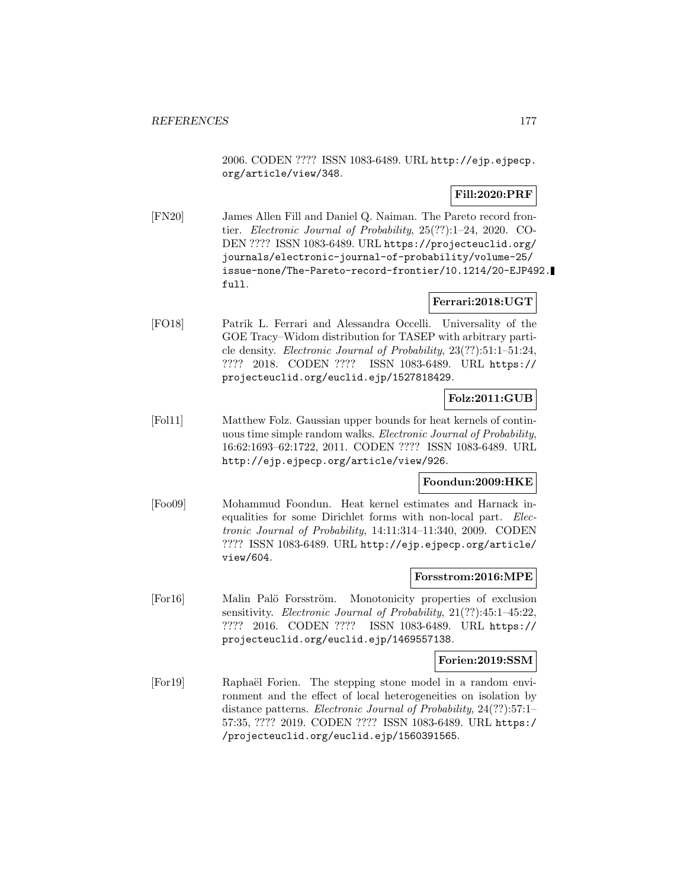2006. CODEN ???? ISSN 1083-6489. URL http://ejp.ejpecp.org/article/view/348.

**Fill:2020:PRF**

[FN20] James Allen Fill and Daniel Q. Naiman. The Pareto record frontier. *Electronic Journal of Probability*, 25(??):1–24, 2020. CODEN ???? ISSN 1083-6489. URL https://projecteuclid.org/journals/electronic-journal-of-probability/volume-25/issue-none/The-Pareto-record-frontier/10.1214/20-EJP492.full.

**Ferrari:2018:UGT**

[FO18] Patrik L. Ferrari and Alessandra Occelli. Universality of the GOE Tracy–Widom distribution for TASEP with arbitrary particle density. *Electronic Journal of Probability*, 23(??):51:1–51:24, ???? 2018. CODEN ???? ISSN 1083-6489. URL https://projecteuclid.org/euclid.ejp/1527818429.

**Folz:2011:GUB**

[Fol11] Matthew Folz. Gaussian upper bounds for heat kernels of continuous time simple random walks. *Electronic Journal of Probability*, 16:62:1693–62:1722, 2011. CODEN ???? ISSN 1083-6489. URL http://ejp.ejpecp.org/article/view/926.

**Foondun:2009:HKE**

[Foo09] Mohammud Foondun. Heat kernel estimates and Harnack inequalities for some Dirichlet forms with non-local part. *Electronic Journal of Probability*, 14:11:314–11:340, 2009. CODEN ???? ISSN 1083-6489. URL http://ejp.ejpecp.org/article/view/604.

**Forsstrom:2016:MPE**

[For16] Malin Palö Forsström. Monotonicity properties of exclusion sensitivity. *Electronic Journal of Probability*, 21(??):45:1–45:22, ???? 2016. CODEN ???? ISSN 1083-6489. URL https://projecteuclid.org/euclid.ejp/1469557138.

**Forien:2019:SSM**

[For19] Raphaël Forien. The stepping stone model in a random environment and the effect of local heterogeneities on isolation by distance patterns. *Electronic Journal of Probability*, 24(??):57:1–57:35, ???? 2019. CODEN ???? ISSN 1083-6489. URL https://projecteuclid.org/euclid.ejp/1560391565.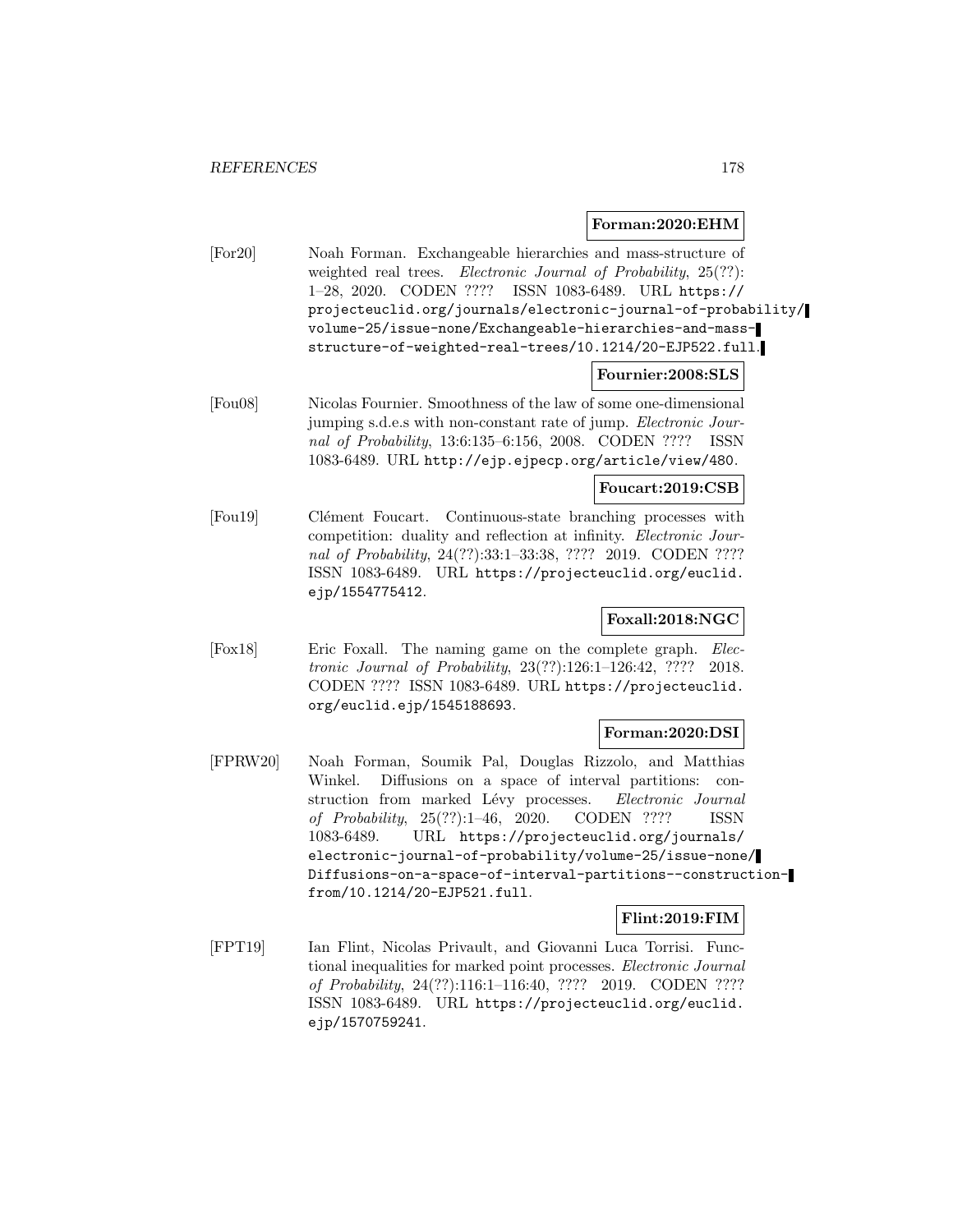**Forman:2020:EHM**

[For20] Noah Forman. Exchangeable hierarchies and mass-structure of weighted real trees. *Electronic Journal of Probability*, 25(??): 1–28, 2020. CODEN ???? ISSN 1083-6489. URL https://projecteuclid.org/journals/electronic-journal-of-probability/volume-25/issue-none/Exchangeable-hierarchies-and-mass-structure-of-weighted-real-trees/10.1214/20-EJP522.full.

**Fournier:2008:SLS**

[Fou08] Nicolas Fournier. Smoothness of the law of some one-dimensional jumping s.d.e.s with non-constant rate of jump. *Electronic Journal of Probability*, 13:6:135–6:156, 2008. CODEN ???? ISSN 1083-6489. URL http://ejp.ejpecp.org/article/view/480.

**Foucart:2019:CSB**

[Fou19] Clément Foucart. Continuous-state branching processes with competition: duality and reflection at infinity. *Electronic Journal of Probability*, 24(??):33:1–33:38, ???? 2019. CODEN ???? ISSN 1083-6489. URL https://projecteuclid.org/euclid.ejp/1554775412.

**Foxall:2018:NGC**

[Fox18] Eric Foxall. The naming game on the complete graph. *Electronic Journal of Probability*, 23(??):126:1–126:42, ???? 2018. CODEN ???? ISSN 1083-6489. URL https://projecteuclid.org/euclid.ejp/1545188693.

**Forman:2020:DSI**

[FPRW20] Noah Forman, Soumik Pal, Douglas Rizzolo, and Matthias Winkel. Diffusions on a space of interval partitions: construction from marked Lévy processes. *Electronic Journal of Probability*, 25(??):1–46, 2020. CODEN ???? ISSN 1083-6489. URL https://projecteuclid.org/journals/electronic-journal-of-probability/volume-25/issue-none/Diffusions-on-a-space-of-interval-partitions--construction-from/10.1214/20-EJP521.full.

**Flint:2019:FIM**

[FPT19] Ian Flint, Nicolas Privault, and Giovanni Luca Torrisi. Functional inequalities for marked point processes. *Electronic Journal of Probability*, 24(??):116:1–116:40, ???? 2019. CODEN ???? ISSN 1083-6489. URL https://projecteuclid.org/euclid.ejp/1570759241.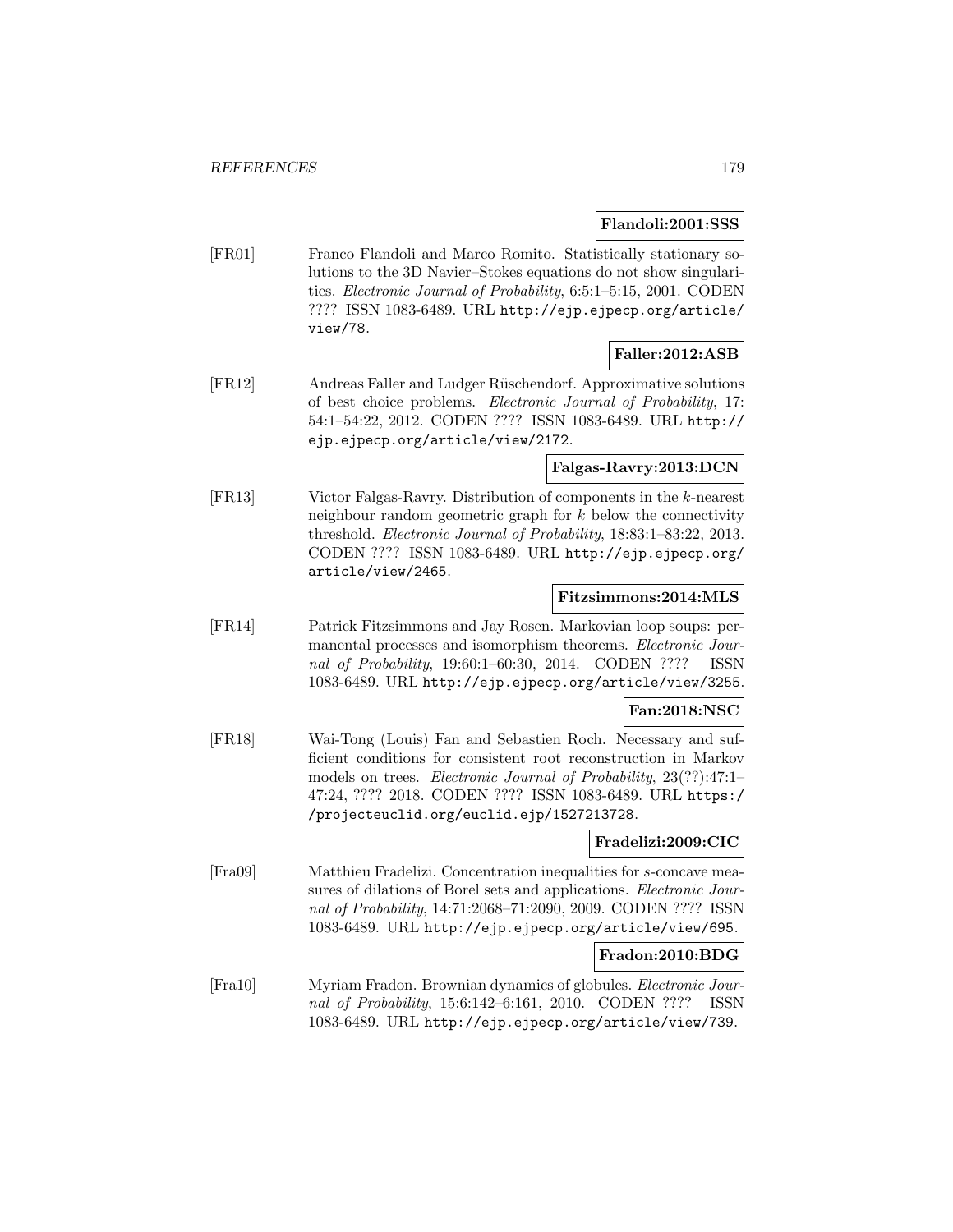**Flandoli:2001:SSS**

[FR01] Franco Flandoli and Marco Romito. Statistically stationary solutions to the 3D Navier–Stokes equations do not show singularities. *Electronic Journal of Probability*, 6:5:1–5:15, 2001. CODEN ???? ISSN 1083-6489. URL http://ejp.ejpecp.org/article/view/78.

**Faller:2012:ASB**

[FR12] Andreas Faller and Ludger Rüschendorf. Approximative solutions of best choice problems. *Electronic Journal of Probability*, 17: 54:1–54:22, 2012. CODEN ???? ISSN 1083-6489. URL http://ejp.ejpecp.org/article/view/2172.

**Falgas-Ravry:2013:DCN**

[FR13] Victor Falgas-Ravry. Distribution of components in the $k$-nearest neighbour random geometric graph for $k$ below the connectivity threshold. *Electronic Journal of Probability*, 18:83:1–83:22, 2013. CODEN ???? ISSN 1083-6489. URL http://ejp.ejpecp.org/article/view/2465.

**Fitzsimmons:2014:MLS**

[FR14] Patrick Fitzsimmons and Jay Rosen. Markovian loop soups: permanental processes and isomorphism theorems. *Electronic Journal of Probability*, 19:60:1–60:30, 2014. CODEN ???? ISSN 1083-6489. URL http://ejp.ejpecp.org/article/view/3255.

**Fan:2018:NSC**

[FR18] Wai-Tong (Louis) Fan and Sebastien Roch. Necessary and sufficient conditions for consistent root reconstruction in Markov models on trees. *Electronic Journal of Probability*, 23(??):47:1–47:24, ???? 2018. CODEN ???? ISSN 1083-6489. URL https://projecteuclid.org/euclid.ejp/1527213728.

**Fradelizi:2009:CIC**

[Fra09] Matthieu Fradelizi. Concentration inequalities for $s$-concave measures of dilations of Borel sets and applications. *Electronic Journal of Probability*, 14:71:2068–71:2090, 2009. CODEN ???? ISSN 1083-6489. URL http://ejp.ejpecp.org/article/view/695.

**Fradon:2010:BDG**

[Fra10] Myriam Fradon. Brownian dynamics of globules. *Electronic Journal of Probability*, 15:6:142–6:161, 2010. CODEN ???? ISSN 1083-6489. URL http://ejp.ejpecp.org/article/view/739.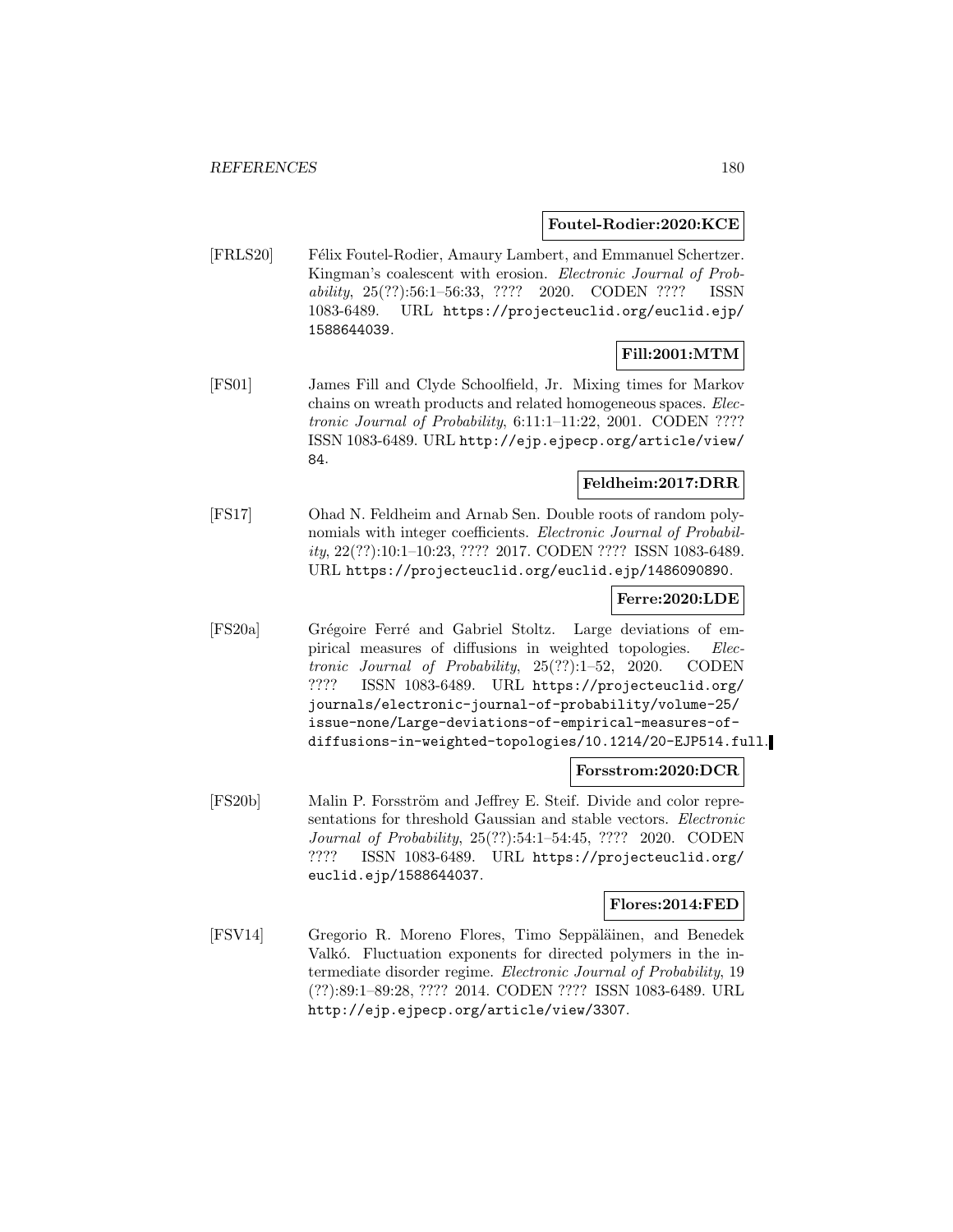**Foutel-Rodier:2020:KCE**

[FRLS20] Félix Foutel-Rodier, Amaury Lambert, and Emmanuel Schertzer. Kingman's coalescent with erosion. *Electronic Journal of Probability*, 25(??):56:1–56:33, ???? 2020. CODEN ???? ISSN 1083-6489. URL https://projecteuclid.org/euclid.ejp/1588644039.

**Fill:2001:MTM**

[FS01] James Fill and Clyde Schoolfield, Jr. Mixing times for Markov chains on wreath products and related homogeneous spaces. *Electronic Journal of Probability*, 6:11:1–11:22, 2001. CODEN ???? ISSN 1083-6489. URL http://ejp.ejpecp.org/article/view/84.

**Feldheim:2017:DRR**

[FS17] Ohad N. Feldheim and Arnab Sen. Double roots of random polynomials with integer coefficients. *Electronic Journal of Probability*, 22(??):10:1–10:23, ???? 2017. CODEN ???? ISSN 1083-6489. URL https://projecteuclid.org/euclid.ejp/1486090890.

**Ferre:2020:LDE**

[FS20a] Grégoire Ferré and Gabriel Stoltz. Large deviations of empirical measures of diffusions in weighted topologies. *Electronic Journal of Probability*, 25(??):1–52, 2020. CODEN ???? ISSN 1083-6489. URL https://projecteuclid.org/journals/electronic-journal-of-probability/volume-25/issue-none/Large-deviations-of-empirical-measures-of-diffusions-in-weighted-topologies/10.1214/20-EJP514.full.

**Forsstrom:2020:DCR**

[FS20b] Malin P. Forsström and Jeffrey E. Steif. Divide and color representations for threshold Gaussian and stable vectors. *Electronic Journal of Probability*, 25(??):54:1–54:45, ???? 2020. CODEN ???? ISSN 1083-6489. URL https://projecteuclid.org/euclid.ejp/1588644037.

**Flores:2014:FED**

[FSV14] Gregorio R. Moreno Flores, Timo Seppäläinen, and Benedek Valkó. Fluctuation exponents for directed polymers in the intermediate disorder regime. *Electronic Journal of Probability*, 19 (??):89:1–89:28, ???? 2014. CODEN ???? ISSN 1083-6489. URL http://ejp.ejpecp.org/article/view/3307.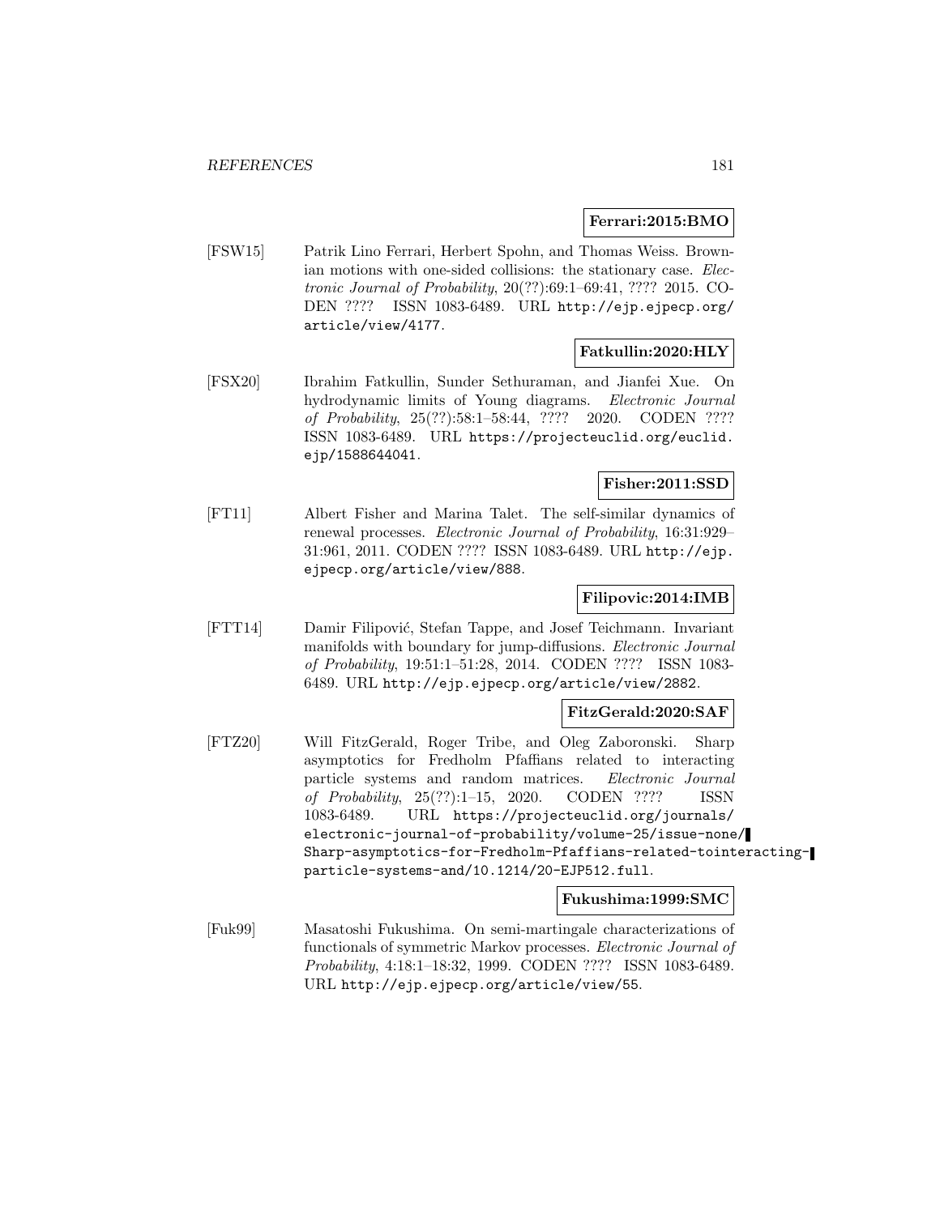**Ferrari:2015:BMO**

[FSW15] Patrik Lino Ferrari, Herbert Spohn, and Thomas Weiss. Brownian motions with one-sided collisions: the stationary case. *Electronic Journal of Probability*, 20(??):69:1–69:41, ???? 2015. CODEN ???? ISSN 1083-6489. URL http://ejp.ejpecp.org/article/view/4177.

**Fatkullin:2020:HLY**

[FSX20] Ibrahim Fatkullin, Sunder Sethuraman, and Jianfei Xue. On hydrodynamic limits of Young diagrams. *Electronic Journal of Probability*, 25(??):58:1–58:44, ???? 2020. CODEN ???? ISSN 1083-6489. URL https://projecteuclid.org/euclid.ejp/1588644041.

**Fisher:2011:SSD**

[FT11] Albert Fisher and Marina Talet. The self-similar dynamics of renewal processes. *Electronic Journal of Probability*, 16:31:929–31:961, 2011. CODEN ???? ISSN 1083-6489. URL http://ejp.ejpecp.org/article/view/888.

**Filipovic:2014:IMB**

[FTT14] Damir Filipović, Stefan Tappe, and Josef Teichmann. Invariant manifolds with boundary for jump-diffusions. *Electronic Journal of Probability*, 19:51:1–51:28, 2014. CODEN ???? ISSN 1083-6489. URL http://ejp.ejpecp.org/article/view/2882.

**FitzGerald:2020:SAF**

[FTZ20] Will FitzGerald, Roger Tribe, and Oleg Zaboronski. Sharp asymptotics for Fredholm Pfaffians related to interacting particle systems and random matrices. *Electronic Journal of Probability*, 25(??):1–15, 2020. CODEN ???? ISSN 1083-6489. URL https://projecteuclid.org/journals/electronic-journal-of-probability/volume-25/issue-none/Sharp-asymptotics-for-Fredholm-Pfaffians-related-tointeracting-particle-systems-and/10.1214/20-EJP512.full.

**Fukushima:1999:SMC**

[Fuk99] Masatoshi Fukushima. On semi-martingale characterizations of functionals of symmetric Markov processes. *Electronic Journal of Probability*, 4:18:1–18:32, 1999. CODEN ???? ISSN 1083-6489. URL http://ejp.ejpecp.org/article/view/55.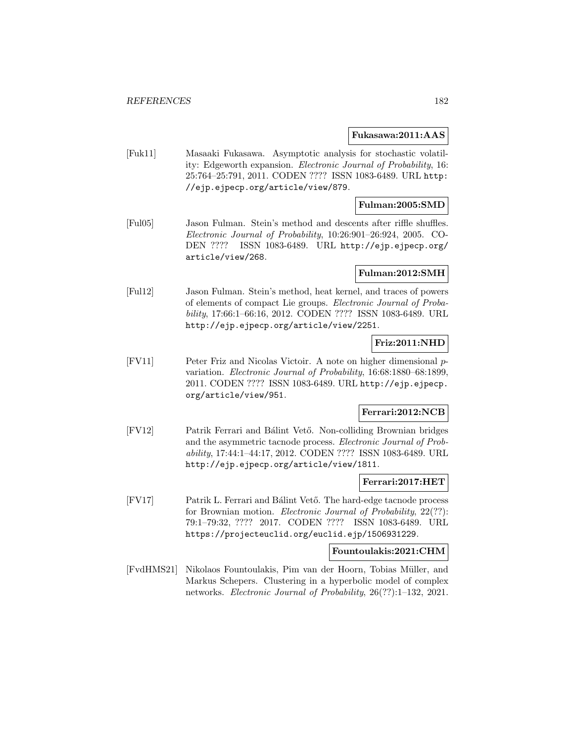**Fukasawa:2011:AAS**

[Fuk11] Masaaki Fukasawa. Asymptotic analysis for stochastic volatility: Edgeworth expansion. *Electronic Journal of Probability*, 16: 25:764–25:791, 2011. CODEN ???? ISSN 1083-6489. URL http://ejp.ejpecp.org/article/view/879.

**Fulman:2005:SMD**

[Ful05] Jason Fulman. Stein's method and descents after riffle shuffles. *Electronic Journal of Probability*, 10:26:901–26:924, 2005. CODEN ???? ISSN 1083-6489. URL http://ejp.ejpecp.org/article/view/268.

**Fulman:2012:SMH**

[Ful12] Jason Fulman. Stein's method, heat kernel, and traces of powers of elements of compact Lie groups. *Electronic Journal of Probability*, 17:66:1–66:16, 2012. CODEN ???? ISSN 1083-6489. URL http://ejp.ejpecp.org/article/view/2251.

**Friz:2011:NHD**

[FV11] Peter Friz and Nicolas Victoir. A note on higher dimensional $p$-variation. *Electronic Journal of Probability*, 16:68:1880–68:1899, 2011. CODEN ???? ISSN 1083-6489. URL http://ejp.ejpecp.org/article/view/951.

**Ferrari:2012:NCB**

[FV12] Patrik Ferrari and Bálint Vető. Non-colliding Brownian bridges and the asymmetric tacnode process. *Electronic Journal of Probability*, 17:44:1–44:17, 2012. CODEN ???? ISSN 1083-6489. URL http://ejp.ejpecp.org/article/view/1811.

**Ferrari:2017:HET**

[FV17] Patrik L. Ferrari and Bálint Vető. The hard-edge tacnode process for Brownian motion. *Electronic Journal of Probability*, 22(??): 79:1–79:32, ???? 2017. CODEN ???? ISSN 1083-6489. URL https://projecteuclid.org/euclid.ejp/1506931229.

**Fountoulakis:2021:CHM**

[FvdHMS21] Nikolaos Fountoulakis, Pim van der Hoorn, Tobias Müller, and Markus Schepers. Clustering in a hyperbolic model of complex networks. *Electronic Journal of Probability*, 26(??):1–132, 2021.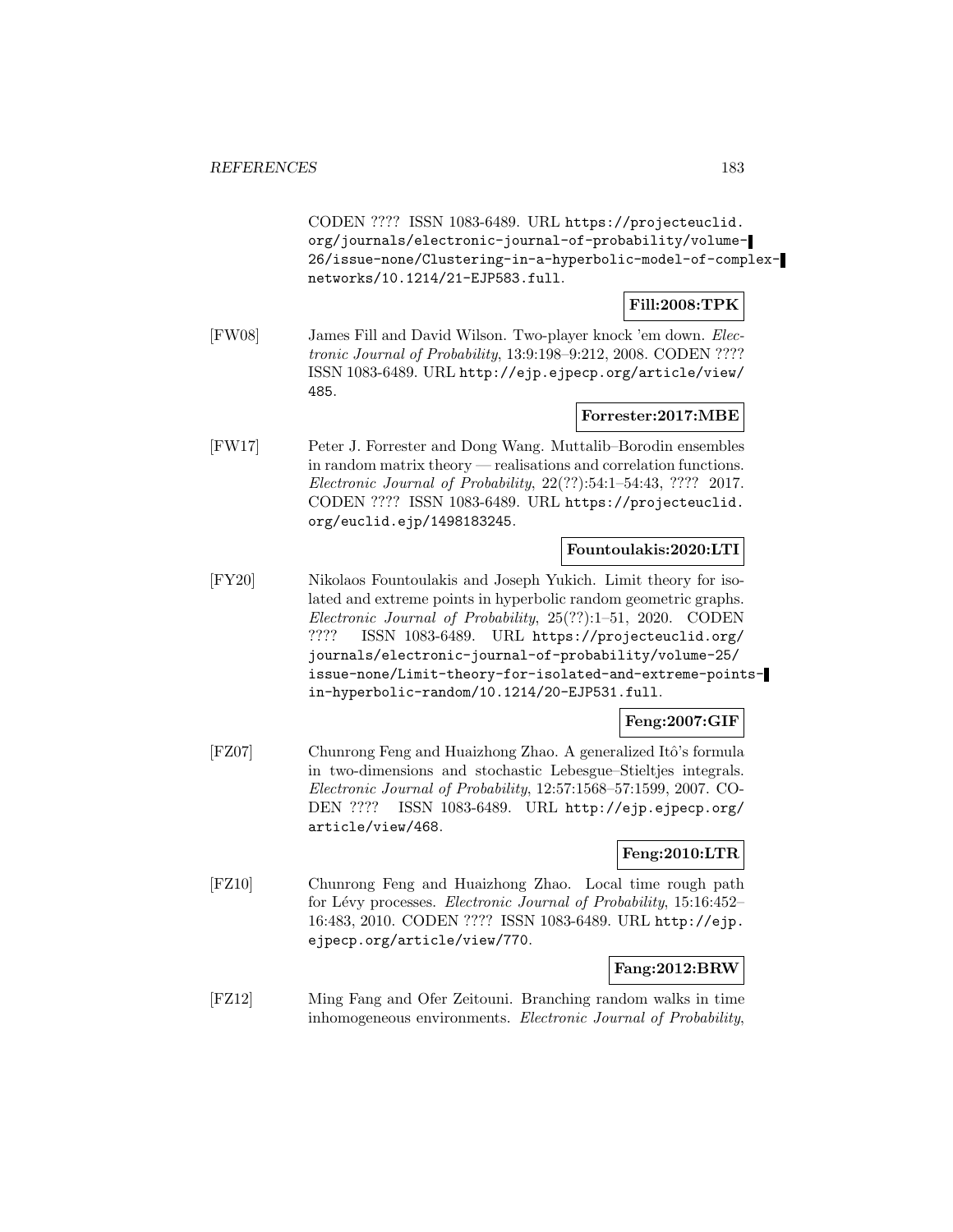CODEN ???? ISSN 1083-6489. URL https://projecteuclid.org/journals/electronic-journal-of-probability/volume-26/issue-none/Clustering-in-a-hyperbolic-model-of-complex-networks/10.1214/21-EJP583.full.

**Fill:2008:TPK**

[FW08] James Fill and David Wilson. Two-player knock 'em down. *Electronic Journal of Probability*, 13:9:198–9:212, 2008. CODEN ???? ISSN 1083-6489. URL http://ejp.ejpecp.org/article/view/485.

**Forrester:2017:MBE**

[FW17] Peter J. Forrester and Dong Wang. Muttalib–Borodin ensembles in random matrix theory — realisations and correlation functions. *Electronic Journal of Probability*, 22(??):54:1–54:43, ???? 2017. CODEN ???? ISSN 1083-6489. URL https://projecteuclid.org/euclid.ejp/1498183245.

**Fountoulakis:2020:LTI**

[FY20] Nikolaos Fountoulakis and Joseph Yukich. Limit theory for isolated and extreme points in hyperbolic random geometric graphs. *Electronic Journal of Probability*, 25(??):1–51, 2020. CODEN ???? ISSN 1083-6489. URL https://projecteuclid.org/journals/electronic-journal-of-probability/volume-25/issue-none/Limit-theory-for-isolated-and-extreme-points-in-hyperbolic-random/10.1214/20-EJP531.full.

**Feng:2007:GIF**

[FZ07] Chunrong Feng and Huaizhong Zhao. A generalized Itô's formula in two-dimensions and stochastic Lebesgue–Stieltjes integrals. *Electronic Journal of Probability*, 12:57:1568–57:1599, 2007. CODEN ???? ISSN 1083-6489. URL http://ejp.ejpecp.org/article/view/468.

**Feng:2010:LTR**

[FZ10] Chunrong Feng and Huaizhong Zhao. Local time rough path for Lévy processes. *Electronic Journal of Probability*, 15:16:452–16:483, 2010. CODEN ???? ISSN 1083-6489. URL http://ejp.ejpecp.org/article/view/770.

**Fang:2012:BRW**

[FZ12] Ming Fang and Ofer Zeitouni. Branching random walks in time inhomogeneous environments. *Electronic Journal of Probability*,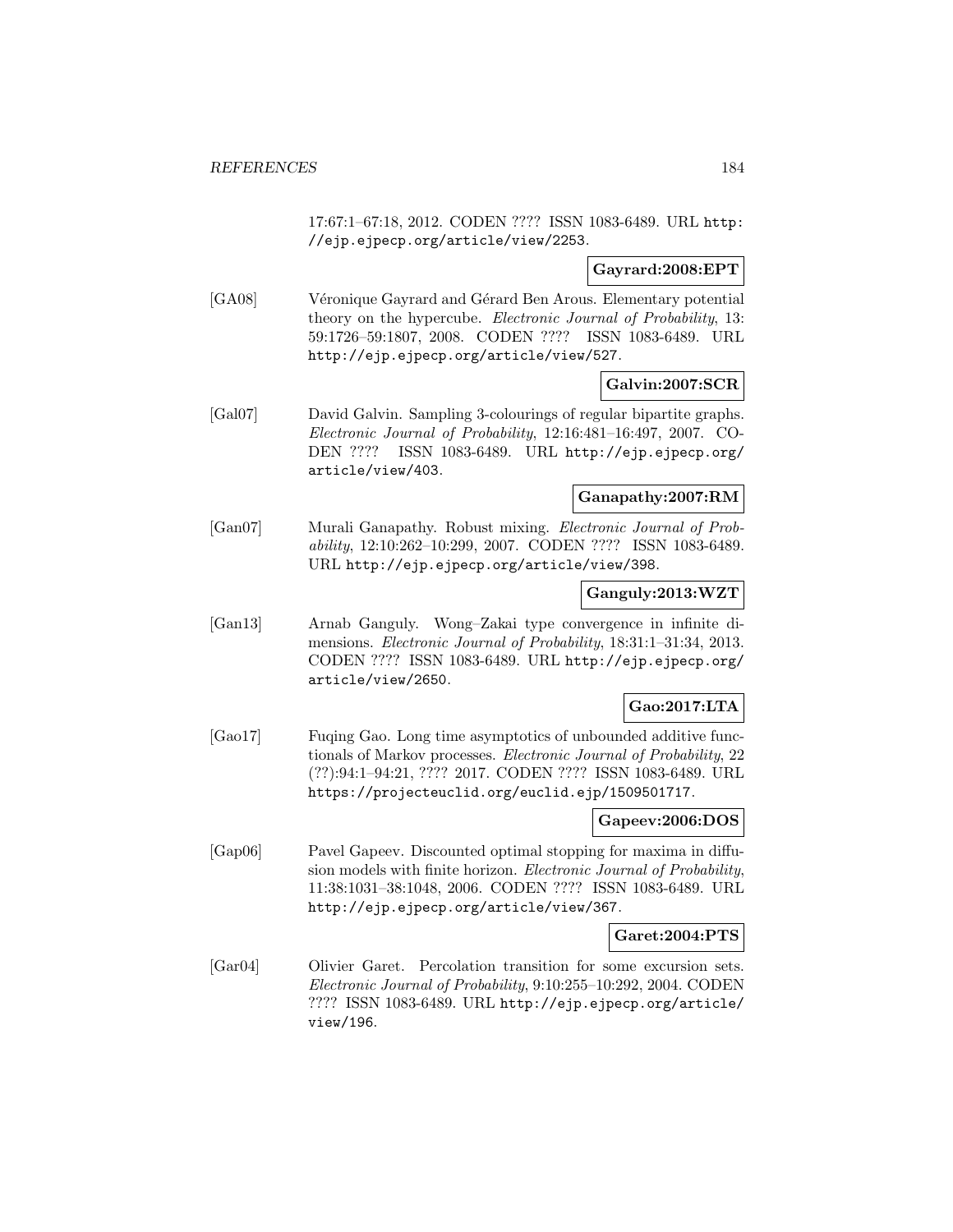17:67:1–67:18, 2012. CODEN ???? ISSN 1083-6489. URL http://ejp.ejpecp.org/article/view/2253.

**Gayrard:2008:EPT**

[GA08] Véronique Gayrard and Gérard Ben Arous. Elementary potential theory on the hypercube. *Electronic Journal of Probability*, 13: 59:1726–59:1807, 2008. CODEN ???? ISSN 1083-6489. URL http://ejp.ejpecp.org/article/view/527.

**Galvin:2007:SCR**

[Gal07] David Galvin. Sampling 3-colourings of regular bipartite graphs. *Electronic Journal of Probability*, 12:16:481–16:497, 2007. CODEN ???? ISSN 1083-6489. URL http://ejp.ejpecp.org/article/view/403.

**Ganapathy:2007:RM**

[Gan07] Murali Ganapathy. Robust mixing. *Electronic Journal of Probability*, 12:10:262–10:299, 2007. CODEN ???? ISSN 1083-6489. URL http://ejp.ejpecp.org/article/view/398.

**Ganguly:2013:WZT**

[Gan13] Arnab Ganguly. Wong–Zakai type convergence in infinite dimensions. *Electronic Journal of Probability*, 18:31:1–31:34, 2013. CODEN ???? ISSN 1083-6489. URL http://ejp.ejpecp.org/article/view/2650.

**Gao:2017:LTA**

[Gao17] Fuqing Gao. Long time asymptotics of unbounded additive functionals of Markov processes. *Electronic Journal of Probability*, 22 (??):94:1–94:21, ???? 2017. CODEN ???? ISSN 1083-6489. URL https://projecteuclid.org/euclid.ejp/1509501717.

**Gapeev:2006:DOS**

[Gap06] Pavel Gapeev. Discounted optimal stopping for maxima in diffusion models with finite horizon. *Electronic Journal of Probability*, 11:38:1031–38:1048, 2006. CODEN ???? ISSN 1083-6489. URL http://ejp.ejpecp.org/article/view/367.

**Garet:2004:PTS**

[Gar04] Olivier Garet. Percolation transition for some excursion sets. *Electronic Journal of Probability*, 9:10:255–10:292, 2004. CODEN ???? ISSN 1083-6489. URL http://ejp.ejpecp.org/article/view/196.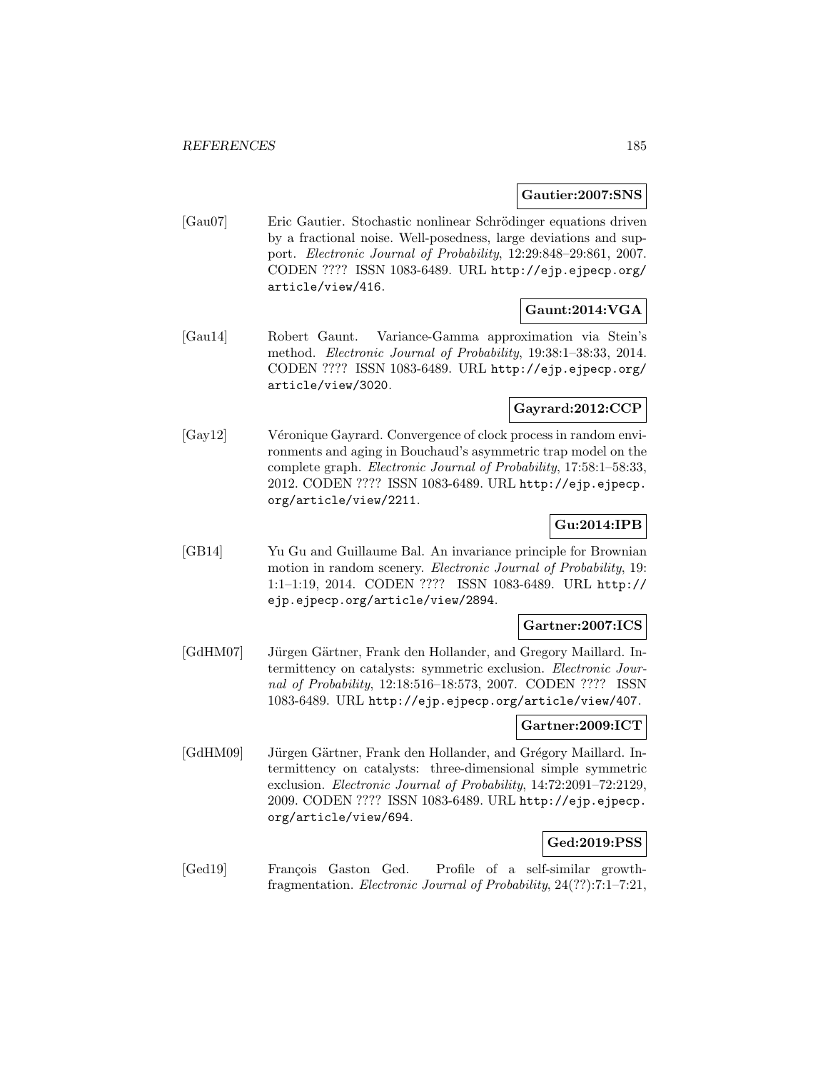**Gautier:2007:SNS**

[Gau07] Eric Gautier. Stochastic nonlinear Schrödinger equations driven by a fractional noise. Well-posedness, large deviations and support. *Electronic Journal of Probability*, 12:29:848–29:861, 2007. CODEN ???? ISSN 1083-6489. URL http://ejp.ejpecp.org/article/view/416.

**Gaunt:2014:VGA**

[Gau14] Robert Gaunt. Variance-Gamma approximation via Stein's method. *Electronic Journal of Probability*, 19:38:1–38:33, 2014. CODEN ???? ISSN 1083-6489. URL http://ejp.ejpecp.org/article/view/3020.

**Gayrard:2012:CCP**

[Gay12] Véronique Gayrard. Convergence of clock process in random environments and aging in Bouchaud's asymmetric trap model on the complete graph. *Electronic Journal of Probability*, 17:58:1–58:33, 2012. CODEN ???? ISSN 1083-6489. URL http://ejp.ejpecp.org/article/view/2211.

**Gu:2014:IPB**

[GB14] Yu Gu and Guillaume Bal. An invariance principle for Brownian motion in random scenery. *Electronic Journal of Probability*, 19: 1:1–1:19, 2014. CODEN ???? ISSN 1083-6489. URL http://ejp.ejpecp.org/article/view/2894.

**Gartner:2007:ICS**

[GdHM07] Jürgen Gärtner, Frank den Hollander, and Gregory Maillard. Intermittency on catalysts: symmetric exclusion. *Electronic Journal of Probability*, 12:18:516–18:573, 2007. CODEN ???? ISSN 1083-6489. URL http://ejp.ejpecp.org/article/view/407.

**Gartner:2009:ICT**

[GdHM09] Jürgen Gärtner, Frank den Hollander, and Grégory Maillard. Intermittency on catalysts: three-dimensional simple symmetric exclusion. *Electronic Journal of Probability*, 14:72:2091–72:2129, 2009. CODEN ???? ISSN 1083-6489. URL http://ejp.ejpecp.org/article/view/694.

**Ged:2019:PSS**

[Ged19] François Gaston Ged. Profile of a self-similar growth-fragmentation. *Electronic Journal of Probability*, 24(??):7:1–7:21,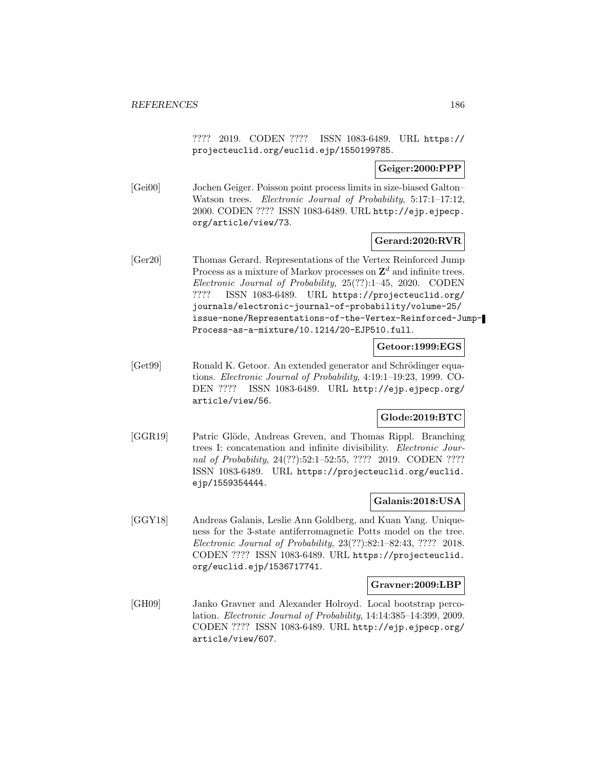???? 2019. CODEN ???? ISSN 1083-6489. URL https://projecteuclid.org/euclid.ejp/1550199785.

**Geiger:2000:PPP**

[Gei00] Jochen Geiger. Poisson point process limits in size-biased Galton–Watson trees. *Electronic Journal of Probability*, 5:17:1–17:12, 2000. CODEN ???? ISSN 1083-6489. URL http://ejp.ejpecp.org/article/view/73.

**Gerard:2020:RVR**

[Ger20] Thomas Gerard. Representations of the Vertex Reinforced Jump Process as a mixture of Markov processes on $\mathbf{Z}^d$ and infinite trees. *Electronic Journal of Probability*, 25(??):1–45, 2020. CODEN ???? ISSN 1083-6489. URL https://projecteuclid.org/journals/electronic-journal-of-probability/volume-25/issue-none/Representations-of-the-Vertex-Reinforced-Jump-Process-as-a-mixture/10.1214/20-EJP510.full.

**Getoor:1999:EGS**

[Get99] Ronald K. Getoor. An extended generator and Schrödinger equations. *Electronic Journal of Probability*, 4:19:1–19:23, 1999. CODEN ???? ISSN 1083-6489. URL http://ejp.ejpecp.org/article/view/56.

**Glode:2019:BTC**

[GGR19] Patric Glöde, Andreas Greven, and Thomas Rippl. Branching trees I: concatenation and infinite divisibility. *Electronic Journal of Probability*, 24(??):52:1–52:55, ???? 2019. CODEN ???? ISSN 1083-6489. URL https://projecteuclid.org/euclid.ejp/1559354444.

**Galanis:2018:USA**

[GGY18] Andreas Galanis, Leslie Ann Goldberg, and Kuan Yang. Uniqueness for the 3-state antiferromagnetic Potts model on the tree. *Electronic Journal of Probability*, 23(??):82:1–82:43, ???? 2018. CODEN ???? ISSN 1083-6489. URL https://projecteuclid.org/euclid.ejp/1536717741.

**Gravner:2009:LBP**

[GH09] Janko Gravner and Alexander Holroyd. Local bootstrap percolation. *Electronic Journal of Probability*, 14:14:385–14:399, 2009. CODEN ???? ISSN 1083-6489. URL http://ejp.ejpecp.org/article/view/607.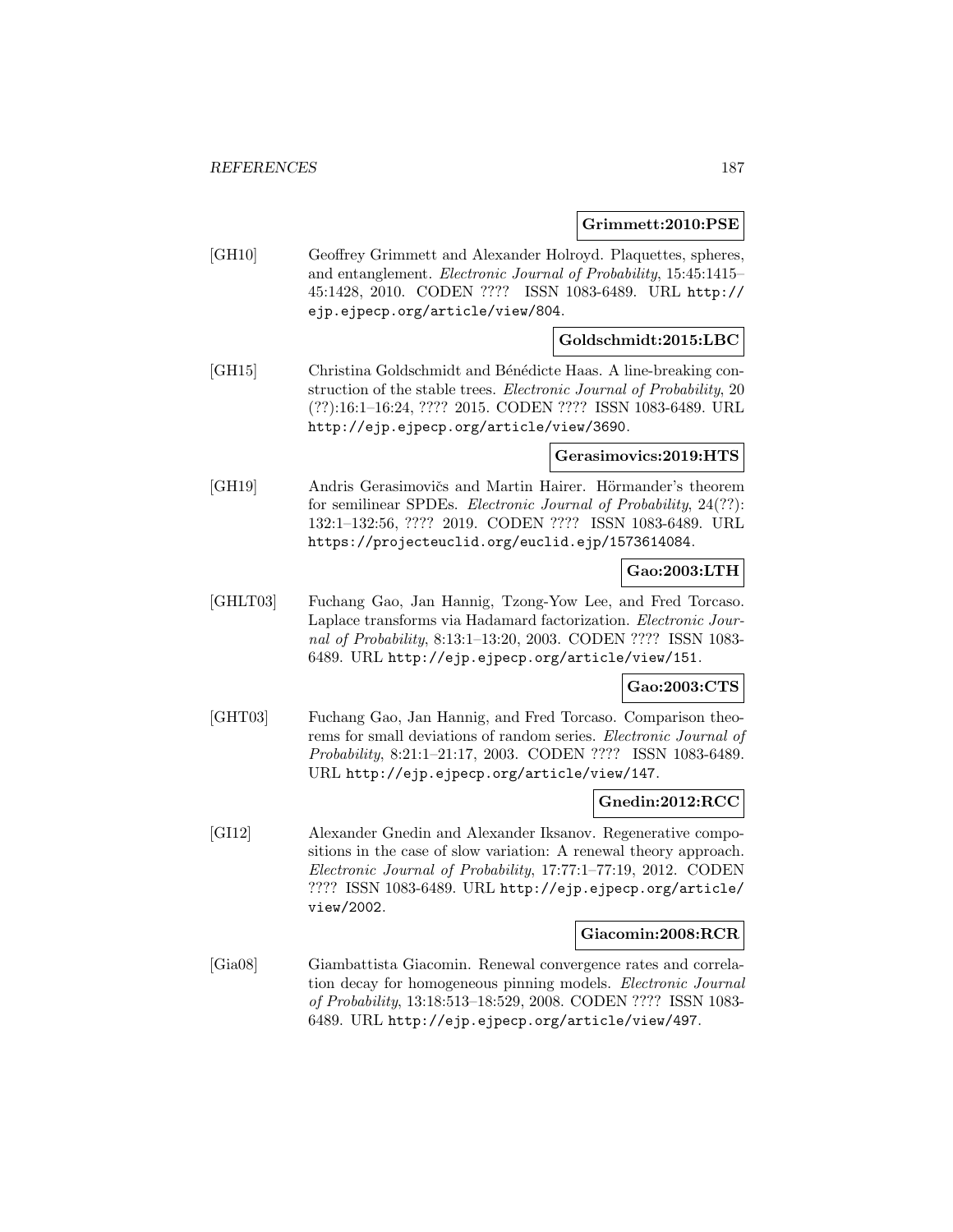**Grimmett:2010:PSE**

[GH10] Geoffrey Grimmett and Alexander Holroyd. Plaquettes, spheres, and entanglement. *Electronic Journal of Probability*, 15:45:1415–45:1428, 2010. CODEN ???? ISSN 1083-6489. URL http://ejp.ejpecp.org/article/view/804.

**Goldschmidt:2015:LBC**

[GH15] Christina Goldschmidt and Bénédicte Haas. A line-breaking construction of the stable trees. *Electronic Journal of Probability*, 20 (??):16:1–16:24, ???? 2015. CODEN ???? ISSN 1083-6489. URL http://ejp.ejpecp.org/article/view/3690.

**Gerasimovics:2019:HTS**

[GH19] Andris Gerasimovičs and Martin Hairer. Hörmander's theorem for semilinear SPDEs. *Electronic Journal of Probability*, 24(??): 132:1–132:56, ???? 2019. CODEN ???? ISSN 1083-6489. URL https://projecteuclid.org/euclid.ejp/1573614084.

**Gao:2003:LTH**

[GHLT03] Fuchang Gao, Jan Hannig, Tzong-Yow Lee, and Fred Torcaso. Laplace transforms via Hadamard factorization. *Electronic Journal of Probability*, 8:13:1–13:20, 2003. CODEN ???? ISSN 1083-6489. URL http://ejp.ejpecp.org/article/view/151.

**Gao:2003:CTS**

[GHT03] Fuchang Gao, Jan Hannig, and Fred Torcaso. Comparison theorems for small deviations of random series. *Electronic Journal of Probability*, 8:21:1–21:17, 2003. CODEN ???? ISSN 1083-6489. URL http://ejp.ejpecp.org/article/view/147.

**Gnedin:2012:RCC**

[GI12] Alexander Gnedin and Alexander Iksanov. Regenerative compositions in the case of slow variation: A renewal theory approach. *Electronic Journal of Probability*, 17:77:1–77:19, 2012. CODEN ???? ISSN 1083-6489. URL http://ejp.ejpecp.org/article/view/2002.

**Giacomin:2008:RCR**

[Gia08] Giambattista Giacomin. Renewal convergence rates and correlation decay for homogeneous pinning models. *Electronic Journal of Probability*, 13:18:513–18:529, 2008. CODEN ???? ISSN 1083-6489. URL http://ejp.ejpecp.org/article/view/497.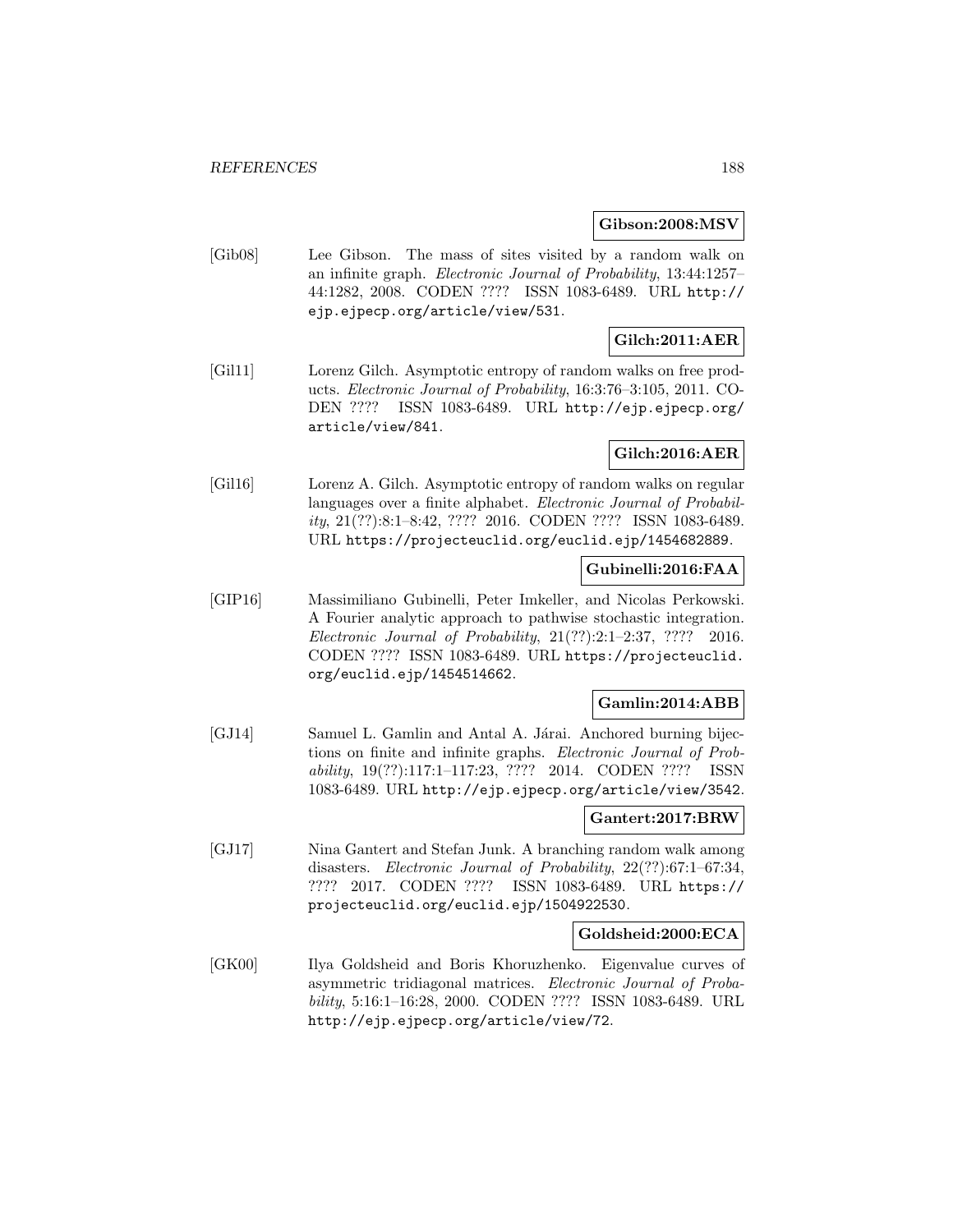**Gibson:2008:MSV**

[Gib08] Lee Gibson. The mass of sites visited by a random walk on an infinite graph. *Electronic Journal of Probability*, 13:44:1257–44:1282, 2008. CODEN ???? ISSN 1083-6489. URL http://ejp.ejpecp.org/article/view/531.

**Gilch:2011:AER**

[Gil11] Lorenz Gilch. Asymptotic entropy of random walks on free products. *Electronic Journal of Probability*, 16:3:76–3:105, 2011. CODEN ???? ISSN 1083-6489. URL http://ejp.ejpecp.org/article/view/841.

**Gilch:2016:AER**

[Gil16] Lorenz A. Gilch. Asymptotic entropy of random walks on regular languages over a finite alphabet. *Electronic Journal of Probability*, 21(??):8:1–8:42, ???? 2016. CODEN ???? ISSN 1083-6489. URL https://projecteuclid.org/euclid.ejp/1454682889.

**Gubinelli:2016:FAA**

[GIP16] Massimiliano Gubinelli, Peter Imkeller, and Nicolas Perkowski. A Fourier analytic approach to pathwise stochastic integration. *Electronic Journal of Probability*, 21(??):2:1–2:37, ???? 2016. CODEN ???? ISSN 1083-6489. URL https://projecteuclid.org/euclid.ejp/1454514662.

**Gamlin:2014:ABB**

[GJ14] Samuel L. Gamlin and Antal A. Járai. Anchored burning bijections on finite and infinite graphs. *Electronic Journal of Probability*, 19(??):117:1–117:23, ???? 2014. CODEN ???? ISSN 1083-6489. URL http://ejp.ejpecp.org/article/view/3542.

**Gantert:2017:BRW**

[GJ17] Nina Gantert and Stefan Junk. A branching random walk among disasters. *Electronic Journal of Probability*, 22(??):67:1–67:34, ???? 2017. CODEN ???? ISSN 1083-6489. URL https://projecteuclid.org/euclid.ejp/1504922530.

**Goldsheid:2000:ECA**

[GK00] Ilya Goldsheid and Boris Khoruzhenko. Eigenvalue curves of asymmetric tridiagonal matrices. *Electronic Journal of Probability*, 5:16:1–16:28, 2000. CODEN ???? ISSN 1083-6489. URL http://ejp.ejpecp.org/article/view/72.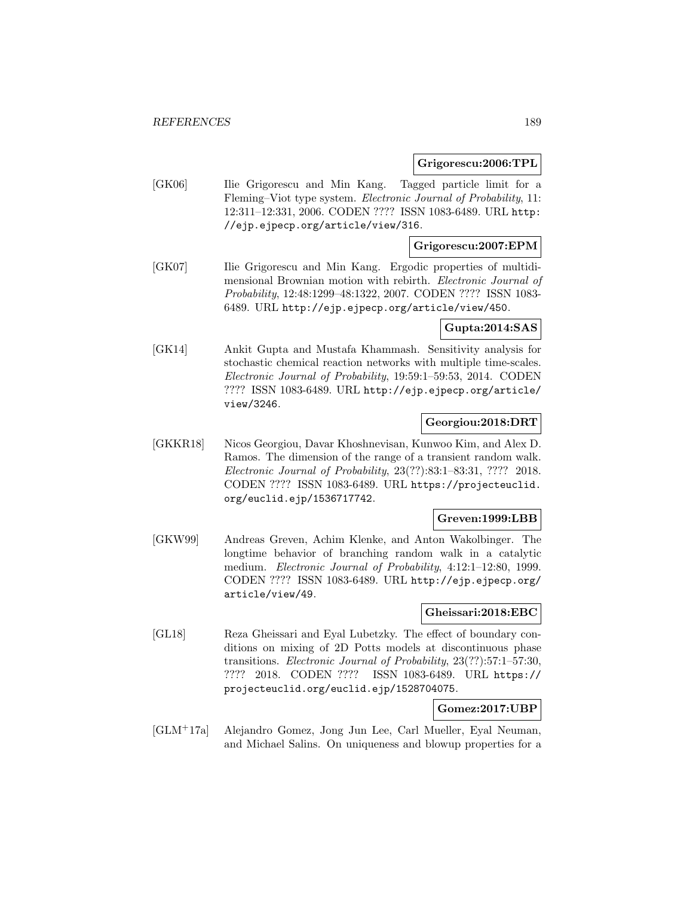**Grigorescu:2006:TPL**

[GK06] Ilie Grigorescu and Min Kang. Tagged particle limit for a Fleming–Viot type system. *Electronic Journal of Probability*, 11: 12:311–12:331, 2006. CODEN ???? ISSN 1083-6489. URL http://ejp.ejpecp.org/article/view/316.

**Grigorescu:2007:EPM**

[GK07] Ilie Grigorescu and Min Kang. Ergodic properties of multidimensional Brownian motion with rebirth. *Electronic Journal of Probability*, 12:48:1299–48:1322, 2007. CODEN ???? ISSN 1083-6489. URL http://ejp.ejpecp.org/article/view/450.

**Gupta:2014:SAS**

[GK14] Ankit Gupta and Mustafa Khammash. Sensitivity analysis for stochastic chemical reaction networks with multiple time-scales. *Electronic Journal of Probability*, 19:59:1–59:53, 2014. CODEN ???? ISSN 1083-6489. URL http://ejp.ejpecp.org/article/view/3246.

**Georgiou:2018:DRT**

[GKKR18] Nicos Georgiou, Davar Khoshnevisan, Kunwoo Kim, and Alex D. Ramos. The dimension of the range of a transient random walk. *Electronic Journal of Probability*, 23(??):83:1–83:31, ???? 2018. CODEN ???? ISSN 1083-6489. URL https://projecteuclid.org/euclid.ejp/1536717742.

**Greven:1999:LBB**

[GKW99] Andreas Greven, Achim Klenke, and Anton Wakolbinger. The longtime behavior of branching random walk in a catalytic medium. *Electronic Journal of Probability*, 4:12:1–12:80, 1999. CODEN ???? ISSN 1083-6489. URL http://ejp.ejpecp.org/article/view/49.

**Gheissari:2018:EBC**

[GL18] Reza Gheissari and Eyal Lubetzky. The effect of boundary conditions on mixing of 2D Potts models at discontinuous phase transitions. *Electronic Journal of Probability*, 23(??):57:1–57:30, ???? 2018. CODEN ???? ISSN 1083-6489. URL https://projecteuclid.org/euclid.ejp/1528704075.

**Gomez:2017:UBP**

[GLM+17a] Alejandro Gomez, Jong Jun Lee, Carl Mueller, Eyal Neuman, and Michael Salins. On uniqueness and blowup properties for a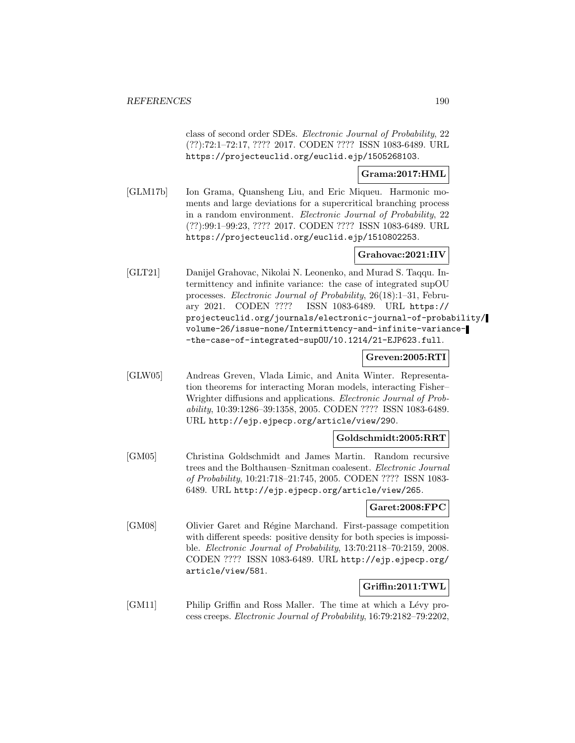class of second order SDEs. *Electronic Journal of Probability*, 22 (??):72:1–72:17, ???? 2017. CODEN ???? ISSN 1083-6489. URL https://projecteuclid.org/euclid.ejp/1505268103.

**Grama:2017:HML**

[GLM17b] Ion Grama, Quansheng Liu, and Eric Miqueu. Harmonic moments and large deviations for a supercritical branching process in a random environment. *Electronic Journal of Probability*, 22 (??):99:1–99:23, ???? 2017. CODEN ???? ISSN 1083-6489. URL https://projecteuclid.org/euclid.ejp/1510802253.

**Grahovac:2021:IIV**

[GLT21] Danijel Grahovac, Nikolai N. Leonenko, and Murad S. Taqqu. Intermittency and infinite variance: the case of integrated supOU processes. *Electronic Journal of Probability*, 26(18):1–31, February 2021. CODEN ???? ISSN 1083-6489. URL https://projecteuclid.org/journals/electronic-journal-of-probability/volume-26/issue-none/Intermittency-and-infinite-variance--the-case-of-integrated-supOU/10.1214/21-EJP623.full.

**Greven:2005:RTI**

[GLW05] Andreas Greven, Vlada Limic, and Anita Winter. Representation theorems for interacting Moran models, interacting Fisher–Wrighter diffusions and applications. *Electronic Journal of Probability*, 10:39:1286–39:1358, 2005. CODEN ???? ISSN 1083-6489. URL http://ejp.ejpecp.org/article/view/290.

**Goldschmidt:2005:RRT**

[GM05] Christina Goldschmidt and James Martin. Random recursive trees and the Bolthausen–Sznitman coalesent. *Electronic Journal of Probability*, 10:21:718–21:745, 2005. CODEN ???? ISSN 1083-6489. URL http://ejp.ejpecp.org/article/view/265.

**Garet:2008:FPC**

[GM08] Olivier Garet and Régine Marchand. First-passage competition with different speeds: positive density for both species is impossible. *Electronic Journal of Probability*, 13:70:2118–70:2159, 2008. CODEN ???? ISSN 1083-6489. URL http://ejp.ejpecp.org/article/view/581.

**Griffin:2011:TWL**

[GM11] Philip Griffin and Ross Maller. The time at which a Lévy process creeps. *Electronic Journal of Probability*, 16:79:2182–79:2202,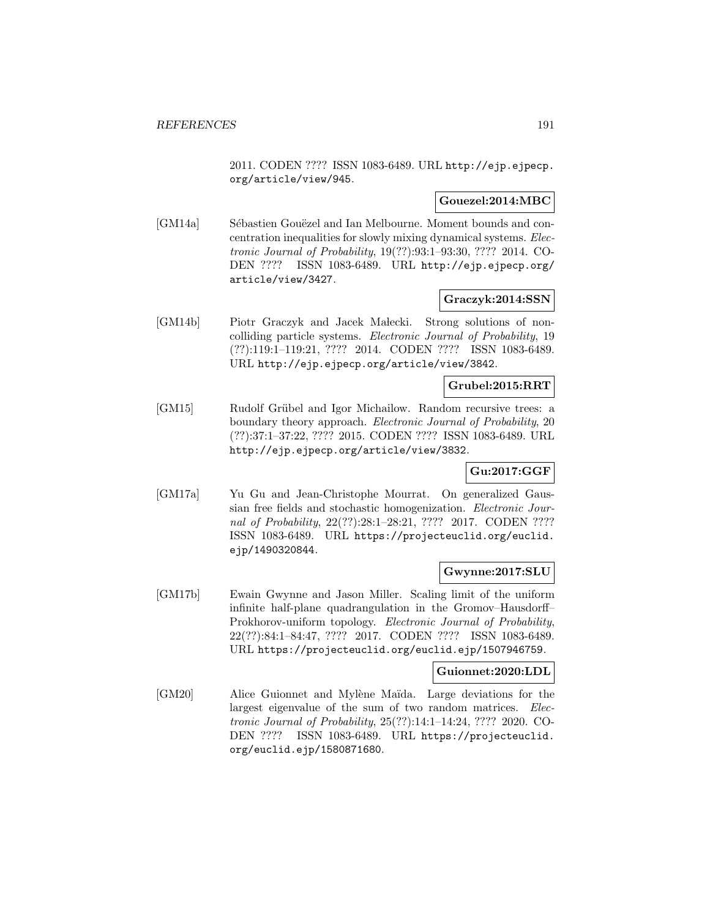2011. CODEN ???? ISSN 1083-6489. URL http://ejp.ejpecp.org/article/view/945.

**Gouezel:2014:MBC**

[GM14a] Sébastien Gouëzel and Ian Melbourne. Moment bounds and concentration inequalities for slowly mixing dynamical systems. *Electronic Journal of Probability*, 19(??):93:1–93:30, ???? 2014. CODEN ???? ISSN 1083-6489. URL http://ejp.ejpecp.org/article/view/3427.

**Graczyk:2014:SSN**

[GM14b] Piotr Graczyk and Jacek Małecki. Strong solutions of non-colliding particle systems. *Electronic Journal of Probability*, 19 (??):119:1–119:21, ???? 2014. CODEN ???? ISSN 1083-6489. URL http://ejp.ejpecp.org/article/view/3842.

**Grubel:2015:RRT**

[GM15] Rudolf Grübel and Igor Michailow. Random recursive trees: a boundary theory approach. *Electronic Journal of Probability*, 20 (??):37:1–37:22, ???? 2015. CODEN ???? ISSN 1083-6489. URL http://ejp.ejpecp.org/article/view/3832.

**Gu:2017:GGF**

[GM17a] Yu Gu and Jean-Christophe Mourrat. On generalized Gaussian free fields and stochastic homogenization. *Electronic Journal of Probability*, 22(??):28:1–28:21, ???? 2017. CODEN ???? ISSN 1083-6489. URL https://projecteuclid.org/euclid.ejp/1490320844.

**Gwynne:2017:SLU**

[GM17b] Ewain Gwynne and Jason Miller. Scaling limit of the uniform infinite half-plane quadrangulation in the Gromov–Hausdorff–Prokhorov-uniform topology. *Electronic Journal of Probability*, 22(??):84:1–84:47, ???? 2017. CODEN ???? ISSN 1083-6489. URL https://projecteuclid.org/euclid.ejp/1507946759.

**Guionnet:2020:LDL**

[GM20] Alice Guionnet and Mylène Maïda. Large deviations for the largest eigenvalue of the sum of two random matrices. *Electronic Journal of Probability*, 25(??):14:1–14:24, ???? 2020. CODEN ???? ISSN 1083-6489. URL https://projecteuclid.org/euclid.ejp/1580871680.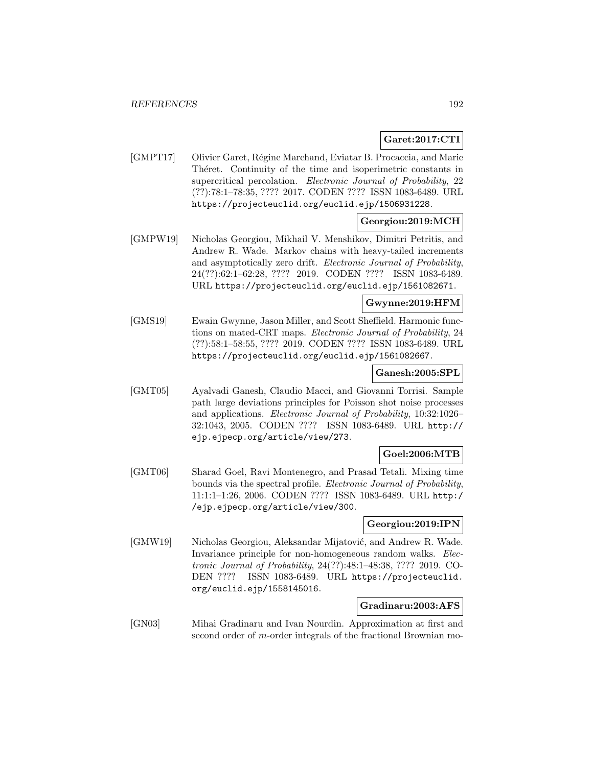**Garet:2017:CTI**

[GMPT17] Olivier Garet, Régine Marchand, Eviatar B. Procaccia, and Marie Théret. Continuity of the time and isoperimetric constants in supercritical percolation. *Electronic Journal of Probability*, 22 (??):78:1–78:35, ???? 2017. CODEN ???? ISSN 1083-6489. URL https://projecteuclid.org/euclid.ejp/1506931228.

**Georgiou:2019:MCH**

[GMPW19] Nicholas Georgiou, Mikhail V. Menshikov, Dimitri Petritis, and Andrew R. Wade. Markov chains with heavy-tailed increments and asymptotically zero drift. *Electronic Journal of Probability*, 24(??):62:1–62:28, ???? 2019. CODEN ???? ISSN 1083-6489. URL https://projecteuclid.org/euclid.ejp/1561082671.

**Gwynne:2019:HFM**

[GMS19] Ewain Gwynne, Jason Miller, and Scott Sheffield. Harmonic functions on mated-CRT maps. *Electronic Journal of Probability*, 24 (??):58:1–58:55, ???? 2019. CODEN ???? ISSN 1083-6489. URL https://projecteuclid.org/euclid.ejp/1561082667.

**Ganesh:2005:SPL**

[GMT05] Ayalvadi Ganesh, Claudio Macci, and Giovanni Torrisi. Sample path large deviations principles for Poisson shot noise processes and applications. *Electronic Journal of Probability*, 10:32:1026–32:1043, 2005. CODEN ???? ISSN 1083-6489. URL http://ejp.ejpecp.org/article/view/273.

**Goel:2006:MTB**

[GMT06] Sharad Goel, Ravi Montenegro, and Prasad Tetali. Mixing time bounds via the spectral profile. *Electronic Journal of Probability*, 11:1:1–1:26, 2006. CODEN ???? ISSN 1083-6489. URL http://ejp.ejpecp.org/article/view/300.

**Georgiou:2019:IPN**

[GMW19] Nicholas Georgiou, Aleksandar Mijatović, and Andrew R. Wade. Invariance principle for non-homogeneous random walks. *Electronic Journal of Probability*, 24(??):48:1–48:38, ???? 2019. CODEN ???? ISSN 1083-6489. URL https://projecteuclid.org/euclid.ejp/1558145016.

**Gradinaru:2003:AFS**

[GN03] Mihai Gradinaru and Ivan Nourdin. Approximation at first and second order of $m$-order integrals of the fractional Brownian mo-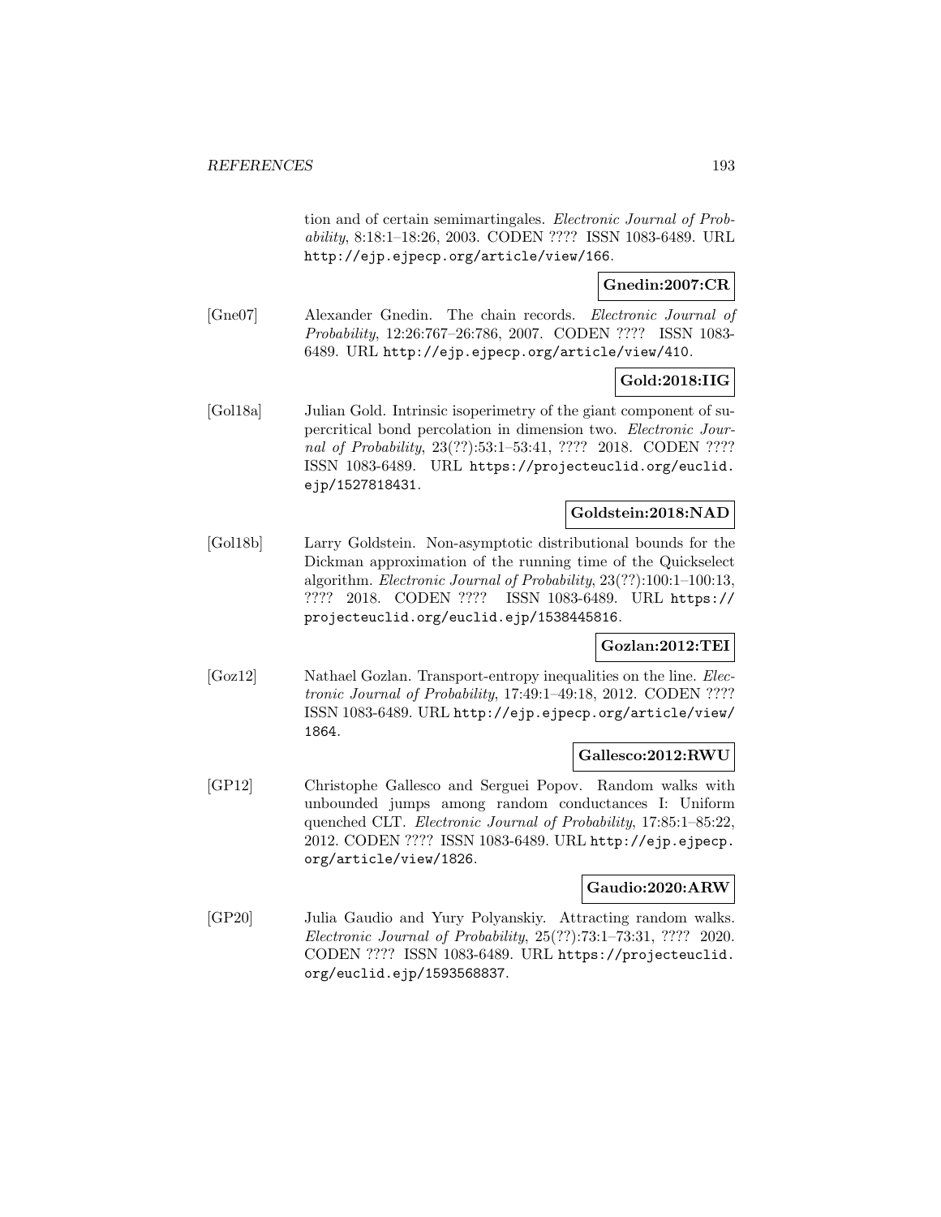tion and of certain semimartingales. *Electronic Journal of Probability*, 8:18:1–18:26, 2003. CODEN ???? ISSN 1083-6489. URL http://ejp.ejpecp.org/article/view/166.

**Gnedin:2007:CR**

[Gne07] Alexander Gnedin. The chain records. *Electronic Journal of Probability*, 12:26:767–26:786, 2007. CODEN ???? ISSN 1083-6489. URL http://ejp.ejpecp.org/article/view/410.

**Gold:2018:IIG**

[Gol18a] Julian Gold. Intrinsic isoperimetry of the giant component of supercritical bond percolation in dimension two. *Electronic Journal of Probability*, 23(??):53:1–53:41, ???? 2018. CODEN ???? ISSN 1083-6489. URL https://projecteuclid.org/euclid.ejp/1527818431.

**Goldstein:2018:NAD**

[Gol18b] Larry Goldstein. Non-asymptotic distributional bounds for the Dickman approximation of the running time of the Quickselect algorithm. *Electronic Journal of Probability*, 23(??):100:1–100:13, ???? 2018. CODEN ???? ISSN 1083-6489. URL https://projecteuclid.org/euclid.ejp/1538445816.

**Gozlan:2012:TEI**

[Goz12] Nathael Gozlan. Transport-entropy inequalities on the line. *Electronic Journal of Probability*, 17:49:1–49:18, 2012. CODEN ???? ISSN 1083-6489. URL http://ejp.ejpecp.org/article/view/1864.

**Gallesco:2012:RWU**

[GP12] Christophe Gallesco and Serguei Popov. Random walks with unbounded jumps among random conductances I: Uniform quenched CLT. *Electronic Journal of Probability*, 17:85:1–85:22, 2012. CODEN ???? ISSN 1083-6489. URL http://ejp.ejpecp.org/article/view/1826.

**Gaudio:2020:ARW**

[GP20] Julia Gaudio and Yury Polyanskiy. Attracting random walks. *Electronic Journal of Probability*, 25(??):73:1–73:31, ???? 2020. CODEN ???? ISSN 1083-6489. URL https://projecteuclid.org/euclid.ejp/1593568837.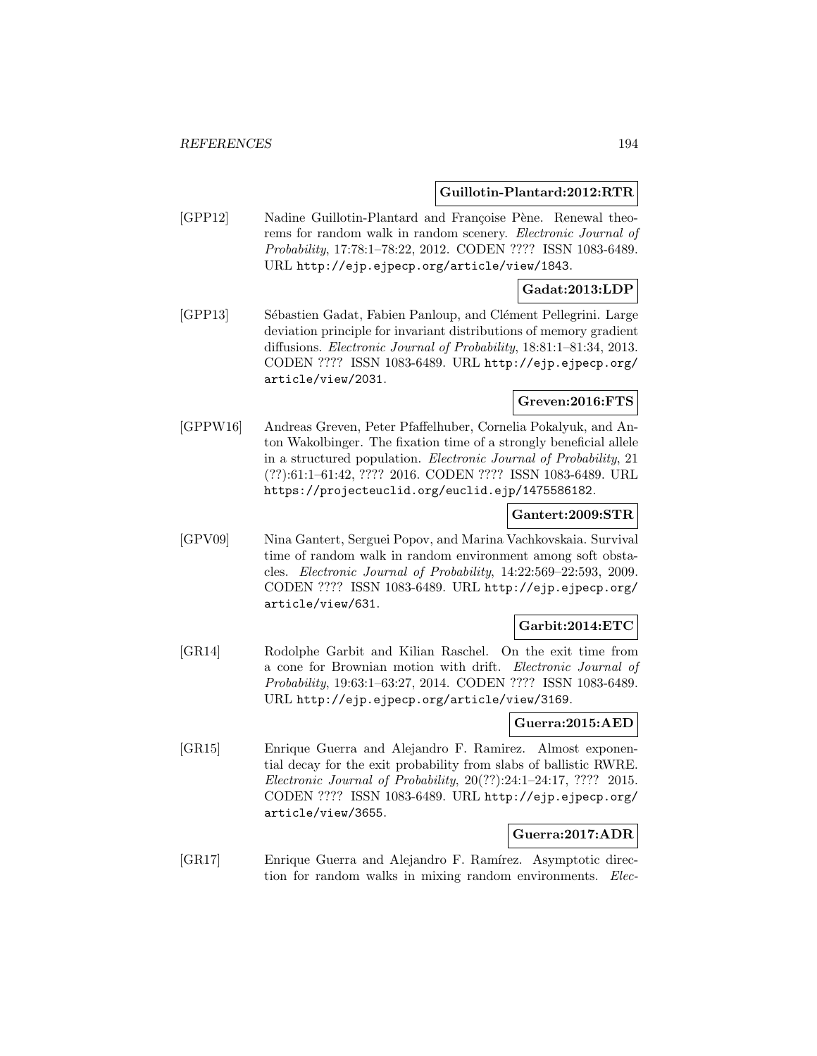**Guillotin-Plantard:2012:RTR**

[GPP12] Nadine Guillotin-Plantard and Françoise Pène. Renewal theorems for random walk in random scenery. *Electronic Journal of Probability*, 17:78:1–78:22, 2012. CODEN ???? ISSN 1083-6489. URL http://ejp.ejpecp.org/article/view/1843.

**Gadat:2013:LDP**

[GPP13] Sébastien Gadat, Fabien Panloup, and Clément Pellegrini. Large deviation principle for invariant distributions of memory gradient diffusions. *Electronic Journal of Probability*, 18:81:1–81:34, 2013. CODEN ???? ISSN 1083-6489. URL http://ejp.ejpecp.org/article/view/2031.

**Greven:2016:FTS**

[GPPW16] Andreas Greven, Peter Pfaffelhuber, Cornelia Pokalyuk, and Anton Wakolbinger. The fixation time of a strongly beneficial allele in a structured population. *Electronic Journal of Probability*, 21 (??):61:1–61:42, ???? 2016. CODEN ???? ISSN 1083-6489. URL https://projecteuclid.org/euclid.ejp/1475586182.

**Gantert:2009:STR**

[GPV09] Nina Gantert, Serguei Popov, and Marina Vachkovskaia. Survival time of random walk in random environment among soft obstacles. *Electronic Journal of Probability*, 14:22:569–22:593, 2009. CODEN ???? ISSN 1083-6489. URL http://ejp.ejpecp.org/article/view/631.

**Garbit:2014:ETC**

[GR14] Rodolphe Garbit and Kilian Raschel. On the exit time from a cone for Brownian motion with drift. *Electronic Journal of Probability*, 19:63:1–63:27, 2014. CODEN ???? ISSN 1083-6489. URL http://ejp.ejpecp.org/article/view/3169.

**Guerra:2015:AED**

[GR15] Enrique Guerra and Alejandro F. Ramirez. Almost exponential decay for the exit probability from slabs of ballistic RWRE. *Electronic Journal of Probability*, 20(??):24:1–24:17, ???? 2015. CODEN ???? ISSN 1083-6489. URL http://ejp.ejpecp.org/article/view/3655.

**Guerra:2017:ADR**

[GR17] Enrique Guerra and Alejandro F. Ramírez. Asymptotic direction for random walks in mixing random environments. *Elec-*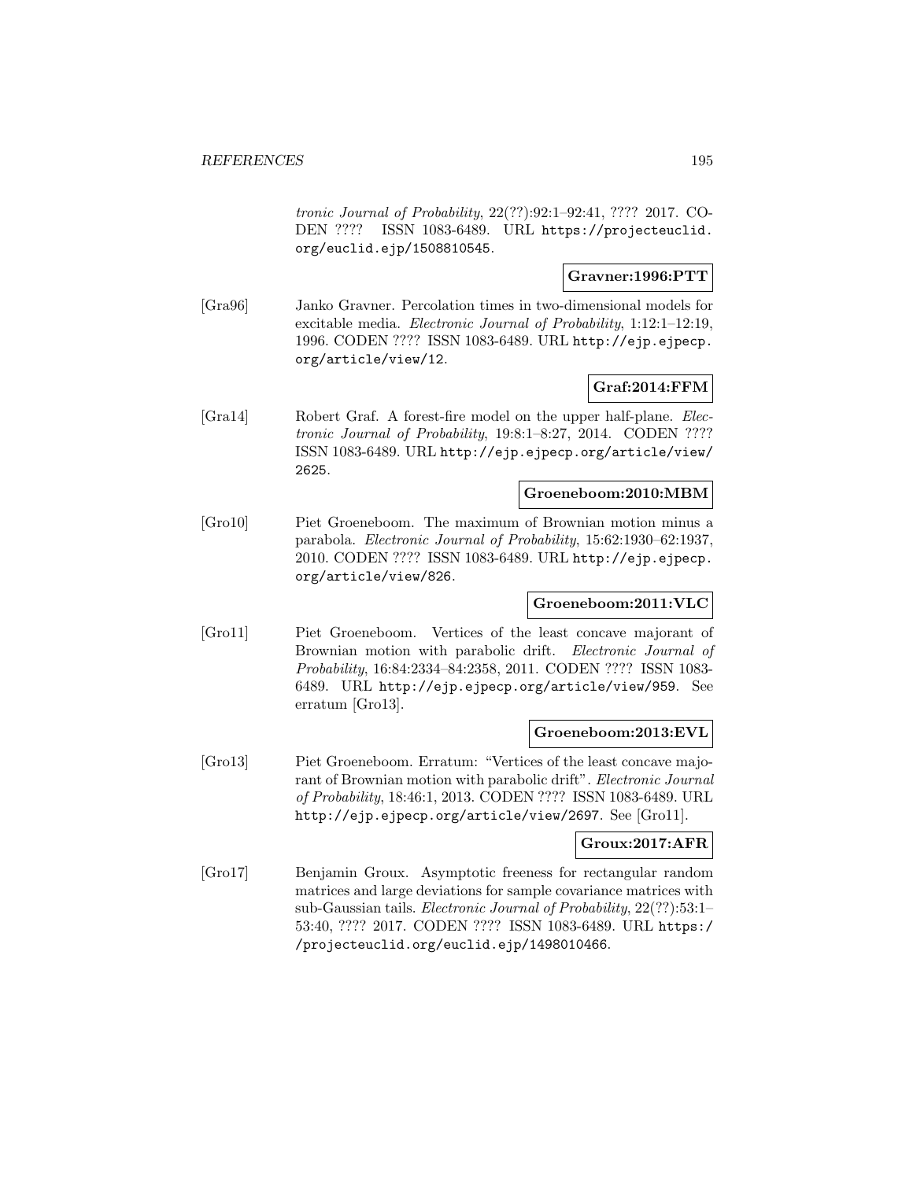*tronic Journal of Probability*, 22(??):92:1–92:41, ???? 2017. CODEN ???? ISSN 1083-6489. URL https://projecteuclid.org/euclid.ejp/1508810545.

**Gravner:1996:PTT**

[Gra96] Janko Gravner. Percolation times in two-dimensional models for excitable media. *Electronic Journal of Probability*, 1:12:1–12:19, 1996. CODEN ???? ISSN 1083-6489. URL http://ejp.ejpecp.org/article/view/12.

**Graf:2014:FFM**

[Gra14] Robert Graf. A forest-fire model on the upper half-plane. *Electronic Journal of Probability*, 19:8:1–8:27, 2014. CODEN ???? ISSN 1083-6489. URL http://ejp.ejpecp.org/article/view/2625.

**Groeneboom:2010:MBM**

[Gro10] Piet Groeneboom. The maximum of Brownian motion minus a parabola. *Electronic Journal of Probability*, 15:62:1930–62:1937, 2010. CODEN ???? ISSN 1083-6489. URL http://ejp.ejpecp.org/article/view/826.

**Groeneboom:2011:VLC**

[Gro11] Piet Groeneboom. Vertices of the least concave majorant of Brownian motion with parabolic drift. *Electronic Journal of Probability*, 16:84:2334–84:2358, 2011. CODEN ???? ISSN 1083-6489. URL http://ejp.ejpecp.org/article/view/959. See erratum [Gro13].

**Groeneboom:2013:EVL**

[Gro13] Piet Groeneboom. Erratum: "Vertices of the least concave majorant of Brownian motion with parabolic drift". *Electronic Journal of Probability*, 18:46:1, 2013. CODEN ???? ISSN 1083-6489. URL http://ejp.ejpecp.org/article/view/2697. See [Gro11].

**Groux:2017:AFR**

[Gro17] Benjamin Groux. Asymptotic freeness for rectangular random matrices and large deviations for sample covariance matrices with sub-Gaussian tails. *Electronic Journal of Probability*, 22(??):53:1–53:40, ???? 2017. CODEN ???? ISSN 1083-6489. URL https://projecteuclid.org/euclid.ejp/1498010466.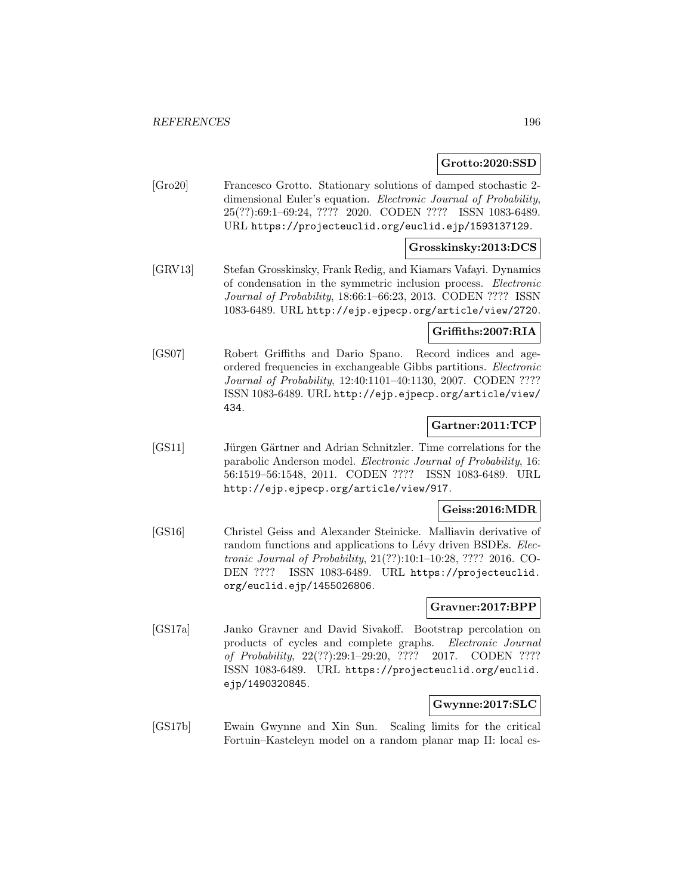**Grotto:2020:SSD**

[Gro20] Francesco Grotto. Stationary solutions of damped stochastic 2-dimensional Euler's equation. *Electronic Journal of Probability*, 25(??):69:1–69:24, ???? 2020. CODEN ???? ISSN 1083-6489. URL https://projecteuclid.org/euclid.ejp/1593137129.

**Grosskinsky:2013:DCS**

[GRV13] Stefan Grosskinsky, Frank Redig, and Kiamars Vafayi. Dynamics of condensation in the symmetric inclusion process. *Electronic Journal of Probability*, 18:66:1–66:23, 2013. CODEN ???? ISSN 1083-6489. URL http://ejp.ejpecp.org/article/view/2720.

**Griffiths:2007:RIA**

[GS07] Robert Griffiths and Dario Spano. Record indices and age-ordered frequencies in exchangeable Gibbs partitions. *Electronic Journal of Probability*, 12:40:1101–40:1130, 2007. CODEN ???? ISSN 1083-6489. URL http://ejp.ejpecp.org/article/view/434.

**Gartner:2011:TCP**

[GS11] Jürgen Gärtner and Adrian Schnitzler. Time correlations for the parabolic Anderson model. *Electronic Journal of Probability*, 16:56:1519–56:1548, 2011. CODEN ???? ISSN 1083-6489. URL http://ejp.ejpecp.org/article/view/917.

**Geiss:2016:MDR**

[GS16] Christel Geiss and Alexander Steinicke. Malliavin derivative of random functions and applications to Lévy driven BSDEs. *Electronic Journal of Probability*, 21(??):10:1–10:28, ???? 2016. CODEN ???? ISSN 1083-6489. URL https://projecteuclid.org/euclid.ejp/1455026806.

**Gravner:2017:BPP**

[GS17a] Janko Gravner and David Sivakoff. Bootstrap percolation on products of cycles and complete graphs. *Electronic Journal of Probability*, 22(??):29:1–29:20, ???? 2017. CODEN ???? ISSN 1083-6489. URL https://projecteuclid.org/euclid.ejp/1490320845.

**Gwynne:2017:SLC**

[GS17b] Ewain Gwynne and Xin Sun. Scaling limits for the critical Fortuin–Kasteleyn model on a random planar map II: local es-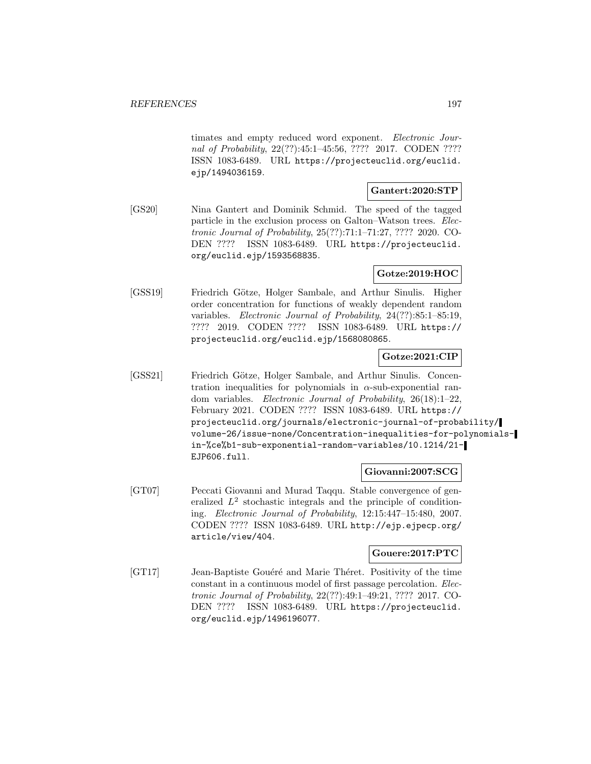timates and empty reduced word exponent. *Electronic Journal of Probability*, 22(??):45:1–45:56, ???? 2017. CODEN ???? ISSN 1083-6489. URL https://projecteuclid.org/euclid.ejp/1494036159.

**Gantert:2020:STP**

[GS20] Nina Gantert and Dominik Schmid. The speed of the tagged particle in the exclusion process on Galton–Watson trees. *Electronic Journal of Probability*, 25(??):71:1–71:27, ???? 2020. CODEN ???? ISSN 1083-6489. URL https://projecteuclid.org/euclid.ejp/1593568835.

**Gotze:2019:HOC**

[GSS19] Friedrich Götze, Holger Sambale, and Arthur Sinulis. Higher order concentration for functions of weakly dependent random variables. *Electronic Journal of Probability*, 24(??):85:1–85:19, ???? 2019. CODEN ???? ISSN 1083-6489. URL https://projecteuclid.org/euclid.ejp/1568080865.

**Gotze:2021:CIP**

[GSS21] Friedrich Götze, Holger Sambale, and Arthur Sinulis. Concentration inequalities for polynomials in $\alpha$-sub-exponential random variables. *Electronic Journal of Probability*, 26(18):1–22, February 2021. CODEN ???? ISSN 1083-6489. URL https://projecteuclid.org/journals/electronic-journal-of-probability/volume-26/issue-none/Concentration-inequalities-for-polynomials-in-%ce%b1-sub-exponential-random-variables/10.1214/21-EJP606.full.

**Giovanni:2007:SCG**

[GT07] Peccati Giovanni and Murad Taqqu. Stable convergence of generalized $L^2$ stochastic integrals and the principle of conditioning. *Electronic Journal of Probability*, 12:15:447–15:480, 2007. CODEN ???? ISSN 1083-6489. URL http://ejp.ejpecp.org/article/view/404.

**Gouere:2017:PTC**

[GT17] Jean-Baptiste Gouéré and Marie Théret. Positivity of the time constant in a continuous model of first passage percolation. *Electronic Journal of Probability*, 22(??):49:1–49:21, ???? 2017. CODEN ???? ISSN 1083-6489. URL https://projecteuclid.org/euclid.ejp/1496196077.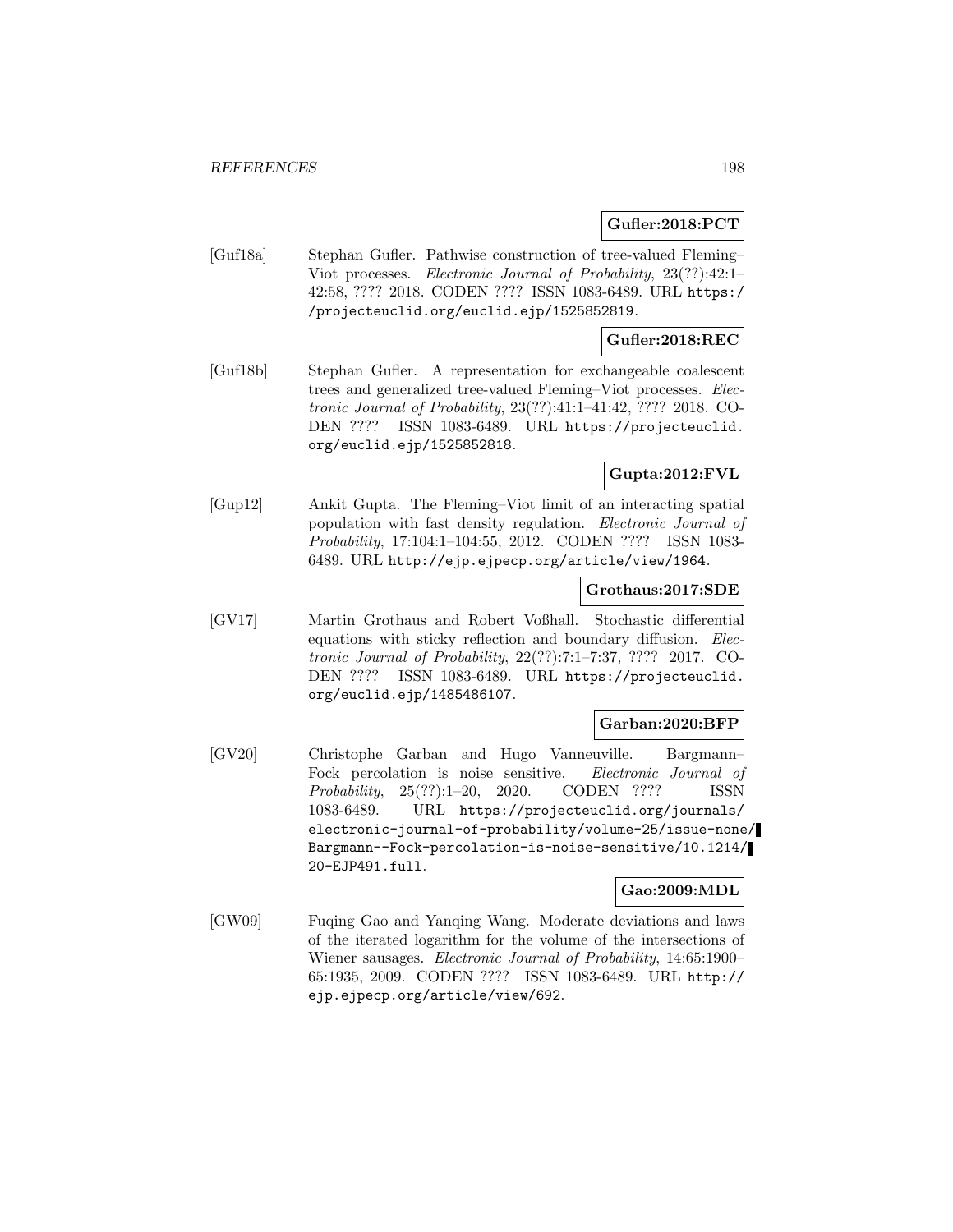**Gufler:2018:PCT**

[Guf18a] Stephan Gufler. Pathwise construction of tree-valued Fleming–Viot processes. *Electronic Journal of Probability*, 23(??):42:1–42:58, ???? 2018. CODEN ???? ISSN 1083-6489. URL https://projecteuclid.org/euclid.ejp/1525852819.

**Gufler:2018:REC**

[Guf18b] Stephan Gufler. A representation for exchangeable coalescent trees and generalized tree-valued Fleming–Viot processes. *Electronic Journal of Probability*, 23(??):41:1–41:42, ???? 2018. CODEN ???? ISSN 1083-6489. URL https://projecteuclid.org/euclid.ejp/1525852818.

**Gupta:2012:FVL**

[Gup12] Ankit Gupta. The Fleming–Viot limit of an interacting spatial population with fast density regulation. *Electronic Journal of Probability*, 17:104:1–104:55, 2012. CODEN ???? ISSN 1083-6489. URL http://ejp.ejpecp.org/article/view/1964.

**Grothaus:2017:SDE**

[GV17] Martin Grothaus and Robert Voßhall. Stochastic differential equations with sticky reflection and boundary diffusion. *Electronic Journal of Probability*, 22(??):7:1–7:37, ???? 2017. CODEN ???? ISSN 1083-6489. URL https://projecteuclid.org/euclid.ejp/1485486107.

**Garban:2020:BFP**

[GV20] Christophe Garban and Hugo Vanneuville. Bargmann–Fock percolation is noise sensitive. *Electronic Journal of Probability*, 25(??):1–20, 2020. CODEN ???? ISSN 1083-6489. URL https://projecteuclid.org/journals/electronic-journal-of-probability/volume-25/issue-none/Bargmann--Fock-percolation-is-noise-sensitive/10.1214/20-EJP491.full.

**Gao:2009:MDL**

[GW09] Fuqing Gao and Yanqing Wang. Moderate deviations and laws of the iterated logarithm for the volume of the intersections of Wiener sausages. *Electronic Journal of Probability*, 14:65:1900–65:1935, 2009. CODEN ???? ISSN 1083-6489. URL http://ejp.ejpecp.org/article/view/692.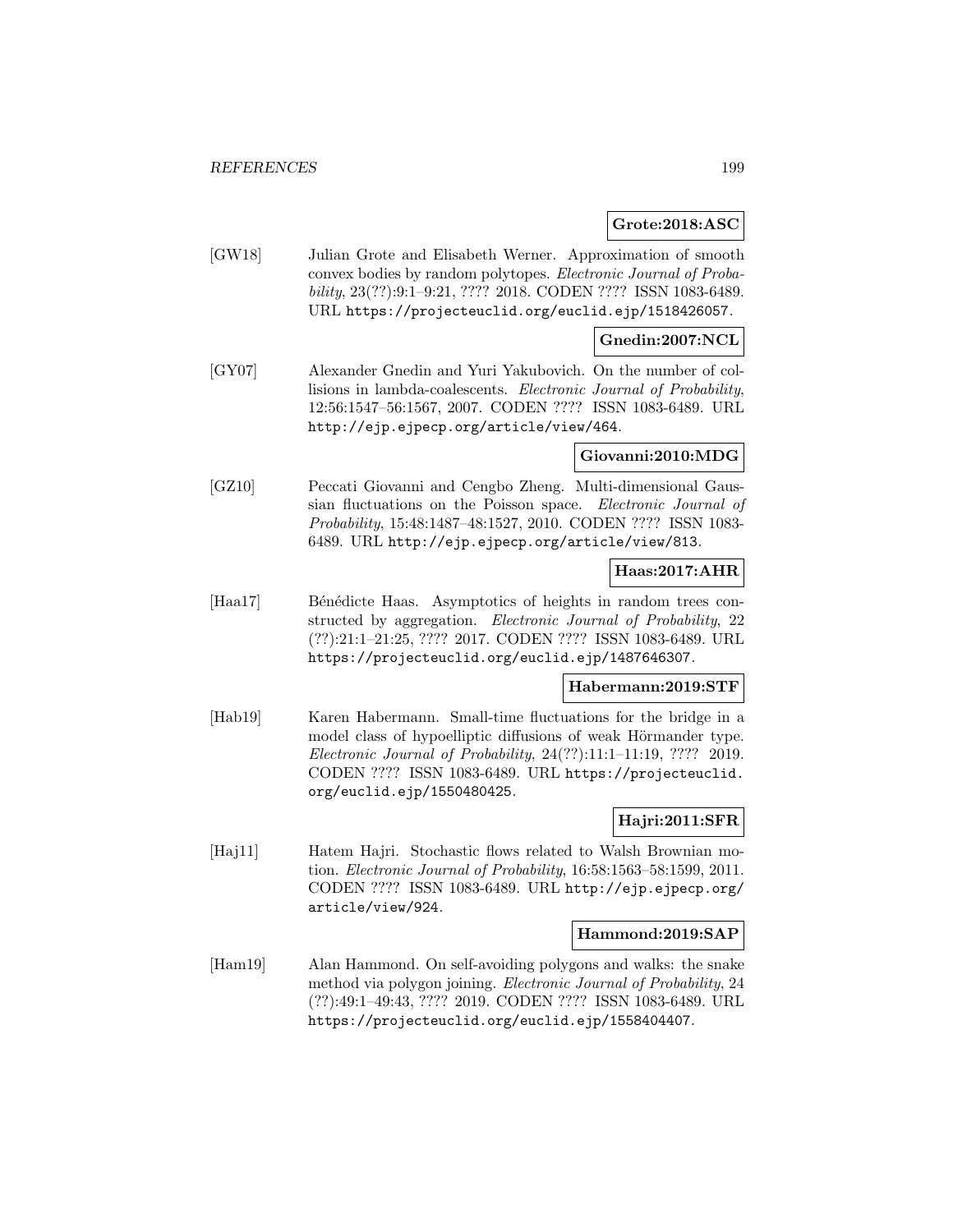**Grote:2018:ASC**

[GW18] Julian Grote and Elisabeth Werner. Approximation of smooth convex bodies by random polytopes. *Electronic Journal of Probability*, 23(??):9:1–9:21, ???? 2018. CODEN ???? ISSN 1083-6489. URL https://projecteuclid.org/euclid.ejp/1518426057.

**Gnedin:2007:NCL**

[GY07] Alexander Gnedin and Yuri Yakubovich. On the number of collisions in lambda-coalescents. *Electronic Journal of Probability*, 12:56:1547–56:1567, 2007. CODEN ???? ISSN 1083-6489. URL http://ejp.ejpecp.org/article/view/464.

**Giovanni:2010:MDG**

[GZ10] Peccati Giovanni and Cengbo Zheng. Multi-dimensional Gaussian fluctuations on the Poisson space. *Electronic Journal of Probability*, 15:48:1487–48:1527, 2010. CODEN ???? ISSN 1083-6489. URL http://ejp.ejpecp.org/article/view/813.

**Haas:2017:AHR**

[Haa17] Bénédicte Haas. Asymptotics of heights in random trees constructed by aggregation. *Electronic Journal of Probability*, 22 (??):21:1–21:25, ???? 2017. CODEN ???? ISSN 1083-6489. URL https://projecteuclid.org/euclid.ejp/1487646307.

**Habermann:2019:STF**

[Hab19] Karen Habermann. Small-time fluctuations for the bridge in a model class of hypoelliptic diffusions of weak Hörmander type. *Electronic Journal of Probability*, 24(??):11:1–11:19, ???? 2019. CODEN ???? ISSN 1083-6489. URL https://projecteuclid.org/euclid.ejp/1550480425.

**Hajri:2011:SFR**

[Haj11] Hatem Hajri. Stochastic flows related to Walsh Brownian motion. *Electronic Journal of Probability*, 16:58:1563–58:1599, 2011. CODEN ???? ISSN 1083-6489. URL http://ejp.ejpecp.org/article/view/924.

**Hammond:2019:SAP**

[Ham19] Alan Hammond. On self-avoiding polygons and walks: the snake method via polygon joining. *Electronic Journal of Probability*, 24 (??):49:1–49:43, ???? 2019. CODEN ???? ISSN 1083-6489. URL https://projecteuclid.org/euclid.ejp/1558404407.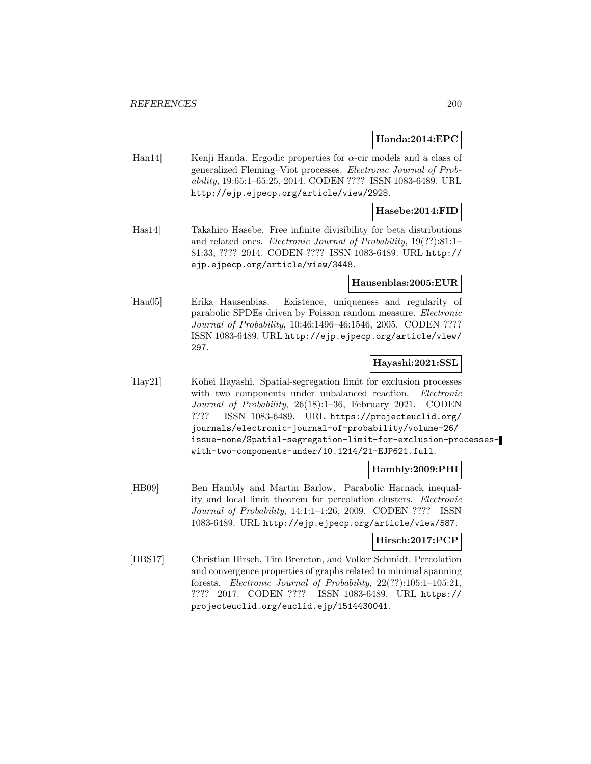**Handa:2014:EPC**

[Han14] Kenji Handa. Ergodic properties for $\alpha$-cir models and a class of generalized Fleming–Viot processes. *Electronic Journal of Probability*, 19:65:1–65:25, 2014. CODEN ???? ISSN 1083-6489. URL http://ejp.ejpecp.org/article/view/2928.

**Hasebe:2014:FID**

[Has14] Takahiro Hasebe. Free infinite divisibility for beta distributions and related ones. *Electronic Journal of Probability*, 19(??):81:1–81:33, ???? 2014. CODEN ???? ISSN 1083-6489. URL http://ejp.ejpecp.org/article/view/3448.

**Hausenblas:2005:EUR**

[Hau05] Erika Hausenblas. Existence, uniqueness and regularity of parabolic SPDEs driven by Poisson random measure. *Electronic Journal of Probability*, 10:46:1496–46:1546, 2005. CODEN ???? ISSN 1083-6489. URL http://ejp.ejpecp.org/article/view/297.

**Hayashi:2021:SSL**

[Hay21] Kohei Hayashi. Spatial-segregation limit for exclusion processes with two components under unbalanced reaction. *Electronic Journal of Probability*, 26(18):1–36, February 2021. CODEN ???? ISSN 1083-6489. URL https://projecteuclid.org/journals/electronic-journal-of-probability/volume-26/issue-none/Spatial-segregation-limit-for-exclusion-processes-with-two-components-under/10.1214/21-EJP621.full.

**Hambly:2009:PHI**

[HB09] Ben Hambly and Martin Barlow. Parabolic Harnack inequality and local limit theorem for percolation clusters. *Electronic Journal of Probability*, 14:1:1–1:26, 2009. CODEN ???? ISSN 1083-6489. URL http://ejp.ejpecp.org/article/view/587.

**Hirsch:2017:PCP**

[HBS17] Christian Hirsch, Tim Brereton, and Volker Schmidt. Percolation and convergence properties of graphs related to minimal spanning forests. *Electronic Journal of Probability*, 22(??):105:1–105:21, ???? 2017. CODEN ???? ISSN 1083-6489. URL https://projecteuclid.org/euclid.ejp/1514430041.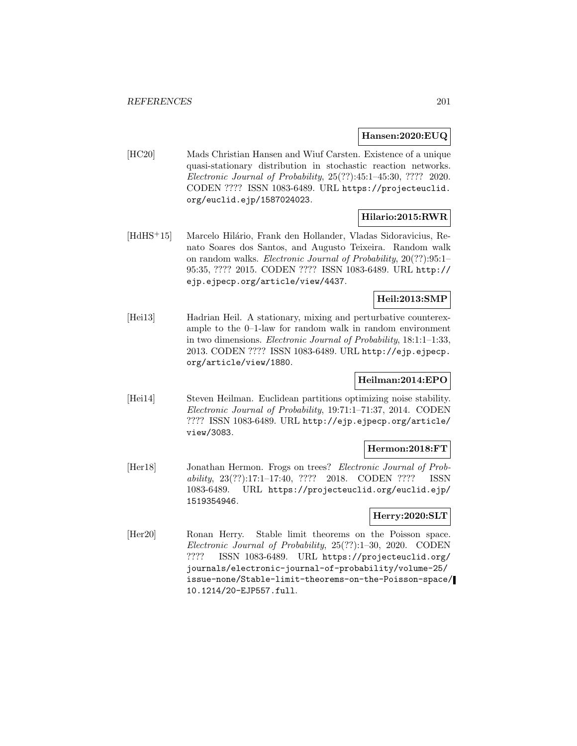**Hansen:2020:EUQ**

[HC20] Mads Christian Hansen and Wiuf Carsten. Existence of a unique quasi-stationary distribution in stochastic reaction networks. *Electronic Journal of Probability*, 25(??):45:1–45:30, ???? 2020. CODEN ???? ISSN 1083-6489. URL https://projecteuclid.org/euclid.ejp/1587024023.

**Hilario:2015:RWR**

[HdHS+15] Marcelo Hilário, Frank den Hollander, Vladas Sidoravicius, Renato Soares dos Santos, and Augusto Teixeira. Random walk on random walks. *Electronic Journal of Probability*, 20(??):95:1–95:35, ???? 2015. CODEN ???? ISSN 1083-6489. URL http://ejp.ejpecp.org/article/view/4437.

**Heil:2013:SMP**

[Hei13] Hadrian Heil. A stationary, mixing and perturbative counterexample to the 0–1-law for random walk in random environment in two dimensions. *Electronic Journal of Probability*, 18:1:1–1:33, 2013. CODEN ???? ISSN 1083-6489. URL http://ejp.ejpecp.org/article/view/1880.

**Heilman:2014:EPO**

[Hei14] Steven Heilman. Euclidean partitions optimizing noise stability. *Electronic Journal of Probability*, 19:71:1–71:37, 2014. CODEN ???? ISSN 1083-6489. URL http://ejp.ejpecp.org/article/view/3083.

**Hermon:2018:FT**

[Her18] Jonathan Hermon. Frogs on trees? *Electronic Journal of Probability*, 23(??):17:1–17:40, ???? 2018. CODEN ???? ISSN 1083-6489. URL https://projecteuclid.org/euclid.ejp/1519354946.

**Herry:2020:SLT**

[Her20] Ronan Herry. Stable limit theorems on the Poisson space. *Electronic Journal of Probability*, 25(??):1–30, 2020. CODEN ???? ISSN 1083-6489. URL https://projecteuclid.org/journals/electronic-journal-of-probability/volume-25/issue-none/Stable-limit-theorems-on-the-Poisson-space/10.1214/20-EJP557.full.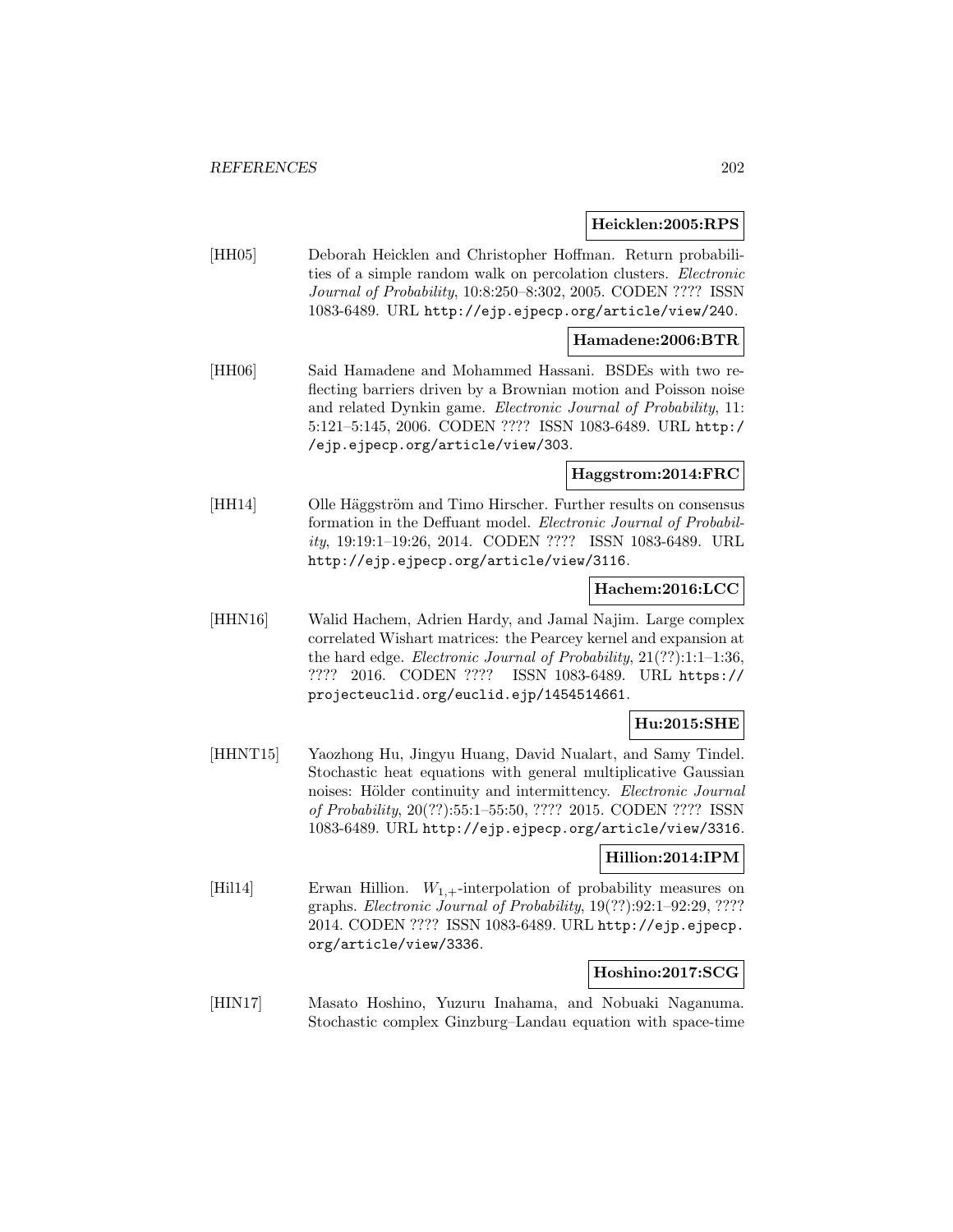**Heicklen:2005:RPS**

[HH05] Deborah Heicklen and Christopher Hoffman. Return probabilities of a simple random walk on percolation clusters. *Electronic Journal of Probability*, 10:8:250–8:302, 2005. CODEN ???? ISSN 1083-6489. URL http://ejp.ejpecp.org/article/view/240.

**Hamadene:2006:BTR**

[HH06] Said Hamadene and Mohammed Hassani. BSDEs with two reflecting barriers driven by a Brownian motion and Poisson noise and related Dynkin game. *Electronic Journal of Probability*, 11: 5:121–5:145, 2006. CODEN ???? ISSN 1083-6489. URL http://ejp.ejpecp.org/article/view/303.

**Haggstrom:2014:FRC**

[HH14] Olle Häggström and Timo Hirscher. Further results on consensus formation in the Deffuant model. *Electronic Journal of Probability*, 19:19:1–19:26, 2014. CODEN ???? ISSN 1083-6489. URL http://ejp.ejpecp.org/article/view/3116.

**Hachem:2016:LCC**

[HHN16] Walid Hachem, Adrien Hardy, and Jamal Najim. Large complex correlated Wishart matrices: the Pearcey kernel and expansion at the hard edge. *Electronic Journal of Probability*, 21(??):1:1–1:36, ???? 2016. CODEN ???? ISSN 1083-6489. URL https://projecteuclid.org/euclid.ejp/1454514661.

**Hu:2015:SHE**

[HHNT15] Yaozhong Hu, Jingyu Huang, David Nualart, and Samy Tindel. Stochastic heat equations with general multiplicative Gaussian noises: Hölder continuity and intermittency. *Electronic Journal of Probability*, 20(??):55:1–55:50, ???? 2015. CODEN ???? ISSN 1083-6489. URL http://ejp.ejpecp.org/article/view/3316.

**Hillion:2014:IPM**

[Hil14] Erwan Hillion. $W_{1,+}$-interpolation of probability measures on graphs. *Electronic Journal of Probability*, 19(??):92:1–92:29, ???? 2014. CODEN ???? ISSN 1083-6489. URL http://ejp.ejpecp.org/article/view/3336.

**Hoshino:2017:SCG**

[HIN17] Masato Hoshino, Yuzuru Inahama, and Nobuaki Naganuma. Stochastic complex Ginzburg–Landau equation with space-time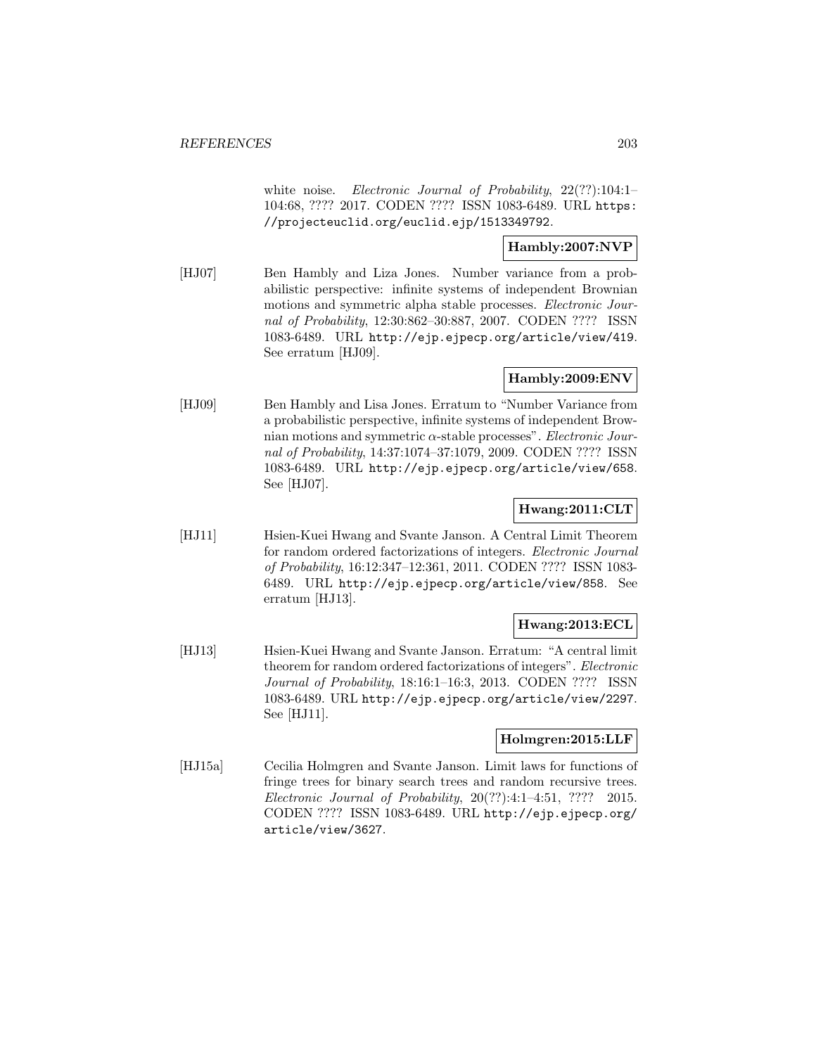white noise. *Electronic Journal of Probability*, 22(??):104:1–104:68, ???? 2017. CODEN ???? ISSN 1083-6489. URL https://projecteuclid.org/euclid.ejp/1513349792.

**Hambly:2007:NVP**

[HJ07] Ben Hambly and Liza Jones. Number variance from a probabilistic perspective: infinite systems of independent Brownian motions and symmetric alpha stable processes. *Electronic Journal of Probability*, 12:30:862–30:887, 2007. CODEN ???? ISSN 1083-6489. URL http://ejp.ejpecp.org/article/view/419. See erratum [HJ09].

**Hambly:2009:ENV**

[HJ09] Ben Hambly and Lisa Jones. Erratum to "Number Variance from a probabilistic perspective, infinite systems of independent Brownian motions and symmetric $\alpha$-stable processes". *Electronic Journal of Probability*, 14:37:1074–37:1079, 2009. CODEN ???? ISSN 1083-6489. URL http://ejp.ejpecp.org/article/view/658. See [HJ07].

**Hwang:2011:CLT**

[HJ11] Hsien-Kuei Hwang and Svante Janson. A Central Limit Theorem for random ordered factorizations of integers. *Electronic Journal of Probability*, 16:12:347–12:361, 2011. CODEN ???? ISSN 1083-6489. URL http://ejp.ejpecp.org/article/view/858. See erratum [HJ13].

**Hwang:2013:ECL**

[HJ13] Hsien-Kuei Hwang and Svante Janson. Erratum: "A central limit theorem for random ordered factorizations of integers". *Electronic Journal of Probability*, 18:16:1–16:3, 2013. CODEN ???? ISSN 1083-6489. URL http://ejp.ejpecp.org/article/view/2297. See [HJ11].

**Holmgren:2015:LLF**

[HJ15a] Cecilia Holmgren and Svante Janson. Limit laws for functions of fringe trees for binary search trees and random recursive trees. *Electronic Journal of Probability*, 20(??):4:1–4:51, ???? 2015. CODEN ???? ISSN 1083-6489. URL http://ejp.ejpecp.org/article/view/3627.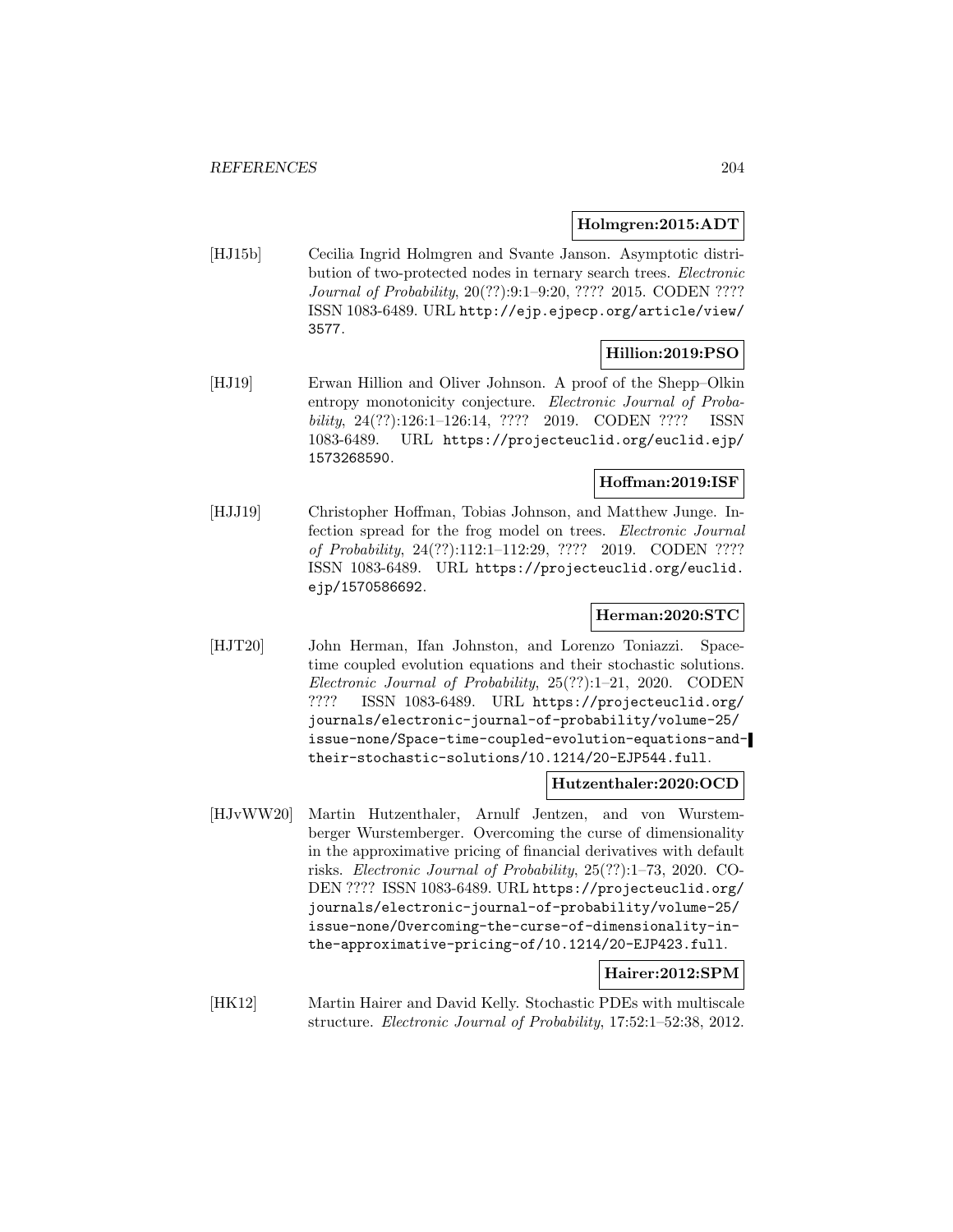**Holmgren:2015:ADT**

[HJ15b] Cecilia Ingrid Holmgren and Svante Janson. Asymptotic distribution of two-protected nodes in ternary search trees. *Electronic Journal of Probability*, 20(??):9:1–9:20, ???? 2015. CODEN ???? ISSN 1083-6489. URL http://ejp.ejpecp.org/article/view/3577.

**Hillion:2019:PSO**

[HJ19] Erwan Hillion and Oliver Johnson. A proof of the Shepp–Olkin entropy monotonicity conjecture. *Electronic Journal of Probability*, 24(??):126:1–126:14, ???? 2019. CODEN ???? ISSN 1083-6489. URL https://projecteuclid.org/euclid.ejp/1573268590.

**Hoffman:2019:ISF**

[HJJ19] Christopher Hoffman, Tobias Johnson, and Matthew Junge. Infection spread for the frog model on trees. *Electronic Journal of Probability*, 24(??):112:1–112:29, ???? 2019. CODEN ???? ISSN 1083-6489. URL https://projecteuclid.org/euclid.ejp/1570586692.

**Herman:2020:STC**

[HJT20] John Herman, Ifan Johnston, and Lorenzo Toniazzi. Space-time coupled evolution equations and their stochastic solutions. *Electronic Journal of Probability*, 25(??):1–21, 2020. CODEN ???? ISSN 1083-6489. URL https://projecteuclid.org/journals/electronic-journal-of-probability/volume-25/issue-none/Space-time-coupled-evolution-equations-and-their-stochastic-solutions/10.1214/20-EJP544.full.

**Hutzenthaler:2020:OCD**

[HJvWW20] Martin Hutzenthaler, Arnulf Jentzen, and von Wurstemberger Wurstemberger. Overcoming the curse of dimensionality in the approximative pricing of financial derivatives with default risks. *Electronic Journal of Probability*, 25(??):1–73, 2020. CODEN ???? ISSN 1083-6489. URL https://projecteuclid.org/journals/electronic-journal-of-probability/volume-25/issue-none/Overcoming-the-curse-of-dimensionality-in-the-approximative-pricing-of/10.1214/20-EJP423.full.

**Hairer:2012:SPM**

[HK12] Martin Hairer and David Kelly. Stochastic PDEs with multiscale structure. *Electronic Journal of Probability*, 17:52:1–52:38, 2012.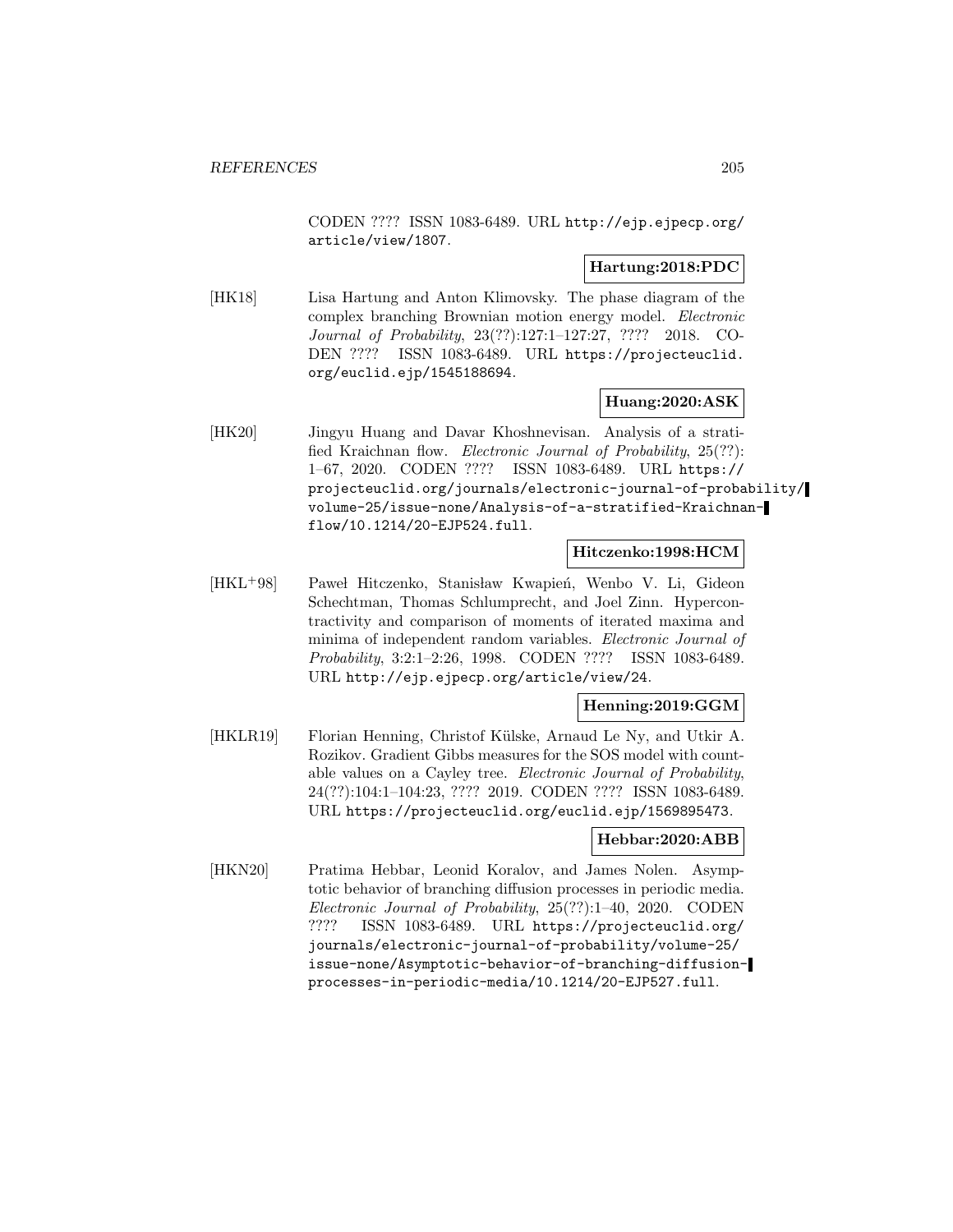CODEN ???? ISSN 1083-6489. URL http://ejp.ejpecp.org/article/view/1807.

**Hartung:2018:PDC**

[HK18] Lisa Hartung and Anton Klimovsky. The phase diagram of the complex branching Brownian motion energy model. *Electronic Journal of Probability*, 23(??):127:1–127:27, ???? 2018. CODEN ???? ISSN 1083-6489. URL https://projecteuclid.org/euclid.ejp/1545188694.

**Huang:2020:ASK**

[HK20] Jingyu Huang and Davar Khoshnevisan. Analysis of a stratified Kraichnan flow. *Electronic Journal of Probability*, 25(??): 1–67, 2020. CODEN ???? ISSN 1083-6489. URL https://projecteuclid.org/journals/electronic-journal-of-probability/volume-25/issue-none/Analysis-of-a-stratified-Kraichnan-flow/10.1214/20-EJP524.full.

**Hitczenko:1998:HCM**

[HKL+98] Paweł Hitczenko, Stanisław Kwapień, Wenbo V. Li, Gideon Schechtman, Thomas Schlumprecht, and Joel Zinn. Hypercontractivity and comparison of moments of iterated maxima and minima of independent random variables. *Electronic Journal of Probability*, 3:2:1–2:26, 1998. CODEN ???? ISSN 1083-6489. URL http://ejp.ejpecp.org/article/view/24.

**Henning:2019:GGM**

[HKLR19] Florian Henning, Christof Külske, Arnaud Le Ny, and Utkir A. Rozikov. Gradient Gibbs measures for the SOS model with countable values on a Cayley tree. *Electronic Journal of Probability*, 24(??):104:1–104:23, ???? 2019. CODEN ???? ISSN 1083-6489. URL https://projecteuclid.org/euclid.ejp/1569895473.

**Hebbar:2020:ABB**

[HKN20] Pratima Hebbar, Leonid Koralov, and James Nolen. Asymptotic behavior of branching diffusion processes in periodic media. *Electronic Journal of Probability*, 25(??):1–40, 2020. CODEN ???? ISSN 1083-6489. URL https://projecteuclid.org/journals/electronic-journal-of-probability/volume-25/issue-none/Asymptotic-behavior-of-branching-diffusion-processes-in-periodic-media/10.1214/20-EJP527.full.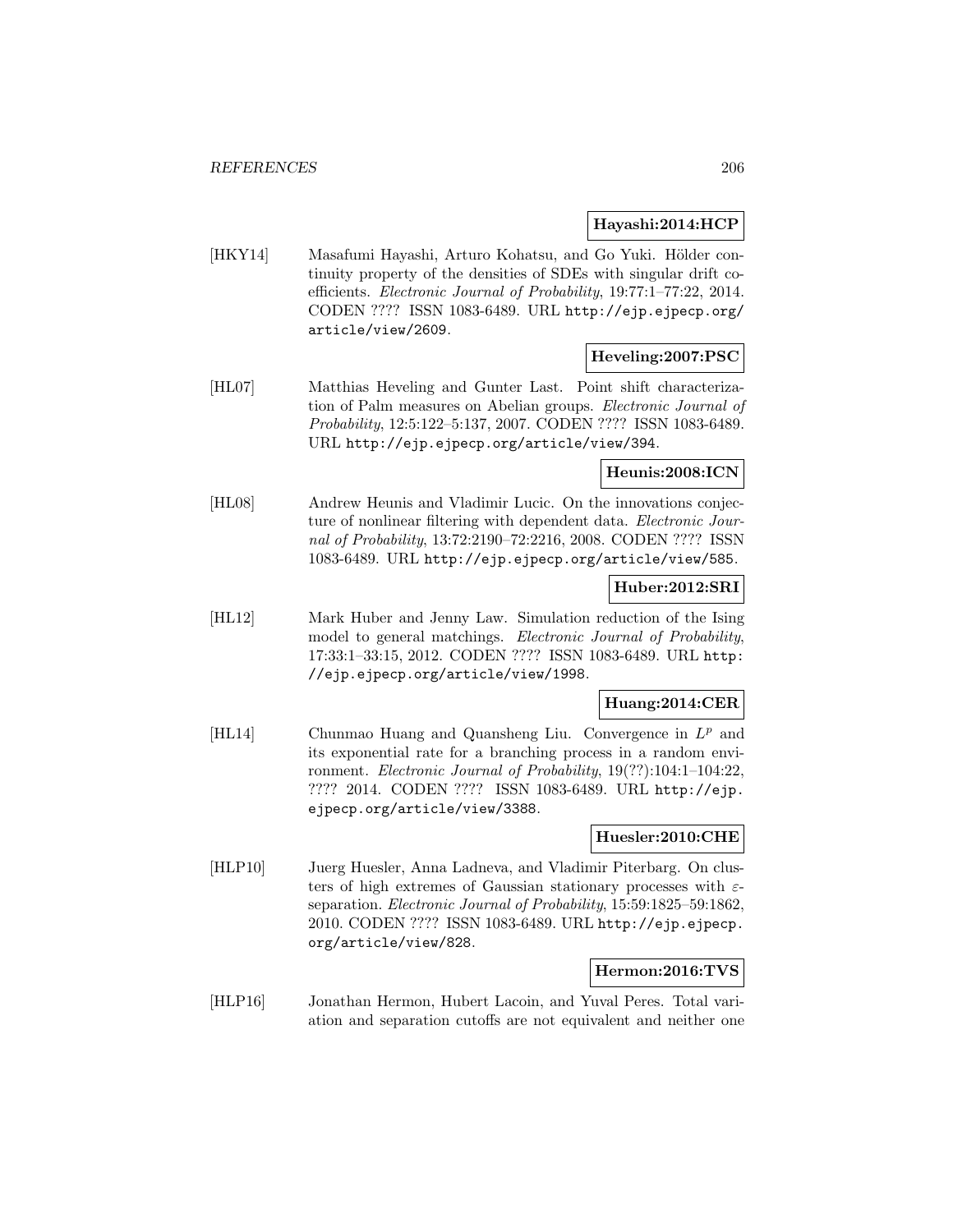**Hayashi:2014:HCP**

[HKY14] Masafumi Hayashi, Arturo Kohatsu, and Go Yuki. Hölder continuity property of the densities of SDEs with singular drift coefficients. *Electronic Journal of Probability*, 19:77:1–77:22, 2014. CODEN ???? ISSN 1083-6489. URL http://ejp.ejpecp.org/article/view/2609.

**Heveling:2007:PSC**

[HL07] Matthias Heveling and Gunter Last. Point shift characterization of Palm measures on Abelian groups. *Electronic Journal of Probability*, 12:5:122–5:137, 2007. CODEN ???? ISSN 1083-6489. URL http://ejp.ejpecp.org/article/view/394.

**Heunis:2008:ICN**

[HL08] Andrew Heunis and Vladimir Lucic. On the innovations conjecture of nonlinear filtering with dependent data. *Electronic Journal of Probability*, 13:72:2190–72:2216, 2008. CODEN ???? ISSN 1083-6489. URL http://ejp.ejpecp.org/article/view/585.

**Huber:2012:SRI**

[HL12] Mark Huber and Jenny Law. Simulation reduction of the Ising model to general matchings. *Electronic Journal of Probability*, 17:33:1–33:15, 2012. CODEN ???? ISSN 1083-6489. URL http://ejp.ejpecp.org/article/view/1998.

**Huang:2014:CER**

[HL14] Chunmao Huang and Quansheng Liu. Convergence in $L^p$ and its exponential rate for a branching process in a random environment. *Electronic Journal of Probability*, 19(??):104:1–104:22, ???? 2014. CODEN ???? ISSN 1083-6489. URL http://ejp.ejpecp.org/article/view/3388.

**Huesler:2010:CHE**

[HLP10] Juerg Huesler, Anna Ladneva, and Vladimir Piterbarg. On clusters of high extremes of Gaussian stationary processes with $\varepsilon$-separation. *Electronic Journal of Probability*, 15:59:1825–59:1862, 2010. CODEN ???? ISSN 1083-6489. URL http://ejp.ejpecp.org/article/view/828.

**Hermon:2016:TVS**

[HLP16] Jonathan Hermon, Hubert Lacoin, and Yuval Peres. Total variation and separation cutoffs are not equivalent and neither one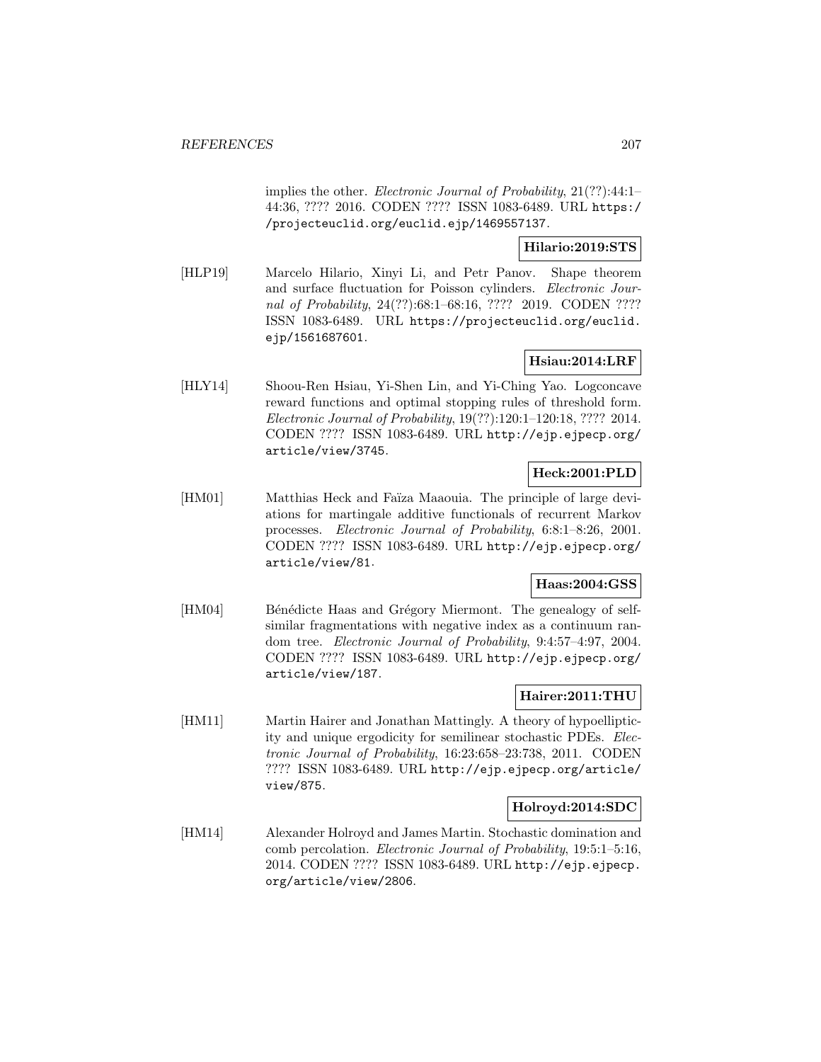implies the other. *Electronic Journal of Probability*, 21(??):44:1–44:36, ???? 2016. CODEN ???? ISSN 1083-6489. URL https://projecteuclid.org/euclid.ejp/1469557137.

**Hilario:2019:STS**

[HLP19] Marcelo Hilario, Xinyi Li, and Petr Panov. Shape theorem and surface fluctuation for Poisson cylinders. *Electronic Journal of Probability*, 24(??):68:1–68:16, ???? 2019. CODEN ???? ISSN 1083-6489. URL https://projecteuclid.org/euclid.ejp/1561687601.

**Hsiau:2014:LRF**

[HLY14] Shoou-Ren Hsiau, Yi-Shen Lin, and Yi-Ching Yao. Logconcave reward functions and optimal stopping rules of threshold form. *Electronic Journal of Probability*, 19(??):120:1–120:18, ???? 2014. CODEN ???? ISSN 1083-6489. URL http://ejp.ejpecp.org/article/view/3745.

**Heck:2001:PLD**

[HM01] Matthias Heck and Faïza Maaouia. The principle of large deviations for martingale additive functionals of recurrent Markov processes. *Electronic Journal of Probability*, 6:8:1–8:26, 2001. CODEN ???? ISSN 1083-6489. URL http://ejp.ejpecp.org/article/view/81.

**Haas:2004:GSS**

[HM04] Bénédicte Haas and Grégory Miermont. The genealogy of self-similar fragmentations with negative index as a continuum random tree. *Electronic Journal of Probability*, 9:4:57–4:97, 2004. CODEN ???? ISSN 1083-6489. URL http://ejp.ejpecp.org/article/view/187.

**Hairer:2011:THU**

[HM11] Martin Hairer and Jonathan Mattingly. A theory of hypoellipticity and unique ergodicity for semilinear stochastic PDEs. *Electronic Journal of Probability*, 16:23:658–23:738, 2011. CODEN ???? ISSN 1083-6489. URL http://ejp.ejpecp.org/article/view/875.

**Holroyd:2014:SDC**

[HM14] Alexander Holroyd and James Martin. Stochastic domination and comb percolation. *Electronic Journal of Probability*, 19:5:1–5:16, 2014. CODEN ???? ISSN 1083-6489. URL http://ejp.ejpecp.org/article/view/2806.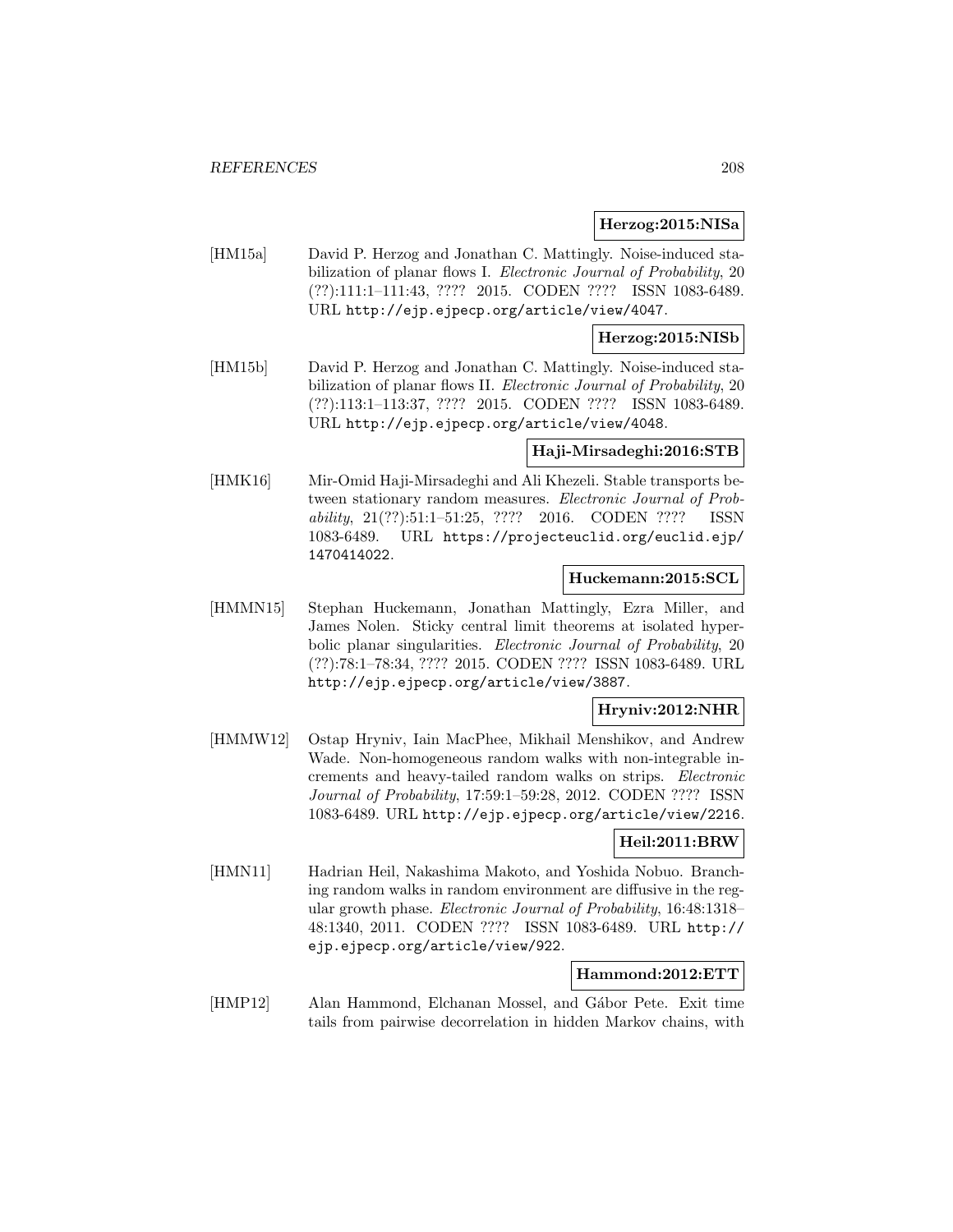**Herzog:2015:NISa**

[HM15a] David P. Herzog and Jonathan C. Mattingly. Noise-induced stabilization of planar flows I. *Electronic Journal of Probability*, 20 (??):111:1–111:43, ???? 2015. CODEN ???? ISSN 1083-6489. URL http://ejp.ejpecp.org/article/view/4047.

**Herzog:2015:NISb**

[HM15b] David P. Herzog and Jonathan C. Mattingly. Noise-induced stabilization of planar flows II. *Electronic Journal of Probability*, 20 (??):113:1–113:37, ???? 2015. CODEN ???? ISSN 1083-6489. URL http://ejp.ejpecp.org/article/view/4048.

**Haji-Mirsadeghi:2016:STB**

[HMK16] Mir-Omid Haji-Mirsadeghi and Ali Khezeli. Stable transports between stationary random measures. *Electronic Journal of Probability*, 21(??):51:1–51:25, ???? 2016. CODEN ???? ISSN 1083-6489. URL https://projecteuclid.org/euclid.ejp/1470414022.

**Huckemann:2015:SCL**

[HMMN15] Stephan Huckemann, Jonathan Mattingly, Ezra Miller, and James Nolen. Sticky central limit theorems at isolated hyperbolic planar singularities. *Electronic Journal of Probability*, 20 (??):78:1–78:34, ???? 2015. CODEN ???? ISSN 1083-6489. URL http://ejp.ejpecp.org/article/view/3887.

**Hryniv:2012:NHR**

[HMMW12] Ostap Hryniv, Iain MacPhee, Mikhail Menshikov, and Andrew Wade. Non-homogeneous random walks with non-integrable increments and heavy-tailed random walks on strips. *Electronic Journal of Probability*, 17:59:1–59:28, 2012. CODEN ???? ISSN 1083-6489. URL http://ejp.ejpecp.org/article/view/2216.

**Heil:2011:BRW**

[HMN11] Hadrian Heil, Nakashima Makoto, and Yoshida Nobuo. Branching random walks in random environment are diffusive in the regular growth phase. *Electronic Journal of Probability*, 16:48:1318–48:1340, 2011. CODEN ???? ISSN 1083-6489. URL http://ejp.ejpecp.org/article/view/922.

**Hammond:2012:ETT**

[HMP12] Alan Hammond, Elchanan Mossel, and Gábor Pete. Exit time tails from pairwise decorrelation in hidden Markov chains, with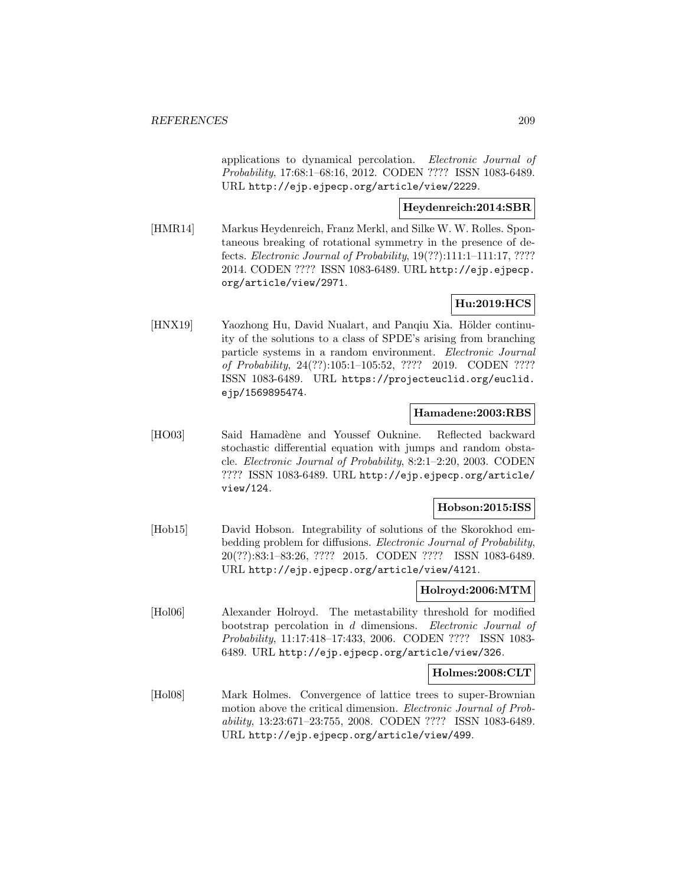applications to dynamical percolation. *Electronic Journal of Probability*, 17:68:1–68:16, 2012. CODEN ???? ISSN 1083-6489. URL http://ejp.ejpecp.org/article/view/2229.

**Heydenreich:2014:SBR**

[HMR14] Markus Heydenreich, Franz Merkl, and Silke W. W. Rolles. Spontaneous breaking of rotational symmetry in the presence of defects. *Electronic Journal of Probability*, 19(??):111:1–111:17, ???? 2014. CODEN ???? ISSN 1083-6489. URL http://ejp.ejpecp.org/article/view/2971.

**Hu:2019:HCS**

[HNX19] Yaozhong Hu, David Nualart, and Panqiu Xia. Hölder continuity of the solutions to a class of SPDE's arising from branching particle systems in a random environment. *Electronic Journal of Probability*, 24(??):105:1–105:52, ???? 2019. CODEN ???? ISSN 1083-6489. URL https://projecteuclid.org/euclid.ejp/1569895474.

**Hamadene:2003:RBS**

[HO03] Said Hamadène and Youssef Ouknine. Reflected backward stochastic differential equation with jumps and random obstacle. *Electronic Journal of Probability*, 8:2:1–2:20, 2003. CODEN ???? ISSN 1083-6489. URL http://ejp.ejpecp.org/article/view/124.

**Hobson:2015:ISS**

[Hob15] David Hobson. Integrability of solutions of the Skorokhod embedding problem for diffusions. *Electronic Journal of Probability*, 20(??):83:1–83:26, ???? 2015. CODEN ???? ISSN 1083-6489. URL http://ejp.ejpecp.org/article/view/4121.

**Holroyd:2006:MTM**

[Hol06] Alexander Holroyd. The metastability threshold for modified bootstrap percolation in $d$ dimensions. *Electronic Journal of Probability*, 11:17:418–17:433, 2006. CODEN ???? ISSN 1083-6489. URL http://ejp.ejpecp.org/article/view/326.

**Holmes:2008:CLT**

[Hol08] Mark Holmes. Convergence of lattice trees to super-Brownian motion above the critical dimension. *Electronic Journal of Probability*, 13:23:671–23:755, 2008. CODEN ???? ISSN 1083-6489. URL http://ejp.ejpecp.org/article/view/499.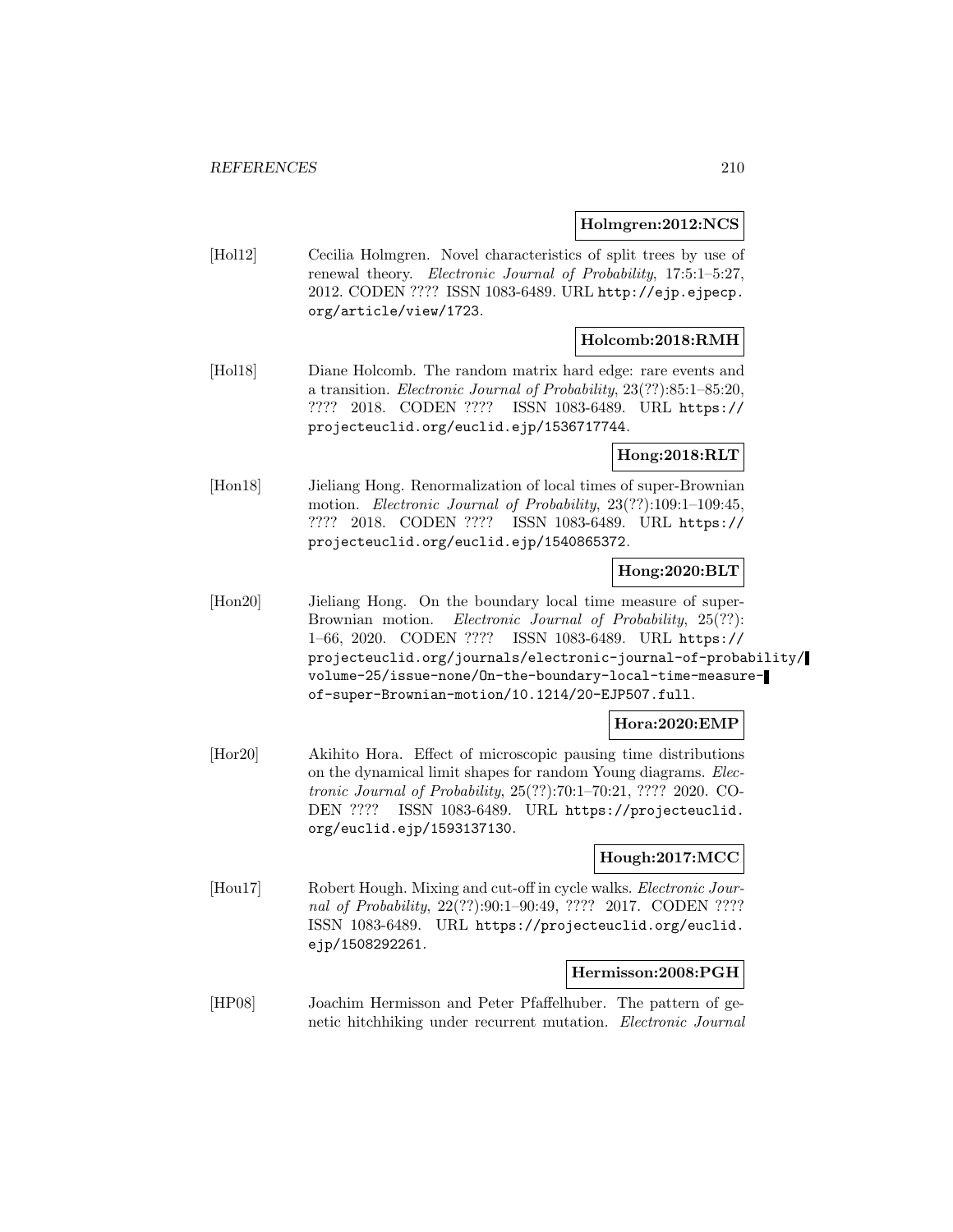**Holmgren:2012:NCS**

[Hol12] Cecilia Holmgren. Novel characteristics of split trees by use of renewal theory. *Electronic Journal of Probability*, 17:5:1–5:27, 2012. CODEN ???? ISSN 1083-6489. URL http://ejp.ejpecp.org/article/view/1723.

**Holcomb:2018:RMH**

[Hol18] Diane Holcomb. The random matrix hard edge: rare events and a transition. *Electronic Journal of Probability*, 23(??):85:1–85:20, ???? 2018. CODEN ???? ISSN 1083-6489. URL https://projecteuclid.org/euclid.ejp/1536717744.

**Hong:2018:RLT**

[Hon18] Jieliang Hong. Renormalization of local times of super-Brownian motion. *Electronic Journal of Probability*, 23(??):109:1–109:45, ???? 2018. CODEN ???? ISSN 1083-6489. URL https://projecteuclid.org/euclid.ejp/1540865372.

**Hong:2020:BLT**

[Hon20] Jieliang Hong. On the boundary local time measure of super-Brownian motion. *Electronic Journal of Probability*, 25(??): 1–66, 2020. CODEN ???? ISSN 1083-6489. URL https://projecteuclid.org/journals/electronic-journal-of-probability/volume-25/issue-none/On-the-boundary-local-time-measure-of-super-Brownian-motion/10.1214/20-EJP507.full.

**Hora:2020:EMP**

[Hor20] Akihito Hora. Effect of microscopic pausing time distributions on the dynamical limit shapes for random Young diagrams. *Electronic Journal of Probability*, 25(??):70:1–70:21, ???? 2020. CODEN ???? ISSN 1083-6489. URL https://projecteuclid.org/euclid.ejp/1593137130.

**Hough:2017:MCC**

[Hou17] Robert Hough. Mixing and cut-off in cycle walks. *Electronic Journal of Probability*, 22(??):90:1–90:49, ???? 2017. CODEN ???? ISSN 1083-6489. URL https://projecteuclid.org/euclid.ejp/1508292261.

**Hermisson:2008:PGH**

[HP08] Joachim Hermisson and Peter Pfaffelhuber. The pattern of genetic hitchhiking under recurrent mutation. *Electronic Journal*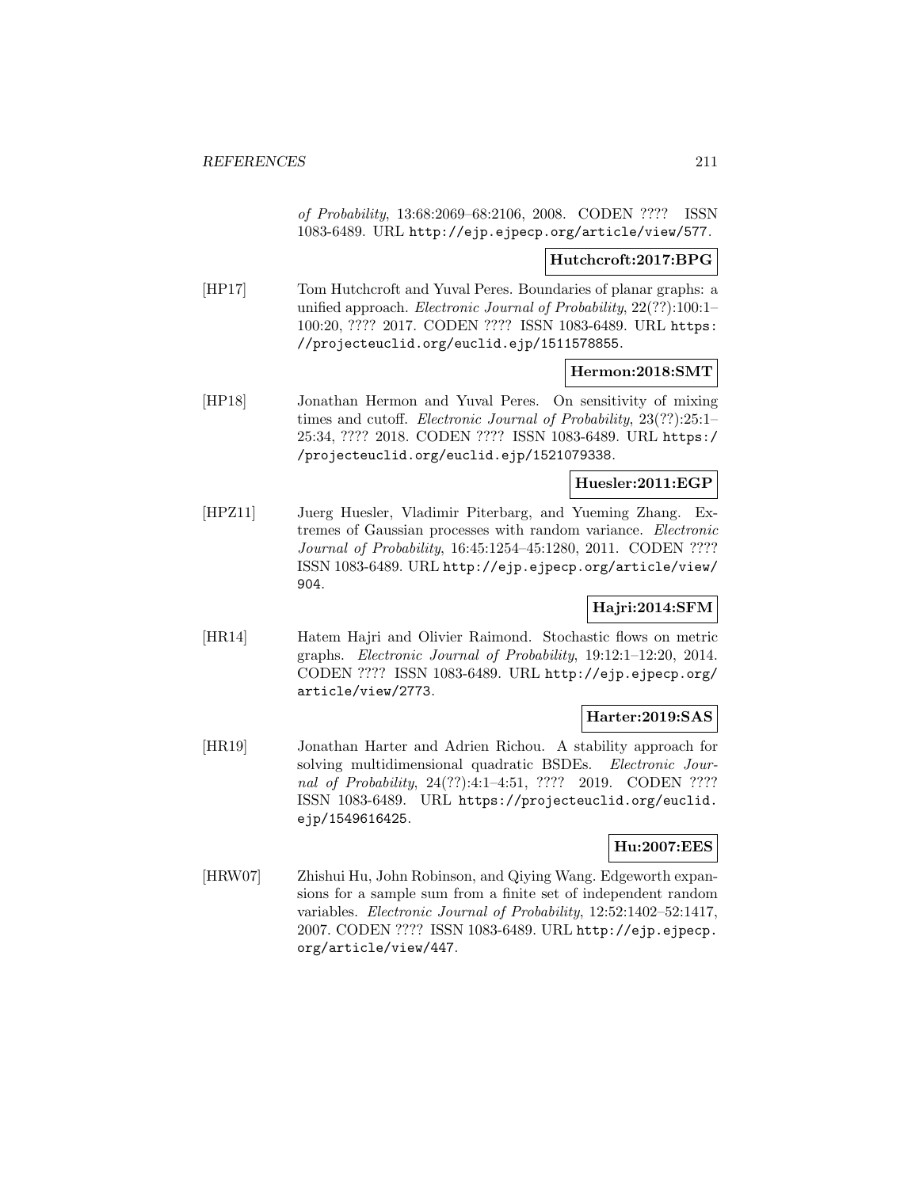*of Probability*, 13:68:2069–68:2106, 2008. CODEN ???? ISSN 1083-6489. URL http://ejp.ejpecp.org/article/view/577.

**Hutchcroft:2017:BPG**

[HP17] Tom Hutchcroft and Yuval Peres. Boundaries of planar graphs: a unified approach. *Electronic Journal of Probability*, 22(??):100:1–100:20, ???? 2017. CODEN ???? ISSN 1083-6489. URL https://projecteuclid.org/euclid.ejp/1511578855.

**Hermon:2018:SMT**

[HP18] Jonathan Hermon and Yuval Peres. On sensitivity of mixing times and cutoff. *Electronic Journal of Probability*, 23(??):25:1–25:34, ???? 2018. CODEN ???? ISSN 1083-6489. URL https://projecteuclid.org/euclid.ejp/1521079338.

**Huesler:2011:EGP**

[HPZ11] Juerg Huesler, Vladimir Piterbarg, and Yueming Zhang. Extremes of Gaussian processes with random variance. *Electronic Journal of Probability*, 16:45:1254–45:1280, 2011. CODEN ???? ISSN 1083-6489. URL http://ejp.ejpecp.org/article/view/904.

**Hajri:2014:SFM**

[HR14] Hatem Hajri and Olivier Raimond. Stochastic flows on metric graphs. *Electronic Journal of Probability*, 19:12:1–12:20, 2014. CODEN ???? ISSN 1083-6489. URL http://ejp.ejpecp.org/article/view/2773.

**Harter:2019:SAS**

[HR19] Jonathan Harter and Adrien Richou. A stability approach for solving multidimensional quadratic BSDEs. *Electronic Journal of Probability*, 24(??):4:1–4:51, ???? 2019. CODEN ???? ISSN 1083-6489. URL https://projecteuclid.org/euclid.ejp/1549616425.

**Hu:2007:EES**

[HRW07] Zhishui Hu, John Robinson, and Qiying Wang. Edgeworth expansions for a sample sum from a finite set of independent random variables. *Electronic Journal of Probability*, 12:52:1402–52:1417, 2007. CODEN ???? ISSN 1083-6489. URL http://ejp.ejpecp.org/article/view/447.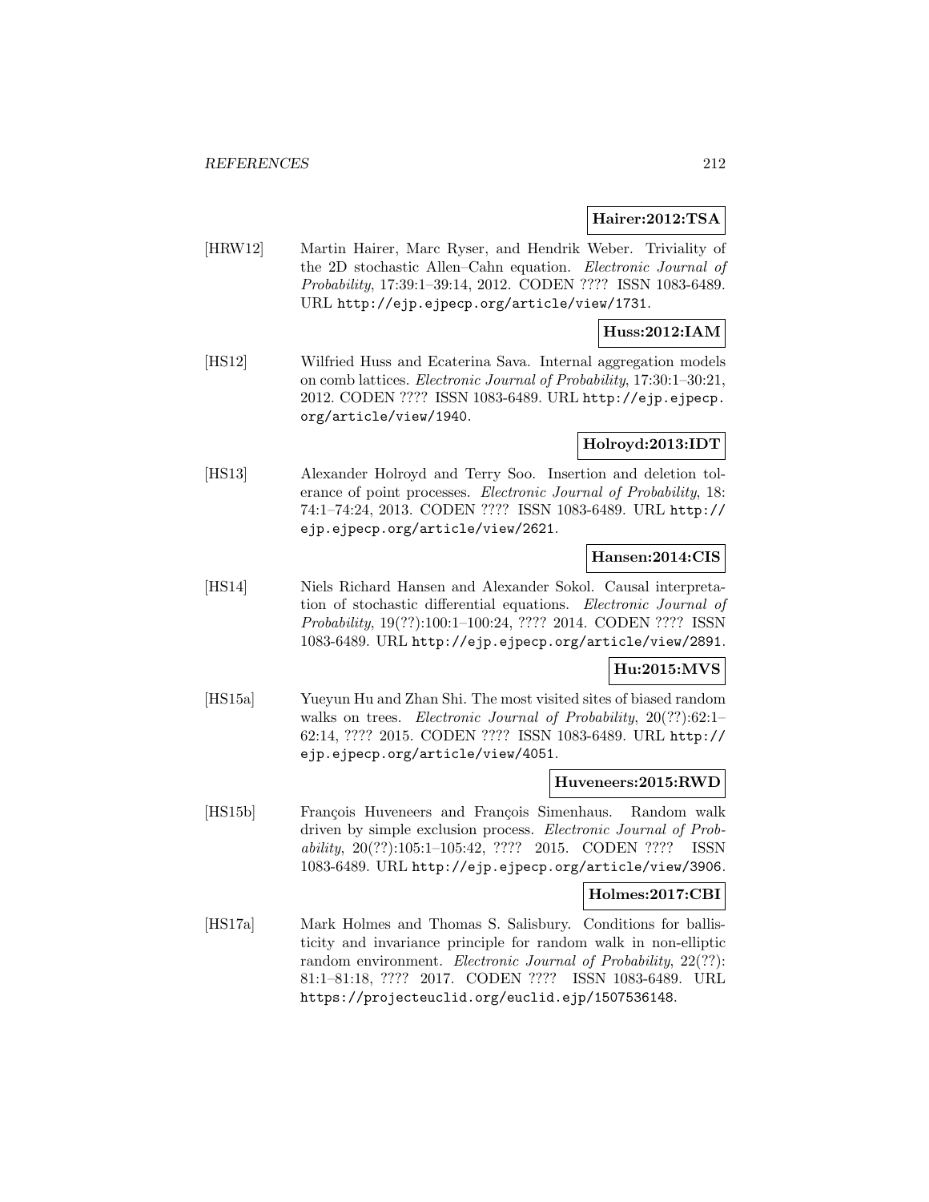**Hairer:2012:TSA**

[HRW12] Martin Hairer, Marc Ryser, and Hendrik Weber. Triviality of the 2D stochastic Allen–Cahn equation. *Electronic Journal of Probability*, 17:39:1–39:14, 2012. CODEN ???? ISSN 1083-6489. URL http://ejp.ejpecp.org/article/view/1731.

**Huss:2012:IAM**

[HS12] Wilfried Huss and Ecaterina Sava. Internal aggregation models on comb lattices. *Electronic Journal of Probability*, 17:30:1–30:21, 2012. CODEN ???? ISSN 1083-6489. URL http://ejp.ejpecp.org/article/view/1940.

**Holroyd:2013:IDT**

[HS13] Alexander Holroyd and Terry Soo. Insertion and deletion tolerance of point processes. *Electronic Journal of Probability*, 18: 74:1–74:24, 2013. CODEN ???? ISSN 1083-6489. URL http://ejp.ejpecp.org/article/view/2621.

**Hansen:2014:CIS**

[HS14] Niels Richard Hansen and Alexander Sokol. Causal interpretation of stochastic differential equations. *Electronic Journal of Probability*, 19(??):100:1–100:24, ???? 2014. CODEN ???? ISSN 1083-6489. URL http://ejp.ejpecp.org/article/view/2891.

**Hu:2015:MVS**

[HS15a] Yueyun Hu and Zhan Shi. The most visited sites of biased random walks on trees. *Electronic Journal of Probability*, 20(??):62:1–62:14, ???? 2015. CODEN ???? ISSN 1083-6489. URL http://ejp.ejpecp.org/article/view/4051.

**Huveneers:2015:RWD**

[HS15b] François Huveneers and François Simenhaus. Random walk driven by simple exclusion process. *Electronic Journal of Probability*, 20(??):105:1–105:42, ???? 2015. CODEN ???? ISSN 1083-6489. URL http://ejp.ejpecp.org/article/view/3906.

**Holmes:2017:CBI**

[HS17a] Mark Holmes and Thomas S. Salisbury. Conditions for ballisticity and invariance principle for random walk in non-elliptic random environment. *Electronic Journal of Probability*, 22(??): 81:1–81:18, ???? 2017. CODEN ???? ISSN 1083-6489. URL https://projecteuclid.org/euclid.ejp/1507536148.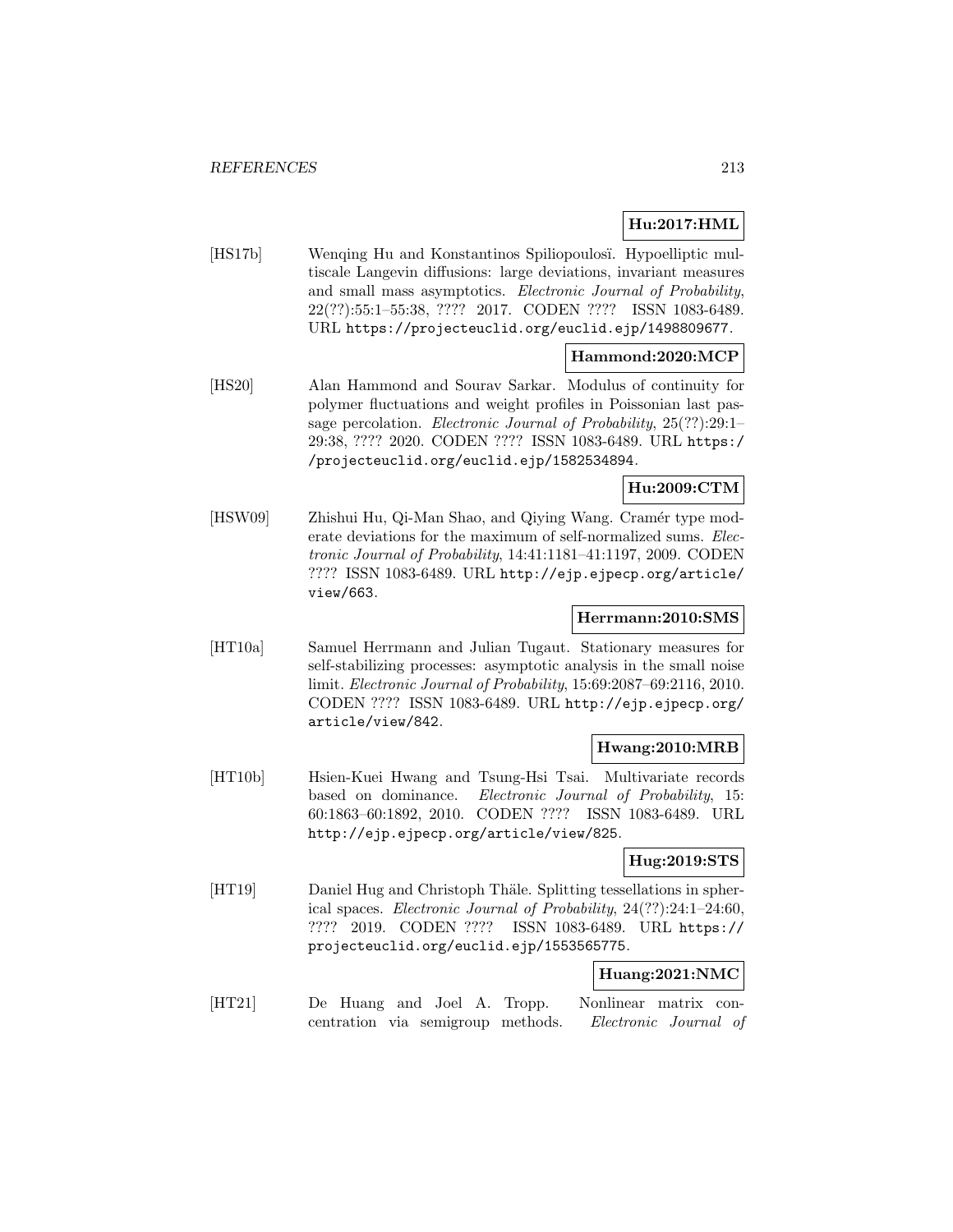**Hu:2017:HML**

[HS17b] Wenqing Hu and Konstantinos Spiliopoulosï. Hypoelliptic multiscale Langevin diffusions: large deviations, invariant measures and small mass asymptotics. *Electronic Journal of Probability*, 22(??):55:1–55:38, ???? 2017. CODEN ???? ISSN 1083-6489. URL https://projecteuclid.org/euclid.ejp/1498809677.

**Hammond:2020:MCP**

[HS20] Alan Hammond and Sourav Sarkar. Modulus of continuity for polymer fluctuations and weight profiles in Poissonian last passage percolation. *Electronic Journal of Probability*, 25(??):29:1–29:38, ???? 2020. CODEN ???? ISSN 1083-6489. URL https://projecteuclid.org/euclid.ejp/1582534894.

**Hu:2009:CTM**

[HSW09] Zhishui Hu, Qi-Man Shao, and Qiying Wang. Cramér type moderate deviations for the maximum of self-normalized sums. *Electronic Journal of Probability*, 14:41:1181–41:1197, 2009. CODEN ???? ISSN 1083-6489. URL http://ejp.ejpecp.org/article/view/663.

**Herrmann:2010:SMS**

[HT10a] Samuel Herrmann and Julian Tugaut. Stationary measures for self-stabilizing processes: asymptotic analysis in the small noise limit. *Electronic Journal of Probability*, 15:69:2087–69:2116, 2010. CODEN ???? ISSN 1083-6489. URL http://ejp.ejpecp.org/article/view/842.

**Hwang:2010:MRB**

[HT10b] Hsien-Kuei Hwang and Tsung-Hsi Tsai. Multivariate records based on dominance. *Electronic Journal of Probability*, 15:60:1863–60:1892, 2010. CODEN ???? ISSN 1083-6489. URL http://ejp.ejpecp.org/article/view/825.

**Hug:2019:STS**

[HT19] Daniel Hug and Christoph Thäle. Splitting tessellations in spherical spaces. *Electronic Journal of Probability*, 24(??):24:1–24:60, ???? 2019. CODEN ???? ISSN 1083-6489. URL https://projecteuclid.org/euclid.ejp/1553565775.

**Huang:2021:NMC**

[HT21] De Huang and Joel A. Tropp. Nonlinear matrix concentration via semigroup methods. *Electronic Journal of*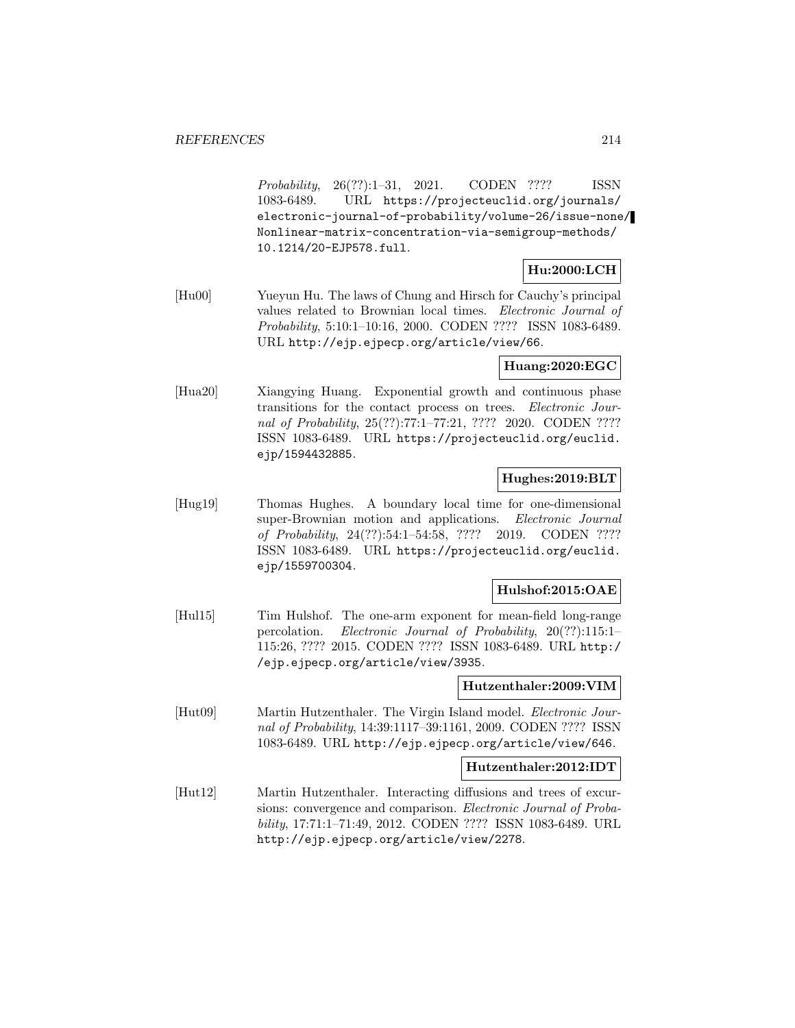*Probability*, 26(??):1–31, 2021. CODEN ???? ISSN 1083-6489. URL https://projecteuclid.org/journals/electronic-journal-of-probability/volume-26/issue-none/Nonlinear-matrix-concentration-via-semigroup-methods/10.1214/20-EJP578.full.

**Hu:2000:LCH**

[Hu00] Yueyun Hu. The laws of Chung and Hirsch for Cauchy's principal values related to Brownian local times. *Electronic Journal of Probability*, 5:10:1–10:16, 2000. CODEN ???? ISSN 1083-6489. URL http://ejp.ejpecp.org/article/view/66.

**Huang:2020:EGC**

[Hua20] Xiangying Huang. Exponential growth and continuous phase transitions for the contact process on trees. *Electronic Journal of Probability*, 25(??):77:1–77:21, ???? 2020. CODEN ???? ISSN 1083-6489. URL https://projecteuclid.org/euclid.ejp/1594432885.

**Hughes:2019:BLT**

[Hug19] Thomas Hughes. A boundary local time for one-dimensional super-Brownian motion and applications. *Electronic Journal of Probability*, 24(??):54:1–54:58, ???? 2019. CODEN ???? ISSN 1083-6489. URL https://projecteuclid.org/euclid.ejp/1559700304.

**Hulshof:2015:OAE**

[Hul15] Tim Hulshof. The one-arm exponent for mean-field long-range percolation. *Electronic Journal of Probability*, 20(??):115:1–115:26, ???? 2015. CODEN ???? ISSN 1083-6489. URL http://ejp.ejpecp.org/article/view/3935.

**Hutzenthaler:2009:VIM**

[Hut09] Martin Hutzenthaler. The Virgin Island model. *Electronic Journal of Probability*, 14:39:1117–39:1161, 2009. CODEN ???? ISSN 1083-6489. URL http://ejp.ejpecp.org/article/view/646.

**Hutzenthaler:2012:IDT**

[Hut12] Martin Hutzenthaler. Interacting diffusions and trees of excursions: convergence and comparison. *Electronic Journal of Probability*, 17:71:1–71:49, 2012. CODEN ???? ISSN 1083-6489. URL http://ejp.ejpecp.org/article/view/2278.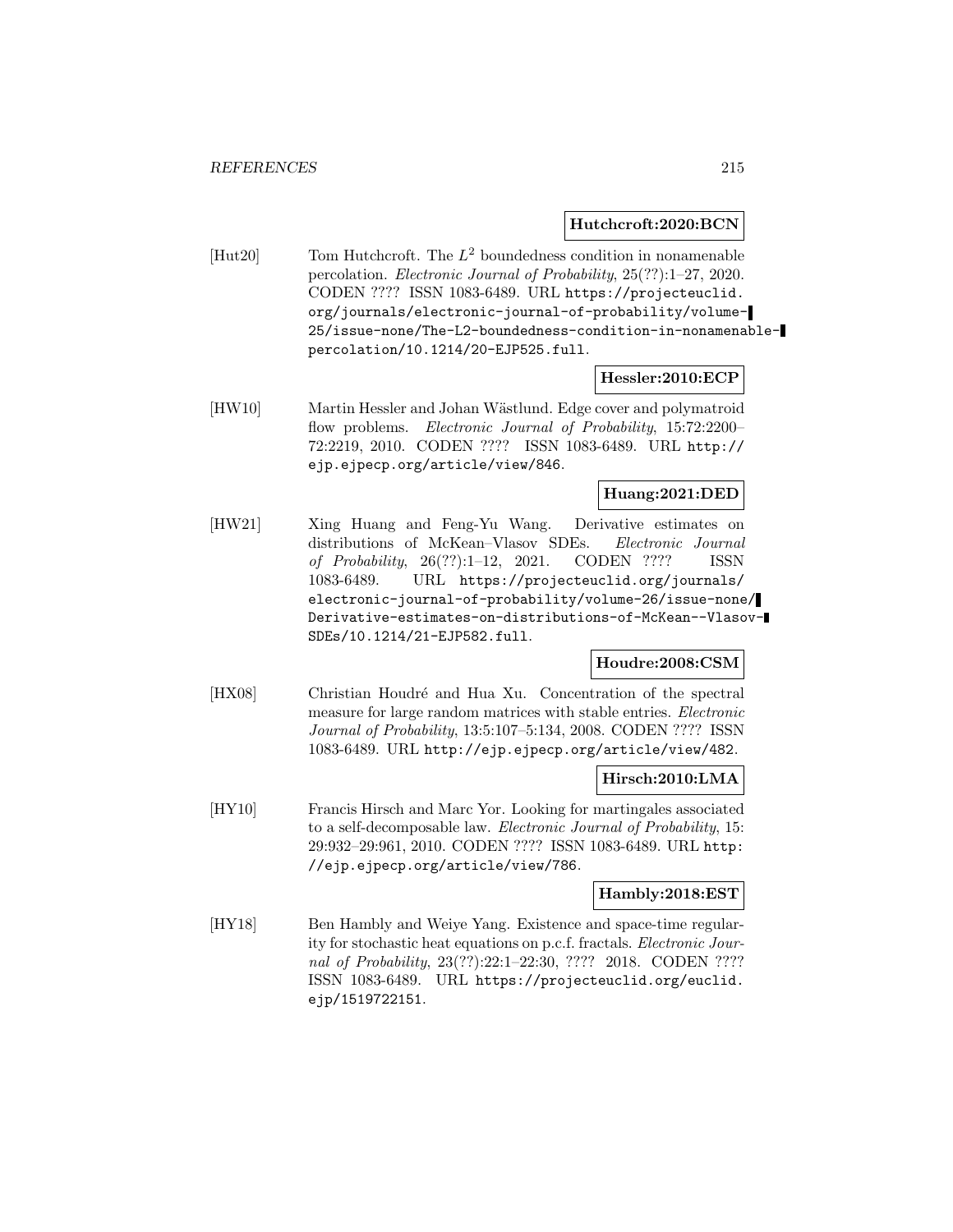**Hutchcroft:2020:BCN**

[Hut20] Tom Hutchcroft. The $L^2$ boundedness condition in nonamenable percolation. *Electronic Journal of Probability*, 25(??):1–27, 2020. CODEN ???? ISSN 1083-6489. URL `https://projecteuclid.org/journals/electronic-journal-of-probability/volume-25/issue-none/The-L2-boundedness-condition-in-nonamenable-percolation/10.1214/20-EJP525.full`.

**Hessler:2010:ECP**

[HW10] Martin Hessler and Johan Wästlund. Edge cover and polymatroid flow problems. *Electronic Journal of Probability*, 15:72:2200–72:2219, 2010. CODEN ???? ISSN 1083-6489. URL `http://ejp.ejpecp.org/article/view/846`.

**Huang:2021:DED**

[HW21] Xing Huang and Feng-Yu Wang. Derivative estimates on distributions of McKean–Vlasov SDEs. *Electronic Journal of Probability*, 26(??):1–12, 2021. CODEN ???? ISSN 1083-6489. URL `https://projecteuclid.org/journals/electronic-journal-of-probability/volume-26/issue-none/Derivative-estimates-on-distributions-of-McKean--Vlasov-SDEs/10.1214/21-EJP582.full`.

**Houdre:2008:CSM**

[HX08] Christian Houdré and Hua Xu. Concentration of the spectral measure for large random matrices with stable entries. *Electronic Journal of Probability*, 13:5:107–5:134, 2008. CODEN ???? ISSN 1083-6489. URL `http://ejp.ejpecp.org/article/view/482`.

**Hirsch:2010:LMA**

[HY10] Francis Hirsch and Marc Yor. Looking for martingales associated to a self-decomposable law. *Electronic Journal of Probability*, 15:29:932–29:961, 2010. CODEN ???? ISSN 1083-6489. URL `http://ejp.ejpecp.org/article/view/786`.

**Hambly:2018:EST**

[HY18] Ben Hambly and Weiye Yang. Existence and space-time regularity for stochastic heat equations on p.c.f. fractals. *Electronic Journal of Probability*, 23(??):22:1–22:30, ???? 2018. CODEN ???? ISSN 1083-6489. URL `https://projecteuclid.org/euclid.ejp/1519722151`.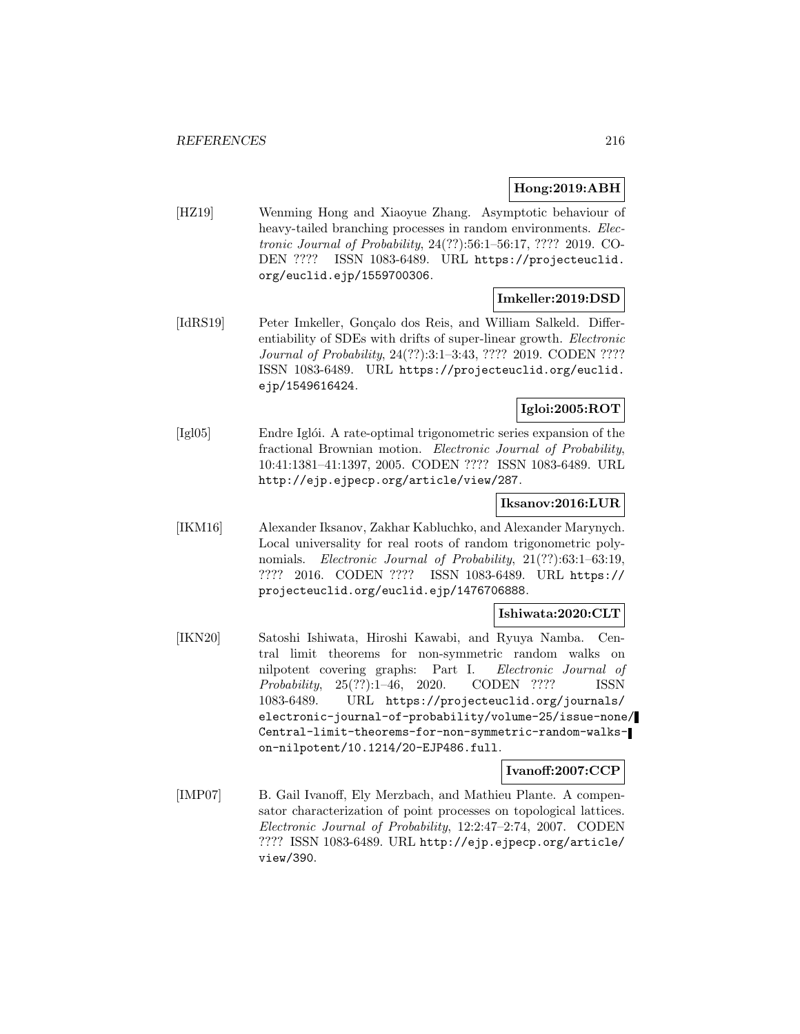**Hong:2019:ABH**

[HZ19] Wenming Hong and Xiaoyue Zhang. Asymptotic behaviour of heavy-tailed branching processes in random environments. *Electronic Journal of Probability*, 24(??):56:1–56:17, ???? 2019. CODEN ???? ISSN 1083-6489. URL https://projecteuclid.org/euclid.ejp/1559700306.

**Imkeller:2019:DSD**

[IdRS19] Peter Imkeller, Gonçalo dos Reis, and William Salkeld. Differentiability of SDEs with drifts of super-linear growth. *Electronic Journal of Probability*, 24(??):3:1–3:43, ???? 2019. CODEN ???? ISSN 1083-6489. URL https://projecteuclid.org/euclid.ejp/1549616424.

**Igloi:2005:ROT**

[Igl05] Endre Iglói. A rate-optimal trigonometric series expansion of the fractional Brownian motion. *Electronic Journal of Probability*, 10:41:1381–41:1397, 2005. CODEN ???? ISSN 1083-6489. URL http://ejp.ejpecp.org/article/view/287.

**Iksanov:2016:LUR**

[IKM16] Alexander Iksanov, Zakhar Kabluchko, and Alexander Marynych. Local universality for real roots of random trigonometric polynomials. *Electronic Journal of Probability*, 21(??):63:1–63:19, ???? 2016. CODEN ???? ISSN 1083-6489. URL https://projecteuclid.org/euclid.ejp/1476706888.

**Ishiwata:2020:CLT**

[IKN20] Satoshi Ishiwata, Hiroshi Kawabi, and Ryuya Namba. Central limit theorems for non-symmetric random walks on nilpotent covering graphs: Part I. *Electronic Journal of Probability*, 25(??):1–46, 2020. CODEN ???? ISSN 1083-6489. URL https://projecteuclid.org/journals/electronic-journal-of-probability/volume-25/issue-none/Central-limit-theorems-for-non-symmetric-random-walks-on-nilpotent/10.1214/20-EJP486.full.

**Ivanoff:2007:CCP**

[IMP07] B. Gail Ivanoff, Ely Merzbach, and Mathieu Plante. A compensator characterization of point processes on topological lattices. *Electronic Journal of Probability*, 12:2:47–2:74, 2007. CODEN ???? ISSN 1083-6489. URL http://ejp.ejpecp.org/article/view/390.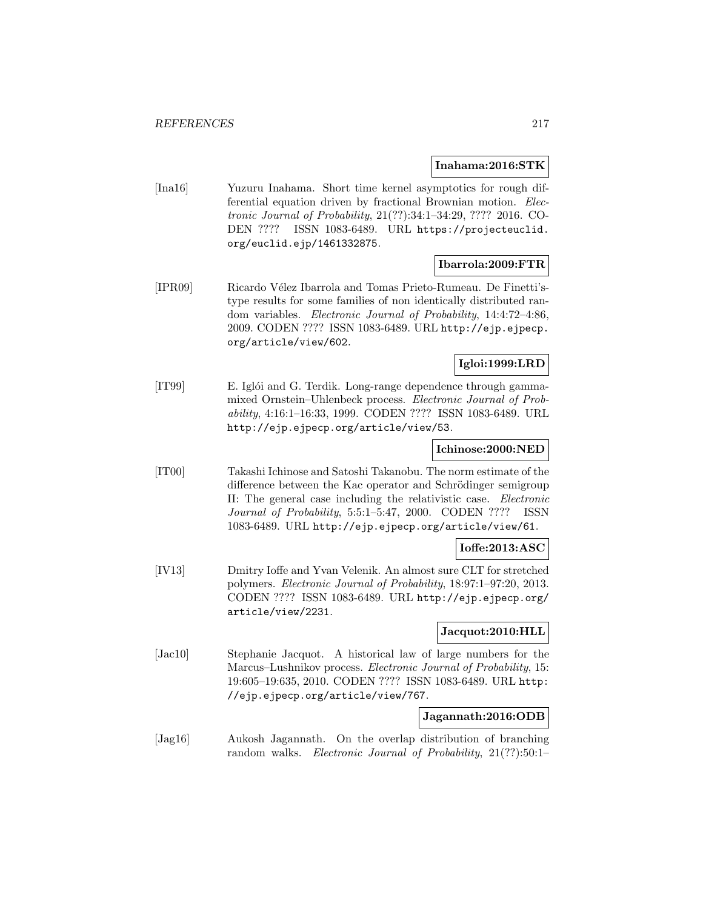**Inahama:2016:STK**

[Ina16] Yuzuru Inahama. Short time kernel asymptotics for rough differential equation driven by fractional Brownian motion. *Electronic Journal of Probability*, 21(??):34:1–34:29, ???? 2016. CODEN ???? ISSN 1083-6489. URL https://projecteuclid.org/euclid.ejp/1461332875.

**Ibarrola:2009:FTR**

[IPR09] Ricardo Vélez Ibarrola and Tomas Prieto-Rumeau. De Finetti's-type results for some families of non identically distributed random variables. *Electronic Journal of Probability*, 14:4:72–4:86, 2009. CODEN ???? ISSN 1083-6489. URL http://ejp.ejpecp.org/article/view/602.

**Igloi:1999:LRD**

[IT99] E. Iglói and G. Terdik. Long-range dependence through gamma-mixed Ornstein–Uhlenbeck process. *Electronic Journal of Probability*, 4:16:1–16:33, 1999. CODEN ???? ISSN 1083-6489. URL http://ejp.ejpecp.org/article/view/53.

**Ichinose:2000:NED**

[IT00] Takashi Ichinose and Satoshi Takanobu. The norm estimate of the difference between the Kac operator and Schrödinger semigroup II: The general case including the relativistic case. *Electronic Journal of Probability*, 5:5:1–5:47, 2000. CODEN ???? ISSN 1083-6489. URL http://ejp.ejpecp.org/article/view/61.

**Ioffe:2013:ASC**

[IV13] Dmitry Ioffe and Yvan Velenik. An almost sure CLT for stretched polymers. *Electronic Journal of Probability*, 18:97:1–97:20, 2013. CODEN ???? ISSN 1083-6489. URL http://ejp.ejpecp.org/article/view/2231.

**Jacquot:2010:HLL**

[Jac10] Stephanie Jacquot. A historical law of large numbers for the Marcus–Lushnikov process. *Electronic Journal of Probability*, 15: 19:605–19:635, 2010. CODEN ???? ISSN 1083-6489. URL http://ejp.ejpecp.org/article/view/767.

**Jagannath:2016:ODB**

[Jag16] Aukosh Jagannath. On the overlap distribution of branching random walks. *Electronic Journal of Probability*, 21(??):50:1–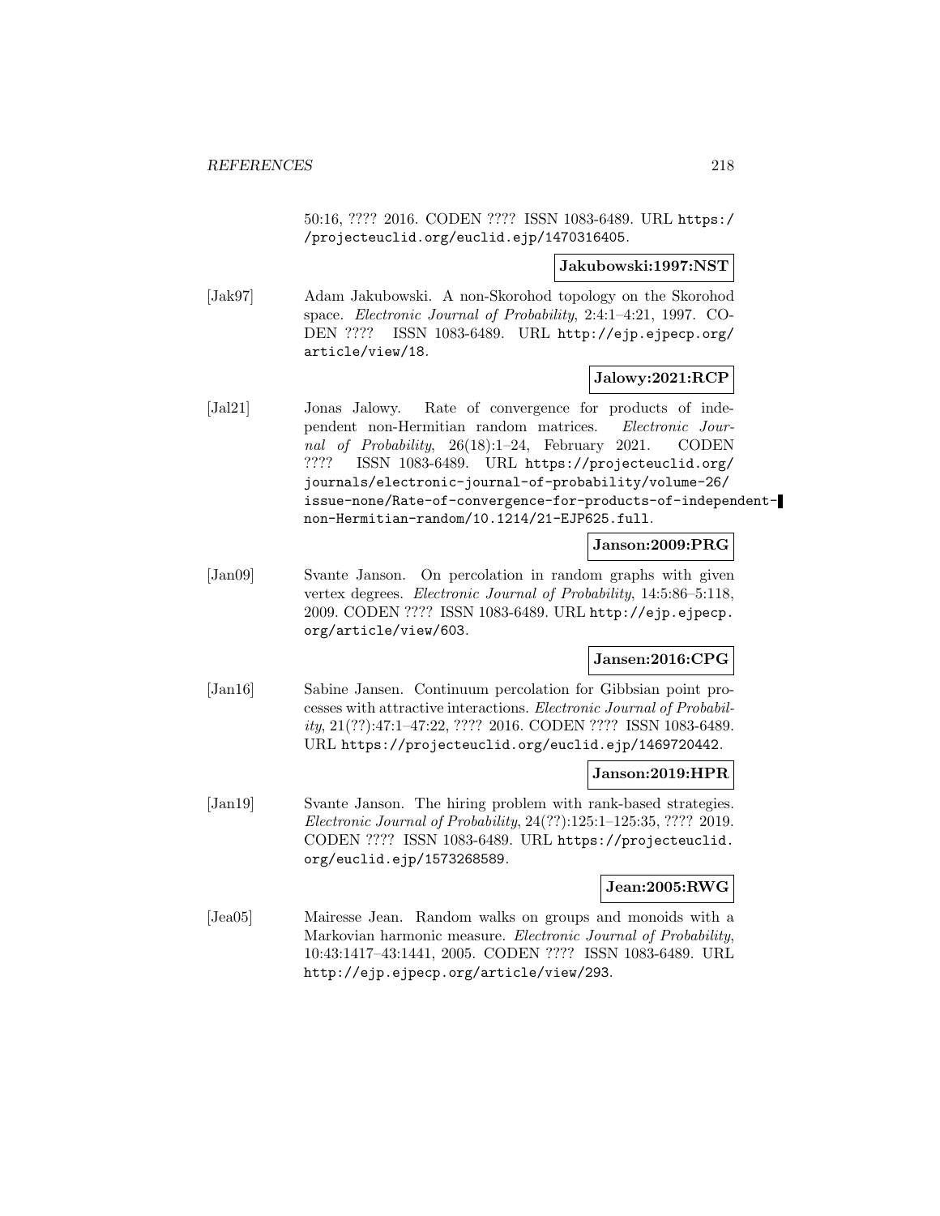50:16, ???? 2016. CODEN ???? ISSN 1083-6489. URL https://projecteuclid.org/euclid.ejp/1470316405.

**Jakubowski:1997:NST**

[Jak97] Adam Jakubowski. A non-Skorohod topology on the Skorohod space. *Electronic Journal of Probability*, 2:4:1–4:21, 1997. CODEN ???? ISSN 1083-6489. URL http://ejp.ejpecp.org/article/view/18.

**Jalowy:2021:RCP**

[Jal21] Jonas Jalowy. Rate of convergence for products of independent non-Hermitian random matrices. *Electronic Journal of Probability*, 26(18):1–24, February 2021. CODEN ???? ISSN 1083-6489. URL https://projecteuclid.org/journals/electronic-journal-of-probability/volume-26/issue-none/Rate-of-convergence-for-products-of-independent-non-Hermitian-random/10.1214/21-EJP625.full.

**Janson:2009:PRG**

[Jan09] Svante Janson. On percolation in random graphs with given vertex degrees. *Electronic Journal of Probability*, 14:5:86–5:118, 2009. CODEN ???? ISSN 1083-6489. URL http://ejp.ejpecp.org/article/view/603.

**Jansen:2016:CPG**

[Jan16] Sabine Jansen. Continuum percolation for Gibbsian point processes with attractive interactions. *Electronic Journal of Probability*, 21(??):47:1–47:22, ???? 2016. CODEN ???? ISSN 1083-6489. URL https://projecteuclid.org/euclid.ejp/1469720442.

**Janson:2019:HPR**

[Jan19] Svante Janson. The hiring problem with rank-based strategies. *Electronic Journal of Probability*, 24(??):125:1–125:35, ???? 2019. CODEN ???? ISSN 1083-6489. URL https://projecteuclid.org/euclid.ejp/1573268589.

**Jean:2005:RWG**

[Jea05] Mairesse Jean. Random walks on groups and monoids with a Markovian harmonic measure. *Electronic Journal of Probability*, 10:43:1417–43:1441, 2005. CODEN ???? ISSN 1083-6489. URL http://ejp.ejpecp.org/article/view/293.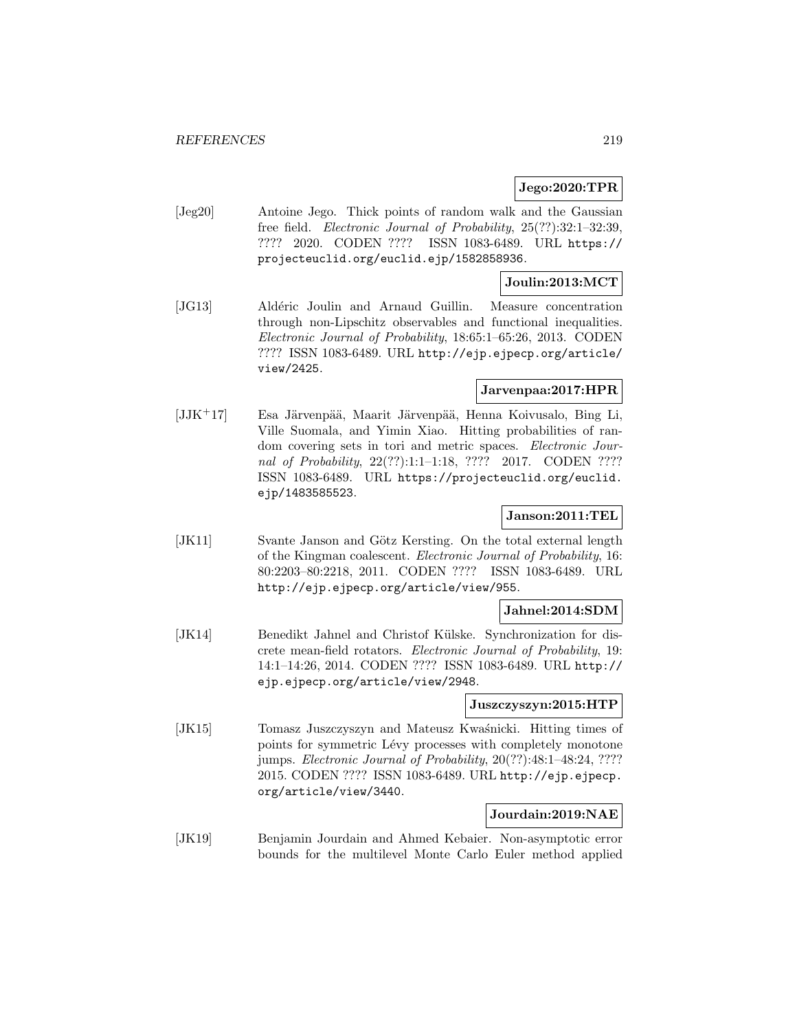**Jego:2020:TPR**

[Jeg20] Antoine Jego. Thick points of random walk and the Gaussian free field. *Electronic Journal of Probability*, 25(??):32:1–32:39, ???? 2020. CODEN ???? ISSN 1083-6489. URL https://projecteuclid.org/euclid.ejp/1582858936.

**Joulin:2013:MCT**

[JG13] Aldéric Joulin and Arnaud Guillin. Measure concentration through non-Lipschitz observables and functional inequalities. *Electronic Journal of Probability*, 18:65:1–65:26, 2013. CODEN ???? ISSN 1083-6489. URL http://ejp.ejpecp.org/article/view/2425.

**Jarvenpaa:2017:HPR**

[JJK+17] Esa Järvenpää, Maarit Järvenpää, Henna Koivusalo, Bing Li, Ville Suomala, and Yimin Xiao. Hitting probabilities of random covering sets in tori and metric spaces. *Electronic Journal of Probability*, 22(??):1:1–1:18, ???? 2017. CODEN ???? ISSN 1083-6489. URL https://projecteuclid.org/euclid.ejp/1483585523.

**Janson:2011:TEL**

[JK11] Svante Janson and Götz Kersting. On the total external length of the Kingman coalescent. *Electronic Journal of Probability*, 16: 80:2203–80:2218, 2011. CODEN ???? ISSN 1083-6489. URL http://ejp.ejpecp.org/article/view/955.

**Jahnel:2014:SDM**

[JK14] Benedikt Jahnel and Christof Külske. Synchronization for discrete mean-field rotators. *Electronic Journal of Probability*, 19: 14:1–14:26, 2014. CODEN ???? ISSN 1083-6489. URL http://ejp.ejpecp.org/article/view/2948.

**Juszczyszyn:2015:HTP**

[JK15] Tomasz Juszczyszyn and Mateusz Kwaśnicki. Hitting times of points for symmetric Lévy processes with completely monotone jumps. *Electronic Journal of Probability*, 20(??):48:1–48:24, ???? 2015. CODEN ???? ISSN 1083-6489. URL http://ejp.ejpecp.org/article/view/3440.

**Jourdain:2019:NAE**

[JK19] Benjamin Jourdain and Ahmed Kebaier. Non-asymptotic error bounds for the multilevel Monte Carlo Euler method applied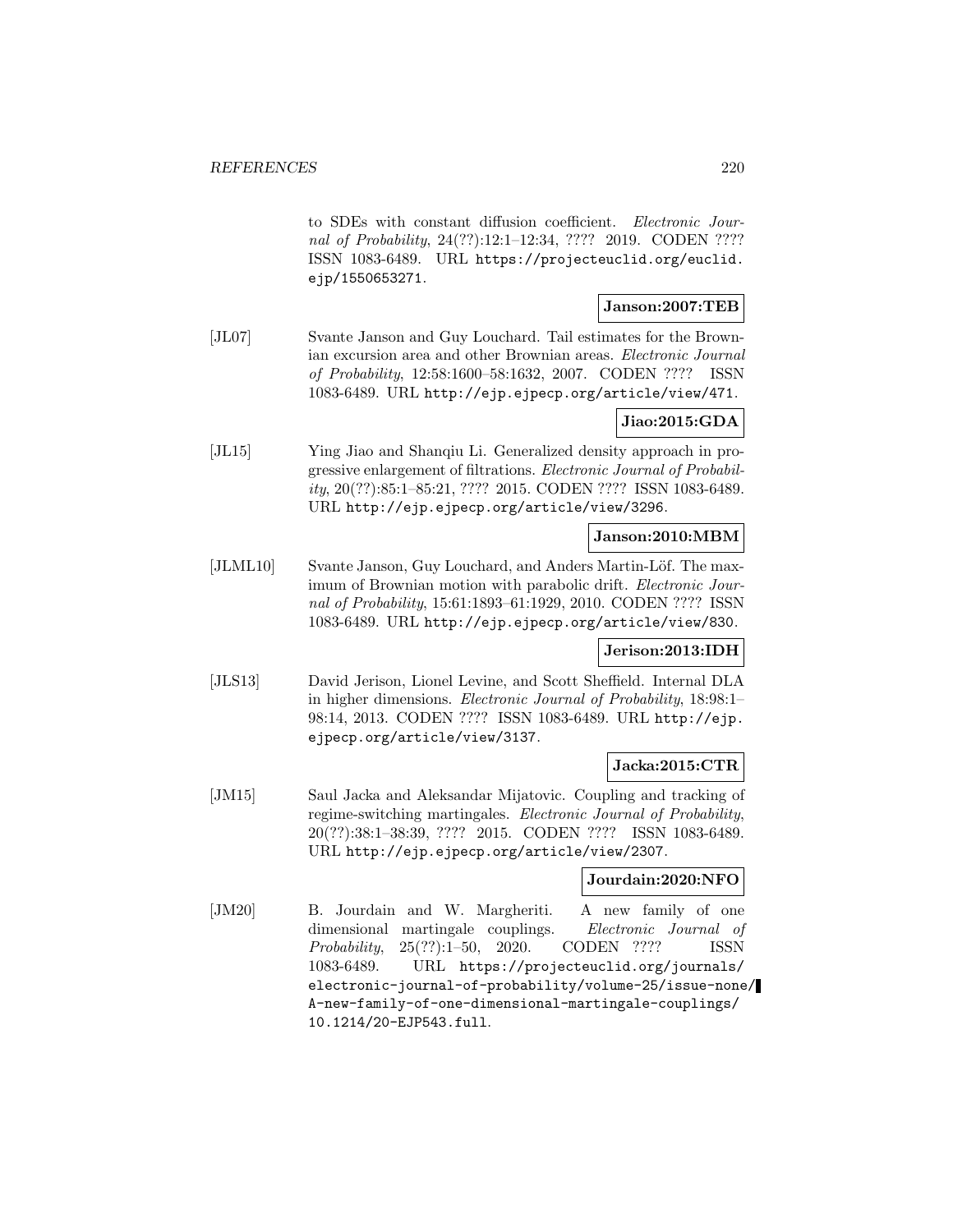to SDEs with constant diffusion coefficient. *Electronic Journal of Probability*, 24(??):12:1–12:34, ???? 2019. CODEN ???? ISSN 1083-6489. URL `https://projecteuclid.org/euclid.ejp/1550653271`.

**Janson:2007:TEB**

[JL07] Svante Janson and Guy Louchard. Tail estimates for the Brownian excursion area and other Brownian areas. *Electronic Journal of Probability*, 12:58:1600–58:1632, 2007. CODEN ???? ISSN 1083-6489. URL `http://ejp.ejpecp.org/article/view/471`.

**Jiao:2015:GDA**

[JL15] Ying Jiao and Shanqiu Li. Generalized density approach in progressive enlargement of filtrations. *Electronic Journal of Probability*, 20(??):85:1–85:21, ???? 2015. CODEN ???? ISSN 1083-6489. URL `http://ejp.ejpecp.org/article/view/3296`.

**Janson:2010:MBM**

[JLML10] Svante Janson, Guy Louchard, and Anders Martin-Löf. The maximum of Brownian motion with parabolic drift. *Electronic Journal of Probability*, 15:61:1893–61:1929, 2010. CODEN ???? ISSN 1083-6489. URL `http://ejp.ejpecp.org/article/view/830`.

**Jerison:2013:IDH**

[JLS13] David Jerison, Lionel Levine, and Scott Sheffield. Internal DLA in higher dimensions. *Electronic Journal of Probability*, 18:98:1–98:14, 2013. CODEN ???? ISSN 1083-6489. URL `http://ejp.ejpecp.org/article/view/3137`.

**Jacka:2015:CTR**

[JM15] Saul Jacka and Aleksandar Mijatovic. Coupling and tracking of regime-switching martingales. *Electronic Journal of Probability*, 20(??):38:1–38:39, ???? 2015. CODEN ???? ISSN 1083-6489. URL `http://ejp.ejpecp.org/article/view/2307`.

**Jourdain:2020:NFO**

[JM20] B. Jourdain and W. Margheriti. A new family of one dimensional martingale couplings. *Electronic Journal of Probability*, 25(??):1–50, 2020. CODEN ???? ISSN 1083-6489. URL `https://projecteuclid.org/journals/electronic-journal-of-probability/volume-25/issue-none/A-new-family-of-one-dimensional-martingale-couplings/10.1214/20-EJP543.full`.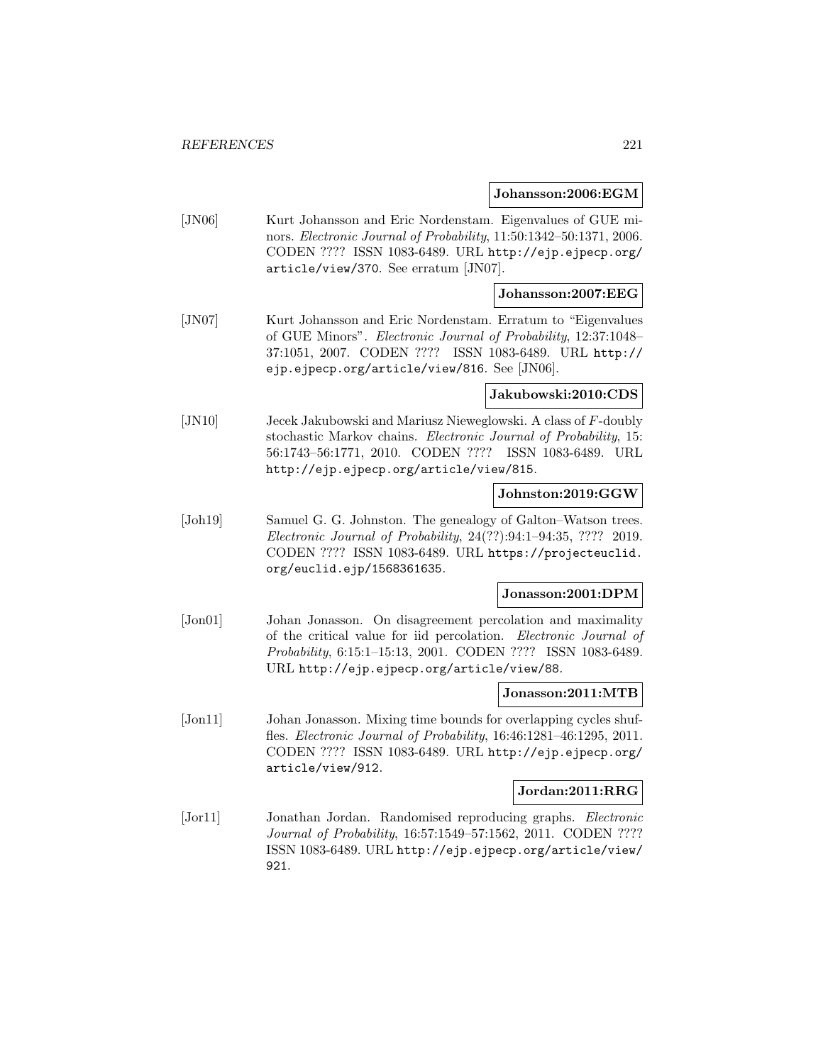**Johansson:2006:EGM**

[JN06] Kurt Johansson and Eric Nordenstam. Eigenvalues of GUE minors. *Electronic Journal of Probability*, 11:50:1342–50:1371, 2006. CODEN ???? ISSN 1083-6489. URL http://ejp.ejpecp.org/article/view/370. See erratum [JN07].

**Johansson:2007:EEG**

[JN07] Kurt Johansson and Eric Nordenstam. Erratum to "Eigenvalues of GUE Minors". *Electronic Journal of Probability*, 12:37:1048–37:1051, 2007. CODEN ???? ISSN 1083-6489. URL http://ejp.ejpecp.org/article/view/816. See [JN06].

**Jakubowski:2010:CDS**

[JN10] Jecek Jakubowski and Mariusz Nieweglowski. A class of $F$-doubly stochastic Markov chains. *Electronic Journal of Probability*, 15:56:1743–56:1771, 2010. CODEN ???? ISSN 1083-6489. URL http://ejp.ejpecp.org/article/view/815.

**Johnston:2019:GGW**

[Joh19] Samuel G. G. Johnston. The genealogy of Galton–Watson trees. *Electronic Journal of Probability*, 24(??):94:1–94:35, ???? 2019. CODEN ???? ISSN 1083-6489. URL https://projecteuclid.org/euclid.ejp/1568361635.

**Jonasson:2001:DPM**

[Jon01] Johan Jonasson. On disagreement percolation and maximality of the critical value for iid percolation. *Electronic Journal of Probability*, 6:15:1–15:13, 2001. CODEN ???? ISSN 1083-6489. URL http://ejp.ejpecp.org/article/view/88.

**Jonasson:2011:MTB**

[Jon11] Johan Jonasson. Mixing time bounds for overlapping cycles shuffles. *Electronic Journal of Probability*, 16:46:1281–46:1295, 2011. CODEN ???? ISSN 1083-6489. URL http://ejp.ejpecp.org/article/view/912.

**Jordan:2011:RRG**

[Jor11] Jonathan Jordan. Randomised reproducing graphs. *Electronic Journal of Probability*, 16:57:1549–57:1562, 2011. CODEN ???? ISSN 1083-6489. URL http://ejp.ejpecp.org/article/view/921.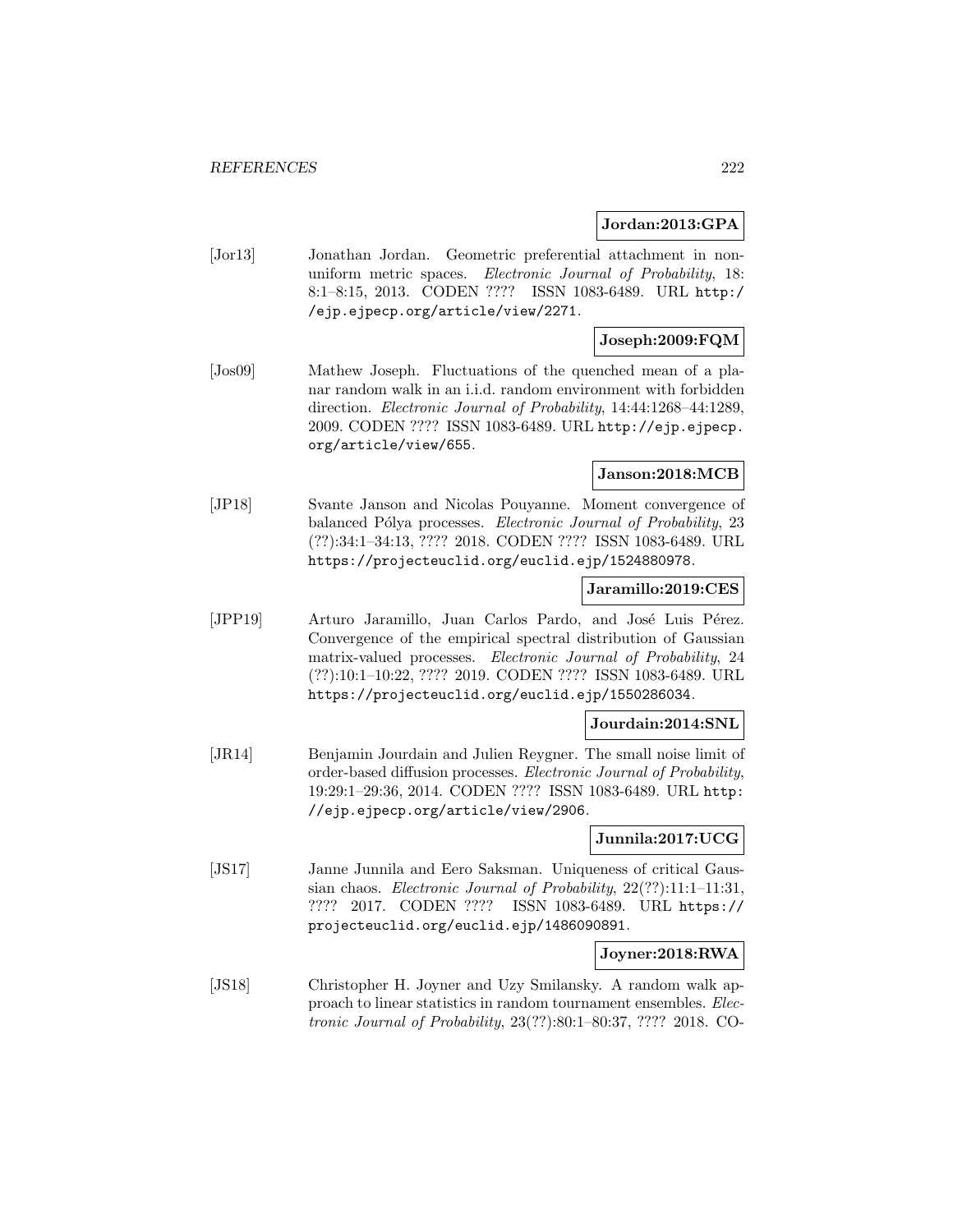**Jordan:2013:GPA**

[Jor13] Jonathan Jordan. Geometric preferential attachment in non-uniform metric spaces. *Electronic Journal of Probability*, 18: 8:1–8:15, 2013. CODEN ???? ISSN 1083-6489. URL http://ejp.ejpecp.org/article/view/2271.

**Joseph:2009:FQM**

[Jos09] Mathew Joseph. Fluctuations of the quenched mean of a planar random walk in an i.i.d. random environment with forbidden direction. *Electronic Journal of Probability*, 14:44:1268–44:1289, 2009. CODEN ???? ISSN 1083-6489. URL http://ejp.ejpecp.org/article/view/655.

**Janson:2018:MCB**

[JP18] Svante Janson and Nicolas Pouyanne. Moment convergence of balanced Pólya processes. *Electronic Journal of Probability*, 23 (??):34:1–34:13, ???? 2018. CODEN ???? ISSN 1083-6489. URL https://projecteuclid.org/euclid.ejp/1524880978.

**Jaramillo:2019:CES**

[JPP19] Arturo Jaramillo, Juan Carlos Pardo, and José Luis Pérez. Convergence of the empirical spectral distribution of Gaussian matrix-valued processes. *Electronic Journal of Probability*, 24 (??):10:1–10:22, ???? 2019. CODEN ???? ISSN 1083-6489. URL https://projecteuclid.org/euclid.ejp/1550286034.

**Jourdain:2014:SNL**

[JR14] Benjamin Jourdain and Julien Reygner. The small noise limit of order-based diffusion processes. *Electronic Journal of Probability*, 19:29:1–29:36, 2014. CODEN ???? ISSN 1083-6489. URL http://ejp.ejpecp.org/article/view/2906.

**Junnila:2017:UCG**

[JS17] Janne Junnila and Eero Saksman. Uniqueness of critical Gaussian chaos. *Electronic Journal of Probability*, 22(??):11:1–11:31, ???? 2017. CODEN ???? ISSN 1083-6489. URL https://projecteuclid.org/euclid.ejp/1486090891.

**Joyner:2018:RWA**

[JS18] Christopher H. Joyner and Uzy Smilansky. A random walk approach to linear statistics in random tournament ensembles. *Electronic Journal of Probability*, 23(??):80:1–80:37, ???? 2018. CO-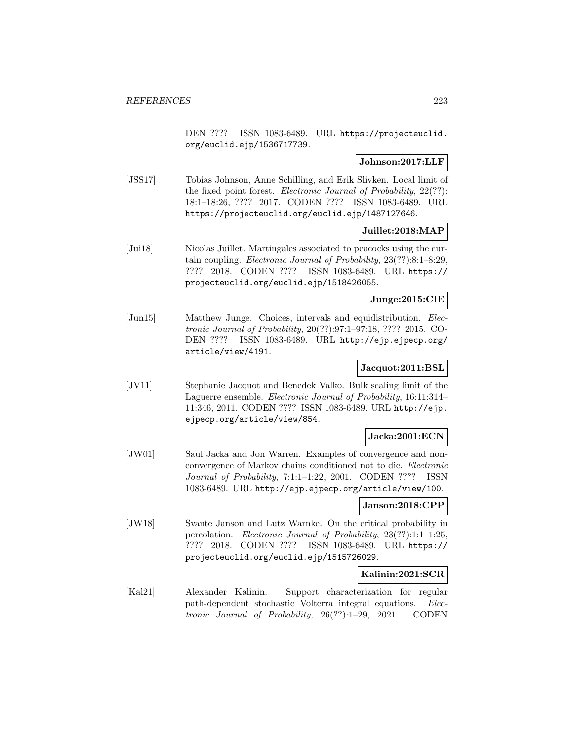DEN ???? ISSN 1083-6489. URL https://projecteuclid.org/euclid.ejp/1536717739.

**Johnson:2017:LLF**

[JSS17] Tobias Johnson, Anne Schilling, and Erik Slivken. Local limit of the fixed point forest. *Electronic Journal of Probability*, 22(??): 18:1–18:26, ???? 2017. CODEN ???? ISSN 1083-6489. URL https://projecteuclid.org/euclid.ejp/1487127646.

**Juillet:2018:MAP**

[Jui18] Nicolas Juillet. Martingales associated to peacocks using the curtain coupling. *Electronic Journal of Probability*, 23(??):8:1–8:29, ???? 2018. CODEN ???? ISSN 1083-6489. URL https://projecteuclid.org/euclid.ejp/1518426055.

**Junge:2015:CIE**

[Jun15] Matthew Junge. Choices, intervals and equidistribution. *Electronic Journal of Probability*, 20(??):97:1–97:18, ???? 2015. CODEN ???? ISSN 1083-6489. URL http://ejp.ejpecp.org/article/view/4191.

**Jacquot:2011:BSL**

[JV11] Stephanie Jacquot and Benedek Valko. Bulk scaling limit of the Laguerre ensemble. *Electronic Journal of Probability*, 16:11:314–11:346, 2011. CODEN ???? ISSN 1083-6489. URL http://ejp.ejpecp.org/article/view/854.

**Jacka:2001:ECN**

[JW01] Saul Jacka and Jon Warren. Examples of convergence and non-convergence of Markov chains conditioned not to die. *Electronic Journal of Probability*, 7:1:1–1:22, 2001. CODEN ???? ISSN 1083-6489. URL http://ejp.ejpecp.org/article/view/100.

**Janson:2018:CPP**

[JW18] Svante Janson and Lutz Warnke. On the critical probability in percolation. *Electronic Journal of Probability*, 23(??):1:1–1:25, ???? 2018. CODEN ???? ISSN 1083-6489. URL https://projecteuclid.org/euclid.ejp/1515726029.

**Kalinin:2021:SCR**

[Kal21] Alexander Kalinin. Support characterization for regular path-dependent stochastic Volterra integral equations. *Electronic Journal of Probability*, 26(??):1–29, 2021. CODEN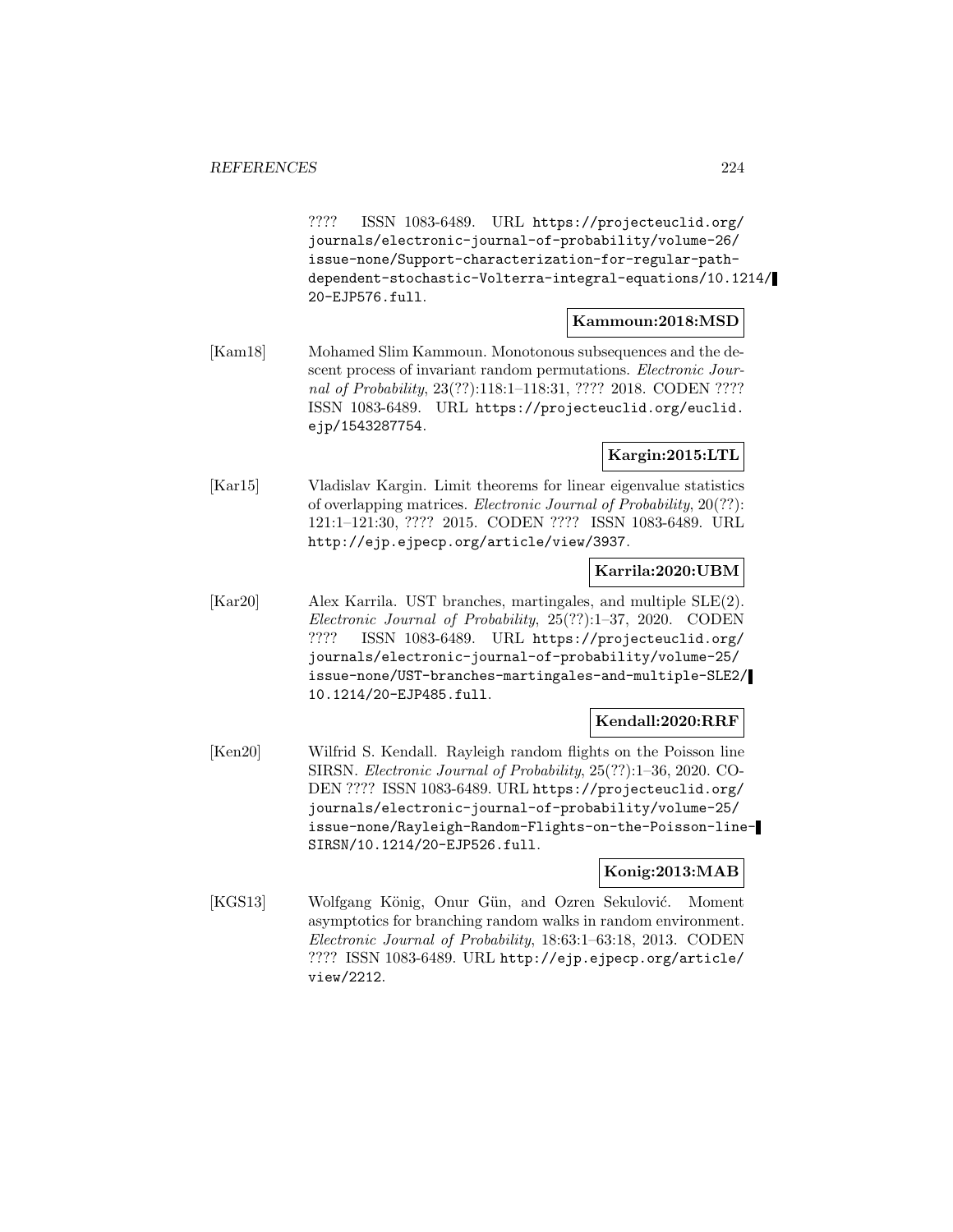???? ISSN 1083-6489. URL https://projecteuclid.org/journals/electronic-journal-of-probability/volume-26/issue-none/Support-characterization-for-regular-path-dependent-stochastic-Volterra-integral-equations/10.1214/20-EJP576.full.

**Kammoun:2018:MSD**

[Kam18] Mohamed Slim Kammoun. Monotonous subsequences and the descent process of invariant random permutations. *Electronic Journal of Probability*, 23(??):118:1–118:31, ???? 2018. CODEN ???? ISSN 1083-6489. URL https://projecteuclid.org/euclid.ejp/1543287754.

**Kargin:2015:LTL**

[Kar15] Vladislav Kargin. Limit theorems for linear eigenvalue statistics of overlapping matrices. *Electronic Journal of Probability*, 20(??):121:1–121:30, ???? 2015. CODEN ???? ISSN 1083-6489. URL http://ejp.ejpecp.org/article/view/3937.

**Karrila:2020:UBM**

[Kar20] Alex Karrila. UST branches, martingales, and multiple SLE(2). *Electronic Journal of Probability*, 25(??):1–37, 2020. CODEN ???? ISSN 1083-6489. URL https://projecteuclid.org/journals/electronic-journal-of-probability/volume-25/issue-none/UST-branches-martingales-and-multiple-SLE2/10.1214/20-EJP485.full.

**Kendall:2020:RRF**

[Ken20] Wilfrid S. Kendall. Rayleigh random flights on the Poisson line SIRSN. *Electronic Journal of Probability*, 25(??):1–36, 2020. CODEN ???? ISSN 1083-6489. URL https://projecteuclid.org/journals/electronic-journal-of-probability/volume-25/issue-none/Rayleigh-Random-Flights-on-the-Poisson-line-SIRSN/10.1214/20-EJP526.full.

**Konig:2013:MAB**

[KGS13] Wolfgang König, Onur Gün, and Ozren Sekulović. Moment asymptotics for branching random walks in random environment. *Electronic Journal of Probability*, 18:63:1–63:18, 2013. CODEN ???? ISSN 1083-6489. URL http://ejp.ejpecp.org/article/view/2212.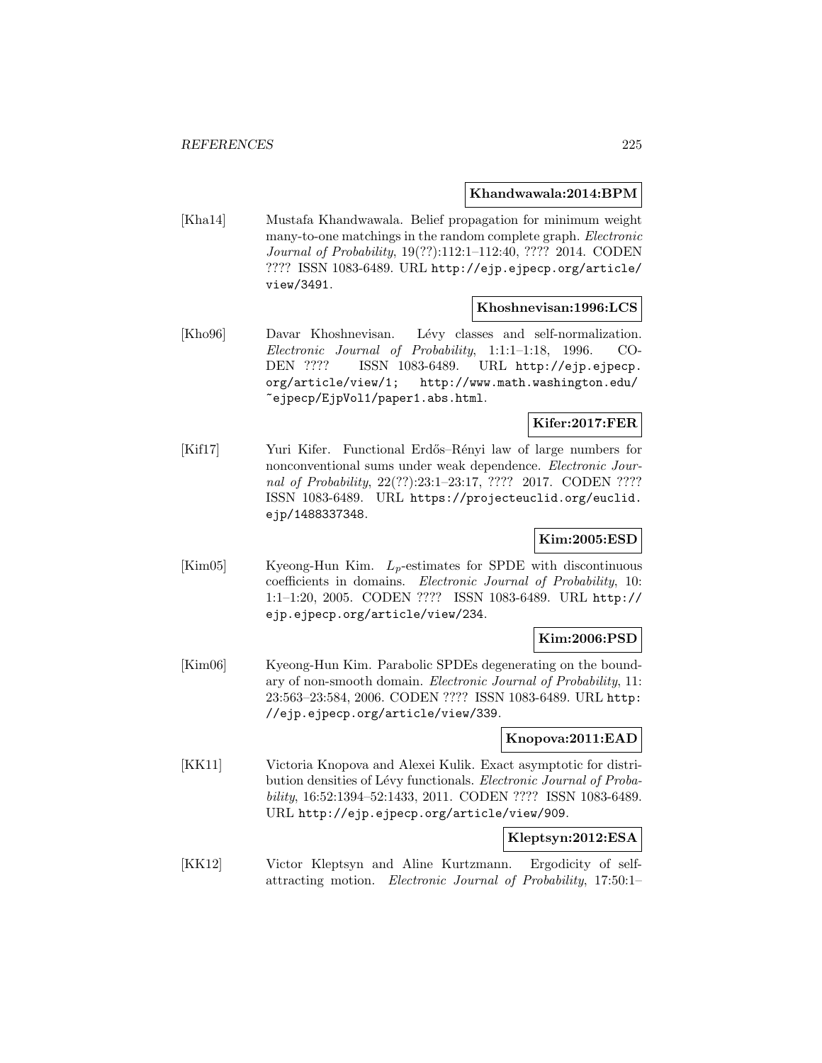**Khandwawala:2014:BPM**

[Kha14] Mustafa Khandwawala. Belief propagation for minimum weight many-to-one matchings in the random complete graph. *Electronic Journal of Probability*, 19(??):112:1–112:40, ???? 2014. CODEN ???? ISSN 1083-6489. URL http://ejp.ejpecp.org/article/view/3491.

**Khoshnevisan:1996:LCS**

[Kho96] Davar Khoshnevisan. Lévy classes and self-normalization. *Electronic Journal of Probability*, 1:1:1–1:18, 1996. CODEN ???? ISSN 1083-6489. URL http://ejp.ejpecp.org/article/view/1; http://www.math.washington.edu/~ejpecp/EjpVol1/paper1.abs.html.

**Kifer:2017:FER**

[Kif17] Yuri Kifer. Functional Erdős–Rényi law of large numbers for nonconventional sums under weak dependence. *Electronic Journal of Probability*, 22(??):23:1–23:17, ???? 2017. CODEN ???? ISSN 1083-6489. URL https://projecteuclid.org/euclid.ejp/1488337348.

**Kim:2005:ESD**

[Kim05] Kyeong-Hun Kim. $L_p$-estimates for SPDE with discontinuous coefficients in domains. *Electronic Journal of Probability*, 10: 1:1–1:20, 2005. CODEN ???? ISSN 1083-6489. URL http://ejp.ejpecp.org/article/view/234.

**Kim:2006:PSD**

[Kim06] Kyeong-Hun Kim. Parabolic SPDEs degenerating on the boundary of non-smooth domain. *Electronic Journal of Probability*, 11: 23:563–23:584, 2006. CODEN ???? ISSN 1083-6489. URL http://ejp.ejpecp.org/article/view/339.

**Knopova:2011:EAD**

[KK11] Victoria Knopova and Alexei Kulik. Exact asymptotic for distribution densities of Lévy functionals. *Electronic Journal of Probability*, 16:52:1394–52:1433, 2011. CODEN ???? ISSN 1083-6489. URL http://ejp.ejpecp.org/article/view/909.

**Kleptsyn:2012:ESA**

[KK12] Victor Kleptsyn and Aline Kurtzmann. Ergodicity of self-attracting motion. *Electronic Journal of Probability*, 17:50:1–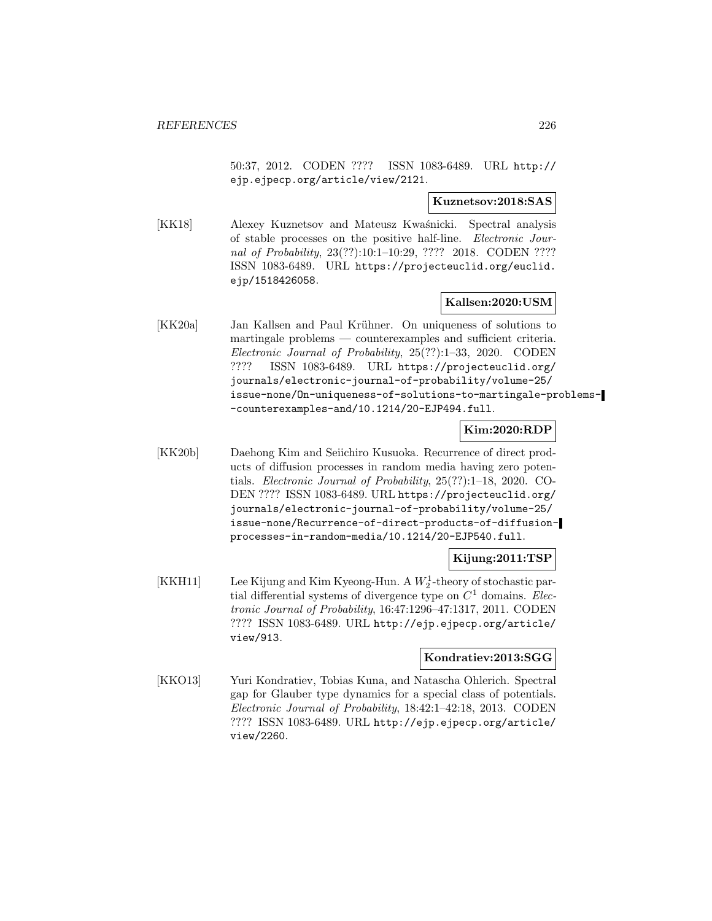50:37, 2012. CODEN ???? ISSN 1083-6489. URL http://ejp.ejpecp.org/article/view/2121.

**Kuznetsov:2018:SAS**

[KK18] Alexey Kuznetsov and Mateusz Kwaśnicki. Spectral analysis of stable processes on the positive half-line. *Electronic Journal of Probability*, 23(??):10:1–10:29, ???? 2018. CODEN ???? ISSN 1083-6489. URL https://projecteuclid.org/euclid.ejp/1518426058.

**Kallsen:2020:USM**

[KK20a] Jan Kallsen and Paul Krühner. On uniqueness of solutions to martingale problems — counterexamples and sufficient criteria. *Electronic Journal of Probability*, 25(??):1–33, 2020. CODEN ???? ISSN 1083-6489. URL https://projecteuclid.org/journals/electronic-journal-of-probability/volume-25/issue-none/On-uniqueness-of-solutions-to-martingale-problems--counterexamples-and/10.1214/20-EJP494.full.

**Kim:2020:RDP**

[KK20b] Daehong Kim and Seiichiro Kusuoka. Recurrence of direct products of diffusion processes in random media having zero potentials. *Electronic Journal of Probability*, 25(??):1–18, 2020. CODEN ???? ISSN 1083-6489. URL https://projecteuclid.org/journals/electronic-journal-of-probability/volume-25/issue-none/Recurrence-of-direct-products-of-diffusion-processes-in-random-media/10.1214/20-EJP540.full.

**Kijung:2011:TSP**

[KKH11] Lee Kijung and Kim Kyeong-Hun. A $W_2^1$-theory of stochastic partial differential systems of divergence type on $C^1$ domains. *Electronic Journal of Probability*, 16:47:1296–47:1317, 2011. CODEN ???? ISSN 1083-6489. URL http://ejp.ejpecp.org/article/view/913.

**Kondratiev:2013:SGG**

[KKO13] Yuri Kondratiev, Tobias Kuna, and Natascha Ohlerich. Spectral gap for Glauber type dynamics for a special class of potentials. *Electronic Journal of Probability*, 18:42:1–42:18, 2013. CODEN ???? ISSN 1083-6489. URL http://ejp.ejpecp.org/article/view/2260.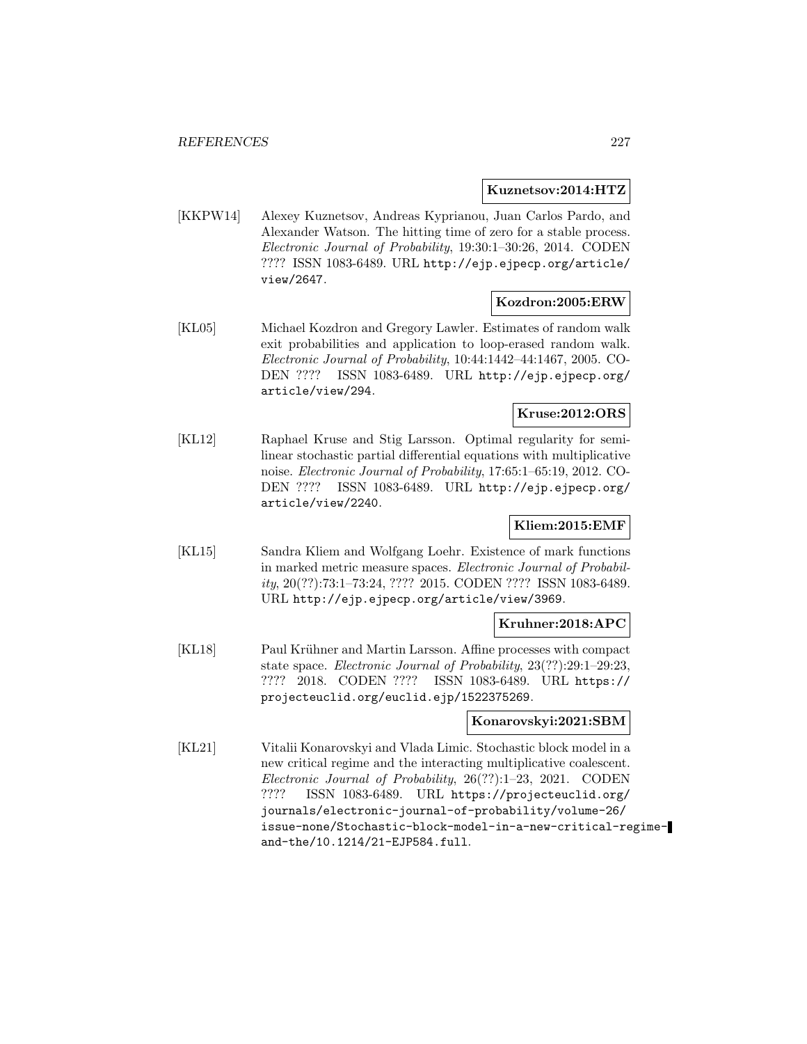**Kuznetsov:2014:HTZ**

[KKPW14] Alexey Kuznetsov, Andreas Kyprianou, Juan Carlos Pardo, and Alexander Watson. The hitting time of zero for a stable process. *Electronic Journal of Probability*, 19:30:1–30:26, 2014. CODEN ???? ISSN 1083-6489. URL http://ejp.ejpecp.org/article/view/2647.

**Kozdron:2005:ERW**

[KL05] Michael Kozdron and Gregory Lawler. Estimates of random walk exit probabilities and application to loop-erased random walk. *Electronic Journal of Probability*, 10:44:1442–44:1467, 2005. CODEN ???? ISSN 1083-6489. URL http://ejp.ejpecp.org/article/view/294.

**Kruse:2012:ORS**

[KL12] Raphael Kruse and Stig Larsson. Optimal regularity for semilinear stochastic partial differential equations with multiplicative noise. *Electronic Journal of Probability*, 17:65:1–65:19, 2012. CODEN ???? ISSN 1083-6489. URL http://ejp.ejpecp.org/article/view/2240.

**Kliem:2015:EMF**

[KL15] Sandra Kliem and Wolfgang Loehr. Existence of mark functions in marked metric measure spaces. *Electronic Journal of Probability*, 20(??):73:1–73:24, ???? 2015. CODEN ???? ISSN 1083-6489. URL http://ejp.ejpecp.org/article/view/3969.

**Kruhner:2018:APC**

[KL18] Paul Krühner and Martin Larsson. Affine processes with compact state space. *Electronic Journal of Probability*, 23(??):29:1–29:23, ???? 2018. CODEN ???? ISSN 1083-6489. URL https://projecteuclid.org/euclid.ejp/1522375269.

**Konarovskyi:2021:SBM**

[KL21] Vitalii Konarovskyi and Vlada Limic. Stochastic block model in a new critical regime and the interacting multiplicative coalescent. *Electronic Journal of Probability*, 26(??):1–23, 2021. CODEN ???? ISSN 1083-6489. URL https://projecteuclid.org/journals/electronic-journal-of-probability/volume-26/issue-none/Stochastic-block-model-in-a-new-critical-regime-and-the/10.1214/21-EJP584.full.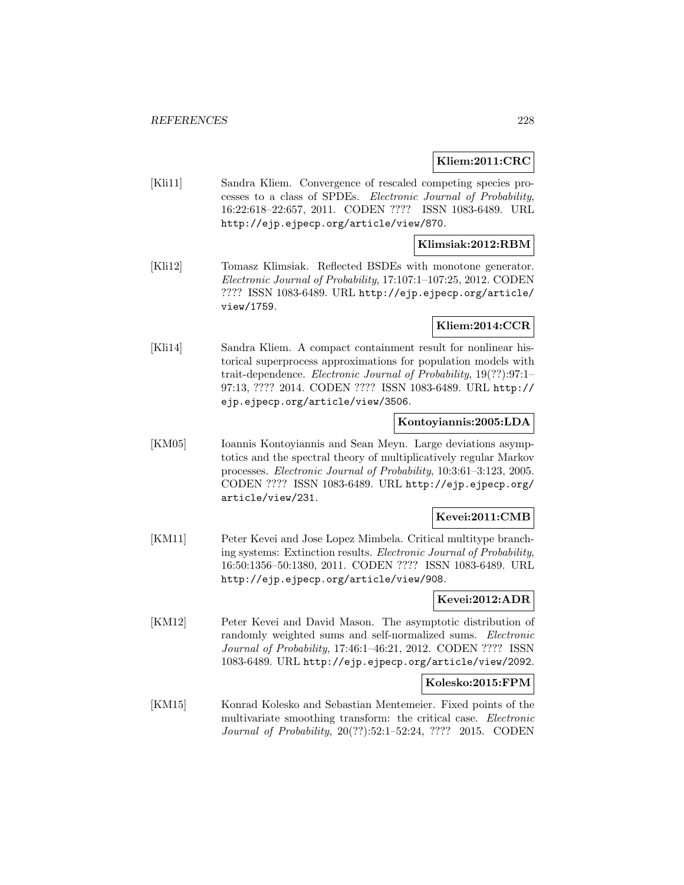**Kliem:2011:CRC**

[Kli11] Sandra Kliem. Convergence of rescaled competing species processes to a class of SPDEs. *Electronic Journal of Probability*, 16:22:618–22:657, 2011. CODEN ???? ISSN 1083-6489. URL http://ejp.ejpecp.org/article/view/870.

**Klimsiak:2012:RBM**

[Kli12] Tomasz Klimsiak. Reflected BSDEs with monotone generator. *Electronic Journal of Probability*, 17:107:1–107:25, 2012. CODEN ???? ISSN 1083-6489. URL http://ejp.ejpecp.org/article/view/1759.

**Kliem:2014:CCR**

[Kli14] Sandra Kliem. A compact containment result for nonlinear historical superprocess approximations for population models with trait-dependence. *Electronic Journal of Probability*, 19(??):97:1–97:13, ???? 2014. CODEN ???? ISSN 1083-6489. URL http://ejp.ejpecp.org/article/view/3506.

**Kontoyiannis:2005:LDA**

[KM05] Ioannis Kontoyiannis and Sean Meyn. Large deviations asymptotics and the spectral theory of multiplicatively regular Markov processes. *Electronic Journal of Probability*, 10:3:61–3:123, 2005. CODEN ???? ISSN 1083-6489. URL http://ejp.ejpecp.org/article/view/231.

**Kevei:2011:CMB**

[KM11] Peter Kevei and Jose Lopez Mimbela. Critical multitype branching systems: Extinction results. *Electronic Journal of Probability*, 16:50:1356–50:1380, 2011. CODEN ???? ISSN 1083-6489. URL http://ejp.ejpecp.org/article/view/908.

**Kevei:2012:ADR**

[KM12] Peter Kevei and David Mason. The asymptotic distribution of randomly weighted sums and self-normalized sums. *Electronic Journal of Probability*, 17:46:1–46:21, 2012. CODEN ???? ISSN 1083-6489. URL http://ejp.ejpecp.org/article/view/2092.

**Kolesko:2015:FPM**

[KM15] Konrad Kolesko and Sebastian Mentemeier. Fixed points of the multivariate smoothing transform: the critical case. *Electronic Journal of Probability*, 20(??):52:1–52:24, ???? 2015. CODEN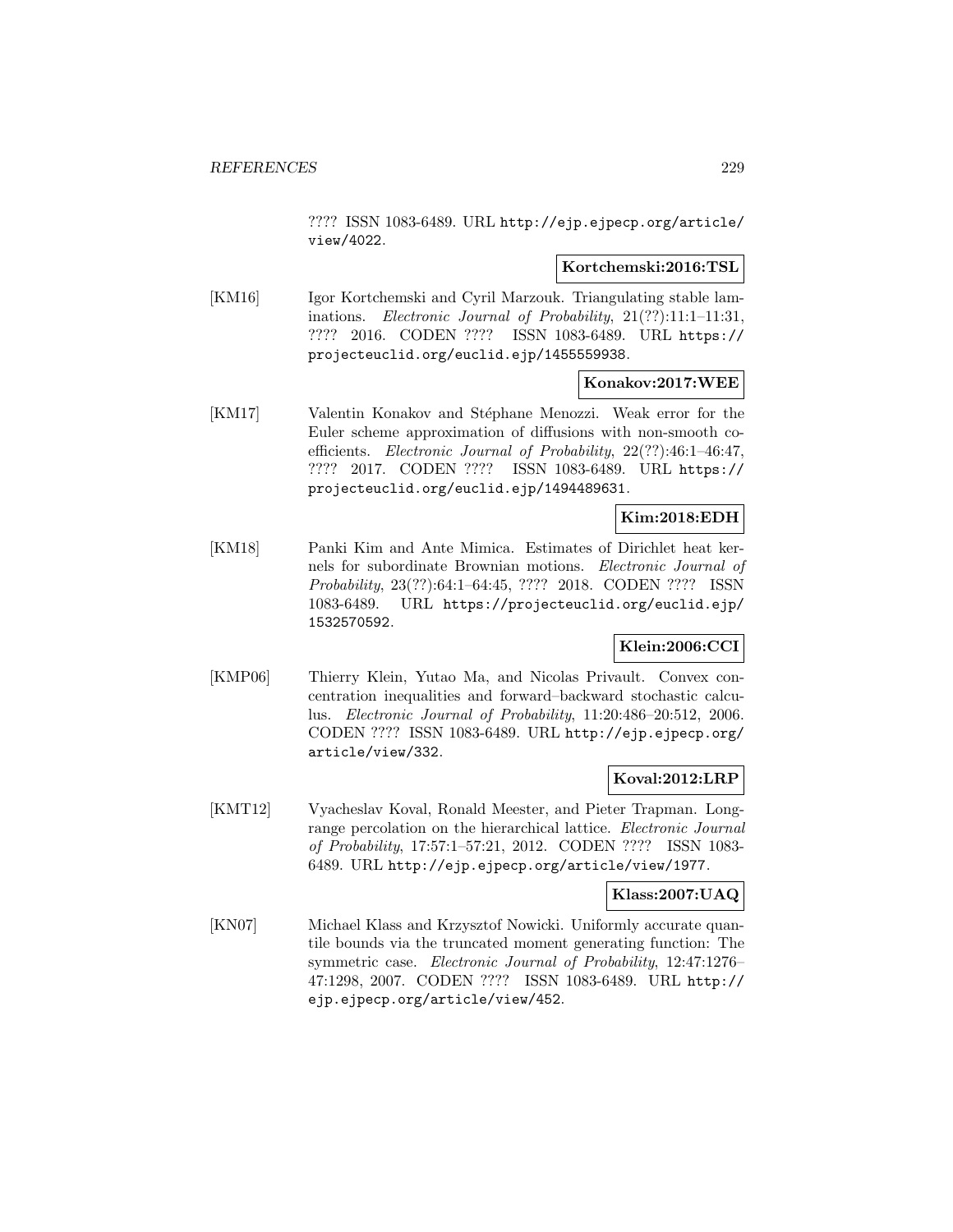???? ISSN 1083-6489. URL http://ejp.ejpecp.org/article/view/4022.

**Kortchemski:2016:TSL**

[KM16] Igor Kortchemski and Cyril Marzouk. Triangulating stable laminations. *Electronic Journal of Probability*, 21(??):11:1–11:31, ???? 2016. CODEN ???? ISSN 1083-6489. URL https://projecteuclid.org/euclid.ejp/1455559938.

**Konakov:2017:WEE**

[KM17] Valentin Konakov and Stéphane Menozzi. Weak error for the Euler scheme approximation of diffusions with non-smooth coefficients. *Electronic Journal of Probability*, 22(??):46:1–46:47, ???? 2017. CODEN ???? ISSN 1083-6489. URL https://projecteuclid.org/euclid.ejp/1494489631.

**Kim:2018:EDH**

[KM18] Panki Kim and Ante Mimica. Estimates of Dirichlet heat kernels for subordinate Brownian motions. *Electronic Journal of Probability*, 23(??):64:1–64:45, ???? 2018. CODEN ???? ISSN 1083-6489. URL https://projecteuclid.org/euclid.ejp/1532570592.

**Klein:2006:CCI**

[KMP06] Thierry Klein, Yutao Ma, and Nicolas Privault. Convex concentration inequalities and forward–backward stochastic calculus. *Electronic Journal of Probability*, 11:20:486–20:512, 2006. CODEN ???? ISSN 1083-6489. URL http://ejp.ejpecp.org/article/view/332.

**Koval:2012:LRP**

[KMT12] Vyacheslav Koval, Ronald Meester, and Pieter Trapman. Long-range percolation on the hierarchical lattice. *Electronic Journal of Probability*, 17:57:1–57:21, 2012. CODEN ???? ISSN 1083-6489. URL http://ejp.ejpecp.org/article/view/1977.

**Klass:2007:UAQ**

[KN07] Michael Klass and Krzysztof Nowicki. Uniformly accurate quantile bounds via the truncated moment generating function: The symmetric case. *Electronic Journal of Probability*, 12:47:1276–47:1298, 2007. CODEN ???? ISSN 1083-6489. URL http://ejp.ejpecp.org/article/view/452.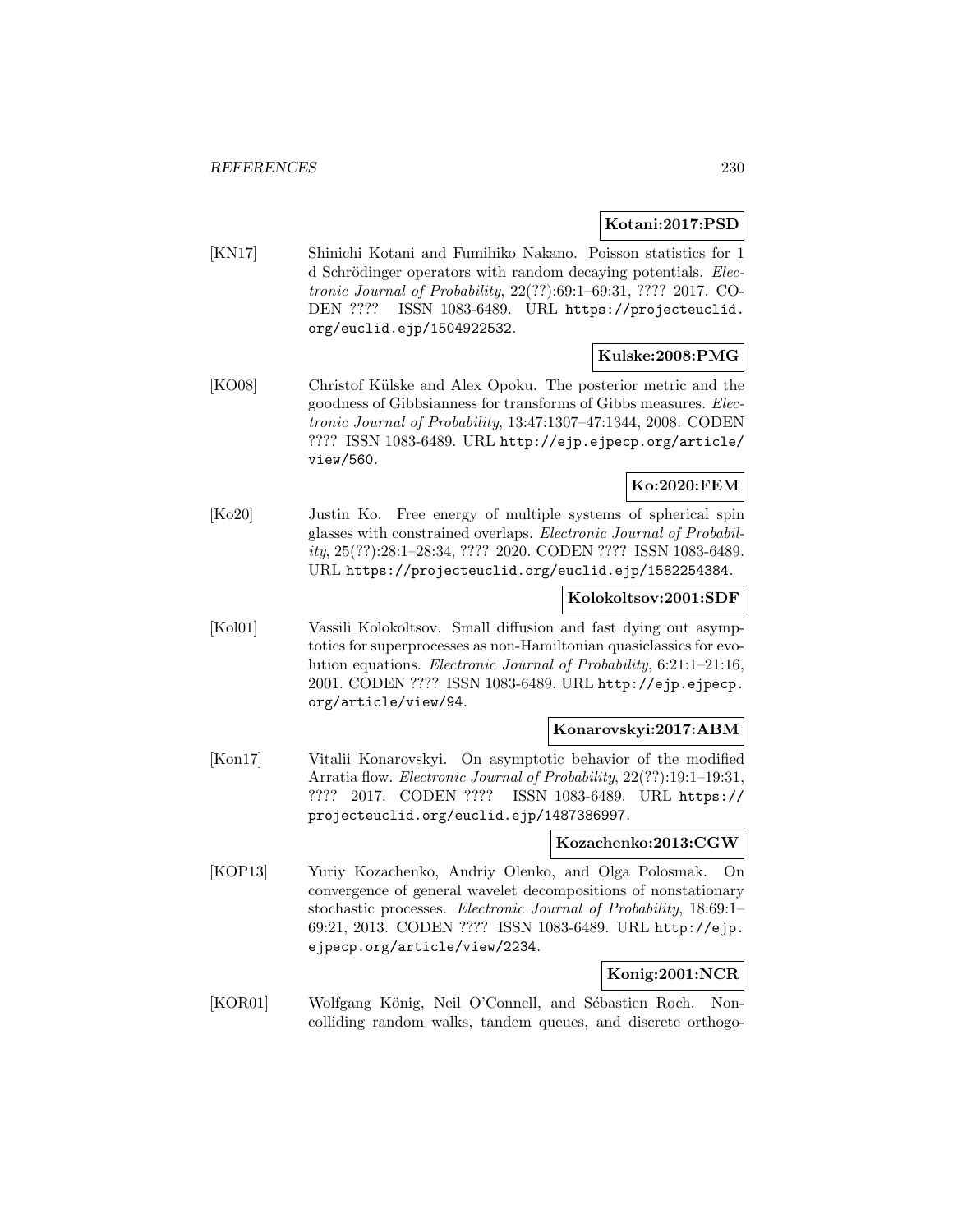**Kotani:2017:PSD**

[KN17] Shinichi Kotani and Fumihiko Nakano. Poisson statistics for 1 d Schrödinger operators with random decaying potentials. *Electronic Journal of Probability*, 22(??):69:1–69:31, ???? 2017. CODEN ???? ISSN 1083-6489. URL https://projecteuclid.org/euclid.ejp/1504922532.

**Kulske:2008:PMG**

[KO08] Christof Külske and Alex Opoku. The posterior metric and the goodness of Gibbsianness for transforms of Gibbs measures. *Electronic Journal of Probability*, 13:47:1307–47:1344, 2008. CODEN ???? ISSN 1083-6489. URL http://ejp.ejpecp.org/article/view/560.

**Ko:2020:FEM**

[Ko20] Justin Ko. Free energy of multiple systems of spherical spin glasses with constrained overlaps. *Electronic Journal of Probability*, 25(??):28:1–28:34, ???? 2020. CODEN ???? ISSN 1083-6489. URL https://projecteuclid.org/euclid.ejp/1582254384.

**Kolokoltsov:2001:SDF**

[Kol01] Vassili Kolokoltsov. Small diffusion and fast dying out asymptotics for superprocesses as non-Hamiltonian quasiclassics for evolution equations. *Electronic Journal of Probability*, 6:21:1–21:16, 2001. CODEN ???? ISSN 1083-6489. URL http://ejp.ejpecp.org/article/view/94.

**Konarovskyi:2017:ABM**

[Kon17] Vitalii Konarovskyi. On asymptotic behavior of the modified Arratia flow. *Electronic Journal of Probability*, 22(??):19:1–19:31, ???? 2017. CODEN ???? ISSN 1083-6489. URL https://projecteuclid.org/euclid.ejp/1487386997.

**Kozachenko:2013:CGW**

[KOP13] Yuriy Kozachenko, Andriy Olenko, and Olga Polosmak. On convergence of general wavelet decompositions of nonstationary stochastic processes. *Electronic Journal of Probability*, 18:69:1–69:21, 2013. CODEN ???? ISSN 1083-6489. URL http://ejp.ejpecp.org/article/view/2234.

**Konig:2001:NCR**

[KOR01] Wolfgang König, Neil O'Connell, and Sébastien Roch. Non-colliding random walks, tandem queues, and discrete orthogo-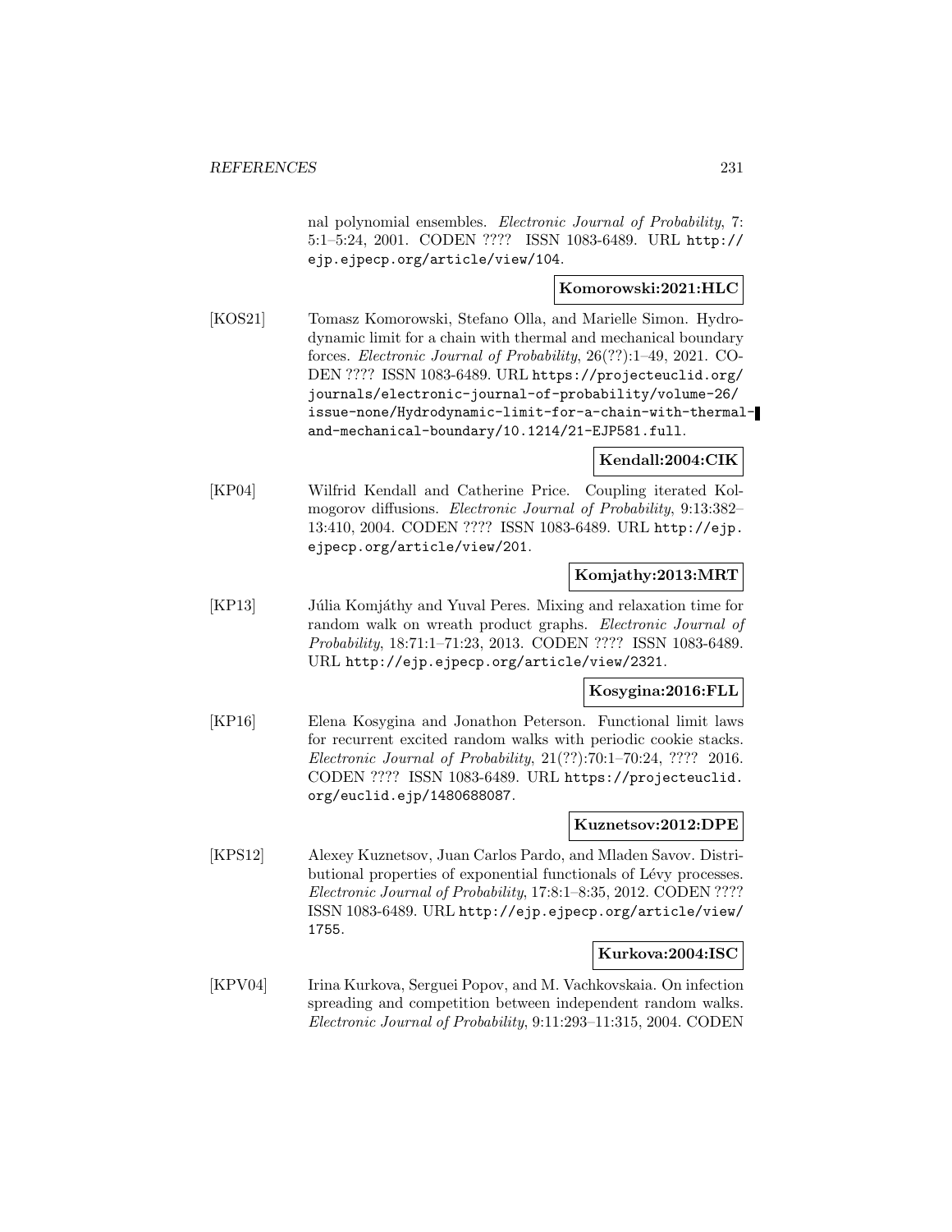nal polynomial ensembles. *Electronic Journal of Probability*, 7: 5:1–5:24, 2001. CODEN ???? ISSN 1083-6489. URL http://ejp.ejpecp.org/article/view/104.

**Komorowski:2021:HLC**

[KOS21] Tomasz Komorowski, Stefano Olla, and Marielle Simon. Hydrodynamic limit for a chain with thermal and mechanical boundary forces. *Electronic Journal of Probability*, 26(??):1–49, 2021. CODEN ???? ISSN 1083-6489. URL https://projecteuclid.org/journals/electronic-journal-of-probability/volume-26/issue-none/Hydrodynamic-limit-for-a-chain-with-thermal-and-mechanical-boundary/10.1214/21-EJP581.full.

**Kendall:2004:CIK**

[KP04] Wilfrid Kendall and Catherine Price. Coupling iterated Kolmogorov diffusions. *Electronic Journal of Probability*, 9:13:382–13:410, 2004. CODEN ???? ISSN 1083-6489. URL http://ejp.ejpecp.org/article/view/201.

**Komjathy:2013:MRT**

[KP13] Júlia Komjáthy and Yuval Peres. Mixing and relaxation time for random walk on wreath product graphs. *Electronic Journal of Probability*, 18:71:1–71:23, 2013. CODEN ???? ISSN 1083-6489. URL http://ejp.ejpecp.org/article/view/2321.

**Kosygina:2016:FLL**

[KP16] Elena Kosygina and Jonathon Peterson. Functional limit laws for recurrent excited random walks with periodic cookie stacks. *Electronic Journal of Probability*, 21(??):70:1–70:24, ???? 2016. CODEN ???? ISSN 1083-6489. URL https://projecteuclid.org/euclid.ejp/1480688087.

**Kuznetsov:2012:DPE**

[KPS12] Alexey Kuznetsov, Juan Carlos Pardo, and Mladen Savov. Distributional properties of exponential functionals of Lévy processes. *Electronic Journal of Probability*, 17:8:1–8:35, 2012. CODEN ???? ISSN 1083-6489. URL http://ejp.ejpecp.org/article/view/1755.

**Kurkova:2004:ISC**

[KPV04] Irina Kurkova, Serguei Popov, and M. Vachkovskaia. On infection spreading and competition between independent random walks. *Electronic Journal of Probability*, 9:11:293–11:315, 2004. CODEN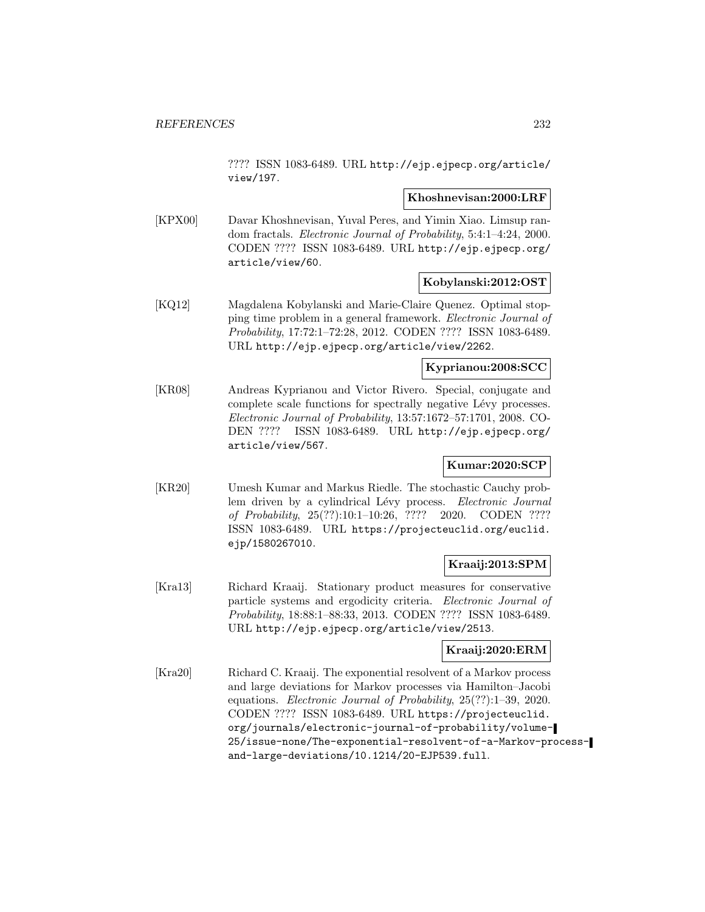???? ISSN 1083-6489. URL http://ejp.ejpecp.org/article/view/197.

**Khoshnevisan:2000:LRF**

[KPX00] Davar Khoshnevisan, Yuval Peres, and Yimin Xiao. Limsup random fractals. *Electronic Journal of Probability*, 5:4:1–4:24, 2000. CODEN ???? ISSN 1083-6489. URL http://ejp.ejpecp.org/article/view/60.

**Kobylanski:2012:OST**

[KQ12] Magdalena Kobylanski and Marie-Claire Quenez. Optimal stopping time problem in a general framework. *Electronic Journal of Probability*, 17:72:1–72:28, 2012. CODEN ???? ISSN 1083-6489. URL http://ejp.ejpecp.org/article/view/2262.

**Kyprianou:2008:SCC**

[KR08] Andreas Kyprianou and Victor Rivero. Special, conjugate and complete scale functions for spectrally negative Lévy processes. *Electronic Journal of Probability*, 13:57:1672–57:1701, 2008. CODEN ???? ISSN 1083-6489. URL http://ejp.ejpecp.org/article/view/567.

**Kumar:2020:SCP**

[KR20] Umesh Kumar and Markus Riedle. The stochastic Cauchy problem driven by a cylindrical Lévy process. *Electronic Journal of Probability*, 25(??):10:1–10:26, ???? 2020. CODEN ???? ISSN 1083-6489. URL https://projecteuclid.org/euclid.ejp/1580267010.

**Kraaij:2013:SPM**

[Kra13] Richard Kraaij. Stationary product measures for conservative particle systems and ergodicity criteria. *Electronic Journal of Probability*, 18:88:1–88:33, 2013. CODEN ???? ISSN 1083-6489. URL http://ejp.ejpecp.org/article/view/2513.

**Kraaij:2020:ERM**

[Kra20] Richard C. Kraaij. The exponential resolvent of a Markov process and large deviations for Markov processes via Hamilton–Jacobi equations. *Electronic Journal of Probability*, 25(??):1–39, 2020. CODEN ???? ISSN 1083-6489. URL https://projecteuclid.org/journals/electronic-journal-of-probability/volume-25/issue-none/The-exponential-resolvent-of-a-Markov-process-and-large-deviations/10.1214/20-EJP539.full.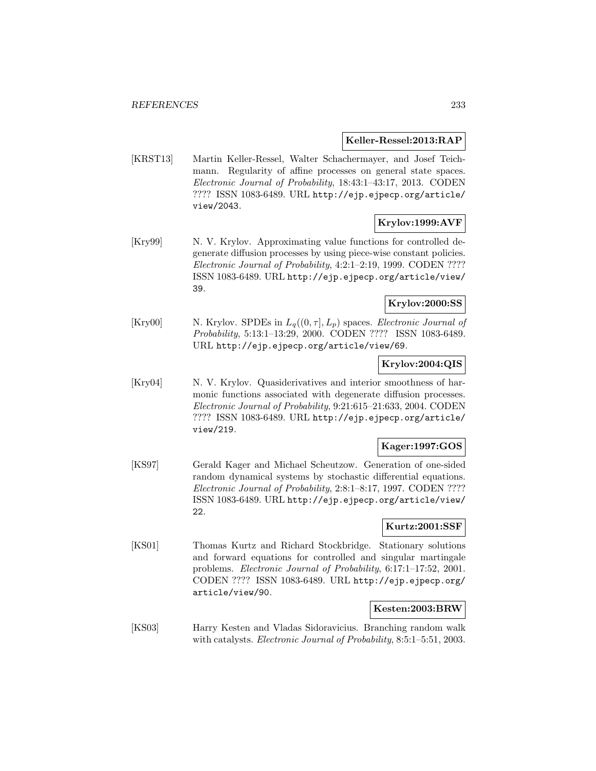**Keller-Ressel:2013:RAP**

[KRST13] Martin Keller-Ressel, Walter Schachermayer, and Josef Teichmann. Regularity of affine processes on general state spaces. *Electronic Journal of Probability*, 18:43:1–43:17, 2013. CODEN ???? ISSN 1083-6489. URL http://ejp.ejpecp.org/article/view/2043.

**Krylov:1999:AVF**

[Kry99] N. V. Krylov. Approximating value functions for controlled degenerate diffusion processes by using piece-wise constant policies. *Electronic Journal of Probability*, 4:2:1–2:19, 1999. CODEN ???? ISSN 1083-6489. URL http://ejp.ejpecp.org/article/view/39.

**Krylov:2000:SS**

[Kry00] N. Krylov. SPDEs in $L_q((0,\tau], L_p)$ spaces. *Electronic Journal of Probability*, 5:13:1–13:29, 2000. CODEN ???? ISSN 1083-6489. URL http://ejp.ejpecp.org/article/view/69.

**Krylov:2004:QIS**

[Kry04] N. V. Krylov. Quasiderivatives and interior smoothness of harmonic functions associated with degenerate diffusion processes. *Electronic Journal of Probability*, 9:21:615–21:633, 2004. CODEN ???? ISSN 1083-6489. URL http://ejp.ejpecp.org/article/view/219.

**Kager:1997:GOS**

[KS97] Gerald Kager and Michael Scheutzow. Generation of one-sided random dynamical systems by stochastic differential equations. *Electronic Journal of Probability*, 2:8:1–8:17, 1997. CODEN ???? ISSN 1083-6489. URL http://ejp.ejpecp.org/article/view/22.

**Kurtz:2001:SSF**

[KS01] Thomas Kurtz and Richard Stockbridge. Stationary solutions and forward equations for controlled and singular martingale problems. *Electronic Journal of Probability*, 6:17:1–17:52, 2001. CODEN ???? ISSN 1083-6489. URL http://ejp.ejpecp.org/article/view/90.

**Kesten:2003:BRW**

[KS03] Harry Kesten and Vladas Sidoravicius. Branching random walk with catalysts. *Electronic Journal of Probability*, 8:5:1–5:51, 2003.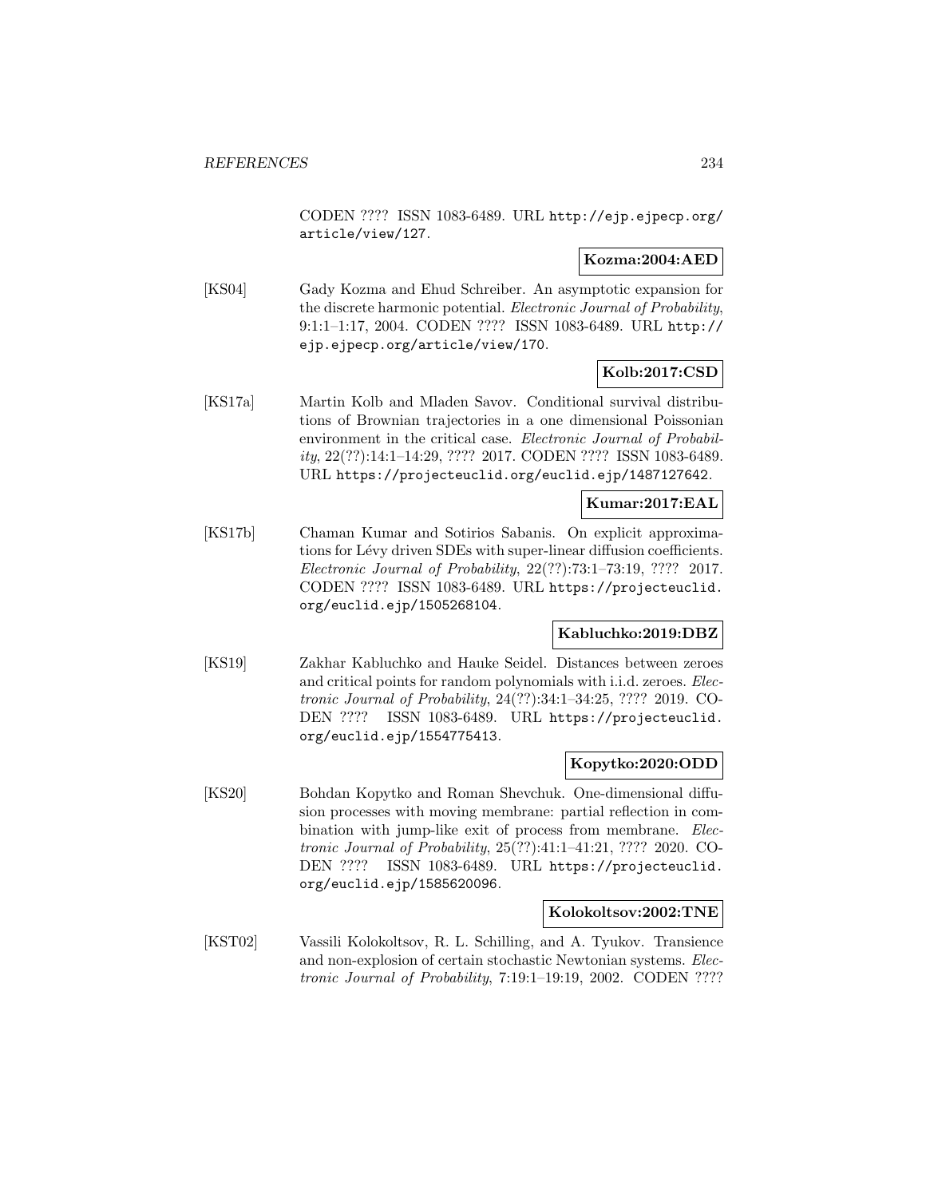CODEN ???? ISSN 1083-6489. URL http://ejp.ejpecp.org/article/view/127.

**Kozma:2004:AED**

[KS04] Gady Kozma and Ehud Schreiber. An asymptotic expansion for the discrete harmonic potential. *Electronic Journal of Probability*, 9:1:1–1:17, 2004. CODEN ???? ISSN 1083-6489. URL http://ejp.ejpecp.org/article/view/170.

**Kolb:2017:CSD**

[KS17a] Martin Kolb and Mladen Savov. Conditional survival distributions of Brownian trajectories in a one dimensional Poissonian environment in the critical case. *Electronic Journal of Probability*, 22(??):14:1–14:29, ???? 2017. CODEN ???? ISSN 1083-6489. URL https://projecteuclid.org/euclid.ejp/1487127642.

**Kumar:2017:EAL**

[KS17b] Chaman Kumar and Sotirios Sabanis. On explicit approximations for Lévy driven SDEs with super-linear diffusion coefficients. *Electronic Journal of Probability*, 22(??):73:1–73:19, ???? 2017. CODEN ???? ISSN 1083-6489. URL https://projecteuclid.org/euclid.ejp/1505268104.

**Kabluchko:2019:DBZ**

[KS19] Zakhar Kabluchko and Hauke Seidel. Distances between zeroes and critical points for random polynomials with i.i.d. zeroes. *Electronic Journal of Probability*, 24(??):34:1–34:25, ???? 2019. CODEN ???? ISSN 1083-6489. URL https://projecteuclid.org/euclid.ejp/1554775413.

**Kopytko:2020:ODD**

[KS20] Bohdan Kopytko and Roman Shevchuk. One-dimensional diffusion processes with moving membrane: partial reflection in combination with jump-like exit of process from membrane. *Electronic Journal of Probability*, 25(??):41:1–41:21, ???? 2020. CODEN ???? ISSN 1083-6489. URL https://projecteuclid.org/euclid.ejp/1585620096.

**Kolokoltsov:2002:TNE**

[KST02] Vassili Kolokoltsov, R. L. Schilling, and A. Tyukov. Transience and non-explosion of certain stochastic Newtonian systems. *Electronic Journal of Probability*, 7:19:1–19:19, 2002. CODEN ????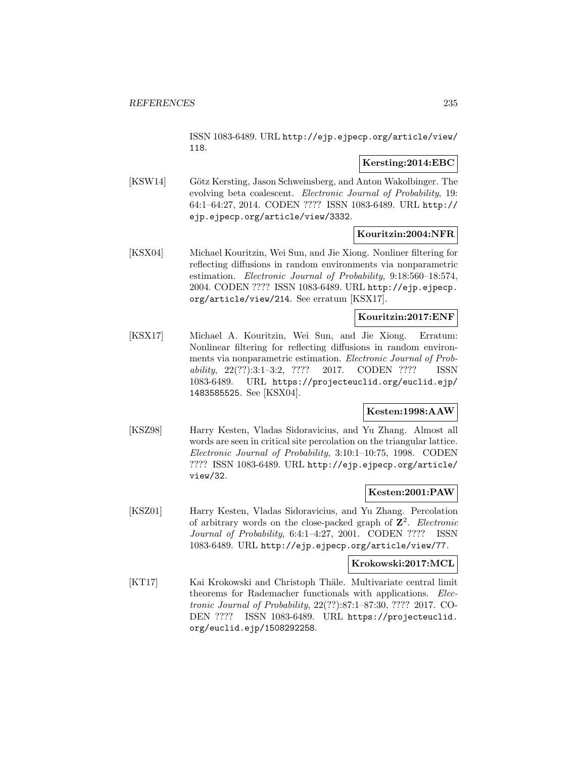ISSN 1083-6489. URL http://ejp.ejpecp.org/article/view/118.

**Kersting:2014:EBC**

[KSW14] Götz Kersting, Jason Schweinsberg, and Anton Wakolbinger. The evolving beta coalescent. *Electronic Journal of Probability*, 19: 64:1–64:27, 2014. CODEN ???? ISSN 1083-6489. URL http://ejp.ejpecp.org/article/view/3332.

**Kouritzin:2004:NFR**

[KSX04] Michael Kouritzin, Wei Sun, and Jie Xiong. Nonliner filtering for reflecting diffusions in random environments via nonparametric estimation. *Electronic Journal of Probability*, 9:18:560–18:574, 2004. CODEN ???? ISSN 1083-6489. URL http://ejp.ejpecp.org/article/view/214. See erratum [KSX17].

**Kouritzin:2017:ENF**

[KSX17] Michael A. Kouritzin, Wei Sun, and Jie Xiong. Erratum: Nonlinear filtering for reflecting diffusions in random environments via nonparametric estimation. *Electronic Journal of Probability*, 22(??):3:1–3:2, ???? 2017. CODEN ???? ISSN 1083-6489. URL https://projecteuclid.org/euclid.ejp/1483585525. See [KSX04].

**Kesten:1998:AAW**

[KSZ98] Harry Kesten, Vladas Sidoravicius, and Yu Zhang. Almost all words are seen in critical site percolation on the triangular lattice. *Electronic Journal of Probability*, 3:10:1–10:75, 1998. CODEN ???? ISSN 1083-6489. URL http://ejp.ejpecp.org/article/view/32.

**Kesten:2001:PAW**

[KSZ01] Harry Kesten, Vladas Sidoravicius, and Yu Zhang. Percolation of arbitrary words on the close-packed graph of $\mathbf{Z}^2$. *Electronic Journal of Probability*, 6:4:1–4:27, 2001. CODEN ???? ISSN 1083-6489. URL http://ejp.ejpecp.org/article/view/77.

**Krokowski:2017:MCL**

[KT17] Kai Krokowski and Christoph Thäle. Multivariate central limit theorems for Rademacher functionals with applications. *Electronic Journal of Probability*, 22(??):87:1–87:30, ???? 2017. CODEN ???? ISSN 1083-6489. URL https://projecteuclid.org/euclid.ejp/1508292258.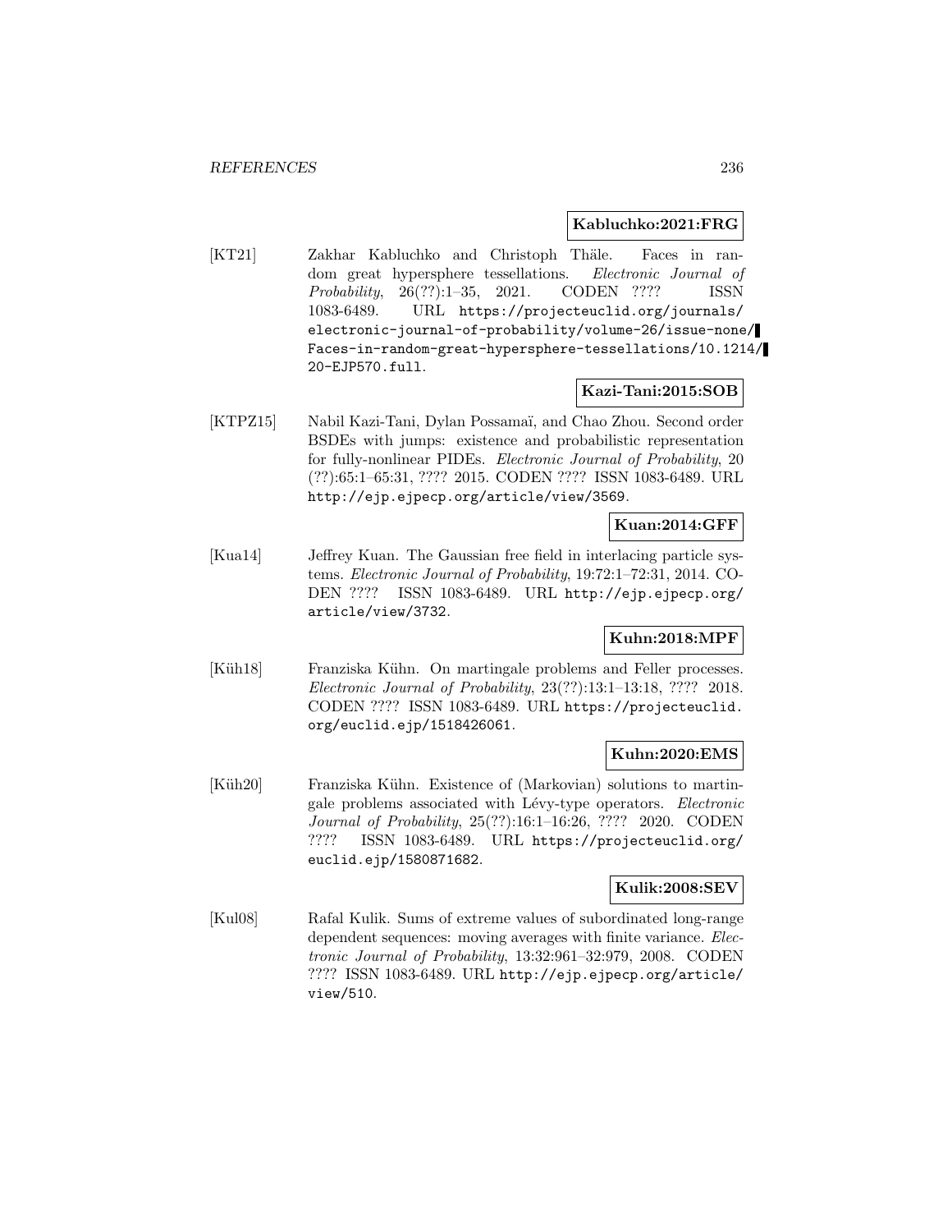**Kabluchko:2021:FRG**

[KT21] Zakhar Kabluchko and Christoph Thäle. Faces in random great hypersphere tessellations. *Electronic Journal of Probability*, 26(??):1–35, 2021. CODEN ???? ISSN 1083-6489. URL https://projecteuclid.org/journals/electronic-journal-of-probability/volume-26/issue-none/Faces-in-random-great-hypersphere-tessellations/10.1214/20-EJP570.full.

**Kazi-Tani:2015:SOB**

[KTPZ15] Nabil Kazi-Tani, Dylan Possamaï, and Chao Zhou. Second order BSDEs with jumps: existence and probabilistic representation for fully-nonlinear PIDEs. *Electronic Journal of Probability*, 20 (??):65:1–65:31, ???? 2015. CODEN ???? ISSN 1083-6489. URL http://ejp.ejpecp.org/article/view/3569.

**Kuan:2014:GFF**

[Kua14] Jeffrey Kuan. The Gaussian free field in interlacing particle systems. *Electronic Journal of Probability*, 19:72:1–72:31, 2014. CODEN ???? ISSN 1083-6489. URL http://ejp.ejpecp.org/article/view/3732.

**Kuhn:2018:MPF**

[Küh18] Franziska Kühn. On martingale problems and Feller processes. *Electronic Journal of Probability*, 23(??):13:1–13:18, ???? 2018. CODEN ???? ISSN 1083-6489. URL https://projecteuclid.org/euclid.ejp/1518426061.

**Kuhn:2020:EMS**

[Küh20] Franziska Kühn. Existence of (Markovian) solutions to martingale problems associated with Lévy-type operators. *Electronic Journal of Probability*, 25(??):16:1–16:26, ???? 2020. CODEN ???? ISSN 1083-6489. URL https://projecteuclid.org/euclid.ejp/1580871682.

**Kulik:2008:SEV**

[Kul08] Rafal Kulik. Sums of extreme values of subordinated long-range dependent sequences: moving averages with finite variance. *Electronic Journal of Probability*, 13:32:961–32:979, 2008. CODEN ???? ISSN 1083-6489. URL http://ejp.ejpecp.org/article/view/510.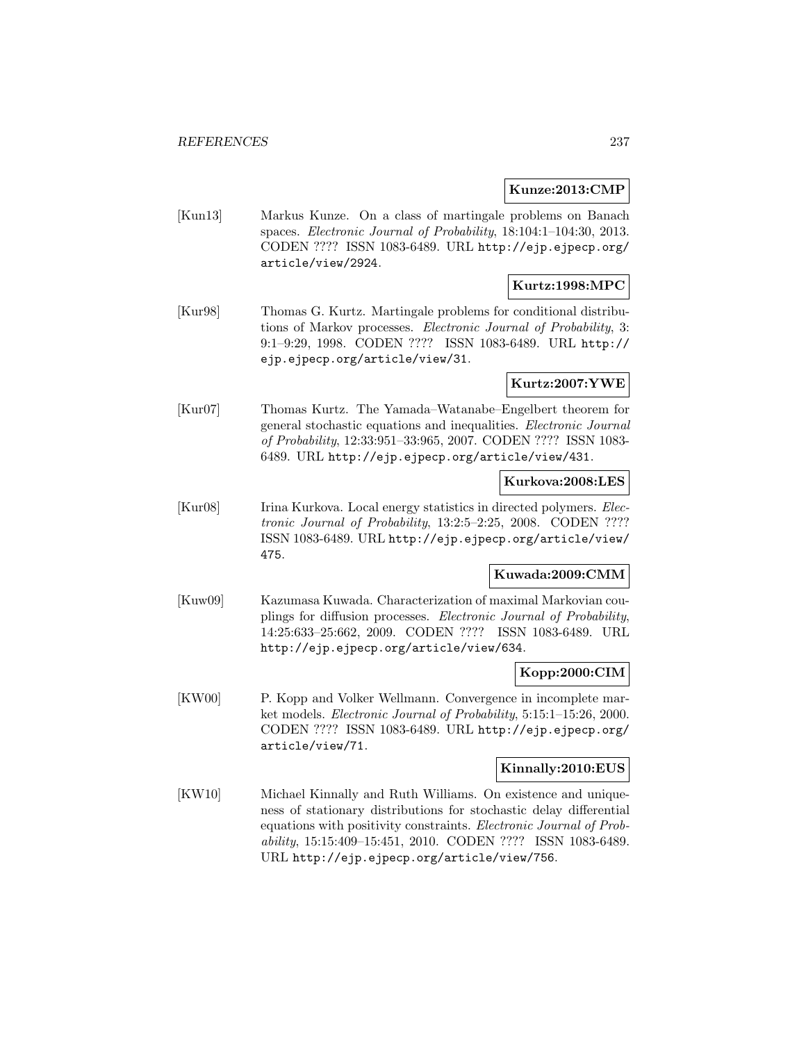**Kunze:2013:CMP**

[Kun13] Markus Kunze. On a class of martingale problems on Banach spaces. *Electronic Journal of Probability*, 18:104:1–104:30, 2013. CODEN ???? ISSN 1083-6489. URL http://ejp.ejpecp.org/article/view/2924.

**Kurtz:1998:MPC**

[Kur98] Thomas G. Kurtz. Martingale problems for conditional distributions of Markov processes. *Electronic Journal of Probability*, 3: 9:1–9:29, 1998. CODEN ???? ISSN 1083-6489. URL http://ejp.ejpecp.org/article/view/31.

**Kurtz:2007:YWE**

[Kur07] Thomas Kurtz. The Yamada–Watanabe–Engelbert theorem for general stochastic equations and inequalities. *Electronic Journal of Probability*, 12:33:951–33:965, 2007. CODEN ???? ISSN 1083-6489. URL http://ejp.ejpecp.org/article/view/431.

**Kurkova:2008:LES**

[Kur08] Irina Kurkova. Local energy statistics in directed polymers. *Electronic Journal of Probability*, 13:2:5–2:25, 2008. CODEN ???? ISSN 1083-6489. URL http://ejp.ejpecp.org/article/view/475.

**Kuwada:2009:CMM**

[Kuw09] Kazumasa Kuwada. Characterization of maximal Markovian couplings for diffusion processes. *Electronic Journal of Probability*, 14:25:633–25:662, 2009. CODEN ???? ISSN 1083-6489. URL http://ejp.ejpecp.org/article/view/634.

**Kopp:2000:CIM**

[KW00] P. Kopp and Volker Wellmann. Convergence in incomplete market models. *Electronic Journal of Probability*, 5:15:1–15:26, 2000. CODEN ???? ISSN 1083-6489. URL http://ejp.ejpecp.org/article/view/71.

**Kinnally:2010:EUS**

[KW10] Michael Kinnally and Ruth Williams. On existence and uniqueness of stationary distributions for stochastic delay differential equations with positivity constraints. *Electronic Journal of Probability*, 15:15:409–15:451, 2010. CODEN ???? ISSN 1083-6489. URL http://ejp.ejpecp.org/article/view/756.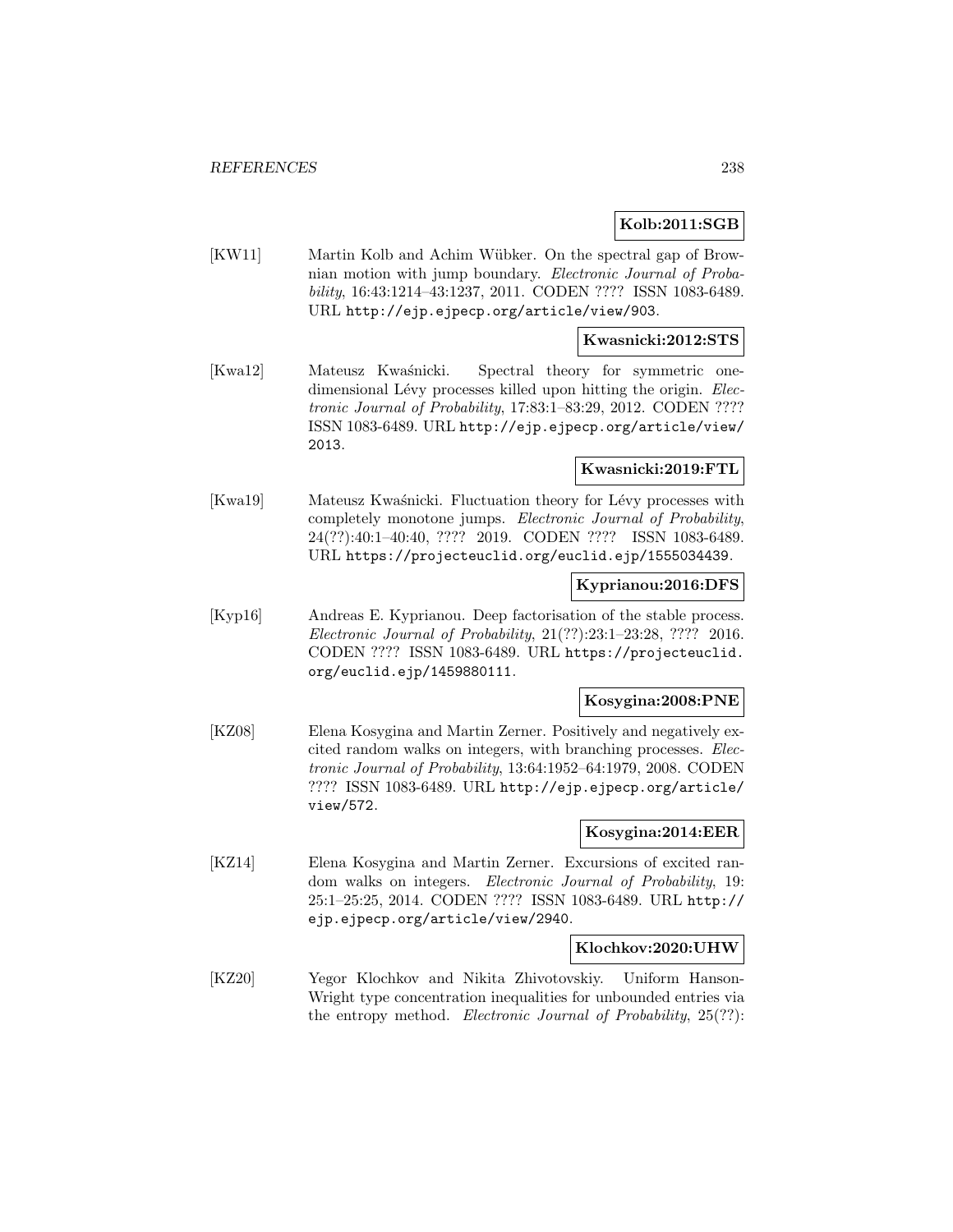**Kolb:2011:SGB**

[KW11] Martin Kolb and Achim Wübker. On the spectral gap of Brownian motion with jump boundary. *Electronic Journal of Probability*, 16:43:1214–43:1237, 2011. CODEN ???? ISSN 1083-6489. URL http://ejp.ejpecp.org/article/view/903.

**Kwasnicki:2012:STS**

[Kwa12] Mateusz Kwaśnicki. Spectral theory for symmetric one-dimensional Lévy processes killed upon hitting the origin. *Electronic Journal of Probability*, 17:83:1–83:29, 2012. CODEN ???? ISSN 1083-6489. URL http://ejp.ejpecp.org/article/view/2013.

**Kwasnicki:2019:FTL**

[Kwa19] Mateusz Kwaśnicki. Fluctuation theory for Lévy processes with completely monotone jumps. *Electronic Journal of Probability*, 24(??):40:1–40:40, ???? 2019. CODEN ???? ISSN 1083-6489. URL https://projecteuclid.org/euclid.ejp/1555034439.

**Kyprianou:2016:DFS**

[Kyp16] Andreas E. Kyprianou. Deep factorisation of the stable process. *Electronic Journal of Probability*, 21(??):23:1–23:28, ???? 2016. CODEN ???? ISSN 1083-6489. URL https://projecteuclid.org/euclid.ejp/1459880111.

**Kosygina:2008:PNE**

[KZ08] Elena Kosygina and Martin Zerner. Positively and negatively excited random walks on integers, with branching processes. *Electronic Journal of Probability*, 13:64:1952–64:1979, 2008. CODEN ???? ISSN 1083-6489. URL http://ejp.ejpecp.org/article/view/572.

**Kosygina:2014:EER**

[KZ14] Elena Kosygina and Martin Zerner. Excursions of excited random walks on integers. *Electronic Journal of Probability*, 19: 25:1–25:25, 2014. CODEN ???? ISSN 1083-6489. URL http://ejp.ejpecp.org/article/view/2940.

**Klochkov:2020:UHW**

[KZ20] Yegor Klochkov and Nikita Zhivotovskiy. Uniform Hanson-Wright type concentration inequalities for unbounded entries via the entropy method. *Electronic Journal of Probability*, 25(??):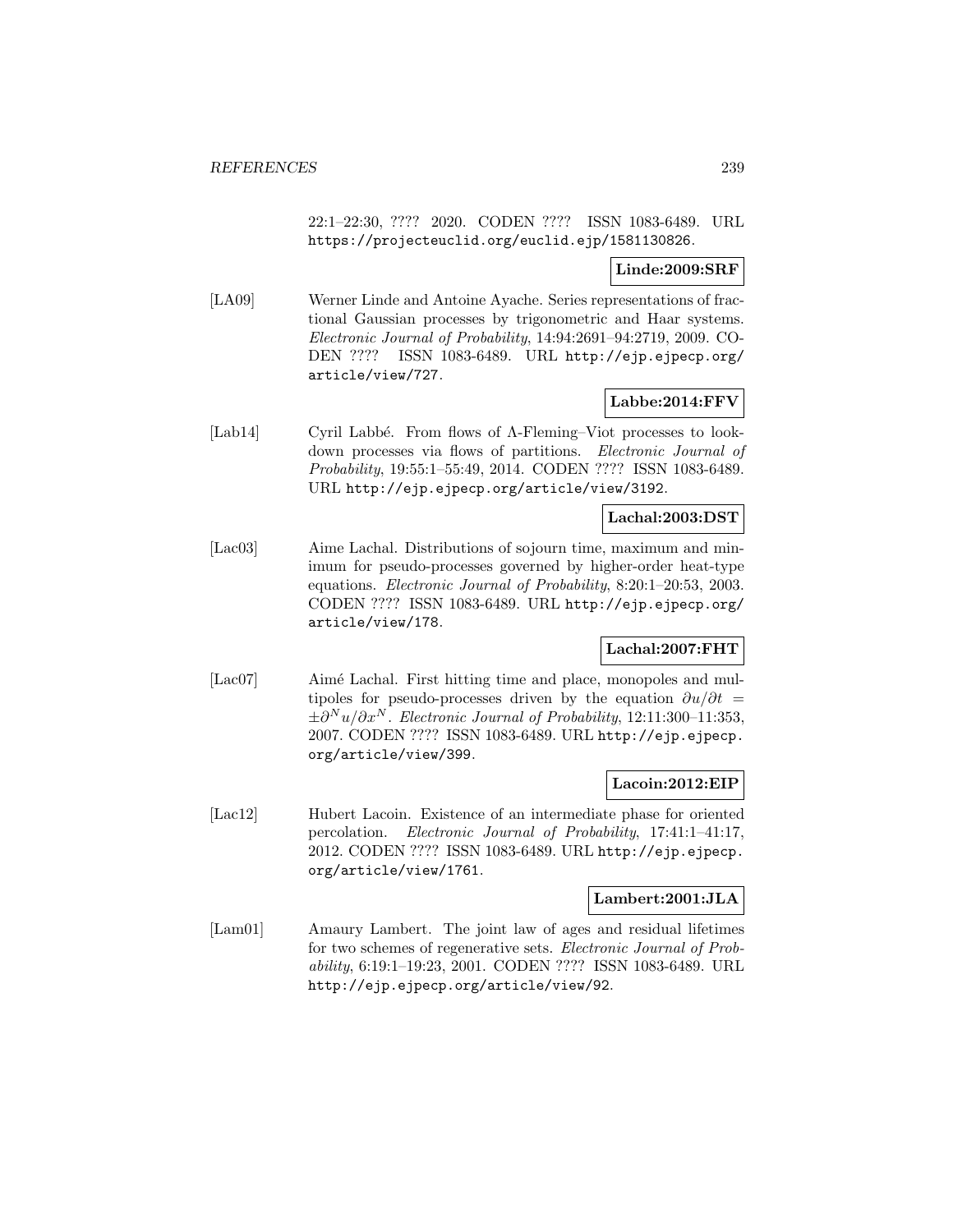22:1–22:30, ???? 2020. CODEN ???? ISSN 1083-6489. URL https://projecteuclid.org/euclid.ejp/1581130826.

**Linde:2009:SRF**

[LA09] Werner Linde and Antoine Ayache. Series representations of fractional Gaussian processes by trigonometric and Haar systems. *Electronic Journal of Probability*, 14:94:2691–94:2719, 2009. CODEN ???? ISSN 1083-6489. URL http://ejp.ejpecp.org/article/view/727.

**Labbe:2014:FFV**

[Lab14] Cyril Labbé. From flows of Λ-Fleming–Viot processes to lookdown processes via flows of partitions. *Electronic Journal of Probability*, 19:55:1–55:49, 2014. CODEN ???? ISSN 1083-6489. URL http://ejp.ejpecp.org/article/view/3192.

**Lachal:2003:DST**

[Lac03] Aime Lachal. Distributions of sojourn time, maximum and minimum for pseudo-processes governed by higher-order heat-type equations. *Electronic Journal of Probability*, 8:20:1–20:53, 2003. CODEN ???? ISSN 1083-6489. URL http://ejp.ejpecp.org/article/view/178.

**Lachal:2007:FHT**

[Lac07] Aimé Lachal. First hitting time and place, monopoles and multipoles for pseudo-processes driven by the equation $\partial u/\partial t = \pm\partial^N u/\partial x^N$. *Electronic Journal of Probability*, 12:11:300–11:353, 2007. CODEN ???? ISSN 1083-6489. URL http://ejp.ejpecp.org/article/view/399.

**Lacoin:2012:EIP**

[Lac12] Hubert Lacoin. Existence of an intermediate phase for oriented percolation. *Electronic Journal of Probability*, 17:41:1–41:17, 2012. CODEN ???? ISSN 1083-6489. URL http://ejp.ejpecp.org/article/view/1761.

**Lambert:2001:JLA**

[Lam01] Amaury Lambert. The joint law of ages and residual lifetimes for two schemes of regenerative sets. *Electronic Journal of Probability*, 6:19:1–19:23, 2001. CODEN ???? ISSN 1083-6489. URL http://ejp.ejpecp.org/article/view/92.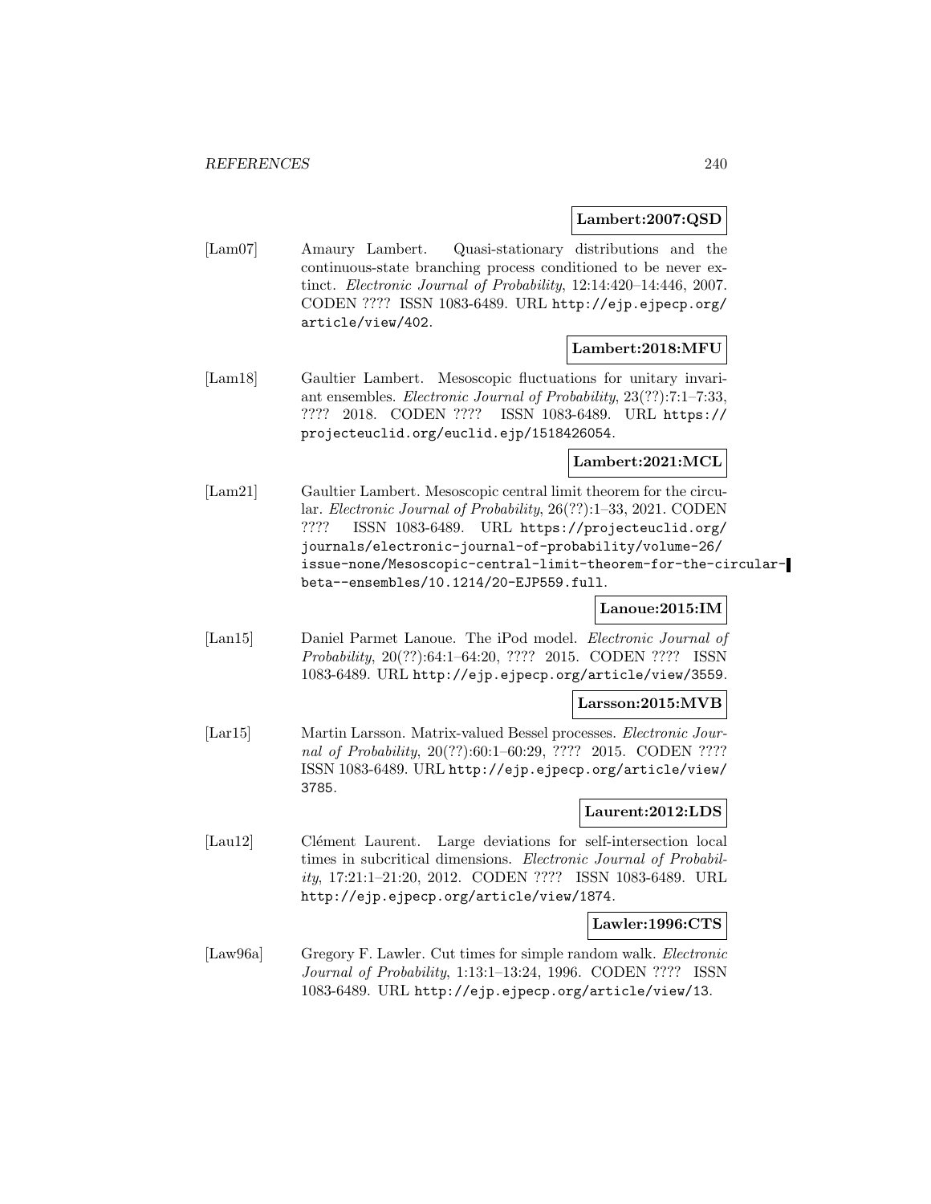**Lambert:2007:QSD**

[Lam07] Amaury Lambert. Quasi-stationary distributions and the continuous-state branching process conditioned to be never extinct. *Electronic Journal of Probability*, 12:14:420–14:446, 2007. CODEN ???? ISSN 1083-6489. URL http://ejp.ejpecp.org/article/view/402.

**Lambert:2018:MFU**

[Lam18] Gaultier Lambert. Mesoscopic fluctuations for unitary invariant ensembles. *Electronic Journal of Probability*, 23(??):7:1–7:33, ???? 2018. CODEN ???? ISSN 1083-6489. URL https://projecteuclid.org/euclid.ejp/1518426054.

**Lambert:2021:MCL**

[Lam21] Gaultier Lambert. Mesoscopic central limit theorem for the circular. *Electronic Journal of Probability*, 26(??):1–33, 2021. CODEN ???? ISSN 1083-6489. URL https://projecteuclid.org/journals/electronic-journal-of-probability/volume-26/issue-none/Mesoscopic-central-limit-theorem-for-the-circular-beta--ensembles/10.1214/20-EJP559.full.

**Lanoue:2015:IM**

[Lan15] Daniel Parmet Lanoue. The iPod model. *Electronic Journal of Probability*, 20(??):64:1–64:20, ???? 2015. CODEN ???? ISSN 1083-6489. URL http://ejp.ejpecp.org/article/view/3559.

**Larsson:2015:MVB**

[Lar15] Martin Larsson. Matrix-valued Bessel processes. *Electronic Journal of Probability*, 20(??):60:1–60:29, ???? 2015. CODEN ???? ISSN 1083-6489. URL http://ejp.ejpecp.org/article/view/3785.

**Laurent:2012:LDS**

[Lau12] Clément Laurent. Large deviations for self-intersection local times in subcritical dimensions. *Electronic Journal of Probability*, 17:21:1–21:20, 2012. CODEN ???? ISSN 1083-6489. URL http://ejp.ejpecp.org/article/view/1874.

**Lawler:1996:CTS**

[Law96a] Gregory F. Lawler. Cut times for simple random walk. *Electronic Journal of Probability*, 1:13:1–13:24, 1996. CODEN ???? ISSN 1083-6489. URL http://ejp.ejpecp.org/article/view/13.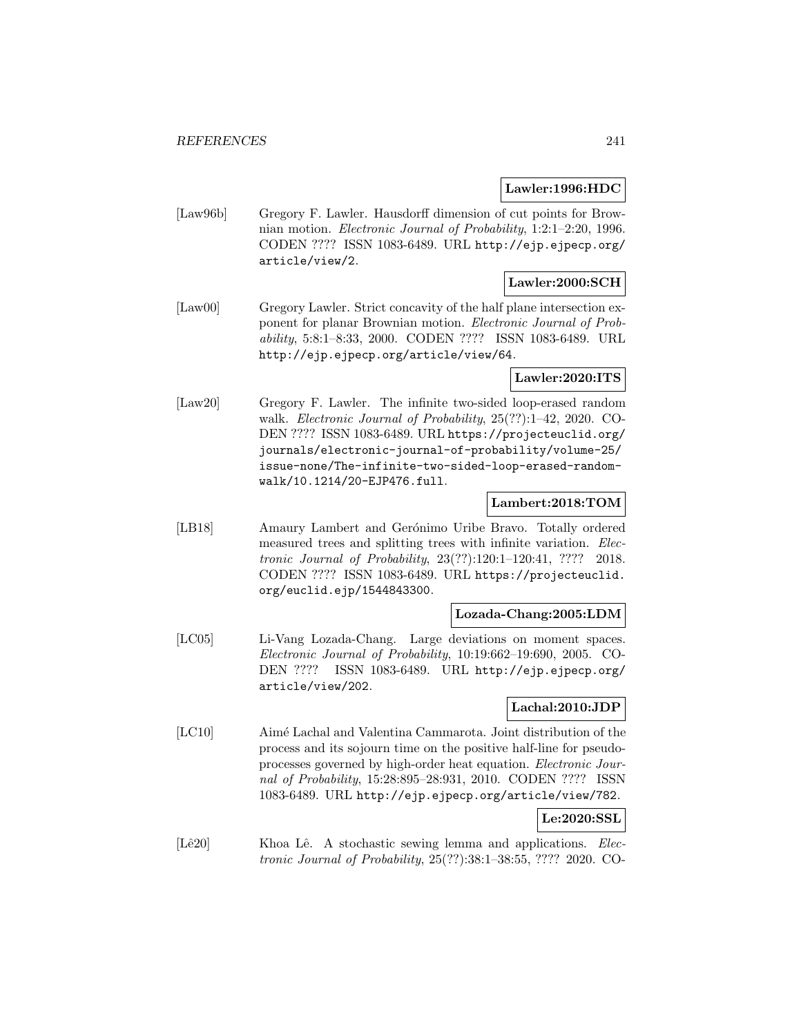**Lawler:1996:HDC**

[Law96b] Gregory F. Lawler. Hausdorff dimension of cut points for Brownian motion. *Electronic Journal of Probability*, 1:2:1–2:20, 1996. CODEN ???? ISSN 1083-6489. URL http://ejp.ejpecp.org/article/view/2.

**Lawler:2000:SCH**

[Law00] Gregory Lawler. Strict concavity of the half plane intersection exponent for planar Brownian motion. *Electronic Journal of Probability*, 5:8:1–8:33, 2000. CODEN ???? ISSN 1083-6489. URL http://ejp.ejpecp.org/article/view/64.

**Lawler:2020:ITS**

[Law20] Gregory F. Lawler. The infinite two-sided loop-erased random walk. *Electronic Journal of Probability*, 25(??):1–42, 2020. CODEN ???? ISSN 1083-6489. URL https://projecteuclid.org/journals/electronic-journal-of-probability/volume-25/issue-none/The-infinite-two-sided-loop-erased-random-walk/10.1214/20-EJP476.full.

**Lambert:2018:TOM**

[LB18] Amaury Lambert and Gerónimo Uribe Bravo. Totally ordered measured trees and splitting trees with infinite variation. *Electronic Journal of Probability*, 23(??):120:1–120:41, ???? 2018. CODEN ???? ISSN 1083-6489. URL https://projecteuclid.org/euclid.ejp/1544843300.

**Lozada-Chang:2005:LDM**

[LC05] Li-Vang Lozada-Chang. Large deviations on moment spaces. *Electronic Journal of Probability*, 10:19:662–19:690, 2005. CODEN ???? ISSN 1083-6489. URL http://ejp.ejpecp.org/article/view/202.

**Lachal:2010:JDP**

[LC10] Aimé Lachal and Valentina Cammarota. Joint distribution of the process and its sojourn time on the positive half-line for pseudo-processes governed by high-order heat equation. *Electronic Journal of Probability*, 15:28:895–28:931, 2010. CODEN ???? ISSN 1083-6489. URL http://ejp.ejpecp.org/article/view/782.

**Le:2020:SSL**

[Lê20] Khoa Lê. A stochastic sewing lemma and applications. *Electronic Journal of Probability*, 25(??):38:1–38:55, ???? 2020. CO-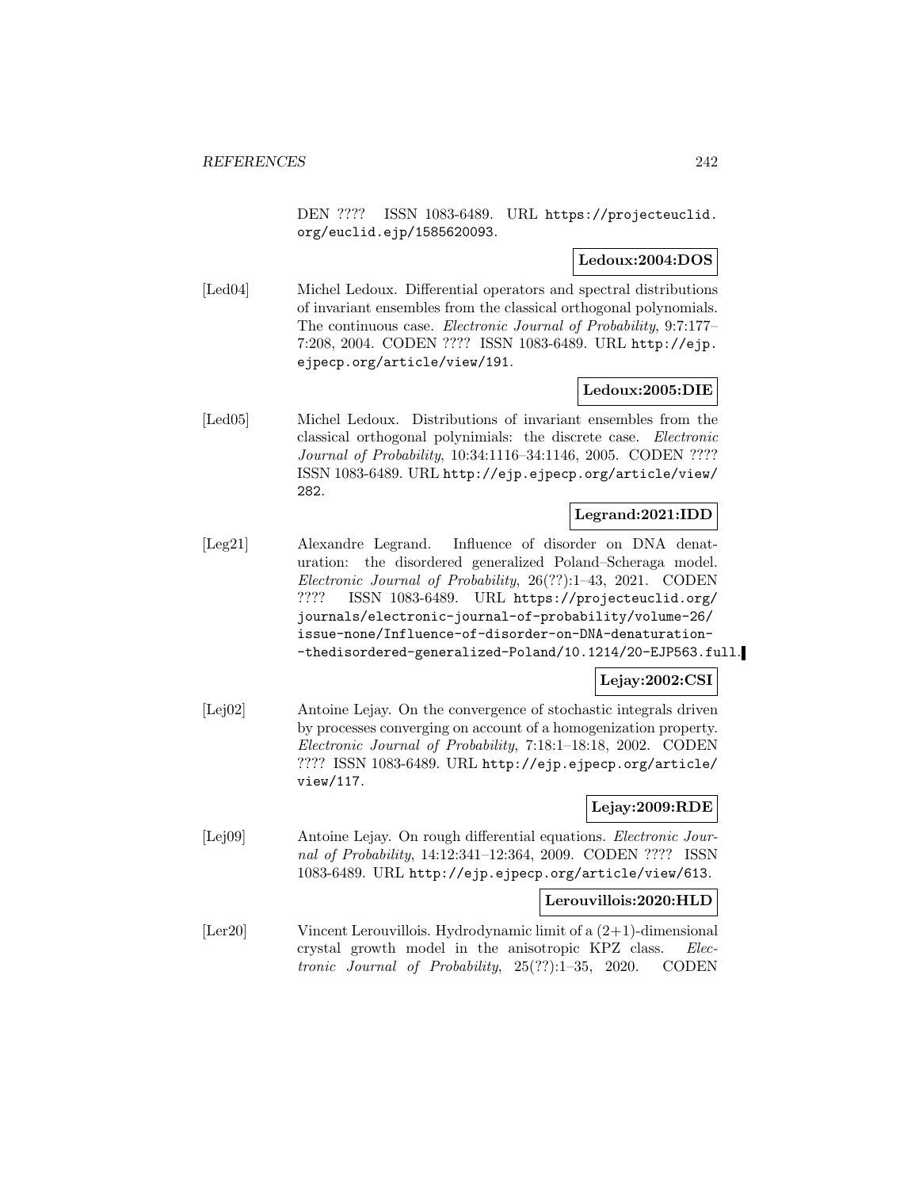DEN ???? ISSN 1083-6489. URL https://projecteuclid.org/euclid.ejp/1585620093.

**Ledoux:2004:DOS**

[Led04] Michel Ledoux. Differential operators and spectral distributions of invariant ensembles from the classical orthogonal polynomials. The continuous case. *Electronic Journal of Probability*, 9:7:177–7:208, 2004. CODEN ???? ISSN 1083-6489. URL http://ejp.ejpecp.org/article/view/191.

**Ledoux:2005:DIE**

[Led05] Michel Ledoux. Distributions of invariant ensembles from the classical orthogonal polynimials: the discrete case. *Electronic Journal of Probability*, 10:34:1116–34:1146, 2005. CODEN ???? ISSN 1083-6489. URL http://ejp.ejpecp.org/article/view/282.

**Legrand:2021:IDD**

[Leg21] Alexandre Legrand. Influence of disorder on DNA denaturation: the disordered generalized Poland–Scheraga model. *Electronic Journal of Probability*, 26(??):1–43, 2021. CODEN ???? ISSN 1083-6489. URL https://projecteuclid.org/journals/electronic-journal-of-probability/volume-26/issue-none/Influence-of-disorder-on-DNA-denaturation--thedisordered-generalized-Poland/10.1214/20-EJP563.full.

**Lejay:2002:CSI**

[Lej02] Antoine Lejay. On the convergence of stochastic integrals driven by processes converging on account of a homogenization property. *Electronic Journal of Probability*, 7:18:1–18:18, 2002. CODEN ???? ISSN 1083-6489. URL http://ejp.ejpecp.org/article/view/117.

**Lejay:2009:RDE**

[Lej09] Antoine Lejay. On rough differential equations. *Electronic Journal of Probability*, 14:12:341–12:364, 2009. CODEN ???? ISSN 1083-6489. URL http://ejp.ejpecp.org/article/view/613.

**Lerouvillois:2020:HLD**

[Ler20] Vincent Lerouvillois. Hydrodynamic limit of a (2+1)-dimensional crystal growth model in the anisotropic KPZ class. *Electronic Journal of Probability*, 25(??):1–35, 2020. CODEN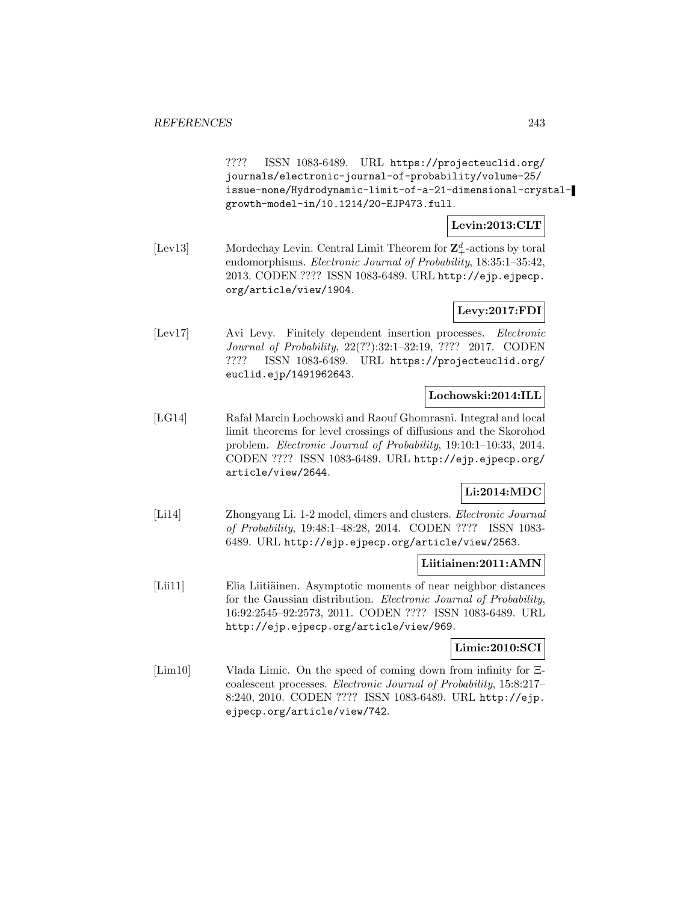???? ISSN 1083-6489. URL https://projecteuclid.org/journals/electronic-journal-of-probability/volume-25/issue-none/Hydrodynamic-limit-of-a-21-dimensional-crystal-growth-model-in/10.1214/20-EJP473.full.

**Levin:2013:CLT**

[Lev13] Mordechay Levin. Central Limit Theorem for $\mathbf{Z}_+^d$-actions by toral endomorphisms. *Electronic Journal of Probability*, 18:35:1–35:42, 2013. CODEN ???? ISSN 1083-6489. URL http://ejp.ejpecp.org/article/view/1904.

**Levy:2017:FDI**

[Lev17] Avi Levy. Finitely dependent insertion processes. *Electronic Journal of Probability*, 22(??):32:1–32:19, ???? 2017. CODEN ???? ISSN 1083-6489. URL https://projecteuclid.org/euclid.ejp/1491962643.

**Lochowski:2014:ILL**

[LG14] Rafał Marcin Łochowski and Raouf Ghomrasni. Integral and local limit theorems for level crossings of diffusions and the Skorohod problem. *Electronic Journal of Probability*, 19:10:1–10:33, 2014. CODEN ???? ISSN 1083-6489. URL http://ejp.ejpecp.org/article/view/2644.

**Li:2014:MDC**

[Li14] Zhongyang Li. 1-2 model, dimers and clusters. *Electronic Journal of Probability*, 19:48:1–48:28, 2014. CODEN ???? ISSN 1083-6489. URL http://ejp.ejpecp.org/article/view/2563.

**Liitiainen:2011:AMN**

[Lii11] Elia Liitiäinen. Asymptotic moments of near neighbor distances for the Gaussian distribution. *Electronic Journal of Probability*, 16:92:2545–92:2573, 2011. CODEN ???? ISSN 1083-6489. URL http://ejp.ejpecp.org/article/view/969.

**Limic:2010:SCI**

[Lim10] Vlada Limic. On the speed of coming down from infinity for $\Xi$-coalescent processes. *Electronic Journal of Probability*, 15:8:217–8:240, 2010. CODEN ???? ISSN 1083-6489. URL http://ejp.ejpecp.org/article/view/742.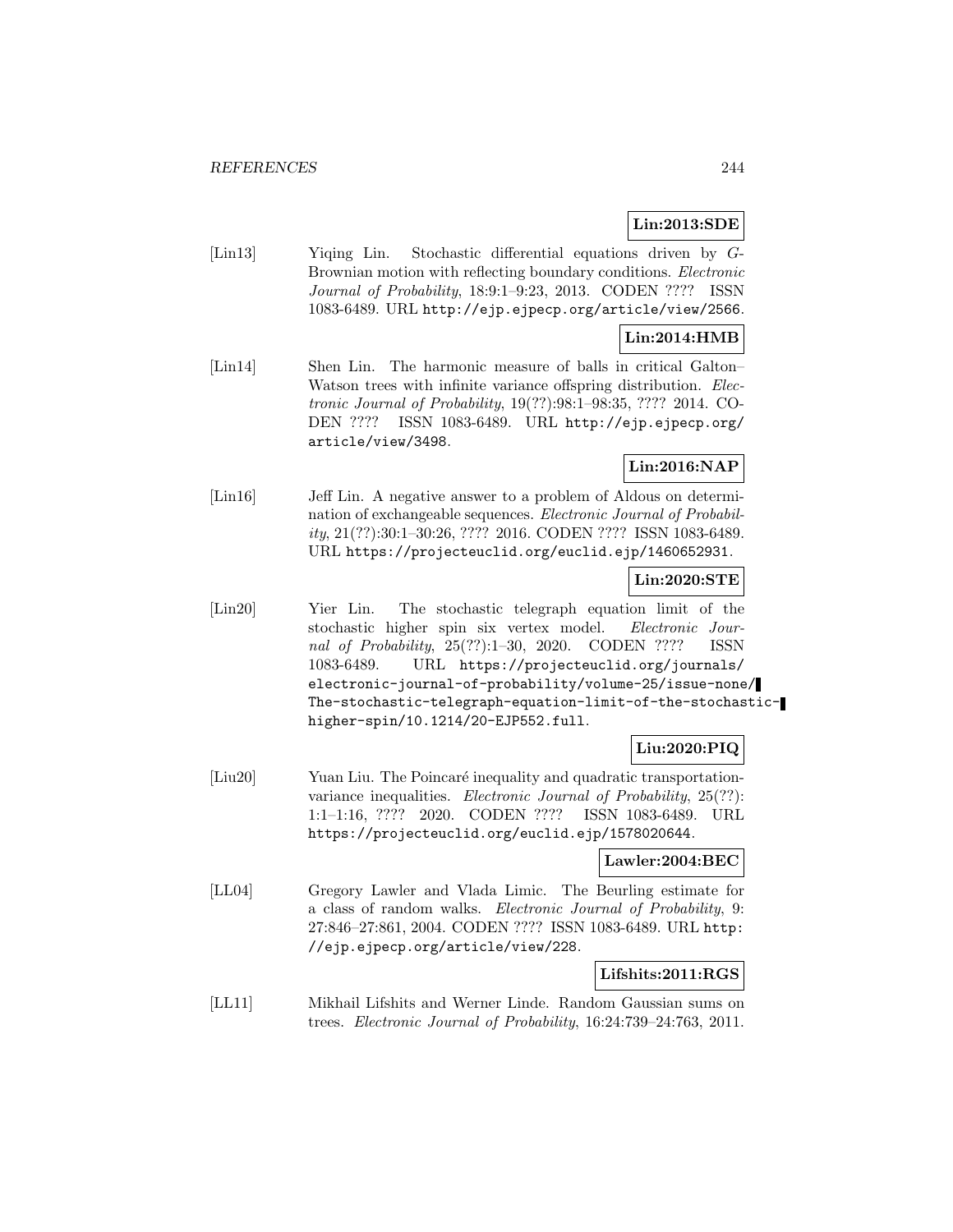**Lin:2013:SDE**

[Lin13] Yiqing Lin. Stochastic differential equations driven by $G$-Brownian motion with reflecting boundary conditions. *Electronic Journal of Probability*, 18:9:1–9:23, 2013. CODEN ???? ISSN 1083-6489. URL http://ejp.ejpecp.org/article/view/2566.

**Lin:2014:HMB**

[Lin14] Shen Lin. The harmonic measure of balls in critical Galton–Watson trees with infinite variance offspring distribution. *Electronic Journal of Probability*, 19(??):98:1–98:35, ???? 2014. CODEN ???? ISSN 1083-6489. URL http://ejp.ejpecp.org/article/view/3498.

**Lin:2016:NAP**

[Lin16] Jeff Lin. A negative answer to a problem of Aldous on determination of exchangeable sequences. *Electronic Journal of Probability*, 21(??):30:1–30:26, ???? 2016. CODEN ???? ISSN 1083-6489. URL https://projecteuclid.org/euclid.ejp/1460652931.

**Lin:2020:STE**

[Lin20] Yier Lin. The stochastic telegraph equation limit of the stochastic higher spin six vertex model. *Electronic Journal of Probability*, 25(??):1–30, 2020. CODEN ???? ISSN 1083-6489. URL https://projecteuclid.org/journals/electronic-journal-of-probability/volume-25/issue-none/The-stochastic-telegraph-equation-limit-of-the-stochastic-higher-spin/10.1214/20-EJP552.full.

**Liu:2020:PIQ**

[Liu20] Yuan Liu. The Poincaré inequality and quadratic transportation-variance inequalities. *Electronic Journal of Probability*, 25(??):1:1–1:16, ???? 2020. CODEN ???? ISSN 1083-6489. URL https://projecteuclid.org/euclid.ejp/1578020644.

**Lawler:2004:BEC**

[LL04] Gregory Lawler and Vlada Limic. The Beurling estimate for a class of random walks. *Electronic Journal of Probability*, 9:27:846–27:861, 2004. CODEN ???? ISSN 1083-6489. URL http://ejp.ejpecp.org/article/view/228.

**Lifshits:2011:RGS**

[LL11] Mikhail Lifshits and Werner Linde. Random Gaussian sums on trees. *Electronic Journal of Probability*, 16:24:739–24:763, 2011.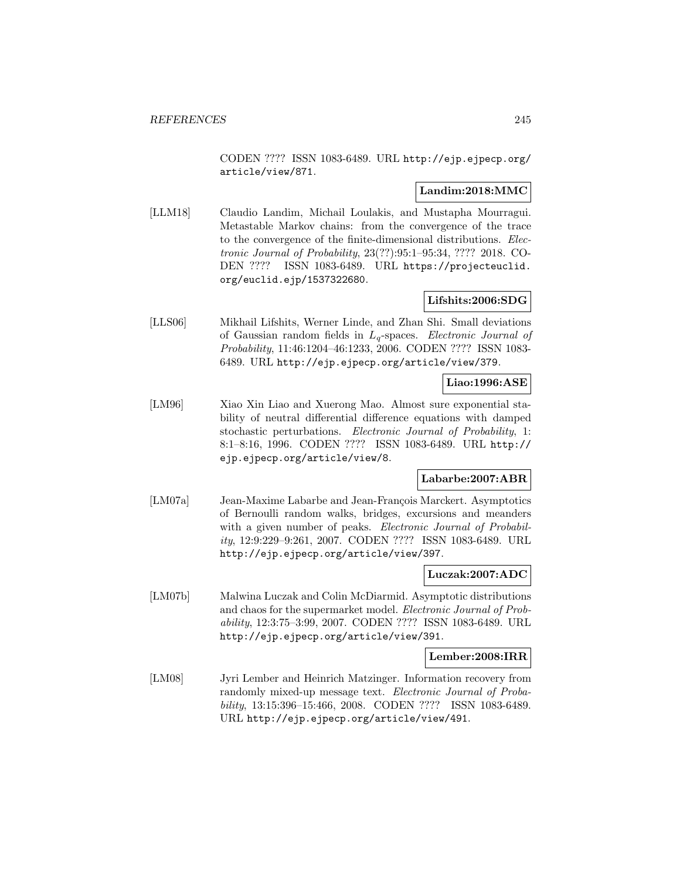CODEN ???? ISSN 1083-6489. URL http://ejp.ejpecp.org/article/view/871.

**Landim:2018:MMC**

[LLM18] Claudio Landim, Michail Loulakis, and Mustapha Mourragui. Metastable Markov chains: from the convergence of the trace to the convergence of the finite-dimensional distributions. *Electronic Journal of Probability*, 23(??):95:1–95:34, ???? 2018. CODEN ???? ISSN 1083-6489. URL https://projecteuclid.org/euclid.ejp/1537322680.

**Lifshits:2006:SDG**

[LLS06] Mikhail Lifshits, Werner Linde, and Zhan Shi. Small deviations of Gaussian random fields in $L_q$-spaces. *Electronic Journal of Probability*, 11:46:1204–46:1233, 2006. CODEN ???? ISSN 1083-6489. URL http://ejp.ejpecp.org/article/view/379.

**Liao:1996:ASE**

[LM96] Xiao Xin Liao and Xuerong Mao. Almost sure exponential stability of neutral differential difference equations with damped stochastic perturbations. *Electronic Journal of Probability*, 1: 8:1–8:16, 1996. CODEN ???? ISSN 1083-6489. URL http://ejp.ejpecp.org/article/view/8.

**Labarbe:2007:ABR**

[LM07a] Jean-Maxime Labarbe and Jean-François Marckert. Asymptotics of Bernoulli random walks, bridges, excursions and meanders with a given number of peaks. *Electronic Journal of Probability*, 12:9:229–9:261, 2007. CODEN ???? ISSN 1083-6489. URL http://ejp.ejpecp.org/article/view/397.

**Luczak:2007:ADC**

[LM07b] Malwina Luczak and Colin McDiarmid. Asymptotic distributions and chaos for the supermarket model. *Electronic Journal of Probability*, 12:3:75–3:99, 2007. CODEN ???? ISSN 1083-6489. URL http://ejp.ejpecp.org/article/view/391.

**Lember:2008:IRR**

[LM08] Jyri Lember and Heinrich Matzinger. Information recovery from randomly mixed-up message text. *Electronic Journal of Probability*, 13:15:396–15:466, 2008. CODEN ???? ISSN 1083-6489. URL http://ejp.ejpecp.org/article/view/491.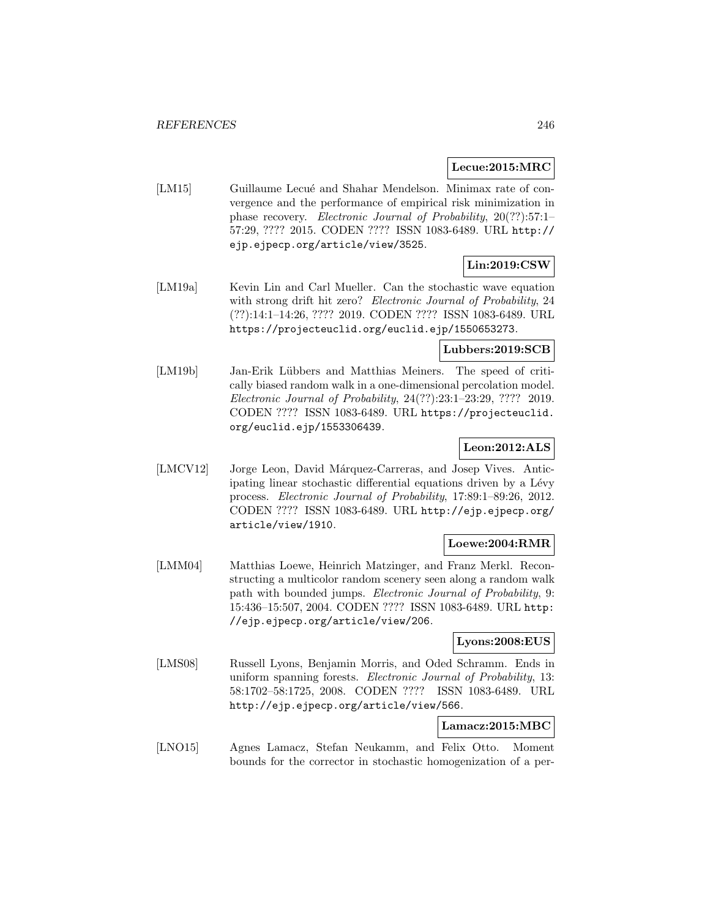**Lecue:2015:MRC**

[LM15] Guillaume Lecué and Shahar Mendelson. Minimax rate of convergence and the performance of empirical risk minimization in phase recovery. *Electronic Journal of Probability*, 20(??):57:1–57:29, ???? 2015. CODEN ???? ISSN 1083-6489. URL http://ejp.ejpecp.org/article/view/3525.

**Lin:2019:CSW**

[LM19a] Kevin Lin and Carl Mueller. Can the stochastic wave equation with strong drift hit zero? *Electronic Journal of Probability*, 24 (??):14:1–14:26, ???? 2019. CODEN ???? ISSN 1083-6489. URL https://projecteuclid.org/euclid.ejp/1550653273.

**Lubbers:2019:SCB**

[LM19b] Jan-Erik Lübbers and Matthias Meiners. The speed of critically biased random walk in a one-dimensional percolation model. *Electronic Journal of Probability*, 24(??):23:1–23:29, ???? 2019. CODEN ???? ISSN 1083-6489. URL https://projecteuclid.org/euclid.ejp/1553306439.

**Leon:2012:ALS**

[LMCV12] Jorge Leon, David Márquez-Carreras, and Josep Vives. Anticipating linear stochastic differential equations driven by a Lévy process. *Electronic Journal of Probability*, 17:89:1–89:26, 2012. CODEN ???? ISSN 1083-6489. URL http://ejp.ejpecp.org/article/view/1910.

**Loewe:2004:RMR**

[LMM04] Matthias Loewe, Heinrich Matzinger, and Franz Merkl. Reconstructing a multicolor random scenery seen along a random walk path with bounded jumps. *Electronic Journal of Probability*, 9: 15:436–15:507, 2004. CODEN ???? ISSN 1083-6489. URL http://ejp.ejpecp.org/article/view/206.

**Lyons:2008:EUS**

[LMS08] Russell Lyons, Benjamin Morris, and Oded Schramm. Ends in uniform spanning forests. *Electronic Journal of Probability*, 13: 58:1702–58:1725, 2008. CODEN ???? ISSN 1083-6489. URL http://ejp.ejpecp.org/article/view/566.

**Lamacz:2015:MBC**

[LNO15] Agnes Lamacz, Stefan Neukamm, and Felix Otto. Moment bounds for the corrector in stochastic homogenization of a per-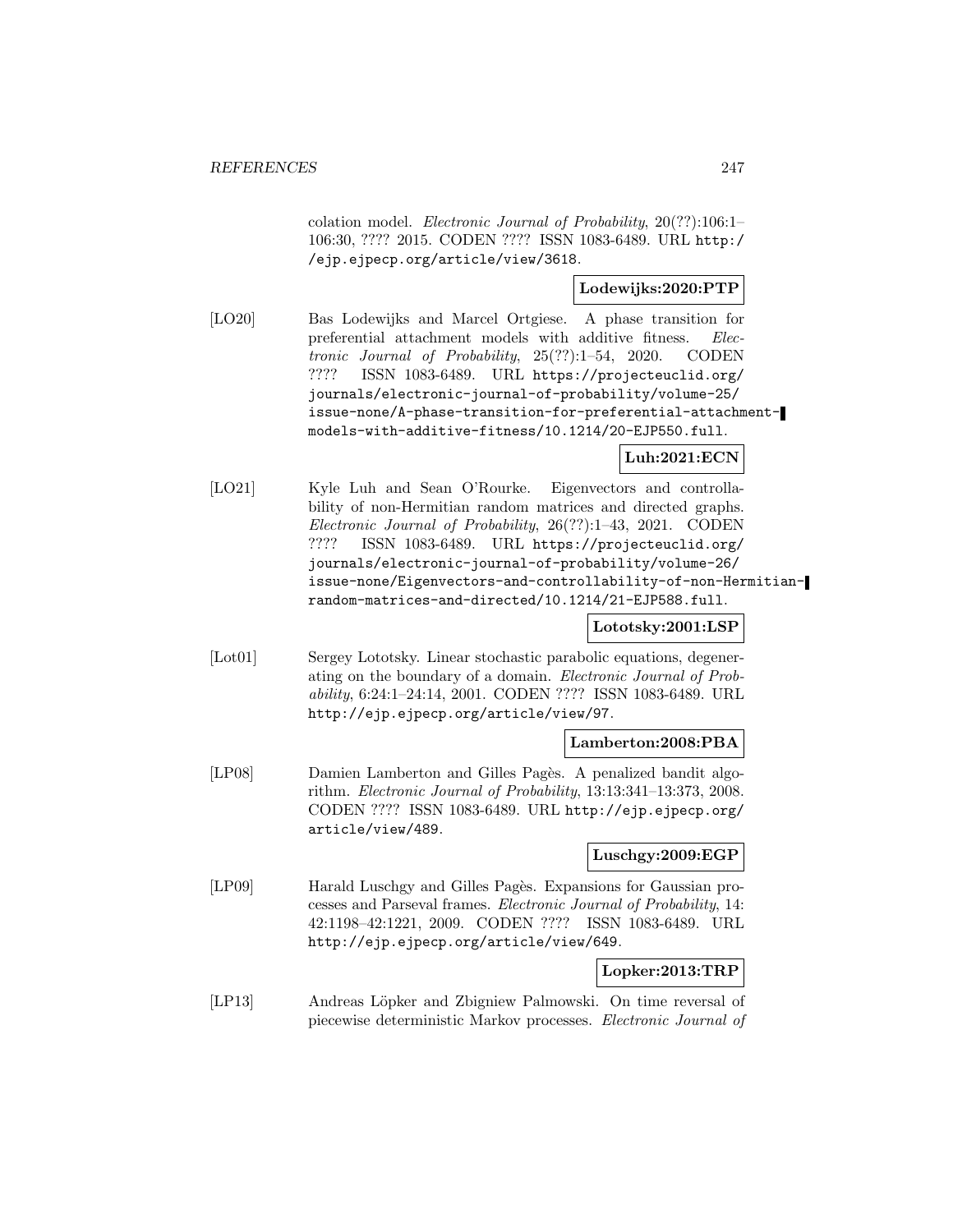colation model. *Electronic Journal of Probability*, 20(??):106:1–106:30, ???? 2015. CODEN ???? ISSN 1083-6489. URL http://ejp.ejpecp.org/article/view/3618.

**Lodewijks:2020:PTP**

[LO20] Bas Lodewijks and Marcel Ortgiese. A phase transition for preferential attachment models with additive fitness. *Electronic Journal of Probability*, 25(??):1–54, 2020. CODEN ???? ISSN 1083-6489. URL https://projecteuclid.org/journals/electronic-journal-of-probability/volume-25/issue-none/A-phase-transition-for-preferential-attachment-models-with-additive-fitness/10.1214/20-EJP550.full.

**Luh:2021:ECN**

[LO21] Kyle Luh and Sean O'Rourke. Eigenvectors and controllability of non-Hermitian random matrices and directed graphs. *Electronic Journal of Probability*, 26(??):1–43, 2021. CODEN ???? ISSN 1083-6489. URL https://projecteuclid.org/journals/electronic-journal-of-probability/volume-26/issue-none/Eigenvectors-and-controllability-of-non-Hermitian-random-matrices-and-directed/10.1214/21-EJP588.full.

**Lototsky:2001:LSP**

[Lot01] Sergey Lototsky. Linear stochastic parabolic equations, degenerating on the boundary of a domain. *Electronic Journal of Probability*, 6:24:1–24:14, 2001. CODEN ???? ISSN 1083-6489. URL http://ejp.ejpecp.org/article/view/97.

**Lamberton:2008:PBA**

[LP08] Damien Lamberton and Gilles Pagès. A penalized bandit algorithm. *Electronic Journal of Probability*, 13:13:341–13:373, 2008. CODEN ???? ISSN 1083-6489. URL http://ejp.ejpecp.org/article/view/489.

**Luschgy:2009:EGP**

[LP09] Harald Luschgy and Gilles Pagès. Expansions for Gaussian processes and Parseval frames. *Electronic Journal of Probability*, 14:42:1198–42:1221, 2009. CODEN ???? ISSN 1083-6489. URL http://ejp.ejpecp.org/article/view/649.

**Lopker:2013:TRP**

[LP13] Andreas Löpker and Zbigniew Palmowski. On time reversal of piecewise deterministic Markov processes. *Electronic Journal of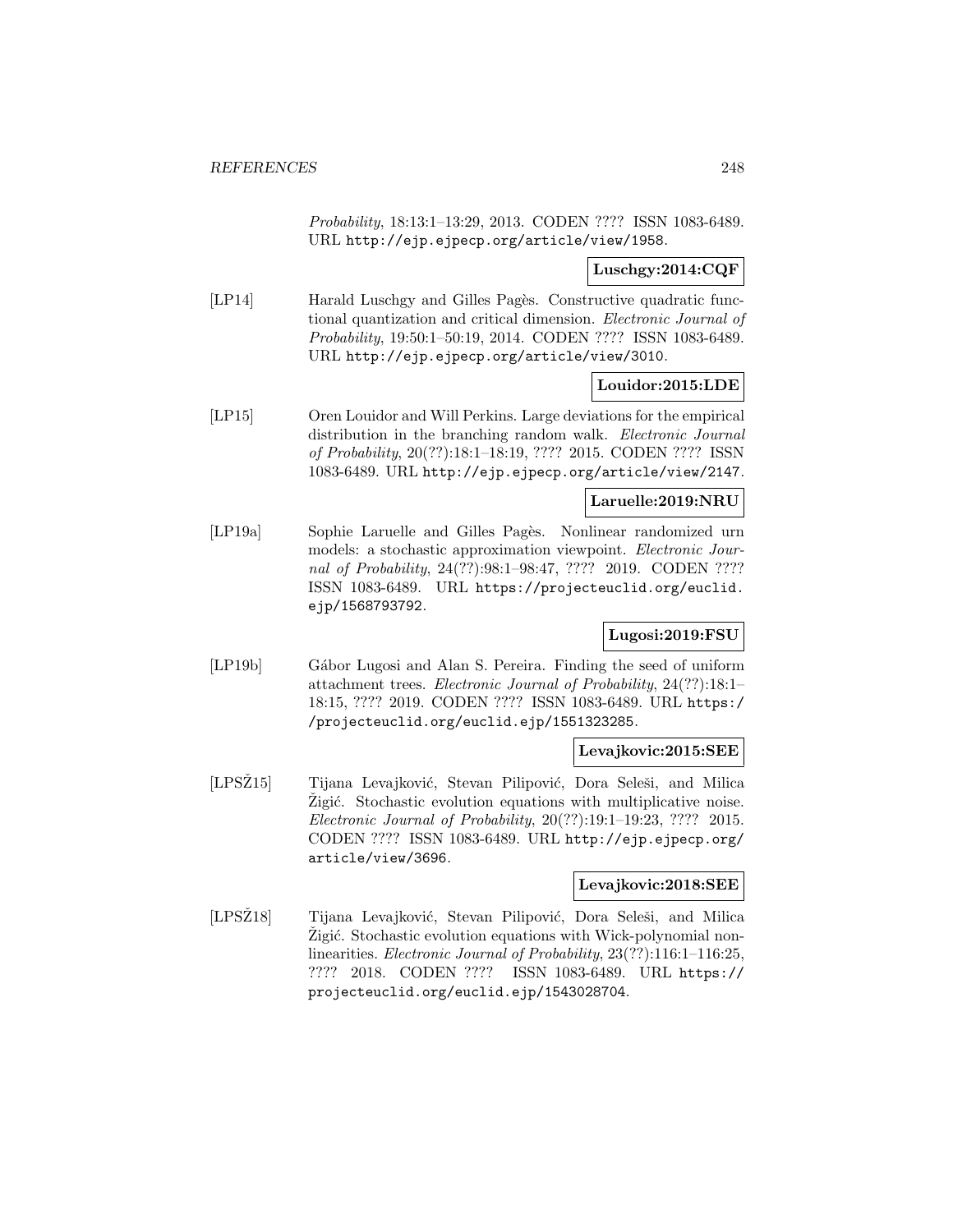*Probability*, 18:13:1–13:29, 2013. CODEN ???? ISSN 1083-6489. URL http://ejp.ejpecp.org/article/view/1958.

**Luschgy:2014:CQF**

[LP14] Harald Luschgy and Gilles Pagès. Constructive quadratic functional quantization and critical dimension. *Electronic Journal of Probability*, 19:50:1–50:19, 2014. CODEN ???? ISSN 1083-6489. URL http://ejp.ejpecp.org/article/view/3010.

**Louidor:2015:LDE**

[LP15] Oren Louidor and Will Perkins. Large deviations for the empirical distribution in the branching random walk. *Electronic Journal of Probability*, 20(??):18:1–18:19, ???? 2015. CODEN ???? ISSN 1083-6489. URL http://ejp.ejpecp.org/article/view/2147.

**Laruelle:2019:NRU**

[LP19a] Sophie Laruelle and Gilles Pagès. Nonlinear randomized urn models: a stochastic approximation viewpoint. *Electronic Journal of Probability*, 24(??):98:1–98:47, ???? 2019. CODEN ???? ISSN 1083-6489. URL https://projecteuclid.org/euclid.ejp/1568793792.

**Lugosi:2019:FSU**

[LP19b] Gábor Lugosi and Alan S. Pereira. Finding the seed of uniform attachment trees. *Electronic Journal of Probability*, 24(??):18:1–18:15, ???? 2019. CODEN ???? ISSN 1083-6489. URL https://projecteuclid.org/euclid.ejp/1551323285.

**Levajkovic:2015:SEE**

[LPSŽ15] Tijana Levajković, Stevan Pilipović, Dora Seleši, and Milica Žigić. Stochastic evolution equations with multiplicative noise. *Electronic Journal of Probability*, 20(??):19:1–19:23, ???? 2015. CODEN ???? ISSN 1083-6489. URL http://ejp.ejpecp.org/article/view/3696.

**Levajkovic:2018:SEE**

[LPSŽ18] Tijana Levajković, Stevan Pilipović, Dora Seleši, and Milica Žigić. Stochastic evolution equations with Wick-polynomial nonlinearities. *Electronic Journal of Probability*, 23(??):116:1–116:25, ???? 2018. CODEN ???? ISSN 1083-6489. URL https://projecteuclid.org/euclid.ejp/1543028704.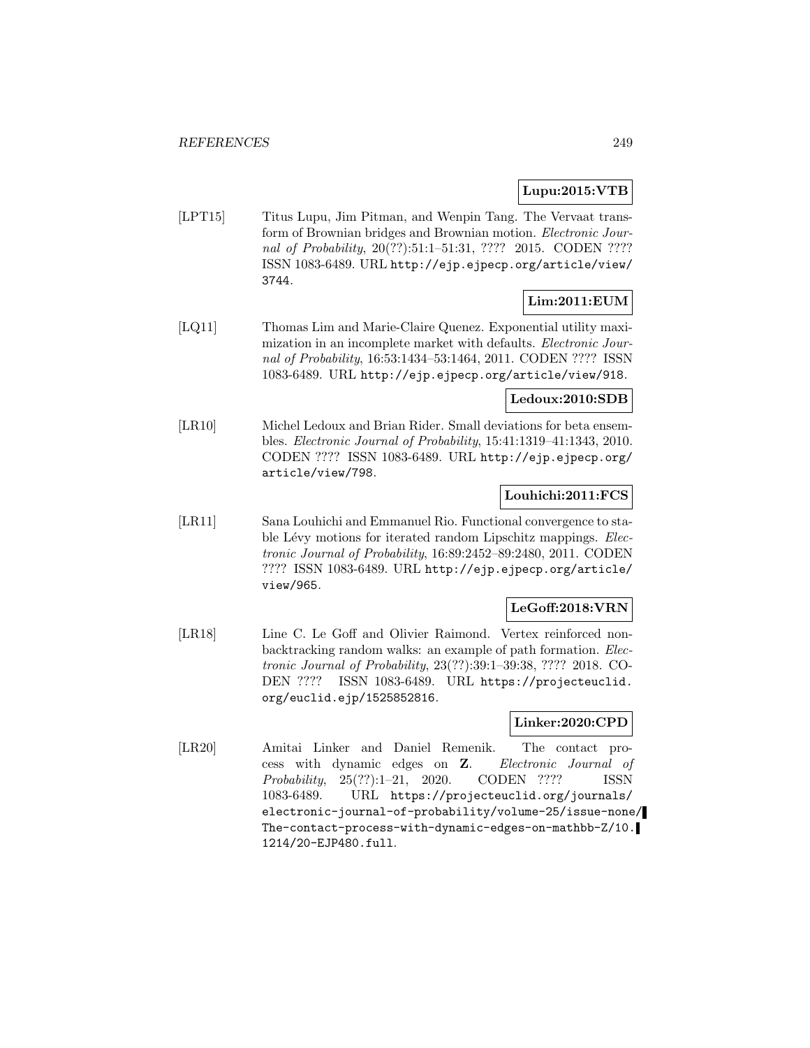**Lupu:2015:VTB**

[LPT15] Titus Lupu, Jim Pitman, and Wenpin Tang. The Vervaat transform of Brownian bridges and Brownian motion. *Electronic Journal of Probability*, 20(??):51:1–51:31, ???? 2015. CODEN ???? ISSN 1083-6489. URL http://ejp.ejpecp.org/article/view/3744.

**Lim:2011:EUM**

[LQ11] Thomas Lim and Marie-Claire Quenez. Exponential utility maximization in an incomplete market with defaults. *Electronic Journal of Probability*, 16:53:1434–53:1464, 2011. CODEN ???? ISSN 1083-6489. URL http://ejp.ejpecp.org/article/view/918.

**Ledoux:2010:SDB**

[LR10] Michel Ledoux and Brian Rider. Small deviations for beta ensembles. *Electronic Journal of Probability*, 15:41:1319–41:1343, 2010. CODEN ???? ISSN 1083-6489. URL http://ejp.ejpecp.org/article/view/798.

**Louhichi:2011:FCS**

[LR11] Sana Louhichi and Emmanuel Rio. Functional convergence to stable Lévy motions for iterated random Lipschitz mappings. *Electronic Journal of Probability*, 16:89:2452–89:2480, 2011. CODEN ???? ISSN 1083-6489. URL http://ejp.ejpecp.org/article/view/965.

**LeGoff:2018:VRN**

[LR18] Line C. Le Goff and Olivier Raimond. Vertex reinforced non-backtracking random walks: an example of path formation. *Electronic Journal of Probability*, 23(??):39:1–39:38, ???? 2018. CODEN ???? ISSN 1083-6489. URL https://projecteuclid.org/euclid.ejp/1525852816.

**Linker:2020:CPD**

[LR20] Amitai Linker and Daniel Remenik. The contact process with dynamic edges on **Z**. *Electronic Journal of Probability*, 25(??):1–21, 2020. CODEN ???? ISSN 1083-6489. URL https://projecteuclid.org/journals/electronic-journal-of-probability/volume-25/issue-none/The-contact-process-with-dynamic-edges-on-mathbb-Z/10.1214/20-EJP480.full.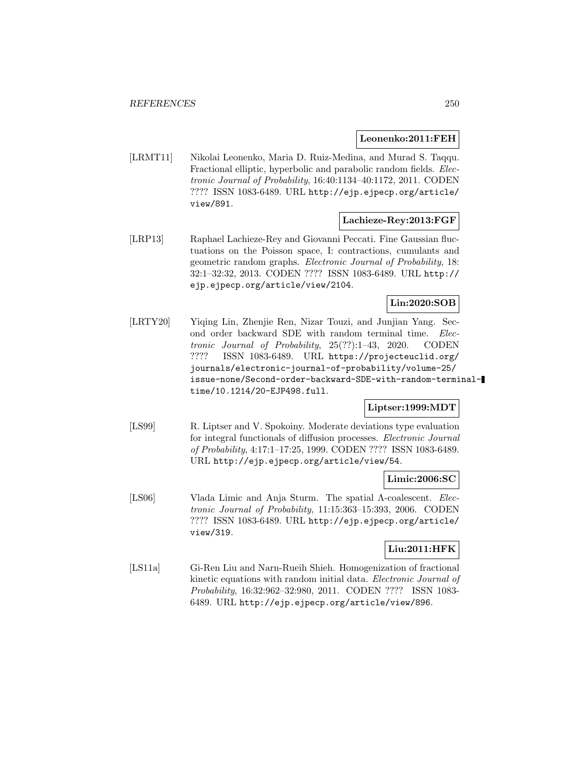**Leonenko:2011:FEH**

[LRMT11] Nikolai Leonenko, Maria D. Ruiz-Medina, and Murad S. Taqqu. Fractional elliptic, hyperbolic and parabolic random fields. *Electronic Journal of Probability*, 16:40:1134–40:1172, 2011. CODEN ???? ISSN 1083-6489. URL http://ejp.ejpecp.org/article/view/891.

**Lachieze-Rey:2013:FGF**

[LRP13] Raphael Lachieze-Rey and Giovanni Peccati. Fine Gaussian fluctuations on the Poisson space, I: contractions, cumulants and geometric random graphs. *Electronic Journal of Probability*, 18: 32:1–32:32, 2013. CODEN ???? ISSN 1083-6489. URL http://ejp.ejpecp.org/article/view/2104.

**Lin:2020:SOB**

[LRTY20] Yiqing Lin, Zhenjie Ren, Nizar Touzi, and Junjian Yang. Second order backward SDE with random terminal time. *Electronic Journal of Probability*, 25(??):1–43, 2020. CODEN ???? ISSN 1083-6489. URL https://projecteuclid.org/journals/electronic-journal-of-probability/volume-25/issue-none/Second-order-backward-SDE-with-random-terminal-time/10.1214/20-EJP498.full.

**Liptser:1999:MDT**

[LS99] R. Liptser and V. Spokoiny. Moderate deviations type evaluation for integral functionals of diffusion processes. *Electronic Journal of Probability*, 4:17:1–17:25, 1999. CODEN ???? ISSN 1083-6489. URL http://ejp.ejpecp.org/article/view/54.

**Limic:2006:SC**

[LS06] Vlada Limic and Anja Sturm. The spatial Λ-coalescent. *Electronic Journal of Probability*, 11:15:363–15:393, 2006. CODEN ???? ISSN 1083-6489. URL http://ejp.ejpecp.org/article/view/319.

**Liu:2011:HFK**

[LS11a] Gi-Ren Liu and Narn-Rueih Shieh. Homogenization of fractional kinetic equations with random initial data. *Electronic Journal of Probability*, 16:32:962–32:980, 2011. CODEN ???? ISSN 1083-6489. URL http://ejp.ejpecp.org/article/view/896.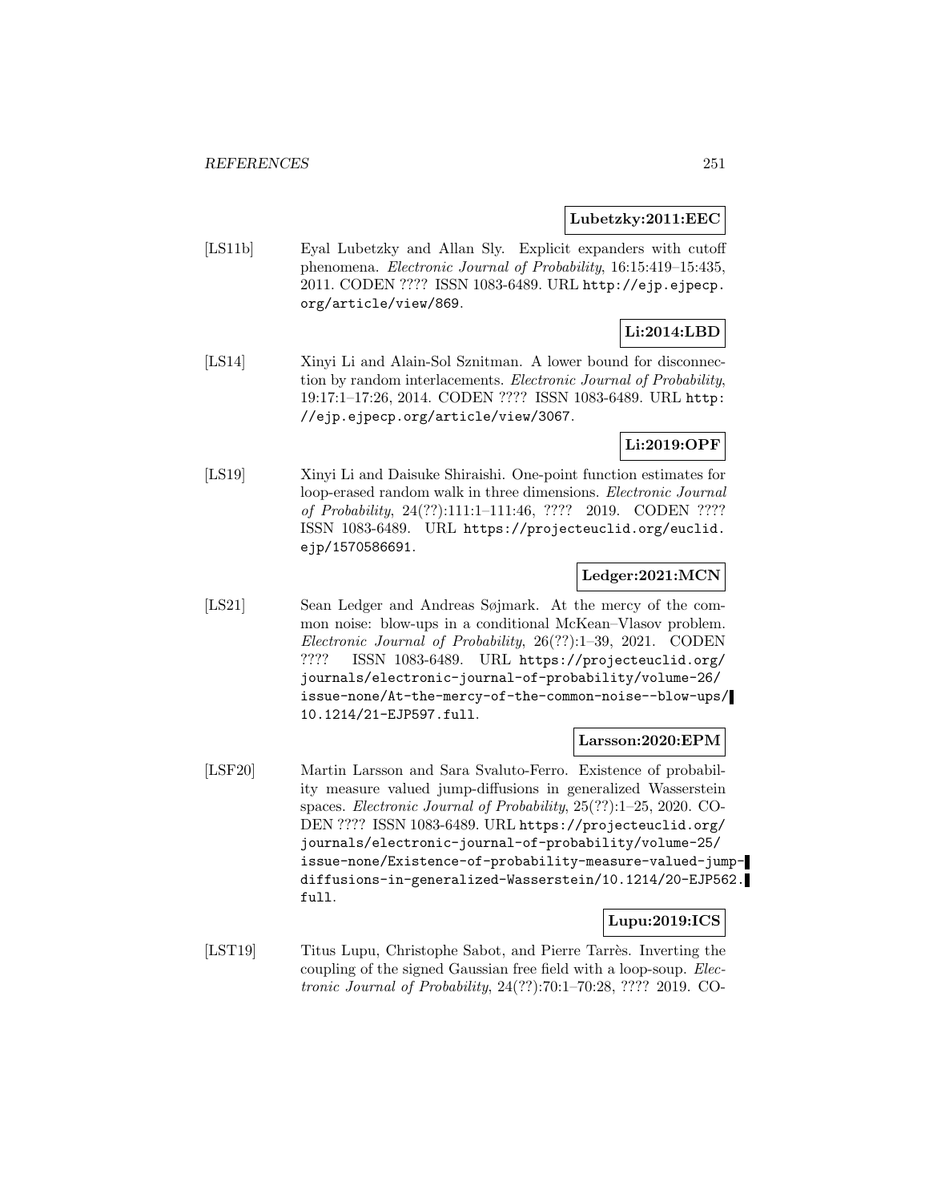**Lubetzky:2011:EEC**

[LS11b] Eyal Lubetzky and Allan Sly. Explicit expanders with cutoff phenomena. *Electronic Journal of Probability*, 16:15:419–15:435, 2011. CODEN ???? ISSN 1083-6489. URL `http://ejp.ejpecp.org/article/view/869`.

**Li:2014:LBD**

[LS14] Xinyi Li and Alain-Sol Sznitman. A lower bound for disconnection by random interlacements. *Electronic Journal of Probability*, 19:17:1–17:26, 2014. CODEN ???? ISSN 1083-6489. URL `http://ejp.ejpecp.org/article/view/3067`.

**Li:2019:OPF**

[LS19] Xinyi Li and Daisuke Shiraishi. One-point function estimates for loop-erased random walk in three dimensions. *Electronic Journal of Probability*, 24(??):111:1–111:46, ???? 2019. CODEN ???? ISSN 1083-6489. URL `https://projecteuclid.org/euclid.ejp/1570586691`.

**Ledger:2021:MCN**

[LS21] Sean Ledger and Andreas Søjmark. At the mercy of the common noise: blow-ups in a conditional McKean–Vlasov problem. *Electronic Journal of Probability*, 26(??):1–39, 2021. CODEN ???? ISSN 1083-6489. URL `https://projecteuclid.org/journals/electronic-journal-of-probability/volume-26/issue-none/At-the-mercy-of-the-common-noise--blow-ups/10.1214/21-EJP597.full`.

**Larsson:2020:EPM**

[LSF20] Martin Larsson and Sara Svaluto-Ferro. Existence of probability measure valued jump-diffusions in generalized Wasserstein spaces. *Electronic Journal of Probability*, 25(??):1–25, 2020. CODEN ???? ISSN 1083-6489. URL `https://projecteuclid.org/journals/electronic-journal-of-probability/volume-25/issue-none/Existence-of-probability-measure-valued-jump-diffusions-in-generalized-Wasserstein/10.1214/20-EJP562.full`.

**Lupu:2019:ICS**

[LST19] Titus Lupu, Christophe Sabot, and Pierre Tarrès. Inverting the coupling of the signed Gaussian free field with a loop-soup. *Electronic Journal of Probability*, 24(??):70:1–70:28, ???? 2019. CO-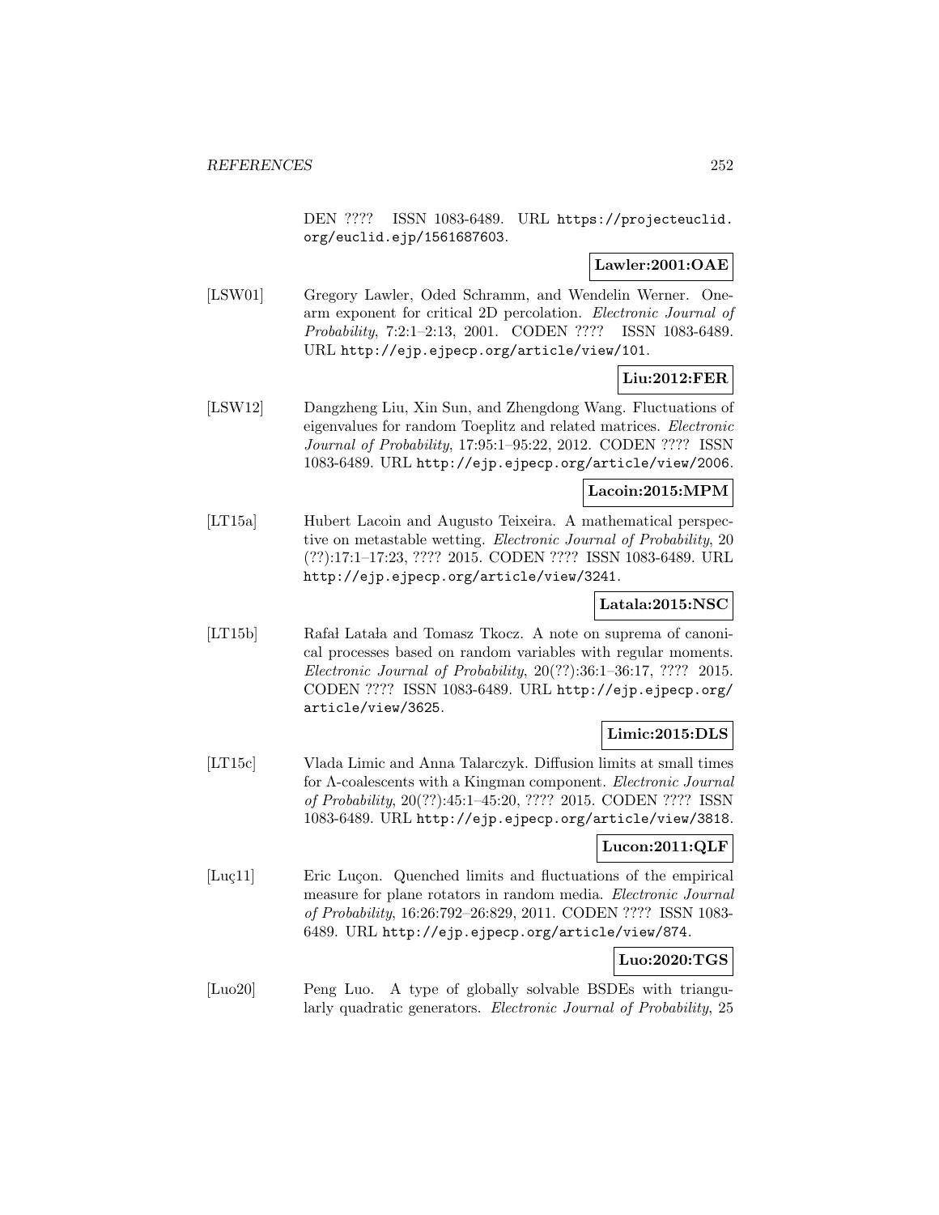DEN ???? ISSN 1083-6489. URL https://projecteuclid.org/euclid.ejp/1561687603.

**Lawler:2001:OAE**

[LSW01] Gregory Lawler, Oded Schramm, and Wendelin Werner. One-arm exponent for critical 2D percolation. *Electronic Journal of Probability*, 7:2:1–2:13, 2001. CODEN ???? ISSN 1083-6489. URL http://ejp.ejpecp.org/article/view/101.

**Liu:2012:FER**

[LSW12] Dangzheng Liu, Xin Sun, and Zhengdong Wang. Fluctuations of eigenvalues for random Toeplitz and related matrices. *Electronic Journal of Probability*, 17:95:1–95:22, 2012. CODEN ???? ISSN 1083-6489. URL http://ejp.ejpecp.org/article/view/2006.

**Lacoin:2015:MPM**

[LT15a] Hubert Lacoin and Augusto Teixeira. A mathematical perspective on metastable wetting. *Electronic Journal of Probability*, 20 (??):17:1–17:23, ???? 2015. CODEN ???? ISSN 1083-6489. URL http://ejp.ejpecp.org/article/view/3241.

**Latala:2015:NSC**

[LT15b] Rafał Latała and Tomasz Tkocz. A note on suprema of canonical processes based on random variables with regular moments. *Electronic Journal of Probability*, 20(??):36:1–36:17, ???? 2015. CODEN ???? ISSN 1083-6489. URL http://ejp.ejpecp.org/article/view/3625.

**Limic:2015:DLS**

[LT15c] Vlada Limic and Anna Talarczyk. Diffusion limits at small times for Λ-coalescents with a Kingman component. *Electronic Journal of Probability*, 20(??):45:1–45:20, ???? 2015. CODEN ???? ISSN 1083-6489. URL http://ejp.ejpecp.org/article/view/3818.

**Lucon:2011:QLF**

[Luç11] Eric Luçon. Quenched limits and fluctuations of the empirical measure for plane rotators in random media. *Electronic Journal of Probability*, 16:26:792–26:829, 2011. CODEN ???? ISSN 1083-6489. URL http://ejp.ejpecp.org/article/view/874.

**Luo:2020:TGS**

[Luo20] Peng Luo. A type of globally solvable BSDEs with triangularly quadratic generators. *Electronic Journal of Probability*, 25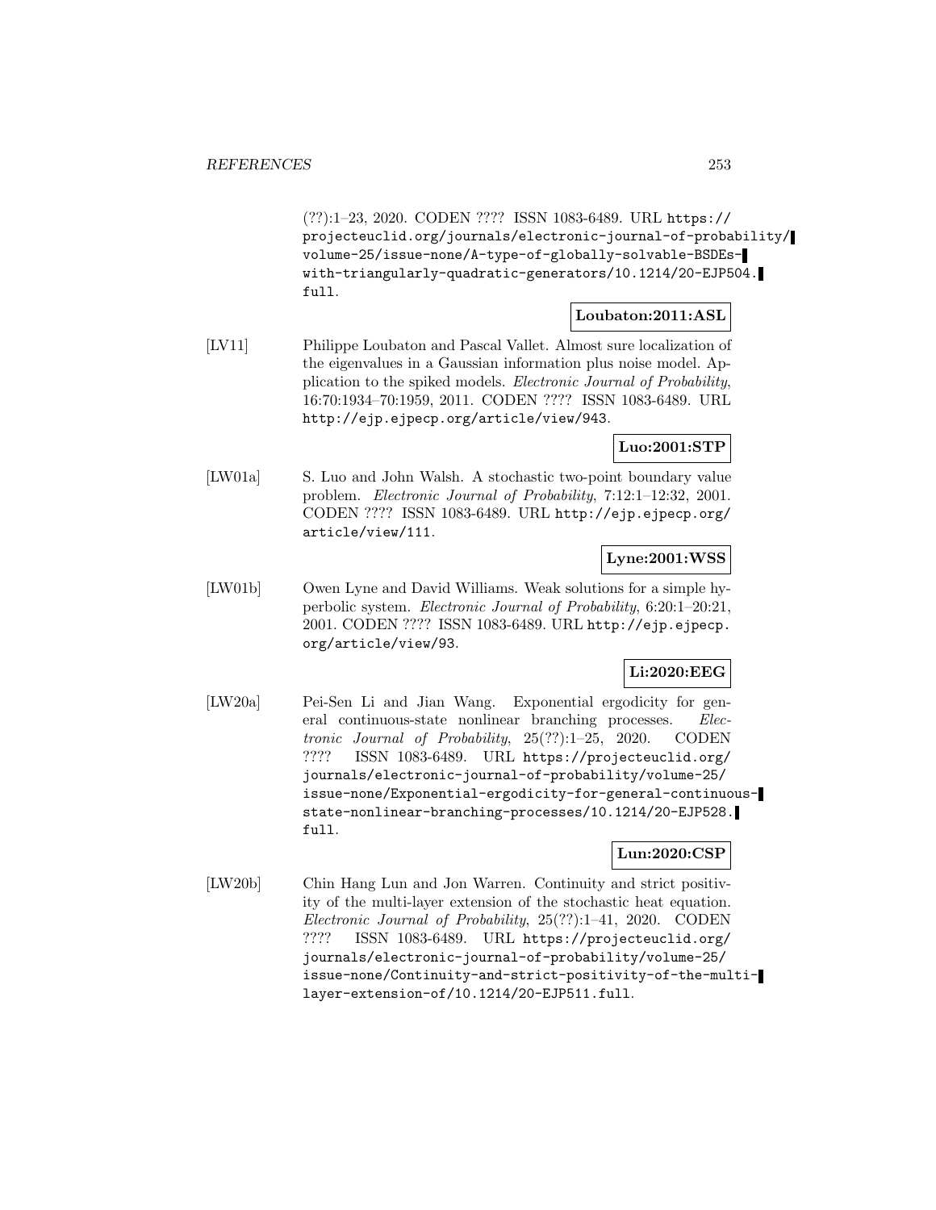(??):1–23, 2020. CODEN ???? ISSN 1083-6489. URL https://projecteuclid.org/journals/electronic-journal-of-probability/volume-25/issue-none/A-type-of-globally-solvable-BSDEs-with-triangularly-quadratic-generators/10.1214/20-EJP504.full.

**Loubaton:2011:ASL**

[LV11] Philippe Loubaton and Pascal Vallet. Almost sure localization of the eigenvalues in a Gaussian information plus noise model. Application to the spiked models. *Electronic Journal of Probability*, 16:70:1934–70:1959, 2011. CODEN ???? ISSN 1083-6489. URL http://ejp.ejpecp.org/article/view/943.

**Luo:2001:STP**

[LW01a] S. Luo and John Walsh. A stochastic two-point boundary value problem. *Electronic Journal of Probability*, 7:12:1–12:32, 2001. CODEN ???? ISSN 1083-6489. URL http://ejp.ejpecp.org/article/view/111.

**Lyne:2001:WSS**

[LW01b] Owen Lyne and David Williams. Weak solutions for a simple hyperbolic system. *Electronic Journal of Probability*, 6:20:1–20:21, 2001. CODEN ???? ISSN 1083-6489. URL http://ejp.ejpecp.org/article/view/93.

**Li:2020:EEG**

[LW20a] Pei-Sen Li and Jian Wang. Exponential ergodicity for general continuous-state nonlinear branching processes. *Electronic Journal of Probability*, 25(??):1–25, 2020. CODEN ???? ISSN 1083-6489. URL https://projecteuclid.org/journals/electronic-journal-of-probability/volume-25/issue-none/Exponential-ergodicity-for-general-continuous-state-nonlinear-branching-processes/10.1214/20-EJP528.full.

**Lun:2020:CSP**

[LW20b] Chin Hang Lun and Jon Warren. Continuity and strict positivity of the multi-layer extension of the stochastic heat equation. *Electronic Journal of Probability*, 25(??):1–41, 2020. CODEN ???? ISSN 1083-6489. URL https://projecteuclid.org/journals/electronic-journal-of-probability/volume-25/issue-none/Continuity-and-strict-positivity-of-the-multi-layer-extension-of/10.1214/20-EJP511.full.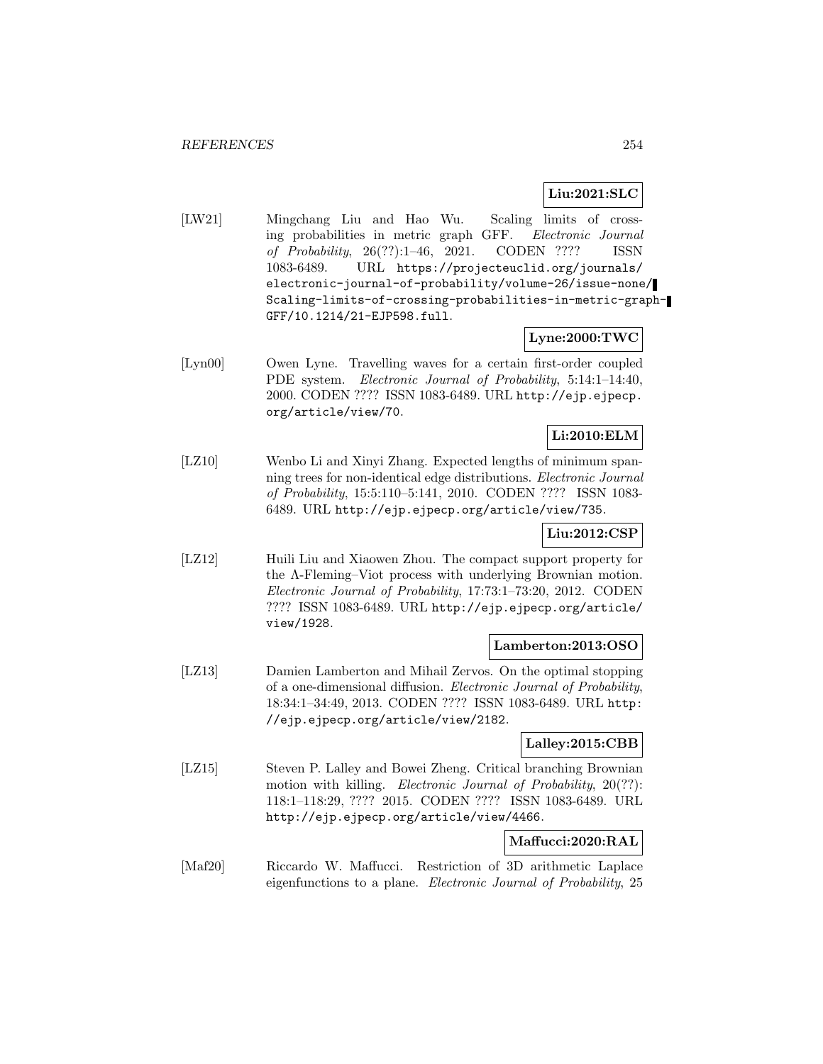**Liu:2021:SLC**

[LW21] Mingchang Liu and Hao Wu. Scaling limits of crossing probabilities in metric graph GFF. *Electronic Journal of Probability*, 26(??):1–46, 2021. CODEN ???? ISSN 1083-6489. URL https://projecteuclid.org/journals/electronic-journal-of-probability/volume-26/issue-none/Scaling-limits-of-crossing-probabilities-in-metric-graph-GFF/10.1214/21-EJP598.full.

**Lyne:2000:TWC**

[Lyn00] Owen Lyne. Travelling waves for a certain first-order coupled PDE system. *Electronic Journal of Probability*, 5:14:1–14:40, 2000. CODEN ???? ISSN 1083-6489. URL http://ejp.ejpecp.org/article/view/70.

**Li:2010:ELM**

[LZ10] Wenbo Li and Xinyi Zhang. Expected lengths of minimum spanning trees for non-identical edge distributions. *Electronic Journal of Probability*, 15:5:110–5:141, 2010. CODEN ???? ISSN 1083-6489. URL http://ejp.ejpecp.org/article/view/735.

**Liu:2012:CSP**

[LZ12] Huili Liu and Xiaowen Zhou. The compact support property for the Λ-Fleming–Viot process with underlying Brownian motion. *Electronic Journal of Probability*, 17:73:1–73:20, 2012. CODEN ???? ISSN 1083-6489. URL http://ejp.ejpecp.org/article/view/1928.

**Lamberton:2013:OSO**

[LZ13] Damien Lamberton and Mihail Zervos. On the optimal stopping of a one-dimensional diffusion. *Electronic Journal of Probability*, 18:34:1–34:49, 2013. CODEN ???? ISSN 1083-6489. URL http://ejp.ejpecp.org/article/view/2182.

**Lalley:2015:CBB**

[LZ15] Steven P. Lalley and Bowei Zheng. Critical branching Brownian motion with killing. *Electronic Journal of Probability*, 20(??): 118:1–118:29, ???? 2015. CODEN ???? ISSN 1083-6489. URL http://ejp.ejpecp.org/article/view/4466.

**Maffucci:2020:RAL**

[Maf20] Riccardo W. Maffucci. Restriction of 3D arithmetic Laplace eigenfunctions to a plane. *Electronic Journal of Probability*, 25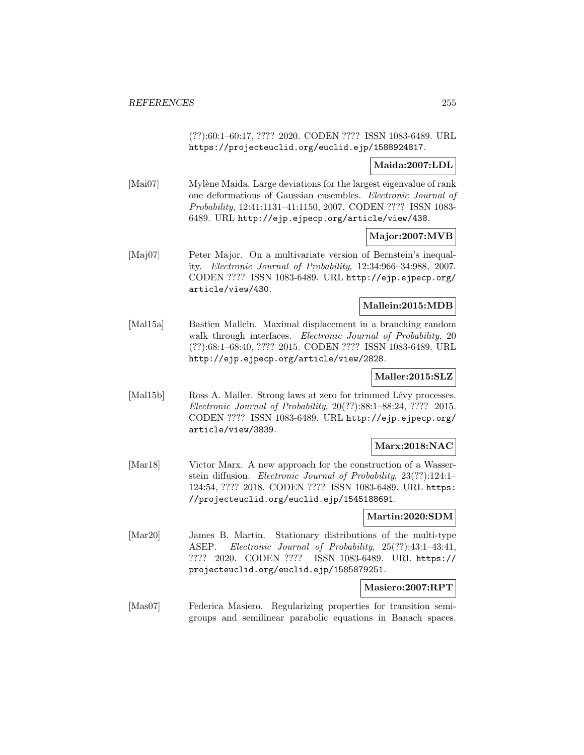(??):60:1–60:17, ???? 2020. CODEN ???? ISSN 1083-6489. URL https://projecteuclid.org/euclid.ejp/1588924817.

**Maida:2007:LDL**

[Mai07] Mylène Maida. Large deviations for the largest eigenvalue of rank one deformations of Gaussian ensembles. *Electronic Journal of Probability*, 12:41:1131–41:1150, 2007. CODEN ???? ISSN 1083-6489. URL http://ejp.ejpecp.org/article/view/438.

**Major:2007:MVB**

[Maj07] Peter Major. On a multivariate version of Bernstein's inequality. *Electronic Journal of Probability*, 12:34:966–34:988, 2007. CODEN ???? ISSN 1083-6489. URL http://ejp.ejpecp.org/article/view/430.

**Mallein:2015:MDB**

[Mal15a] Bastien Mallein. Maximal displacement in a branching random walk through interfaces. *Electronic Journal of Probability*, 20 (??):68:1–68:40, ???? 2015. CODEN ???? ISSN 1083-6489. URL http://ejp.ejpecp.org/article/view/2828.

**Maller:2015:SLZ**

[Mal15b] Ross A. Maller. Strong laws at zero for trimmed Lévy processes. *Electronic Journal of Probability*, 20(??):88:1–88:24, ???? 2015. CODEN ???? ISSN 1083-6489. URL http://ejp.ejpecp.org/article/view/3839.

**Marx:2018:NAC**

[Mar18] Victor Marx. A new approach for the construction of a Wasserstein diffusion. *Electronic Journal of Probability*, 23(??):124:1–124:54, ???? 2018. CODEN ???? ISSN 1083-6489. URL https://projecteuclid.org/euclid.ejp/1545188691.

**Martin:2020:SDM**

[Mar20] James B. Martin. Stationary distributions of the multi-type ASEP. *Electronic Journal of Probability*, 25(??):43:1–43:41, ???? 2020. CODEN ???? ISSN 1083-6489. URL https://projecteuclid.org/euclid.ejp/1585879251.

**Masiero:2007:RPT**

[Mas07] Federica Masiero. Regularizing properties for transition semigroups and semilinear parabolic equations in Banach spaces.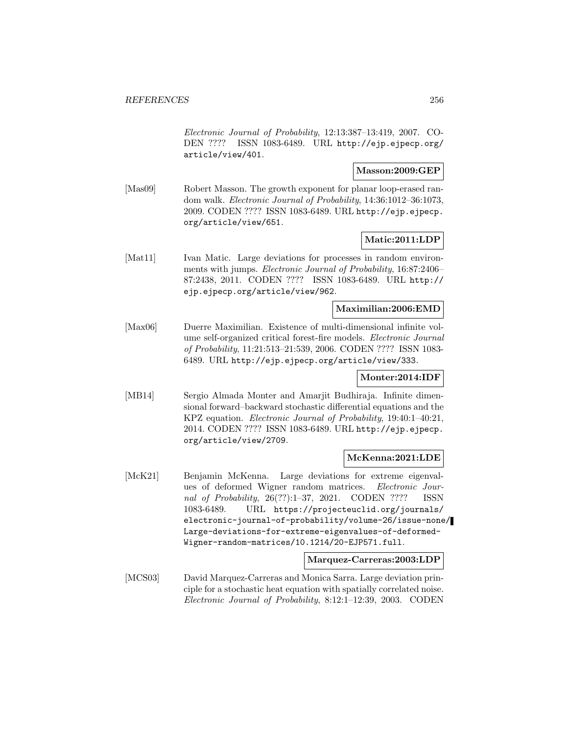*Electronic Journal of Probability*, 12:13:387–13:419, 2007. CODEN ???? ISSN 1083-6489. URL http://ejp.ejpecp.org/article/view/401.

**Masson:2009:GEP**

[Mas09] Robert Masson. The growth exponent for planar loop-erased random walk. *Electronic Journal of Probability*, 14:36:1012–36:1073, 2009. CODEN ???? ISSN 1083-6489. URL http://ejp.ejpecp.org/article/view/651.

**Matic:2011:LDP**

[Mat11] Ivan Matic. Large deviations for processes in random environments with jumps. *Electronic Journal of Probability*, 16:87:2406–87:2438, 2011. CODEN ???? ISSN 1083-6489. URL http://ejp.ejpecp.org/article/view/962.

**Maximilian:2006:EMD**

[Max06] Duerre Maximilian. Existence of multi-dimensional infinite volume self-organized critical forest-fire models. *Electronic Journal of Probability*, 11:21:513–21:539, 2006. CODEN ???? ISSN 1083-6489. URL http://ejp.ejpecp.org/article/view/333.

**Monter:2014:IDF**

[MB14] Sergio Almada Monter and Amarjit Budhiraja. Infinite dimensional forward–backward stochastic differential equations and the KPZ equation. *Electronic Journal of Probability*, 19:40:1–40:21, 2014. CODEN ???? ISSN 1083-6489. URL http://ejp.ejpecp.org/article/view/2709.

**McKenna:2021:LDE**

[McK21] Benjamin McKenna. Large deviations for extreme eigenvalues of deformed Wigner random matrices. *Electronic Journal of Probability*, 26(??):1–37, 2021. CODEN ???? ISSN 1083-6489. URL https://projecteuclid.org/journals/electronic-journal-of-probability/volume-26/issue-none/Large-deviations-for-extreme-eigenvalues-of-deformed-Wigner-random-matrices/10.1214/20-EJP571.full.

**Marquez-Carreras:2003:LDP**

[MCS03] David Marquez-Carreras and Monica Sarra. Large deviation principle for a stochastic heat equation with spatially correlated noise. *Electronic Journal of Probability*, 8:12:1–12:39, 2003. CODEN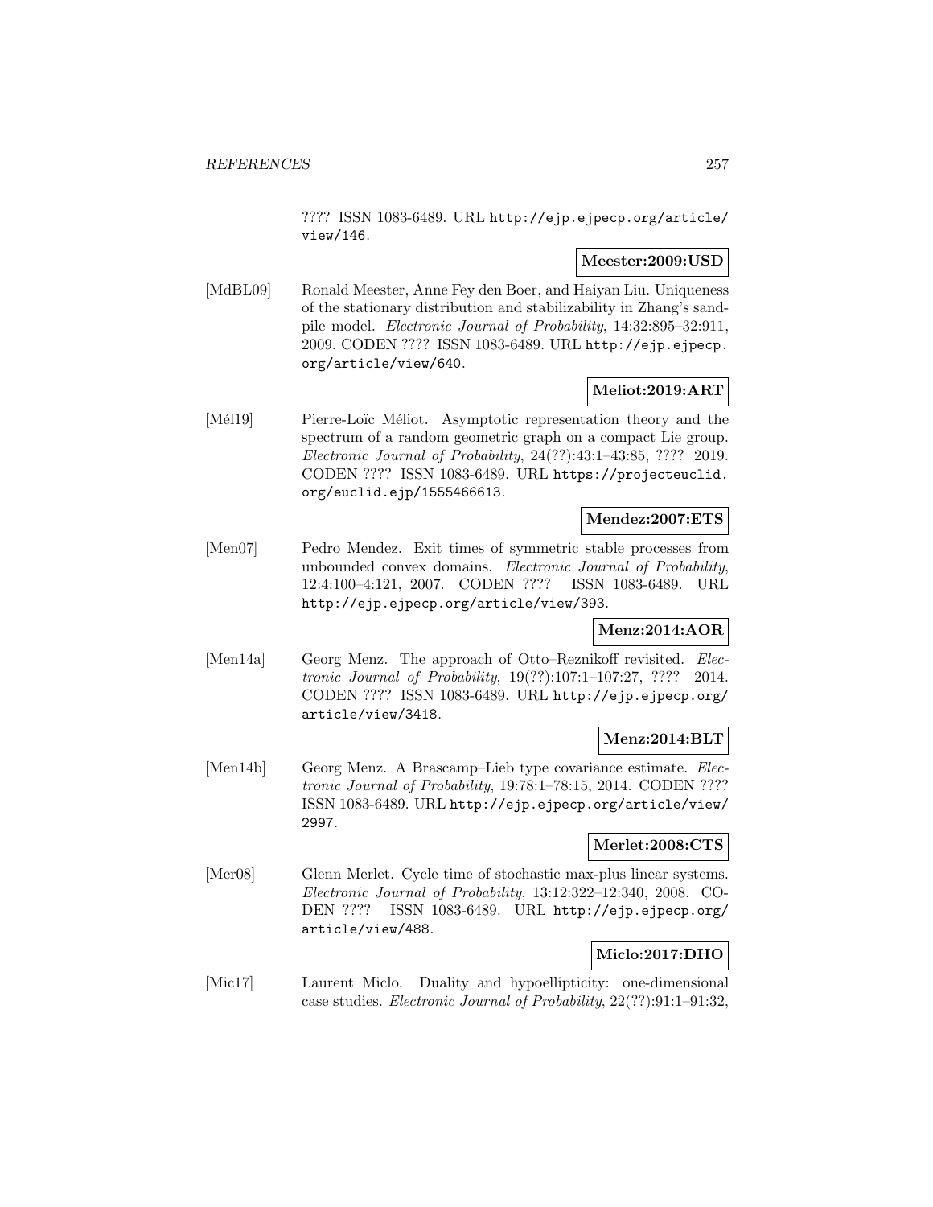???? ISSN 1083-6489. URL http://ejp.ejpecp.org/article/view/146.

**Meester:2009:USD**

[MdBL09] Ronald Meester, Anne Fey den Boer, and Haiyan Liu. Uniqueness of the stationary distribution and stabilizability in Zhang's sandpile model. *Electronic Journal of Probability*, 14:32:895–32:911, 2009. CODEN ???? ISSN 1083-6489. URL http://ejp.ejpecp.org/article/view/640.

**Meliot:2019:ART**

[Mél19] Pierre-Loïc Méliot. Asymptotic representation theory and the spectrum of a random geometric graph on a compact Lie group. *Electronic Journal of Probability*, 24(??):43:1–43:85, ???? 2019. CODEN ???? ISSN 1083-6489. URL https://projecteuclid.org/euclid.ejp/1555466613.

**Mendez:2007:ETS**

[Men07] Pedro Mendez. Exit times of symmetric stable processes from unbounded convex domains. *Electronic Journal of Probability*, 12:4:100–4:121, 2007. CODEN ???? ISSN 1083-6489. URL http://ejp.ejpecp.org/article/view/393.

**Menz:2014:AOR**

[Men14a] Georg Menz. The approach of Otto–Reznikoff revisited. *Electronic Journal of Probability*, 19(??):107:1–107:27, ???? 2014. CODEN ???? ISSN 1083-6489. URL http://ejp.ejpecp.org/article/view/3418.

**Menz:2014:BLT**

[Men14b] Georg Menz. A Brascamp–Lieb type covariance estimate. *Electronic Journal of Probability*, 19:78:1–78:15, 2014. CODEN ???? ISSN 1083-6489. URL http://ejp.ejpecp.org/article/view/2997.

**Merlet:2008:CTS**

[Mer08] Glenn Merlet. Cycle time of stochastic max-plus linear systems. *Electronic Journal of Probability*, 13:12:322–12:340, 2008. CODEN ???? ISSN 1083-6489. URL http://ejp.ejpecp.org/article/view/488.

**Miclo:2017:DHO**

[Mic17] Laurent Miclo. Duality and hypoellipticity: one-dimensional case studies. *Electronic Journal of Probability*, 22(??):91:1–91:32,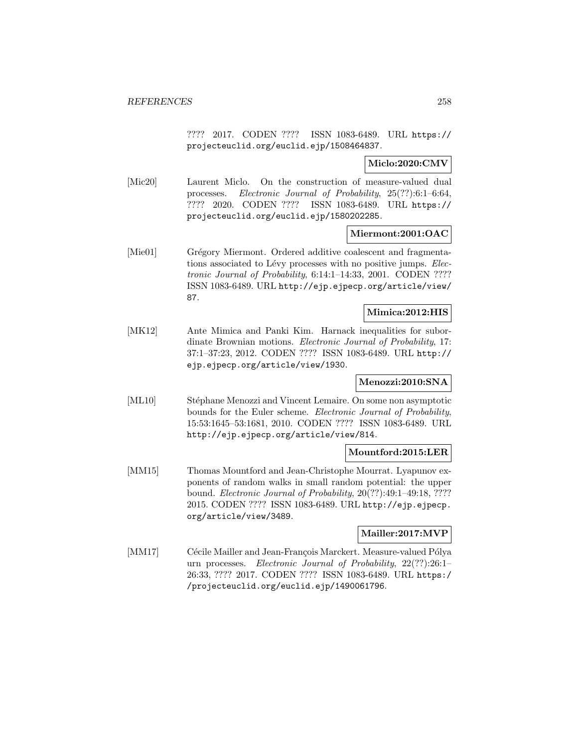???? 2017. CODEN ???? ISSN 1083-6489. URL https://projecteuclid.org/euclid.ejp/1508464837.

**Miclo:2020:CMV**

[Mic20] Laurent Miclo. On the construction of measure-valued dual processes. *Electronic Journal of Probability*, 25(??):6:1–6:64, ???? 2020. CODEN ???? ISSN 1083-6489. URL https://projecteuclid.org/euclid.ejp/1580202285.

**Miermont:2001:OAC**

[Mie01] Grégory Miermont. Ordered additive coalescent and fragmentations associated to Lévy processes with no positive jumps. *Electronic Journal of Probability*, 6:14:1–14:33, 2001. CODEN ???? ISSN 1083-6489. URL http://ejp.ejpecp.org/article/view/87.

**Mimica:2012:HIS**

[MK12] Ante Mimica and Panki Kim. Harnack inequalities for subordinate Brownian motions. *Electronic Journal of Probability*, 17:37:1–37:23, 2012. CODEN ???? ISSN 1083-6489. URL http://ejp.ejpecp.org/article/view/1930.

**Menozzi:2010:SNA**

[ML10] Stéphane Menozzi and Vincent Lemaire. On some non asymptotic bounds for the Euler scheme. *Electronic Journal of Probability*, 15:53:1645–53:1681, 2010. CODEN ???? ISSN 1083-6489. URL http://ejp.ejpecp.org/article/view/814.

**Mountford:2015:LER**

[MM15] Thomas Mountford and Jean-Christophe Mourrat. Lyapunov exponents of random walks in small random potential: the upper bound. *Electronic Journal of Probability*, 20(??):49:1–49:18, ???? 2015. CODEN ???? ISSN 1083-6489. URL http://ejp.ejpecp.org/article/view/3489.

**Mailler:2017:MVP**

[MM17] Cécile Mailler and Jean-François Marckert. Measure-valued Pólya urn processes. *Electronic Journal of Probability*, 22(??):26:1–26:33, ???? 2017. CODEN ???? ISSN 1083-6489. URL https://projecteuclid.org/euclid.ejp/1490061796.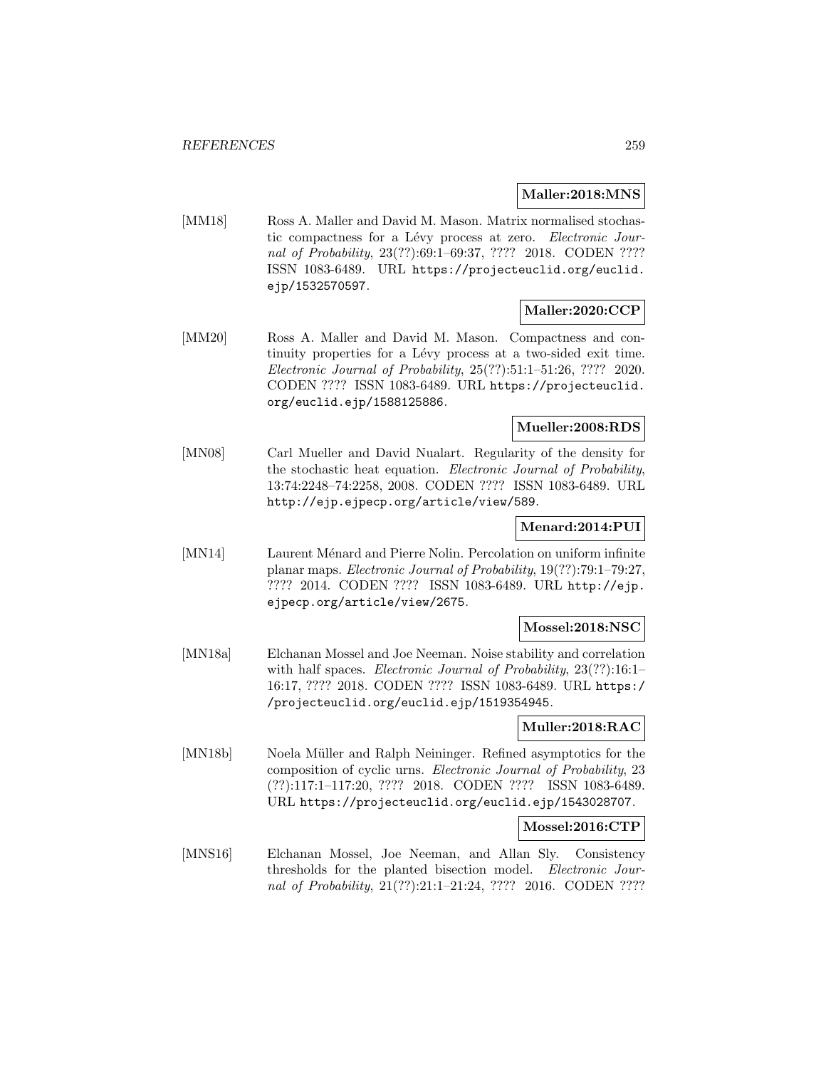**Maller:2018:MNS**

[MM18] Ross A. Maller and David M. Mason. Matrix normalised stochastic compactness for a Lévy process at zero. *Electronic Journal of Probability*, 23(??):69:1–69:37, ???? 2018. CODEN ???? ISSN 1083-6489. URL https://projecteuclid.org/euclid.ejp/1532570597.

**Maller:2020:CCP**

[MM20] Ross A. Maller and David M. Mason. Compactness and continuity properties for a Lévy process at a two-sided exit time. *Electronic Journal of Probability*, 25(??):51:1–51:26, ???? 2020. CODEN ???? ISSN 1083-6489. URL https://projecteuclid.org/euclid.ejp/1588125886.

**Mueller:2008:RDS**

[MN08] Carl Mueller and David Nualart. Regularity of the density for the stochastic heat equation. *Electronic Journal of Probability*, 13:74:2248–74:2258, 2008. CODEN ???? ISSN 1083-6489. URL http://ejp.ejpecp.org/article/view/589.

**Menard:2014:PUI**

[MN14] Laurent Ménard and Pierre Nolin. Percolation on uniform infinite planar maps. *Electronic Journal of Probability*, 19(??):79:1–79:27, ???? 2014. CODEN ???? ISSN 1083-6489. URL http://ejp.ejpecp.org/article/view/2675.

**Mossel:2018:NSC**

[MN18a] Elchanan Mossel and Joe Neeman. Noise stability and correlation with half spaces. *Electronic Journal of Probability*, 23(??):16:1–16:17, ???? 2018. CODEN ???? ISSN 1083-6489. URL https://projecteuclid.org/euclid.ejp/1519354945.

**Muller:2018:RAC**

[MN18b] Noela Müller and Ralph Neininger. Refined asymptotics for the composition of cyclic urns. *Electronic Journal of Probability*, 23(??):117:1–117:20, ???? 2018. CODEN ???? ISSN 1083-6489. URL https://projecteuclid.org/euclid.ejp/1543028707.

**Mossel:2016:CTP**

[MNS16] Elchanan Mossel, Joe Neeman, and Allan Sly. Consistency thresholds for the planted bisection model. *Electronic Journal of Probability*, 21(??):21:1–21:24, ???? 2016. CODEN ????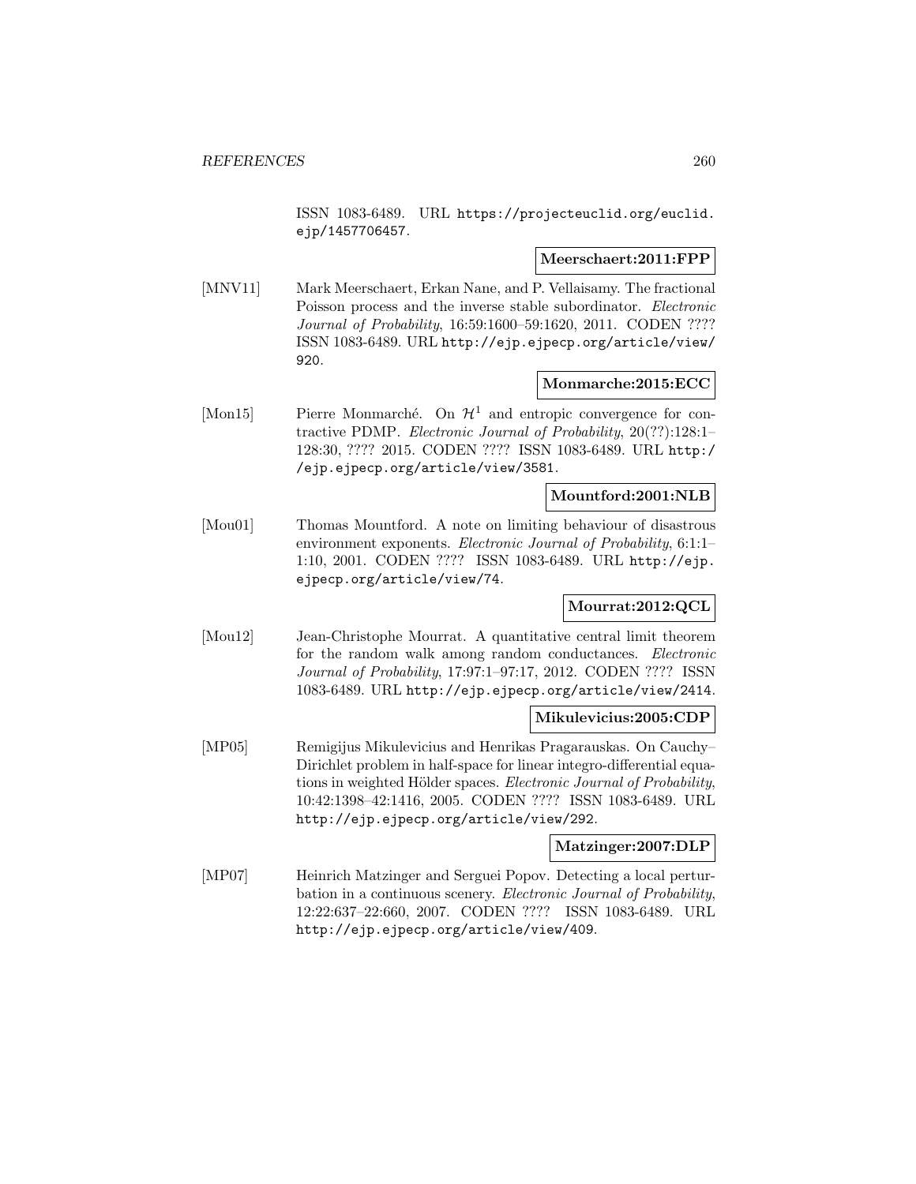ISSN 1083-6489. URL https://projecteuclid.org/euclid.ejp/1457706457.

**Meerschaert:2011:FPP**

[MNV11] Mark Meerschaert, Erkan Nane, and P. Vellaisamy. The fractional Poisson process and the inverse stable subordinator. *Electronic Journal of Probability*, 16:59:1600–59:1620, 2011. CODEN ???? ISSN 1083-6489. URL http://ejp.ejpecp.org/article/view/920.

**Monmarche:2015:ECC**

[Mon15] Pierre Monmarché. On $\mathcal{H}^1$ and entropic convergence for contractive PDMP. *Electronic Journal of Probability*, 20(??):128:1–128:30, ???? 2015. CODEN ???? ISSN 1083-6489. URL http://ejp.ejpecp.org/article/view/3581.

**Mountford:2001:NLB**

[Mou01] Thomas Mountford. A note on limiting behaviour of disastrous environment exponents. *Electronic Journal of Probability*, 6:1:1–1:10, 2001. CODEN ???? ISSN 1083-6489. URL http://ejp.ejpecp.org/article/view/74.

**Mourrat:2012:QCL**

[Mou12] Jean-Christophe Mourrat. A quantitative central limit theorem for the random walk among random conductances. *Electronic Journal of Probability*, 17:97:1–97:17, 2012. CODEN ???? ISSN 1083-6489. URL http://ejp.ejpecp.org/article/view/2414.

**Mikulevicius:2005:CDP**

[MP05] Remigijus Mikulevicius and Henrikas Pragarauskas. On Cauchy–Dirichlet problem in half-space for linear integro-differential equations in weighted Hölder spaces. *Electronic Journal of Probability*, 10:42:1398–42:1416, 2005. CODEN ???? ISSN 1083-6489. URL http://ejp.ejpecp.org/article/view/292.

**Matzinger:2007:DLP**

[MP07] Heinrich Matzinger and Serguei Popov. Detecting a local perturbation in a continuous scenery. *Electronic Journal of Probability*, 12:22:637–22:660, 2007. CODEN ???? ISSN 1083-6489. URL http://ejp.ejpecp.org/article/view/409.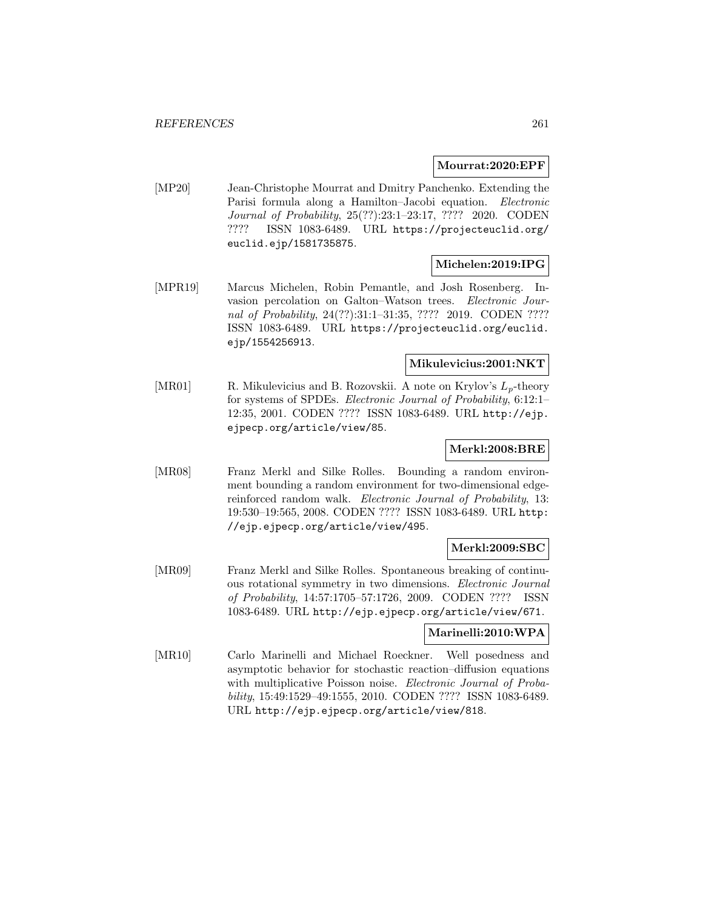**Mourrat:2020:EPF**

[MP20] Jean-Christophe Mourrat and Dmitry Panchenko. Extending the Parisi formula along a Hamilton–Jacobi equation. *Electronic Journal of Probability*, 25(??):23:1–23:17, ???? 2020. CODEN ???? ISSN 1083-6489. URL https://projecteuclid.org/euclid.ejp/1581735875.

**Michelen:2019:IPG**

[MPR19] Marcus Michelen, Robin Pemantle, and Josh Rosenberg. Invasion percolation on Galton–Watson trees. *Electronic Journal of Probability*, 24(??):31:1–31:35, ???? 2019. CODEN ???? ISSN 1083-6489. URL https://projecteuclid.org/euclid.ejp/1554256913.

**Mikulevicius:2001:NKT**

[MR01] R. Mikulevicius and B. Rozovskii. A note on Krylov's $L_p$-theory for systems of SPDEs. *Electronic Journal of Probability*, 6:12:1–12:35, 2001. CODEN ???? ISSN 1083-6489. URL http://ejp.ejpecp.org/article/view/85.

**Merkl:2008:BRE**

[MR08] Franz Merkl and Silke Rolles. Bounding a random environment bounding a random environment for two-dimensional edge-reinforced random walk. *Electronic Journal of Probability*, 13: 19:530–19:565, 2008. CODEN ???? ISSN 1083-6489. URL http://ejp.ejpecp.org/article/view/495.

**Merkl:2009:SBC**

[MR09] Franz Merkl and Silke Rolles. Spontaneous breaking of continuous rotational symmetry in two dimensions. *Electronic Journal of Probability*, 14:57:1705–57:1726, 2009. CODEN ???? ISSN 1083-6489. URL http://ejp.ejpecp.org/article/view/671.

**Marinelli:2010:WPA**

[MR10] Carlo Marinelli and Michael Roeckner. Well posedness and asymptotic behavior for stochastic reaction–diffusion equations with multiplicative Poisson noise. *Electronic Journal of Probability*, 15:49:1529–49:1555, 2010. CODEN ???? ISSN 1083-6489. URL http://ejp.ejpecp.org/article/view/818.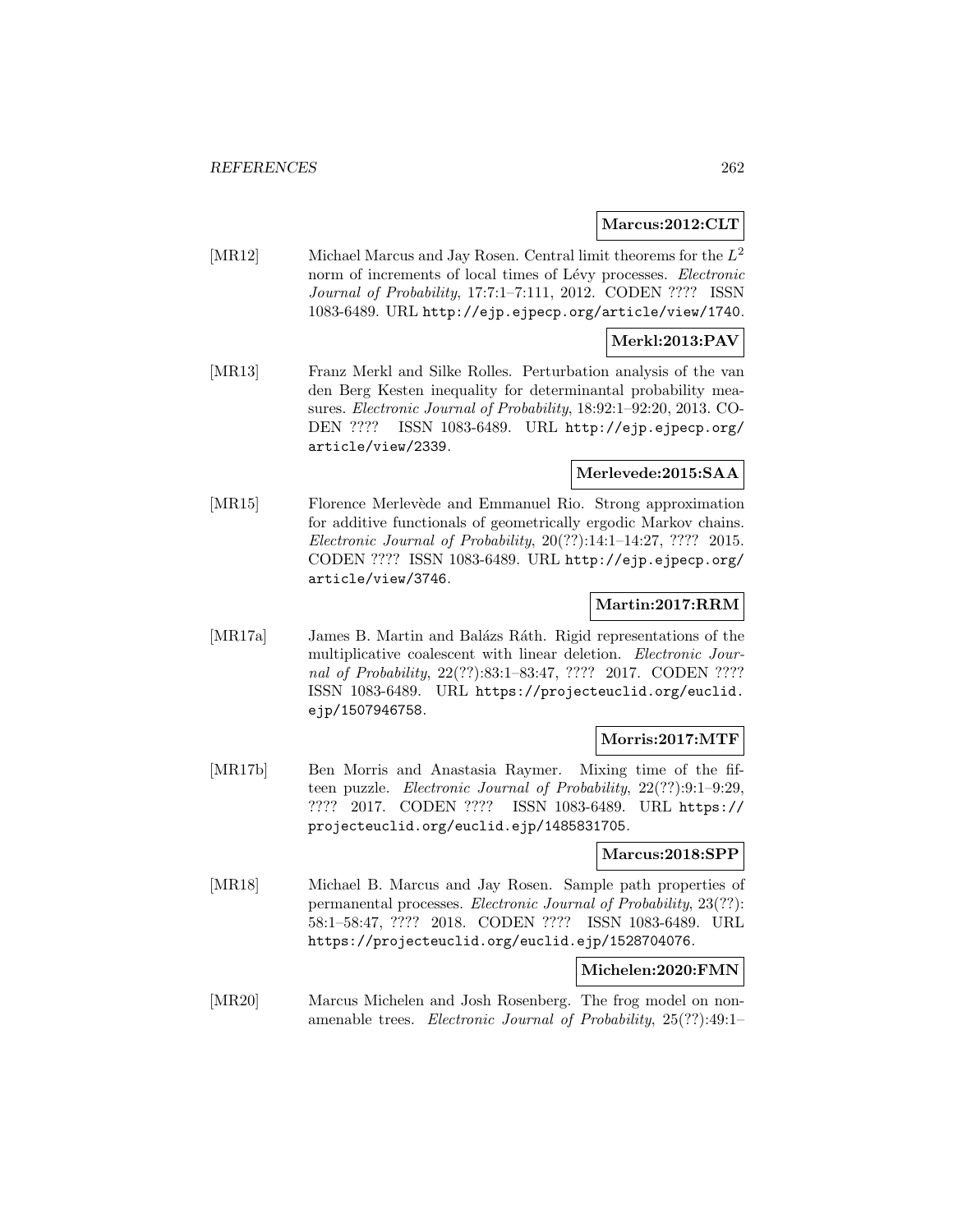**Marcus:2012:CLT**

[MR12] Michael Marcus and Jay Rosen. Central limit theorems for the $L^2$ norm of increments of local times of Lévy processes. *Electronic Journal of Probability*, 17:7:1–7:111, 2012. CODEN ???? ISSN 1083-6489. URL http://ejp.ejpecp.org/article/view/1740.

**Merkl:2013:PAV**

[MR13] Franz Merkl and Silke Rolles. Perturbation analysis of the van den Berg Kesten inequality for determinantal probability measures. *Electronic Journal of Probability*, 18:92:1–92:20, 2013. CODEN ???? ISSN 1083-6489. URL http://ejp.ejpecp.org/article/view/2339.

**Merlevede:2015:SAA**

[MR15] Florence Merlevède and Emmanuel Rio. Strong approximation for additive functionals of geometrically ergodic Markov chains. *Electronic Journal of Probability*, 20(??):14:1–14:27, ???? 2015. CODEN ???? ISSN 1083-6489. URL http://ejp.ejpecp.org/article/view/3746.

**Martin:2017:RRM**

[MR17a] James B. Martin and Balázs Ráth. Rigid representations of the multiplicative coalescent with linear deletion. *Electronic Journal of Probability*, 22(??):83:1–83:47, ???? 2017. CODEN ???? ISSN 1083-6489. URL https://projecteuclid.org/euclid.ejp/1507946758.

**Morris:2017:MTF**

[MR17b] Ben Morris and Anastasia Raymer. Mixing time of the fifteen puzzle. *Electronic Journal of Probability*, 22(??):9:1–9:29, ???? 2017. CODEN ???? ISSN 1083-6489. URL https://projecteuclid.org/euclid.ejp/1485831705.

**Marcus:2018:SPP**

[MR18] Michael B. Marcus and Jay Rosen. Sample path properties of permanental processes. *Electronic Journal of Probability*, 23(??):58:1–58:47, ???? 2018. CODEN ???? ISSN 1083-6489. URL https://projecteuclid.org/euclid.ejp/1528704076.

**Michelen:2020:FMN**

[MR20] Marcus Michelen and Josh Rosenberg. The frog model on nonamenable trees. *Electronic Journal of Probability*, 25(??):49:1–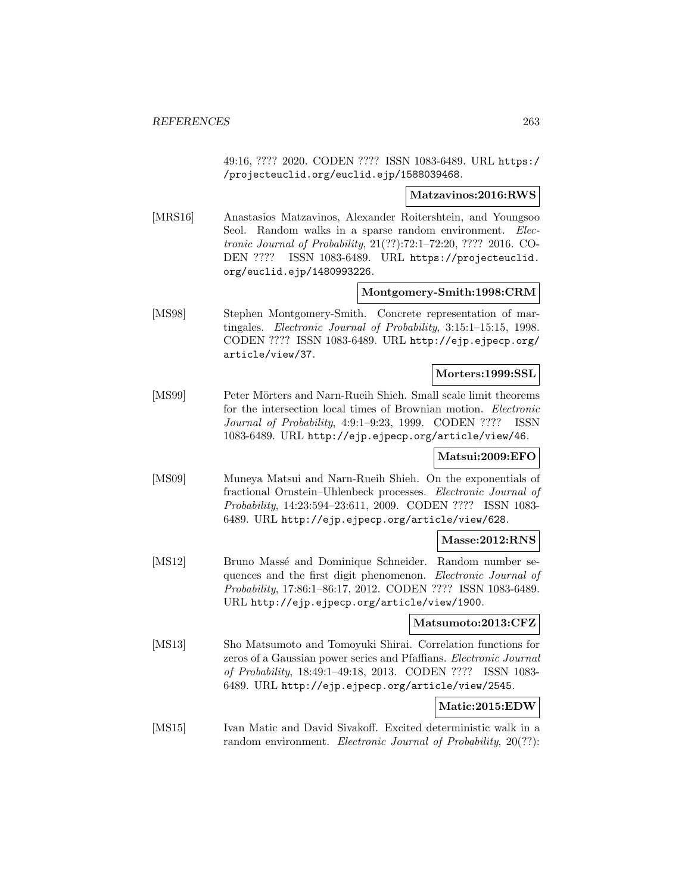49:16, ???? 2020. CODEN ???? ISSN 1083-6489. URL https://projecteuclid.org/euclid.ejp/1588039468.

**Matzavinos:2016:RWS**

[MRS16] Anastasios Matzavinos, Alexander Roitershtein, and Youngsoo Seol. Random walks in a sparse random environment. *Electronic Journal of Probability*, 21(??):72:1–72:20, ???? 2016. CODEN ???? ISSN 1083-6489. URL https://projecteuclid.org/euclid.ejp/1480993226.

**Montgomery-Smith:1998:CRM**

[MS98] Stephen Montgomery-Smith. Concrete representation of martingales. *Electronic Journal of Probability*, 3:15:1–15:15, 1998. CODEN ???? ISSN 1083-6489. URL http://ejp.ejpecp.org/article/view/37.

**Morters:1999:SSL**

[MS99] Peter Mörters and Narn-Rueih Shieh. Small scale limit theorems for the intersection local times of Brownian motion. *Electronic Journal of Probability*, 4:9:1–9:23, 1999. CODEN ???? ISSN 1083-6489. URL http://ejp.ejpecp.org/article/view/46.

**Matsui:2009:EFO**

[MS09] Muneya Matsui and Narn-Rueih Shieh. On the exponentials of fractional Ornstein–Uhlenbeck processes. *Electronic Journal of Probability*, 14:23:594–23:611, 2009. CODEN ???? ISSN 1083-6489. URL http://ejp.ejpecp.org/article/view/628.

**Masse:2012:RNS**

[MS12] Bruno Massé and Dominique Schneider. Random number sequences and the first digit phenomenon. *Electronic Journal of Probability*, 17:86:1–86:17, 2012. CODEN ???? ISSN 1083-6489. URL http://ejp.ejpecp.org/article/view/1900.

**Matsumoto:2013:CFZ**

[MS13] Sho Matsumoto and Tomoyuki Shirai. Correlation functions for zeros of a Gaussian power series and Pfaffians. *Electronic Journal of Probability*, 18:49:1–49:18, 2013. CODEN ???? ISSN 1083-6489. URL http://ejp.ejpecp.org/article/view/2545.

**Matic:2015:EDW**

[MS15] Ivan Matic and David Sivakoff. Excited deterministic walk in a random environment. *Electronic Journal of Probability*, 20(??):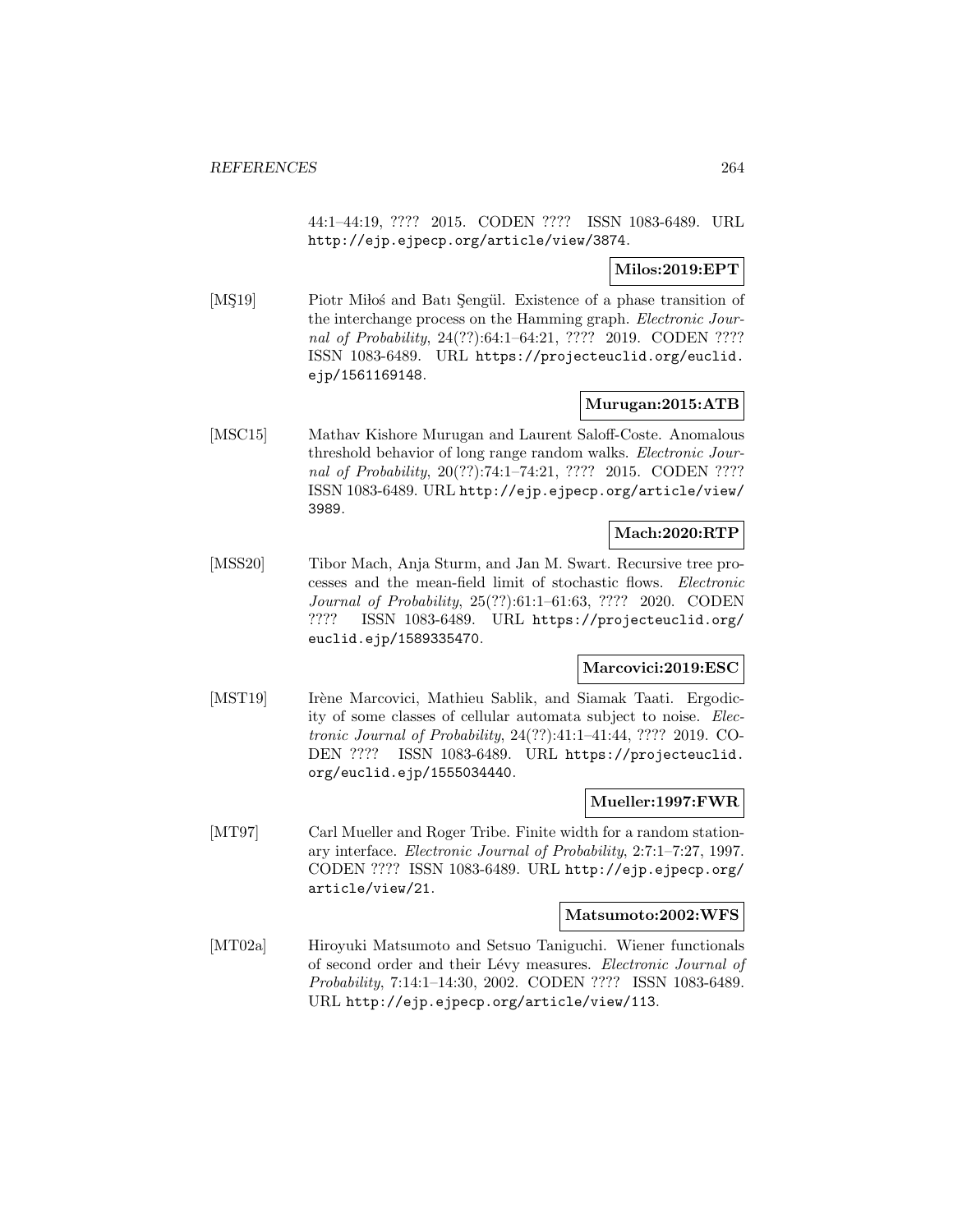44:1–44:19, ???? 2015. CODEN ???? ISSN 1083-6489. URL http://ejp.ejpecp.org/article/view/3874.

**Milos:2019:EPT**

[MŞ19] Piotr Miłoś and Batı Şengül. Existence of a phase transition of the interchange process on the Hamming graph. *Electronic Journal of Probability*, 24(??):64:1–64:21, ???? 2019. CODEN ???? ISSN 1083-6489. URL https://projecteuclid.org/euclid.ejp/1561169148.

**Murugan:2015:ATB**

[MSC15] Mathav Kishore Murugan and Laurent Saloff-Coste. Anomalous threshold behavior of long range random walks. *Electronic Journal of Probability*, 20(??):74:1–74:21, ???? 2015. CODEN ???? ISSN 1083-6489. URL http://ejp.ejpecp.org/article/view/3989.

**Mach:2020:RTP**

[MSS20] Tibor Mach, Anja Sturm, and Jan M. Swart. Recursive tree processes and the mean-field limit of stochastic flows. *Electronic Journal of Probability*, 25(??):61:1–61:63, ???? 2020. CODEN ???? ISSN 1083-6489. URL https://projecteuclid.org/euclid.ejp/1589335470.

**Marcovici:2019:ESC**

[MST19] Irène Marcovici, Mathieu Sablik, and Siamak Taati. Ergodicity of some classes of cellular automata subject to noise. *Electronic Journal of Probability*, 24(??):41:1–41:44, ???? 2019. CODEN ???? ISSN 1083-6489. URL https://projecteuclid.org/euclid.ejp/1555034440.

**Mueller:1997:FWR**

[MT97] Carl Mueller and Roger Tribe. Finite width for a random stationary interface. *Electronic Journal of Probability*, 2:7:1–7:27, 1997. CODEN ???? ISSN 1083-6489. URL http://ejp.ejpecp.org/article/view/21.

**Matsumoto:2002:WFS**

[MT02a] Hiroyuki Matsumoto and Setsuo Taniguchi. Wiener functionals of second order and their Lévy measures. *Electronic Journal of Probability*, 7:14:1–14:30, 2002. CODEN ???? ISSN 1083-6489. URL http://ejp.ejpecp.org/article/view/113.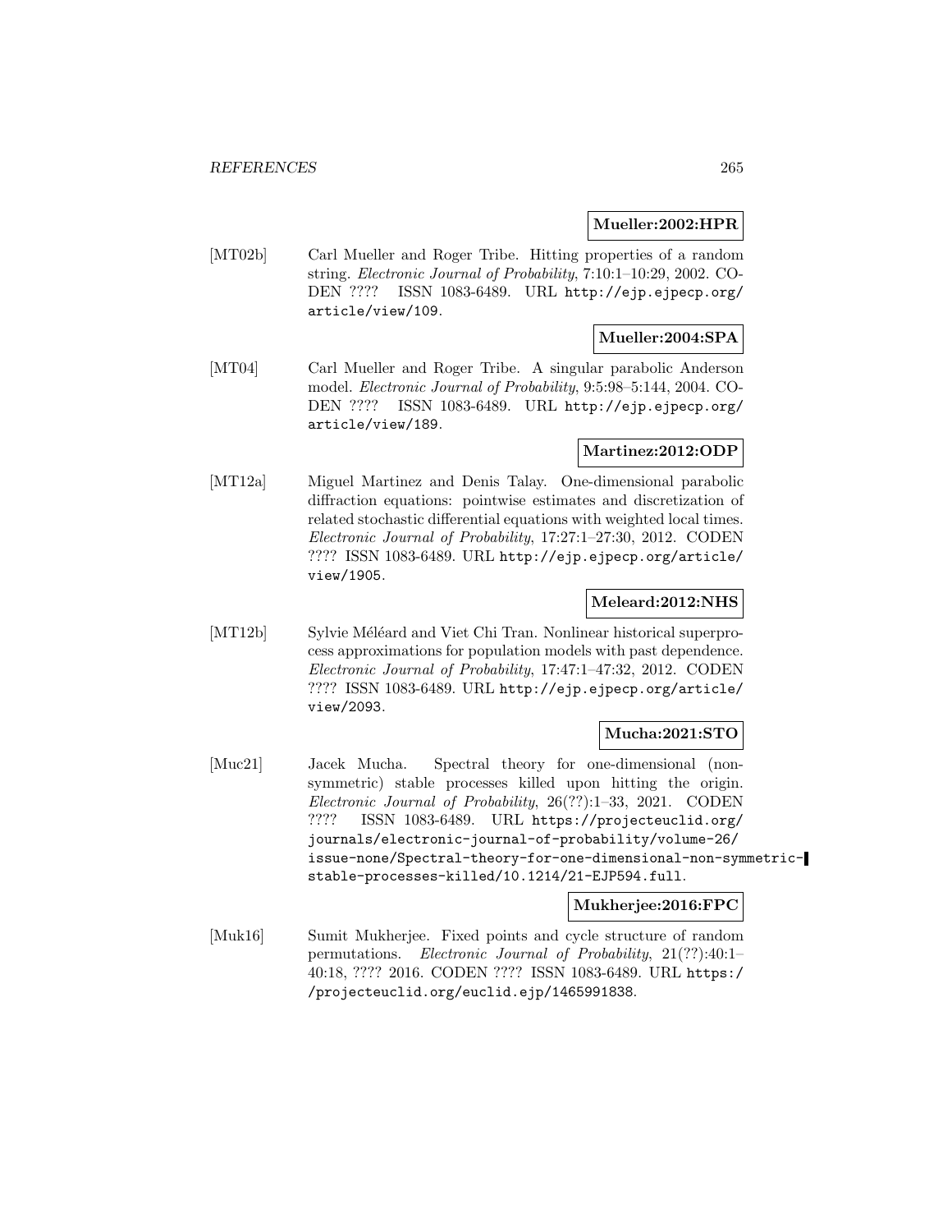**Mueller:2002:HPR**

[MT02b] Carl Mueller and Roger Tribe. Hitting properties of a random string. *Electronic Journal of Probability*, 7:10:1–10:29, 2002. CODEN ???? ISSN 1083-6489. URL http://ejp.ejpecp.org/article/view/109.

**Mueller:2004:SPA**

[MT04] Carl Mueller and Roger Tribe. A singular parabolic Anderson model. *Electronic Journal of Probability*, 9:5:98–5:144, 2004. CODEN ???? ISSN 1083-6489. URL http://ejp.ejpecp.org/article/view/189.

**Martinez:2012:ODP**

[MT12a] Miguel Martinez and Denis Talay. One-dimensional parabolic diffraction equations: pointwise estimates and discretization of related stochastic differential equations with weighted local times. *Electronic Journal of Probability*, 17:27:1–27:30, 2012. CODEN ???? ISSN 1083-6489. URL http://ejp.ejpecp.org/article/view/1905.

**Meleard:2012:NHS**

[MT12b] Sylvie Méléard and Viet Chi Tran. Nonlinear historical superprocess approximations for population models with past dependence. *Electronic Journal of Probability*, 17:47:1–47:32, 2012. CODEN ???? ISSN 1083-6489. URL http://ejp.ejpecp.org/article/view/2093.

**Mucha:2021:STO**

[Muc21] Jacek Mucha. Spectral theory for one-dimensional (non-symmetric) stable processes killed upon hitting the origin. *Electronic Journal of Probability*, 26(??):1–33, 2021. CODEN ???? ISSN 1083-6489. URL https://projecteuclid.org/journals/electronic-journal-of-probability/volume-26/issue-none/Spectral-theory-for-one-dimensional-non-symmetric-stable-processes-killed/10.1214/21-EJP594.full.

**Mukherjee:2016:FPC**

[Muk16] Sumit Mukherjee. Fixed points and cycle structure of random permutations. *Electronic Journal of Probability*, 21(??):40:1–40:18, ???? 2016. CODEN ???? ISSN 1083-6489. URL https://projecteuclid.org/euclid.ejp/1465991838.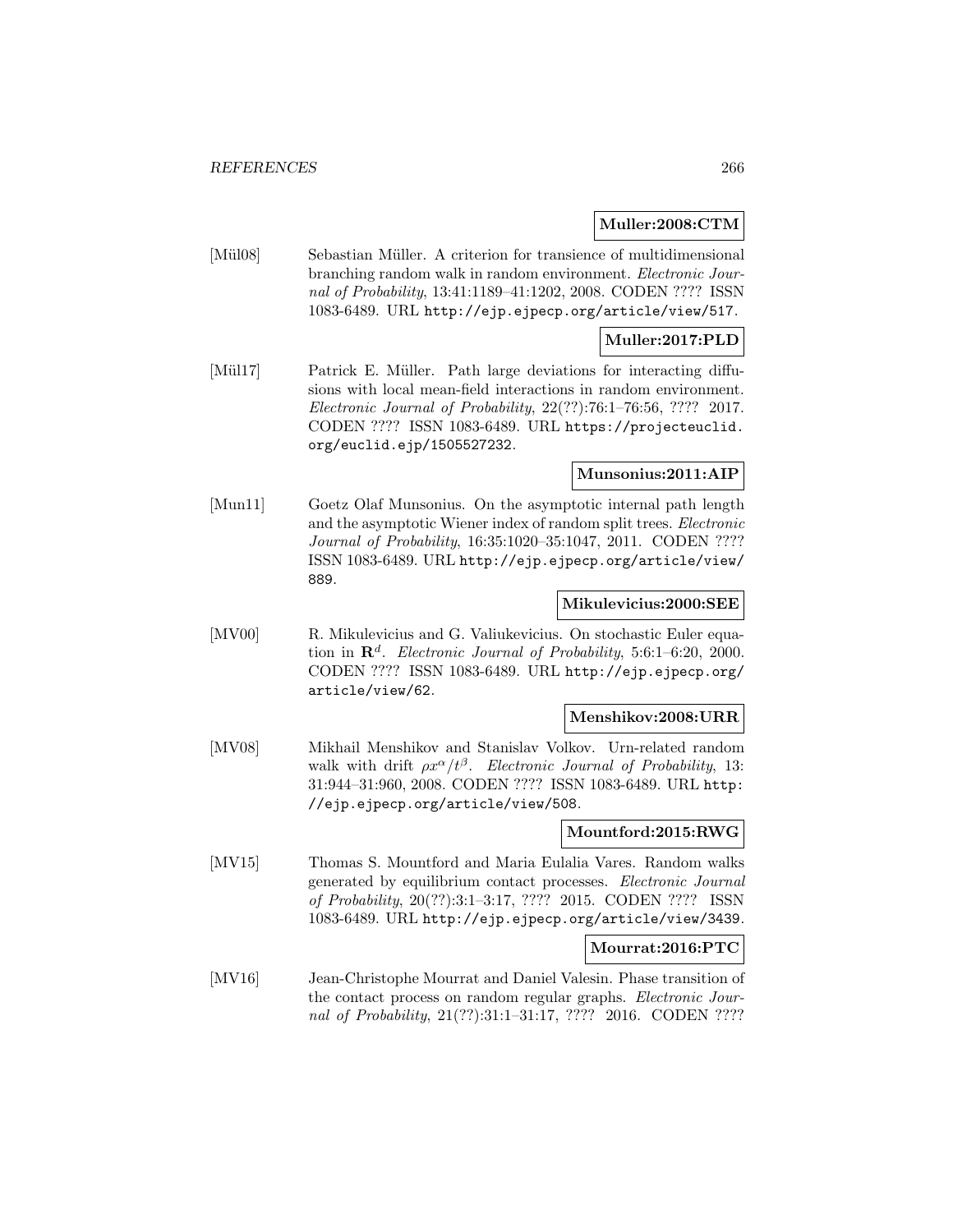**Muller:2008:CTM**

[Mül08] Sebastian Müller. A criterion for transience of multidimensional branching random walk in random environment. *Electronic Journal of Probability*, 13:41:1189–41:1202, 2008. CODEN ???? ISSN 1083-6489. URL http://ejp.ejpecp.org/article/view/517.

**Muller:2017:PLD**

[Mül17] Patrick E. Müller. Path large deviations for interacting diffusions with local mean-field interactions in random environment. *Electronic Journal of Probability*, 22(??):76:1–76:56, ???? 2017. CODEN ???? ISSN 1083-6489. URL https://projecteuclid.org/euclid.ejp/1505527232.

**Munsonius:2011:AIP**

[Mun11] Goetz Olaf Munsonius. On the asymptotic internal path length and the asymptotic Wiener index of random split trees. *Electronic Journal of Probability*, 16:35:1020–35:1047, 2011. CODEN ???? ISSN 1083-6489. URL http://ejp.ejpecp.org/article/view/889.

**Mikulevicius:2000:SEE**

[MV00] R. Mikulevicius and G. Valiukevicius. On stochastic Euler equation in $\mathbf{R}^d$. *Electronic Journal of Probability*, 5:6:1–6:20, 2000. CODEN ???? ISSN 1083-6489. URL http://ejp.ejpecp.org/article/view/62.

**Menshikov:2008:URR**

[MV08] Mikhail Menshikov and Stanislav Volkov. Urn-related random walk with drift $\rho x^\alpha / t^\beta$. *Electronic Journal of Probability*, 13:31:944–31:960, 2008. CODEN ???? ISSN 1083-6489. URL http://ejp.ejpecp.org/article/view/508.

**Mountford:2015:RWG**

[MV15] Thomas S. Mountford and Maria Eulalia Vares. Random walks generated by equilibrium contact processes. *Electronic Journal of Probability*, 20(??):3:1–3:17, ???? 2015. CODEN ???? ISSN 1083-6489. URL http://ejp.ejpecp.org/article/view/3439.

**Mourrat:2016:PTC**

[MV16] Jean-Christophe Mourrat and Daniel Valesin. Phase transition of the contact process on random regular graphs. *Electronic Journal of Probability*, 21(??):31:1–31:17, ???? 2016. CODEN ????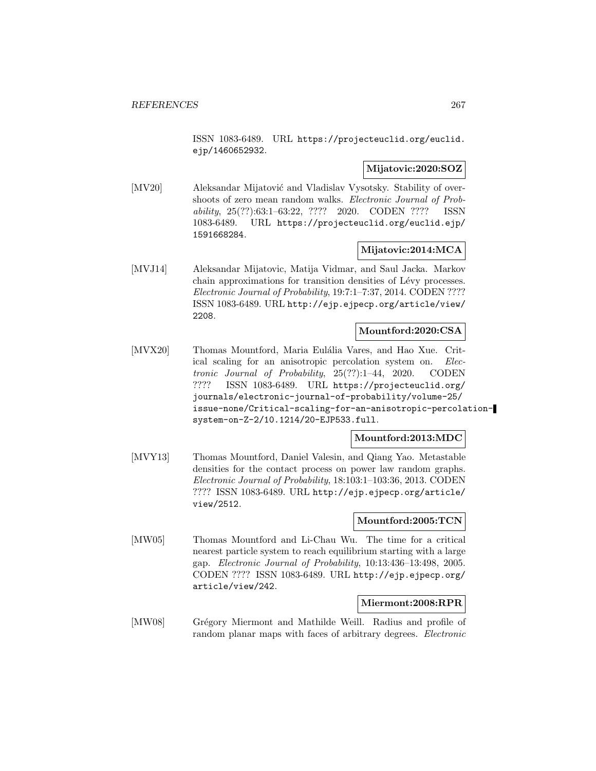ISSN 1083-6489. URL https://projecteuclid.org/euclid.ejp/1460652932.

**Mijatovic:2020:SOZ**

[MV20] Aleksandar Mijatović and Vladislav Vysotsky. Stability of overshoots of zero mean random walks. *Electronic Journal of Probability*, 25(??):63:1–63:22, ???? 2020. CODEN ???? ISSN 1083-6489. URL https://projecteuclid.org/euclid.ejp/1591668284.

**Mijatovic:2014:MCA**

[MVJ14] Aleksandar Mijatovic, Matija Vidmar, and Saul Jacka. Markov chain approximations for transition densities of Lévy processes. *Electronic Journal of Probability*, 19:7:1–7:37, 2014. CODEN ???? ISSN 1083-6489. URL http://ejp.ejpecp.org/article/view/2208.

**Mountford:2020:CSA**

[MVX20] Thomas Mountford, Maria Eulália Vares, and Hao Xue. Critical scaling for an anisotropic percolation system on. *Electronic Journal of Probability*, 25(??):1–44, 2020. CODEN ???? ISSN 1083-6489. URL https://projecteuclid.org/journals/electronic-journal-of-probability/volume-25/issue-none/Critical-scaling-for-an-anisotropic-percolation-system-on-Z-2/10.1214/20-EJP533.full.

**Mountford:2013:MDC**

[MVY13] Thomas Mountford, Daniel Valesin, and Qiang Yao. Metastable densities for the contact process on power law random graphs. *Electronic Journal of Probability*, 18:103:1–103:36, 2013. CODEN ???? ISSN 1083-6489. URL http://ejp.ejpecp.org/article/view/2512.

**Mountford:2005:TCN**

[MW05] Thomas Mountford and Li-Chau Wu. The time for a critical nearest particle system to reach equilibrium starting with a large gap. *Electronic Journal of Probability*, 10:13:436–13:498, 2005. CODEN ???? ISSN 1083-6489. URL http://ejp.ejpecp.org/article/view/242.

**Miermont:2008:RPR**

[MW08] Grégory Miermont and Mathilde Weill. Radius and profile of random planar maps with faces of arbitrary degrees. *Electronic*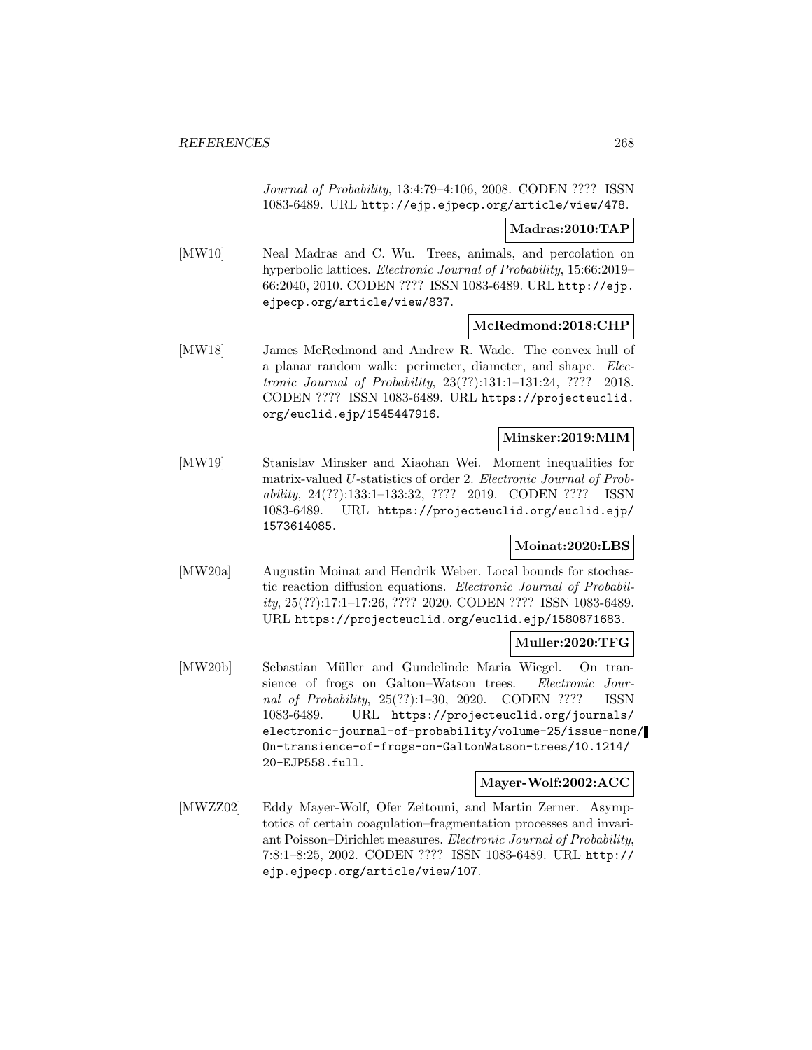*Journal of Probability*, 13:4:79–4:106, 2008. CODEN ???? ISSN 1083-6489. URL http://ejp.ejpecp.org/article/view/478.

**Madras:2010:TAP**

[MW10] Neal Madras and C. Wu. Trees, animals, and percolation on hyperbolic lattices. *Electronic Journal of Probability*, 15:66:2019–66:2040, 2010. CODEN ???? ISSN 1083-6489. URL http://ejp.ejpecp.org/article/view/837.

**McRedmond:2018:CHP**

[MW18] James McRedmond and Andrew R. Wade. The convex hull of a planar random walk: perimeter, diameter, and shape. *Electronic Journal of Probability*, 23(??):131:1–131:24, ???? 2018. CODEN ???? ISSN 1083-6489. URL https://projecteuclid.org/euclid.ejp/1545447916.

**Minsker:2019:MIM**

[MW19] Stanislav Minsker and Xiaohan Wei. Moment inequalities for matrix-valued $U$-statistics of order 2. *Electronic Journal of Probability*, 24(??):133:1–133:32, ???? 2019. CODEN ???? ISSN 1083-6489. URL https://projecteuclid.org/euclid.ejp/1573614085.

**Moinat:2020:LBS**

[MW20a] Augustin Moinat and Hendrik Weber. Local bounds for stochastic reaction diffusion equations. *Electronic Journal of Probability*, 25(??):17:1–17:26, ???? 2020. CODEN ???? ISSN 1083-6489. URL https://projecteuclid.org/euclid.ejp/1580871683.

**Muller:2020:TFG**

[MW20b] Sebastian Müller and Gundelinde Maria Wiegel. On transience of frogs on Galton–Watson trees. *Electronic Journal of Probability*, 25(??):1–30, 2020. CODEN ???? ISSN 1083-6489. URL https://projecteuclid.org/journals/electronic-journal-of-probability/volume-25/issue-none/On-transience-of-frogs-on-GaltonWatson-trees/10.1214/20-EJP558.full.

**Mayer-Wolf:2002:ACC**

[MWZZ02] Eddy Mayer-Wolf, Ofer Zeitouni, and Martin Zerner. Asymptotics of certain coagulation–fragmentation processes and invariant Poisson–Dirichlet measures. *Electronic Journal of Probability*, 7:8:1–8:25, 2002. CODEN ???? ISSN 1083-6489. URL http://ejp.ejpecp.org/article/view/107.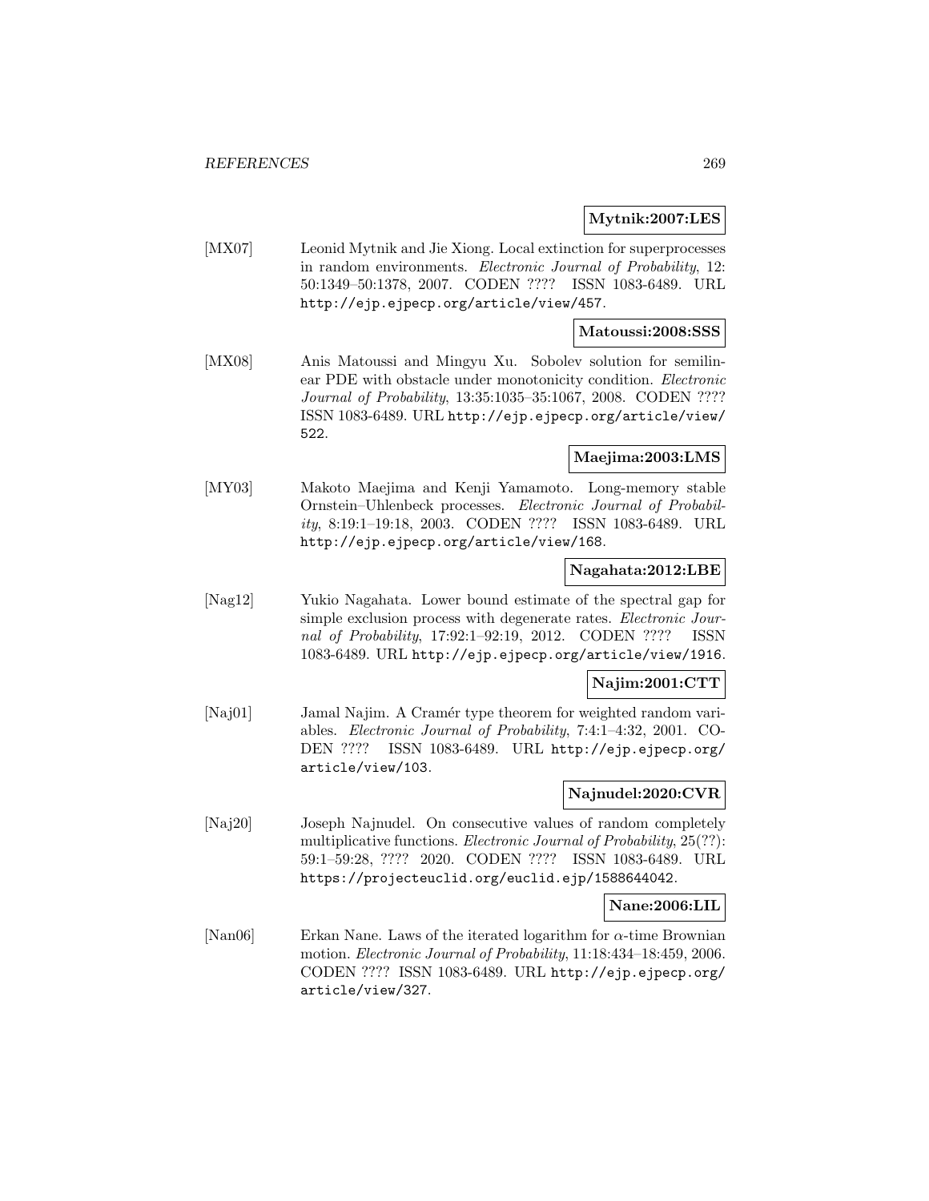**Mytnik:2007:LES**

[MX07] Leonid Mytnik and Jie Xiong. Local extinction for superprocesses in random environments. *Electronic Journal of Probability*, 12: 50:1349–50:1378, 2007. CODEN ???? ISSN 1083-6489. URL http://ejp.ejpecp.org/article/view/457.

**Matoussi:2008:SSS**

[MX08] Anis Matoussi and Mingyu Xu. Sobolev solution for semilinear PDE with obstacle under monotonicity condition. *Electronic Journal of Probability*, 13:35:1035–35:1067, 2008. CODEN ???? ISSN 1083-6489. URL http://ejp.ejpecp.org/article/view/522.

**Maejima:2003:LMS**

[MY03] Makoto Maejima and Kenji Yamamoto. Long-memory stable Ornstein–Uhlenbeck processes. *Electronic Journal of Probability*, 8:19:1–19:18, 2003. CODEN ???? ISSN 1083-6489. URL http://ejp.ejpecp.org/article/view/168.

**Nagahata:2012:LBE**

[Nag12] Yukio Nagahata. Lower bound estimate of the spectral gap for simple exclusion process with degenerate rates. *Electronic Journal of Probability*, 17:92:1–92:19, 2012. CODEN ???? ISSN 1083-6489. URL http://ejp.ejpecp.org/article/view/1916.

**Najim:2001:CTT**

[Naj01] Jamal Najim. A Cramér type theorem for weighted random variables. *Electronic Journal of Probability*, 7:4:1–4:32, 2001. CODEN ???? ISSN 1083-6489. URL http://ejp.ejpecp.org/article/view/103.

**Najnudel:2020:CVR**

[Naj20] Joseph Najnudel. On consecutive values of random completely multiplicative functions. *Electronic Journal of Probability*, 25(??): 59:1–59:28, ???? 2020. CODEN ???? ISSN 1083-6489. URL https://projecteuclid.org/euclid.ejp/1588644042.

**Nane:2006:LIL**

[Nan06] Erkan Nane. Laws of the iterated logarithm for $\alpha$-time Brownian motion. *Electronic Journal of Probability*, 11:18:434–18:459, 2006. CODEN ???? ISSN 1083-6489. URL http://ejp.ejpecp.org/article/view/327.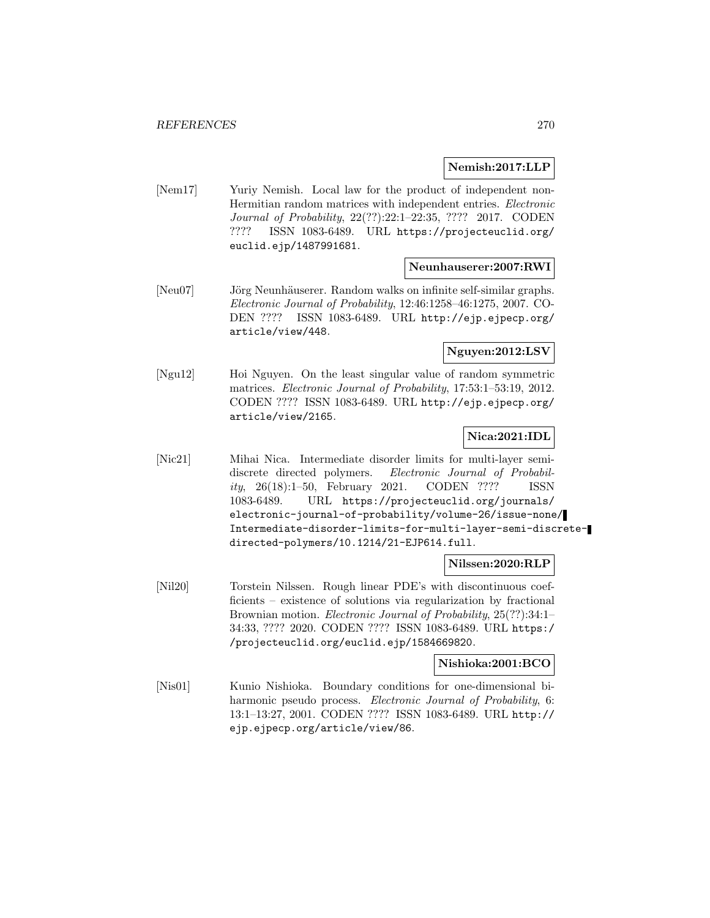**Nemish:2017:LLP**

[Nem17] Yuriy Nemish. Local law for the product of independent non-Hermitian random matrices with independent entries. *Electronic Journal of Probability*, 22(??):22:1–22:35, ???? 2017. CODEN ???? ISSN 1083-6489. URL https://projecteuclid.org/euclid.ejp/1487991681.

**Neunhauserer:2007:RWI**

[Neu07] Jörg Neunhäuserer. Random walks on infinite self-similar graphs. *Electronic Journal of Probability*, 12:46:1258–46:1275, 2007. CODEN ???? ISSN 1083-6489. URL http://ejp.ejpecp.org/article/view/448.

**Nguyen:2012:LSV**

[Ngu12] Hoi Nguyen. On the least singular value of random symmetric matrices. *Electronic Journal of Probability*, 17:53:1–53:19, 2012. CODEN ???? ISSN 1083-6489. URL http://ejp.ejpecp.org/article/view/2165.

**Nica:2021:IDL**

[Nic21] Mihai Nica. Intermediate disorder limits for multi-layer semi-discrete directed polymers. *Electronic Journal of Probability*, 26(18):1–50, February 2021. CODEN ???? ISSN 1083-6489. URL https://projecteuclid.org/journals/electronic-journal-of-probability/volume-26/issue-none/Intermediate-disorder-limits-for-multi-layer-semi-discrete-directed-polymers/10.1214/21-EJP614.full.

**Nilssen:2020:RLP**

[Nil20] Torstein Nilssen. Rough linear PDE's with discontinuous coefficients – existence of solutions via regularization by fractional Brownian motion. *Electronic Journal of Probability*, 25(??):34:1–34:33, ???? 2020. CODEN ???? ISSN 1083-6489. URL https://projecteuclid.org/euclid.ejp/1584669820.

**Nishioka:2001:BCO**

[Nis01] Kunio Nishioka. Boundary conditions for one-dimensional biharmonic pseudo process. *Electronic Journal of Probability*, 6:13:1–13:27, 2001. CODEN ???? ISSN 1083-6489. URL http://ejp.ejpecp.org/article/view/86.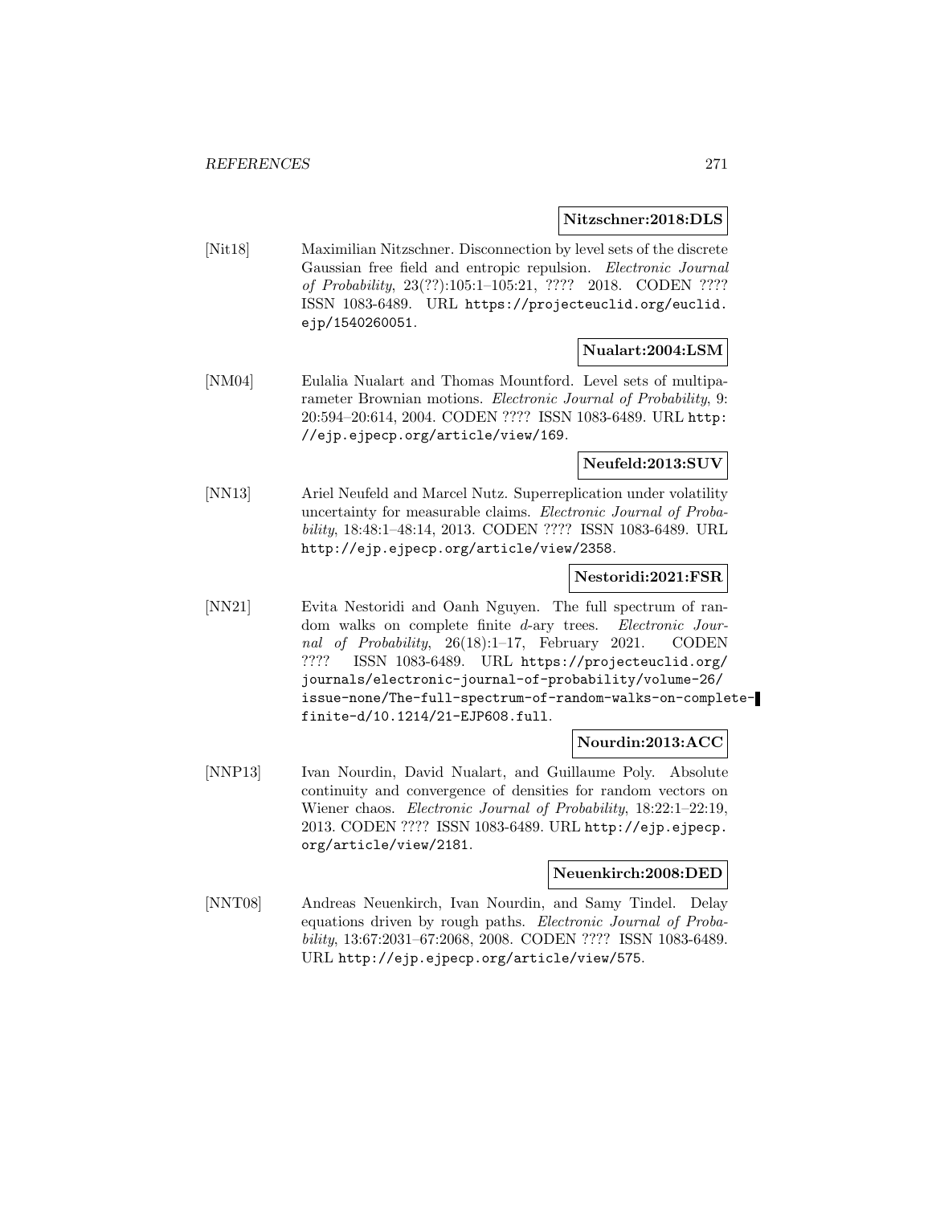**Nitzschner:2018:DLS**

[Nit18] Maximilian Nitzschner. Disconnection by level sets of the discrete Gaussian free field and entropic repulsion. *Electronic Journal of Probability*, 23(??):105:1–105:21, ???? 2018. CODEN ???? ISSN 1083-6489. URL https://projecteuclid.org/euclid.ejp/1540260051.

**Nualart:2004:LSM**

[NM04] Eulalia Nualart and Thomas Mountford. Level sets of multiparameter Brownian motions. *Electronic Journal of Probability*, 9: 20:594–20:614, 2004. CODEN ???? ISSN 1083-6489. URL http://ejp.ejpecp.org/article/view/169.

**Neufeld:2013:SUV**

[NN13] Ariel Neufeld and Marcel Nutz. Superreplication under volatility uncertainty for measurable claims. *Electronic Journal of Probability*, 18:48:1–48:14, 2013. CODEN ???? ISSN 1083-6489. URL http://ejp.ejpecp.org/article/view/2358.

**Nestoridi:2021:FSR**

[NN21] Evita Nestoridi and Oanh Nguyen. The full spectrum of random walks on complete finite $d$-ary trees. *Electronic Journal of Probability*, 26(18):1–17, February 2021. CODEN ???? ISSN 1083-6489. URL https://projecteuclid.org/journals/electronic-journal-of-probability/volume-26/issue-none/The-full-spectrum-of-random-walks-on-complete-finite-d/10.1214/21-EJP608.full.

**Nourdin:2013:ACC**

[NNP13] Ivan Nourdin, David Nualart, and Guillaume Poly. Absolute continuity and convergence of densities for random vectors on Wiener chaos. *Electronic Journal of Probability*, 18:22:1–22:19, 2013. CODEN ???? ISSN 1083-6489. URL http://ejp.ejpecp.org/article/view/2181.

**Neuenkirch:2008:DED**

[NNT08] Andreas Neuenkirch, Ivan Nourdin, and Samy Tindel. Delay equations driven by rough paths. *Electronic Journal of Probability*, 13:67:2031–67:2068, 2008. CODEN ???? ISSN 1083-6489. URL http://ejp.ejpecp.org/article/view/575.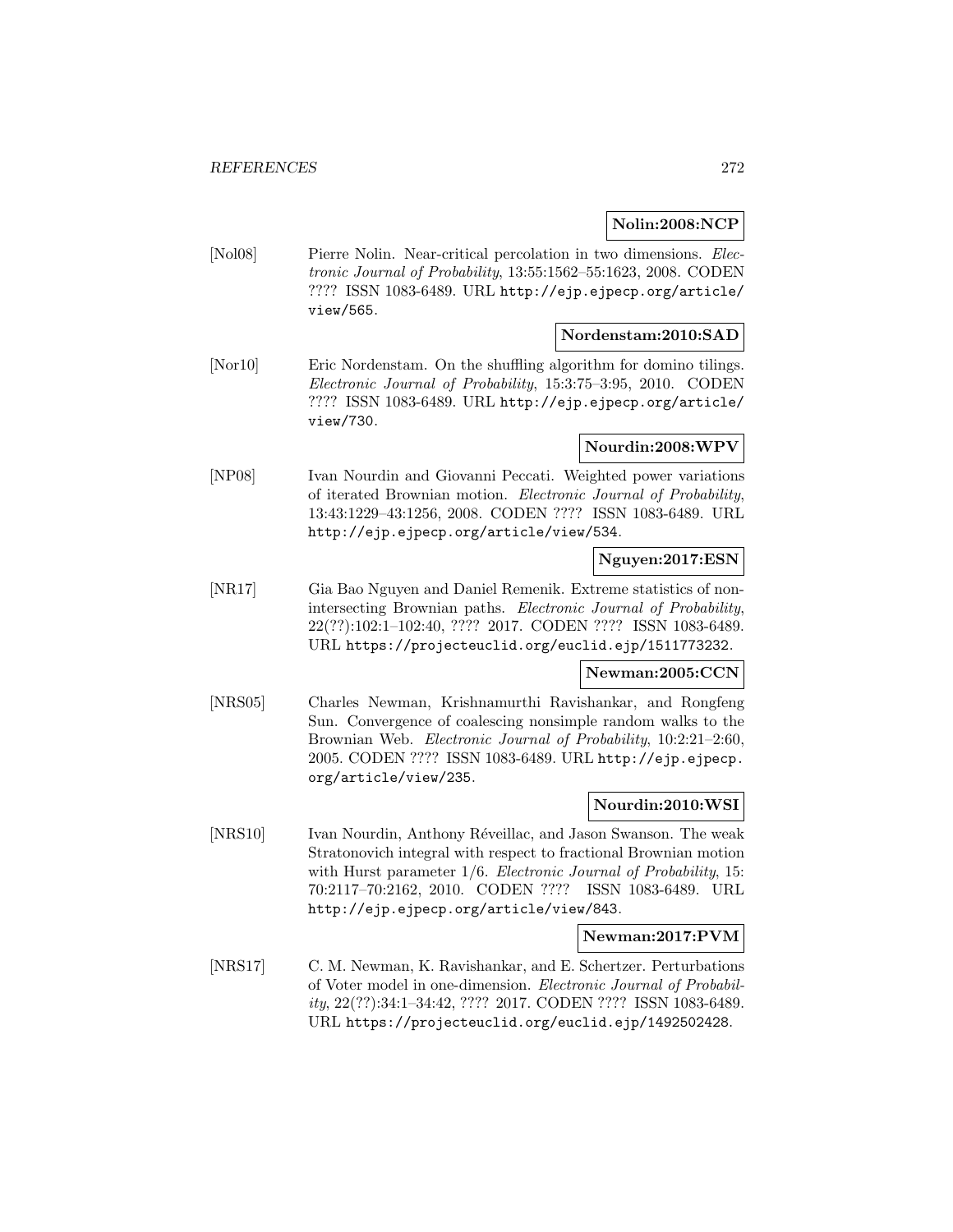**Nolin:2008:NCP**

[Nol08] Pierre Nolin. Near-critical percolation in two dimensions. *Electronic Journal of Probability*, 13:55:1562–55:1623, 2008. CODEN ???? ISSN 1083-6489. URL http://ejp.ejpecp.org/article/view/565.

**Nordenstam:2010:SAD**

[Nor10] Eric Nordenstam. On the shuffling algorithm for domino tilings. *Electronic Journal of Probability*, 15:3:75–3:95, 2010. CODEN ???? ISSN 1083-6489. URL http://ejp.ejpecp.org/article/view/730.

**Nourdin:2008:WPV**

[NP08] Ivan Nourdin and Giovanni Peccati. Weighted power variations of iterated Brownian motion. *Electronic Journal of Probability*, 13:43:1229–43:1256, 2008. CODEN ???? ISSN 1083-6489. URL http://ejp.ejpecp.org/article/view/534.

**Nguyen:2017:ESN**

[NR17] Gia Bao Nguyen and Daniel Remenik. Extreme statistics of non-intersecting Brownian paths. *Electronic Journal of Probability*, 22(??):102:1–102:40, ???? 2017. CODEN ???? ISSN 1083-6489. URL https://projecteuclid.org/euclid.ejp/1511773232.

**Newman:2005:CCN**

[NRS05] Charles Newman, Krishnamurthi Ravishankar, and Rongfeng Sun. Convergence of coalescing nonsimple random walks to the Brownian Web. *Electronic Journal of Probability*, 10:2:21–2:60, 2005. CODEN ???? ISSN 1083-6489. URL http://ejp.ejpecp.org/article/view/235.

**Nourdin:2010:WSI**

[NRS10] Ivan Nourdin, Anthony Réveillac, and Jason Swanson. The weak Stratonovich integral with respect to fractional Brownian motion with Hurst parameter 1/6. *Electronic Journal of Probability*, 15: 70:2117–70:2162, 2010. CODEN ???? ISSN 1083-6489. URL http://ejp.ejpecp.org/article/view/843.

**Newman:2017:PVM**

[NRS17] C. M. Newman, K. Ravishankar, and E. Schertzer. Perturbations of Voter model in one-dimension. *Electronic Journal of Probability*, 22(??):34:1–34:42, ???? 2017. CODEN ???? ISSN 1083-6489. URL https://projecteuclid.org/euclid.ejp/1492502428.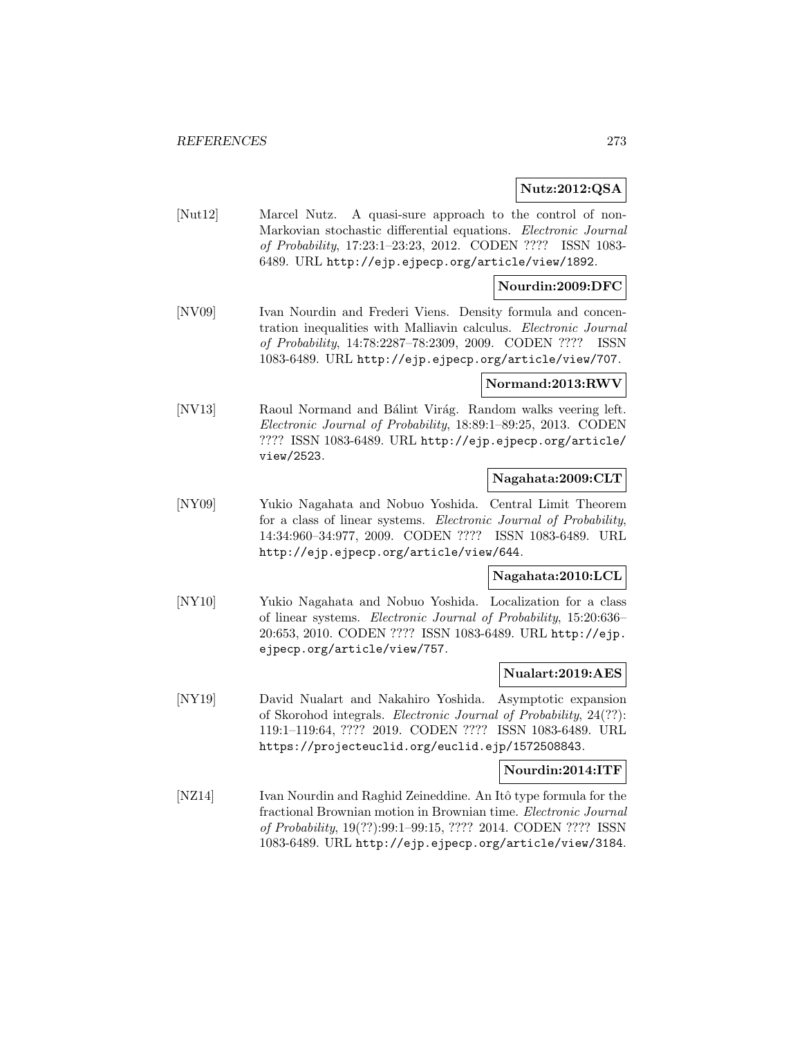**Nutz:2012:QSA**

[Nut12] Marcel Nutz. A quasi-sure approach to the control of non-Markovian stochastic differential equations. *Electronic Journal of Probability*, 17:23:1–23:23, 2012. CODEN ???? ISSN 1083-6489. URL http://ejp.ejpecp.org/article/view/1892.

**Nourdin:2009:DFC**

[NV09] Ivan Nourdin and Frederi Viens. Density formula and concentration inequalities with Malliavin calculus. *Electronic Journal of Probability*, 14:78:2287–78:2309, 2009. CODEN ???? ISSN 1083-6489. URL http://ejp.ejpecp.org/article/view/707.

**Normand:2013:RWV**

[NV13] Raoul Normand and Bálint Virág. Random walks veering left. *Electronic Journal of Probability*, 18:89:1–89:25, 2013. CODEN ???? ISSN 1083-6489. URL http://ejp.ejpecp.org/article/view/2523.

**Nagahata:2009:CLT**

[NY09] Yukio Nagahata and Nobuo Yoshida. Central Limit Theorem for a class of linear systems. *Electronic Journal of Probability*, 14:34:960–34:977, 2009. CODEN ???? ISSN 1083-6489. URL http://ejp.ejpecp.org/article/view/644.

**Nagahata:2010:LCL**

[NY10] Yukio Nagahata and Nobuo Yoshida. Localization for a class of linear systems. *Electronic Journal of Probability*, 15:20:636–20:653, 2010. CODEN ???? ISSN 1083-6489. URL http://ejp.ejpecp.org/article/view/757.

**Nualart:2019:AES**

[NY19] David Nualart and Nakahiro Yoshida. Asymptotic expansion of Skorohod integrals. *Electronic Journal of Probability*, 24(??):119:1–119:64, ???? 2019. CODEN ???? ISSN 1083-6489. URL https://projecteuclid.org/euclid.ejp/1572508843.

**Nourdin:2014:ITF**

[NZ14] Ivan Nourdin and Raghid Zeineddine. An Itô type formula for the fractional Brownian motion in Brownian time. *Electronic Journal of Probability*, 19(??):99:1–99:15, ???? 2014. CODEN ???? ISSN 1083-6489. URL http://ejp.ejpecp.org/article/view/3184.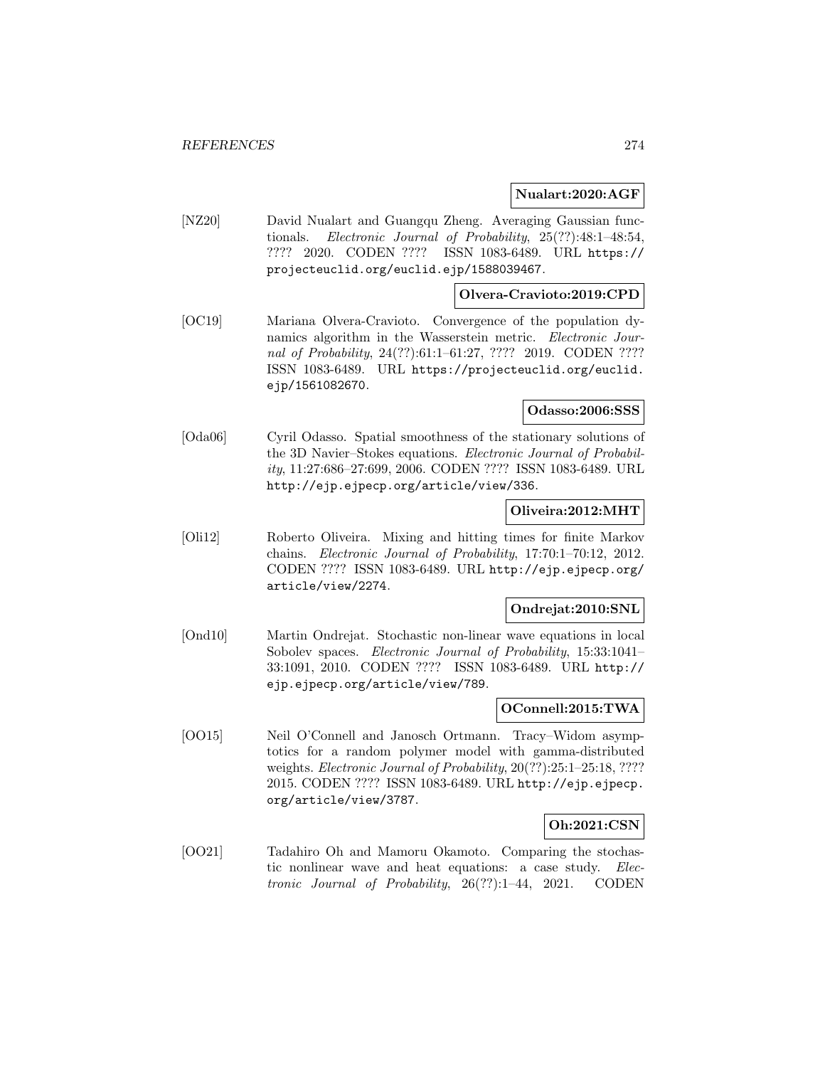**Nualart:2020:AGF**

[NZ20] David Nualart and Guangqu Zheng. Averaging Gaussian functionals. *Electronic Journal of Probability*, 25(??):48:1–48:54, ???? 2020. CODEN ???? ISSN 1083-6489. URL https://projecteuclid.org/euclid.ejp/1588039467.

**Olvera-Cravioto:2019:CPD**

[OC19] Mariana Olvera-Cravioto. Convergence of the population dynamics algorithm in the Wasserstein metric. *Electronic Journal of Probability*, 24(??):61:1–61:27, ???? 2019. CODEN ???? ISSN 1083-6489. URL https://projecteuclid.org/euclid.ejp/1561082670.

**Odasso:2006:SSS**

[Oda06] Cyril Odasso. Spatial smoothness of the stationary solutions of the 3D Navier–Stokes equations. *Electronic Journal of Probability*, 11:27:686–27:699, 2006. CODEN ???? ISSN 1083-6489. URL http://ejp.ejpecp.org/article/view/336.

**Oliveira:2012:MHT**

[Oli12] Roberto Oliveira. Mixing and hitting times for finite Markov chains. *Electronic Journal of Probability*, 17:70:1–70:12, 2012. CODEN ???? ISSN 1083-6489. URL http://ejp.ejpecp.org/article/view/2274.

**Ondrejat:2010:SNL**

[Ond10] Martin Ondrejat. Stochastic non-linear wave equations in local Sobolev spaces. *Electronic Journal of Probability*, 15:33:1041–33:1091, 2010. CODEN ???? ISSN 1083-6489. URL http://ejp.ejpecp.org/article/view/789.

**OConnell:2015:TWA**

[OO15] Neil O'Connell and Janosch Ortmann. Tracy–Widom asymptotics for a random polymer model with gamma-distributed weights. *Electronic Journal of Probability*, 20(??):25:1–25:18, ???? 2015. CODEN ???? ISSN 1083-6489. URL http://ejp.ejpecp.org/article/view/3787.

**Oh:2021:CSN**

[OO21] Tadahiro Oh and Mamoru Okamoto. Comparing the stochastic nonlinear wave and heat equations: a case study. *Electronic Journal of Probability*, 26(??):1–44, 2021. CODEN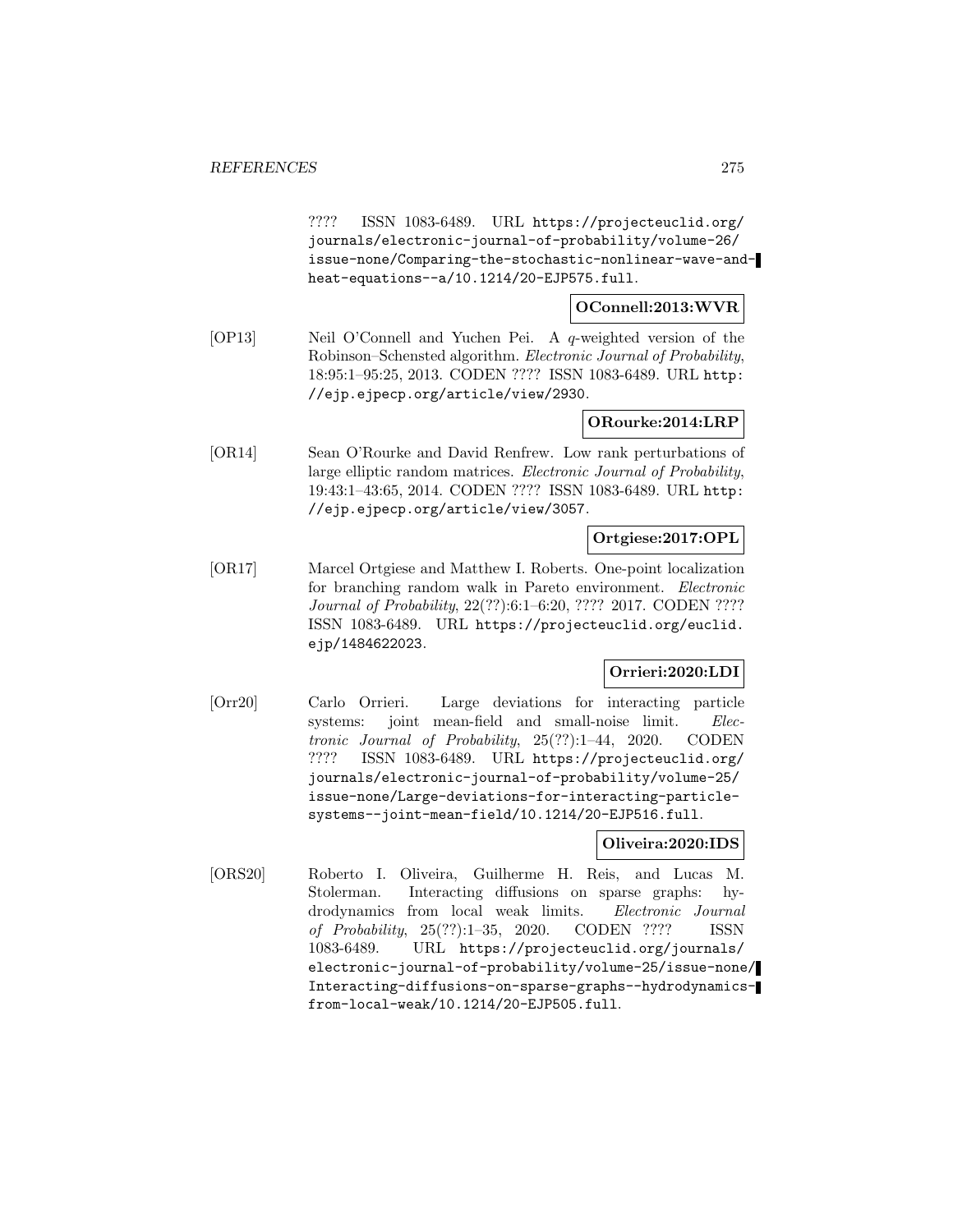???? ISSN 1083-6489. URL https://projecteuclid.org/journals/electronic-journal-of-probability/volume-26/issue-none/Comparing-the-stochastic-nonlinear-wave-and-heat-equations--a/10.1214/20-EJP575.full.

**OConnell:2013:WVR**

[OP13] Neil O'Connell and Yuchen Pei. A $q$-weighted version of the Robinson–Schensted algorithm. *Electronic Journal of Probability*, 18:95:1–95:25, 2013. CODEN ???? ISSN 1083-6489. URL http://ejp.ejpecp.org/article/view/2930.

**ORourke:2014:LRP**

[OR14] Sean O'Rourke and David Renfrew. Low rank perturbations of large elliptic random matrices. *Electronic Journal of Probability*, 19:43:1–43:65, 2014. CODEN ???? ISSN 1083-6489. URL http://ejp.ejpecp.org/article/view/3057.

**Ortgiese:2017:OPL**

[OR17] Marcel Ortgiese and Matthew I. Roberts. One-point localization for branching random walk in Pareto environment. *Electronic Journal of Probability*, 22(??):6:1–6:20, ???? 2017. CODEN ???? ISSN 1083-6489. URL https://projecteuclid.org/euclid.ejp/1484622023.

**Orrieri:2020:LDI**

[Orr20] Carlo Orrieri. Large deviations for interacting particle systems: joint mean-field and small-noise limit. *Electronic Journal of Probability*, 25(??):1–44, 2020. CODEN ???? ISSN 1083-6489. URL https://projecteuclid.org/journals/electronic-journal-of-probability/volume-25/issue-none/Large-deviations-for-interacting-particle-systems--joint-mean-field/10.1214/20-EJP516.full.

**Oliveira:2020:IDS**

[ORS20] Roberto I. Oliveira, Guilherme H. Reis, and Lucas M. Stolerman. Interacting diffusions on sparse graphs: hydrodynamics from local weak limits. *Electronic Journal of Probability*, 25(??):1–35, 2020. CODEN ???? ISSN 1083-6489. URL https://projecteuclid.org/journals/electronic-journal-of-probability/volume-25/issue-none/Interacting-diffusions-on-sparse-graphs--hydrodynamics-from-local-weak/10.1214/20-EJP505.full.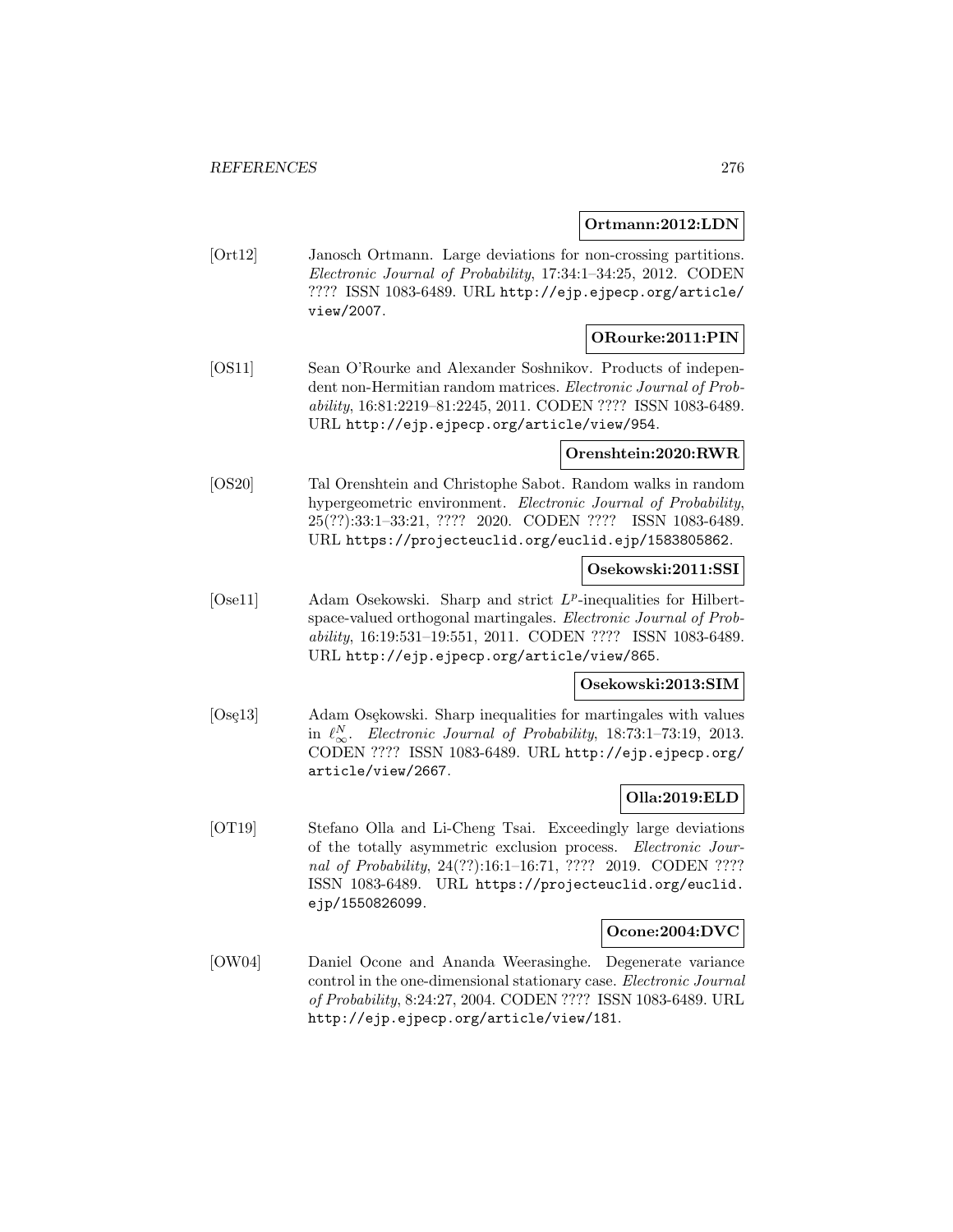**Ortmann:2012:LDN**

[Ort12] Janosch Ortmann. Large deviations for non-crossing partitions. *Electronic Journal of Probability*, 17:34:1–34:25, 2012. CODEN ???? ISSN 1083-6489. URL http://ejp.ejpecp.org/article/view/2007.

**ORourke:2011:PIN**

[OS11] Sean O'Rourke and Alexander Soshnikov. Products of independent non-Hermitian random matrices. *Electronic Journal of Probability*, 16:81:2219–81:2245, 2011. CODEN ???? ISSN 1083-6489. URL http://ejp.ejpecp.org/article/view/954.

**Orenshtein:2020:RWR**

[OS20] Tal Orenshtein and Christophe Sabot. Random walks in random hypergeometric environment. *Electronic Journal of Probability*, 25(??):33:1–33:21, ???? 2020. CODEN ???? ISSN 1083-6489. URL https://projecteuclid.org/euclid.ejp/1583805862.

**Osekowski:2011:SSI**

[Ose11] Adam Osekowski. Sharp and strict $L^p$-inequalities for Hilbert-space-valued orthogonal martingales. *Electronic Journal of Probability*, 16:19:531–19:551, 2011. CODEN ???? ISSN 1083-6489. URL http://ejp.ejpecp.org/article/view/865.

**Osekowski:2013:SIM**

[Osę13] Adam Osękowski. Sharp inequalities for martingales with values in $\ell_\infty^N$. *Electronic Journal of Probability*, 18:73:1–73:19, 2013. CODEN ???? ISSN 1083-6489. URL http://ejp.ejpecp.org/article/view/2667.

**Olla:2019:ELD**

[OT19] Stefano Olla and Li-Cheng Tsai. Exceedingly large deviations of the totally asymmetric exclusion process. *Electronic Journal of Probability*, 24(??):16:1–16:71, ???? 2019. CODEN ???? ISSN 1083-6489. URL https://projecteuclid.org/euclid.ejp/1550826099.

**Ocone:2004:DVC**

[OW04] Daniel Ocone and Ananda Weerasinghe. Degenerate variance control in the one-dimensional stationary case. *Electronic Journal of Probability*, 8:24:27, 2004. CODEN ???? ISSN 1083-6489. URL http://ejp.ejpecp.org/article/view/181.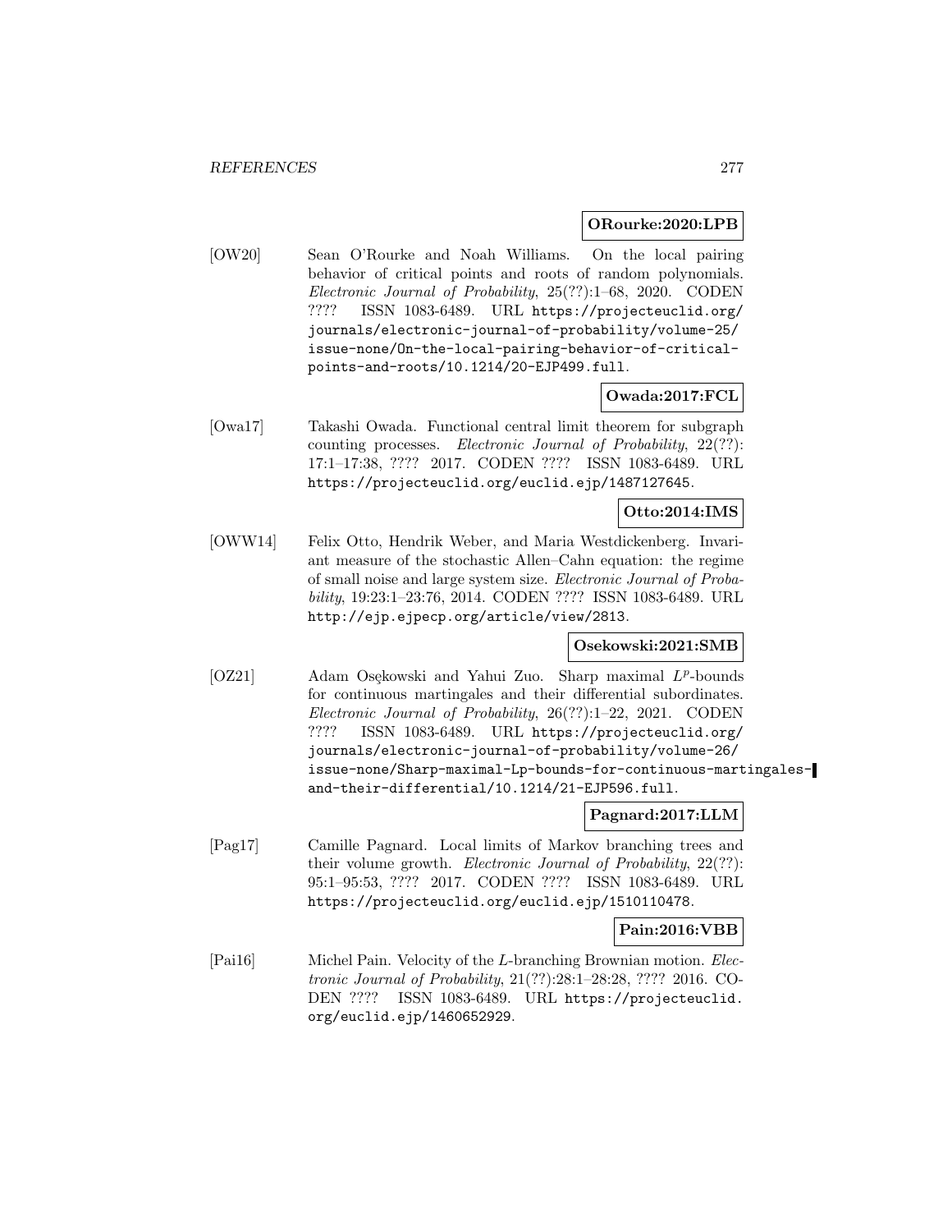**ORourke:2020:LPB**

[OW20] Sean O'Rourke and Noah Williams. On the local pairing behavior of critical points and roots of random polynomials. *Electronic Journal of Probability*, 25(??):1–68, 2020. CODEN ???? ISSN 1083-6489. URL https://projecteuclid.org/journals/electronic-journal-of-probability/volume-25/issue-none/On-the-local-pairing-behavior-of-critical-points-and-roots/10.1214/20-EJP499.full.

**Owada:2017:FCL**

[Owa17] Takashi Owada. Functional central limit theorem for subgraph counting processes. *Electronic Journal of Probability*, 22(??):17:1–17:38, ???? 2017. CODEN ???? ISSN 1083-6489. URL https://projecteuclid.org/euclid.ejp/1487127645.

**Otto:2014:IMS**

[OWW14] Felix Otto, Hendrik Weber, and Maria Westdickenberg. Invariant measure of the stochastic Allen–Cahn equation: the regime of small noise and large system size. *Electronic Journal of Probability*, 19:23:1–23:76, 2014. CODEN ???? ISSN 1083-6489. URL http://ejp.ejpecp.org/article/view/2813.

**Osekowski:2021:SMB**

[OZ21] Adam Osękowski and Yahui Zuo. Sharp maximal $L^p$-bounds for continuous martingales and their differential subordinates. *Electronic Journal of Probability*, 26(??):1–22, 2021. CODEN ???? ISSN 1083-6489. URL https://projecteuclid.org/journals/electronic-journal-of-probability/volume-26/issue-none/Sharp-maximal-Lp-bounds-for-continuous-martingales-and-their-differential/10.1214/21-EJP596.full.

**Pagnard:2017:LLM**

[Pag17] Camille Pagnard. Local limits of Markov branching trees and their volume growth. *Electronic Journal of Probability*, 22(??):95:1–95:53, ???? 2017. CODEN ???? ISSN 1083-6489. URL https://projecteuclid.org/euclid.ejp/1510110478.

**Pain:2016:VBB**

[Pai16] Michel Pain. Velocity of the $L$-branching Brownian motion. *Electronic Journal of Probability*, 21(??):28:1–28:28, ???? 2016. CODEN ???? ISSN 1083-6489. URL https://projecteuclid.org/euclid.ejp/1460652929.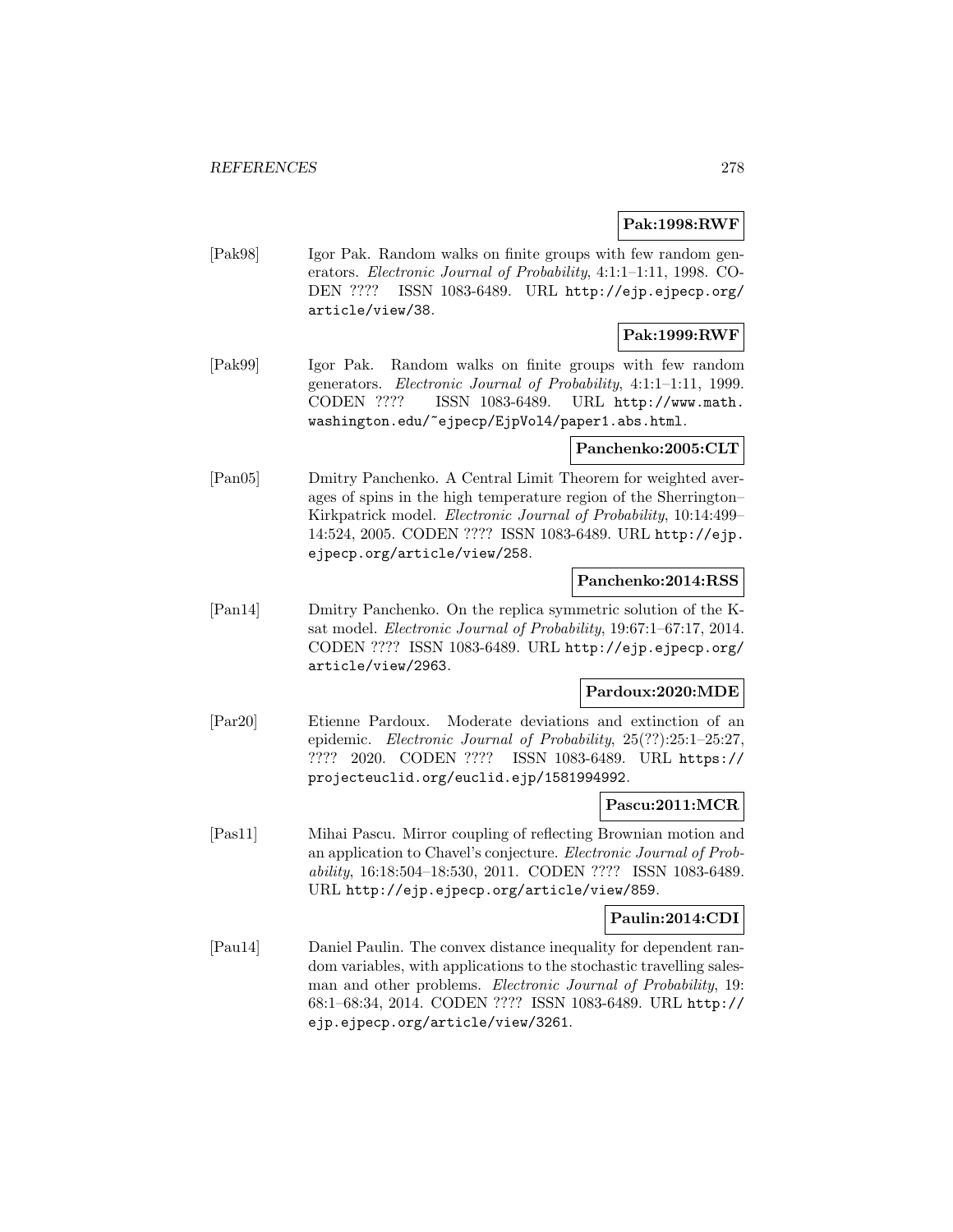**Pak:1998:RWF**

[Pak98] Igor Pak. Random walks on finite groups with few random generators. *Electronic Journal of Probability*, 4:1:1–1:11, 1998. CODEN ???? ISSN 1083-6489. URL http://ejp.ejpecp.org/article/view/38.

**Pak:1999:RWF**

[Pak99] Igor Pak. Random walks on finite groups with few random generators. *Electronic Journal of Probability*, 4:1:1–1:11, 1999. CODEN ???? ISSN 1083-6489. URL http://www.math.washington.edu/~ejpecp/EjpVol4/paper1.abs.html.

**Panchenko:2005:CLT**

[Pan05] Dmitry Panchenko. A Central Limit Theorem for weighted averages of spins in the high temperature region of the Sherrington–Kirkpatrick model. *Electronic Journal of Probability*, 10:14:499–14:524, 2005. CODEN ???? ISSN 1083-6489. URL http://ejp.ejpecp.org/article/view/258.

**Panchenko:2014:RSS**

[Pan14] Dmitry Panchenko. On the replica symmetric solution of the K-sat model. *Electronic Journal of Probability*, 19:67:1–67:17, 2014. CODEN ???? ISSN 1083-6489. URL http://ejp.ejpecp.org/article/view/2963.

**Pardoux:2020:MDE**

[Par20] Etienne Pardoux. Moderate deviations and extinction of an epidemic. *Electronic Journal of Probability*, 25(??):25:1–25:27, ???? 2020. CODEN ???? ISSN 1083-6489. URL https://projecteuclid.org/euclid.ejp/1581994992.

**Pascu:2011:MCR**

[Pas11] Mihai Pascu. Mirror coupling of reflecting Brownian motion and an application to Chavel's conjecture. *Electronic Journal of Probability*, 16:18:504–18:530, 2011. CODEN ???? ISSN 1083-6489. URL http://ejp.ejpecp.org/article/view/859.

**Paulin:2014:CDI**

[Pau14] Daniel Paulin. The convex distance inequality for dependent random variables, with applications to the stochastic travelling salesman and other problems. *Electronic Journal of Probability*, 19:68:1–68:34, 2014. CODEN ???? ISSN 1083-6489. URL http://ejp.ejpecp.org/article/view/3261.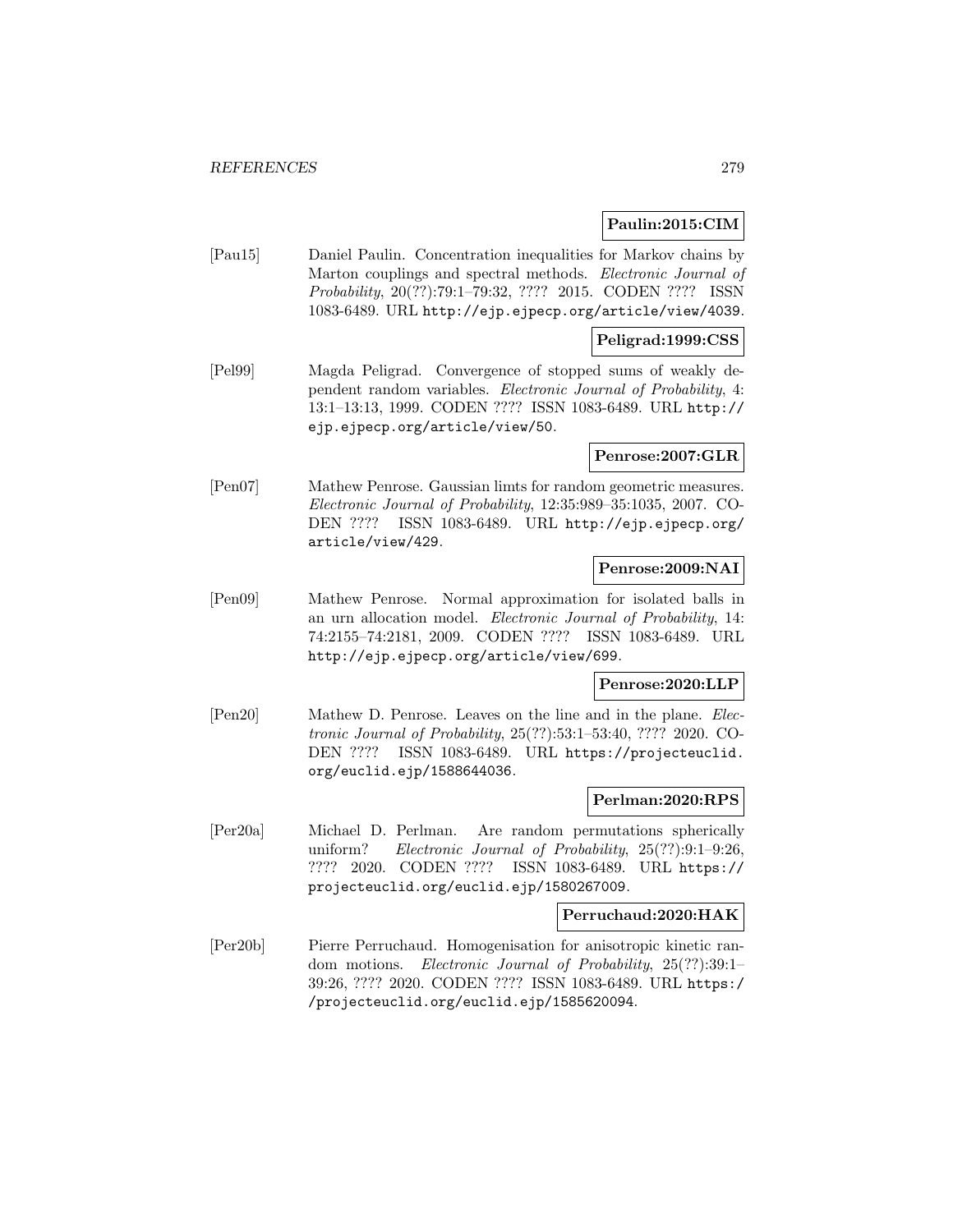**Paulin:2015:CIM**

[Pau15] Daniel Paulin. Concentration inequalities for Markov chains by Marton couplings and spectral methods. *Electronic Journal of Probability*, 20(??):79:1–79:32, ???? 2015. CODEN ???? ISSN 1083-6489. URL http://ejp.ejpecp.org/article/view/4039.

**Peligrad:1999:CSS**

[Pel99] Magda Peligrad. Convergence of stopped sums of weakly dependent random variables. *Electronic Journal of Probability*, 4: 13:1–13:13, 1999. CODEN ???? ISSN 1083-6489. URL http://ejp.ejpecp.org/article/view/50.

**Penrose:2007:GLR**

[Pen07] Mathew Penrose. Gaussian limts for random geometric measures. *Electronic Journal of Probability*, 12:35:989–35:1035, 2007. CODEN ???? ISSN 1083-6489. URL http://ejp.ejpecp.org/article/view/429.

**Penrose:2009:NAI**

[Pen09] Mathew Penrose. Normal approximation for isolated balls in an urn allocation model. *Electronic Journal of Probability*, 14: 74:2155–74:2181, 2009. CODEN ???? ISSN 1083-6489. URL http://ejp.ejpecp.org/article/view/699.

**Penrose:2020:LLP**

[Pen20] Mathew D. Penrose. Leaves on the line and in the plane. *Electronic Journal of Probability*, 25(??):53:1–53:40, ???? 2020. CODEN ???? ISSN 1083-6489. URL https://projecteuclid.org/euclid.ejp/1588644036.

**Perlman:2020:RPS**

[Per20a] Michael D. Perlman. Are random permutations spherically uniform? *Electronic Journal of Probability*, 25(??):9:1–9:26, ???? 2020. CODEN ???? ISSN 1083-6489. URL https://projecteuclid.org/euclid.ejp/1580267009.

**Perruchaud:2020:HAK**

[Per20b] Pierre Perruchaud. Homogenisation for anisotropic kinetic random motions. *Electronic Journal of Probability*, 25(??):39:1–39:26, ???? 2020. CODEN ???? ISSN 1083-6489. URL https://projecteuclid.org/euclid.ejp/1585620094.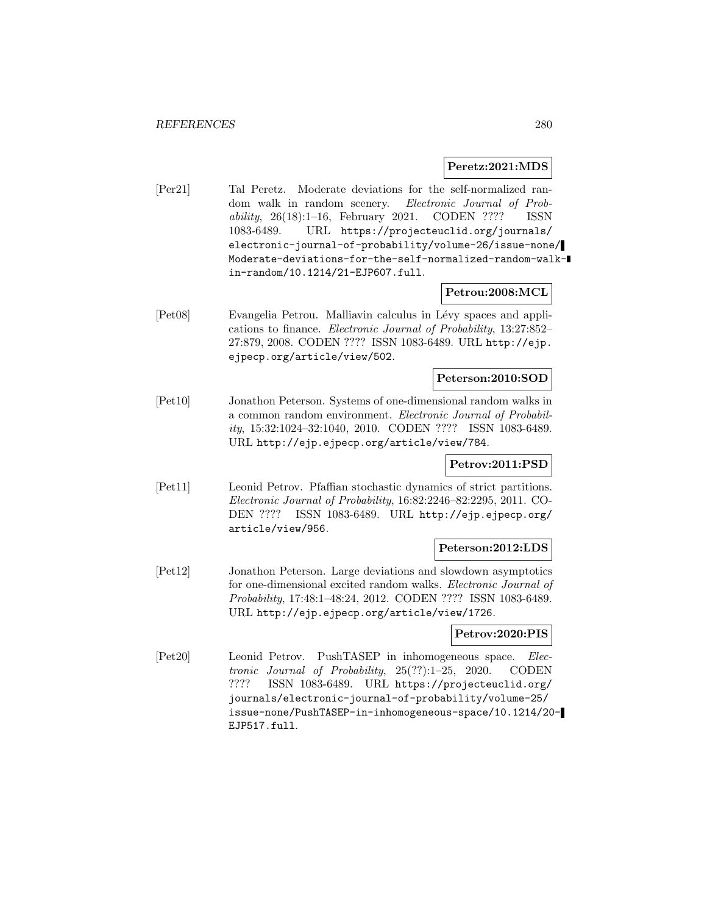**Peretz:2021:MDS**

[Per21] Tal Peretz. Moderate deviations for the self-normalized random walk in random scenery. *Electronic Journal of Probability*, 26(18):1–16, February 2021. CODEN ???? ISSN 1083-6489. URL https://projecteuclid.org/journals/electronic-journal-of-probability/volume-26/issue-none/Moderate-deviations-for-the-self-normalized-random-walk-in-random/10.1214/21-EJP607.full.

**Petrou:2008:MCL**

[Pet08] Evangelia Petrou. Malliavin calculus in Lévy spaces and applications to finance. *Electronic Journal of Probability*, 13:27:852–27:879, 2008. CODEN ???? ISSN 1083-6489. URL http://ejp.ejpecp.org/article/view/502.

**Peterson:2010:SOD**

[Pet10] Jonathon Peterson. Systems of one-dimensional random walks in a common random environment. *Electronic Journal of Probability*, 15:32:1024–32:1040, 2010. CODEN ???? ISSN 1083-6489. URL http://ejp.ejpecp.org/article/view/784.

**Petrov:2011:PSD**

[Pet11] Leonid Petrov. Pfaffian stochastic dynamics of strict partitions. *Electronic Journal of Probability*, 16:82:2246–82:2295, 2011. CODEN ???? ISSN 1083-6489. URL http://ejp.ejpecp.org/article/view/956.

**Peterson:2012:LDS**

[Pet12] Jonathon Peterson. Large deviations and slowdown asymptotics for one-dimensional excited random walks. *Electronic Journal of Probability*, 17:48:1–48:24, 2012. CODEN ???? ISSN 1083-6489. URL http://ejp.ejpecp.org/article/view/1726.

**Petrov:2020:PIS**

[Pet20] Leonid Petrov. PushTASEP in inhomogeneous space. *Electronic Journal of Probability*, 25(??):1–25, 2020. CODEN ???? ISSN 1083-6489. URL https://projecteuclid.org/journals/electronic-journal-of-probability/volume-25/issue-none/PushTASEP-in-inhomogeneous-space/10.1214/20-EJP517.full.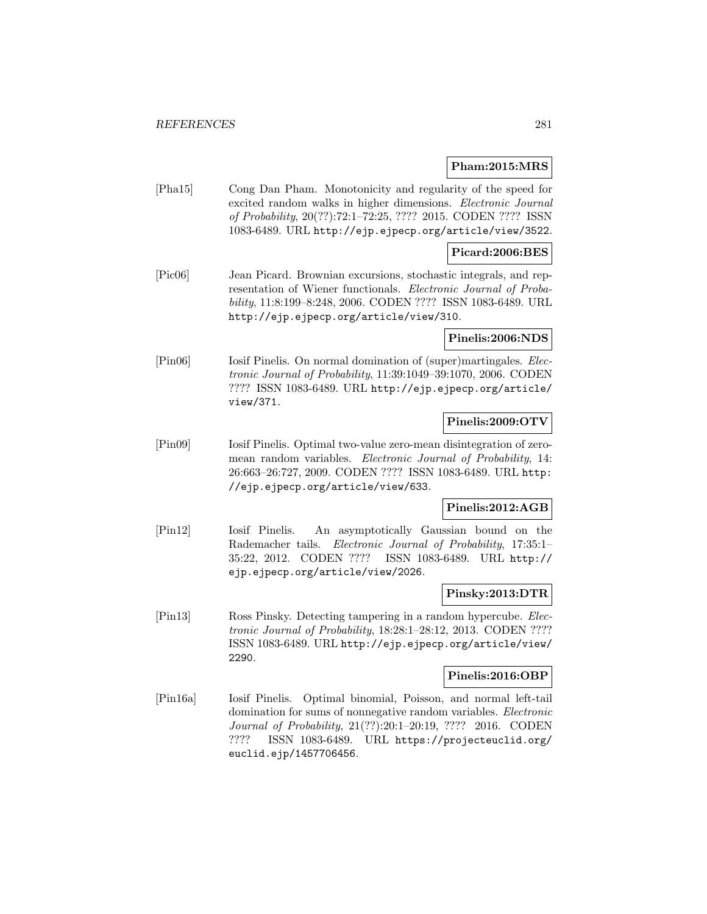**Pham:2015:MRS**

[Pha15] Cong Dan Pham. Monotonicity and regularity of the speed for excited random walks in higher dimensions. *Electronic Journal of Probability*, 20(??):72:1–72:25, ???? 2015. CODEN ???? ISSN 1083-6489. URL http://ejp.ejpecp.org/article/view/3522.

**Picard:2006:BES**

[Pic06] Jean Picard. Brownian excursions, stochastic integrals, and representation of Wiener functionals. *Electronic Journal of Probability*, 11:8:199–8:248, 2006. CODEN ???? ISSN 1083-6489. URL http://ejp.ejpecp.org/article/view/310.

**Pinelis:2006:NDS**

[Pin06] Iosif Pinelis. On normal domination of (super)martingales. *Electronic Journal of Probability*, 11:39:1049–39:1070, 2006. CODEN ???? ISSN 1083-6489. URL http://ejp.ejpecp.org/article/view/371.

**Pinelis:2009:OTV**

[Pin09] Iosif Pinelis. Optimal two-value zero-mean disintegration of zero-mean random variables. *Electronic Journal of Probability*, 14:26:663–26:727, 2009. CODEN ???? ISSN 1083-6489. URL http://ejp.ejpecp.org/article/view/633.

**Pinelis:2012:AGB**

[Pin12] Iosif Pinelis. An asymptotically Gaussian bound on the Rademacher tails. *Electronic Journal of Probability*, 17:35:1–35:22, 2012. CODEN ???? ISSN 1083-6489. URL http://ejp.ejpecp.org/article/view/2026.

**Pinsky:2013:DTR**

[Pin13] Ross Pinsky. Detecting tampering in a random hypercube. *Electronic Journal of Probability*, 18:28:1–28:12, 2013. CODEN ???? ISSN 1083-6489. URL http://ejp.ejpecp.org/article/view/2290.

**Pinelis:2016:OBP**

[Pin16a] Iosif Pinelis. Optimal binomial, Poisson, and normal left-tail domination for sums of nonnegative random variables. *Electronic Journal of Probability*, 21(??):20:1–20:19, ???? 2016. CODEN ???? ISSN 1083-6489. URL https://projecteuclid.org/euclid.ejp/1457706456.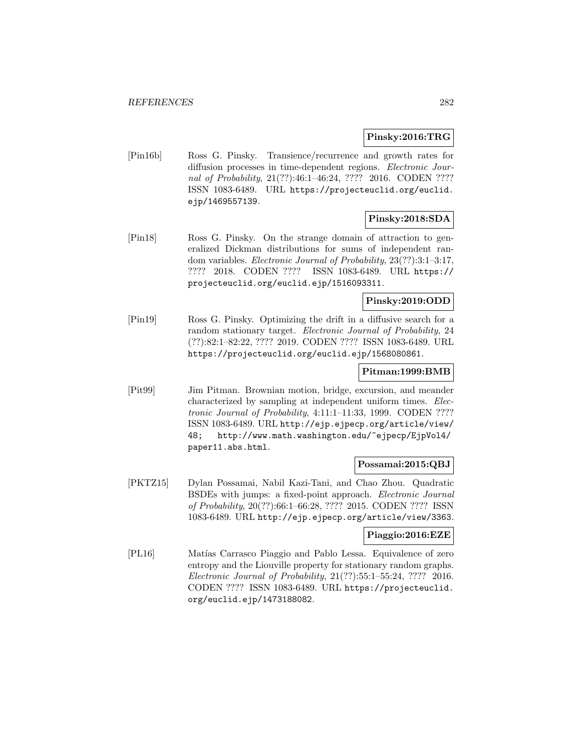**Pinsky:2016:TRG**

[Pin16b] Ross G. Pinsky. Transience/recurrence and growth rates for diffusion processes in time-dependent regions. *Electronic Journal of Probability*, 21(??):46:1–46:24, ???? 2016. CODEN ???? ISSN 1083-6489. URL https://projecteuclid.org/euclid.ejp/1469557139.

**Pinsky:2018:SDA**

[Pin18] Ross G. Pinsky. On the strange domain of attraction to generalized Dickman distributions for sums of independent random variables. *Electronic Journal of Probability*, 23(??):3:1–3:17, ???? 2018. CODEN ???? ISSN 1083-6489. URL https://projecteuclid.org/euclid.ejp/1516093311.

**Pinsky:2019:ODD**

[Pin19] Ross G. Pinsky. Optimizing the drift in a diffusive search for a random stationary target. *Electronic Journal of Probability*, 24 (??):82:1–82:22, ???? 2019. CODEN ???? ISSN 1083-6489. URL https://projecteuclid.org/euclid.ejp/1568080861.

**Pitman:1999:BMB**

[Pit99] Jim Pitman. Brownian motion, bridge, excursion, and meander characterized by sampling at independent uniform times. *Electronic Journal of Probability*, 4:11:1–11:33, 1999. CODEN ???? ISSN 1083-6489. URL http://ejp.ejpecp.org/article/view/48; http://www.math.washington.edu/~ejpecp/EjpVol4/paper11.abs.html.

**Possamai:2015:QBJ**

[PKTZ15] Dylan Possamai, Nabil Kazi-Tani, and Chao Zhou. Quadratic BSDEs with jumps: a fixed-point approach. *Electronic Journal of Probability*, 20(??):66:1–66:28, ???? 2015. CODEN ???? ISSN 1083-6489. URL http://ejp.ejpecp.org/article/view/3363.

**Piaggio:2016:EZE**

[PL16] Matías Carrasco Piaggio and Pablo Lessa. Equivalence of zero entropy and the Liouville property for stationary random graphs. *Electronic Journal of Probability*, 21(??):55:1–55:24, ???? 2016. CODEN ???? ISSN 1083-6489. URL https://projecteuclid.org/euclid.ejp/1473188082.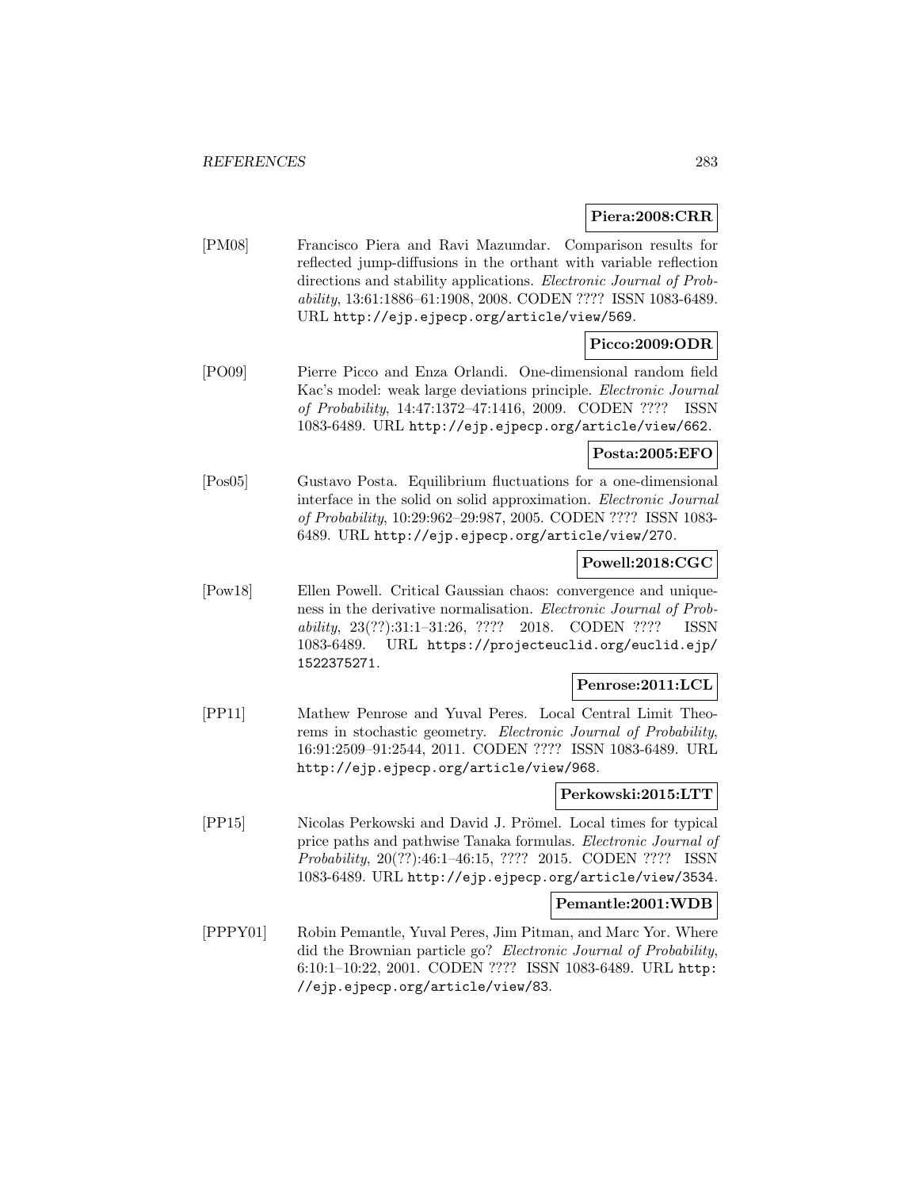**Piera:2008:CRR**

[PM08] Francisco Piera and Ravi Mazumdar. Comparison results for reflected jump-diffusions in the orthant with variable reflection directions and stability applications. *Electronic Journal of Probability*, 13:61:1886–61:1908, 2008. CODEN ???? ISSN 1083-6489. URL http://ejp.ejpecp.org/article/view/569.

**Picco:2009:ODR**

[PO09] Pierre Picco and Enza Orlandi. One-dimensional random field Kac's model: weak large deviations principle. *Electronic Journal of Probability*, 14:47:1372–47:1416, 2009. CODEN ???? ISSN 1083-6489. URL http://ejp.ejpecp.org/article/view/662.

**Posta:2005:EFO**

[Pos05] Gustavo Posta. Equilibrium fluctuations for a one-dimensional interface in the solid on solid approximation. *Electronic Journal of Probability*, 10:29:962–29:987, 2005. CODEN ???? ISSN 1083-6489. URL http://ejp.ejpecp.org/article/view/270.

**Powell:2018:CGC**

[Pow18] Ellen Powell. Critical Gaussian chaos: convergence and uniqueness in the derivative normalisation. *Electronic Journal of Probability*, 23(??):31:1–31:26, ???? 2018. CODEN ???? ISSN 1083-6489. URL https://projecteuclid.org/euclid.ejp/1522375271.

**Penrose:2011:LCL**

[PP11] Mathew Penrose and Yuval Peres. Local Central Limit Theorems in stochastic geometry. *Electronic Journal of Probability*, 16:91:2509–91:2544, 2011. CODEN ???? ISSN 1083-6489. URL http://ejp.ejpecp.org/article/view/968.

**Perkowski:2015:LTT**

[PP15] Nicolas Perkowski and David J. Prömel. Local times for typical price paths and pathwise Tanaka formulas. *Electronic Journal of Probability*, 20(??):46:1–46:15, ???? 2015. CODEN ???? ISSN 1083-6489. URL http://ejp.ejpecp.org/article/view/3534.

**Pemantle:2001:WDB**

[PPPY01] Robin Pemantle, Yuval Peres, Jim Pitman, and Marc Yor. Where did the Brownian particle go? *Electronic Journal of Probability*, 6:10:1–10:22, 2001. CODEN ???? ISSN 1083-6489. URL http://ejp.ejpecp.org/article/view/83.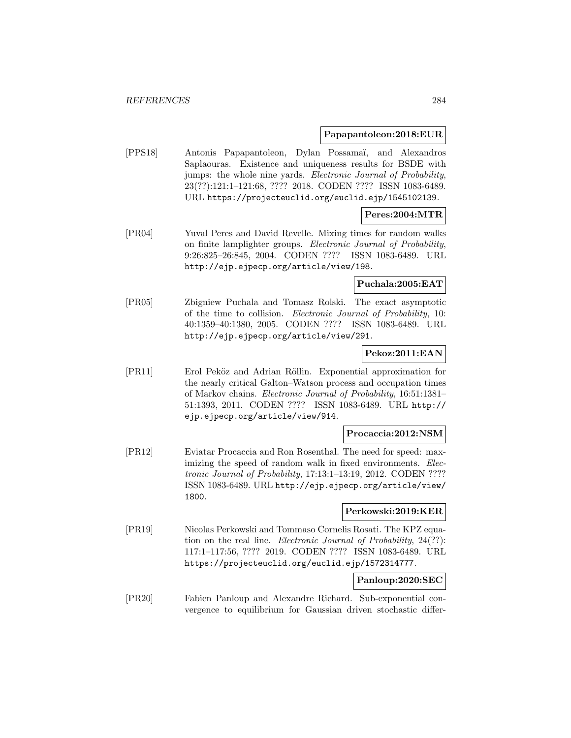**Papapantoleon:2018:EUR**

[PPS18] Antonis Papapantoleon, Dylan Possamaï, and Alexandros Saplaouras. Existence and uniqueness results for BSDE with jumps: the whole nine yards. *Electronic Journal of Probability*, 23(??):121:1–121:68, ???? 2018. CODEN ???? ISSN 1083-6489. URL https://projecteuclid.org/euclid.ejp/1545102139.

**Peres:2004:MTR**

[PR04] Yuval Peres and David Revelle. Mixing times for random walks on finite lamplighter groups. *Electronic Journal of Probability*, 9:26:825–26:845, 2004. CODEN ???? ISSN 1083-6489. URL http://ejp.ejpecp.org/article/view/198.

**Puchala:2005:EAT**

[PR05] Zbigniew Puchala and Tomasz Rolski. The exact asymptotic of the time to collision. *Electronic Journal of Probability*, 10: 40:1359–40:1380, 2005. CODEN ???? ISSN 1083-6489. URL http://ejp.ejpecp.org/article/view/291.

**Pekoz:2011:EAN**

[PR11] Erol Peköz and Adrian Röllin. Exponential approximation for the nearly critical Galton–Watson process and occupation times of Markov chains. *Electronic Journal of Probability*, 16:51:1381–51:1393, 2011. CODEN ???? ISSN 1083-6489. URL http://ejp.ejpecp.org/article/view/914.

**Procaccia:2012:NSM**

[PR12] Eviatar Procaccia and Ron Rosenthal. The need for speed: maximizing the speed of random walk in fixed environments. *Electronic Journal of Probability*, 17:13:1–13:19, 2012. CODEN ???? ISSN 1083-6489. URL http://ejp.ejpecp.org/article/view/1800.

**Perkowski:2019:KER**

[PR19] Nicolas Perkowski and Tommaso Cornelis Rosati. The KPZ equation on the real line. *Electronic Journal of Probability*, 24(??): 117:1–117:56, ???? 2019. CODEN ???? ISSN 1083-6489. URL https://projecteuclid.org/euclid.ejp/1572314777.

**Panloup:2020:SEC**

[PR20] Fabien Panloup and Alexandre Richard. Sub-exponential convergence to equilibrium for Gaussian driven stochastic differ-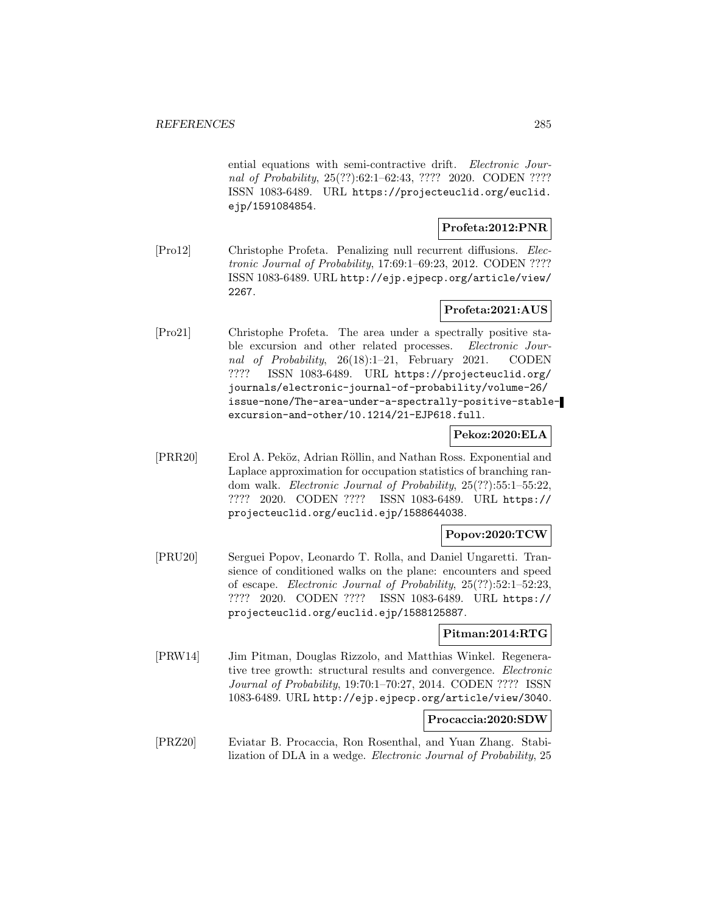ential equations with semi-contractive drift. *Electronic Journal of Probability*, 25(??):62:1–62:43, ???? 2020. CODEN ???? ISSN 1083-6489. URL https://projecteuclid.org/euclid.ejp/1591084854.

**Profeta:2012:PNR**

[Pro12] Christophe Profeta. Penalizing null recurrent diffusions. *Electronic Journal of Probability*, 17:69:1–69:23, 2012. CODEN ???? ISSN 1083-6489. URL http://ejp.ejpecp.org/article/view/2267.

**Profeta:2021:AUS**

[Pro21] Christophe Profeta. The area under a spectrally positive stable excursion and other related processes. *Electronic Journal of Probability*, 26(18):1–21, February 2021. CODEN ???? ISSN 1083-6489. URL https://projecteuclid.org/journals/electronic-journal-of-probability/volume-26/issue-none/The-area-under-a-spectrally-positive-stable-excursion-and-other/10.1214/21-EJP618.full.

**Pekoz:2020:ELA**

[PRR20] Erol A. Peköz, Adrian Röllin, and Nathan Ross. Exponential and Laplace approximation for occupation statistics of branching random walk. *Electronic Journal of Probability*, 25(??):55:1–55:22, ???? 2020. CODEN ???? ISSN 1083-6489. URL https://projecteuclid.org/euclid.ejp/1588644038.

**Popov:2020:TCW**

[PRU20] Serguei Popov, Leonardo T. Rolla, and Daniel Ungaretti. Transience of conditioned walks on the plane: encounters and speed of escape. *Electronic Journal of Probability*, 25(??):52:1–52:23, ???? 2020. CODEN ???? ISSN 1083-6489. URL https://projecteuclid.org/euclid.ejp/1588125887.

**Pitman:2014:RTG**

[PRW14] Jim Pitman, Douglas Rizzolo, and Matthias Winkel. Regenerative tree growth: structural results and convergence. *Electronic Journal of Probability*, 19:70:1–70:27, 2014. CODEN ???? ISSN 1083-6489. URL http://ejp.ejpecp.org/article/view/3040.

**Procaccia:2020:SDW**

[PRZ20] Eviatar B. Procaccia, Ron Rosenthal, and Yuan Zhang. Stabilization of DLA in a wedge. *Electronic Journal of Probability*, 25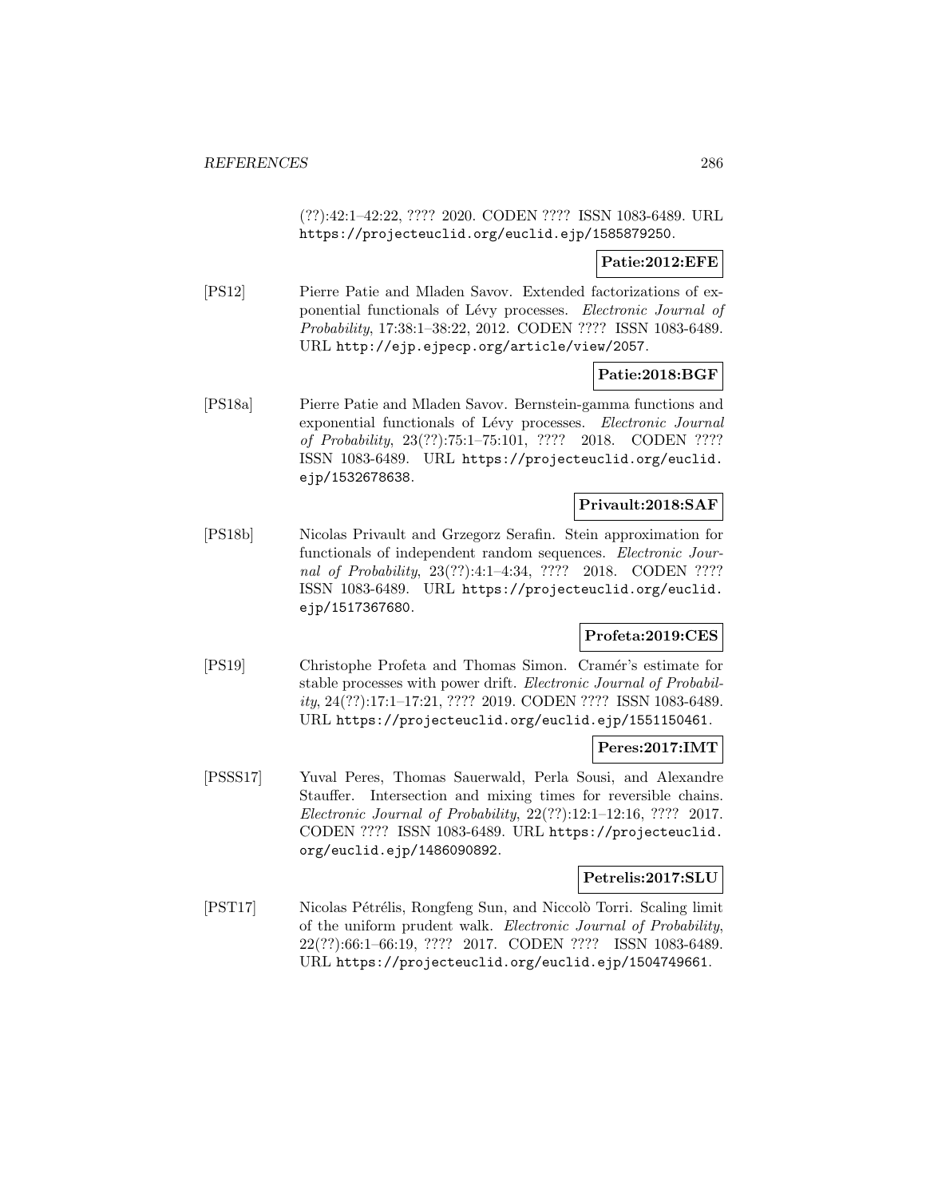(??):42:1–42:22, ???? 2020. CODEN ???? ISSN 1083-6489. URL https://projecteuclid.org/euclid.ejp/1585879250.

**Patie:2012:EFE**

[PS12] Pierre Patie and Mladen Savov. Extended factorizations of exponential functionals of Lévy processes. *Electronic Journal of Probability*, 17:38:1–38:22, 2012. CODEN ???? ISSN 1083-6489. URL http://ejp.ejpecp.org/article/view/2057.

**Patie:2018:BGF**

[PS18a] Pierre Patie and Mladen Savov. Bernstein-gamma functions and exponential functionals of Lévy processes. *Electronic Journal of Probability*, 23(??):75:1–75:101, ???? 2018. CODEN ???? ISSN 1083-6489. URL https://projecteuclid.org/euclid.ejp/1532678638.

**Privault:2018:SAF**

[PS18b] Nicolas Privault and Grzegorz Serafin. Stein approximation for functionals of independent random sequences. *Electronic Journal of Probability*, 23(??):4:1–4:34, ???? 2018. CODEN ???? ISSN 1083-6489. URL https://projecteuclid.org/euclid.ejp/1517367680.

**Profeta:2019:CES**

[PS19] Christophe Profeta and Thomas Simon. Cramér's estimate for stable processes with power drift. *Electronic Journal of Probability*, 24(??):17:1–17:21, ???? 2019. CODEN ???? ISSN 1083-6489. URL https://projecteuclid.org/euclid.ejp/1551150461.

**Peres:2017:IMT**

[PSSS17] Yuval Peres, Thomas Sauerwald, Perla Sousi, and Alexandre Stauffer. Intersection and mixing times for reversible chains. *Electronic Journal of Probability*, 22(??):12:1–12:16, ???? 2017. CODEN ???? ISSN 1083-6489. URL https://projecteuclid.org/euclid.ejp/1486090892.

**Petrelis:2017:SLU**

[PST17] Nicolas Pétrélis, Rongfeng Sun, and Niccolò Torri. Scaling limit of the uniform prudent walk. *Electronic Journal of Probability*, 22(??):66:1–66:19, ???? 2017. CODEN ???? ISSN 1083-6489. URL https://projecteuclid.org/euclid.ejp/1504749661.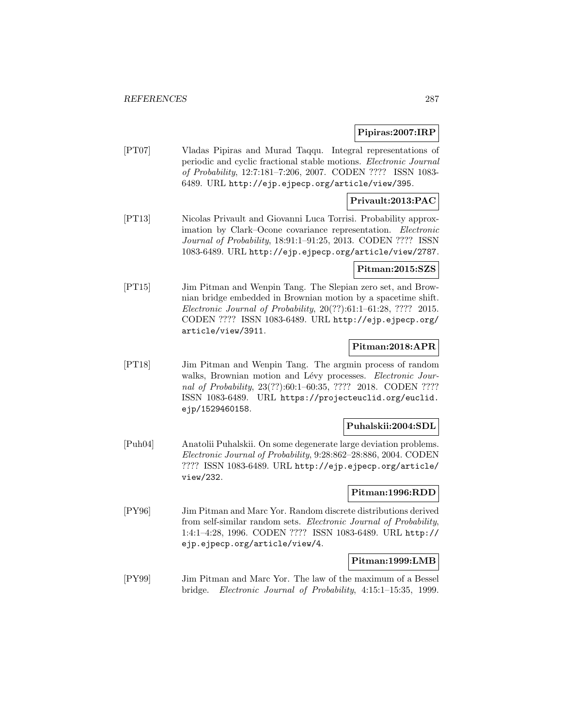**Pipiras:2007:IRP**

[PT07] Vladas Pipiras and Murad Taqqu. Integral representations of periodic and cyclic fractional stable motions. *Electronic Journal of Probability*, 12:7:181–7:206, 2007. CODEN ???? ISSN 1083-6489. URL http://ejp.ejpecp.org/article/view/395.

**Privault:2013:PAC**

[PT13] Nicolas Privault and Giovanni Luca Torrisi. Probability approximation by Clark–Ocone covariance representation. *Electronic Journal of Probability*, 18:91:1–91:25, 2013. CODEN ???? ISSN 1083-6489. URL http://ejp.ejpecp.org/article/view/2787.

**Pitman:2015:SZS**

[PT15] Jim Pitman and Wenpin Tang. The Slepian zero set, and Brownian bridge embedded in Brownian motion by a spacetime shift. *Electronic Journal of Probability*, 20(??):61:1–61:28, ???? 2015. CODEN ???? ISSN 1083-6489. URL http://ejp.ejpecp.org/article/view/3911.

**Pitman:2018:APR**

[PT18] Jim Pitman and Wenpin Tang. The argmin process of random walks, Brownian motion and Lévy processes. *Electronic Journal of Probability*, 23(??):60:1–60:35, ???? 2018. CODEN ???? ISSN 1083-6489. URL https://projecteuclid.org/euclid.ejp/1529460158.

**Puhalskii:2004:SDL**

[Puh04] Anatolii Puhalskii. On some degenerate large deviation problems. *Electronic Journal of Probability*, 9:28:862–28:886, 2004. CODEN ???? ISSN 1083-6489. URL http://ejp.ejpecp.org/article/view/232.

**Pitman:1996:RDD**

[PY96] Jim Pitman and Marc Yor. Random discrete distributions derived from self-similar random sets. *Electronic Journal of Probability*, 1:4:1–4:28, 1996. CODEN ???? ISSN 1083-6489. URL http://ejp.ejpecp.org/article/view/4.

**Pitman:1999:LMB**

[PY99] Jim Pitman and Marc Yor. The law of the maximum of a Bessel bridge. *Electronic Journal of Probability*, 4:15:1–15:35, 1999.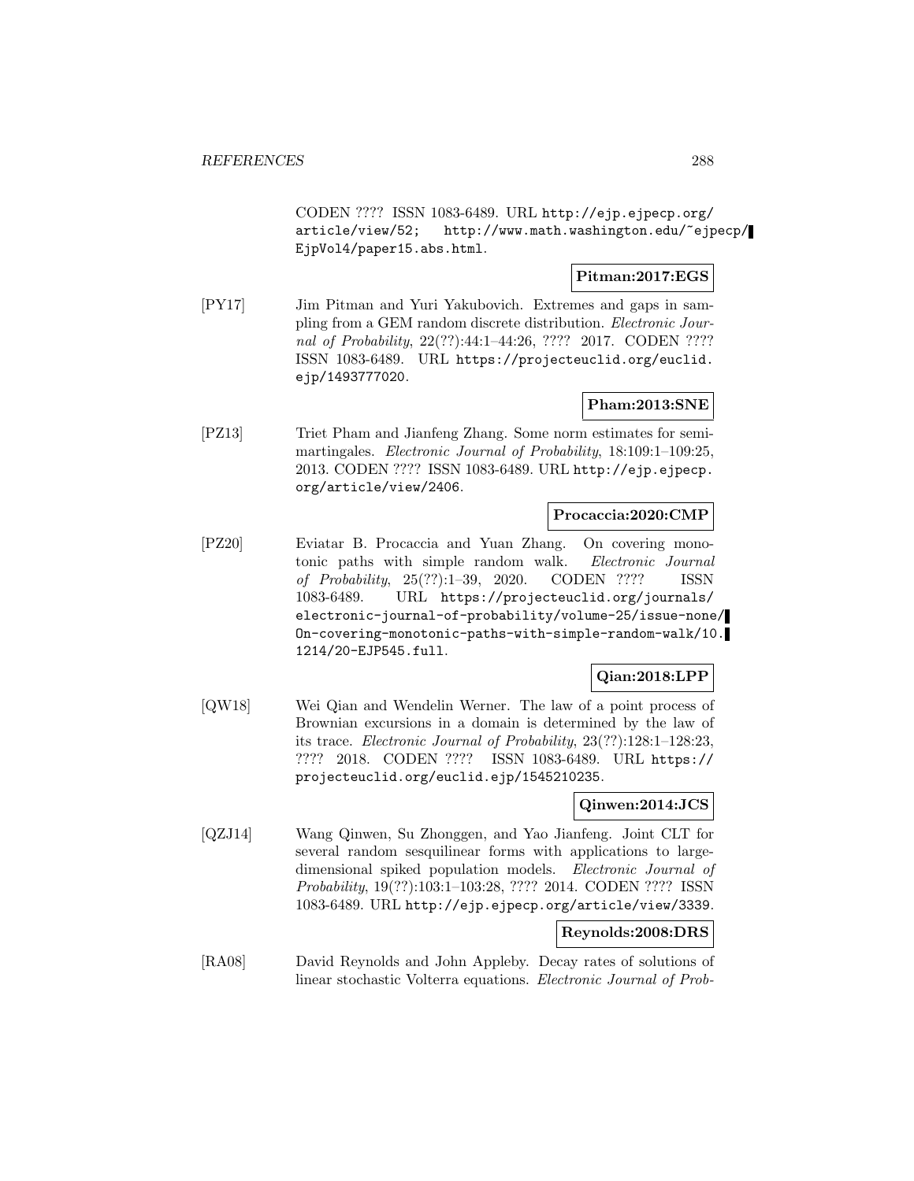CODEN ???? ISSN 1083-6489. URL http://ejp.ejpecp.org/article/view/52; http://www.math.washington.edu/~ejpecp/EjpVol4/paper15.abs.html.

**Pitman:2017:EGS**

[PY17] Jim Pitman and Yuri Yakubovich. Extremes and gaps in sampling from a GEM random discrete distribution. *Electronic Journal of Probability*, 22(??):44:1–44:26, ???? 2017. CODEN ???? ISSN 1083-6489. URL https://projecteuclid.org/euclid.ejp/1493777020.

**Pham:2013:SNE**

[PZ13] Triet Pham and Jianfeng Zhang. Some norm estimates for semimartingales. *Electronic Journal of Probability*, 18:109:1–109:25, 2013. CODEN ???? ISSN 1083-6489. URL http://ejp.ejpecp.org/article/view/2406.

**Procaccia:2020:CMP**

[PZ20] Eviatar B. Procaccia and Yuan Zhang. On covering monotonic paths with simple random walk. *Electronic Journal of Probability*, 25(??):1–39, 2020. CODEN ???? ISSN 1083-6489. URL https://projecteuclid.org/journals/electronic-journal-of-probability/volume-25/issue-none/On-covering-monotonic-paths-with-simple-random-walk/10.1214/20-EJP545.full.

**Qian:2018:LPP**

[QW18] Wei Qian and Wendelin Werner. The law of a point process of Brownian excursions in a domain is determined by the law of its trace. *Electronic Journal of Probability*, 23(??):128:1–128:23, ???? 2018. CODEN ???? ISSN 1083-6489. URL https://projecteuclid.org/euclid.ejp/1545210235.

**Qinwen:2014:JCS**

[QZJ14] Wang Qinwen, Su Zhonggen, and Yao Jianfeng. Joint CLT for several random sesquilinear forms with applications to large-dimensional spiked population models. *Electronic Journal of Probability*, 19(??):103:1–103:28, ???? 2014. CODEN ???? ISSN 1083-6489. URL http://ejp.ejpecp.org/article/view/3339.

**Reynolds:2008:DRS**

[RA08] David Reynolds and John Appleby. Decay rates of solutions of linear stochastic Volterra equations. *Electronic Journal of Prob-*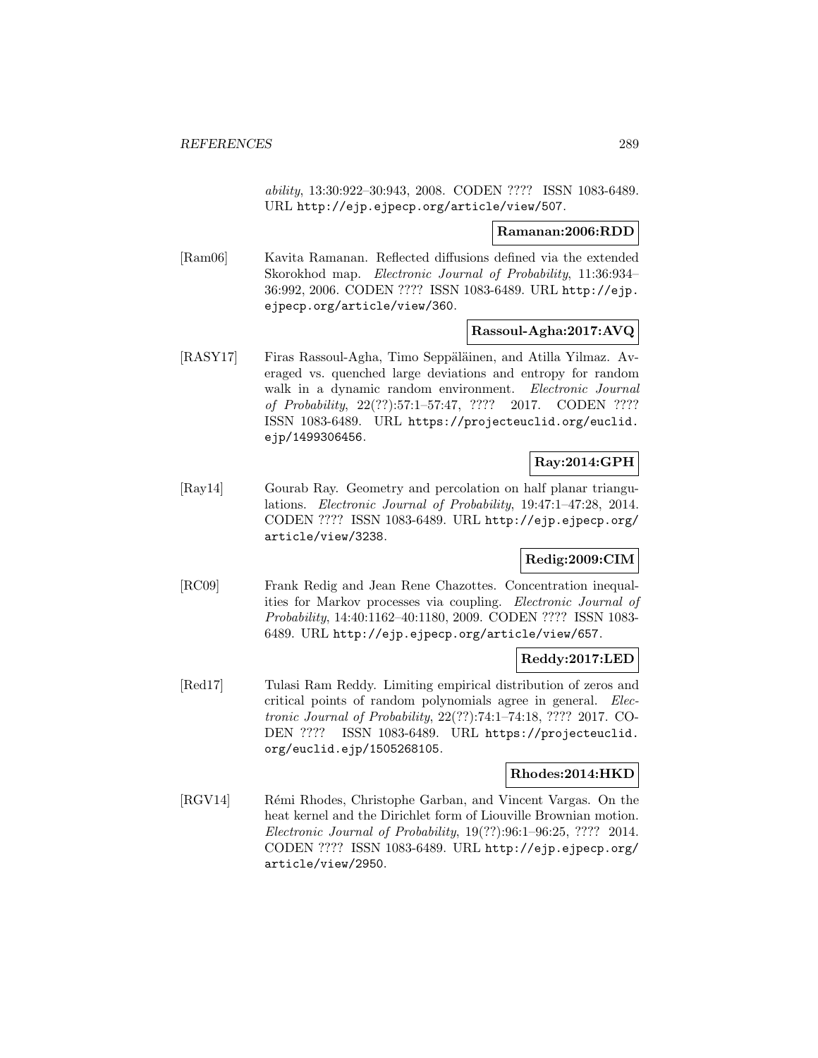*ability*, 13:30:922–30:943, 2008. CODEN ???? ISSN 1083-6489. URL http://ejp.ejpecp.org/article/view/507.

**Ramanan:2006:RDD**

[Ram06] Kavita Ramanan. Reflected diffusions defined via the extended Skorokhod map. *Electronic Journal of Probability*, 11:36:934–36:992, 2006. CODEN ???? ISSN 1083-6489. URL http://ejp.ejpecp.org/article/view/360.

**Rassoul-Agha:2017:AVQ**

[RASY17] Firas Rassoul-Agha, Timo Seppäläinen, and Atilla Yilmaz. Averaged vs. quenched large deviations and entropy for random walk in a dynamic random environment. *Electronic Journal of Probability*, 22(??):57:1–57:47, ???? 2017. CODEN ???? ISSN 1083-6489. URL https://projecteuclid.org/euclid.ejp/1499306456.

**Ray:2014:GPH**

[Ray14] Gourab Ray. Geometry and percolation on half planar triangulations. *Electronic Journal of Probability*, 19:47:1–47:28, 2014. CODEN ???? ISSN 1083-6489. URL http://ejp.ejpecp.org/article/view/3238.

**Redig:2009:CIM**

[RC09] Frank Redig and Jean Rene Chazottes. Concentration inequalities for Markov processes via coupling. *Electronic Journal of Probability*, 14:40:1162–40:1180, 2009. CODEN ???? ISSN 1083-6489. URL http://ejp.ejpecp.org/article/view/657.

**Reddy:2017:LED**

[Red17] Tulasi Ram Reddy. Limiting empirical distribution of zeros and critical points of random polynomials agree in general. *Electronic Journal of Probability*, 22(??):74:1–74:18, ???? 2017. CODEN ???? ISSN 1083-6489. URL https://projecteuclid.org/euclid.ejp/1505268105.

**Rhodes:2014:HKD**

[RGV14] Rémi Rhodes, Christophe Garban, and Vincent Vargas. On the heat kernel and the Dirichlet form of Liouville Brownian motion. *Electronic Journal of Probability*, 19(??):96:1–96:25, ???? 2014. CODEN ???? ISSN 1083-6489. URL http://ejp.ejpecp.org/article/view/2950.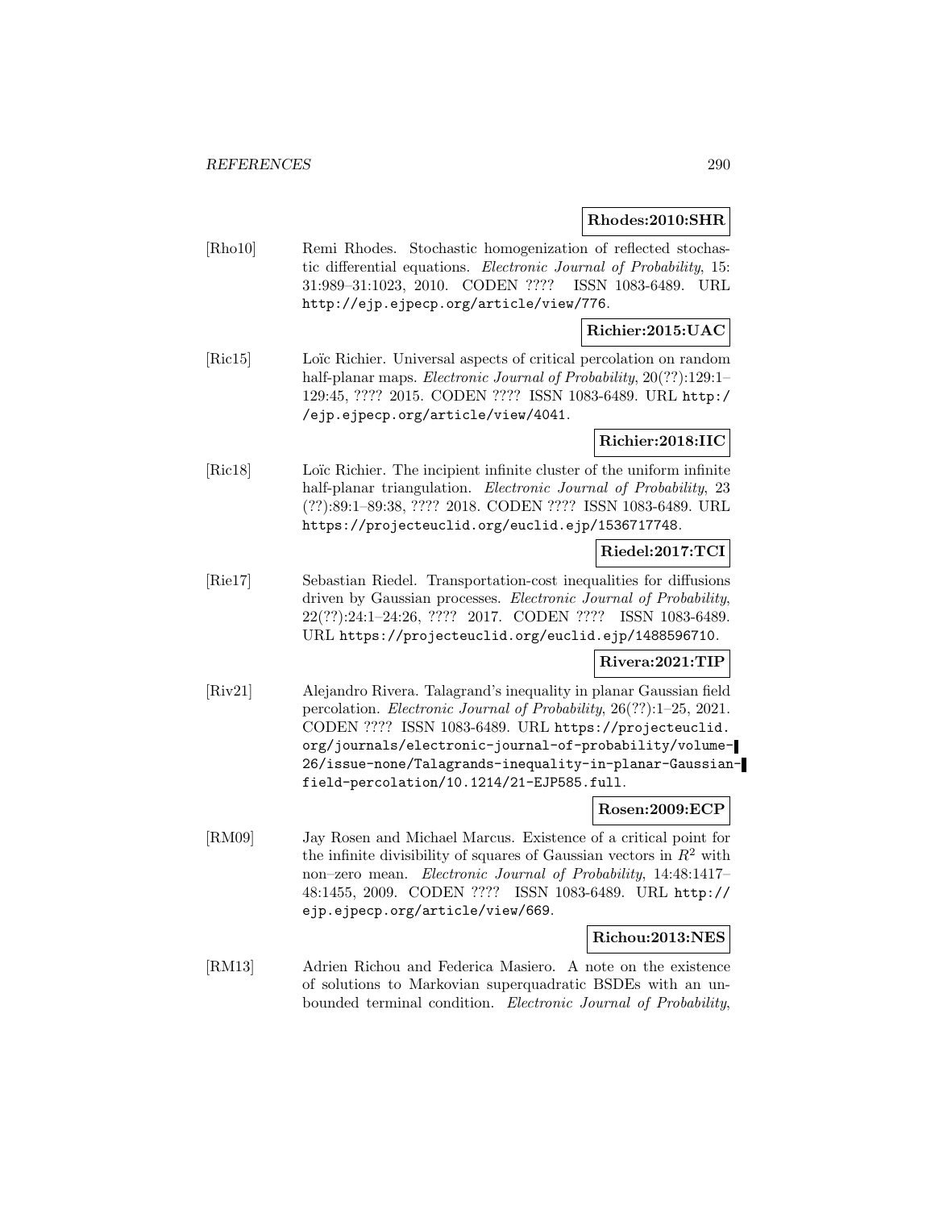**Rhodes:2010:SHR**

[Rho10] Remi Rhodes. Stochastic homogenization of reflected stochastic differential equations. *Electronic Journal of Probability*, 15: 31:989–31:1023, 2010. CODEN ???? ISSN 1083-6489. URL http://ejp.ejpecp.org/article/view/776.

**Richier:2015:UAC**

[Ric15] Loïc Richier. Universal aspects of critical percolation on random half-planar maps. *Electronic Journal of Probability*, 20(??):129:1–129:45, ???? 2015. CODEN ???? ISSN 1083-6489. URL http://ejp.ejpecp.org/article/view/4041.

**Richier:2018:IIC**

[Ric18] Loïc Richier. The incipient infinite cluster of the uniform infinite half-planar triangulation. *Electronic Journal of Probability*, 23 (??):89:1–89:38, ???? 2018. CODEN ???? ISSN 1083-6489. URL https://projecteuclid.org/euclid.ejp/1536717748.

**Riedel:2017:TCI**

[Rie17] Sebastian Riedel. Transportation-cost inequalities for diffusions driven by Gaussian processes. *Electronic Journal of Probability*, 22(??):24:1–24:26, ???? 2017. CODEN ???? ISSN 1083-6489. URL https://projecteuclid.org/euclid.ejp/1488596710.

**Rivera:2021:TIP**

[Riv21] Alejandro Rivera. Talagrand's inequality in planar Gaussian field percolation. *Electronic Journal of Probability*, 26(??):1–25, 2021. CODEN ???? ISSN 1083-6489. URL https://projecteuclid.org/journals/electronic-journal-of-probability/volume-26/issue-none/Talagrands-inequality-in-planar-Gaussian-field-percolation/10.1214/21-EJP585.full.

**Rosen:2009:ECP**

[RM09] Jay Rosen and Michael Marcus. Existence of a critical point for the infinite divisibility of squares of Gaussian vectors in $R^2$ with non–zero mean. *Electronic Journal of Probability*, 14:48:1417–48:1455, 2009. CODEN ???? ISSN 1083-6489. URL http://ejp.ejpecp.org/article/view/669.

**Richou:2013:NES**

[RM13] Adrien Richou and Federica Masiero. A note on the existence of solutions to Markovian superquadratic BSDEs with an unbounded terminal condition. *Electronic Journal of Probability*,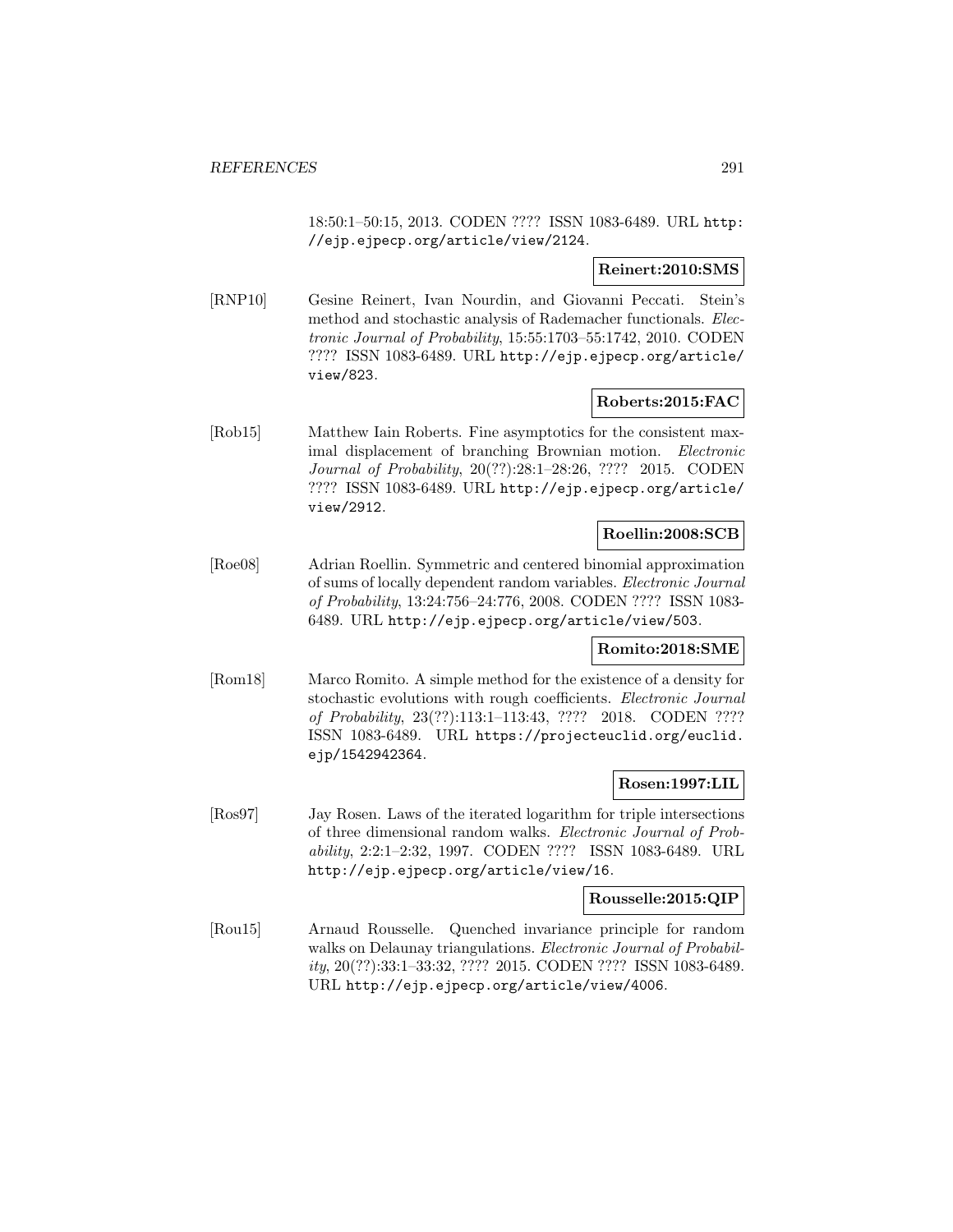18:50:1–50:15, 2013. CODEN ???? ISSN 1083-6489. URL http://ejp.ejpecp.org/article/view/2124.

**Reinert:2010:SMS**

[RNP10] Gesine Reinert, Ivan Nourdin, and Giovanni Peccati. Stein's method and stochastic analysis of Rademacher functionals. *Electronic Journal of Probability*, 15:55:1703–55:1742, 2010. CODEN ???? ISSN 1083-6489. URL http://ejp.ejpecp.org/article/view/823.

**Roberts:2015:FAC**

[Rob15] Matthew Iain Roberts. Fine asymptotics for the consistent maximal displacement of branching Brownian motion. *Electronic Journal of Probability*, 20(??):28:1–28:26, ???? 2015. CODEN ???? ISSN 1083-6489. URL http://ejp.ejpecp.org/article/view/2912.

**Roellin:2008:SCB**

[Roe08] Adrian Roellin. Symmetric and centered binomial approximation of sums of locally dependent random variables. *Electronic Journal of Probability*, 13:24:756–24:776, 2008. CODEN ???? ISSN 1083-6489. URL http://ejp.ejpecp.org/article/view/503.

**Romito:2018:SME**

[Rom18] Marco Romito. A simple method for the existence of a density for stochastic evolutions with rough coefficients. *Electronic Journal of Probability*, 23(??):113:1–113:43, ???? 2018. CODEN ???? ISSN 1083-6489. URL https://projecteuclid.org/euclid.ejp/1542942364.

**Rosen:1997:LIL**

[Ros97] Jay Rosen. Laws of the iterated logarithm for triple intersections of three dimensional random walks. *Electronic Journal of Probability*, 2:2:1–2:32, 1997. CODEN ???? ISSN 1083-6489. URL http://ejp.ejpecp.org/article/view/16.

**Rousselle:2015:QIP**

[Rou15] Arnaud Rousselle. Quenched invariance principle for random walks on Delaunay triangulations. *Electronic Journal of Probability*, 20(??):33:1–33:32, ???? 2015. CODEN ???? ISSN 1083-6489. URL http://ejp.ejpecp.org/article/view/4006.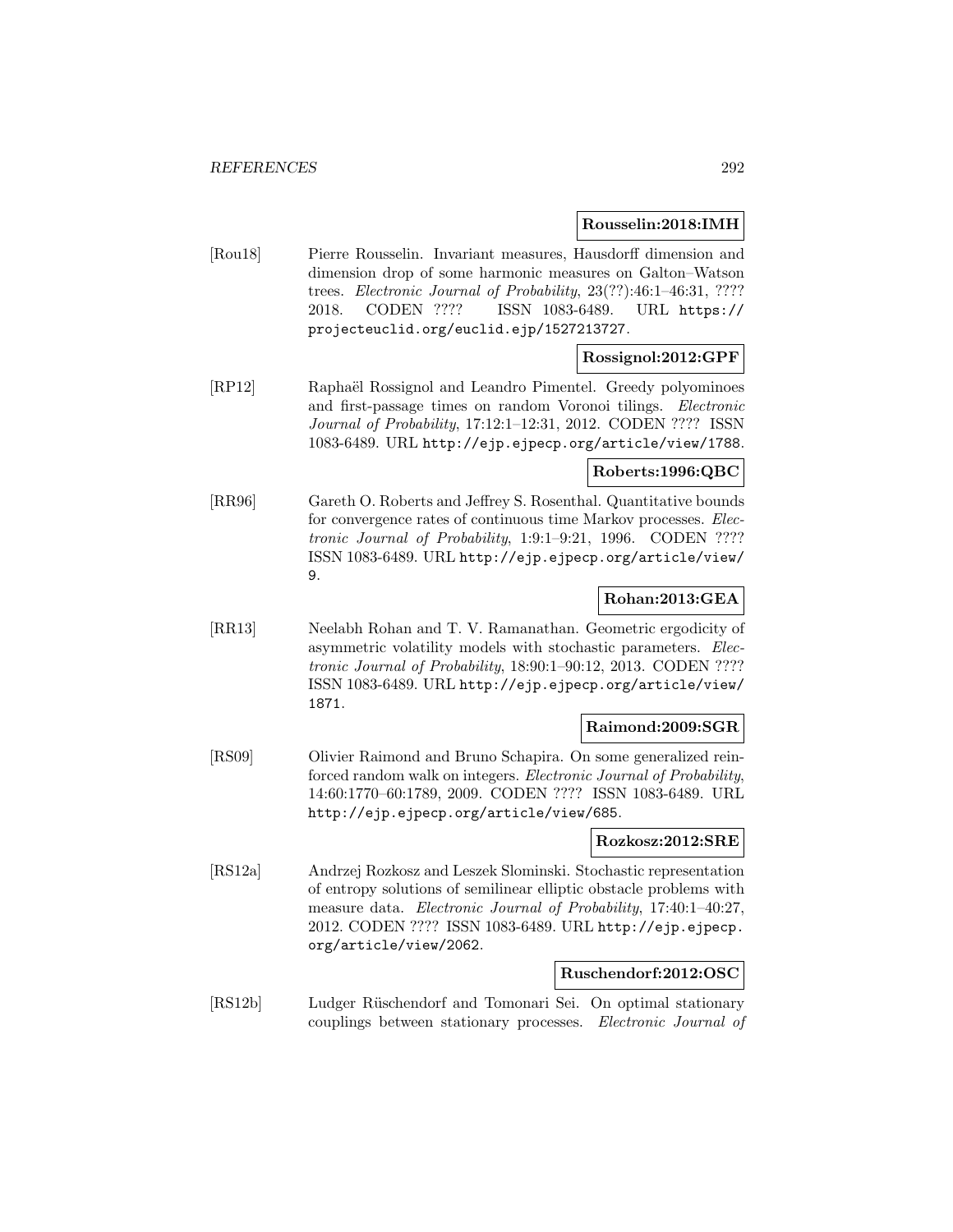**Rousselin:2018:IMH**

[Rou18] Pierre Rousselin. Invariant measures, Hausdorff dimension and dimension drop of some harmonic measures on Galton–Watson trees. *Electronic Journal of Probability*, 23(??):46:1–46:31, ???? 2018. CODEN ???? ISSN 1083-6489. URL https://projecteuclid.org/euclid.ejp/1527213727.

**Rossignol:2012:GPF**

[RP12] Raphaël Rossignol and Leandro Pimentel. Greedy polyominoes and first-passage times on random Voronoi tilings. *Electronic Journal of Probability*, 17:12:1–12:31, 2012. CODEN ???? ISSN 1083-6489. URL http://ejp.ejpecp.org/article/view/1788.

**Roberts:1996:QBC**

[RR96] Gareth O. Roberts and Jeffrey S. Rosenthal. Quantitative bounds for convergence rates of continuous time Markov processes. *Electronic Journal of Probability*, 1:9:1–9:21, 1996. CODEN ???? ISSN 1083-6489. URL http://ejp.ejpecp.org/article/view/9.

**Rohan:2013:GEA**

[RR13] Neelabh Rohan and T. V. Ramanathan. Geometric ergodicity of asymmetric volatility models with stochastic parameters. *Electronic Journal of Probability*, 18:90:1–90:12, 2013. CODEN ???? ISSN 1083-6489. URL http://ejp.ejpecp.org/article/view/1871.

**Raimond:2009:SGR**

[RS09] Olivier Raimond and Bruno Schapira. On some generalized reinforced random walk on integers. *Electronic Journal of Probability*, 14:60:1770–60:1789, 2009. CODEN ???? ISSN 1083-6489. URL http://ejp.ejpecp.org/article/view/685.

**Rozkosz:2012:SRE**

[RS12a] Andrzej Rozkosz and Leszek Slominski. Stochastic representation of entropy solutions of semilinear elliptic obstacle problems with measure data. *Electronic Journal of Probability*, 17:40:1–40:27, 2012. CODEN ???? ISSN 1083-6489. URL http://ejp.ejpecp.org/article/view/2062.

**Ruschendorf:2012:OSC**

[RS12b] Ludger Rüschendorf and Tomonari Sei. On optimal stationary couplings between stationary processes. *Electronic Journal of*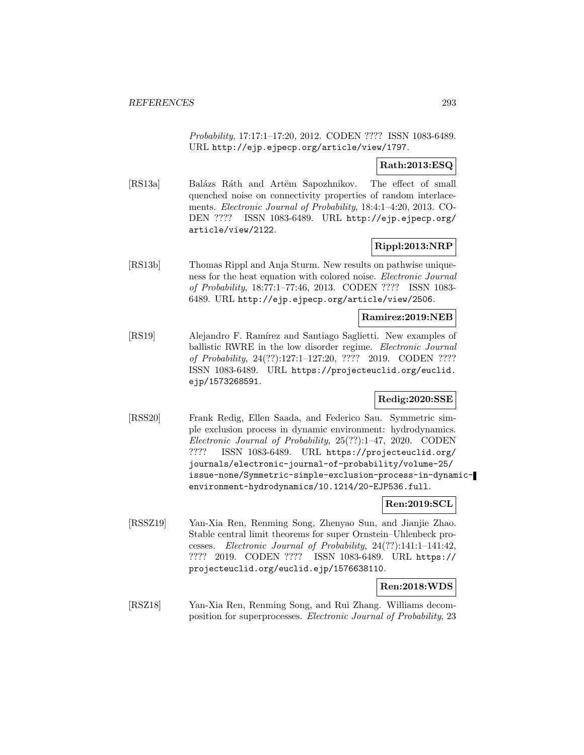*Probability*, 17:17:1–17:20, 2012. CODEN ???? ISSN 1083-6489. URL http://ejp.ejpecp.org/article/view/1797.

**Rath:2013:ESQ**

[RS13a] Balázs Ráth and Artëm Sapozhnikov. The effect of small quenched noise on connectivity properties of random interlacements. *Electronic Journal of Probability*, 18:4:1–4:20, 2013. CODEN ???? ISSN 1083-6489. URL http://ejp.ejpecp.org/article/view/2122.

**Rippl:2013:NRP**

[RS13b] Thomas Rippl and Anja Sturm. New results on pathwise uniqueness for the heat equation with colored noise. *Electronic Journal of Probability*, 18:77:1–77:46, 2013. CODEN ???? ISSN 1083-6489. URL http://ejp.ejpecp.org/article/view/2506.

**Ramirez:2019:NEB**

[RS19] Alejandro F. Ramírez and Santiago Saglietti. New examples of ballistic RWRE in the low disorder regime. *Electronic Journal of Probability*, 24(??):127:1–127:20, ???? 2019. CODEN ???? ISSN 1083-6489. URL https://projecteuclid.org/euclid.ejp/1573268591.

**Redig:2020:SSE**

[RSS20] Frank Redig, Ellen Saada, and Federico Sau. Symmetric simple exclusion process in dynamic environment: hydrodynamics. *Electronic Journal of Probability*, 25(??):1–47, 2020. CODEN ???? ISSN 1083-6489. URL https://projecteuclid.org/journals/electronic-journal-of-probability/volume-25/issue-none/Symmetric-simple-exclusion-process-in-dynamic-environment-hydrodynamics/10.1214/20-EJP536.full.

**Ren:2019:SCL**

[RSSZ19] Yan-Xia Ren, Renming Song, Zhenyao Sun, and Jianjie Zhao. Stable central limit theorems for super Ornstein–Uhlenbeck processes. *Electronic Journal of Probability*, 24(??):141:1–141:42, ???? 2019. CODEN ???? ISSN 1083-6489. URL https://projecteuclid.org/euclid.ejp/1576638110.

**Ren:2018:WDS**

[RSZ18] Yan-Xia Ren, Renming Song, and Rui Zhang. Williams decomposition for superprocesses. *Electronic Journal of Probability*, 23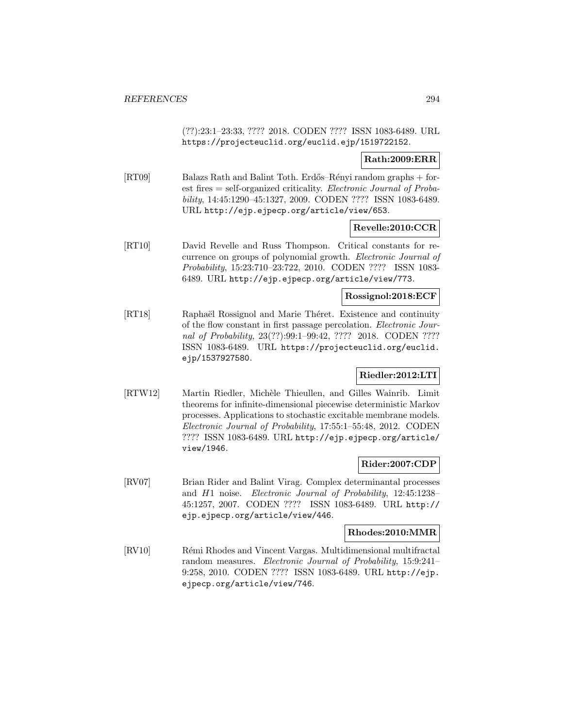(??):23:1–23:33, ???? 2018. CODEN ???? ISSN 1083-6489. URL https://projecteuclid.org/euclid.ejp/1519722152.

**Rath:2009:ERR**

[RT09] Balazs Rath and Balint Toth. Erdős–Rényi random graphs + forest fires = self-organized criticality. *Electronic Journal of Probability*, 14:45:1290–45:1327, 2009. CODEN ???? ISSN 1083-6489. URL http://ejp.ejpecp.org/article/view/653.

**Revelle:2010:CCR**

[RT10] David Revelle and Russ Thompson. Critical constants for recurrence on groups of polynomial growth. *Electronic Journal of Probability*, 15:23:710–23:722, 2010. CODEN ???? ISSN 1083-6489. URL http://ejp.ejpecp.org/article/view/773.

**Rossignol:2018:ECF**

[RT18] Raphaël Rossignol and Marie Théret. Existence and continuity of the flow constant in first passage percolation. *Electronic Journal of Probability*, 23(??):99:1–99:42, ???? 2018. CODEN ???? ISSN 1083-6489. URL https://projecteuclid.org/euclid.ejp/1537927580.

**Riedler:2012:LTI**

[RTW12] Martin Riedler, Michèle Thieullen, and Gilles Wainrib. Limit theorems for infinite-dimensional piecewise deterministic Markov processes. Applications to stochastic excitable membrane models. *Electronic Journal of Probability*, 17:55:1–55:48, 2012. CODEN ???? ISSN 1083-6489. URL http://ejp.ejpecp.org/article/view/1946.

**Rider:2007:CDP**

[RV07] Brian Rider and Balint Virag. Complex determinantal processes and $H1$ noise. *Electronic Journal of Probability*, 12:45:1238–45:1257, 2007. CODEN ???? ISSN 1083-6489. URL http://ejp.ejpecp.org/article/view/446.

**Rhodes:2010:MMR**

[RV10] Rémi Rhodes and Vincent Vargas. Multidimensional multifractal random measures. *Electronic Journal of Probability*, 15:9:241–9:258, 2010. CODEN ???? ISSN 1083-6489. URL http://ejp.ejpecp.org/article/view/746.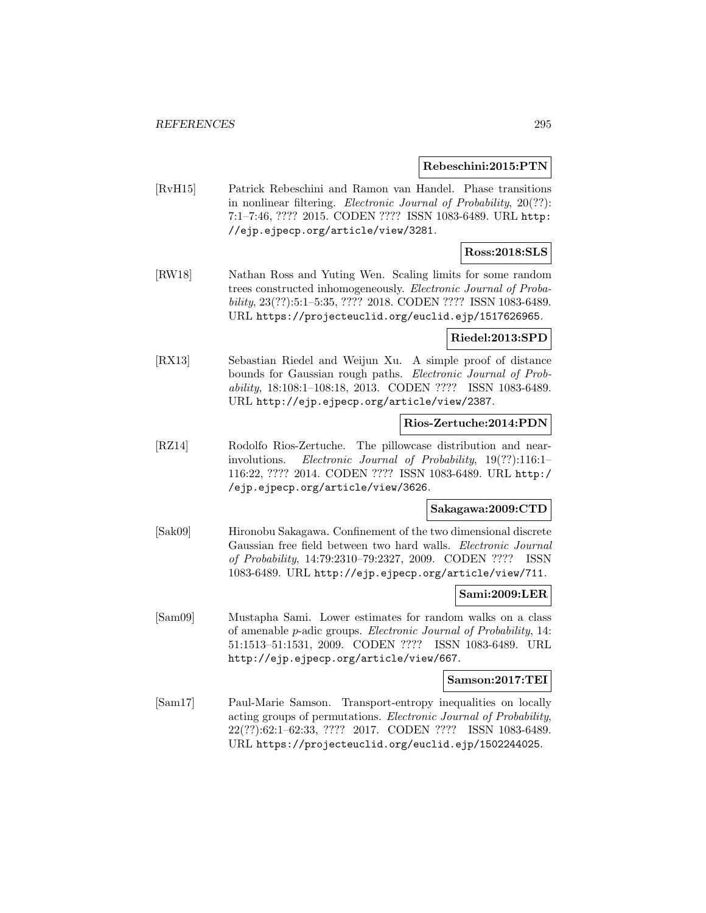**Rebeschini:2015:PTN**

[RvH15] Patrick Rebeschini and Ramon van Handel. Phase transitions in nonlinear filtering. *Electronic Journal of Probability*, 20(??): 7:1–7:46, ???? 2015. CODEN ???? ISSN 1083-6489. URL http://ejp.ejpecp.org/article/view/3281.

**Ross:2018:SLS**

[RW18] Nathan Ross and Yuting Wen. Scaling limits for some random trees constructed inhomogeneously. *Electronic Journal of Probability*, 23(??):5:1–5:35, ???? 2018. CODEN ???? ISSN 1083-6489. URL https://projecteuclid.org/euclid.ejp/1517626965.

**Riedel:2013:SPD**

[RX13] Sebastian Riedel and Weijun Xu. A simple proof of distance bounds for Gaussian rough paths. *Electronic Journal of Probability*, 18:108:1–108:18, 2013. CODEN ???? ISSN 1083-6489. URL http://ejp.ejpecp.org/article/view/2387.

**Rios-Zertuche:2014:PDN**

[RZ14] Rodolfo Rios-Zertuche. The pillowcase distribution and near-involutions. *Electronic Journal of Probability*, 19(??):116:1–116:22, ???? 2014. CODEN ???? ISSN 1083-6489. URL http://ejp.ejpecp.org/article/view/3626.

**Sakagawa:2009:CTD**

[Sak09] Hironobu Sakagawa. Confinement of the two dimensional discrete Gaussian free field between two hard walls. *Electronic Journal of Probability*, 14:79:2310–79:2327, 2009. CODEN ???? ISSN 1083-6489. URL http://ejp.ejpecp.org/article/view/711.

**Sami:2009:LER**

[Sam09] Mustapha Sami. Lower estimates for random walks on a class of amenable $p$-adic groups. *Electronic Journal of Probability*, 14: 51:1513–51:1531, 2009. CODEN ???? ISSN 1083-6489. URL http://ejp.ejpecp.org/article/view/667.

**Samson:2017:TEI**

[Sam17] Paul-Marie Samson. Transport-entropy inequalities on locally acting groups of permutations. *Electronic Journal of Probability*, 22(??):62:1–62:33, ???? 2017. CODEN ???? ISSN 1083-6489. URL https://projecteuclid.org/euclid.ejp/1502244025.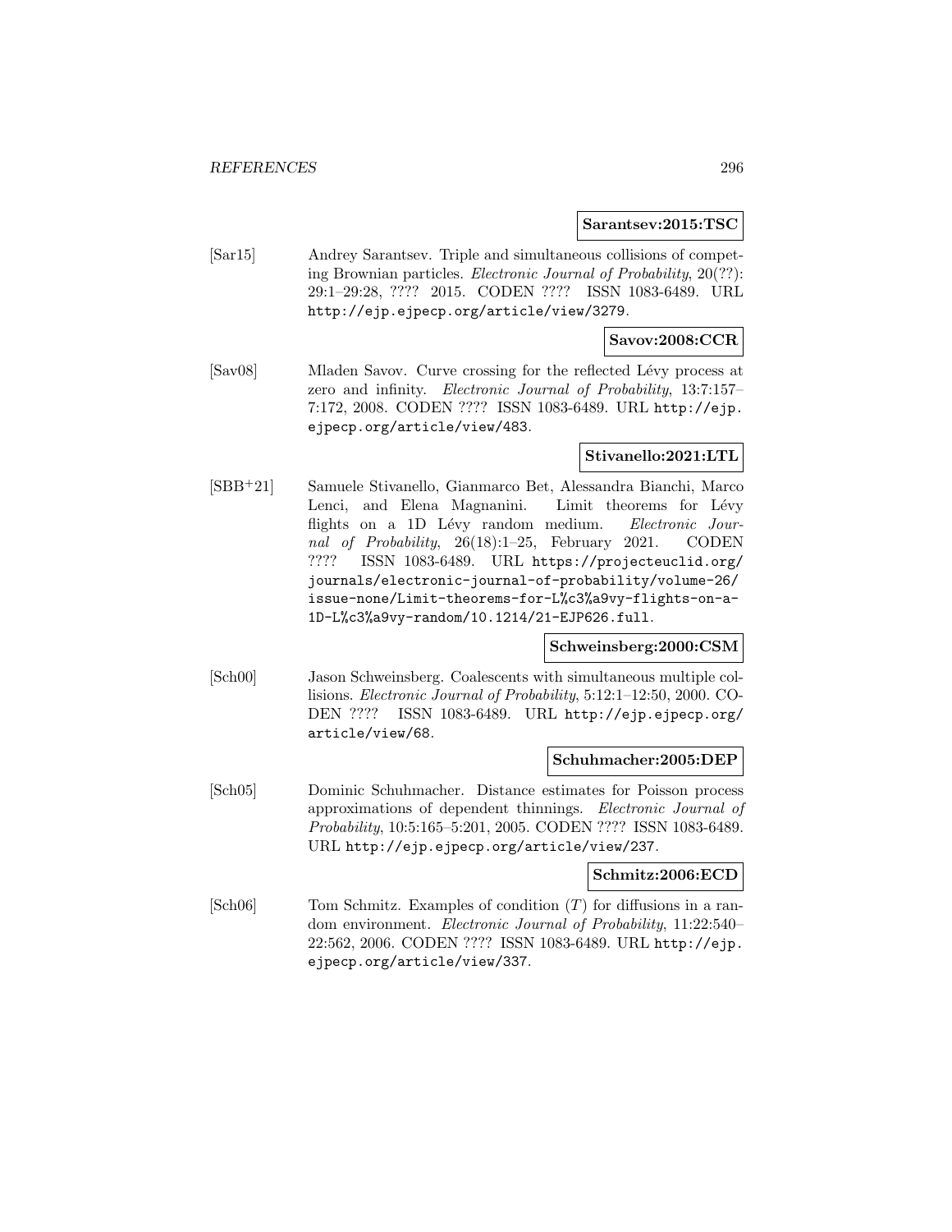**Sarantsev:2015:TSC**

[Sar15] Andrey Sarantsev. Triple and simultaneous collisions of competing Brownian particles. *Electronic Journal of Probability*, 20(??): 29:1–29:28, ???? 2015. CODEN ???? ISSN 1083-6489. URL http://ejp.ejpecp.org/article/view/3279.

**Savov:2008:CCR**

[Sav08] Mladen Savov. Curve crossing for the reflected Lévy process at zero and infinity. *Electronic Journal of Probability*, 13:7:157–7:172, 2008. CODEN ???? ISSN 1083-6489. URL http://ejp.ejpecp.org/article/view/483.

**Stivanello:2021:LTL**

[SBB+21] Samuele Stivanello, Gianmarco Bet, Alessandra Bianchi, Marco Lenci, and Elena Magnanini. Limit theorems for Lévy flights on a 1D Lévy random medium. *Electronic Journal of Probability*, 26(18):1–25, February 2021. CODEN ???? ISSN 1083-6489. URL https://projecteuclid.org/journals/electronic-journal-of-probability/volume-26/issue-none/Limit-theorems-for-L%c3%a9vy-flights-on-a-1D-L%c3%a9vy-random/10.1214/21-EJP626.full.

**Schweinsberg:2000:CSM**

[Sch00] Jason Schweinsberg. Coalescents with simultaneous multiple collisions. *Electronic Journal of Probability*, 5:12:1–12:50, 2000. CODEN ???? ISSN 1083-6489. URL http://ejp.ejpecp.org/article/view/68.

**Schuhmacher:2005:DEP**

[Sch05] Dominic Schuhmacher. Distance estimates for Poisson process approximations of dependent thinnings. *Electronic Journal of Probability*, 10:5:165–5:201, 2005. CODEN ???? ISSN 1083-6489. URL http://ejp.ejpecp.org/article/view/237.

**Schmitz:2006:ECD**

[Sch06] Tom Schmitz. Examples of condition $(T)$ for diffusions in a random environment. *Electronic Journal of Probability*, 11:22:540–22:562, 2006. CODEN ???? ISSN 1083-6489. URL http://ejp.ejpecp.org/article/view/337.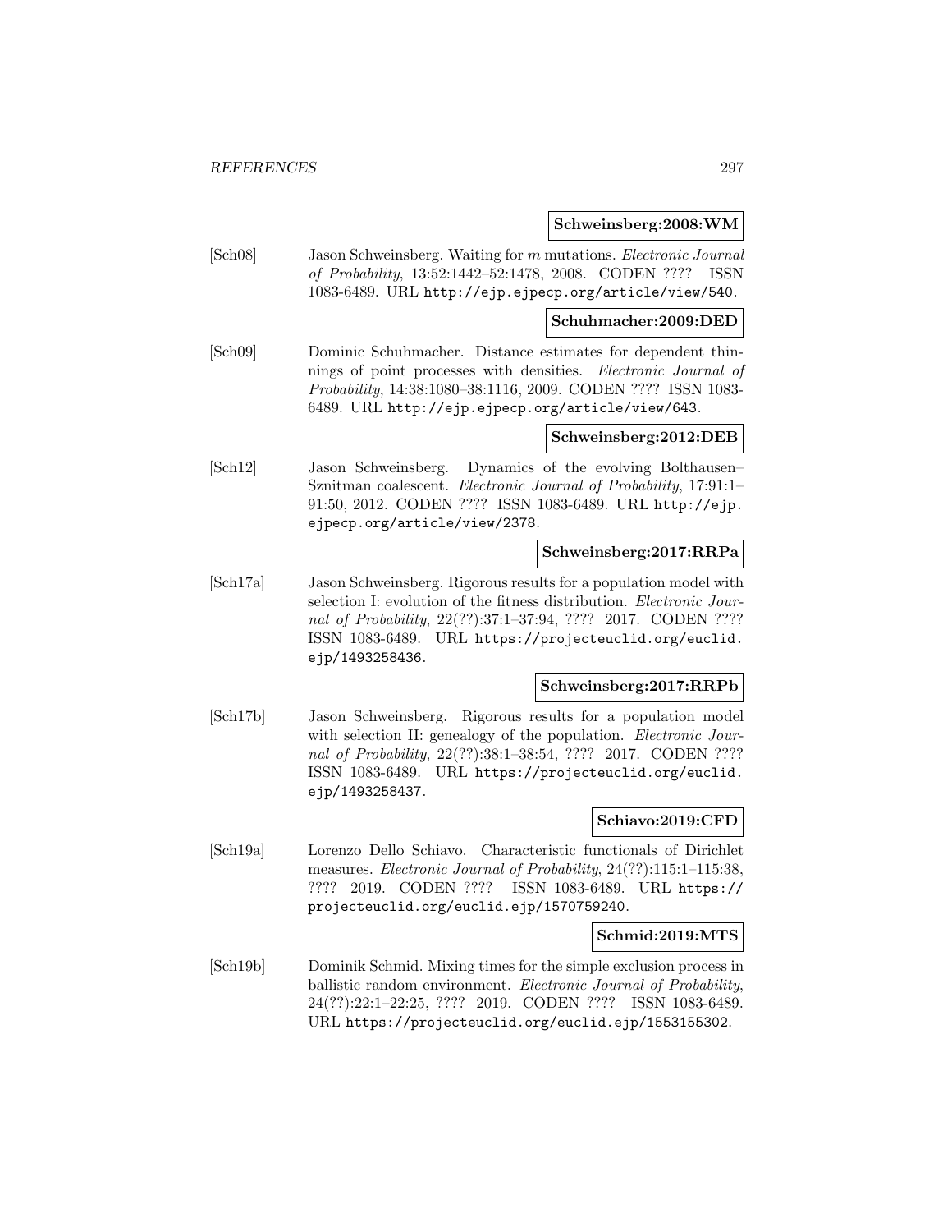**Schweinsberg:2008:WM**

[Sch08] Jason Schweinsberg. Waiting for $m$ mutations. *Electronic Journal of Probability*, 13:52:1442–52:1478, 2008. CODEN ???? ISSN 1083-6489. URL http://ejp.ejpecp.org/article/view/540.

**Schuhmacher:2009:DED**

[Sch09] Dominic Schuhmacher. Distance estimates for dependent thinnings of point processes with densities. *Electronic Journal of Probability*, 14:38:1080–38:1116, 2009. CODEN ???? ISSN 1083-6489. URL http://ejp.ejpecp.org/article/view/643.

**Schweinsberg:2012:DEB**

[Sch12] Jason Schweinsberg. Dynamics of the evolving Bolthausen–Sznitman coalescent. *Electronic Journal of Probability*, 17:91:1–91:50, 2012. CODEN ???? ISSN 1083-6489. URL http://ejp.ejpecp.org/article/view/2378.

**Schweinsberg:2017:RRPa**

[Sch17a] Jason Schweinsberg. Rigorous results for a population model with selection I: evolution of the fitness distribution. *Electronic Journal of Probability*, 22(??):37:1–37:94, ???? 2017. CODEN ???? ISSN 1083-6489. URL https://projecteuclid.org/euclid.ejp/1493258436.

**Schweinsberg:2017:RRPb**

[Sch17b] Jason Schweinsberg. Rigorous results for a population model with selection II: genealogy of the population. *Electronic Journal of Probability*, 22(??):38:1–38:54, ???? 2017. CODEN ???? ISSN 1083-6489. URL https://projecteuclid.org/euclid.ejp/1493258437.

**Schiavo:2019:CFD**

[Sch19a] Lorenzo Dello Schiavo. Characteristic functionals of Dirichlet measures. *Electronic Journal of Probability*, 24(??):115:1–115:38, ???? 2019. CODEN ???? ISSN 1083-6489. URL https://projecteuclid.org/euclid.ejp/1570759240.

**Schmid:2019:MTS**

[Sch19b] Dominik Schmid. Mixing times for the simple exclusion process in ballistic random environment. *Electronic Journal of Probability*, 24(??):22:1–22:25, ???? 2019. CODEN ???? ISSN 1083-6489. URL https://projecteuclid.org/euclid.ejp/1553155302.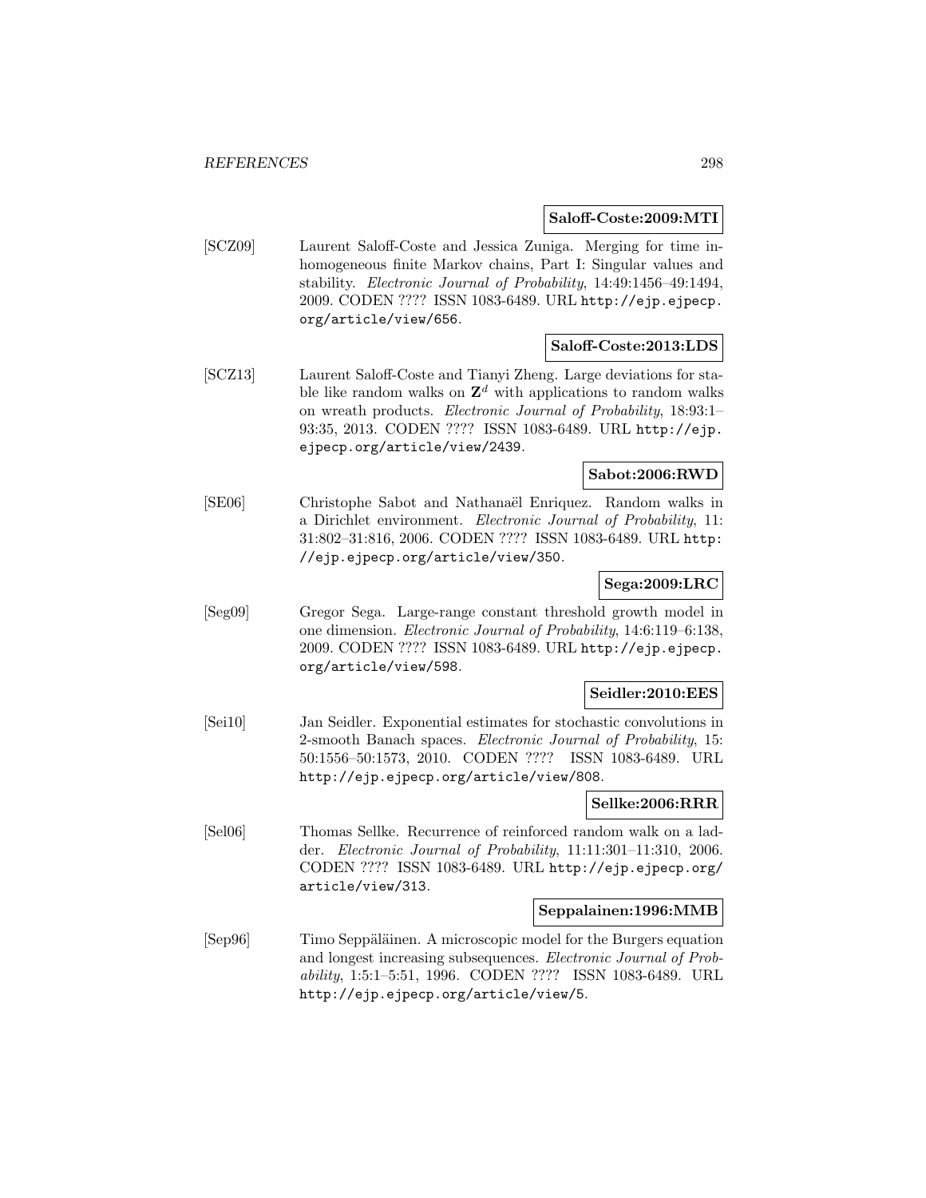**Saloff-Coste:2009:MTI**

[SCZ09] Laurent Saloff-Coste and Jessica Zuniga. Merging for time inhomogeneous finite Markov chains, Part I: Singular values and stability. *Electronic Journal of Probability*, 14:49:1456–49:1494, 2009. CODEN ???? ISSN 1083-6489. URL http://ejp.ejpecp.org/article/view/656.

**Saloff-Coste:2013:LDS**

[SCZ13] Laurent Saloff-Coste and Tianyi Zheng. Large deviations for stable like random walks on $\mathbf{Z}^d$ with applications to random walks on wreath products. *Electronic Journal of Probability*, 18:93:1–93:35, 2013. CODEN ???? ISSN 1083-6489. URL http://ejp.ejpecp.org/article/view/2439.

**Sabot:2006:RWD**

[SE06] Christophe Sabot and Nathanaël Enriquez. Random walks in a Dirichlet environment. *Electronic Journal of Probability*, 11:31:802–31:816, 2006. CODEN ???? ISSN 1083-6489. URL http://ejp.ejpecp.org/article/view/350.

**Sega:2009:LRC**

[Seg09] Gregor Sega. Large-range constant threshold growth model in one dimension. *Electronic Journal of Probability*, 14:6:119–6:138, 2009. CODEN ???? ISSN 1083-6489. URL http://ejp.ejpecp.org/article/view/598.

**Seidler:2010:EES**

[Sei10] Jan Seidler. Exponential estimates for stochastic convolutions in 2-smooth Banach spaces. *Electronic Journal of Probability*, 15:50:1556–50:1573, 2010. CODEN ???? ISSN 1083-6489. URL http://ejp.ejpecp.org/article/view/808.

**Sellke:2006:RRR**

[Sel06] Thomas Sellke. Recurrence of reinforced random walk on a ladder. *Electronic Journal of Probability*, 11:11:301–11:310, 2006. CODEN ???? ISSN 1083-6489. URL http://ejp.ejpecp.org/article/view/313.

**Seppalainen:1996:MMB**

[Sep96] Timo Seppäläinen. A microscopic model for the Burgers equation and longest increasing subsequences. *Electronic Journal of Probability*, 1:5:1–5:51, 1996. CODEN ???? ISSN 1083-6489. URL http://ejp.ejpecp.org/article/view/5.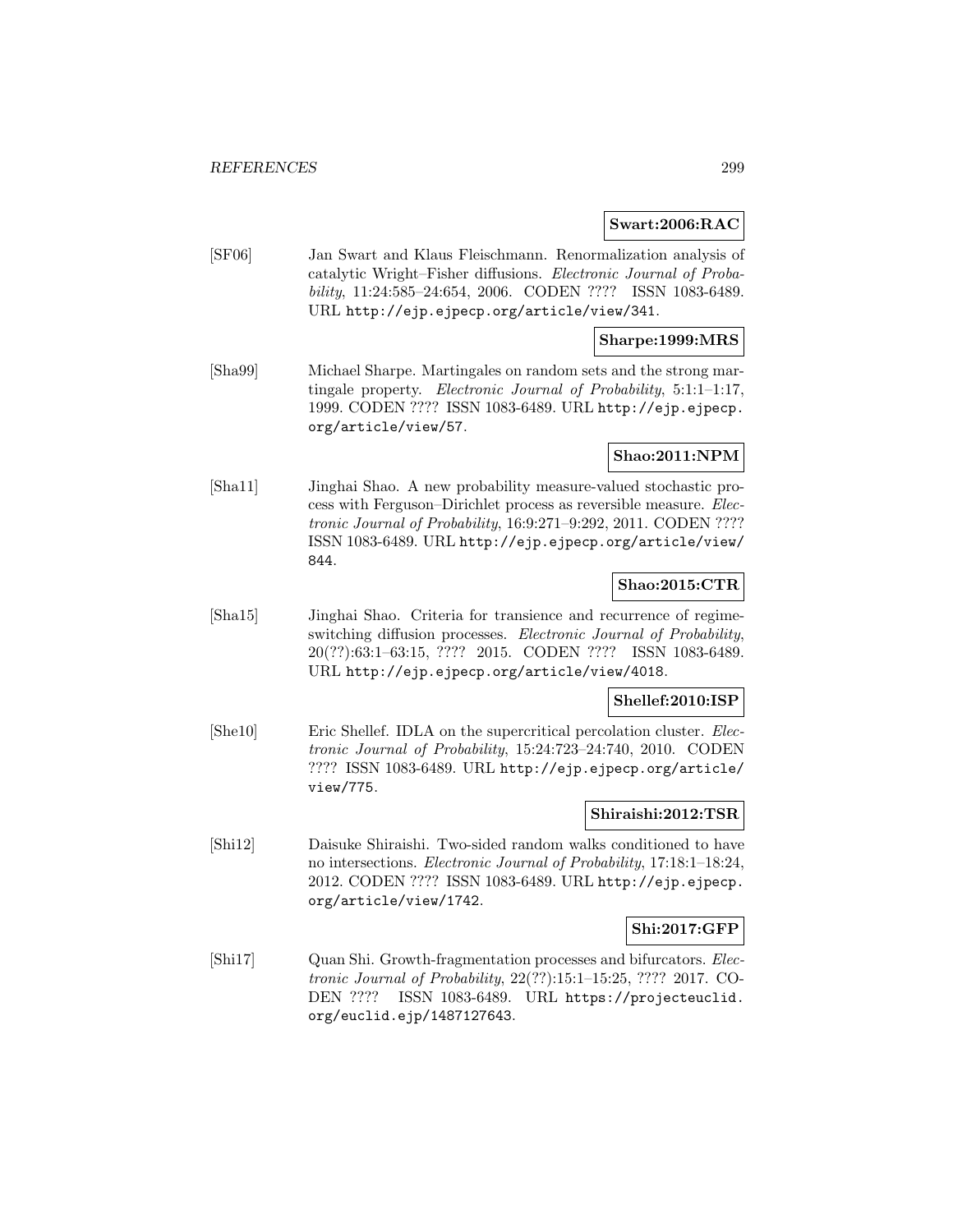**Swart:2006:RAC**

[SF06] Jan Swart and Klaus Fleischmann. Renormalization analysis of catalytic Wright–Fisher diffusions. *Electronic Journal of Probability*, 11:24:585–24:654, 2006. CODEN ???? ISSN 1083-6489. URL http://ejp.ejpecp.org/article/view/341.

**Sharpe:1999:MRS**

[Sha99] Michael Sharpe. Martingales on random sets and the strong martingale property. *Electronic Journal of Probability*, 5:1:1–1:17, 1999. CODEN ???? ISSN 1083-6489. URL http://ejp.ejpecp.org/article/view/57.

**Shao:2011:NPM**

[Sha11] Jinghai Shao. A new probability measure-valued stochastic process with Ferguson–Dirichlet process as reversible measure. *Electronic Journal of Probability*, 16:9:271–9:292, 2011. CODEN ???? ISSN 1083-6489. URL http://ejp.ejpecp.org/article/view/844.

**Shao:2015:CTR**

[Sha15] Jinghai Shao. Criteria for transience and recurrence of regime-switching diffusion processes. *Electronic Journal of Probability*, 20(??):63:1–63:15, ???? 2015. CODEN ???? ISSN 1083-6489. URL http://ejp.ejpecp.org/article/view/4018.

**Shellef:2010:ISP**

[She10] Eric Shellef. IDLA on the supercritical percolation cluster. *Electronic Journal of Probability*, 15:24:723–24:740, 2010. CODEN ???? ISSN 1083-6489. URL http://ejp.ejpecp.org/article/view/775.

**Shiraishi:2012:TSR**

[Shi12] Daisuke Shiraishi. Two-sided random walks conditioned to have no intersections. *Electronic Journal of Probability*, 17:18:1–18:24, 2012. CODEN ???? ISSN 1083-6489. URL http://ejp.ejpecp.org/article/view/1742.

**Shi:2017:GFP**

[Shi17] Quan Shi. Growth-fragmentation processes and bifurcators. *Electronic Journal of Probability*, 22(??):15:1–15:25, ???? 2017. CODEN ???? ISSN 1083-6489. URL https://projecteuclid.org/euclid.ejp/1487127643.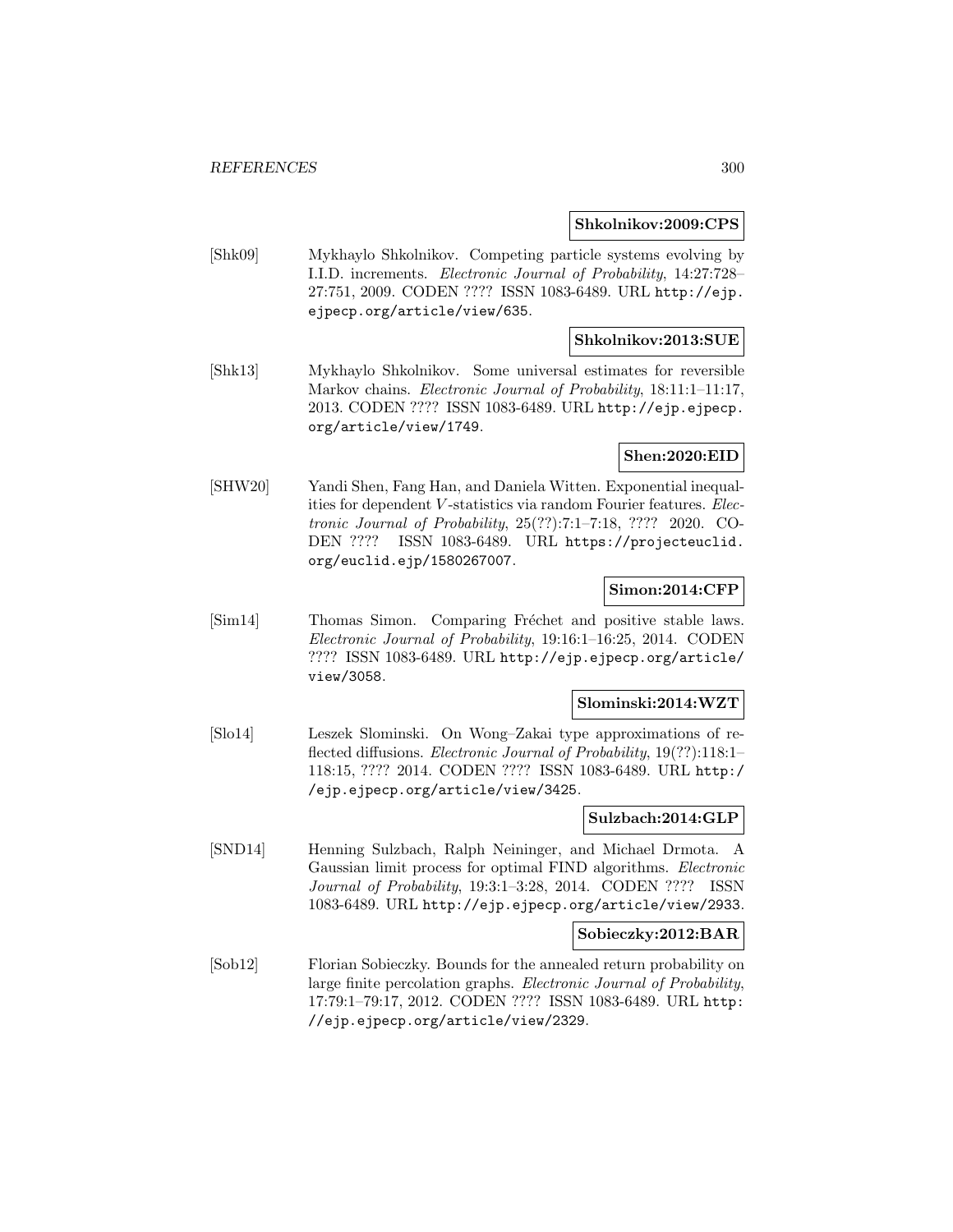**Shkolnikov:2009:CPS**

[Shk09] Mykhaylo Shkolnikov. Competing particle systems evolving by I.I.D. increments. *Electronic Journal of Probability*, 14:27:728–27:751, 2009. CODEN ???? ISSN 1083-6489. URL http://ejp.ejpecp.org/article/view/635.

**Shkolnikov:2013:SUE**

[Shk13] Mykhaylo Shkolnikov. Some universal estimates for reversible Markov chains. *Electronic Journal of Probability*, 18:11:1–11:17, 2013. CODEN ???? ISSN 1083-6489. URL http://ejp.ejpecp.org/article/view/1749.

**Shen:2020:EID**

[SHW20] Yandi Shen, Fang Han, and Daniela Witten. Exponential inequalities for dependent $V$-statistics via random Fourier features. *Electronic Journal of Probability*, 25(??):7:1–7:18, ???? 2020. CODEN ???? ISSN 1083-6489. URL https://projecteuclid.org/euclid.ejp/1580267007.

**Simon:2014:CFP**

[Sim14] Thomas Simon. Comparing Fréchet and positive stable laws. *Electronic Journal of Probability*, 19:16:1–16:25, 2014. CODEN ???? ISSN 1083-6489. URL http://ejp.ejpecp.org/article/view/3058.

**Slominski:2014:WZT**

[Slo14] Leszek Slominski. On Wong–Zakai type approximations of reflected diffusions. *Electronic Journal of Probability*, 19(??):118:1–118:15, ???? 2014. CODEN ???? ISSN 1083-6489. URL http://ejp.ejpecp.org/article/view/3425.

**Sulzbach:2014:GLP**

[SND14] Henning Sulzbach, Ralph Neininger, and Michael Drmota. A Gaussian limit process for optimal FIND algorithms. *Electronic Journal of Probability*, 19:3:1–3:28, 2014. CODEN ???? ISSN 1083-6489. URL http://ejp.ejpecp.org/article/view/2933.

**Sobieczky:2012:BAR**

[Sob12] Florian Sobieczky. Bounds for the annealed return probability on large finite percolation graphs. *Electronic Journal of Probability*, 17:79:1–79:17, 2012. CODEN ???? ISSN 1083-6489. URL http://ejp.ejpecp.org/article/view/2329.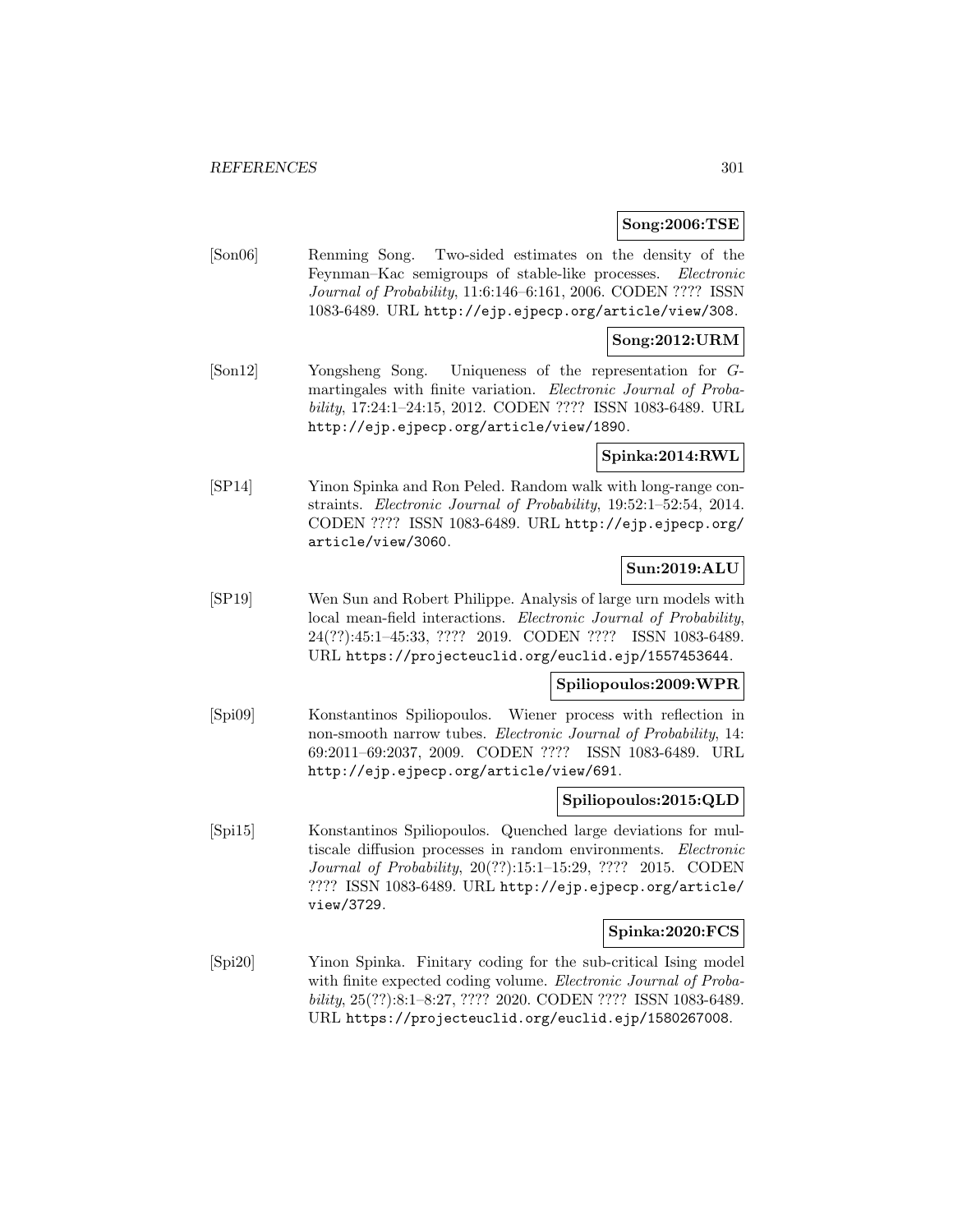**Song:2006:TSE**

[Son06] Renming Song. Two-sided estimates on the density of the Feynman–Kac semigroups of stable-like processes. *Electronic Journal of Probability*, 11:6:146–6:161, 2006. CODEN ???? ISSN 1083-6489. URL http://ejp.ejpecp.org/article/view/308.

**Song:2012:URM**

[Son12] Yongsheng Song. Uniqueness of the representation for $G$-martingales with finite variation. *Electronic Journal of Probability*, 17:24:1–24:15, 2012. CODEN ???? ISSN 1083-6489. URL http://ejp.ejpecp.org/article/view/1890.

**Spinka:2014:RWL**

[SP14] Yinon Spinka and Ron Peled. Random walk with long-range constraints. *Electronic Journal of Probability*, 19:52:1–52:54, 2014. CODEN ???? ISSN 1083-6489. URL http://ejp.ejpecp.org/article/view/3060.

**Sun:2019:ALU**

[SP19] Wen Sun and Robert Philippe. Analysis of large urn models with local mean-field interactions. *Electronic Journal of Probability*, 24(??):45:1–45:33, ???? 2019. CODEN ???? ISSN 1083-6489. URL https://projecteuclid.org/euclid.ejp/1557453644.

**Spiliopoulos:2009:WPR**

[Spi09] Konstantinos Spiliopoulos. Wiener process with reflection in non-smooth narrow tubes. *Electronic Journal of Probability*, 14: 69:2011–69:2037, 2009. CODEN ???? ISSN 1083-6489. URL http://ejp.ejpecp.org/article/view/691.

**Spiliopoulos:2015:QLD**

[Spi15] Konstantinos Spiliopoulos. Quenched large deviations for multiscale diffusion processes in random environments. *Electronic Journal of Probability*, 20(??):15:1–15:29, ???? 2015. CODEN ???? ISSN 1083-6489. URL http://ejp.ejpecp.org/article/view/3729.

**Spinka:2020:FCS**

[Spi20] Yinon Spinka. Finitary coding for the sub-critical Ising model with finite expected coding volume. *Electronic Journal of Probability*, 25(??):8:1–8:27, ???? 2020. CODEN ???? ISSN 1083-6489. URL https://projecteuclid.org/euclid.ejp/1580267008.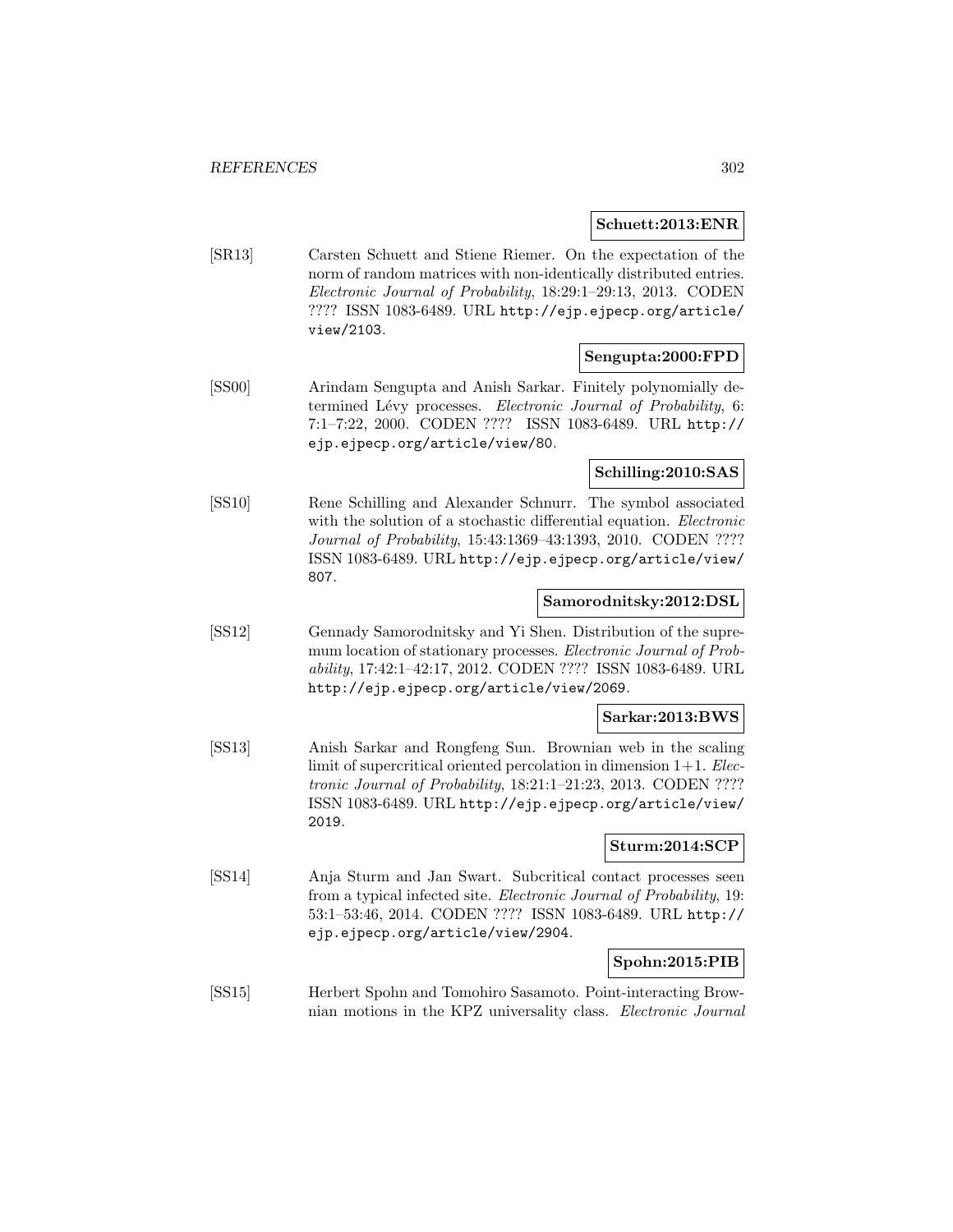**Schuett:2013:ENR**

[SR13] Carsten Schuett and Stiene Riemer. On the expectation of the norm of random matrices with non-identically distributed entries. *Electronic Journal of Probability*, 18:29:1–29:13, 2013. CODEN ???? ISSN 1083-6489. URL http://ejp.ejpecp.org/article/view/2103.

**Sengupta:2000:FPD**

[SS00] Arindam Sengupta and Anish Sarkar. Finitely polynomially determined Lévy processes. *Electronic Journal of Probability*, 6: 7:1–7:22, 2000. CODEN ???? ISSN 1083-6489. URL http://ejp.ejpecp.org/article/view/80.

**Schilling:2010:SAS**

[SS10] Rene Schilling and Alexander Schnurr. The symbol associated with the solution of a stochastic differential equation. *Electronic Journal of Probability*, 15:43:1369–43:1393, 2010. CODEN ???? ISSN 1083-6489. URL http://ejp.ejpecp.org/article/view/807.

**Samorodnitsky:2012:DSL**

[SS12] Gennady Samorodnitsky and Yi Shen. Distribution of the supremum location of stationary processes. *Electronic Journal of Probability*, 17:42:1–42:17, 2012. CODEN ???? ISSN 1083-6489. URL http://ejp.ejpecp.org/article/view/2069.

**Sarkar:2013:BWS**

[SS13] Anish Sarkar and Rongfeng Sun. Brownian web in the scaling limit of supercritical oriented percolation in dimension 1+1. *Electronic Journal of Probability*, 18:21:1–21:23, 2013. CODEN ???? ISSN 1083-6489. URL http://ejp.ejpecp.org/article/view/2019.

**Sturm:2014:SCP**

[SS14] Anja Sturm and Jan Swart. Subcritical contact processes seen from a typical infected site. *Electronic Journal of Probability*, 19: 53:1–53:46, 2014. CODEN ???? ISSN 1083-6489. URL http://ejp.ejpecp.org/article/view/2904.

**Spohn:2015:PIB**

[SS15] Herbert Spohn and Tomohiro Sasamoto. Point-interacting Brownian motions in the KPZ universality class. *Electronic Journal*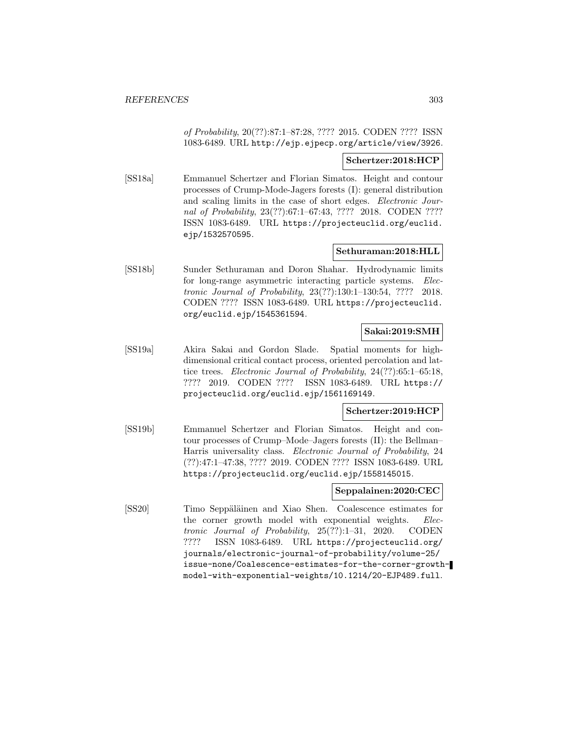*of Probability*, 20(??):87:1–87:28, ???? 2015. CODEN ???? ISSN 1083-6489. URL http://ejp.ejpecp.org/article/view/3926.

**Schertzer:2018:HCP**

[SS18a] Emmanuel Schertzer and Florian Simatos. Height and contour processes of Crump-Mode-Jagers forests (I): general distribution and scaling limits in the case of short edges. *Electronic Journal of Probability*, 23(??):67:1–67:43, ???? 2018. CODEN ???? ISSN 1083-6489. URL https://projecteuclid.org/euclid.ejp/1532570595.

**Sethuraman:2018:HLL**

[SS18b] Sunder Sethuraman and Doron Shahar. Hydrodynamic limits for long-range asymmetric interacting particle systems. *Electronic Journal of Probability*, 23(??):130:1–130:54, ???? 2018. CODEN ???? ISSN 1083-6489. URL https://projecteuclid.org/euclid.ejp/1545361594.

**Sakai:2019:SMH**

[SS19a] Akira Sakai and Gordon Slade. Spatial moments for high-dimensional critical contact process, oriented percolation and lattice trees. *Electronic Journal of Probability*, 24(??):65:1–65:18, ???? 2019. CODEN ???? ISSN 1083-6489. URL https://projecteuclid.org/euclid.ejp/1561169149.

**Schertzer:2019:HCP**

[SS19b] Emmanuel Schertzer and Florian Simatos. Height and contour processes of Crump–Mode–Jagers forests (II): the Bellman–Harris universality class. *Electronic Journal of Probability*, 24 (??):47:1–47:38, ???? 2019. CODEN ???? ISSN 1083-6489. URL https://projecteuclid.org/euclid.ejp/1558145015.

**Seppalainen:2020:CEC**

[SS20] Timo Seppäläinen and Xiao Shen. Coalescence estimates for the corner growth model with exponential weights. *Electronic Journal of Probability*, 25(??):1–31, 2020. CODEN ???? ISSN 1083-6489. URL https://projecteuclid.org/journals/electronic-journal-of-probability/volume-25/issue-none/Coalescence-estimates-for-the-corner-growth-model-with-exponential-weights/10.1214/20-EJP489.full.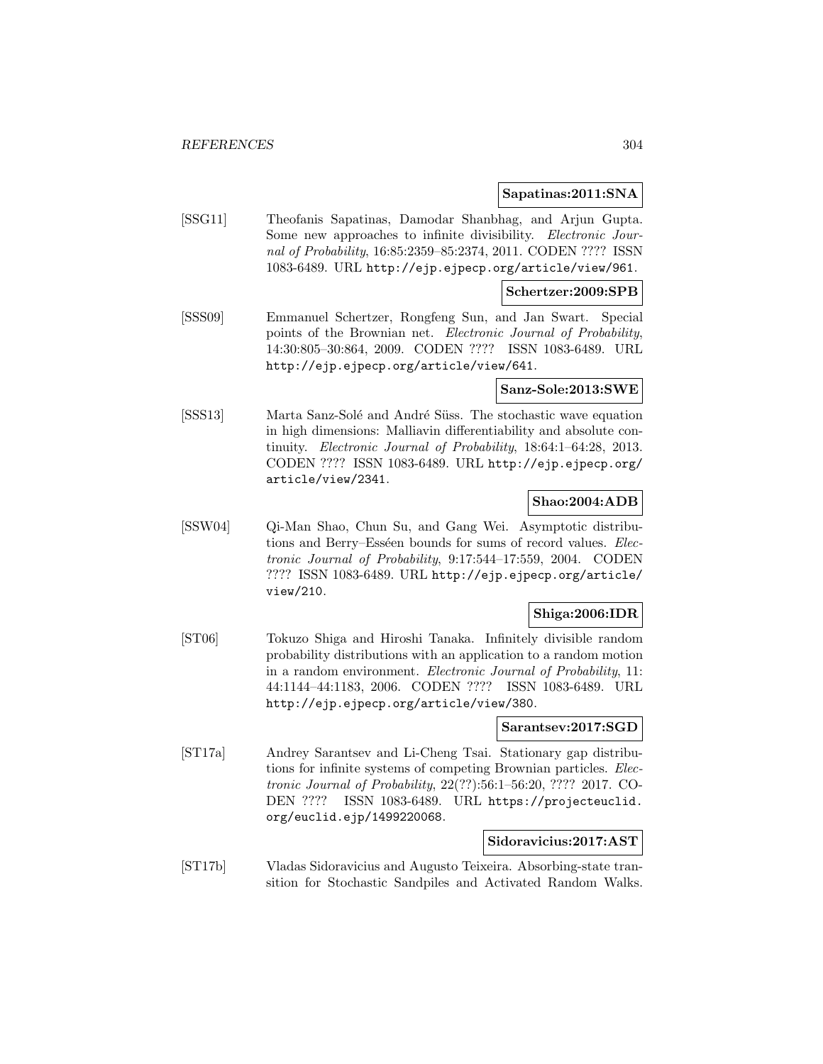**Sapatinas:2011:SNA**

[SSG11] Theofanis Sapatinas, Damodar Shanbhag, and Arjun Gupta. Some new approaches to infinite divisibility. *Electronic Journal of Probability*, 16:85:2359–85:2374, 2011. CODEN ???? ISSN 1083-6489. URL http://ejp.ejpecp.org/article/view/961.

**Schertzer:2009:SPB**

[SSS09] Emmanuel Schertzer, Rongfeng Sun, and Jan Swart. Special points of the Brownian net. *Electronic Journal of Probability*, 14:30:805–30:864, 2009. CODEN ???? ISSN 1083-6489. URL http://ejp.ejpecp.org/article/view/641.

**Sanz-Sole:2013:SWE**

[SSS13] Marta Sanz-Solé and André Süss. The stochastic wave equation in high dimensions: Malliavin differentiability and absolute continuity. *Electronic Journal of Probability*, 18:64:1–64:28, 2013. CODEN ???? ISSN 1083-6489. URL http://ejp.ejpecp.org/article/view/2341.

**Shao:2004:ADB**

[SSW04] Qi-Man Shao, Chun Su, and Gang Wei. Asymptotic distributions and Berry–Esséen bounds for sums of record values. *Electronic Journal of Probability*, 9:17:544–17:559, 2004. CODEN ???? ISSN 1083-6489. URL http://ejp.ejpecp.org/article/view/210.

**Shiga:2006:IDR**

[ST06] Tokuzo Shiga and Hiroshi Tanaka. Infinitely divisible random probability distributions with an application to a random motion in a random environment. *Electronic Journal of Probability*, 11: 44:1144–44:1183, 2006. CODEN ???? ISSN 1083-6489. URL http://ejp.ejpecp.org/article/view/380.

**Sarantsev:2017:SGD**

[ST17a] Andrey Sarantsev and Li-Cheng Tsai. Stationary gap distributions for infinite systems of competing Brownian particles. *Electronic Journal of Probability*, 22(??):56:1–56:20, ???? 2017. CODEN ???? ISSN 1083-6489. URL https://projecteuclid.org/euclid.ejp/1499220068.

**Sidoravicius:2017:AST**

[ST17b] Vladas Sidoravicius and Augusto Teixeira. Absorbing-state transition for Stochastic Sandpiles and Activated Random Walks.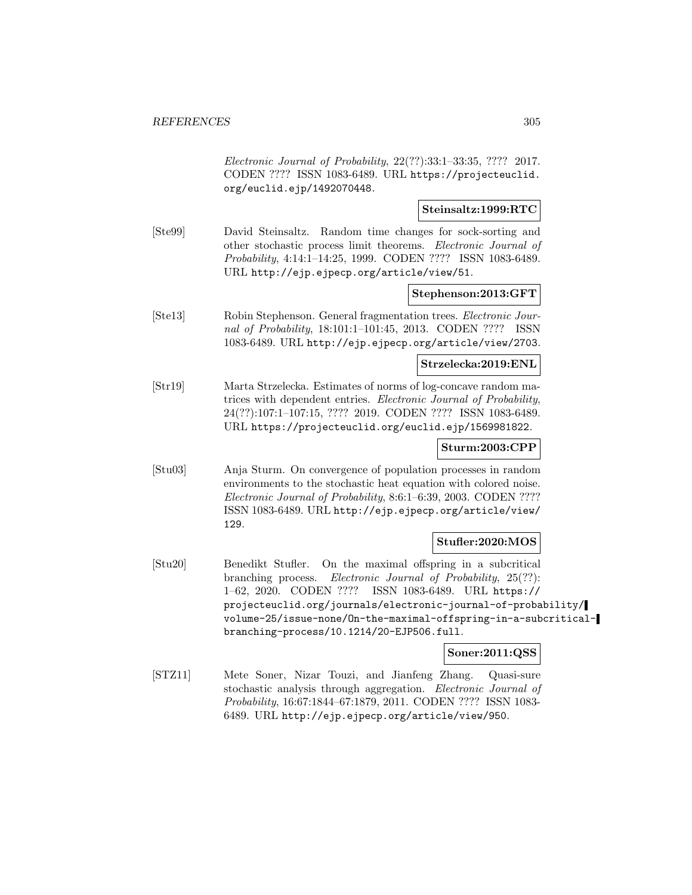*Electronic Journal of Probability*, 22(??):33:1–33:35, ???? 2017. CODEN ???? ISSN 1083-6489. URL https://projecteuclid.org/euclid.ejp/1492070448.

**Steinsaltz:1999:RTC**

[Ste99] David Steinsaltz. Random time changes for sock-sorting and other stochastic process limit theorems. *Electronic Journal of Probability*, 4:14:1–14:25, 1999. CODEN ???? ISSN 1083-6489. URL http://ejp.ejpecp.org/article/view/51.

**Stephenson:2013:GFT**

[Ste13] Robin Stephenson. General fragmentation trees. *Electronic Journal of Probability*, 18:101:1–101:45, 2013. CODEN ???? ISSN 1083-6489. URL http://ejp.ejpecp.org/article/view/2703.

**Strzelecka:2019:ENL**

[Str19] Marta Strzelecka. Estimates of norms of log-concave random matrices with dependent entries. *Electronic Journal of Probability*, 24(??):107:1–107:15, ???? 2019. CODEN ???? ISSN 1083-6489. URL https://projecteuclid.org/euclid.ejp/1569981822.

**Sturm:2003:CPP**

[Stu03] Anja Sturm. On convergence of population processes in random environments to the stochastic heat equation with colored noise. *Electronic Journal of Probability*, 8:6:1–6:39, 2003. CODEN ???? ISSN 1083-6489. URL http://ejp.ejpecp.org/article/view/129.

**Stufler:2020:MOS**

[Stu20] Benedikt Stufler. On the maximal offspring in a subcritical branching process. *Electronic Journal of Probability*, 25(??): 1–62, 2020. CODEN ???? ISSN 1083-6489. URL https://projecteuclid.org/journals/electronic-journal-of-probability/volume-25/issue-none/On-the-maximal-offspring-in-a-subcritical-branching-process/10.1214/20-EJP506.full.

**Soner:2011:QSS**

[STZ11] Mete Soner, Nizar Touzi, and Jianfeng Zhang. Quasi-sure stochastic analysis through aggregation. *Electronic Journal of Probability*, 16:67:1844–67:1879, 2011. CODEN ???? ISSN 1083-6489. URL http://ejp.ejpecp.org/article/view/950.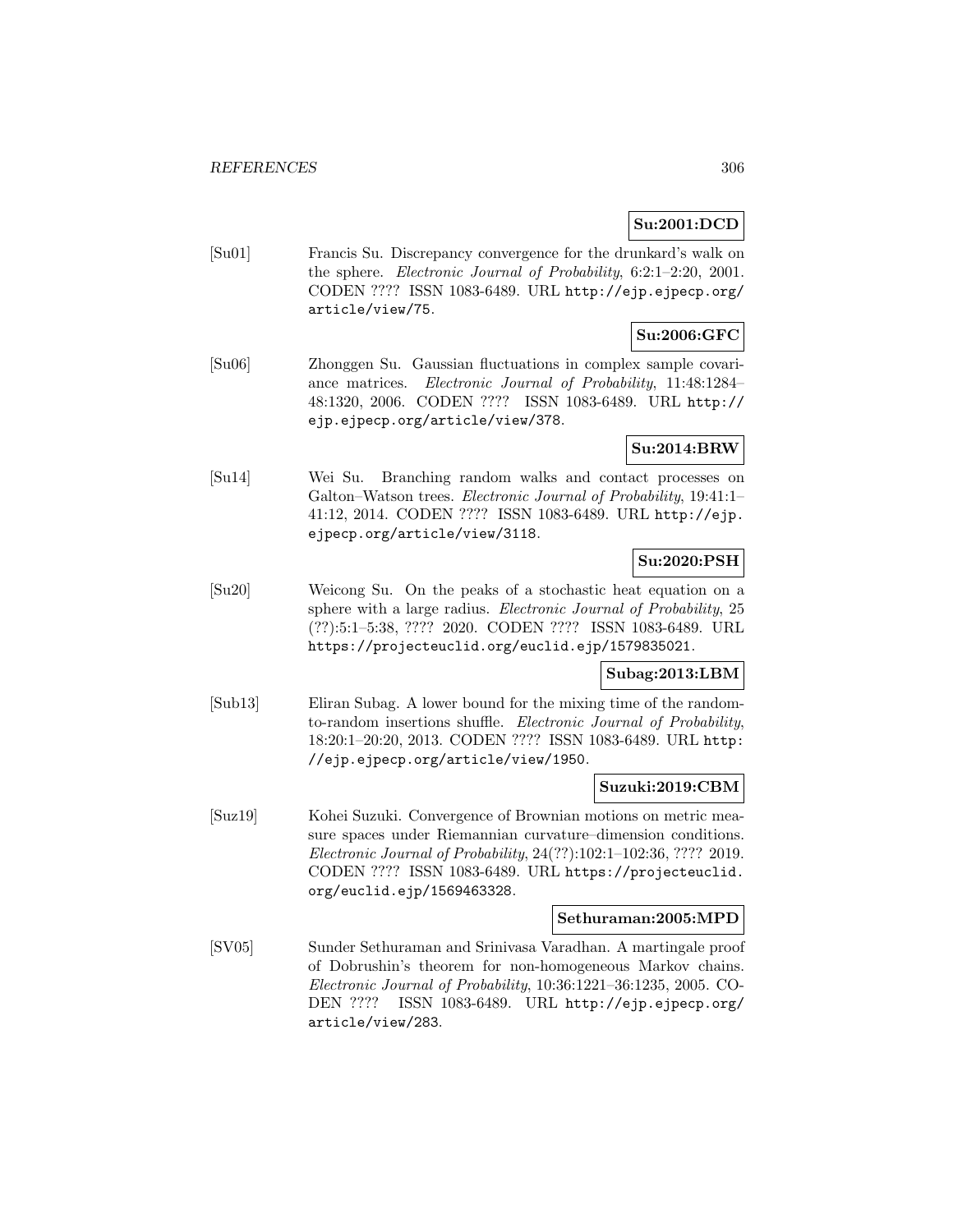**Su:2001:DCD**

[Su01] Francis Su. Discrepancy convergence for the drunkard's walk on the sphere. *Electronic Journal of Probability*, 6:2:1–2:20, 2001. CODEN ???? ISSN 1083-6489. URL http://ejp.ejpecp.org/article/view/75.

**Su:2006:GFC**

[Su06] Zhonggen Su. Gaussian fluctuations in complex sample covariance matrices. *Electronic Journal of Probability*, 11:48:1284–48:1320, 2006. CODEN ???? ISSN 1083-6489. URL http://ejp.ejpecp.org/article/view/378.

**Su:2014:BRW**

[Su14] Wei Su. Branching random walks and contact processes on Galton–Watson trees. *Electronic Journal of Probability*, 19:41:1–41:12, 2014. CODEN ???? ISSN 1083-6489. URL http://ejp.ejpecp.org/article/view/3118.

**Su:2020:PSH**

[Su20] Weicong Su. On the peaks of a stochastic heat equation on a sphere with a large radius. *Electronic Journal of Probability*, 25 (??):5:1–5:38, ???? 2020. CODEN ???? ISSN 1083-6489. URL https://projecteuclid.org/euclid.ejp/1579835021.

**Subag:2013:LBM**

[Sub13] Eliran Subag. A lower bound for the mixing time of the random-to-random insertions shuffle. *Electronic Journal of Probability*, 18:20:1–20:20, 2013. CODEN ???? ISSN 1083-6489. URL http://ejp.ejpecp.org/article/view/1950.

**Suzuki:2019:CBM**

[Suz19] Kohei Suzuki. Convergence of Brownian motions on metric measure spaces under Riemannian curvature–dimension conditions. *Electronic Journal of Probability*, 24(??):102:1–102:36, ???? 2019. CODEN ???? ISSN 1083-6489. URL https://projecteuclid.org/euclid.ejp/1569463328.

**Sethuraman:2005:MPD**

[SV05] Sunder Sethuraman and Srinivasa Varadhan. A martingale proof of Dobrushin's theorem for non-homogeneous Markov chains. *Electronic Journal of Probability*, 10:36:1221–36:1235, 2005. CODEN ???? ISSN 1083-6489. URL http://ejp.ejpecp.org/article/view/283.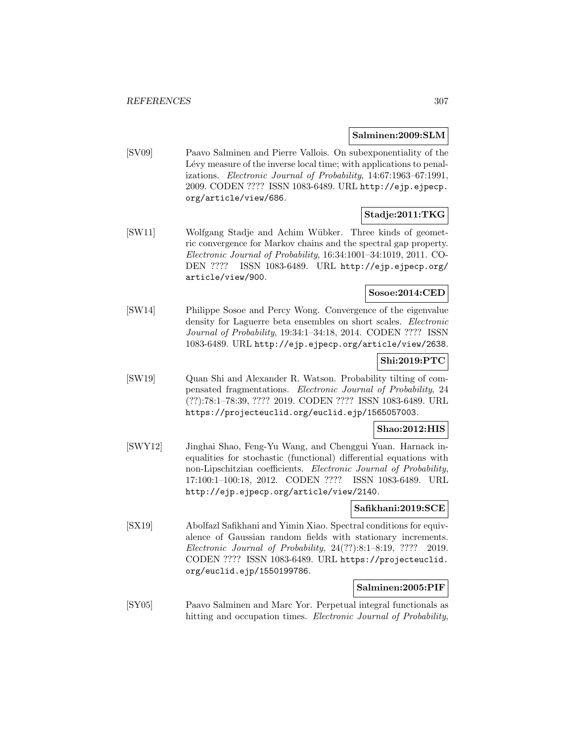**Salminen:2009:SLM**

[SV09] Paavo Salminen and Pierre Vallois. On subexponentiality of the Lévy measure of the inverse local time; with applications to penalizations. *Electronic Journal of Probability*, 14:67:1963–67:1991, 2009. CODEN ???? ISSN 1083-6489. URL http://ejp.ejpecp.org/article/view/686.

**Stadje:2011:TKG**

[SW11] Wolfgang Stadje and Achim Wübker. Three kinds of geometric convergence for Markov chains and the spectral gap property. *Electronic Journal of Probability*, 16:34:1001–34:1019, 2011. CODEN ???? ISSN 1083-6489. URL http://ejp.ejpecp.org/article/view/900.

**Sosoe:2014:CED**

[SW14] Philippe Sosoe and Percy Wong. Convergence of the eigenvalue density for Laguerre beta ensembles on short scales. *Electronic Journal of Probability*, 19:34:1–34:18, 2014. CODEN ???? ISSN 1083-6489. URL http://ejp.ejpecp.org/article/view/2638.

**Shi:2019:PTC**

[SW19] Quan Shi and Alexander R. Watson. Probability tilting of compensated fragmentations. *Electronic Journal of Probability*, 24 (??):78:1–78:39, ???? 2019. CODEN ???? ISSN 1083-6489. URL https://projecteuclid.org/euclid.ejp/1565057003.

**Shao:2012:HIS**

[SWY12] Jinghai Shao, Feng-Yu Wang, and Chenggui Yuan. Harnack inequalities for stochastic (functional) differential equations with non-Lipschitzian coefficients. *Electronic Journal of Probability*, 17:100:1–100:18, 2012. CODEN ???? ISSN 1083-6489. URL http://ejp.ejpecp.org/article/view/2140.

**Safikhani:2019:SCE**

[SX19] Abolfazl Safikhani and Yimin Xiao. Spectral conditions for equivalence of Gaussian random fields with stationary increments. *Electronic Journal of Probability*, 24(??):8:1–8:19, ???? 2019. CODEN ???? ISSN 1083-6489. URL https://projecteuclid.org/euclid.ejp/1550199786.

**Salminen:2005:PIF**

[SY05] Paavo Salminen and Marc Yor. Perpetual integral functionals as hitting and occupation times. *Electronic Journal of Probability*,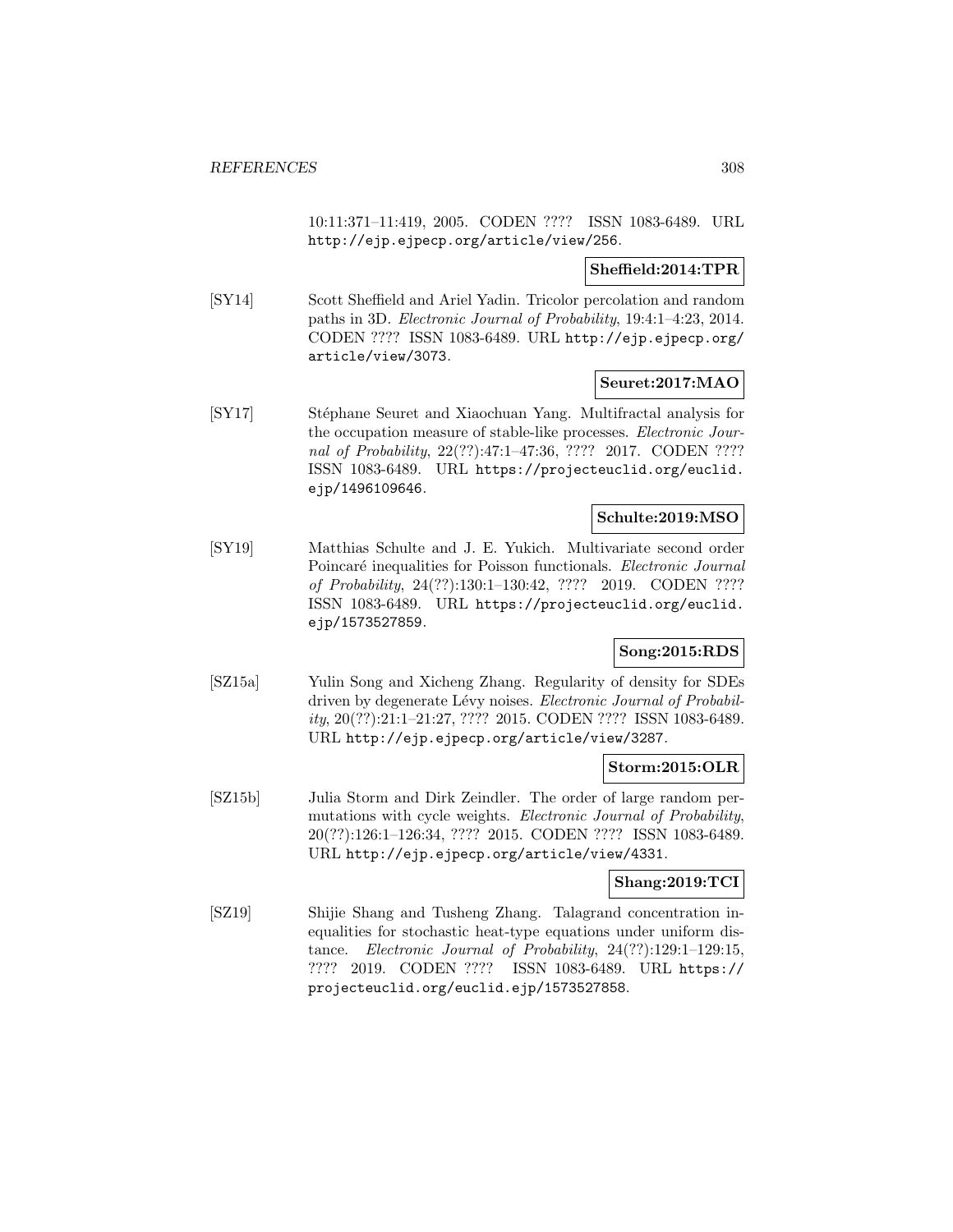10:11:371–11:419, 2005. CODEN ???? ISSN 1083-6489. URL http://ejp.ejpecp.org/article/view/256.

**Sheffield:2014:TPR**

[SY14] Scott Sheffield and Ariel Yadin. Tricolor percolation and random paths in 3D. *Electronic Journal of Probability*, 19:4:1–4:23, 2014. CODEN ???? ISSN 1083-6489. URL http://ejp.ejpecp.org/article/view/3073.

**Seuret:2017:MAO**

[SY17] Stéphane Seuret and Xiaochuan Yang. Multifractal analysis for the occupation measure of stable-like processes. *Electronic Journal of Probability*, 22(??):47:1–47:36, ???? 2017. CODEN ???? ISSN 1083-6489. URL https://projecteuclid.org/euclid.ejp/1496109646.

**Schulte:2019:MSO**

[SY19] Matthias Schulte and J. E. Yukich. Multivariate second order Poincaré inequalities for Poisson functionals. *Electronic Journal of Probability*, 24(??):130:1–130:42, ???? 2019. CODEN ???? ISSN 1083-6489. URL https://projecteuclid.org/euclid.ejp/1573527859.

**Song:2015:RDS**

[SZ15a] Yulin Song and Xicheng Zhang. Regularity of density for SDEs driven by degenerate Lévy noises. *Electronic Journal of Probability*, 20(??):21:1–21:27, ???? 2015. CODEN ???? ISSN 1083-6489. URL http://ejp.ejpecp.org/article/view/3287.

**Storm:2015:OLR**

[SZ15b] Julia Storm and Dirk Zeindler. The order of large random permutations with cycle weights. *Electronic Journal of Probability*, 20(??):126:1–126:34, ???? 2015. CODEN ???? ISSN 1083-6489. URL http://ejp.ejpecp.org/article/view/4331.

**Shang:2019:TCI**

[SZ19] Shijie Shang and Tusheng Zhang. Talagrand concentration inequalities for stochastic heat-type equations under uniform distance. *Electronic Journal of Probability*, 24(??):129:1–129:15, ???? 2019. CODEN ???? ISSN 1083-6489. URL https://projecteuclid.org/euclid.ejp/1573527858.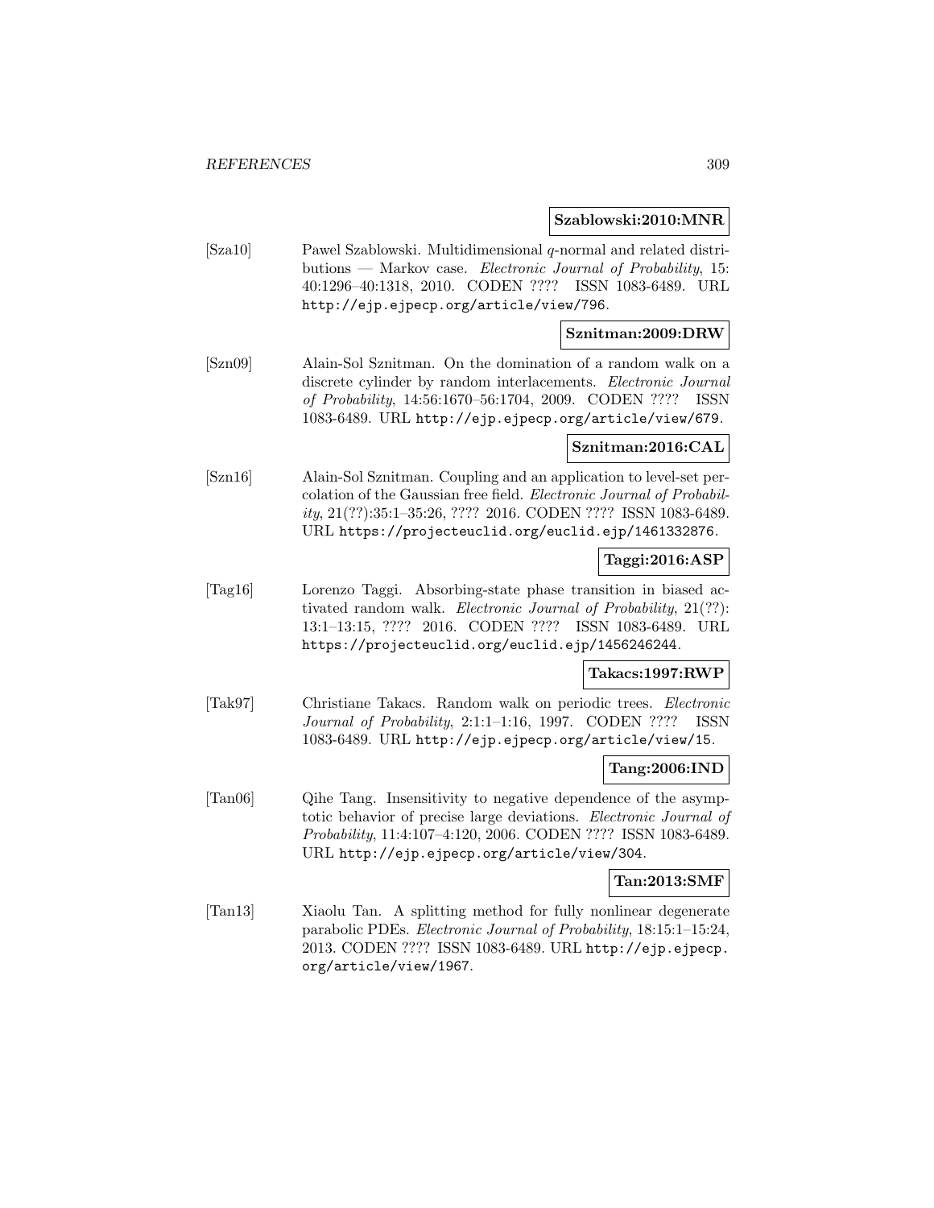**Szablowski:2010:MNR**

[Sza10] Pawel Szablowski. Multidimensional $q$-normal and related distributions — Markov case. *Electronic Journal of Probability*, 15: 40:1296–40:1318, 2010. CODEN ???? ISSN 1083-6489. URL http://ejp.ejpecp.org/article/view/796.

**Sznitman:2009:DRW**

[Szn09] Alain-Sol Sznitman. On the domination of a random walk on a discrete cylinder by random interlacements. *Electronic Journal of Probability*, 14:56:1670–56:1704, 2009. CODEN ???? ISSN 1083-6489. URL http://ejp.ejpecp.org/article/view/679.

**Sznitman:2016:CAL**

[Szn16] Alain-Sol Sznitman. Coupling and an application to level-set percolation of the Gaussian free field. *Electronic Journal of Probability*, 21(??):35:1–35:26, ???? 2016. CODEN ???? ISSN 1083-6489. URL https://projecteuclid.org/euclid.ejp/1461332876.

**Taggi:2016:ASP**

[Tag16] Lorenzo Taggi. Absorbing-state phase transition in biased activated random walk. *Electronic Journal of Probability*, 21(??): 13:1–13:15, ???? 2016. CODEN ???? ISSN 1083-6489. URL https://projecteuclid.org/euclid.ejp/1456246244.

**Takacs:1997:RWP**

[Tak97] Christiane Takacs. Random walk on periodic trees. *Electronic Journal of Probability*, 2:1:1–1:16, 1997. CODEN ???? ISSN 1083-6489. URL http://ejp.ejpecp.org/article/view/15.

**Tang:2006:IND**

[Tan06] Qihe Tang. Insensitivity to negative dependence of the asymptotic behavior of precise large deviations. *Electronic Journal of Probability*, 11:4:107–4:120, 2006. CODEN ???? ISSN 1083-6489. URL http://ejp.ejpecp.org/article/view/304.

**Tan:2013:SMF**

[Tan13] Xiaolu Tan. A splitting method for fully nonlinear degenerate parabolic PDEs. *Electronic Journal of Probability*, 18:15:1–15:24, 2013. CODEN ???? ISSN 1083-6489. URL http://ejp.ejpecp.org/article/view/1967.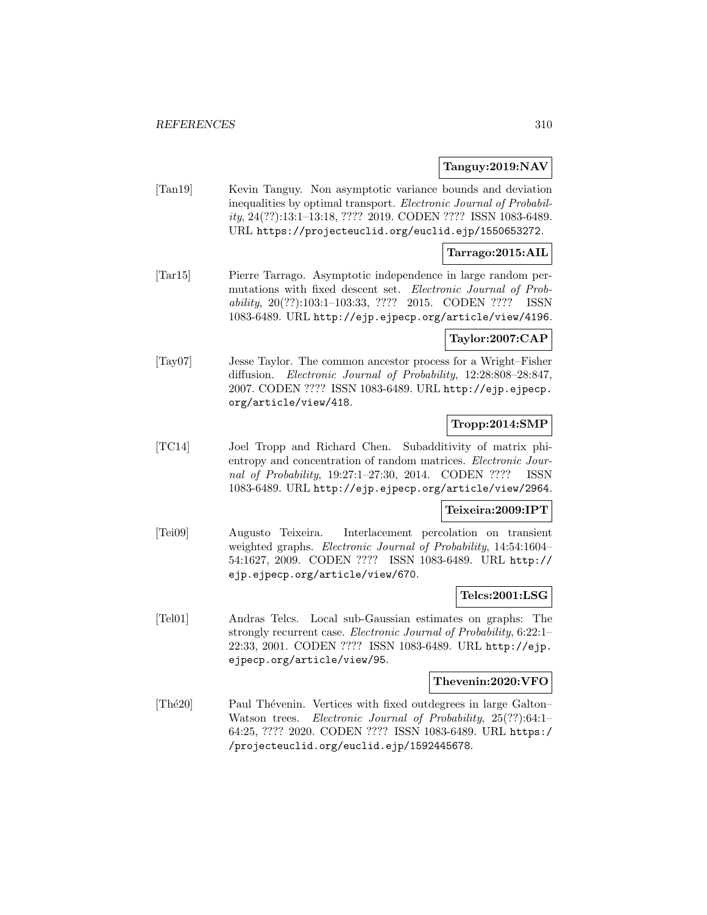**Tanguy:2019:NAV**

[Tan19] Kevin Tanguy. Non asymptotic variance bounds and deviation inequalities by optimal transport. *Electronic Journal of Probability*, 24(??):13:1–13:18, ???? 2019. CODEN ???? ISSN 1083-6489. URL https://projecteuclid.org/euclid.ejp/1550653272.

**Tarrago:2015:AIL**

[Tar15] Pierre Tarrago. Asymptotic independence in large random permutations with fixed descent set. *Electronic Journal of Probability*, 20(??):103:1–103:33, ???? 2015. CODEN ???? ISSN 1083-6489. URL http://ejp.ejpecp.org/article/view/4196.

**Taylor:2007:CAP**

[Tay07] Jesse Taylor. The common ancestor process for a Wright–Fisher diffusion. *Electronic Journal of Probability*, 12:28:808–28:847, 2007. CODEN ???? ISSN 1083-6489. URL http://ejp.ejpecp.org/article/view/418.

**Tropp:2014:SMP**

[TC14] Joel Tropp and Richard Chen. Subadditivity of matrix phi-entropy and concentration of random matrices. *Electronic Journal of Probability*, 19:27:1–27:30, 2014. CODEN ???? ISSN 1083-6489. URL http://ejp.ejpecp.org/article/view/2964.

**Teixeira:2009:IPT**

[Tei09] Augusto Teixeira. Interlacement percolation on transient weighted graphs. *Electronic Journal of Probability*, 14:54:1604–54:1627, 2009. CODEN ???? ISSN 1083-6489. URL http://ejp.ejpecp.org/article/view/670.

**Telcs:2001:LSG**

[Tel01] Andras Telcs. Local sub-Gaussian estimates on graphs: The strongly recurrent case. *Electronic Journal of Probability*, 6:22:1–22:33, 2001. CODEN ???? ISSN 1083-6489. URL http://ejp.ejpecp.org/article/view/95.

**Thevenin:2020:VFO**

[Thé20] Paul Thévenin. Vertices with fixed outdegrees in large Galton–Watson trees. *Electronic Journal of Probability*, 25(??):64:1–64:25, ???? 2020. CODEN ???? ISSN 1083-6489. URL https://projecteuclid.org/euclid.ejp/1592445678.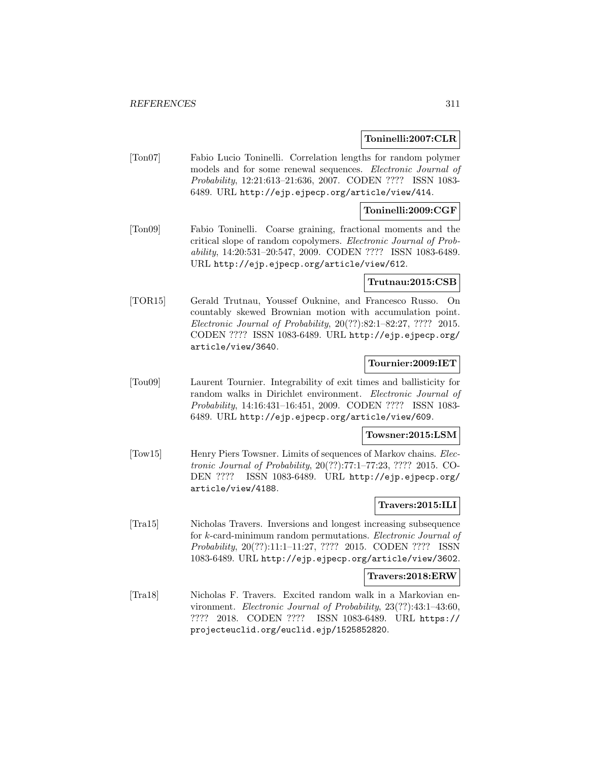**Toninelli:2007:CLR**

[Ton07] Fabio Lucio Toninelli. Correlation lengths for random polymer models and for some renewal sequences. *Electronic Journal of Probability*, 12:21:613–21:636, 2007. CODEN ???? ISSN 1083-6489. URL http://ejp.ejpecp.org/article/view/414.

**Toninelli:2009:CGF**

[Ton09] Fabio Toninelli. Coarse graining, fractional moments and the critical slope of random copolymers. *Electronic Journal of Probability*, 14:20:531–20:547, 2009. CODEN ???? ISSN 1083-6489. URL http://ejp.ejpecp.org/article/view/612.

**Trutnau:2015:CSB**

[TOR15] Gerald Trutnau, Youssef Ouknine, and Francesco Russo. On countably skewed Brownian motion with accumulation point. *Electronic Journal of Probability*, 20(??):82:1–82:27, ???? 2015. CODEN ???? ISSN 1083-6489. URL http://ejp.ejpecp.org/article/view/3640.

**Tournier:2009:IET**

[Tou09] Laurent Tournier. Integrability of exit times and ballisticity for random walks in Dirichlet environment. *Electronic Journal of Probability*, 14:16:431–16:451, 2009. CODEN ???? ISSN 1083-6489. URL http://ejp.ejpecp.org/article/view/609.

**Towsner:2015:LSM**

[Tow15] Henry Piers Towsner. Limits of sequences of Markov chains. *Electronic Journal of Probability*, 20(??):77:1–77:23, ???? 2015. CODEN ???? ISSN 1083-6489. URL http://ejp.ejpecp.org/article/view/4188.

**Travers:2015:ILI**

[Tra15] Nicholas Travers. Inversions and longest increasing subsequence for $k$-card-minimum random permutations. *Electronic Journal of Probability*, 20(??):11:1–11:27, ???? 2015. CODEN ???? ISSN 1083-6489. URL http://ejp.ejpecp.org/article/view/3602.

**Travers:2018:ERW**

[Tra18] Nicholas F. Travers. Excited random walk in a Markovian environment. *Electronic Journal of Probability*, 23(??):43:1–43:60, ???? 2018. CODEN ???? ISSN 1083-6489. URL https://projecteuclid.org/euclid.ejp/1525852820.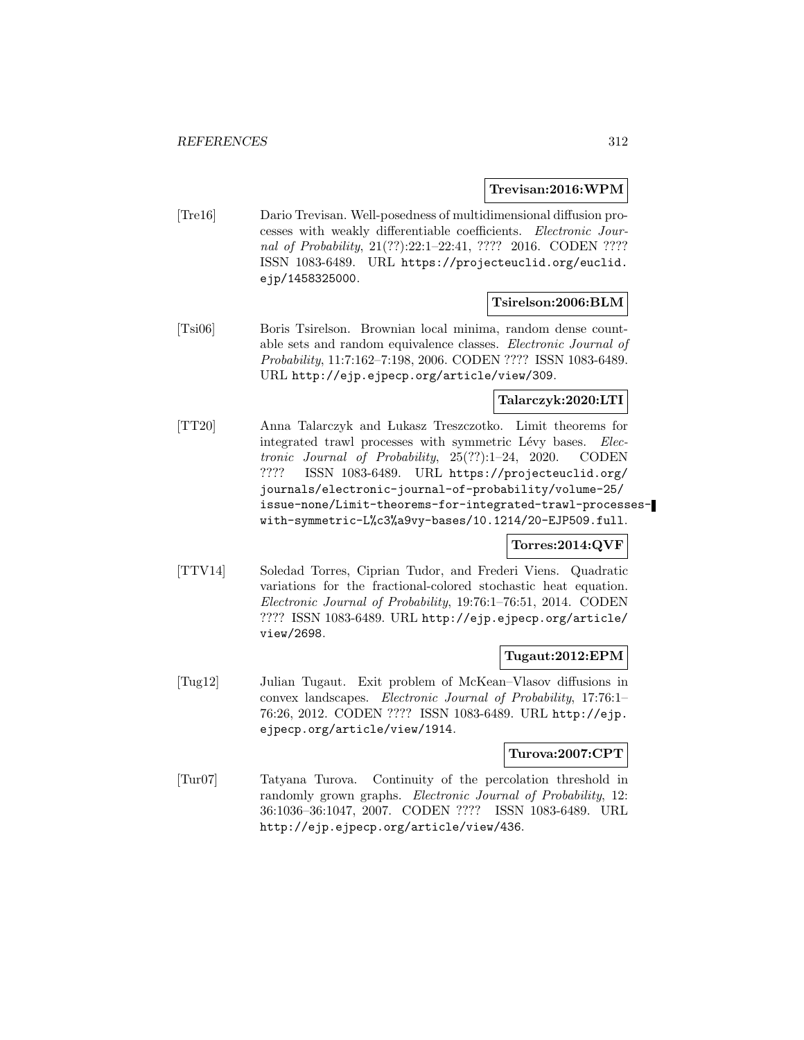**Trevisan:2016:WPM**

[Tre16] Dario Trevisan. Well-posedness of multidimensional diffusion processes with weakly differentiable coefficients. *Electronic Journal of Probability*, 21(??):22:1–22:41, ???? 2016. CODEN ???? ISSN 1083-6489. URL https://projecteuclid.org/euclid.ejp/1458325000.

**Tsirelson:2006:BLM**

[Tsi06] Boris Tsirelson. Brownian local minima, random dense countable sets and random equivalence classes. *Electronic Journal of Probability*, 11:7:162–7:198, 2006. CODEN ???? ISSN 1083-6489. URL http://ejp.ejpecp.org/article/view/309.

**Talarczyk:2020:LTI**

[TT20] Anna Talarczyk and Łukasz Treszczotko. Limit theorems for integrated trawl processes with symmetric Lévy bases. *Electronic Journal of Probability*, 25(??):1–24, 2020. CODEN ???? ISSN 1083-6489. URL https://projecteuclid.org/journals/electronic-journal-of-probability/volume-25/issue-none/Limit-theorems-for-integrated-trawl-processes-with-symmetric-L%c3%a9vy-bases/10.1214/20-EJP509.full.

**Torres:2014:QVF**

[TTV14] Soledad Torres, Ciprian Tudor, and Frederi Viens. Quadratic variations for the fractional-colored stochastic heat equation. *Electronic Journal of Probability*, 19:76:1–76:51, 2014. CODEN ???? ISSN 1083-6489. URL http://ejp.ejpecp.org/article/view/2698.

**Tugaut:2012:EPM**

[Tug12] Julian Tugaut. Exit problem of McKean–Vlasov diffusions in convex landscapes. *Electronic Journal of Probability*, 17:76:1–76:26, 2012. CODEN ???? ISSN 1083-6489. URL http://ejp.ejpecp.org/article/view/1914.

**Turova:2007:CPT**

[Tur07] Tatyana Turova. Continuity of the percolation threshold in randomly grown graphs. *Electronic Journal of Probability*, 12:36:1036–36:1047, 2007. CODEN ???? ISSN 1083-6489. URL http://ejp.ejpecp.org/article/view/436.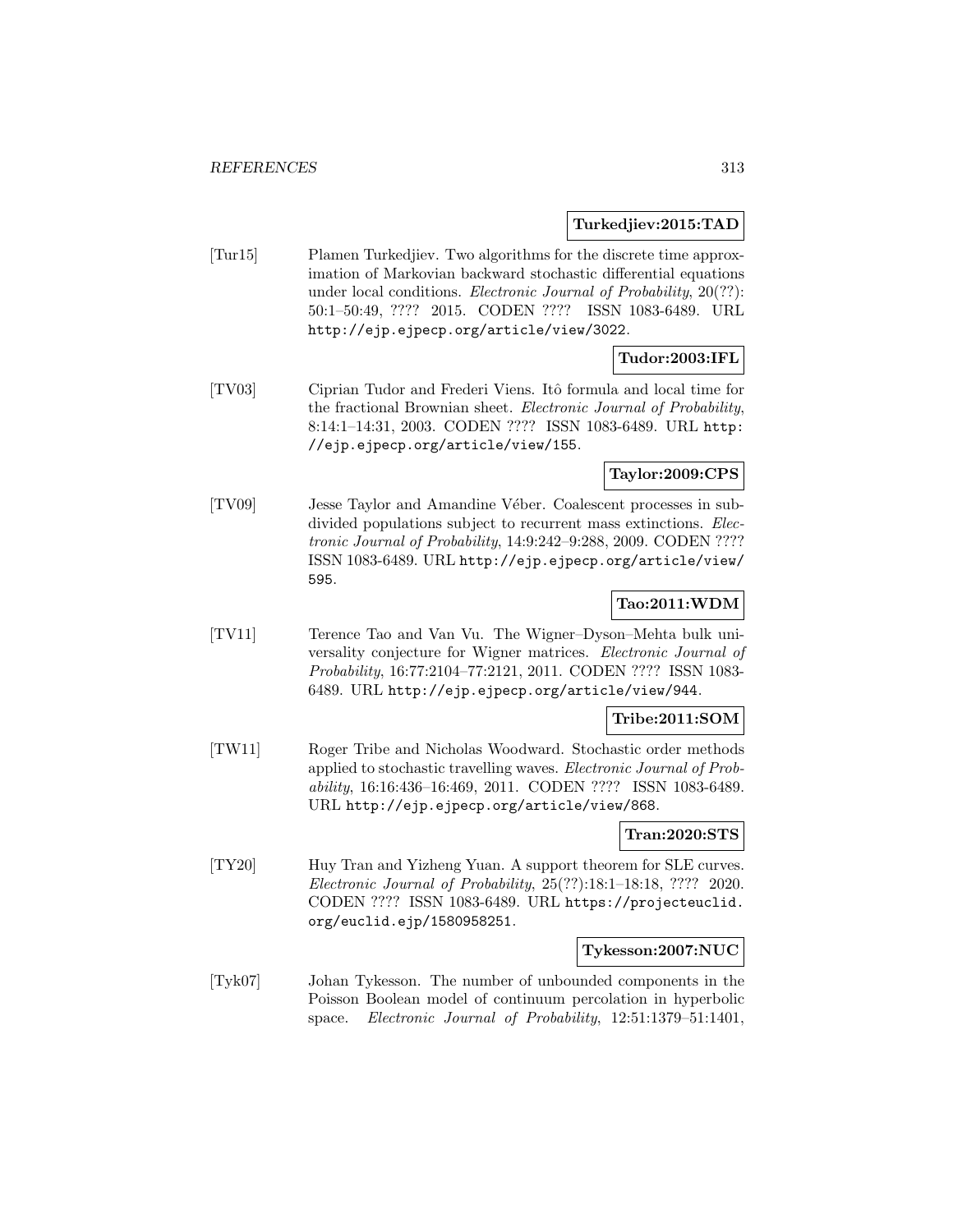**Turkedjiev:2015:TAD**

[Tur15] Plamen Turkedjiev. Two algorithms for the discrete time approximation of Markovian backward stochastic differential equations under local conditions. *Electronic Journal of Probability*, 20(??): 50:1–50:49, ???? 2015. CODEN ???? ISSN 1083-6489. URL http://ejp.ejpecp.org/article/view/3022.

**Tudor:2003:IFL**

[TV03] Ciprian Tudor and Frederi Viens. Itô formula and local time for the fractional Brownian sheet. *Electronic Journal of Probability*, 8:14:1–14:31, 2003. CODEN ???? ISSN 1083-6489. URL http://ejp.ejpecp.org/article/view/155.

**Taylor:2009:CPS**

[TV09] Jesse Taylor and Amandine Véber. Coalescent processes in subdivided populations subject to recurrent mass extinctions. *Electronic Journal of Probability*, 14:9:242–9:288, 2009. CODEN ???? ISSN 1083-6489. URL http://ejp.ejpecp.org/article/view/595.

**Tao:2011:WDM**

[TV11] Terence Tao and Van Vu. The Wigner–Dyson–Mehta bulk universality conjecture for Wigner matrices. *Electronic Journal of Probability*, 16:77:2104–77:2121, 2011. CODEN ???? ISSN 1083-6489. URL http://ejp.ejpecp.org/article/view/944.

**Tribe:2011:SOM**

[TW11] Roger Tribe and Nicholas Woodward. Stochastic order methods applied to stochastic travelling waves. *Electronic Journal of Probability*, 16:16:436–16:469, 2011. CODEN ???? ISSN 1083-6489. URL http://ejp.ejpecp.org/article/view/868.

**Tran:2020:STS**

[TY20] Huy Tran and Yizheng Yuan. A support theorem for SLE curves. *Electronic Journal of Probability*, 25(??):18:1–18:18, ???? 2020. CODEN ???? ISSN 1083-6489. URL https://projecteuclid.org/euclid.ejp/1580958251.

**Tykesson:2007:NUC**

[Tyk07] Johan Tykesson. The number of unbounded components in the Poisson Boolean model of continuum percolation in hyperbolic space. *Electronic Journal of Probability*, 12:51:1379–51:1401,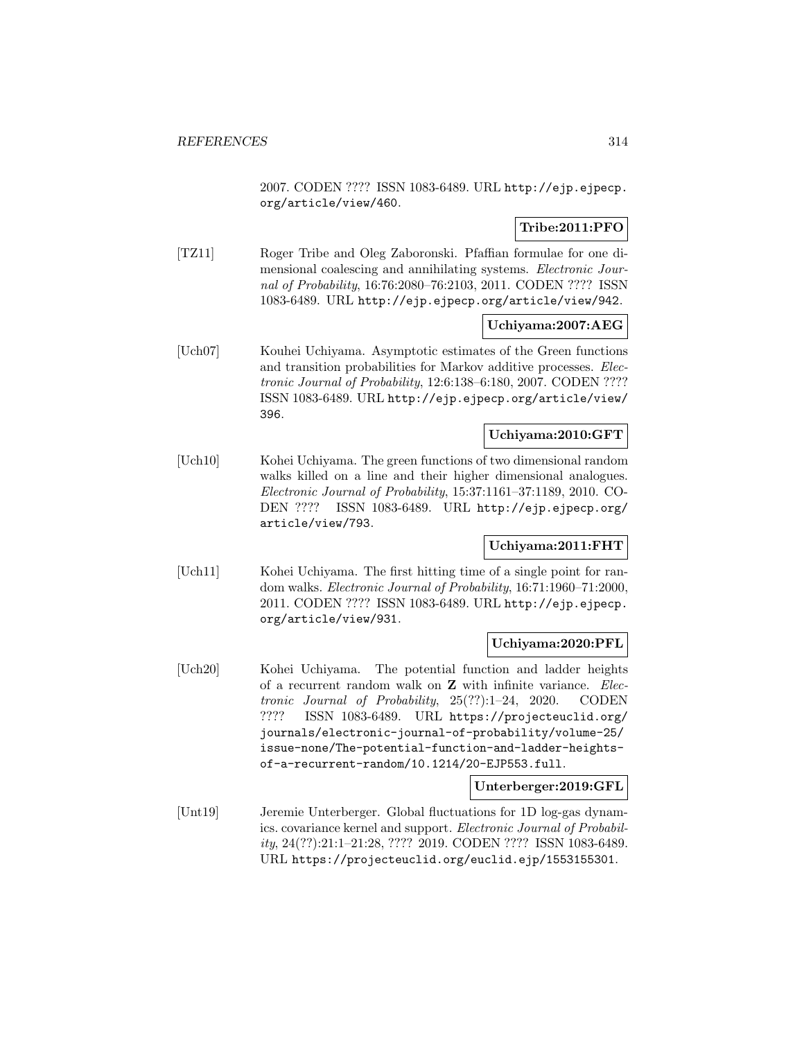2007. CODEN ???? ISSN 1083-6489. URL http://ejp.ejpecp.org/article/view/460.

**Tribe:2011:PFO**

[TZ11] Roger Tribe and Oleg Zaboronski. Pfaffian formulae for one dimensional coalescing and annihilating systems. *Electronic Journal of Probability*, 16:76:2080–76:2103, 2011. CODEN ???? ISSN 1083-6489. URL http://ejp.ejpecp.org/article/view/942.

**Uchiyama:2007:AEG**

[Uch07] Kouhei Uchiyama. Asymptotic estimates of the Green functions and transition probabilities for Markov additive processes. *Electronic Journal of Probability*, 12:6:138–6:180, 2007. CODEN ???? ISSN 1083-6489. URL http://ejp.ejpecp.org/article/view/396.

**Uchiyama:2010:GFT**

[Uch10] Kohei Uchiyama. The green functions of two dimensional random walks killed on a line and their higher dimensional analogues. *Electronic Journal of Probability*, 15:37:1161–37:1189, 2010. CODEN ???? ISSN 1083-6489. URL http://ejp.ejpecp.org/article/view/793.

**Uchiyama:2011:FHT**

[Uch11] Kohei Uchiyama. The first hitting time of a single point for random walks. *Electronic Journal of Probability*, 16:71:1960–71:2000, 2011. CODEN ???? ISSN 1083-6489. URL http://ejp.ejpecp.org/article/view/931.

**Uchiyama:2020:PFL**

[Uch20] Kohei Uchiyama. The potential function and ladder heights of a recurrent random walk on **Z** with infinite variance. *Electronic Journal of Probability*, 25(??):1–24, 2020. CODEN ???? ISSN 1083-6489. URL https://projecteuclid.org/journals/electronic-journal-of-probability/volume-25/issue-none/The-potential-function-and-ladder-heights-of-a-recurrent-random/10.1214/20-EJP553.full.

**Unterberger:2019:GFL**

[Unt19] Jeremie Unterberger. Global fluctuations for 1D log-gas dynamics. covariance kernel and support. *Electronic Journal of Probability*, 24(??):21:1–21:28, ???? 2019. CODEN ???? ISSN 1083-6489. URL https://projecteuclid.org/euclid.ejp/1553155301.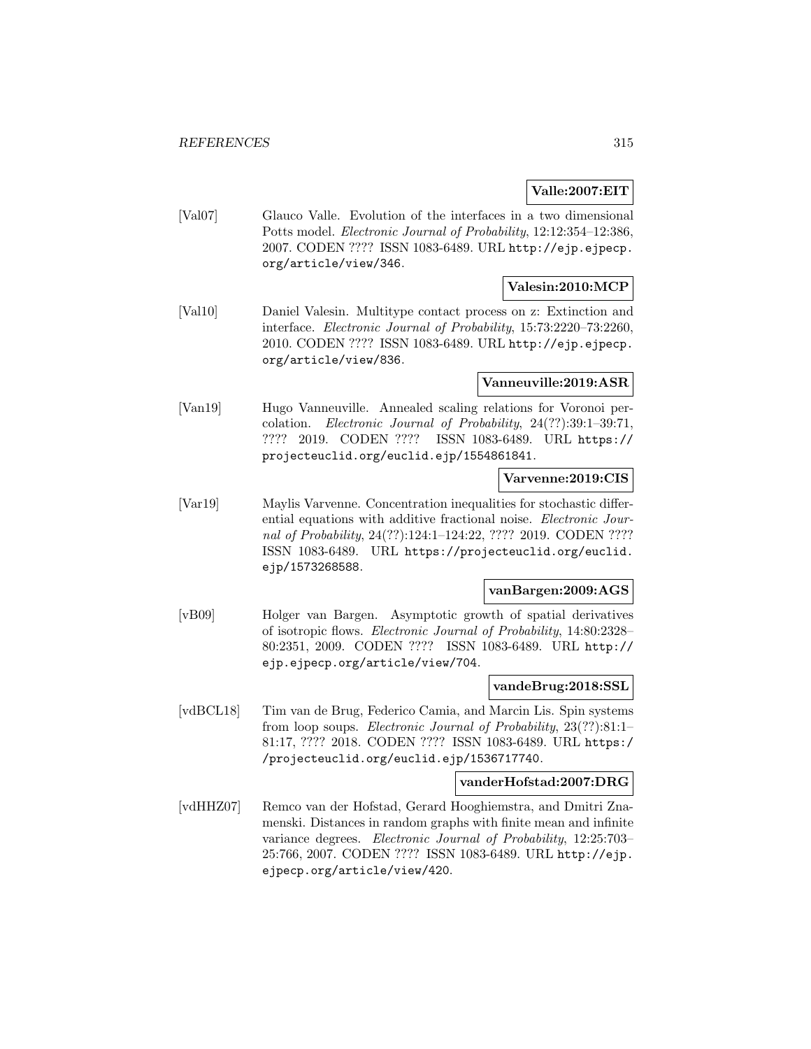**Valle:2007:EIT**

[Val07] Glauco Valle. Evolution of the interfaces in a two dimensional Potts model. *Electronic Journal of Probability*, 12:12:354–12:386, 2007. CODEN ???? ISSN 1083-6489. URL http://ejp.ejpecp.org/article/view/346.

**Valesin:2010:MCP**

[Val10] Daniel Valesin. Multitype contact process on z: Extinction and interface. *Electronic Journal of Probability*, 15:73:2220–73:2260, 2010. CODEN ???? ISSN 1083-6489. URL http://ejp.ejpecp.org/article/view/836.

**Vanneuville:2019:ASR**

[Van19] Hugo Vanneuville. Annealed scaling relations for Voronoi percolation. *Electronic Journal of Probability*, 24(??):39:1–39:71, ???? 2019. CODEN ???? ISSN 1083-6489. URL https://projecteuclid.org/euclid.ejp/1554861841.

**Varvenne:2019:CIS**

[Var19] Maylis Varvenne. Concentration inequalities for stochastic differential equations with additive fractional noise. *Electronic Journal of Probability*, 24(??):124:1–124:22, ???? 2019. CODEN ???? ISSN 1083-6489. URL https://projecteuclid.org/euclid.ejp/1573268588.

**vanBargen:2009:AGS**

[vB09] Holger van Bargen. Asymptotic growth of spatial derivatives of isotropic flows. *Electronic Journal of Probability*, 14:80:2328–80:2351, 2009. CODEN ???? ISSN 1083-6489. URL http://ejp.ejpecp.org/article/view/704.

**vandeBrug:2018:SSL**

[vdBCL18] Tim van de Brug, Federico Camia, and Marcin Lis. Spin systems from loop soups. *Electronic Journal of Probability*, 23(??):81:1–81:17, ???? 2018. CODEN ???? ISSN 1083-6489. URL https://projecteuclid.org/euclid.ejp/1536717740.

**vanderHofstad:2007:DRG**

[vdHHZ07] Remco van der Hofstad, Gerard Hooghiemstra, and Dmitri Znamenski. Distances in random graphs with finite mean and infinite variance degrees. *Electronic Journal of Probability*, 12:25:703–25:766, 2007. CODEN ???? ISSN 1083-6489. URL http://ejp.ejpecp.org/article/view/420.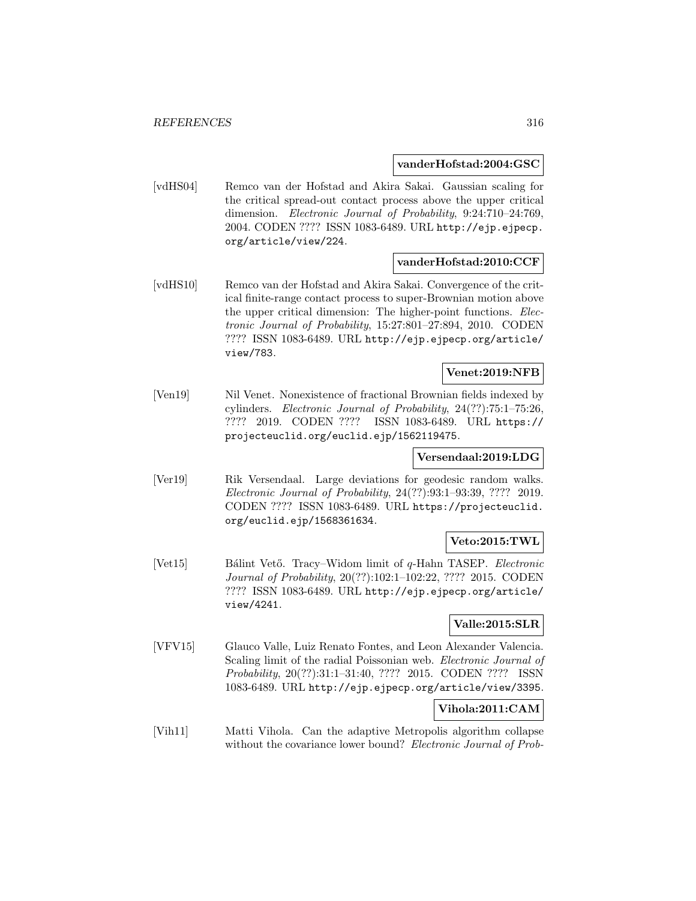**vanderHofstad:2004:GSC**

[vdHS04] Remco van der Hofstad and Akira Sakai. Gaussian scaling for the critical spread-out contact process above the upper critical dimension. *Electronic Journal of Probability*, 9:24:710–24:769, 2004. CODEN ???? ISSN 1083-6489. URL http://ejp.ejpecp.org/article/view/224.

**vanderHofstad:2010:CCF**

[vdHS10] Remco van der Hofstad and Akira Sakai. Convergence of the critical finite-range contact process to super-Brownian motion above the upper critical dimension: The higher-point functions. *Electronic Journal of Probability*, 15:27:801–27:894, 2010. CODEN ???? ISSN 1083-6489. URL http://ejp.ejpecp.org/article/view/783.

**Venet:2019:NFB**

[Ven19] Nil Venet. Nonexistence of fractional Brownian fields indexed by cylinders. *Electronic Journal of Probability*, 24(??):75:1–75:26, ???? 2019. CODEN ???? ISSN 1083-6489. URL https://projecteuclid.org/euclid.ejp/1562119475.

**Versendaal:2019:LDG**

[Ver19] Rik Versendaal. Large deviations for geodesic random walks. *Electronic Journal of Probability*, 24(??):93:1–93:39, ???? 2019. CODEN ???? ISSN 1083-6489. URL https://projecteuclid.org/euclid.ejp/1568361634.

**Veto:2015:TWL**

[Vet15] Bálint Vető. Tracy–Widom limit of $q$-Hahn TASEP. *Electronic Journal of Probability*, 20(??):102:1–102:22, ???? 2015. CODEN ???? ISSN 1083-6489. URL http://ejp.ejpecp.org/article/view/4241.

**Valle:2015:SLR**

[VFV15] Glauco Valle, Luiz Renato Fontes, and Leon Alexander Valencia. Scaling limit of the radial Poissonian web. *Electronic Journal of Probability*, 20(??):31:1–31:40, ???? 2015. CODEN ???? ISSN 1083-6489. URL http://ejp.ejpecp.org/article/view/3395.

**Vihola:2011:CAM**

[Vih11] Matti Vihola. Can the adaptive Metropolis algorithm collapse without the covariance lower bound? *Electronic Journal of Prob-*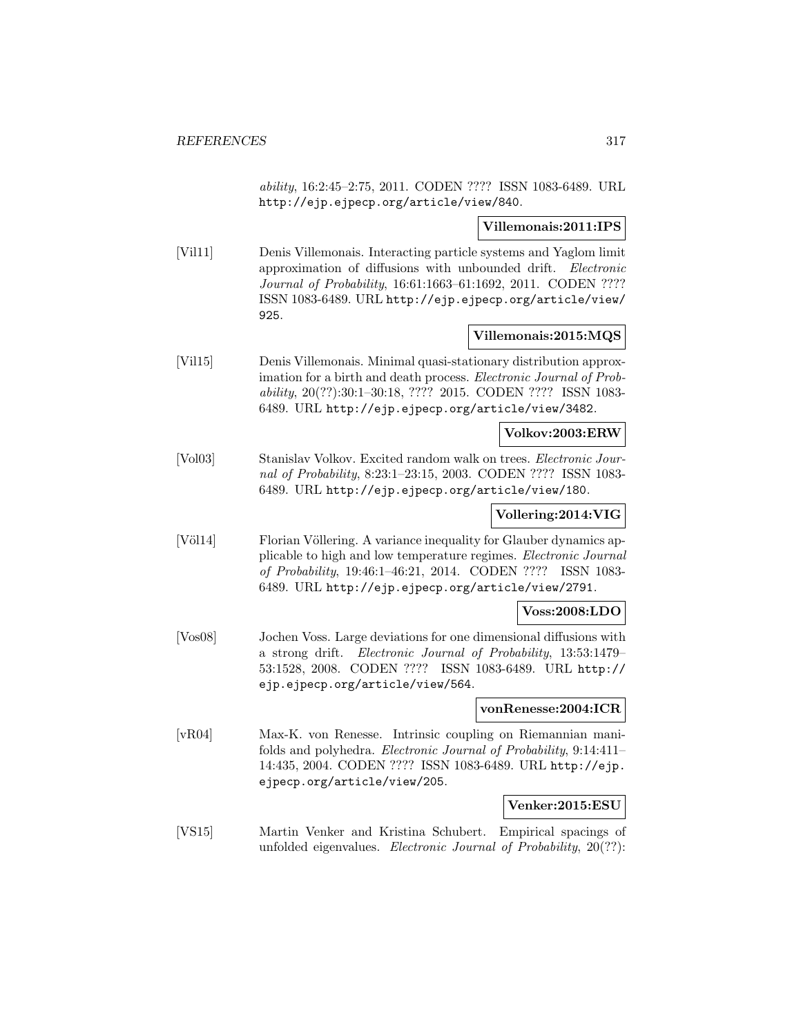*ability*, 16:2:45–2:75, 2011. CODEN ???? ISSN 1083-6489. URL http://ejp.ejpecp.org/article/view/840.

**Villemonais:2011:IPS**

[Vil11] Denis Villemonais. Interacting particle systems and Yaglom limit approximation of diffusions with unbounded drift. *Electronic Journal of Probability*, 16:61:1663–61:1692, 2011. CODEN ???? ISSN 1083-6489. URL http://ejp.ejpecp.org/article/view/925.

**Villemonais:2015:MQS**

[Vil15] Denis Villemonais. Minimal quasi-stationary distribution approximation for a birth and death process. *Electronic Journal of Probability*, 20(??):30:1–30:18, ???? 2015. CODEN ???? ISSN 1083-6489. URL http://ejp.ejpecp.org/article/view/3482.

**Volkov:2003:ERW**

[Vol03] Stanislav Volkov. Excited random walk on trees. *Electronic Journal of Probability*, 8:23:1–23:15, 2003. CODEN ???? ISSN 1083-6489. URL http://ejp.ejpecp.org/article/view/180.

**Vollering:2014:VIG**

[Völ14] Florian Völlering. A variance inequality for Glauber dynamics applicable to high and low temperature regimes. *Electronic Journal of Probability*, 19:46:1–46:21, 2014. CODEN ???? ISSN 1083-6489. URL http://ejp.ejpecp.org/article/view/2791.

**Voss:2008:LDO**

[Vos08] Jochen Voss. Large deviations for one dimensional diffusions with a strong drift. *Electronic Journal of Probability*, 13:53:1479–53:1528, 2008. CODEN ???? ISSN 1083-6489. URL http://ejp.ejpecp.org/article/view/564.

**vonRenesse:2004:ICR**

[vR04] Max-K. von Renesse. Intrinsic coupling on Riemannian manifolds and polyhedra. *Electronic Journal of Probability*, 9:14:411–14:435, 2004. CODEN ???? ISSN 1083-6489. URL http://ejp.ejpecp.org/article/view/205.

**Venker:2015:ESU**

[VS15] Martin Venker and Kristina Schubert. Empirical spacings of unfolded eigenvalues. *Electronic Journal of Probability*, 20(??):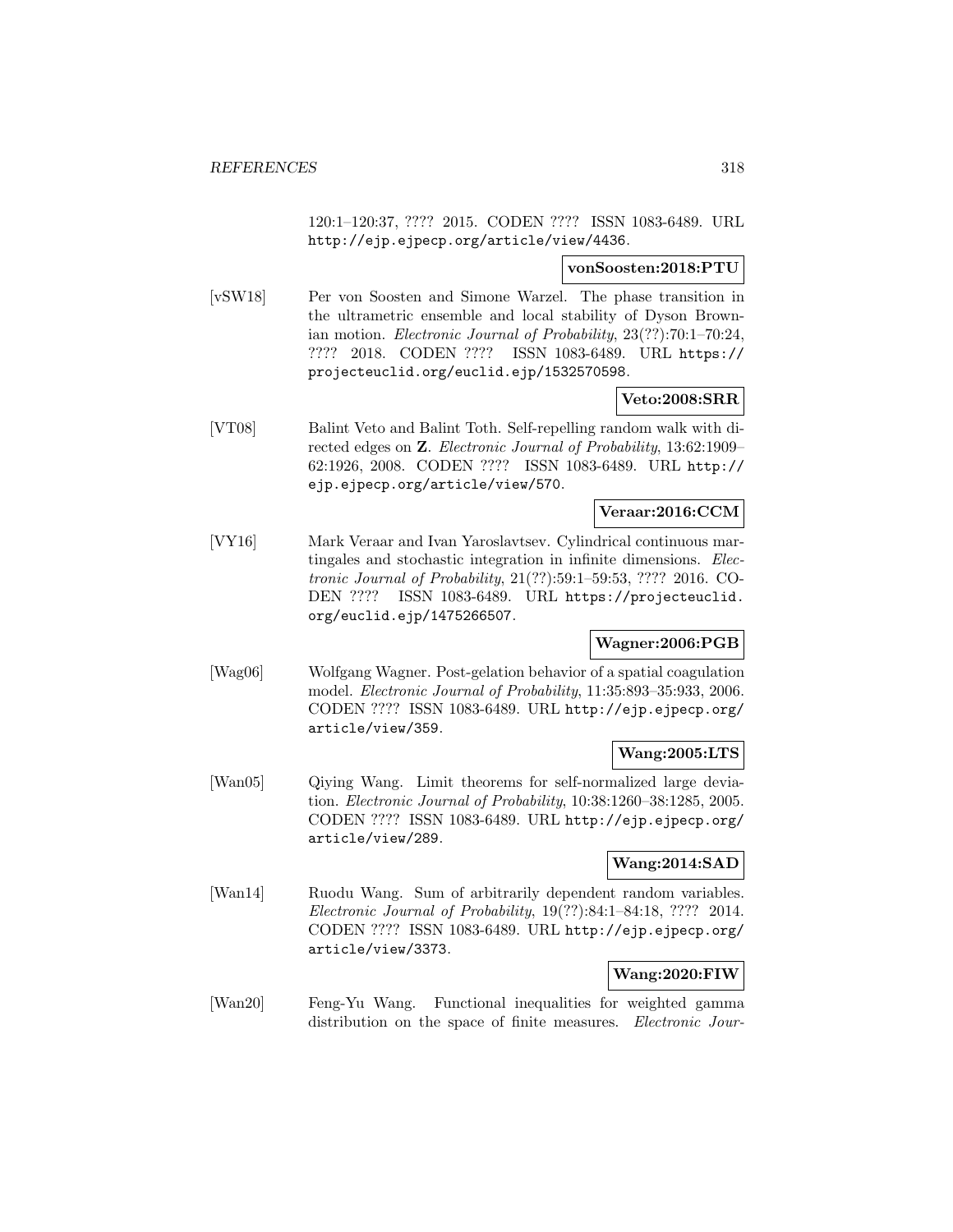120:1–120:37, ???? 2015. CODEN ???? ISSN 1083-6489. URL http://ejp.ejpecp.org/article/view/4436.

**vonSoosten:2018:PTU**

[vSW18] Per von Soosten and Simone Warzel. The phase transition in the ultrametric ensemble and local stability of Dyson Brownian motion. *Electronic Journal of Probability*, 23(??):70:1–70:24, ???? 2018. CODEN ???? ISSN 1083-6489. URL https://projecteuclid.org/euclid.ejp/1532570598.

**Veto:2008:SRR**

[VT08] Balint Veto and Balint Toth. Self-repelling random walk with directed edges on **Z**. *Electronic Journal of Probability*, 13:62:1909–62:1926, 2008. CODEN ???? ISSN 1083-6489. URL http://ejp.ejpecp.org/article/view/570.

**Veraar:2016:CCM**

[VY16] Mark Veraar and Ivan Yaroslavtsev. Cylindrical continuous martingales and stochastic integration in infinite dimensions. *Electronic Journal of Probability*, 21(??):59:1–59:53, ???? 2016. CODEN ???? ISSN 1083-6489. URL https://projecteuclid.org/euclid.ejp/1475266507.

**Wagner:2006:PGB**

[Wag06] Wolfgang Wagner. Post-gelation behavior of a spatial coagulation model. *Electronic Journal of Probability*, 11:35:893–35:933, 2006. CODEN ???? ISSN 1083-6489. URL http://ejp.ejpecp.org/article/view/359.

**Wang:2005:LTS**

[Wan05] Qiying Wang. Limit theorems for self-normalized large deviation. *Electronic Journal of Probability*, 10:38:1260–38:1285, 2005. CODEN ???? ISSN 1083-6489. URL http://ejp.ejpecp.org/article/view/289.

**Wang:2014:SAD**

[Wan14] Ruodu Wang. Sum of arbitrarily dependent random variables. *Electronic Journal of Probability*, 19(??):84:1–84:18, ???? 2014. CODEN ???? ISSN 1083-6489. URL http://ejp.ejpecp.org/article/view/3373.

**Wang:2020:FIW**

[Wan20] Feng-Yu Wang. Functional inequalities for weighted gamma distribution on the space of finite measures. *Electronic Jour-*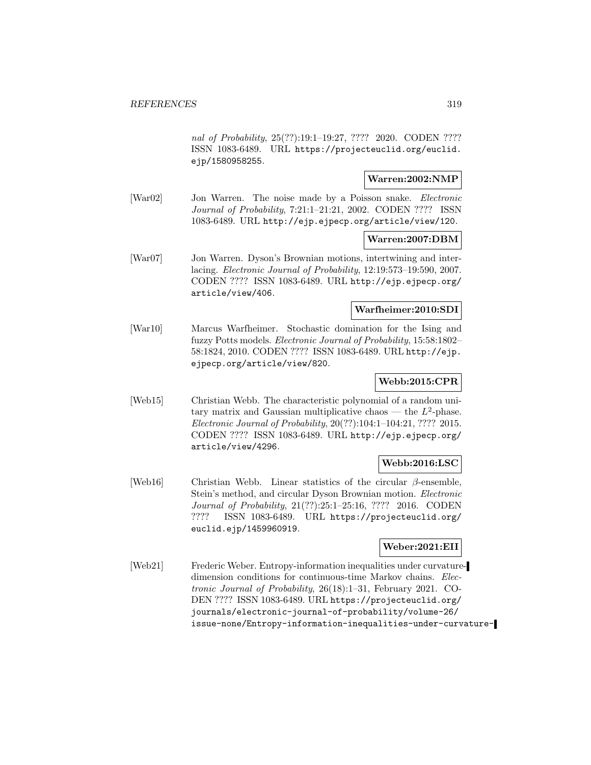*nal of Probability*, 25(??):19:1–19:27, ???? 2020. CODEN ???? ISSN 1083-6489. URL https://projecteuclid.org/euclid.ejp/1580958255.

**Warren:2002:NMP**

[War02] Jon Warren. The noise made by a Poisson snake. *Electronic Journal of Probability*, 7:21:1–21:21, 2002. CODEN ???? ISSN 1083-6489. URL http://ejp.ejpecp.org/article/view/120.

**Warren:2007:DBM**

[War07] Jon Warren. Dyson's Brownian motions, intertwining and interlacing. *Electronic Journal of Probability*, 12:19:573–19:590, 2007. CODEN ???? ISSN 1083-6489. URL http://ejp.ejpecp.org/article/view/406.

**Warfheimer:2010:SDI**

[War10] Marcus Warfheimer. Stochastic domination for the Ising and fuzzy Potts models. *Electronic Journal of Probability*, 15:58:1802–58:1824, 2010. CODEN ???? ISSN 1083-6489. URL http://ejp.ejpecp.org/article/view/820.

**Webb:2015:CPR**

[Web15] Christian Webb. The characteristic polynomial of a random unitary matrix and Gaussian multiplicative chaos — the $L^2$-phase. *Electronic Journal of Probability*, 20(??):104:1–104:21, ???? 2015. CODEN ???? ISSN 1083-6489. URL http://ejp.ejpecp.org/article/view/4296.

**Webb:2016:LSC**

[Web16] Christian Webb. Linear statistics of the circular $\beta$-ensemble, Stein's method, and circular Dyson Brownian motion. *Electronic Journal of Probability*, 21(??):25:1–25:16, ???? 2016. CODEN ???? ISSN 1083-6489. URL https://projecteuclid.org/euclid.ejp/1459960919.

**Weber:2021:EII**

[Web21] Frederic Weber. Entropy-information inequalities under curvature-dimension conditions for continuous-time Markov chains. *Electronic Journal of Probability*, 26(18):1–31, February 2021. CODEN ???? ISSN 1083-6489. URL https://projecteuclid.org/journals/electronic-journal-of-probability/volume-26/issue-none/Entropy-information-inequalities-under-curvature-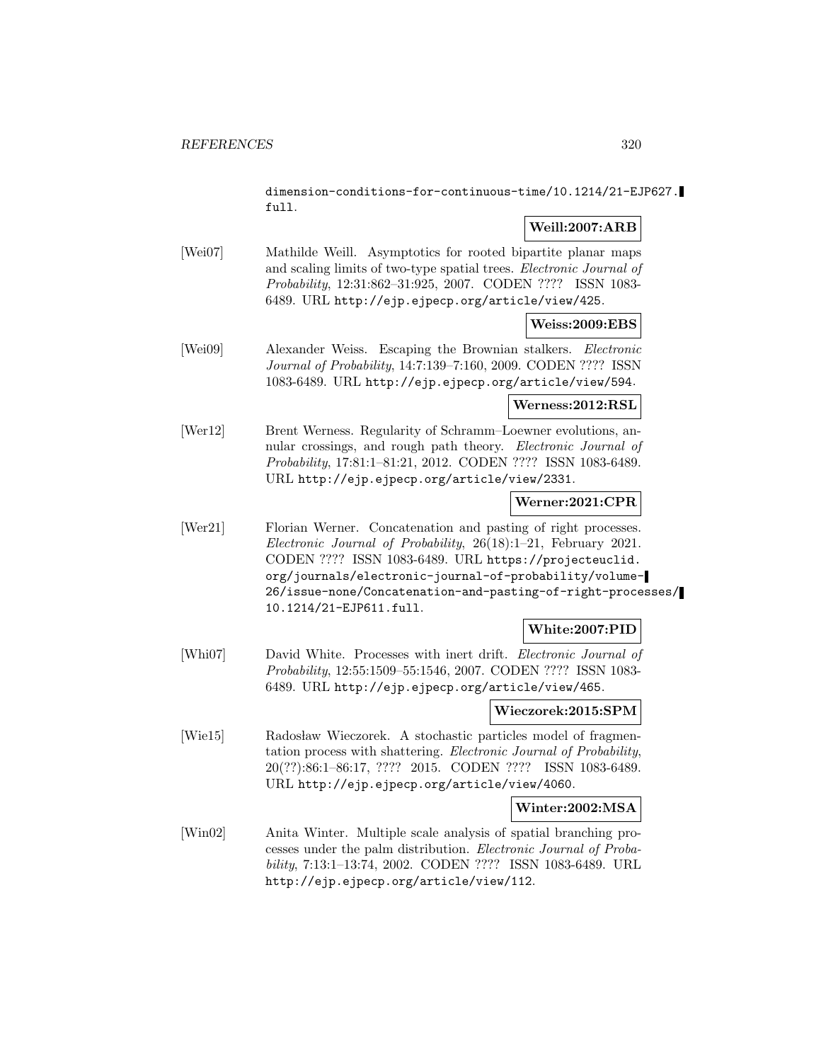dimension-conditions-for-continuous-time/10.1214/21-EJP627.full.

**Weill:2007:ARB**

[Wei07] Mathilde Weill. Asymptotics for rooted bipartite planar maps and scaling limits of two-type spatial trees. *Electronic Journal of Probability*, 12:31:862–31:925, 2007. CODEN ???? ISSN 1083-6489. URL http://ejp.ejpecp.org/article/view/425.

**Weiss:2009:EBS**

[Wei09] Alexander Weiss. Escaping the Brownian stalkers. *Electronic Journal of Probability*, 14:7:139–7:160, 2009. CODEN ???? ISSN 1083-6489. URL http://ejp.ejpecp.org/article/view/594.

**Werness:2012:RSL**

[Wer12] Brent Werness. Regularity of Schramm–Loewner evolutions, annular crossings, and rough path theory. *Electronic Journal of Probability*, 17:81:1–81:21, 2012. CODEN ???? ISSN 1083-6489. URL http://ejp.ejpecp.org/article/view/2331.

**Werner:2021:CPR**

[Wer21] Florian Werner. Concatenation and pasting of right processes. *Electronic Journal of Probability*, 26(18):1–21, February 2021. CODEN ???? ISSN 1083-6489. URL https://projecteuclid.org/journals/electronic-journal-of-probability/volume-26/issue-none/Concatenation-and-pasting-of-right-processes/10.1214/21-EJP611.full.

**White:2007:PID**

[Whi07] David White. Processes with inert drift. *Electronic Journal of Probability*, 12:55:1509–55:1546, 2007. CODEN ???? ISSN 1083-6489. URL http://ejp.ejpecp.org/article/view/465.

**Wieczorek:2015:SPM**

[Wie15] Radosław Wieczorek. A stochastic particles model of fragmentation process with shattering. *Electronic Journal of Probability*, 20(??):86:1–86:17, ???? 2015. CODEN ???? ISSN 1083-6489. URL http://ejp.ejpecp.org/article/view/4060.

**Winter:2002:MSA**

[Win02] Anita Winter. Multiple scale analysis of spatial branching processes under the palm distribution. *Electronic Journal of Probability*, 7:13:1–13:74, 2002. CODEN ???? ISSN 1083-6489. URL http://ejp.ejpecp.org/article/view/112.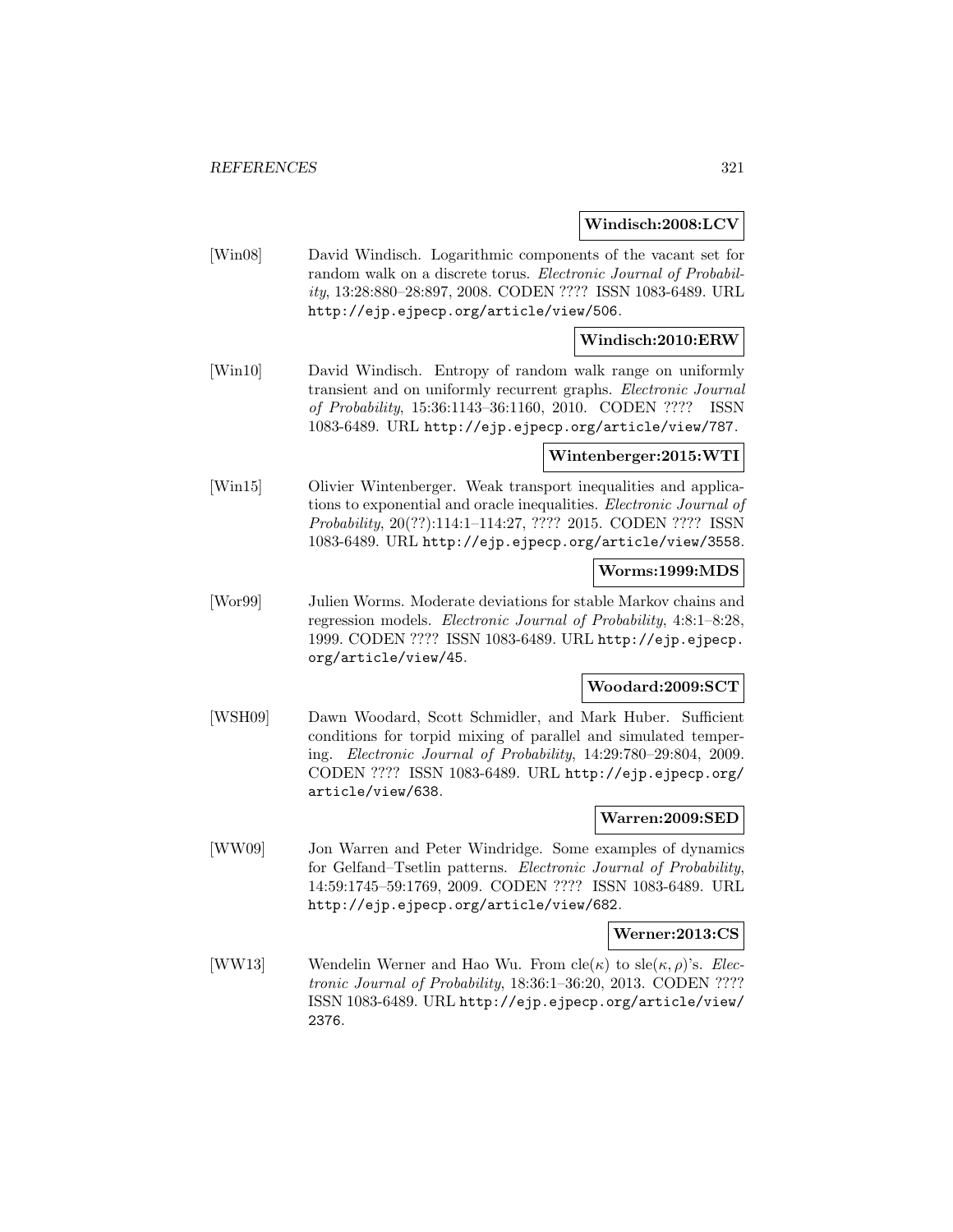**Windisch:2008:LCV**

[Win08] David Windisch. Logarithmic components of the vacant set for random walk on a discrete torus. *Electronic Journal of Probability*, 13:28:880–28:897, 2008. CODEN ???? ISSN 1083-6489. URL http://ejp.ejpecp.org/article/view/506.

**Windisch:2010:ERW**

[Win10] David Windisch. Entropy of random walk range on uniformly transient and on uniformly recurrent graphs. *Electronic Journal of Probability*, 15:36:1143–36:1160, 2010. CODEN ???? ISSN 1083-6489. URL http://ejp.ejpecp.org/article/view/787.

**Wintenberger:2015:WTI**

[Win15] Olivier Wintenberger. Weak transport inequalities and applications to exponential and oracle inequalities. *Electronic Journal of Probability*, 20(??):114:1–114:27, ???? 2015. CODEN ???? ISSN 1083-6489. URL http://ejp.ejpecp.org/article/view/3558.

**Worms:1999:MDS**

[Wor99] Julien Worms. Moderate deviations for stable Markov chains and regression models. *Electronic Journal of Probability*, 4:8:1–8:28, 1999. CODEN ???? ISSN 1083-6489. URL http://ejp.ejpecp.org/article/view/45.

**Woodard:2009:SCT**

[WSH09] Dawn Woodard, Scott Schmidler, and Mark Huber. Sufficient conditions for torpid mixing of parallel and simulated tempering. *Electronic Journal of Probability*, 14:29:780–29:804, 2009. CODEN ???? ISSN 1083-6489. URL http://ejp.ejpecp.org/article/view/638.

**Warren:2009:SED**

[WW09] Jon Warren and Peter Windridge. Some examples of dynamics for Gelfand–Tsetlin patterns. *Electronic Journal of Probability*, 14:59:1745–59:1769, 2009. CODEN ???? ISSN 1083-6489. URL http://ejp.ejpecp.org/article/view/682.

**Werner:2013:CS**

[WW13] Wendelin Werner and Hao Wu. From cle($\kappa$) to sle($\kappa, \rho$)'s. *Electronic Journal of Probability*, 18:36:1–36:20, 2013. CODEN ???? ISSN 1083-6489. URL http://ejp.ejpecp.org/article/view/2376.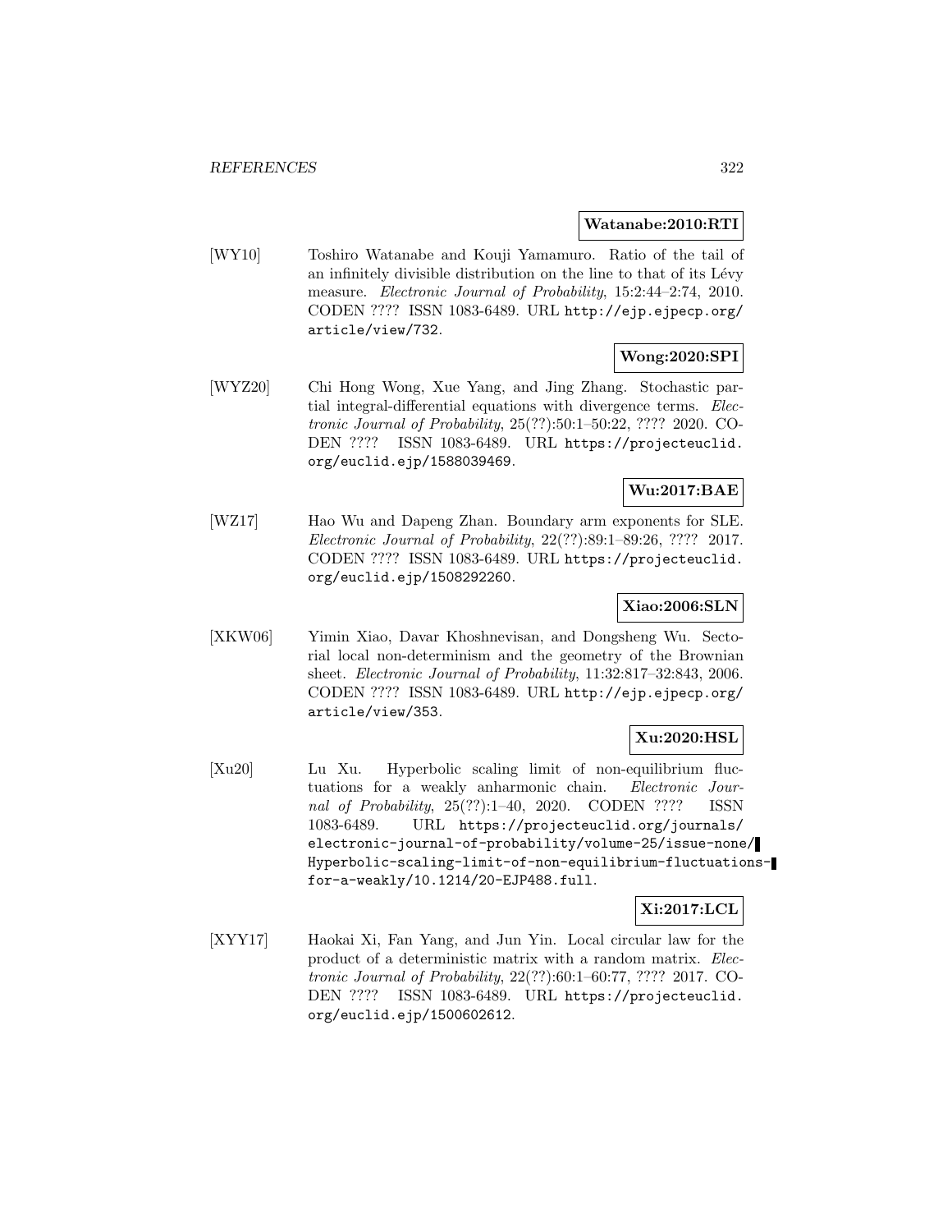**Watanabe:2010:RTI**

[WY10] Toshiro Watanabe and Kouji Yamamuro. Ratio of the tail of an infinitely divisible distribution on the line to that of its Lévy measure. *Electronic Journal of Probability*, 15:2:44–2:74, 2010. CODEN ???? ISSN 1083-6489. URL `http://ejp.ejpecp.org/article/view/732`.

**Wong:2020:SPI**

[WYZ20] Chi Hong Wong, Xue Yang, and Jing Zhang. Stochastic partial integral-differential equations with divergence terms. *Electronic Journal of Probability*, 25(??):50:1–50:22, ???? 2020. CODEN ???? ISSN 1083-6489. URL `https://projecteuclid.org/euclid.ejp/1588039469`.

**Wu:2017:BAE**

[WZ17] Hao Wu and Dapeng Zhan. Boundary arm exponents for SLE. *Electronic Journal of Probability*, 22(??):89:1–89:26, ???? 2017. CODEN ???? ISSN 1083-6489. URL `https://projecteuclid.org/euclid.ejp/1508292260`.

**Xiao:2006:SLN**

[XKW06] Yimin Xiao, Davar Khoshnevisan, and Dongsheng Wu. Sectorial local non-determinism and the geometry of the Brownian sheet. *Electronic Journal of Probability*, 11:32:817–32:843, 2006. CODEN ???? ISSN 1083-6489. URL `http://ejp.ejpecp.org/article/view/353`.

**Xu:2020:HSL**

[Xu20] Lu Xu. Hyperbolic scaling limit of non-equilibrium fluctuations for a weakly anharmonic chain. *Electronic Journal of Probability*, 25(??):1–40, 2020. CODEN ???? ISSN 1083-6489. URL `https://projecteuclid.org/journals/electronic-journal-of-probability/volume-25/issue-none/Hyperbolic-scaling-limit-of-non-equilibrium-fluctuations-for-a-weakly/10.1214/20-EJP488.full`.

**Xi:2017:LCL**

[XYY17] Haokai Xi, Fan Yang, and Jun Yin. Local circular law for the product of a deterministic matrix with a random matrix. *Electronic Journal of Probability*, 22(??):60:1–60:77, ???? 2017. CODEN ???? ISSN 1083-6489. URL `https://projecteuclid.org/euclid.ejp/1500602612`.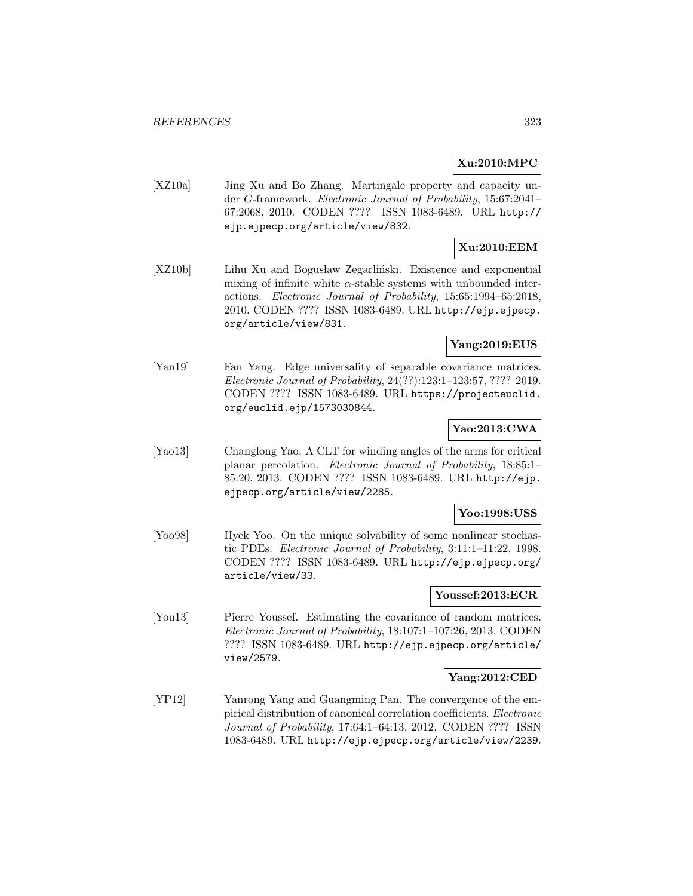**Xu:2010:MPC**

[XZ10a] Jing Xu and Bo Zhang. Martingale property and capacity under *G*-framework. *Electronic Journal of Probability*, 15:67:2041–67:2068, 2010. CODEN ???? ISSN 1083-6489. URL http://ejp.ejpecp.org/article/view/832.

**Xu:2010:EEM**

[XZ10b] Lihu Xu and Bogusław Zegarliński. Existence and exponential mixing of infinite white $\alpha$-stable systems with unbounded interactions. *Electronic Journal of Probability*, 15:65:1994–65:2018, 2010. CODEN ???? ISSN 1083-6489. URL http://ejp.ejpecp.org/article/view/831.

**Yang:2019:EUS**

[Yan19] Fan Yang. Edge universality of separable covariance matrices. *Electronic Journal of Probability*, 24(??):123:1–123:57, ???? 2019. CODEN ???? ISSN 1083-6489. URL https://projecteuclid.org/euclid.ejp/1573030844.

**Yao:2013:CWA**

[Yao13] Changlong Yao. A CLT for winding angles of the arms for critical planar percolation. *Electronic Journal of Probability*, 18:85:1–85:20, 2013. CODEN ???? ISSN 1083-6489. URL http://ejp.ejpecp.org/article/view/2285.

**Yoo:1998:USS**

[Yoo98] Hyek Yoo. On the unique solvability of some nonlinear stochastic PDEs. *Electronic Journal of Probability*, 3:11:1–11:22, 1998. CODEN ???? ISSN 1083-6489. URL http://ejp.ejpecp.org/article/view/33.

**Youssef:2013:ECR**

[You13] Pierre Youssef. Estimating the covariance of random matrices. *Electronic Journal of Probability*, 18:107:1–107:26, 2013. CODEN ???? ISSN 1083-6489. URL http://ejp.ejpecp.org/article/view/2579.

**Yang:2012:CED**

[YP12] Yanrong Yang and Guangming Pan. The convergence of the empirical distribution of canonical correlation coefficients. *Electronic Journal of Probability*, 17:64:1–64:13, 2012. CODEN ???? ISSN 1083-6489. URL http://ejp.ejpecp.org/article/view/2239.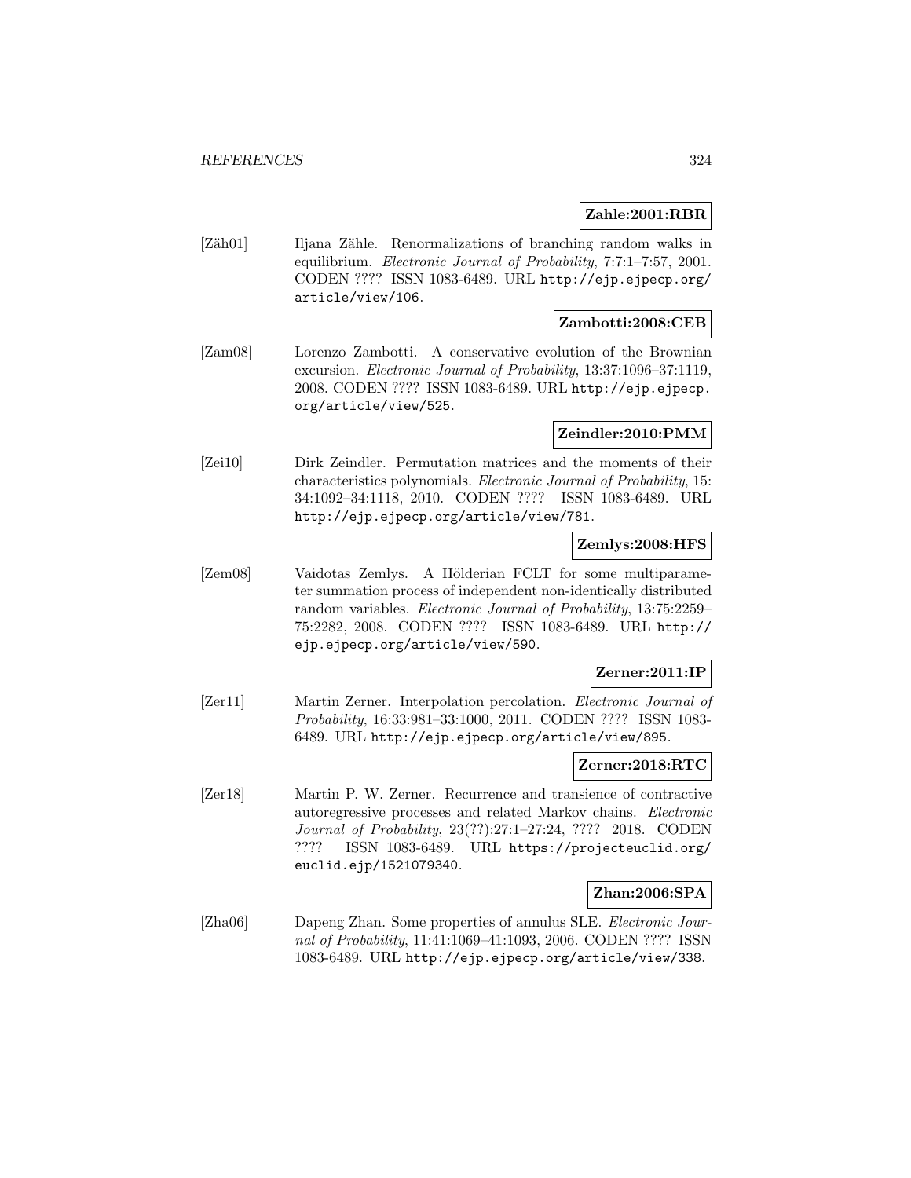**Zahle:2001:RBR**

[Zäh01] Iljana Zähle. Renormalizations of branching random walks in equilibrium. *Electronic Journal of Probability*, 7:7:1–7:57, 2001. CODEN ???? ISSN 1083-6489. URL http://ejp.ejpecp.org/article/view/106.

**Zambotti:2008:CEB**

[Zam08] Lorenzo Zambotti. A conservative evolution of the Brownian excursion. *Electronic Journal of Probability*, 13:37:1096–37:1119, 2008. CODEN ???? ISSN 1083-6489. URL http://ejp.ejpecp.org/article/view/525.

**Zeindler:2010:PMM**

[Zei10] Dirk Zeindler. Permutation matrices and the moments of their characteristics polynomials. *Electronic Journal of Probability*, 15: 34:1092–34:1118, 2010. CODEN ???? ISSN 1083-6489. URL http://ejp.ejpecp.org/article/view/781.

**Zemlys:2008:HFS**

[Zem08] Vaidotas Zemlys. A Hölderian FCLT for some multiparameter summation process of independent non-identically distributed random variables. *Electronic Journal of Probability*, 13:75:2259–75:2282, 2008. CODEN ???? ISSN 1083-6489. URL http://ejp.ejpecp.org/article/view/590.

**Zerner:2011:IP**

[Zer11] Martin Zerner. Interpolation percolation. *Electronic Journal of Probability*, 16:33:981–33:1000, 2011. CODEN ???? ISSN 1083-6489. URL http://ejp.ejpecp.org/article/view/895.

**Zerner:2018:RTC**

[Zer18] Martin P. W. Zerner. Recurrence and transience of contractive autoregressive processes and related Markov chains. *Electronic Journal of Probability*, 23(??):27:1–27:24, ???? 2018. CODEN ???? ISSN 1083-6489. URL https://projecteuclid.org/euclid.ejp/1521079340.

**Zhan:2006:SPA**

[Zha06] Dapeng Zhan. Some properties of annulus SLE. *Electronic Journal of Probability*, 11:41:1069–41:1093, 2006. CODEN ???? ISSN 1083-6489. URL http://ejp.ejpecp.org/article/view/338.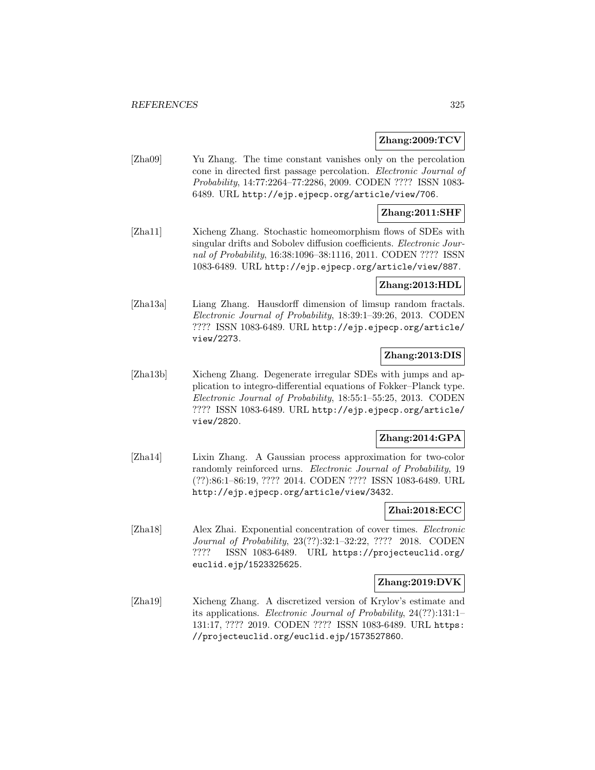**Zhang:2009:TCV**

[Zha09] Yu Zhang. The time constant vanishes only on the percolation cone in directed first passage percolation. *Electronic Journal of Probability*, 14:77:2264–77:2286, 2009. CODEN ???? ISSN 1083-6489. URL http://ejp.ejpecp.org/article/view/706.

**Zhang:2011:SHF**

[Zha11] Xicheng Zhang. Stochastic homeomorphism flows of SDEs with singular drifts and Sobolev diffusion coefficients. *Electronic Journal of Probability*, 16:38:1096–38:1116, 2011. CODEN ???? ISSN 1083-6489. URL http://ejp.ejpecp.org/article/view/887.

**Zhang:2013:HDL**

[Zha13a] Liang Zhang. Hausdorff dimension of limsup random fractals. *Electronic Journal of Probability*, 18:39:1–39:26, 2013. CODEN ???? ISSN 1083-6489. URL http://ejp.ejpecp.org/article/view/2273.

**Zhang:2013:DIS**

[Zha13b] Xicheng Zhang. Degenerate irregular SDEs with jumps and application to integro-differential equations of Fokker–Planck type. *Electronic Journal of Probability*, 18:55:1–55:25, 2013. CODEN ???? ISSN 1083-6489. URL http://ejp.ejpecp.org/article/view/2820.

**Zhang:2014:GPA**

[Zha14] Lixin Zhang. A Gaussian process approximation for two-color randomly reinforced urns. *Electronic Journal of Probability*, 19 (??):86:1–86:19, ???? 2014. CODEN ???? ISSN 1083-6489. URL http://ejp.ejpecp.org/article/view/3432.

**Zhai:2018:ECC**

[Zha18] Alex Zhai. Exponential concentration of cover times. *Electronic Journal of Probability*, 23(??):32:1–32:22, ???? 2018. CODEN ???? ISSN 1083-6489. URL https://projecteuclid.org/euclid.ejp/1523325625.

**Zhang:2019:DVK**

[Zha19] Xicheng Zhang. A discretized version of Krylov's estimate and its applications. *Electronic Journal of Probability*, 24(??):131:1–131:17, ???? 2019. CODEN ???? ISSN 1083-6489. URL https://projecteuclid.org/euclid.ejp/1573527860.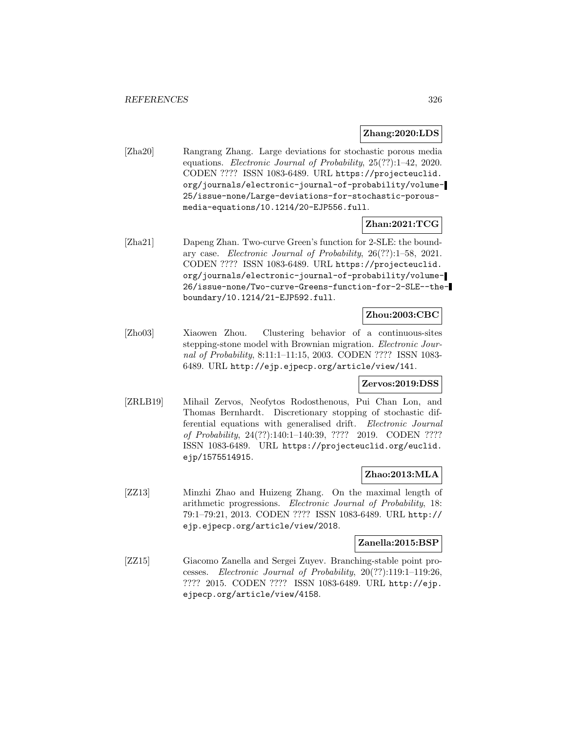**Zhang:2020:LDS**

[Zha20] Rangrang Zhang. Large deviations for stochastic porous media equations. *Electronic Journal of Probability*, 25(??):1–42, 2020. CODEN ???? ISSN 1083-6489. URL `https://projecteuclid.org/journals/electronic-journal-of-probability/volume-25/issue-none/Large-deviations-for-stochastic-porous-media-equations/10.1214/20-EJP556.full`.

**Zhan:2021:TCG**

[Zha21] Dapeng Zhan. Two-curve Green's function for 2-SLE: the boundary case. *Electronic Journal of Probability*, 26(??):1–58, 2021. CODEN ???? ISSN 1083-6489. URL `https://projecteuclid.org/journals/electronic-journal-of-probability/volume-26/issue-none/Two-curve-Greens-function-for-2-SLE--the-boundary/10.1214/21-EJP592.full`.

**Zhou:2003:CBC**

[Zho03] Xiaowen Zhou. Clustering behavior of a continuous-sites stepping-stone model with Brownian migration. *Electronic Journal of Probability*, 8:11:1–11:15, 2003. CODEN ???? ISSN 1083-6489. URL `http://ejp.ejpecp.org/article/view/141`.

**Zervos:2019:DSS**

[ZRLB19] Mihail Zervos, Neofytos Rodosthenous, Pui Chan Lon, and Thomas Bernhardt. Discretionary stopping of stochastic differential equations with generalised drift. *Electronic Journal of Probability*, 24(??):140:1–140:39, ???? 2019. CODEN ???? ISSN 1083-6489. URL `https://projecteuclid.org/euclid.ejp/1575514915`.

**Zhao:2013:MLA**

[ZZ13] Minzhi Zhao and Huizeng Zhang. On the maximal length of arithmetic progressions. *Electronic Journal of Probability*, 18: 79:1–79:21, 2013. CODEN ???? ISSN 1083-6489. URL `http://ejp.ejpecp.org/article/view/2018`.

**Zanella:2015:BSP**

[ZZ15] Giacomo Zanella and Sergei Zuyev. Branching-stable point processes. *Electronic Journal of Probability*, 20(??):119:1–119:26, ???? 2015. CODEN ???? ISSN 1083-6489. URL `http://ejp.ejpecp.org/article/view/4158`.